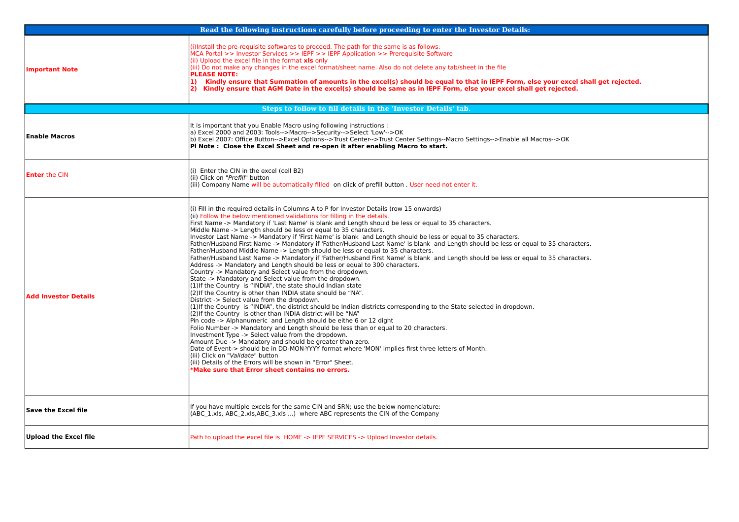| Read the following instructions carefully before proceeding to enter the Investor Details: | |
|---|---|
| **Important Note** | (i)Install the pre-requisite softwares to proceed. The path for the same is as follows:<br>MCA Portal >> Investor Services >> IEPF >> IEPF Application >> Prerequisite Software<br>(ii) Upload the excel file in the format **xls** only<br>(iii) Do not make any changes in the excel format/sheet name. Also do not delete any tab/sheet in the file<br>**PLEASE NOTE:**<br>**1) Kindly ensure that Summation of amounts in the excel(s) should be equal to that in IEPF Form, else your excel shall get rejected.**<br>**2) Kindly ensure that AGM Date in the excel(s) should be same as in IEPF Form, else your excel shall get rejected.** |
| **Steps to follow to fill details in the 'Investor Details' tab.** | |
| **Enable Macros** | It is important that you Enable Macro using following instructions :<br>a) Excel 2000 and 2003: Tools-->Macro-->Security-->Select 'Low'-->OK<br>b) Excel 2007: Office Button-->Excel Options-->Trust Center-->Trust Center Settings--Macro Settings-->Enable all Macros-->OK<br>**Pl Note : Close the Excel Sheet and re-open it after enabling Macro to start.** |
| **Enter** the CIN | (i) Enter the CIN in the excel (cell B2)<br>(ii) Click on "*Prefill*" button<br>(iii) Company Name will be automatically filled on click of prefill button . User need not enter it. |
| **Add Investor Details** | (i) Fill in the required details in Columns A to P for Investor Details (row 15 onwards)<br>(ii) Follow the below mentioned validations for filling in the details.<br>First Name -> Mandatory if 'Last Name' is blank and Length should be less or equal to 35 characters.<br>Middle Name -> Length should be less or equal to 35 characters.<br>Investor Last Name -> Mandatory if 'First Name' is blank and Length should be less or equal to 35 characters.<br>Father/Husband First Name -> Mandatory if 'Father/Husband Last Name' is blank and Length should be less or equal to 35 characters.<br>Father/Husband Middle Name -> Length should be less or equal to 35 characters.<br>Father/Husband Last Name -> Mandatory if 'Father/Husband First Name' is blank and Length should be less or equal to 35 characters.<br>Address -> Mandatory and Length should be less or equal to 300 characters.<br>Country -> Mandatory and Select value from the dropdown.<br>State -> Mandatory and Select value from the dropdown.<br>(1)If the Country is "INDIA", the state should Indian state<br>(2)If the Country is other than INDIA state should be "NA".<br>District -> Select value from the dropdown.<br>(1)If the Country is "INDIA", the district should be Indian districts corresponding to the State selected in dropdown.<br>(2)If the Country is other than INDIA district will be "NA"<br>Pin code -> Alphanumeric and Length should be eithe 6 or 12 dight<br>Folio Number -> Mandatory and Length should be less than or equal to 20 characters.<br>Investment Type -> Select value from the dropdown.<br>Amount Due -> Mandatory and should be greater than zero.<br>Date of Event-> should be in DD-MON-YYYY format where 'MON' implies first three letters of Month.<br>(iii) Click on "*Validate*" button<br>(iii) Details of the Errors will be shown in "Error" Sheet.<br>***Make sure that Error sheet contains no errors.** |
| **Save the Excel file** | If you have multiple excels for the same CIN and SRN; use the below nomenclature:<br>(ABC_1.xls, ABC_2.xls,ABC_3.xls ...) where ABC represents the CIN of the Company |
| **Upload the Excel file** | Path to upload the excel file is HOME -> IEPF SERVICES -> Upload Investor details. |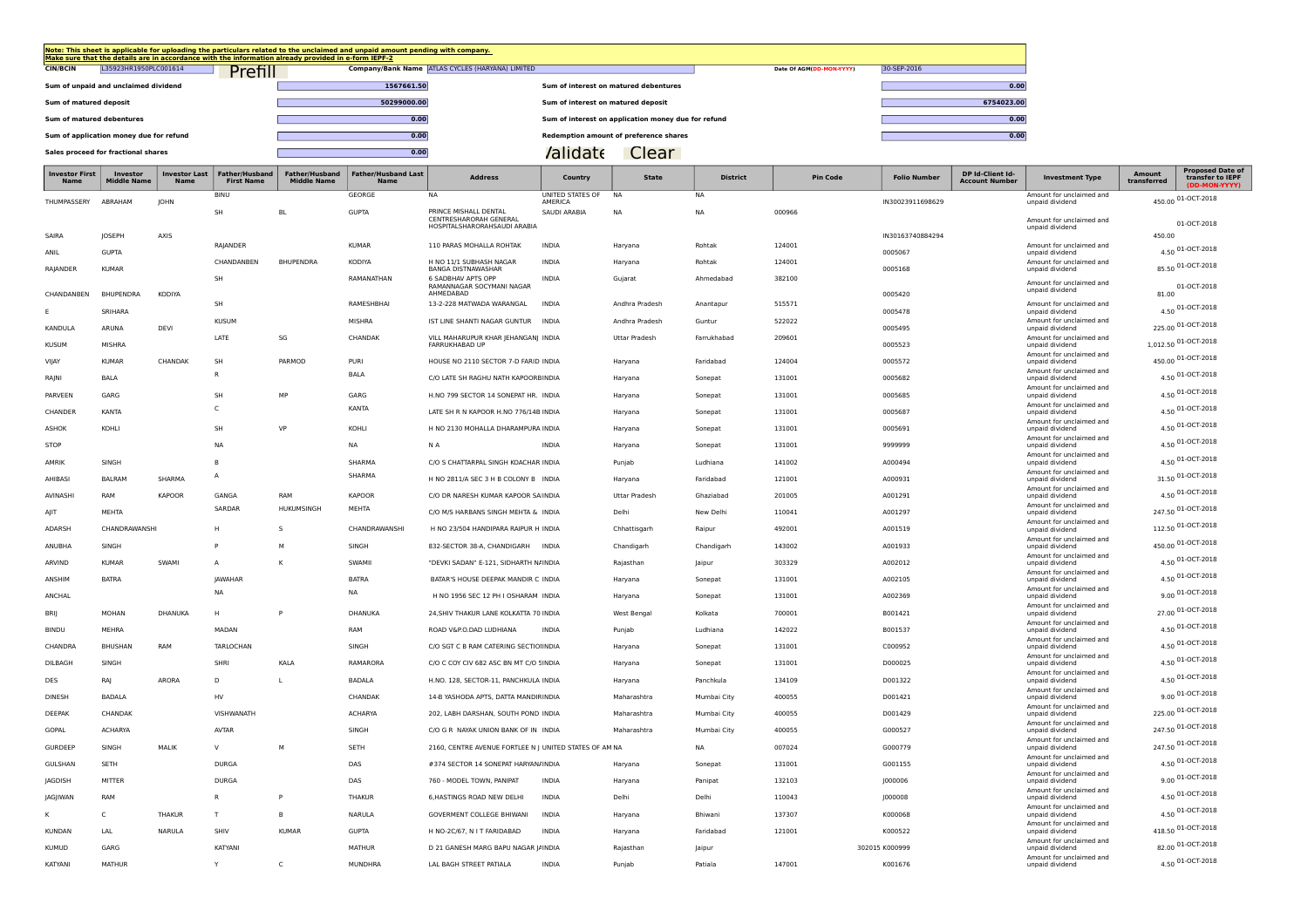**Note: This sheet is applicable for uploading the particulars related to the unclaimed and unpaid amount pending with company.**
**Make sure that the details are in accordance with the information already provided in e-form IEPF-2**

| CIN/BCIN | L35923HR1950PLC001614 | Prefill | Company/Bank Name | ATLAS CYCLES (HARYANA) LIMITED | Date Of AGM(DD-MON-YYYY) | 30-SEP-2016 |
|---|---|---|---|---|---|---|

| | | | |
|---|---|---|---|
| Sum of unpaid and unclaimed dividend | 1567661.50 | Sum of interest on matured debentures | 0.00 |
| Sum of matured deposit | 50299000.00 | Sum of interest on matured deposit | 6754023.00 |
| Sum of matured debentures | 0.00 | Sum of interest on application money due for refund | 0.00 |
| Sum of application money due for refund | 0.00 | Redemption amount of preference shares | 0.00 |
| Sales proceed for fractional shares | 0.00 | Validate | Clear |

| Investor First Name | Investor Middle Name | Investor Last Name | Father/Husband First Name | Father/Husband Middle Name | Father/Husband Last Name | Address | Country | State | District | Pin Code | Folio Number | DP Id-Client Id-Account Number | Investment Type | Amount transferred | Proposed Date of transfer to IEPF (DD-MON-YYYY) |
|---|---|---|---|---|---|---|---|---|---|---|---|---|---|---|---|
| THUMPASSERY | ABRAHAM | JOHN | BINU | | GEORGE | NA | UNITED STATES OF AMERICA | NA | NA | | IN30023911698629 | | Amount for unclaimed and unpaid dividend | 450.00 | 01-OCT-2018 |
| SAIRA | JOSEPH | AXIS | SH | BL | GUPTA | PRINCE MISHALL DENTAL CENTRESHARORAH GENERAL HOSPITALSHARORAHSAUDI ARABIA | SAUDI ARABIA | NA | NA | 000966 | IN30163740884294 | | Amount for unclaimed and unpaid dividend | 450.00 | 01-OCT-2018 |
| ANIL | GUPTA | | RAJANDER | | KUMAR | 110 PARAS MOHALLA ROHTAK | INDIA | Haryana | Rohtak | 124001 | 0005067 | | Amount for unclaimed and unpaid dividend | 4.50 | 01-OCT-2018 |
| RAJANDER | KUMAR | | CHANDANBEN | BHUPENDRA | KODIYA | H NO 11/1 SUBHASH NAGAR BANGA DISTNAWASHAR | INDIA | Haryana | Rohtak | 124001 | 0005168 | | Amount for unclaimed and unpaid dividend | 85.50 | 01-OCT-2018 |
| CHANDANBEN | BHUPENDRA | KODIYA | SH | | RAMANATHAN | 6 SADBHAV APTS OPP RAMANNAGAR SOCYMANI NAGAR AHMEDABAD | INDIA | Gujarat | Ahmedabad | 382100 | 0005420 | | Amount for unclaimed and unpaid dividend | 81.00 | 01-OCT-2018 |
| E | SRIHARA | | SH | | RAMESHBHAI | 13-2-228 MATWADA WARANGAL | INDIA | Andhra Pradesh | Anantapur | 515571 | 0005478 | | Amount for unclaimed and unpaid dividend | 4.50 | 01-OCT-2018 |
| KANDULA | ARUNA | DEVI | KUSUM | | MISHRA | IST LINE SHANTI NAGAR GUNTUR | INDIA | Andhra Pradesh | Guntur | 522022 | 0005495 | | Amount for unclaimed and unpaid dividend | 225.00 | 01-OCT-2018 |
| KUSUM | MISHRA | | LATE | SG | CHANDAK | VILL MAHARUPUR KHAR JEHANGANJ FARRUKHABAD UP | INDIA | Uttar Pradesh | Farrukhabad | 209601 | 0005523 | | Amount for unclaimed and unpaid dividend | 1,012.50 | 01-OCT-2018 |
| VIJAY | KUMAR | CHANDAK | SH | PARMOD | PURI | HOUSE NO 2110 SECTOR 7-D FARID | INDIA | Haryana | Faridabad | 124004 | 0005572 | | Amount for unclaimed and unpaid dividend | 450.00 | 01-OCT-2018 |
| RAJNI | BALA | | R | | BALA | C/O LATE SH RAGHU NATH KAPOOR | INDIA | Haryana | Sonepat | 131001 | 0005682 | | Amount for unclaimed and unpaid dividend | 4.50 | 01-OCT-2018 |
| PARVEEN | GARG | | SH | MP | GARG | H.NO 799 SECTOR 14 SONEPAT HR. | INDIA | Haryana | Sonepat | 131001 | 0005685 | | Amount for unclaimed and unpaid dividend | 4.50 | 01-OCT-2018 |
| CHANDER | KANTA | | C | | KANTA | LATE SH R N KAPOOR H.NO 776/14B | INDIA | Haryana | Sonepat | 131001 | 0005687 | | Amount for unclaimed and unpaid dividend | 4.50 | 01-OCT-2018 |
| ASHOK | KOHLI | | SH | VP | KOHLI | H NO 2130 MOHALLA DHARAMPURA | INDIA | Haryana | Sonepat | 131001 | 0005691 | | Amount for unclaimed and unpaid dividend | 4.50 | 01-OCT-2018 |
| STOP | | | NA | | NA | N A | INDIA | Haryana | Sonepat | 131001 | 9999999 | | Amount for unclaimed and unpaid dividend | 4.50 | 01-OCT-2018 |
| AMRIK | SINGH | | B | | SHARMA | C/O S CHATTARPAL SINGH KOACHAR | INDIA | Punjab | Ludhiana | 141002 | A000494 | | Amount for unclaimed and unpaid dividend | 4.50 | 01-OCT-2018 |
| AHIBASI | BALRAM | SHARMA | A | | SHARMA | H NO 2811/A SEC 3 H B COLONY B | INDIA | Haryana | Faridabad | 121001 | A000931 | | Amount for unclaimed and unpaid dividend | 31.50 | 01-OCT-2018 |
| AVINASHI | RAM | KAPOOR | GANGA | RAM | KAPOOR | C/O DR NARESH KUMAR KAPOOR SAI | INDIA | Uttar Pradesh | Ghaziabad | 201005 | A001291 | | Amount for unclaimed and unpaid dividend | 4.50 | 01-OCT-2018 |
| AJIT | MEHTA | | SARDAR | HUKUMSINGH | MEHTA | C/O M/S HARBANS SINGH MEHTA & | INDIA | Delhi | New Delhi | 110041 | A001297 | | Amount for unclaimed and unpaid dividend | 247.50 | 01-OCT-2018 |
| ADARSH | CHANDRAWANSHI | | H | S | CHANDRAWANSHI | H NO 23/504 HANDIPARA RAIPUR H | INDIA | Chhattisgarh | Raipur | 492001 | A001519 | | Amount for unclaimed and unpaid dividend | 112.50 | 01-OCT-2018 |
| ANUBHA | SINGH | | P | M | SINGH | 832-SECTOR 38-A, CHANDIGARH | INDIA | Chandigarh | Chandigarh | 143002 | A001933 | | Amount for unclaimed and unpaid dividend | 450.00 | 01-OCT-2018 |
| ARVIND | KUMAR | SWAMI | A | K | SWAMII | "DEVKI SADAN" E-121, SIDHARTH N/ | INDIA | Rajasthan | Jaipur | 303329 | A002012 | | Amount for unclaimed and unpaid dividend | 4.50 | 01-OCT-2018 |
| ANSHIM | BATRA | | JAWAHAR | | BATRA | BATAR'S HOUSE DEEPAK MANDIR C | INDIA | Haryana | Sonepat | 131001 | A002105 | | Amount for unclaimed and unpaid dividend | 4.50 | 01-OCT-2018 |
| ANCHAL | | | NA | | NA | H NO 1956 SEC 12 PH I OSHARAM | INDIA | Haryana | Sonepat | 131001 | A002369 | | Amount for unclaimed and unpaid dividend | 9.00 | 01-OCT-2018 |
| BRIJ | MOHAN | DHANUKA | H | P | DHANUKA | 24,SHIV THAKUR LANE KOLKATTA 70 | INDIA | West Bengal | Kolkata | 700001 | B001421 | | Amount for unclaimed and unpaid dividend | 27.00 | 01-OCT-2018 |
| BINDU | MEHRA | | MADAN | | RAM | ROAD V&P.O.DAD LUDHIANA | INDIA | Punjab | Ludhiana | 142022 | B001537 | | Amount for unclaimed and unpaid dividend | 4.50 | 01-OCT-2018 |
| CHANDRA | BHUSHAN | RAM | TARLOCHAN | | SINGH | C/O SGT C B RAM CATERING SECTIO | INDIA | Haryana | Sonepat | 131001 | C000952 | | Amount for unclaimed and unpaid dividend | 4.50 | 01-OCT-2018 |
| DILBAGH | SINGH | | SHRI | KALA | RAMARORA | C/O C COY CIV 682 ASC BN MT C/O 5 | INDIA | Haryana | Sonepat | 131001 | D000025 | | Amount for unclaimed and unpaid dividend | 4.50 | 01-OCT-2018 |
| DES | RAJ | ARORA | D | L | BADALA | H.NO. 128, SECTOR-11, PANCHKULA | INDIA | Haryana | Panchkula | 134109 | D001322 | | Amount for unclaimed and unpaid dividend | 4.50 | 01-OCT-2018 |
| DINESH | BADALA | | HV | | CHANDAK | 14-B YASHODA APTS, DATTA MANDIR | INDIA | Maharashtra | Mumbai City | 400055 | D001421 | | Amount for unclaimed and unpaid dividend | 9.00 | 01-OCT-2018 |
| DEEPAK | CHANDAK | | VISHWANATH | | ACHARYA | 202, LABH DARSHAN, SOUTH POND | INDIA | Maharashtra | Mumbai City | 400055 | D001429 | | Amount for unclaimed and unpaid dividend | 225.00 | 01-OCT-2018 |
| GOPAL | ACHARYA | | AVTAR | | SINGH | C/O G R NAYAK UNION BANK OF IN | INDIA | Maharashtra | Mumbai City | 400055 | G000527 | | Amount for unclaimed and unpaid dividend | 247.50 | 01-OCT-2018 |
| GURDEEP | SINGH | MALIK | V | M | SETH | 2160, CENTRE AVENUE FORTLEE N J | UNITED STATES OF AM | NA | NA | 007024 | G000779 | | Amount for unclaimed and unpaid dividend | 247.50 | 01-OCT-2018 |
| GULSHAN | SETH | | DURGA | | DAS | #374 SECTOR 14 SONEPAT HARYANA | INDIA | Haryana | Sonepat | 131001 | G001155 | | Amount for unclaimed and unpaid dividend | 4.50 | 01-OCT-2018 |
| JAGDISH | MITTER | | DURGA | | DAS | 760 - MODEL TOWN, PANIPAT | INDIA | Haryana | Panipat | 132103 | J000006 | | Amount for unclaimed and unpaid dividend | 9.00 | 01-OCT-2018 |
| JAGJIWAN | RAM | | R | P | THAKUR | 6,HASTINGS ROAD NEW DELHI | INDIA | Delhi | Delhi | 110043 | J000008 | | Amount for unclaimed and unpaid dividend | 4.50 | 01-OCT-2018 |
| K | C | THAKUR | T | B | NARULA | GOVERMENT COLLEGE BHIWANI | INDIA | Haryana | Bhiwani | 137307 | K000068 | | Amount for unclaimed and unpaid dividend | 4.50 | 01-OCT-2018 |
| KUNDAN | LAL | NARULA | SHIV | KUMAR | GUPTA | H NO-2C/67, N I T FARIDABAD | INDIA | Haryana | Faridabad | 121001 | K000522 | | Amount for unclaimed and unpaid dividend | 418.50 | 01-OCT-2018 |
| KUMUD | GARG | | KATYANI | | MATHUR | D 21 GANESH MARG BAPU NAGAR J | INDIA | Rajasthan | Jaipur | 302015 | K000999 | | Amount for unclaimed and unpaid dividend | 82.00 | 01-OCT-2018 |
| KATYANI | MATHUR | | Y | C | MUNDHRA | LAL BAGH STREET PATIALA | INDIA | Punjab | Patiala | 147001 | K001676 | | Amount for unclaimed and unpaid dividend | 4.50 | 01-OCT-2018 |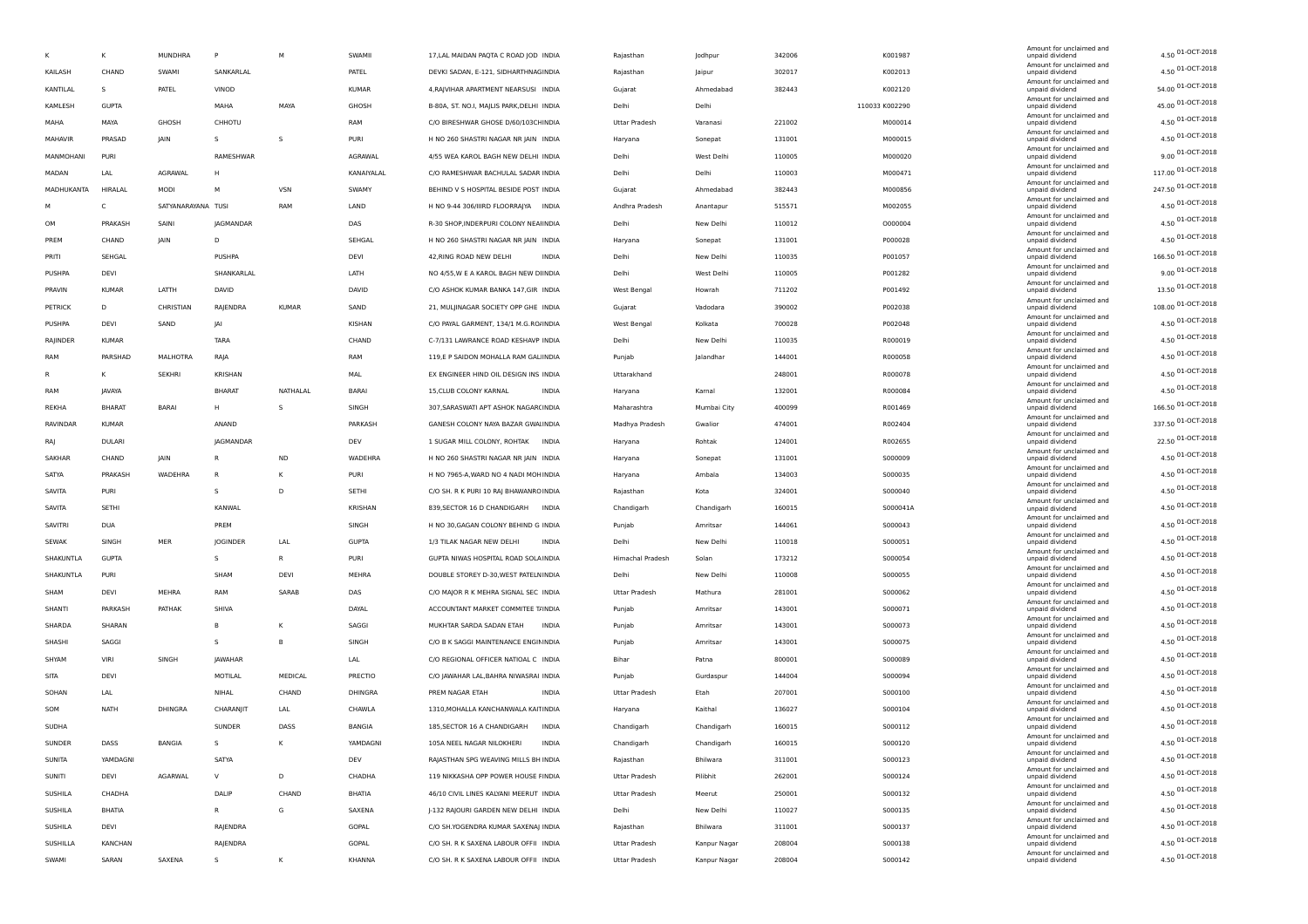| | | | | | | | | | | | | | | |
|---|---|---|---|---|---|---|---|---|---|---|---|---|---|---|
| K | K | MUNDHRA | P | M | SWAMII | 17,LAL MAIDAN PAQTA C ROAD JOD | INDIA | Rajasthan | Jodhpur | 342006 | K001987 | Amount for unclaimed and unpaid dividend | 4.50 | 01-OCT-2018 |
| KAILASH | CHAND | SWAMI | SANKARLAL | | PATEL | DEVKI SADAN, E-121, SIDHARTHNAG | INDIA | Rajasthan | Jaipur | 302017 | K002013 | Amount for unclaimed and unpaid dividend | 4.50 | 01-OCT-2018 |
| KANTILAL | S | PATEL | VINOD | | KUMAR | 4,RAJVIHAR APARTMENT NEARSUSI | INDIA | Gujarat | Ahmedabad | 382443 | K002120 | Amount for unclaimed and unpaid dividend | 54.00 | 01-OCT-2018 |
| KAMLESH | GUPTA | | MAHA | MAYA | GHOSH | B-80A, ST. NO.I, MAJLIS PARK,DELHI | INDIA | Delhi | Delhi | 110033 | K002290 | Amount for unclaimed and unpaid dividend | 45.00 | 01-OCT-2018 |
| MAHA | MAYA | GHOSH | CHHOTU | | RAM | C/O BIRESHWAR GHOSE D/60/103CH | INDIA | Uttar Pradesh | Varanasi | 221002 | M000014 | Amount for unclaimed and unpaid dividend | 4.50 | 01-OCT-2018 |
| MAHAVIR | PRASAD | JAIN | S | S | PURI | H NO 260 SHASTRI NAGAR NR JAIN | INDIA | Haryana | Sonepat | 131001 | M000015 | Amount for unclaimed and unpaid dividend | 4.50 | 01-OCT-2018 |
| MANMOHANI | PURI | | RAMESHWAR | | AGRAWAL | 4/55 WEA KAROL BAGH NEW DELHI | INDIA | Delhi | West Delhi | 110005 | M000020 | Amount for unclaimed and unpaid dividend | 9.00 | 01-OCT-2018 |
| MADAN | LAL | AGRAWAL | H | | KANAIYALAL | C/O RAMESHWAR BACHULAL SADAR | INDIA | Delhi | Delhi | 110003 | M000471 | Amount for unclaimed and unpaid dividend | 117.00 | 01-OCT-2018 |
| MADHUKANTA | HIRALAL | MODI | M | VSN | SWAMY | BEHIND V S HOSPITAL BESIDE POST | INDIA | Gujarat | Ahmedabad | 382443 | M000856 | Amount for unclaimed and unpaid dividend | 247.50 | 01-OCT-2018 |
| M | C | SATYANARAYANA | TUSI | RAM | LAND | H NO 9-44 306/IIIRD FLOORRAJYA | INDIA | Andhra Pradesh | Anantapur | 515571 | M002055 | Amount for unclaimed and unpaid dividend | 4.50 | 01-OCT-2018 |
| OM | PRAKASH | SAINI | JAGMANDAR | | DAS | R-30 SHOP,INDERPURI COLONY NEA | INDIA | Delhi | New Delhi | 110012 | O000004 | Amount for unclaimed and unpaid dividend | 4.50 | 01-OCT-2018 |
| PREM | CHAND | JAIN | D | | SEHGAL | H NO 260 SHASTRI NAGAR NR JAIN | INDIA | Haryana | Sonepat | 131001 | P000028 | Amount for unclaimed and unpaid dividend | 4.50 | 01-OCT-2018 |
| PRITI | SEHGAL | | PUSHPA | | DEVI | 42,RING ROAD NEW DELHI | INDIA | Delhi | New Delhi | 110035 | P001057 | Amount for unclaimed and unpaid dividend | 166.50 | 01-OCT-2018 |
| PUSHPA | DEVI | | SHANKARLAL | | LATH | NO 4/55,W E A KAROL BAGH NEW DI | INDIA | Delhi | West Delhi | 110005 | P001282 | Amount for unclaimed and unpaid dividend | 9.00 | 01-OCT-2018 |
| PRAVIN | KUMAR | LATTH | DAVID | | DAVID | C/O ASHOK KUMAR BANKA 147,GIR | INDIA | West Bengal | Howrah | 711202 | P001492 | Amount for unclaimed and unpaid dividend | 13.50 | 01-OCT-2018 |
| PETRICK | D | CHRISTIAN | RAJENDRA | KUMAR | SAND | 21, MULJINAGAR SOCIETY OPP GHE | INDIA | Gujarat | Vadodara | 390002 | P002038 | Amount for unclaimed and unpaid dividend | 108.00 | 01-OCT-2018 |
| PUSHPA | DEVI | SAND | JAI | | KISHAN | C/O PAYAL GARMENT, 134/1 M.G.RO | INDIA | West Bengal | Kolkata | 700028 | P002048 | Amount for unclaimed and unpaid dividend | 4.50 | 01-OCT-2018 |
| RAJINDER | KUMAR | | TARA | | CHAND | C-7/131 LAWRANCE ROAD KESHAVP | INDIA | Delhi | New Delhi | 110035 | R000019 | Amount for unclaimed and unpaid dividend | 4.50 | 01-OCT-2018 |
| RAM | PARSHAD | MALHOTRA | RAJA | | RAM | 119,E P SAIDON MOHALLA RAM GALI | INDIA | Punjab | Jalandhar | 144001 | R000058 | Amount for unclaimed and unpaid dividend | 4.50 | 01-OCT-2018 |
| R | K | SEKHRI | KRISHAN | | MAL | EX ENGINEER HIND OIL DESIGN INS | INDIA | Uttarakhand | | 248001 | R000078 | Amount for unclaimed and unpaid dividend | 4.50 | 01-OCT-2018 |
| RAM | JAVAYA | | BHARAT | NATHALAL | BARAI | 15,CLUB COLONY KARNAL | INDIA | Haryana | Karnal | 132001 | R000084 | Amount for unclaimed and unpaid dividend | 4.50 | 01-OCT-2018 |
| REKHA | BHARAT | BARAI | H | S | SINGH | 307,SARASWATI APT ASHOK NAGARC | INDIA | Maharashtra | Mumbai City | 400099 | R001469 | Amount for unclaimed and unpaid dividend | 166.50 | 01-OCT-2018 |
| RAVINDAR | KUMAR | | ANAND | | PARKASH | GANESH COLONY NAYA BAZAR GWAL | INDIA | Madhya Pradesh | Gwalior | 474001 | R002404 | Amount for unclaimed and unpaid dividend | 337.50 | 01-OCT-2018 |
| RAJ | DULARI | | JAGMANDAR | | DEV | 1 SUGAR MILL COLONY, ROHTAK | INDIA | Haryana | Rohtak | 124001 | R002655 | Amount for unclaimed and unpaid dividend | 22.50 | 01-OCT-2018 |
| SAKHAR | CHAND | JAIN | R | ND | WADEHRA | H NO 260 SHASTRI NAGAR NR JAIN | INDIA | Haryana | Sonepat | 131001 | S000009 | Amount for unclaimed and unpaid dividend | 4.50 | 01-OCT-2018 |
| SATYA | PRAKASH | WADEHRA | R | K | PURI | H NO 7965-A,WARD NO 4 NADI MOH | INDIA | Haryana | Ambala | 134003 | S000035 | Amount for unclaimed and unpaid dividend | 4.50 | 01-OCT-2018 |
| SAVITA | PURI | | S | D | SETHI | C/O SH. R K PURI 10 RAJ BHAWANRO | INDIA | Rajasthan | Kota | 324001 | S000040 | Amount for unclaimed and unpaid dividend | 4.50 | 01-OCT-2018 |
| SAVITA | SETHI | | KANWAL | | KRISHAN | 839,SECTOR 16 D CHANDIGARH | INDIA | Chandigarh | Chandigarh | 160015 | S000041A | Amount for unclaimed and unpaid dividend | 4.50 | 01-OCT-2018 |
| SAVITRI | DUA | | PREM | | SINGH | H NO 30,GAGAN COLONY BEHIND G | INDIA | Punjab | Amritsar | 144061 | S000043 | Amount for unclaimed and unpaid dividend | 4.50 | 01-OCT-2018 |
| SEWAK | SINGH | MER | JOGINDER | LAL | GUPTA | 1/3 TILAK NAGAR NEW DELHI | INDIA | Delhi | New Delhi | 110018 | S000051 | Amount for unclaimed and unpaid dividend | 4.50 | 01-OCT-2018 |
| SHAKUNTLA | GUPTA | | S | R | PURI | GUPTA NIWAS HOSPITAL ROAD SOLA | INDIA | Himachal Pradesh | Solan | 173212 | S000054 | Amount for unclaimed and unpaid dividend | 4.50 | 01-OCT-2018 |
| SHAKUNTLA | PURI | | SHAM | DEVI | MEHRA | DOUBLE STOREY D-30,WEST PATELN | INDIA | Delhi | New Delhi | 110008 | S000055 | Amount for unclaimed and unpaid dividend | 4.50 | 01-OCT-2018 |
| SHAM | DEVI | MEHRA | RAM | SARAB | DAS | C/O MAJOR R K MEHRA SIGNAL SEC | INDIA | Uttar Pradesh | Mathura | 281001 | S000062 | Amount for unclaimed and unpaid dividend | 4.50 | 01-OCT-2018 |
| SHANTI | PARKASH | PATHAK | SHIVA | | DAYAL | ACCOUNTANT MARKET COMMITEE T/ | INDIA | Punjab | Amritsar | 143001 | S000071 | Amount for unclaimed and unpaid dividend | 4.50 | 01-OCT-2018 |
| SHARDA | SHARAN | | B | K | SAGGI | MUKHTAR SARDA SADAN ETAH | INDIA | Punjab | Amritsar | 143001 | S000073 | Amount for unclaimed and unpaid dividend | 4.50 | 01-OCT-2018 |
| SHASHI | SAGGI | | S | B | SINGH | C/O B K SAGGI MAINTENANCE ENGIN | INDIA | Punjab | Amritsar | 143001 | S000075 | Amount for unclaimed and unpaid dividend | 4.50 | 01-OCT-2018 |
| SHYAM | VIRI | SINGH | JAWAHAR | | LAL | C/O REGIONAL OFFICER NATIOAL C | INDIA | Bihar | Patna | 800001 | S000089 | Amount for unclaimed and unpaid dividend | 4.50 | 01-OCT-2018 |
| SITA | DEVI | | MOTILAL | MEDICAL | PRECTIO | C/O JAWAHAR LAL,BAHRA NIWASRAI | INDIA | Punjab | Gurdaspur | 144004 | S000094 | Amount for unclaimed and unpaid dividend | 4.50 | 01-OCT-2018 |
| SOHAN | LAL | | NIHAL | CHAND | DHINGRA | PREM NAGAR ETAH | INDIA | Uttar Pradesh | Etah | 207001 | S000100 | Amount for unclaimed and unpaid dividend | 4.50 | 01-OCT-2018 |
| SOM | NATH | DHINGRA | CHARANJIT | LAL | CHAWLA | 1310,MOHALLA KANCHANWALA KAIT | INDIA | Haryana | Kaithal | 136027 | S000104 | Amount for unclaimed and unpaid dividend | 4.50 | 01-OCT-2018 |
| SUDHA | | | SUNDER | DASS | BANGIA | 185,SECTOR 16 A CHANDIGARH | INDIA | Chandigarh | Chandigarh | 160015 | S000112 | Amount for unclaimed and unpaid dividend | 4.50 | 01-OCT-2018 |
| SUNDER | DASS | BANGIA | S | K | YAMDAGNI | 105A NEEL NAGAR NILOKHERI | INDIA | Chandigarh | Chandigarh | 160015 | S000120 | Amount for unclaimed and unpaid dividend | 4.50 | 01-OCT-2018 |
| SUNITA | YAMDAGNI | | SATYA | | DEV | RAJASTHAN SPG WEAVING MILLS BH | INDIA | Rajasthan | Bhilwara | 311001 | S000123 | Amount for unclaimed and unpaid dividend | 4.50 | 01-OCT-2018 |
| SUNITI | DEVI | AGARWAL | V | D | CHADHA | 119 NIKKASHA OPP POWER HOUSE F | INDIA | Uttar Pradesh | Pilibhit | 262001 | S000124 | Amount for unclaimed and unpaid dividend | 4.50 | 01-OCT-2018 |
| SUSHILA | CHADHA | | DALIP | CHAND | BHATIA | 46/10 CIVIL LINES KALYANI MEERUT | INDIA | Uttar Pradesh | Meerut | 250001 | S000132 | Amount for unclaimed and unpaid dividend | 4.50 | 01-OCT-2018 |
| SUSHILA | BHATIA | | R | G | SAXENA | J-132 RAJOURI GARDEN NEW DELHI | INDIA | Delhi | New Delhi | 110027 | S000135 | Amount for unclaimed and unpaid dividend | 4.50 | 01-OCT-2018 |
| SUSHILA | DEVI | | RAJENDRA | | GOPAL | C/O SH.YOGENDRA KUMAR SAXENA | INDIA | Rajasthan | Bhilwara | 311001 | S000137 | Amount for unclaimed and unpaid dividend | 4.50 | 01-OCT-2018 |
| SUSHILLA | KANCHAN | | RAJENDRA | | GOPAL | C/O SH. R K SAXENA LABOUR OFFII | INDIA | Uttar Pradesh | Kanpur Nagar | 208004 | S000138 | Amount for unclaimed and unpaid dividend | 4.50 | 01-OCT-2018 |
| SWAMI | SARAN | SAXENA | S | K | KHANNA | C/O SH. R K SAXENA LABOUR OFFII | INDIA | Uttar Pradesh | Kanpur Nagar | 208004 | S000142 | Amount for unclaimed and unpaid dividend | 4.50 | 01-OCT-2018 |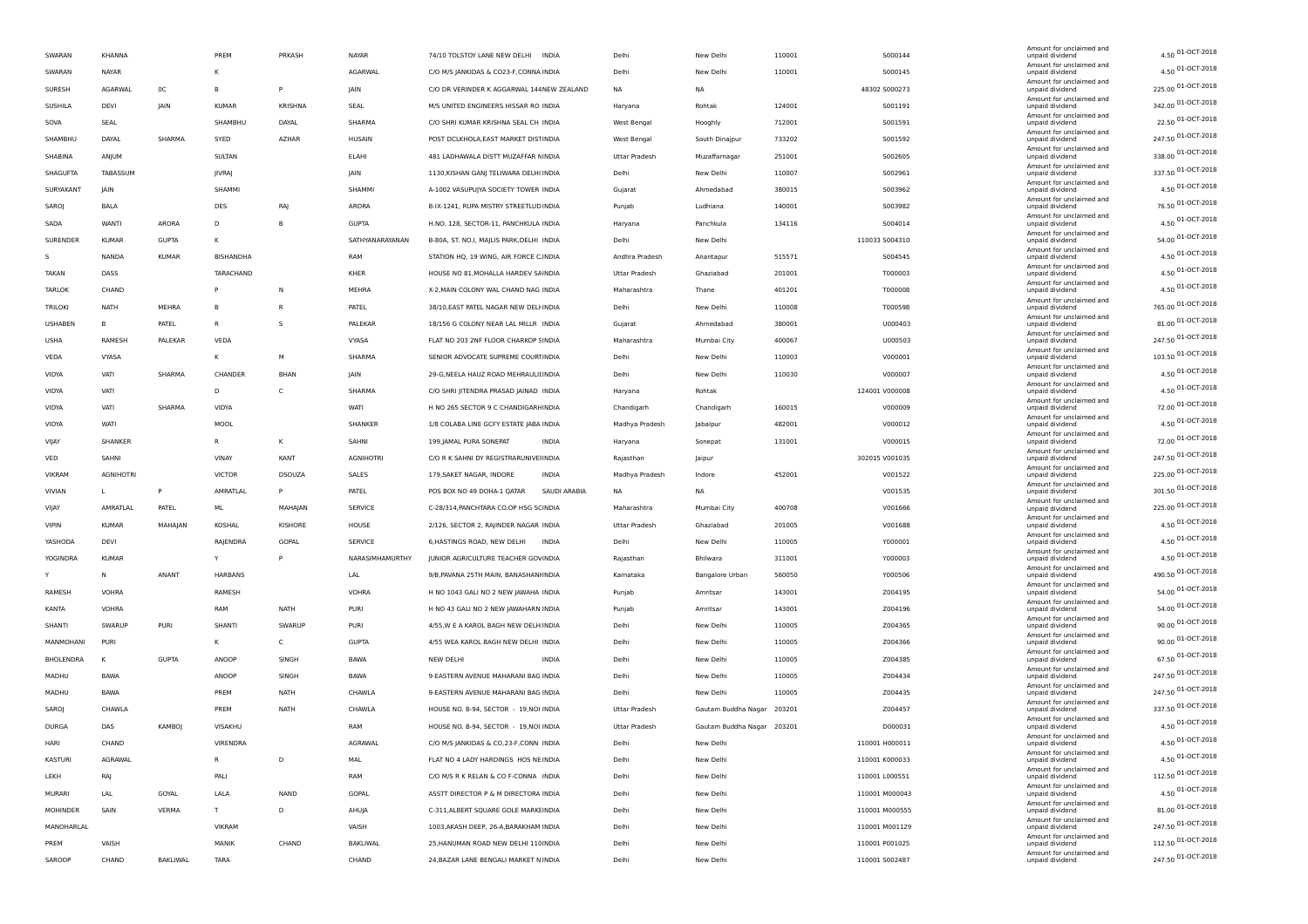| | | | | | | | | | | | | | | |
|---|---|---|---|---|---|---|---|---|---|---|---|---|---|---|
| SWARAN | KHANNA | | PREM | PRKASH | NAYAR | 74/10 TOLSTOY LANE NEW DELHI | INDIA | Delhi | New Delhi | 110001 | S000144 | Amount for unclaimed and unpaid dividend | 4.50 | 01-OCT-2018 |
| SWARAN | NAYAR | | K | | AGARWAL | C/O M/S JANKIDAS & CO23-F,CONNA | INDIA | Delhi | New Delhi | 110001 | S000145 | Amount for unclaimed and unpaid dividend | 4.50 | 01-OCT-2018 |
| SURESH | AGARWAL | OC | B | P | JAIN | C/O DR VERINDER K AGGARWAL 144 | NEW ZEALAND | NA | NA | | 48302 S000273 | Amount for unclaimed and unpaid dividend | 225.00 | 01-OCT-2018 |
| SUSHILA | DEVI | JAIN | KUMAR | KRISHNA | SEAL | M/S UNITED ENGINEERS HISSAR RO | INDIA | Haryana | Rohtak | 124001 | S001191 | Amount for unclaimed and unpaid dividend | 342.00 | 01-OCT-2018 |
| SOVA | SEAL | | SHAMBHU | DAYAL | SHARMA | C/O SHRI KUMAR KRISHNA SEAL CH | INDIA | West Bengal | Hooghly | 712001 | S001591 | Amount for unclaimed and unpaid dividend | 22.50 | 01-OCT-2018 |
| SHAMBHU | DAYAL | SHARMA | SYED | AZHAR | HUSAIN | POST DCLKHOLA,EAST MARKET DIST | INDIA | West Bengal | South Dinajpur | 733202 | S001592 | Amount for unclaimed and unpaid dividend | 247.50 | 01-OCT-2018 |
| SHABINA | ANJUM | | SULTAN | | ELAHI | 481 LADHAWALA DISTT MUZAFFAR N | INDIA | Uttar Pradesh | Muzaffarnagar | 251001 | S002605 | Amount for unclaimed and unpaid dividend | 338.00 | 01-OCT-2018 |
| SHAGUFTA | TABASSUM | | JIVRAJ | | JAIN | 1130,KISHAN GANJ TELIWARA DELHI | INDIA | Delhi | New Delhi | 110007 | S002961 | Amount for unclaimed and unpaid dividend | 337.50 | 01-OCT-2018 |
| SURYAKANT | JAIN | | SHAMMI | | SHAMMI | A-1002 VASUPUJYA SOCIETY TOWER | INDIA | Gujarat | Ahmedabad | 380015 | S003962 | Amount for unclaimed and unpaid dividend | 4.50 | 01-OCT-2018 |
| SAROJ | BALA | | DES | RAJ | ARORA | B-IX-1241, RUPA MISTRY STREETLUD | INDIA | Punjab | Ludhiana | 140001 | S003982 | Amount for unclaimed and unpaid dividend | 76.50 | 01-OCT-2018 |
| SADA | WANTI | ARORA | D | B | GUPTA | H.NO. 128, SECTOR-11, PANCHKULA | INDIA | Haryana | Panchkula | 134116 | S004014 | Amount for unclaimed and unpaid dividend | 4.50 | 01-OCT-2018 |
| SURENDER | KUMAR | GUPTA | K | | SATHYANARAYANAN | B-80A, ST. NO.I, MAJLIS PARK,DELHI | INDIA | Delhi | New Delhi | | 110033 S004310 | Amount for unclaimed and unpaid dividend | 54.00 | 01-OCT-2018 |
| S | NANDA | KUMAR | BISHANDHA | | RAM | STATION HQ, 19 WING, AIR FORCE C, | INDIA | Andhra Pradesh | Anantapur | 515571 | S004545 | Amount for unclaimed and unpaid dividend | 4.50 | 01-OCT-2018 |
| TAKAN | DASS | | TARACHAND | | KHER | HOUSE NO 81,MOHALLA HARDEV SA | INDIA | Uttar Pradesh | Ghaziabad | 201001 | T000003 | Amount for unclaimed and unpaid dividend | 4.50 | 01-OCT-2018 |
| TARLOK | CHAND | | P | N | MEHRA | X-2,MAIN COLONY WAL CHAND NAG | INDIA | Maharashtra | Thane | 401201 | T000008 | Amount for unclaimed and unpaid dividend | 4.50 | 01-OCT-2018 |
| TRILOKI | NATH | MEHRA | B | R | PATEL | 38/10,EAST PATEL NAGAR NEW DELH | INDIA | Delhi | New Delhi | 110008 | T000598 | Amount for unclaimed and unpaid dividend | 765.00 | 01-OCT-2018 |
| USHABEN | B | PATEL | R | S | PALEKAR | 18/156 G COLONY NEAR LAL MILLR | INDIA | Gujarat | Ahmedabad | 380001 | U000403 | Amount for unclaimed and unpaid dividend | 81.00 | 01-OCT-2018 |
| USHA | RAMESH | PALEKAR | VEDA | | VYASA | FLAT NO 203 2NF FLOOR CHARKOP S | INDIA | Maharashtra | Mumbai City | 400067 | U000503 | Amount for unclaimed and unpaid dividend | 247.50 | 01-OCT-2018 |
| VEDA | VYASA | | K | M | SHARMA | SENIOR ADVOCATE SUPREME COURT | INDIA | Delhi | New Delhi | 110003 | V000001 | Amount for unclaimed and unpaid dividend | 103.50 | 01-OCT-2018 |
| VIDYA | VATI | SHARMA | CHANDER | BHAN | JAIN | 29-G,NEELA HAUZ ROAD MEHRAULI | INDIA | Delhi | New Delhi | 110030 | V000007 | Amount for unclaimed and unpaid dividend | 4.50 | 01-OCT-2018 |
| VIDYA | VATI | | D | C | SHARMA | C/O SHRI JITENDRA PRASAD JAINAD | INDIA | Haryana | Rohtak | | 124001 V000008 | Amount for unclaimed and unpaid dividend | 4.50 | 01-OCT-2018 |
| VIDYA | VATI | SHARMA | VIDYA | | WATI | H NO 265 SECTOR 9 C CHANDIGARH | INDIA | Chandigarh | Chandigarh | 160015 | V000009 | Amount for unclaimed and unpaid dividend | 72.00 | 01-OCT-2018 |
| VIDYA | WATI | | MOOL | | SHANKER | 1/8 COLABA LINE GCFY ESTATE JABA | INDIA | Madhya Pradesh | Jabalpur | 482001 | V000012 | Amount for unclaimed and unpaid dividend | 4.50 | 01-OCT-2018 |
| VIJAY | SHANKER | | R | K | SAHNI | 199,JAMAL PURA SONEPAT | INDIA | Haryana | Sonepat | 131001 | V000015 | Amount for unclaimed and unpaid dividend | 72.00 | 01-OCT-2018 |
| VED | SAHNI | | VINAY | KANT | AGNIHOTRI | C/O R K SAHNI DY REGISTRARUNIVE | INDIA | Rajasthan | Jaipur | | 302015 V001035 | Amount for unclaimed and unpaid dividend | 247.50 | 01-OCT-2018 |
| VIKRAM | AGNIHOTRI | | VICTOR | DSOUZA | SALES | 179,SAKET NAGAR, INDORE | INDIA | Madhya Pradesh | Indore | 452001 | V001522 | Amount for unclaimed and unpaid dividend | 225.00 | 01-OCT-2018 |
| VIVIAN | L | P | AMRATLAL | P | PATEL | POS BOX NO 49 DOHA-1 QATAR | SAUDI ARABIA | NA | NA | | V001535 | Amount for unclaimed and unpaid dividend | 301.50 | 01-OCT-2018 |
| VIJAY | AMRATLAL | PATEL | ML | MAHAJAN | SERVICE | C-28/314,PANCHTARA CO.OP HSG SC | INDIA | Maharashtra | Mumbai City | 400708 | V001666 | Amount for unclaimed and unpaid dividend | 225.00 | 01-OCT-2018 |
| VIPIN | KUMAR | MAHAJAN | KOSHAL | KISHORE | HOUSE | 2/126, SECTOR 2, RAJINDER NAGAR | INDIA | Uttar Pradesh | Ghaziabad | 201005 | V001688 | Amount for unclaimed and unpaid dividend | 4.50 | 01-OCT-2018 |
| YASHODA | DEVI | | RAJENDRA | GOPAL | SERVICE | 6,HASTINGS ROAD, NEW DELHI | INDIA | Delhi | New Delhi | 110005 | Y000001 | Amount for unclaimed and unpaid dividend | 4.50 | 01-OCT-2018 |
| YOGINDRA | KUMAR | | Y | P | NARASIMHAMURTHY | JUNIOR AGRICULTURE TEACHER GOV | INDIA | Rajasthan | Bhilwara | 311001 | Y000003 | Amount for unclaimed and unpaid dividend | 4.50 | 01-OCT-2018 |
| Y | N | ANANT | HARBANS | | LAL | 9/B,PAVANA 25TH MAIN, BANASHAN | INDIA | Karnataka | Bangalore Urban | 560050 | Y000506 | Amount for unclaimed and unpaid dividend | 490.50 | 01-OCT-2018 |
| RAMESH | VOHRA | | RAMESH | | VOHRA | H NO 1043 GALI NO 2 NEW JAWAHA | INDIA | Punjab | Amritsar | 143001 | Z004195 | Amount for unclaimed and unpaid dividend | 54.00 | 01-OCT-2018 |
| KANTA | VOHRA | | RAM | NATH | PURI | H NO 43 GALI NO 2 NEW JAWAHARN | INDIA | Punjab | Amritsar | 143001 | Z004196 | Amount for unclaimed and unpaid dividend | 54.00 | 01-OCT-2018 |
| SHANTI | SWARUP | PURI | SHANTI | SWARUP | PURI | 4/55,W E A KAROL BAGH NEW DELHI | INDIA | Delhi | New Delhi | 110005 | Z004365 | Amount for unclaimed and unpaid dividend | 90.00 | 01-OCT-2018 |
| MANMOHANI | PURI | | K | C | GUPTA | 4/55 WEA KAROL BAGH NEW DELHI | INDIA | Delhi | New Delhi | 110005 | Z004366 | Amount for unclaimed and unpaid dividend | 90.00 | 01-OCT-2018 |
| BHOLENDRA | K | GUPTA | ANOOP | SINGH | BAWA | NEW DELHI | INDIA | Delhi | New Delhi | 110005 | Z004385 | Amount for unclaimed and unpaid dividend | 67.50 | 01-OCT-2018 |
| MADHU | BAWA | | ANOOP | SINGH | BAWA | 9-EASTERN AVENUE MAHARANI BAG | INDIA | Delhi | New Delhi | 110005 | Z004434 | Amount for unclaimed and unpaid dividend | 247.50 | 01-OCT-2018 |
| MADHU | BAWA | | PREM | NATH | CHAWLA | 9-EASTERN AVENUE MAHARANI BAG | INDIA | Delhi | New Delhi | 110005 | Z004435 | Amount for unclaimed and unpaid dividend | 247.50 | 01-OCT-2018 |
| SAROJ | CHAWLA | | PREM | NATH | CHAWLA | HOUSE NO. B-94, SECTOR - 19,NOI | INDIA | Uttar Pradesh | Gautam Buddha Nagar | 203201 | Z004457 | Amount for unclaimed and unpaid dividend | 337.50 | 01-OCT-2018 |
| DURGA | DAS | KAMBOJ | VISAKHU | | RAM | HOUSE NO. B-94, SECTOR - 19,NOI | INDIA | Uttar Pradesh | Gautam Buddha Nagar | 203201 | D000031 | Amount for unclaimed and unpaid dividend | 4.50 | 01-OCT-2018 |
| HARI | CHAND | | VIRENDRA | | AGRAWAL | C/O M/S JANKIDAS & CO,23-F,CONN | INDIA | Delhi | New Delhi | | 110001 H000011 | Amount for unclaimed and unpaid dividend | 4.50 | 01-OCT-2018 |
| KASTURI | AGRAWAL | | R | D | MAL | FLAT NO 4 LADY HARDINGS HOS NE | INDIA | Delhi | New Delhi | | 110001 K000033 | Amount for unclaimed and unpaid dividend | 4.50 | 01-OCT-2018 |
| LEKH | RAJ | | PALI | | RAM | C/O M/S R K RELAN & CO F-CONNA | INDIA | Delhi | New Delhi | | 110001 L000551 | Amount for unclaimed and unpaid dividend | 112.50 | 01-OCT-2018 |
| MURARI | LAL | GOYAL | LALA | NAND | GOPAL | ASSTT DIRECTOR P & M DIRECTORA | INDIA | Delhi | New Delhi | | 110001 M000043 | Amount for unclaimed and unpaid dividend | 4.50 | 01-OCT-2018 |
| MOHINDER | SAIN | VERMA | T | D | AHUJA | C-311,ALBERT SQUARE GOLE MARKE | INDIA | Delhi | New Delhi | | 110001 M000555 | Amount for unclaimed and unpaid dividend | 81.00 | 01-OCT-2018 |
| MANOHARLAL | | | VIKRAM | | VAISH | 1003,AKASH DEEP, 26-A,BARAKHAM | INDIA | Delhi | New Delhi | | 110001 M001129 | Amount for unclaimed and unpaid dividend | 247.50 | 01-OCT-2018 |
| PREM | VAISH | | MANIK | CHAND | BAKLIWAL | 25,HANUMAN ROAD NEW DELHI 110 | INDIA | Delhi | New Delhi | | 110001 P001025 | Amount for unclaimed and unpaid dividend | 112.50 | 01-OCT-2018 |
| SAROOP | CHAND | BAKLIWAL | TARA | | CHAND | 24,BAZAR LANE BENGALI MARKET N | INDIA | Delhi | New Delhi | | 110001 S002487 | Amount for unclaimed and unpaid dividend | 247.50 | 01-OCT-2018 |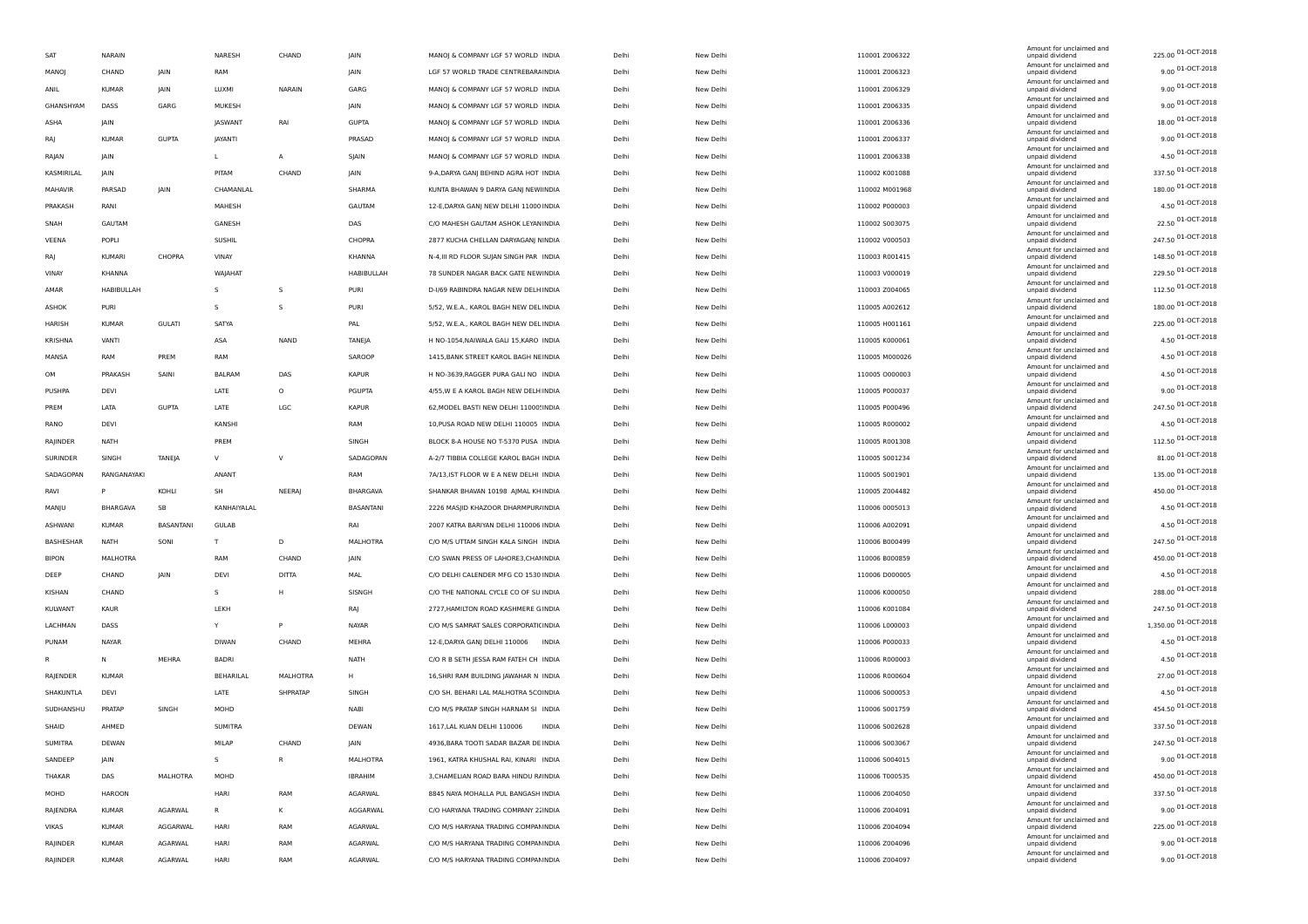| SAT | NARAIN | | NARESH | CHAND | JAIN | MANOJ & COMPANY LGF 57 WORLD INDIA | Delhi | New Delhi | 110001 Z006322 | Amount for unclaimed and unpaid dividend | 225.00 | 01-OCT-2018 |
|---|---|---|---|---|---|---|---|---|---|---|---|---|
| MANOJ | CHAND | JAIN | RAM | | JAIN | LGF 57 WORLD TRADE CENTREBARAINDIA | Delhi | New Delhi | 110001 Z006323 | Amount for unclaimed and unpaid dividend | 9.00 | 01-OCT-2018 |
| ANIL | KUMAR | JAIN | LUXMI | NARAIN | GARG | MANOJ & COMPANY LGF 57 WORLD INDIA | Delhi | New Delhi | 110001 Z006329 | Amount for unclaimed and unpaid dividend | 9.00 | 01-OCT-2018 |
| GHANSHYAM | DASS | GARG | MUKESH | | JAIN | MANOJ & COMPANY LGF 57 WORLD INDIA | Delhi | New Delhi | 110001 Z006335 | Amount for unclaimed and unpaid dividend | 9.00 | 01-OCT-2018 |
| ASHA | JAIN | | JASWANT | RAI | GUPTA | MANOJ & COMPANY LGF 57 WORLD INDIA | Delhi | New Delhi | 110001 Z006336 | Amount for unclaimed and unpaid dividend | 18.00 | 01-OCT-2018 |
| RAJ | KUMAR | GUPTA | JAYANTI | | PRASAD | MANOJ & COMPANY LGF 57 WORLD INDIA | Delhi | New Delhi | 110001 Z006337 | Amount for unclaimed and unpaid dividend | 9.00 | 01-OCT-2018 |
| RAJAN | JAIN | | L | A | SJAIN | MANOJ & COMPANY LGF 57 WORLD INDIA | Delhi | New Delhi | 110001 Z006338 | Amount for unclaimed and unpaid dividend | 4.50 | 01-OCT-2018 |
| KASMIRILAL | JAIN | | PITAM | CHAND | JAIN | 9-A,DARYA GANJ BEHIND AGRA HOT INDIA | Delhi | New Delhi | 110002 K001088 | Amount for unclaimed and unpaid dividend | 337.50 | 01-OCT-2018 |
| MAHAVIR | PARSAD | JAIN | CHAMANLAL | | SHARMA | KUNTA BHAWAN 9 DARYA GANJ NEWIINDIA | Delhi | New Delhi | 110002 M001968 | Amount for unclaimed and unpaid dividend | 180.00 | 01-OCT-2018 |
| PRAKASH | RANI | | MAHESH | | GAUTAM | 12-E,DARYA GANJ NEW DELHI 11000 INDIA | Delhi | New Delhi | 110002 P000003 | Amount for unclaimed and unpaid dividend | 4.50 | 01-OCT-2018 |
| SNAH | GAUTAM | | GANESH | | DAS | C/O MAHESH GAUTAM ASHOK LEYANINDIA | Delhi | New Delhi | 110002 S003075 | Amount for unclaimed and unpaid dividend | 22.50 | 01-OCT-2018 |
| VEENA | POPLI | | SUSHIL | | CHOPRA | 2877 KUCHA CHELLAN DARYAGANJ NINDIA | Delhi | New Delhi | 110002 V000503 | Amount for unclaimed and unpaid dividend | 247.50 | 01-OCT-2018 |
| RAJ | KUMARI | CHOPRA | VINAY | | KHANNA | N-4,III RD FLOOR SUJAN SINGH PAR INDIA | Delhi | New Delhi | 110003 R001415 | Amount for unclaimed and unpaid dividend | 148.50 | 01-OCT-2018 |
| VINAY | KHANNA | | WAJAHAT | | HABIBULLAH | 78 SUNDER NAGAR BACK GATE NEWINDIA | Delhi | New Delhi | 110003 V000019 | Amount for unclaimed and unpaid dividend | 229.50 | 01-OCT-2018 |
| AMAR | HABIBULLAH | | S | S | PURI | D-I/69 RABINDRA NAGAR NEW DELH INDIA | Delhi | New Delhi | 110003 Z004065 | Amount for unclaimed and unpaid dividend | 112.50 | 01-OCT-2018 |
| ASHOK | PURI | | S | S | PURI | 5/52, W.E.A., KAROL BAGH NEW DEL INDIA | Delhi | New Delhi | 110005 A002612 | Amount for unclaimed and unpaid dividend | 180.00 | 01-OCT-2018 |
| HARISH | KUMAR | GULATI | SATYA | | PAL | 5/52, W.E.A., KAROL BAGH NEW DEL INDIA | Delhi | New Delhi | 110005 H001161 | Amount for unclaimed and unpaid dividend | 225.00 | 01-OCT-2018 |
| KRISHNA | VANTI | | ASA | NAND | TANEJA | H NO-1054,NAIWALA GALI 15,KARO INDIA | Delhi | New Delhi | 110005 K000061 | Amount for unclaimed and unpaid dividend | 4.50 | 01-OCT-2018 |
| MANSA | RAM | PREM | RAM | | SAROOP | 1415,BANK STREET KAROL BAGH NEINDIA | Delhi | New Delhi | 110005 M000026 | Amount for unclaimed and unpaid dividend | 4.50 | 01-OCT-2018 |
| OM | PRAKASH | SAINI | BALRAM | DAS | KAPUR | H NO-3639,RAGGER PURA GALI NO INDIA | Delhi | New Delhi | 110005 O000003 | Amount for unclaimed and unpaid dividend | 4.50 | 01-OCT-2018 |
| PUSHPA | DEVI | | LATE | O | PGUPTA | 4/55,W E A KAROL BAGH NEW DELHIINDIA | Delhi | New Delhi | 110005 P000037 | Amount for unclaimed and unpaid dividend | 9.00 | 01-OCT-2018 |
| PREM | LATA | GUPTA | LATE | LGC | KAPUR | 62,MODEL BASTI NEW DELHI 11000!INDIA | Delhi | New Delhi | 110005 P000496 | Amount for unclaimed and unpaid dividend | 247.50 | 01-OCT-2018 |
| RANO | DEVI | | KANSHI | | RAM | 10,PUSA ROAD NEW DELHI 110005 INDIA | Delhi | New Delhi | 110005 R000002 | Amount for unclaimed and unpaid dividend | 4.50 | 01-OCT-2018 |
| RAJINDER | NATH | | PREM | | SINGH | BLOCK 8-A HOUSE NO T-5370 PUSA INDIA | Delhi | New Delhi | 110005 R001308 | Amount for unclaimed and unpaid dividend | 112.50 | 01-OCT-2018 |
| SURINDER | SINGH | TANEJA | V | V | SADAGOPAN | A-2/7 TIBBIA COLLEGE KAROL BAGH INDIA | Delhi | New Delhi | 110005 S001234 | Amount for unclaimed and unpaid dividend | 81.00 | 01-OCT-2018 |
| SADAGOPAN | RANGANAYAKI | | ANANT | | RAM | 7A/13,IST FLOOR W E A NEW DELHI INDIA | Delhi | New Delhi | 110005 S001901 | Amount for unclaimed and unpaid dividend | 135.00 | 01-OCT-2018 |
| RAVI | P | KOHLI | SH | NEERAJ | BHARGAVA | SHANKAR BHAVAN 10198 AJMAL KH INDIA | Delhi | New Delhi | 110005 Z004482 | Amount for unclaimed and unpaid dividend | 450.00 | 01-OCT-2018 |
| MANJU | BHARGAVA | SB | KANHAIYALAL | | BASANTANI | 2226 MASJID KHAZOOR DHARMPURAINDIA | Delhi | New Delhi | 110006 0005013 | Amount for unclaimed and unpaid dividend | 4.50 | 01-OCT-2018 |
| ASHWANI | KUMAR | BASANTANI | GULAB | | RAI | 2007 KATRA BARIYAN DELHI 110006 INDIA | Delhi | New Delhi | 110006 A002091 | Amount for unclaimed and unpaid dividend | 4.50 | 01-OCT-2018 |
| BASHESHAR | NATH | SONI | T | D | MALHOTRA | C/O M/S UTTAM SINGH KALA SINGH INDIA | Delhi | New Delhi | 110006 B000499 | Amount for unclaimed and unpaid dividend | 247.50 | 01-OCT-2018 |
| BIPON | MALHOTRA | | RAM | CHAND | JAIN | C/O SWAN PRESS OF LAHORE3,CHAHNDIA | Delhi | New Delhi | 110006 B000859 | Amount for unclaimed and unpaid dividend | 450.00 | 01-OCT-2018 |
| DEEP | CHAND | JAIN | DEVI | DITTA | MAL | C/O DELHI CALENDER MFG CO 1530 INDIA | Delhi | New Delhi | 110006 D000005 | Amount for unclaimed and unpaid dividend | 4.50 | 01-OCT-2018 |
| KISHAN | CHAND | | S | H | SISNGH | C/O THE NATIONAL CYCLE CO OF SU INDIA | Delhi | New Delhi | 110006 K000050 | Amount for unclaimed and unpaid dividend | 288.00 | 01-OCT-2018 |
| KULWANT | KAUR | | LEKH | | RAJ | 2727,HAMILTON ROAD KASHMERE G INDIA | Delhi | New Delhi | 110006 K001084 | Amount for unclaimed and unpaid dividend | 247.50 | 01-OCT-2018 |
| LACHMAN | DASS | | Y | P | NAYAR | C/O M/S SAMRAT SALES CORPORATICINDIA | Delhi | New Delhi | 110006 L000003 | Amount for unclaimed and unpaid dividend | 1,350.00 | 01-OCT-2018 |
| PUNAM | NAYAR | | DIWAN | CHAND | MEHRA | 12-E,DARYA GANJ DELHI 110006 INDIA | Delhi | New Delhi | 110006 P000033 | Amount for unclaimed and unpaid dividend | 4.50 | 01-OCT-2018 |
| R | N | MEHRA | BADRI | | NATH | C/O R B SETH JESSA RAM FATEH CH INDIA | Delhi | New Delhi | 110006 R000003 | Amount for unclaimed and unpaid dividend | 4.50 | 01-OCT-2018 |
| RAJENDER | KUMAR | | BEHARILAL | MALHOTRA | H | 16,SHRI RAM BUILDING JAWAHAR N INDIA | Delhi | New Delhi | 110006 R000604 | Amount for unclaimed and unpaid dividend | 27.00 | 01-OCT-2018 |
| SHAKUNTLA | DEVI | | LATE | SHPRATAP | SINGH | C/O SH. BEHARI LAL MALHOTRA 5COINDIA | Delhi | New Delhi | 110006 S000053 | Amount for unclaimed and unpaid dividend | 4.50 | 01-OCT-2018 |
| SUDHANSHU | PRATAP | SINGH | MOHD | | NABI | C/O M/S PRATAP SINGH HARNAM SI INDIA | Delhi | New Delhi | 110006 S001759 | Amount for unclaimed and unpaid dividend | 454.50 | 01-OCT-2018 |
| SHAID | AHMED | | SUMITRA | | DEWAN | 1617,LAL KUAN DELHI 110006 INDIA | Delhi | New Delhi | 110006 S002628 | Amount for unclaimed and unpaid dividend | 337.50 | 01-OCT-2018 |
| SUMITRA | DEWAN | | MILAP | CHAND | JAIN | 4936,BARA TOOTI SADAR BAZAR DE INDIA | Delhi | New Delhi | 110006 S003067 | Amount for unclaimed and unpaid dividend | 247.50 | 01-OCT-2018 |
| SANDEEP | JAIN | | S | R | MALHOTRA | 1961, KATRA KHUSHAL RAI, KINARI INDIA | Delhi | New Delhi | 110006 S004015 | Amount for unclaimed and unpaid dividend | 9.00 | 01-OCT-2018 |
| THAKAR | DAS | MALHOTRA | MOHD | | IBRAHIM | 3,CHAMELIAN ROAD BARA HINDU RAINDIA | Delhi | New Delhi | 110006 T000535 | Amount for unclaimed and unpaid dividend | 450.00 | 01-OCT-2018 |
| MOHD | HAROON | | HARI | RAM | AGARWAL | 8845 NAYA MOHALLA PUL BANGASH INDIA | Delhi | New Delhi | 110006 Z004050 | Amount for unclaimed and unpaid dividend | 337.50 | 01-OCT-2018 |
| RAJENDRA | KUMAR | AGARWAL | R | K | AGGARWAL | C/O HARYANA TRADING COMPANY 2:INDIA | Delhi | New Delhi | 110006 Z004091 | Amount for unclaimed and unpaid dividend | 9.00 | 01-OCT-2018 |
| VIKAS | KUMAR | AGGARWAL | HARI | RAM | AGARWAL | C/O M/S HARYANA TRADING COMPANINDIA | Delhi | New Delhi | 110006 Z004094 | Amount for unclaimed and unpaid dividend | 225.00 | 01-OCT-2018 |
| RAJINDER | KUMAR | AGARWAL | HARI | RAM | AGARWAL | C/O M/S HARYANA TRADING COMPANINDIA | Delhi | New Delhi | 110006 Z004096 | Amount for unclaimed and unpaid dividend | 9.00 | 01-OCT-2018 |
| RAJINDER | KUMAR | AGARWAL | HARI | RAM | AGARWAL | C/O M/S HARYANA TRADING COMPANINDIA | Delhi | New Delhi | 110006 Z004097 | Amount for unclaimed and unpaid dividend | 9.00 | 01-OCT-2018 |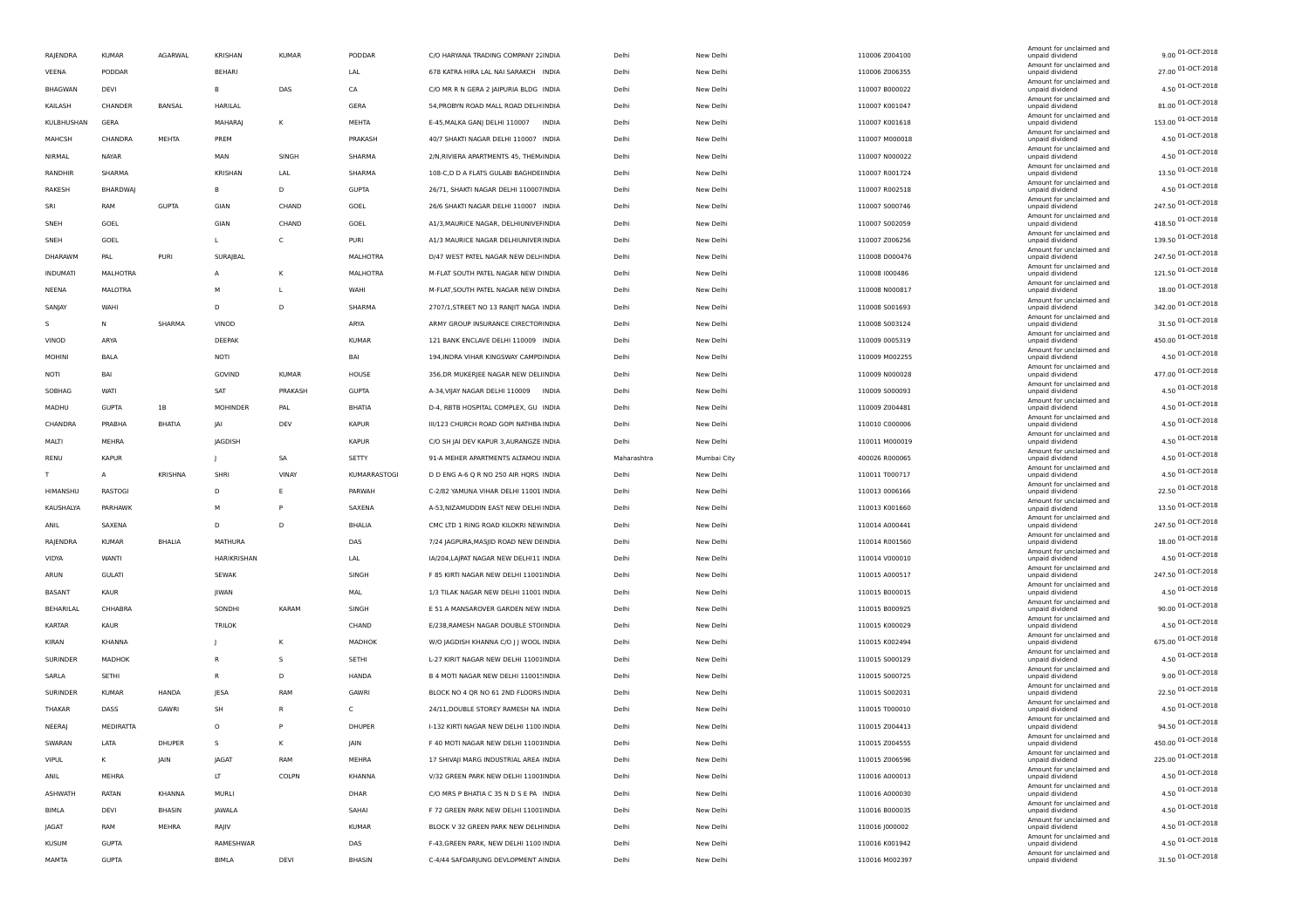| | | | | | | | | | | | | | |
|---|---|---|---|---|---|---|---|---|---|---|---|---|---|
| RAJENDRA | KUMAR | AGARWAL | KRISHAN | KUMAR | PODDAR | C/O HARYANA TRADING COMPANY 22INDIA | Delhi | New Delhi | 110006 Z004100 | | Amount for unclaimed and unpaid dividend | 9.00 | 01-OCT-2018 |
| VEENA | PODDAR | | BEHARI | | LAL | 678 KATRA HIRA LAL NAI SARAKCH INDIA | Delhi | New Delhi | 110006 Z006355 | | Amount for unclaimed and unpaid dividend | 27.00 | 01-OCT-2018 |
| BHAGWAN | DEVI | | B | DAS | CA | C/O MR R N GERA 2 JAIPURIA BLDG INDIA | Delhi | New Delhi | 110007 B000022 | | Amount for unclaimed and unpaid dividend | 4.50 | 01-OCT-2018 |
| KAILASH | CHANDER | BANSAL | HARILAL | | GERA | 54,PROBYN ROAD MALL ROAD DELHIINDIA | Delhi | New Delhi | 110007 K001047 | | Amount for unclaimed and unpaid dividend | 81.00 | 01-OCT-2018 |
| KULBHUSHAN | GERA | | MAHARAJ | K | MEHTA | E-45,MALKA GANJ DELHI 110007 INDIA | Delhi | New Delhi | 110007 K001618 | | Amount for unclaimed and unpaid dividend | 153.00 | 01-OCT-2018 |
| MAHCSH | CHANDRA | MEHTA | PREM | | PRAKASH | 40/7 SHAKTI NAGAR DELHI 110007 INDIA | Delhi | New Delhi | 110007 M000018 | | Amount for unclaimed and unpaid dividend | 4.50 | 01-OCT-2018 |
| NIRMAL | NAYAR | | MAN | SINGH | SHARMA | 2/N,RIVIERA APARTMENTS 45, THEMAINDIA | Delhi | New Delhi | 110007 N000022 | | Amount for unclaimed and unpaid dividend | 4.50 | 01-OCT-2018 |
| RANDHIR | SHARMA | | KRISHAN | LAL | SHARMA | 108-C,D D A FLATS GULABI BAGHDEIINDIA | Delhi | New Delhi | 110007 R001724 | | Amount for unclaimed and unpaid dividend | 13.50 | 01-OCT-2018 |
| RAKESH | BHARDWAJ | | B | D | GUPTA | 26/71, SHAKTI NAGAR DELHI 110007INDIA | Delhi | New Delhi | 110007 R002518 | | Amount for unclaimed and unpaid dividend | 4.50 | 01-OCT-2018 |
| SRI | RAM | GUPTA | GIAN | CHAND | GOEL | 26/6 SHAKTI NAGAR DELHI 110007 INDIA | Delhi | New Delhi | 110007 S000746 | | Amount for unclaimed and unpaid dividend | 247.50 | 01-OCT-2018 |
| SNEH | GOEL | | GIAN | CHAND | GOEL | A1/3,MAURICE NAGAR, DELHIUNIVEFINDIA | Delhi | New Delhi | 110007 S002059 | | Amount for unclaimed and unpaid dividend | 418.50 | 01-OCT-2018 |
| SNEH | GOEL | | L | C | PURI | A1/3 MAURICE NAGAR DELHIUNIVERINDIA | Delhi | New Delhi | 110007 Z006256 | | Amount for unclaimed and unpaid dividend | 139.50 | 01-OCT-2018 |
| DHARAWM | PAL | PURI | SURAJBAL | | MALHOTRA | D/47 WEST PATEL NAGAR NEW DELHINDIA | Delhi | New Delhi | 110008 D000476 | | Amount for unclaimed and unpaid dividend | 247.50 | 01-OCT-2018 |
| INDUMATI | MALHOTRA | | A | K | MALHOTRA | M-FLAT SOUTH PATEL NAGAR NEW DINDIA | Delhi | New Delhi | 110008 I000486 | | Amount for unclaimed and unpaid dividend | 121.50 | 01-OCT-2018 |
| NEENA | MALOTRA | | M | L | WAHI | M-FLAT,SOUTH PATEL NAGAR NEW DINDIA | Delhi | New Delhi | 110008 N000817 | | Amount for unclaimed and unpaid dividend | 18.00 | 01-OCT-2018 |
| SANJAY | WAHI | | D | D | SHARMA | 2707/1,STREET NO 13 RANJIT NAGA INDIA | Delhi | New Delhi | 110008 S001693 | | Amount for unclaimed and unpaid dividend | 342.00 | 01-OCT-2018 |
| S | N | SHARMA | VINOD | | ARYA | ARMY GROUP INSURANCE CIRECTORINDIA | Delhi | New Delhi | 110008 S003124 | | Amount for unclaimed and unpaid dividend | 31.50 | 01-OCT-2018 |
| VINOD | ARYA | | DEEPAK | | KUMAR | 121 BANK ENCLAVE DELHI 110009 INDIA | Delhi | New Delhi | 110009 0005319 | | Amount for unclaimed and unpaid dividend | 450.00 | 01-OCT-2018 |
| MOHINI | BALA | | NOTI | | BAI | 194,INDRA VIHAR KINGSWAY CAMPDINDIA | Delhi | New Delhi | 110009 M002255 | | Amount for unclaimed and unpaid dividend | 4.50 | 01-OCT-2018 |
| NOTI | BAI | | GOVIND | KUMAR | HOUSE | 356,DR MUKERJEE NAGAR NEW DELIINDIA | Delhi | New Delhi | 110009 N000028 | | Amount for unclaimed and unpaid dividend | 477.00 | 01-OCT-2018 |
| SOBHAG | WATI | | SAT | PRAKASH | GUPTA | A-34,VIJAY NAGAR DELHI 110009 INDIA | Delhi | New Delhi | 110009 S000093 | | Amount for unclaimed and unpaid dividend | 4.50 | 01-OCT-2018 |
| MADHU | GUPTA | 1B | MOHINDER | PAL | BHATIA | D-4, RBTB HOSPITAL COMPLEX, GU INDIA | Delhi | New Delhi | 110009 Z004481 | | Amount for unclaimed and unpaid dividend | 4.50 | 01-OCT-2018 |
| CHANDRA | PRABHA | BHATIA | JAI | DEV | KAPUR | III/123 CHURCH ROAD GOPI NATHBA INDIA | Delhi | New Delhi | 110010 C000006 | | Amount for unclaimed and unpaid dividend | 4.50 | 01-OCT-2018 |
| MALTI | MEHRA | | JAGDISH | | KAPUR | C/O SH JAI DEV KAPUR 3,AURANGZE INDIA | Delhi | New Delhi | 110011 M000019 | | Amount for unclaimed and unpaid dividend | 4.50 | 01-OCT-2018 |
| RENU | KAPUR | | J | SA | SETTY | 91-A MEHER APARTMENTS ALTAMOU INDIA | Maharashtra | Mumbai City | 400026 R000065 | | Amount for unclaimed and unpaid dividend | 4.50 | 01-OCT-2018 |
| T | A | KRISHNA | SHRI | VINAY | KUMARRASTOGI | D D ENG A-6 Q R NO 250 AIR HQRS INDIA | Delhi | New Delhi | 110011 T000717 | | Amount for unclaimed and unpaid dividend | 4.50 | 01-OCT-2018 |
| HIMANSHU | RASTOGI | | D | E | PARWAH | C-2/82 YAMUNA VIHAR DELHI 11001 INDIA | Delhi | New Delhi | 110013 0006166 | | Amount for unclaimed and unpaid dividend | 22.50 | 01-OCT-2018 |
| KAUSHALYA | PARHAWK | | M | P | SAXENA | A-53,NIZAMUDDIN EAST NEW DELHI INDIA | Delhi | New Delhi | 110013 K001660 | | Amount for unclaimed and unpaid dividend | 13.50 | 01-OCT-2018 |
| ANIL | SAXENA | | D | D | BHALIA | CMC LTD 1 RING ROAD KILOKRI NEWINDIA | Delhi | New Delhi | 110014 A000441 | | Amount for unclaimed and unpaid dividend | 247.50 | 01-OCT-2018 |
| RAJENDRA | KUMAR | BHALIA | MATHURA | | DAS | 7/24 JAGPURA,MASJID ROAD NEW DEINDIA | Delhi | New Delhi | 110014 R001560 | | Amount for unclaimed and unpaid dividend | 18.00 | 01-OCT-2018 |
| VIDYA | WANTI | | HARIKRISHAN | | LAL | IA/204,LAJPAT NAGAR NEW DELHI11 INDIA | Delhi | New Delhi | 110014 V000010 | | Amount for unclaimed and unpaid dividend | 4.50 | 01-OCT-2018 |
| ARUN | GULATI | | SEWAK | | SINGH | F 85 KIRTI NAGAR NEW DELHI 11001INDIA | Delhi | New Delhi | 110015 A000517 | | Amount for unclaimed and unpaid dividend | 247.50 | 01-OCT-2018 |
| BASANT | KAUR | | JIWAN | | MAL | 1/3 TILAK NAGAR NEW DELHI 11001 INDIA | Delhi | New Delhi | 110015 B000015 | | Amount for unclaimed and unpaid dividend | 4.50 | 01-OCT-2018 |
| BEHARILAL | CHHABRA | | SONDHI | KARAM | SINGH | E 51 A MANSAROVER GARDEN NEW INDIA | Delhi | New Delhi | 110015 B000925 | | Amount for unclaimed and unpaid dividend | 90.00 | 01-OCT-2018 |
| KARTAR | KAUR | | TRILOK | | CHAND | E/238,RAMESH NAGAR DOUBLE STOIINDIA | Delhi | New Delhi | 110015 K000029 | | Amount for unclaimed and unpaid dividend | 4.50 | 01-OCT-2018 |
| KIRAN | KHANNA | | J | K | MADHOK | W/O JAGDISH KHANNA C/O J J WOOL INDIA | Delhi | New Delhi | 110015 K002494 | | Amount for unclaimed and unpaid dividend | 675.00 | 01-OCT-2018 |
| SURINDER | MADHOK | | R | S | SETHI | L-27 KIRIT NAGAR NEW DELHI 11001INDIA | Delhi | New Delhi | 110015 S000129 | | Amount for unclaimed and unpaid dividend | 4.50 | 01-OCT-2018 |
| SARLA | SETHI | | R | D | HANDA | B 4 MOTI NAGAR NEW DELHI 11001!INDIA | Delhi | New Delhi | 110015 S000725 | | Amount for unclaimed and unpaid dividend | 9.00 | 01-OCT-2018 |
| SURINDER | KUMAR | HANDA | JESA | RAM | GAWRI | BLOCK NO 4 QR NO 61 2ND FLOORS INDIA | Delhi | New Delhi | 110015 S002031 | | Amount for unclaimed and unpaid dividend | 22.50 | 01-OCT-2018 |
| THAKAR | DASS | GAWRI | SH | R | C | 24/11,DOUBLE STOREY RAMESH NA INDIA | Delhi | New Delhi | 110015 T000010 | | Amount for unclaimed and unpaid dividend | 4.50 | 01-OCT-2018 |
| NEERAJ | MEDIRATTA | | O | P | DHUPER | I-132 KIRTI NAGAR NEW DELHI 1100 INDIA | Delhi | New Delhi | 110015 Z004413 | | Amount for unclaimed and unpaid dividend | 94.50 | 01-OCT-2018 |
| SWARAN | LATA | DHUPER | S | K | JAIN | F 40 MOTI NAGAR NEW DELHI 11001INDIA | Delhi | New Delhi | 110015 Z004555 | | Amount for unclaimed and unpaid dividend | 450.00 | 01-OCT-2018 |
| VIPUL | K | JAIN | JAGAT | RAM | MEHRA | 17 SHIVAJI MARG INDUSTRIAL AREA INDIA | Delhi | New Delhi | 110015 Z006596 | | Amount for unclaimed and unpaid dividend | 225.00 | 01-OCT-2018 |
| ANIL | MEHRA | | LT | COLPN | KHANNA | V/32 GREEN PARK NEW DELHI 11001INDIA | Delhi | New Delhi | 110016 A000013 | | Amount for unclaimed and unpaid dividend | 4.50 | 01-OCT-2018 |
| ASHWATH | RATAN | KHANNA | MURLI | | DHAR | C/O MRS P BHATIA C 35 N D S E PA INDIA | Delhi | New Delhi | 110016 A000030 | | Amount for unclaimed and unpaid dividend | 4.50 | 01-OCT-2018 |
| BIMLA | DEVI | BHASIN | JAWALA | | SAHAI | F 72 GREEN PARK NEW DELHI 11001INDIA | Delhi | New Delhi | 110016 B000035 | | Amount for unclaimed and unpaid dividend | 4.50 | 01-OCT-2018 |
| JAGAT | RAM | MEHRA | RAJIV | | KUMAR | BLOCK V 32 GREEN PARK NEW DELHINDIA | Delhi | New Delhi | 110016 J000002 | | Amount for unclaimed and unpaid dividend | 4.50 | 01-OCT-2018 |
| KUSUM | GUPTA | | RAMESHWAR | | DAS | F-43,GREEN PARK, NEW DELHI 1100 INDIA | Delhi | New Delhi | 110016 K001942 | | Amount for unclaimed and unpaid dividend | 4.50 | 01-OCT-2018 |
| MAMTA | GUPTA | | BIMLA | DEVI | BHASIN | C-4/44 SAFDARJUNG DEVLOPMENT AINDIA | Delhi | New Delhi | 110016 M002397 | | Amount for unclaimed and unpaid dividend | 31.50 | 01-OCT-2018 |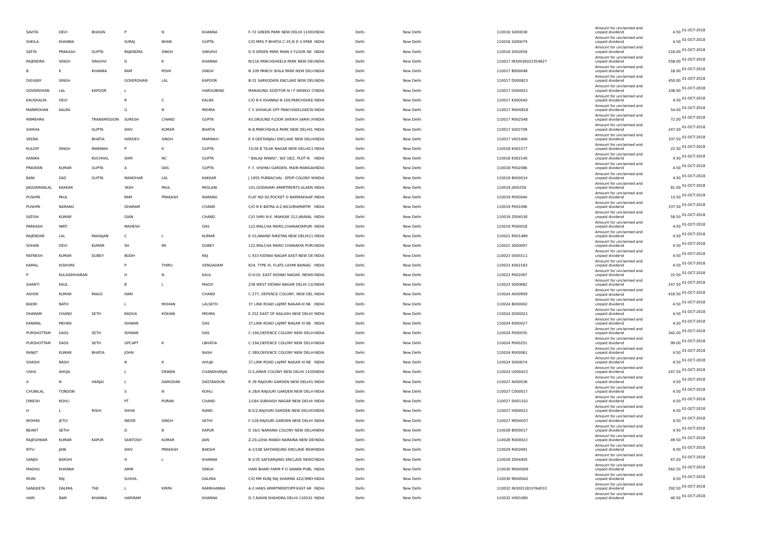| | | | | | | | | | | | | |
|---|---|---|---|---|---|---|---|---|---|---|---|---|
| SAVITA | DEVI | BHASIN | P | N | KHANNA | F-72 GREEN PARK NEW DELHI 11001INDIA | Delhi | New Delhi | 110016 S000038 | Amount for unclaimed and unpaid dividend | 4.50 | 01-OCT-2018 |
| SHEILA | KHANNA | | SURAJ | BHAN | GUPTA | C/O MRS P BHATIA C-35,N D S EPAR INDIA | Delhi | New Delhi | 110016 S000079 | Amount for unclaimed and unpaid dividend | 4.50 | 01-OCT-2018 |
| SATYA | PRAKASH | GUPTA | RAJENDRA | SINGH | SINGHVI | D 9 GREEN PARK MAIN II FLOOR NE INDIA | Delhi | New Delhi | 110016 S002658 | Amount for unclaimed and unpaid dividend | 216.00 | 01-OCT-2018 |
| RAJENDRA | SINGH | SINGHVI | D | K | KHANNA | N/116 PANCHSHEELA PARK NEW DELINDIA | Delhi | New Delhi | 110017 IN30036022354827 | Amount for unclaimed and unpaid dividend | 558.00 | 01-OCT-2018 |
| B | K | KHANNA | RAM | RISHI | SINGH | N 109 PANCH SHILA PARK NEW DELHINDIA | Delhi | New Delhi | 110017 B000048 | Amount for unclaimed and unpaid dividend | 18.00 | 01-OCT-2018 |
| DIGVIJAY | SINGH | | GOVERDHAN | LAL | KAPOOR | B-31 SARVODAYA ENCLAVE NEW DELINDIA | Delhi | New Delhi | 110017 D000823 | Amount for unclaimed and unpaid dividend | 450.00 | 01-OCT-2018 |
| GOVERDHAN | LAL | KAPOOR | L | | HARGOBIND | MANAGING EDDITOR N I F WEEKLY CINDIA | Delhi | New Delhi | 110017 G000021 | Amount for unclaimed and unpaid dividend | 108.00 | 01-OCT-2018 |
| KAUSHALYA | DEVI | | R | C | KALRA | C/O B K KHANNA N-109,PANCHSHEE INDIA | Delhi | New Delhi | 110017 K000040 | Amount for unclaimed and unpaid dividend | 4.50 | 01-OCT-2018 |
| MANMOHAN | KALRA | | G | N | MEHRA | C 5 SHIVALIK OFF PANCHSEELGEETA INDIA | Delhi | New Delhi | 110017 M000818 | Amount for unclaimed and unpaid dividend | 54.00 | 01-OCT-2018 |
| RNMEHRA | | TRANSMISSION | SURESH | CHAND | GUPTA | 43,GROUND FLOOR SHEIKH SARAI (FINDIA | Delhi | New Delhi | 110017 R002548 | Amount for unclaimed and unpaid dividend | 72.00 | 01-OCT-2018 |
| SHIKHA | | GUPTA | SHIV | KUMAR | BHATIA | N-8,PANCHSHILA PARK NEW DELHI1 INDIA | Delhi | New Delhi | 110017 S002708 | Amount for unclaimed and unpaid dividend | 247.50 | 01-OCT-2018 |
| VEENA | | BHATIA | HARDEV | SINGH | MARWAH | E 4 GEETANJALI ENCLAVE NEW DELHINDIA | Delhi | New Delhi | 110017 V001400 | Amount for unclaimed and unpaid dividend | 337.50 | 01-OCT-2018 |
| KULDIP | SINGH | MARWAH | P | K | GUPTA | 15/36 B TILAK NAGAR NEW DELHI11 INDIA | Delhi | New Delhi | 110018 K001577 | Amount for unclaimed and unpaid dividend | 22.50 | 01-OCT-2018 |
| KANIKA | | KUCHHAL | SHRI | NC | GUPTA | " BALAJI NIWAS", WZ 18/2, PLOT N INDIA | Delhi | New Delhi | 110018 K002140 | Amount for unclaimed and unpaid dividend | 4.50 | 01-OCT-2018 |
| PRAVEEN | KUMAR | GUPTA | A | DAS | GUPTA | F-7, VISHNU GARDEN, MAIN MANGAIINDIA | Delhi | New Delhi | 110018 P002086 | Amount for unclaimed and unpaid dividend | 4.50 | 01-OCT-2018 |
| BANI | DAS | GUPTA | MANOHAR | LAL | KAKKAR | J 1955 PURBACHAL EPDP COLONY NINDIA | Delhi | New Delhi | 110019 B000014 | Amount for unclaimed and unpaid dividend | 4.50 | 01-OCT-2018 |
| JAGDAMANLAL | KAKKAR | | YASH | PAUL | MIGLANI | 101,GODAVARI APARTMENTS ALAKN INDIA | Delhi | New Delhi | 110019 J000258 | Amount for unclaimed and unpaid dividend | 81.00 | 01-OCT-2018 |
| PUSHPA | PAUL | | RAM | PRAKASH | NARANG | FLAT NO-92,POCKET D NARMADAAP INDIA | Delhi | New Delhi | 110019 P000044 | Amount for unclaimed and unpaid dividend | 13.50 | 01-OCT-2018 |
| PUSHPA | NARANG | | DHARAM | | CHAND | C/O N K BATRA A-2,NILGIRIAPARTM INDIA | Delhi | New Delhi | 110019 P001096 | Amount for unclaimed and unpaid dividend | 337.50 | 01-OCT-2018 |
| SATISH | KUMAR | | GIAN | | CHAND | C/O SHRI N.K. MAKKAR 312,ARAVAL INDIA | Delhi | New Delhi | 110019 Z004530 | Amount for unclaimed and unpaid dividend | 58.50 | 01-OCT-2018 |
| PARKASH | WATI | | MAHESH | | DAS | 122,MALCHA MARG,CHANAKYAPURI INDIA | Delhi | New Delhi | 110019 P000018 | Amount for unclaimed and unpaid dividend | 4.50 | 01-OCT-2018 |
| RAJENDAR | LAL | MAHAJAN | C | L | KUMAR | E-10,ANAND NIKETAN NEW DELHI11 INDIA | Delhi | New Delhi | 110021 R001489 | Amount for unclaimed and unpaid dividend | 4.50 | 01-OCT-2018 |
| SOHAN | DEVI | KUMAR | SH | RK | DUBEY | 122,MALCHA MARG CHANAKYA PURIINDIA | Delhi | New Delhi | 110021 S000097 | Amount for unclaimed and unpaid dividend | 4.50 | 01-OCT-2018 |
| RATNESH | KUMAR | DUBEY | BODH | | RAJ | C 433 KIDWAI NAGAR EAST NEW DE INDIA | Delhi | New Delhi | 110023 0005511 | Amount for unclaimed and unpaid dividend | 4.50 | 01-OCT-2018 |
| KAMAL | KISHORE | | P | THIRU | VENGADAM | 824, TYPE IV, FLATS LAXMI BAINAG INDIA | Delhi | New Delhi | 110023 K002183 | Amount for unclaimed and unpaid dividend | 4.50 | 01-OCT-2018 |
| P | KULASEKHARAN | | H | N | KAUL | D-II/10, EAST KIDWAI NAGAR, NEWD INDIA | Delhi | New Delhi | 110023 P002097 | Amount for unclaimed and unpaid dividend | 22.50 | 01-OCT-2018 |
| SHANTI | KAUL | | B | L | MAGO | 238 WEST KIDWAI NAGAR DELHI 11CINDIA | Delhi | New Delhi | 110023 S000682 | Amount for unclaimed and unpaid dividend | 247.50 | 01-OCT-2018 |
| ASHOK | KUMAR | MAGO | HARI | | CHAND | C-277, DEFENCE COLONY, NEW DEL INDIA | Delhi | New Delhi | 110024 A000959 | Amount for unclaimed and unpaid dividend | 418.50 | 01-OCT-2018 |
| BADRI | NATH | | L | MOHAN | LALSETH | 37 LINK ROAD LAJPAT NAGAR-III NE INDIA | Delhi | New Delhi | 110024 B000002 | Amount for unclaimed and unpaid dividend | 4.50 | 01-OCT-2018 |
| DHARAM | CHAND | SETH | RADHA | KISHAN | MEHRA | E 252 EAST OF KAILASH NEW DELHI INDIA | Delhi | New Delhi | 110024 D000021 | Amount for unclaimed and unpaid dividend | 4.50 | 01-OCT-2018 |
| KANWAL | MEHRA | | ISHWAR | | DAS | 37,LINK ROAD LAJPAT NAGAR III NE INDIA | Delhi | New Delhi | 110024 K000027 | Amount for unclaimed and unpaid dividend | 4.50 | 01-OCT-2018 |
| PURSHOTTAM | DASS | SETH | ISHWAR | | DAS | C-194,DEFENCE COLONY NEW DELHINDIA | Delhi | New Delhi | 110024 P000035 | Amount for unclaimed and unpaid dividend | 342.00 | 01-OCT-2018 |
| PURSHOTTAM | DASS | SETH | GPCAPT | K | LBHATIA | C-194,DEFENCE COLONY NEW DELHINDIA | Delhi | New Delhi | 110024 P000251 | Amount for unclaimed and unpaid dividend | 99.00 | 01-OCT-2018 |
| RANJIT | KUMAR | BHATIA | JOHN | | NASH | C-389,DEFENCE COLONY NEW DELHINDIA | Delhi | New Delhi | 110024 R000061 | Amount for unclaimed and unpaid dividend | 4.50 | 01-OCT-2018 |
| SHASHI | NASH | | N | K | AHUJA | 37,LINK ROAD LAJPAT NAGAR III NE INDIA | Delhi | New Delhi | 110024 S000074 | Amount for unclaimed and unpaid dividend | 4.50 | 01-OCT-2018 |
| USHA | AHUJA | | L | DEWAN | CHANDHARJAI | D-5,AMAR COLONY NEW DELHI 1100INDIA | Delhi | New Delhi | 110024 U000423 | Amount for unclaimed and unpaid dividend | 247.50 | 01-OCT-2018 |
| A | N | HARJAI | L | DAMODAR | DASTANDON | R 39 RAJOURI GARDEN NEW DELHI1 INDIA | Delhi | New Delhi | 110027 A000036 | Amount for unclaimed and unpaid dividend | 4.50 | 01-OCT-2018 |
| CHUNILAL | TONDON | | S | N | KOHLI | A 28/A RAJOURI GARDEN NEW DELHINDIA | Delhi | New Delhi | 110027 C000017 | Amount for unclaimed and unpaid dividend | 4.50 | 01-OCT-2018 |
| DINESH | KOHLI | | PT | PURAN | CHAND | 1/184 SUBHASH NAGAR NEW DELHI INDIA | Delhi | New Delhi | 110027 D001102 | Amount for unclaimed and unpaid dividend | 4.50 | 01-OCT-2018 |
| H | L | RISHI | SHIVA | | NAND | B-5/2,RAJOURI GARDEN NEW DELHI1INDIA | Delhi | New Delhi | 110027 H000022 | Amount for unclaimed and unpaid dividend | 4.50 | 01-OCT-2018 |
| MOHINI | JETLY | | INDER | SINGH | SETHI | F-128,RAJOURI GARDEN NEW DELHI INDIA | Delhi | New Delhi | 110027 M000037 | Amount for unclaimed and unpaid dividend | 4.50 | 01-OCT-2018 |
| BEANT | SETHI | | D | B | KAPUR | D 16/1 NARAINA COLONY NEW DELHINDIA | Delhi | New Delhi | 110028 B000017 | Amount for unclaimed and unpaid dividend | 4.50 | 01-OCT-2018 |
| RAJESHWAR | KUMAR | KAPUR | SANTOSH | KUMAR | JAIN | Z-20,LOHA MANDI NARAINA NEW DEINDIA | Delhi | New Delhi | 110028 R000023 | Amount for unclaimed and unpaid dividend | 49.50 | 01-OCT-2018 |
| RITU | JAIN | | SHIV | PRAKASH | BAKSHI | A-1/108 SAFDARJUNG ENCLAVE NEWINDIA | Delhi | New Delhi | 110029 R002691 | Amount for unclaimed and unpaid dividend | 9.00 | 01-OCT-2018 |
| SANJIV | BAKSHI | | H | L | KHANNA | B-2/35 SAFDARJANG ENCLAVE NEWCINDIA | Delhi | New Delhi | 110029 Z004405 | Amount for unclaimed and unpaid dividend | 67.50 | 01-OCT-2018 |
| MADHU | KHANNA | | AMIR | | SINGH | HARI BHARI FARM P O SAWAN PUBL INDIA | Delhi | New Delhi | 110030 M000009 | Amount for unclaimed and unpaid dividend | 562.50 | 01-OCT-2018 |
| MUNI | RAJ | | SUSHIL | | DALMIA | C/O MR KUNJ RAJ SHARMA 422/3MEHINDIA | Delhi | New Delhi | 110030 M000042 | Amount for unclaimed and unpaid dividend | 4.50 | 01-OCT-2018 |
| SANGEETA | DALMIA | THE | L | KIRPA | RAMKHANNA | A-2 HANS APARTMENTOPP-EAST AR INDIA | Delhi | New Delhi | 110032 IN30011810764033 | Amount for unclaimed and unpaid dividend | 292.50 | 01-OCT-2018 |
| HARI | RAM | KHANNA | HARIRAM | | KHANNA | D-7,NAVIN SHAHDRA DELHI 110032 INDIA | Delhi | New Delhi | 110032 H001080 | Amount for unclaimed and unpaid dividend | 40.50 | 01-OCT-2018 |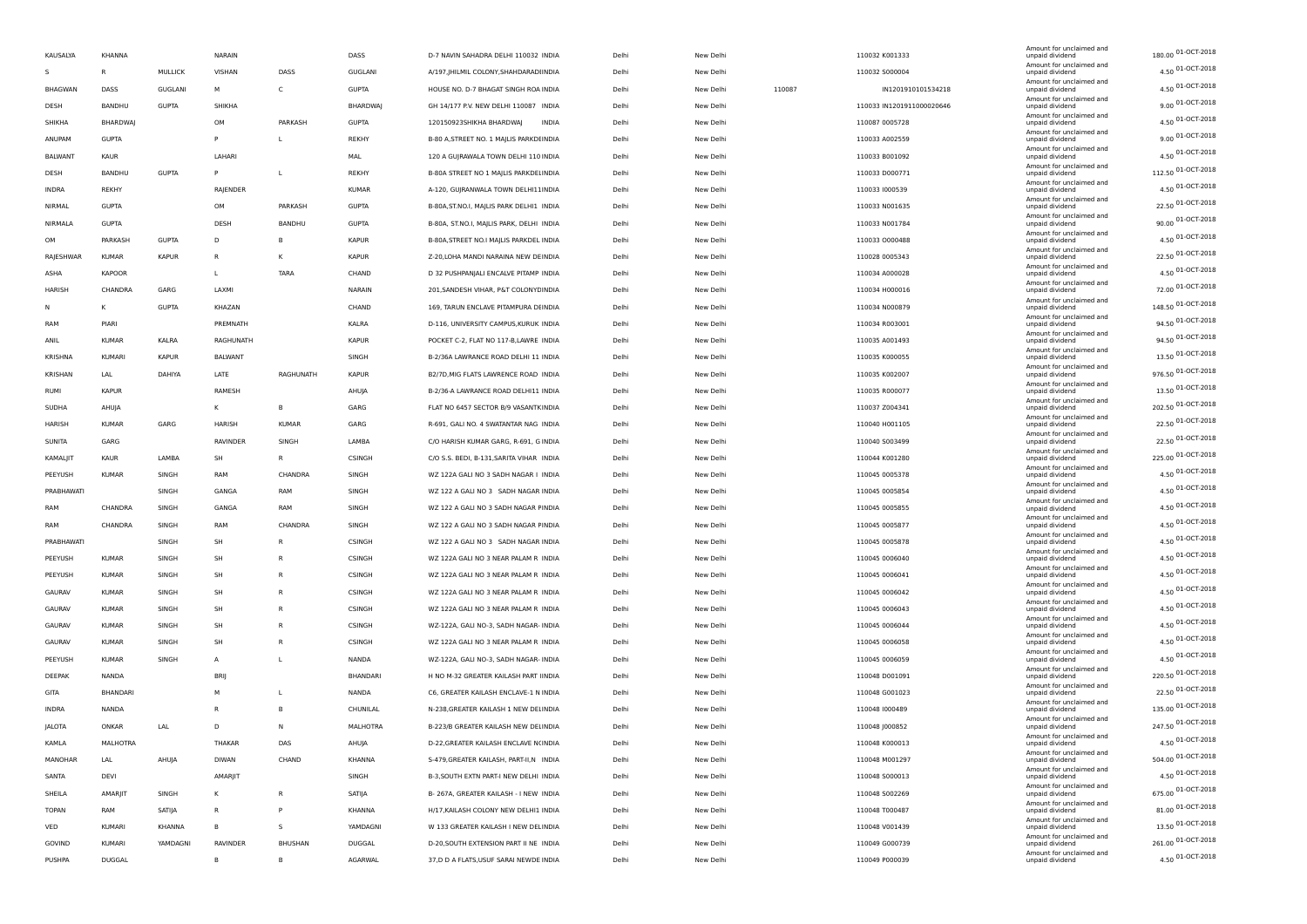| KAUSALYA | KHANNA | | NARAIN | | DASS | D-7 NAVIN SAHADRA DELHI 110032 INDIA | Delhi | New Delhi | | 110032 K001333 | Amount for unclaimed and unpaid dividend | 180.00 | 01-OCT-2018 |
|---|---|---|---|---|---|---|---|---|---|---|---|---|---|
| S | R | MULLICK | VISHAN | DASS | GUGLANI | A/197,JHILMIL COLONY,SHAHDARADIIINDIA | Delhi | New Delhi | | 110032 S000004 | Amount for unclaimed and unpaid dividend | 4.50 | 01-OCT-2018 |
| BHAGWAN | DASS | GUGLANI | M | C | GUPTA | HOUSE NO. D-7 BHAGAT SINGH ROA INDIA | Delhi | New Delhi | 110087 | IN1201910101534218 | Amount for unclaimed and unpaid dividend | 4.50 | 01-OCT-2018 |
| DESH | BANDHU | GUPTA | SHIKHA | | BHARDWAJ | GH 14/177 P.V. NEW DELHI 110087 INDIA | Delhi | New Delhi | | 110033 IN1201911000020646 | Amount for unclaimed and unpaid dividend | 9.00 | 01-OCT-2018 |
| SHIKHA | BHARDWAJ | | OM | PARKASH | GUPTA | 120150923SHIKHA BHARDWAJ INDIA | Delhi | New Delhi | | 110087 0005728 | Amount for unclaimed and unpaid dividend | 4.50 | 01-OCT-2018 |
| ANUPAM | GUPTA | | P | L | REKHY | B-80 A,STREET NO. 1 MAJLIS PARKDEINDIA | Delhi | New Delhi | | 110033 A002559 | Amount for unclaimed and unpaid dividend | 9.00 | 01-OCT-2018 |
| BALWANT | KAUR | | LAHARI | | MAL | 120 A GUJRAWALA TOWN DELHI 110 INDIA | Delhi | New Delhi | | 110033 B001092 | Amount for unclaimed and unpaid dividend | 4.50 | 01-OCT-2018 |
| DESH | BANDHU | GUPTA | P | L | REKHY | B-80A STREET NO 1 MAJLIS PARKDELINDIA | Delhi | New Delhi | | 110033 D000771 | Amount for unclaimed and unpaid dividend | 112.50 | 01-OCT-2018 |
| INDRA | REKHY | | RAJENDER | | KUMAR | A-120, GUJRANWALA TOWN DELHI11INDIA | Delhi | New Delhi | | 110033 I000539 | Amount for unclaimed and unpaid dividend | 4.50 | 01-OCT-2018 |
| NIRMAL | GUPTA | | OM | PARKASH | GUPTA | B-80A,ST.NO.I, MAJLIS PARK DELHI1 INDIA | Delhi | New Delhi | | 110033 N001635 | Amount for unclaimed and unpaid dividend | 22.50 | 01-OCT-2018 |
| NIRMALA | GUPTA | | DESH | BANDHU | GUPTA | B-80A, ST.NO.I, MAJLIS PARK, DELHI INDIA | Delhi | New Delhi | | 110033 N001784 | Amount for unclaimed and unpaid dividend | 90.00 | 01-OCT-2018 |
| OM | PARKASH | GUPTA | D | B | KAPUR | B-80A,STREET NO.I MAJLIS PARKDEL INDIA | Delhi | New Delhi | | 110033 O000488 | Amount for unclaimed and unpaid dividend | 4.50 | 01-OCT-2018 |
| RAJESHWAR | KUMAR | KAPUR | R | K | KAPUR | Z-20,LOHA MANDI NARAINA NEW DEINDIA | Delhi | New Delhi | | 110028 0005343 | Amount for unclaimed and unpaid dividend | 22.50 | 01-OCT-2018 |
| ASHA | KAPOOR | | L | TARA | CHAND | D 32 PUSHPANJALI ENCALVE PITAMP INDIA | Delhi | New Delhi | | 110034 A000028 | Amount for unclaimed and unpaid dividend | 4.50 | 01-OCT-2018 |
| HARISH | CHANDRA | GARG | LAXMI | | NARAIN | 201,SANDESH VIHAR, P&T COLONYDINDIA | Delhi | New Delhi | | 110034 H000016 | Amount for unclaimed and unpaid dividend | 72.00 | 01-OCT-2018 |
| N | K | GUPTA | KHAZAN | | CHAND | 169, TARUN ENCLAVE PITAMPURA DEINDIA | Delhi | New Delhi | | 110034 N000879 | Amount for unclaimed and unpaid dividend | 148.50 | 01-OCT-2018 |
| RAM | PIARI | | PREMNATH | | KALRA | D-116, UNIVERSITY CAMPUS,KURUK INDIA | Delhi | New Delhi | | 110034 R003001 | Amount for unclaimed and unpaid dividend | 94.50 | 01-OCT-2018 |
| ANIL | KUMAR | KALRA | RAGHUNATH | | KAPUR | POCKET C-2, FLAT NO 117-B,LAWRE INDIA | Delhi | New Delhi | | 110035 A001493 | Amount for unclaimed and unpaid dividend | 94.50 | 01-OCT-2018 |
| KRISHNA | KUMARI | KAPUR | BALWANT | | SINGH | B-2/36A LAWRANCE ROAD DELHI 11 INDIA | Delhi | New Delhi | | 110035 K000055 | Amount for unclaimed and unpaid dividend | 13.50 | 01-OCT-2018 |
| KRISHAN | LAL | DAHIYA | LATE | RAGHUNATH | KAPUR | B2/7D,MIG FLATS LAWRENCE ROAD INDIA | Delhi | New Delhi | | 110035 K002007 | Amount for unclaimed and unpaid dividend | 976.50 | 01-OCT-2018 |
| RUMI | KAPUR | | RAMESH | | AHUJA | B-2/36-A LAWRENCE ROAD DELHI11 INDIA | Delhi | New Delhi | | 110035 R000077 | Amount for unclaimed and unpaid dividend | 13.50 | 01-OCT-2018 |
| SUDHA | AHUJA | | K | B | GARG | FLAT NO 6457 SECTOR B/9 VASANTKINDIA | Delhi | New Delhi | | 110037 Z004341 | Amount for unclaimed and unpaid dividend | 202.50 | 01-OCT-2018 |
| HARISH | KUMAR | GARG | HARISH | KUMAR | GARG | R-691, GALI NO. 4 SWATANTAR NAG INDIA | Delhi | New Delhi | | 110040 H001105 | Amount for unclaimed and unpaid dividend | 22.50 | 01-OCT-2018 |
| SUNITA | GARG | | RAVINDER | SINGH | LAMBA | C/O HARISH KUMAR GARG, R-691, G INDIA | Delhi | New Delhi | | 110040 S003499 | Amount for unclaimed and unpaid dividend | 22.50 | 01-OCT-2018 |
| KAMALJIT | KAUR | LAMBA | SH | R | CSINGH | C/O S.S. BEDI, B-131,SARITA VIHAR INDIA | Delhi | New Delhi | | 110044 K001280 | Amount for unclaimed and unpaid dividend | 225.00 | 01-OCT-2018 |
| PEEYUSH | KUMAR | SINGH | RAM | CHANDRA | SINGH | WZ 122A GALI NO 3 SADH NAGAR I INDIA | Delhi | New Delhi | | 110045 0005378 | Amount for unclaimed and unpaid dividend | 4.50 | 01-OCT-2018 |
| PRABHAWATI | | SINGH | GANGA | RAM | SINGH | WZ 122 A GALI NO 3 SADH NAGAR INDIA | Delhi | New Delhi | | 110045 0005854 | Amount for unclaimed and unpaid dividend | 4.50 | 01-OCT-2018 |
| RAM | CHANDRA | SINGH | GANGA | RAM | SINGH | WZ 122 A GALI NO 3 SADH NAGAR PINDIA | Delhi | New Delhi | | 110045 0005855 | Amount for unclaimed and unpaid dividend | 4.50 | 01-OCT-2018 |
| RAM | CHANDRA | SINGH | RAM | CHANDRA | SINGH | WZ 122 A GALI NO 3 SADH NAGAR PINDIA | Delhi | New Delhi | | 110045 0005877 | Amount for unclaimed and unpaid dividend | 4.50 | 01-OCT-2018 |
| PRABHAWATI | | SINGH | SH | R | CSINGH | WZ 122 A GALI NO 3 SADH NAGAR INDIA | Delhi | New Delhi | | 110045 0005878 | Amount for unclaimed and unpaid dividend | 4.50 | 01-OCT-2018 |
| PEEYUSH | KUMAR | SINGH | SH | R | CSINGH | WZ 122A GALI NO 3 NEAR PALAM R INDIA | Delhi | New Delhi | | 110045 0006040 | Amount for unclaimed and unpaid dividend | 4.50 | 01-OCT-2018 |
| PEEYUSH | KUMAR | SINGH | SH | R | CSINGH | WZ 122A GALI NO 3 NEAR PALAM R INDIA | Delhi | New Delhi | | 110045 0006041 | Amount for unclaimed and unpaid dividend | 4.50 | 01-OCT-2018 |
| GAURAV | KUMAR | SINGH | SH | R | CSINGH | WZ 122A GALI NO 3 NEAR PALAM R INDIA | Delhi | New Delhi | | 110045 0006042 | Amount for unclaimed and unpaid dividend | 4.50 | 01-OCT-2018 |
| GAURAV | KUMAR | SINGH | SH | R | CSINGH | WZ 122A GALI NO 3 NEAR PALAM R INDIA | Delhi | New Delhi | | 110045 0006043 | Amount for unclaimed and unpaid dividend | 4.50 | 01-OCT-2018 |
| GAURAV | KUMAR | SINGH | SH | R | CSINGH | WZ-122A, GALI NO-3, SADH NAGAR- INDIA | Delhi | New Delhi | | 110045 0006044 | Amount for unclaimed and unpaid dividend | 4.50 | 01-OCT-2018 |
| GAURAV | KUMAR | SINGH | SH | R | CSINGH | WZ 122A GALI NO 3 NEAR PALAM R INDIA | Delhi | New Delhi | | 110045 0006058 | Amount for unclaimed and unpaid dividend | 4.50 | 01-OCT-2018 |
| PEEYUSH | KUMAR | SINGH | A | L | NANDA | WZ-122A, GALI NO-3, SADH NAGAR- INDIA | Delhi | New Delhi | | 110045 0006059 | Amount for unclaimed and unpaid dividend | 4.50 | 01-OCT-2018 |
| DEEPAK | NANDA | | BRIJ | | BHANDARI | H NO M-32 GREATER KAILASH PART IINDIA | Delhi | New Delhi | | 110048 D001091 | Amount for unclaimed and unpaid dividend | 220.50 | 01-OCT-2018 |
| GITA | BHANDARI | | M | L | NANDA | C6, GREATER KAILASH ENCLAVE-1 N INDIA | Delhi | New Delhi | | 110048 G001023 | Amount for unclaimed and unpaid dividend | 22.50 | 01-OCT-2018 |
| INDRA | NANDA | | R | B | CHUNILAL | N-238,GREATER KAILASH 1 NEW DELINDIA | Delhi | New Delhi | | 110048 I000489 | Amount for unclaimed and unpaid dividend | 135.00 | 01-OCT-2018 |
| JALOTA | ONKAR | LAL | D | N | MALHOTRA | B-223/B GREATER KAILASH NEW DELINDIA | Delhi | New Delhi | | 110048 J000852 | Amount for unclaimed and unpaid dividend | 247.50 | 01-OCT-2018 |
| KAMLA | MALHOTRA | | THAKAR | DAS | AHUJA | D-22,GREATER KAILASH ENCLAVE NINDIA | Delhi | New Delhi | | 110048 K000013 | Amount for unclaimed and unpaid dividend | 4.50 | 01-OCT-2018 |
| MANOHAR | LAL | AHUJA | DIWAN | CHAND | KHANNA | S-479,GREATER KAILASH, PART-II,N INDIA | Delhi | New Delhi | | 110048 M001297 | Amount for unclaimed and unpaid dividend | 504.00 | 01-OCT-2018 |
| SANTA | DEVI | | AMARJIT | | SINGH | B-3,SOUTH EXTN PART-I NEW DELHI INDIA | Delhi | New Delhi | | 110048 S000013 | Amount for unclaimed and unpaid dividend | 4.50 | 01-OCT-2018 |
| SHEILA | AMARJIT | SINGH | K | R | SATIJA | B- 267A, GREATER KAILASH - I NEW INDIA | Delhi | New Delhi | | 110048 S002269 | Amount for unclaimed and unpaid dividend | 675.00 | 01-OCT-2018 |
| TOPAN | RAM | SATIJA | R | P | KHANNA | H/17,KAILASH COLONY NEW DELHI1 INDIA | Delhi | New Delhi | | 110048 T000487 | Amount for unclaimed and unpaid dividend | 81.00 | 01-OCT-2018 |
| VED | KUMARI | KHANNA | B | S | YAMDAGNI | W 133 GREATER KAILASH I NEW DELINDIA | Delhi | New Delhi | | 110048 V001439 | Amount for unclaimed and unpaid dividend | 13.50 | 01-OCT-2018 |
| GOVIND | KUMARI | YAMDAGNI | RAVINDER | BHUSHAN | DUGGAL | D-20,SOUTH EXTENSION PART II NE INDIA | Delhi | New Delhi | | 110049 G000739 | Amount for unclaimed and unpaid dividend | 261.00 | 01-OCT-2018 |
| PUSHPA | DUGGAL | | B | B | AGARWAL | 37,D D A FLATS,USUF SARAI NEWDE INDIA | Delhi | New Delhi | | 110049 P000039 | Amount for unclaimed and unpaid dividend | 4.50 | 01-OCT-2018 |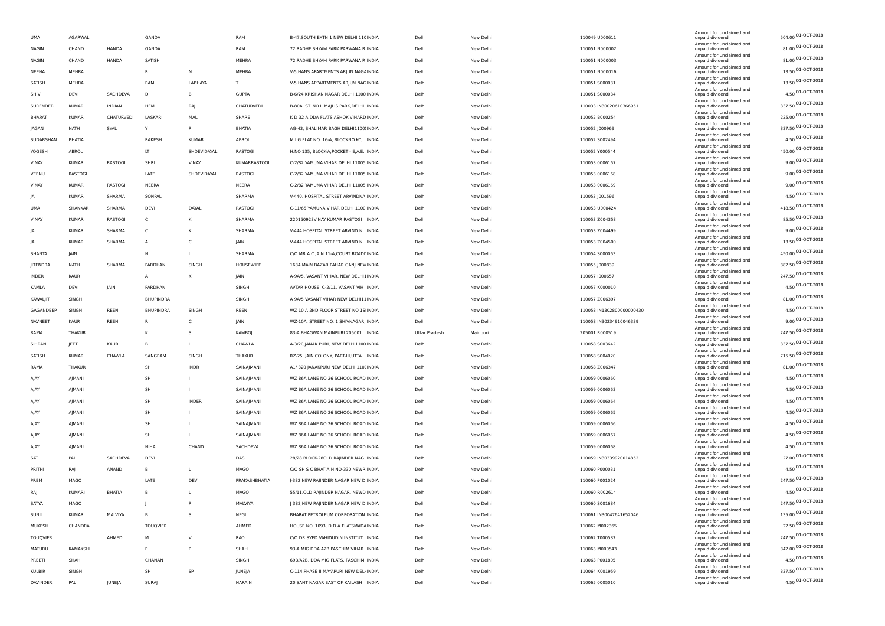| | | | | | | | | | | | | |
|---|---|---|---|---|---|---|---|---|---|---|---|---|
| UMA | AGARWAL | | GANDA | | RAM | B-47,SOUTH EXTN 1 NEW DELHI 110INDIA | Delhi | New Delhi | 110049 U000611 | Amount for unclaimed and unpaid dividend | 504.00 | 01-OCT-2018 |
| NAGIN | CHAND | HANDA | GANDA | | RAM | 72,RADHE SHYAM PARK PARWANA R INDIA | Delhi | New Delhi | 110051 N000002 | Amount for unclaimed and unpaid dividend | 81.00 | 01-OCT-2018 |
| NAGIN | CHAND | HANDA | SATISH | | MEHRA | 72,RADHE SHYAM PARK PARWANA R INDIA | Delhi | New Delhi | 110051 N000003 | Amount for unclaimed and unpaid dividend | 81.00 | 01-OCT-2018 |
| NEENA | MEHRA | | R | N | MEHRA | V-5,HANS APARTMENTS ARJUN NAGAINDIA | Delhi | New Delhi | 110051 N000016 | Amount for unclaimed and unpaid dividend | 13.50 | 01-OCT-2018 |
| SATISH | MEHRA | | RAM | LABHAYA | T | V-5 HANS APPARTMENTS ARJUN NAGINDIA | Delhi | New Delhi | 110051 S000031 | Amount for unclaimed and unpaid dividend | 13.50 | 01-OCT-2018 |
| SHIV | DEVI | SACHDEVA | D | B | GUPTA | B-6/24 KRISHAN NAGAR DELHI 1100 INDIA | Delhi | New Delhi | 110051 S000084 | Amount for unclaimed and unpaid dividend | 4.50 | 01-OCT-2018 |
| SURENDER | KUMAR | INDIAN | HEM | RAJ | CHATURVEDI | B-80A, ST. NO.I, MAJLIS PARK,DELHI INDIA | Delhi | New Delhi | 110033 IN30020610366951 | Amount for unclaimed and unpaid dividend | 337.50 | 01-OCT-2018 |
| BHARAT | KUMAR | CHATURVEDI | LASKARI | MAL | SHARE | K D 32 A DDA FLATS ASHOK VIHARD INDIA | Delhi | New Delhi | 110052 B000254 | Amount for unclaimed and unpaid dividend | 225.00 | 01-OCT-2018 |
| JAGAN | NATH | SYAL | Y | P | BHATIA | AG-43, SHALIMAR BAGH DELHI1100!INDIA | Delhi | New Delhi | 110052 J000969 | Amount for unclaimed and unpaid dividend | 337.50 | 01-OCT-2018 |
| SUDARSHAN | BHATIA | | RAKESH | KUMAR | ABROL | M.I.G.FLAT NO. 16-A, BLOCKNO.KC, INDIA | Delhi | New Delhi | 110052 S002494 | Amount for unclaimed and unpaid dividend | 4.50 | 01-OCT-2018 |
| YOGESH | ABROL | | LT | SHDEVIDAYAL | RASTOGI | H.NO.135, BLOCK-A,POCKET - E,A.E. INDIA | Delhi | New Delhi | 110052 Y000544 | Amount for unclaimed and unpaid dividend | 450.00 | 01-OCT-2018 |
| VINAY | KUMAR | RASTOGI | SHRI | VINAY | KUMARRASTOGI | C-2/82 YAMUNA VIHAR DELHI 11005 INDIA | Delhi | New Delhi | 110053 0006167 | Amount for unclaimed and unpaid dividend | 9.00 | 01-OCT-2018 |
| VEENU | RASTOGI | | LATE | SHDEVIDAYAL | RASTOGI | C-2/82 YAMUNA VIHAR DELHI 11005 INDIA | Delhi | New Delhi | 110053 0006168 | Amount for unclaimed and unpaid dividend | 9.00 | 01-OCT-2018 |
| VINAY | KUMAR | RASTOGI | NEERA | | NEERA | C-2/82 YAMUNA VIHAR DELHI 11005 INDIA | Delhi | New Delhi | 110053 0006169 | Amount for unclaimed and unpaid dividend | 9.00 | 01-OCT-2018 |
| JAI | KUMAR | SHARMA | SONPAL | | SHARMA | V-440, HOSPITAL STREET ARVINDNA INDIA | Delhi | New Delhi | 110053 J001596 | Amount for unclaimed and unpaid dividend | 4.50 | 01-OCT-2018 |
| UMA | SHANKAR | SHARMA | DEVI | DAYAL | RASTOGI | C-11/65,YAMUNA VIHAR DELHI 1100 INDIA | Delhi | New Delhi | 110053 U000424 | Amount for unclaimed and unpaid dividend | 418.50 | 01-OCT-2018 |
| VINAY | KUMAR | RASTOGI | C | K | SHARMA | 220150923VINAY KUMAR RASTOGI INDIA | Delhi | New Delhi | 110053 Z004358 | Amount for unclaimed and unpaid dividend | 85.50 | 01-OCT-2018 |
| JAI | KUMAR | SHARMA | C | K | SHARMA | V-444 HOSPITAL STREET ARVIND N INDIA | Delhi | New Delhi | 110053 Z004499 | Amount for unclaimed and unpaid dividend | 9.00 | 01-OCT-2018 |
| JAI | KUMAR | SHARMA | A | C | JAIN | V-444 HOSPITAL STREET ARVIND N INDIA | Delhi | New Delhi | 110053 Z004500 | Amount for unclaimed and unpaid dividend | 13.50 | 01-OCT-2018 |
| SHANTA | JAIN | | N | L | SHARMA | C/O MR A C JAIN 11-A,COURT ROADCINDIA | Delhi | New Delhi | 110054 S000063 | Amount for unclaimed and unpaid dividend | 450.00 | 01-OCT-2018 |
| JITENDRA | NATH | SHARMA | PARDHAN | SINGH | HOUSEWIFE | 1634,MAIN BAZAR PAHAR GANJ NEWINDIA | Delhi | New Delhi | 110055 J000839 | Amount for unclaimed and unpaid dividend | 382.50 | 01-OCT-2018 |
| INDER | KAUR | | A | K | JAIN | A-9A/5, VASANT VIHAR, NEW DELHI1INDIA | Delhi | New Delhi | 110057 I000657 | Amount for unclaimed and unpaid dividend | 247.50 | 01-OCT-2018 |
| KAMLA | DEVI | JAIN | PARDHAN | | SINGH | AVTAR HOUSE, C-2/11, VASANT VIH INDIA | Delhi | New Delhi | 110057 K000010 | Amount for unclaimed and unpaid dividend | 4.50 | 01-OCT-2018 |
| KAWALJIT | SINGH | | BHUPINDRA | | SINGH | A 9A/5 VASANT VIHAR NEW DELHI11INDIA | Delhi | New Delhi | 110057 Z006397 | Amount for unclaimed and unpaid dividend | 81.00 | 01-OCT-2018 |
| GAGANDEEP | SINGH | REEN | BHUPINDRA | SINGH | REEN | WZ 10 A 2ND FLOOR STREET NO 1SIINDIA | Delhi | New Delhi | 110058 IN1302800000000430 | Amount for unclaimed and unpaid dividend | 4.50 | 01-OCT-2018 |
| NAVNEET | KAUR | REEN | R | C | JAIN | WZ-10A, STREET NO. 1 SHIVNAGAR, INDIA | Delhi | New Delhi | 110058 IN30234910046339 | Amount for unclaimed and unpaid dividend | 9.00 | 01-OCT-2018 |
| RAMA | THAKUR | | K | S | KAMBOJ | 83-A,BHAGWAN MAINPURI 205001 INDIA | Uttar Pradesh | Mainpuri | 205001 R000519 | Amount for unclaimed and unpaid dividend | 247.50 | 01-OCT-2018 |
| SIHRAN | JEET | KAUR | B | L | CHAWLA | A-3/20,JANAK PURI, NEW DELHI1100 INDIA | Delhi | New Delhi | 110058 S003642 | Amount for unclaimed and unpaid dividend | 337.50 | 01-OCT-2018 |
| SATISH | KUMAR | CHAWLA | SANGRAM | SINGH | THAKUR | RZ-25, JAIN COLONY, PART-III,UTTA INDIA | Delhi | New Delhi | 110058 S004020 | Amount for unclaimed and unpaid dividend | 715.50 | 01-OCT-2018 |
| RAMA | THAKUR | | SH | INDR | SAINAJMANI | A1/ 320 JANAKPURI NEW DELHI 110CINDIA | Delhi | New Delhi | 110058 Z006347 | Amount for unclaimed and unpaid dividend | 81.00 | 01-OCT-2018 |
| AJAY | AJMANI | | SH | I | SAINAJMANI | WZ 86A LANE NO 26 SCHOOL ROAD INDIA | Delhi | New Delhi | 110059 0006060 | Amount for unclaimed and unpaid dividend | 4.50 | 01-OCT-2018 |
| AJAY | AJMANI | | SH | I | SAINAJMANI | WZ 86A LANE NO 26 SCHOOL ROAD INDIA | Delhi | New Delhi | 110059 0006063 | Amount for unclaimed and unpaid dividend | 4.50 | 01-OCT-2018 |
| AJAY | AJMANI | | SH | INDER | SAINAJMANI | WZ 86A LANE NO 26 SCHOOL ROAD INDIA | Delhi | New Delhi | 110059 0006064 | Amount for unclaimed and unpaid dividend | 4.50 | 01-OCT-2018 |
| AJAY | AJMANI | | SH | I | SAINAJMANI | WZ 86A LANE NO 26 SCHOOL ROAD INDIA | Delhi | New Delhi | 110059 0006065 | Amount for unclaimed and unpaid dividend | 4.50 | 01-OCT-2018 |
| AJAY | AJMANI | | SH | I | SAINAJMANI | WZ 86A LANE NO 26 SCHOOL ROAD INDIA | Delhi | New Delhi | 110059 0006066 | Amount for unclaimed and unpaid dividend | 4.50 | 01-OCT-2018 |
| AJAY | AJMANI | | SH | I | SAINAJMANI | WZ 86A LANE NO 26 SCHOOL ROAD INDIA | Delhi | New Delhi | 110059 0006067 | Amount for unclaimed and unpaid dividend | 4.50 | 01-OCT-2018 |
| AJAY | AJMANI | | NIHAL | CHAND | SACHDEVA | WZ 86A LANE NO 26 SCHOOL ROAD INDIA | Delhi | New Delhi | 110059 0006068 | Amount for unclaimed and unpaid dividend | 4.50 | 01-OCT-2018 |
| SAT | PAL | SACHDEVA | DEVI | | DAS | 28/28 BLOCK-28OLD RAJINDER NAG INDIA | Delhi | New Delhi | 110059 IN30339920014852 | Amount for unclaimed and unpaid dividend | 27.00 | 01-OCT-2018 |
| PRITHI | RAJ | ANAND | B | L | MAGO | C/O SH S C BHATIA H NO-330,NEWR INDIA | Delhi | New Delhi | 110060 P000031 | Amount for unclaimed and unpaid dividend | 4.50 | 01-OCT-2018 |
| PREM | MAGO | | LATE | DEV | PRAKASHBHATIA | J-382,NEW RAJINDER NAGAR NEW D INDIA | Delhi | New Delhi | 110060 P001024 | Amount for unclaimed and unpaid dividend | 247.50 | 01-OCT-2018 |
| RAJ | KUMARI | BHATIA | B | L | MAGO | 55/11,OLD RAJINDER NAGAR, NEWDIINDIA | Delhi | New Delhi | 110060 R002614 | Amount for unclaimed and unpaid dividend | 4.50 | 01-OCT-2018 |
| SATYA | MAGO | | J | P | MALVIYA | J 382,NEW RAJINDER NAGAR NEW D INDIA | Delhi | New Delhi | 110060 S001684 | Amount for unclaimed and unpaid dividend | 247.50 | 01-OCT-2018 |
| SUNIL | KUMAR | MALVIYA | B | S | NEGI | BHARAT PETROLEUM CORPORATION INDIA | Delhi | New Delhi | 110061 IN30047641652046 | Amount for unclaimed and unpaid dividend | 135.00 | 01-OCT-2018 |
| MUKESH | CHANDRA | | TOUQVIER | | AHMED | HOUSE NO. 1093, D.D.A FLATSMADAINDIA | Delhi | New Delhi | 110062 M002365 | Amount for unclaimed and unpaid dividend | 22.50 | 01-OCT-2018 |
| TOUQVIER | | AHMED | M | V | RAO | C/O DR SYED VAHIDUDIN INSTITUT INDIA | Delhi | New Delhi | 110062 T000587 | Amount for unclaimed and unpaid dividend | 247.50 | 01-OCT-2018 |
| MATURU | KAMAKSHI | | P | P | SHAH | 93-A MIG DDA A2B PASCHIM VIHAR INDIA | Delhi | New Delhi | 110063 M000543 | Amount for unclaimed and unpaid dividend | 342.00 | 01-OCT-2018 |
| PREETI | SHAH | | CHANAN | | SINGH | 69B/A2B, DDA MIG FLATS, PASCHIM INDIA | Delhi | New Delhi | 110063 P001805 | Amount for unclaimed and unpaid dividend | 4.50 | 01-OCT-2018 |
| KULBIR | SINGH | | SH | SP | JUNEJA | C-114,PHASE II MAYAPURI NEW DELHINDIA | Delhi | New Delhi | 110064 K001959 | Amount for unclaimed and unpaid dividend | 337.50 | 01-OCT-2018 |
| DAVINDER | PAL | JUNEJA | SURAJ | | NARAIN | 20 SANT NAGAR EAST OF KAILASH INDIA | Delhi | New Delhi | 110065 0005010 | Amount for unclaimed and unpaid dividend | 4.50 | 01-OCT-2018 |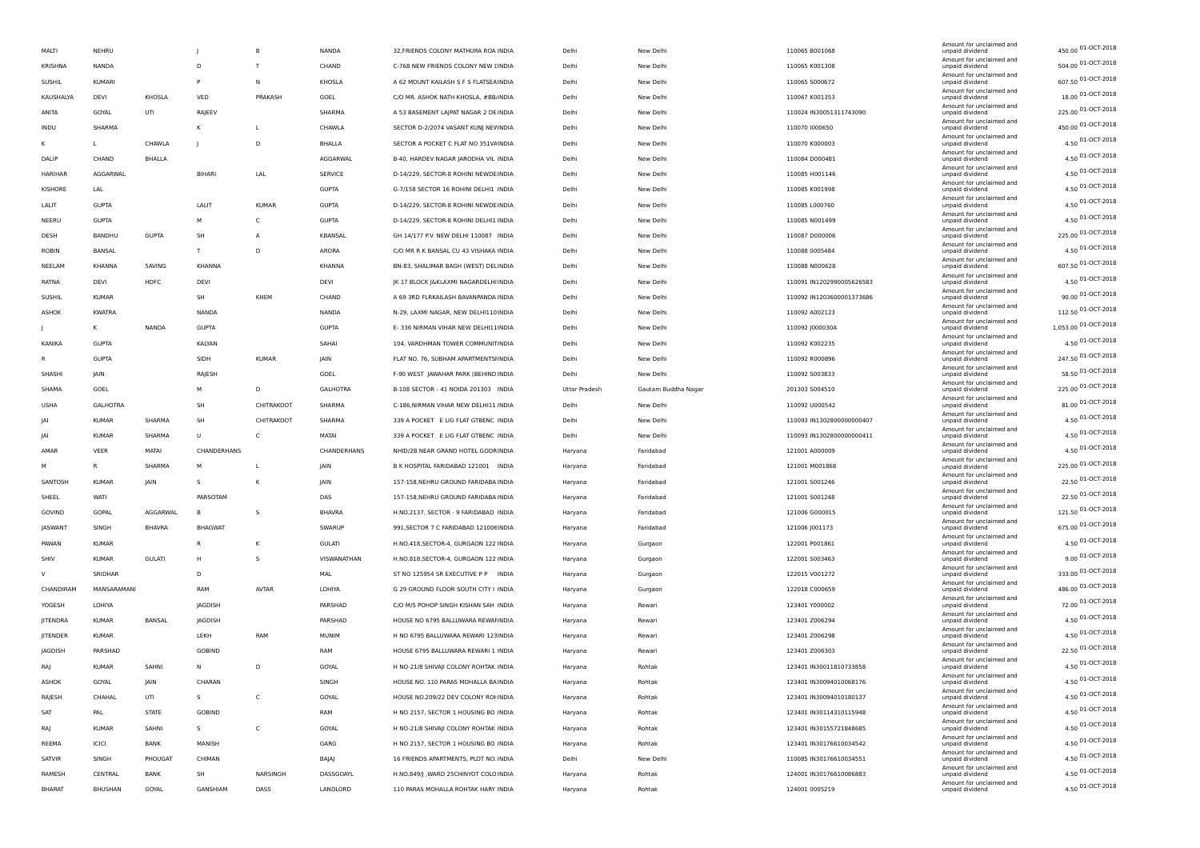| MALTI | NEHRU | | J | B | NANDA | 32,FRIENDS COLONY MATHURA ROA INDIA | Delhi | New Delhi | 110065 B001068 | Amount for unclaimed and unpaid dividend | 450.00 | 01-OCT-2018 |
|---|---|---|---|---|---|---|---|---|---|---|---|---|
| KRISHNA | NANDA | | D | T | CHAND | C-768 NEW FRIENDS COLONY NEW DINDIA | Delhi | New Delhi | 110065 K001308 | Amount for unclaimed and unpaid dividend | 504.00 | 01-OCT-2018 |
| SUSHIL | KUMARI | | P | N | KHOSLA | A 62 MOUNT KAILASH S F S FLATSEAINDIA | Delhi | New Delhi | 110065 S000672 | Amount for unclaimed and unpaid dividend | 607.50 | 01-OCT-2018 |
| KAUSHALYA | DEVI | KHOSLA | VED | PRAKASH | GOEL | C/O MR. ASHOK NATH KHOSLA, #88/INDIA | Delhi | New Delhi | 110067 K001353 | Amount for unclaimed and unpaid dividend | 18.00 | 01-OCT-2018 |
| ANITA | GOYAL | UTI | RAJEEV | | SHARMA | A 53 BASEMENT LAJPAT NAGAR 2 DEINDIA | Delhi | New Delhi | 110024 IN30051311743090 | Amount for unclaimed and unpaid dividend | 225.00 | 01-OCT-2018 |
| INDU | SHARMA | | K | L | CHAWLA | SECTOR D-2/2074 VASANT KUNJ NEVINDIA | Delhi | New Delhi | 110070 I000650 | Amount for unclaimed and unpaid dividend | 450.00 | 01-OCT-2018 |
| K | L | CHAWLA | J | D | BHALLA | SECTOR A POCKET C FLAT NO 351VAINDIA | Delhi | New Delhi | 110070 K000003 | Amount for unclaimed and unpaid dividend | 4.50 | 01-OCT-2018 |
| DALIP | CHAND | BHALLA | | | AGGARWAL | B-40, HARDEV NAGAR JARODHA VIL INDIA | Delhi | New Delhi | 110084 D000481 | Amount for unclaimed and unpaid dividend | 4.50 | 01-OCT-2018 |
| HARIHAR | AGGARWAL | | BIHARI | LAL | SERVICE | D-14/229, SECTOR-8 ROHINI NEWDEINDIA | Delhi | New Delhi | 110085 H001146 | Amount for unclaimed and unpaid dividend | 4.50 | 01-OCT-2018 |
| KISHORE | LAL | | | | GUPTA | G-7/158 SECTOR 16 ROHINI DELHI1 INDIA | Delhi | New Delhi | 110085 K001998 | Amount for unclaimed and unpaid dividend | 4.50 | 01-OCT-2018 |
| LALIT | GUPTA | | LALIT | KUMAR | GUPTA | D-14/229, SECTOR-8 ROHINI NEWDEINDIA | Delhi | New Delhi | 110085 L000760 | Amount for unclaimed and unpaid dividend | 4.50 | 01-OCT-2018 |
| NEERU | GUPTA | | M | C | GUPTA | D-14/229, SECTOR-8 ROHINI DELHI1 INDIA | Delhi | New Delhi | 110085 N001499 | Amount for unclaimed and unpaid dividend | 4.50 | 01-OCT-2018 |
| DESH | BANDHU | GUPTA | SH | A | KBANSAL | GH 14/177 P.V. NEW DELHI 110087 INDIA | Delhi | New Delhi | 110087 D000006 | Amount for unclaimed and unpaid dividend | 225.00 | 01-OCT-2018 |
| ROBIN | BANSAL | | T | D | ARORA | C/O MR R K BANSAL CU 43 VISHAKA INDIA | Delhi | New Delhi | 110088 0005484 | Amount for unclaimed and unpaid dividend | 4.50 | 01-OCT-2018 |
| NEELAM | KHANNA | SAVING | KHANNA | | KHANNA | BN-83, SHALIMAR BAGH (WEST) DELINDIA | Delhi | New Delhi | 110088 N000628 | Amount for unclaimed and unpaid dividend | 607.50 | 01-OCT-2018 |
| RATNA | DEVI | HDFC | DEVI | | DEVI | JK 17 BLOCK J&KLAXMI NAGARDELHIINDIA | Delhi | New Delhi | 110091 IN1202990005626583 | Amount for unclaimed and unpaid dividend | 4.50 | 01-OCT-2018 |
| SUSHIL | KUMAR | | SH | KHEM | CHAND | A 69 3RD FLRKAILASH BAVANPANDA INDIA | Delhi | New Delhi | 110092 IN1203600001373686 | Amount for unclaimed and unpaid dividend | 90.00 | 01-OCT-2018 |
| ASHOK | KWATRA | | NANDA | | NANDA | N-29, LAXMI NAGAR, NEW DELHI110INDIA | Delhi | New Delhi | 110092 A002123 | Amount for unclaimed and unpaid dividend | 112.50 | 01-OCT-2018 |
| J | K | NANDA | GUPTA | | GUPTA | E- 336 NIRMAN VIHAR NEW DELHI11INDIA | Delhi | New Delhi | 110092 J000030A | Amount for unclaimed and unpaid dividend | 1,053.00 | 01-OCT-2018 |
| KANIKA | GUPTA | | KALYAN | | SAHAI | 104, VARDHMAN TOWER COMMUNITINDIA | Delhi | New Delhi | 110092 K002235 | Amount for unclaimed and unpaid dividend | 4.50 | 01-OCT-2018 |
| R | GUPTA | | SIDH | KUMAR | JAIN | FLAT NO. 76, SUBHAM APARTMENTSINDIA | Delhi | New Delhi | 110092 R000896 | Amount for unclaimed and unpaid dividend | 247.50 | 01-OCT-2018 |
| SHASHI | JAIN | | RAJESH | | GOEL | F-90 WEST JAWAHAR PARK (BEHIND INDIA | Delhi | New Delhi | 110092 S003833 | Amount for unclaimed and unpaid dividend | 58.50 | 01-OCT-2018 |
| SHAMA | GOEL | | M | D | GALHOTRA | B-108 SECTOR - 41 NOIDA 201303 INDIA | Uttar Pradesh | Gautam Buddha Nagar | 201303 S004510 | Amount for unclaimed and unpaid dividend | 225.00 | 01-OCT-2018 |
| USHA | GALHOTRA | | SH | CHITRAKOOT | SHARMA | C-186,NIRMAN VIHAR NEW DELHI11 INDIA | Delhi | New Delhi | 110092 U000542 | Amount for unclaimed and unpaid dividend | 81.00 | 01-OCT-2018 |
| JAI | KUMAR | SHARMA | SH | CHITRAKOOT | SHARMA | 339 A POCKET E LIG FLAT GTBENC INDIA | Delhi | New Delhi | 110093 IN1302800000000407 | Amount for unclaimed and unpaid dividend | 4.50 | 01-OCT-2018 |
| JAI | KUMAR | SHARMA | U | C | MATAI | 339 A POCKET E LIG FLAT GTBENC INDIA | Delhi | New Delhi | 110093 IN1302800000000411 | Amount for unclaimed and unpaid dividend | 4.50 | 01-OCT-2018 |
| AMAR | VEER | MATAI | CHANDERHANS | | CHANDERHANS | NHID/2B NEAR GRAND HOTEL GODRINDIA | Haryana | Faridabad | 121001 A000009 | Amount for unclaimed and unpaid dividend | 4.50 | 01-OCT-2018 |
| M | R | SHARMA | M | L | JAIN | B K HOSPITAL FARIDABAD 121001 INDIA | Haryana | Faridabad | 121001 M001868 | Amount for unclaimed and unpaid dividend | 225.00 | 01-OCT-2018 |
| SANTOSH | KUMAR | JAIN | S | K | JAIN | 157-158,NEHRU GROUND FARIDABA INDIA | Haryana | Faridabad | 121001 S001246 | Amount for unclaimed and unpaid dividend | 22.50 | 01-OCT-2018 |
| SHEEL | WATI | | PARSOTAM | | DAS | 157-158,NEHRU GROUND FARIDABA INDIA | Haryana | Faridabad | 121001 S001248 | Amount for unclaimed and unpaid dividend | 22.50 | 01-OCT-2018 |
| GOVIND | GOPAL | AGGARWAL | B | S | BHAVRA | H.NO.2137, SECTOR - 9 FARIDABAD INDIA | Haryana | Faridabad | 121006 G000015 | Amount for unclaimed and unpaid dividend | 121.50 | 01-OCT-2018 |
| JASWANT | SINGH | BHAVRA | BHAGWAT | | SWARUP | 991,SECTOR 7 C FARIDABAD 121006INDIA | Haryana | Faridabad | 121006 J001173 | Amount for unclaimed and unpaid dividend | 675.00 | 01-OCT-2018 |
| PAWAN | KUMAR | | R | K | GULATI | H.NO.418,SECTOR-4, GURGAON 122 INDIA | Haryana | Gurgaon | 122001 P001861 | Amount for unclaimed and unpaid dividend | 4.50 | 01-OCT-2018 |
| SHIV | KUMAR | GULATI | H | S | VISWANATHAN | H.NO.818,SECTOR-4, GURGAON 122 INDIA | Haryana | Gurgaon | 122001 S003463 | Amount for unclaimed and unpaid dividend | 9.00 | 01-OCT-2018 |
| V | SRIDHAR | | D | | MAL | ST NO 125954 SR EXECUTIVE P P INDIA | Haryana | Gurgaon | 122015 V001272 | Amount for unclaimed and unpaid dividend | 333.00 | 01-OCT-2018 |
| CHANDIRAM | MANSARAMANI | | RAM | AVTAR | LOHIYA | G 29 GROUND FLOOR SOUTH CITY I INDIA | Haryana | Gurgaon | 122018 C000659 | Amount for unclaimed and unpaid dividend | 486.00 | 01-OCT-2018 |
| YOGESH | LOHIYA | | JAGDISH | | PARSHAD | C/O M/S POHOP SINGH KISHAN SAH INDIA | Haryana | Rewari | 123401 Y000002 | Amount for unclaimed and unpaid dividend | 72.00 | 01-OCT-2018 |
| JITENDRA | KUMAR | BANSAL | JAGDISH | | PARSHAD | HOUSE NO 6795 BALLUWARA REWAFINDIA | Haryana | Rewari | 123401 Z006294 | Amount for unclaimed and unpaid dividend | 4.50 | 01-OCT-2018 |
| JITENDER | KUMAR | | LEKH | RAM | MUNIM | H NO 6795 BALLUWARA REWARI 123INDIA | Haryana | Rewari | 123401 Z006298 | Amount for unclaimed and unpaid dividend | 4.50 | 01-OCT-2018 |
| JAGDISH | PARSHAD | | GOBIND | | RAM | HOUSE 6795 BALLUWARA REWARI 1 INDIA | Haryana | Rewari | 123401 Z006303 | Amount for unclaimed and unpaid dividend | 22.50 | 01-OCT-2018 |
| RAJ | KUMAR | SAHNI | N | D | GOYAL | H NO-21/8 SHIVAJI COLONY ROHTAK INDIA | Haryana | Rohtak | 123401 IN30011810733858 | Amount for unclaimed and unpaid dividend | 4.50 | 01-OCT-2018 |
| ASHOK | GOYAL | JAIN | CHARAN | | SINGH | HOUSE NO. 110 PARAS MOHALLA BAINDIA | Haryana | Rohtak | 123401 IN30094010068176 | Amount for unclaimed and unpaid dividend | 4.50 | 01-OCT-2018 |
| RAJESH | CHAHAL | UTI | S | C | GOYAL | HOUSE NO.209/22 DEV COLONY ROHINDIA | Haryana | Rohtak | 123401 IN30094010180137 | Amount for unclaimed and unpaid dividend | 4.50 | 01-OCT-2018 |
| SAT | PAL | STATE | GOBIND | | RAM | H NO 2157, SECTOR 1 HOUSING BO INDIA | Haryana | Rohtak | 123401 IN30114310115948 | Amount for unclaimed and unpaid dividend | 4.50 | 01-OCT-2018 |
| RAJ | KUMAR | SAHNI | S | C | GOYAL | H NO-21/8 SHIVAJI COLONY ROHTAK INDIA | Haryana | Rohtak | 123401 IN30155721848685 | Amount for unclaimed and unpaid dividend | 4.50 | 01-OCT-2018 |
| REEMA | ICICI | BANK | MANISH | | GARG | H NO 2157, SECTOR 1 HOUSING BO INDIA | Haryana | Rohtak | 123401 IN30176610034542 | Amount for unclaimed and unpaid dividend | 4.50 | 01-OCT-2018 |
| SATVIR | SINGH | PHOUGAT | CHIMAN | | BAJAJ | 16 FRIENDS APARTMENTS, PLOT NO. INDIA | Delhi | New Delhi | 110085 IN30176610034551 | Amount for unclaimed and unpaid dividend | 4.50 | 01-OCT-2018 |
| RAMESH | CENTRAL | BANK | SH | NARSINGH | DASSGOAYL | H.NO.849/J ,WARD 25CHINYOT COLO INDIA | Haryana | Rohtak | 124001 IN30176610086883 | Amount for unclaimed and unpaid dividend | 4.50 | 01-OCT-2018 |
| BHARAT | BHUSHAN | GOYAL | GANSHIAM | DASS | LANDLORD | 110 PARAS MOHALLA ROHTAK HARY INDIA | Haryana | Rohtak | 124001 0005219 | Amount for unclaimed and unpaid dividend | 4.50 | 01-OCT-2018 |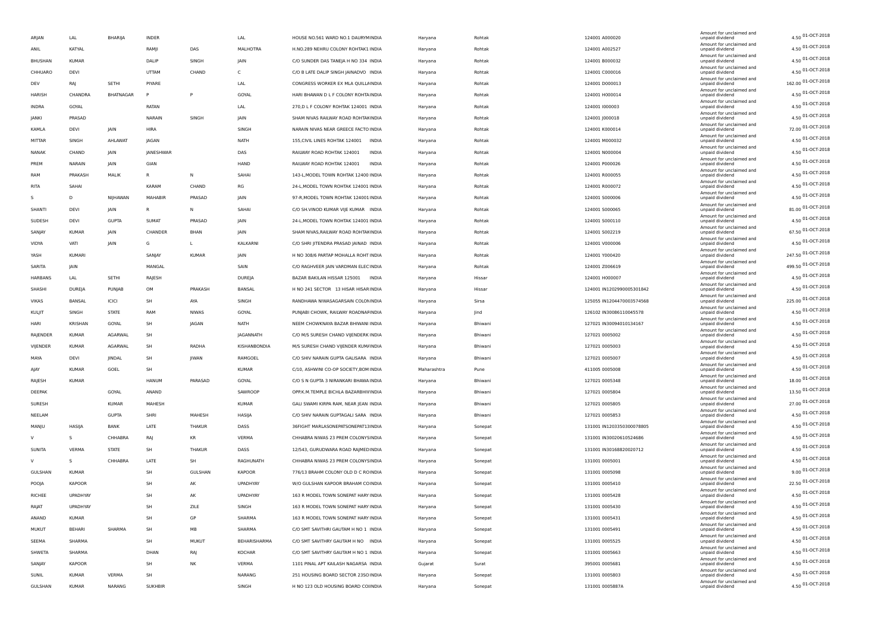| ARJAN | LAL | BHARIJA | INDER | | LAL | HOUSE NO.561 WARD NO.1 DAURYMINDIA | Haryana | Rohtak | 124001 A000020 | Amount for unclaimed and unpaid dividend | 4.50 | 01-OCT-2018 |
|---|---|---|---|---|---|---|---|---|---|---|---|---|
| ANIL | KATYAL | | RAMJI | DAS | MALHOTRA | H.NO.289 NEHRU COLONY ROHTAK1 INDIA | Haryana | Rohtak | 124001 A002527 | Amount for unclaimed and unpaid dividend | 4.50 | 01-OCT-2018 |
| BHUSHAN | KUMAR | | DALIP | SINGH | JAIN | C/O SUNDER DAS TANEJA H NO 334 INDIA | Haryana | Rohtak | 124001 B000032 | Amount for unclaimed and unpaid dividend | 4.50 | 01-OCT-2018 |
| CHHUARO | DEVI | | UTTAM | CHAND | C | C/O B LATE DALIP SINGH JAINADVO INDIA | Haryana | Rohtak | 124001 C000016 | Amount for unclaimed and unpaid dividend | 4.50 | 01-OCT-2018 |
| DEV | RAJ | SETHI | PIYARE | | LAL | CONGRESS WORKER EX MLA QUILLAINDIA | Haryana | Rohtak | 124001 D000013 | Amount for unclaimed and unpaid dividend | 162.00 | 01-OCT-2018 |
| HARISH | CHANDRA | BHATNAGAR | P | P | GOYAL | HARI BHAWAN D L F COLONY ROHTAINDIA | Haryana | Rohtak | 124001 H000014 | Amount for unclaimed and unpaid dividend | 4.50 | 01-OCT-2018 |
| INDRA | GOYAL | | RATAN | | LAL | 270,D L F COLONY ROHTAK 124001 INDIA | Haryana | Rohtak | 124001 I000003 | Amount for unclaimed and unpaid dividend | 4.50 | 01-OCT-2018 |
| JANKI | PRASAD | | NARAIN | SINGH | JAIN | SHAM NIVAS RAILWAY ROAD ROHTAKINDIA | Haryana | Rohtak | 124001 J000018 | Amount for unclaimed and unpaid dividend | 4.50 | 01-OCT-2018 |
| KAMLA | DEVI | JAIN | HIRA | | SINGH | NARAIN NIVAS NEAR GREECE FACTO INDIA | Haryana | Rohtak | 124001 K000014 | Amount for unclaimed and unpaid dividend | 72.00 | 01-OCT-2018 |
| MITTAR | SINGH | AHLAWAT | JAGAN | | NATH | 155,CIVIL LINES ROHTAK 124001 INDIA | Haryana | Rohtak | 124001 M000032 | Amount for unclaimed and unpaid dividend | 4.50 | 01-OCT-2018 |
| NANAK | CHAND | JAIN | JANESHWAR | | DAS | RAILWAY ROAD ROHTAK 124001 INDIA | Haryana | Rohtak | 124001 N000004 | Amount for unclaimed and unpaid dividend | 4.50 | 01-OCT-2018 |
| PREM | NARAIN | JAIN | GIAN | | HAND | RAILWAY ROAD ROHTAK 124001 INDIA | Haryana | Rohtak | 124001 P000026 | Amount for unclaimed and unpaid dividend | 4.50 | 01-OCT-2018 |
| RAM | PRAKASH | MALIK | R | N | SAHAI | 143-L,MODEL TOWN ROHTAK 12400 INDIA | Haryana | Rohtak | 124001 R000055 | Amount for unclaimed and unpaid dividend | 4.50 | 01-OCT-2018 |
| RITA | SAHAI | | KARAM | CHAND | RG | 24-L,MODEL TOWN ROHTAK 124001 INDIA | Haryana | Rohtak | 124001 R000072 | Amount for unclaimed and unpaid dividend | 4.50 | 01-OCT-2018 |
| S | D | NIJHAWAN | MAHABIR | PRASAD | JAIN | 97-R,MODEL TOWN ROHTAK 124001 INDIA | Haryana | Rohtak | 124001 S000006 | Amount for unclaimed and unpaid dividend | 4.50 | 01-OCT-2018 |
| SHANTI | DEVI | JAIN | R | N | SAHAI | C/O SH.VINOD KUMAR VIJE KUMAR INDIA | Haryana | Rohtak | 124001 S000065 | Amount for unclaimed and unpaid dividend | 81.00 | 01-OCT-2018 |
| SUDESH | DEVI | GUPTA | SUMAT | PRASAD | JAIN | 24-L,MODEL TOWN ROHTAK 124001 INDIA | Haryana | Rohtak | 124001 S000110 | Amount for unclaimed and unpaid dividend | 4.50 | 01-OCT-2018 |
| SANJAY | KUMAR | JAIN | CHANDER | BHAN | JAIN | SHAM NIVAS,RAILWAY ROAD ROHTAKINDIA | Haryana | Rohtak | 124001 S002219 | Amount for unclaimed and unpaid dividend | 67.50 | 01-OCT-2018 |
| VIDYA | VATI | JAIN | G | L | KALKARNI | C/O SHRI JITENDRA PRASAD JAINAD INDIA | Haryana | Rohtak | 124001 V000006 | Amount for unclaimed and unpaid dividend | 4.50 | 01-OCT-2018 |
| YASH | KUMARI | | SANJAY | KUMAR | JAIN | H NO 308/6 PARTAP MOHALLA ROHT INDIA | Haryana | Rohtak | 124001 Y000420 | Amount for unclaimed and unpaid dividend | 247.50 | 01-OCT-2018 |
| SARITA | JAIN | | MANGAL | | SAIN | C/O RAGHVEER JAIN VARDMAN ELEC INDIA | Haryana | Rohtak | 124001 Z006619 | Amount for unclaimed and unpaid dividend | 499.50 | 01-OCT-2018 |
| HARBANS | LAL | SETHI | RAJESH | | DUREJA | BAZAR BAKILAN HISSAR 125001 INDIA | Haryana | Hissar | 124001 H000007 | Amount for unclaimed and unpaid dividend | 4.50 | 01-OCT-2018 |
| SHASHI | DUREJA | PUNJAB | OM | PRAKASH | BANSAL | H NO 241 SECTOR 13 HISAR HISAR INDIA | Haryana | Hissar | 124001 IN1202990005301842 | Amount for unclaimed and unpaid dividend | 4.50 | 01-OCT-2018 |
| VIKAS | BANSAL | ICICI | SH | AYA | SINGH | RANDHAWA NIWASAGARSAIN COLONINDIA | Haryana | Sirsa | 125055 IN1204470003574568 | Amount for unclaimed and unpaid dividend | 225.00 | 01-OCT-2018 |
| KULJIT | SINGH | STATE | RAM | NIWAS | GOYAL | PUNJABI CHOWK, RAILWAY ROADNAPINDIA | Haryana | Jind | 126102 IN30086110045578 | Amount for unclaimed and unpaid dividend | 4.50 | 01-OCT-2018 |
| HARI | KRISHAN | GOYAL | SH | JAGAN | NATH | NEEM CHOWKNAYA BAZAR BHIWANI INDIA | Haryana | Bhiwani | 127021 IN30094010134167 | Amount for unclaimed and unpaid dividend | 4.50 | 01-OCT-2018 |
| RAJENDER | KUMAR | AGARWAL | SH | | JAGANNATH | C/O M/S SURESH CHAND VIJENDERK INDIA | Haryana | Bhiwani | 127021 0005002 | Amount for unclaimed and unpaid dividend | 4.50 | 01-OCT-2018 |
| VIJENDER | KUMAR | AGARWAL | SH | RADHA | KISHANBONDIA | M/S SURESH CHAND VIJENDER KUMAINDIA | Haryana | Bhiwani | 127021 0005003 | Amount for unclaimed and unpaid dividend | 4.50 | 01-OCT-2018 |
| MAYA | DEVI | JINDAL | SH | JIWAN | RAMGOEL | C/O SHIV NARAIN GUPTA GALISARA INDIA | Haryana | Bhiwani | 127021 0005007 | Amount for unclaimed and unpaid dividend | 4.50 | 01-OCT-2018 |
| AJAY | KUMAR | GOEL | SH | | KUMAR | C/10, ASHWINI CO-OP SOCIETY,BOM INDIA | Maharashtra | Pune | 411005 0005008 | Amount for unclaimed and unpaid dividend | 4.50 | 01-OCT-2018 |
| RAJESH | KUMAR | | HANUM | PARASAD | GOYAL | C/O S N GUPTA 3 NIRANKARI BHAWA INDIA | Haryana | Bhiwani | 127021 0005348 | Amount for unclaimed and unpaid dividend | 18.00 | 01-OCT-2018 |
| DEEPAK | | GOYAL | ANAND | | SAWROOP | OPP.K.M.TEMPLE BICHLA BAZARBHIVINDIA | Haryana | Bhiwani | 127021 0005804 | Amount for unclaimed and unpaid dividend | 13.50 | 01-OCT-2018 |
| SURESH | | KUMAR | MAHESH | | KUMAR | GALI SWAMI KIRPA RAM, NEAR JEAN INDIA | Haryana | Bhiwani | 127021 0005805 | Amount for unclaimed and unpaid dividend | 27.00 | 01-OCT-2018 |
| NEELAM | | GUPTA | SHRI | MAHESH | HASIJA | C/O SHIV NARAIN GUPTAGALI SARA INDIA | Haryana | Bhiwani | 127021 0005853 | Amount for unclaimed and unpaid dividend | 4.50 | 01-OCT-2018 |
| MANJU | HASIJA | BANK | LATE | THAKUR | DASS | 36FIGHT MARLASONEPATSONEPAT13INDIA | Haryana | Sonepat | 131001 IN1203350300078805 | Amount for unclaimed and unpaid dividend | 4.50 | 01-OCT-2018 |
| V | S | CHHABRA | RAJ | KR | VERMA | CHHABRA NIWAS 23 PREM COLONYSINDIA | Haryana | Sonepat | 131001 IN30020610524686 | Amount for unclaimed and unpaid dividend | 4.50 | 01-OCT-2018 |
| SUNITA | VERMA | STATE | SH | THAKUR | DASS | 12/543, GURUDWARA ROAD RAJMEDINDIA | Haryana | Sonepat | 131001 IN30168820020712 | Amount for unclaimed and unpaid dividend | 4.50 | 01-OCT-2018 |
| V | S | CHHABRA | LATE | SH | RAGHUNATH | CHHABRA NIWAS 23 PREM COLONYSINDIA | Haryana | Sonepat | 131001 0005001 | Amount for unclaimed and unpaid dividend | 4.50 | 01-OCT-2018 |
| GULSHAN | KUMAR | | SH | GULSHAN | KAPOOR | 776/13 BRAHM COLONY OLD D C ROINDIA | Haryana | Sonepat | 131001 0005098 | Amount for unclaimed and unpaid dividend | 9.00 | 01-OCT-2018 |
| POOJA | KAPOOR | | SH | AK | UPADHYAY | W/O GULSHAN KAPOOR BRAHAM COINDIA | Haryana | Sonepat | 131001 0005410 | Amount for unclaimed and unpaid dividend | 22.50 | 01-OCT-2018 |
| RICHEE | UPADHYAY | | SH | AK | UPADHYAY | 163 R MODEL TOWN SONEPAT HARY INDIA | Haryana | Sonepat | 131001 0005428 | Amount for unclaimed and unpaid dividend | 4.50 | 01-OCT-2018 |
| RAJAT | UPADHYAY | | SH | ZILE | SINGH | 163 R MODEL TOWN SONEPAT HARY INDIA | Haryana | Sonepat | 131001 0005430 | Amount for unclaimed and unpaid dividend | 4.50 | 01-OCT-2018 |
| ANAND | KUMAR | | SH | GP | SHARMA | 163 R MODEL TOWN SONEPAT HARY INDIA | Haryana | Sonepat | 131001 0005431 | Amount for unclaimed and unpaid dividend | 4.50 | 01-OCT-2018 |
| MUKUT | BEHARI | SHARMA | SH | MB | SHARMA | C/O SMT SAVITHRI GAUTAM H NO 1 INDIA | Haryana | Sonepat | 131001 0005491 | Amount for unclaimed and unpaid dividend | 4.50 | 01-OCT-2018 |
| SEEMA | SHARMA | | SH | MUKUT | BEHARISHARMA | C/O SMT SAVITHRY GAUTAM H NO INDIA | Haryana | Sonepat | 131001 0005525 | Amount for unclaimed and unpaid dividend | 4.50 | 01-OCT-2018 |
| SHWETA | SHARMA | | DHAN | RAJ | KOCHAR | C/O SMT SAVITHRY GAUTAM H NO 1 INDIA | Haryana | Sonepat | 131001 0005663 | Amount for unclaimed and unpaid dividend | 4.50 | 01-OCT-2018 |
| SANJAY | KAPOOR | | SH | NK | VERMA | 1101 PINAL APT KAILASH NAGARSA INDIA | Gujarat | Surat | 395001 0005681 | Amount for unclaimed and unpaid dividend | 4.50 | 01-OCT-2018 |
| SUNIL | KUMAR | VERMA | SH | | NARANG | 251 HOUSING BOARD SECTOR 23SO INDIA | Haryana | Sonepat | 131001 0005803 | Amount for unclaimed and unpaid dividend | 4.50 | 01-OCT-2018 |
| GULSHAN | KUMAR | NARANG | SUKHBIR | | SINGH | H NO 123 OLD HOUSING BOARD COIINDIA | Haryana | Sonepat | 131001 0005887A | Amount for unclaimed and unpaid dividend | 4.50 | 01-OCT-2018 |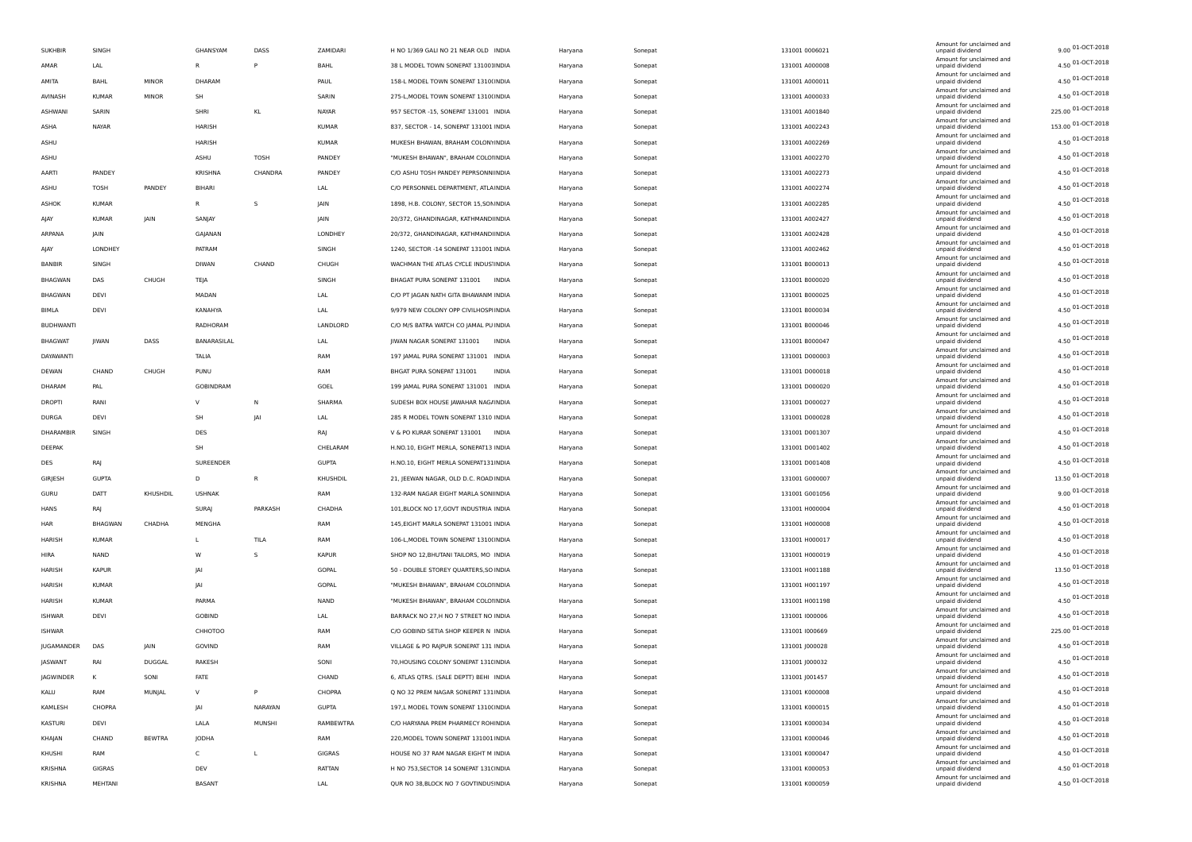| | | | | | | | | | | | | | |
|---|---|---|---|---|---|---|---|---|---|---|---|---|---|
| SUKHBIR | SINGH | | GHANSYAM | DASS | ZAMIDARI | H NO 1/369 GALI NO 21 NEAR OLD INDIA | Haryana | Sonepat | 131001 0006021 | Amount for unclaimed and unpaid dividend | 9.00 | 01-OCT-2018 |
| AMAR | LAL | | R | P | BAHL | 38 L MODEL TOWN SONEPAT 13100INDIA | Haryana | Sonepat | 131001 A000008 | Amount for unclaimed and unpaid dividend | 4.50 | 01-OCT-2018 |
| AMITA | BAHL | MINOR | DHARAM | | PAUL | 158-L MODEL TOWN SONEPAT 1310(INDIA | Haryana | Sonepat | 131001 A000011 | Amount for unclaimed and unpaid dividend | 4.50 | 01-OCT-2018 |
| AVINASH | KUMAR | MINOR | SH | | SARIN | 275-L,MODEL TOWN SONEPAT 1310(INDIA | Haryana | Sonepat | 131001 A000033 | Amount for unclaimed and unpaid dividend | 4.50 | 01-OCT-2018 |
| ASHWANI | SARIN | | SHRI | KL | NAYAR | 957 SECTOR -15, SONEPAT 131001 INDIA | Haryana | Sonepat | 131001 A001840 | Amount for unclaimed and unpaid dividend | 225.00 | 01-OCT-2018 |
| ASHA | NAYAR | | HARISH | | KUMAR | 837, SECTOR - 14, SONEPAT 131001 INDIA | Haryana | Sonepat | 131001 A002243 | Amount for unclaimed and unpaid dividend | 153.00 | 01-OCT-2018 |
| ASHU | | | HARISH | | KUMAR | MUKESH BHAWAN, BRAHAM COLONYINDIA | Haryana | Sonepat | 131001 A002269 | Amount for unclaimed and unpaid dividend | 4.50 | 01-OCT-2018 |
| ASHU | | | ASHU | TOSH | PANDEY | "MUKESH BHAWAN", BRAHAM COLOIINDIA | Haryana | Sonepat | 131001 A002270 | Amount for unclaimed and unpaid dividend | 4.50 | 01-OCT-2018 |
| AARTI | PANDEY | | KRISHNA | CHANDRA | PANDEY | C/O ASHU TOSH PANDEY PEPRSONNIINDIA | Haryana | Sonepat | 131001 A002273 | Amount for unclaimed and unpaid dividend | 4.50 | 01-OCT-2018 |
| ASHU | TOSH | PANDEY | BIHARI | | LAL | C/O PERSONNEL DEPARTMENT, ATLAINDIA | Haryana | Sonepat | 131001 A002274 | Amount for unclaimed and unpaid dividend | 4.50 | 01-OCT-2018 |
| ASHOK | KUMAR | | R | S | JAIN | 1898, H.B. COLONY, SECTOR 15,SONINDIA | Haryana | Sonepat | 131001 A002285 | Amount for unclaimed and unpaid dividend | 4.50 | 01-OCT-2018 |
| AJAY | KUMAR | JAIN | SANJAY | | JAIN | 20/372, GHANDINAGAR, KATHMANDIINDIA | Haryana | Sonepat | 131001 A002427 | Amount for unclaimed and unpaid dividend | 4.50 | 01-OCT-2018 |
| ARPANA | JAIN | | GAJANAN | | LONDHEY | 20/372, GHANDINAGAR, KATHMANDIINDIA | Haryana | Sonepat | 131001 A002428 | Amount for unclaimed and unpaid dividend | 4.50 | 01-OCT-2018 |
| AJAY | LONDHEY | | PATRAM | | SINGH | 1240, SECTOR -14 SONEPAT 131001 INDIA | Haryana | Sonepat | 131001 A002462 | Amount for unclaimed and unpaid dividend | 4.50 | 01-OCT-2018 |
| BANBIR | SINGH | | DIWAN | CHAND | CHUGH | WACHMAN THE ATLAS CYCLE INDUSTINDIA | Haryana | Sonepat | 131001 B000013 | Amount for unclaimed and unpaid dividend | 4.50 | 01-OCT-2018 |
| BHAGWAN | DAS | CHUGH | TEJA | | SINGH | BHAGAT PURA SONEPAT 131001 INDIA | Haryana | Sonepat | 131001 B000020 | Amount for unclaimed and unpaid dividend | 4.50 | 01-OCT-2018 |
| BHAGWAN | DEVI | | MADAN | | LAL | C/O PT JAGAN NATH GITA BHAWANM INDIA | Haryana | Sonepat | 131001 B000025 | Amount for unclaimed and unpaid dividend | 4.50 | 01-OCT-2018 |
| BIMLA | DEVI | | KANAHYA | | LAL | 9/979 NEW COLONY OPP CIVILHOSPIINDIA | Haryana | Sonepat | 131001 B000034 | Amount for unclaimed and unpaid dividend | 4.50 | 01-OCT-2018 |
| BUDHWANTI | | | RADHORAM | | LANDLORD | C/O M/S BATRA WATCH CO JAMAL PU INDIA | Haryana | Sonepat | 131001 B000046 | Amount for unclaimed and unpaid dividend | 4.50 | 01-OCT-2018 |
| BHAGWAT | JIWAN | DASS | BANARASILAL | | LAL | JIWAN NAGAR SONEPAT 131001 INDIA | Haryana | Sonepat | 131001 B000047 | Amount for unclaimed and unpaid dividend | 4.50 | 01-OCT-2018 |
| DAYAWANTI | | | TALIA | | RAM | 197 JAMAL PURA SONEPAT 131001 INDIA | Haryana | Sonepat | 131001 D000003 | Amount for unclaimed and unpaid dividend | 4.50 | 01-OCT-2018 |
| DEWAN | CHAND | CHUGH | PUNU | | RAM | BHGAT PURA SONEPAT 131001 INDIA | Haryana | Sonepat | 131001 D000018 | Amount for unclaimed and unpaid dividend | 4.50 | 01-OCT-2018 |
| DHARAM | PAL | | GOBINDRAM | | GOEL | 199 JAMAL PURA SONEPAT 131001 INDIA | Haryana | Sonepat | 131001 D000020 | Amount for unclaimed and unpaid dividend | 4.50 | 01-OCT-2018 |
| DROPTI | RANI | | V | N | SHARMA | SUDESH BOX HOUSE JAWAHAR NAGAINDIA | Haryana | Sonepat | 131001 D000027 | Amount for unclaimed and unpaid dividend | 4.50 | 01-OCT-2018 |
| DURGA | DEVI | | SH | JAI | LAL | 285 R MODEL TOWN SONEPAT 1310 INDIA | Haryana | Sonepat | 131001 D000028 | Amount for unclaimed and unpaid dividend | 4.50 | 01-OCT-2018 |
| DHARAMBIR | SINGH | | DES | | RAJ | V & PO KURAR SONEPAT 131001 INDIA | Haryana | Sonepat | 131001 D001307 | Amount for unclaimed and unpaid dividend | 4.50 | 01-OCT-2018 |
| DEEPAK | | | SH | | CHELARAM | H.NO.10, EIGHT MERLA, SONEPAT13 INDIA | Haryana | Sonepat | 131001 D001402 | Amount for unclaimed and unpaid dividend | 4.50 | 01-OCT-2018 |
| DES | RAJ | | SUREENDER | | GUPTA | H.NO.10, EIGHT MERLA SONEPAT131INDIA | Haryana | Sonepat | 131001 D001408 | Amount for unclaimed and unpaid dividend | 4.50 | 01-OCT-2018 |
| GIRJESH | GUPTA | | D | R | KHUSHDIL | 21, JEEWAN NAGAR, OLD D.C. ROAD INDIA | Haryana | Sonepat | 131001 G000007 | Amount for unclaimed and unpaid dividend | 13.50 | 01-OCT-2018 |
| GURU | DATT | KHUSHDIL | USHNAK | | RAM | 132-RAM NAGAR EIGHT MARLA SONIINDIA | Haryana | Sonepat | 131001 G001056 | Amount for unclaimed and unpaid dividend | 9.00 | 01-OCT-2018 |
| HANS | RAJ | | SURAJ | PARKASH | CHADHA | 101,BLOCK NO 17,GOVT INDUSTRIA INDIA | Haryana | Sonepat | 131001 H000004 | Amount for unclaimed and unpaid dividend | 4.50 | 01-OCT-2018 |
| HAR | BHAGWAN | CHADHA | MENGHA | | RAM | 145,EIGHT MARLA SONEPAT 131001 INDIA | Haryana | Sonepat | 131001 H000008 | Amount for unclaimed and unpaid dividend | 4.50 | 01-OCT-2018 |
| HARISH | KUMAR | | L | TILA | RAM | 106-L,MODEL TOWN SONEPAT 1310(INDIA | Haryana | Sonepat | 131001 H000017 | Amount for unclaimed and unpaid dividend | 4.50 | 01-OCT-2018 |
| HIRA | NAND | | W | S | KAPUR | SHOP NO 12,BHUTANI TAILORS, MO INDIA | Haryana | Sonepat | 131001 H000019 | Amount for unclaimed and unpaid dividend | 4.50 | 01-OCT-2018 |
| HARISH | KAPUR | | JAI | | GOPAL | 50 - DOUBLE STOREY QUARTERS,SO INDIA | Haryana | Sonepat | 131001 H001188 | Amount for unclaimed and unpaid dividend | 13.50 | 01-OCT-2018 |
| HARISH | KUMAR | | JAI | | GOPAL | "MUKESH BHAWAN", BRAHAM COLOIINDIA | Haryana | Sonepat | 131001 H001197 | Amount for unclaimed and unpaid dividend | 4.50 | 01-OCT-2018 |
| HARISH | KUMAR | | PARMA | | NAND | "MUKESH BHAWAN", BRAHAM COLOIINDIA | Haryana | Sonepat | 131001 H001198 | Amount for unclaimed and unpaid dividend | 4.50 | 01-OCT-2018 |
| ISHWAR | DEVI | | GOBIND | | LAL | BARRACK NO 27,H NO 7 STREET NO INDIA | Haryana | Sonepat | 131001 I000006 | Amount for unclaimed and unpaid dividend | 4.50 | 01-OCT-2018 |
| ISHWAR | | | CHHOTOO | | RAM | C/O GOBIND SETIA SHOP KEEPER N INDIA | Haryana | Sonepat | 131001 I000669 | Amount for unclaimed and unpaid dividend | 225.00 | 01-OCT-2018 |
| JUGAMANDER | DAS | JAIN | GOVIND | | RAM | VILLAGE & PO RAJPUR SONEPAT 131 INDIA | Haryana | Sonepat | 131001 J000028 | Amount for unclaimed and unpaid dividend | 4.50 | 01-OCT-2018 |
| JASWANT | RAI | DUGGAL | RAKESH | | SONI | 70,HOUSING COLONY SONEPAT 1310INDIA | Haryana | Sonepat | 131001 J000032 | Amount for unclaimed and unpaid dividend | 4.50 | 01-OCT-2018 |
| JAGWINDER | K | SONI | FATE | | CHAND | 6, ATLAS QTRS. (SALE DEPTT) BEHI INDIA | Haryana | Sonepat | 131001 J001457 | Amount for unclaimed and unpaid dividend | 4.50 | 01-OCT-2018 |
| KALU | RAM | MUNJAL | V | P | CHOPRA | Q NO 32 PREM NAGAR SONEPAT 131INDIA | Haryana | Sonepat | 131001 K000008 | Amount for unclaimed and unpaid dividend | 4.50 | 01-OCT-2018 |
| KAMLESH | CHOPRA | | JAI | NARAYAN | GUPTA | 197,L MODEL TOWN SONEPAT 1310(INDIA | Haryana | Sonepat | 131001 K000015 | Amount for unclaimed and unpaid dividend | 4.50 | 01-OCT-2018 |
| KASTURI | DEVI | | LALA | MUNSHI | RAMBEWTRA | C/O HARYANA PREM PHARMECY ROHINDIA | Haryana | Sonepat | 131001 K000034 | Amount for unclaimed and unpaid dividend | 4.50 | 01-OCT-2018 |
| KHAJAN | CHAND | BEWTRA | JODHA | | RAM | 220,MODEL TOWN SONEPAT 131001 INDIA | Haryana | Sonepat | 131001 K000046 | Amount for unclaimed and unpaid dividend | 4.50 | 01-OCT-2018 |
| KHUSHI | RAM | | C | L | GIGRAS | HOUSE NO 37 RAM NAGAR EIGHT M INDIA | Haryana | Sonepat | 131001 K000047 | Amount for unclaimed and unpaid dividend | 4.50 | 01-OCT-2018 |
| KRISHNA | GIGRAS | | DEV | | RATTAN | H NO 753,SECTOR 14 SONEPAT 131(INDIA | Haryana | Sonepat | 131001 K000053 | Amount for unclaimed and unpaid dividend | 4.50 | 01-OCT-2018 |
| KRISHNA | MEHTANI | | BASANT | | LAL | QUR NO 38,BLOCK NO 7 GOVTINDUSINDIA | Haryana | Sonepat | 131001 K000059 | Amount for unclaimed and unpaid dividend | 4.50 | 01-OCT-2018 |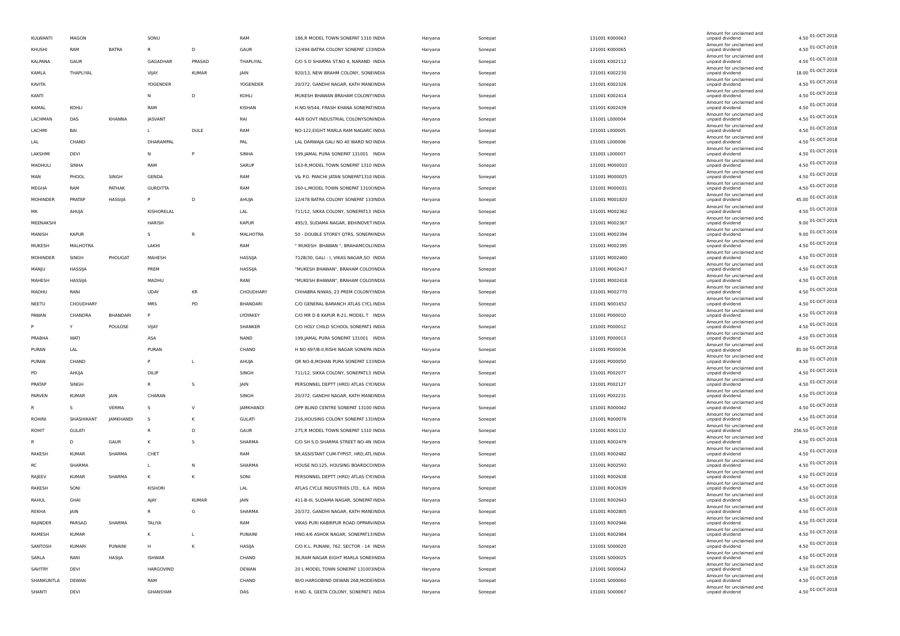| | | | | | | | | | | | | | |
|---|---|---|---|---|---|---|---|---|---|---|---|---|---|
| KULWANTI | MAGON | | SONU | | RAM | 186,R MODEL TOWN SONEPAT 1310 INDIA | Haryana | Sonepat | 131001 K000063 | Amount for unclaimed and unpaid dividend | 4.50 | 01-OCT-2018 |
| KHUSHI | RAM | BATRA | R | D | GAUR | 12/494 BATRA COLONY SONEPAT 13IINDIA | Haryana | Sonepat | 131001 K000065 | Amount for unclaimed and unpaid dividend | 4.50 | 01-OCT-2018 |
| KALPANA | GAUR | | GAGADHAR | PRASAD | THAPLIYAL | C/O S D SHARMA ST.NO 4, NARAND INDIA | Haryana | Sonepat | 131001 K002112 | Amount for unclaimed and unpaid dividend | 4.50 | 01-OCT-2018 |
| KAMLA | THAPLIYAL | | VIJAY | KUMAR | JAIN | 920/13, NEW BRAHM COLONY, SONEINDIA | Haryana | Sonepat | 131001 K002230 | Amount for unclaimed and unpaid dividend | 18.00 | 01-OCT-2018 |
| KAVITA | | | YOGENDER | | YOGENDER | 20/372, GANDHI NAGAR, KATH MANIINDIA | Haryana | Sonepat | 131001 K002326 | Amount for unclaimed and unpaid dividend | 4.50 | 01-OCT-2018 |
| KANTI | | | N | D | KOHLI | MUKESH BHAWAN BRAHAM COLONY!INDIA | Haryana | Sonepat | 131001 K002414 | Amount for unclaimed and unpaid dividend | 4.50 | 01-OCT-2018 |
| KAMAL | KOHLI | | RAM | | KISHAN | H.NO.9/544, FRASH KHANA SONEPATINDIA | Haryana | Sonepat | 131001 K002439 | Amount for unclaimed and unpaid dividend | 4.50 | 01-OCT-2018 |
| LACHMAN | DAS | KHANNA | JASVANT | | RAI | 44/8 GOVT INDUSTRIAL COLONYSONINDIA | Haryana | Sonepat | 131001 L000004 | Amount for unclaimed and unpaid dividend | 4.50 | 01-OCT-2018 |
| LACHMI | BAI | | L | DULE | RAM | NO-122,EIGHT MARLA RAM NAGARC INDIA | Haryana | Sonepat | 131001 L000005 | Amount for unclaimed and unpaid dividend | 4.50 | 01-OCT-2018 |
| LAL | CHAND | | DHARAMPAL | | PAL | LAL DARWAJA GALI NO 40 WARD NO INDIA | Haryana | Sonepat | 131001 L000006 | Amount for unclaimed and unpaid dividend | 4.50 | 01-OCT-2018 |
| LAKSHMI | DEVI | | N | P | SINHA | 199,JAMAL PURA SONEPAT 131001 INDIA | Haryana | Sonepat | 131001 L000007 | Amount for unclaimed and unpaid dividend | 4.50 | 01-OCT-2018 |
| MADHULI | SINHA | | RAM | | SARUP | 163-R,MODEL TOWN SONEPAT 1310 INDIA | Haryana | Sonepat | 131001 M000010 | Amount for unclaimed and unpaid dividend | 4.50 | 01-OCT-2018 |
| MAN | PHOOL | SINGH | GENDA | | RAM | V& P.O. PANCHI JATAN SONEPAT1310 INDIA | Haryana | Sonepat | 131001 M000025 | Amount for unclaimed and unpaid dividend | 4.50 | 01-OCT-2018 |
| MEGHA | RAM | PATHAK | GURDITTA | | RAM | 160-L,MODEL TOWN SONEPAT 1310(INDIA | Haryana | Sonepat | 131001 M000031 | Amount for unclaimed and unpaid dividend | 4.50 | 01-OCT-2018 |
| MOHINDER | PRATAP | HASSIJA | P | D | AHUJA | 12/478 BATRA COLONY SONEPAT 13IINDIA | Haryana | Sonepat | 131001 M001820 | Amount for unclaimed and unpaid dividend | 45.00 | 01-OCT-2018 |
| MK | AHUJA | | KISHORELAL | | LAL | 711/12, SIKKA COLONY, SONEPAT13 INDIA | Haryana | Sonepat | 131001 M002362 | Amount for unclaimed and unpaid dividend | 4.50 | 01-OCT-2018 |
| MEENAKSHI | | | HARISH | | KAPUR | 495/3, SUDAMA NAGAR, BEHINDVETINDIA | Haryana | Sonepat | 131001 M002367 | Amount for unclaimed and unpaid dividend | 9.00 | 01-OCT-2018 |
| MANISH | KAPUR | | S | R | MALHOTRA | 50 - DOUBLE STOREY QTRS, SONEPAINDIA | Haryana | Sonepat | 131001 M002394 | Amount for unclaimed and unpaid dividend | 9.00 | 01-OCT-2018 |
| MUKESH | MALHOTRA | | LAKHI | | RAM | " MUKESH BHAWAN ", BRAHAMCOL(INDIA | Haryana | Sonepat | 131001 M002395 | Amount for unclaimed and unpaid dividend | 4.50 | 01-OCT-2018 |
| MOHINDER | SINGH | PHOUGAT | MAHESH | | HASSIJA | 712B/30, GALI - I, VIKAS NAGAR,SO INDIA | Haryana | Sonepat | 131001 M002400 | Amount for unclaimed and unpaid dividend | 4.50 | 01-OCT-2018 |
| MANJU | HASSIJA | | PREM | | HASSIJA | "MUKESH BHAWAN", BRAHAM COLOIINDIA | Haryana | Sonepat | 131001 M002417 | Amount for unclaimed and unpaid dividend | 4.50 | 01-OCT-2018 |
| MAHESH | HASSIJA | | MADHU | | RANI | "MUKESH BHAWAN", BRAHAM COLOIINDIA | Haryana | Sonepat | 131001 M002418 | Amount for unclaimed and unpaid dividend | 4.50 | 01-OCT-2018 |
| MADHU | RANI | | UDAY | KR | CHOUDHARY | CHHABRA NIWAS, 23 PREM COLONY!INDIA | Haryana | Sonepat | 131001 M002770 | Amount for unclaimed and unpaid dividend | 4.50 | 01-OCT-2018 |
| NEETU | CHOUDHARY | | MRS | PD | BHANDARI | C/O GENERAL BARANCH ATLAS CYCLINDIA | Haryana | Sonepat | 131001 N001652 | Amount for unclaimed and unpaid dividend | 4.50 | 01-OCT-2018 |
| PAWAN | CHANDRA | BHANDARI | P | | LYOYAKEY | C/O MR D B KAPUR R-21, MODEL T INDIA | Haryana | Sonepat | 131001 P000010 | Amount for unclaimed and unpaid dividend | 4.50 | 01-OCT-2018 |
| P | Y | POULOSE | VIJAY | | SHANKER | C/O HOLY CHILD SCHOOL SONEPAT1 INDIA | Haryana | Sonepat | 131001 P000012 | Amount for unclaimed and unpaid dividend | 4.50 | 01-OCT-2018 |
| PRABHA | WATI | | ASA | | NAND | 199,JAMAL PURA SONEPAT 131001 INDIA | Haryana | Sonepat | 131001 P000013 | Amount for unclaimed and unpaid dividend | 4.50 | 01-OCT-2018 |
| PURAN | LAL | | PURAN | | CHAND | H NO 697/B-II,RISHI NAGAR SONEPA INDIA | Haryana | Sonepat | 131001 P000034 | Amount for unclaimed and unpaid dividend | 81.00 | 01-OCT-2018 |
| PURAN | CHAND | | P | L | AHUJA | QR NO-8,MOHAN PURA SONEPAT 13IINDIA | Haryana | Sonepat | 131001 P000050 | Amount for unclaimed and unpaid dividend | 4.50 | 01-OCT-2018 |
| PD | AHUJA | | DILIP | | SINGH | 711/12, SIKKA COLONY, SONEPAT13 INDIA | Haryana | Sonepat | 131001 P002077 | Amount for unclaimed and unpaid dividend | 4.50 | 01-OCT-2018 |
| PRATAP | SINGH | | R | S | JAIN | PERSONNEL DEPTT (HRD) ATLAS CYCINDIA | Haryana | Sonepat | 131001 P002127 | Amount for unclaimed and unpaid dividend | 4.50 | 01-OCT-2018 |
| PARVEN | KUMAR | JAIN | CHARAN | | SINGH | 20/372, GANDHI NAGAR, KATH MANIINDIA | Haryana | Sonepat | 131001 P002231 | Amount for unclaimed and unpaid dividend | 4.50 | 01-OCT-2018 |
| R | S | VERMA | S | V | JAMKHANDI | OPP BLIND CENTRE SONEPAT 13100 INDIA | Haryana | Sonepat | 131001 R000042 | Amount for unclaimed and unpaid dividend | 4.50 | 01-OCT-2018 |
| ROHINI | SHASHIKANT | JAMKHANDI | S | K | GULATI | 216,HOUSING COLONY SONEPAT 13IINDIA | Haryana | Sonepat | 131001 R000076 | Amount for unclaimed and unpaid dividend | 4.50 | 01-OCT-2018 |
| ROHIT | GULATI | | R | D | GAUR | 275,R MODEL TOWN SONEPAT 1310 INDIA | Haryana | Sonepat | 131001 R001132 | Amount for unclaimed and unpaid dividend | 256.50 | 01-OCT-2018 |
| R | D | GAUR | K | S | SHARMA | C/O SH S.D.SHARMA STREET NO-4N INDIA | Haryana | Sonepat | 131001 R002479 | Amount for unclaimed and unpaid dividend | 4.50 | 01-OCT-2018 |
| RAKESH | KUMAR | SHARMA | CHET | | RAM | SR.ASSISTANT CUM-TYPIST, HRD,ATL INDIA | Haryana | Sonepat | 131001 R002482 | Amount for unclaimed and unpaid dividend | 4.50 | 01-OCT-2018 |
| RC | SHARMA | | L | N | SHARMA | HOUSE NO.125, HOUSING BOARDCOINDIA | Haryana | Sonepat | 131001 R002593 | Amount for unclaimed and unpaid dividend | 4.50 | 01-OCT-2018 |
| RAJEEV | KUMAR | SHARMA | K | K | SONI | PERSONNEL DEPTT (HRD) ATLAS CYCINDIA | Haryana | Sonepat | 131001 R002638 | Amount for unclaimed and unpaid dividend | 4.50 | 01-OCT-2018 |
| RAKESH | SONI | | KISHORI | | LAL | ATLAS CYCLE INDUSTRIES LTD., 6,A INDIA | Haryana | Sonepat | 131001 R002639 | Amount for unclaimed and unpaid dividend | 4.50 | 01-OCT-2018 |
| RAHUL | GHAI | | AJAY | KUMAR | JAIN | 411-B-III, SUDAMA NAGAR, SONEPAT INDIA | Haryana | Sonepat | 131001 R002643 | Amount for unclaimed and unpaid dividend | 4.50 | 01-OCT-2018 |
| REKHA | JAIN | | R | G | SHARMA | 20/372, GANDHI NAGAR, KATH MANIINDIA | Haryana | Sonepat | 131001 R002805 | Amount for unclaimed and unpaid dividend | 4.50 | 01-OCT-2018 |
| RAJINDER | PARSAD | SHARMA | TALIYA | | RAM | VIKAS PURI KABIRPUR ROAD OPPARVINDIA | Haryana | Sonepat | 131001 R002946 | Amount for unclaimed and unpaid dividend | 4.50 | 01-OCT-2018 |
| RAMESH | KUMAR | | K | L | PUNAINI | HNO.4/6 ASHOK NAGAR, SONEPAT13INDIA | Haryana | Sonepat | 131001 R002984 | Amount for unclaimed and unpaid dividend | 4.50 | 01-OCT-2018 |
| SANTOSH | KUMARI | PUNAINI | H | K | HASIJA | C/O K.L. PUNANI, 762, SECTOR - 14 INDIA | Haryana | Sonepat | 131001 S000020 | Amount for unclaimed and unpaid dividend | 4.50 | 01-OCT-2018 |
| SARLA | RANI | HASIJA | ISHWAR | | CHAND | 36,RAM NAGAR EIGHT MARLA SONEIINDIA | Haryana | Sonepat | 131001 S000025 | Amount for unclaimed and unpaid dividend | 4.50 | 01-OCT-2018 |
| SAVITRY | DEVI | | HARGOVIND | | DEWAN | 20 L MODEL TOWN SONEPAT 13100IINDIA | Haryana | Sonepat | 131001 S000042 | Amount for unclaimed and unpaid dividend | 4.50 | 01-OCT-2018 |
| SHANKUNTLA | DEWAN | | RAM | | CHAND | W/O HARGOBIND DEWAN 268,MODEINDIA | Haryana | Sonepat | 131001 S000060 | Amount for unclaimed and unpaid dividend | 4.50 | 01-OCT-2018 |
| SHANTI | DEVI | | GHANSYAM | | DAS | H.NO. 6, GEETA COLONY, SONEPAT1 INDIA | Haryana | Sonepat | 131001 S000067 | Amount for unclaimed and unpaid dividend | 4.50 | 01-OCT-2018 |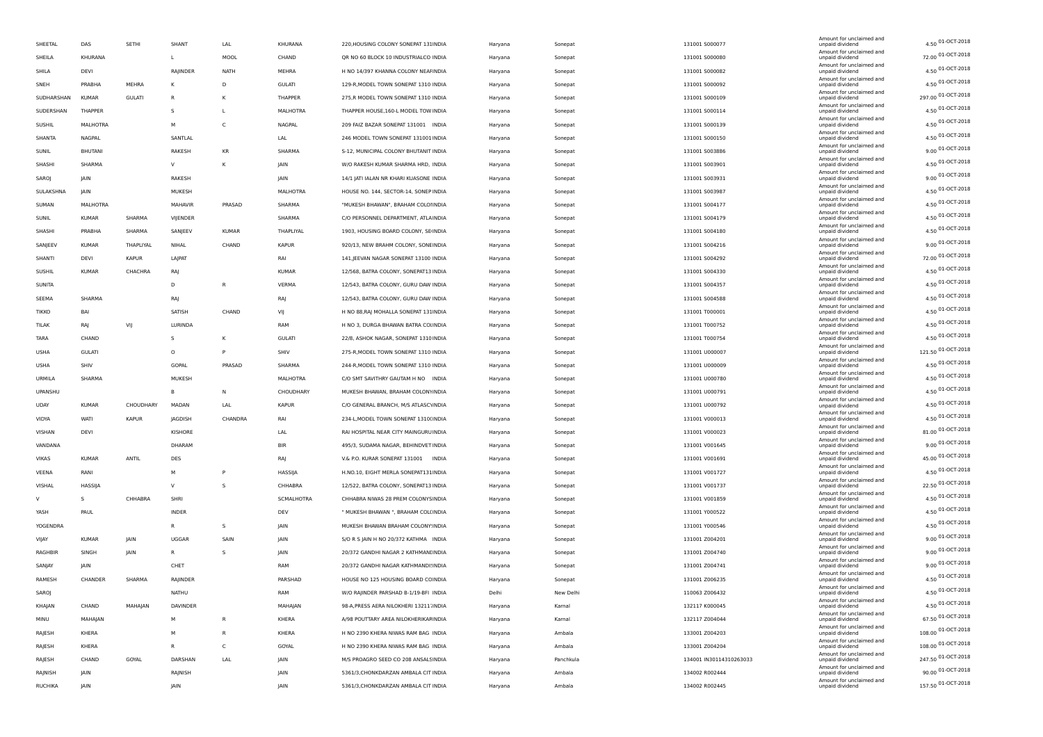| SHEETAL | DAS | SETHI | SHANT | LAL | KHURANA | 220,HOUSING COLONY SONEPAT 131INDIA | Haryana | Sonepat | 131001 S000077 | Amount for unclaimed and unpaid dividend | 4.50 01-OCT-2018 |
|---|---|---|---|---|---|---|---|---|---|---|---|
| SHEILA | KHURANA | | L | MOOL | CHAND | QR NO 60 BLOCK 10 INDUSTRIALCO INDIA | Haryana | Sonepat | 131001 S000080 | Amount for unclaimed and unpaid dividend | 72.00 01-OCT-2018 |
| SHILA | DEVI | | RAJINDER | NATH | MEHRA | H NO 14/397 KHANNA COLONY NEAFINDIA | Haryana | Sonepat | 131001 S000082 | Amount for unclaimed and unpaid dividend | 4.50 01-OCT-2018 |
| SNEH | PRABHA | MEHRA | K | D | GULATI | 129-R,MODEL TOWN SONEPAT 1310 INDIA | Haryana | Sonepat | 131001 S000092 | Amount for unclaimed and unpaid dividend | 4.50 01-OCT-2018 |
| SUDHARSHAN | KUMAR | GULATI | R | K | THAPPER | 275,R MODEL TOWN SONEPAT 1310 INDIA | Haryana | Sonepat | 131001 S000109 | Amount for unclaimed and unpaid dividend | 297.00 01-OCT-2018 |
| SUDERSHAN | THAPPER | | S | L | MALHOTRA | THAPPER HOUSE,160-L MODEL TOW INDIA | Haryana | Sonepat | 131001 S000114 | Amount for unclaimed and unpaid dividend | 4.50 01-OCT-2018 |
| SUSHIL | MALHOTRA | | M | C | NAGPAL | 209 FAIZ BAZAR SONEPAT 131001 INDIA | Haryana | Sonepat | 131001 S000139 | Amount for unclaimed and unpaid dividend | 4.50 01-OCT-2018 |
| SHANTA | NAGPAL | | SANTLAL | | LAL | 246 MODEL TOWN SONEPAT 131001 INDIA | Haryana | Sonepat | 131001 S000150 | Amount for unclaimed and unpaid dividend | 4.50 01-OCT-2018 |
| SUNIL | BHUTANI | | RAKESH | KR | SHARMA | S-12, MUNICIPAL COLONY BHUTANIT INDIA | Haryana | Sonepat | 131001 S003886 | Amount for unclaimed and unpaid dividend | 9.00 01-OCT-2018 |
| SHASHI | SHARMA | | V | K | JAIN | W/O RAKESH KUMAR SHARMA HRD, INDIA | Haryana | Sonepat | 131001 S003901 | Amount for unclaimed and unpaid dividend | 4.50 01-OCT-2018 |
| SAROJ | JAIN | | RAKESH | | JAIN | 14/1 JATI IALAN NR KHARI KUASONE INDIA | Haryana | Sonepat | 131001 S003931 | Amount for unclaimed and unpaid dividend | 9.00 01-OCT-2018 |
| SULAKSHNA | JAIN | | MUKESH | | MALHOTRA | HOUSE NO. 144, SECTOR-14, SONEP INDIA | Haryana | Sonepat | 131001 S003987 | Amount for unclaimed and unpaid dividend | 4.50 01-OCT-2018 |
| SUMAN | MALHOTRA | | MAHAVIR | PRASAD | SHARMA | "MUKESH BHAWAN", BRAHAM COLO INDIA | Haryana | Sonepat | 131001 S004177 | Amount for unclaimed and unpaid dividend | 4.50 01-OCT-2018 |
| SUNIL | KUMAR | SHARMA | VIJENDER | | SHARMA | C/O PERSONNEL DEPARTMENT, ATLA INDIA | Haryana | Sonepat | 131001 S004179 | Amount for unclaimed and unpaid dividend | 4.50 01-OCT-2018 |
| SHASHI | PRABHA | SHARMA | SANJEEV | KUMAR | THAPLIYAL | 1903, HOUSING BOARD COLONY, SE INDIA | Haryana | Sonepat | 131001 S004180 | Amount for unclaimed and unpaid dividend | 4.50 01-OCT-2018 |
| SANJEEV | KUMAR | THAPLIYAL | NIHAL | CHAND | KAPUR | 920/13, NEW BRAHM COLONY, SONE INDIA | Haryana | Sonepat | 131001 S004216 | Amount for unclaimed and unpaid dividend | 9.00 01-OCT-2018 |
| SHANTI | DEVI | KAPUR | LAJPAT | | RAI | 141,JEEVAN NAGAR SONEPAT 13100 INDIA | Haryana | Sonepat | 131001 S004292 | Amount for unclaimed and unpaid dividend | 72.00 01-OCT-2018 |
| SUSHIL | KUMAR | CHACHRA | RAJ | | KUMAR | 12/568, BATRA COLONY, SONEPAT13 INDIA | Haryana | Sonepat | 131001 S004330 | Amount for unclaimed and unpaid dividend | 4.50 01-OCT-2018 |
| SUNITA | | | D | R | VERMA | 12/543, BATRA COLONY, GURU DAW INDIA | Haryana | Sonepat | 131001 S004357 | Amount for unclaimed and unpaid dividend | 4.50 01-OCT-2018 |
| SEEMA | SHARMA | | RAJ | | RAJ | 12/543, BATRA COLONY, GURU DAW INDIA | Haryana | Sonepat | 131001 S004588 | Amount for unclaimed and unpaid dividend | 4.50 01-OCT-2018 |
| TIKKO | BAI | | SATISH | CHAND | VIJ | H NO 88,RAJ MOHALLA SONEPAT 131INDIA | Haryana | Sonepat | 131001 T000001 | Amount for unclaimed and unpaid dividend | 4.50 01-OCT-2018 |
| TILAK | RAJ | VIJ | LURINDA | | RAM | H NO 3, DURGA BHAWAN BATRA COLINDIA | Haryana | Sonepat | 131001 T000752 | Amount for unclaimed and unpaid dividend | 4.50 01-OCT-2018 |
| TARA | CHAND | | S | K | GULATI | 22/8, ASHOK NAGAR, SONEPAT 1310 INDIA | Haryana | Sonepat | 131001 T000754 | Amount for unclaimed and unpaid dividend | 4.50 01-OCT-2018 |
| USHA | GULATI | | O | P | SHIV | 275-R,MODEL TOWN SONEPAT 1310 INDIA | Haryana | Sonepat | 131001 U000007 | Amount for unclaimed and unpaid dividend | 121.50 01-OCT-2018 |
| USHA | SHIV | | GOPAL | PRASAD | SHARMA | 244-R,MODEL TOWN SONEPAT 1310 INDIA | Haryana | Sonepat | 131001 U000009 | Amount for unclaimed and unpaid dividend | 4.50 01-OCT-2018 |
| URMILA | SHARMA | | MUKESH | | MALHOTRA | C/O SMT SAVITHRY GAUTAM H NO INDIA | Haryana | Sonepat | 131001 U000780 | Amount for unclaimed and unpaid dividend | 4.50 01-OCT-2018 |
| UPANSHU | | | B | N | CHOUDHARY | MUKESH BHAWAN, BRAHAM COLONY INDIA | Haryana | Sonepat | 131001 U000791 | Amount for unclaimed and unpaid dividend | 4.50 01-OCT-2018 |
| UDAY | KUMAR | CHOUDHARY | MADAN | LAL | KAPUR | C/O GENERAL BRANCH, M/S ATLASC INDIA | Haryana | Sonepat | 131001 U000792 | Amount for unclaimed and unpaid dividend | 4.50 01-OCT-2018 |
| VIDYA | WATI | KAPUR | JAGDISH | CHANDRA | RAI | 234-L,MODEL TOWN SONEPAT 1310 INDIA | Haryana | Sonepat | 131001 V000013 | Amount for unclaimed and unpaid dividend | 4.50 01-OCT-2018 |
| VISHAN | DEVI | | KISHORE | | LAL | RAI HOSPITAL NEAR CITY MAINGURU INDIA | Haryana | Sonepat | 131001 V000023 | Amount for unclaimed and unpaid dividend | 81.00 01-OCT-2018 |
| VANDANA | | | DHARAM | | BIR | 495/3, SUDAMA NAGAR, BEHINDVET INDIA | Haryana | Sonepat | 131001 V001645 | Amount for unclaimed and unpaid dividend | 9.00 01-OCT-2018 |
| VIKAS | KUMAR | ANTIL | DES | | RAJ | V.& P.O. KURAR SONEPAT 131001 INDIA | Haryana | Sonepat | 131001 V001691 | Amount for unclaimed and unpaid dividend | 45.00 01-OCT-2018 |
| VEENA | RANI | | M | P | HASSIJA | H.NO.10, EIGHT MERLA SONEPAT131 INDIA | Haryana | Sonepat | 131001 V001727 | Amount for unclaimed and unpaid dividend | 4.50 01-OCT-2018 |
| VISHAL | HASSIJA | | V | S | CHHABRA | 12/522, BATRA COLONY, SONEPAT13 INDIA | Haryana | Sonepat | 131001 V001737 | Amount for unclaimed and unpaid dividend | 22.50 01-OCT-2018 |
| V | S | CHHABRA | SHRI | | SCMALHOTRA | CHHABRA NIWAS 28 PREM COLONYS INDIA | Haryana | Sonepat | 131001 V001859 | Amount for unclaimed and unpaid dividend | 4.50 01-OCT-2018 |
| YASH | PAUL | | INDER | | DEV | " MUKESH BHAWAN ", BRAHAM COL INDIA | Haryana | Sonepat | 131001 Y000522 | Amount for unclaimed and unpaid dividend | 4.50 01-OCT-2018 |
| YOGENDRA | | | R | S | JAIN | MUKESH BHAWAN BRAHAM COLONY INDIA | Haryana | Sonepat | 131001 Y000546 | Amount for unclaimed and unpaid dividend | 4.50 01-OCT-2018 |
| VIJAY | KUMAR | JAIN | UGGAR | SAIN | JAIN | S/O R S JAIN H NO 20/372 KATHMA INDIA | Haryana | Sonepat | 131001 Z004201 | Amount for unclaimed and unpaid dividend | 9.00 01-OCT-2018 |
| RAGHBIR | SINGH | JAIN | R | S | JAIN | 20/372 GANDHI NAGAR 2 KATHMANI INDIA | Haryana | Sonepat | 131001 Z004740 | Amount for unclaimed and unpaid dividend | 9.00 01-OCT-2018 |
| SANJAY | JAIN | | CHET | | RAM | 20/372 GANDHI NAGAR KATHMANDI INDIA | Haryana | Sonepat | 131001 Z004741 | Amount for unclaimed and unpaid dividend | 9.00 01-OCT-2018 |
| RAMESH | CHANDER | SHARMA | RAJINDER | | PARSHAD | HOUSE NO 125 HOUSING BOARD CO INDIA | Haryana | Sonepat | 131001 Z006235 | Amount for unclaimed and unpaid dividend | 4.50 01-OCT-2018 |
| SAROJ | | | NATHU | | RAM | W/O RAJINDER PARSHAD B-1/19-BFI INDIA | Delhi | New Delhi | 110063 Z006432 | Amount for unclaimed and unpaid dividend | 4.50 01-OCT-2018 |
| KHAJAN | CHAND | MAHAJAN | DAVINDER | | MAHAJAN | 98-A,PRESS AERA NILOKHERI 13211 INDIA | Haryana | Karnal | 132117 K000045 | Amount for unclaimed and unpaid dividend | 4.50 01-OCT-2018 |
| MINU | MAHAJAN | | M | R | KHERA | A/98 POUTTARY AREA NILOKHERIKAR INDIA | Haryana | Karnal | 132117 Z004044 | Amount for unclaimed and unpaid dividend | 67.50 01-OCT-2018 |
| RAJESH | KHERA | | M | R | KHERA | H NO 2390 KHERA NIWAS RAM BAG INDIA | Haryana | Ambala | 133001 Z004203 | Amount for unclaimed and unpaid dividend | 108.00 01-OCT-2018 |
| RAJESH | KHERA | | R | C | GOYAL | H NO 2390 KHERA NIWAS RAM BAG INDIA | Haryana | Ambala | 133001 Z004204 | Amount for unclaimed and unpaid dividend | 108.00 01-OCT-2018 |
| RAJESH | CHAND | GOYAL | DARSHAN | LAL | JAIN | M/S PROAGRO SEED CO 208 ANSALS INDIA | Haryana | Panchkula | 134001 IN30114310263033 | Amount for unclaimed and unpaid dividend | 247.50 01-OCT-2018 |
| RAJNISH | JAIN | | RAJNISH | | JAIN | 5361/3,CHONKDARZAN AMBALA CIT INDIA | Haryana | Ambala | 134002 R002444 | Amount for unclaimed and unpaid dividend | 90.00 01-OCT-2018 |
| RUCHIKA | JAIN | | JAIN | | JAIN | 5361/3,CHONKDARZAN AMBALA CIT INDIA | Haryana | Ambala | 134002 R002445 | Amount for unclaimed and unpaid dividend | 157.50 01-OCT-2018 |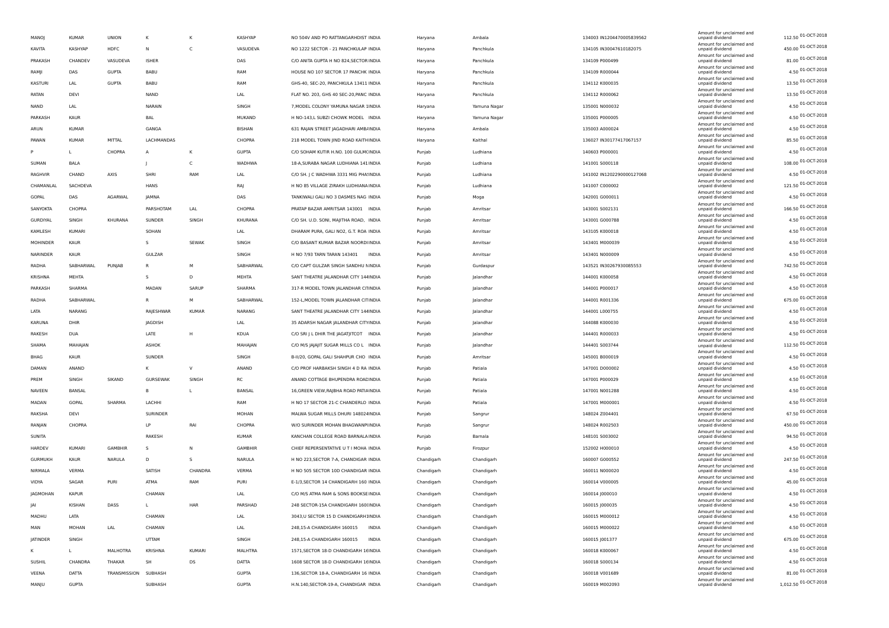| MANOJ | KUMAR | UNION | K | K | KASHYAP | NO 504V AND PO RATTANGARHDIST INDIA | Haryana | Ambala | 134003 IN1204470005839562 | Amount for unclaimed and unpaid dividend | 112.50 | 01-OCT-2018 |
|---|---|---|---|---|---|---|---|---|---|---|---|---|
| KAVITA | KASHYAP | HDFC | N | C | VASUDEVA | NO 1222 SECTOR - 21 PANCHKULAP INDIA | Haryana | Panchkula | 134105 IN30047610182075 | Amount for unclaimed and unpaid dividend | 450.00 | 01-OCT-2018 |
| PRAKASH | CHANDEV | VASUDEVA | ISHER | | DAS | C/O ANITA GUPTA H NO 824,SECTOR INDIA | Haryana | Panchkula | 134109 P000499 | Amount for unclaimed and unpaid dividend | 81.00 | 01-OCT-2018 |
| RAMJI | DAS | GUPTA | BABU | | RAM | HOUSE NO 107 SECTOR 17 PANCHK INDIA | Haryana | Panchkula | 134109 R000044 | Amount for unclaimed and unpaid dividend | 4.50 | 01-OCT-2018 |
| KASTURI | LAL | GUPTA | BABU | | RAM | GHS-40, SEC-20, PANCHKULA 13411 INDIA | Haryana | Panchkula | 134112 K000035 | Amount for unclaimed and unpaid dividend | 13.50 | 01-OCT-2018 |
| RATAN | DEVI | | NAND | | LAL | FLAT NO. 203, GHS 40 SEC-20,PANC INDIA | Haryana | Panchkula | 134112 R000062 | Amount for unclaimed and unpaid dividend | 13.50 | 01-OCT-2018 |
| NAND | LAL | | NARAIN | | SINGH | 7,MODEL COLONY YAMUNA NAGAR 1INDIA | Haryana | Yamuna Nagar | 135001 N000032 | Amount for unclaimed and unpaid dividend | 4.50 | 01-OCT-2018 |
| PARKASH | KAUR | | BAL | | MUKAND | H NO-143,L SUBZI CHOWK MODEL INDIA | Haryana | Yamuna Nagar | 135001 P000005 | Amount for unclaimed and unpaid dividend | 4.50 | 01-OCT-2018 |
| ARUN | KUMAR | | GANGA | | BISHAN | 631 RAJAN STREET JAGADHARI AMB/INDIA | Haryana | Ambala | 135003 A000024 | Amount for unclaimed and unpaid dividend | 4.50 | 01-OCT-2018 |
| PAWAN | KUMAR | MITTAL | LACHMANDAS | | CHOPRA | 218 MODEL TOWN JIND ROAD KAITHINDIA | Haryana | Kaithal | 136027 IN30177417067157 | Amount for unclaimed and unpaid dividend | 85.50 | 01-OCT-2018 |
| P | L | CHOPRA | A | K | GUPTA | C/O SOHAM KUTIR H.NO. 100 GULMOINDIA | Punjab | Ludhiana | 140603 P000001 | Amount for unclaimed and unpaid dividend | 4.50 | 01-OCT-2018 |
| SUMAN | BALA | | J | C | WADHWA | 18-A,SURABA NAGAR LUDHIANA 141 INDIA | Punjab | Ludhiana | 141001 S000118 | Amount for unclaimed and unpaid dividend | 108.00 | 01-OCT-2018 |
| RAGHVIR | CHAND | AXIS | SHRI | RAM | LAL | C/O SH. J C WADHWA 3331 MIG PHA!INDIA | Punjab | Ludhiana | 141002 IN1202290000127068 | Amount for unclaimed and unpaid dividend | 4.50 | 01-OCT-2018 |
| CHAMANLAL | SACHDEVA | | HANS | | RAJ | H NO 85 VILLAGE ZIRAKH LUDHIANA INDIA | Punjab | Ludhiana | 141007 C000002 | Amount for unclaimed and unpaid dividend | 121.50 | 01-OCT-2018 |
| GOPAL | DAS | AGARWAL | JAMNA | | DAS | TANKIWALI GALI NO 3 DASMES NAG INDIA | Punjab | Moga | 142001 G000011 | Amount for unclaimed and unpaid dividend | 4.50 | 01-OCT-2018 |
| SANYOKTA | CHOPRA | | PARSHOTAM | LAL | CHOPRA | PRATAP BAZAR AMRITSAR 143001 INDIA | Punjab | Amritsar | 143001 S002131 | Amount for unclaimed and unpaid dividend | 166.50 | 01-OCT-2018 |
| GURDIYAL | SINGH | KHURANA | SUNDER | SINGH | KHURANA | C/O SH. U.D. SONI, MAJITHA ROAD, INDIA | Punjab | Amritsar | 143001 G000788 | Amount for unclaimed and unpaid dividend | 4.50 | 01-OCT-2018 |
| KAMLESH | KUMARI | | SOHAN | | LAL | DHARAM PURA, GALI NO2, G.T. ROA INDIA | Punjab | Amritsar | 143105 K000018 | Amount for unclaimed and unpaid dividend | 4.50 | 01-OCT-2018 |
| MOHINDER | KAUR | | S | SEWAK | SINGH | C/O BASANT KUMAR BAZAR NOORDIINDIA | Punjab | Amritsar | 143401 M000039 | Amount for unclaimed and unpaid dividend | 4.50 | 01-OCT-2018 |
| NARINDER | KAUR | | GULZAR | | SINGH | H NO 7/93 TARN TARAN 143401 INDIA | Punjab | Amritsar | 143401 N000009 | Amount for unclaimed and unpaid dividend | 4.50 | 01-OCT-2018 |
| RADHA | SABHARWAL | PUNJAB | R | M | SABHARWAL | C/O CAPT GULZAR SINGH SANDHU NINDIA | Punjab | Gurdaspur | 143521 IN30267930085553 | Amount for unclaimed and unpaid dividend | 742.50 | 01-OCT-2018 |
| KRISHNA | MEHTA | | S | D | MEHTA | SANT THEATRE JALANDHAR CITY 144INDIA | Punjab | Jalandhar | 144001 K000058 | Amount for unclaimed and unpaid dividend | 4.50 | 01-OCT-2018 |
| PARKASH | SHARMA | | MADAN | SARUP | SHARMA | 317-R MODEL TOWN JALANDHAR CITINDIA | Punjab | Jalandhar | 144001 P000017 | Amount for unclaimed and unpaid dividend | 4.50 | 01-OCT-2018 |
| RADHA | SABHARWAL | | R | M | SABHARWAL | 152-L,MODEL TOWN JALANDHAR CITINDIA | Punjab | Jalandhar | 144001 R001336 | Amount for unclaimed and unpaid dividend | 675.00 | 01-OCT-2018 |
| LATA | NARANG | | RAJESHWAR | KUMAR | NARANG | SANT THEATRE JALANDHAR CITY 144INDIA | Punjab | Jalandhar | 144001 L000755 | Amount for unclaimed and unpaid dividend | 4.50 | 01-OCT-2018 |
| KARUNA | DHIR | | JAGDISH | | LAL | 35 ADARSH NAGAR JALANDHAR CITYINDIA | Punjab | Jalandhar | 144088 K000030 | Amount for unclaimed and unpaid dividend | 4.50 | 01-OCT-2018 |
| RAKESH | DUA | | LATE | H | KDUA | C/O SRI J L DHIR THE JAGATJITCOT INDIA | Punjab | Jalandhar | 144401 R000033 | Amount for unclaimed and unpaid dividend | 4.50 | 01-OCT-2018 |
| SHAMA | MAHAJAN | | ASHOK | | MAHAJAN | C/O M/S JAJAJIT SUGAR MILLS CO L INDIA | Punjab | Jalandhar | 144401 S003744 | Amount for unclaimed and unpaid dividend | 112.50 | 01-OCT-2018 |
| BHAG | KAUR | | SUNDER | | SINGH | B-II/20, GOPAL GALI SHAHPUR CHO INDIA | Punjab | Amritsar | 145001 B000019 | Amount for unclaimed and unpaid dividend | 4.50 | 01-OCT-2018 |
| DAMAN | ANAND | | K | V | ANAND | C/O PROF HARBAKSH SINGH 4 D RA INDIA | Punjab | Patiala | 147001 D000002 | Amount for unclaimed and unpaid dividend | 4.50 | 01-OCT-2018 |
| PREM | SINGH | SIKAND | GURSEWAK | SINGH | RC | ANAND COTTAGE BHUPENDRA ROAD!INDIA | Punjab | Patiala | 147001 P000029 | Amount for unclaimed and unpaid dividend | 4.50 | 01-OCT-2018 |
| NAVEEN | BANSAL | | B | L | BANSAL | 16,GREEN VIEW,RAJBHA ROAD PATIAINDIA | Punjab | Patiala | 147001 N001288 | Amount for unclaimed and unpaid dividend | 4.50 | 01-OCT-2018 |
| MADAN | GOPAL | SHARMA | LACHHI | | RAM | H NO 17 SECTOR 21-C CHANDERLO INDIA | Punjab | Patiala | 147001 M000001 | Amount for unclaimed and unpaid dividend | 4.50 | 01-OCT-2018 |
| RAKSHA | DEVI | | SURINDER | | MOHAN | MALWA SUGAR MILLS DHURI 148024INDIA | Punjab | Sangrur | 148024 Z004401 | Amount for unclaimed and unpaid dividend | 67.50 | 01-OCT-2018 |
| RANJAN | CHOPRA | | LP | RAI | CHOPRA | W/O SURINDER MOHAN BHAGWANPIINDIA | Punjab | Sangrur | 148024 R002503 | Amount for unclaimed and unpaid dividend | 450.00 | 01-OCT-2018 |
| SUNITA | | | RAKESH | | KUMAR | KANCHAN COLLEGE ROAD BARNALA INDIA | Punjab | Barnala | 148101 S003002 | Amount for unclaimed and unpaid dividend | 94.50 | 01-OCT-2018 |
| HARDEV | KUMARI | GAMBHIR | S | N | GAMBHIR | CHIEF REPERSENTATIVE U T I MOHA INDIA | Punjab | Firozpur | 152002 H000010 | Amount for unclaimed and unpaid dividend | 4.50 | 01-OCT-2018 |
| GURMUKH | KAUR | NARULA | D | S | NARULA | H NO 223,SECTOR 7-A, CHANDIGAR INDIA | Chandigarh | Chandigarh | 160007 G000552 | Amount for unclaimed and unpaid dividend | 247.50 | 01-OCT-2018 |
| NIRMALA | VERMA | | SATISH | CHANDRA | VERMA | H NO 505 SECTOR 10D CHANDIGAR INDIA | Chandigarh | Chandigarh | 160011 N000020 | Amount for unclaimed and unpaid dividend | 4.50 | 01-OCT-2018 |
| VIDYA | SAGAR | PURI | ATMA | RAM | PURI | E-1/3,SECTOR 14 CHANDIGARH 160 INDIA | Chandigarh | Chandigarh | 160014 V000005 | Amount for unclaimed and unpaid dividend | 45.00 | 01-OCT-2018 |
| JAGMOHAN | KAPUR | | CHAMAN | | LAL | C/O M/S ATMA RAM & SONS BOOKSEINDIA | Chandigarh | Chandigarh | 160014 J000010 | Amount for unclaimed and unpaid dividend | 4.50 | 01-OCT-2018 |
| JAI | KISHAN | DASS | L | HAR | PARSHAD | 248 SECTOR-15A CHANDIGARH 160(INDIA | Chandigarh | Chandigarh | 160015 J000035 | Amount for unclaimed and unpaid dividend | 4.50 | 01-OCT-2018 |
| MADHU | LATA | | CHAMAN | | LAL | 3043,U SECTOR 15 D CHANDIGARH1INDIA | Chandigarh | Chandigarh | 160015 M000012 | Amount for unclaimed and unpaid dividend | 4.50 | 01-OCT-2018 |
| MAN | MOHAN | LAL | CHAMAN | | LAL | 248,15-A CHANDIGARH 160015 INDIA | Chandigarh | Chandigarh | 160015 M000022 | Amount for unclaimed and unpaid dividend | 4.50 | 01-OCT-2018 |
| JATINDER | SINGH | | UTTAM | | SINGH | 248,15-A CHANDIGARH 160015 INDIA | Chandigarh | Chandigarh | 160015 J001377 | Amount for unclaimed and unpaid dividend | 675.00 | 01-OCT-2018 |
| K | L | MALHOTRA | KRISHNA | KUMARI | MALHTRA | 1571,SECTOR 18-D CHANDIGARH 16INDIA | Chandigarh | Chandigarh | 160018 K000067 | Amount for unclaimed and unpaid dividend | 4.50 | 01-OCT-2018 |
| SUSHIL | CHANDRA | THAKAR | SH | DS | DATTA | 1608 SECTOR 18-D CHANDIGARH 16INDIA | Chandigarh | Chandigarh | 160018 S000134 | Amount for unclaimed and unpaid dividend | 4.50 | 01-OCT-2018 |
| VEENA | DATTA | TRANSMISSION | SUBHASH | | GUPTA | 136,SECTOR 18-A, CHANDIGARH 16 INDIA | Chandigarh | Chandigarh | 160018 V001689 | Amount for unclaimed and unpaid dividend | 81.00 | 01-OCT-2018 |
| MANJU | GUPTA | | SUBHASH | | GUPTA | H.N.140,SECTOR-19-A, CHANDIGAR INDIA | Chandigarh | Chandigarh | 160019 M002093 | Amount for unclaimed and unpaid dividend | 1,012.50 | 01-OCT-2018 |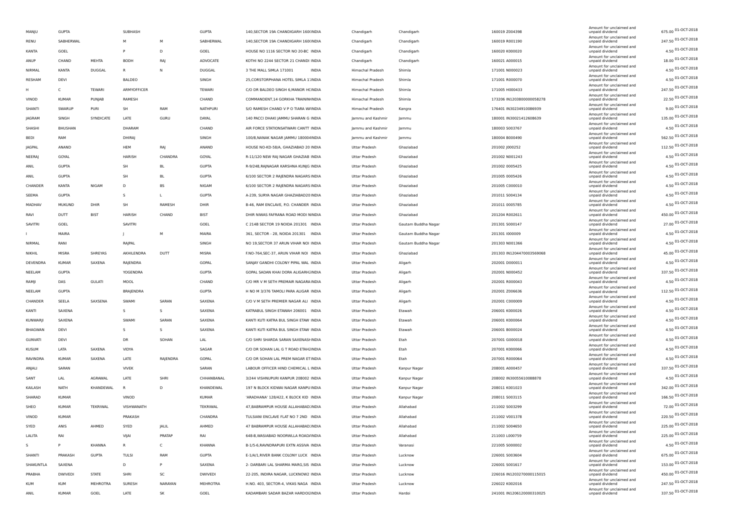| | | | | | | | | | | | | | |
|---|---|---|---|---|---|---|---|---|---|---|---|---|---|
| MANJU | GUPTA | | SUBHASH | | GUPTA | 140,SECTOR 19A CHANDIGARH 160(INDIA | Chandigarh | Chandigarh | 160019 Z004398 | Amount for unclaimed and unpaid dividend | 675.00 | 01-OCT-2018 |
| RENU | SABHERWAL | | M | M | SABHERWAL | 140,SECTOR 19A CHANDIGARH 160(INDIA | Chandigarh | Chandigarh | 160019 R001190 | Amount for unclaimed and unpaid dividend | 247.50 | 01-OCT-2018 |
| KANTA | GOEL | | P | D | GOEL | HOUSE NO 1116 SECTOR NO 20-BC INDIA | Chandigarh | Chandigarh | 160020 K000020 | Amount for unclaimed and unpaid dividend | 4.50 | 01-OCT-2018 |
| ANUP | CHAND | MEHTA | BODH | RAJ | ADVOCATE | KOTHI NO 2244 SECTOR 21 CHANDI INDIA | Chandigarh | Chandigarh | 160021 A000015 | Amount for unclaimed and unpaid dividend | 18.00 | 01-OCT-2018 |
| NIRMAL | KANTA | DUGGAL | R | N | DUGGAL | 3 THE MALL SIMLA 171001 INDIA | Himachal Pradesh | Shimla | 171001 N000023 | Amount for unclaimed and unpaid dividend | 4.50 | 01-OCT-2018 |
| RESHAM | DEVI | | BALDEO | | SINGH | 25,CORSTORPHANA HOTEL SIMLA 1:INDIA | Himachal Pradesh | Shimla | 171001 R000070 | Amount for unclaimed and unpaid dividend | 4.50 | 01-OCT-2018 |
| H | C | TEWARI | ARMYOFFICER | | TEWARI | C/O DR BALDEO SINGH 6,MANOR HCINDIA | Himachal Pradesh | Shimla | 171005 H000433 | Amount for unclaimed and unpaid dividend | 247.50 | 01-OCT-2018 |
| VINOD | KUMAR | PUNJAB | RAMESH | | CHAND | COMMANDENT,14 GORKHA TRAININIINDIA | Himachal Pradesh | Shimla | 173206 IN1203800000058278 | Amount for unclaimed and unpaid dividend | 22.50 | 01-OCT-2018 |
| SHANTI | SWARUP | PURI | SH | RAM | NATHPURI | S/O RAMESH CHAND V P O TIARA W/INDIA | Himachal Pradesh | Kangra | 176401 IN30234910086939 | Amount for unclaimed and unpaid dividend | 9.00 | 01-OCT-2018 |
| JAGRAM | SINGH | SYNDICATE | LATE | GURU | DAYAL | 140 PACCI DHAKI JAMMU SHARAN G INDIA | Jammu and Kashmir | Jammu | 180001 IN30021412608639 | Amount for unclaimed and unpaid dividend | 135.00 | 01-OCT-2018 |
| SHASHI | BHUSHAN | | DHARAM | | CHAND | AIR FORCE STATIONSATWARI CANTT INDIA | Jammu and Kashmir | Jammu | 180003 S003767 | Amount for unclaimed and unpaid dividend | 4.50 | 01-OCT-2018 |
| BEDI | RAM | | DHIRAJ | | SINGH | 100/8,NANAK NAGAR JAMMU 180004INDIA | Jammu and Kashmir | Jammu | 180004 B000490 | Amount for unclaimed and unpaid dividend | 562.50 | 01-OCT-2018 |
| JAGPAL | ANAND | | HEM | RAJ | ANAND | HOUSE NO-KD-58/A, GHAZIABAD 20 INDIA | Uttar Pradesh | Ghaziabad | 201002 J000252 | Amount for unclaimed and unpaid dividend | 112.50 | 01-OCT-2018 |
| NEERAJ | GOYAL | | HARISH | CHANDRA | GOYAL | R-11/120 NEW RAJ NAGAR GHAZIAB INDIA | Uttar Pradesh | Ghaziabad | 201002 N001243 | Amount for unclaimed and unpaid dividend | 4.50 | 01-OCT-2018 |
| ANIL | GUPTA | | SH | BL | GUPTA | R-9/248,RAJNAGAR KARSHNA KUNJG INDIA | Uttar Pradesh | Ghaziabad | 201002 0005425 | Amount for unclaimed and unpaid dividend | 4.50 | 01-OCT-2018 |
| ANIL | GUPTA | | SH | BL | GUPTA | 6/100 SECTOR 2 RAJENDRA NAGARS INDIA | Uttar Pradesh | Ghaziabad | 201005 0005426 | Amount for unclaimed and unpaid dividend | 4.50 | 01-OCT-2018 |
| CHANDER | KANTA | NIGAM | D | BS | NIGAM | 6/100 SECTOR 2 RAJENDRA NAGARS INDIA | Uttar Pradesh | Ghaziabad | 201005 C000010 | Amount for unclaimed and unpaid dividend | 4.50 | 01-OCT-2018 |
| SEEMA | GUPTA | | S | L | GUPTA | A-239, SURYA NAGAR GHAZIABAD20 INDIA | Uttar Pradesh | Ghaziabad | 201011 S004134 | Amount for unclaimed and unpaid dividend | 4.50 | 01-OCT-2018 |
| MADHAV | MUKUND | DHIR | SH | RAMESH | DHIR | B-46, RAM ENCLAVE, P.O. CHANDER INDIA | Uttar Pradesh | Ghaziabad | 201011 0005785 | Amount for unclaimed and unpaid dividend | 4.50 | 01-OCT-2018 |
| RAVI | DUTT | BIST | HARISH | CHAND | BIST | DHIR NIWAS FAFRANA ROAD MODI N INDIA | Uttar Pradesh | Ghaziabad | 201204 R002611 | Amount for unclaimed and unpaid dividend | 450.00 | 01-OCT-2018 |
| SAVITRI | GOEL | | SAVITRI | | GOEL | C 214B SECTOR 19 NOIDA 201301 INDIA | Uttar Pradesh | Gautam Buddha Nagar | 201301 S000147 | Amount for unclaimed and unpaid dividend | 27.00 | 01-OCT-2018 |
| I | MAIRA | | J | M | MAIRA | 361, SECTOR - 28, NOIDA 201301 INDIA | Uttar Pradesh | Gautam Buddha Nagar | 201301 I000009 | Amount for unclaimed and unpaid dividend | 4.50 | 01-OCT-2018 |
| NIRMAL | RANI | | RAJPAL | | SINGH | NO 19,SECTOR 37 ARUN VIHAR NOI INDIA | Uttar Pradesh | Gautam Buddha Nagar | 201303 N001366 | Amount for unclaimed and unpaid dividend | 4.50 | 01-OCT-2018 |
| NIKHIL | MISRA | SHREYAS | AKHILENDRA | DUTT | MISRA | F.NO-764,SEC-37, ARUN VIHAR NOI INDIA | Uttar Pradesh | Ghaziabad | 201303 IN1204470003569068 | Amount for unclaimed and unpaid dividend | 45.00 | 01-OCT-2018 |
| DEVENDRA | KUMAR | SAXENA | RAJENDRA | | GOPAL | SANJAY GANDHI COLONY PIPAL WAL INDIA | Uttar Pradesh | Aligarh | 202001 D000011 | Amount for unclaimed and unpaid dividend | 4.50 | 01-OCT-2018 |
| NEELAM | GUPTA | | YOGENDRA | | GUPTA | GOPAL SADAN KHAI DORA ALIGARH2INDIA | Uttar Pradesh | Aligarh | 202001 N000452 | Amount for unclaimed and unpaid dividend | 337.50 | 01-OCT-2018 |
| RAMJI | DAS | GULATI | MOOL | | CHAND | C/O MR V M SETH PREMAIR NAGARA INDIA | Uttar Pradesh | Aligarh | 202001 R000043 | Amount for unclaimed and unpaid dividend | 4.50 | 01-OCT-2018 |
| NEELAM | GUPTA | | BRAJENDRA | | GUPTA | H NO M 3/376 TAMOLI PARA ALIGAR INDIA | Uttar Pradesh | Aligarh | 202001 Z006636 | Amount for unclaimed and unpaid dividend | 112.50 | 01-OCT-2018 |
| CHANDER | SEELA | SAXSENA | SWAMI | SARAN | SAXENA | C/O V M SETH PREMIER NAGAR ALI INDIA | Uttar Pradesh | Aligarh | 202001 C000009 | Amount for unclaimed and unpaid dividend | 4.50 | 01-OCT-2018 |
| KANTI | SAXENA | | S | S | SAXENA | KATRABUL SINGH ETAWAH 206001 INDIA | Uttar Pradesh | Etawah | 206001 K000026 | Amount for unclaimed and unpaid dividend | 4.50 | 01-OCT-2018 |
| KUNWARJI | SAXENA | | SWAMI | SARAN | SAXENA | KANTI KUTI KATRA BUL SINGH ETAW INDIA | Uttar Pradesh | Etawah | 206001 K000064 | Amount for unclaimed and unpaid dividend | 4.50 | 01-OCT-2018 |
| BHAGWAN | DEVI | | S | S | SAXENA | KANTI KUTI KATRA BUL SINGH ETAW INDIA | Uttar Pradesh | Etawah | 206001 B000024 | Amount for unclaimed and unpaid dividend | 4.50 | 01-OCT-2018 |
| GUNVATI | DEVI | | DR | SOHAN | LAL | C/O SHRI SHARDA SARAN SAXENASHINDIA | Uttar Pradesh | Etah | 207001 G000018 | Amount for unclaimed and unpaid dividend | 4.50 | 01-OCT-2018 |
| KUSUM | LATA | SAXENA | VIDYA | | SAGAR | C/O DR SOHAN LAL G T ROAD ETAH2INDIA | Uttar Pradesh | Etah | 207001 K000066 | Amount for unclaimed and unpaid dividend | 4.50 | 01-OCT-2018 |
| RAVINDRA | KUMAR | SAXENA | LATE | RAJENDRA | GOPAL | C/O DR SOHAN LAL PREM NAGAR ETINDIA | Uttar Pradesh | Etah | 207001 R000064 | Amount for unclaimed and unpaid dividend | 4.50 | 01-OCT-2018 |
| ANJALI | SARAN | | VIVEK | | SARAN | LABOUR OFFICER HIND CHEMICAL L INDIA | Uttar Pradesh | Kanpur Nagar | 208001 A000457 | Amount for unclaimed and unpaid dividend | 337.50 | 01-OCT-2018 |
| SANT | LAL | AGRAWAL | LATE | SHRI | CHHANBANAL | 3/244 VISHNUPURI KANPUR 208002 INDIA | Uttar Pradesh | Kanpur Nagar | 208002 IN30055610088878 | Amount for unclaimed and unpaid dividend | 4.50 | 01-OCT-2018 |
| KAILASH | NATH | KHANDEWAL | R | D | KHANDEWAL | 197 N BLOCK KIDWAI NAGAR KANPU INDIA | Uttar Pradesh | Kanpur Nagar | 208011 K001023 | Amount for unclaimed and unpaid dividend | 342.00 | 01-OCT-2018 |
| SHARAD | KUMAR | | VINOD | | KUMAR | 'ARADHANA' 128/422, K BLOCK KID INDIA | Uttar Pradesh | Kanpur Nagar | 208011 S003115 | Amount for unclaimed and unpaid dividend | 166.50 | 01-OCT-2018 |
| SHEO | KUMAR | TEKRIWAL | VISHWANATH | | TEKRIWAL | 47,BABRAMPUR HOUSE ALLAHABAD:INDIA | Uttar Pradesh | Allahabad | 211002 S003299 | Amount for unclaimed and unpaid dividend | 72.00 | 01-OCT-2018 |
| VINOD | KUMAR | | PRAKASH | | CHANDRA | TULSIANI ENCLAVE FLAT NO 7 2ND INDIA | Uttar Pradesh | Allahabad | 211002 V001378 | Amount for unclaimed and unpaid dividend | 220.50 | 01-OCT-2018 |
| SYED | ANIS | AHMED | SYED | JALIL | AHMED | 47 BABRAMPUR HOUSE ALLAHABAD:INDIA | Uttar Pradesh | Allahabad | 211002 S004650 | Amount for unclaimed and unpaid dividend | 225.00 | 01-OCT-2018 |
| LALITA | RAI | | VIJAI | PRATAP | RAI | 648-B,WASIABAD NOORWLLA ROAD/INDIA | Uttar Pradesh | Allahabad | 211003 L000759 | Amount for unclaimed and unpaid dividend | 225.00 | 01-OCT-2018 |
| S | P | KHANNA | R | C | KHANNA | B-1/5-6,RAVNDRAPURI EXTN ASSIVA INDIA | Uttar Pradesh | Varanasi | 221005 S000002 | Amount for unclaimed and unpaid dividend | 4.50 | 01-OCT-2018 |
| SHANTI | PRAKASH | GUPTA | TULSI | RAM | GUPTA | E-1/A/1,RIVER BANK COLONY LUCK INDIA | Uttar Pradesh | Lucknow | 226001 S003604 | Amount for unclaimed and unpaid dividend | 675.00 | 01-OCT-2018 |
| SHAKUNTLA | SAXENA | | D | P | SAXENA | 2- DARBARI LAL SHARMA MARG,SIS INDIA | Uttar Pradesh | Lucknow | 226001 S001617 | Amount for unclaimed and unpaid dividend | 153.00 | 01-OCT-2018 |
| PRABHA | DWIVEDI | STATE | SHRI | SC | DWIVEDI | 22-205, INDIRA NAGAR, LUCKNOW2 INDIA | Uttar Pradesh | Lucknow | 226016 IN1203270000115015 | Amount for unclaimed and unpaid dividend | 450.00 | 01-OCT-2018 |
| KUM | KUM | MEHROTRA | SURESH | NARAYAN | MEHROTRA | H.NO. 403, SECTOR-4, VIKAS NAGA INDIA | Uttar Pradesh | Lucknow | 226022 K002016 | Amount for unclaimed and unpaid dividend | 247.50 | 01-OCT-2018 |
| ANIL | KUMAR | GOEL | LATE | SK | GOEL | KADAMBARI SADAR BAZAR HARDOI2INDIA | Uttar Pradesh | Hardoi | 241001 IN1206120000310025 | Amount for unclaimed and unpaid dividend | 337.50 | 01-OCT-2018 |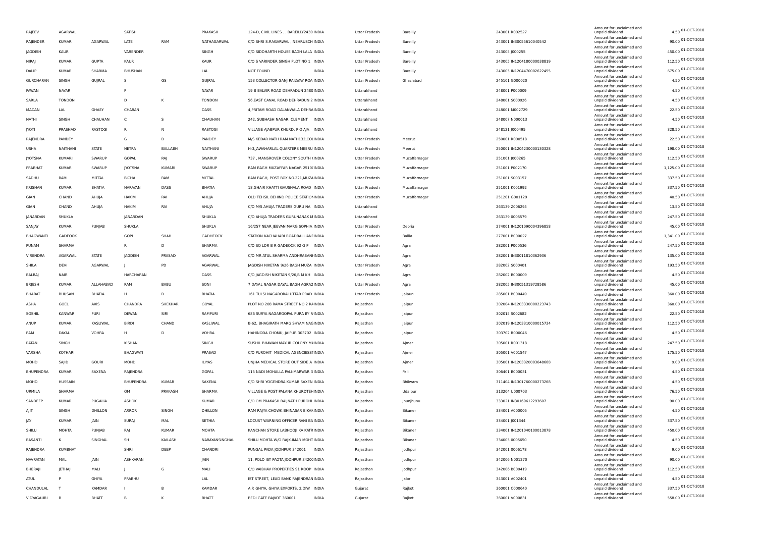| RAJEEV | AGARWAL | | SATISH | | PRAKASH | 124-D, CIVIL LINES . . BAREILLY2430 INDIA | Uttar Pradesh | Bareilly | 243001 R002527 | Amount for unclaimed and unpaid dividend | 4.50 | 01-OCT-2018 |
|---|---|---|---|---|---|---|---|---|---|---|---|---|
| RAJENDER | KUMAR | AGARWAL | LATE | RAM | NATHAGARWAL | C/O SHRI S.P.AGARWAL , NEHRUSCH INDIA | Uttar Pradesh | Bareilly | 243001 IN30055610040542 | Amount for unclaimed and unpaid dividend | 90.00 | 01-OCT-2018 |
| JAGDISH | KAUR | | VARENDER | | SINGH | C/O SIDDHARTH HOUSE BAGH LALA INDIA | Uttar Pradesh | Bareilly | 243005 J000255 | Amount for unclaimed and unpaid dividend | 450.00 | 01-OCT-2018 |
| NIRAJ | KUMAR | GUPTA | KAUR | | KAUR | C/O S VARINDER SINGH PLOT NO 1 INDIA | Uttar Pradesh | Bareilly | 243005 IN1204180000038819 | Amount for unclaimed and unpaid dividend | 112.50 | 01-OCT-2018 |
| DALIP | KUMAR | SHARMA | BHUSHAN | | LAL | NOT FOUND INDIA | Uttar Pradesh | Bareilly | 243005 IN1204470002622455 | Amount for unclaimed and unpaid dividend | 675.00 | 01-OCT-2018 |
| GURCHARAN | SINGH | GUJRAL | S | GS | GUJRAL | 153 COLLECTOR GANJ RAILWAY ROA INDIA | Uttar Pradesh | Ghaziabad | 245101 G000020 | Amount for unclaimed and unpaid dividend | 4.50 | 01-OCT-2018 |
| PAWAN | NAYAR | | P | | NAYAR | 19 B BALVIR ROAD DEHRADUN 2480 INDIA | Uttarakhand | | 248001 P000009 | Amount for unclaimed and unpaid dividend | 4.50 | 01-OCT-2018 |
| SARLA | TONDON | | D | K | TONDON | 56,EAST CANAL ROAD DEHRADUN 2 INDIA | Uttarakhand | | 248001 S000026 | Amount for unclaimed and unpaid dividend | 4.50 | 01-OCT-2018 |
| MADAN | LAL | GHAEY | CHARAN | | DASS | 4,PRITAM ROAD DALANWALA DEHRA INDIA | Uttarakhand | | 248001 M002729 | Amount for unclaimed and unpaid dividend | 22.50 | 01-OCT-2018 |
| NATHI | SINGH | CHAUHAN | C | S | CHAUHAN | 242, SUBHASH NAGAR, CLEMENT INDIA | Uttarakhand | | 248007 N000013 | Amount for unclaimed and unpaid dividend | 4.50 | 01-OCT-2018 |
| JYOTI | PRASHAD | RASTOGI | R | N | RASTOGI | VILLAGE AJABPUR KHURD, P O AJA INDIA | Uttarakhand | | 248121 J000495 | Amount for unclaimed and unpaid dividend | 328.50 | 01-OCT-2018 |
| RAJENDRA | PANDEY | | G | D | PANDEY | M/S KEDAR NATH RAM NATH132,COL INDIA | Uttar Pradesh | Meerut | 250001 R000518 | Amount for unclaimed and unpaid dividend | 22.50 | 01-OCT-2018 |
| USHA | NAITHANI | STATE | NETRA | BALLABH | NAITHANI | H-3,JAWAHARLAL QUARTERS MEERU INDIA | Uttar Pradesh | Meerut | 250001 IN1204230000130328 | Amount for unclaimed and unpaid dividend | 198.00 | 01-OCT-2018 |
| JYOTSNA | KUMARI | SWARUP | GOPAL | RAJ | SWARUP | 737 , MANSROVER COLONY SOUTH C INDIA | Uttar Pradesh | Muzaffarnagar | 251001 J000265 | Amount for unclaimed and unpaid dividend | 112.50 | 01-OCT-2018 |
| PRABHAT | KUMAR | SWARUP | JYOTSNA | KUMARI | SWARUP | RAM BAGH MUZAFFAR NAGAR 25100 INDIA | Uttar Pradesh | Muzaffarnagar | 251001 P002170 | Amount for unclaimed and unpaid dividend | 1,125.00 | 01-OCT-2018 |
| SADHU | RAM | MITTAL | BICHA | RAM | MITTAL | RAM BAGH, POST BOX NO.221,MUZA INDIA | Uttar Pradesh | Muzaffarnagar | 251001 S003157 | Amount for unclaimed and unpaid dividend | 337.50 | 01-OCT-2018 |
| KRISHAN | KUMAR | BHATIA | NARAYAN | DASS | BHATIA | 18,GHAIR KHATTI GAUSHALA ROAD INDIA | Uttar Pradesh | Muzaffarnagar | 251001 K001992 | Amount for unclaimed and unpaid dividend | 337.50 | 01-OCT-2018 |
| GIAN | CHAND | AHUJA | HAKIM | RAI | AHUJA | OLD TEHSIL BEHIND POLICE STATION INDIA | Uttar Pradesh | Muzaffarnagar | 251201 G001129 | Amount for unclaimed and unpaid dividend | 40.50 | 01-OCT-2018 |
| GIAN | CHAND | AHUJA | HAKIM | RAI | AHUJA | C/O M/S AHUJA TRADERS GURU NA INDIA | Uttarakhand | | 263139 Z006295 | Amount for unclaimed and unpaid dividend | 13.50 | 01-OCT-2018 |
| JANARDAN | SHUKLA | | JANARDAN | | SHUKLA | C/O AHUJA TRADERS GURUNANAK M INDIA | Uttarakhand | | 263139 0005579 | Amount for unclaimed and unpaid dividend | 247.50 | 01-OCT-2018 |
| SANJAY | KUMAR | PUNJAB | SHUKLA | | SHUKLA | 16/257 NEAR JEEVAN MARG SOPHIA INDIA | Uttar Pradesh | Deoria | 274001 IN1201090004396858 | Amount for unclaimed and unpaid dividend | 45.00 | 01-OCT-2018 |
| BHAGWANTI | GADEOOK | | GOPI | SHAH | GADHEOCK | STATION KACHAHARI ROADBALLIANF INDIA | Uttar Pradesh | Ballia | 277001 B000027 | Amount for unclaimed and unpaid dividend | 1,341.00 | 01-OCT-2018 |
| PUNAM | SHARMA | | R | D | SHARMA | C/O SQ LDR B R GADEOCK 92 G P INDIA | Uttar Pradesh | Agra | 282001 P000536 | Amount for unclaimed and unpaid dividend | 247.50 | 01-OCT-2018 |
| VIRENDRA | AGARWAL | STATE | JAGDISH | PRASAD | AGARWAL | C/O MR ATUL SHARMA ANDHRABAN INDIA | Uttar Pradesh | Agra | 282001 IN30011810362936 | Amount for unclaimed and unpaid dividend | 135.00 | 01-OCT-2018 |
| SHILA | DEVI | AGARWAL | J | PD | AGARWAL | JAGDISH NIKETAN 9/26 BAGH MUZA INDIA | Uttar Pradesh | Agra | 282002 S000401 | Amount for unclaimed and unpaid dividend | 193.50 | 01-OCT-2018 |
| BALRAJ | NAIR | | HARCHARAN | | DASS | C/O JAGDISH NIKETAN 9/26,B M KH INDIA | Uttar Pradesh | Agra | 282002 B000009 | Amount for unclaimed and unpaid dividend | 4.50 | 01-OCT-2018 |
| BRIJESH | KUMAR | ALLAHABAD | RAM | BABU | SONI | 7 DAYAL NAGAR DAYAL BAGH AGRA2 INDIA | Uttar Pradesh | Agra | 282005 IN30051319728586 | Amount for unclaimed and unpaid dividend | 45.00 | 01-OCT-2018 |
| BHARAT | BHUSAN | BHATIA | H | D | BHATIA | 161 TULSI NAGARORAI UTTAR PRAD INDIA | Uttar Pradesh | Jalaun | 285001 B000449 | Amount for unclaimed and unpaid dividend | 360.00 | 01-OCT-2018 |
| ASHA | GOEL | AXIS | CHANDRA | SHEKHAR | GOYAL | PLOT NO 208 RAMA STREET NO 2 RA INDIA | Rajasthan | Jaipur | 302004 IN1203330000223743 | Amount for unclaimed and unpaid dividend | 360.00 | 01-OCT-2018 |
| SOSHIL | KANWAR | PURI | DEWAN | SIRI | RAMPURI | 686 SURYA NAGARGOPAL PURA BY P INDIA | Rajasthan | Jaipur | 302015 S002682 | Amount for unclaimed and unpaid dividend | 22.50 | 01-OCT-2018 |
| ANUP | KUMAR | KASLIWAL | BIRDI | CHAND | KASLIWAL | B-62, BHAGIRATH MARG SHYAM NAG INDIA | Rajasthan | Jaipur | 302019 IN1203310000015734 | Amount for unclaimed and unpaid dividend | 112.50 | 01-OCT-2018 |
| RAM | DAYAL | VOHRA | H | D | VOHRA | HAHINODA CHOMU, JAIPUR 303702 INDIA | Rajasthan | Jaipur | 303702 R000046 | Amount for unclaimed and unpaid dividend | 4.50 | 01-OCT-2018 |
| RATAN | SINGH | | KISHAN | | SINGH | SUSHIL BHAWAN MAYUR COLONY M INDIA | Rajasthan | Ajmer | 305001 R001318 | Amount for unclaimed and unpaid dividend | 247.50 | 01-OCT-2018 |
| VARSHA | KOTHARI | | BHAGWATI | | PRASAD | C/O PUROHIT MEDICAL AGENCIESS INDIA | Rajasthan | Ajmer | 305001 V001547 | Amount for unclaimed and unpaid dividend | 175.50 | 01-OCT-2018 |
| MOHD | SAJID | GOURI | MOHD | | ILIYAS | UNJHA MEDICAL STORE OUT SIDE A INDIA | Rajasthan | Ajmer | 305001 IN1203320003648668 | Amount for unclaimed and unpaid dividend | 9.00 | 01-OCT-2018 |
| BHUPENDRA | KUMAR | SAXENA | RAJENDRA | | GOPAL | 115 NADI MOHALLA PALI-MARWAR 3 INDIA | Rajasthan | Pali | 306401 B000031 | Amount for unclaimed and unpaid dividend | 4.50 | 01-OCT-2018 |
| MOHD | HUSSAIN | | BHUPENDRA | KUMAR | SAXENA | C/O SHRI YOGENDRA KUMAR SAXEN INDIA | Rajasthan | Bhilwara | 311404 IN1301760000273268 | Amount for unclaimed and unpaid dividend | 4.50 | 01-OCT-2018 |
| URMILA | SHARMA | | OM | PRAKASH | SHARMA | VILLAGE & POST PALANA KHURDTEH INDIA | Rajasthan | Udaipur | 313204 U000703 | Amount for unclaimed and unpaid dividend | 76.50 | 01-OCT-2018 |
| SANDEEP | KUMAR | PUGALIA | ASHOK | | KUMAR | C/O OM PRAKASH BAIJNATH PUROHI INDIA | Rajasthan | Jhunjhunu | 333021 IN30169612293607 | Amount for unclaimed and unpaid dividend | 90.00 | 01-OCT-2018 |
| AJIT | SINGH | DHILLON | ARROR | SINGH | DHILLON | RAM RAJYA CHOWK BHINASAR BIKAN INDIA | Rajasthan | Bikaner | 334001 A000006 | Amount for unclaimed and unpaid dividend | 4.50 | 01-OCT-2018 |
| JAY | KUMAR | JAIN | SURAJ | MAL | SETHIA | LOCUST WARNING OFFICER RANI BA INDIA | Rajasthan | Bikaner | 334001 J001344 | Amount for unclaimed and unpaid dividend | 337.50 | 01-OCT-2018 |
| SHILU | MOHTA | PUNJAB | RAJ | KUMAR | MOHTA | KANCHAN STORE LABHOOJI KA KATR INDIA | Rajasthan | Bikaner | 334001 IN1201040100013878 | Amount for unclaimed and unpaid dividend | 450.00 | 01-OCT-2018 |
| BASANTI | K | SINGHAL | SH | KAILASH | NARAYANSINGHAL | SHILU MOHTA W/O RAJKUMAR MOHT INDIA | Rajasthan | Bikaner | 334005 0005650 | Amount for unclaimed and unpaid dividend | 4.50 | 01-OCT-2018 |
| RAJENDRA | KUMBHAT | | SHRI | DEEP | CHANDRI | PUNGAL PADA JODHPUR 342001 INDIA | Rajasthan | Jodhpur | 342001 0006178 | Amount for unclaimed and unpaid dividend | 9.00 | 01-OCT-2018 |
| NAVRATAN | MAL | JAIN | ASHKARAN | | JAIN | 11, POLO IST PAOTA JODHPUR 34200 INDIA | Rajasthan | Jodhpur | 342006 N001270 | Amount for unclaimed and unpaid dividend | 90.00 | 01-OCT-2018 |
| BHERAJI | JETHAJI | MALI | J | G | MALI | C/O VAIBHAV PROPERTIES 91 ROOP INDIA | Rajasthan | Jodhpur | 342006 B000419 | Amount for unclaimed and unpaid dividend | 112.50 | 01-OCT-2018 |
| ATUL | P | GHIYA | PRABHU | | LAL | IST STREET, LEAD BANK RAJENDRAN INDIA | Rajasthan | Jalor | 343001 A002401 | Amount for unclaimed and unpaid dividend | 4.50 | 01-OCT-2018 |
| CHANDULAL | T | KAMDAR | I | B | KAMDAR | A.P. GHIYA, GHIYA EXPORTS, 2,DIW INDIA | Gujarat | Rajkot | 360001 C000640 | Amount for unclaimed and unpaid dividend | 337.50 | 01-OCT-2018 |
| VIDYAGAURI | B | BHATT | B | K | BHATT | BEDI GATE RAJKOT 360001 INDIA | Gujarat | Rajkot | 360001 V000831 | Amount for unclaimed and unpaid dividend | 558.00 | 01-OCT-2018 |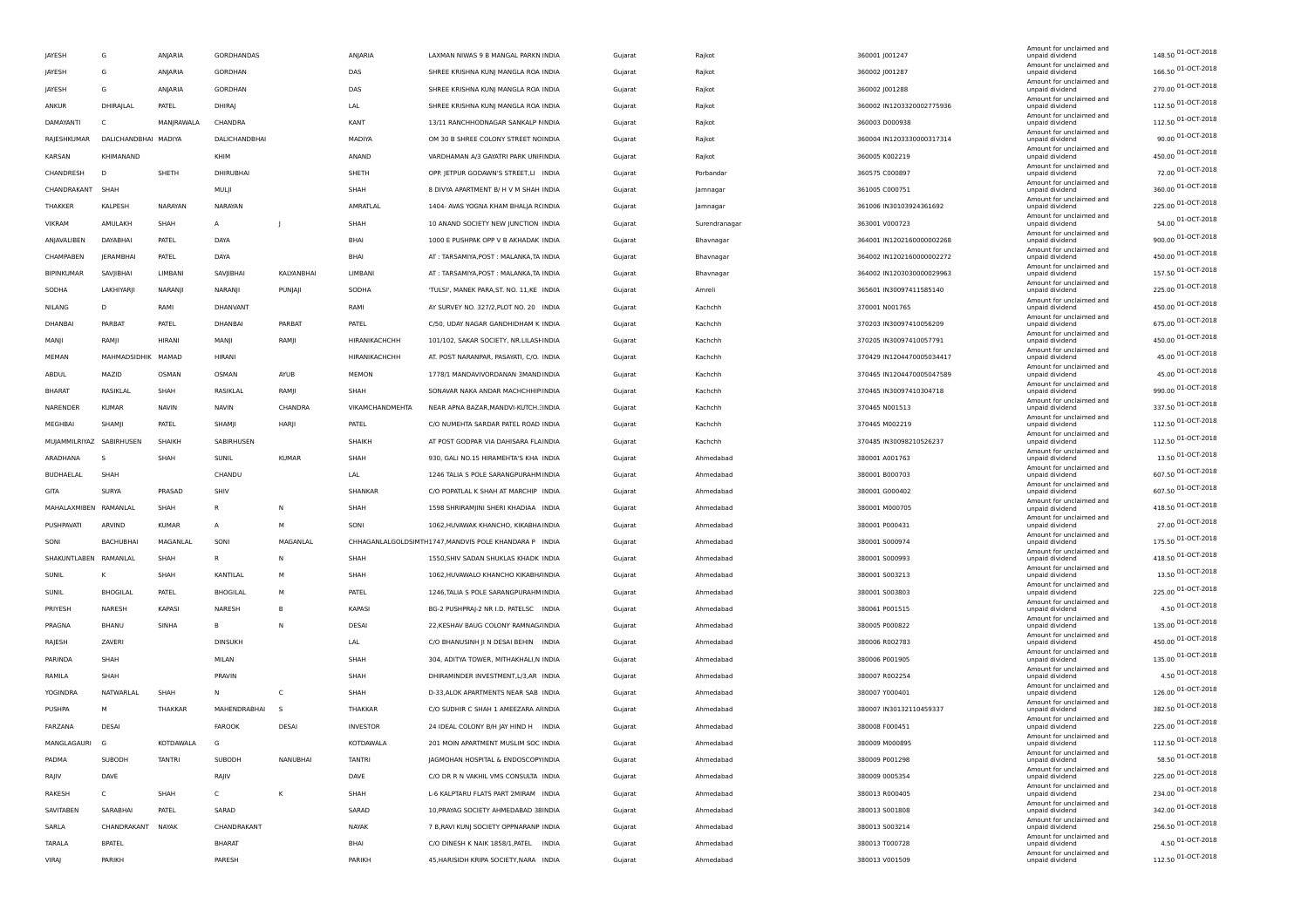| | | | | | | | | | | | | | |
|---|---|---|---|---|---|---|---|---|---|---|---|---|---|
| JAYESH | G | ANJARIA | GORDHANDAS | | ANJARIA | LAXMAN NIWAS 9 B MANGAL PARKN INDIA | Gujarat | Rajkot | 360001 J001247 | Amount for unclaimed and unpaid dividend | 148.50 | 01-OCT-2018 |
| JAYESH | G | ANJARIA | GORDHAN | | DAS | SHREE KRISHNA KUNJ MANGLA ROA INDIA | Gujarat | Rajkot | 360002 J001287 | Amount for unclaimed and unpaid dividend | 166.50 | 01-OCT-2018 |
| JAYESH | G | ANJARIA | GORDHAN | | DAS | SHREE KRISHNA KUNJ MANGLA ROA INDIA | Gujarat | Rajkot | 360002 J001288 | Amount for unclaimed and unpaid dividend | 270.00 | 01-OCT-2018 |
| ANKUR | DHIRAJLAL | PATEL | DHIRAJ | | LAL | SHREE KRISHNA KUNJ MANGLA ROA INDIA | Gujarat | Rajkot | 360002 IN1203320002775936 | Amount for unclaimed and unpaid dividend | 112.50 | 01-OCT-2018 |
| DAMAYANTI | C | MANJRAWALA | CHANDRA | | KANT | 13/11 RANCHHODNAGAR SANKALP NINDIA | Gujarat | Rajkot | 360003 D000938 | Amount for unclaimed and unpaid dividend | 112.50 | 01-OCT-2018 |
| RAJESHKUMAR | DALICHANDBHAI | MADIYA | DALICHANDBHAI | | MADIYA | OM 30 B SHREE COLONY STREET NOINDIA | Gujarat | Rajkot | 360004 IN1203330000317314 | Amount for unclaimed and unpaid dividend | 90.00 | 01-OCT-2018 |
| KARSAN | KHIMANAND | | KHIM | | ANAND | VARDHAMAN A/3 GAYATRI PARK UNIINDIA | Gujarat | Rajkot | 360005 K002219 | Amount for unclaimed and unpaid dividend | 450.00 | 01-OCT-2018 |
| CHANDRESH | D | SHETH | DHIRUBHAI | | SHETH | OPP. JETPUR GODAWN'S STREET,LI INDIA | Gujarat | Porbandar | 360575 C000897 | Amount for unclaimed and unpaid dividend | 72.00 | 01-OCT-2018 |
| CHANDRAKANT | SHAH | | MULJI | | SHAH | 8 DIVYA APARTMENT B/ H V M SHAH INDIA | Gujarat | Jamnagar | 361005 C000751 | Amount for unclaimed and unpaid dividend | 360.00 | 01-OCT-2018 |
| THAKKER | KALPESH | NARAYAN | NARAYAN | | AMRATLAL | 1404- AVAS YOGNA KHAM BHALJA RCINDIA | Gujarat | Jamnagar | 361006 IN30103924361692 | Amount for unclaimed and unpaid dividend | 225.00 | 01-OCT-2018 |
| VIKRAM | AMULAKH | SHAH | A | J | SHAH | 10 ANAND SOCIETY NEW JUNCTION INDIA | Gujarat | Surendranagar | 363001 V000723 | Amount for unclaimed and unpaid dividend | 54.00 | 01-OCT-2018 |
| ANJAVALIBEN | DAYABHAI | PATEL | DAYA | | BHAI | 1000 E PUSHPAK OPP V B AKHADAK INDIA | Gujarat | Bhavnagar | 364001 IN1202160000002268 | Amount for unclaimed and unpaid dividend | 900.00 | 01-OCT-2018 |
| CHAMPABEN | JERAMBHAI | PATEL | DAYA | | BHAI | AT : TARSAMIYA,POST : MALANKA,TA INDIA | Gujarat | Bhavnagar | 364002 IN1202160000002272 | Amount for unclaimed and unpaid dividend | 450.00 | 01-OCT-2018 |
| BIPINKUMAR | SAVJIBHAI | LIMBANI | SAVJIBHAI | KALYANBHAI | LIMBANI | AT : TARSAMIYA,POST : MALANKA,TA INDIA | Gujarat | Bhavnagar | 364002 IN1203030000029963 | Amount for unclaimed and unpaid dividend | 157.50 | 01-OCT-2018 |
| SODHA | LAKHIYARJI | NARANJI | NARANJI | PUNJAJI | SODHA | 'TULSI', MANEK PARA,ST. NO. 11,KE INDIA | Gujarat | Amreli | 365601 IN30097411585140 | Amount for unclaimed and unpaid dividend | 225.00 | 01-OCT-2018 |
| NILANG | D | RAMI | DHANVANT | | RAMI | AY SURVEY NO. 327/2,PLOT NO. 20 INDIA | Gujarat | Kachchh | 370001 N001765 | Amount for unclaimed and unpaid dividend | 450.00 | 01-OCT-2018 |
| DHANBAI | PARBAT | PATEL | DHANBAI | PARBAT | PATEL | C/50, UDAY NAGAR GANDHIDHAM K INDIA | Gujarat | Kachchh | 370203 IN30097410056209 | Amount for unclaimed and unpaid dividend | 675.00 | 01-OCT-2018 |
| MANJI | RAMJI | HIRANI | MANJI | RAMJI | HIRANIKACHCHH | 101/102, SAKAR SOCIETY, NR.LILASHINDIA | Gujarat | Kachchh | 370205 IN30097410057791 | Amount for unclaimed and unpaid dividend | 450.00 | 01-OCT-2018 |
| MEMAN | MAHMADSIDHIK | MAMAD | HIRANI | | HIRANIKACHCHH | AT. POST NARANPAR, PASAYATI, C/O. INDIA | Gujarat | Kachchh | 370429 IN1204470005034417 | Amount for unclaimed and unpaid dividend | 45.00 | 01-OCT-2018 |
| ABDUL | MAZID | OSMAN | OSMAN | AYUB | MEMON | 1778/1 MANDAVIVORDANAN 3MANDINDIA | Gujarat | Kachchh | 370465 IN1204470005047589 | Amount for unclaimed and unpaid dividend | 45.00 | 01-OCT-2018 |
| BHARAT | RASIKLAL | SHAH | RASIKLAL | RAMJI | SHAH | SONAVAR NAKA ANDAR MACHCHHIPINDIA | Gujarat | Kachchh | 370465 IN30097410304718 | Amount for unclaimed and unpaid dividend | 990.00 | 01-OCT-2018 |
| NARENDER | KUMAR | NAVIN | NAVIN | CHANDRA | VIKAMCHANDMEHTA | NEAR APNA BAZAR,MANDVI-KUTCH.3INDIA | Gujarat | Kachchh | 370465 N001513 | Amount for unclaimed and unpaid dividend | 337.50 | 01-OCT-2018 |
| MEGHBAI | SHAMJI | PATEL | SHAMJI | HARJI | PATEL | C/O NUMEHTA SARDAR PATEL ROAD INDIA | Gujarat | Kachchh | 370465 M002219 | Amount for unclaimed and unpaid dividend | 112.50 | 01-OCT-2018 |
| MUJAMMILRIYAZ | SABIRHUSEN | SHAIKH | SABIRHUSEN | | SHAIKH | AT POST GODPAR VIA DAHISARA FLAINDIA | Gujarat | Kachchh | 370485 IN30098210526237 | Amount for unclaimed and unpaid dividend | 112.50 | 01-OCT-2018 |
| ARADHANA | S | SHAH | SUNIL | KUMAR | SHAH | 930, GALI NO.15 HIRAMEHTA'S KHA INDIA | Gujarat | Ahmedabad | 380001 A001763 | Amount for unclaimed and unpaid dividend | 13.50 | 01-OCT-2018 |
| BUDHAELAL | SHAH | | CHANDU | | LAL | 1246 TALIA S POLE SARANGPURAHMINDIA | Gujarat | Ahmedabad | 380001 B000703 | Amount for unclaimed and unpaid dividend | 607.50 | 01-OCT-2018 |
| GITA | SURYA | PRASAD | SHIV | | SHANKAR | C/O POPATLAL K SHAH AT MARCHIP INDIA | Gujarat | Ahmedabad | 380001 G000402 | Amount for unclaimed and unpaid dividend | 607.50 | 01-OCT-2018 |
| MAHALAXMIBEN | RAMANLAL | SHAH | R | N | SHAH | 1598 SHRIRAMJINI SHERI KHADIAA INDIA | Gujarat | Ahmedabad | 380001 M000705 | Amount for unclaimed and unpaid dividend | 418.50 | 01-OCT-2018 |
| PUSHPAVATI | ARVIND | KUMAR | A | M | SONI | 1062,HUVAWAK KHANCHO, KIKABHA INDIA | Gujarat | Ahmedabad | 380001 P000431 | Amount for unclaimed and unpaid dividend | 27.00 | 01-OCT-2018 |
| SONI | BACHUBHAI | MAGANLAL | SONI | MAGANLAL | CHHAGANLALGOLDSIMTH | 1747,MANDVIS POLE KHANDARA P INDIA | Gujarat | Ahmedabad | 380001 S000974 | Amount for unclaimed and unpaid dividend | 175.50 | 01-OCT-2018 |
| SHAKUNTLABEN | RAMANLAL | SHAH | R | N | SHAH | 1550,SHIV SADAN SHUKLAS KHADK INDIA | Gujarat | Ahmedabad | 380001 S000993 | Amount for unclaimed and unpaid dividend | 418.50 | 01-OCT-2018 |
| SUNIL | K | SHAH | KANTILAL | M | SHAH | 1062,HUVAWALO KHANCHO KIKABHAINDIA | Gujarat | Ahmedabad | 380001 S003213 | Amount for unclaimed and unpaid dividend | 13.50 | 01-OCT-2018 |
| SUNIL | BHOGILAL | PATEL | BHOGILAL | M | PATEL | 1246,TALIA S POLE SARANGPURAHMINDIA | Gujarat | Ahmedabad | 380001 S003803 | Amount for unclaimed and unpaid dividend | 225.00 | 01-OCT-2018 |
| PRIYESH | NARESH | KAPASI | NARESH | B | KAPASI | BG-2 PUSHPRAJ-2 NR I.D. PATELSC INDIA | Gujarat | Ahmedabad | 380061 P001515 | Amount for unclaimed and unpaid dividend | 4.50 | 01-OCT-2018 |
| PRAGNA | BHANU | SINHA | B | N | DESAI | 22,KESHAV BAUG COLONY RAMNAGAINDIA | Gujarat | Ahmedabad | 380005 P000822 | Amount for unclaimed and unpaid dividend | 135.00 | 01-OCT-2018 |
| RAJESH | ZAVERI | | DINSUKH | | LAL | C/O BHANUSINH JI N DESAI BEHIN INDIA | Gujarat | Ahmedabad | 380006 R002783 | Amount for unclaimed and unpaid dividend | 450.00 | 01-OCT-2018 |
| PARINDA | SHAH | | MILAN | | SHAH | 304, ADITYA TOWER, MITHAKHALI,N INDIA | Gujarat | Ahmedabad | 380006 P001905 | Amount for unclaimed and unpaid dividend | 135.00 | 01-OCT-2018 |
| RAMILA | SHAH | | PRAVIN | | SHAH | DHIRAMINDER INVESTMENT,L/3,AR INDIA | Gujarat | Ahmedabad | 380007 R002254 | Amount for unclaimed and unpaid dividend | 4.50 | 01-OCT-2018 |
| YOGINDRA | NATWARLAL | SHAH | N | C | SHAH | D-33,ALOK APARTMENTS NEAR SAB INDIA | Gujarat | Ahmedabad | 380007 Y000401 | Amount for unclaimed and unpaid dividend | 126.00 | 01-OCT-2018 |
| PUSHPA | M | THAKKAR | MAHENDRABHAI | S | THAKKAR | C/O SUDHIR C SHAH 1 AMEEZARA AIINDIA | Gujarat | Ahmedabad | 380007 IN30132110459337 | Amount for unclaimed and unpaid dividend | 382.50 | 01-OCT-2018 |
| FARZANA | DESAI | | FAROOK | DESAI | INVESTOR | 24 IDEAL COLONY B/H JAY HIND H INDIA | Gujarat | Ahmedabad | 380008 F000451 | Amount for unclaimed and unpaid dividend | 225.00 | 01-OCT-2018 |
| MANGLAGAURI | G | KOTDAWALA | G | | KOTDAWALA | 201 MOIN APARTMENT MUSLIM SOC INDIA | Gujarat | Ahmedabad | 380009 M000895 | Amount for unclaimed and unpaid dividend | 112.50 | 01-OCT-2018 |
| PADMA | SUBODH | TANTRI | SUBODH | NANUBHAI | TANTRI | JAGMOHAN HOSPITAL & ENDOSCOPYINDIA | Gujarat | Ahmedabad | 380009 P001298 | Amount for unclaimed and unpaid dividend | 58.50 | 01-OCT-2018 |
| RAJIV | DAVE | | RAJIV | | DAVE | C/O DR R N VAKHIL VMS CONSULTA INDIA | Gujarat | Ahmedabad | 380009 0005354 | Amount for unclaimed and unpaid dividend | 225.00 | 01-OCT-2018 |
| RAKESH | C | SHAH | C | K | SHAH | L-6 KALPTARU FLATS PART 2MIRAM INDIA | Gujarat | Ahmedabad | 380013 R000405 | Amount for unclaimed and unpaid dividend | 234.00 | 01-OCT-2018 |
| SAVITABEN | SARABHAI | PATEL | SARAD | | SARAD | 10,PRAYAG SOCIETY AHMEDABAD 38INDIA | Gujarat | Ahmedabad | 380013 S001808 | Amount for unclaimed and unpaid dividend | 342.00 | 01-OCT-2018 |
| SARLA | CHANDRAKANT | NAYAK | CHANDRAKANT | | NAYAK | 7 B,RAVI KUNJ SOCIETY OPPNARANP INDIA | Gujarat | Ahmedabad | 380013 S003214 | Amount for unclaimed and unpaid dividend | 256.50 | 01-OCT-2018 |
| TARALA | BPATEL | | BHARAT | | BHAI | C/O DINESH K NAIK 1858/1,PATEL INDIA | Gujarat | Ahmedabad | 380013 T000728 | Amount for unclaimed and unpaid dividend | 4.50 | 01-OCT-2018 |
| VIRAJ | PARIKH | | PARESH | | PARIKH | 45,HARISIDH KRIPA SOCIETY,NARA INDIA | Gujarat | Ahmedabad | 380013 V001509 | Amount for unclaimed and unpaid dividend | 112.50 | 01-OCT-2018 |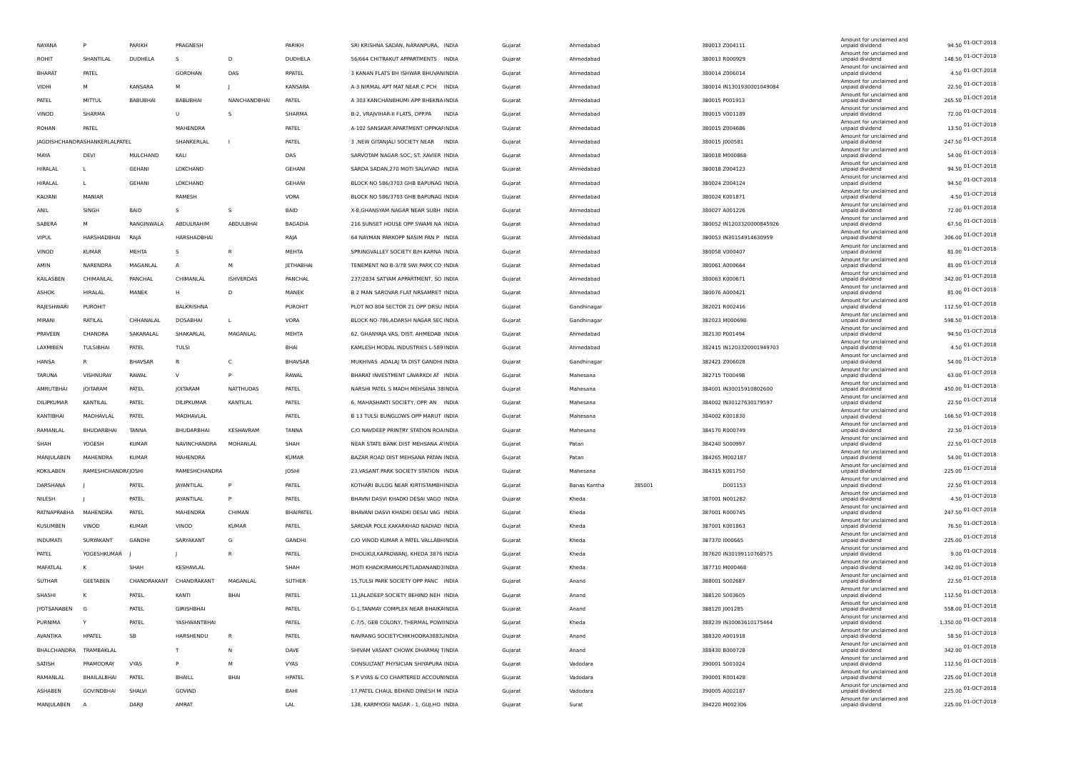| NAYANA | P | PARIKH | PRAGNESH | | PARIKH | SRI KRISHNA SADAN, NARANPURA, INDIA | Gujarat | Ahmedabad | | 380013 Z004111 | Amount for unclaimed and unpaid dividend | 94.50 | 01-OCT-2018 |
|---|---|---|---|---|---|---|---|---|---|---|---|---|---|
| ROHIT | SHANTILAL | DUDHELA | S | D | DUDHELA | 56/664 CHITRAKUT APPARTMENTS INDIA | Gujarat | Ahmedabad | | 380013 R000929 | Amount for unclaimed and unpaid dividend | 148.50 | 01-OCT-2018 |
| BHARAT | PATEL | | GORDHAN | DAS | RPATEL | 3 KANAN FLATS BH ISHWAR BHUVANINDIA | Gujarat | Ahmedabad | | 380014 Z006014 | Amount for unclaimed and unpaid dividend | 4.50 | 01-OCT-2018 |
| VIDHI | M | KANSARA | M | J | KANSARA | A-3 NIRMAL APT MAT NEAR C PCH INDIA | Gujarat | Ahmedabad | | 380014 IN1301930001049084 | Amount for unclaimed and unpaid dividend | 22.50 | 01-OCT-2018 |
| PATEL | MITTUL | BABUBHAI | BABUBHAI | NANCHANDBHAI | PATEL | A 303 KANCHANBHUMI APP BHEKNA INDIA | Gujarat | Ahmedabad | | 380015 P001913 | Amount for unclaimed and unpaid dividend | 265.50 | 01-OCT-2018 |
| VINOD | SHARMA | | U | S | SHARMA | B-2, VRAJVIHAR-II FLATS, OPP.PA INDIA | Gujarat | Ahmedabad | | 380015 V001189 | Amount for unclaimed and unpaid dividend | 72.00 | 01-OCT-2018 |
| ROHAN | PATEL | | MAHENDRA | | PATEL | A-102 SANSKAR APARTMENT OPPKAFINDIA | Gujarat | Ahmedabad | | 380015 Z004686 | Amount for unclaimed and unpaid dividend | 13.50 | 01-OCT-2018 |
| JAGDISHCHANDRASHANKERLALPATEL | | | SHANKERLAL | I | PATEL | 3 ,NEW GITANJALI SOCIETY NEAR INDIA | Gujarat | Ahmedabad | | 380015 J000581 | Amount for unclaimed and unpaid dividend | 247.50 | 01-OCT-2018 |
| MAYA | DEVI | MULCHAND | KALI | | DAS | SARVOTAM NAGAR SOC, ST. XAVIER INDIA | Gujarat | Ahmedabad | | 380018 M000868 | Amount for unclaimed and unpaid dividend | 54.00 | 01-OCT-2018 |
| HIRALAL | L | GEHANI | LOKCHAND | | GEHANI | SARDA SADAN,270 MOTI SALVIVAD INDIA | Gujarat | Ahmedabad | | 380018 Z004123 | Amount for unclaimed and unpaid dividend | 94.50 | 01-OCT-2018 |
| HIRALAL | L | GEHANI | LOKCHAND | | GEHANI | BLOCK NO 586/3703 GHB BAPUNAG INDIA | Gujarat | Ahmedabad | | 380024 Z004124 | Amount for unclaimed and unpaid dividend | 94.50 | 01-OCT-2018 |
| KALYANI | MANIAR | | RAMESH | | VORA | BLOCK NO 586/3703 GHB BAPUNAG INDIA | Gujarat | Ahmedabad | | 380024 K001871 | Amount for unclaimed and unpaid dividend | 4.50 | 01-OCT-2018 |
| ANIL | SINGH | BAID | S | S | BAID | X-8,GHANSYAM NAGAR NEAR SUBH INDIA | Gujarat | Ahmedabad | | 380027 A001226 | Amount for unclaimed and unpaid dividend | 72.00 | 01-OCT-2018 |
| SABERA | M | RANGINWALA | ABDULRAHIM | ABDULBHAI | BAGADIA | 216 SUNSET HOUSE OPP SWAMI NA INDIA | Gujarat | Ahmedabad | | 380052 IN1203320000845926 | Amount for unclaimed and unpaid dividend | 67.50 | 01-OCT-2018 |
| VIPUL | HARSHADBHAI | RAJA | HARSHADBHAI | | RAJA | 64 NAYMAN PARKOPP NASIM PAN P INDIA | Gujarat | Ahmedabad | | 380053 IN30154914630959 | Amount for unclaimed and unpaid dividend | 306.00 | 01-OCT-2018 |
| VINOD | KUMAR | MEHTA | S | R | MEHTA | SPRINGVALLEY SOCIETY B/H KARNA INDIA | Gujarat | Ahmedabad | | 380058 V000407 | Amount for unclaimed and unpaid dividend | 81.00 | 01-OCT-2018 |
| AMIN | NARENDRA | MAGANLAL | A | M | JETHABHAI | TENEMENT NO B-3/78 SWI PARK CO INDIA | Gujarat | Ahmedabad | | 380061 A000664 | Amount for unclaimed and unpaid dividend | 81.00 | 01-OCT-2018 |
| KAILASBEN | CHIMANLAL | PANCHAL | CHIMANLAL | ISHVERDAS | PANCHAL | 237/2834 SATYAM APPARTMENT, SO INDIA | Gujarat | Ahmedabad | | 380063 K000671 | Amount for unclaimed and unpaid dividend | 342.00 | 01-OCT-2018 |
| ASHOK | HIRALAL | MANEK | H | D | MANEK | B 2 MAN SAROVAR FLAT NRSAMRET INDIA | Gujarat | Ahmedabad | | 380076 A000421 | Amount for unclaimed and unpaid dividend | 81.00 | 01-OCT-2018 |
| RAJESHWARI | PUROHIT | | BALKRISHNA | | PUROHIT | PLOT NO 804 SECTOR 21 OPP DRSU INDIA | Gujarat | Gandhinagar | | 382021 R002416 | Amount for unclaimed and unpaid dividend | 112.50 | 01-OCT-2018 |
| MIRANI | RATILAL | CHHANALAL | DOSABHAI | L | VORA | BLOCK NO-786,ADARSH NAGAR SEC INDIA | Gujarat | Gandhinagar | | 382023 M000698 | Amount for unclaimed and unpaid dividend | 598.50 | 01-OCT-2018 |
| PRAVEEN | CHANDRA | SAKARALAL | SHAKARLAL | MAGANLAL | MEHTA | 62, GHANYAJA VAS, DIST. AHMEDAB INDIA | Gujarat | Ahmedabad | | 382130 P001494 | Amount for unclaimed and unpaid dividend | 94.50 | 01-OCT-2018 |
| LAXMIBEN | TULSIBHAI | PATEL | TULSI | | BHAI | KAMLESH MODAL INDUSTRIES L-589 INDIA | Gujarat | Ahmedabad | | 382415 IN1203320001949703 | Amount for unclaimed and unpaid dividend | 4.50 | 01-OCT-2018 |
| HANSA | R | BHAVSAR | R | C | BHAVSAR | MUKHIVAS ADALAJ TA DIST GANDHI INDIA | Gujarat | Gandhinagar | | 382421 Z006028 | Amount for unclaimed and unpaid dividend | 54.00 | 01-OCT-2018 |
| TARUNA | VISHNURAY | RAWAL | V | P | RAWAL | BHARAT INVESTMENT LAVARKDI AT INDIA | Gujarat | Mahesana | | 382715 T000498 | Amount for unclaimed and unpaid dividend | 63.00 | 01-OCT-2018 |
| AMRUTBHAI | JOITARAM | PATEL | JOITARAM | NATTHUDAS | PATEL | NARSHI PATEL S MADH MEHSANA 38INDIA | Gujarat | Mahesana | | 384001 IN30015910802600 | Amount for unclaimed and unpaid dividend | 450.00 | 01-OCT-2018 |
| DILIPKUMAR | KANTILAL | PATEL | DILIPKUMAR | KANTILAL | PATEL | 6, MAHASHAKTI SOCIETY, OPP. AN INDIA | Gujarat | Mahesana | | 384002 IN30127630179597 | Amount for unclaimed and unpaid dividend | 22.50 | 01-OCT-2018 |
| KANTIBHAI | MADHAVLAL | PATEL | MADHAVLAL | | PATEL | B 13 TULSI BUNGLOWS OPP MARUT INDIA | Gujarat | Mahesana | | 384002 K001830 | Amount for unclaimed and unpaid dividend | 166.50 | 01-OCT-2018 |
| RAMANLAL | BHUDARBHAI | TANNA | BHUDARBHAI | KESHAVRAM | TANNA | C/O NAVDEEP PRINTRY STATION ROAINDIA | Gujarat | Mahesana | | 384170 R000749 | Amount for unclaimed and unpaid dividend | 22.50 | 01-OCT-2018 |
| SHAH | YOGESH | KUMAR | NAVINCHANDRA | MOHANLAL | SHAH | NEAR STATE BANK DIST MEHSANA A'INDIA | Gujarat | Patan | | 384240 S000997 | Amount for unclaimed and unpaid dividend | 22.50 | 01-OCT-2018 |
| MANJULABEN | MAHENDRA | KUMAR | MAHENDRA | | KUMAR | BAZAR ROAD DIST MEHSANA PATAN INDIA | Gujarat | Patan | | 384265 M002187 | Amount for unclaimed and unpaid dividend | 54.00 | 01-OCT-2018 |
| KOKILABEN | RAMESHCHANDRA JOSHI | | RAMESHCHANDRA | | JOSHI | 23,VASANT PARK SOCIETY STATION INDIA | Gujarat | Mahesana | | 384315 K001750 | Amount for unclaimed and unpaid dividend | 225.00 | 01-OCT-2018 |
| DARSHANA | J | PATEL | JAYANTILAL | P | PATEL | KOTHARI BULDG NEAR KIRTISTAMBHINDIA | Gujarat | Banas Kantha | 385001 | D001153 | Amount for unclaimed and unpaid dividend | 22.50 | 01-OCT-2018 |
| NILESH | J | PATEL | JAYANTILAL | P | PATEL | BHAVNI DASVI KHADKI DESAI VAGO INDIA | Gujarat | Kheda | | 387001 N001282 | Amount for unclaimed and unpaid dividend | 4.50 | 01-OCT-2018 |
| RATNAPRABHA | MAHENDRA | PATEL | MAHENDRA | CHIMAN | BHAIPATEL | BHAVANI DASVI KHADKI DESAI VAG INDIA | Gujarat | Kheda | | 387001 R000745 | Amount for unclaimed and unpaid dividend | 247.50 | 01-OCT-2018 |
| KUSUMBEN | VINOD | KUMAR | VINOD | KUMAR | PATEL | SARDAR POLE KAKARKHAD NADIAD INDIA | Gujarat | Kheda | | 387001 K001863 | Amount for unclaimed and unpaid dividend | 76.50 | 01-OCT-2018 |
| INDUMATI | SURYAKANT | GANDHI | SARYAKANT | G | GANDHI | C/O VINOD KUMAR A PATEL VALLABHINDIA | Gujarat | Kheda | | 387370 I000665 | Amount for unclaimed and unpaid dividend | 225.00 | 01-OCT-2018 |
| PATEL | YOGESHKUMAR | J | J | R | PATEL | DHOLIKUI,KAPADWANJ, KHEDA 3876 INDIA | Gujarat | Kheda | | 387620 IN30199110768575 | Amount for unclaimed and unpaid dividend | 9.00 | 01-OCT-2018 |
| MAFATLAL | K | SHAH | KESHAVLAL | | SHAH | MOTI KHADKIRAMOLPETLADANAND3INDIA | Gujarat | Kheda | | 387710 M000468 | Amount for unclaimed and unpaid dividend | 342.00 | 01-OCT-2018 |
| SUTHAR | GEETABEN | CHANDRAKANT | CHANDRAKANT | MAGANLAL | SUTHER | 15,TULSI PARK SOCIETY OPP PANC INDIA | Gujarat | Anand | | 388001 S002687 | Amount for unclaimed and unpaid dividend | 22.50 | 01-OCT-2018 |
| SHASHI | K | PATEL | KANTI | BHAI | PATEL | 11,JALADEEP SOCIETY BEHIND NEH INDIA | Gujarat | Anand | | 388120 S003605 | Amount for unclaimed and unpaid dividend | 112.50 | 01-OCT-2018 |
| JYOTSANABEN | G | PATEL | GIRISHBHAI | | PATEL | G-1,TANMAY COMPLEX NEAR BHAIKAINDIA | Gujarat | Anand | | 388120 J001285 | Amount for unclaimed and unpaid dividend | 558.00 | 01-OCT-2018 |
| PURNIMA | Y | PATEL | YASHWANTBHAI | | PATEL | C-7/5, GEB COLONY, THERMAL POWIINDIA | Gujarat | Kheda | | 388239 IN30063610175464 | Amount for unclaimed and unpaid dividend | 1,350.00 | 01-OCT-2018 |
| AVANTIKA | HPATEL | SB | HARSHENDU | R | PATEL | NAVRANG SOCIETYCHIKHODRA3883:INDIA | Gujarat | Anand | | 388320 A001918 | Amount for unclaimed and unpaid dividend | 58.50 | 01-OCT-2018 |
| BHALCHANDRA | TRAMBAKLAL | | T | N | DAVE | SHIVAM VASANT CHOWK DHARMAJ TINDIA | Gujarat | Anand | | 388430 B000728 | Amount for unclaimed and unpaid dividend | 342.00 | 01-OCT-2018 |
| SATISH | PRAMODRAY | VYAS | P | M | VYAS | CONSULTANT PHYSICIAN SHIYAPURA INDIA | Gujarat | Vadodara | | 390001 S001024 | Amount for unclaimed and unpaid dividend | 112.50 | 01-OCT-2018 |
| RAMANLAL | BHAILALBHAI | PATEL | BHAILL | BHAI | HPATEL | S P VYAS & CO CHARTERED ACCOUNINDIA | Gujarat | Vadodara | | 390001 R001428 | Amount for unclaimed and unpaid dividend | 225.00 | 01-OCT-2018 |
| ASHABEN | GOVINDBHAI | SHALVI | GOVIND | | BAHI | 17,PATEL CHAUL BEHIND DINESH M INDIA | Gujarat | Vadodara | | 390005 A002187 | Amount for unclaimed and unpaid dividend | 225.00 | 01-OCT-2018 |
| MANJULABEN | A | DARJI | AMRAT | | LAL | 138, KARMYOGI NAGAR - 1, GUJ.HO INDIA | Gujarat | Surat | | 394220 M002306 | Amount for unclaimed and unpaid dividend | 225.00 | 01-OCT-2018 |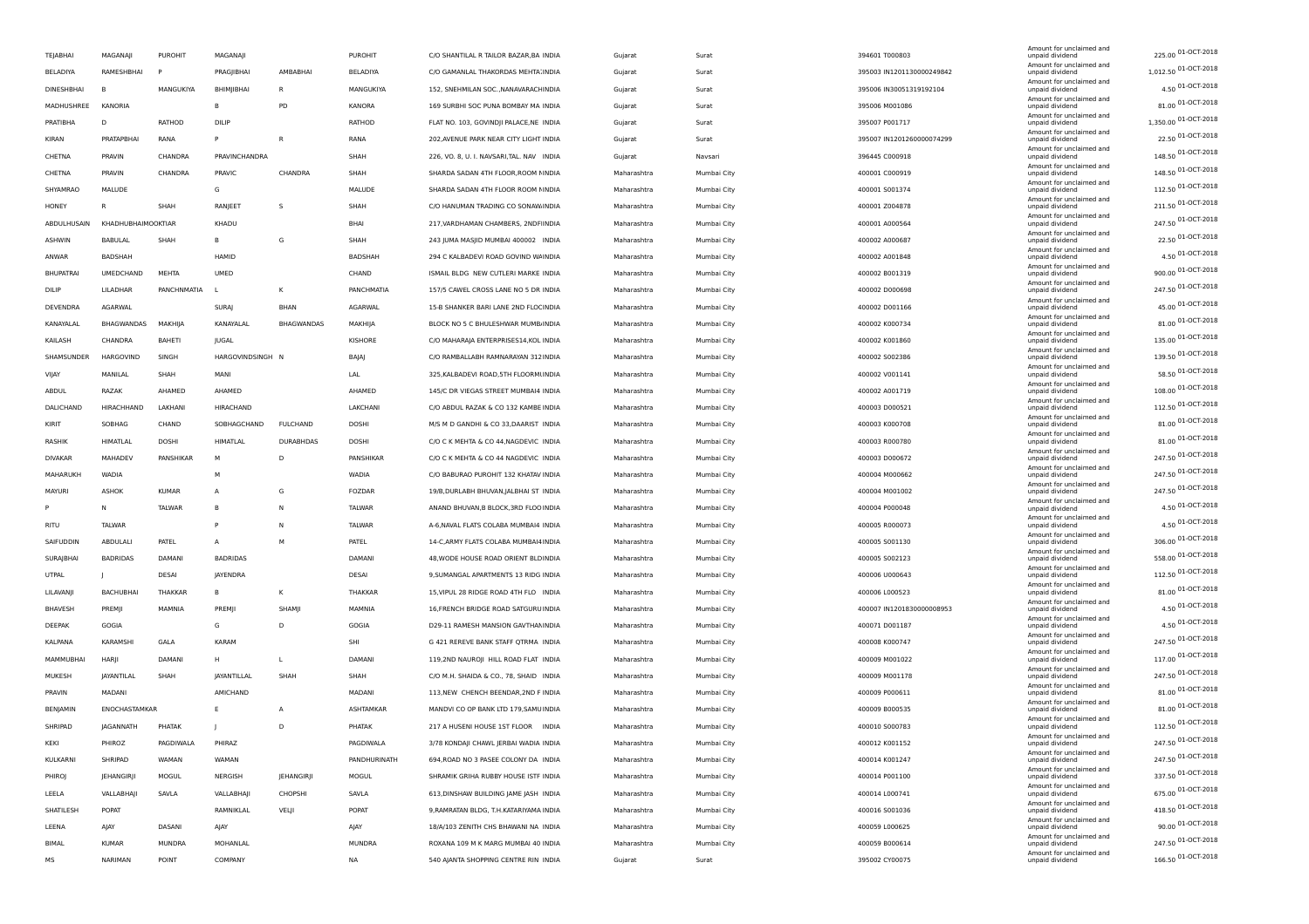| | | | | | | | | | | | | | |
|---|---|---|---|---|---|---|---|---|---|---|---|---|---|
| TEJABHAI | MAGANAJI | PUROHIT | MAGANAJI | | PUROHIT | C/O SHANTILAL R TAILOR BAZAR,BA INDIA | | Gujarat | Surat | 394601 T000803 | Amount for unclaimed and unpaid dividend | 225.00 | 01-OCT-2018 |
| BELADIYA | RAMESHBHAI | P | PRAGJIBHAI | AMBABHAI | BELADIYA | C/O GAMANLAL THAKORDAS MEHTA INDIA | | Gujarat | Surat | 395003 IN1201130000249842 | Amount for unclaimed and unpaid dividend | 1,012.50 | 01-OCT-2018 |
| DINESHBHAI | B | MANGUKIYA | BHIMJIBHAI | R | MANGUKIYA | 152, SNEHMILAN SOC.,NANAVARACH INDIA | | Gujarat | Surat | 395006 IN30051319192104 | Amount for unclaimed and unpaid dividend | 4.50 | 01-OCT-2018 |
| MADHUSHREE | KANORIA | | B | PD | KANORA | 169 SURBHI SOC PUNA BOMBAY MA INDIA | | Gujarat | Surat | 395006 M001086 | Amount for unclaimed and unpaid dividend | 81.00 | 01-OCT-2018 |
| PRATIBHA | D | RATHOD | DILIP | | RATHOD | FLAT NO. 103, GOVINDJI PALACE,NE INDIA | | Gujarat | Surat | 395007 P001717 | Amount for unclaimed and unpaid dividend | 1,350.00 | 01-OCT-2018 |
| KIRAN | PRATAPBHAI | RANA | P | R | RANA | 202,AVENUE PARK NEAR CITY LIGHT INDIA | | Gujarat | Surat | 395007 IN1201260000074299 | Amount for unclaimed and unpaid dividend | 22.50 | 01-OCT-2018 |
| CHETNA | PRAVIN | CHANDRA | PRAVINCHANDRA | | SHAH | 226, VO. 8, U. I. NAVSARI,TAL. NAV INDIA | | Gujarat | Navsari | 396445 C000918 | Amount for unclaimed and unpaid dividend | 148.50 | 01-OCT-2018 |
| CHETNA | PRAVIN | CHANDRA | PRAVIC | CHANDRA | SHAH | SHARDA SADAN 4TH FLOOR,ROOM N INDIA | | Maharashtra | Mumbai City | 400001 C000919 | Amount for unclaimed and unpaid dividend | 148.50 | 01-OCT-2018 |
| SHYAMRAO | MALUDE | | G | | MALUDE | SHARDA SADAN 4TH FLOOR ROOM N INDIA | | Maharashtra | Mumbai City | 400001 S001374 | Amount for unclaimed and unpaid dividend | 112.50 | 01-OCT-2018 |
| HONEY | R | SHAH | RANJEET | S | SHAH | C/O HANUMAN TRADING CO SONAW INDIA | | Maharashtra | Mumbai City | 400001 Z004878 | Amount for unclaimed and unpaid dividend | 211.50 | 01-OCT-2018 |
| ABDULHUSAIN | KHADHUBHAIMOOKTIAR | | KHADU | | BHAI | 217,VARDHAMAN CHAMBERS, 2NDFI INDIA | | Maharashtra | Mumbai City | 400001 A000564 | Amount for unclaimed and unpaid dividend | 247.50 | 01-OCT-2018 |
| ASHWIN | BABULAL | SHAH | B | G | SHAH | 243 JUMA MASJID MUMBAI 400002 INDIA | | Maharashtra | Mumbai City | 400002 A000687 | Amount for unclaimed and unpaid dividend | 22.50 | 01-OCT-2018 |
| ANWAR | BADSHAH | | HAMID | | BADSHAH | 294 C KALBADEVI ROAD GOVIND WA INDIA | | Maharashtra | Mumbai City | 400002 A001848 | Amount for unclaimed and unpaid dividend | 4.50 | 01-OCT-2018 |
| BHUPATRAI | UMEDCHAND | MEHTA | UMED | | CHAND | ISMAIL BLDG NEW CUTLERI MARKE INDIA | | Maharashtra | Mumbai City | 400002 B001319 | Amount for unclaimed and unpaid dividend | 900.00 | 01-OCT-2018 |
| DILIP | LILADHAR | PANCHNMATIA | L | K | PANCHMATIA | 157/5 CAWEL CROSS LANE NO 5 DR INDIA | | Maharashtra | Mumbai City | 400002 D000698 | Amount for unclaimed and unpaid dividend | 247.50 | 01-OCT-2018 |
| DEVENDRA | AGARWAL | | SURAJ | BHAN | AGARWAL | 15-B SHANKER BARI LANE 2ND FLOC INDIA | | Maharashtra | Mumbai City | 400002 D001166 | Amount for unclaimed and unpaid dividend | 45.00 | 01-OCT-2018 |
| KANAYALAL | BHAGWANDAS | MAKHIJA | KANAYALAL | BHAGWANDAS | MAKHIJA | BLOCK NO 5 C BHULESHWAR MUMB INDIA | | Maharashtra | Mumbai City | 400002 K000734 | Amount for unclaimed and unpaid dividend | 81.00 | 01-OCT-2018 |
| KAILASH | CHANDRA | BAHETI | JUGAL | | KISHORE | C/O MAHARAJA ENTERPRISES14,KOL INDIA | | Maharashtra | Mumbai City | 400002 K001860 | Amount for unclaimed and unpaid dividend | 135.00 | 01-OCT-2018 |
| SHAMSUNDER | HARGOVIND | SINGH | HARGOVINDSINGH | N | BAJAJ | C/O RAMBALLABH RAMNARAYAN 312 INDIA | | Maharashtra | Mumbai City | 400002 S002386 | Amount for unclaimed and unpaid dividend | 139.50 | 01-OCT-2018 |
| VIJAY | MANILAL | SHAH | MANI | | LAL | 325,KALBADEVI ROAD,5TH FLOORMU INDIA | | Maharashtra | Mumbai City | 400002 V001141 | Amount for unclaimed and unpaid dividend | 58.50 | 01-OCT-2018 |
| ABDUL | RAZAK | AHAMED | AHAMED | | AHAMED | 145/C DR VIEGAS STREET MUMBAI4 INDIA | | Maharashtra | Mumbai City | 400002 A001719 | Amount for unclaimed and unpaid dividend | 108.00 | 01-OCT-2018 |
| DALICHAND | HIRACHHAND | LAKHANI | HIRACHAND | | LAKCHANI | C/O ABDUL RAZAK & CO 132 KAMBE INDIA | | Maharashtra | Mumbai City | 400003 D000521 | Amount for unclaimed and unpaid dividend | 112.50 | 01-OCT-2018 |
| KIRIT | SOBHAG | CHAND | SOBHAGCHAND | FULCHAND | DOSHI | M/S M D GANDHI & CO 33,DAARIST INDIA | | Maharashtra | Mumbai City | 400003 K000708 | Amount for unclaimed and unpaid dividend | 81.00 | 01-OCT-2018 |
| RASHIK | HIMATLAL | DOSHI | HIMATLAL | DURABHDAS | DOSHI | C/O C K MEHTA & CO 44,NAGDEVIC INDIA | | Maharashtra | Mumbai City | 400003 R000780 | Amount for unclaimed and unpaid dividend | 81.00 | 01-OCT-2018 |
| DIVAKAR | MAHADEV | PANSHIKAR | M | D | PANSHIKAR | C/O C K MEHTA & CO 44 NAGDEVIC INDIA | | Maharashtra | Mumbai City | 400003 D000672 | Amount for unclaimed and unpaid dividend | 247.50 | 01-OCT-2018 |
| MAHARUKH | WADIA | | M | | WADIA | C/O BABURAO PUROHIT 132 KHATAV INDIA | | Maharashtra | Mumbai City | 400004 M000662 | Amount for unclaimed and unpaid dividend | 247.50 | 01-OCT-2018 |
| MAYURI | ASHOK | KUMAR | A | G | FOZDAR | 19/B,DURLABH BHUVAN,JALBHAI ST INDIA | | Maharashtra | Mumbai City | 400004 M001002 | Amount for unclaimed and unpaid dividend | 247.50 | 01-OCT-2018 |
| P | N | TALWAR | B | N | TALWAR | ANAND BHUVAN,B BLOCK,3RD FLOO INDIA | | Maharashtra | Mumbai City | 400004 P000048 | Amount for unclaimed and unpaid dividend | 4.50 | 01-OCT-2018 |
| RITU | TALWAR | | P | N | TALWAR | A-6,NAVAL FLATS COLABA MUMBAI4 INDIA | | Maharashtra | Mumbai City | 400005 R000073 | Amount for unclaimed and unpaid dividend | 4.50 | 01-OCT-2018 |
| SAIFUDDIN | ABDULALI | PATEL | A | M | PATEL | 14-C,ARMY FLATS COLABA MUMBAI4 INDIA | | Maharashtra | Mumbai City | 400005 S001130 | Amount for unclaimed and unpaid dividend | 306.00 | 01-OCT-2018 |
| SURAJBHAI | BADRIDAS | DAMANI | BADRIDAS | | DAMANI | 48,WODE HOUSE ROAD ORIENT BLD INDIA | | Maharashtra | Mumbai City | 400005 S002123 | Amount for unclaimed and unpaid dividend | 558.00 | 01-OCT-2018 |
| UTPAL | J | DESAI | JAYENDRA | | DESAI | 9,SUMANGAL APARTMENTS 13 RIDG INDIA | | Maharashtra | Mumbai City | 400006 U000643 | Amount for unclaimed and unpaid dividend | 112.50 | 01-OCT-2018 |
| LILAVANJI | BACHUBHAI | THAKKAR | B | K | THAKKAR | 15,VIPUL 28 RIDGE ROAD 4TH FLO INDIA | | Maharashtra | Mumbai City | 400006 L000523 | Amount for unclaimed and unpaid dividend | 81.00 | 01-OCT-2018 |
| BHAVESH | PREMJI | MAMNIA | PREMJI | SHAMJI | MAMNIA | 16,FRENCH BRIDGE ROAD SATGURU INDIA | | Maharashtra | Mumbai City | 400007 IN1201830000008953 | Amount for unclaimed and unpaid dividend | 4.50 | 01-OCT-2018 |
| DEEPAK | GOGIA | | G | D | GOGIA | D29-11 RAMESH MANSION GAVTHAN INDIA | | Maharashtra | Mumbai City | 400071 D001187 | Amount for unclaimed and unpaid dividend | 4.50 | 01-OCT-2018 |
| KALPANA | KARAMSHI | GALA | KARAM | | SHI | G 421 REREVE BANK STAFF QTRMA INDIA | | Maharashtra | Mumbai City | 400008 K000747 | Amount for unclaimed and unpaid dividend | 247.50 | 01-OCT-2018 |
| MAMMUBHAI | HARJI | DAMANI | H | L | DAMANI | 119,2ND NAUROJI HILL ROAD FLAT INDIA | | Maharashtra | Mumbai City | 400009 M001022 | Amount for unclaimed and unpaid dividend | 117.00 | 01-OCT-2018 |
| MUKESH | JAYANTILAL | SHAH | JAYANTILLAL | SHAH | SHAH | C/O M.H. SHAIDA & CO., 78, SHAID INDIA | | Maharashtra | Mumbai City | 400009 M001178 | Amount for unclaimed and unpaid dividend | 247.50 | 01-OCT-2018 |
| PRAVIN | MADANI | | AMICHAND | | MADANI | 113,NEW CHENCH BEENDAR,2ND F INDIA | | Maharashtra | Mumbai City | 400009 P000611 | Amount for unclaimed and unpaid dividend | 81.00 | 01-OCT-2018 |
| BENJAMIN | ENOCHASTAMKAR | | E | A | ASHTAMKAR | MANDVI CO OP BANK LTD 179,SAMU INDIA | | Maharashtra | Mumbai City | 400009 B000535 | Amount for unclaimed and unpaid dividend | 81.00 | 01-OCT-2018 |
| SHRIPAD | JAGANNATH | PHATAK | J | D | PHATAK | 217 A HUSENI HOUSE 1ST FLOOR INDIA | | Maharashtra | Mumbai City | 400010 S000783 | Amount for unclaimed and unpaid dividend | 112.50 | 01-OCT-2018 |
| KEKI | PHIROZ | PAGDIWALA | PHIRAZ | | PAGDIWALA | 3/78 KONDAJI CHAWL JERBAI WADIA INDIA | | Maharashtra | Mumbai City | 400012 K001152 | Amount for unclaimed and unpaid dividend | 247.50 | 01-OCT-2018 |
| KULKARNI | SHRIPAD | WAMAN | WAMAN | | PANDHURINATH | 694,ROAD NO 3 PASEE COLONY DA INDIA | | Maharashtra | Mumbai City | 400014 K001247 | Amount for unclaimed and unpaid dividend | 247.50 | 01-OCT-2018 |
| PHIROJ | JEHANGIRJI | MOGUL | NERGISH | JEHANGIRJI | MOGUL | SHRAMIK GRIHA RUBBY HOUSE ISTF INDIA | | Maharashtra | Mumbai City | 400014 P001100 | Amount for unclaimed and unpaid dividend | 337.50 | 01-OCT-2018 |
| LEELA | VALLABHAJI | SAVLA | VALLABHAJI | CHOPSHI | SAVLA | 613,DINSHAW BUILDING JAME JASH INDIA | | Maharashtra | Mumbai City | 400014 L000741 | Amount for unclaimed and unpaid dividend | 675.00 | 01-OCT-2018 |
| SHATILESH | POPAT | | RAMNIKLAL | VELJI | POPAT | 9,RAMRATAN BLDG, T.H.KATARIYAMA INDIA | | Maharashtra | Mumbai City | 400016 S001036 | Amount for unclaimed and unpaid dividend | 418.50 | 01-OCT-2018 |
| LEENA | AJAY | DASANI | AJAY | | AJAY | 18/A/103 ZENITH CHS BHAWANI NA INDIA | | Maharashtra | Mumbai City | 400059 L000625 | Amount for unclaimed and unpaid dividend | 90.00 | 01-OCT-2018 |
| BIMAL | KUMAR | MUNDRA | MOHANLAL | | MUNDRA | ROXANA 109 M K MARG MUMBAI 40 INDIA | | Maharashtra | Mumbai City | 400059 B000614 | Amount for unclaimed and unpaid dividend | 247.50 | 01-OCT-2018 |
| MS | NARIMAN | POINT | COMPANY | | NA | 540 AJANTA SHOPPING CENTRE RIN INDIA | | Gujarat | Surat | 395002 CY00075 | Amount for unclaimed and unpaid dividend | 166.50 | 01-OCT-2018 |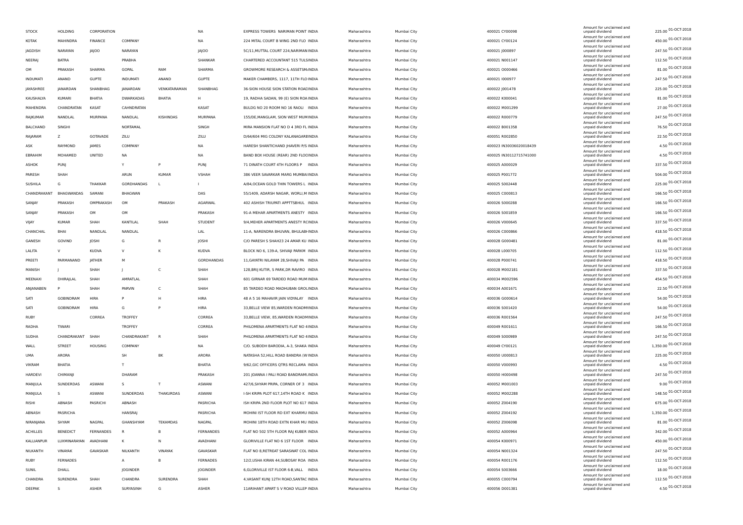| STOCK | HOLDING | CORPORATION | | | NA | EXPRESS TOWERS NARIMAN POINT INDIA | Maharashtra | Mumbai City | 400021 CY00098 | Amount for unclaimed and unpaid dividend | 225.00 | 01-OCT-2018 |
|---|---|---|---|---|---|---|---|---|---|---|---|---|
| KOTAK | MAHINDRA | FINANCE | COMPANY | | NA | 224 MITAL COURT B WING 2ND FLO INDIA | Maharashtra | Mumbai City | 400021 CY00124 | Amount for unclaimed and unpaid dividend | 450.00 | 01-OCT-2018 |
| JAGDISH | NARAYAN | JAJOO | NARAYAN | | JAJOO | 5C/11,MUTTAL COURT 224,NARIMAN INDIA | Maharashtra | Mumbai City | 400021 J000897 | Amount for unclaimed and unpaid dividend | 247.50 | 01-OCT-2018 |
| NEERAJ | BATRA | | PRABHA | | SHANKAR | CHARTERED ACCOUNTANT 515 TULSI INDIA | Maharashtra | Mumbai City | 400021 N001147 | Amount for unclaimed and unpaid dividend | 112.50 | 01-OCT-2018 |
| OM | PRAKASH | SHARMA | GOPAL | RAM | SHARMA | GROWMORE RESEARCH & ASSETSM/ INDIA | Maharashtra | Mumbai City | 400021 O000466 | Amount for unclaimed and unpaid dividend | 81.00 | 01-OCT-2018 |
| INDUMATI | ANAND | GUPTE | INDUMATI | ANAND | GUPTE | MAKER CHAMBERS, 1117, 11TH FLO INDIA | Maharashtra | Mumbai City | 400021 I000977 | Amount for unclaimed and unpaid dividend | 247.50 | 01-OCT-2018 |
| JAYASHREE | JANARDAN | SHANBHAG | JANARDAN | VENKATARAMAN | SHANBHAG | 36-SION HOUSE SION STATION ROAD INDIA | Maharashtra | Mumbai City | 400022 J001478 | Amount for unclaimed and unpaid dividend | 225.00 | 01-OCT-2018 |
| KAUSHALYA | KUMARI | BHATIA | DWARKADAS | BHATIA | H | 19, RADHA SADAN, 99 (E) SION ROA INDIA | Maharashtra | Mumbai City | 400022 K000041 | Amount for unclaimed and unpaid dividend | 81.00 | 01-OCT-2018 |
| MAHENDRA | CHANDRATAN | KASAT | CAHNDRATAN | | KASAT | BULDG NO 20 ROOM NO 16 RAOLI INDIA | Maharashtra | Mumbai City | 400022 M001299 | Amount for unclaimed and unpaid dividend | 27.00 | 01-OCT-2018 |
| RAJKUMAR | NANDLAL | MURPANA | NANDLAL | KISHINDAS | MURPANA | 155/DE,MANGLAM, SION WEST MUM INDIA | Maharashtra | Mumbai City | 400022 R000779 | Amount for unclaimed and unpaid dividend | 247.50 | 01-OCT-2018 |
| BALCHAND | SINGHI | | NORTAMAL | | SINGH | MIRA MANSION FLAT NO D 4 3RD FL INDIA | Maharashtra | Mumbai City | 400022 B001358 | Amount for unclaimed and unpaid dividend | 76.50 | 01-OCT-2018 |
| RAJARAM | Z | GOTAVADE | ZILU | | ZILU | D/64/604 MIG COLONY KALANAGAR B INDIA | Maharashtra | Mumbai City | 400051 R002850 | Amount for unclaimed and unpaid dividend | 22.50 | 01-OCT-2018 |
| ASK | RAYMOND | JAMES | COMPANY | | NA | HARESH SHANTICHAND JHAVERI P/S INDIA | Maharashtra | Mumbai City | 400023 IN30036020018439 | Amount for unclaimed and unpaid dividend | 4.50 | 01-OCT-2018 |
| EBRAHIM | MOHAMED | UNITED | NA | | NA | BAND BOX HOUSE (REAR) 2ND FLOO INDIA | Maharashtra | Mumbai City | 400025 IN30112715741000 | Amount for unclaimed and unpaid dividend | 4.50 | 01-OCT-2018 |
| ASHOK | PUNJ | | Y | P | PUNJ | 71 DINATH COURT 4TH FLOORS P INDIA | Maharashtra | Mumbai City | 400025 A000029 | Amount for unclaimed and unpaid dividend | 337.50 | 01-OCT-2018 |
| PARESH | SHAH | | ARUN | KUMAR | VSHAH | 386 VEER SAVARKAR MARG MUMBAI INDIA | Maharashtra | Mumbai City | 400025 P001772 | Amount for unclaimed and unpaid dividend | 504.00 | 01-OCT-2018 |
| SUSHILA | G | THAKKAR | GORDHANDAS | L | I | A/84,OCEAN GOLD THIN TOWERS L INDIA | Maharashtra | Mumbai City | 400025 S002448 | Amount for unclaimed and unpaid dividend | 225.00 | 01-OCT-2018 |
| CHANDRAKANT | BHAGWANDAS | SAMANI | BHAGWAN | | DAS | 55/1409, ADARSH NAGAR, WORLI,M INDIA | Maharashtra | Mumbai City | 400025 C000813 | Amount for unclaimed and unpaid dividend | 166.50 | 01-OCT-2018 |
| SANJAY | PRAKASH | OMPRAKASH | OM | PRAKASH | AGARWAL | 402 ASHISH TRIUPATI APPTTSBHUL INDIA | Maharashtra | Mumbai City | 400026 S000288 | Amount for unclaimed and unpaid dividend | 166.50 | 01-OCT-2018 |
| SANJAY | PRAKASH | OM | OM | | PRAKASH | 91-A MEHAR APARTMENTS ANESTY INDIA | Maharashtra | Mumbai City | 400026 S001859 | Amount for unclaimed and unpaid dividend | 166.50 | 01-OCT-2018 |
| VIJAY | KUMAR | SHAH | KANTILAL | SHAH | STUDENT | 9/4,MEHER APARTMENTS ANESTY R INDIA | Maharashtra | Mumbai City | 400026 V000645 | Amount for unclaimed and unpaid dividend | 337.50 | 01-OCT-2018 |
| CHANCHAL | BHAI | NANDLAL | NANDLAL | | LAL | 11-A, NARENDRA BHUVAN, BHULABH INDIA | Maharashtra | Mumbai City | 400026 C000866 | Amount for unclaimed and unpaid dividend | 418.50 | 01-OCT-2018 |
| GANESH | GOVIND | JOSHI | G | R | JOSHI | C/O PARESH S SHAH23 24 AMAR KU INDIA | Maharashtra | Mumbai City | 400028 G000481 | Amount for unclaimed and unpaid dividend | 81.00 | 01-OCT-2018 |
| LALITA | V | KUDVA | V | K | KUDVA | BLOCK NO 6, 139-A, SHIVAJI PARKM INDIA | Maharashtra | Mumbai City | 400028 L000705 | Amount for unclaimed and unpaid dividend | 112.50 | 01-OCT-2018 |
| PREETI | PARMANAND | JATHER | M | | GORDHANDAS | 11,GAYATRI NILAYAM 28,SHIVAJI PA INDIA | Maharashtra | Mumbai City | 400028 P000741 | Amount for unclaimed and unpaid dividend | 418.50 | 01-OCT-2018 |
| MANISH | J | SHAH | J | C | SHAH | 128,BRIJ KUTIR, S PARK,DR RAVIRO INDIA | Maharashtra | Mumbai City | 400028 M002181 | Amount for unclaimed and unpaid dividend | 337.50 | 01-OCT-2018 |
| MEENAXI | DHIRAJLAL | SHAH | AMRATLAL | | SHAH | 601 GIRNAR 69 TARDEO ROAD MUM INDIA | Maharashtra | Mumbai City | 400034 M002596 | Amount for unclaimed and unpaid dividend | 454.50 | 01-OCT-2018 |
| ANJANABEN | P | SHAH | PARVIN | C | SHAH | 85 TARDEO ROAD MADHUBAN GROL INDIA | Maharashtra | Mumbai City | 400034 A001671 | Amount for unclaimed and unpaid dividend | 22.50 | 01-OCT-2018 |
| SATI | GOBINDRAM | HIRA | P | H | HIRA | 48 A 5 16 MAHAVIR JAIN VIDYALAY INDIA | Maharashtra | Mumbai City | 400036 G000614 | Amount for unclaimed and unpaid dividend | 54.00 | 01-OCT-2018 |
| SATI | GOBINDRAM | HIRA | G | P | HIRA | 33,BELLE VIEW 85,WARDEN ROADMI INDIA | Maharashtra | Mumbai City | 400036 S001420 | Amount for unclaimed and unpaid dividend | 54.00 | 01-OCT-2018 |
| RUBY | | CORREA | TROFFEY | | CORREA | 33,BELLE VIEW, 85,WARDEN ROADM INDIA | Maharashtra | Mumbai City | 400036 R001564 | Amount for unclaimed and unpaid dividend | 247.50 | 01-OCT-2018 |
| RADHA | TIWARI | | TROFFEY | | CORREA | PHILOMENA APARTMENTS FLAT NO 4 INDIA | Maharashtra | Mumbai City | 400049 R001611 | Amount for unclaimed and unpaid dividend | 166.50 | 01-OCT-2018 |
| SUDHA | CHANDRAKANT | SHAH | CHANDRAKANT | R | SHAH | PHILOMENA APARTMENTS FLAT NO 4 INDIA | Maharashtra | Mumbai City | 400049 S000989 | Amount for unclaimed and unpaid dividend | 247.50 | 01-OCT-2018 |
| WALL | STREET | HOUSING | COMPANY | | NA | C/O. SUBODH BARODIA, A-3, SHAKA INDIA | Maharashtra | Mumbai City | 400049 CY00121 | Amount for unclaimed and unpaid dividend | 1,350.00 | 01-OCT-2018 |
| UMA | ARORA | | SH | BK | ARORA | NATASHA 52,HILL ROAD BANDRA (W INDIA | Maharashtra | Mumbai City | 400050 U000813 | Amount for unclaimed and unpaid dividend | 225.00 | 01-OCT-2018 |
| VIKRAM | BHATIA | | T | | BHATIA | 9/62,GIC OFFICERS QTRS RECLAMA INDIA | Maharashtra | Mumbai City | 400050 V000993 | Amount for unclaimed and unpaid dividend | 4.50 | 01-OCT-2018 |
| HARDEVI | CHIMANJI | | DHARAM | | PRAKASH | 201 JOANNA I PALI ROAD BANDRAML INDIA | Maharashtra | Mumbai City | 400050 H000498 | Amount for unclaimed and unpaid dividend | 247.50 | 01-OCT-2018 |
| MANJULA | SUNDERDAS | ASWANI | S | T | ASWANI | 427/6,SHYAM PRIPA, CORNER OF 3 INDIA | Maharashtra | Mumbai City | 400052 M001003 | Amount for unclaimed and unpaid dividend | 9.00 | 01-OCT-2018 |
| MANJULA | S | ASWANI | SUNDERDAS | THAKURDAS | ASWANI | I-SH KRIPA PLOT 617,14TH ROAD K INDIA | Maharashtra | Mumbai City | 400052 M002288 | Amount for unclaimed and unpaid dividend | 148.50 | 01-OCT-2018 |
| RISHI | ABNASH | PASRICHI | ABNASH | | PASRICHA | ISH KRIPA 2ND FLOOR PLOT NO 617 INDIA | Maharashtra | Mumbai City | 400052 Z004190 | Amount for unclaimed and unpaid dividend | 675.00 | 01-OCT-2018 |
| ABNASH | PASRICHA | | HANSRAJ | | PASRICHA | MOHINI IST FLOOR RD EXT KHARMU INDIA | Maharashtra | Mumbai City | 400052 Z004192 | Amount for unclaimed and unpaid dividend | 1,350.00 | 01-OCT-2018 |
| NIRANJANA | SHYAM | NAGPAL | GHANSHYAM | TEKAMDAS | NAGPAL | MOHINI 18TH ROAD EXTN KHAR MU INDIA | Maharashtra | Mumbai City | 400052 Z006098 | Amount for unclaimed and unpaid dividend | 81.00 | 01-OCT-2018 |
| ACHILLES | BENEDICT | FERNANDES | R | B | FERNANDES | FLAT NO 502 5TH FLOOR RAJ KUBER INDIA | Maharashtra | Mumbai City | 400052 A000964 | Amount for unclaimed and unpaid dividend | 342.00 | 01-OCT-2018 |
| KALLIANPUR | LUXMINARAYAN | AVADHANI | K | N | AVADHANI | GLORIVILLE FLAT NO 6 1ST FLOOR INDIA | Maharashtra | Mumbai City | 400054 K000971 | Amount for unclaimed and unpaid dividend | 450.00 | 01-OCT-2018 |
| NILKANTH | VINAYAK | GAVASKAR | NILKANTH | VINAYAK | GAVASKAR | FLAT NO 8,RETREAT SARASWAT COL INDIA | Maharashtra | Mumbai City | 400054 N001324 | Amount for unclaimed and unpaid dividend | 247.50 | 01-OCT-2018 |
| RUBY | FERNADES | | A | B | FERNADES | 12/2,USHA KIRAN 44,SUBOSAY ROA INDIA | Maharashtra | Mumbai City | 400054 R001176 | Amount for unclaimed and unpaid dividend | 112.50 | 01-OCT-2018 |
| SUNIL | DHALL | | JOGINDER | | JOGINDER | 6,GLORIVILLE IST FLOOR 6-B,VALL INDIA | Maharashtra | Mumbai City | 400054 S003666 | Amount for unclaimed and unpaid dividend | 18.00 | 01-OCT-2018 |
| CHANDRA | SURENDRA | SHAH | CHANDRA | SURENDRA | SHAH | 4,VASANT KUNJ 12TH ROAD,SANTAC INDIA | Maharashtra | Mumbai City | 400055 C000794 | Amount for unclaimed and unpaid dividend | 112.50 | 01-OCT-2018 |
| DEEPAK | S | ASHER | SURYASINH | G | ASHER | 11ARIHANT APART S V ROAD VILLEP INDIA | Maharashtra | Mumbai City | 400056 D001381 | Amount for unclaimed and unpaid dividend | 4.50 | 01-OCT-2018 |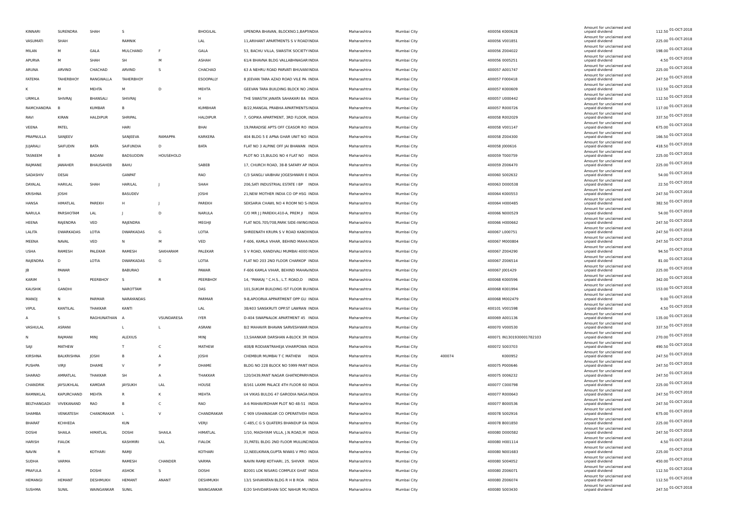| | | | | | | | | | | | | | | |
|---|---|---|---|---|---|---|---|---|---|---|---|---|---|---|
| KINNARI | SURENDRA | SHAH | S | | BHOGILAL | UPENDRA BHAVAN, BLOCKNO.1,BAPTINDIA | Maharashtra | Mumbai City | | 400056 K000628 | Amount for unclaimed and unpaid dividend | 112.50 | 01-OCT-2018 |
| VASUMATI | SHAH | | RAMNIK | | LAL | 11,ARIHANT APARTMENTS S V ROAD INDIA | Maharashtra | Mumbai City | | 400056 V001851 | Amount for unclaimed and unpaid dividend | 225.00 | 01-OCT-2018 |
| MILAN | M | GALA | MULCHAND | F | GALA | 53, BACHU VILLA, SWASTIK SOCIETY INDIA | Maharashtra | Mumbai City | | 400056 Z004022 | Amount for unclaimed and unpaid dividend | 198.00 | 01-OCT-2018 |
| APURVA | M | SHAH | SH | M | ASHAH | 61/4 BHAVNA BLDG VALLABHNAGAR INDIA | Maharashtra | Mumbai City | | 400056 0005251 | Amount for unclaimed and unpaid dividend | 4.50 | 01-OCT-2018 |
| ARUNA | ARVIND | CHACHAD | ARVIND | S | CHACHAD | 63 A NEHRU ROAD PARVATI BHUVAN INDIA | Maharashtra | Mumbai City | | 400057 A001747 | Amount for unclaimed and unpaid dividend | 225.00 | 01-OCT-2018 |
| FATEMA | TAHERBHOY | RANGWALLA | TAHERBHOY | | ESOOPALLY | 8 JEEVAN TARA AZAD ROAD VILE PA INDIA | Maharashtra | Mumbai City | | 400057 F000418 | Amount for unclaimed and unpaid dividend | 247.50 | 01-OCT-2018 |
| K | M | MEHTA | M | D | MEHTA | GEEVAN TARA BUILDING BLOCK NO 2INDIA | Maharashtra | Mumbai City | | 400057 K000609 | Amount for unclaimed and unpaid dividend | 112.50 | 01-OCT-2018 |
| URMILA | SHIVRAJ | BHANSALI | SHIVRAJ | | H | THE SWASTIK JANATA SAHAKARI BA INDIA | Maharashtra | Mumbai City | | 400057 U000442 | Amount for unclaimed and unpaid dividend | 112.50 | 01-OCT-2018 |
| RAMCHANDRA | B | KUMBAR | B | | KUMBHAR | B/22,MANGAL PRABHA APARTMENTS INDIA | Maharashtra | Mumbai City | | 400057 R000726 | Amount for unclaimed and unpaid dividend | 117.00 | 01-OCT-2018 |
| RAVI | KIRAN | HALDIPUR | SHRIPAL | | HALDIPUR | 7, GOPIKA APARTMENT, 3RD FLOOR, INDIA | Maharashtra | Mumbai City | | 400058 R002029 | Amount for unclaimed and unpaid dividend | 337.50 | 01-OCT-2018 |
| VEENA | PATEL | | HARI | | BHAI | 19,PARADISE APTS OFF CEASOR RO INDIA | Maharashtra | Mumbai City | | 400058 V001147 | Amount for unclaimed and unpaid dividend | 675.00 | 01-OCT-2018 |
| PRAPNULLA | SANJEEV | | SANJEEVA | RAMAPPA | KARKERA | 404 BLDG 5 E APNA GHAR UNIT NO INDIA | Maharashtra | Mumbai City | | 400058 Z004300 | Amount for unclaimed and unpaid dividend | 166.50 | 01-OCT-2018 |
| JUJARALI | SAIFUDIN | BATA | SAIFUNDIA | D | BATA | FLAT NO 3 ALPINE OFF JAI BHAWAN INDIA | Maharashtra | Mumbai City | | 400058 J000616 | Amount for unclaimed and unpaid dividend | 418.50 | 01-OCT-2018 |
| TASNEEM | B | BADANI | BADSUDDIN | HOUSEHOLD | | PLOT NO 15,BULDG NO 4 FLAT NO INDIA | Maharashtra | Mumbai City | | 400059 T000759 | Amount for unclaimed and unpaid dividend | 225.00 | 01-OCT-2018 |
| RAJMANE | JAWAHER | BHAUSAHEB | BAHU | | SABEB | 17, CHURCH ROAD, 38-B SAFARY AP INDIA | Maharashtra | Mumbai City | | 400059 Z006470 | Amount for unclaimed and unpaid dividend | 225.00 | 01-OCT-2018 |
| SADASHIV | DESAI | | GANPAT | | RAO | C/3 SANGLI VAIBHAV JOGESHWARI E INDIA | Maharashtra | Mumbai City | | 400060 S002632 | Amount for unclaimed and unpaid dividend | 54.00 | 01-OCT-2018 |
| DAYALAL | HARILAL | SHAH | HARILAL | J | SHAH | 206,SATI INDUSTRIAL ESTATE I BP INDIA | Maharashtra | Mumbai City | | 400063 D000538 | Amount for unclaimed and unpaid dividend | 22.50 | 01-OCT-2018 |
| KRISHNA | JOSHI | | BASUDEV | | JOSHI | 21,NEW MOTHER INDIA CO OP HSG INDIA | Maharashtra | Mumbai City | | 400064 K000553 | Amount for unclaimed and unpaid dividend | 247.50 | 01-OCT-2018 |
| HANSA | HIMATLAL | PAREKH | H | J | PAREKH | SEKSARIA CHAWL NO 4 ROOM NO 5-INDIA | Maharashtra | Mumbai City | | 400064 H000485 | Amount for unclaimed and unpaid dividend | 382.50 | 01-OCT-2018 |
| NARULA | PARSHOTAM | LAL | J | D | NARULA | C/O MR J J PAREKH,410-A, PREM JI INDIA | Maharashtra | Mumbai City | | 400066 N000529 | Amount for unclaimed and unpaid dividend | 54.00 | 01-OCT-2018 |
| HEENA | RAJENDRA | VED | RAJENDRA | | MEGHJI | FLAT NOS.705/708,PARK SIDE-IWING INDIA | Maharashtra | Mumbai City | | 400066 H000662 | Amount for unclaimed and unpaid dividend | 247.50 | 01-OCT-2018 |
| LALITA | DWARKADAS | LOTIA | DWARKADAS | G | LOTIA | SHREENATH KRUPA S V ROAD KANDI INDIA | Maharashtra | Mumbai City | | 400067 L000751 | Amount for unclaimed and unpaid dividend | 247.50 | 01-OCT-2018 |
| MEENA | NAVAL | VED | N | M | VED | F-606, KAMLA VIHAR, BEHIND MAHA INDIA | Maharashtra | Mumbai City | | 400067 M000804 | Amount for unclaimed and unpaid dividend | 247.50 | 01-OCT-2018 |
| USHA | RAMESH | PALEKAR | RAMESH | SAKHARAM | PALEKAR | S V ROAD, KANDIVALI MUMBAI 4000 INDIA | Maharashtra | Mumbai City | | 400067 Z004290 | Amount for unclaimed and unpaid dividend | 94.50 | 01-OCT-2018 |
| RAJENDRA | D | LOTIA | DWARKADAS | G | LOTIA | FLAT NO 203 2ND FLOOR CHARKOP INDIA | Maharashtra | Mumbai City | | 400067 Z006514 | Amount for unclaimed and unpaid dividend | 81.00 | 01-OCT-2018 |
| JB | PAWAR | | BABURAO | | PAWAR | F-606 KAMLA VIHAR, BEHIND MAHAV INDIA | Maharashtra | Mumbai City | | 400067 J001429 | Amount for unclaimed and unpaid dividend | 225.00 | 01-OCT-2018 |
| KARIM | S | PEERBHOY | S | R | PEERBHOY | 14, "PANKAJ " C.H.S., L.T. ROAD,D INDIA | Maharashtra | Mumbai City | | 400068 K000596 | Amount for unclaimed and unpaid dividend | 342.00 | 01-OCT-2018 |
| KAUSHIK | GANDHI | | NAROTTAM | | DAS | 101,SUKUM BUILDING IST FLOOR BU INDIA | Maharashtra | Mumbai City | | 400068 K001994 | Amount for unclaimed and unpaid dividend | 153.00 | 01-OCT-2018 |
| MANOJ | N | PARMAR | NARAYANDAS | | PARMAR | 9-B,APOORVA APPARTMENT OPP GU INDIA | Maharashtra | Mumbai City | | 400068 M002479 | Amount for unclaimed and unpaid dividend | 9.00 | 01-OCT-2018 |
| VIPUL | KANTILAL | THAKKAR | KANTI | | LAL | 38/403 SANSKRUTI OPP.ST LAWRAN INDIA | Maharashtra | Mumbai City | | 400101 V001598 | Amount for unclaimed and unpaid dividend | 4.50 | 01-OCT-2018 |
| A | S | RAGHUNATHAN | A | VSUNDARESA | IYER | D-404 SWAPNALOK APARTMENT 45 INDIA | Maharashtra | Mumbai City | | 400069 A001136 | Amount for unclaimed and unpaid dividend | 135.00 | 01-OCT-2018 |
| VASHULAL | ASRANI | | L | L | ASRANI | 8/2 MAHAVIR BHAVAN SARVESHWAR INDIA | Maharashtra | Mumbai City | | 400070 V000530 | Amount for unclaimed and unpaid dividend | 337.50 | 01-OCT-2018 |
| N | RAJMANI | MINJ | ALEXIUS | | MINJ | 13,SHANKAR DARSHAN A-BLOCK 3R INDIA | Maharashtra | Mumbai City | | 400071 IN1301930001782103 | Amount for unclaimed and unpaid dividend | 270.00 | 01-OCT-2018 |
| SAJI | MATHEW | | T | C | MATHEW | 408/B RODIANTRAHEJA VIHARPOWA INDIA | Maharashtra | Mumbai City | | 400072 S003703 | Amount for unclaimed and unpaid dividend | 490.50 | 01-OCT-2018 |
| KIRSHNA | BALKRISHNA | JOSHI | B | A | JOSHI | CHEMBUR MUMBAI T C MATHEW INDIA | Maharashtra | Mumbai City | 400074 | K000952 | Amount for unclaimed and unpaid dividend | 247.50 | 01-OCT-2018 |
| PUSHPA | VIRJI | DHAME | V | P | DHAME | BLDG NO 228 BLOCK NO 5999 PANT INDIA | Maharashtra | Mumbai City | | 400075 P000646 | Amount for unclaimed and unpaid dividend | 247.50 | 01-OCT-2018 |
| SHARAD | AMRATLAL | THAKKAR | SH | A | THAKKAR | 120/3439,PANT NAGAR GHATKOPAR INDIA | Maharashtra | Mumbai City | | 400075 0006232 | Amount for unclaimed and unpaid dividend | 247.50 | 01-OCT-2018 |
| CHANDRIK | JAYSUKHLAL | KAMDAR | JAYSUKH | LAL | HOUSE | 8/161 LAXMI PALACE 4TH FLOOR 60 INDIA | Maharashtra | Mumbai City | | 400077 C000798 | Amount for unclaimed and unpaid dividend | 225.00 | 01-OCT-2018 |
| RAMNIKLAL | KAPURCHAND | MEHTA | R | K | MEHTA | I/4 VIKAS BULDG 47 GARODIA NAGA INDIA | Maharashtra | Mumbai City | | 400077 R000643 | Amount for unclaimed and unpaid dividend | 247.50 | 01-OCT-2018 |
| BELTHANGADI | VIVEKANAND | RAO | B | C | RAO | A-6 MAHAVIRDHAM PLOT NO 48-51 INDIA | Maharashtra | Mumbai City | | 400077 B000536 | Amount for unclaimed and unpaid dividend | 247.50 | 01-OCT-2018 |
| SHAMBA | VENKATESH | CHANDRAKAR | L | V | CHANDRAKAR | C 909 USHANAGAR CO OPERATIVEH INDIA | Maharashtra | Mumbai City | | 400078 S002916 | Amount for unclaimed and unpaid dividend | 675.00 | 01-OCT-2018 |
| BHARAT | KCHHEDA | | KUN | | VERJI | C-485,C G S QUATERS BHANDUP EA INDIA | Maharashtra | Mumbai City | | 400078 B001850 | Amount for unclaimed and unpaid dividend | 225.00 | 01-OCT-2018 |
| DOSHI | SHAILA | HIMATLAL | DOSHI | SHAILA | HIMATLAL | 1/10, MADHYAM VILLA, J.N.ROAD,M INDIA | Maharashtra | Mumbai City | | 400080 D000582 | Amount for unclaimed and unpaid dividend | 247.50 | 01-OCT-2018 |
| HARISH | FIALOK | | KASHMIRI | LAL | FIALOK | 31,PATEL BLDG 2ND FLOOR MULUNE INDIA | Maharashtra | Mumbai City | | 400080 H001114 | Amount for unclaimed and unpaid dividend | 4.50 | 01-OCT-2018 |
| NAVIN | R | KOTHARI | RAMJI | | KOTHARI | 12,NEELKIRAN,GUPTA NIWAS V PRO INDIA | Maharashtra | Mumbai City | | 400080 N001683 | Amount for unclaimed and unpaid dividend | 225.00 | 01-OCT-2018 |
| SUDHA | VARMA | | RAMESH | CHANDER | VARMA | NAVIN RAMJI KOTHARI, 25, SHIVKR INDIA | Maharashtra | Mumbai City | | 400080 S004052 | Amount for unclaimed and unpaid dividend | 450.00 | 01-OCT-2018 |
| PRAFULA | A | DOSHI | ASHOK | S | DOSHI | B2001 LOK NISARG COMPLEX GHAT INDIA | Maharashtra | Mumbai City | | 400080 Z006071 | Amount for unclaimed and unpaid dividend | 112.50 | 01-OCT-2018 |
| HEMANGI | HEMANT | DESHMUKH | HEMANT | ANANT | DESHMUKH | 13/1 SHIVAYATAN BLDG R H B ROA INDIA | Maharashtra | Mumbai City | | 400080 Z006074 | Amount for unclaimed and unpaid dividend | 112.50 | 01-OCT-2018 |
| SUSHMA | SUNIL | WAINGANKAR | SUNIL | | WAINGANKAR | E/20 SHIVDARSHAN SOC NAHUR MU INDIA | Maharashtra | Mumbai City | | 400080 S003430 | Amount for unclaimed and unpaid dividend | 247.50 | 01-OCT-2018 |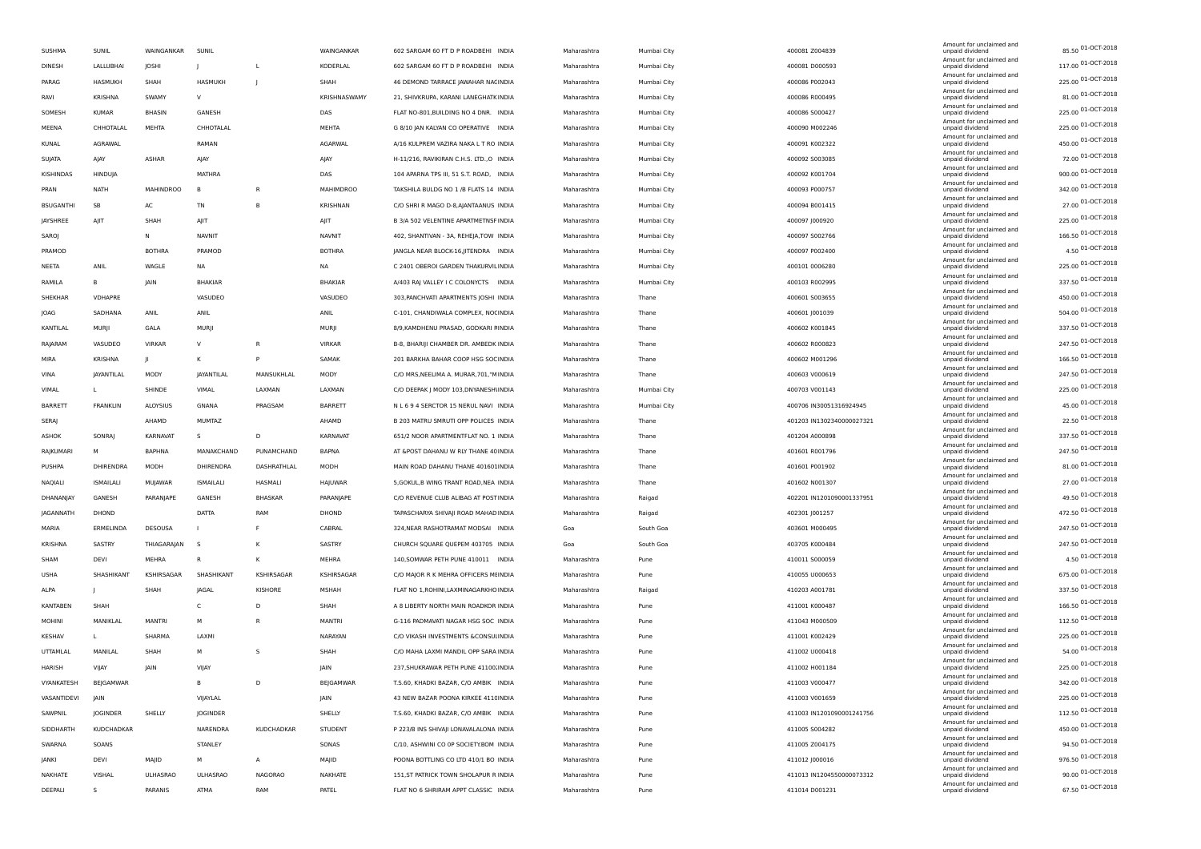| SUSHMA | SUNIL | WAINGANKAR | SUNIL | | WAINGANKAR | 602 SARGAM 60 FT D P ROADBEHI INDIA | Maharashtra | Mumbai City | 400081 Z004839 | Amount for unclaimed and unpaid dividend | 85.50 | 01-OCT-2018 |
|---|---|---|---|---|---|---|---|---|---|---|---|---|
| DINESH | LALLUBHAI | JOSHI | J | L | KODERLAL | 602 SARGAM 60 FT D P ROADBEHI INDIA | Maharashtra | Mumbai City | 400081 D000593 | Amount for unclaimed and unpaid dividend | 117.00 | 01-OCT-2018 |
| PARAG | HASMUKH | SHAH | HASMUKH | J | SHAH | 46 DEMOND TARRACE JAWAHAR NACINDIA | Maharashtra | Mumbai City | 400086 P002043 | Amount for unclaimed and unpaid dividend | 225.00 | 01-OCT-2018 |
| RAVI | KRISHNA | SWAMY | V | | KRISHNASWAMY | 21, SHIVKRUPA, KARANI LANEGHATKINDIA | Maharashtra | Mumbai City | 400086 R000495 | Amount for unclaimed and unpaid dividend | 81.00 | 01-OCT-2018 |
| SOMESH | KUMAR | BHASIN | GANESH | | DAS | FLAT NO-801,BUILDING NO 4 DNR. INDIA | Maharashtra | Mumbai City | 400086 S000427 | Amount for unclaimed and unpaid dividend | 225.00 | 01-OCT-2018 |
| MEENA | CHHOTALAL | MEHTA | CHHOTALAL | | MEHTA | G 8/10 JAN KALYAN CO OPERATIVE INDIA | Maharashtra | Mumbai City | 400090 M002246 | Amount for unclaimed and unpaid dividend | 225.00 | 01-OCT-2018 |
| KUNAL | AGRAWAL | | RAMAN | | AGARWAL | A/16 KULPREM VAZIRA NAKA L T RO INDIA | Maharashtra | Mumbai City | 400091 K002322 | Amount for unclaimed and unpaid dividend | 450.00 | 01-OCT-2018 |
| SUJATA | AJAY | ASHAR | AJAY | | AJAY | H-11/216, RAVIKIRAN C.H.S. LTD.,O INDIA | Maharashtra | Mumbai City | 400092 S003085 | Amount for unclaimed and unpaid dividend | 72.00 | 01-OCT-2018 |
| KISHINDAS | HINDUJA | | MATHRA | | DAS | 104 APARNA TPS III, 51 S.T. ROAD, INDIA | Maharashtra | Mumbai City | 400092 K001704 | Amount for unclaimed and unpaid dividend | 900.00 | 01-OCT-2018 |
| PRAN | NATH | MAHINDROO | B | R | MAHIMDROO | TAKSHILA BULDG NO 1 /B FLATS 14 INDIA | Maharashtra | Mumbai City | 400093 P000757 | Amount for unclaimed and unpaid dividend | 342.00 | 01-OCT-2018 |
| BSUGANTHI | SB | AC | TN | B | KRISHNAN | C/O SHRI R MAGO D-8,AJANTAANUS INDIA | Maharashtra | Mumbai City | 400094 B001415 | Amount for unclaimed and unpaid dividend | 27.00 | 01-OCT-2018 |
| JAYSHREE | AJIT | SHAH | AJIT | | AJIT | B 3/A 502 VELENTINE APARTMETNSFINDIA | Maharashtra | Mumbai City | 400097 J000920 | Amount for unclaimed and unpaid dividend | 225.00 | 01-OCT-2018 |
| SAROJ | | N | NAVNIT | | NAVNIT | 402, SHANTIVAN - 3A, REHEJA,TOW INDIA | Maharashtra | Mumbai City | 400097 S002766 | Amount for unclaimed and unpaid dividend | 166.50 | 01-OCT-2018 |
| PRAMOD | | BOTHRA | PRAMOD | | BOTHRA | JANGLA NEAR BLOCK-16,JITENDRA INDIA | Maharashtra | Mumbai City | 400097 P002400 | Amount for unclaimed and unpaid dividend | 4.50 | 01-OCT-2018 |
| NEETA | ANIL | WAGLE | NA | | NA | C 2401 OBEROI GARDEN THAKURVILINDIA | Maharashtra | Mumbai City | 400101 0006280 | Amount for unclaimed and unpaid dividend | 225.00 | 01-OCT-2018 |
| RAMILA | B | JAIN | BHAKIAR | | BHAKIAR | A/403 RAJ VALLEY I C COLONYCTS INDIA | Maharashtra | Mumbai City | 400103 R002995 | Amount for unclaimed and unpaid dividend | 337.50 | 01-OCT-2018 |
| SHEKHAR | VDHAPRE | | VASUDEO | | VASUDEO | 303,PANCHVATI APARTMENTS JOSHI INDIA | Maharashtra | Thane | 400601 S003655 | Amount for unclaimed and unpaid dividend | 450.00 | 01-OCT-2018 |
| JOAG | SADHANA | ANIL | ANIL | | ANIL | C-101, CHANDIWALA COMPLEX, NOCINDIA | Maharashtra | Thane | 400601 J001039 | Amount for unclaimed and unpaid dividend | 504.00 | 01-OCT-2018 |
| KANTILAL | MURJI | GALA | MURJI | | MURJI | 8/9,KAMDHENU PRASAD, GODKARI RINDIA | Maharashtra | Thane | 400602 K001845 | Amount for unclaimed and unpaid dividend | 337.50 | 01-OCT-2018 |
| RAJARAM | VASUDEO | VIRKAR | V | R | VIRKAR | B-8, BHARIJI CHAMBER DR. AMBEDK INDIA | Maharashtra | Thane | 400602 R000823 | Amount for unclaimed and unpaid dividend | 247.50 | 01-OCT-2018 |
| MIRA | KRISHNA | JI | K | P | SAMAK | 201 BARKHA BAHAR COOP HSG SOCINDIA | Maharashtra | Thane | 400602 M001296 | Amount for unclaimed and unpaid dividend | 166.50 | 01-OCT-2018 |
| VINA | JAYANTILAL | MODY | JAYANTILAL | MANSUKHLAL | MODY | C/O MRS,NEELIMA A. MURAR,701,"MINDIA | Maharashtra | Thane | 400603 V000619 | Amount for unclaimed and unpaid dividend | 247.50 | 01-OCT-2018 |
| VIMAL | L | SHINDE | VIMAL | LAXMAN | LAXMAN | C/O DEEPAK J MODY 103,DNYANESHVINDIA | Maharashtra | Mumbai City | 400703 V001143 | Amount for unclaimed and unpaid dividend | 225.00 | 01-OCT-2018 |
| BARRETT | FRANKLIN | ALOYSIUS | GNANA | PRAGSAM | BARRETT | N L 6 9 4 SERCTOR 15 NERUL NAVI INDIA | Maharashtra | Mumbai City | 400706 IN30051316924945 | Amount for unclaimed and unpaid dividend | 45.00 | 01-OCT-2018 |
| SERAJ | | AHAMD | MUMTAZ | | AHAMD | B 203 MATRU SMRUTI OPP POLICES INDIA | Maharashtra | Thane | 401203 IN1302340000027321 | Amount for unclaimed and unpaid dividend | 22.50 | 01-OCT-2018 |
| ASHOK | SONRAJ | KARNAVAT | S | D | KARNAVAT | 651/2 NOOR APARTMENTFLAT NO. 1 INDIA | Maharashtra | Thane | 401204 A000898 | Amount for unclaimed and unpaid dividend | 337.50 | 01-OCT-2018 |
| RAJKUMARI | M | BAPHNA | MANAKCHAND | PUNAMCHAND | BAPNA | AT &POST DAHANU W RLY THANE 40INDIA | Maharashtra | Thane | 401601 R001796 | Amount for unclaimed and unpaid dividend | 247.50 | 01-OCT-2018 |
| PUSHPA | DHIRENDRA | MODH | DHIRENDRA | DASHRATHLAL | MODH | MAIN ROAD DAHANU THANE 401601INDIA | Maharashtra | Thane | 401601 P001902 | Amount for unclaimed and unpaid dividend | 81.00 | 01-OCT-2018 |
| NAQIALI | ISMAILALI | MUJAWAR | ISMAILALI | HASMALI | HAJUWAR | 5,GOKUL,B WING TRANT ROAD,NEA INDIA | Maharashtra | Thane | 401602 N001307 | Amount for unclaimed and unpaid dividend | 27.00 | 01-OCT-2018 |
| DHANANJAY | GANESH | PARANJAPE | GANESH | BHASKAR | PARANJAPE | C/O REVENUE CLUB ALIBAG AT POSTINDIA | Maharashtra | Raigad | 402201 IN1201090001337951 | Amount for unclaimed and unpaid dividend | 49.50 | 01-OCT-2018 |
| JAGANNATH | DHOND | | DATTA | RAM | DHOND | TAPASCHARYA SHIVAJI ROAD MAHAD INDIA | Maharashtra | Raigad | 402301 J001257 | Amount for unclaimed and unpaid dividend | 472.50 | 01-OCT-2018 |
| MARIA | ERMELINDA | DESOUSA | I | F | CABRAL | 324,NEAR RASHOTRAMAT MODSAI INDIA | Goa | South Goa | 403601 M000495 | Amount for unclaimed and unpaid dividend | 247.50 | 01-OCT-2018 |
| KRISHNA | SASTRY | THIAGARAJAN | S | K | SASTRY | CHURCH SQUARE QUEPEM 403705 INDIA | Goa | South Goa | 403705 K000484 | Amount for unclaimed and unpaid dividend | 247.50 | 01-OCT-2018 |
| SHAM | DEVI | MEHRA | R | K | MEHRA | 140,SOMWAR PETH PUNE 410011 INDIA | Maharashtra | Pune | 410011 S000059 | Amount for unclaimed and unpaid dividend | 4.50 | 01-OCT-2018 |
| USHA | SHASHIKANT | KSHIRSAGAR | SHASHIKANT | KSHIRSAGAR | KSHIRSAGAR | C/O MAJOR R K MEHRA OFFICERS MEINDIA | Maharashtra | Pune | 410055 U000653 | Amount for unclaimed and unpaid dividend | 675.00 | 01-OCT-2018 |
| ALPA | J | SHAH | JAGAL | KISHORE | MSHAH | FLAT NO 1,ROHINI,LAXMINAGARKHO INDIA | Maharashtra | Raigad | 410203 A001781 | Amount for unclaimed and unpaid dividend | 337.50 | 01-OCT-2018 |
| KANTABEN | SHAH | | C | D | SHAH | A 8 LIBERTY NORTH MAIN ROADKOR INDIA | Maharashtra | Pune | 411001 K000487 | Amount for unclaimed and unpaid dividend | 166.50 | 01-OCT-2018 |
| MOHINI | MANIKLAL | MANTRI | M | R | MANTRI | G-116 PADMAVATI NAGAR HSG SOC INDIA | Maharashtra | Pune | 411043 M000509 | Amount for unclaimed and unpaid dividend | 112.50 | 01-OCT-2018 |
| KESHAV | L | SHARMA | LAXMI | | NARAYAN | C/O VIKASH INVESTMENTS &CONSULINDIA | Maharashtra | Pune | 411001 K002429 | Amount for unclaimed and unpaid dividend | 225.00 | 01-OCT-2018 |
| UTTAMLAL | MANILAL | SHAH | M | S | SHAH | C/O MAHA LAXMI MANDIL OPP SARA INDIA | Maharashtra | Pune | 411002 U000418 | Amount for unclaimed and unpaid dividend | 54.00 | 01-OCT-2018 |
| HARISH | VIJAY | JAIN | VIJAY | | JAIN | 237,SHUKRAWAR PETH PUNE 41100;INDIA | Maharashtra | Pune | 411002 H001184 | Amount for unclaimed and unpaid dividend | 225.00 | 01-OCT-2018 |
| VYANKATESH | BEJGAMWAR | | B | D | BEJGAMWAR | T.S.60, KHADKI BAZAR, C/O AMBIK INDIA | Maharashtra | Pune | 411003 V000477 | Amount for unclaimed and unpaid dividend | 342.00 | 01-OCT-2018 |
| VASANTIDEVI | JAIN | | VIJAYLAL | | JAIN | 43 NEW BAZAR POONA KIRKEE 4110INDIA | Maharashtra | Pune | 411003 V001659 | Amount for unclaimed and unpaid dividend | 225.00 | 01-OCT-2018 |
| SAWPNIL | JOGINDER | SHELLY | JOGINDER | | SHELLY | T.S.60, KHADKI BAZAR, C/O AMBIK INDIA | Maharashtra | Pune | 411003 IN1201090001241756 | Amount for unclaimed and unpaid dividend | 112.50 | 01-OCT-2018 |
| SIDDHARTH | KUDCHADKAR | | NARENDRA | KUDCHADKAR | STUDENT | P 223/B INS SHIVAJI LONAVALALONA INDIA | Maharashtra | Pune | 411005 S004282 | Amount for unclaimed and unpaid dividend | 450.00 | 01-OCT-2018 |
| SWARNA | SOANS | | STANLEY | | SONAS | C/10, ASHWINI CO OP SOCIETY,BOM INDIA | Maharashtra | Pune | 411005 Z004175 | Amount for unclaimed and unpaid dividend | 94.50 | 01-OCT-2018 |
| JANKI | DEVI | MAJID | M | A | MAJID | POONA BOTTLING CO LTD 410/1 BO INDIA | Maharashtra | Pune | 411012 J000016 | Amount for unclaimed and unpaid dividend | 976.50 | 01-OCT-2018 |
| NAKHATE | VISHAL | ULHASRAO | ULHASRAO | NAGORAO | NAKHATE | 151,ST PATRICK TOWN SHOLAPUR R INDIA | Maharashtra | Pune | 411013 IN1204550000073312 | Amount for unclaimed and unpaid dividend | 90.00 | 01-OCT-2018 |
| DEEPALI | S | PARANIS | ATMA | RAM | PATEL | FLAT NO 6 SHRIRAM APPT CLASSIC INDIA | Maharashtra | Pune | 411014 D001231 | Amount for unclaimed and unpaid dividend | 67.50 | 01-OCT-2018 |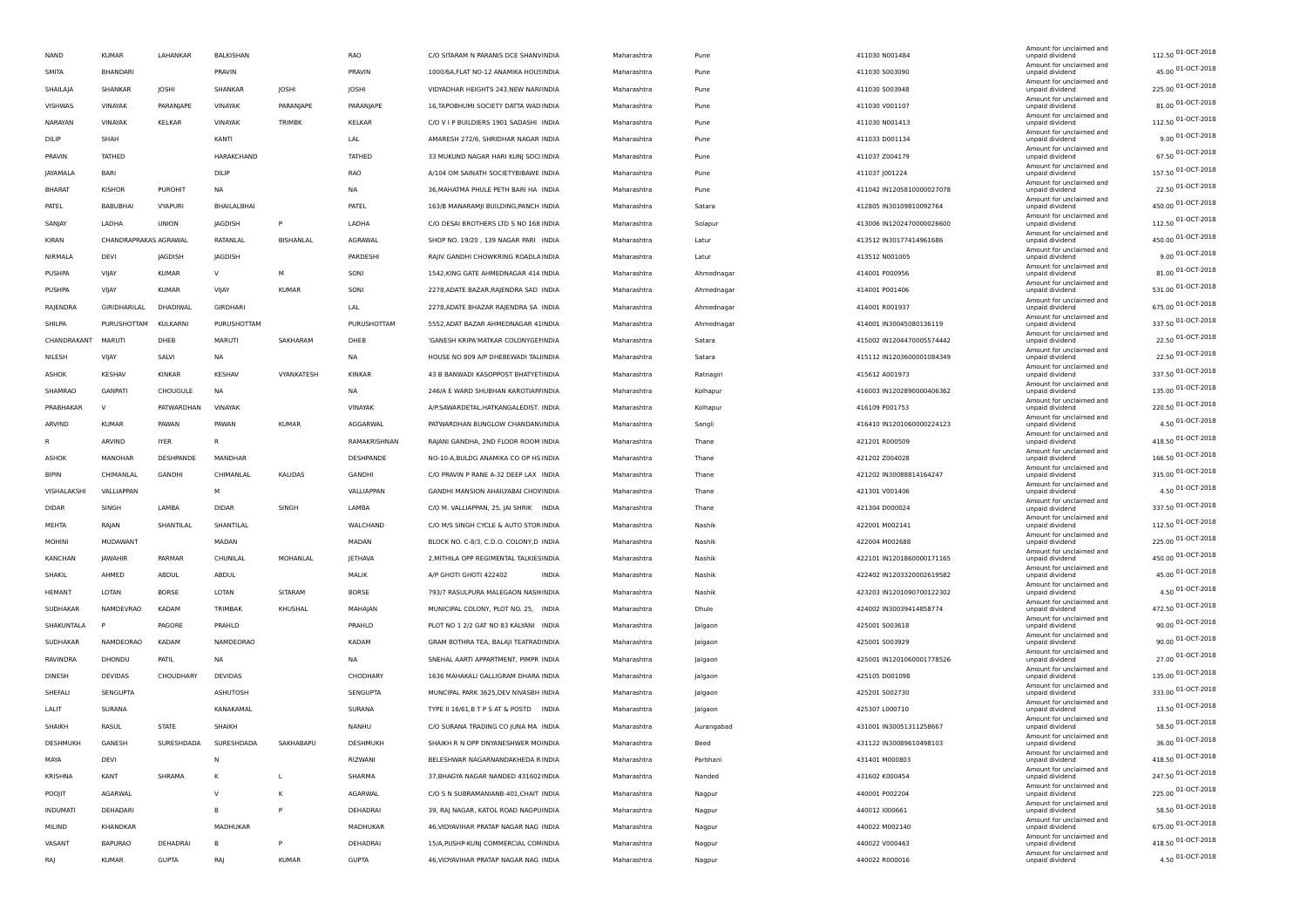| | | | | | | | | | | | | | |
|---|---|---|---|---|---|---|---|---|---|---|---|---|---|
| NAND | KUMAR | LAHANKAR | BALKISHAN | | RAO | C/O SITARAM N PARANIS DCE SHANVINDIA | Maharashtra | Pune | 411030 N001484 | Amount for unclaimed and unpaid dividend | 112.50 | 01-OCT-2018 |
| SMITA | BHANDARI | | PRAVIN | | PRAVIN | 1000/6A,FLAT NO-12 ANAMIKA HOUSINDIA | Maharashtra | Pune | 411030 S003090 | Amount for unclaimed and unpaid dividend | 45.00 | 01-OCT-2018 |
| SHAILAJA | SHANKAR | JOSHI | SHANKAR | JOSHI | JOSHI | VIDYADHAR HEIGHTS 243,NEW NARAINDIA | Maharashtra | Pune | 411030 S003948 | Amount for unclaimed and unpaid dividend | 225.00 | 01-OCT-2018 |
| VISHWAS | VINAYAK | PARANJAPE | VINAYAK | PARANJAPE | PARANJAPE | 16,TAPOBHUMI SOCIETY DATTA WADIINDIA | Maharashtra | Pune | 411030 V001107 | Amount for unclaimed and unpaid dividend | 81.00 | 01-OCT-2018 |
| NARAYAN | VINAYAK | KELKAR | VINAYAK | TRIMBK | KELKAR | C/O V I P BUILDIERS 1901 SADASHI INDIA | Maharashtra | Pune | 411030 N001413 | Amount for unclaimed and unpaid dividend | 112.50 | 01-OCT-2018 |
| DILIP | SHAH | | KANTI | | LAL | AMARESH 272/6, SHRIDHAR NAGAR INDIA | Maharashtra | Pune | 411033 D001134 | Amount for unclaimed and unpaid dividend | 9.00 | 01-OCT-2018 |
| PRAVIN | TATHED | | HARAKCHAND | | TATHED | 33 MUKUND NAGAR HARI KUNJ SOCIINDIA | Maharashtra | Pune | 411037 Z004179 | Amount for unclaimed and unpaid dividend | 67.50 | 01-OCT-2018 |
| JAYAMALA | BARI | | DILIP | | RAO | A/104 OM SAINATH SOCIETYBIBAWE INDIA | Maharashtra | Pune | 411037 J001224 | Amount for unclaimed and unpaid dividend | 157.50 | 01-OCT-2018 |
| BHARAT | KISHOR | PUROHIT | NA | | NA | 36,MAHATMA PHULE PETH BARI HA INDIA | Maharashtra | Pune | 411042 IN12058100000270​78 | Amount for unclaimed and unpaid dividend | 22.50 | 01-OCT-2018 |
| PATEL | BABUBHAI | VYAPURI | BHAILALBHAI | | PATEL | 163/B MANARAMJI BUILDING,PANCH INDIA | Maharashtra | Satara | 412805 IN30109810092764 | Amount for unclaimed and unpaid dividend | 450.00 | 01-OCT-2018 |
| SANJAY | LADHA | UNION | JAGDISH | P | LADHA | C/O DESAI BROTHERS LTD S NO 168 INDIA | Maharashtra | Solapur | 413006 IN12024700000266​00 | Amount for unclaimed and unpaid dividend | 112.50 | 01-OCT-2018 |
| KIRAN | CHANDRAPRAKAS AGRAWAL | | RATANLAL | BISHANLAL | AGRAWAL | SHOP NO. 19/20 , 139 NAGAR PARI INDIA | Maharashtra | Latur | 413512 IN30177414961686 | Amount for unclaimed and unpaid dividend | 450.00 | 01-OCT-2018 |
| NIRMALA | DEVI | JAGDISH | JAGDISH | | PARDESHI | RAJIV GANDHI CHOWKRING ROADLAINDIA | Maharashtra | Latur | 413512 N001005 | Amount for unclaimed and unpaid dividend | 9.00 | 01-OCT-2018 |
| PUSHPA | VIJAY | KUMAR | V | M | SONI | 1542,KING GATE AHMEDNAGAR 414 INDIA | Maharashtra | Ahmednagar | 414001 P000956 | Amount for unclaimed and unpaid dividend | 81.00 | 01-OCT-2018 |
| PUSHPA | VIJAY | KUMAR | VIJAY | KUMAR | SONI | 2278,ADATE BAZAR,RAJENDRA SAD INDIA | Maharashtra | Ahmednagar | 414001 P001406 | Amount for unclaimed and unpaid dividend | 531.00 | 01-OCT-2018 |
| RAJENDRA | GIRIDHARILAL | DHADIWAL | GIRDHARI | | LAL | 2278,ADATE BHAZAR RAJENDRA SA INDIA | Maharashtra | Ahmednagar | 414001 R001937 | Amount for unclaimed and unpaid dividend | 675.00 | 01-OCT-2018 |
| SHILPA | PURUSHOTTAM | KULKARNI | PURUSHOTTAM | | PURUSHOTTAM | 5552,ADAT BAZAR AHMEDNAGAR 41INDIA | Maharashtra | Ahmednagar | 414001 IN30045080136119 | Amount for unclaimed and unpaid dividend | 337.50 | 01-OCT-2018 |
| CHANDRAKANT | MARUTI | DHEB | MARUTI | SAKHARAM | DHEB | 'GANESH KRIPA'MATKAR COLONYGENINDIA | Maharashtra | Satara | 415002 IN12044700055744​42 | Amount for unclaimed and unpaid dividend | 22.50 | 01-OCT-2018 |
| NILESH | VIJAY | SALVI | NA | | NA | HOUSE NO 809 A/P DHEBEWADI TALUINDIA | Maharashtra | Satara | 415112 IN12036000010843​49 | Amount for unclaimed and unpaid dividend | 22.50 | 01-OCT-2018 |
| ASHOK | KESHAV | KINKAR | KESHAV | VYANKATESH | KINKAR | 43 B BANWADI KASOPPOST BHATYEINDIA | Maharashtra | Ratnagiri | 415612 A001973 | Amount for unclaimed and unpaid dividend | 337.50 | 01-OCT-2018 |
| SHAMRAO | GANPATI | CHOUGULE | NA | | NA | 246/A E WARD SHUBHAN KAROTIAPAINDIA | Maharashtra | Kolhapur | 416003 IN12028900004063​62 | Amount for unclaimed and unpaid dividend | 135.00 | 01-OCT-2018 |
| PRABHAKAR | V | PATWARDHAN | VINAYAK | | VINAYAK | A/P.SAWARDETAL.HATKANGALEDIST. INDIA | Maharashtra | Kolhapur | 416109 P001753 | Amount for unclaimed and unpaid dividend | 220.50 | 01-OCT-2018 |
| ARVIND | KUMAR | PAWAN | PAWAN | KUMAR | AGGARWAL | PATWARDHAN BUNGLOW CHANDANVINDIA | Maharashtra | Sangli | 416410 IN12010600002241​23 | Amount for unclaimed and unpaid dividend | 4.50 | 01-OCT-2018 |
| R | ARVIND | IYER | R | | RAMAKRISHNAN | RAJANI GANDHA, 2ND FLOOR ROOM INDIA | Maharashtra | Thane | 421201 R000509 | Amount for unclaimed and unpaid dividend | 418.50 | 01-OCT-2018 |
| ASHOK | MANOHAR | DESHPANDE | MANDHAR | | DESHPANDE | NO-10-A,BULDG ANAMIKA CO OP HS INDIA | Maharashtra | Thane | 421202 Z004028 | Amount for unclaimed and unpaid dividend | 166.50 | 01-OCT-2018 |
| BIPIN | CHIMANLAL | GANDHI | CHIMANLAL | KALIDAS | GANDHI | C/O PRAVIN P RANE A-32 DEEP LAX INDIA | Maharashtra | Thane | 421202 IN30088814164247 | Amount for unclaimed and unpaid dividend | 315.00 | 01-OCT-2018 |
| VISHALAKSHI | VALLIAPPAN | | M | | VALLIAPPAN | GANDHI MANSION AHAILYABAI CHOWINDIA | Maharashtra | Thane | 421301 V001406 | Amount for unclaimed and unpaid dividend | 4.50 | 01-OCT-2018 |
| DIDAR | SINGH | LAMBA | DIDAR | SINGH | LAMBA | C/O M. VALLIAPPAN, 25, JAI SHRIK INDIA | Maharashtra | Thane | 421304 D000024 | Amount for unclaimed and unpaid dividend | 337.50 | 01-OCT-2018 |
| MEHTA | RAJAN | SHANTILAL | SHANTILAL | | WALCHAND | C/O M/S SINGH CYCLE & AUTO STORINDIA | Maharashtra | Nashik | 422001 M002141 | Amount for unclaimed and unpaid dividend | 112.50 | 01-OCT-2018 |
| MOHINI | MUDAWANT | | MADAN | | MADAN | BLOCK NO. C-8/3, C.D.O. COLONY,D INDIA | Maharashtra | Nashik | 422004 M002688 | Amount for unclaimed and unpaid dividend | 225.00 | 01-OCT-2018 |
| KANCHAN | JAWAHIR | PARMAR | CHUNILAL | MOHANLAL | JETHAVA | 2,MITHILA OPP REGIMENTAL TALKIESINDIA | Maharashtra | Nashik | 422101 IN12018600001711​65 | Amount for unclaimed and unpaid dividend | 450.00 | 01-OCT-2018 |
| SHAKIL | AHMED | ABDUL | ABDUL | | MALIK | A/P GHOTI GHOTI 422402 INDIA | Maharashtra | Nashik | 422402 IN12033200026195​82 | Amount for unclaimed and unpaid dividend | 45.00 | 01-OCT-2018 |
| HEMANT | LOTAN | BORSE | LOTAN | SITARAM | BORSE | 793/7 RASULPURA MALEGAON NASIKINDIA | Maharashtra | Nashik | 423203 IN12010907001223​02 | Amount for unclaimed and unpaid dividend | 4.50 | 01-OCT-2018 |
| SUDHAKAR | NAMDEVRAO | KADAM | TRIMBAK | KHUSHAL | MAHAJAN | MUNICIPAL COLONY, PLOT NO. 25, INDIA | Maharashtra | Dhule | 424002 IN30039414858774 | Amount for unclaimed and unpaid dividend | 472.50 | 01-OCT-2018 |
| SHAKUNTALA | P | PAGORE | PRAHLD | | PRAHLD | PLOT NO 1 2/2 GAT NO 83 KALYANI INDIA | Maharashtra | Jalgaon | 425001 S003618 | Amount for unclaimed and unpaid dividend | 90.00 | 01-OCT-2018 |
| SUDHAKAR | NAMDEORAO | KADAM | NAMDEORAO | | KADAM | GRAM BOTHRA TEA, BALAJI TEATRADINDIA | Maharashtra | Jalgaon | 425001 S003929 | Amount for unclaimed and unpaid dividend | 90.00 | 01-OCT-2018 |
| RAVINDRA | DHONDU | PATIL | NA | | NA | SNEHAL AARTI APPARTMENT, PIMPR INDIA | Maharashtra | Jalgaon | 425001 IN12010600017785​26 | Amount for unclaimed and unpaid dividend | 27.00 | 01-OCT-2018 |
| DINESH | DEVIDAS | CHOUDHARY | DEVIDAS | | CHODHARY | 1636 MAHAKALI GALLIGRAM DHARA INDIA | Maharashtra | Jalgaon | 425105 D001098 | Amount for unclaimed and unpaid dividend | 135.00 | 01-OCT-2018 |
| SHEFALI | SENGUPTA | | ASHUTOSH | | SENGUPTA | MUNCIPAL PARK 3625,DEV NIVASBH INDIA | Maharashtra | Jalgaon | 425201 S002730 | Amount for unclaimed and unpaid dividend | 333.00 | 01-OCT-2018 |
| LALIT | SURANA | | KANAKAMAL | | SURANA | TYPE II 16/61,B T P S AT & POSTD INDIA | Maharashtra | Jalgaon | 425307 L000710 | Amount for unclaimed and unpaid dividend | 13.50 | 01-OCT-2018 |
| SHAIKH | RASUL | STATE | SHAIKH | | NANHU | C/O SURANA TRADING CO JUNA MA INDIA | Maharashtra | Aurangabad | 431001 IN30051311258667 | Amount for unclaimed and unpaid dividend | 58.50 | 01-OCT-2018 |
| DESHMUKH | GANESH | SURESHDADA | SURESHDADA | SAKHABAPU | DESHMUKH | SHAIKH R N OPP DNYANESHWER MOINDIA | Maharashtra | Beed | 431122 IN30089610498103 | Amount for unclaimed and unpaid dividend | 36.00 | 01-OCT-2018 |
| MAYA | DEVI | | N | | RIZWANI | BELESHWAR NAGARNANDAKHEDA RINDIA | Maharashtra | Parbhani | 431401 M000803 | Amount for unclaimed and unpaid dividend | 418.50 | 01-OCT-2018 |
| KRISHNA | KANT | SHRAMA | K | L | SHARMA | 37,BHAGYA NAGAR NANDED 431602INDIA | Maharashtra | Nanded | 431602 K000454 | Amount for unclaimed and unpaid dividend | 247.50 | 01-OCT-2018 |
| POOJIT | AGARWAL | | V | K | AGARWAL | C/O S N SUBRAMANIANB-401,CHAIT INDIA | Maharashtra | Nagpur | 440001 P002204 | Amount for unclaimed and unpaid dividend | 225.00 | 01-OCT-2018 |
| INDUMATI | DEHADARI | | B | P | DEHADRAI | 39, RAJ NAGAR, KATOL ROAD NAGPUINDIA | Maharashtra | Nagpur | 440012 I000661 | Amount for unclaimed and unpaid dividend | 58.50 | 01-OCT-2018 |
| MILIND | KHANDKAR | | MADHUKAR | | MADHUKAR | 46,VIDYAVIHAR PRATAP NAGAR NAG INDIA | Maharashtra | Nagpur | 440022 M002140 | Amount for unclaimed and unpaid dividend | 675.00 | 01-OCT-2018 |
| VASANT | BAPURAO | DEHADRAI | B | P | DEHADRAI | 15/A,PUSHP-KUNJ COMMERCIAL COMINDIA | Maharashtra | Nagpur | 440022 V000463 | Amount for unclaimed and unpaid dividend | 418.50 | 01-OCT-2018 |
| RAJ | KUMAR | GUPTA | RAJ | KUMAR | GUPTA | 46,VIDYAVIHAR PRATAP NAGAR NAG INDIA | Maharashtra | Nagpur | 440022 R000016 | Amount for unclaimed and unpaid dividend | 4.50 | 01-OCT-2018 |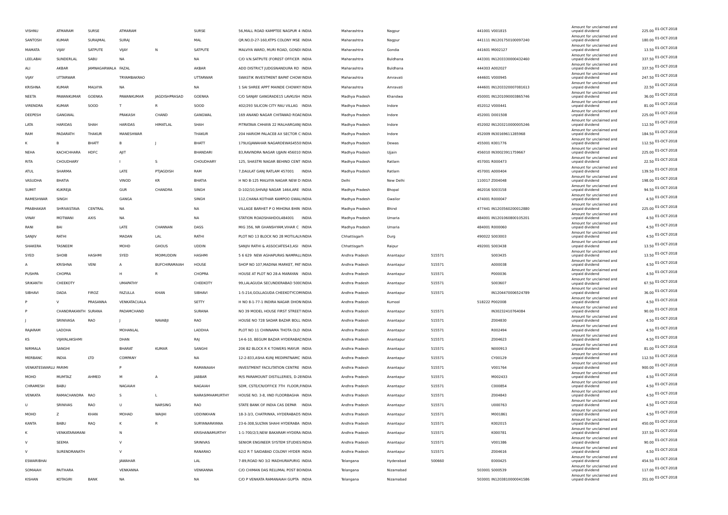| | | | | | | | | | | | | | | |
|---|---|---|---|---|---|---|---|---|---|---|---|---|---|---|
| VISHNU | ATMARAM | SURSE | ATMARAM | | SURSE | 56,MALL ROAD KAMPTEE NAGPUR 4 | INDIA | Maharashtra | Nagpur | 441001 | V001815 | Amount for unclaimed and unpaid dividend | 225.00 | 01-OCT-2018 |
| SANTOSH | KUMAR | SURAJMAL | SURAJ | | MAL | QR.NO.D-27-160,KTPS COLONY MSE | INDIA | Maharashtra | Nagpur | 441111 | IN1201750100097240 | Amount for unclaimed and unpaid dividend | 180.00 | 01-OCT-2018 |
| MAMATA | VIJAY | SATPUTE | VIJAY | N | SATPUTE | MALVIYA WARD, MURI ROAD, GONDI | INDIA | Maharashtra | Gondia | 441601 | M002127 | Amount for unclaimed and unpaid dividend | 13.50 | 01-OCT-2018 |
| LEELABAI | SUNDERLAL | SABU | NA | | NA | C/O V.N.SATPUTE (FOREST OFFICER | INDIA | Maharashtra | Buldhana | 443301 | IN1203330000432460 | Amount for unclaimed and unpaid dividend | 337.50 | 01-OCT-2018 |
| ALI | AKBAR | JAMNAGARWALA | FAZAL | | AKBAR | ADD DISTRICT JUDGSNANDURA RD | INDIA | Maharashtra | Buldhana | 444303 | A002027 | Amount for unclaimed and unpaid dividend | 337.50 | 01-OCT-2018 |
| VIJAY | UTTARWAR | | TRYAMBAKRAO | | UTTARWAR | SWASTIK INVESTMENT BAPAT CHOW | INDIA | Maharashtra | Amravati | 444601 | V000945 | Amount for unclaimed and unpaid dividend | 247.50 | 01-OCT-2018 |
| KRISHNA | KUMAR | MALVIYA | NA | | NA | 1 SAI SHREE APPT MAINDE CHOWKY | INDIA | Maharashtra | Amravati | 444601 | IN1203320007081613 | Amount for unclaimed and unpaid dividend | 22.50 | 01-OCT-2018 |
| NEETA | PAWANKUMAR | GOENKA | PAWANKUMAR | JAGDISHPRASAD | GOENKA | C/O SANJAY GANGRADE15 LAVKUSH | INDIA | Madhya Pradesh | Khandwa | 450001 | IN1201090003865746 | Amount for unclaimed and unpaid dividend | 36.00 | 01-OCT-2018 |
| VIRENDRA | KUMAR | SOOD | T | R | SOOD | 402/293 SILICON CITY RAU VILLAG | INDIA | Madhya Pradesh | Indore | 452012 | V000441 | Amount for unclaimed and unpaid dividend | 81.00 | 01-OCT-2018 |
| DEEPESH | GANGWAL | | PRAKASH | CHAND | GANGWAL | 169 ANAND NAGAR CHITAWAD ROAD | INDIA | Madhya Pradesh | Indore | 452001 | D001508 | Amount for unclaimed and unpaid dividend | 225.00 | 01-OCT-2018 |
| LATA | HARIDAS | SHAH | HARIDAS | HIMATLAL | SHAH | PITRATAVA CHHAYA 22 MALHARGANJ | INDIA | Madhya Pradesh | Indore | 452002 | IN1203210000005246 | Amount for unclaimed and unpaid dividend | 112.50 | 01-OCT-2018 |
| RAM | PADARATH | THAKUR | MANESHWAR | | THAKUR | 204 HARIOM PALACE8 AX SECTOR C | INDIA | Madhya Pradesh | Indore | 452009 | IN30169611285968 | Amount for unclaimed and unpaid dividend | 184.50 | 01-OCT-2018 |
| K | B | BHATT | B | J | BHATT | 179LIGJAWAHAR NAGARDEWAS4550 | INDIA | Madhya Pradesh | Dewas | 455001 | K001776 | Amount for unclaimed and unpaid dividend | 112.50 | 01-OCT-2018 |
| NEHA | KACHCHHARA | HDFC | AJIT | | BHANDARI | 83,RAVINDRA NAGAR UJJAIN 456010 | INDIA | Madhya Pradesh | Ujjain | 456010 | IN30023911759667 | Amount for unclaimed and unpaid dividend | 225.00 | 01-OCT-2018 |
| RITA | CHOUDHARY | | I | S | CHOUDHARY | 125, SHASTRI NAGAR BEHIND CENT | INDIA | Madhya Pradesh | Ratlam | 457001 | R000473 | Amount for unclaimed and unpaid dividend | 22.50 | 01-OCT-2018 |
| ATUL | SHARMA | | LATE | PTJAGDISH | RAM | 7,DAULAT GANJ RATLAM 457001 | INDIA | Madhya Pradesh | Ratlam | 457001 | A000404 | Amount for unclaimed and unpaid dividend | 139.50 | 01-OCT-2018 |
| VASUDHA | BHATIA | | VINOD | KR | BHATIA | H NO B-125 MALVIYA NAGAR NEW D | INDIA | Delhi | New Delhi | 110017 | Z004048 | Amount for unclaimed and unpaid dividend | 198.00 | 01-OCT-2018 |
| SUMIT | KUKREJA | | GUR | CHANDRA | SINGH | D-102/10,SHIVAJI NAGAR 1464,ARE | INDIA | Madhya Pradesh | Bhopal | 462016 | S003158 | Amount for unclaimed and unpaid dividend | 94.50 | 01-OCT-2018 |
| RAMESHWAR | SINGH | | GANGA | | SINGH | 112,CHANA KOTHAR KAMPOO GWALI | INDIA | Madhya Pradesh | Gwalior | 474001 | R000047 | Amount for unclaimed and unpaid dividend | 4.50 | 01-OCT-2018 |
| PRABHAKAR | SHRIVASTAVA | CENTRAL | NA | | NA | VILLAGE BARHET P O MIHONA BHIN | INDIA | Madhya Pradesh | Bhind | 477441 | IN1203560200012880 | Amount for unclaimed and unpaid dividend | 225.00 | 01-OCT-2018 |
| VINAY | MOTWANI | AXIS | NA | | NA | STATION ROADSHAHDOL484001 | INDIA | Madhya Pradesh | Umaria | 484001 | IN1201060800105201 | Amount for unclaimed and unpaid dividend | 4.50 | 01-OCT-2018 |
| RANI | BAI | | LATE | CHANNAN | DASS | MIG 356, NR GHANSHYAM,VIHAR C | INDIA | Madhya Pradesh | Umaria | 484001 | R000060 | Amount for unclaimed and unpaid dividend | 4.50 | 01-OCT-2018 |
| SANJIV | RATHI | | MADAN | LAL | RATHI | PLOT NO 13 BLOCK NO 28 MOTILALN | INDIA | Chhattisgarh | Durg | 490022 | S003003 | Amount for unclaimed and unpaid dividend | 4.50 | 01-OCT-2018 |
| SHAKERA | TASNEEM | | MOHD | GHOUS | UDDIN | SANJIV RATHI & ASSOCIATES43,ASI | INDIA | Chhattisgarh | Raipur | 492001 | S003438 | Amount for unclaimed and unpaid dividend | 13.50 | 01-OCT-2018 |
| SYED | SHOIB | HASHMI | SYED | MOIMUDDIN | HASHMI | 5 6 629 NEW AGHAPURAS NAMPALL | INDIA | Andhra Pradesh | Anantapur | 515571 | S003435 | Amount for unclaimed and unpaid dividend | 13.50 | 01-OCT-2018 |
| A | KRISHNA | VENI | A | BUFCHIRAMAIAH | HOUSE | SHOP NO 107,MADINA MARKET, PAT | INDIA | Andhra Pradesh | Anantapur | 515571 | A000038 | Amount for unclaimed and unpaid dividend | 4.50 | 01-OCT-2018 |
| PUSHPA | CHOPRA | | H | R | CHOPRA | HOUSE AT PLOT NO 28-A MARAYAN | INDIA | Andhra Pradesh | Anantapur | 515571 | P000036 | Amount for unclaimed and unpaid dividend | 4.50 | 01-OCT-2018 |
| SRIKANTH | CHEEKOTY | | UMAPATHY | | CHEEKOTY | 99,LALAGUDA SECUNDERABAD 500C | INDIA | Andhra Pradesh | Anantapur | 515571 | S003607 | Amount for unclaimed and unpaid dividend | 67.50 | 01-OCT-2018 |
| SIBHAVI | DADA | FIROZ | FAZULLA | KHAN | SIBHAVI | 1-5-214,GOLLAGUDA CHEEKOTYCOM | INDIA | Andhra Pradesh | Anantapur | 515571 | IN1204470006524789 | Amount for unclaimed and unpaid dividend | 36.00 | 01-OCT-2018 |
| P | V | PRASANNA | VENKATACUALA | | SETTY | H NO 8-1-77-1 INDIRA NAGAR DHON | INDIA | Andhra Pradesh | Kurnool | 518222 | P002008 | Amount for unclaimed and unpaid dividend | 4.50 | 01-OCT-2018 |
| P | CHANDRAKANTH | SURANA | PADAMCHAND | | SURANA | NO 39 MODEL HOUSE FIRST STREET | INDIA | Andhra Pradesh | Anantapur | 515571 | IN30232410764084 | Amount for unclaimed and unpaid dividend | 90.00 | 01-OCT-2018 |
| J | SRINIVASA | RAO | J | NAVABJI | RAO | HOUSE NO 728 SADAR BAZAR BOLL | INDIA | Andhra Pradesh | Anantapur | 515571 | Z004830 | Amount for unclaimed and unpaid dividend | 4.50 | 01-OCT-2018 |
| RAJARAM | LADDHA | | MOHANLAL | | LADDHA | PLOT NO 11 CHINNAMA THOTA OLD | INDIA | Andhra Pradesh | Anantapur | 515571 | R002494 | Amount for unclaimed and unpaid dividend | 4.50 | 01-OCT-2018 |
| KS | VIJAYALAKSHMI | | DHAN | | RAJ | 14-6-10, BEGUM BAZAR HYDERABAD | INDIA | Andhra Pradesh | Anantapur | 515571 | Z004623 | Amount for unclaimed and unpaid dividend | 4.50 | 01-OCT-2018 |
| NIRMALA | SANGHI | | BHARAT | KUMAR | SANGHI | 206 B2 BLOCK R K TOWERS MAYUR | INDIA | Andhra Pradesh | Anantapur | 515571 | N000913 | Amount for unclaimed and unpaid dividend | 81.00 | 01-OCT-2018 |
| MERBANC | INDIA | LTD | COMPANY | | NA | 12-2-833,ASHA KUNJ MEDIPATNAMC | INDIA | Andhra Pradesh | Anantapur | 515571 | CY00129 | Amount for unclaimed and unpaid dividend | 112.50 | 01-OCT-2018 |
| VENKATESWARLU | PARIMI | | P | | RAMANAIAH | INVESTMENT FACILITATION CENTRE | INDIA | Andhra Pradesh | Anantapur | 515571 | V001764 | Amount for unclaimed and unpaid dividend | 900.00 | 01-OCT-2018 |
| MOHD | MUMTAZ | AHMED | M | A | JABBAR | M/S PARAMOUNT DISTILLERIES, D-28 | INDIA | Andhra Pradesh | Anantapur | 515571 | M002433 | Amount for unclaimed and unpaid dividend | 4.50 | 01-OCT-2018 |
| CHRAMESH | BABU | | NAGAIAH | | NAGAIAH | SDM, CSTE/CN/OFFICE 7TH FLOOR,F | INDIA | Andhra Pradesh | Anantapur | 515571 | C000854 | Amount for unclaimed and unpaid dividend | 4.50 | 01-OCT-2018 |
| VENKATA | RAMACHANDRA | RAO | S | L | NARASIMHAMURTHY | HOUSE NO. 3-8, IIND FLOORBAGHA | INDIA | Andhra Pradesh | Anantapur | 515571 | Z004843 | Amount for unclaimed and unpaid dividend | 4.50 | 01-OCT-2018 |
| U | SRINIVAS | RAO | U | NARSING | RAO | STATE BANK OF INDIA CS DEPAR | INDIA | Andhra Pradesh | Anantapur | 515571 | U000763 | Amount for unclaimed and unpaid dividend | 4.50 | 01-OCT-2018 |
| MOHD | Z | KHAN | MOHAD | WAIJHI | UDDINKHAN | 18-3-3/3, CHATRINKA, HYDERABAD5 | INDIA | Andhra Pradesh | Anantapur | 515571 | M001861 | Amount for unclaimed and unpaid dividend | 4.50 | 01-OCT-2018 |
| KANTA | BABU | RAQ | K | R | SURYANARAYANA | 23-6-308,SULTAN SHAHI HYDERABA | INDIA | Andhra Pradesh | Anantapur | 515571 | K002015 | Amount for unclaimed and unpaid dividend | 450.00 | 01-OCT-2018 |
| K | VENKATARAMANI | | N | | KRISHANAMURTHY | 1-1-700/2/3,NEW BAKARAM HYDERA | INDIA | Andhra Pradesh | Anantapur | 515571 | K000781 | Amount for unclaimed and unpaid dividend | 337.50 | 01-OCT-2018 |
| V | SEEMA | | V | | SRINIVAS | SENIOR ENGINEER SYSTEM STUDIES | INDIA | Andhra Pradesh | Anantapur | 515571 | V001386 | Amount for unclaimed and unpaid dividend | 90.00 | 01-OCT-2018 |
| V | SURENDRANATH | | V | | RANARAO | 62/2 R T SAIDABAD COLONY HYDER | INDIA | Andhra Pradesh | Anantapur | 515571 | Z004616 | Amount for unclaimed and unpaid dividend | 4.50 | 01-OCT-2018 |
| ESWARIBHAI | | | JAWAHAR | | LAL | 7-89,ROAD NO 3/2 MADHURAPURIG | INDIA | Telangana | Hyderabad | 500660 | E000425 | Amount for unclaimed and unpaid dividend | 454.50 | 01-OCT-2018 |
| SOMAIAH | PAITHARA | | VENKANNA | | VENKANNA | C/O CHIMAN DAS RELUMAL POST BO | INDIA | Telangana | Nizamabad | 503001 | S000539 | Amount for unclaimed and unpaid dividend | 117.00 | 01-OCT-2018 |
| KISHAN | KOTAGIRI | BANK | NA | | NA | C/O P VENKATA RAMANAIAH GUPTA | INDIA | Telangana | Nizamabad | 503001 | IN1203810000041586 | Amount for unclaimed and unpaid dividend | 351.00 | 01-OCT-2018 |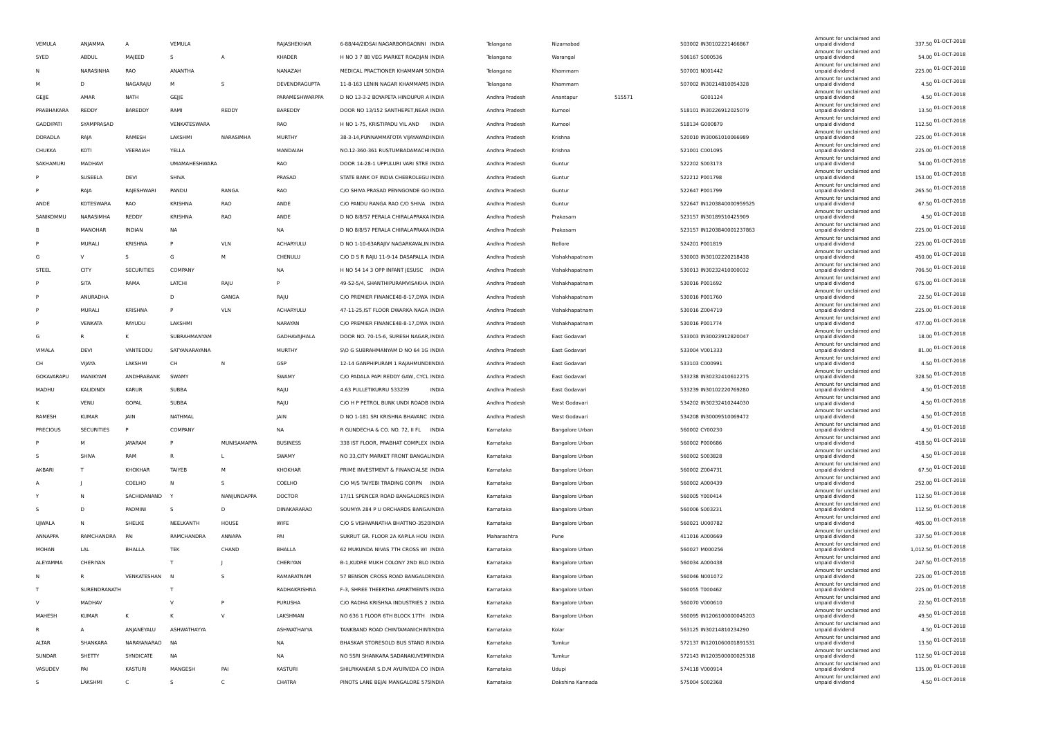| VEMULA | ANJAMMA | A | VEMULA | | RAJASHEKHAR | 6-88/44/2IDSAI NAGARBORGAONNI INDIA | Telangana | Nizamabad | | 503002 IN30102221466867 | Amount for unclaimed and unpaid dividend | 337.50 | 01-OCT-2018 |
|---|---|---|---|---|---|---|---|---|---|---|---|---|---|
| SYED | ABDUL | MAJEED | S | A | KHADER | H NO 3 7 88 VEG MARKET ROADJAN INDIA | Telangana | Warangal | | 506167 S000536 | Amount for unclaimed and unpaid dividend | 54.00 | 01-OCT-2018 |
| N | NARASINHA | RAO | ANANTHA | | NANAZAH | MEDICAL PRACTIONER KHAMMAM 5(INDIA | Telangana | Khammam | | 507001 N001442 | Amount for unclaimed and unpaid dividend | 225.00 | 01-OCT-2018 |
| M | D | NAGARAJU | M | S | DEVENDRAGUPTA | 11-8-163 LENIN NAGAR KHAMMAM5 INDIA | Telangana | Khammam | | 507002 IN30214810054328 | Amount for unclaimed and unpaid dividend | 4.50 | 01-OCT-2018 |
| GEJJE | AMAR | NATH | GEJJE | | PARAMESHWARPPA | D NO 13-3-2 BOYAPETA HINDUPUR A INDIA | Andhra Pradesh | Anantapur | 515571 | G001124 | Amount for unclaimed and unpaid dividend | 4.50 | 01-OCT-2018 |
| PRABHAKARA | REDDY | BAREDDY | RAMI | REDDY | BAREDDY | DOOR NO 13/152 SANTHEPET,NEAR INDIA | Andhra Pradesh | Kurnool | | 518101 IN30226912025079 | Amount for unclaimed and unpaid dividend | 13.50 | 01-OCT-2018 |
| GADDIPATI | SYAMPRASAD | | VENKATESWARA | | RAO | H NO 1-75, KRISTIPADU VIL AND INDIA | Andhra Pradesh | Kurnool | | 518134 G000879 | Amount for unclaimed and unpaid dividend | 112.50 | 01-OCT-2018 |
| DORADLA | RAJA | RAMESH | LAKSHMI | NARASIMHA | MURTHY | 38-3-14,PUNNAMMATOTA VIJAYAWAD INDIA | Andhra Pradesh | Krishna | | 520010 IN30061010066989 | Amount for unclaimed and unpaid dividend | 225.00 | 01-OCT-2018 |
| CHUKKA | KOTI | VEERAIAH | YELLA | | MANDAIAH | NO.12-360-361 RUSTUMBADAMACHI INDIA | Andhra Pradesh | Krishna | | 521001 C001095 | Amount for unclaimed and unpaid dividend | 225.00 | 01-OCT-2018 |
| SAKHAMURI | MADHAVI | | UMAMAHESHWARA | | RAO | DOOR 14-28-1 UPPULURI VARI STRE INDIA | Andhra Pradesh | Guntur | | 522202 S003173 | Amount for unclaimed and unpaid dividend | 54.00 | 01-OCT-2018 |
| P | SUSEELA | DEVI | SHIVA | | PRASAD | STATE BANK OF INDIA CHEBROLEGU INDIA | Andhra Pradesh | Guntur | | 522212 P001798 | Amount for unclaimed and unpaid dividend | 153.00 | 01-OCT-2018 |
| P | RAJA | RAJESHWARI | PANDU | RANGA | RAO | C/O SHIVA PRASAD PENNGONDE GO INDIA | Andhra Pradesh | Guntur | | 522647 P001799 | Amount for unclaimed and unpaid dividend | 265.50 | 01-OCT-2018 |
| ANDE | KOTESWARA | RAO | KRISHNA | RAO | ANDE | C/O PANDU RANGA RAO C/O SHIVA INDIA | Andhra Pradesh | Guntur | | 522647 IN1203840000959525 | Amount for unclaimed and unpaid dividend | 67.50 | 01-OCT-2018 |
| SANIKOMMU | NARASIMHA | REDDY | KRISHNA | RAO | ANDE | D NO 8/8/57 PERALA CHIRALAPRAKA INDIA | Andhra Pradesh | Prakasam | | 523157 IN30189510425909 | Amount for unclaimed and unpaid dividend | 4.50 | 01-OCT-2018 |
| B | MANOHAR | INDIAN | NA | | NA | D NO 8/8/57 PERALA CHIRALAPRAKA INDIA | Andhra Pradesh | Prakasam | | 523157 IN1203840001237863 | Amount for unclaimed and unpaid dividend | 225.00 | 01-OCT-2018 |
| P | MURALI | KRISHNA | P | VLN | ACHARYULU | D NO 1-10-63ARAJIV NAGARKAVALIN INDIA | Andhra Pradesh | Nellore | | 524201 P001819 | Amount for unclaimed and unpaid dividend | 225.00 | 01-OCT-2018 |
| G | V | S | G | M | CHENULU | C/O D S R RAJU 11-9-14 DASAPALLA INDIA | Andhra Pradesh | Vishakhapatnam | | 530003 IN30102220218438 | Amount for unclaimed and unpaid dividend | 450.00 | 01-OCT-2018 |
| STEEL | CITY | SECURITIES | COMPANY | | NA | H NO 54 14 3 OPP INFANT JESUSC INDIA | Andhra Pradesh | Vishakhapatnam | | 530013 IN30232410000032 | Amount for unclaimed and unpaid dividend | 706.50 | 01-OCT-2018 |
| P | SITA | RAMA | LATCHI | RAJU | P | 49-52-5/4, SHANTHIPURAMVISAKHA INDIA | Andhra Pradesh | Vishakhapatnam | | 530016 P001692 | Amount for unclaimed and unpaid dividend | 675.00 | 01-OCT-2018 |
| P | ANURADHA | | D | GANGA | RAJU | C/O PREMIER FINANCE48-8-17,DWA INDIA | Andhra Pradesh | Vishakhapatnam | | 530016 P001760 | Amount for unclaimed and unpaid dividend | 22.50 | 01-OCT-2018 |
| P | MURALI | KRISHNA | P | VLN | ACHARYULU | 47-11-25,IST FLOOR DWARKA NAGA INDIA | Andhra Pradesh | Vishakhapatnam | | 530016 Z004719 | Amount for unclaimed and unpaid dividend | 225.00 | 01-OCT-2018 |
| P | VENKATA | RAYUDU | LAKSHMI | | NARAYAN | C/O PREMIER FINANCE48-8-17,DWA INDIA | Andhra Pradesh | Vishakhapatnam | | 530016 P001774 | Amount for unclaimed and unpaid dividend | 477.00 | 01-OCT-2018 |
| G | R | K | SUBRAHMANYAM | | GADHAVAJHALA | DOOR NO. 70-15-6, SURESH NAGAR, INDIA | Andhra Pradesh | East Godavari | | 533003 IN30023912820047 | Amount for unclaimed and unpaid dividend | 18.00 | 01-OCT-2018 |
| VIMALA | DEVI | VANTEDDU | SATYANARAYANA | | MURTHY | S\O G SUBRAHMANYAM D NO 64 1G INDIA | Andhra Pradesh | East Godavari | | 533004 V001333 | Amount for unclaimed and unpaid dividend | 81.00 | 01-OCT-2018 |
| CH | VIJAYA | LAKSHMI | CH | N | GSP | 12-14 GANPHIPURAM 1 RAJAHMUNDI INDIA | Andhra Pradesh | East Godavari | | 533103 C000991 | Amount for unclaimed and unpaid dividend | 4.50 | 01-OCT-2018 |
| GOKAVARAPU | MANIKYAM | ANDHRABANK | SWAMY | | SWAMY | C/O PADALA PAPI REDDY GAW, CYCL INDIA | Andhra Pradesh | East Godavari | | 533238 IN30232410612275 | Amount for unclaimed and unpaid dividend | 328.50 | 01-OCT-2018 |
| MADHU | KALIDINDI | KARUR | SUBBA | | RAJU | 4.63 PULLETIKURRU 533239 INDIA | Andhra Pradesh | East Godavari | | 533239 IN30102220769280 | Amount for unclaimed and unpaid dividend | 4.50 | 01-OCT-2018 |
| K | VENU | GOPAL | SUBBA | | RAJU | C/O H P PETROL BUNK UNDI ROADB INDIA | Andhra Pradesh | West Godavari | | 534202 IN30232410244030 | Amount for unclaimed and unpaid dividend | 4.50 | 01-OCT-2018 |
| RAMESH | KUMAR | JAIN | NATHMAL | | JAIN | D NO 1-181 SRI KRISHNA BHAVANC INDIA | Andhra Pradesh | West Godavari | | 534208 IN30009510069472 | Amount for unclaimed and unpaid dividend | 4.50 | 01-OCT-2018 |
| PRECIOUS | SECURITIES | P | COMPANY | | NA | R GUNDECHA & CO. NO. 72, II FL INDIA | Karnataka | Bangalore Urban | | 560002 CY00230 | Amount for unclaimed and unpaid dividend | 4.50 | 01-OCT-2018 |
| P | M | JAYARAM | P | MUNISAMAPPA | BUSINESS | 338 IST FLOOR, PRABHAT COMPLEX INDIA | Karnataka | Bangalore Urban | | 560002 P000686 | Amount for unclaimed and unpaid dividend | 418.50 | 01-OCT-2018 |
| S | SHIVA | RAM | R | L | SWAMY | NO 33,CITY MARKET FRONT BANGAL INDIA | Karnataka | Bangalore Urban | | 560002 S003828 | Amount for unclaimed and unpaid dividend | 4.50 | 01-OCT-2018 |
| AKBARI | T | KHOKHAR | TAIYEB | M | KHOKHAR | PRIME INVESTMENT & FINANCIALSE INDIA | Karnataka | Bangalore Urban | | 560002 Z004731 | Amount for unclaimed and unpaid dividend | 67.50 | 01-OCT-2018 |
| A | J | COELHO | N | S | COELHO | C/O M/S TAIYEBI TRADING CORPN INDIA | Karnataka | Bangalore Urban | | 560002 A000439 | Amount for unclaimed and unpaid dividend | 252.00 | 01-OCT-2018 |
| Y | N | SACHIDANAND | Y | NANJUNDAPPA | DOCTOR | 17/11 SPENCER ROAD BANGALORE5 INDIA | Karnataka | Bangalore Urban | | 560005 Y000414 | Amount for unclaimed and unpaid dividend | 112.50 | 01-OCT-2018 |
| S | D | PADMINI | S | D | DINAKARARAO | SOUMYA 284 P U ORCHARDS BANGA INDIA | Karnataka | Bangalore Urban | | 560006 S003231 | Amount for unclaimed and unpaid dividend | 112.50 | 01-OCT-2018 |
| UJWALA | N | SHELKE | NEELKANTH | HOUSE | WIFE | C/O S VISHWANATHA BHATTNO-3520 INDIA | Karnataka | Bangalore Urban | | 560021 U000782 | Amount for unclaimed and unpaid dividend | 405.00 | 01-OCT-2018 |
| ANNAPPA | RAMCHANDRA | PAI | RAMCHANDRA | ANNAPA | PAI | SUKRUT GR. FLOOR 2A KAPILA HOU INDIA | Maharashtra | Pune | | 411016 A000669 | Amount for unclaimed and unpaid dividend | 337.50 | 01-OCT-2018 |
| MOHAN | LAL | BHALLA | TEK | CHAND | BHALLA | 62 MUKUNDA NIVAS 7TH CROSS WI INDIA | Karnataka | Bangalore Urban | | 560027 M000256 | Amount for unclaimed and unpaid dividend | 1,012.50 | 01-OCT-2018 |
| ALEYAMMA | CHERIYAN | | T | J | CHERIYAN | B-1,KUDRE MUKH COLONY 2ND BLO INDIA | Karnataka | Bangalore Urban | | 560034 A000438 | Amount for unclaimed and unpaid dividend | 247.50 | 01-OCT-2018 |
| N | R | VENKATESHAN | N | S | RAMARATNAM | 57 BENSON CROSS ROAD BANGALOI INDIA | Karnataka | Bangalore Urban | | 560046 N001072 | Amount for unclaimed and unpaid dividend | 225.00 | 01-OCT-2018 |
| T | SURENDRANATH | | T | | RADHAKRISHNA | F-3, SHREE THEERTHA APARTMENTS INDIA | Karnataka | Bangalore Urban | | 560055 T000462 | Amount for unclaimed and unpaid dividend | 225.00 | 01-OCT-2018 |
| V | MADHAV | | V | P | PURUSHA | C/O RADHA KRISHNA INDUSTRIES 2 INDIA | Karnataka | Bangalore Urban | | 560070 V000610 | Amount for unclaimed and unpaid dividend | 22.50 | 01-OCT-2018 |
| MAHESH | KUMAR | K | K | V | LAKSHMAN | NO 636 1 FLOOR 6TH BLOCK 17TH INDIA | Karnataka | Bangalore Urban | | 560095 IN1206100000045203 | Amount for unclaimed and unpaid dividend | 49.50 | 01-OCT-2018 |
| R | A | ANJANEYALU | ASHWATHAYYA | | ASHWATHAYYA | TANKBAND ROAD CHINTAMANICHINT INDIA | Karnataka | Kolar | | 563125 IN30214810234290 | Amount for unclaimed and unpaid dividend | 4.50 | 01-OCT-2018 |
| ALTAR | SHANKARA | NARAYANARAO | NA | | NA | BHASKAR STORESOLD BUS STAND R INDIA | Karnataka | Tumkur | | 572137 IN1201060001891531 | Amount for unclaimed and unpaid dividend | 13.50 | 01-OCT-2018 |
| SUNDAR | SHETTY | SYNDICATE | NA | | NA | NO SSRI SHANKARA SADANAKUVEMF INDIA | Karnataka | Tumkur | | 572143 IN1203500000025318 | Amount for unclaimed and unpaid dividend | 112.50 | 01-OCT-2018 |
| VASUDEV | PAI | KASTURI | MANGESH | PAI | KASTURI | SHILPKANEAR S.D.M AYURVEDA CO INDIA | Karnataka | Udupi | | 574118 V000914 | Amount for unclaimed and unpaid dividend | 135.00 | 01-OCT-2018 |
| S | LAKSHMI | C | S | C | CHATRA | PINOTS LANE BEJAI MANGALORE 575 INDIA | Karnataka | Dakshina Kannada | | 575004 S002368 | Amount for unclaimed and unpaid dividend | 4.50 | 01-OCT-2018 |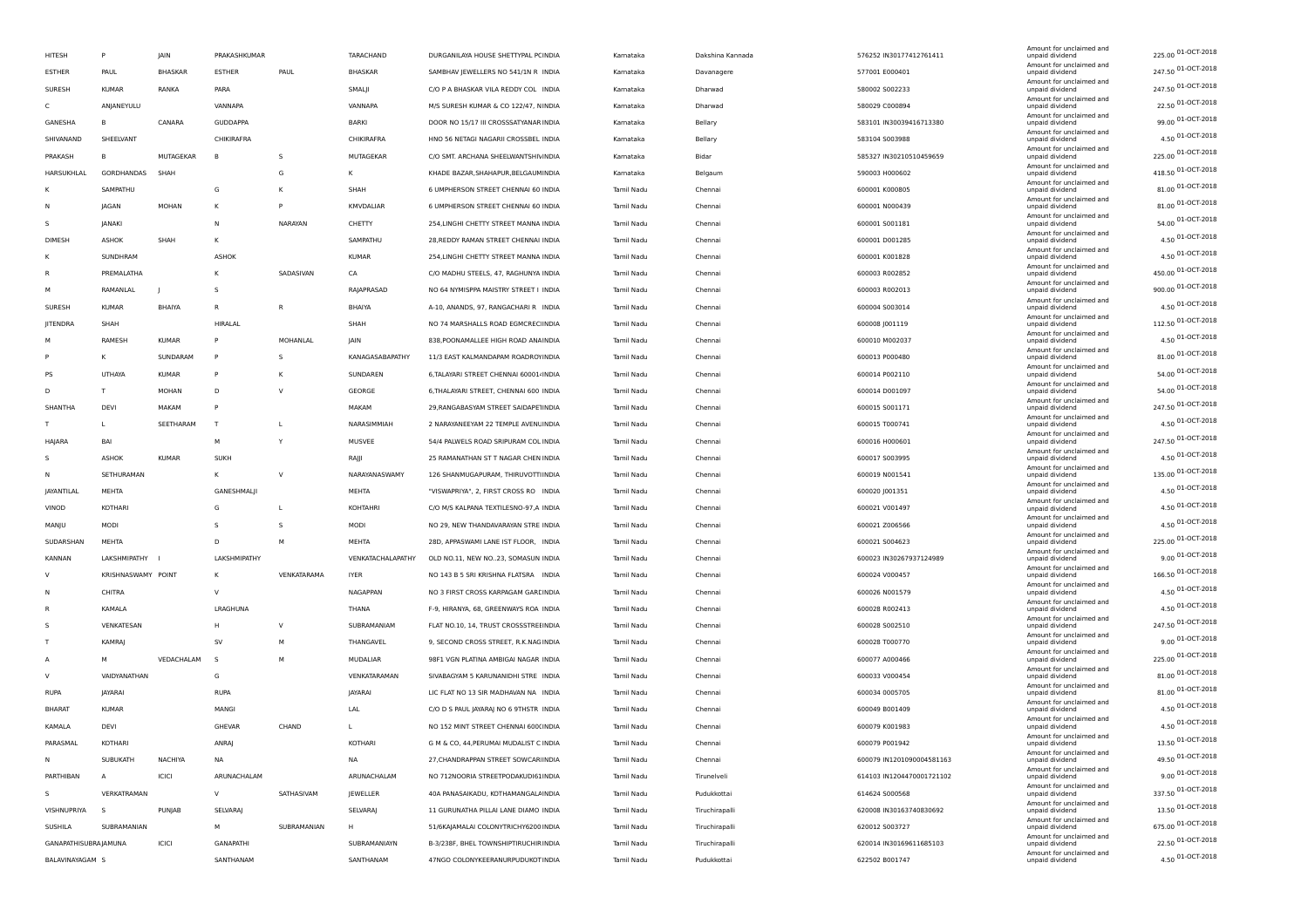| | | | | | | | | | | | | | |
|---|---|---|---|---|---|---|---|---|---|---|---|---|---|
| HITESH | P | JAIN | PRAKASHKUMAR | | TARACHAND | DURGANILAYA HOUSE SHETTYPAL PCINDIA | | Karnataka | Dakshina Kannada | 576252 IN30177412761411 | Amount for unclaimed and unpaid dividend | 225.00 | 01-OCT-2018 |
| ESTHER | PAUL | BHASKAR | ESTHER | PAUL | BHASKAR | SAMBHAV JEWELLERS NO 541/1N R | INDIA | Karnataka | Davanagere | 577001 E000401 | Amount for unclaimed and unpaid dividend | 247.50 | 01-OCT-2018 |
| SURESH | KUMAR | RANKA | PARA | | SMALJI | C/O P A BHASKAR VILA REDDY COL | INDIA | Karnataka | Dharwad | 580002 S002233 | Amount for unclaimed and unpaid dividend | 247.50 | 01-OCT-2018 |
| C | ANJANEYULU | | VANNAPA | | VANNAPA | M/S SURESH KUMAR & CO 122/47, N | INDIA | Karnataka | Dharwad | 580029 C000894 | Amount for unclaimed and unpaid dividend | 22.50 | 01-OCT-2018 |
| GANESHA | B | CANARA | GUDDAPPA | | BARKI | DOOR NO 15/17 III CROSSSATYANAR | INDIA | Karnataka | Bellary | 583101 IN30039416713380 | Amount for unclaimed and unpaid dividend | 99.00 | 01-OCT-2018 |
| SHIVANAND | SHEELVANT | | CHIKIRAFRA | | CHIKIRAFRA | HNO 56 NETAGI NAGARII CROSSBEL | INDIA | Karnataka | Bellary | 583104 S003988 | Amount for unclaimed and unpaid dividend | 4.50 | 01-OCT-2018 |
| PRAKASH | B | MUTAGEKAR | B | S | MUTAGEKAR | C/O SMT. ARCHANA SHEELWANTSHIV | INDIA | Karnataka | Bidar | 585327 IN30210510459659 | Amount for unclaimed and unpaid dividend | 225.00 | 01-OCT-2018 |
| HARSUKHLAL | GORDHANDAS | SHAH | | G | K | KHADE BAZAR,SHAHAPUR,BELGAUM | INDIA | Karnataka | Belgaum | 590003 H000602 | Amount for unclaimed and unpaid dividend | 418.50 | 01-OCT-2018 |
| K | SAMPATHU | | G | K | SHAH | 6 UMPHERSON STREET CHENNAI 60 | INDIA | Tamil Nadu | Chennai | 600001 K000805 | Amount for unclaimed and unpaid dividend | 81.00 | 01-OCT-2018 |
| N | JAGAN | MOHAN | K | P | KMVDALIAR | 6 UMPHERSON STREET CHENNAI 60 | INDIA | Tamil Nadu | Chennai | 600001 N000439 | Amount for unclaimed and unpaid dividend | 81.00 | 01-OCT-2018 |
| S | JANAKI | | N | NARAYAN | CHETTY | 254,LINGHI CHETTY STREET MANNA | INDIA | Tamil Nadu | Chennai | 600001 S001181 | Amount for unclaimed and unpaid dividend | 54.00 | 01-OCT-2018 |
| DIMESH | ASHOK | SHAH | K | | SAMPATHU | 28,REDDY RAMAN STREET CHENNAI | INDIA | Tamil Nadu | Chennai | 600001 D001285 | Amount for unclaimed and unpaid dividend | 4.50 | 01-OCT-2018 |
| K | SUNDHRAM | | ASHOK | | KUMAR | 254,LINGHI CHETTY STREET MANNA | INDIA | Tamil Nadu | Chennai | 600001 K001828 | Amount for unclaimed and unpaid dividend | 4.50 | 01-OCT-2018 |
| R | PREMALATHA | | K | SADASIVAN | CA | C/O MADHU STEELS, 47, RAGHUNYA | INDIA | Tamil Nadu | Chennai | 600003 R002852 | Amount for unclaimed and unpaid dividend | 450.00 | 01-OCT-2018 |
| M | RAMANLAL | J | S | | RAJAPRASAD | NO 64 NYMISPPA MAISTRY STREET I | INDIA | Tamil Nadu | Chennai | 600003 R002013 | Amount for unclaimed and unpaid dividend | 900.00 | 01-OCT-2018 |
| SURESH | KUMAR | BHAIYA | R | R | BHAIYA | A-10, ANANDS, 97, RANGACHARI R | INDIA | Tamil Nadu | Chennai | 600004 S003014 | Amount for unclaimed and unpaid dividend | 4.50 | 01-OCT-2018 |
| JITENDRA | SHAH | | HIRALAL | | SHAH | NO 74 MARSHALLS ROAD EGMCRE | INDIA | Tamil Nadu | Chennai | 600008 J001119 | Amount for unclaimed and unpaid dividend | 112.50 | 01-OCT-2018 |
| M | RAMESH | KUMAR | P | MOHANLAL | JAIN | 838,POONAMALLEE HIGH ROAD ANA | INDIA | Tamil Nadu | Chennai | 600010 M002037 | Amount for unclaimed and unpaid dividend | 4.50 | 01-OCT-2018 |
| P | K | SUNDARAM | P | S | KANAGASABAPATHY | 11/3 EAST KALMANDAPAM ROADROY | INDIA | Tamil Nadu | Chennai | 600013 P000480 | Amount for unclaimed and unpaid dividend | 81.00 | 01-OCT-2018 |
| PS | UTHAYA | KUMAR | P | K | SUNDAREN | 6,TALAYARI STREET CHENNAI 60001 | INDIA | Tamil Nadu | Chennai | 600014 P002110 | Amount for unclaimed and unpaid dividend | 54.00 | 01-OCT-2018 |
| D | T | MOHAN | D | V | GEORGE | 6,THALAYARI STREET, CHENNAI 600 | INDIA | Tamil Nadu | Chennai | 600014 D001097 | Amount for unclaimed and unpaid dividend | 54.00 | 01-OCT-2018 |
| SHANTHA | DEVI | MAKAM | P | | MAKAM | 29,RANGABASYAM STREET SAIDAPET | INDIA | Tamil Nadu | Chennai | 600015 S001171 | Amount for unclaimed and unpaid dividend | 247.50 | 01-OCT-2018 |
| T | L | SEETHARAM | T | L | NARASIMMIAH | 2 NARAYANEEYAM 22 TEMPLE AVENU | INDIA | Tamil Nadu | Chennai | 600015 T000741 | Amount for unclaimed and unpaid dividend | 4.50 | 01-OCT-2018 |
| HAJARA | BAI | | M | Y | MUSVEE | 54/4 PALWELS ROAD SRIPURAM COL | INDIA | Tamil Nadu | Chennai | 600016 H000601 | Amount for unclaimed and unpaid dividend | 247.50 | 01-OCT-2018 |
| S | ASHOK | KUMAR | SUKH | | RAJJI | 25 RAMANATHAN ST T NAGAR CHEN | INDIA | Tamil Nadu | Chennai | 600017 S003995 | Amount for unclaimed and unpaid dividend | 4.50 | 01-OCT-2018 |
| N | SETHURAMAN | | K | V | NARAYANASWAMY | 126 SHANMUGAPURAM, THIRUVOTTI | INDIA | Tamil Nadu | Chennai | 600019 N001541 | Amount for unclaimed and unpaid dividend | 135.00 | 01-OCT-2018 |
| JAYANTILAL | MEHTA | | GANESHMALJI | | MEHTA | "VISWAPRIYA", 2, FIRST CROSS RO | INDIA | Tamil Nadu | Chennai | 600020 J001351 | Amount for unclaimed and unpaid dividend | 4.50 | 01-OCT-2018 |
| VINOD | KOTHARI | | G | L | KOHTAHRI | C/O M/S KALPANA TEXTILESNO-97,A | INDIA | Tamil Nadu | Chennai | 600021 V001497 | Amount for unclaimed and unpaid dividend | 4.50 | 01-OCT-2018 |
| MANJU | MODI | | S | S | MODI | NO 29, NEW THANDAVARAYAN STRE | INDIA | Tamil Nadu | Chennai | 600021 Z006566 | Amount for unclaimed and unpaid dividend | 4.50 | 01-OCT-2018 |
| SUDARSHAN | MEHTA | | D | M | MEHTA | 28D, APPASWAMI LANE IST FLOOR, | INDIA | Tamil Nadu | Chennai | 600021 S004623 | Amount for unclaimed and unpaid dividend | 225.00 | 01-OCT-2018 |
| KANNAN | LAKSHMIPATHY | I | LAKSHMIPATHY | | VENKATACHALAPATHY | OLD NO.11, NEW NO..23, SOMASUN | INDIA | Tamil Nadu | Chennai | 600023 IN30267937124989 | Amount for unclaimed and unpaid dividend | 9.00 | 01-OCT-2018 |
| V | KRISHNASWAMY | POINT | K | VENKATARAMA | IYER | NO 143 B 5 SRI KRISHNA FLATSRA | INDIA | Tamil Nadu | Chennai | 600024 V000457 | Amount for unclaimed and unpaid dividend | 166.50 | 01-OCT-2018 |
| N | CHITRA | | V | | NAGAPPAN | NO 3 FIRST CROSS KARPAGAM GARI | INDIA | Tamil Nadu | Chennai | 600026 N001579 | Amount for unclaimed and unpaid dividend | 4.50 | 01-OCT-2018 |
| R | KAMALA | | LRAGHUNA | | THANA | F-9, HIRANYA, 68, GREENWAYS ROA | INDIA | Tamil Nadu | Chennai | 600028 R002413 | Amount for unclaimed and unpaid dividend | 4.50 | 01-OCT-2018 |
| S | VENKATESAN | | H | V | SUBRAMANIAM | FLAT NO.10, 14, TRUST CROSSSTREE | INDIA | Tamil Nadu | Chennai | 600028 S002510 | Amount for unclaimed and unpaid dividend | 247.50 | 01-OCT-2018 |
| T | KAMRAJ | | SV | M | THANGAVEL | 9, SECOND CROSS STREET, R.K.NAG | INDIA | Tamil Nadu | Chennai | 600028 T000770 | Amount for unclaimed and unpaid dividend | 9.00 | 01-OCT-2018 |
| A | M | VEDACHALAM | S | M | MUDALIAR | 98F1 VGN PLATINA AMBIGAI NAGAR | INDIA | Tamil Nadu | Chennai | 600077 A000466 | Amount for unclaimed and unpaid dividend | 225.00 | 01-OCT-2018 |
| V | VAIDYANATHAN | | G | | VENKATARAMAN | SIVABAGYAM 5 KARUNANIDHI STRE | INDIA | Tamil Nadu | Chennai | 600033 V000454 | Amount for unclaimed and unpaid dividend | 81.00 | 01-OCT-2018 |
| RUPA | JAYARAI | | RUPA | | JAYARAI | LIC FLAT NO 13 SIR MADHAVAN NA | INDIA | Tamil Nadu | Chennai | 600034 0005705 | Amount for unclaimed and unpaid dividend | 81.00 | 01-OCT-2018 |
| BHARAT | KUMAR | | MANGI | | LAL | C/O D S PAUL JAYARAJ NO 6 9THSTR | INDIA | Tamil Nadu | Chennai | 600049 B001409 | Amount for unclaimed and unpaid dividend | 4.50 | 01-OCT-2018 |
| KAMALA | DEVI | | GHEVAR | CHAND | L | NO 152 MINT STREET CHENNAI 600 | INDIA | Tamil Nadu | Chennai | 600079 K001983 | Amount for unclaimed and unpaid dividend | 4.50 | 01-OCT-2018 |
| PARASMAL | KOTHARI | | ANRAJ | | KOTHARI | G M & CO, 44,PERUMAI MUDALIST C | INDIA | Tamil Nadu | Chennai | 600079 P001942 | Amount for unclaimed and unpaid dividend | 13.50 | 01-OCT-2018 |
| N | SUBUKATH | NACHIYA | NA | | NA | 27,CHANDRAPPAN STREET SOWCARI | INDIA | Tamil Nadu | Chennai | 600079 IN1201090004581163 | Amount for unclaimed and unpaid dividend | 49.50 | 01-OCT-2018 |
| PARTHIBAN | A | ICICI | ARUNACHALAM | | ARUNACHALAM | NO 712NOORIA STREETPODAKUDI61 | INDIA | Tamil Nadu | Tirunelveli | 614103 IN1204470001721102 | Amount for unclaimed and unpaid dividend | 9.00 | 01-OCT-2018 |
| S | VERKATRAMAN | | V | SATHASIVAM | JEWELLER | 40A PANASAIKADU, KOTHAMANGALA | INDIA | Tamil Nadu | Pudukkottai | 614624 S000568 | Amount for unclaimed and unpaid dividend | 337.50 | 01-OCT-2018 |
| VISHNUPRIYA | S | PUNJAB | SELVARAJ | | SELVARAJ | 11 GURUNATHA PILLAI LANE DIAMO | INDIA | Tamil Nadu | Tiruchirapalli | 620008 IN30163740830692 | Amount for unclaimed and unpaid dividend | 13.50 | 01-OCT-2018 |
| SUSHILA | SUBRAMANIAN | | M | SUBRAMANIAN | H | 51/6KAJAMALAI COLONYTRICHY6200 | INDIA | Tamil Nadu | Tiruchirapalli | 620012 S003727 | Amount for unclaimed and unpaid dividend | 675.00 | 01-OCT-2018 |
| GANAPATHISUBRA | JAMUNA | ICICI | GANAPATHI | | SUBRAMANIAYN | B-3/238F, BHEL TOWNSHIPTIRUCHIR | INDIA | Tamil Nadu | Tiruchirapalli | 620014 IN30169611685103 | Amount for unclaimed and unpaid dividend | 22.50 | 01-OCT-2018 |
| BALAVINAYAGAM | S | | SANTHANAM | | SANTHANAM | 47NGO COLONYKEERANURPUDUKOT | INDIA | Tamil Nadu | Pudukkottai | 622502 B001747 | Amount for unclaimed and unpaid dividend | 4.50 | 01-OCT-2018 |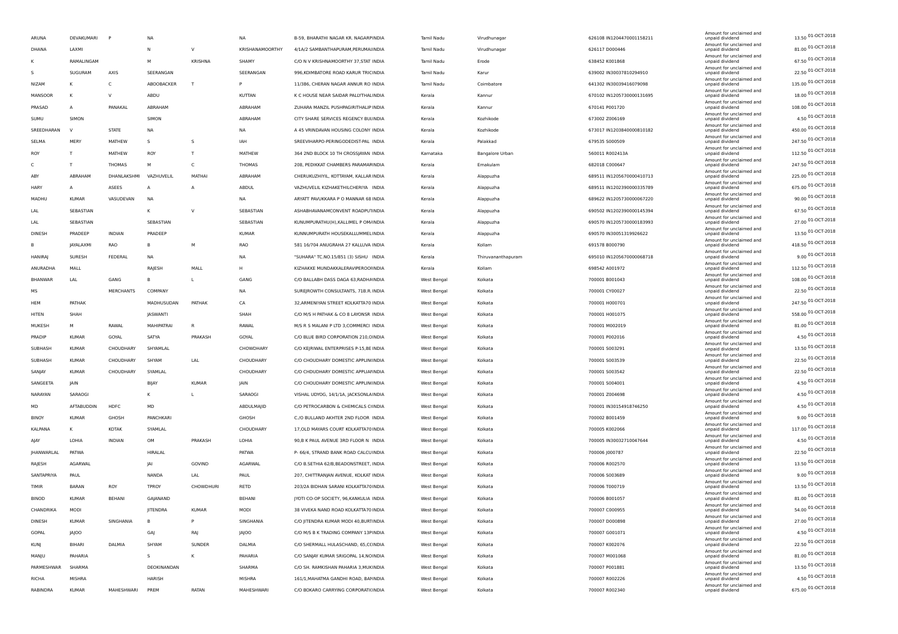| | | | | | | | | | | | | | | |
|---|---|---|---|---|---|---|---|---|---|---|---|---|---|---|
| ARUNA | DEVAKUMARI | P | NA | | NA | B-59, BHARATHI NAGAR KR. NAGARPINDIA | Tamil Nadu | Virudhunagar | 626108 IN1204470001158211 | Amount for unclaimed and unpaid dividend | 13.50 | 01-OCT-2018 |
| DHANA | LAXMI | | N | V | KRISHANAMOORTHY | 4/1A/2 SAMBANTHAPURAM,PERUMAIINDIA | Tamil Nadu | Virudhunagar | 626117 D000446 | Amount for unclaimed and unpaid dividend | 81.00 | 01-OCT-2018 |
| K | RAMALINGAM | | M | KRISHNA | SHAMY | C/O N V KRISHNAMOORTHY 37,STAT INDIA | Tamil Nadu | Erode | 638452 K001868 | Amount for unclaimed and unpaid dividend | 67.50 | 01-OCT-2018 |
| S | SUGURAM | AXIS | SEERANGAN | | SEERANGAN | 996,KOIMBATORE ROAD KARUR TRICINDIA | Tamil Nadu | Karur | 639002 IN30037810294910 | Amount for unclaimed and unpaid dividend | 22.50 | 01-OCT-2018 |
| NIZAM | K | C | ABOOBACKER | T | P | 11/386, CHERAN NAGAR ANNUR RO INDIA | Tamil Nadu | Coimbatore | 641302 IN30039416079098 | Amount for unclaimed and unpaid dividend | 135.00 | 01-OCT-2018 |
| MANSOOR | K | V | ABDU | | KUTTAN | K C HOUSE NEAR SAIDAR PALLYTHALINDIA | Kerala | Kannur | 670102 IN1205730000131695 | Amount for unclaimed and unpaid dividend | 18.00 | 01-OCT-2018 |
| PRASAD | A | PANAKAL | ABRAHAM | | ABRAHAM | ZUHARA MANZIL PUSHPAGIRITHALIP INDIA | Kerala | Kannur | 670141 P001720 | Amount for unclaimed and unpaid dividend | 108.00 | 01-OCT-2018 |
| SUMU | SIMON | | SIMON | | ABRAHAM | CITY SHARE SERVICES REGENCY BUIINDIA | Kerala | Kozhikode | 673002 Z006169 | Amount for unclaimed and unpaid dividend | 4.50 | 01-OCT-2018 |
| SREEDHARAN | V | STATE | NA | | NA | A 45 VRINDAVAN HOUSING COLONY INDIA | Kerala | Kozhikode | 673017 IN1203840000810182 | Amount for unclaimed and unpaid dividend | 450.00 | 01-OCT-2018 |
| SELMA | MERY | MATHEW | S | S | IAH | SREEVIHARPO-PERINGODEDIST-PAL INDIA | Kerala | Palakkad | 679535 S000509 | Amount for unclaimed and unpaid dividend | 247.50 | 01-OCT-2018 |
| ROY | T | MATHEW | ROY | T | MATHEW | 364 2ND BLOCK 10 TH CROSSJAYAN INDIA | Karnataka | Bangalore Urban | 560011 R002413A | Amount for unclaimed and unpaid dividend | 112.50 | 01-OCT-2018 |
| C | T | THOMAS | M | C | THOMAS | 208, PEDIKKAT CHAMBERS PARAMARINDIA | Kerala | Ernakulam | 682018 C000647 | Amount for unclaimed and unpaid dividend | 247.50 | 01-OCT-2018 |
| ABY | ABRAHAM | DHANLAKSHMI | VAZHUVELIL | MATHAI | ABRAHAM | CHERUKUZHIYIL, KOTTAYAM, KALLAR INDIA | Kerala | Alappuzha | 689511 IN1205670000410713 | Amount for unclaimed and unpaid dividend | 225.00 | 01-OCT-2018 |
| HARY | A | ASEES | A | A | ABDUL | VAZHUVELIL KIZHAKETHILCHERIYA INDIA | Kerala | Alappuzha | 689511 IN1202390000335789 | Amount for unclaimed and unpaid dividend | 675.00 | 01-OCT-2018 |
| MADHU | KUMAR | VASUDEVAN | NA | | NA | ARYATT PAVUKKARA P O MANNAR 68 INDIA | Kerala | Alappuzha | 689622 IN1205730000067220 | Amount for unclaimed and unpaid dividend | 90.00 | 01-OCT-2018 |
| LAL | SEBASTIAN | | K | V | SEBASTIAN | ASHABHAVANAMCONVENT ROADPUTINDIA | Kerala | Alappuzha | 690502 IN1202390000145394 | Amount for unclaimed and unpaid dividend | 67.50 | 01-OCT-2018 |
| LAL | SEBASTIAN | | SEBASTIAN | | SEBASTIAN | KUNUMPURATHU(H),KALLIMEL P OMINDIA | Kerala | Alappuzha | 690570 IN1205730000183993 | Amount for unclaimed and unpaid dividend | 27.00 | 01-OCT-2018 |
| DINESH | PRADEEP | INDIAN | PRADEEP | | KUMAR | KUNNUMPURATH HOUSEKALLUMMELINDIA | Kerala | Alappuzha | 690570 IN30051319926622 | Amount for unclaimed and unpaid dividend | 13.50 | 01-OCT-2018 |
| B | JAYALAXMI | RAO | B | M | RAO | 581 16/704 ANUGRAHA 27 KALLUVA INDIA | Kerala | Kollam | 691578 B000790 | Amount for unclaimed and unpaid dividend | 418.50 | 01-OCT-2018 |
| HANIRAJ | SURESH | FEDERAL | NA | | NA | "SUHARA" TC.NO.15/851 (3) SISHU INDIA | Kerala | Thiruvananthapuram | 695010 IN1205670000068718 | Amount for unclaimed and unpaid dividend | 9.00 | 01-OCT-2018 |
| ANURADHA | MALL | | RAJESH | MALL | H | KIZHAKKE MUNDAKKALERAVIPEROOIINDIA | Kerala | Kollam | 698542 A001972 | Amount for unclaimed and unpaid dividend | 112.50 | 01-OCT-2018 |
| BHANWAR | LAL | GANG | B | L | GANG | C/O BALLABH DASS DAGA 63,RADHAINDIA | West Bengal | Kolkata | 700001 B001043 | Amount for unclaimed and unpaid dividend | 108.00 | 01-OCT-2018 |
| MS | | MERCHANTS | COMPANY | | NA | SUREJROWTH CONSULTANTS, 71B.R. INDIA | West Bengal | Kolkata | 700001 CY00027 | Amount for unclaimed and unpaid dividend | 22.50 | 01-OCT-2018 |
| HEM | PATHAK | | MADHUSUDAN | PATHAK | CA | 32,ARMENIYAN STREET KOLKATTA70 INDIA | West Bengal | Kolkata | 700001 H000701 | Amount for unclaimed and unpaid dividend | 247.50 | 01-OCT-2018 |
| HITEN | SHAH | | JASWANTI | | SHAH | C/O M/S H PATHAK & CO 8 LAYONSR INDIA | West Bengal | Kolkata | 700001 H001075 | Amount for unclaimed and unpaid dividend | 558.00 | 01-OCT-2018 |
| MUKESH | M | RAWAL | MAHIPATRAI | R | RAWAL | M/S R S MALANI P LTD 3,COMMERCI INDIA | West Bengal | Kolkata | 700001 M002019 | Amount for unclaimed and unpaid dividend | 81.00 | 01-OCT-2018 |
| PRADIP | KUMAR | GOYAL | SATYA | PRAKASH | GOYAL | C/O BLUE BIRD CORPORATION 210,OINDIA | West Bengal | Kolkata | 700001 P002016 | Amount for unclaimed and unpaid dividend | 4.50 | 01-OCT-2018 |
| SUBHASH | KUMAR | CHOUDHARY | SHYAMLAL | | CHOWDHARY | C/O KEJRIWAL ENTERPRISES P-15,BE INDIA | West Bengal | Kolkata | 700001 S003291 | Amount for unclaimed and unpaid dividend | 13.50 | 01-OCT-2018 |
| SUBHASH | KUMAR | CHOUDHARY | SHYAM | LAL | CHOUDHARY | C/O CHOUDHARY DOMESTIC APPLININDIA | West Bengal | Kolkata | 700001 S003539 | Amount for unclaimed and unpaid dividend | 22.50 | 01-OCT-2018 |
| SANJAY | KUMAR | CHOUDHARY | SYAMLAL | | CHOUDHARY | C/O CHOUDHARY DOMESTIC APPLIANINDIA | West Bengal | Kolkata | 700001 S003542 | Amount for unclaimed and unpaid dividend | 22.50 | 01-OCT-2018 |
| SANGEETA | JAIN | | BIJAY | KUMAR | JAIN | C/O CHOUDHARY DOMESTIC APPLININDIA | West Bengal | Kolkata | 700001 S004001 | Amount for unclaimed and unpaid dividend | 4.50 | 01-OCT-2018 |
| NARAYAN | SARAOGI | | K | L | SARAOGI | VISHAL UDYOG, 14/1/1A, JACKSONLAINDIA | West Bengal | Kolkata | 700001 Z004698 | Amount for unclaimed and unpaid dividend | 4.50 | 01-OCT-2018 |
| MD | AFTABUDDIN | HDFC | MD | | ABDULMAJID | C/O PETROCARBON & CHEMICALS CIINDIA | West Bengal | Kolkata | 700001 IN30154918746250 | Amount for unclaimed and unpaid dividend | 4.50 | 01-OCT-2018 |
| BINOY | KUMAR | GHOSH | PANCHKARI | | GHOSH | C./O BULLAND AKHTER 2ND FLOOR INDIA | West Bengal | Kolkata | 700002 B001459 | Amount for unclaimed and unpaid dividend | 9.00 | 01-OCT-2018 |
| KALPANA | K | KOTAK | SYAMLAL | | CHOUDHARY | 17,OLD MAYARS COURT KOLKATTA70 INDIA | West Bengal | Kolkata | 700005 K002066 | Amount for unclaimed and unpaid dividend | 117.00 | 01-OCT-2018 |
| AJAY | LOHIA | INDIAN | OM | PRAKASH | LOHIA | 90,B K PAUL AVENUE 3RD FLOOR N INDIA | West Bengal | Kolkata | 700005 IN30032710047644 | Amount for unclaimed and unpaid dividend | 4.50 | 01-OCT-2018 |
| JHANWARLAL | PATWA | | HIRALAL | | PATWA | P- 66/4, STRAND BANK ROAD CALCUINDIA | West Bengal | Kolkata | 700006 J000787 | Amount for unclaimed and unpaid dividend | 22.50 | 01-OCT-2018 |
| RAJESH | AGARWAL | | JAI | GOVIND | AGARWAL | C/O B.SETHIA 62/B,BEADONSTREET, INDIA | West Bengal | Kolkata | 700006 R002570 | Amount for unclaimed and unpaid dividend | 13.50 | 01-OCT-2018 |
| SANTAPRIYA | PAUL | | NANDA | LAL | PAUL | 207, CHITTRANJAN AVENUE, KOLKAT INDIA | West Bengal | Kolkata | 700006 S003689 | Amount for unclaimed and unpaid dividend | 9.00 | 01-OCT-2018 |
| TIMIR | BARAN | ROY | TPROY | CHOWDHURI | RETD | 203/2A BIDHAN SARANI KOLKATTA70 INDIA | West Bengal | Kolkata | 700006 T000719 | Amount for unclaimed and unpaid dividend | 13.50 | 01-OCT-2018 |
| BINOD | KUMAR | BEHANI | GAJANAND | | BEHANI | JYOTI CO-OP SOCIETY, 96,KANKULIA INDIA | West Bengal | Kolkata | 700006 B001057 | Amount for unclaimed and unpaid dividend | 81.00 | 01-OCT-2018 |
| CHANDRIKA | MODI | | JITENDRA | KUMAR | MODI | 38 VIVEKA NAND ROAD KOLKATTA70 INDIA | West Bengal | Kolkata | 700007 C000955 | Amount for unclaimed and unpaid dividend | 54.00 | 01-OCT-2018 |
| DINESH | KUMAR | SINGHANIA | B | P | SINGHANIA | C/O JITENDRA KUMAR MODI 40,BURTINDIA | West Bengal | Kolkata | 700007 D000898 | Amount for unclaimed and unpaid dividend | 27.00 | 01-OCT-2018 |
| GOPAL | JAJOO | | GAJ | RAJ | JAJOO | C/O M/S B K TRADING COMPANY 13PINDIA | West Bengal | Kolkata | 700007 G001071 | Amount for unclaimed and unpaid dividend | 4.50 | 01-OCT-2018 |
| KUNJ | BIHARI | DALMIA | SHYAM | SUNDER | DALMIA | C/O SHERMALL HULASCHAND, 65,CCINDIA | West Bengal | Kolkata | 700007 K002076 | Amount for unclaimed and unpaid dividend | 22.50 | 01-OCT-2018 |
| MANJU | PAHARIA | | S | K | PAHARIA | C/O SANJAY KUMAR SRIGOPAL 14,NOINDIA | West Bengal | Kolkata | 700007 M001068 | Amount for unclaimed and unpaid dividend | 81.00 | 01-OCT-2018 |
| PARMESHWAR | SHARMA | | DEOKINANDAN | | SHARMA | C/O SH. RAMKISHAN PAHARIA 3,MUKINDIA | West Bengal | Kolkata | 700007 P001881 | Amount for unclaimed and unpaid dividend | 13.50 | 01-OCT-2018 |
| RICHA | MISHRA | | HARISH | | MISHRA | 161/1,MAHATMA GANDHI ROAD, BANINDIA | West Bengal | Kolkata | 700007 R002226 | Amount for unclaimed and unpaid dividend | 4.50 | 01-OCT-2018 |
| RABINDRA | KUMAR | MAHESHWARI | PREM | RATAN | MAHESHWARI | C/O BOKARO CARRYING CORPORATICINDIA | West Bengal | Kolkata | 700007 R002340 | Amount for unclaimed and unpaid dividend | 675.00 | 01-OCT-2018 |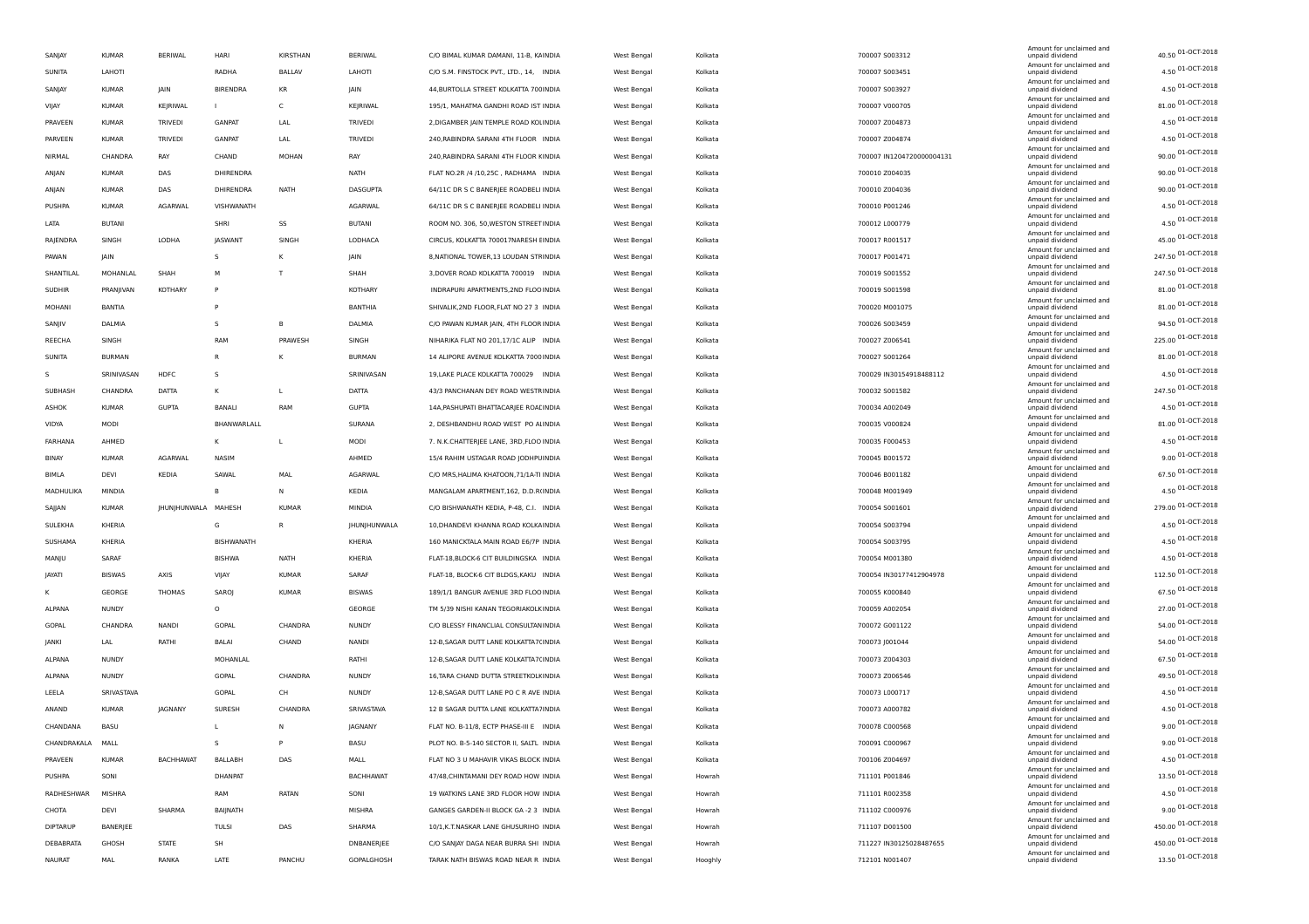| | | | | | | | | | | | | |
|---|---|---|---|---|---|---|---|---|---|---|---|---|
| SANJAY | KUMAR | BERIWAL | HARI | KIRSTHAN | BERIWAL | C/O BIMAL KUMAR DAMANI, 11-B, KAINDIA | West Bengal | Kolkata | 700007 S003312 | Amount for unclaimed and unpaid dividend | 40.50 | 01-OCT-2018 |
| SUNITA | LAHOTI | | RADHA | BALLAV | LAHOTI | C/O S.M. FINSTOCK PVT., LTD., 14, INDIA | West Bengal | Kolkata | 700007 S003451 | Amount for unclaimed and unpaid dividend | 4.50 | 01-OCT-2018 |
| SANJAY | KUMAR | JAIN | BIRENDRA | KR | JAIN | 44,BURTOLLA STREET KOLKATTA 700INDIA | West Bengal | Kolkata | 700007 S003927 | Amount for unclaimed and unpaid dividend | 4.50 | 01-OCT-2018 |
| VIJAY | KUMAR | KEJRIWAL | I | C | KEJRIWAL | 195/1, MAHATMA GANDHI ROAD IST INDIA | West Bengal | Kolkata | 700007 V000705 | Amount for unclaimed and unpaid dividend | 81.00 | 01-OCT-2018 |
| PRAVEEN | KUMAR | TRIVEDI | GANPAT | LAL | TRIVEDI | 2,DIGAMBER JAIN TEMPLE ROAD KOLINDIA | West Bengal | Kolkata | 700007 Z004873 | Amount for unclaimed and unpaid dividend | 4.50 | 01-OCT-2018 |
| PARVEEN | KUMAR | TRIVEDI | GANPAT | LAL | TRIVEDI | 240,RABINDRA SARANI 4TH FLOOR INDIA | West Bengal | Kolkata | 700007 Z004874 | Amount for unclaimed and unpaid dividend | 4.50 | 01-OCT-2018 |
| NIRMAL | CHANDRA | RAY | CHAND | MOHAN | RAY | 240,RABINDRA SARANI 4TH FLOOR KINDIA | West Bengal | Kolkata | 700007 IN1204720000004131 | Amount for unclaimed and unpaid dividend | 90.00 | 01-OCT-2018 |
| ANJAN | KUMAR | DAS | DHIRENDRA | | NATH | FLAT NO.2R /4 /10,25C , RADHAMA INDIA | West Bengal | Kolkata | 700010 Z004035 | Amount for unclaimed and unpaid dividend | 90.00 | 01-OCT-2018 |
| ANJAN | KUMAR | DAS | DHIRENDRA | NATH | DASGUPTA | 64/11C DR S C BANERJEE ROADBELI INDIA | West Bengal | Kolkata | 700010 Z004036 | Amount for unclaimed and unpaid dividend | 90.00 | 01-OCT-2018 |
| PUSHPA | KUMAR | AGARWAL | VISHWANATH | | AGARWAL | 64/11C DR S C BANERJEE ROADBELI INDIA | West Bengal | Kolkata | 700010 P001246 | Amount for unclaimed and unpaid dividend | 4.50 | 01-OCT-2018 |
| LATA | BUTANI | | SHRI | SS | BUTANI | ROOM NO. 306, 50,WESTON STREETINDIA | West Bengal | Kolkata | 700012 L000779 | Amount for unclaimed and unpaid dividend | 4.50 | 01-OCT-2018 |
| RAJENDRA | SINGH | LODHA | JASWANT | SINGH | LODHACA | CIRCUS, KOLKATTA 700017NARESH EINDIA | West Bengal | Kolkata | 700017 R001517 | Amount for unclaimed and unpaid dividend | 45.00 | 01-OCT-2018 |
| PAWAN | JAIN | | S | K | JAIN | 8,NATIONAL TOWER,13 LOUDAN STRINDIA | West Bengal | Kolkata | 700017 P001471 | Amount for unclaimed and unpaid dividend | 247.50 | 01-OCT-2018 |
| SHANTILAL | MOHANLAL | SHAH | M | T | SHAH | 3,DOVER ROAD KOLKATTA 700019 INDIA | West Bengal | Kolkata | 700019 S001552 | Amount for unclaimed and unpaid dividend | 247.50 | 01-OCT-2018 |
| SUDHIR | PRANJIVAN | KOTHARY | P | | KOTHARY | INDRAPURI APARTMENTS,2ND FLOOINDIA | West Bengal | Kolkata | 700019 S001598 | Amount for unclaimed and unpaid dividend | 81.00 | 01-OCT-2018 |
| MOHANI | BANTIA | | P | | BANTHIA | SHIVALIK,2ND FLOOR,FLAT NO 27 3 INDIA | West Bengal | Kolkata | 700020 M001075 | Amount for unclaimed and unpaid dividend | 81.00 | 01-OCT-2018 |
| SANJIV | DALMIA | | S | B | DALMIA | C/O PAWAN KUMAR JAIN, 4TH FLOORINDIA | West Bengal | Kolkata | 700026 S003459 | Amount for unclaimed and unpaid dividend | 94.50 | 01-OCT-2018 |
| REECHA | SINGH | | RAM | PRAWESH | SINGH | NIHARIKA FLAT NO 201,17/1C ALIP INDIA | West Bengal | Kolkata | 700027 Z006541 | Amount for unclaimed and unpaid dividend | 225.00 | 01-OCT-2018 |
| SUNITA | BURMAN | | R | K | BURMAN | 14 ALIPORE AVENUE KOLKATTA 7000INDIA | West Bengal | Kolkata | 700027 S001264 | Amount for unclaimed and unpaid dividend | 81.00 | 01-OCT-2018 |
| S | SRINIVASAN | HDFC | S | | SRINIVASAN | 19,LAKE PLACE KOLKATTA 700029 INDIA | West Bengal | Kolkata | 700029 IN30154918488112 | Amount for unclaimed and unpaid dividend | 4.50 | 01-OCT-2018 |
| SUBHASH | CHANDRA | DATTA | K | L | DATTA | 43/3 PANCHANAN DEY ROAD WESTRINDIA | West Bengal | Kolkata | 700032 S001582 | Amount for unclaimed and unpaid dividend | 247.50 | 01-OCT-2018 |
| ASHOK | KUMAR | GUPTA | BANALI | RAM | GUPTA | 14A,PASHUPATI BHATTACARJEE ROAIINDIA | West Bengal | Kolkata | 700034 A002049 | Amount for unclaimed and unpaid dividend | 4.50 | 01-OCT-2018 |
| VIDYA | MODI | | BHANWARLALL | | SURANA | 2, DESHBANDHU ROAD WEST PO ALINDIA | West Bengal | Kolkata | 700035 V000824 | Amount for unclaimed and unpaid dividend | 81.00 | 01-OCT-2018 |
| FARHANA | AHMED | | K | L | MODI | 7. N.K.CHATTERJEE LANE, 3RD,FLOO INDIA | West Bengal | Kolkata | 700035 F000453 | Amount for unclaimed and unpaid dividend | 4.50 | 01-OCT-2018 |
| BINAY | KUMAR | AGARWAL | NASIM | | AHMED | 15/4 RAHIM USTAGAR ROAD JODHPUINDIA | West Bengal | Kolkata | 700045 B001572 | Amount for unclaimed and unpaid dividend | 9.00 | 01-OCT-2018 |
| BIMLA | DEVI | KEDIA | SAWAL | MAL | AGARWAL | C/O MRS,HALIMA KHATOON,71/1A-TI INDIA | West Bengal | Kolkata | 700046 B001182 | Amount for unclaimed and unpaid dividend | 67.50 | 01-OCT-2018 |
| MADHULIKA | MINDIA | | B | N | KEDIA | MANGALAM APARTMENT,162, D.D.RIINDIA | West Bengal | Kolkata | 700048 M001949 | Amount for unclaimed and unpaid dividend | 4.50 | 01-OCT-2018 |
| SAJJAN | KUMAR | JHUNJHUNWALA | MAHESH | KUMAR | MINDIA | C/O BISHWANATH KEDIA, P-48, C.I. INDIA | West Bengal | Kolkata | 700054 S001601 | Amount for unclaimed and unpaid dividend | 279.00 | 01-OCT-2018 |
| SULEKHA | KHERIA | | G | R | JHUNJHUNWALA | 10,DHANDEVI KHANNA ROAD KOLKAINDIA | West Bengal | Kolkata | 700054 S003794 | Amount for unclaimed and unpaid dividend | 4.50 | 01-OCT-2018 |
| SUSHAMA | KHERIA | | BISHWANATH | | KHERIA | 160 MANICKTALA MAIN ROAD E6/7P INDIA | West Bengal | Kolkata | 700054 S003795 | Amount for unclaimed and unpaid dividend | 4.50 | 01-OCT-2018 |
| MANJU | SARAF | | BISHWA | NATH | KHERIA | FLAT-18,BLOCK-6 CIT BUILDINGSKA INDIA | West Bengal | Kolkata | 700054 M001380 | Amount for unclaimed and unpaid dividend | 4.50 | 01-OCT-2018 |
| JAYATI | BISWAS | AXIS | VIJAY | KUMAR | SARAF | FLAT-18, BLOCK-6 CIT BLDGS,KAKU INDIA | West Bengal | Kolkata | 700054 IN30177412904978 | Amount for unclaimed and unpaid dividend | 112.50 | 01-OCT-2018 |
| K | GEORGE | THOMAS | SAROJ | KUMAR | BISWAS | 189/1/1 BANGUR AVENUE 3RD FLOOINDIA | West Bengal | Kolkata | 700055 K000840 | Amount for unclaimed and unpaid dividend | 67.50 | 01-OCT-2018 |
| ALPANA | NUNDY | | O | | GEORGE | TM 5/39 NISHI KANAN TEGORIAKOLKINDIA | West Bengal | Kolkata | 700059 A002054 | Amount for unclaimed and unpaid dividend | 27.00 | 01-OCT-2018 |
| GOPAL | CHANDRA | NANDI | GOPAL | CHANDRA | NUNDY | C/O BLESSY FINANCLIAL CONSULTANINDIA | West Bengal | Kolkata | 700072 G001122 | Amount for unclaimed and unpaid dividend | 54.00 | 01-OCT-2018 |
| JANKI | LAL | RATHI | BALAI | CHAND | NANDI | 12-B,SAGAR DUTT LANE KOLKATTA7CINDIA | West Bengal | Kolkata | 700073 J001044 | Amount for unclaimed and unpaid dividend | 54.00 | 01-OCT-2018 |
| ALPANA | NUNDY | | MOHANLAL | | RATHI | 12-B,SAGAR DUTT LANE KOLKATTA7CINDIA | West Bengal | Kolkata | 700073 Z004303 | Amount for unclaimed and unpaid dividend | 67.50 | 01-OCT-2018 |
| ALPANA | NUNDY | | GOPAL | CHANDRA | NUNDY | 16,TARA CHAND DUTTA STREETKOLKINDIA | West Bengal | Kolkata | 700073 Z006546 | Amount for unclaimed and unpaid dividend | 49.50 | 01-OCT-2018 |
| LEELA | SRIVASTAVA | | GOPAL | CH | NUNDY | 12-B,SAGAR DUTT LANE PO C R AVE INDIA | West Bengal | Kolkata | 700073 L000717 | Amount for unclaimed and unpaid dividend | 4.50 | 01-OCT-2018 |
| ANAND | KUMAR | JAGNANY | SURESH | CHANDRA | SRIVASTAVA | 12 B SAGAR DUTTA LANE KOLKATTA7INDIA | West Bengal | Kolkata | 700073 A000782 | Amount for unclaimed and unpaid dividend | 4.50 | 01-OCT-2018 |
| CHANDANA | BASU | | L | N | JAGNANY | FLAT NO. B-11/8, ECTP PHASE-III E INDIA | West Bengal | Kolkata | 700078 C000568 | Amount for unclaimed and unpaid dividend | 9.00 | 01-OCT-2018 |
| CHANDRAKALA | MALL | | S | P | BASU | PLOT NO. B-5-140 SECTOR II, SALTL INDIA | West Bengal | Kolkata | 700091 C000967 | Amount for unclaimed and unpaid dividend | 9.00 | 01-OCT-2018 |
| PRAVEEN | KUMAR | BACHHAWAT | BALLABH | DAS | MALL | FLAT NO 3 U MAHAVIR VIKAS BLOCK INDIA | West Bengal | Kolkata | 700106 Z004697 | Amount for unclaimed and unpaid dividend | 4.50 | 01-OCT-2018 |
| PUSHPA | SONI | | DHANPAT | | BACHHAWAT | 47/48,CHINTAMANI DEY ROAD HOW INDIA | West Bengal | Howrah | 711101 P001846 | Amount for unclaimed and unpaid dividend | 13.50 | 01-OCT-2018 |
| RADHESHWAR | MISHRA | | RAM | RATAN | SONI | 19 WATKINS LANE 3RD FLOOR HOW INDIA | West Bengal | Howrah | 711101 R002358 | Amount for unclaimed and unpaid dividend | 4.50 | 01-OCT-2018 |
| CHOTA | DEVI | SHARMA | BAIJNATH | | MISHRA | GANGES GARDEN-II BLOCK GA -2 3 INDIA | West Bengal | Howrah | 711102 C000976 | Amount for unclaimed and unpaid dividend | 9.00 | 01-OCT-2018 |
| DIPTARUP | BANERJEE | | TULSI | DAS | SHARMA | 10/1,K.T.NASKAR LANE GHUSURIHO INDIA | West Bengal | Howrah | 711107 D001500 | Amount for unclaimed and unpaid dividend | 450.00 | 01-OCT-2018 |
| DEBABRATA | GHOSH | STATE | SH | | DNBANERJEE | C/O SANJAY DAGA NEAR BURRA SHI INDIA | West Bengal | Howrah | 711227 IN30125028487655 | Amount for unclaimed and unpaid dividend | 450.00 | 01-OCT-2018 |
| NAURAT | MAL | RANKA | LATE | PANCHU | GOPALGHOSH | TARAK NATH BISWAS ROAD NEAR R INDIA | West Bengal | Hooghly | 712101 N001407 | Amount for unclaimed and unpaid dividend | 13.50 | 01-OCT-2018 |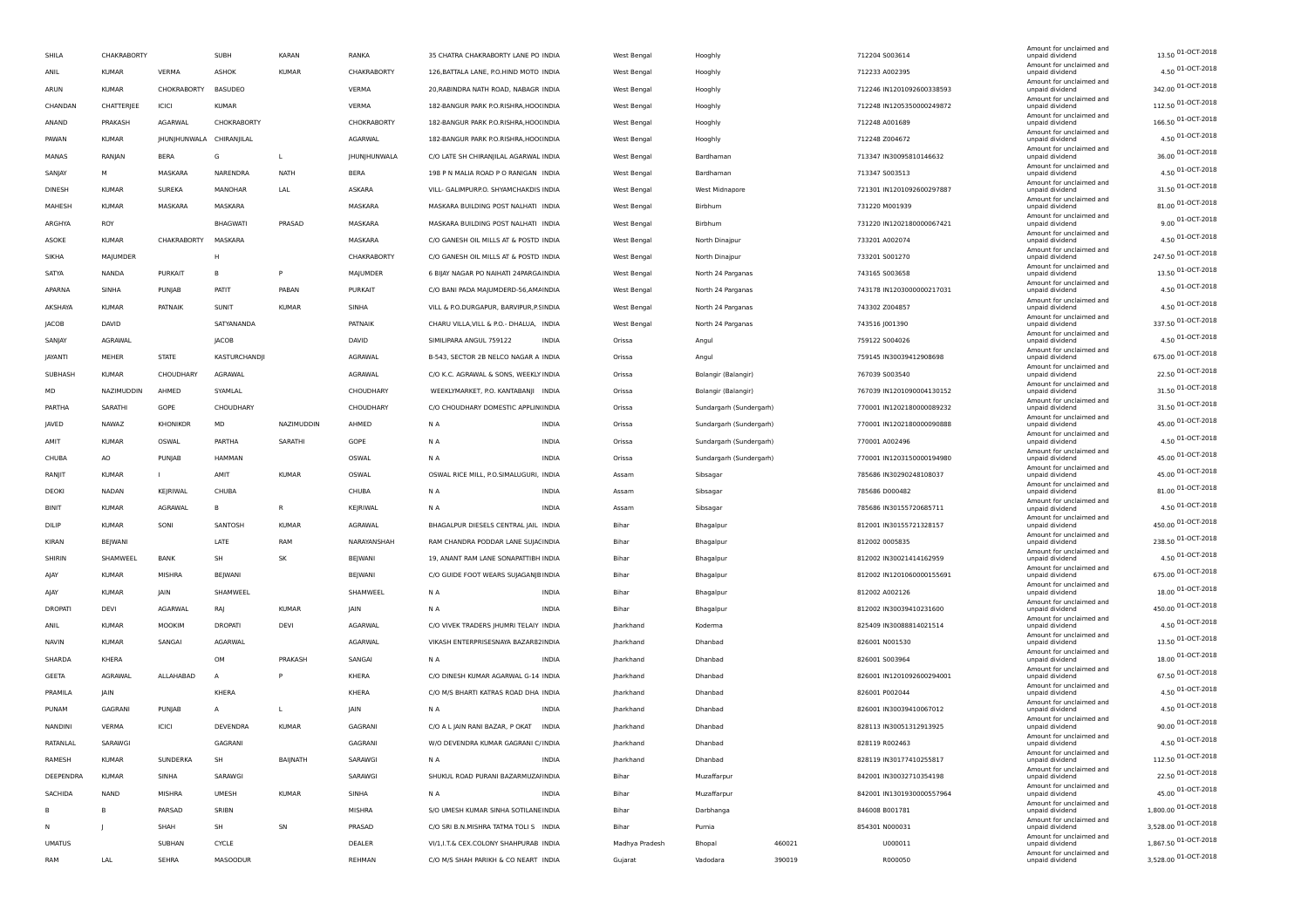| SHILA | CHAKRABORTY | | SUBH | KARAN | RANKA | 35 CHATRA CHAKRABORTY LANE PO INDIA | | West Bengal | Hooghly | | 712204 S003614 | Amount for unclaimed and unpaid dividend | 13.50 | 01-OCT-2018 |
|---|---|---|---|---|---|---|---|---|---|---|---|---|---|---|
| ANIL | KUMAR | VERMA | ASHOK | KUMAR | CHAKRABORTY | 126,BATTALA LANE, P.O.HIND MOTO INDIA | | West Bengal | Hooghly | | 712233 A002395 | Amount for unclaimed and unpaid dividend | 4.50 | 01-OCT-2018 |
| ARUN | KUMAR | CHOKRABORTY | BASUDEO | | VERMA | 20,RABINDRA NATH ROAD, NABAGR INDIA | | West Bengal | Hooghly | | 712246 IN1201092600338593 | Amount for unclaimed and unpaid dividend | 342.00 | 01-OCT-2018 |
| CHANDAN | CHATTERJEE | ICICI | KUMAR | | VERMA | 182-BANGUR PARK P.O.RISHRA,HOOGINDIA | | West Bengal | Hooghly | | 712248 IN1205350000249872 | Amount for unclaimed and unpaid dividend | 112.50 | 01-OCT-2018 |
| ANAND | PRAKASH | AGARWAL | CHOKRABORTY | | CHOKRABORTY | 182-BANGUR PARK P.O.RISHRA,HOOGINDIA | | West Bengal | Hooghly | | 712248 A001689 | Amount for unclaimed and unpaid dividend | 166.50 | 01-OCT-2018 |
| PAWAN | KUMAR | JHUNJHUNWALA | CHIRANJILAL | | AGARWAL | 182-BANGUR PARK P.O.RISHRA,HOOGINDIA | | West Bengal | Hooghly | | 712248 Z004672 | Amount for unclaimed and unpaid dividend | 4.50 | 01-OCT-2018 |
| MANAS | RANJAN | BERA | G | L | JHUNJHUNWALA | C/O LATE SH CHIRANJILAL AGARWAL INDIA | | West Bengal | Bardhaman | | 713347 IN30095810146632 | Amount for unclaimed and unpaid dividend | 36.00 | 01-OCT-2018 |
| SANJAY | M | MASKARA | NARENDRA | NATH | BERA | 198 P N MALIA ROAD P O RANIGAN INDIA | | West Bengal | Bardhaman | | 713347 S003513 | Amount for unclaimed and unpaid dividend | 4.50 | 01-OCT-2018 |
| DINESH | KUMAR | SUREKA | MANOHAR | LAL | ASKARA | VILL- GALIMPUR.P.O. SHYAMCHAKDIS INDIA | | West Bengal | West Midnapore | | 721301 IN1201092600297887 | Amount for unclaimed and unpaid dividend | 31.50 | 01-OCT-2018 |
| MAHESH | KUMAR | MASKARA | MASKARA | | MASKARA | MASKARA BUILDING POST NALHATI INDIA | | West Bengal | Birbhum | | 731220 M001939 | Amount for unclaimed and unpaid dividend | 81.00 | 01-OCT-2018 |
| ARGHYA | ROY | | BHAGWATI | PRASAD | MASKARA | MASKARA BUILDING POST NALHATI INDIA | | West Bengal | Birbhum | | 731220 IN1202180000067421 | Amount for unclaimed and unpaid dividend | 9.00 | 01-OCT-2018 |
| ASOKE | KUMAR | CHAKRABORTY | MASKARA | | MASKARA | C/O GANESH OIL MILLS AT & POSTD INDIA | | West Bengal | North Dinajpur | | 733201 A002074 | Amount for unclaimed and unpaid dividend | 4.50 | 01-OCT-2018 |
| SIKHA | MAJUMDER | | H | | CHAKRABORTY | C/O GANESH OIL MILLS AT & POSTD INDIA | | West Bengal | North Dinajpur | | 733201 S001270 | Amount for unclaimed and unpaid dividend | 247.50 | 01-OCT-2018 |
| SATYA | NANDA | PURKAIT | B | P | MAJUMDER | 6 BIJAY NAGAR PO NAIHATI 24PARGAINDIA | | West Bengal | North 24 Parganas | | 743165 S003658 | Amount for unclaimed and unpaid dividend | 13.50 | 01-OCT-2018 |
| APARNA | SINHA | PUNJAB | PATIT | PABAN | PURKAIT | C/O BANI PADA MAJUMDERD-56,AMAINDIA | | West Bengal | North 24 Parganas | | 743178 IN1203000000217031 | Amount for unclaimed and unpaid dividend | 4.50 | 01-OCT-2018 |
| AKSHAYA | KUMAR | PATNAIK | SUNIT | KUMAR | SINHA | VILL & P.O.DURGAPUR, BARVIPUR,P.SINDIA | | West Bengal | North 24 Parganas | | 743302 Z004857 | Amount for unclaimed and unpaid dividend | 4.50 | 01-OCT-2018 |
| JACOB | DAVID | | SATYANANDA | | PATNAIK | CHARU VILLA,VILL & P.O.- DHALUA, INDIA | | West Bengal | North 24 Parganas | | 743516 J001390 | Amount for unclaimed and unpaid dividend | 337.50 | 01-OCT-2018 |
| SANJAY | AGRAWAL | | JACOB | | DAVID | SIMILIPARA ANGUL 759122 | INDIA | Orissa | Angul | | 759122 S004026 | Amount for unclaimed and unpaid dividend | 4.50 | 01-OCT-2018 |
| JAYANTI | MEHER | STATE | KASTURCHANDJI | | AGRAWAL | B-543, SECTOR 2B NELCO NAGAR A INDIA | | Orissa | Angul | | 759145 IN30039412908698 | Amount for unclaimed and unpaid dividend | 675.00 | 01-OCT-2018 |
| SUBHASH | KUMAR | CHOUDHARY | AGRAWAL | | AGRAWAL | C/O K.C. AGRAWAL & SONS, WEEKLY INDIA | | Orissa | Bolangir (Balangir) | | 767039 S003540 | Amount for unclaimed and unpaid dividend | 22.50 | 01-OCT-2018 |
| MD | NAZIMUDDIN | AHMED | SYAMLAL | | CHOUDHARY | WEEKLYMARKET, P.O. KANTABANJI INDIA | | Orissa | Bolangir (Balangir) | | 767039 IN1201090004130152 | Amount for unclaimed and unpaid dividend | 31.50 | 01-OCT-2018 |
| PARTHA | SARATHI | GOPE | CHOUDHARY | | CHOUDHARY | C/O CHOUDHARY DOMESTIC APPLININDIA | | Orissa | Sundargarh (Sundergarh) | | 770001 IN1202180000089232 | Amount for unclaimed and unpaid dividend | 31.50 | 01-OCT-2018 |
| JAVED | NAWAZ | KHONIKOR | MD | NAZIMUDDIN | AHMED | N A | INDIA | Orissa | Sundargarh (Sundergarh) | | 770001 IN1202180000090888 | Amount for unclaimed and unpaid dividend | 45.00 | 01-OCT-2018 |
| AMIT | KUMAR | OSWAL | PARTHA | SARATHI | GOPE | N A | INDIA | Orissa | Sundargarh (Sundergarh) | | 770001 A002496 | Amount for unclaimed and unpaid dividend | 4.50 | 01-OCT-2018 |
| CHUBA | AO | PUNJAB | HAMMAN | | OSWAL | N A | INDIA | Orissa | Sundargarh (Sundergarh) | | 770001 IN1203150000194980 | Amount for unclaimed and unpaid dividend | 45.00 | 01-OCT-2018 |
| RANJIT | KUMAR | I | AMIT | KUMAR | OSWAL | OSWAL RICE MILL, P.O.SIMALUGURI, INDIA | | Assam | Sibsagar | | 785686 IN30290248108037 | Amount for unclaimed and unpaid dividend | 45.00 | 01-OCT-2018 |
| DEOKI | NADAN | KEJRIWAL | CHUBA | | CHUBA | N A | INDIA | Assam | Sibsagar | | 785686 D000482 | Amount for unclaimed and unpaid dividend | 81.00 | 01-OCT-2018 |
| BINIT | KUMAR | AGRAWAL | B | R | KEJRIWAL | N A | INDIA | Assam | Sibsagar | | 785686 IN30155720685711 | Amount for unclaimed and unpaid dividend | 4.50 | 01-OCT-2018 |
| DILIP | KUMAR | SONI | SANTOSH | KUMAR | AGRAWAL | BHAGALPUR DIESELS CENTRAL JAIL INDIA | | Bihar | Bhagalpur | | 812001 IN30155721328157 | Amount for unclaimed and unpaid dividend | 450.00 | 01-OCT-2018 |
| KIRAN | BEJWANI | | LATE | RAM | NARAYANSHAH | RAM CHANDRA PODDAR LANE SUJAGINDIA | | Bihar | Bhagalpur | | 812002 0005835 | Amount for unclaimed and unpaid dividend | 238.50 | 01-OCT-2018 |
| SHIRIN | SHAMWEEL | BANK | SH | SK | BEJWANI | 19, ANANT RAM LANE SONAPATTIBH INDIA | | Bihar | Bhagalpur | | 812002 IN30021414162959 | Amount for unclaimed and unpaid dividend | 4.50 | 01-OCT-2018 |
| AJAY | KUMAR | MISHRA | BEJWANI | | BEJWANI | C/O GUIDE FOOT WEARS SUJAGANJB INDIA | | Bihar | Bhagalpur | | 812002 IN1201060000155691 | Amount for unclaimed and unpaid dividend | 675.00 | 01-OCT-2018 |
| AJAY | KUMAR | JAIN | SHAMWEEL | | SHAMWEEL | N A | INDIA | Bihar | Bhagalpur | | 812002 A002126 | Amount for unclaimed and unpaid dividend | 18.00 | 01-OCT-2018 |
| DROPATI | DEVI | AGARWAL | RAJ | KUMAR | JAIN | N A | INDIA | Bihar | Bhagalpur | | 812002 IN30039410231600 | Amount for unclaimed and unpaid dividend | 450.00 | 01-OCT-2018 |
| ANIL | KUMAR | MOOKIM | DROPATI | DEVI | AGARWAL | C/O VIVEK TRADERS JHUMRI TELAIY INDIA | | Jharkhand | Koderma | | 825409 IN30088814021514 | Amount for unclaimed and unpaid dividend | 4.50 | 01-OCT-2018 |
| NAVIN | KUMAR | SANGAI | AGARWAL | | AGARWAL | VIKASH ENTERPRISESNAYA BAZAR82INDIA | | Jharkhand | Dhanbad | | 826001 N001530 | Amount for unclaimed and unpaid dividend | 13.50 | 01-OCT-2018 |
| SHARDA | KHERA | | OM | PRAKASH | SANGAI | N A | INDIA | Jharkhand | Dhanbad | | 826001 S003964 | Amount for unclaimed and unpaid dividend | 18.00 | 01-OCT-2018 |
| GEETA | AGRAWAL | ALLAHABAD | A | P | KHERA | C/O DINESH KUMAR AGARWAL G-14 INDIA | | Jharkhand | Dhanbad | | 826001 IN1201092600294001 | Amount for unclaimed and unpaid dividend | 67.50 | 01-OCT-2018 |
| PRAMILA | JAIN | | KHERA | | KHERA | C/O M/S BHARTI KATRAS ROAD DHA INDIA | | Jharkhand | Dhanbad | | 826001 P002044 | Amount for unclaimed and unpaid dividend | 4.50 | 01-OCT-2018 |
| PUNAM | GAGRANI | PUNJAB | A | L | JAIN | N A | INDIA | Jharkhand | Dhanbad | | 826001 IN30039410067012 | Amount for unclaimed and unpaid dividend | 4.50 | 01-OCT-2018 |
| NANDINI | VERMA | ICICI | DEVENDRA | KUMAR | GAGRANI | C/O A L JAIN RANI BAZAR, P OKAT | INDIA | Jharkhand | Dhanbad | | 828113 IN30051312913925 | Amount for unclaimed and unpaid dividend | 90.00 | 01-OCT-2018 |
| RATANLAL | SARAWGI | | GAGRANI | | GAGRANI | W/O DEVENDRA KUMAR GAGRANI C/ INDIA | | Jharkhand | Dhanbad | | 828119 R002463 | Amount for unclaimed and unpaid dividend | 4.50 | 01-OCT-2018 |
| RAMESH | KUMAR | SUNDERKA | SH | BAIJNATH | SARAWGI | N A | INDIA | Jharkhand | Dhanbad | | 828119 IN30177410255817 | Amount for unclaimed and unpaid dividend | 112.50 | 01-OCT-2018 |
| DEEPENDRA | KUMAR | SINHA | SARAWGI | | SARAWGI | SHUKUL ROAD PURANI BAZARMUZAFINDIA | | Bihar | Muzaffarpur | | 842001 IN30032710354198 | Amount for unclaimed and unpaid dividend | 22.50 | 01-OCT-2018 |
| SACHIDA | NAND | MISHRA | UMESH | KUMAR | SINHA | N A | INDIA | Bihar | Muzaffarpur | | 842001 IN1301930000557964 | Amount for unclaimed and unpaid dividend | 45.00 | 01-OCT-2018 |
| B | B | PARSAD | SRIBN | | MISHRA | S/O UMESH KUMAR SINHA SOTILANEINDIA | | Bihar | Darbhanga | | 846008 B001781 | Amount for unclaimed and unpaid dividend | 1,800.00 | 01-OCT-2018 |
| N | J | SHAH | SH | SN | PRASAD | C/O SRI B.N.MISHRA TATMA TOLI S INDIA | | Bihar | Purnia | | 854301 N000031 | Amount for unclaimed and unpaid dividend | 3,528.00 | 01-OCT-2018 |
| UMATUS | | SUBHAN | CYCLE | | DEALER | VI/1,I.T.& CEX.COLONY SHAHPURAB INDIA | | Madhya Pradesh | Bhopal | 460021 | U000011 | Amount for unclaimed and unpaid dividend | 1,867.50 | 01-OCT-2018 |
| RAM | LAL | SEHRA | MASOODUR | | REHMAN | C/O M/S SHAH PARIKH & CO NEART INDIA | | Gujarat | Vadodara | 390019 | R000050 | Amount for unclaimed and unpaid dividend | 3,528.00 | 01-OCT-2018 |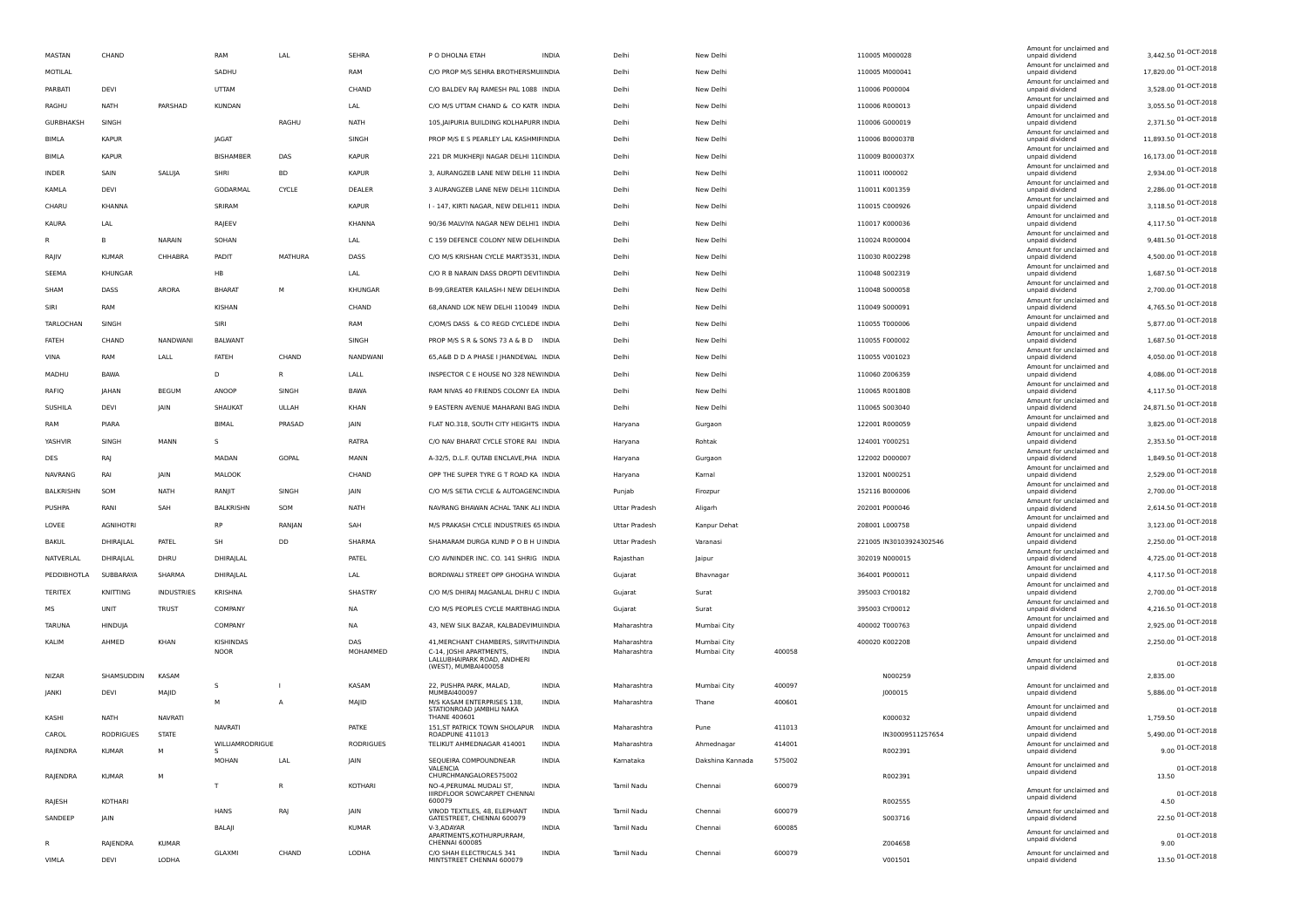| MASTAN | CHAND | | RAM | LAL | SEHRA | P O DHOLNA ETAH | INDIA | Delhi | New Delhi | | 110005 M000028 | Amount for unclaimed and unpaid dividend | 3,442.50 | 01-OCT-2018 |
|---|---|---|---|---|---|---|---|---|---|---|---|---|---|---|
| MOTILAL | | | SADHU | | RAM | C/O PROP M/S SEHRA BROTHERSMUI | INDIA | Delhi | New Delhi | | 110005 M000041 | Amount for unclaimed and unpaid dividend | 17,820.00 | 01-OCT-2018 |
| PARBATI | DEVI | | UTTAM | | CHAND | C/O BALDEV RAJ RAMESH PAL 1088 | INDIA | Delhi | New Delhi | | 110006 P000004 | Amount for unclaimed and unpaid dividend | 3,528.00 | 01-OCT-2018 |
| RAGHU | NATH | PARSHAD | KUNDAN | | LAL | C/O M/S UTTAM CHAND & CO KATR | INDIA | Delhi | New Delhi | | 110006 R000013 | Amount for unclaimed and unpaid dividend | 3,055.50 | 01-OCT-2018 |
| GURBHAKSH | SINGH | | | RAGHU | NATH | 105,JAIPURIA BUILDING KOLHAPURR | INDIA | Delhi | New Delhi | | 110006 G000019 | Amount for unclaimed and unpaid dividend | 2,371.50 | 01-OCT-2018 |
| BIMLA | KAPUR | | JAGAT | | SINGH | PROP M/S E S PEARLEY LAL KASHMIR | INDIA | Delhi | New Delhi | | 110006 B000037B | Amount for unclaimed and unpaid dividend | 11,893.50 | 01-OCT-2018 |
| BIMLA | KAPUR | | BISHAMBER | DAS | KAPUR | 221 DR MUKHERJI NAGAR DELHI 110 | INDIA | Delhi | New Delhi | | 110009 B000037X | Amount for unclaimed and unpaid dividend | 16,173.00 | 01-OCT-2018 |
| INDER | SAIN | SALUJA | SHRI | BD | KAPUR | 3, AURANGZEB LANE NEW DELHI 11 | INDIA | Delhi | New Delhi | | 110011 I000002 | Amount for unclaimed and unpaid dividend | 2,934.00 | 01-OCT-2018 |
| KAMLA | DEVI | | GODARMAL | CYCLE | DEALER | 3 AURANGZEB LANE NEW DELHI 110 | INDIA | Delhi | New Delhi | | 110011 K001359 | Amount for unclaimed and unpaid dividend | 2,286.00 | 01-OCT-2018 |
| CHARU | KHANNA | | SRIRAM | | KAPUR | I - 147, KIRTI NAGAR, NEW DELHI11 | INDIA | Delhi | New Delhi | | 110015 C000926 | Amount for unclaimed and unpaid dividend | 3,118.50 | 01-OCT-2018 |
| KAURA | LAL | | RAJEEV | | KHANNA | 90/36 MALVIYA NAGAR NEW DELHI1 | INDIA | Delhi | New Delhi | | 110017 K000036 | Amount for unclaimed and unpaid dividend | 4,117.50 | 01-OCT-2018 |
| R | B | NARAIN | SOHAN | | LAL | C 159 DEFENCE COLONY NEW DELHI | INDIA | Delhi | New Delhi | | 110024 R000004 | Amount for unclaimed and unpaid dividend | 9,481.50 | 01-OCT-2018 |
| RAJIV | KUMAR | CHHABRA | PADIT | MATHURA | DASS | C/O M/S KRISHAN CYCLE MART3531, | INDIA | Delhi | New Delhi | | 110030 R002298 | Amount for unclaimed and unpaid dividend | 4,500.00 | 01-OCT-2018 |
| SEEMA | KHUNGAR | | HB | | LAL | C/O R B NARAIN DASS DROPTI DEVI | INDIA | Delhi | New Delhi | | 110048 S002319 | Amount for unclaimed and unpaid dividend | 1,687.50 | 01-OCT-2018 |
| SHAM | DASS | ARORA | BHARAT | M | KHUNGAR | B-99,GREATER KAILASH-I NEW DELH | INDIA | Delhi | New Delhi | | 110048 S000058 | Amount for unclaimed and unpaid dividend | 2,700.00 | 01-OCT-2018 |
| SIRI | RAM | | KISHAN | | CHAND | 68,ANAND LOK NEW DELHI 110049 | INDIA | Delhi | New Delhi | | 110049 S000091 | Amount for unclaimed and unpaid dividend | 4,765.50 | 01-OCT-2018 |
| TARLOCHAN | SINGH | | SIRI | | RAM | C/OM/S DASS & CO REGD CYCLEDE | INDIA | Delhi | New Delhi | | 110055 T000006 | Amount for unclaimed and unpaid dividend | 5,877.00 | 01-OCT-2018 |
| FATEH | CHAND | NANDWANI | BALWANT | | SINGH | PROP M/S S R & SONS 73 A & B D | INDIA | Delhi | New Delhi | | 110055 F000002 | Amount for unclaimed and unpaid dividend | 1,687.50 | 01-OCT-2018 |
| VINA | RAM | LALL | FATEH | CHAND | NANDWANI | 65,A&B D D A PHASE I JHANDEWAL | INDIA | Delhi | New Delhi | | 110055 V001023 | Amount for unclaimed and unpaid dividend | 4,050.00 | 01-OCT-2018 |
| MADHU | BAWA | | D | R | LALL | INSPECTOR C E HOUSE NO 328 NEW | INDIA | Delhi | New Delhi | | 110060 Z006359 | Amount for unclaimed and unpaid dividend | 4,086.00 | 01-OCT-2018 |
| RAFIQ | JAHAN | BEGUM | ANOOP | SINGH | BAWA | RAM NIVAS 40 FRIENDS COLONY EA | INDIA | Delhi | New Delhi | | 110065 R001808 | Amount for unclaimed and unpaid dividend | 4,117.50 | 01-OCT-2018 |
| SUSHILA | DEVI | JAIN | SHAUKAT | ULLAH | KHAN | 9 EASTERN AVENUE MAHARANI BAG | INDIA | Delhi | New Delhi | | 110065 S003040 | Amount for unclaimed and unpaid dividend | 24,871.50 | 01-OCT-2018 |
| RAM | PIARA | | BIMAL | PRASAD | JAIN | FLAT NO.318, SOUTH CITY HEIGHTS | INDIA | Haryana | Gurgaon | | 122001 R000059 | Amount for unclaimed and unpaid dividend | 3,825.00 | 01-OCT-2018 |
| YASHVIR | SINGH | MANN | S | | RATRA | C/O NAV BHARAT CYCLE STORE RAI | INDIA | Haryana | Rohtak | | 124001 Y000251 | Amount for unclaimed and unpaid dividend | 2,353.50 | 01-OCT-2018 |
| DES | RAJ | | MADAN | GOPAL | MANN | A-32/5, D.L.F. QUTAB ENCLAVE,PHA | INDIA | Haryana | Gurgaon | | 122002 D000007 | Amount for unclaimed and unpaid dividend | 1,849.50 | 01-OCT-2018 |
| NAVRANG | RAI | JAIN | MALOOK | | CHAND | OPP THE SUPER TYRE G T ROAD KA | INDIA | Haryana | Karnal | | 132001 N000251 | Amount for unclaimed and unpaid dividend | 2,529.00 | 01-OCT-2018 |
| BALKRISHN | SOM | NATH | RANJIT | SINGH | JAIN | C/O M/S SETIA CYCLE & AUTOAGENC | INDIA | Punjab | Firozpur | | 152116 B000006 | Amount for unclaimed and unpaid dividend | 2,700.00 | 01-OCT-2018 |
| PUSHPA | RANI | SAH | BALKRISHN | SOM | NATH | NAVRANG BHAWAN ACHAL TANK ALI | INDIA | Uttar Pradesh | Aligarh | | 202001 P000046 | Amount for unclaimed and unpaid dividend | 2,614.50 | 01-OCT-2018 |
| LOVEE | AGNIHOTRI | | RP | RANJAN | SAH | M/S PRAKASH CYCLE INDUSTRIES 65 | INDIA | Uttar Pradesh | Kanpur Dehat | | 208001 L000758 | Amount for unclaimed and unpaid dividend | 3,123.00 | 01-OCT-2018 |
| BAKUL | DHIRAJLAL | PATEL | SH | DD | SHARMA | SHAMARAM DURGA KUND P O B H U | INDIA | Uttar Pradesh | Varanasi | | 221005 IN30103924302546 | Amount for unclaimed and unpaid dividend | 2,250.00 | 01-OCT-2018 |
| NATVERLAL | DHIRAJLAL | DHRU | DHIRAJLAL | | PATEL | C/O AVNINDER INC. CO. 141 SHRIG | INDIA | Rajasthan | Jaipur | | 302019 N000015 | Amount for unclaimed and unpaid dividend | 4,725.00 | 01-OCT-2018 |
| PEDDIBHOTLA | SUBBARAYA | SHARMA | DHIRAJLAL | | LAL | BORDIWALI STREET OPP GHOGHA W | INDIA | Gujarat | Bhavnagar | | 364001 P000011 | Amount for unclaimed and unpaid dividend | 4,117.50 | 01-OCT-2018 |
| TERITEX | KNITTING | INDUSTRIES | KRISHNA | | SHASTRY | C/O M/S DHIRAJ MAGANLAL DHRU C | INDIA | Gujarat | Surat | | 395003 CY00182 | Amount for unclaimed and unpaid dividend | 2,700.00 | 01-OCT-2018 |
| MS | UNIT | TRUST | COMPANY | | NA | C/O M/S PEOPLES CYCLE MARTBHAG | INDIA | Gujarat | Surat | | 395003 CY00012 | Amount for unclaimed and unpaid dividend | 4,216.50 | 01-OCT-2018 |
| TARUNA | HINDUJA | | COMPANY | | NA | 43, NEW SILK BAZAR, KALBADEVIMU | INDIA | Maharashtra | Mumbai City | | 400002 T000763 | Amount for unclaimed and unpaid dividend | 2,925.00 | 01-OCT-2018 |
| KALIM | AHMED | KHAN | KISHINDAS | | DAS | 41,MERCHANT CHAMBERS, SIRVITHA | INDIA | Maharashtra | Mumbai City | | 400020 K002208 | Amount for unclaimed and unpaid dividend | 2,250.00 | 01-OCT-2018 |
| NIZAR | SHAMSUDDIN | KASAM | NOOR | | MOHAMMED | C-14, JOSHI APARTMENTS, LALLUBHAIPARK ROAD, ANDHERI (WEST), MUMBAI400058 | INDIA | Maharashtra | Mumbai City | 400058 | N000259 | Amount for unclaimed and unpaid dividend | 2,835.00 | 01-OCT-2018 |
| JANKI | DEVI | MAJID | S | I | KASAM | 22, PUSHPA PARK, MALAD, MUMBAI400097 | INDIA | Maharashtra | Mumbai City | 400097 | J000015 | Amount for unclaimed and unpaid dividend | 5,886.00 | 01-OCT-2018 |
| KASHI | NATH | NAVRATI | M | A | MAJID | M/S KASAM ENTERPRISES 138, STATIONROAD JAMBHLI NAKA THANE 400601 | INDIA | Maharashtra | Thane | 400601 | K000032 | Amount for unclaimed and unpaid dividend | 1,759.50 | 01-OCT-2018 |
| CAROL | RODRIGUES | STATE | NAVRATI | | PATKE | 151,ST PATRICK TOWN SHOLAPUR ROADPUNE 411013 | INDIA | Maharashtra | Pune | 411013 | IN30009511257654 | Amount for unclaimed and unpaid dividend | 5,490.00 | 01-OCT-2018 |
| RAJENDRA | KUMAR | M | WILLIAMRODRIGUE S | | RODRIGUES | TELIKUT AHMEDNAGAR 414001 | INDIA | Maharashtra | Ahmednagar | 414001 | R002391 | Amount for unclaimed and unpaid dividend | 9.00 | 01-OCT-2018 |
| RAJENDRA | KUMAR | M | MOHAN | LAL | JAIN | SEQUEIRA COMPOUNDNEAR VALENCIA CHURCHMANGALORE575002 | INDIA | Karnataka | Dakshina Kannada | 575002 | R002391 | Amount for unclaimed and unpaid dividend | 13.50 | 01-OCT-2018 |
| RAJESH | KOTHARI | | T | R | KOTHARI | NO-4,PERUMAL MUDALI ST, IIIRDFLOOR SOWCARPET CHENNAI 600079 | INDIA | Tamil Nadu | Chennai | 600079 | R002555 | Amount for unclaimed and unpaid dividend | 4.50 | 01-OCT-2018 |
| SANDEEP | JAIN | | HANS | RAJ | JAIN | VINOD TEXTILES, 48, ELEPHANT GATESTREET, CHENNAI 600079 | INDIA | Tamil Nadu | Chennai | 600079 | S003716 | Amount for unclaimed and unpaid dividend | 22.50 | 01-OCT-2018 |
| R | RAJENDRA | KUMAR | BALAJI | | KUMAR | V-3,ADAYAR APARTMENTS,KOTHURPURRAM, CHENNAI 600085 | INDIA | Tamil Nadu | Chennai | 600085 | Z004658 | Amount for unclaimed and unpaid dividend | 9.00 | 01-OCT-2018 |
| VIMLA | DEVI | LODHA | GLAXMI | CHAND | LODHA | C/O SHAH ELECTRICALS 341 MINTSTREET CHENNAI 600079 | INDIA | Tamil Nadu | Chennai | 600079 | V001501 | Amount for unclaimed and unpaid dividend | 13.50 | 01-OCT-2018 |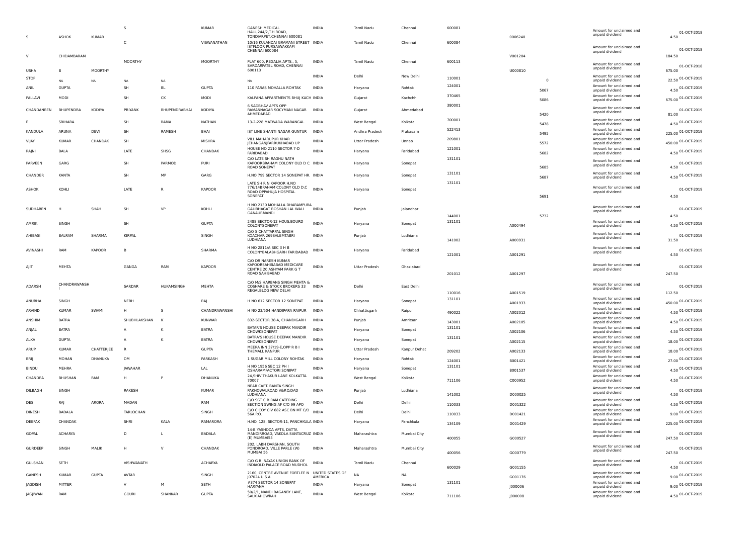| | | | | | | | | | | | | | |
|---|---|---|---|---|---|---|---|---|---|---|---|---|---|
| S | ASHOK | KUMAR | S | | KUMAR | GANESH MEDICAL HALL,244/2,T.H.ROAD, TONDIARPET,CHENNAI 600081 | INDIA | Tamil Nadu | Chennai | 600081 | 0006240 | Amount for unclaimed and unpaid dividend | 4.50 | 01-OCT-2018 |
| V | CHIDAMBARAM | | C | | VISWANATHAN | 10/16 KULANDAI GRAMANI STREET ISTFLOOR PURSAIWAKKAM CHENNAI 600084 | INDIA | Tamil Nadu | Chennai | 600084 | V001204 | Amount for unclaimed and unpaid dividend | 184.50 | 01-OCT-2018 |
| USHA | B | MOORTHY | MOORTHY | | MOORTHY | PLAT 600, REGALIA APTS., 5, SARDARPATEL ROAD, CHENNAI 600113 | INDIA | Tamil Nadu | Chennai | 600113 | U000810 | Amount for unclaimed and unpaid dividend | 675.00 | 01-OCT-2018 |
| STOP | NA | NA | NA | NA | | NA | INDIA | Delhi | New Delhi | 110001 | 0 | Amount for unclaimed and unpaid dividend | 22.50 | 01-OCT-2019 |
| ANIL | GUPTA | | SH | BL | GUPTA | 110 PARAS MOHALLA ROHTAK | INDIA | Haryana | Rohtak | 124001 | 5067 | Amount for unclaimed and unpaid dividend | 4.50 | 01-OCT-2019 |
| PALLAVI | MODI | | SH | CK | MODI | KALPANA APPARTMENTS BHUJ KACH | INDIA | Gujarat | Kachchh | 370465 | 5086 | Amount for unclaimed and unpaid dividend | 675.00 | 01-OCT-2019 |
| CHANDANBEN | BHUPENDRA | KODIYA | PRIYANK | BHUPENDRABHAI | KODIYA | 6 SADBHAV APTS OPP RAMANNAGAR SOCYMANI NAGAR AHMEDABAD | INDIA | Gujarat | Ahmedabad | 380001 | 5420 | Amount for unclaimed and unpaid dividend | 81.00 | 01-OCT-2019 |
| E | SRIHARA | | SH | RAMA | NATHAN | 13-2-228 MATWADA WARANGAL | INDIA | West Bengal | Kolkata | 700001 | 5478 | Amount for unclaimed and unpaid dividend | 4.50 | 01-OCT-2019 |
| KANDULA | ARUNA | DEVI | SH | RAMESH | BHAI | IST LINE SHANTI NAGAR GUNTUR | INDIA | Andhra Pradesh | Prakasam | 522413 | 5495 | Amount for unclaimed and unpaid dividend | 225.00 | 01-OCT-2019 |
| VIJAY | KUMAR | CHANDAK | SH | | MISHRA | VILL MAHARUPUR KHAR JEHANGANJFARRUKHABAD UP | INDIA | Uttar Pradesh | Unnao | 209801 | 5572 | Amount for unclaimed and unpaid dividend | 450.00 | 01-OCT-2019 |
| RAJNI | BALA | | LATE | SHSG | CHANDAK | HOUSE NO 2110 SECTOR 7-D FARIDABAD | INDIA | Haryana | Faridabad | 121001 | 5682 | Amount for unclaimed and unpaid dividend | 4.50 | 01-OCT-2019 |
| PARVEEN | GARG | | SH | PARMOD | PURI | C/O LATE SH RAGHU NATH KAPOORBRAHAM COLONY OLD D C ROAD SONEPAT | INDIA | Haryana | Sonepat | 131101 | 5685 | Amount for unclaimed and unpaid dividend | 4.50 | 01-OCT-2019 |
| CHANDER | KANTA | | SH | MP | GARG | H.NO 799 SECTOR 14 SONEPAT HR. | INDIA | Haryana | Sonepat | 131101 | 5687 | Amount for unclaimed and unpaid dividend | 4.50 | 01-OCT-2019 |
| ASHOK | KOHLI | | LATE | R | KAPOOR | LATE SH R N KAPOOR H.NO 776/14BRAHAM COLONY OLD D.C ROAD OPPAHUJA HOSPITAL SONEPAT | INDIA | Haryana | Sonepat | 131101 | 5691 | Amount for unclaimed and unpaid dividend | 4.50 | 01-OCT-2019 |
| SUDHABEN | H | SHAH | SH | VP | KOHLI | H NO 2130 MOHALLA DHARAMPURA GALIBHAGAT ROSHAN LAL WALI GANAURMANDI | INDIA | Punjab | Jalandhar | 144001 | 5732 | Amount for unclaimed and unpaid dividend | 4.50 | 01-OCT-2019 |
| AMRIK | SINGH | | SH | | GUPTA | 2488 SECTOR-12 HOUS.BOURD COLONYSONEPAT | INDIA | Haryana | Sonepat | 131101 | A000494 | Amount for unclaimed and unpaid dividend | 4.50 | 01-OCT-2019 |
| AHIBASI | BALRAM | SHARMA | KIRPAL | | SINGH | C/O S CHATTARPAL SINGH KOACHAR 269SALEMTABRI LUDHIANA | INDIA | Punjab | Ludhiana | 141002 | A000931 | Amount for unclaimed and unpaid dividend | 31.50 | 01-OCT-2019 |
| AVINASHI | RAM | KAPOOR | B | | SHARMA | H NO 2811/A SEC 3 H B COLONYBALABHGARH FARIDABAD | INDIA | Haryana | Faridabad | 121001 | A001291 | Amount for unclaimed and unpaid dividend | 4.50 | 01-OCT-2019 |
| AJIT | MEHTA | | GANGA | RAM | KAPOOR | C/O DR NARESH KUMAR KAPOORSAHIBABAD MEDICARE CENTRE 20 ASHYAM PARK G T ROAD SAHIBABAD | INDIA | Uttar Pradesh | Ghaziabad | 201012 | A001297 | Amount for unclaimed and unpaid dividend | 247.50 | 01-OCT-2019 |
| ADARSH | CHANDRAWANSH I | | SARDAR | HUKAMSINGH | MEHTA | C/O M/S HARBANS SINGH MEHTA & COSHARE & STOCK BROKERS 33 REGALBLDG NEW DELHI | INDIA | Delhi | East Delhi | 110016 | A001519 | Amount for unclaimed and unpaid dividend | 112.50 | 01-OCT-2019 |
| ANUBHA | SINGH | | NEBH | | RAJ | H NO 612 SECTOR 12 SONEPAT | INDIA | Haryana | Sonepat | 131101 | A001933 | Amount for unclaimed and unpaid dividend | 450.00 | 01-OCT-2019 |
| ARVIND | KUMAR | SWAMI | H | S | CHANDRAWANSHI | H NO 23/504 HANDIPARA RAIPUR | INDIA | Chhattisgarh | Raipur | 490022 | A002012 | Amount for unclaimed and unpaid dividend | 4.50 | 01-OCT-2019 |
| ANSHIM | BATRA | | SHUBHLAKSHAN | K | KUNWAR | 832-SECTOR 38-A, CHANDIGARH | INDIA | Punjab | Amritsar | 143001 | A002105 | Amount for unclaimed and unpaid dividend | 4.50 | 01-OCT-2019 |
| ANJALI | BATRA | | A | K | BATRA | BATAR'S HOUSE DEEPAK MANDIR CHOWKSONEPAT | INDIA | Haryana | Sonepat | 131101 | A002106 | Amount for unclaimed and unpaid dividend | 4.50 | 01-OCT-2019 |
| ALKA | GUPTA | | A | K | BATRA | BATRA'S HOUSE DEEPAK MANDIR CHOWKSONEPAT | INDIA | Haryana | Sonepat | 131101 | A002115 | Amount for unclaimed and unpaid dividend | 18.00 | 01-OCT-2019 |
| ARUP | KUMAR | CHATTERJEE | R | | GUPTA | MEERA INN 37/19-E,OPP R B I THEMALL KANPUR | INDIA | Uttar Pradesh | Kanpur Dehat | 209202 | A002133 | Amount for unclaimed and unpaid dividend | 18.00 | 01-OCT-2019 |
| BRIJ | MOHAN | DHANUKA | OM | | PARKASH | 1 SUGAR MILL COLONY ROHTAK | INDIA | Haryana | Rohtak | 124001 | B001421 | Amount for unclaimed and unpaid dividend | 27.00 | 01-OCT-2019 |
| BINDU | MEHRA | | JAWAHAR | | LAL | H NO 1956 SEC 12 PH I OSHARAMFACTORI SONIPAT | INDIA | Haryana | Sonepat | 131101 | B001537 | Amount for unclaimed and unpaid dividend | 4.50 | 01-OCT-2019 |
| CHANDRA | BHUSHAN | RAM | H | P | DHANUKA | 24,SHIV THAKUR LANE KOLKATTA 70007 | INDIA | West Bengal | Kolkata | 711106 | C000952 | Amount for unclaimed and unpaid dividend | 4.50 | 01-OCT-2019 |
| DILBAGH | SINGH | | RAKESH | | KUMAR | NEAR CAPT. BANTA SINGH PAKHOWALROAD V&P.O.DAD LUDHIANA | INDIA | Punjab | Ludhiana | 141002 | D000025 | Amount for unclaimed and unpaid dividend | 4.50 | 01-OCT-2019 |
| DES | RAJ | ARORA | MADAN | | RAM | C/O SGT C B RAM CATERING SECTION 5WING AF C/O 99 APO | INDIA | Delhi | Delhi | 110033 | D001322 | Amount for unclaimed and unpaid dividend | 4.50 | 01-OCT-2019 |
| DINESH | BADALA | | TARLOCHAN | | SINGH | C/O C COY CIV 682 ASC BN MT C/O 56A.P.O. | INDIA | Delhi | Delhi | 110033 | D001421 | Amount for unclaimed and unpaid dividend | 9.00 | 01-OCT-2019 |
| DEEPAK | CHANDAK | | SHRI | KALA | RAMARORA | H.NO. 128, SECTOR-11, PANCHKULA | INDIA | Haryana | Panchkula | 134109 | D001429 | Amount for unclaimed and unpaid dividend | 225.00 | 01-OCT-2019 |
| GOPAL | ACHARYA | | D | L | BADALA | 14-B YASHODA APTS, DATTA MANDIRROAD, VAKOLA SANTACRUZ (E) MUMBAI55 | INDIA | Maharashtra | Mumbai City | 400055 | G000527 | Amount for unclaimed and unpaid dividend | 247.50 | 01-OCT-2019 |
| GURDEEP | SINGH | MALIK | H | V | CHANDAK | 202, LABH DARSHAN, SOUTH PONDROAD, VILLE PARLE (W) MUMBAI 56 | INDIA | Maharashtra | Mumbai City | 400056 | G000779 | Amount for unclaimed and unpaid dividend | 247.50 | 01-OCT-2019 |
| GULSHAN | SETH | | VISHWANATH | | ACHARYA | C/O G R NAYAK UNION BANK OF INDIAOLD PALACE ROAD MUDHOL | INDIA | Tamil Nadu | Chennai | 600029 | G001155 | Amount for unclaimed and unpaid dividend | 4.50 | 01-OCT-2019 |
| GANESH | KUMAR | GUPTA | AVTAR | | SINGH | 2160, CENTRE AVENUE FORTLEE N J07024 U S A | UNITED STATES OF AMERICA | NA | NA | | G001176 | Amount for unclaimed and unpaid dividend | 9.00 | 01-OCT-2019 |
| JAGDISH | MITTER | | V | M | SETH | #374 SECTOR 14 SONEPAT HARYANA | INDIA | Haryana | Sonepat | 131101 | J000006 | Amount for unclaimed and unpaid dividend | 9.00 | 01-OCT-2019 |
| JAGJIWAN | RAM | | GOURI | SHANKAR | GUPTA | 50/2/1, NANDI BAGANBY LANE, SALKIAHOWRAH | INDIA | West Bengal | Kolkata | 711106 | J000008 | Amount for unclaimed and unpaid dividend | 4.50 | 01-OCT-2019 |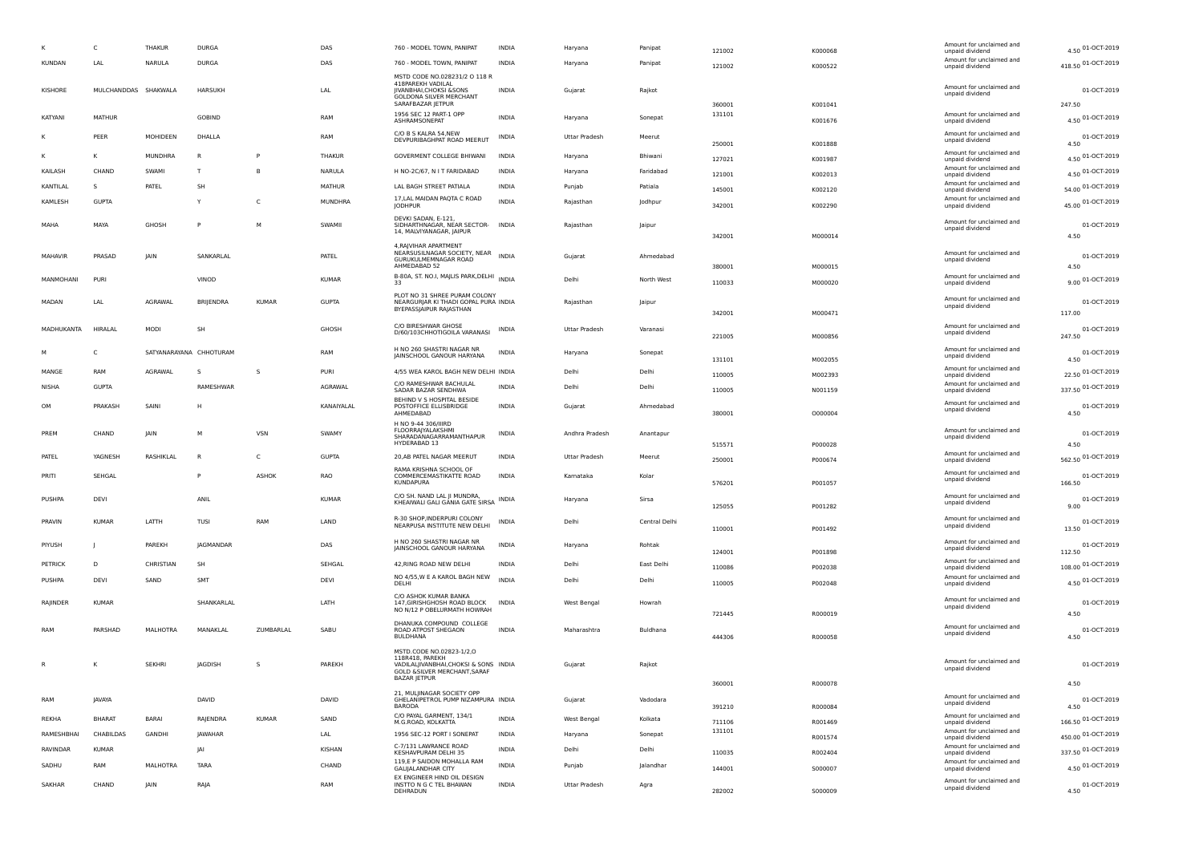| | | | | | | | | | | | | | | |
|---|---|---|---|---|---|---|---|---|---|---|---|---|---|---|
| K | C | THAKUR | DURGA | | DAS | 760 - MODEL TOWN, PANIPAT | INDIA | Haryana | Panipat | 121002 | K000068 | Amount for unclaimed and unpaid dividend | 4.50 | 01-OCT-2019 |
| KUNDAN | LAL | NARULA | DURGA | | DAS | 760 - MODEL TOWN, PANIPAT | INDIA | Haryana | Panipat | 121002 | K000522 | Amount for unclaimed and unpaid dividend | 418.50 | 01-OCT-2019 |
| KISHORE | MULCHANDDAS | SHAKWALA | HARSUKH | | LAL | MSTD CODE NO.028231/2 O 118 R 418PAREKH VADILAL JIVANBHAI,CHOKSI &SONS GOLDONA SILVER MERCHANT SARAFBAZAR JETPUR | INDIA | Gujarat | Rajkot | 360001 | K001041 | Amount for unclaimed and unpaid dividend | 247.50 | 01-OCT-2019 |
| KATYANI | MATHUR | | GOBIND | | RAM | 1956 SEC 12 PART-1 OPP ASHRAMSONEPAT | INDIA | Haryana | Sonepat | 131101 | K001676 | Amount for unclaimed and unpaid dividend | 4.50 | 01-OCT-2019 |
| K | PEER | MOHIDEEN | DHALLA | | RAM | C/O B S KALRA 54,NEW DEVPURIBAGHPAT ROAD MEERUT | INDIA | Uttar Pradesh | Meerut | 250001 | K001888 | Amount for unclaimed and unpaid dividend | 4.50 | 01-OCT-2019 |
| K | K | MUNDHRA | R | P | THAKUR | GOVERMENT COLLEGE BHIWANI | INDIA | Haryana | Bhiwani | 127021 | K001987 | Amount for unclaimed and unpaid dividend | 4.50 | 01-OCT-2019 |
| KAILASH | CHAND | SWAMI | T | B | NARULA | H NO-2C/67, N I T FARIDABAD | INDIA | Haryana | Faridabad | 121001 | K002013 | Amount for unclaimed and unpaid dividend | 4.50 | 01-OCT-2019 |
| KANTILAL | S | PATEL | SH | | MATHUR | LAL BAGH STREET PATIALA | INDIA | Punjab | Patiala | 145001 | K002120 | Amount for unclaimed and unpaid dividend | 54.00 | 01-OCT-2019 |
| KAMLESH | GUPTA | | Y | C | MUNDHRA | 17,LAL MAIDAN PAQTA C ROAD JODHPUR | INDIA | Rajasthan | Jodhpur | 342001 | K002290 | Amount for unclaimed and unpaid dividend | 45.00 | 01-OCT-2019 |
| MAHA | MAYA | GHOSH | P | M | SWAMII | DEVKI SADAN, E-121, SIDHARTHNAGAR, NEAR SECTOR-14, MALVIYANAGAR, JAIPUR | INDIA | Rajasthan | Jaipur | 342001 | M000014 | Amount for unclaimed and unpaid dividend | 4.50 | 01-OCT-2019 |
| MAHAVIR | PRASAD | JAIN | SANKARLAL | | PATEL | 4,RAJVIHAR APARTMENT NEARSUSILNAGAR SOCIETY, NEAR GURUKULMEMNAGAR ROAD AHMEDABAD 52 | INDIA | Gujarat | Ahmedabad | 380001 | M000015 | Amount for unclaimed and unpaid dividend | 4.50 | 01-OCT-2019 |
| MANMOHANI | PURI | | VINOD | | KUMAR | B-80A, ST. NO.I, MAJLIS PARK,DELHI 33 | INDIA | Delhi | North West | 110033 | M000020 | Amount for unclaimed and unpaid dividend | 9.00 | 01-OCT-2019 |
| MADAN | LAL | AGRAWAL | BRIJENDRA | KUMAR | GUPTA | PLOT NO 31 SHREE PURAM COLONY NEARGURJAR KI THADI GOPAL PURA BYEPASSJAIPUR RAJASTHAN | INDIA | Rajasthan | Jaipur | 342001 | M000471 | Amount for unclaimed and unpaid dividend | 117.00 | 01-OCT-2019 |
| MADHUKANTA | HIRALAL | MODI | SH | | GHOSH | C/O BIRESHWAR GHOSE D/60/103CHHOTIGOILA VARANASI | INDIA | Uttar Pradesh | Varanasi | 221005 | M000856 | Amount for unclaimed and unpaid dividend | 247.50 | 01-OCT-2019 |
| M | C | SATYANARAYANA | CHHOTURAM | | RAM | H NO 260 SHASTRI NAGAR NR JAINSCHOOL GANOUR HARYANA | INDIA | Haryana | Sonepat | 131101 | M002055 | Amount for unclaimed and unpaid dividend | 4.50 | 01-OCT-2019 |
| MANGE | RAM | AGRAWAL | S | S | PURI | 4/55 WEA KAROL BAGH NEW DELHI | INDIA | Delhi | Delhi | 110005 | M002393 | Amount for unclaimed and unpaid dividend | 22.50 | 01-OCT-2019 |
| NISHA | GUPTA | | RAMESHWAR | | AGRAWAL | C/O RAMESHWAR BACHULAL SADAR BAZAR SENDHWA | INDIA | Delhi | Delhi | 110005 | N001159 | Amount for unclaimed and unpaid dividend | 337.50 | 01-OCT-2019 |
| OM | PRAKASH | SAINI | H | | KANAIYALAL | BEHIND V S HOSPITAL BESIDE POSTOFFICE ELLISBRIDGE AHMEDABAD | INDIA | Gujarat | Ahmedabad | 380001 | O000004 | Amount for unclaimed and unpaid dividend | 4.50 | 01-OCT-2019 |
| PREM | CHAND | JAIN | M | VSN | SWAMY | H NO 9-44 306/IIIRD FLOORRAJYALAKSHMI SHARADANAGARRAMANTHAPUR HYDERABAD 13 | INDIA | Andhra Pradesh | Anantapur | 515571 | P000028 | Amount for unclaimed and unpaid dividend | 4.50 | 01-OCT-2019 |
| PATEL | YAGNESH | RASHIKLAL | R | C | GUPTA | 20,AB PATEL NAGAR MEERUT | INDIA | Uttar Pradesh | Meerut | 250001 | P000674 | Amount for unclaimed and unpaid dividend | 562.50 | 01-OCT-2019 |
| PRITI | SEHGAL | | P | ASHOK | RAO | RAMA KRISHNA SCHOOL OF COMMERCEMASTIKATTE ROAD KUNDAPURA | INDIA | Karnataka | Kolar | 576201 | P001057 | Amount for unclaimed and unpaid dividend | 166.50 | 01-OCT-2019 |
| PUSHPA | DEVI | | ANIL | | KUMAR | C/O SH. NAND LAL JI MUNDRA, KHEAIWALI GALI GANIA GATE SIRSA | INDIA | Haryana | Sirsa | 125055 | P001282 | Amount for unclaimed and unpaid dividend | 9.00 | 01-OCT-2019 |
| PRAVIN | KUMAR | LATTH | TUSI | RAM | LAND | R-30 SHOP,INDERPURI COLONY NEARPUSA INSTITUTE NEW DELHI | INDIA | Delhi | Central Delhi | 110001 | P001492 | Amount for unclaimed and unpaid dividend | 13.50 | 01-OCT-2019 |
| PIYUSH | J | PAREKH | JAGMANDAR | | DAS | H NO 260 SHASTRI NAGAR NR JAINSCHOOL GANOUR HARYANA | INDIA | Haryana | Rohtak | 124001 | P001898 | Amount for unclaimed and unpaid dividend | 112.50 | 01-OCT-2019 |
| PETRICK | D | CHRISTIAN | SH | | SEHGAL | 42,RING ROAD NEW DELHI | INDIA | Delhi | East Delhi | 110086 | P002038 | Amount for unclaimed and unpaid dividend | 108.00 | 01-OCT-2019 |
| PUSHPA | DEVI | SAND | SMT | | DEVI | NO 4/55,W E A KAROL BAGH NEW DELHI | INDIA | Delhi | Delhi | 110005 | P002048 | Amount for unclaimed and unpaid dividend | 4.50 | 01-OCT-2019 |
| RAJINDER | KUMAR | | SHANKARLAL | | LATH | C/O ASHOK KUMAR BANKA 147,GIRISHGHOSH ROAD BLOCK NO N/12 P OBELURMATH HOWRAH | INDIA | West Bengal | Howrah | 721445 | R000019 | Amount for unclaimed and unpaid dividend | 4.50 | 01-OCT-2019 |
| RAM | PARSHAD | MALHOTRA | MANAKLAL | ZUMBARLAL | SABU | DHANUKA COMPOUND COLLEGE ROAD ATPOST SHEGAON BULDHANA | INDIA | Maharashtra | Buldhana | 444306 | R000058 | Amount for unclaimed and unpaid dividend | 4.50 | 01-OCT-2019 |
| R | K | SEKHRI | JAGDISH | S | PAREKH | MSTD.CODE NO.02823-1/2,O 118R418, PAREKH VADILALJIVANBHAI,CHOKSI & SONS GOLD &SILVER MERCHANT,SARAF BAZAR JETPUR | INDIA | Gujarat | Rajkot | 360001 | R000078 | Amount for unclaimed and unpaid dividend | 4.50 | 01-OCT-2019 |
| RAM | JAVAYA | | DAVID | | DAVID | 21, MULJINAGAR SOCIETY OPP GHELANIPETROL PUMP NIZAMPURA BARODA | INDIA | Gujarat | Vadodara | 391210 | R000084 | Amount for unclaimed and unpaid dividend | 4.50 | 01-OCT-2019 |
| REKHA | BHARAT | BARAI | RAJENDRA | KUMAR | SAND | C/O PAYAL GARMENT, 134/1 M.G.ROAD, KOLKATTA | INDIA | West Bengal | Kolkata | 711106 | R001469 | Amount for unclaimed and unpaid dividend | 166.50 | 01-OCT-2019 |
| RAMESHBHAI | CHABILDAS | GANDHI | JAWAHAR | | LAL | 1956 SEC-12 PORT I SONEPAT | INDIA | Haryana | Sonepat | 131101 | R001574 | Amount for unclaimed and unpaid dividend | 450.00 | 01-OCT-2019 |
| RAVINDAR | KUMAR | | JAI | | KISHAN | C-7/131 LAWRANCE ROAD KESHAVPURAM DELHI 35 | INDIA | Delhi | Delhi | 110035 | R002404 | Amount for unclaimed and unpaid dividend | 337.50 | 01-OCT-2019 |
| SADHU | RAM | MALHOTRA | TARA | | CHAND | 119,E P SAIDON MOHALLA RAM GALIJALANDHAR CITY | INDIA | Punjab | Jalandhar | 144001 | S000007 | Amount for unclaimed and unpaid dividend | 4.50 | 01-OCT-2019 |
| SAKHAR | CHAND | JAIN | RAJA | | RAM | EX ENGINEER HIND OIL DESIGN INSTTO N G C TEL BHAWAN DEHRADUN | INDIA | Uttar Pradesh | Agra | 282002 | S000009 | Amount for unclaimed and unpaid dividend | 4.50 | 01-OCT-2019 |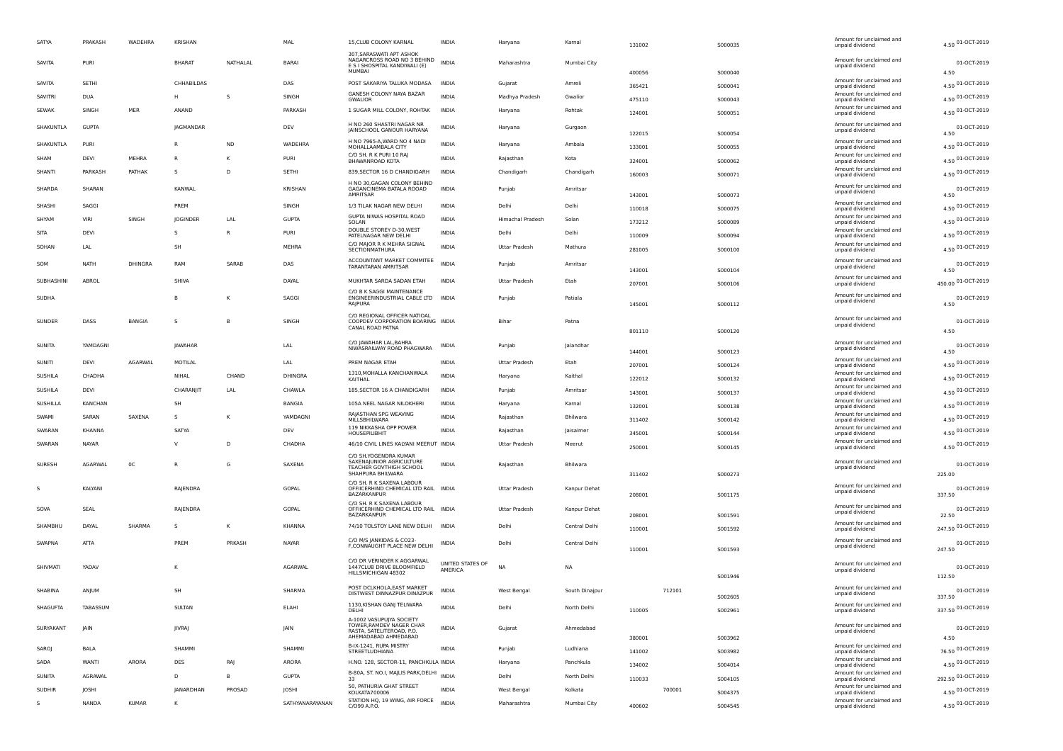| SATYA | PRAKASH | WADEHRA | KRISHAN | | MAL | 15,CLUB COLONY KARNAL | INDIA | Haryana | Karnal | 131002 | S000035 | Amount for unclaimed and unpaid dividend | 4.50 | 01-OCT-2019 |
|---|---|---|---|---|---|---|---|---|---|---|---|---|---|---|
| SAVITA | PURI | | BHARAT | NATHALAL | BARAI | 307,SARASWATI APT ASHOK NAGARCROSS ROAD NO 3 BEHIND E S I SHOSPITAL KANDIWALI (E) MUMBAI | INDIA | Maharashtra | Mumbai City | 400056 | S000040 | Amount for unclaimed and unpaid dividend | 4.50 | 01-OCT-2019 |
| SAVITA | SETHI | | CHHABILDAS | | DAS | POST SAKARIYA TALUKA MODASA | INDIA | Gujarat | Amreli | 365421 | S000041 | Amount for unclaimed and unpaid dividend | 4.50 | 01-OCT-2019 |
| SAVITRI | DUA | | H | S | SINGH | GANESH COLONY NAYA BAZAR GWALIOR | INDIA | Madhya Pradesh | Gwalior | 475110 | S000043 | Amount for unclaimed and unpaid dividend | 4.50 | 01-OCT-2019 |
| SEWAK | SINGH | MER | ANAND | | PARKASH | 1 SUGAR MILL COLONY, ROHTAK | INDIA | Haryana | Rohtak | 124001 | S000051 | Amount for unclaimed and unpaid dividend | 4.50 | 01-OCT-2019 |
| SHAKUNTLA | GUPTA | | JAGMANDAR | | DEV | H NO 260 SHASTRI NAGAR NR JAINSCHOOL GANOUR HARYANA | INDIA | Haryana | Gurgaon | 122015 | S000054 | Amount for unclaimed and unpaid dividend | 4.50 | 01-OCT-2019 |
| SHAKUNTLA | PURI | | R | ND | WADEHRA | H NO 7965-A,WARD NO 4 NADI MOHALLAAMBALA CITY | INDIA | Haryana | Ambala | 133001 | S000055 | Amount for unclaimed and unpaid dividend | 4.50 | 01-OCT-2019 |
| SHAM | DEVI | MEHRA | R | K | PURI | C/O SH. R K PURI 10 RAJ BHAWANROAD KOTA | INDIA | Rajasthan | Kota | 324001 | S000062 | Amount for unclaimed and unpaid dividend | 4.50 | 01-OCT-2019 |
| SHANTI | PARKASH | PATHAK | S | D | SETHI | 839,SECTOR 16 D CHANDIGARH | INDIA | Chandigarh | Chandigarh | 160003 | S000071 | Amount for unclaimed and unpaid dividend | 4.50 | 01-OCT-2019 |
| SHARDA | SHARAN | | KANWAL | | KRISHAN | H NO 30,GAGAN COLONY BEHIND GAGANCINEMA BATALA ROOAD AMRITSAR | INDIA | Punjab | Amritsar | 143001 | S000073 | Amount for unclaimed and unpaid dividend | 4.50 | 01-OCT-2019 |
| SHASHI | SAGGI | | PREM | | SINGH | 1/3 TILAK NAGAR NEW DELHI | INDIA | Delhi | Delhi | 110018 | S000075 | Amount for unclaimed and unpaid dividend | 4.50 | 01-OCT-2019 |
| SHYAM | VIRI | SINGH | JOGINDER | LAL | GUPTA | GUPTA NIWAS HOSPITAL ROAD SOLAN | INDIA | Himachal Pradesh | Solan | 173212 | S000089 | Amount for unclaimed and unpaid dividend | 4.50 | 01-OCT-2019 |
| SITA | DEVI | | S | R | PURI | DOUBLE STOREY D-30,WEST PATELNAGAR NEW DELHI | INDIA | Delhi | Delhi | 110009 | S000094 | Amount for unclaimed and unpaid dividend | 4.50 | 01-OCT-2019 |
| SOHAN | LAL | | SH | | MEHRA | C/O MAJOR R K MEHRA SIGNAL SECTIONMATHURA | INDIA | Uttar Pradesh | Mathura | 281005 | S000100 | Amount for unclaimed and unpaid dividend | 4.50 | 01-OCT-2019 |
| SOM | NATH | DHINGRA | RAM | SARAB | DAS | ACCOUNTANT MARKET COMMITEE TARANTARAN AMRITSAR | INDIA | Punjab | Amritsar | 143001 | S000104 | Amount for unclaimed and unpaid dividend | 4.50 | 01-OCT-2019 |
| SUBHASHINI | ABROL | | SHIVA | | DAYAL | MUKHTAR SARDA SADAN ETAH | INDIA | Uttar Pradesh | Etah | 207001 | S000106 | Amount for unclaimed and unpaid dividend | 450.00 | 01-OCT-2019 |
| SUDHA | | | B | K | SAGGI | C/O B K SAGGI MAINTENANCE ENGINEERINDUSTRIAL CABLE LTD RAJPURA | INDIA | Punjab | Patiala | 145001 | S000112 | Amount for unclaimed and unpaid dividend | 4.50 | 01-OCT-2019 |
| SUNDER | DASS | BANGIA | S | B | SINGH | C/O REGIONAL OFFICER NATIOAL COOPDEV CORPORATION BOARING CANAL ROAD PATNA | INDIA | Bihar | Patna | 801110 | S000120 | Amount for unclaimed and unpaid dividend | 4.50 | 01-OCT-2019 |
| SUNITA | YAMDAGNI | | JAWAHAR | | LAL | C/O JAWAHAR LAL,BAHRA NIWASRAILWAY ROAD PHAGWARA | INDIA | Punjab | Jalandhar | 144001 | S000123 | Amount for unclaimed and unpaid dividend | 4.50 | 01-OCT-2019 |
| SUNITI | DEVI | AGARWAL | MOTILAL | | LAL | PREM NAGAR ETAH | INDIA | Uttar Pradesh | Etah | 207001 | S000124 | Amount for unclaimed and unpaid dividend | 4.50 | 01-OCT-2019 |
| SUSHILA | CHADHA | | NIHAL | CHAND | DHINGRA | 1310,MOHALLA KANCHANWALA KAITHAL | INDIA | Haryana | Kaithal | 122012 | S000132 | Amount for unclaimed and unpaid dividend | 4.50 | 01-OCT-2019 |
| SUSHILA | DEVI | | CHARANJIT | LAL | CHAWLA | 185,SECTOR 16 A CHANDIGARH | INDIA | Punjab | Amritsar | 143001 | S000137 | Amount for unclaimed and unpaid dividend | 4.50 | 01-OCT-2019 |
| SUSHILLA | KANCHAN | | SH | | BANGIA | 105A NEEL NAGAR NILOKHERI | INDIA | Haryana | Karnal | 132001 | S000138 | Amount for unclaimed and unpaid dividend | 4.50 | 01-OCT-2019 |
| SWAMI | SARAN | SAXENA | S | K | YAMDAGNI | RAJASTHAN SPG WEAVING MILLSBHILWARA | INDIA | Rajasthan | Bhilwara | 311402 | S000142 | Amount for unclaimed and unpaid dividend | 4.50 | 01-OCT-2019 |
| SWARAN | KHANNA | | SATYA | | DEV | 119 NIKKASHA OPP POWER HOUSEPILIBHIT | INDIA | Rajasthan | Jaisalmer | 345001 | S000144 | Amount for unclaimed and unpaid dividend | 4.50 | 01-OCT-2019 |
| SWARAN | NAYAR | | V | D | CHADHA | 46/10 CIVIL LINES KALYANI MEERUT | INDIA | Uttar Pradesh | Meerut | 250001 | S000145 | Amount for unclaimed and unpaid dividend | 4.50 | 01-OCT-2019 |
| SURESH | AGARWAL | 0C | R | G | SAXENA | C/O SH.YOGENDRA KUMAR SAXENAJUNIOR AGRICULTURE TEACHER GOVTHIGH SCHOOL SHAHPURA BHILWARA | INDIA | Rajasthan | Bhilwara | 311402 | S000273 | Amount for unclaimed and unpaid dividend | 225.00 | 01-OCT-2019 |
| S | KALYANI | | RAJENDRA | | GOPAL | C/O SH. R K SAXENA LABOUR OFFICERHIND CHEMICAL LTD RAIL BAZARKANPUR | INDIA | Uttar Pradesh | Kanpur Dehat | 208001 | S001175 | Amount for unclaimed and unpaid dividend | 337.50 | 01-OCT-2019 |
| SOVA | SEAL | | RAJENDRA | | GOPAL | C/O SH. R K SAXENA LABOUR OFFICERHIND CHEMICAL LTD RAIL BAZARKANPUR | INDIA | Uttar Pradesh | Kanpur Dehat | 208001 | S001591 | Amount for unclaimed and unpaid dividend | 22.50 | 01-OCT-2019 |
| SHAMBHU | DAYAL | SHARMA | S | K | KHANNA | 74/10 TOLSTOY LANE NEW DELHI | INDIA | Delhi | Central Delhi | 110001 | S001592 | Amount for unclaimed and unpaid dividend | 247.50 | 01-OCT-2019 |
| SWAPNA | ATTA | | PREM | PRKASH | NAYAR | C/O M/S JANKIDAS & CO23-F,CONNAUGHT PLACE NEW DELHI | INDIA | Delhi | Central Delhi | 110001 | S001593 | Amount for unclaimed and unpaid dividend | 247.50 | 01-OCT-2019 |
| SHIVMATI | YADAV | | K | | AGARWAL | C/O DR VERINDER K AGGARWAL 1447CLUB DRIVE BLOOMFIELD HILLSMICHIGAN 48302 | UNITED STATES OF AMERICA | NA | NA | | S001946 | Amount for unclaimed and unpaid dividend | 112.50 | 01-OCT-2019 |
| SHABINA | ANJUM | | SH | | SHARMA | POST DCLKHOLA,EAST MARKET DISTWEST DINNAZPUR DINAZPUR | INDIA | West Bengal | South Dinajpur | 712101 | S002605 | Amount for unclaimed and unpaid dividend | 337.50 | 01-OCT-2019 |
| SHAGUFTA | TABASSUM | | SULTAN | | ELAHI | 1130,KISHAN GANJ TELIWARA DELHI | INDIA | Delhi | North Delhi | 110005 | S002961 | Amount for unclaimed and unpaid dividend | 337.50 | 01-OCT-2019 |
| SURYAKANT | JAIN | | JIVRAJ | | JAIN | A-1002 VASUPUJYA SOCIETY TOWER,RAMDEV NAGER CHAR RASTA, SATELITEROAD, P.O. AHEMADABAD AHMEDABAD | INDIA | Gujarat | Ahmedabad | 380001 | S003962 | Amount for unclaimed and unpaid dividend | 4.50 | 01-OCT-2019 |
| SAROJ | BALA | | SHAMMI | | SHAMMI | B-IX-1241, RUPA MISTRY STREETLUDHIANA | INDIA | Punjab | Ludhiana | 141002 | S003982 | Amount for unclaimed and unpaid dividend | 76.50 | 01-OCT-2019 |
| SADA | WANTI | ARORA | DES | RAJ | ARORA | H.NO. 128, SECTOR-11, PANCHKULA | INDIA | Haryana | Panchkula | 134002 | S004014 | Amount for unclaimed and unpaid dividend | 4.50 | 01-OCT-2019 |
| SUNITA | AGRAWAL | | D | B | GUPTA | B-80A, ST. NO.I, MAJLIS PARK,DELHI 33 | INDIA | Delhi | North Delhi | 110033 | S004105 | Amount for unclaimed and unpaid dividend | 292.50 | 01-OCT-2019 |
| SUDHIR | JOSHI | | JANARDHAN | PROSAD | JOSHI | 50, PATHURIA GHAT STREET KOLKATA700006 | INDIA | West Bengal | Kolkata | 700001 | S004375 | Amount for unclaimed and unpaid dividend | 4.50 | 01-OCT-2019 |
| S | NANDA | KUMAR | K | | SATHYANARAYANAN | STATION HQ, 19 WING, AIR FORCE C/O99 A.P.O. | INDIA | Maharashtra | Mumbai City | 400602 | S004545 | Amount for unclaimed and unpaid dividend | 4.50 | 01-OCT-2019 |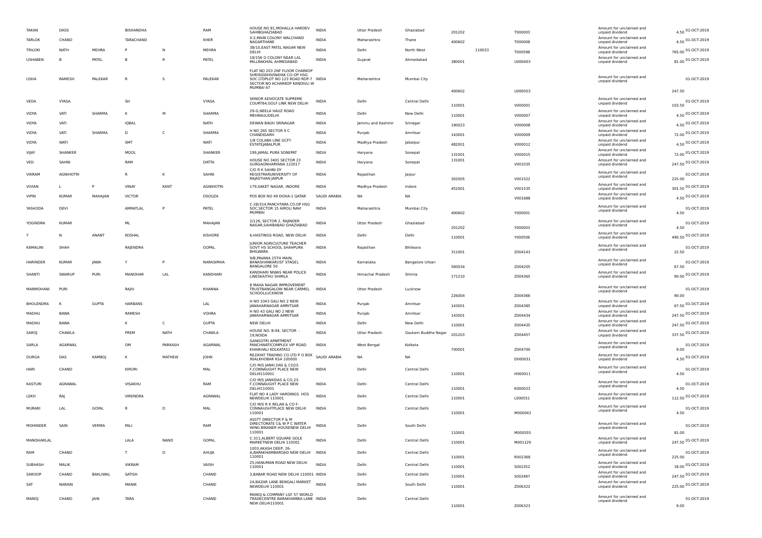| | | | | | | | | | | | | | | | |
|---|---|---|---|---|---|---|---|---|---|---|---|---|---|---|---|
| TAKAN | DASS | | BISHANDHA | | RAM | HOUSE NO 81,MOHALLA HARDEV SAHIBGHAZIABAD | INDIA | Uttar Pradesh | Ghaziabad | 201202 | | T000003 | Amount for unclaimed and unpaid dividend | 4.50 | 01-OCT-2019 |
| TARLOK | CHAND | | TARACHAND | | KHER | X-2,MAIN COLONY WALCHAND NAGARTHANE | INDIA | Maharashtra | Thane | 400602 | | T000008 | Amount for unclaimed and unpaid dividend | 4.50 | 01-OCT-2019 |
| TRILOKI | NATH | MEHRA | P | N | MEHRA | 38/10,EAST PATEL NAGAR NEW DELHI | INDIA | Delhi | North West | | 110033 | T000598 | Amount for unclaimed and unpaid dividend | 765.00 | 01-OCT-2019 |
| USHABEN | B | PATEL | B | R | PATEL | 18/156 G COLONY NEAR LAL MILLRAKHIAL AHMEDABAD | INDIA | Gujarat | Ahmedabad | 380001 | | U000403 | Amount for unclaimed and unpaid dividend | 81.00 | 01-OCT-2019 |
| USHA | RAMESH | PALEKAR | R | S | PALEKAR | FLAT NO 203 2NF FLOOR CHARKOP SHRISIDDHIVINAYAK CO-OP HSG SOC LTDPLOT NO 123 ROAD RDP-7 SECTOR NO 6CHARKOP KANDIVLI W MUMBAI 67 | INDIA | Maharashtra | Mumbai City | 400602 | | U000503 | Amount for unclaimed and unpaid dividend | 247.50 | 01-OCT-2019 |
| VEDA | VYASA | | SH | | VYASA | SENIOR ADVOCATE SUPREME COURT64,GOLF LINK NEW DELHI | INDIA | Delhi | Central Delhi | 110001 | | V000001 | Amount for unclaimed and unpaid dividend | 103.50 | 01-OCT-2019 |
| VIDYA | VATI | SHARMA | K | M | SHARMA | 29-G,NEELA HAUZ ROAD MEHRAULIDELHI | INDIA | Delhi | New Delhi | 110001 | | V000007 | Amount for unclaimed and unpaid dividend | 4.50 | 01-OCT-2019 |
| VIDYA | VATI | | IQBAL | | NATH | DEWAN BAGH SRINAGAR | INDIA | Jammu and Kashmir | Srinagar | 190023 | | V000008 | Amount for unclaimed and unpaid dividend | 4.50 | 01-OCT-2019 |
| VIDYA | VATI | SHARMA | D | C | SHARMA | H NO 265 SECTOR 9 C CHANDIGARH | INDIA | Punjab | Amritsar | 143001 | | V000009 | Amount for unclaimed and unpaid dividend | 72.00 | 01-OCT-2019 |
| VIDYA | WATI | | SMT | | WATI | 1/8 COLABA LINE GCFY ESTATEJABALPUR | INDIA | Madhya Pradesh | Jabalpur | 482001 | | V000012 | Amount for unclaimed and unpaid dividend | 4.50 | 01-OCT-2019 |
| VIJAY | SHANKER | | MOOL | | SHANKER | 199,JAMAL PURA SONEPAT | INDIA | Haryana | Sonepat | 131001 | | V000015 | Amount for unclaimed and unpaid dividend | 72.00 | 01-OCT-2019 |
| VED | SAHNI | | RAM | | DATTA | HOUSE NO 3401 SECTOR 23 GURGAONHARYANA 122017 | INDIA | Haryana | Sonepat | 131001 | | V001035 | Amount for unclaimed and unpaid dividend | 247.50 | 01-OCT-2019 |
| VIKRAM | AGNIHOTRI | | R | K | SAHNI | C/O R K SAHNI DY REGISTRARUNIVERSITY OF RAJASTHAN JAIPUR | INDIA | Rajasthan | Jaipur | 302005 | | V001522 | Amount for unclaimed and unpaid dividend | 225.00 | 01-OCT-2019 |
| VIVIAN | L | P | VINAY | KANT | AGNIHOTRI | 179,SAKET NAGAR, INDORE | INDIA | Madhya Pradesh | Indore | 452001 | | V001535 | Amount for unclaimed and unpaid dividend | 301.50 | 01-OCT-2019 |
| VIPIN | KUMAR | MAHAJAN | VICTOR | | DSOUZA | POS BOX NO 49 DOHA-1 QATAR | SAUDI ARABIA | NA | NA | | | V001688 | Amount for unclaimed and unpaid dividend | 4.50 | 01-OCT-2019 |
| YASHODA | DEVI | | AMRATLAL | P | PATEL | C-28/314,PANCHTARA CO.OP HSG SOC.SECTOR 15 AIROLI NAVI MUMBAI | INDIA | Maharashtra | Mumbai City | 400602 | | Y000001 | Amount for unclaimed and unpaid dividend | 4.50 | 01-OCT-2019 |
| YOGINDRA | KUMAR | | ML | | MAHAJAN | 2/126, SECTOR 2, RAJINDER NAGAR,SAHIBABAD GHAZIABAD | INDIA | Uttar Pradesh | Ghaziabad | 201202 | | Y000003 | Amount for unclaimed and unpaid dividend | 4.50 | 01-OCT-2019 |
| Y | N | ANANT | KOSHAL | | KISHORE | 6,HASTINGS ROAD, NEW DELHI | INDIA | Delhi | Delhi | 110001 | | Y000506 | Amount for unclaimed and unpaid dividend | 490.50 | 01-OCT-2019 |
| KAMALINI | SHAH | | RAJENDRA | | GOPAL | JUNIOR AGRICULTURE TEACHER GOVT HS SCHOOL SHAHPURA BHILWARA | INDIA | Rajasthan | Bhilwara | 311001 | | Z004143 | Amount for unclaimed and unpaid dividend | 22.50 | 01-OCT-2019 |
| HARINDER | KUMAR | JAWA | Y | P | NARASIMHA | 9/B,PAVANA 25TH MAIN, BANASHANKAR(IST STAGE), BANGALORE 50 | INDIA | Karnataka | Bangalore Urban | 560034 | | Z004205 | Amount for unclaimed and unpaid dividend | 67.50 | 01-OCT-2019 |
| SHANTI | SWARUP | PURI | MANOHAR | LAL | KANDHARI | KANDHARI NIWAS NEAR POLICE LINESKAITHU SHIMLA | INDIA | Himachal Pradesh | Shimla | 171210 | | Z004365 | Amount for unclaimed and unpaid dividend | 90.00 | 01-OCT-2019 |
| MANMOHANI | PURI | | RAJIV | | KHANNA | 8 MAHA NAGAR IMPROVEMENT TRUSTBANGALOW NEAR CARMEL SCHOOLLUCKNOW | INDIA | Uttar Pradesh | Lucknow | 226004 | | Z004366 | Amount for unclaimed and unpaid dividend | 90.00 | 01-OCT-2019 |
| BHOLENDRA | K | GUPTA | HARBANS | | LAL | H NO 1043 GALI NO 2 NEW JAWAHARNAGAR AMRITSAR | INDIA | Punjab | Amritsar | 143001 | | Z004385 | Amount for unclaimed and unpaid dividend | 67.50 | 01-OCT-2019 |
| MADHU | BAWA | | RAMESH | | VOHRA | H NO 43 GALI NO 2 NEW JAWAHARNAGAR AMRITSAR | INDIA | Punjab | Amritsar | 143001 | | Z004434 | Amount for unclaimed and unpaid dividend | 247.50 | 01-OCT-2019 |
| MADHU | BAWA | | K | C | GUPTA | NEW DELHI | INDIA | Delhi | New Delhi | 110001 | | Z004435 | Amount for unclaimed and unpaid dividend | 247.50 | 01-OCT-2019 |
| SAROJ | CHAWLA | | PREM | NATH | CHAWLA | HOUSE NO. B-94, SECTOR - 19,NOIDA | INDIA | Uttar Pradesh | Gautam Buddha Nagar | 201203 | | Z004457 | Amount for unclaimed and unpaid dividend | 337.50 | 01-OCT-2019 |
| SARLA | AGARWAL | | OM | PARKASH | AGARWAL | GANGOTRI APARTMENT PANCHWATICOMPLEX VIP ROAD KHAIKHALI KOLKATA52 | INDIA | West Bengal | Kolkata | 700001 | | Z004700 | Amount for unclaimed and unpaid dividend | 9.00 | 01-OCT-2019 |
| DURGA | DAS | KAMBOJ | K | MATHEW | JOHN | REZAYAT TRADING CO LTD P O BOX 90ALKHOBAR KSA 100000 | SAUDI ARABIA | NA | NA | | | D000031 | Amount for unclaimed and unpaid dividend | 4.50 | 01-OCT-2019 |
| HARI | CHAND | | KIRORI | | MAL | C/O M/S JANKI DAS & CO23-F,CONNAUGHT PLACE NEW DELHI110001 | INDIA | Delhi | Central Delhi | 110001 | | H000011 | Amount for unclaimed and unpaid dividend | 4.50 | 01-OCT-2019 |
| KASTURI | AGRAWAL | | VISAKHU | | RAM | C/O M/S JANKIDAS & CO,23-F,CONNAUGHT PLACE NEW DELHI110001 | INDIA | Delhi | Central Delhi | 110001 | | K000033 | Amount for unclaimed and unpaid dividend | 4.50 | 01-OCT-2019 |
| LEKH | RAJ | | VIRENDRA | | AGRAWAL | FLAT NO 4 LADY HARDINGS HOS NEWDELHI 110001 | INDIA | Delhi | Central Delhi | 110001 | | L000551 | Amount for unclaimed and unpaid dividend | 112.50 | 01-OCT-2019 |
| MURARI | LAL | GOYAL | R | D | MAL | C/O M/S R K RELAN & CO F-CONNAUGHTPLACE NEW DELHI 110001 | INDIA | Delhi | Central Delhi | 110001 | | M000043 | Amount for unclaimed and unpaid dividend | 4.50 | 01-OCT-2019 |
| MOHINDER | SAIN | VERMA | PALI | | RAM | ASSTT DIRECTOR P & M DIRECTORATE C& W P C WATER WING BIKANER HOUSENEW DELHI 110001 | INDIA | Delhi | South Delhi | 110001 | | M000555 | Amount for unclaimed and unpaid dividend | 81.00 | 01-OCT-2019 |
| MANOHARLAL | | | LALA | NAND | GOPAL | C-311,ALBERT SQUARE GOLE MARKETNEW DELHI 110001 | INDIA | Delhi | Central Delhi | 110001 | | M001129 | Amount for unclaimed and unpaid dividend | 247.50 | 01-OCT-2019 |
| RAM | CHAND | | T | D | AHUJA | 1003,AKASH DEEP, 26-A,BARAKHAMBAROAD NEW DELHI 110001 | INDIA | Delhi | Central Delhi | 110001 | | R002368 | Amount for unclaimed and unpaid dividend | 225.00 | 01-OCT-2019 |
| SUBHASH | MALIK | | VIKRAM | | VAISH | 25,HANUMAN ROAD NEW DELHI 110001 | INDIA | Delhi | Central Delhi | 110001 | | S002352 | Amount for unclaimed and unpaid dividend | 18.00 | 01-OCT-2019 |
| SAROOP | CHAND | BAKLIWAL | SATISH | | CHAND | 3,BABAR ROAD NEW DELHI 110001 | INDIA | Delhi | Central Delhi | 110001 | | S002487 | Amount for unclaimed and unpaid dividend | 247.50 | 01-OCT-2019 |
| SAT | NARAIN | | MANIK | | CHAND | 24,BAZAR LANE BENGALI MARKET NEWDELHI 110001 | INDIA | Delhi | South Delhi | 110001 | | Z006322 | Amount for unclaimed and unpaid dividend | 225.00 | 01-OCT-2019 |
| MANOJ | CHAND | JAIN | TARA | | CHAND | MANOJ & COMPANY LGF 57 WORLD TRADECENTRE BARAKHAMBA LANE NEW DELHI110001 | INDIA | Delhi | Central Delhi | 110001 | | Z006323 | Amount for unclaimed and unpaid dividend | 9.00 | 01-OCT-2019 |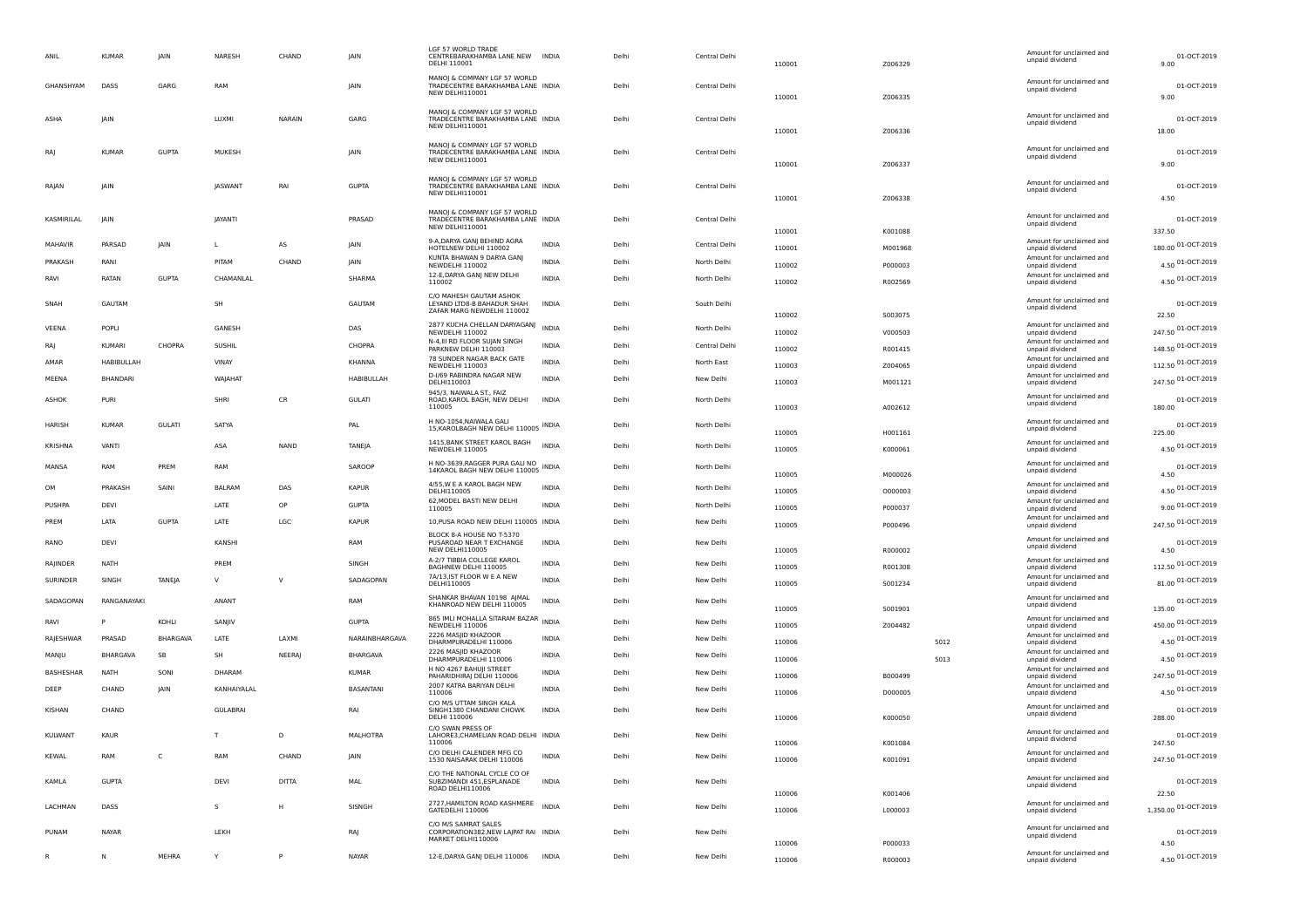| ANIL | KUMAR | JAIN | NARESH | CHAND | JAIN | LGF 57 WORLD TRADE CENTREBARAKHAMBA LANE NEW DELHI 110001 | INDIA | Delhi | Central Delhi | 110001 | Z006329 | | Amount for unclaimed and unpaid dividend | 9.00 | 01-OCT-2019 |
|---|---|---|---|---|---|---|---|---|---|---|---|---|---|---|---|
| GHANSHYAM | DASS | GARG | RAM | | JAIN | MANOJ & COMPANY LGF 57 WORLD TRADECENTRE BARAKHAMBA LANE NEW DELHI110001 | INDIA | Delhi | Central Delhi | 110001 | Z006335 | | Amount for unclaimed and unpaid dividend | 9.00 | 01-OCT-2019 |
| ASHA | JAIN | | LUXMI | NARAIN | GARG | MANOJ & COMPANY LGF 57 WORLD TRADECENTRE BARAKHAMBA LANE NEW DELHI110001 | INDIA | Delhi | Central Delhi | 110001 | Z006336 | | Amount for unclaimed and unpaid dividend | 18.00 | 01-OCT-2019 |
| RAJ | KUMAR | GUPTA | MUKESH | | JAIN | MANOJ & COMPANY LGF 57 WORLD TRADECENTRE BARAKHAMBA LANE NEW DELHI110001 | INDIA | Delhi | Central Delhi | 110001 | Z006337 | | Amount for unclaimed and unpaid dividend | 9.00 | 01-OCT-2019 |
| RAJAN | JAIN | | JASWANT | RAI | GUPTA | MANOJ & COMPANY LGF 57 WORLD TRADECENTRE BARAKHAMBA LANE NEW DELHI110001 | INDIA | Delhi | Central Delhi | 110001 | Z006338 | | Amount for unclaimed and unpaid dividend | 4.50 | 01-OCT-2019 |
| KASMIRILAL | JAIN | | JAYANTI | | PRASAD | MANOJ & COMPANY LGF 57 WORLD TRADECENTRE BARAKHAMBA LANE NEW DELHI110001 | INDIA | Delhi | Central Delhi | 110001 | K001088 | | Amount for unclaimed and unpaid dividend | 337.50 | 01-OCT-2019 |
| MAHAVIR | PARSAD | JAIN | L | AS | JAIN | 9-A,DARYA GANJ BEHIND AGRA HOTELNEW DELHI 110002 | INDIA | Delhi | Central Delhi | 110001 | M001968 | | Amount for unclaimed and unpaid dividend | 180.00 | 01-OCT-2019 |
| PRAKASH | RANI | | PITAM | CHAND | JAIN | KUNTA BHAWAN 9 DARYA GANJ NEWDELHI 110002 | INDIA | Delhi | North Delhi | 110002 | P000003 | | Amount for unclaimed and unpaid dividend | 4.50 | 01-OCT-2019 |
| RAVI | RATAN | GUPTA | CHAMANLAL | | SHARMA | 12-E,DARYA GANJ NEW DELHI 110002 | INDIA | Delhi | North Delhi | 110002 | R002569 | | Amount for unclaimed and unpaid dividend | 4.50 | 01-OCT-2019 |
| SNAH | GAUTAM | | SH | | GAUTAM | C/O MAHESH GAUTAM ASHOK LEYAND LTD8-B BAHADUR SHAH ZAFAR MARG NEWDELHI 110002 | INDIA | Delhi | South Delhi | 110002 | S003075 | | Amount for unclaimed and unpaid dividend | 22.50 | 01-OCT-2019 |
| VEENA | POPLI | | GANESH | | DAS | 2877 KUCHA CHELLAN DARYAGANJ NEWDELHI 110002 | INDIA | Delhi | North Delhi | 110002 | V000503 | | Amount for unclaimed and unpaid dividend | 247.50 | 01-OCT-2019 |
| RAJ | KUMARI | CHOPRA | SUSHIL | | CHOPRA | N-4,III RD FLOOR SUJAN SINGH PARKNEW DELHI 110003 | INDIA | Delhi | Central Delhi | 110002 | R001415 | | Amount for unclaimed and unpaid dividend | 148.50 | 01-OCT-2019 |
| AMAR | HABIBULLAH | | VINAY | | KHANNA | 78 SUNDER NAGAR BACK GATE NEWDELHI 110003 | INDIA | Delhi | North East | 110003 | Z004065 | | Amount for unclaimed and unpaid dividend | 112.50 | 01-OCT-2019 |
| MEENA | BHANDARI | | WAJAHAT | | HABIBULLAH | D-I/69 RABINDRA NAGAR NEW DELHI110003 | INDIA | Delhi | New Delhi | 110003 | M001121 | | Amount for unclaimed and unpaid dividend | 247.50 | 01-OCT-2019 |
| ASHOK | PURI | | SHRI | CR | GULATI | 945/3, NAIWALA ST., FAIZ ROAD,KAROL BAGH, NEW DELHI 110005 | INDIA | Delhi | North Delhi | 110003 | A002612 | | Amount for unclaimed and unpaid dividend | 180.00 | 01-OCT-2019 |
| HARISH | KUMAR | GULATI | SATYA | | PAL | H NO-1054,NAIWALA GALI 15,KAROLBAGH NEW DELHI 110005 | INDIA | Delhi | North Delhi | 110005 | H001161 | | Amount for unclaimed and unpaid dividend | 225.00 | 01-OCT-2019 |
| KRISHNA | VANTI | | ASA | NAND | TANEJA | 1415,BANK STREET KAROL BAGH NEWDELHI 110005 | INDIA | Delhi | North Delhi | 110005 | K000061 | | Amount for unclaimed and unpaid dividend | 4.50 | 01-OCT-2019 |
| MANSA | RAM | PREM | RAM | | SAROOP | H NO-3639,RAGGER PURA GALI NO 14KAROL BAGH NEW DELHI 110005 | INDIA | Delhi | North Delhi | 110005 | M000026 | | Amount for unclaimed and unpaid dividend | 4.50 | 01-OCT-2019 |
| OM | PRAKASH | SAINI | BALRAM | DAS | KAPUR | 4/55,W E A KAROL BAGH NEW DELHI110005 | INDIA | Delhi | North Delhi | 110005 | O000003 | | Amount for unclaimed and unpaid dividend | 4.50 | 01-OCT-2019 |
| PUSHPA | DEVI | | LATE | OP | GUPTA | 62,MODEL BASTI NEW DELHI 110005 | INDIA | Delhi | North Delhi | 110005 | P000037 | | Amount for unclaimed and unpaid dividend | 9.00 | 01-OCT-2019 |
| PREM | LATA | GUPTA | LATE | LGC | KAPUR | 10,PUSA ROAD NEW DELHI 110005 | INDIA | Delhi | New Delhi | 110005 | P000496 | | Amount for unclaimed and unpaid dividend | 247.50 | 01-OCT-2019 |
| RANO | DEVI | | KANSHI | | RAM | BLOCK 8-A HOUSE NO T-5370 PUSAROAD NEAR T EXCHANGE NEW DELHI110005 | INDIA | Delhi | New Delhi | 110005 | R000002 | | Amount for unclaimed and unpaid dividend | 4.50 | 01-OCT-2019 |
| RAJINDER | NATH | | PREM | | SINGH | A-2/7 TIBBIA COLLEGE KAROL BAGHNEW DELHI 110005 | INDIA | Delhi | New Delhi | 110005 | R001308 | | Amount for unclaimed and unpaid dividend | 112.50 | 01-OCT-2019 |
| SURINDER | SINGH | TANEJA | V | V | SADAGOPAN | 7A/13,IST FLOOR W E A NEW DELHI110005 | INDIA | Delhi | New Delhi | 110005 | S001234 | | Amount for unclaimed and unpaid dividend | 81.00 | 01-OCT-2019 |
| SADAGOPAN | RANGANAYAKI | | ANANT | | RAM | SHANKAR BHAVAN 10198 AJMAL KHANROAD NEW DELHI 110005 | INDIA | Delhi | New Delhi | 110005 | S001901 | | Amount for unclaimed and unpaid dividend | 135.00 | 01-OCT-2019 |
| RAVI | P | KOHLI | SANJIV | | GUPTA | 865 IMLI MOHALLA SITARAM BAZAR NEWDELHI 110006 | INDIA | Delhi | New Delhi | 110005 | Z004482 | | Amount for unclaimed and unpaid dividend | 450.00 | 01-OCT-2019 |
| RAJESHWAR | PRASAD | BHARGAVA | LATE | LAXMI | NARAINBHARGAVA | 2226 MASJID KHAZOOR DHARMPURADELHI 110006 | INDIA | Delhi | New Delhi | 110006 | | 5012 | Amount for unclaimed and unpaid dividend | 4.50 | 01-OCT-2019 |
| MANJU | BHARGAVA | SB | SH | NEERAJ | BHARGAVA | 2226 MASJID KHAZOOR DHARMPURADELHI 110006 | INDIA | Delhi | New Delhi | 110006 | | 5013 | Amount for unclaimed and unpaid dividend | 4.50 | 01-OCT-2019 |
| BASHESHAR | NATH | SONI | DHARAM | | KUMAR | H NO 4267 BAHUJI STREET PAHARIDHIRAJ DELHI 110006 | INDIA | Delhi | New Delhi | 110006 | B000499 | | Amount for unclaimed and unpaid dividend | 247.50 | 01-OCT-2019 |
| DEEP | CHAND | JAIN | KANHAIYALAL | | BASANTANI | 2007 KATRA BARIYAN DELHI 110006 | INDIA | Delhi | New Delhi | 110006 | D000005 | | Amount for unclaimed and unpaid dividend | 4.50 | 01-OCT-2019 |
| KISHAN | CHAND | | GULABRAI | | RAI | C/O M/S UTTAM SINGH KALA SINGH1380 CHANDANI CHOWK DELHI 110006 | INDIA | Delhi | New Delhi | 110006 | K000050 | | Amount for unclaimed and unpaid dividend | 288.00 | 01-OCT-2019 |
| KULWANT | KAUR | | T | D | MALHOTRA | C/O SWAN PRESS OF LAHORE3,CHAMELIAN ROAD DELHI 110006 | INDIA | Delhi | New Delhi | 110006 | K001084 | | Amount for unclaimed and unpaid dividend | 247.50 | 01-OCT-2019 |
| KEWAL | RAM | C | RAM | CHAND | JAIN | C/O DELHI CALENDER MFG CO 1530 NAISARAK DELHI 110006 | INDIA | Delhi | New Delhi | 110006 | K001091 | | Amount for unclaimed and unpaid dividend | 247.50 | 01-OCT-2019 |
| KAMLA | GUPTA | | DEVI | DITTA | MAL | C/O THE NATIONAL CYCLE CO OF SUBZIMANDI 451,ESPLANADE ROAD DELHI110006 | INDIA | Delhi | New Delhi | 110006 | K001406 | | Amount for unclaimed and unpaid dividend | 22.50 | 01-OCT-2019 |
| LACHMAN | DASS | | S | H | SISNGH | 2727,HAMILTON ROAD KASHMERE GATEDELHI 110006 | INDIA | Delhi | New Delhi | 110006 | L000003 | | Amount for unclaimed and unpaid dividend | 1,350.00 | 01-OCT-2019 |
| PUNAM | NAYAR | | LEKH | | RAJ | C/O M/S SAMRAT SALES CORPORATION382,NEW LAJPAT RAI MARKET DELHI110006 | INDIA | Delhi | New Delhi | 110006 | P000033 | | Amount for unclaimed and unpaid dividend | 4.50 | 01-OCT-2019 |
| R | N | MEHRA | Y | P | NAYAR | 12-E,DARYA GANJ DELHI 110006 | INDIA | Delhi | New Delhi | 110006 | R000003 | | Amount for unclaimed and unpaid dividend | 4.50 | 01-OCT-2019 |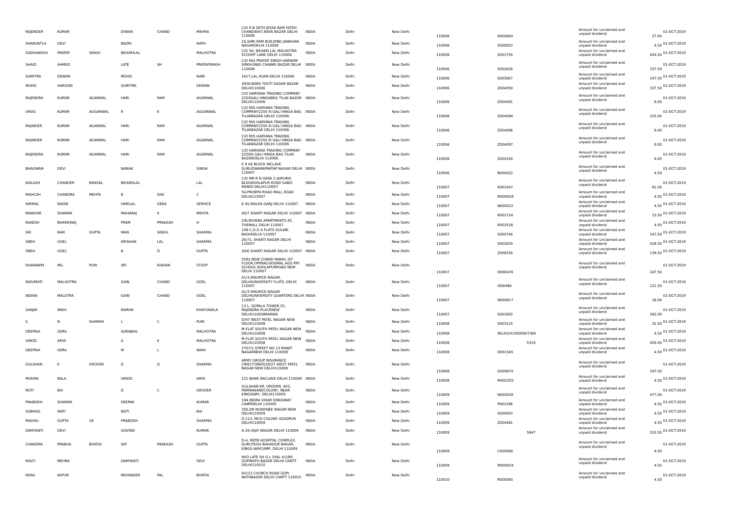| | | | | | | | | | | | | | | |
|---|---|---|---|---|---|---|---|---|---|---|---|---|---|---|
| RAJENDER | KUMAR | | DIWAN | CHAND | MEHRA | C/O R B SETH JESSA RAM FATEH CHAND4047,NAYA BAZAR DELHI 110006 | INDIA | Delhi | New Delhi | 110006 | R000604 | Amount for unclaimed and unpaid dividend | 27.00 | 01-OCT-2019 |
| SHAKUNTLA | DEVI | | BADRI | | NATH | 16,SHRI RAM BUILDING JAWAHAR NAGARDELHI 110006 | INDIA | Delhi | New Delhi | 110006 | S000053 | Amount for unclaimed and unpaid dividend | 4.50 | 01-OCT-2019 |
| SUDHANSHU | PRATAP | SINGH | BEHARILAL | | MALHOTRA | C/O SH. BEHARI LAL MALHOTRA 5COURT LANE DELHI 110006 | INDIA | Delhi | New Delhi | 110006 | S001759 | Amount for unclaimed and unpaid dividend | 454.50 | 01-OCT-2019 |
| SHAID | AHMED | | LATE | SH | PRATAPSINGH | C/O M/S PRATAP SINGH HARNAM SINGH3665 CHAWRI BAZAR DELHI 110006 | INDIA | Delhi | New Delhi | 110006 | S002628 | Amount for unclaimed and unpaid dividend | 337.50 | 01-OCT-2019 |
| SUMITRA | DEWAN | | MOHD | | NABI | 1617,LAL KUAN DELHI 110006 | INDIA | Delhi | New Delhi | 110006 | S003067 | Amount for unclaimed and unpaid dividend | 247.50 | 01-OCT-2019 |
| MOHD | HAROON | | SUMITRA | | DEWAN | 4936,BARA TOOTI SADAR BAZAR DELHI110006 | INDIA | Delhi | New Delhi | 110006 | Z004050 | Amount for unclaimed and unpaid dividend | 337.50 | 01-OCT-2019 |
| RAJENDRA | KUMAR | AGARWAL | HARI | RAM | AGARWAL | C/O HARYANA TRADING COMPANY 2250GALI HINGABEG TILAK BAZAR DELHI110006 | INDIA | Delhi | New Delhi | 110006 | Z004091 | Amount for unclaimed and unpaid dividend | 9.00 | 01-OCT-2019 |
| VIKAS | KUMAR | AGGARWAL | R | K | AGGARWAL | C/O M/S HARYANA TRADING COMPANY2250 III GALI HINGA BAG TILAKBAZAR DELHI 110006 | INDIA | Delhi | New Delhi | 110006 | Z004094 | Amount for unclaimed and unpaid dividend | 225.00 | 01-OCT-2019 |
| RAJINDER | KUMAR | AGARWAL | HARI | RAM | AGARWAL | C/O M/S HARYANA TRADING COMPANY2250 III GALI HINGA BAG TILAKBAZAR DELHI 110006 | INDIA | Delhi | New Delhi | 110006 | Z004096 | Amount for unclaimed and unpaid dividend | 9.00 | 01-OCT-2019 |
| RAJINDER | KUMAR | AGARWAL | HARI | RAM | AGARWAL | C/O M/S HARYANA TRADING COMPANY2250 III GALI HINGA BAG TILAKBAZAR DELHI 110006 | INDIA | Delhi | New Delhi | 110006 | Z004097 | Amount for unclaimed and unpaid dividend | 9.00 | 01-OCT-2019 |
| RAJENDRA | KUMAR | AGARWAL | HARI | RAM | AGARWAL | C/O HARYANA TRADING COMPANY 2250III GALI HINGA BAG TILAK BAZARDELHI 110006 | INDIA | Delhi | New Delhi | 110006 | Z004100 | Amount for unclaimed and unpaid dividend | 9.00 | 01-OCT-2019 |
| BHAGWAN | DEVI | | NANAK | | SINGH | E 9 AE BLOCK INCLAVE GURUDWARAPRATAP NAGAR DELHI 110007 | INDIA | Delhi | New Delhi | 110006 | B000022 | Amount for unclaimed and unpaid dividend | 4.50 | 01-OCT-2019 |
| KAILASH | CHANDER | BANSAL | BEHARILAL | | LAL | C/O MR R N GERA 2 JAIPURIA BLDGKOHLAPUR ROAD SABZI MANDI DELHI110007 | INDIA | Delhi | New Delhi | 110007 | K001047 | Amount for unclaimed and unpaid dividend | 81.00 | 01-OCT-2019 |
| MAHCSH | CHANDRA | MEHTA | B | DAS | C | 54,PROBYN ROAD MALL ROAD DELHI110007 | INDIA | Delhi | New Delhi | 110007 | M000018 | Amount for unclaimed and unpaid dividend | 4.50 | 01-OCT-2019 |
| NIRMAL | NAYAR | | HARILAL | GERA | SERVICE | E-45,MALKA GANJ DELHI 110007 | INDIA | Delhi | New Delhi | 110007 | N000022 | Amount for unclaimed and unpaid dividend | 4.50 | 01-OCT-2019 |
| RANDHIR | SHARMA | | MAHARAJ | K | MEHTA | 40/7 SHAKTI NAGAR DELHI 110007 | INDIA | Delhi | New Delhi | 110007 | R001724 | Amount for unclaimed and unpaid dividend | 13.50 | 01-OCT-2019 |
| RAKESH | BHARDWAJ | | PREM | PRAKASH | H | 2/N,RIVIERA APARTMENTS 45, THEMALL DELHI 110007 | INDIA | Delhi | New Delhi | 110007 | R002518 | Amount for unclaimed and unpaid dividend | 4.50 | 01-OCT-2019 |
| SRI | RAM | GUPTA | MAN | SINGH | SHARMA | 108-C,D D A FLATS GULABI BAGHDELHI 110007 | INDIA | Delhi | New Delhi | 110007 | S000746 | Amount for unclaimed and unpaid dividend | 247.50 | 01-OCT-2019 |
| SNEH | GOEL | | KRISHAN | LAL | SHARMA | 26/71, SHAKTI NAGAR DELHI 110007 | INDIA | Delhi | New Delhi | 110007 | S002059 | Amount for unclaimed and unpaid dividend | 418.50 | 01-OCT-2019 |
| SNEH | GOEL | | B | D | GUPTA | 26/6 SHAKTI NAGAR DELHI 110007 | INDIA | Delhi | New Delhi | 110007 | Z006256 | Amount for unclaimed and unpaid dividend | 139.50 | 01-OCT-2019 |
| DHARAWM | PAL | PURI | SRI | KISHAN | STUDY | 5592,NEW CHAND RAWAL IST FLOOR,OPPBACHOOMAL AGG PRY SCHOOL KOHLAPURROAD NEW DELHI 110007 | INDIA | Delhi | New Delhi | 110007 | D000476 | Amount for unclaimed and unpaid dividend | 247.50 | 01-OCT-2019 |
| INDUMATI | MALHOTRA | | GIAN | CHAND | GOEL | A1/3,MAURICE NAGAR, DELHIUNIVERSITY FLATS, DELHI 110007 | INDIA | Delhi | New Delhi | 110007 | I000486 | Amount for unclaimed and unpaid dividend | 121.50 | 01-OCT-2019 |
| NEENA | MALOTRA | | GIAN | CHAND | GOEL | A1/3 MAURICE NAGAR DELHIUNIVERSITY QUARTERS DELHI 110007 | INDIA | Delhi | New Delhi | 110007 | N000817 | Amount for unclaimed and unpaid dividend | 18.00 | 01-OCT-2019 |
| SANJAY | WAHI | | RAMAN | | KHATUWALA | 13 L, GOPALA TOWER,25, RAJENDRA PLACENEW DELHI110008RAMAN | INDIA | Delhi | New Delhi | 110007 | S001693 | Amount for unclaimed and unpaid dividend | 342.00 | 01-OCT-2019 |
| S | N | SHARMA | L | C | PURI | D/47 WEST PATEL NAGAR NEW DELHI110008 | INDIA | Delhi | New Delhi | 110008 | S003124 | Amount for unclaimed and unpaid dividend | 31.50 | 01-OCT-2019 |
| DEEPIKA | GERA | | SURAJBAL | | MALHOTRA | M-FLAT SOUTH PATEL NAGAR NEW DELHI110008 | INDIA | Delhi | New Delhi | 110008 | IN1201410000007360 | Amount for unclaimed and unpaid dividend | 4.50 | 01-OCT-2019 |
| VINOD | ARYA | | A | K | MALHOTRA | M-FLAT,SOUTH PATEL NAGAR NEW DELHI110008 | INDIA | Delhi | New Delhi | 110008 | 5319 | Amount for unclaimed and unpaid dividend | 450.00 | 01-OCT-2019 |
| DEEPIKA | GERA | | M | L | WAHI | 2707/1,STREET NO 13 RANJIT NAGARNEW DELHI 110008 | INDIA | Delhi | New Delhi | 110008 | D001545 | Amount for unclaimed and unpaid dividend | 4.50 | 01-OCT-2019 |
| GULSHAN | K | GROVER | D | D | SHARMA | ARMY GROUP INSURANCE CIRECTORATE28/27 WEST PATEL NAGAR NEW DELHI110008 | INDIA | Delhi | New Delhi | 110008 | G000674 | Amount for unclaimed and unpaid dividend | 247.50 | 01-OCT-2019 |
| MOHINI | BALA | | VINOD | | ARYA | 121 BANK ENCLAVE DELHI 110009 | INDIA | Delhi | New Delhi | 110008 | M002255 | Amount for unclaimed and unpaid dividend | 4.50 | 01-OCT-2019 |
| NOTI | BAI | | D | C | GROVER | GULSHAN KR. GROVER, 403, PARMANANDCOLONY, NEAR KINGSWAY, DELHI110009 | INDIA | Delhi | New Delhi | 110009 | N000028 | Amount for unclaimed and unpaid dividend | 477.00 | 01-OCT-2019 |
| PRABODH | SHARMA | | DEEPAK | | KUMAR | 194,INDRA VIHAR KINGSWAY CAMPDELHI 110009 | INDIA | Delhi | New Delhi | 110009 | P002398 | Amount for unclaimed and unpaid dividend | 4.50 | 01-OCT-2019 |
| SOBHAG | WATI | | NOTI | | BAI | 356,DR MUKERJEE NAGAR NEW DELHI110009 | INDIA | Delhi | New Delhi | 110009 | S000093 | Amount for unclaimed and unpaid dividend | 4.50 | 01-OCT-2019 |
| MADHU | GUPTA | 1B | PRABODH | | SHARMA | D-113, MCD COLONY AZADPUR DELHI110009 | INDIA | Delhi | New Delhi | 110009 | Z004481 | Amount for unclaimed and unpaid dividend | 4.50 | 01-OCT-2019 |
| DAMYANTI | DEVI | | GOVIND | | KUMAR | A-34,VIJAY NAGAR DELHI 110009 | INDIA | Delhi | New Delhi | 110009 | 5947 | Amount for unclaimed and unpaid dividend | 310.50 | 01-OCT-2019 |
| CHANDRA | PRABHA | BHATIA | SAT | PRAKASH | GUPTA | D-4, RBTB HOSPITAL COMPLEX, GURUTEGH BAHADUR NAGAR, KINGS WAYCAMP, DELHI 110009 | INDIA | Delhi | New Delhi | 110009 | C000006 | Amount for unclaimed and unpaid dividend | 4.50 | 01-OCT-2019 |
| MALTI | MEHRA | | DAMYANTI | | DEVI | W/O LATE SH G L SYAL 4/1/80 GOPINATH BAZAR DELHI CANTT DELHI110010 | INDIA | Delhi | New Delhi | 110009 | M000019 | Amount for unclaimed and unpaid dividend | 4.50 | 01-OCT-2019 |
| RENU | KAPUR | | MOHINDER | PAL | BHATIA | III/123 CHURCH ROAD GOPI NATHBAZAR DELHI CANTT 110010 | INDIA | Delhi | New Delhi | 110010 | R000065 | Amount for unclaimed and unpaid dividend | 4.50 | 01-OCT-2019 |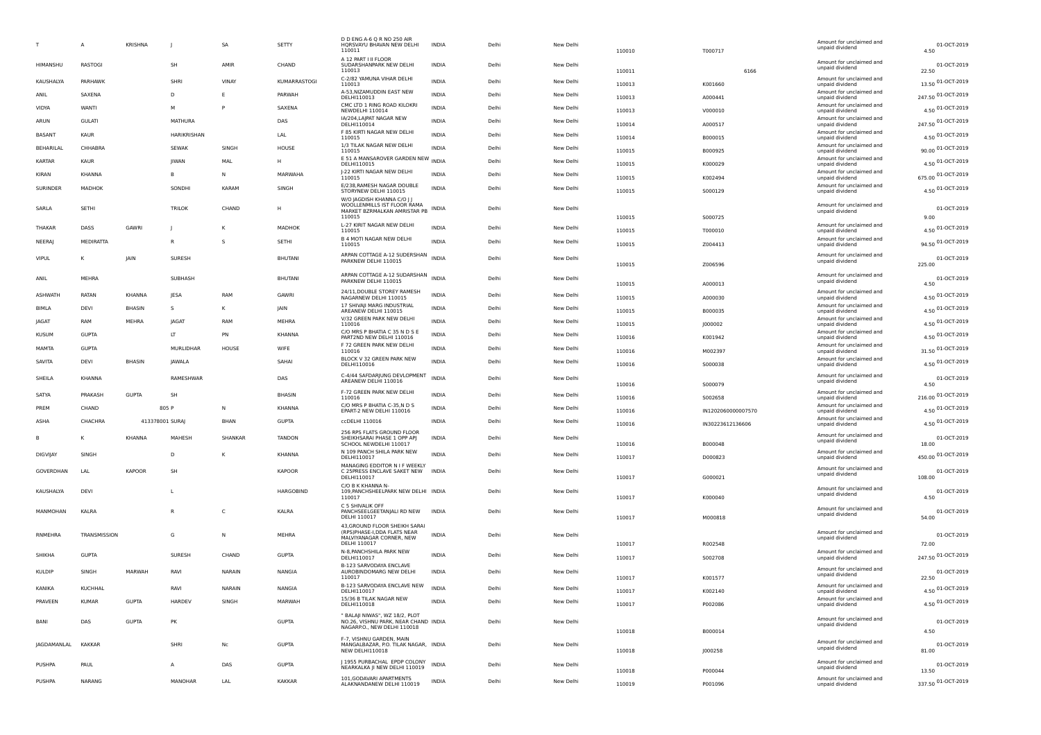| | | | | | | | | | | | | | |
|---|---|---|---|---|---|---|---|---|---|---|---|---|---|
| T | A | KRISHNA | J | SA | SETTY | D D ENG A-6 Q R NO 250 AIR HQRSVAYU BHAVAN NEW DELHI 110011 | INDIA | Delhi | New Delhi | 110010 | T000717 | Amount for unclaimed and unpaid dividend | 4.50 | 01-OCT-2019 |
| HIMANSHU | RASTOGI | | SH | AMIR | CHAND | A 12 PART I II FLOOR SUDARSHANPARK NEW DELHI 110013 | INDIA | Delhi | New Delhi | 110011 | 6166 | Amount for unclaimed and unpaid dividend | 22.50 | 01-OCT-2019 |
| KAUSHALYA | PARHAWK | | SHRI | VINAY | KUMARRASTOGI | C-2/82 YAMUNA VIHAR DELHI 110013 | INDIA | Delhi | New Delhi | 110013 | K001660 | Amount for unclaimed and unpaid dividend | 13.50 | 01-OCT-2019 |
| ANIL | SAXENA | | D | E | PARWAH | A-53,NIZAMUDDIN EAST NEW DELHI110013 | INDIA | Delhi | New Delhi | 110013 | A000441 | Amount for unclaimed and unpaid dividend | 247.50 | 01-OCT-2019 |
| VIDYA | WANTI | | M | P | SAXENA | CMC LTD 1 RING ROAD KILOKRI NEWDELHI 110014 | INDIA | Delhi | New Delhi | 110013 | V000010 | Amount for unclaimed and unpaid dividend | 4.50 | 01-OCT-2019 |
| ARUN | GULATI | | MATHURA | | DAS | IA/204,LAJPAT NAGAR NEW DELHI110014 | INDIA | Delhi | New Delhi | 110014 | A000517 | Amount for unclaimed and unpaid dividend | 247.50 | 01-OCT-2019 |
| BASANT | KAUR | | HARIKRISHAN | | LAL | F 85 KIRTI NAGAR NEW DELHI 110015 | INDIA | Delhi | New Delhi | 110014 | B000015 | Amount for unclaimed and unpaid dividend | 4.50 | 01-OCT-2019 |
| BEHARILAL | CHHABRA | | SEWAK | SINGH | HOUSE | 1/3 TILAK NAGAR NEW DELHI 110015 | INDIA | Delhi | New Delhi | 110015 | B000925 | Amount for unclaimed and unpaid dividend | 90.00 | 01-OCT-2019 |
| KARTAR | KAUR | | JIWAN | MAL | H | E 51 A MANSAROVER GARDEN NEW DELHI110015 | INDIA | Delhi | New Delhi | 110015 | K000029 | Amount for unclaimed and unpaid dividend | 4.50 | 01-OCT-2019 |
| KIRAN | KHANNA | | B | N | MARWAHA | J-22 KIRTI NAGAR NEW DELHI 110015 | INDIA | Delhi | New Delhi | 110015 | K002494 | Amount for unclaimed and unpaid dividend | 675.00 | 01-OCT-2019 |
| SURINDER | MADHOK | | SONDHI | KARAM | SINGH | E/238,RAMESH NAGAR DOUBLE STORYNEW DELHI 110015 | INDIA | Delhi | New Delhi | 110015 | S000129 | Amount for unclaimed and unpaid dividend | 4.50 | 01-OCT-2019 |
| SARLA | SETHI | | TRILOK | CHAND | H | W/O JAGDISH KHANNA C/O J J WOOLLENMILLS IST FLOOR RAMA MARKET BZRMALKAN AMRISTAR PB 110015 | INDIA | Delhi | New Delhi | 110015 | S000725 | Amount for unclaimed and unpaid dividend | 9.00 | 01-OCT-2019 |
| THAKAR | DASS | GAWRI | J | K | MADHOK | L-27 KIRIT NAGAR NEW DELHI 110015 | INDIA | Delhi | New Delhi | 110015 | T000010 | Amount for unclaimed and unpaid dividend | 4.50 | 01-OCT-2019 |
| NEERAJ | MEDIRATTA | | R | S | SETHI | B 4 MOTI NAGAR NEW DELHI 110015 | INDIA | Delhi | New Delhi | 110015 | Z004413 | Amount for unclaimed and unpaid dividend | 94.50 | 01-OCT-2019 |
| VIPUL | K | JAIN | SURESH | | BHUTANI | ARPAN COTTAGE A-12 SUDERSHAN PARKNEW DELHI 110015 | INDIA | Delhi | New Delhi | 110015 | Z006596 | Amount for unclaimed and unpaid dividend | 225.00 | 01-OCT-2019 |
| ANIL | MEHRA | | SUBHASH | | BHUTANI | ARPAN COTTAGE A-12 SUDARSHAN PARKNEW DELHI 110015 | INDIA | Delhi | New Delhi | 110015 | A000013 | Amount for unclaimed and unpaid dividend | 4.50 | 01-OCT-2019 |
| ASHWATH | RATAN | KHANNA | JESA | RAM | GAWRI | 24/11,DOUBLE STOREY RAMESH NAGARNEW DELHI 110015 | INDIA | Delhi | New Delhi | 110015 | A000030 | Amount for unclaimed and unpaid dividend | 4.50 | 01-OCT-2019 |
| BIMLA | DEVI | BHASIN | S | K | JAIN | 17 SHIVAJI MARG INDUSTRIAL AREANEW DELHI 110015 | INDIA | Delhi | New Delhi | 110015 | B000035 | Amount for unclaimed and unpaid dividend | 4.50 | 01-OCT-2019 |
| JAGAT | RAM | MEHRA | JAGAT | RAM | MEHRA | V/32 GREEN PARK NEW DELHI 110016 | INDIA | Delhi | New Delhi | 110015 | J000002 | Amount for unclaimed and unpaid dividend | 4.50 | 01-OCT-2019 |
| KUSUM | GUPTA | | LT | PN | KHANNA | C/O MRS P BHATIA C 35 N D S E PART2ND NEW DELHI 110016 | INDIA | Delhi | New Delhi | 110016 | K001942 | Amount for unclaimed and unpaid dividend | 4.50 | 01-OCT-2019 |
| MAMTA | GUPTA | | MURLIDHAR | HOUSE | WIFE | F 72 GREEN PARK NEW DELHI 110016 | INDIA | Delhi | New Delhi | 110016 | M002397 | Amount for unclaimed and unpaid dividend | 31.50 | 01-OCT-2019 |
| SAVITA | DEVI | BHASIN | JAWALA | | SAHAI | BLOCK V 32 GREEN PARK NEW DELHI110016 | INDIA | Delhi | New Delhi | 110016 | S000038 | Amount for unclaimed and unpaid dividend | 4.50 | 01-OCT-2019 |
| SHEILA | KHANNA | | RAMESHWAR | | DAS | C-4/44 SAFDARJUNG DEVLOPMENT AREANEW DELHI 110016 | INDIA | Delhi | New Delhi | 110016 | S000079 | Amount for unclaimed and unpaid dividend | 4.50 | 01-OCT-2019 |
| SATYA | PRAKASH | GUPTA | SH | | BHASIN | F-72 GREEN PARK NEW DELHI 110016 | INDIA | Delhi | New Delhi | 110016 | S002658 | Amount for unclaimed and unpaid dividend | 216.00 | 01-OCT-2019 |
| PREM | CHAND | 805 P | | N | KHANNA | C/O MRS P BHATIA C-35,N D S EPART-2 NEW DELHI 110016 | INDIA | Delhi | New Delhi | 110016 | IN1202060000007570 | Amount for unclaimed and unpaid dividend | 4.50 | 01-OCT-2019 |
| ASHA | CHACHRA | 413378001 SURAJ | | BHAN | GUPTA | ccDELHI 110016 | INDIA | Delhi | New Delhi | 110016 | IN30223612136606 | Amount for unclaimed and unpaid dividend | 4.50 | 01-OCT-2019 |
| B | K | KHANNA | MAHESH | SHANKAR | TANDON | 256 RPS FLATS GROUND FLOOR SHEIKHSARAI PHASE 1 OPP APJ SCHOOL NEWDELHI 110017 | INDIA | Delhi | New Delhi | 110016 | B000048 | Amount for unclaimed and unpaid dividend | 18.00 | 01-OCT-2019 |
| DIGVIJAY | SINGH | | D | K | KHANNA | N 109 PANCH SHILA PARK NEW DELHI110017 | INDIA | Delhi | New Delhi | 110017 | D000823 | Amount for unclaimed and unpaid dividend | 450.00 | 01-OCT-2019 |
| GOVERDHAN | LAL | KAPOOR | SH | | KAPOOR | MANAGING EDDITOR N I F WEEKLY C 25PRESS ENCLAVE SAKET NEW DELHI110017 | INDIA | Delhi | New Delhi | 110017 | G000021 | Amount for unclaimed and unpaid dividend | 108.00 | 01-OCT-2019 |
| KAUSHALYA | DEVI | | L | | HARGOBIND | C/O B K KHANNA N-109,PANCHSHEELPARK NEW DELHI 110017 | INDIA | Delhi | New Delhi | 110017 | K000040 | Amount for unclaimed and unpaid dividend | 4.50 | 01-OCT-2019 |
| MANMOHAN | KALRA | | R | C | KALRA | C 5 SHIVALIK OFF PANCHSEELGEETANJALI RD NEW DELHI 110017 | INDIA | Delhi | New Delhi | 110017 | M000818 | Amount for unclaimed and unpaid dividend | 54.00 | 01-OCT-2019 |
| RNMEHRA | TRANSMISSION | | G | N | MEHRA | 43,GROUND FLOOR SHEIKH SARAI (RPS)PHASE-I,DDA FLATS NEAR MALVIYANAGAR CORNER, NEW DELHI 110017 | INDIA | Delhi | New Delhi | 110017 | R002548 | Amount for unclaimed and unpaid dividend | 72.00 | 01-OCT-2019 |
| SHIKHA | GUPTA | | SURESH | CHAND | GUPTA | N-8,PANCHSHILA PARK NEW DELHI110017 | INDIA | Delhi | New Delhi | 110017 | S002708 | Amount for unclaimed and unpaid dividend | 247.50 | 01-OCT-2019 |
| KULDIP | SINGH | MARWAH | RAVI | NARAIN | NANGIA | B-123 SARVODAYA ENCLAVE AUROBINDOMARG NEW DELHI 110017 | INDIA | Delhi | New Delhi | 110017 | K001577 | Amount for unclaimed and unpaid dividend | 22.50 | 01-OCT-2019 |
| KANIKA | KUCHHAL | | RAVI | NARAIN | NANGIA | B-123 SARVODAYA ENCLAVE NEW DELHI110017 | INDIA | Delhi | New Delhi | 110017 | K002140 | Amount for unclaimed and unpaid dividend | 4.50 | 01-OCT-2019 |
| PRAVEEN | KUMAR | GUPTA | HARDEV | SINGH | MARWAH | 15/36 B TILAK NAGAR NEW DELHI110018 | INDIA | Delhi | New Delhi | 110017 | P002086 | Amount for unclaimed and unpaid dividend | 4.50 | 01-OCT-2019 |
| BANI | DAS | GUPTA | PK | | GUPTA | " BALAJI NIWAS", WZ 18/2, PLOT NO.26, VISHNU PARK, NEAR CHAND NAGARP.O., NEW DELHI 110018 | INDIA | Delhi | New Delhi | 110018 | B000014 | Amount for unclaimed and unpaid dividend | 4.50 | 01-OCT-2019 |
| JAGDAMANLAL | KAKKAR | | SHRI | Nc | GUPTA | F-7, VISHNU GARDEN, MAIN MANGALBAZAR, P.O. TILAK NAGAR, NEW DELHI110018 | INDIA | Delhi | New Delhi | 110018 | J000258 | Amount for unclaimed and unpaid dividend | 81.00 | 01-OCT-2019 |
| PUSHPA | PAUL | | A | DAS | GUPTA | J 1955 PURBACHAL EPDP COLONY NEARKALKA JI NEW DELHI 110019 | INDIA | Delhi | New Delhi | 110018 | P000044 | Amount for unclaimed and unpaid dividend | 13.50 | 01-OCT-2019 |
| PUSHPA | NARANG | | MANOHAR | LAL | KAKKAR | 101,GODAVARI APARTMENTS ALAKNANDANEW DELHI 110019 | INDIA | Delhi | New Delhi | 110019 | P001096 | Amount for unclaimed and unpaid dividend | 337.50 | 01-OCT-2019 |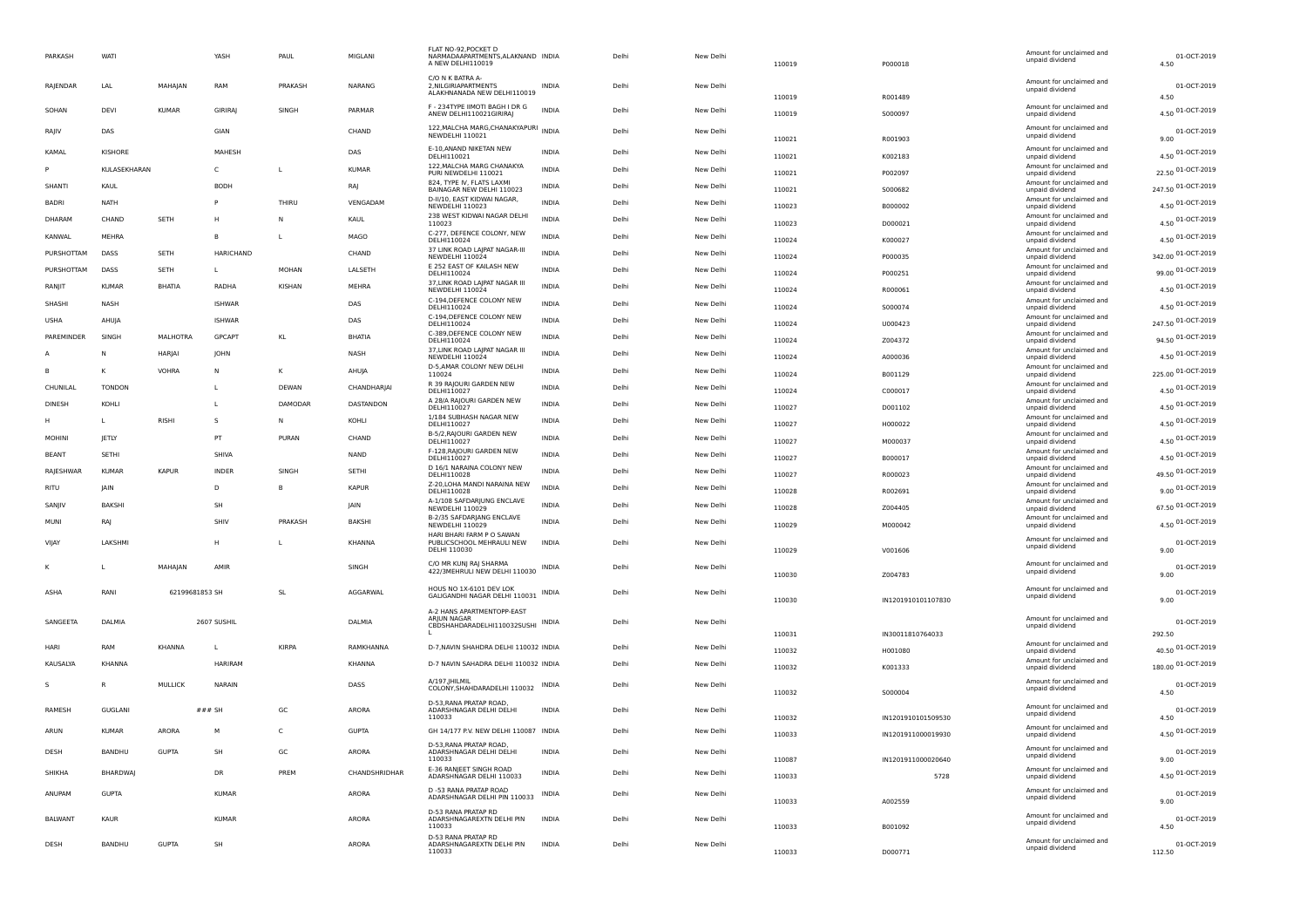| PARKASH | WATI | | YASH | PAUL | MIGLANI | FLAT NO-92,POCKET D NARMADAAPARTMENTS,ALAKNAND A NEW DELHI110019 | INDIA | Delhi | New Delhi | 110019 | P000018 | Amount for unclaimed and unpaid dividend | 4.50 | 01-OCT-2019 |
|---|---|---|---|---|---|---|---|---|---|---|---|---|---|---|
| RAJENDAR | LAL | MAHAJAN | RAM | PRAKASH | NARANG | C/O N K BATRA A-2,NILGIRIAPARTMENTS ALAKHNANADA NEW DELHI110019 | INDIA | Delhi | New Delhi | 110019 | R001489 | Amount for unclaimed and unpaid dividend | 4.50 | 01-OCT-2019 |
| SOHAN | DEVI | KUMAR | GIRIRAJ | SINGH | PARMAR | F - 234TYPE IIMOTI BAGH I DR G ANEW DELHI110021GIRIRAJ | INDIA | Delhi | New Delhi | 110019 | S000097 | Amount for unclaimed and unpaid dividend | 4.50 | 01-OCT-2019 |
| RAJIV | DAS | | GIAN | | CHAND | 122,MALCHA MARG,CHANAKYAPURI NEWDELHI 110021 | INDIA | Delhi | New Delhi | 110021 | R001903 | Amount for unclaimed and unpaid dividend | 9.00 | 01-OCT-2019 |
| KAMAL | KISHORE | | MAHESH | | DAS | E-10,ANAND NIKETAN NEW DELHI110021 | INDIA | Delhi | New Delhi | 110021 | K002183 | Amount for unclaimed and unpaid dividend | 4.50 | 01-OCT-2019 |
| P | KULASEKHARAN | | C | L | KUMAR | 122,MALCHA MARG CHANAKYA PURI NEWDELHI 110021 | INDIA | Delhi | New Delhi | 110021 | P002097 | Amount for unclaimed and unpaid dividend | 22.50 | 01-OCT-2019 |
| SHANTI | KAUL | | BODH | | RAJ | 824, TYPE IV, FLATS LAXMI BAINAGAR NEW DELHI 110023 | INDIA | Delhi | New Delhi | 110021 | S000682 | Amount for unclaimed and unpaid dividend | 247.50 | 01-OCT-2019 |
| BADRI | NATH | | P | THIRU | VENGADAM | D-II/10, EAST KIDWAI NAGAR, NEWDELHI 110023 | INDIA | Delhi | New Delhi | 110023 | B000002 | Amount for unclaimed and unpaid dividend | 4.50 | 01-OCT-2019 |
| DHARAM | CHAND | SETH | H | N | KAUL | 238 WEST KIDWAI NAGAR DELHI 110023 | INDIA | Delhi | New Delhi | 110023 | D000021 | Amount for unclaimed and unpaid dividend | 4.50 | 01-OCT-2019 |
| KANWAL | MEHRA | | B | L | MAGO | C-277, DEFENCE COLONY, NEW DELHI110024 | INDIA | Delhi | New Delhi | 110024 | K000027 | Amount for unclaimed and unpaid dividend | 4.50 | 01-OCT-2019 |
| PURSHOTTAM | DASS | SETH | HARICHAND | | CHAND | 37 LINK ROAD LAJPAT NAGAR-III NEWDELHI 110024 | INDIA | Delhi | New Delhi | 110024 | P000035 | Amount for unclaimed and unpaid dividend | 342.00 | 01-OCT-2019 |
| PURSHOTTAM | DASS | SETH | L | MOHAN | LALSETH | E 252 EAST OF KAILASH NEW DELHI110024 | INDIA | Delhi | New Delhi | 110024 | P000251 | Amount for unclaimed and unpaid dividend | 99.00 | 01-OCT-2019 |
| RANJIT | KUMAR | BHATIA | RADHA | KISHAN | MEHRA | 37,LINK ROAD LAJPAT NAGAR III NEWDELHI 110024 | INDIA | Delhi | New Delhi | 110024 | R000061 | Amount for unclaimed and unpaid dividend | 4.50 | 01-OCT-2019 |
| SHASHI | NASH | | ISHWAR | | DAS | C-194,DEFENCE COLONY NEW DELHI110024 | INDIA | Delhi | New Delhi | 110024 | S000074 | Amount for unclaimed and unpaid dividend | 4.50 | 01-OCT-2019 |
| USHA | AHUJA | | ISHWAR | | DAS | C-194,DEFENCE COLONY NEW DELHI110024 | INDIA | Delhi | New Delhi | 110024 | U000423 | Amount for unclaimed and unpaid dividend | 247.50 | 01-OCT-2019 |
| PAREMINDER | SINGH | MALHOTRA | GPCAPT | KL | BHATIA | C-389,DEFENCE COLONY NEW DELHI110024 | INDIA | Delhi | New Delhi | 110024 | Z004372 | Amount for unclaimed and unpaid dividend | 94.50 | 01-OCT-2019 |
| A | N | HARJAI | JOHN | | NASH | 37,LINK ROAD LAJPAT NAGAR III NEWDELHI 110024 | INDIA | Delhi | New Delhi | 110024 | A000036 | Amount for unclaimed and unpaid dividend | 4.50 | 01-OCT-2019 |
| B | K | VOHRA | N | K | AHUJA | D-5,AMAR COLONY NEW DELHI 110024 | INDIA | Delhi | New Delhi | 110024 | B001129 | Amount for unclaimed and unpaid dividend | 225.00 | 01-OCT-2019 |
| CHUNILAL | TONDON | | L | DEWAN | CHANDHARJAI | R 39 RAJOURI GARDEN NEW DELHI110027 | INDIA | Delhi | New Delhi | 110024 | C000017 | Amount for unclaimed and unpaid dividend | 4.50 | 01-OCT-2019 |
| DINESH | KOHLI | | L | DAMODAR | DASTANDON | A 28/A RAJOURI GARDEN NEW DELHI110027 | INDIA | Delhi | New Delhi | 110027 | D001102 | Amount for unclaimed and unpaid dividend | 4.50 | 01-OCT-2019 |
| H | L | RISHI | S | N | KOHLI | 1/184 SUBHASH NAGAR NEW DELHI110027 | INDIA | Delhi | New Delhi | 110027 | H000022 | Amount for unclaimed and unpaid dividend | 4.50 | 01-OCT-2019 |
| MOHINI | JETLY | | PT | PURAN | CHAND | B-5/2,RAJOURI GARDEN NEW DELHI110027 | INDIA | Delhi | New Delhi | 110027 | M000037 | Amount for unclaimed and unpaid dividend | 4.50 | 01-OCT-2019 |
| BEANT | SETHI | | SHIVA | | NAND | F-128,RAJOURI GARDEN NEW DELHI110027 | INDIA | Delhi | New Delhi | 110027 | B000017 | Amount for unclaimed and unpaid dividend | 4.50 | 01-OCT-2019 |
| RAJESHWAR | KUMAR | KAPUR | INDER | SINGH | SETHI | D 16/1 NARAINA COLONY NEW DELHI110028 | INDIA | Delhi | New Delhi | 110027 | R000023 | Amount for unclaimed and unpaid dividend | 49.50 | 01-OCT-2019 |
| RITU | JAIN | | D | B | KAPUR | Z-20,LOHA MANDI NARAINA NEW DELHI110028 | INDIA | Delhi | New Delhi | 110028 | R002691 | Amount for unclaimed and unpaid dividend | 9.00 | 01-OCT-2019 |
| SANJIV | BAKSHI | | SH | | JAIN | A-1/108 SAFDARJUNG ENCLAVE NEWDELHI 110029 | INDIA | Delhi | New Delhi | 110028 | Z004405 | Amount for unclaimed and unpaid dividend | 67.50 | 01-OCT-2019 |
| MUNI | RAJ | | SHIV | PRAKASH | BAKSHI | B-2/35 SAFDARJANG ENCLAVE NEWDELHI 110029 | INDIA | Delhi | New Delhi | 110029 | M000042 | Amount for unclaimed and unpaid dividend | 4.50 | 01-OCT-2019 |
| VIJAY | LAKSHMI | | H | L | KHANNA | HARI BHARI FARM P O SAWAN PUBLICSCHOOL MEHRAULI NEW DELHI 110030 | INDIA | Delhi | New Delhi | 110029 | V001606 | Amount for unclaimed and unpaid dividend | 9.00 | 01-OCT-2019 |
| K | L | MAHAJAN | AMIR | | SINGH | C/O MR KUNJ RAJ SHARMA 422/3MEHRULI NEW DELHI 110030 | INDIA | Delhi | New Delhi | 110030 | Z004783 | Amount for unclaimed and unpaid dividend | 9.00 | 01-OCT-2019 |
| ASHA | RANI | 62199681853 SH | | SL | AGGARWAL | HOUS NO 1X-6101 DEV LOK GALIGANDHI NAGAR DELHI 110031 | INDIA | Delhi | New Delhi | 110030 | IN1201910101107830 | Amount for unclaimed and unpaid dividend | 9.00 | 01-OCT-2019 |
| SANGEETA | DALMIA | | 2607 SUSHIL | | DALMIA | A-2 HANS APARTMENTOPP-EAST ARJUN NAGAR CBDSHAHDARADELHI110032SUSHI L | INDIA | Delhi | New Delhi | 110031 | IN30011810764033 | Amount for unclaimed and unpaid dividend | 292.50 | 01-OCT-2019 |
| HARI | RAM | KHANNA | L | KIRPA | RAMKHANNA | D-7,NAVIN SHAHDRA DELHI 110032 | INDIA | Delhi | New Delhi | 110032 | H001080 | Amount for unclaimed and unpaid dividend | 40.50 | 01-OCT-2019 |
| KAUSALYA | KHANNA | | HARIRAM | | KHANNA | D-7 NAVIN SAHADRA DELHI 110032 | INDIA | Delhi | New Delhi | 110032 | K001333 | Amount for unclaimed and unpaid dividend | 180.00 | 01-OCT-2019 |
| S | R | MULLICK | NARAIN | | DASS | A/197,JHILMIL COLONY,SHAHDARADELHI 110032 | INDIA | Delhi | New Delhi | 110032 | S000004 | Amount for unclaimed and unpaid dividend | 4.50 | 01-OCT-2019 |
| RAMESH | GUGLANI | | ### SH | GC | ARORA | D-53,RANA PRATAP ROAD, ADARSHNAGAR DELHI DELHI 110033 | INDIA | Delhi | New Delhi | 110032 | IN1201910101509530 | Amount for unclaimed and unpaid dividend | 4.50 | 01-OCT-2019 |
| ARUN | KUMAR | ARORA | M | C | GUPTA | GH 14/177 P.V. NEW DELHI 110087 | INDIA | Delhi | New Delhi | 110033 | IN1201911000019930 | Amount for unclaimed and unpaid dividend | 4.50 | 01-OCT-2019 |
| DESH | BANDHU | GUPTA | SH | GC | ARORA | D-53,RANA PRATAP ROAD, ADARSHNAGAR DELHI DELHI 110033 | INDIA | Delhi | New Delhi | 110087 | IN1201911000020640 | Amount for unclaimed and unpaid dividend | 9.00 | 01-OCT-2019 |
| SHIKHA | BHARDWAJ | | DR | PREM | CHANDSHRIDHAR | E-36 RANJEET SINGH ROAD ADARSHNAGAR DELHI 110033 | INDIA | Delhi | New Delhi | 110033 | 5728 | Amount for unclaimed and unpaid dividend | 4.50 | 01-OCT-2019 |
| ANUPAM | GUPTA | | KUMAR | | ARORA | D -53 RANA PRATAP ROAD ADARSHNAGAR DELHI PIN 110033 | INDIA | Delhi | New Delhi | 110033 | A002559 | Amount for unclaimed and unpaid dividend | 9.00 | 01-OCT-2019 |
| BALWANT | KAUR | | KUMAR | | ARORA | D-53 RANA PRATAP RD ADARSHNAGAREXTN DELHI PIN 110033 | INDIA | Delhi | New Delhi | 110033 | B001092 | Amount for unclaimed and unpaid dividend | 4.50 | 01-OCT-2019 |
| DESH | BANDHU | GUPTA | SH | | ARORA | D-53 RANA PRATAP RD ADARSHNAGAREXTN DELHI PIN 110033 | INDIA | Delhi | New Delhi | 110033 | D000771 | Amount for unclaimed and unpaid dividend | 112.50 | 01-OCT-2019 |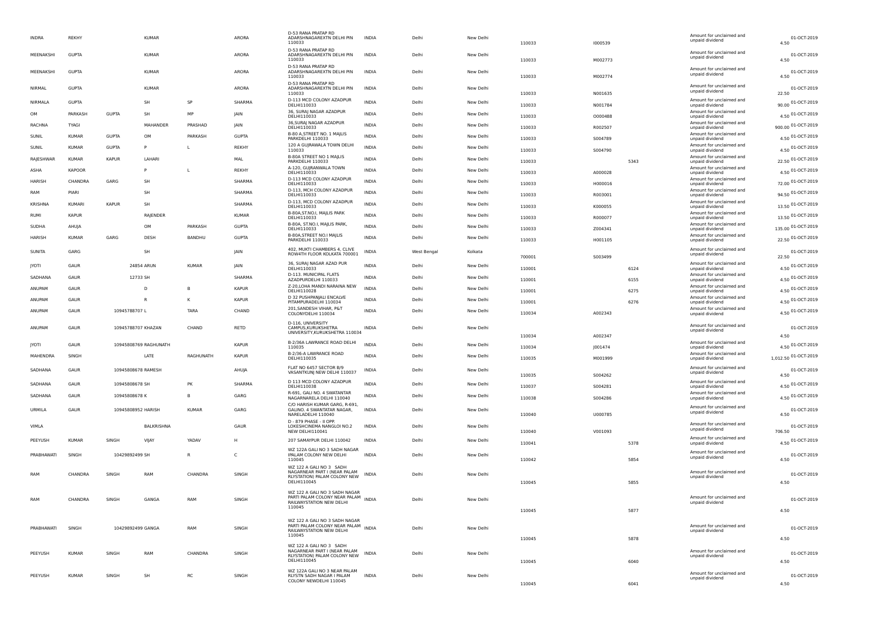| | | | | | | | | | | | | | | | |
|---|---|---|---|---|---|---|---|---|---|---|---|---|---|---|---|
| INDRA | REKHY | | KUMAR | | ARORA | D-53 RANA PRATAP RD ADARSHNAGAREXTN DELHI PIN 110033 | INDIA | Delhi | New Delhi | 110033 | I000539 | | Amount for unclaimed and unpaid dividend | 4.50 | 01-OCT-2019 |
| MEENAKSHI | GUPTA | | KUMAR | | ARORA | D-53 RANA PRATAP RD ADARSHNAGAREXTN DELHI PIN 110033 | INDIA | Delhi | New Delhi | 110033 | M002773 | | Amount for unclaimed and unpaid dividend | 4.50 | 01-OCT-2019 |
| MEENAKSHI | GUPTA | | KUMAR | | ARORA | D-53 RANA PRATAP RD ADARSHNAGAREXTN DELHI PIN 110033 | INDIA | Delhi | New Delhi | 110033 | M002774 | | Amount for unclaimed and unpaid dividend | 4.50 | 01-OCT-2019 |
| NIRMAL | GUPTA | | KUMAR | | ARORA | D-53 RANA PRATAP RD ADARSHNAGAREXTN DELHI PIN 110033 | INDIA | Delhi | New Delhi | 110033 | N001635 | | Amount for unclaimed and unpaid dividend | 22.50 | 01-OCT-2019 |
| NIRMALA | GUPTA | | SH | SP | SHARMA | D-113 MCD COLONY AZADPUR DELHI110033 | INDIA | Delhi | New Delhi | 110033 | N001784 | | Amount for unclaimed and unpaid dividend | 90.00 | 01-OCT-2019 |
| OM | PARKASH | GUPTA | SH | MP | JAIN | 36, SURAJ NAGAR AZADPUR DELHI110033 | INDIA | Delhi | New Delhi | 110033 | O000488 | | Amount for unclaimed and unpaid dividend | 4.50 | 01-OCT-2019 |
| RACHNA | TYAGI | | MAHANDER | PRASHAD | JAIN | 36,SURAJ NAGAR AZADPUR DELHI110033 | INDIA | Delhi | New Delhi | 110033 | R002507 | | Amount for unclaimed and unpaid dividend | 900.00 | 01-OCT-2019 |
| SUNIL | KUMAR | GUPTA | OM | PARKASH | GUPTA | B-80 A,STREET NO. 1 MAJLIS PARKDELHI 110033 | INDIA | Delhi | New Delhi | 110033 | S004789 | | Amount for unclaimed and unpaid dividend | 4.50 | 01-OCT-2019 |
| SUNIL | KUMAR | GUPTA | P | L | REKHY | 120 A GUJRAWALA TOWN DELHI 110033 | INDIA | Delhi | New Delhi | 110033 | S004790 | | Amount for unclaimed and unpaid dividend | 4.50 | 01-OCT-2019 |
| RAJESHWAR | KUMAR | KAPUR | LAHARI | | MAL | B-80A STREET NO 1 MAJLIS PARKDELHI 110033 | INDIA | Delhi | New Delhi | 110033 | | 5343 | Amount for unclaimed and unpaid dividend | 22.50 | 01-OCT-2019 |
| ASHA | KAPOOR | | P | L | REKHY | A-120, GUJRANWALA TOWN DELHI110033 | INDIA | Delhi | New Delhi | 110033 | A000028 | | Amount for unclaimed and unpaid dividend | 4.50 | 01-OCT-2019 |
| HARISH | CHANDRA | GARG | SH | | SHARMA | D-113 MCD COLONY AZADPUR DELHI110033 | INDIA | Delhi | New Delhi | 110033 | H000016 | | Amount for unclaimed and unpaid dividend | 72.00 | 01-OCT-2019 |
| RAM | PIARI | | SH | | SHARMA | D-113, MCH COLONY AZADPUR DELHI110033 | INDIA | Delhi | New Delhi | 110033 | R003001 | | Amount for unclaimed and unpaid dividend | 94.50 | 01-OCT-2019 |
| KRISHNA | KUMARI | KAPUR | SH | | SHARMA | D-113, MCD COLONY AZADPUR DELHI110033 | INDIA | Delhi | New Delhi | 110033 | K000055 | | Amount for unclaimed and unpaid dividend | 13.50 | 01-OCT-2019 |
| RUMI | KAPUR | | RAJENDER | | KUMAR | B-80A,ST.NO.I, MAJLIS PARK DELHI110033 | INDIA | Delhi | New Delhi | 110033 | R000077 | | Amount for unclaimed and unpaid dividend | 13.50 | 01-OCT-2019 |
| SUDHA | AHUJA | | OM | PARKASH | GUPTA | B-80A, ST.NO.I, MAJLIS PARK, DELHI110033 | INDIA | Delhi | New Delhi | 110033 | Z004341 | | Amount for unclaimed and unpaid dividend | 135.00 | 01-OCT-2019 |
| HARISH | KUMAR | GARG | DESH | BANDHU | GUPTA | B-80A,STREET NO.I MAJLIS PARKDELHI 110033 | INDIA | Delhi | New Delhi | 110033 | H001105 | | Amount for unclaimed and unpaid dividend | 22.50 | 01-OCT-2019 |
| SUNITA | GARG | | SH | | JAIN | 402, MUKTI CHAMBERS 4, CLIVE ROW4TH FLOOR KOLKATA 700001 | INDIA | West Bengal | Kolkata | 700001 | S003499 | | Amount for unclaimed and unpaid dividend | 22.50 | 01-OCT-2019 |
| JYOTI | GAUR | 24854 | ARUN | KUMAR | JAIN | 36, SURAJ NAGAR AZAD PUR DELHI110033 | INDIA | Delhi | New Delhi | 110001 | | 6124 | Amount for unclaimed and unpaid dividend | 4.50 | 01-OCT-2019 |
| SADHANA | GAUR | 12733 | SH | | SHARMA | D-113. MUNICIPAL FLATS AZADPURDELHI 110033 | INDIA | Delhi | New Delhi | 110001 | | 6155 | Amount for unclaimed and unpaid dividend | 4.50 | 01-OCT-2019 |
| ANUPAM | GAUR | | D | B | KAPUR | Z-20,LOHA MANDI NARAINA NEW DELHI110028 | INDIA | Delhi | New Delhi | 110001 | | 6275 | Amount for unclaimed and unpaid dividend | 4.50 | 01-OCT-2019 |
| ANUPAM | GAUR | | R | K | KAPUR | D 32 PUSHPANJALI ENCALVE PITAMPURADELHI 110034 | INDIA | Delhi | New Delhi | 110001 | | 6276 | Amount for unclaimed and unpaid dividend | 4.50 | 01-OCT-2019 |
| ANUPAM | GAUR | 10945788707 | L | TARA | CHAND | 201,SANDESH VIHAR, P&T COLONYDELHI 110034 | INDIA | Delhi | New Delhi | 110034 | A002343 | | Amount for unclaimed and unpaid dividend | 4.50 | 01-OCT-2019 |
| ANUPAM | GAUR | 10945788707 | KHAZAN | CHAND | RETD | D-116, UNIVERSITY CAMPUS,KURUKSHETRA UNIVERSITY,KURUKSHETRA 110034 | INDIA | Delhi | New Delhi | 110034 | A002347 | | Amount for unclaimed and unpaid dividend | 4.50 | 01-OCT-2019 |
| JYOTI | GAUR | 10945808769 | RAGHUNATH | | KAPUR | B-2/36A LAWRANCE ROAD DELHI 110035 | INDIA | Delhi | New Delhi | 110034 | J001474 | | Amount for unclaimed and unpaid dividend | 4.50 | 01-OCT-2019 |
| MAHENDRA | SINGH | | LATE | RAGHUNATH | KAPUR | B-2/36-A LAWRENCE ROAD DELHI110035 | INDIA | Delhi | New Delhi | 110035 | M001999 | | Amount for unclaimed and unpaid dividend | 1,012.50 | 01-OCT-2019 |
| SADHANA | GAUR | 10945808678 | RAMESH | | AHUJA | FLAT NO 6457 SECTOR B/9 VASANTKUNJ NEW DELHI 110037 | INDIA | Delhi | New Delhi | 110035 | S004262 | | Amount for unclaimed and unpaid dividend | 4.50 | 01-OCT-2019 |
| SADHANA | GAUR | 10945808678 | SH | PK | SHARMA | D 113 MCD COLONY AZADPUR DELHI110038 | INDIA | Delhi | New Delhi | 110037 | S004281 | | Amount for unclaimed and unpaid dividend | 4.50 | 01-OCT-2019 |
| SADHANA | GAUR | 10945808678 | K | B | GARG | R-691, GALI NO. 4 SWATANTAR NAGARNARELA DELHI 110040 | INDIA | Delhi | New Delhi | 110038 | S004286 | | Amount for unclaimed and unpaid dividend | 4.50 | 01-OCT-2019 |
| URMILA | GAUR | 10945808952 | HARISH | KUMAR | GARG | C/O HARISH KUMAR GARG, R-691, GALINO. 4 SWANTATAR NAGAR, NARELADELHI 110040 | INDIA | Delhi | New Delhi | 110040 | U000785 | | Amount for unclaimed and unpaid dividend | 4.50 | 01-OCT-2019 |
| VIMLA | | | BALKRISHNA | | GAUR | D - 879 PHASE - II OPP. LOKESHCINEMA NANGLOI NO.2 NEW DELHI110041 | INDIA | Delhi | New Delhi | 110040 | V001093 | | Amount for unclaimed and unpaid dividend | 706.50 | 01-OCT-2019 |
| PEEYUSH | KUMAR | SINGH | VIJAY | YADAV | H | 207 SAMAYPUR DELHI 110042 | INDIA | Delhi | New Delhi | 110041 | | 5378 | Amount for unclaimed and unpaid dividend | 4.50 | 01-OCT-2019 |
| PRABHAWATI | SINGH | 10429892499 | SH | R | C | WZ 122A GALI NO 3 SADH NAGAR IPALAM COLONY NEW DELHI 110045 | INDIA | Delhi | New Delhi | 110042 | | 5854 | Amount for unclaimed and unpaid dividend | 4.50 | 01-OCT-2019 |
| RAM | CHANDRA | SINGH | RAM | CHANDRA | SINGH | WZ 122 A GALI NO 3 SADH NAGARNEAR PART I (NEAR PALAM RLYSTATION) PALAM COLONY NEW DELHI110045 | INDIA | Delhi | New Delhi | 110045 | | 5855 | Amount for unclaimed and unpaid dividend | 4.50 | 01-OCT-2019 |
| RAM | CHANDRA | SINGH | GANGA | RAM | SINGH | WZ 122 A GALI NO 3 SADH NAGAR PARTI PALAM COLONY NEAR PALAM RAILWAYSTATION NEW DELHI 110045 | INDIA | Delhi | New Delhi | 110045 | | 5877 | Amount for unclaimed and unpaid dividend | 4.50 | 01-OCT-2019 |
| PRABHAWATI | SINGH | 10429892499 | GANGA | RAM | SINGH | WZ 122 A GALI NO 3 SADH NAGAR PARTI PALAM COLONY NEAR PALAM RAILWAYSTATION NEW DELHI 110045 | INDIA | Delhi | New Delhi | 110045 | | 5878 | Amount for unclaimed and unpaid dividend | 4.50 | 01-OCT-2019 |
| PEEYUSH | KUMAR | SINGH | RAM | CHANDRA | SINGH | WZ 122 A GALI NO 3 SADH NAGARNEAR PART I (NEAR PALAM RLYSTATION) PALAM COLONY NEW DELHI110045 | INDIA | Delhi | New Delhi | 110045 | | 6040 | Amount for unclaimed and unpaid dividend | 4.50 | 01-OCT-2019 |
| PEEYUSH | KUMAR | SINGH | SH | RC | SINGH | WZ 122A GALI NO 3 NEAR PALAM RLYSTN SADH NAGAR I PALAM COLONY NEWDELHI 110045 | INDIA | Delhi | New Delhi | 110045 | | 6041 | Amount for unclaimed and unpaid dividend | 4.50 | 01-OCT-2019 |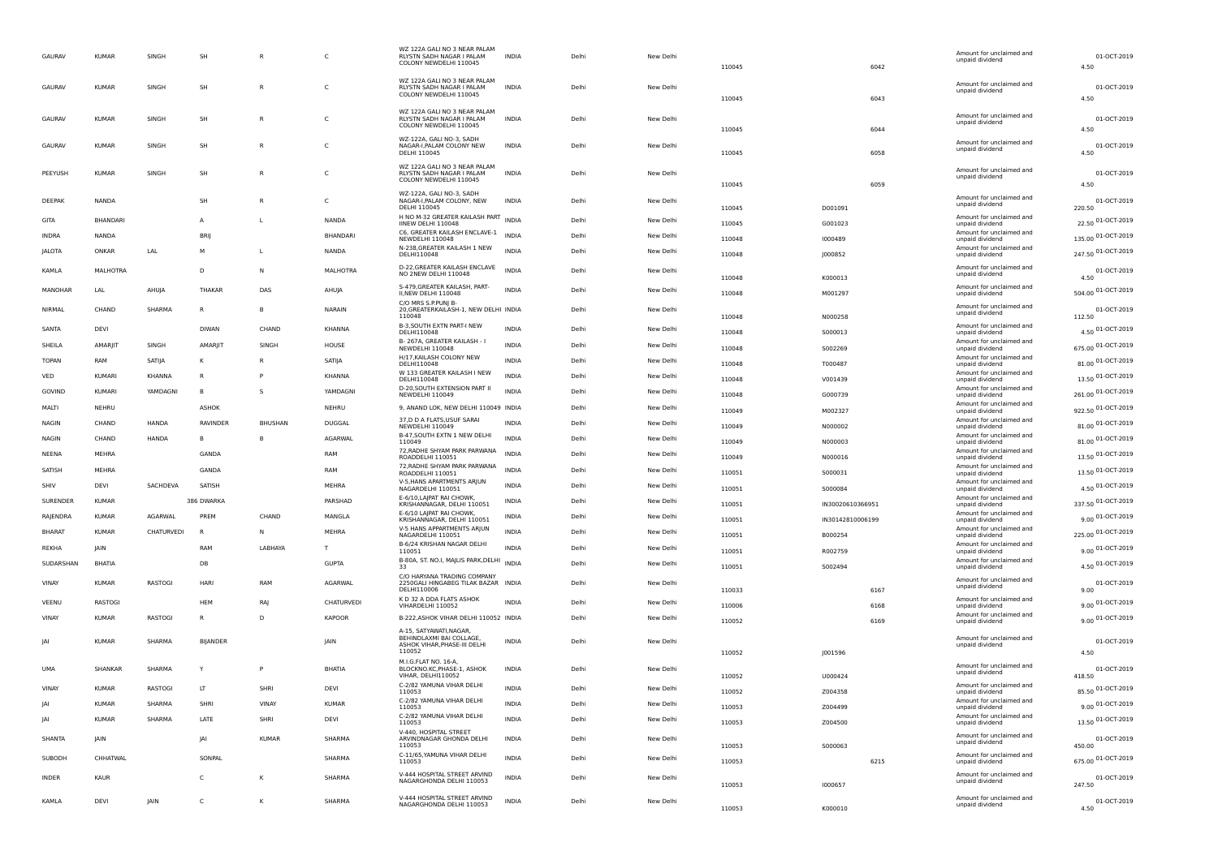| | | | | | | | | | | | | | | |
|---|---|---|---|---|---|---|---|---|---|---|---|---|---|---|
| GAURAV | KUMAR | SINGH | SH | R | C | WZ 122A GALI NO 3 NEAR PALAM RLYSTN SADH NAGAR I PALAM COLONY NEWDELHI 110045 | INDIA | Delhi | New Delhi | 110045 | 6042 | Amount for unclaimed and unpaid dividend | 4.50 | 01-OCT-2019 |
| GAURAV | KUMAR | SINGH | SH | R | C | WZ 122A GALI NO 3 NEAR PALAM RLYSTN SADH NAGAR I PALAM COLONY NEWDELHI 110045 | INDIA | Delhi | New Delhi | 110045 | 6043 | Amount for unclaimed and unpaid dividend | 4.50 | 01-OCT-2019 |
| GAURAV | KUMAR | SINGH | SH | R | C | WZ 122A GALI NO 3 NEAR PALAM RLYSTN SADH NAGAR I PALAM COLONY NEWDELHI 110045 | INDIA | Delhi | New Delhi | 110045 | 6044 | Amount for unclaimed and unpaid dividend | 4.50 | 01-OCT-2019 |
| GAURAV | KUMAR | SINGH | SH | R | C | WZ-122A, GALI NO-3, SADH NAGAR-I,PALAM COLONY NEW DELHI 110045 | INDIA | Delhi | New Delhi | 110045 | 6058 | Amount for unclaimed and unpaid dividend | 4.50 | 01-OCT-2019 |
| PEEYUSH | KUMAR | SINGH | SH | R | C | WZ 122A GALI NO 3 NEAR PALAM RLYSTN SADH NAGAR I PALAM COLONY NEWDELHI 110045 | INDIA | Delhi | New Delhi | 110045 | 6059 | Amount for unclaimed and unpaid dividend | 4.50 | 01-OCT-2019 |
| DEEPAK | NANDA | | SH | R | C | WZ-122A, GALI NO-3, SADH NAGAR-I,PALAM COLONY, NEW DELHI 110045 | INDIA | Delhi | New Delhi | 110045 | D001091 | Amount for unclaimed and unpaid dividend | 220.50 | 01-OCT-2019 |
| GITA | BHANDARI | | A | L | NANDA | H NO M-32 GREATER KAILASH PART IINEW DELHI 110048 | INDIA | Delhi | New Delhi | 110045 | G001023 | Amount for unclaimed and unpaid dividend | 22.50 | 01-OCT-2019 |
| INDRA | NANDA | | BRIJ | | BHANDARI | C6, GREATER KAILASH ENCLAVE-1 NEWDELHI 110048 | INDIA | Delhi | New Delhi | 110048 | I000489 | Amount for unclaimed and unpaid dividend | 135.00 | 01-OCT-2019 |
| JALOTA | ONKAR | LAL | M | L | NANDA | N-238,GREATER KAILASH 1 NEW DELHI110048 | INDIA | Delhi | New Delhi | 110048 | J000852 | Amount for unclaimed and unpaid dividend | 247.50 | 01-OCT-2019 |
| KAMLA | MALHOTRA | | D | N | MALHOTRA | D-22,GREATER KAILASH ENCLAVE NO 2NEW DELHI 110048 | INDIA | Delhi | New Delhi | 110048 | K000013 | Amount for unclaimed and unpaid dividend | 4.50 | 01-OCT-2019 |
| MANOHAR | LAL | AHUJA | THAKAR | DAS | AHUJA | S-479,GREATER KAILASH, PART-II,NEW DELHI 110048 | INDIA | Delhi | New Delhi | 110048 | M001297 | Amount for unclaimed and unpaid dividend | 504.00 | 01-OCT-2019 |
| NIRMAL | CHAND | SHARMA | R | B | NARAIN | C/O MRS S.P.PUNJ B-20,GREATERKAILASH-1, NEW DELHI 110048 | INDIA | Delhi | New Delhi | 110048 | N000258 | Amount for unclaimed and unpaid dividend | 112.50 | 01-OCT-2019 |
| SANTA | DEVI | | DIWAN | CHAND | KHANNA | B-3,SOUTH EXTN PART-I NEW DELHI110048 | INDIA | Delhi | New Delhi | 110048 | S000013 | Amount for unclaimed and unpaid dividend | 4.50 | 01-OCT-2019 |
| SHEILA | AMARJIT | SINGH | AMARJIT | SINGH | HOUSE | B- 267A, GREATER KAILASH - I NEWDELHI 110048 | INDIA | Delhi | New Delhi | 110048 | S002269 | Amount for unclaimed and unpaid dividend | 675.00 | 01-OCT-2019 |
| TOPAN | RAM | SATIJA | K | R | SATIJA | H/17,KAILASH COLONY NEW DELHI110048 | INDIA | Delhi | New Delhi | 110048 | T000487 | Amount for unclaimed and unpaid dividend | 81.00 | 01-OCT-2019 |
| VED | KUMARI | KHANNA | R | P | KHANNA | W 133 GREATER KAILASH I NEW DELHI110048 | INDIA | Delhi | New Delhi | 110048 | V001439 | Amount for unclaimed and unpaid dividend | 13.50 | 01-OCT-2019 |
| GOVIND | KUMARI | YAMDAGNI | B | S | YAMDAGNI | D-20,SOUTH EXTENSION PART II NEWDELHI 110049 | INDIA | Delhi | New Delhi | 110048 | G000739 | Amount for unclaimed and unpaid dividend | 261.00 | 01-OCT-2019 |
| MALTI | NEHRU | | ASHOK | | NEHRU | 9, ANAND LOK, NEW DELHI 110049 | INDIA | Delhi | New Delhi | 110049 | M002327 | Amount for unclaimed and unpaid dividend | 922.50 | 01-OCT-2019 |
| NAGIN | CHAND | HANDA | RAVINDER | BHUSHAN | DUGGAL | 37,D D A FLATS,USUF SARAI NEWDELHI 110049 | INDIA | Delhi | New Delhi | 110049 | N000002 | Amount for unclaimed and unpaid dividend | 81.00 | 01-OCT-2019 |
| NAGIN | CHAND | HANDA | B | B | AGARWAL | B-47,SOUTH EXTN 1 NEW DELHI 110049 | INDIA | Delhi | New Delhi | 110049 | N000003 | Amount for unclaimed and unpaid dividend | 81.00 | 01-OCT-2019 |
| NEENA | MEHRA | | GANDA | | RAM | 72,RADHE SHYAM PARK PARWANA ROADDELHI 110051 | INDIA | Delhi | New Delhi | 110049 | N000016 | Amount for unclaimed and unpaid dividend | 13.50 | 01-OCT-2019 |
| SATISH | MEHRA | | GANDA | | RAM | 72,RADHE SHYAM PARK PARWANA ROADDELHI 110051 | INDIA | Delhi | New Delhi | 110051 | S000031 | Amount for unclaimed and unpaid dividend | 13.50 | 01-OCT-2019 |
| SHIV | DEVI | SACHDEVA | SATISH | | MEHRA | V-5,HANS APARTMENTS ARJUN NAGARDELHI 110051 | INDIA | Delhi | New Delhi | 110051 | S000084 | Amount for unclaimed and unpaid dividend | 4.50 | 01-OCT-2019 |
| SURENDER | KUMAR | | 386 DWARKA | | PARSHAD | E-6/10,LAJPAT RAI CHOWK, KRISHANNAGAR, DELHI 110051 | INDIA | Delhi | New Delhi | 110051 | IN30020610366951 | Amount for unclaimed and unpaid dividend | 337.50 | 01-OCT-2019 |
| RAJENDRA | KUMAR | AGARWAL | PREM | CHAND | MANGLA | E-6/10 LAJPAT RAI CHOWK, KRISHANNAGAR, DELHI 110051 | INDIA | Delhi | New Delhi | 110051 | IN30142810006199 | Amount for unclaimed and unpaid dividend | 9.00 | 01-OCT-2019 |
| BHARAT | KUMAR | CHATURVEDI | R | N | MEHRA | V-5 HANS APPARTMENTS ARJUN NAGARDELHI 110051 | INDIA | Delhi | New Delhi | 110051 | B000254 | Amount for unclaimed and unpaid dividend | 225.00 | 01-OCT-2019 |
| REKHA | JAIN | | RAM | LABHAYA | T | B-6/24 KRISHAN NAGAR DELHI 110051 | INDIA | Delhi | New Delhi | 110051 | R002759 | Amount for unclaimed and unpaid dividend | 9.00 | 01-OCT-2019 |
| SUDARSHAN | BHATIA | | DB | | GUPTA | B-80A, ST. NO.I, MAJLIS PARK,DELHI 33 | INDIA | Delhi | New Delhi | 110051 | S002494 | Amount for unclaimed and unpaid dividend | 4.50 | 01-OCT-2019 |
| VINAY | KUMAR | RASTOGI | HARI | RAM | AGARWAL | C/O HARYANA TRADING COMPANY 2250GALI HINGABEG TILAK BAZAR DELHI110006 | INDIA | Delhi | New Delhi | 110033 | 6167 | Amount for unclaimed and unpaid dividend | 9.00 | 01-OCT-2019 |
| VEENU | RASTOGI | | HEM | RAJ | CHATURVEDI | K D 32 A DDA FLATS ASHOK VIHARDELHI 110052 | INDIA | Delhi | New Delhi | 110006 | 6168 | Amount for unclaimed and unpaid dividend | 9.00 | 01-OCT-2019 |
| VINAY | KUMAR | RASTOGI | R | D | KAPOOR | B-222,ASHOK VIHAR DELHI 110052 | INDIA | Delhi | New Delhi | 110052 | 6169 | Amount for unclaimed and unpaid dividend | 9.00 | 01-OCT-2019 |
| JAI | KUMAR | SHARMA | BIJANDER | | JAIN | A-15, SATYAWATI,NAGAR, BEHINDLAXMI BAI COLLAGE, ASHOK VIHAR,PHASE-III DELHI 110052 | INDIA | Delhi | New Delhi | 110052 | J001596 | Amount for unclaimed and unpaid dividend | 4.50 | 01-OCT-2019 |
| UMA | SHANKAR | SHARMA | Y | P | BHATIA | M.I.G.FLAT NO. 16-A, BLOCKNO.KC,PHASE-1, ASHOK VIHAR, DELHI110052 | INDIA | Delhi | New Delhi | 110052 | U000424 | Amount for unclaimed and unpaid dividend | 418.50 | 01-OCT-2019 |
| VINAY | KUMAR | RASTOGI | LT | SHRI | DEVI | C-2/82 YAMUNA VIHAR DELHI 110053 | INDIA | Delhi | New Delhi | 110052 | Z004358 | Amount for unclaimed and unpaid dividend | 85.50 | 01-OCT-2019 |
| JAI | KUMAR | SHARMA | SHRI | VINAY | KUMAR | C-2/82 YAMUNA VIHAR DELHI 110053 | INDIA | Delhi | New Delhi | 110053 | Z004499 | Amount for unclaimed and unpaid dividend | 9.00 | 01-OCT-2019 |
| JAI | KUMAR | SHARMA | LATE | SHRI | DEVI | C-2/82 YAMUNA VIHAR DELHI 110053 | INDIA | Delhi | New Delhi | 110053 | Z004500 | Amount for unclaimed and unpaid dividend | 13.50 | 01-OCT-2019 |
| SHANTA | JAIN | | JAI | KUMAR | SHARMA | V-440, HOSPITAL STREET ARVINDNAGAR GHONDA DELHI 110053 | INDIA | Delhi | New Delhi | 110053 | S000063 | Amount for unclaimed and unpaid dividend | 450.00 | 01-OCT-2019 |
| SUBODH | CHHATWAL | | SONPAL | | SHARMA | C-11/65,YAMUNA VIHAR DELHI 110053 | INDIA | Delhi | New Delhi | 110053 | 6215 | Amount for unclaimed and unpaid dividend | 675.00 | 01-OCT-2019 |
| INDER | KAUR | | C | K | SHARMA | V-444 HOSPITAL STREET ARVIND NAGARGHONDA DELHI 110053 | INDIA | Delhi | New Delhi | 110053 | I000657 | Amount for unclaimed and unpaid dividend | 247.50 | 01-OCT-2019 |
| KAMLA | DEVI | JAIN | C | K | SHARMA | V-444 HOSPITAL STREET ARVIND NAGARGHONDA DELHI 110053 | INDIA | Delhi | New Delhi | 110053 | K000010 | Amount for unclaimed and unpaid dividend | 4.50 | 01-OCT-2019 |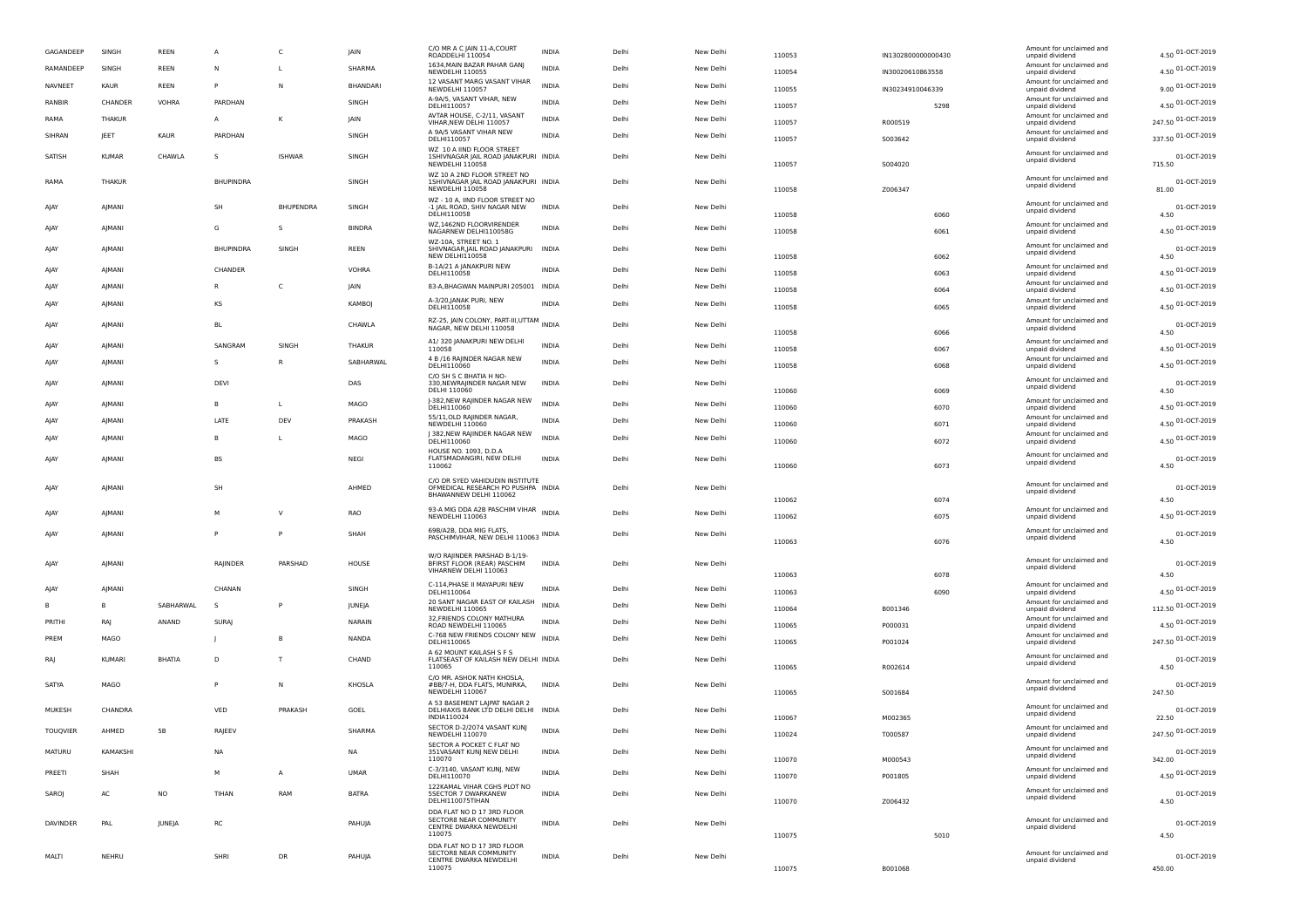| | | | | | | | | | | | | | |
|---|---|---|---|---|---|---|---|---|---|---|---|---|---|
| GAGANDEEP | SINGH | REEN | A | C | JAIN | C/O MR A C JAIN 11-A,COURT ROADDELHI 110054 | INDIA | Delhi | New Delhi | 110053 | IN1302800000000430 | Amount for unclaimed and unpaid dividend | 4.50 01-OCT-2019 |
| RAMANDEEP | SINGH | REEN | N | L | SHARMA | 1634,MAIN BAZAR PAHAR GANJ NEWDELHI 110055 | INDIA | Delhi | New Delhi | 110054 | IN30020610863558 | Amount for unclaimed and unpaid dividend | 4.50 01-OCT-2019 |
| NAVNEET | KAUR | REEN | P | N | BHANDARI | 12 VASANT MARG VASANT VIHAR NEWDELHI 110057 | INDIA | Delhi | New Delhi | 110055 | IN30234910046339 | Amount for unclaimed and unpaid dividend | 9.00 01-OCT-2019 |
| RANBIR | CHANDER | VOHRA | PARDHAN | | SINGH | A-9A/5, VASANT VIHAR, NEW DELHI110057 | INDIA | Delhi | New Delhi | 110057 | 5298 | Amount for unclaimed and unpaid dividend | 4.50 01-OCT-2019 |
| RAMA | THAKUR | | A | K | JAIN | AVTAR HOUSE, C-2/11, VASANT VIHAR,NEW DELHI 110057 | INDIA | Delhi | New Delhi | 110057 | R000519 | Amount for unclaimed and unpaid dividend | 247.50 01-OCT-2019 |
| SIHRAN | JEET | KAUR | PARDHAN | | SINGH | A 9A/5 VASANT VIHAR NEW DELHI110057 | INDIA | Delhi | New Delhi | 110057 | S003642 | Amount for unclaimed and unpaid dividend | 337.50 01-OCT-2019 |
| SATISH | KUMAR | CHAWLA | S | ISHWAR | SINGH | WZ 10 A IIND FLOOR STREET 1SHIVNAGAR JAIL ROAD JANAKPURI NEWDELHI 110058 | INDIA | Delhi | New Delhi | 110057 | S004020 | Amount for unclaimed and unpaid dividend | 715.50 01-OCT-2019 |
| RAMA | THAKUR | | BHUPINDRA | | SINGH | WZ 10 A 2ND FLOOR STREET NO 1SHIVNAGAR JAIL ROAD JANAKPURI NEWDELHI 110058 | INDIA | Delhi | New Delhi | 110058 | Z006347 | Amount for unclaimed and unpaid dividend | 81.00 01-OCT-2019 |
| AJAY | AJMANI | | SH | BHUPENDRA | SINGH | WZ - 10 A, IIND FLOOR STREET NO -1 JAIL ROAD, SHIV NAGAR NEW DELHI110058 | INDIA | Delhi | New Delhi | 110058 | 6060 | Amount for unclaimed and unpaid dividend | 4.50 01-OCT-2019 |
| AJAY | AJMANI | | G | S | BINDRA | WZ,1462ND FLOORVIRENDER NAGARNEW DELHI110058G | INDIA | Delhi | New Delhi | 110058 | 6061 | Amount for unclaimed and unpaid dividend | 4.50 01-OCT-2019 |
| AJAY | AJMANI | | BHUPINDRA | SINGH | REEN | WZ-10A, STREET NO. 1 SHIVNAGAR,JAIL ROAD JANAKPURI NEW DELHI110058 | INDIA | Delhi | New Delhi | 110058 | 6062 | Amount for unclaimed and unpaid dividend | 4.50 01-OCT-2019 |
| AJAY | AJMANI | | CHANDER | | VOHRA | B-1A/21 A JANAKPURI NEW DELHI110058 | INDIA | Delhi | New Delhi | 110058 | 6063 | Amount for unclaimed and unpaid dividend | 4.50 01-OCT-2019 |
| AJAY | AJMANI | | R | C | JAIN | 83-A,BHAGWAN MAINPURI 205001 | INDIA | Delhi | New Delhi | 110058 | 6064 | Amount for unclaimed and unpaid dividend | 4.50 01-OCT-2019 |
| AJAY | AJMANI | | KS | | KAMBOJ | A-3/20,JANAK PURI, NEW DELHI110058 | INDIA | Delhi | New Delhi | 110058 | 6065 | Amount for unclaimed and unpaid dividend | 4.50 01-OCT-2019 |
| AJAY | AJMANI | | BL | | CHAWLA | RZ-25, JAIN COLONY, PART-III,UTTAM NAGAR, NEW DELHI 110058 | INDIA | Delhi | New Delhi | 110058 | 6066 | Amount for unclaimed and unpaid dividend | 4.50 01-OCT-2019 |
| AJAY | AJMANI | | SANGRAM | SINGH | THAKUR | A1/ 320 JANAKPURI NEW DELHI 110058 | INDIA | Delhi | New Delhi | 110058 | 6067 | Amount for unclaimed and unpaid dividend | 4.50 01-OCT-2019 |
| AJAY | AJMANI | | S | R | SABHARWAL | 4 B /16 RAJINDER NAGAR NEW DELHI110060 | INDIA | Delhi | New Delhi | 110058 | 6068 | Amount for unclaimed and unpaid dividend | 4.50 01-OCT-2019 |
| AJAY | AJMANI | | DEVI | | DAS | C/O SH S C BHATIA H NO-330,NEWRAJINDER NAGAR NEW DELHI 110060 | INDIA | Delhi | New Delhi | 110060 | 6069 | Amount for unclaimed and unpaid dividend | 4.50 01-OCT-2019 |
| AJAY | AJMANI | | B | L | MAGO | J-382,NEW RAJINDER NAGAR NEW DELHI110060 | INDIA | Delhi | New Delhi | 110060 | 6070 | Amount for unclaimed and unpaid dividend | 4.50 01-OCT-2019 |
| AJAY | AJMANI | | LATE | DEV | PRAKASH | 55/11,OLD RAJINDER NAGAR, NEWDELHI 110060 | INDIA | Delhi | New Delhi | 110060 | 6071 | Amount for unclaimed and unpaid dividend | 4.50 01-OCT-2019 |
| AJAY | AJMANI | | B | L | MAGO | J 382,NEW RAJINDER NAGAR NEW DELHI110060 | INDIA | Delhi | New Delhi | 110060 | 6072 | Amount for unclaimed and unpaid dividend | 4.50 01-OCT-2019 |
| AJAY | AJMANI | | BS | | NEGI | HOUSE NO. 1093, D.D.A FLATSMADANGIRI, NEW DELHI 110062 | INDIA | Delhi | New Delhi | 110060 | 6073 | Amount for unclaimed and unpaid dividend | 4.50 01-OCT-2019 |
| AJAY | AJMANI | | SH | | AHMED | C/O DR SYED VAHIDUDIN INSTITUTE OFMEDICAL RESEARCH PO PUSHPA BHAWANNEW DELHI 110062 | INDIA | Delhi | New Delhi | 110062 | 6074 | Amount for unclaimed and unpaid dividend | 4.50 01-OCT-2019 |
| AJAY | AJMANI | | M | V | RAO | 93-A MIG DDA A2B PASCHIM VIHAR NEWDELHI 110063 | INDIA | Delhi | New Delhi | 110062 | 6075 | Amount for unclaimed and unpaid dividend | 4.50 01-OCT-2019 |
| AJAY | AJMANI | | P | P | SHAH | 69B/A2B, DDA MIG FLATS, PASCHIMVIHAR, NEW DELHI 110063 | INDIA | Delhi | New Delhi | 110063 | 6076 | Amount for unclaimed and unpaid dividend | 4.50 01-OCT-2019 |
| AJAY | AJMANI | | RAJINDER | PARSHAD | HOUSE | W/O RAJINDER PARSHAD B-1/19-BFIRST FLOOR (REAR) PASCHIM VIHARNEW DELHI 110063 | INDIA | Delhi | New Delhi | 110063 | 6078 | Amount for unclaimed and unpaid dividend | 4.50 01-OCT-2019 |
| AJAY | AJMANI | | CHANAN | | SINGH | C-114,PHASE II MAYAPURI NEW DELHI110064 | INDIA | Delhi | New Delhi | 110063 | 6090 | Amount for unclaimed and unpaid dividend | 4.50 01-OCT-2019 |
| B | B | SABHARWAL | S | P | JUNEJA | 20 SANT NAGAR EAST OF KAILASH NEWDELHI 110065 | INDIA | Delhi | New Delhi | 110064 | B001346 | Amount for unclaimed and unpaid dividend | 112.50 01-OCT-2019 |
| PRITHI | RAJ | ANAND | SURAJ | | NARAIN | 32,FRIENDS COLONY MATHURA ROAD NEWDELHI 110065 | INDIA | Delhi | New Delhi | 110065 | P000031 | Amount for unclaimed and unpaid dividend | 4.50 01-OCT-2019 |
| PREM | MAGO | | J | B | NANDA | C-768 NEW FRIENDS COLONY NEW DELHI110065 | INDIA | Delhi | New Delhi | 110065 | P001024 | Amount for unclaimed and unpaid dividend | 247.50 01-OCT-2019 |
| RAJ | KUMARI | BHATIA | D | T | CHAND | A 62 MOUNT KAILASH S F S FLATSEAST OF KAILASH NEW DELHI 110065 | INDIA | Delhi | New Delhi | 110065 | R002614 | Amount for unclaimed and unpaid dividend | 4.50 01-OCT-2019 |
| SATYA | MAGO | | P | N | KHOSLA | C/O MR. ASHOK NATH KHOSLA, #BB/7-H, DDA FLATS, MUNIRKA, NEWDELHI 110067 | INDIA | Delhi | New Delhi | 110065 | S001684 | Amount for unclaimed and unpaid dividend | 247.50 01-OCT-2019 |
| MUKESH | CHANDRA | | VED | PRAKASH | GOEL | A 53 BASEMENT LAJPAT NAGAR 2 DELHIAXIS BANK LTD DELHI DELHI INDIA110024 | INDIA | Delhi | New Delhi | 110067 | M002365 | Amount for unclaimed and unpaid dividend | 22.50 01-OCT-2019 |
| TOUQVIER | AHMED | 5B | RAJEEV | | SHARMA | SECTOR D-2/2074 VASANT KUNJ NEWDELHI 110070 | INDIA | Delhi | New Delhi | 110024 | T000587 | Amount for unclaimed and unpaid dividend | 247.50 01-OCT-2019 |
| MATURU | KAMAKSHI | | NA | | NA | SECTOR A POCKET C FLAT NO 351VASANT KUNJ NEW DELHI 110070 | INDIA | Delhi | New Delhi | 110070 | M000543 | Amount for unclaimed and unpaid dividend | 342.00 01-OCT-2019 |
| PREETI | SHAH | | M | A | UMAR | C-3/3140, VASANT KUNJ, NEW DELHI110070 | INDIA | Delhi | New Delhi | 110070 | P001805 | Amount for unclaimed and unpaid dividend | 4.50 01-OCT-2019 |
| SAROJ | AC | NO | TIHAN | RAM | BATRA | 122KAMAL VIHAR CGHS PLOT NO 5SECTOR 7 DWARKANEW DELHI110075TIHAN | INDIA | Delhi | New Delhi | 110070 | Z006432 | Amount for unclaimed and unpaid dividend | 4.50 01-OCT-2019 |
| DAVINDER | PAL | JUNEJA | RC | | PAHUJA | DDA FLAT NO D 17 3RD FLOOR SECTOR8 NEAR COMMUNITY CENTRE DWARKA NEWDELHI 110075 | INDIA | Delhi | New Delhi | 110075 | 5010 | Amount for unclaimed and unpaid dividend | 4.50 01-OCT-2019 |
| MALTI | NEHRU | | SHRI | DR | PAHUJA | DDA FLAT NO D 17 3RD FLOOR SECTOR8 NEAR COMMUNITY CENTRE DWARKA NEWDELHI 110075 | INDIA | Delhi | New Delhi | 110075 | B001068 | Amount for unclaimed and unpaid dividend | 450.00 01-OCT-2019 |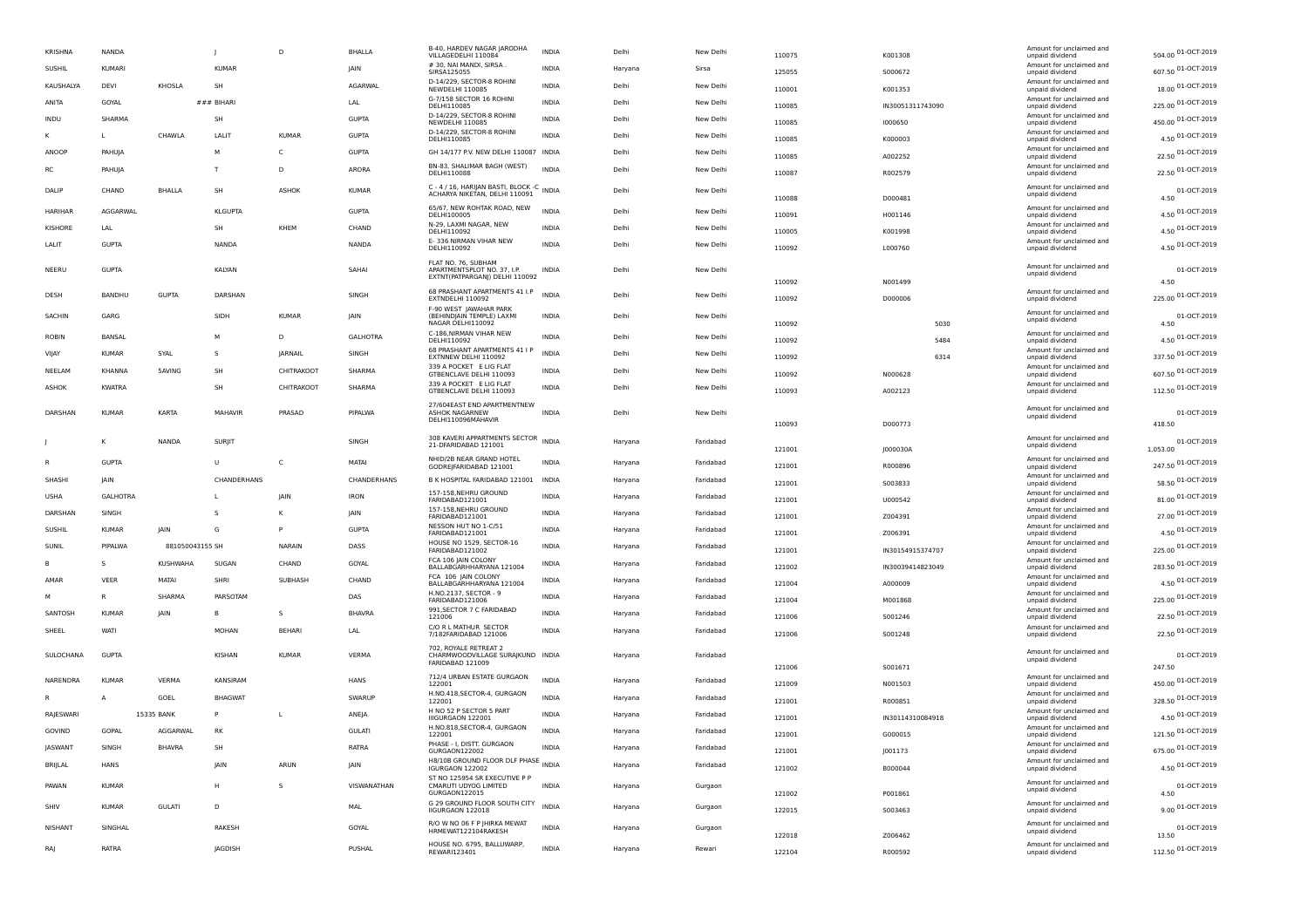| | | | | | | | | | | | | | | |
|---|---|---|---|---|---|---|---|---|---|---|---|---|---|---|
| KRISHNA | NANDA | | J | D | BHALLA | B-40, HARDEV NAGAR JARODHA VILLAGEDELHI 110084 | INDIA | Delhi | New Delhi | 110075 | K001308 | Amount for unclaimed and unpaid dividend | 504.00 | 01-OCT-2019 |
| SUSHIL | KUMARI | | KUMAR | | JAIN | # 30, NAI MANDI, SIRSA . SIRSA125055 | INDIA | Haryana | Sirsa | 125055 | S000672 | Amount for unclaimed and unpaid dividend | 607.50 | 01-OCT-2019 |
| KAUSHALYA | DEVI | KHOSLA | SH | | AGARWAL | D-14/229, SECTOR-8 ROHINI NEWDELHI 110085 | INDIA | Delhi | New Delhi | 110001 | K001353 | Amount for unclaimed and unpaid dividend | 18.00 | 01-OCT-2019 |
| ANITA | GOYAL | | ### BIHARI | | LAL | G-7/158 SECTOR 16 ROHINI DELHI110085 | INDIA | Delhi | New Delhi | 110085 | IN30051311743090 | Amount for unclaimed and unpaid dividend | 225.00 | 01-OCT-2019 |
| INDU | SHARMA | | SH | | GUPTA | D-14/229, SECTOR-8 ROHINI NEWDELHI 110085 | INDIA | Delhi | New Delhi | 110085 | I000650 | Amount for unclaimed and unpaid dividend | 450.00 | 01-OCT-2019 |
| K | L | CHAWLA | LALIT | KUMAR | GUPTA | D-14/229, SECTOR-8 ROHINI DELHI110085 | INDIA | Delhi | New Delhi | 110085 | K000003 | Amount for unclaimed and unpaid dividend | 4.50 | 01-OCT-2019 |
| ANOOP | PAHUJA | | M | C | GUPTA | GH 14/177 P.V. NEW DELHI 110087 | INDIA | Delhi | New Delhi | 110085 | A002252 | Amount for unclaimed and unpaid dividend | 22.50 | 01-OCT-2019 |
| RC | PAHUJA | | T | D | ARORA | BN-83, SHALIMAR BAGH (WEST) DELHI110088 | INDIA | Delhi | New Delhi | 110087 | R002579 | Amount for unclaimed and unpaid dividend | 22.50 | 01-OCT-2019 |
| DALIP | CHAND | BHALLA | SH | ASHOK | KUMAR | C - 4 / 16, HARIJAN BASTI, BLOCK -C ACHARYA NIKETAN, DELHI 110091 | INDIA | Delhi | New Delhi | 110088 | D000481 | Amount for unclaimed and unpaid dividend | 4.50 | 01-OCT-2019 |
| HARIHAR | AGGARWAL | | KLGUPTA | | GUPTA | 65/67, NEW ROHTAK ROAD, NEW DELHI100005 | INDIA | Delhi | New Delhi | 110091 | H001146 | Amount for unclaimed and unpaid dividend | 4.50 | 01-OCT-2019 |
| KISHORE | LAL | | SH | KHEM | CHAND | N-29, LAXMI NAGAR, NEW DELHI110092 | INDIA | Delhi | New Delhi | 110005 | K001998 | Amount for unclaimed and unpaid dividend | 4.50 | 01-OCT-2019 |
| LALIT | GUPTA | | NANDA | | NANDA | E- 336 NIRMAN VIHAR NEW DELHI110092 | INDIA | Delhi | New Delhi | 110092 | L000760 | Amount for unclaimed and unpaid dividend | 4.50 | 01-OCT-2019 |
| NEERU | GUPTA | | KALYAN | | SAHAI | FLAT NO. 76, SUBHAM APARTMENTSPLOT NO. 37, I.P. EXTNT(PATPARGANJ) DELHI 110092 | INDIA | Delhi | New Delhi | 110092 | N001499 | Amount for unclaimed and unpaid dividend | 4.50 | 01-OCT-2019 |
| DESH | BANDHU | GUPTA | DARSHAN | | SINGH | 68 PRASHANT APARTMENTS 41 I.P EXTNDELHI 110092 | INDIA | Delhi | New Delhi | 110092 | D000006 | Amount for unclaimed and unpaid dividend | 225.00 | 01-OCT-2019 |
| SACHIN | GARG | | SIDH | KUMAR | JAIN | F-90 WEST JAWAHAR PARK (BEHINDJAIN TEMPLE) LAXMI NAGAR DELHI110092 | INDIA | Delhi | New Delhi | 110092 | 5030 | Amount for unclaimed and unpaid dividend | 4.50 | 01-OCT-2019 |
| ROBIN | BANSAL | | M | D | GALHOTRA | C-186,NIRMAN VIHAR NEW DELHI110092 | INDIA | Delhi | New Delhi | 110092 | 5484 | Amount for unclaimed and unpaid dividend | 4.50 | 01-OCT-2019 |
| VIJAY | KUMAR | SYAL | S | JARNAIL | SINGH | 68 PRASHANT APARTMENTS 41 I P EXTNNEW DELHI 110092 | INDIA | Delhi | New Delhi | 110092 | 6314 | Amount for unclaimed and unpaid dividend | 337.50 | 01-OCT-2019 |
| NEELAM | KHANNA | SAVING | SH | CHITRAKOOT | SHARMA | 339 A POCKET E LIG FLAT GTBENCLAVE DELHI 110093 | INDIA | Delhi | New Delhi | 110092 | N000628 | Amount for unclaimed and unpaid dividend | 607.50 | 01-OCT-2019 |
| ASHOK | KWATRA | | SH | CHITRAKOOT | SHARMA | 339 A POCKET E LIG FLAT GTBENCLAVE DELHI 110093 | INDIA | Delhi | New Delhi | 110093 | A002123 | Amount for unclaimed and unpaid dividend | 112.50 | 01-OCT-2019 |
| DARSHAN | KUMAR | KARTA | MAHAVIR | PRASAD | PIPALWA | 27/604EAST END APARTMENTNEW ASHOK NAGARNEW DELHI110096MAHAVIR | INDIA | Delhi | New Delhi | 110093 | D000773 | Amount for unclaimed and unpaid dividend | 418.50 | 01-OCT-2019 |
| J | K | NANDA | SURJIT | | SINGH | 308 KAVERI APPARTMENTS SECTOR 21-DFARIDABAD 121001 | INDIA | Haryana | Faridabad | 121001 | J000030A | Amount for unclaimed and unpaid dividend | 1,053.00 | 01-OCT-2019 |
| R | GUPTA | | U | C | MATAI | NHID/2B NEAR GRAND HOTEL GODREJFARIDABAD 121001 | INDIA | Haryana | Faridabad | 121001 | R000896 | Amount for unclaimed and unpaid dividend | 247.50 | 01-OCT-2019 |
| SHASHI | JAIN | | CHANDERHANS | | CHANDERHANS | B K HOSPITAL FARIDABAD 121001 | INDIA | Haryana | Faridabad | 121001 | S003833 | Amount for unclaimed and unpaid dividend | 58.50 | 01-OCT-2019 |
| USHA | GALHOTRA | | L | JAIN | IRON | 157-158,NEHRU GROUND FARIDABAD121001 | INDIA | Haryana | Faridabad | 121001 | U000542 | Amount for unclaimed and unpaid dividend | 81.00 | 01-OCT-2019 |
| DARSHAN | SINGH | | S | K | JAIN | 157-158,NEHRU GROUND FARIDABAD121001 | INDIA | Haryana | Faridabad | 121001 | Z004391 | Amount for unclaimed and unpaid dividend | 27.00 | 01-OCT-2019 |
| SUSHIL | KUMAR | JAIN | G | P | GUPTA | NESSON HUT NO 1-C/51 FARIDABAD121001 | INDIA | Haryana | Faridabad | 121001 | Z006391 | Amount for unclaimed and unpaid dividend | 4.50 | 01-OCT-2019 |
| SUNIL | PIPALWA | 881050043155 SH | | NARAIN | DASS | HOUSE NO 1529, SECTOR-16 FARIDABAD121002 | INDIA | Haryana | Faridabad | 121001 | IN30154915374707 | Amount for unclaimed and unpaid dividend | 225.00 | 01-OCT-2019 |
| B | S | KUSHWAHA | SUGAN | CHAND | GOYAL | FCA 106 JAIN COLONY BALLABGARHHARYANA 121004 | INDIA | Haryana | Faridabad | 121002 | IN30039414823049 | Amount for unclaimed and unpaid dividend | 283.50 | 01-OCT-2019 |
| AMAR | VEER | MATAI | SHRI | SUBHASH | CHAND | FCA 106 JAIN COLONY BALLABGARHHARYANA 121004 | INDIA | Haryana | Faridabad | 121004 | A000009 | Amount for unclaimed and unpaid dividend | 4.50 | 01-OCT-2019 |
| M | R | SHARMA | PARSOTAM | | DAS | H.NO.2137, SECTOR - 9 FARIDABAD121006 | INDIA | Haryana | Faridabad | 121004 | M001868 | Amount for unclaimed and unpaid dividend | 225.00 | 01-OCT-2019 |
| SANTOSH | KUMAR | JAIN | B | S | BHAVRA | 991,SECTOR 7 C FARIDABAD 121006 | INDIA | Haryana | Faridabad | 121006 | S001246 | Amount for unclaimed and unpaid dividend | 22.50 | 01-OCT-2019 |
| SHEEL | WATI | | MOHAN | BEHARI | LAL | C/O R L MATHUR SECTOR 7/182FARIDABAD 121006 | INDIA | Haryana | Faridabad | 121006 | S001248 | Amount for unclaimed and unpaid dividend | 22.50 | 01-OCT-2019 |
| SULOCHANA | GUPTA | | KISHAN | KUMAR | VERMA | 702, ROYALE RETREAT 2 CHARMWOODVILLAGE SURAJKUND FARIDABAD 121009 | INDIA | Haryana | Faridabad | 121006 | S001671 | Amount for unclaimed and unpaid dividend | 247.50 | 01-OCT-2019 |
| NARENDRA | KUMAR | VERMA | KANSIRAM | | HANS | 712/4 URBAN ESTATE GURGAON 122001 | INDIA | Haryana | Faridabad | 121009 | N001503 | Amount for unclaimed and unpaid dividend | 450.00 | 01-OCT-2019 |
| R | A | GOEL | BHAGWAT | | SWARUP | H.NO.418,SECTOR-4, GURGAON 122001 | INDIA | Haryana | Faridabad | 121001 | R000851 | Amount for unclaimed and unpaid dividend | 328.50 | 01-OCT-2019 |
| RAJESWARI | | 15335 BANK | P | L | ANEJA | H NO 52 P SECTOR 5 PART IIIGURGAON 122001 | INDIA | Haryana | Faridabad | 121001 | IN30114310084918 | Amount for unclaimed and unpaid dividend | 4.50 | 01-OCT-2019 |
| GOVIND | GOPAL | AGGARWAL | RK | | GULATI | H.NO.818,SECTOR-4, GURGAON 122001 | INDIA | Haryana | Faridabad | 121001 | G000015 | Amount for unclaimed and unpaid dividend | 121.50 | 01-OCT-2019 |
| JASWANT | SINGH | BHAVRA | SH | | RATRA | PHASE - I, DISTT. GURGAON GURGAON122002 | INDIA | Haryana | Faridabad | 121001 | J001173 | Amount for unclaimed and unpaid dividend | 675.00 | 01-OCT-2019 |
| BRIJLAL | HANS | | JAIN | ARUN | JAIN | H8/10B GROUND FLOOR DLF PHASE IGURGAON 122002 | INDIA | Haryana | Faridabad | 121002 | B000044 | Amount for unclaimed and unpaid dividend | 4.50 | 01-OCT-2019 |
| PAWAN | KUMAR | | H | S | VISWANATHAN | ST NO 125954 SR EXECUTIVE P P CMARUTI UDYOG LIMITED GURGAON122015 | INDIA | Haryana | Gurgaon | 121002 | P001861 | Amount for unclaimed and unpaid dividend | 4.50 | 01-OCT-2019 |
| SHIV | KUMAR | GULATI | D | | MAL | G 29 GROUND FLOOR SOUTH CITY IIGURGAON 122018 | INDIA | Haryana | Gurgaon | 122015 | S003463 | Amount for unclaimed and unpaid dividend | 9.00 | 01-OCT-2019 |
| NISHANT | SINGHAL | | RAKESH | | GOYAL | R/O W NO 06 F P JHIRKA MEWAT HRMEWAT122104RAKESH | INDIA | Haryana | Gurgaon | 122018 | Z006462 | Amount for unclaimed and unpaid dividend | 13.50 | 01-OCT-2019 |
| RAJ | RATRA | | JAGDISH | | PUSHAL | HOUSE NO. 6795, BALLUWARP, REWARI123401 | INDIA | Haryana | Rewari | 122104 | R000592 | Amount for unclaimed and unpaid dividend | 112.50 | 01-OCT-2019 |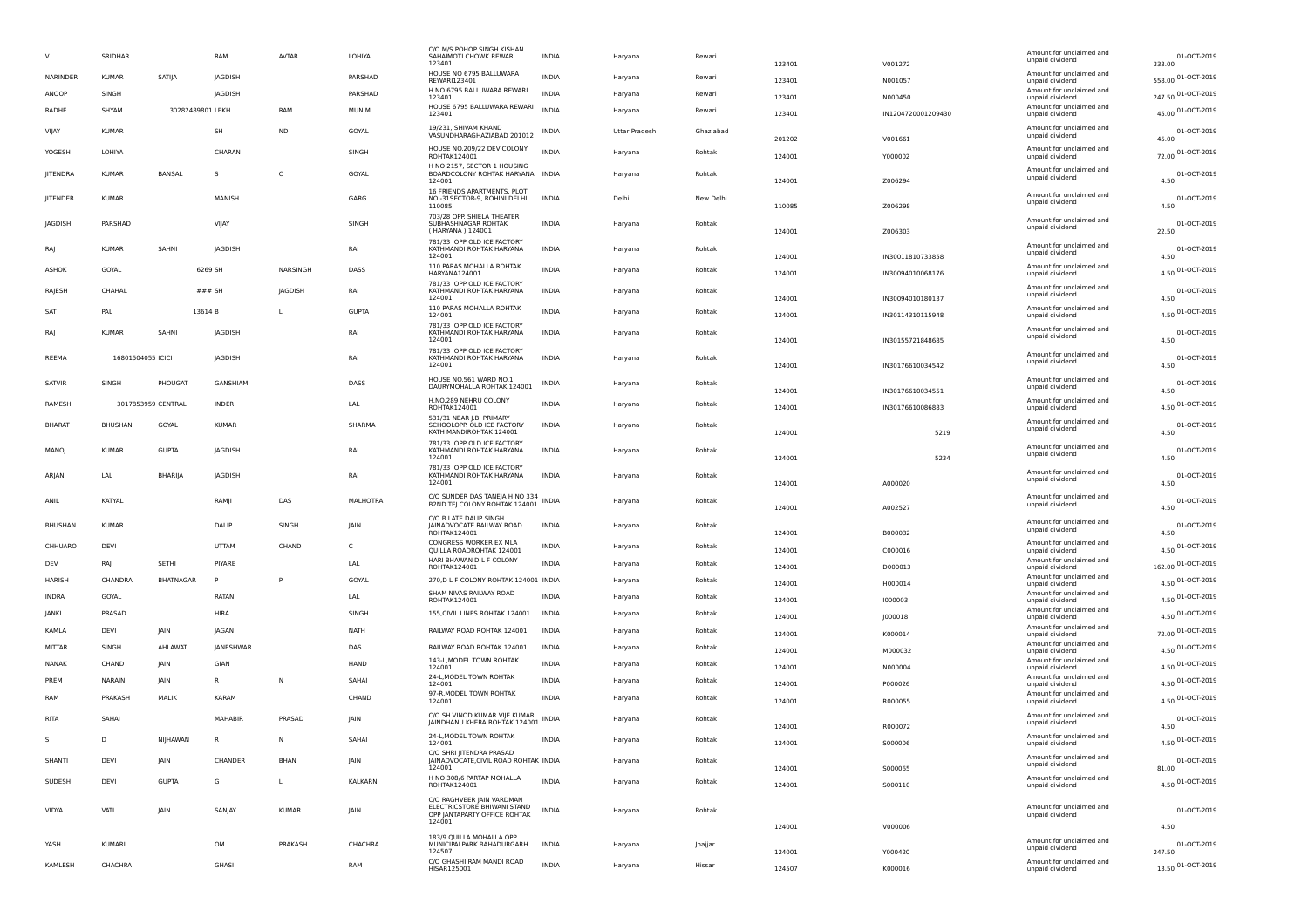| V | SRIDHAR | | RAM | AVTAR | LOHIYA | C/O M/S POHOP SINGH KISHAN SAHAIMOTI CHOWK REWARI 123401 | INDIA | Haryana | Rewari | 123401 | V001272 | Amount for unclaimed and unpaid dividend | 333.00 | 01-OCT-2019 |
|---|---|---|---|---|---|---|---|---|---|---|---|---|---|---|
| NARINDER | KUMAR | SATIJA | JAGDISH | | PARSHAD | HOUSE NO 6795 BALLUWARA REWARI123401 | INDIA | Haryana | Rewari | 123401 | N001057 | Amount for unclaimed and unpaid dividend | 558.00 | 01-OCT-2019 |
| ANOOP | SINGH | | JAGDISH | | PARSHAD | H NO 6795 BALLUWARA REWARI 123401 | INDIA | Haryana | Rewari | 123401 | N000450 | Amount for unclaimed and unpaid dividend | 247.50 | 01-OCT-2019 |
| RADHE | SHYAM | 30282489801 LEKH | | RAM | MUNIM | HOUSE 6795 BALLUWARA REWARI 123401 | INDIA | Haryana | Rewari | 123401 | IN1204720001209430 | Amount for unclaimed and unpaid dividend | 45.00 | 01-OCT-2019 |
| VIJAY | KUMAR | | SH | ND | GOYAL | 19/231, SHIVAM KHAND VASUNDHARAGHAZIABAD 201012 | INDIA | Uttar Pradesh | Ghaziabad | 201202 | V001661 | Amount for unclaimed and unpaid dividend | 45.00 | 01-OCT-2019 |
| YOGESH | LOHIYA | | CHARAN | | SINGH | HOUSE NO.209/22 DEV COLONY ROHTAK124001 | INDIA | Haryana | Rohtak | 124001 | Y000002 | Amount for unclaimed and unpaid dividend | 72.00 | 01-OCT-2019 |
| JITENDRA | KUMAR | BANSAL | S | C | GOYAL | H NO 2157, SECTOR 1 HOUSING BOARDCOLONY ROHTAK HARYANA 124001 | INDIA | Haryana | Rohtak | 124001 | Z006294 | Amount for unclaimed and unpaid dividend | 4.50 | 01-OCT-2019 |
| JITENDER | KUMAR | | MANISH | | GARG | 16 FRIENDS APARTMENTS, PLOT NO.-31SECTOR-9, ROHINI DELHI 110085 | INDIA | Delhi | New Delhi | 110085 | Z006298 | Amount for unclaimed and unpaid dividend | 4.50 | 01-OCT-2019 |
| JAGDISH | PARSHAD | | VIJAY | | SINGH | 703/28 OPP. SHIELA THEATER SUBHASHNAGAR ROHTAK ( HARYANA ) 124001 | INDIA | Haryana | Rohtak | 124001 | Z006303 | Amount for unclaimed and unpaid dividend | 22.50 | 01-OCT-2019 |
| RAJ | KUMAR | SAHNI | JAGDISH | | RAI | 781/33 OPP OLD ICE FACTORY KATHMANDI ROHTAK HARYANA 124001 | INDIA | Haryana | Rohtak | 124001 | IN30011810733858 | Amount for unclaimed and unpaid dividend | 4.50 | 01-OCT-2019 |
| ASHOK | GOYAL | 6269 SH | | NARSINGH | DASS | 110 PARAS MOHALLA ROHTAK HARYANA124001 | INDIA | Haryana | Rohtak | 124001 | IN30094010068176 | Amount for unclaimed and unpaid dividend | 4.50 | 01-OCT-2019 |
| RAJESH | CHAHAL | ### SH | | JAGDISH | RAI | 781/33 OPP OLD ICE FACTORY KATHMANDI ROHTAK HARYANA 124001 | INDIA | Haryana | Rohtak | 124001 | IN30094010180137 | Amount for unclaimed and unpaid dividend | 4.50 | 01-OCT-2019 |
| SAT | PAL | 13614 B | | L | GUPTA | 110 PARAS MOHALLA ROHTAK 124001 | INDIA | Haryana | Rohtak | 124001 | IN30114310115948 | Amount for unclaimed and unpaid dividend | 4.50 | 01-OCT-2019 |
| RAJ | KUMAR | SAHNI | JAGDISH | | RAI | 781/33 OPP OLD ICE FACTORY KATHMANDI ROHTAK HARYANA 124001 | INDIA | Haryana | Rohtak | 124001 | IN30155721848685 | Amount for unclaimed and unpaid dividend | 4.50 | 01-OCT-2019 |
| REEMA | 16801504055 ICICI | | JAGDISH | | RAI | 781/33 OPP OLD ICE FACTORY KATHMANDI ROHTAK HARYANA 124001 | INDIA | Haryana | Rohtak | 124001 | IN30176610034542 | Amount for unclaimed and unpaid dividend | 4.50 | 01-OCT-2019 |
| SATVIR | SINGH | PHOUGAT | GANSHIAM | | DASS | HOUSE NO.561 WARD NO.1 DAURYMOHALLA ROHTAK 124001 | INDIA | Haryana | Rohtak | 124001 | IN30176610034551 | Amount for unclaimed and unpaid dividend | 4.50 | 01-OCT-2019 |
| RAMESH | 3017853959 CENTRAL | | INDER | | LAL | H.NO.289 NEHRU COLONY ROHTAK124001 | INDIA | Haryana | Rohtak | 124001 | IN30176610086883 | Amount for unclaimed and unpaid dividend | 4.50 | 01-OCT-2019 |
| BHARAT | BHUSHAN | GOYAL | KUMAR | | SHARMA | 531/31 NEAR J.B. PRIMARY SCHOOLOPP. OLD ICE FACTORY KATH MANDIROHTAK 124001 | INDIA | Haryana | Rohtak | 124001 | 5219 | Amount for unclaimed and unpaid dividend | 4.50 | 01-OCT-2019 |
| MANOJ | KUMAR | GUPTA | JAGDISH | | RAI | 781/33 OPP OLD ICE FACTORY KATHMANDI ROHTAK HARYANA 124001 | INDIA | Haryana | Rohtak | 124001 | 5234 | Amount for unclaimed and unpaid dividend | 4.50 | 01-OCT-2019 |
| ARJAN | LAL | BHARIJA | JAGDISH | | RAI | 781/33 OPP OLD ICE FACTORY KATHMANDI ROHTAK HARYANA 124001 | INDIA | Haryana | Rohtak | 124001 | A000020 | Amount for unclaimed and unpaid dividend | 4.50 | 01-OCT-2019 |
| ANIL | KATYAL | | RAMJI | DAS | MALHOTRA | C/O SUNDER DAS TANEJA H NO 334 B2ND TEJ COLONY ROHTAK 124001 | INDIA | Haryana | Rohtak | 124001 | A002527 | Amount for unclaimed and unpaid dividend | 4.50 | 01-OCT-2019 |
| BHUSHAN | KUMAR | | DALIP | SINGH | JAIN | C/O B LATE DALIP SINGH JAINADVOCATE RAILWAY ROAD ROHTAK124001 | INDIA | Haryana | Rohtak | 124001 | B000032 | Amount for unclaimed and unpaid dividend | 4.50 | 01-OCT-2019 |
| CHHUARO | DEVI | | UTTAM | CHAND | C | CONGRESS WORKER EX MLA QUILLA ROADROHTAK 124001 | INDIA | Haryana | Rohtak | 124001 | C000016 | Amount for unclaimed and unpaid dividend | 4.50 | 01-OCT-2019 |
| DEV | RAJ | SETHI | PIYARE | | LAL | HARI BHAWAN D L F COLONY ROHTAK124001 | INDIA | Haryana | Rohtak | 124001 | D000013 | Amount for unclaimed and unpaid dividend | 162.00 | 01-OCT-2019 |
| HARISH | CHANDRA | BHATNAGAR | P | P | GOYAL | 270,D L F COLONY ROHTAK 124001 | INDIA | Haryana | Rohtak | 124001 | H000014 | Amount for unclaimed and unpaid dividend | 4.50 | 01-OCT-2019 |
| INDRA | GOYAL | | RATAN | | LAL | SHAM NIVAS RAILWAY ROAD ROHTAK124001 | INDIA | Haryana | Rohtak | 124001 | I000003 | Amount for unclaimed and unpaid dividend | 4.50 | 01-OCT-2019 |
| JANKI | PRASAD | | HIRA | | SINGH | 155,CIVIL LINES ROHTAK 124001 | INDIA | Haryana | Rohtak | 124001 | J000018 | Amount for unclaimed and unpaid dividend | 4.50 | 01-OCT-2019 |
| KAMLA | DEVI | JAIN | JAGAN | | NATH | RAILWAY ROAD ROHTAK 124001 | INDIA | Haryana | Rohtak | 124001 | K000014 | Amount for unclaimed and unpaid dividend | 72.00 | 01-OCT-2019 |
| MITTAR | SINGH | AHLAWAT | JANESHWAR | | DAS | RAILWAY ROAD ROHTAK 124001 | INDIA | Haryana | Rohtak | 124001 | M000032 | Amount for unclaimed and unpaid dividend | 4.50 | 01-OCT-2019 |
| NANAK | CHAND | JAIN | GIAN | | HAND | 143-L,MODEL TOWN ROHTAK 124001 | INDIA | Haryana | Rohtak | 124001 | N000004 | Amount for unclaimed and unpaid dividend | 4.50 | 01-OCT-2019 |
| PREM | NARAIN | JAIN | R | N | SAHAI | 24-L,MODEL TOWN ROHTAK 124001 | INDIA | Haryana | Rohtak | 124001 | P000026 | Amount for unclaimed and unpaid dividend | 4.50 | 01-OCT-2019 |
| RAM | PRAKASH | MALIK | KARAM | | CHAND | 97-R,MODEL TOWN ROHTAK 124001 | INDIA | Haryana | Rohtak | 124001 | R000055 | Amount for unclaimed and unpaid dividend | 4.50 | 01-OCT-2019 |
| RITA | SAHAI | | MAHABIR | PRASAD | JAIN | C/O SH.VINOD KUMAR VIJE KUMAR JAINDHANU KHERA ROHTAK 124001 | INDIA | Haryana | Rohtak | 124001 | R000072 | Amount for unclaimed and unpaid dividend | 4.50 | 01-OCT-2019 |
| S | D | NIJHAWAN | R | N | SAHAI | 24-L,MODEL TOWN ROHTAK 124001 | INDIA | Haryana | Rohtak | 124001 | S000006 | Amount for unclaimed and unpaid dividend | 4.50 | 01-OCT-2019 |
| SHANTI | DEVI | JAIN | CHANDER | BHAN | JAIN | C/O SHRI JITENDRA PRASAD JAINADVOCATE,CIVIL ROAD ROHTAK 124001 | INDIA | Haryana | Rohtak | 124001 | S000065 | Amount for unclaimed and unpaid dividend | 81.00 | 01-OCT-2019 |
| SUDESH | DEVI | GUPTA | G | L | KALKARNI | H NO 308/6 PARTAP MOHALLA ROHTAK124001 | INDIA | Haryana | Rohtak | 124001 | S000110 | Amount for unclaimed and unpaid dividend | 4.50 | 01-OCT-2019 |
| VIDYA | VATI | JAIN | SANJAY | KUMAR | JAIN | C/O RAGHVEER JAIN VARDMAN ELECTRICSTORE BHIWANI STAND OPP JANTAPARTY OFFICE ROHTAK 124001 | INDIA | Haryana | Rohtak | 124001 | V000006 | Amount for unclaimed and unpaid dividend | 4.50 | 01-OCT-2019 |
| YASH | KUMARI | | OM | PRAKASH | CHACHRA | 183/9 QUILLA MOHALLA OPP MUNICIPALPARK BAHADURGARH 124507 | INDIA | Haryana | Jhajjar | 124001 | Y000420 | Amount for unclaimed and unpaid dividend | 247.50 | 01-OCT-2019 |
| KAMLESH | CHACHRA | | GHASI | | RAM | C/O GHASHI RAM MANDI ROAD HISAR125001 | INDIA | Haryana | Hissar | 124507 | K000016 | Amount for unclaimed and unpaid dividend | 13.50 | 01-OCT-2019 |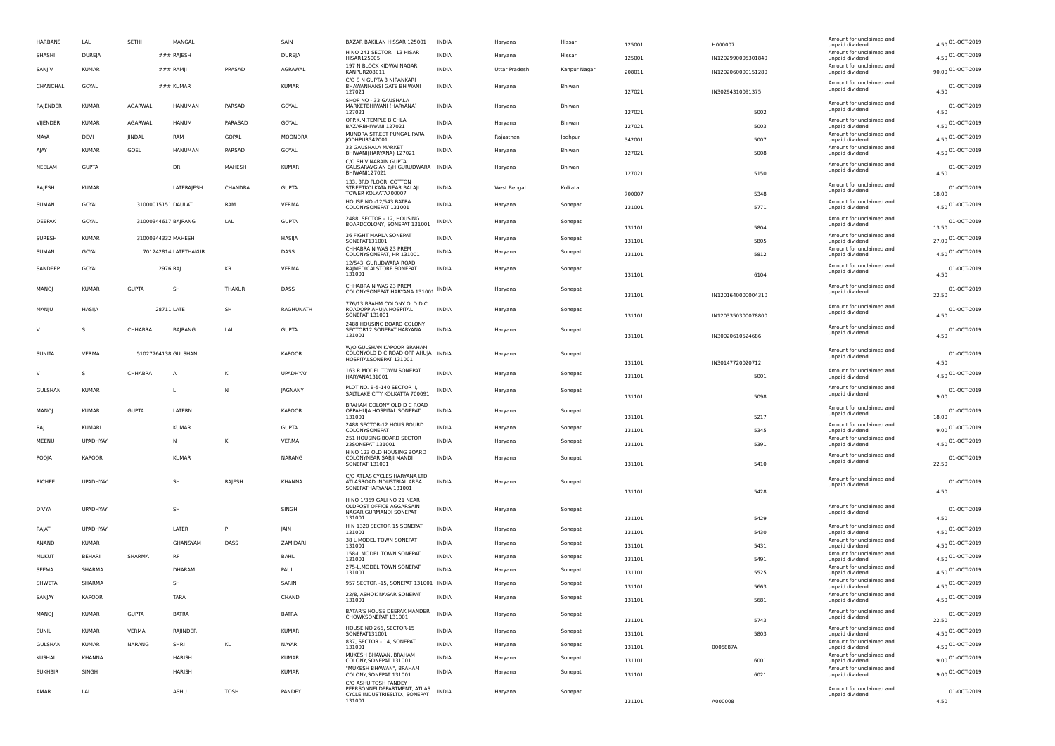| | | | | | | | | | | | | | | |
|---|---|---|---|---|---|---|---|---|---|---|---|---|---|---|
| HARBANS | LAL | SETHI | MANGAL | | SAIN | BAZAR BAKILAN HISSAR 125001 | INDIA | Haryana | Hissar | 125001 | H000007 | Amount for unclaimed and unpaid dividend | 4.50 | 01-OCT-2019 |
| SHASHI | DUREJA | | ### RAJESH | | DUREJA | H NO 241 SECTOR 13 HISAR HISAR125005 | INDIA | Haryana | Hissar | 125001 | IN1202990005301840 | Amount for unclaimed and unpaid dividend | 4.50 | 01-OCT-2019 |
| SANJIV | KUMAR | | ### RAMJI | PRASAD | AGRAWAL | 197 N BLOCK KIDWAI NAGAR KANPUR208011 | INDIA | Uttar Pradesh | Kanpur Nagar | 208011 | IN1202060000151280 | Amount for unclaimed and unpaid dividend | 90.00 | 01-OCT-2019 |
| CHANCHAL | GOYAL | | ### KUMAR | | KUMAR | C/O S N GUPTA 3 NIRANKARI BHAWANHANSI GATE BHIWANI 127021 | INDIA | Haryana | Bhiwani | 127021 | IN30294310091375 | Amount for unclaimed and unpaid dividend | 4.50 | 01-OCT-2019 |
| RAJENDER | KUMAR | AGARWAL | HANUMAN | PARSAD | GOYAL | SHOP NO - 33 GAUSHALA MARKETBHIWANI (HARYANA) 127021 | INDIA | Haryana | Bhiwani | 127021 | 5002 | Amount for unclaimed and unpaid dividend | 4.50 | 01-OCT-2019 |
| VIJENDER | KUMAR | AGARWAL | HANUM | PARASAD | GOYAL | OPP.K.M.TEMPLE BICHLA BAZARBHIWANI 127021 | INDIA | Haryana | Bhiwani | 127021 | 5003 | Amount for unclaimed and unpaid dividend | 4.50 | 01-OCT-2019 |
| MAYA | DEVI | JINDAL | RAM | GOPAL | MOONDRA | MUNDRA STREET PUNGAL PARA JODHPUR342001 | INDIA | Rajasthan | Jodhpur | 342001 | 5007 | Amount for unclaimed and unpaid dividend | 4.50 | 01-OCT-2019 |
| AJAY | KUMAR | GOEL | HANUMAN | PARSAD | GOYAL | 33 GAUSHALA MARKET BHIWANI(HARYANA) 127021 | INDIA | Haryana | Bhiwani | 127021 | 5008 | Amount for unclaimed and unpaid dividend | 4.50 | 01-OCT-2019 |
| NEELAM | GUPTA | | DR | MAHESH | KUMAR | C/O SHIV NARAIN GUPTA GAUSARAVGIAN B/H GURUDWARA BHIWANI127021 | INDIA | Haryana | Bhiwani | 127021 | 5150 | Amount for unclaimed and unpaid dividend | 4.50 | 01-OCT-2019 |
| RAJESH | KUMAR | | LATERAJESH | CHANDRA | GUPTA | 133, 3RD FLOOR, COTTON STREETKOLKATA NEAR BALAJI TOWER KOLKATA700007 | INDIA | West Bengal | Kolkata | 700007 | 5348 | Amount for unclaimed and unpaid dividend | 18.00 | 01-OCT-2019 |
| SUMAN | GOYAL | 31000015151 DAULAT | | RAM | VERMA | HOUSE NO -12/543 BATRA COLONYSONEPAT 131001 | INDIA | Haryana | Sonepat | 131001 | 5771 | Amount for unclaimed and unpaid dividend | 4.50 | 01-OCT-2019 |
| DEEPAK | GOYAL | 31000344617 BAJRANG | | LAL | GUPTA | 2488, SECTOR - 12, HOUSING BOARDCOLONY, SONEPAT 131001 | INDIA | Haryana | Sonepat | 131101 | 5804 | Amount for unclaimed and unpaid dividend | 13.50 | 01-OCT-2019 |
| SURESH | KUMAR | 31000344332 MAHESH | | | HASIJA | 36 FIGHT MARLA SONEPAT SONEPAT131001 | INDIA | Haryana | Sonepat | 131101 | 5805 | Amount for unclaimed and unpaid dividend | 27.00 | 01-OCT-2019 |
| SUMAN | GOYAL | 701242814 LATETHAKUR | | | DASS | CHHABRA NIWAS 23 PREM COLONYSONEPAT, HR 131001 | INDIA | Haryana | Sonepat | 131101 | 5812 | Amount for unclaimed and unpaid dividend | 4.50 | 01-OCT-2019 |
| SANDEEP | GOYAL | 2976 RAJ | | KR | VERMA | 12/543, GURUDWARA ROAD RAJMEDICALSTORE SONEPAT 131001 | INDIA | Haryana | Sonepat | 131101 | 6104 | Amount for unclaimed and unpaid dividend | 4.50 | 01-OCT-2019 |
| MANOJ | KUMAR | GUPTA | SH | THAKUR | DASS | CHHABRA NIWAS 23 PREM COLONYSONEPAT HARYANA 131001 | INDIA | Haryana | Sonepat | 131101 | IN1201640000004310 | Amount for unclaimed and unpaid dividend | 22.50 | 01-OCT-2019 |
| MANJU | HASIJA | 28711 LATE | | SH | RAGHUNATH | 776/13 BRAHM COLONY OLD D C ROADOPP AHUJA HOSPITAL SONEPAT 131001 | INDIA | Haryana | Sonepat | 131101 | IN1203350300078800 | Amount for unclaimed and unpaid dividend | 4.50 | 01-OCT-2019 |
| V | S | CHHABRA | BAJRANG | LAL | GUPTA | 2488 HOUSING BOARD COLONY SECTOR12 SONEPAT HARYANA 131001 | INDIA | Haryana | Sonepat | 131101 | IN30020610524686 | Amount for unclaimed and unpaid dividend | 4.50 | 01-OCT-2019 |
| SUNITA | VERMA | 51027764138 GULSHAN | | | KAPOOR | W/O GULSHAN KAPOOR BRAHAM COLONYOLD D C ROAD OPP AHUJA HOSPITALSONEPAT 131001 | INDIA | Haryana | Sonepat | 131101 | IN30147720020712 | Amount for unclaimed and unpaid dividend | 4.50 | 01-OCT-2019 |
| V | S | CHHABRA | A | K | UPADHYAY | 163 R MODEL TOWN SONEPAT HARYANA131001 | INDIA | Haryana | Sonepat | 131101 | 5001 | Amount for unclaimed and unpaid dividend | 4.50 | 01-OCT-2019 |
| GULSHAN | KUMAR | | L | N | JAGNANY | PLOT NO. B-5-140 SECTOR II, SALTLAKE CITY KOLKATTA 700091 | INDIA | Haryana | Sonepat | 131101 | 5098 | Amount for unclaimed and unpaid dividend | 9.00 | 01-OCT-2019 |
| MANOJ | KUMAR | GUPTA | LATERN | | KAPOOR | BRAHAM COLONY OLD D C ROAD OPPAHUJA HOSPITAL SONEPAT 131001 | INDIA | Haryana | Sonepat | 131101 | 5217 | Amount for unclaimed and unpaid dividend | 18.00 | 01-OCT-2019 |
| RAJ | KUMARI | | KUMAR | | GUPTA | 2488 SECTOR-12 HOUS.BOURD COLONYSONEPAT | INDIA | Haryana | Sonepat | 131101 | 5345 | Amount for unclaimed and unpaid dividend | 9.00 | 01-OCT-2019 |
| MEENU | UPADHYAY | | N | K | VERMA | 251 HOUSING BOARD SECTOR 23SONEPAT 131001 | INDIA | Haryana | Sonepat | 131101 | 5391 | Amount for unclaimed and unpaid dividend | 4.50 | 01-OCT-2019 |
| POOJA | KAPOOR | | KUMAR | | NARANG | H NO 123 OLD HOUSING BOARD COLONYNEAR SABJI MANDI SONEPAT 131001 | INDIA | Haryana | Sonepat | 131101 | 5410 | Amount for unclaimed and unpaid dividend | 22.50 | 01-OCT-2019 |
| RICHEE | UPADHYAY | | SH | RAJESH | KHANNA | C/O ATLAS CYCLES HARYANA LTD ATLASROAD INDUSTRIAL AREA SONEPATHARYANA 131001 | INDIA | Haryana | Sonepat | 131101 | 5428 | Amount for unclaimed and unpaid dividend | 4.50 | 01-OCT-2019 |
| DIVYA | UPADHYAY | | SH | | SINGH | H NO 1/369 GALI NO 21 NEAR OLDPOST OFFICE AGGARSAIN NAGAR GURMANDI SONEPAT 131001 | INDIA | Haryana | Sonepat | 131101 | 5429 | Amount for unclaimed and unpaid dividend | 4.50 | 01-OCT-2019 |
| RAJAT | UPADHYAY | | LATER | P | JAIN | H N 1320 SECTOR 15 SONEPAT 131001 | INDIA | Haryana | Sonepat | 131101 | 5430 | Amount for unclaimed and unpaid dividend | 4.50 | 01-OCT-2019 |
| ANAND | KUMAR | | GHANSYAM | DASS | ZAMIDARI | 38 L MODEL TOWN SONEPAT 131001 | INDIA | Haryana | Sonepat | 131101 | 5431 | Amount for unclaimed and unpaid dividend | 4.50 | 01-OCT-2019 |
| MUKUT | BEHARI | SHARMA | RP | | BAHL | 158-L MODEL TOWN SONEPAT 131001 | INDIA | Haryana | Sonepat | 131101 | 5491 | Amount for unclaimed and unpaid dividend | 4.50 | 01-OCT-2019 |
| SEEMA | SHARMA | | DHARAM | | PAUL | 275-L,MODEL TOWN SONEPAT 131001 | INDIA | Haryana | Sonepat | 131101 | 5525 | Amount for unclaimed and unpaid dividend | 4.50 | 01-OCT-2019 |
| SHWETA | SHARMA | | SH | | SARIN | 957 SECTOR -15, SONEPAT 131001 | INDIA | Haryana | Sonepat | 131101 | 5663 | Amount for unclaimed and unpaid dividend | 4.50 | 01-OCT-2019 |
| SANJAY | KAPOOR | | TARA | | CHAND | 22/8, ASHOK NAGAR SONEPAT 131001 | INDIA | Haryana | Sonepat | 131101 | 5681 | Amount for unclaimed and unpaid dividend | 4.50 | 01-OCT-2019 |
| MANOJ | KUMAR | GUPTA | BATRA | | BATRA | BATAR'S HOUSE DEEPAK MANDER CHOWKSONEPAT 131001 | INDIA | Haryana | Sonepat | 131101 | 5743 | Amount for unclaimed and unpaid dividend | 22.50 | 01-OCT-2019 |
| SUNIL | KUMAR | VERMA | RAJINDER | | KUMAR | HOUSE NO.266, SECTOR-15 SONEPAT131001 | INDIA | Haryana | Sonepat | 131101 | 5803 | Amount for unclaimed and unpaid dividend | 4.50 | 01-OCT-2019 |
| GULSHAN | KUMAR | NARANG | SHRI | KL | NAYAR | 837, SECTOR - 14, SONEPAT 131001 | INDIA | Haryana | Sonepat | 131101 | 0005887A | Amount for unclaimed and unpaid dividend | 4.50 | 01-OCT-2019 |
| KUSHAL | KHANNA | | HARISH | | KUMAR | MUKESH BHAWAN, BRAHAM COLONY,SONEPAT 131001 | INDIA | Haryana | Sonepat | 131101 | 6001 | Amount for unclaimed and unpaid dividend | 9.00 | 01-OCT-2019 |
| SUKHBIR | SINGH | | HARISH | | KUMAR | "MUKESH BHAWAN", BRAHAM COLONY,SONEPAT 131001 | INDIA | Haryana | Sonepat | 131101 | 6021 | Amount for unclaimed and unpaid dividend | 9.00 | 01-OCT-2019 |
| AMAR | LAL | | ASHU | TOSH | PANDEY | C/O ASHU TOSH PANDEY PEPRSONNELDEPARTMENT, ATLAS CYCLE INDUSTRIESLTD., SONEPAT 131001 | INDIA | Haryana | Sonepat | 131101 | A000008 | Amount for unclaimed and unpaid dividend | 4.50 | 01-OCT-2019 |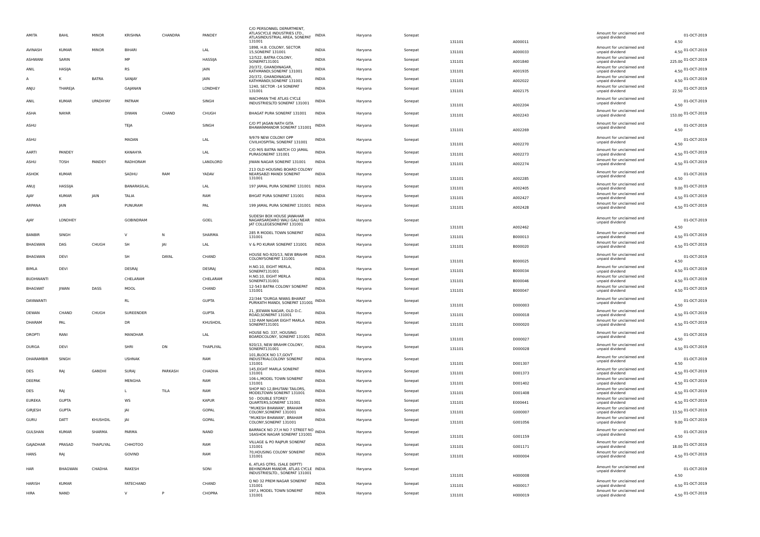| AMITA | BAHL | MINOR | KRISHNA | CHANDRA | PANDEY | C/O PERSONNEL DEPARTMENT, ATLASCYCLE INDUSTRIES LTD., ATLASINDUSTRIAL AREA, SONEPAT 131001 | INDIA | Haryana | Sonepat | 131101 | A000011 | Amount for unclaimed and unpaid dividend | 4.50 | 01-OCT-2019 |
|---|---|---|---|---|---|---|---|---|---|---|---|---|---|---|
| AVINASH | KUMAR | MINOR | BIHARI | | LAL | 1898, H.B. COLONY, SECTOR 15,SONEPAT 131001 | INDIA | Haryana | Sonepat | 131101 | A000033 | Amount for unclaimed and unpaid dividend | 4.50 | 01-OCT-2019 |
| ASHWANI | SARIN | | MP | | HASSIJA | 12/522, BATRA COLONY, SONEPAT131001 | INDIA | Haryana | Sonepat | 131101 | A001840 | Amount for unclaimed and unpaid dividend | 225.00 | 01-OCT-2019 |
| ANIL | HASIJA | | RS | | JAIN | 20/372, GHANDINAGAR, KATHMANDI,SONEPAT 131001 | INDIA | Haryana | Sonepat | 131101 | A001935 | Amount for unclaimed and unpaid dividend | 4.50 | 01-OCT-2019 |
| A | K | BATRA | SANJAY | | JAIN | 20/372, GHANDINAGAR, KATHMANDI,SONEPAT 131001 | INDIA | Haryana | Sonepat | 131101 | A002022 | Amount for unclaimed and unpaid dividend | 4.50 | 01-OCT-2019 |
| ANJU | THAREJA | | GAJANAN | | LONDHEY | 1240, SECTOR -14 SONEPAT 131001 | INDIA | Haryana | Sonepat | 131101 | A002175 | Amount for unclaimed and unpaid dividend | 22.50 | 01-OCT-2019 |
| ANIL | KUMAR | UPADHYAY | PATRAM | | SINGH | WACHMAN THE ATLAS CYCLE INDUSTRIESLTD SONEPAT 131001 | INDIA | Haryana | Sonepat | 131101 | A002204 | Amount for unclaimed and unpaid dividend | 4.50 | 01-OCT-2019 |
| ASHA | NAYAR | | DIWAN | CHAND | CHUGH | BHAGAT PURA SONEPAT 131001 | INDIA | Haryana | Sonepat | 131101 | A002243 | Amount for unclaimed and unpaid dividend | 153.00 | 01-OCT-2019 |
| ASHU | | | TEJA | | SINGH | C/O PT JAGAN NATH GITA BHAWANMANDIR SONEPAT 131001 | INDIA | Haryana | Sonepat | 131101 | A002269 | Amount for unclaimed and unpaid dividend | 4.50 | 01-OCT-2019 |
| ASHU | | | MADAN | | LAL | 9/979 NEW COLONY OPP CIVILHOSPITAL SONEPAT 131001 | INDIA | Haryana | Sonepat | 131101 | A002270 | Amount for unclaimed and unpaid dividend | 4.50 | 01-OCT-2019 |
| AARTI | PANDEY | | KANAHYA | | LAL | C/O M/S BATRA WATCH CO JAMAL PURASONEPAT 131001 | INDIA | Haryana | Sonepat | 131101 | A002273 | Amount for unclaimed and unpaid dividend | 4.50 | 01-OCT-2019 |
| ASHU | TOSH | PANDEY | RADHORAM | | LANDLORD | JIWAN NAGAR SONEPAT 131001 | INDIA | Haryana | Sonepat | 131101 | A002274 | Amount for unclaimed and unpaid dividend | 4.50 | 01-OCT-2019 |
| ASHOK | KUMAR | | SADHU | RAM | YADAV | 213 OLD HOUSING BOARD COLONY NEARSABZI MANDI SONEPAT 131001 | INDIA | Haryana | Sonepat | 131101 | A002285 | Amount for unclaimed and unpaid dividend | 4.50 | 01-OCT-2019 |
| ANUJ | HASSIJA | | BANARASILAL | | LAL | 197 JAMAL PURA SONEPAT 131001 | INDIA | Haryana | Sonepat | 131101 | A002405 | Amount for unclaimed and unpaid dividend | 9.00 | 01-OCT-2019 |
| AJAY | KUMAR | JAIN | TALIA | | RAM | BHGAT PURA SONEPAT 131001 | INDIA | Haryana | Sonepat | 131101 | A002427 | Amount for unclaimed and unpaid dividend | 4.50 | 01-OCT-2019 |
| ARPANA | JAIN | | PUNURAM | | PAL | 199 JAMAL PURA SONEPAT 131001 | INDIA | Haryana | Sonepat | 131101 | A002428 | Amount for unclaimed and unpaid dividend | 4.50 | 01-OCT-2019 |
| AJAY | LONDHEY | | GOBINDRAM | | GOEL | SUDESH BOX HOUSE JAWAHAR NAGARSARDARO WALI GALI NEAR JAT COLLEGESONEPAT 131001 | INDIA | Haryana | Sonepat | 131101 | A002462 | Amount for unclaimed and unpaid dividend | 4.50 | 01-OCT-2019 |
| BANBIR | SINGH | | V | N | SHARMA | 285 R MODEL TOWN SONEPAT 131001 | INDIA | Haryana | Sonepat | 131101 | B000013 | Amount for unclaimed and unpaid dividend | 4.50 | 01-OCT-2019 |
| BHAGWAN | DAS | CHUGH | SH | JAI | LAL | V & PO KURAR SONEPAT 131001 | INDIA | Haryana | Sonepat | 131101 | B000020 | Amount for unclaimed and unpaid dividend | 4.50 | 01-OCT-2019 |
| BHAGWAN | DEVI | | SH | DAYAL | CHAND | HOUSE NO-920/13, NEW BRAHM COLONYSONEPAT 131001 | INDIA | Haryana | Sonepat | 131101 | B000025 | Amount for unclaimed and unpaid dividend | 4.50 | 01-OCT-2019 |
| BIMLA | DEVI | | DESRAJ | | DESRAJ | H.NO.10, EIGHT MERLA, SONEPAT131001 | INDIA | Haryana | Sonepat | 131101 | B000034 | Amount for unclaimed and unpaid dividend | 4.50 | 01-OCT-2019 |
| BUDHWANTI | | | CHELARAM | | CHELARAM | H.NO.10, EIGHT MERLA SONEPAT131001 | INDIA | Haryana | Sonepat | 131101 | B000046 | Amount for unclaimed and unpaid dividend | 4.50 | 01-OCT-2019 |
| BHAGWAT | JIWAN | DASS | MOOL | | CHAND | 12-543 BATRA COLONY SONEPAT 131001 | INDIA | Haryana | Sonepat | 131101 | B000047 | Amount for unclaimed and unpaid dividend | 4.50 | 01-OCT-2019 |
| DAYAWANTI | | | RL | | GUPTA | 22/344 "DURGA NIWAS BHARAT PURIKATH MANDI, SONEPAT 131001 | INDIA | Haryana | Sonepat | 131101 | D000003 | Amount for unclaimed and unpaid dividend | 4.50 | 01-OCT-2019 |
| DEWAN | CHAND | CHUGH | SUREENDER | | GUPTA | 21, JEEWAN NAGAR, OLD D.C. ROAD,SONEPAT 131001 | INDIA | Haryana | Sonepat | 131101 | D000018 | Amount for unclaimed and unpaid dividend | 4.50 | 01-OCT-2019 |
| DHARAM | PAL | | DR | | KHUSHDIL | 132-RAM NAGAR EIGHT MARLA SONEPAT131001 | INDIA | Haryana | Sonepat | 131101 | D000020 | Amount for unclaimed and unpaid dividend | 4.50 | 01-OCT-2019 |
| DROPTI | RANI | | MANOHAR | | LAL | HOUSE NO. 337, HOUSING BOARDCOLONY, SONEPAT 131001 | INDIA | Haryana | Sonepat | 131101 | D000027 | Amount for unclaimed and unpaid dividend | 4.50 | 01-OCT-2019 |
| DURGA | DEVI | | SHRI | DN | THAPLIYAL | 920/13, NEW BRAHM COLONY, SONEPAT131001 | INDIA | Haryana | Sonepat | 131101 | D000028 | Amount for unclaimed and unpaid dividend | 4.50 | 01-OCT-2019 |
| DHARAMBIR | SINGH | | USHNAK | | RAM | 101,BLOCK NO 17,GOVT INDUSTRIALCOLONY SONEPAT 131001 | INDIA | Haryana | Sonepat | 131101 | D001307 | Amount for unclaimed and unpaid dividend | 4.50 | 01-OCT-2019 |
| DES | RAJ | GANDHI | SURAJ | PARKASH | CHADHA | 145,EIGHT MARLA SONEPAT 131001 | INDIA | Haryana | Sonepat | 131101 | D001373 | Amount for unclaimed and unpaid dividend | 4.50 | 01-OCT-2019 |
| DEEPAK | | | MENGHA | | RAM | 106-L,MODEL TOWN SONEPAT 131001 | INDIA | Haryana | Sonepat | 131101 | D001402 | Amount for unclaimed and unpaid dividend | 4.50 | 01-OCT-2019 |
| DES | RAJ | | L | TILA | RAM | SHOP NO 12,BHUTANI TAILORS, MODELTOWN SONEPAT 131001 | INDIA | Haryana | Sonepat | 131101 | D001408 | Amount for unclaimed and unpaid dividend | 4.50 | 01-OCT-2019 |
| EUREKA | GUPTA | | WS | | KAPUR | 50 - DOUBLE STOREY QUARTERS,SONEPAT 131001 | INDIA | Haryana | Sonepat | 131101 | E000441 | Amount for unclaimed and unpaid dividend | 4.50 | 01-OCT-2019 |
| GIRJESH | GUPTA | | JAI | | GOPAL | "MUKESH BHAWAN", BRAHAM COLONY,SONEPAT 131001 | INDIA | Haryana | Sonepat | 131101 | G000007 | Amount for unclaimed and unpaid dividend | 13.50 | 01-OCT-2019 |
| GURU | DATT | KHUSHDIL | JAI | | GOPAL | "MUKESH BHAWAN", BRAHAM COLONY,SONEPAT 131001 | INDIA | Haryana | Sonepat | 131101 | G001056 | Amount for unclaimed and unpaid dividend | 9.00 | 01-OCT-2019 |
| GULSHAN | KUMAR | SHARMA | PARMA | | NAND | BARRACK NO 27,H NO 7 STREET NO 16ASHOK NAGAR SONEPAT 131001 | INDIA | Haryana | Sonepat | 131101 | G001159 | Amount for unclaimed and unpaid dividend | 4.50 | 01-OCT-2019 |
| GAJADHAR | PRASAD | THAPLIYAL | CHHOTOO | | RAM | VILLAGE & PO RAJPUR SONEPAT 131001 | INDIA | Haryana | Sonepat | 131101 | G001171 | Amount for unclaimed and unpaid dividend | 18.00 | 01-OCT-2019 |
| HANS | RAJ | | GOVIND | | RAM | 70,HOUSING COLONY SONEPAT 131001 | INDIA | Haryana | Sonepat | 131101 | H000004 | Amount for unclaimed and unpaid dividend | 4.50 | 01-OCT-2019 |
| HAR | BHAGWAN | CHADHA | RAKESH | | SONI | 6, ATLAS QTRS. (SALE DEPTT) BEHINDRAM MANDIR, ATLAS CYCLE INDUSTRIESLTD., SONEPAT 131001 | INDIA | Haryana | Sonepat | 131101 | H000008 | Amount for unclaimed and unpaid dividend | 4.50 | 01-OCT-2019 |
| HARISH | KUMAR | | FATECHAND | | CHAND | Q NO 32 PREM NAGAR SONEPAT 131001 | INDIA | Haryana | Sonepat | 131101 | H000017 | Amount for unclaimed and unpaid dividend | 4.50 | 01-OCT-2019 |
| HIRA | NAND | | V | P | CHOPRA | 197,L MODEL TOWN SONEPAT 131001 | INDIA | Haryana | Sonepat | 131101 | H000019 | Amount for unclaimed and unpaid dividend | 4.50 | 01-OCT-2019 |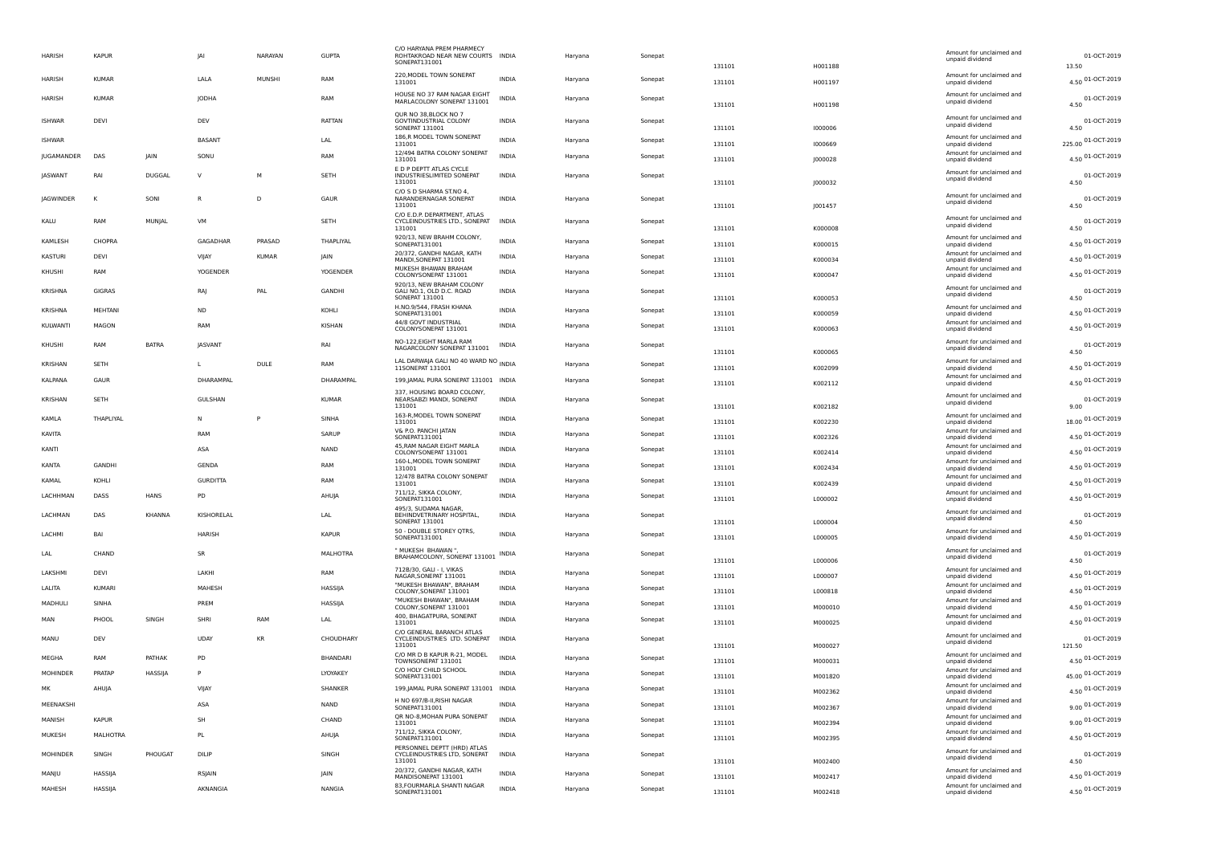| HARISH | KAPUR | | JAI | NARAYAN | GUPTA | C/O HARYANA PREM PHARMECY ROHTAKROAD NEAR NEW COURTS SONEPAT131001 | INDIA | Haryana | Sonepat | 131101 | H001188 | Amount for unclaimed and unpaid dividend | 13.50 | 01-OCT-2019 |
|---|---|---|---|---|---|---|---|---|---|---|---|---|---|---|
| HARISH | KUMAR | | LALA | MUNSHI | RAM | 220,MODEL TOWN SONEPAT 131001 | INDIA | Haryana | Sonepat | 131101 | H001197 | Amount for unclaimed and unpaid dividend | 4.50 | 01-OCT-2019 |
| HARISH | KUMAR | | JODHA | | RAM | HOUSE NO 37 RAM NAGAR EIGHT MARLACOLONY SONEPAT 131001 | INDIA | Haryana | Sonepat | 131101 | H001198 | Amount for unclaimed and unpaid dividend | 4.50 | 01-OCT-2019 |
| ISHWAR | DEVI | | DEV | | RATTAN | QUR NO 38,BLOCK NO 7 GOVTINDUSTRIAL COLONY SONEPAT 131001 | INDIA | Haryana | Sonepat | 131101 | I000006 | Amount for unclaimed and unpaid dividend | 4.50 | 01-OCT-2019 |
| ISHWAR | | | BASANT | | LAL | 186,R MODEL TOWN SONEPAT 131001 | INDIA | Haryana | Sonepat | 131101 | I000669 | Amount for unclaimed and unpaid dividend | 225.00 | 01-OCT-2019 |
| JUGAMANDER | DAS | JAIN | SONU | | RAM | 12/494 BATRA COLONY SONEPAT 131001 | INDIA | Haryana | Sonepat | 131101 | J000028 | Amount for unclaimed and unpaid dividend | 4.50 | 01-OCT-2019 |
| JASWANT | RAI | DUGGAL | V | M | SETH | E D P DEPTT ATLAS CYCLE INDUSTRIESLIMITED SONEPAT 131001 | INDIA | Haryana | Sonepat | 131101 | J000032 | Amount for unclaimed and unpaid dividend | 4.50 | 01-OCT-2019 |
| JAGWINDER | K | SONI | R | D | GAUR | C/O S D SHARMA ST.NO 4, NARANDERNAGAR SONEPAT 131001 | INDIA | Haryana | Sonepat | 131101 | J001457 | Amount for unclaimed and unpaid dividend | 4.50 | 01-OCT-2019 |
| KALU | RAM | MUNJAL | VM | | SETH | C/O E.D.P. DEPARTMENT, ATLAS CYCLEINDUSTRIES LTD., SONEPAT 131001 | INDIA | Haryana | Sonepat | 131101 | K000008 | Amount for unclaimed and unpaid dividend | 4.50 | 01-OCT-2019 |
| KAMLESH | CHOPRA | | GAGADHAR | PRASAD | THAPLIYAL | 920/13, NEW BRAHM COLONY, SONEPAT131001 | INDIA | Haryana | Sonepat | 131101 | K000015 | Amount for unclaimed and unpaid dividend | 4.50 | 01-OCT-2019 |
| KASTURI | DEVI | | VIJAY | KUMAR | JAIN | 20/372, GANDHI NAGAR, KATH MANDI,SONEPAT 131001 | INDIA | Haryana | Sonepat | 131101 | K000034 | Amount for unclaimed and unpaid dividend | 4.50 | 01-OCT-2019 |
| KHUSHI | RAM | | YOGENDER | | YOGENDER | MUKESH BHAWAN BRAHAM COLONYSONEPAT 131001 | INDIA | Haryana | Sonepat | 131101 | K000047 | Amount for unclaimed and unpaid dividend | 4.50 | 01-OCT-2019 |
| KRISHNA | GIGRAS | | RAJ | PAL | GANDHI | 920/13, NEW BRAHAM COLONY GALI NO.1, OLD D.C. ROAD SONEPAT 131001 | INDIA | Haryana | Sonepat | 131101 | K000053 | Amount for unclaimed and unpaid dividend | 4.50 | 01-OCT-2019 |
| KRISHNA | MEHTANI | | ND | | KOHLI | H.NO.9/544, FRASH KHANA SONEPAT131001 | INDIA | Haryana | Sonepat | 131101 | K000059 | Amount for unclaimed and unpaid dividend | 4.50 | 01-OCT-2019 |
| KULWANTI | MAGON | | RAM | | KISHAN | 44/8 GOVT INDUSTRIAL COLONYSONEPAT 131001 | INDIA | Haryana | Sonepat | 131101 | K000063 | Amount for unclaimed and unpaid dividend | 4.50 | 01-OCT-2019 |
| KHUSHI | RAM | BATRA | JASVANT | | RAI | NO-122,EIGHT MARLA RAM NAGARCOLONY SONEPAT 131001 | INDIA | Haryana | Sonepat | 131101 | K000065 | Amount for unclaimed and unpaid dividend | 4.50 | 01-OCT-2019 |
| KRISHAN | SETH | | L | DULE | RAM | LAL DARWAJA GALI NO 40 WARD NO 11SONEPAT 131001 | INDIA | Haryana | Sonepat | 131101 | K002099 | Amount for unclaimed and unpaid dividend | 4.50 | 01-OCT-2019 |
| KALPANA | GAUR | | DHARAMPAL | | DHARAMPAL | 199,JAMAL PURA SONEPAT 131001 | INDIA | Haryana | Sonepat | 131101 | K002112 | Amount for unclaimed and unpaid dividend | 4.50 | 01-OCT-2019 |
| KRISHAN | SETH | | GULSHAN | | KUMAR | 337, HOUSING BOARD COLONY, NEARSABZI MANDI, SONEPAT 131001 | INDIA | Haryana | Sonepat | 131101 | K002182 | Amount for unclaimed and unpaid dividend | 9.00 | 01-OCT-2019 |
| KAMLA | THAPLIYAL | | N | P | SINHA | 163-R,MODEL TOWN SONEPAT 131001 | INDIA | Haryana | Sonepat | 131101 | K002230 | Amount for unclaimed and unpaid dividend | 18.00 | 01-OCT-2019 |
| KAVITA | | | RAM | | SARUP | V& P.O. PANCHI JATAN SONEPAT131001 | INDIA | Haryana | Sonepat | 131101 | K002326 | Amount for unclaimed and unpaid dividend | 4.50 | 01-OCT-2019 |
| KANTI | | | ASA | | NAND | 45,RAM NAGAR EIGHT MARLA COLONYSONEPAT 131001 | INDIA | Haryana | Sonepat | 131101 | K002414 | Amount for unclaimed and unpaid dividend | 4.50 | 01-OCT-2019 |
| KANTA | GANDHI | | GENDA | | RAM | 160-L,MODEL TOWN SONEPAT 131001 | INDIA | Haryana | Sonepat | 131101 | K002434 | Amount for unclaimed and unpaid dividend | 4.50 | 01-OCT-2019 |
| KAMAL | KOHLI | | GURDITTA | | RAM | 12/478 BATRA COLONY SONEPAT 131001 | INDIA | Haryana | Sonepat | 131101 | K002439 | Amount for unclaimed and unpaid dividend | 4.50 | 01-OCT-2019 |
| LACHHMAN | DASS | HANS | PD | | AHUJA | 711/12, SIKKA COLONY, SONEPAT131001 | INDIA | Haryana | Sonepat | 131101 | L000002 | Amount for unclaimed and unpaid dividend | 4.50 | 01-OCT-2019 |
| LACHMAN | DAS | KHANNA | KISHORELAL | | LAL | 495/3, SUDAMA NAGAR, BEHINDVETRINARY HOSPITAL, SONEPAT 131001 | INDIA | Haryana | Sonepat | 131101 | L000004 | Amount for unclaimed and unpaid dividend | 4.50 | 01-OCT-2019 |
| LACHMI | BAI | | HARISH | | KAPUR | 50 - DOUBLE STOREY QTRS, SONEPAT131001 | INDIA | Haryana | Sonepat | 131101 | L000005 | Amount for unclaimed and unpaid dividend | 4.50 | 01-OCT-2019 |
| LAL | CHAND | | SR | | MALHOTRA | " MUKESH BHAWAN ", BRAHAMCOLONY, SONEPAT 131001 | INDIA | Haryana | Sonepat | 131101 | L000006 | Amount for unclaimed and unpaid dividend | 4.50 | 01-OCT-2019 |
| LAKSHMI | DEVI | | LAKHI | | RAM | 712B/30, GALI - I, VIKAS NAGAR,SONEPAT 131001 | INDIA | Haryana | Sonepat | 131101 | L000007 | Amount for unclaimed and unpaid dividend | 4.50 | 01-OCT-2019 |
| LALITA | KUMARI | | MAHESH | | HASSIJA | "MUKESH BHAWAN", BRAHAM COLONY,SONEPAT 131001 | INDIA | Haryana | Sonepat | 131101 | L000818 | Amount for unclaimed and unpaid dividend | 4.50 | 01-OCT-2019 |
| MADHULI | SINHA | | PREM | | HASSIJA | "MUKESH BHAWAN", BRAHAM COLONY,SONEPAT 131001 | INDIA | Haryana | Sonepat | 131101 | M000010 | Amount for unclaimed and unpaid dividend | 4.50 | 01-OCT-2019 |
| MAN | PHOOL | SINGH | SHRI | RAM | LAL | 400, BHAGATPURA, SONEPAT 131001 | INDIA | Haryana | Sonepat | 131101 | M000025 | Amount for unclaimed and unpaid dividend | 4.50 | 01-OCT-2019 |
| MANU | DEV | | UDAY | KR | CHOUDHARY | C/O GENERAL BARANCH ATLAS CYCLEINDUSTRIES LTD. SONEPAT 131001 | INDIA | Haryana | Sonepat | 131101 | M000027 | Amount for unclaimed and unpaid dividend | 121.50 | 01-OCT-2019 |
| MEGHA | RAM | PATHAK | PD | | BHANDARI | C/O MR D B KAPUR R-21, MODEL TOWNSONEPAT 131001 | INDIA | Haryana | Sonepat | 131101 | M000031 | Amount for unclaimed and unpaid dividend | 4.50 | 01-OCT-2019 |
| MOHINDER | PRATAP | HASSIJA | P | | LYOYAKEY | C/O HOLY CHILD SCHOOL SONEPAT131001 | INDIA | Haryana | Sonepat | 131101 | M001820 | Amount for unclaimed and unpaid dividend | 45.00 | 01-OCT-2019 |
| MK | AHUJA | | VIJAY | | SHANKER | 199,JAMAL PURA SONEPAT 131001 | INDIA | Haryana | Sonepat | 131101 | M002362 | Amount for unclaimed and unpaid dividend | 4.50 | 01-OCT-2019 |
| MEENAKSHI | | | ASA | | NAND | H NO 697/B-II,RISHI NAGAR SONEPAT131001 | INDIA | Haryana | Sonepat | 131101 | M002367 | Amount for unclaimed and unpaid dividend | 9.00 | 01-OCT-2019 |
| MANISH | KAPUR | | SH | | CHAND | QR NO-8,MOHAN PURA SONEPAT 131001 | INDIA | Haryana | Sonepat | 131101 | M002394 | Amount for unclaimed and unpaid dividend | 9.00 | 01-OCT-2019 |
| MUKESH | MALHOTRA | | PL | | AHUJA | 711/12, SIKKA COLONY, SONEPAT131001 | INDIA | Haryana | Sonepat | 131101 | M002395 | Amount for unclaimed and unpaid dividend | 4.50 | 01-OCT-2019 |
| MOHINDER | SINGH | PHOUGAT | DILIP | | SINGH | PERSONNEL DEPTT (HRD) ATLAS CYCLEINDUSTRIES LTD, SONEPAT 131001 | INDIA | Haryana | Sonepat | 131101 | M002400 | Amount for unclaimed and unpaid dividend | 4.50 | 01-OCT-2019 |
| MANJU | HASSIJA | | RSJAIN | | JAIN | 20/372, GANDHI NAGAR, KATH MANDISONEPAT 131001 | INDIA | Haryana | Sonepat | 131101 | M002417 | Amount for unclaimed and unpaid dividend | 4.50 | 01-OCT-2019 |
| MAHESH | HASSIJA | | AKNANGIA | | NANGIA | 83,FOURMARLA SHANTI NAGAR SONEPAT131001 | INDIA | Haryana | Sonepat | 131101 | M002418 | Amount for unclaimed and unpaid dividend | 4.50 | 01-OCT-2019 |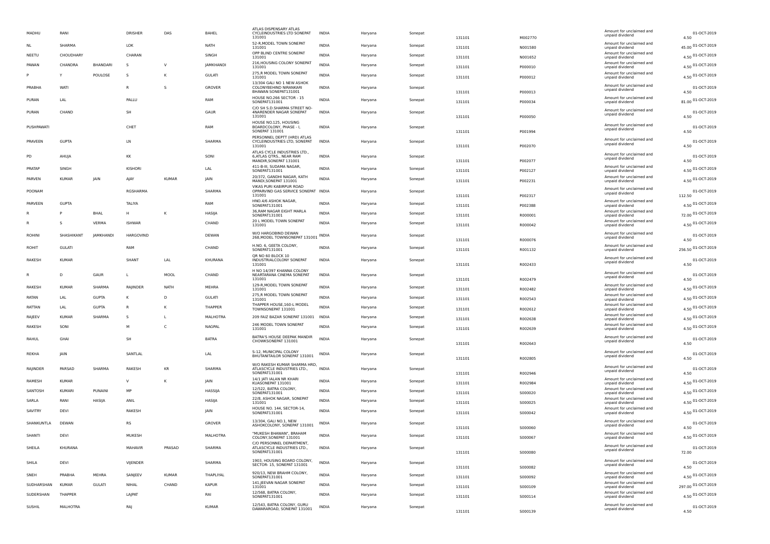| | | | | | | | | | | | | | | |
|---|---|---|---|---|---|---|---|---|---|---|---|---|---|---|
| MADHU | RANI | | DRISHER | DAS | BAHEL | ATLAS DISPENSARY ATLAS CYCLEINDUSTRIES LTD SONEPAT 131001 | INDIA | Haryana | Sonepat | 131101 | M002770 | Amount for unclaimed and unpaid dividend | 4.50 | 01-OCT-2019 |
| NL | SHARMA | | LOK | | NATH | 52-R,MODEL TOWN SONEPAT 131001 | INDIA | Haryana | Sonepat | 131101 | N001580 | Amount for unclaimed and unpaid dividend | 45.00 | 01-OCT-2019 |
| NEETU | CHOUDHARY | | CHARAN | | SINGH | OPP BLIND CENTRE SONEPAT 131001 | INDIA | Haryana | Sonepat | 131101 | N001652 | Amount for unclaimed and unpaid dividend | 4.50 | 01-OCT-2019 |
| PAWAN | CHANDRA | BHANDARI | S | V | JAMKHANDI | 216,HOUSING COLONY SONEPAT 131001 | INDIA | Haryana | Sonepat | 131101 | P000010 | Amount for unclaimed and unpaid dividend | 4.50 | 01-OCT-2019 |
| P | Y | POULOSE | S | K | GULATI | 275,R MODEL TOWN SONEPAT 131001 | INDIA | Haryana | Sonepat | 131101 | P000012 | Amount for unclaimed and unpaid dividend | 4.50 | 01-OCT-2019 |
| PRABHA | WATI | | R | S | GROVER | 13/304 GALI NO 1 NEW ASHOK COLONYBEHIND NIRANKARI BHAWAN SONEPAT131001 | INDIA | Haryana | Sonepat | 131101 | P000013 | Amount for unclaimed and unpaid dividend | 4.50 | 01-OCT-2019 |
| PURAN | LAL | | PALLU | | RAM | HOUSE NO.266 SECTOR - 15 SONEPAT131001 | INDIA | Haryana | Sonepat | 131101 | P000034 | Amount for unclaimed and unpaid dividend | 81.00 | 01-OCT-2019 |
| PURAN | CHAND | | SH | | GAUR | C/O SH S.D.SHARMA STREET NO-4NARENDER NAGAR SONEPAT 131001 | INDIA | Haryana | Sonepat | 131101 | P000050 | Amount for unclaimed and unpaid dividend | 4.50 | 01-OCT-2019 |
| PUSHPAWATI | | | CHET | | RAM | HOUSE NO.125, HOUSING BOARDCOLONY, PHASE - I, SONEPAT 131001 | INDIA | Haryana | Sonepat | 131101 | P001994 | Amount for unclaimed and unpaid dividend | 4.50 | 01-OCT-2019 |
| PRAVEEN | GUPTA | | LN | | SHARMA | PERSONNEL DEPTT (HRD) ATLAS CYCLEINDUSTRIES LTD, SONEPAT 131001 | INDIA | Haryana | Sonepat | 131101 | P002070 | Amount for unclaimed and unpaid dividend | 4.50 | 01-OCT-2019 |
| PD | AHUJA | | KK | | SONI | ATLAS CYCLE INDUSTRIES LTD., 6,ATLAS QTRS., NEAR RAM MANDIR,SONEPAT 131001 | INDIA | Haryana | Sonepat | 131101 | P002077 | Amount for unclaimed and unpaid dividend | 4.50 | 01-OCT-2019 |
| PRATAP | SINGH | | KISHORI | | LAL | 411-B-III, SUDAMA NAGAR, SONEPAT131001 | INDIA | Haryana | Sonepat | 131101 | P002127 | Amount for unclaimed and unpaid dividend | 4.50 | 01-OCT-2019 |
| PARVEN | KUMAR | JAIN | AJAY | KUMAR | JAIN | 20/372, GANDHI NAGAR, KATH MANDI,SONEPAT 131001 | INDIA | Haryana | Sonepat | 131101 | P002231 | Amount for unclaimed and unpaid dividend | 4.50 | 01-OCT-2019 |
| POONAM | | | RGSHARMA | | SHARMA | VIKAS PURI KABIRPUR ROAD OPPARVIND GAS SERVICE SONEPAT 131001 | INDIA | Haryana | Sonepat | 131101 | P002317 | Amount for unclaimed and unpaid dividend | 112.50 | 01-OCT-2019 |
| PARVEEN | GUPTA | | TALIYA | | RAM | HNO.4/6 ASHOK NAGAR, SONEPAT131001 | INDIA | Haryana | Sonepat | 131101 | P002388 | Amount for unclaimed and unpaid dividend | 4.50 | 01-OCT-2019 |
| R | P | BHAL | H | K | HASIJA | 36,RAM NAGAR EIGHT MARLA SONEPAT131001 | INDIA | Haryana | Sonepat | 131101 | R000001 | Amount for unclaimed and unpaid dividend | 72.00 | 01-OCT-2019 |
| R | S | VERMA | ISHWAR | | CHAND | 20 L MODEL TOWN SONEPAT 131001 | INDIA | Haryana | Sonepat | 131101 | R000042 | Amount for unclaimed and unpaid dividend | 4.50 | 01-OCT-2019 |
| ROHINI | SHASHIKANT | JAMKHANDI | HARGOVIND | | DEWAN | W/O HARGOBIND DEWAN 268,MODEL TOWNSONEPAT 131001 | INDIA | Haryana | Sonepat | 131101 | R000076 | Amount for unclaimed and unpaid dividend | 4.50 | 01-OCT-2019 |
| ROHIT | GULATI | | RAM | | CHAND | H.NO. 6, GEETA COLONY, SONEPAT131001 | INDIA | Haryana | Sonepat | 131101 | R001132 | Amount for unclaimed and unpaid dividend | 256.50 | 01-OCT-2019 |
| RAKESH | KUMAR | | SHANT | LAL | KHURANA | QR NO 60 BLOCK 10 INDUSTRIALCOLONY SONEPAT 131001 | INDIA | Haryana | Sonepat | 131101 | R002433 | Amount for unclaimed and unpaid dividend | 4.50 | 01-OCT-2019 |
| R | D | GAUR | L | MOOL | CHAND | H NO 14/397 KHANNA COLONY NEARTARANA CINEMA SONEPAT 131001 | INDIA | Haryana | Sonepat | 131101 | R002479 | Amount for unclaimed and unpaid dividend | 4.50 | 01-OCT-2019 |
| RAKESH | KUMAR | SHARMA | RAJINDER | NATH | MEHRA | 129-R,MODEL TOWN SONEPAT 131001 | INDIA | Haryana | Sonepat | 131101 | R002482 | Amount for unclaimed and unpaid dividend | 4.50 | 01-OCT-2019 |
| RATAN | LAL | GUPTA | K | D | GULATI | 275,R MODEL TOWN SONEPAT 131001 | INDIA | Haryana | Sonepat | 131101 | R002543 | Amount for unclaimed and unpaid dividend | 4.50 | 01-OCT-2019 |
| RATTAN | LAL | GUPTA | R | K | THAPPER | THAPPER HOUSE,160-L MODEL TOWNSONEPAT 131001 | INDIA | Haryana | Sonepat | 131101 | R002612 | Amount for unclaimed and unpaid dividend | 4.50 | 01-OCT-2019 |
| RAJEEV | KUMAR | SHARMA | S | L | MALHOTRA | 209 FAIZ BAZAR SONEPAT 131001 | INDIA | Haryana | Sonepat | 131101 | R002638 | Amount for unclaimed and unpaid dividend | 4.50 | 01-OCT-2019 |
| RAKESH | SONI | | M | C | NAGPAL | 246 MODEL TOWN SONEPAT 131001 | INDIA | Haryana | Sonepat | 131101 | R002639 | Amount for unclaimed and unpaid dividend | 4.50 | 01-OCT-2019 |
| RAHUL | GHAI | | SH | | BATRA | BATRA'S HOUSE DEEPAK MANDIR CHOWKSONEPAT 131001 | INDIA | Haryana | Sonepat | 131101 | R002643 | Amount for unclaimed and unpaid dividend | 4.50 | 01-OCT-2019 |
| REKHA | JAIN | | SANTLAL | | LAL | S-12, MUNICIPAL COLONY BHUTANITAILOR SONEPAT 131001 | INDIA | Haryana | Sonepat | 131101 | R002805 | Amount for unclaimed and unpaid dividend | 4.50 | 01-OCT-2019 |
| RAJINDER | PARSAD | SHARMA | RAKESH | KR | SHARMA | W/O RAKESH KUMAR SHARMA HRD, ATLASCYCLE INDUSTRIES LTD., SONEPAT131001 | INDIA | Haryana | Sonepat | 131101 | R002946 | Amount for unclaimed and unpaid dividend | 4.50 | 01-OCT-2019 |
| RAMESH | KUMAR | | V | K | JAIN | 14/1 JATI IALAN NR KHARI KUASONEPAT 131001 | INDIA | Haryana | Sonepat | 131101 | R002984 | Amount for unclaimed and unpaid dividend | 4.50 | 01-OCT-2019 |
| SANTOSH | KUMARI | PUNAINI | MP | | HASSIJA | 12/522, BATRA COLONY, SONEPAT131001 | INDIA | Haryana | Sonepat | 131101 | S000020 | Amount for unclaimed and unpaid dividend | 4.50 | 01-OCT-2019 |
| SARLA | RANI | HASIJA | ANIL | | HASIJA | 22/8, ASHOK NAGAR, SONEPAT 131001 | INDIA | Haryana | Sonepat | 131101 | S000025 | Amount for unclaimed and unpaid dividend | 4.50 | 01-OCT-2019 |
| SAVITRY | DEVI | | RAKESH | | JAIN | HOUSE NO. 144, SECTOR-14, SONEPAT131001 | INDIA | Haryana | Sonepat | 131101 | S000042 | Amount for unclaimed and unpaid dividend | 4.50 | 01-OCT-2019 |
| SHANKUNTLA | DEWAN | | RS | | GROVER | 13/304, GALI NO.1, NEW ASHOKCOLONY, SONEPAT 131001 | INDIA | Haryana | Sonepat | 131101 | S000060 | Amount for unclaimed and unpaid dividend | 4.50 | 01-OCT-2019 |
| SHANTI | DEVI | | MUKESH | | MALHOTRA | "MUKESH BHAWAN", BRAHAM COLONY,SONEPAT 131001 | INDIA | Haryana | Sonepat | 131101 | S000067 | Amount for unclaimed and unpaid dividend | 4.50 | 01-OCT-2019 |
| SHEILA | KHURANA | | MAHAVIR | PRASAD | SHARMA | C/O PERSONNEL DEPARTMENT, ATLASCYCLE INDUSTRIES LTD., SONEPAT131001 | INDIA | Haryana | Sonepat | 131101 | S000080 | Amount for unclaimed and unpaid dividend | 72.00 | 01-OCT-2019 |
| SHILA | DEVI | | VIJENDER | | SHARMA | 1903, HOUSING BOARD COLONY, SECTOR- 15, SONEPAT 131001 | INDIA | Haryana | Sonepat | 131101 | S000082 | Amount for unclaimed and unpaid dividend | 4.50 | 01-OCT-2019 |
| SNEH | PRABHA | MEHRA | SANJEEV | KUMAR | THAPLIYAL | 920/13, NEW BRAHM COLONY, SONEPAT131001 | INDIA | Haryana | Sonepat | 131101 | S000092 | Amount for unclaimed and unpaid dividend | 4.50 | 01-OCT-2019 |
| SUDHARSHAN | KUMAR | GULATI | NIHAL | CHAND | KAPUR | 141,JEEVAN NAGAR SONEPAT 131001 | INDIA | Haryana | Sonepat | 131101 | S000109 | Amount for unclaimed and unpaid dividend | 297.00 | 01-OCT-2019 |
| SUDERSHAN | THAPPER | | LAJPAT | | RAI | 12/568, BATRA COLONY, SONEPAT131001 | INDIA | Haryana | Sonepat | 131101 | S000114 | Amount for unclaimed and unpaid dividend | 4.50 | 01-OCT-2019 |
| SUSHIL | MALHOTRA | | RAJ | | KUMAR | 12/543, BATRA COLONY, GURU DAWARAROAD, SONEPAT 131001 | INDIA | Haryana | Sonepat | 131101 | S000139 | Amount for unclaimed and unpaid dividend | 4.50 | 01-OCT-2019 |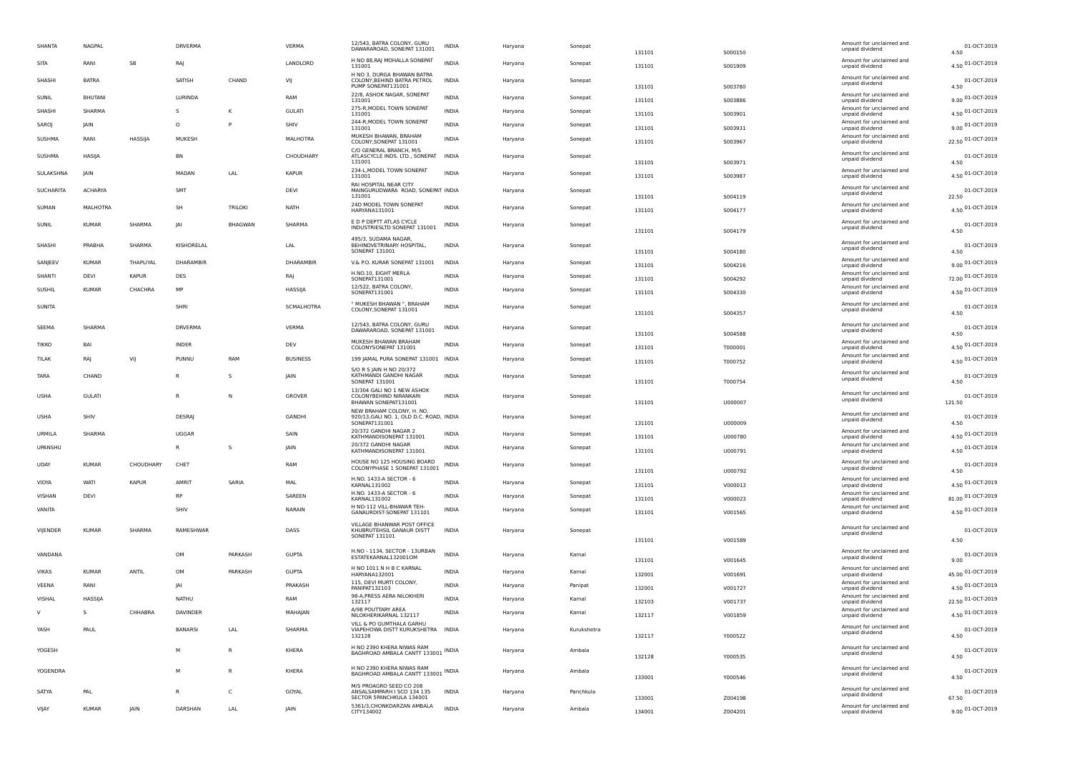| | | | | | | | | | | | | | | |
|---|---|---|---|---|---|---|---|---|---|---|---|---|---|---|
| SHANTA | NAGPAL | | DRVERMA | | VERMA | 12/543, BATRA COLONY, GURU DAWARAROAD, SONEPAT 131001 | INDIA | Haryana | Sonepat | 131101 | S000150 | Amount for unclaimed and unpaid dividend | 4.50 | 01-OCT-2019 |
| SITA | RANI | SB | RAJ | | LANDLORD | H NO 88,RAJ MOHALLA SONEPAT 131001 | INDIA | Haryana | Sonepat | 131101 | S001909 | Amount for unclaimed and unpaid dividend | 4.50 | 01-OCT-2019 |
| SHASHI | BATRA | | SATISH | CHAND | VIJ | H NO 3, DURGA BHAWAN BATRA COLONY,BEHIND BATRA PETROL PUMP SONEPAT131001 | INDIA | Haryana | Sonepat | 131101 | S003780 | Amount for unclaimed and unpaid dividend | 4.50 | 01-OCT-2019 |
| SUNIL | BHUTANI | | LURINDA | | RAM | 22/8, ASHOK NAGAR, SONEPAT 131001 | INDIA | Haryana | Sonepat | 131101 | S003886 | Amount for unclaimed and unpaid dividend | 9.00 | 01-OCT-2019 |
| SHASHI | SHARMA | | S | K | GULATI | 275-R,MODEL TOWN SONEPAT 131001 | INDIA | Haryana | Sonepat | 131101 | S003901 | Amount for unclaimed and unpaid dividend | 4.50 | 01-OCT-2019 |
| SAROJ | JAIN | | O | P | SHIV | 244-R,MODEL TOWN SONEPAT 131001 | INDIA | Haryana | Sonepat | 131101 | S003931 | Amount for unclaimed and unpaid dividend | 9.00 | 01-OCT-2019 |
| SUSHMA | RANI | HASSIJA | MUKESH | | MALHOTRA | MUKESH BHAWAN, BRAHAM COLONY,SONEPAT 131001 | INDIA | Haryana | Sonepat | 131101 | S003967 | Amount for unclaimed and unpaid dividend | 22.50 | 01-OCT-2019 |
| SUSHMA | HASIJA | | BN | | CHOUDHARY | C/O GENERAL BRANCH, M/S ATLASCYCLE INDS. LTD., SONEPAT 131001 | INDIA | Haryana | Sonepat | 131101 | S003971 | Amount for unclaimed and unpaid dividend | 4.50 | 01-OCT-2019 |
| SULAKSHNA | JAIN | | MADAN | LAL | KAPUR | 234-L,MODEL TOWN SONEPAT 131001 | INDIA | Haryana | Sonepat | 131101 | S003987 | Amount for unclaimed and unpaid dividend | 4.50 | 01-OCT-2019 |
| SUCHARITA | ACHARYA | | SMT | | DEVI | RAI HOSPITAL NEAR CITY MAINGURUDWARA ROAD, SONEPAT 131001 | INDIA | Haryana | Sonepat | 131101 | S004119 | Amount for unclaimed and unpaid dividend | 22.50 | 01-OCT-2019 |
| SUMAN | MALHOTRA | | SH | TRILOKI | NATH | 24D MODEL TOWN SONEPAT HARYANA131001 | INDIA | Haryana | Sonepat | 131101 | S004177 | Amount for unclaimed and unpaid dividend | 4.50 | 01-OCT-2019 |
| SUNIL | KUMAR | SHARMA | JAI | BHAGWAN | SHARMA | E D P DEPTT ATLAS CYCLE INDUSTRIESLTD SONEPAT 131001 | INDIA | Haryana | Sonepat | 131101 | S004179 | Amount for unclaimed and unpaid dividend | 4.50 | 01-OCT-2019 |
| SHASHI | PRABHA | SHARMA | KISHORELAL | | LAL | 495/3, SUDAMA NAGAR, BEHINDVETRINARY HOSPITAL, SONEPAT 131001 | INDIA | Haryana | Sonepat | 131101 | S004180 | Amount for unclaimed and unpaid dividend | 4.50 | 01-OCT-2019 |
| SANJEEV | KUMAR | THAPLIYAL | DHARAMBIR | | DHARAMBIR | V.& P.O. KURAR SONEPAT 131001 | INDIA | Haryana | Sonepat | 131101 | S004216 | Amount for unclaimed and unpaid dividend | 9.00 | 01-OCT-2019 |
| SHANTI | DEVI | KAPUR | DES | | RAJ | H.NO.10, EIGHT MERLA SONEPAT131001 | INDIA | Haryana | Sonepat | 131101 | S004292 | Amount for unclaimed and unpaid dividend | 72.00 | 01-OCT-2019 |
| SUSHIL | KUMAR | CHACHRA | MP | | HASSIJA | 12/522, BATRA COLONY, SONEPAT131001 | INDIA | Haryana | Sonepat | 131101 | S004330 | Amount for unclaimed and unpaid dividend | 4.50 | 01-OCT-2019 |
| SUNITA | | | SHRI | | SCMALHOTRA | " MUKESH BHAWAN ", BRAHAM COLONY,SONEPAT 131001 | INDIA | Haryana | Sonepat | 131101 | S004357 | Amount for unclaimed and unpaid dividend | 4.50 | 01-OCT-2019 |
| SEEMA | SHARMA | | DRVERMA | | VERMA | 12/543, BATRA COLONY, GURU DAWARAROAD, SONEPAT 131001 | INDIA | Haryana | Sonepat | 131101 | S004588 | Amount for unclaimed and unpaid dividend | 4.50 | 01-OCT-2019 |
| TIKKO | BAI | | INDER | | DEV | MUKESH BHAWAN BRAHAM COLONYSONEPAT 131001 | INDIA | Haryana | Sonepat | 131101 | T000001 | Amount for unclaimed and unpaid dividend | 4.50 | 01-OCT-2019 |
| TILAK | RAJ | VIJ | PUNNU | RAM | BUSINESS | 199 JAMAL PURA SONEPAT 131001 | INDIA | Haryana | Sonepat | 131101 | T000752 | Amount for unclaimed and unpaid dividend | 4.50 | 01-OCT-2019 |
| TARA | CHAND | | R | S | JAIN | S/O R S JAIN H NO 20/372 KATHMANDI GANDHI NAGAR SONEPAT 131001 | INDIA | Haryana | Sonepat | 131101 | T000754 | Amount for unclaimed and unpaid dividend | 4.50 | 01-OCT-2019 |
| USHA | GULATI | | R | N | GROVER | 13/304 GALI NO 1 NEW ASHOK COLONYBEHIND NIRANKARI BHAWAN SONEPAT131001 | INDIA | Haryana | Sonepat | 131101 | U000007 | Amount for unclaimed and unpaid dividend | 121.50 | 01-OCT-2019 |
| USHA | SHIV | | DESRAJ | | GANDHI | NEW BRAHAM COLONY, H. NO. 920/13,GALI NO. 1, OLD D.C. ROAD, SONEPAT131001 | INDIA | Haryana | Sonepat | 131101 | U000009 | Amount for unclaimed and unpaid dividend | 4.50 | 01-OCT-2019 |
| URMILA | SHARMA | | UGGAR | | SAIN | 20/372 GANDHI NAGAR 2 KATHMANDISONEPAT 131001 | INDIA | Haryana | Sonepat | 131101 | U000780 | Amount for unclaimed and unpaid dividend | 4.50 | 01-OCT-2019 |
| UPANSHU | | | R | S | JAIN | 20/372 GANDHI NAGAR KATHMANDISONEPAT 131001 | INDIA | Haryana | Sonepat | 131101 | U000791 | Amount for unclaimed and unpaid dividend | 4.50 | 01-OCT-2019 |
| UDAY | KUMAR | CHOUDHARY | CHET | | RAM | HOUSE NO 125 HOUSING BOARD COLONYPHASE 1 SONEPAT 131001 | INDIA | Haryana | Sonepat | 131101 | U000792 | Amount for unclaimed and unpaid dividend | 4.50 | 01-OCT-2019 |
| VIDYA | WATI | KAPUR | AMRIT | SARIA | MAL | H.NO. 1433-A SECTOR - 6 KARNAL132001 | INDIA | Haryana | Sonepat | 131101 | V000013 | Amount for unclaimed and unpaid dividend | 4.50 | 01-OCT-2019 |
| VISHAN | DEVI | | RP | | SAREEN | H.NO. 1433-A SECTOR - 6 KARNAL131002 | INDIA | Haryana | Sonepat | 131101 | V000023 | Amount for unclaimed and unpaid dividend | 81.00 | 01-OCT-2019 |
| VANITA | | | SHIV | | NARAIN | H NO-112 VILL-BHAWAR TEH-GANAURDIST-SONEPAT 131101 | INDIA | Haryana | Sonepat | 131101 | V001565 | Amount for unclaimed and unpaid dividend | 4.50 | 01-OCT-2019 |
| VIJENDER | KUMAR | SHARMA | RAMESHWAR | | DASS | VILLAGE BHANWAR POST OFFICE KHUBRUTEHSIL GANAUR DISTT SONEPAT 131101 | INDIA | Haryana | Sonepat | 131101 | V001589 | Amount for unclaimed and unpaid dividend | 4.50 | 01-OCT-2019 |
| VANDANA | | | OM | PARKASH | GUPTA | H.NO - 1134, SECTOR - 13URBAN ESTATEKARNAL132001OM | INDIA | Haryana | Karnal | 131101 | V001645 | Amount for unclaimed and unpaid dividend | 9.00 | 01-OCT-2019 |
| VIKAS | KUMAR | ANTIL | OM | PARKASH | GUPTA | H NO 1011 N H B C KARNAL HARYANA132001 | INDIA | Haryana | Karnal | 132001 | V001691 | Amount for unclaimed and unpaid dividend | 45.00 | 01-OCT-2019 |
| VEENA | RANI | | JAI | | PRAKASH | 115, DEVI MURTI COLONY, PANIPAT132103 | INDIA | Haryana | Panipat | 132001 | V001727 | Amount for unclaimed and unpaid dividend | 4.50 | 01-OCT-2019 |
| VISHAL | HASSIJA | | NATHU | | RAM | 98-A,PRESS AERA NILOKHERI 132117 | INDIA | Haryana | Karnal | 132103 | V001737 | Amount for unclaimed and unpaid dividend | 22.50 | 01-OCT-2019 |
| V | S | CHHABRA | DAVINDER | | MAHAJAN | A/98 POUTTARY AREA NILOKHERIKARNAL 132117 | INDIA | Haryana | Karnal | 132117 | V001859 | Amount for unclaimed and unpaid dividend | 4.50 | 01-OCT-2019 |
| YASH | PAUL | | BANARSI | LAL | SHARMA | VILL & PO GUMTHALA GARHU VIAPEHOWA DISTT KURUKSHETRA 132128 | INDIA | Haryana | Kurukshetra | 132117 | Y000522 | Amount for unclaimed and unpaid dividend | 4.50 | 01-OCT-2019 |
| YOGESH | | | M | R | KHERA | H NO 2390 KHERA NIWAS RAM BAGHROAD AMBALA CANTT 133001 | INDIA | Haryana | Ambala | 132128 | Y000535 | Amount for unclaimed and unpaid dividend | 4.50 | 01-OCT-2019 |
| YOGENDRA | | | M | R | KHERA | H NO 2390 KHERA NIWAS RAM BAGHROAD AMBALA CANTT 133001 | INDIA | Haryana | Ambala | 133001 | Y000546 | Amount for unclaimed and unpaid dividend | 4.50 | 01-OCT-2019 |
| SATYA | PAL | | R | C | GOYAL | M/S PROAGRO SEED CO 208 ANSALSAMPARH I SCO 134 135 SECTOR 5PANCHKULA 134001 | INDIA | Haryana | Panchkula | 133001 | Z004198 | Amount for unclaimed and unpaid dividend | 67.50 | 01-OCT-2019 |
| VIJAY | KUMAR | JAIN | DARSHAN | LAL | JAIN | 5361/3,CHONKDARZAN AMBALA CITY134002 | INDIA | Haryana | Ambala | 134001 | Z004201 | Amount for unclaimed and unpaid dividend | 9.00 | 01-OCT-2019 |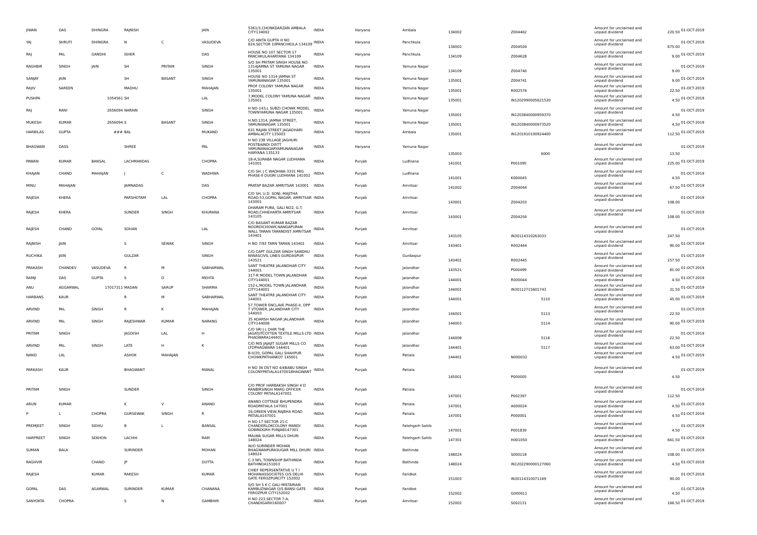| JIWAN | DAS | DHINGRA | RAJNISH | | JAIN | 5361/3,CHONKDARZAN AMBALA CITY134002 | INDIA | Haryana | Ambala | 134002 | Z004462 | Amount for unclaimed and unpaid dividend | 220.50 | 01-OCT-2019 |
|---|---|---|---|---|---|---|---|---|---|---|---|---|---|---|
| YAJ | SHRUTI | DHINGRA | N | C | VASUDEVA | C/O ANITA GUPTA H NO 824,SECTOR 10PANCHKULA 134109 | INDIA | Haryana | Panchkula | 134002 | Z004504 | Amount for unclaimed and unpaid dividend | 675.00 | 01-OCT-2019 |
| RAJ | PAL | GANDHI | ISHER | | DAS | HOUSE NO 107 SECTOR 17 PANCHKULAHARYANA 134109 | INDIA | Haryana | Panchkula | 134109 | Z004628 | Amount for unclaimed and unpaid dividend | 9.00 | 01-OCT-2019 |
| RAGHBIR | SINGH | JAIN | SH | PRITAM | SINGH | S/O SH PRITAM SINGH HOUSE NO 1314JAMNA ST YAMUNA NAGAR 135001 | INDIA | Haryana | Yamuna Nagar | 134109 | Z004740 | Amount for unclaimed and unpaid dividend | 9.00 | 01-OCT-2019 |
| SANJAY | JAIN | | SH | BASANT | SINGH | HOUSE NO 1314 JAMNA ST YAMUNANAGAR 135001 | INDIA | Haryana | Yamuna Nagar | 135001 | Z004741 | Amount for unclaimed and unpaid dividend | 9.00 | 01-OCT-2019 |
| RAJIV | SAREEN | | MADHU | | MAHAJAN | PROF COLONY YAMUNA NAGAR 135001 | INDIA | Haryana | Yamuna Nagar | 135001 | R002576 | Amount for unclaimed and unpaid dividend | 22.50 | 01-OCT-2019 |
| PUSHPA | | 1054561 SH | | | LAL | 7,MODEL COLONY YAMUNA NAGAR 135001 | INDIA | Haryana | Yamuna Nagar | 135001 | IN1202990005621530 | Amount for unclaimed and unpaid dividend | 4.50 | 01-OCT-2019 |
| RAJ | RANI | 2656094 NARAIN | | | SINGH | H NO-143,L SUBZI CHOWK MODEL TOWNYAMUNA NAGAR 135001 | INDIA | Haryana | Yamuna Nagar | 135001 | IN1203840000959370 | Amount for unclaimed and unpaid dividend | 4.50 | 01-OCT-2019 |
| MUKESH | KUMAR | 2656094 S | | BASANT | SINGH | H.NO.1314, JAMNA STREET, YAMUNANAGAR 135001 | INDIA | Haryana | Yamuna Nagar | 135001 | IN1203840000973520 | Amount for unclaimed and unpaid dividend | 4.50 | 01-OCT-2019 |
| HARBILAS | GUPTA | ### BAL | | | MUKAND | 631 RAJAN STREET JAGADHARI AMBALACITY 135003 | INDIA | Haryana | Ambala | 135001 | IN1201910100924400 | Amount for unclaimed and unpaid dividend | 112.50 | 01-OCT-2019 |
| BHAGWAN | DASS | | SHREE | | PAL | H NO 238 VILLAGE JAGHURI POSTBAINDI DISTT YAMUNANAGARYAMUNANAGAR HARYANA 135133 | INDIA | Haryana | Yamuna Nagar | 135003 | 6000 | Amount for unclaimed and unpaid dividend | 13.50 | 01-OCT-2019 |
| PAWAN | KUMAR | BANSAL | LACHMANDAS | | CHOPRA | 18-A,SURABA NAGAR LUDHIANA 141001 | INDIA | Punjab | Ludhiana | 141001 | P001095 | Amount for unclaimed and unpaid dividend | 225.00 | 01-OCT-2019 |
| KHAJAN | CHAND | MAHAJAN | J | C | WADHWA | C/O SH. J C WADHWA 3331 MIG PHASE-II DUGRI LUDHIANA 141002 | INDIA | Punjab | Ludhiana | 141001 | K000045 | Amount for unclaimed and unpaid dividend | 4.50 | 01-OCT-2019 |
| MINU | MAHAJAN | | JAMNADAS | | DAS | PRATAP BAZAR AMRITSAR 143001 | INDIA | Punjab | Amritsar | 141002 | Z004044 | Amount for unclaimed and unpaid dividend | 67.50 | 01-OCT-2019 |
| RAJESH | KHERA | | PARSHOTAM | LAL | CHOPRA | C/O SH. U.D. SONI, MAJITHA ROAD,53,GOPAL NAGAR, AMRITSAR 143001 | INDIA | Punjab | Amritsar | 143001 | Z004203 | Amount for unclaimed and unpaid dividend | 108.00 | 01-OCT-2019 |
| RAJESH | KHERA | | SUNDER | SINGH | KHURANA | DHARAM PURA, GALI NO2, G.T. ROAD,CHHEHARTA AMRITSAR 143105 | INDIA | Punjab | Amritsar | 143001 | Z004204 | Amount for unclaimed and unpaid dividend | 108.00 | 01-OCT-2019 |
| RAJESH | CHAND | GOYAL | SOHAN | | LAL | C/O BASANT KUMAR BAZAR NOORDICHOWK,NANGAPURAN WALL TARAN TARANDIST AMRITSAR 143401 | INDIA | Punjab | Amritsar | 143105 | IN30114310263033 | Amount for unclaimed and unpaid dividend | 247.50 | 01-OCT-2019 |
| RAJNISH | JAIN | | S | SEWAK | SINGH | H NO 7/93 TARN TARAN 143401 | INDIA | Punjab | Amritsar | 143401 | R002444 | Amount for unclaimed and unpaid dividend | 90.00 | 01-OCT-2019 |
| RUCHIKA | JAIN | | GULZAR | | SINGH | C/O CAPT GULZAR SINGH SANDHU NIWASCIVIL LINES GURDASPUR 143521 | INDIA | Punjab | Gurdaspur | 143401 | R002445 | Amount for unclaimed and unpaid dividend | 157.50 | 01-OCT-2019 |
| PRAKASH | CHANDEV | VASUDEVA | R | M | SABHARWAL | SANT THEATRE JALANDHAR CITY 144001 | INDIA | Punjab | Jalandhar | 143521 | P000499 | Amount for unclaimed and unpaid dividend | 81.00 | 01-OCT-2019 |
| RAMJI | DAS | GUPTA | S | D | MEHTA | 317-R MODEL TOWN JALANDHAR CITY144001 | INDIA | Punjab | Jalandhar | 144001 | R000044 | Amount for unclaimed and unpaid dividend | 4.50 | 01-OCT-2019 |
| ANU | AGGARWAL | 17017311 MADAN | | SARUP | SHARMA | 152-L,MODEL TOWN JALANDHAR CITY144001 | INDIA | Punjab | Jalandhar | 144001 | IN30112715601743 | Amount for unclaimed and unpaid dividend | 31.50 | 01-OCT-2019 |
| HARBANS | KAUR | | R | M | SABHARWAL | SANT THEATRE JALANDHAR CITY 144001 | INDIA | Punjab | Jalandhar | 144001 | 5110 | Amount for unclaimed and unpaid dividend | 45.00 | 01-OCT-2019 |
| ARVIND | PAL | SINGH | R | K | MAHAJAN | 57,TOWER ENCLAVE PHASE-II, OPP T VTOWER, JALANDHAR CITY 144003 | INDIA | Punjab | Jalandhar | 144001 | 5113 | Amount for unclaimed and unpaid dividend | 22.50 | 01-OCT-2019 |
| ARVIND | PAL | SINGH | RAJESHWAR | KUMAR | NARANG | 35 ADARSH NAGAR JALANDHAR CITY144008 | INDIA | Punjab | Jalandhar | 144003 | 5114 | Amount for unclaimed and unpaid dividend | 90.00 | 01-OCT-2019 |
| PRITAM | SINGH | | JAGDISH | LAL | H | C/O SRI J L DHIR THE JAGATJITCOTTEN TEXTILE MILLS LTD PHAGWARA144401 | INDIA | Punjab | Jalandhar | 144008 | 5116 | Amount for unclaimed and unpaid dividend | 22.50 | 01-OCT-2019 |
| ARVIND | PAL | SINGH | LATE | H | K | C/O M/S JAJAJIT SUGAR MILLS CO LTDPHAGWARA 144401 | INDIA | Punjab | Jalandhar | 144401 | 5117 | Amount for unclaimed and unpaid dividend | 63.00 | 01-OCT-2019 |
| NAND | LAL | | ASHOK | MAHAJAN | | B-II/20, GOPAL GALI SHAHPUR CHOWKPATHANKOT 145001 | INDIA | Punjab | Patiala | 144401 | N000032 | Amount for unclaimed and unpaid dividend | 4.50 | 01-OCT-2019 |
| PARKASH | KAUR | | BHAGWANT | | MANAL | H NO 36 DST NO 4/4BABU SINGH COLONYPATIALA147001BHAGWANT | INDIA | Punjab | Patiala | 145001 | P000005 | Amount for unclaimed and unpaid dividend | 4.50 | 01-OCT-2019 |
| PRITAM | SINGH | | SUNDER | | SINGH | C/O PROF HARBAKSH SINGH 4 D RANBIRSINGH MARG OFFICER COLONY PATIALA147001 | INDIA | Punjab | Patiala | 147001 | P002397 | Amount for unclaimed and unpaid dividend | 112.50 | 01-OCT-2019 |
| ARUN | KUMAR | | K | V | ANAND | ANAND COTTAGE BHUPENDRA ROADPATIALA 147001 | INDIA | Punjab | Patiala | 147001 | A000024 | Amount for unclaimed and unpaid dividend | 4.50 | 01-OCT-2019 |
| P | L | CHOPRA | GURSEWAK | SINGH | R | 16,GREEN VIEW,RAJBHA ROAD PATIALA147001 | INDIA | Punjab | Patiala | 147001 | P000001 | Amount for unclaimed and unpaid dividend | 4.50 | 01-OCT-2019 |
| PREMJEET | SINGH | SIDHU | B | L | BANSAL | H NO 17 SECTOR 21-C CHANDERLOKCOLONY MANDI GOBINDGRH PUNJAB147301 | INDIA | Punjab | Fatehgarh Sahib | 147001 | P001839 | Amount for unclaimed and unpaid dividend | 4.50 | 01-OCT-2019 |
| HARPREET | SINGH | SEKHON | LACHHI | | RAM | MALWA SUGAR MILLS DHURI 148024 | INDIA | Punjab | Fatehgarh Sahib | 147301 | H001050 | Amount for unclaimed and unpaid dividend | 661.50 | 01-OCT-2019 |
| SUMAN | BALA | | SURINDER | | MOHAN | W/O SURINDER MOHAN BHAGWANPURASUGAR MILL DHURI 148024 | INDIA | Punjab | Bathinda | 148024 | S000118 | Amount for unclaimed and unpaid dividend | 108.00 | 01-OCT-2019 |
| RAGHVIR | | CHAND | JP | | DUTTA | C-3 NFL TOWNSHIP BATHINDA BATHINDA151003 | INDIA | Punjab | Bathinda | 148024 | IN1202290000127060 | Amount for unclaimed and unpaid dividend | 4.50 | 01-OCT-2019 |
| RAJESH | | KUMAR | RAKESH | | KUMAR | CHIEF REPERSENTATIVE U T I MOHANASSOCIETES O/S DELHI GATE FEROZPURCITY 152002 | INDIA | Punjab | Faridkot | 151003 | IN30114310071169 | Amount for unclaimed and unpaid dividend | 90.00 | 01-OCT-2019 |
| GOPAL | DAS | AGARWAL | SURINDER | KUMAR | CHANANA | S/O SH S K C GALI MISTARIAN KAMBUZNAGAR O/S BANSI GATE FEROZPUR CITY152002 | INDIA | Punjab | Faridkot | 152002 | G000011 | Amount for unclaimed and unpaid dividend | 4.50 | 01-OCT-2019 |
| SANYOKTA | CHOPRA | | S | N | GAMBHIR | H NO 223,SECTOR 7-A, CHANDIGARH160007 | INDIA | Punjab | Amritsar | 152002 | S002131 | Amount for unclaimed and unpaid dividend | 166.50 | 01-OCT-2019 |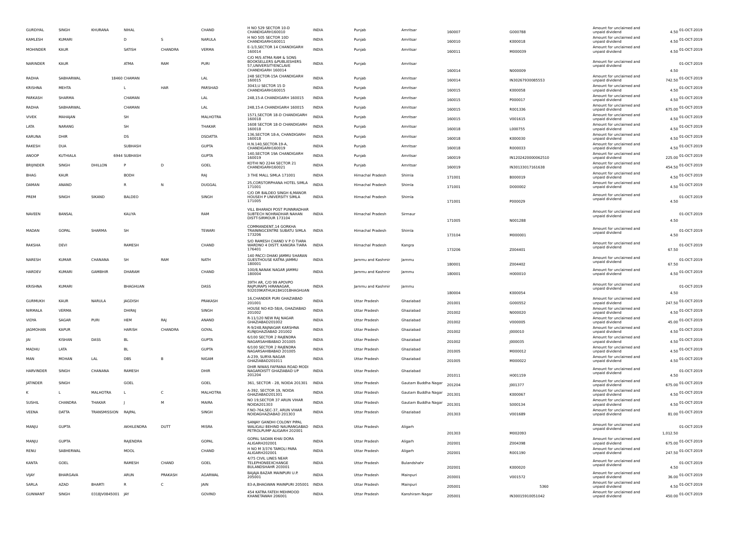| GURDIYAL | SINGH | KHURANA | NIHAL | | CHAND | H NO 529 SECTOR 10-D CHANDIGARH160010 | INDIA | Punjab | Amritsar | 160007 | G000788 | Amount for unclaimed and unpaid dividend | 4.50 | 01-OCT-2019 |
|---|---|---|---|---|---|---|---|---|---|---|---|---|---|---|
| KAMLESH | KUMARI | | D | S | NARULA | H NO 505 SECTOR 10D CHANDIGARH160011 | INDIA | Punjab | Amritsar | 160010 | K000018 | Amount for unclaimed and unpaid dividend | 4.50 | 01-OCT-2019 |
| MOHINDER | KAUR | | SATISH | CHANDRA | VERMA | E-1/3,SECTOR 14 CHANDIGARH 160014 | INDIA | Punjab | Amritsar | 160011 | M000039 | Amount for unclaimed and unpaid dividend | 4.50 | 01-OCT-2019 |
| NARINDER | KAUR | | ATMA | RAM | PURI | C/O M/S ATMA RAM & SONS BOOKSELLERS &PUBLIESHERS 57,UNIVERSITYENCLAVE CHANDIGARH 160014 | INDIA | Punjab | Amritsar | 160014 | N000009 | Amount for unclaimed and unpaid dividend | 4.50 | 01-OCT-2019 |
| RADHA | SABHARWAL | | 18460 CHAMAN | | LAL | 248 SECTOR-15A CHANDIGARH 160015 | INDIA | Punjab | Amritsar | 160014 | IN30267930085553 | Amount for unclaimed and unpaid dividend | 742.50 | 01-OCT-2019 |
| KRISHNA | MEHTA | | L | HAR | PARSHAD | 3043,U SECTOR 15 D CHANDIGARH160015 | INDIA | Punjab | Amritsar | 160015 | K000058 | Amount for unclaimed and unpaid dividend | 4.50 | 01-OCT-2019 |
| PARKASH | SHARMA | | CHAMAN | | LAL | 248,15-A CHANDIGARH 160015 | INDIA | Punjab | Amritsar | 160015 | P000017 | Amount for unclaimed and unpaid dividend | 4.50 | 01-OCT-2019 |
| RADHA | SABHARWAL | | CHAMAN | | LAL | 248,15-A CHANDIGARH 160015 | INDIA | Punjab | Amritsar | 160015 | R001336 | Amount for unclaimed and unpaid dividend | 675.00 | 01-OCT-2019 |
| VIVEK | MAHAJAN | | SH | | MALHOTRA | 1571,SECTOR 18-D CHANDIGARH 160018 | INDIA | Punjab | Amritsar | 160015 | V001615 | Amount for unclaimed and unpaid dividend | 4.50 | 01-OCT-2019 |
| LATA | NARANG | | SH | | THAKAR | 1608 SECTOR 18-D CHANDIGARH 160018 | INDIA | Punjab | Amritsar | 160018 | L000755 | Amount for unclaimed and unpaid dividend | 4.50 | 01-OCT-2019 |
| KARUNA | DHIR | | DS | | DSDATTA | 136,SECTOR 18-A, CHANDIGARH 160018 | INDIA | Punjab | Amritsar | 160018 | K000030 | Amount for unclaimed and unpaid dividend | 4.50 | 01-OCT-2019 |
| RAKESH | DUA | | SUBHASH | | GUPTA | H.N.140,SECTOR-19-A, CHANDIGARH160019 | INDIA | Punjab | Amritsar | 160018 | R000033 | Amount for unclaimed and unpaid dividend | 4.50 | 01-OCT-2019 |
| ANOOP | KUTHIALA | | 6944 SUBHASH | | GUPTA | 140,SECTOR 19A CHANDIGARH 160019 | INDIA | Punjab | Amritsar | 160019 | IN1202420000062510 | Amount for unclaimed and unpaid dividend | 225.00 | 01-OCT-2019 |
| BRIJINDER | SINGH | DHILLON | P | D | GOEL | KOTHI NO 2244 SECTOR 21 CHANDIGARH160021 | INDIA | Punjab | Amritsar | 160019 | IN30133017161638 | Amount for unclaimed and unpaid dividend | 454.50 | 01-OCT-2019 |
| BHAG | KAUR | | BODH | | RAJ | 3 THE MALL SIMLA 171001 | INDIA | Himachal Pradesh | Shimla | 171001 | B000019 | Amount for unclaimed and unpaid dividend | 4.50 | 01-OCT-2019 |
| DAMAN | ANAND | | R | N | DUGGAL | 25,CORSTORPHANA HOTEL SIMLA 171001 | INDIA | Himachal Pradesh | Shimla | 171001 | D000002 | Amount for unclaimed and unpaid dividend | 4.50 | 01-OCT-2019 |
| PREM | SINGH | SIKAND | BALDEO | | SINGH | C/O DR BALDEO SINGH 6,MANOR HOUSEH P UNIVERSITY SIMLA 171005 | INDIA | Himachal Pradesh | Shimla | 171001 | P000029 | Amount for unclaimed and unpaid dividend | 4.50 | 01-OCT-2019 |
| NAVEEN | BANSAL | | KALIYA | | RAM | VILL BHARADI POST PUNNRADHAR SUBTECH NOHRADHAR NAHAN DISTT-SIRMOUR 173104 | INDIA | Himachal Pradesh | Sirmaur | 171005 | N001288 | Amount for unclaimed and unpaid dividend | 4.50 | 01-OCT-2019 |
| MADAN | GOPAL | SHARMA | SH | | TEWARI | COMMANDENT,14 GORKHA TRAININGCENTRE SUBATU SIMLA 173206 | INDIA | Himachal Pradesh | Shimla | 173104 | M000001 | Amount for unclaimed and unpaid dividend | 4.50 | 01-OCT-2019 |
| RAKSHA | DEVI | | RAMESH | | CHAND | S/O RAMESH CHAND V P O TIARA WARDNO 4 DISTT. KANGRA TIARA 176401 | INDIA | Himachal Pradesh | Kangra | 173206 | Z004401 | Amount for unclaimed and unpaid dividend | 67.50 | 01-OCT-2019 |
| NARESH | KUMAR | CHANANA | SH | RAM | NATH | 140 PACCI DHAKI JAMMU SHARAN GUESTHOUSE KATRA JAMMU 180001 | INDIA | Jammu and Kashmir | Jammu | 180001 | Z004402 | Amount for unclaimed and unpaid dividend | 67.50 | 01-OCT-2019 |
| HARDEV | KUMARI | GAMBHIR | DHARAM | | CHAND | 100/8,NANAK NAGAR JAMMU 180004 | INDIA | Jammu and Kashmir | Jammu | 180001 | H000010 | Amount for unclaimed and unpaid dividend | 4.50 | 01-OCT-2019 |
| KRISHNA | KUMARI | | BHAGHUAN | | DASS | 39TH AR, C/O 99 APOVPO RAJPURAPS HIRANAGAR, 932039KATHUA184101BHAGHUAN | INDIA | Jammu and Kashmir | Jammu | 180004 | K000054 | Amount for unclaimed and unpaid dividend | 4.50 | 01-OCT-2019 |
| GURMUKH | KAUR | NARULA | JAGDISH | | PRAKASH | 16,CHANDER PURI GHAZIABAD 201001 | INDIA | Uttar Pradesh | Ghaziabad | 201001 | G000552 | Amount for unclaimed and unpaid dividend | 247.50 | 01-OCT-2019 |
| NIRMALA | VERMA | | DHIRAJ | | SINGH | HOUSE NO-KD-58/A, GHAZIABAD 201002 | INDIA | Uttar Pradesh | Ghaziabad | 201002 | N000020 | Amount for unclaimed and unpaid dividend | 4.50 | 01-OCT-2019 |
| VIDYA | SAGAR | PURI | HEM | RAJ | ANAND | R-11/120 NEW RAJ NAGAR GHAZIABAD201002 | INDIA | Uttar Pradesh | Ghaziabad | 201002 | V000005 | Amount for unclaimed and unpaid dividend | 45.00 | 01-OCT-2019 |
| JAGMOHAN | KAPUR | | HARISH | CHANDRA | GOYAL | R-9/248,RAJNAGAR KARSHNA KUNJGHAZIABAD 201002 | INDIA | Uttar Pradesh | Ghaziabad | 201002 | J000010 | Amount for unclaimed and unpaid dividend | 4.50 | 01-OCT-2019 |
| JAI | KISHAN | DASS | BL | | GUPTA | 6/100 SECTOR 2 RAJENDRA NAGARSAHIBABAD 201005 | INDIA | Uttar Pradesh | Ghaziabad | 201002 | J000035 | Amount for unclaimed and unpaid dividend | 4.50 | 01-OCT-2019 |
| MADHU | LATA | | BL | | GUPTA | 6/100 SECTOR 2 RAJENDRA NAGARSAHIBABAD 201005 | INDIA | Uttar Pradesh | Ghaziabad | 201005 | M000012 | Amount for unclaimed and unpaid dividend | 4.50 | 01-OCT-2019 |
| MAN | MOHAN | LAL | DBS | B | NIGAM | A-239, SURYA NAGAR GHAZIABAD201011 | INDIA | Uttar Pradesh | Ghaziabad | 201005 | M000022 | Amount for unclaimed and unpaid dividend | 4.50 | 01-OCT-2019 |
| HARVINDER | SINGH | CHANANA | RAMESH | | DHIR | DHIR NIWAS FAFRANA ROAD MODI NAGARDISTT GHAZIABAD UP 201204 | INDIA | Uttar Pradesh | Ghaziabad | 201011 | H001159 | Amount for unclaimed and unpaid dividend | 4.50 | 01-OCT-2019 |
| JATINDER | SINGH | | GOEL | | GOEL | 361, SECTOR - 28, NOIDA 201301 | INDIA | Uttar Pradesh | Gautam Buddha Nagar | 201204 | J001377 | Amount for unclaimed and unpaid dividend | 675.00 | 01-OCT-2019 |
| K | L | MALHOTRA | L | C | MALHOTRA | A-392, SECTOR 19, NOIDA GHAZIABAD201301 | INDIA | Uttar Pradesh | Gautam Buddha Nagar | 201301 | K000067 | Amount for unclaimed and unpaid dividend | 4.50 | 01-OCT-2019 |
| SUSHIL | CHANDRA | THAKAR | J | M | MAIRA | NO 19,SECTOR 37 ARUN VIHAR NOIDA201303 | INDIA | Uttar Pradesh | Gautam Buddha Nagar | 201301 | S000134 | Amount for unclaimed and unpaid dividend | 4.50 | 01-OCT-2019 |
| VEENA | DATTA | TRANSMISSION | RAJPAL | | SINGH | F.NO-764,SEC-37, ARUN VIHAR NOIDAGHAZIABAD 201303 | INDIA | Uttar Pradesh | Ghaziabad | 201303 | V001689 | Amount for unclaimed and unpaid dividend | 81.00 | 01-OCT-2019 |
| MANJU | GUPTA | | AKHILENDRA | DUTT | MISRA | SANJAY GANDHI COLONY PIPAL WALIGALI BEHIND NAURANGABAD PETROLPUMP ALIGARH 202001 | INDIA | Uttar Pradesh | Aligarh | 201303 | M002093 | Amount for unclaimed and unpaid dividend | 1,012.50 | 01-OCT-2019 |
| MANJU | GUPTA | | RAJENDRA | | GOPAL | GOPAL SADAN KHAI DORA ALIGARH202001 | INDIA | Uttar Pradesh | Aligarh | 202001 | Z004398 | Amount for unclaimed and unpaid dividend | 675.00 | 01-OCT-2019 |
| RENU | SABHERWAL | | MOOL | | CHAND | H NO M 3/376 TAMOLI PARA ALIGARH202001 | INDIA | Uttar Pradesh | Aligarh | 202001 | R001190 | Amount for unclaimed and unpaid dividend | 247.50 | 01-OCT-2019 |
| KANTA | GOEL | | RAMESH | CHAND | GOEL | 4/75 CIVIL LINES NEAR TELEPHONEEXCHANGE BULANDSHAHR 203001 | INDIA | Uttar Pradesh | Bulandshahr | 202001 | K000020 | Amount for unclaimed and unpaid dividend | 4.50 | 01-OCT-2019 |
| VIJAY | BHARGAVA | | ARUN | PRAKASH | AGARWAL | BAJAJA BAZAR MAINPURI U.P. 205001 | INDIA | Uttar Pradesh | Mainpuri | 203001 | V001572 | Amount for unclaimed and unpaid dividend | 36.00 | 01-OCT-2019 |
| SARLA | AZAD | BHARTI | R | C | JAIN | 83-A,BHAGWAN MAINPURI 205001 | INDIA | Uttar Pradesh | Mainpuri | 205001 | 5360 | Amount for unclaimed and unpaid dividend | 4.50 | 01-OCT-2019 |
| GUNWANT | SINGH | 0318JV0845001 | JAY | | GOVIND | 454 KATRA FATEH MEHMOOD KHANETAWAH 206001 | INDIA | Uttar Pradesh | Kanshiram Nagar | 205001 | IN30015910051042 | Amount for unclaimed and unpaid dividend | 450.00 | 01-OCT-2019 |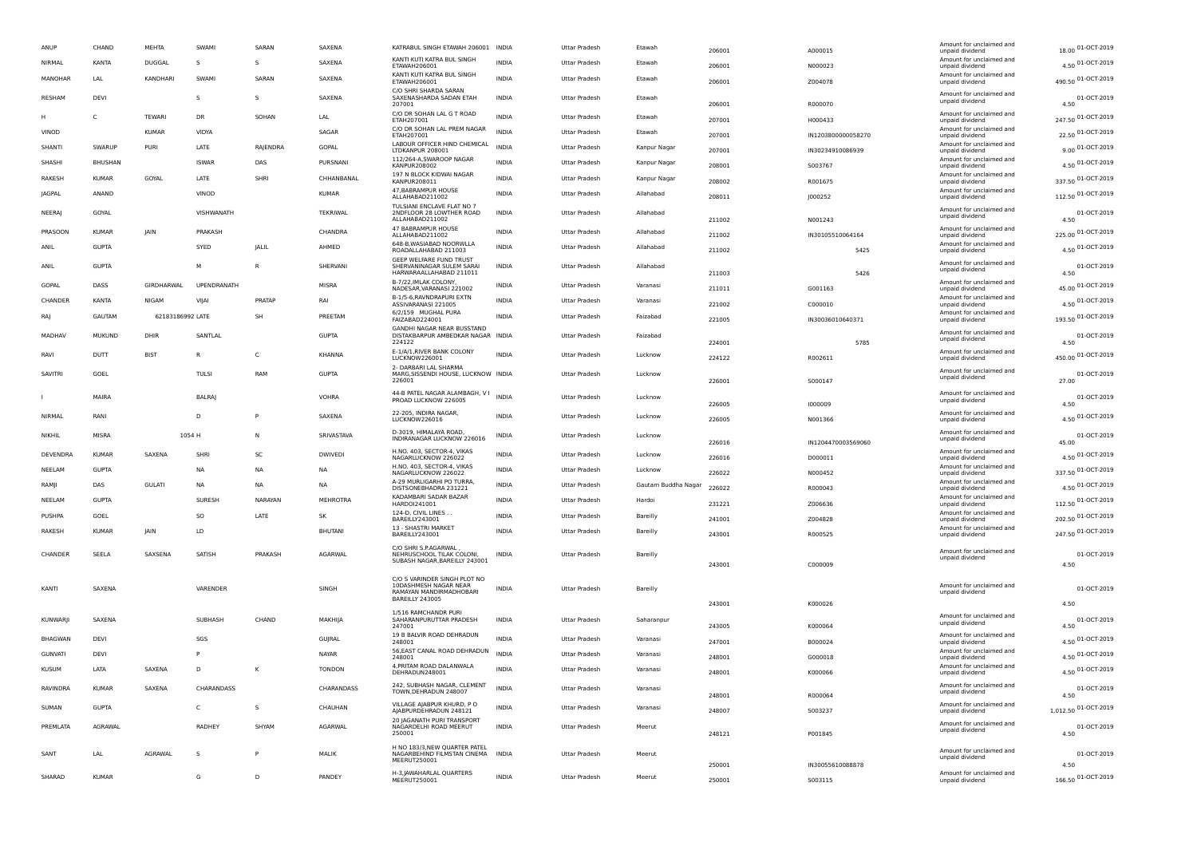| ANUP | CHAND | MEHTA | SWAMI | SARAN | SAXENA | KATRABUL SINGH ETAWAH 206001 | INDIA | Uttar Pradesh | Etawah | 206001 | A000015 | Amount for unclaimed and unpaid dividend | 18.00 | 01-OCT-2019 |
|---|---|---|---|---|---|---|---|---|---|---|---|---|---|---|
| NIRMAL | KANTA | DUGGAL | S | S | SAXENA | KANTI KUTI KATRA BUL SINGH ETAWAH206001 | INDIA | Uttar Pradesh | Etawah | 206001 | N000023 | Amount for unclaimed and unpaid dividend | 4.50 | 01-OCT-2019 |
| MANOHAR | LAL | KANDHARI | SWAMI | SARAN | SAXENA | KANTI KUTI KATRA BUL SINGH ETAWAH206001 | INDIA | Uttar Pradesh | Etawah | 206001 | Z004078 | Amount for unclaimed and unpaid dividend | 490.50 | 01-OCT-2019 |
| RESHAM | DEVI | | S | S | SAXENA | C/O SHRI SHARDA SARAN SAXENASHARDA SADAN ETAH 207001 | INDIA | Uttar Pradesh | Etawah | 206001 | R000070 | Amount for unclaimed and unpaid dividend | 4.50 | 01-OCT-2019 |
| H | C | TEWARI | DR | SOHAN | LAL | C/O DR SOHAN LAL G T ROAD ETAH207001 | INDIA | Uttar Pradesh | Etawah | 207001 | H000433 | Amount for unclaimed and unpaid dividend | 247.50 | 01-OCT-2019 |
| VINOD | | KUMAR | VIDYA | | SAGAR | C/O DR SOHAN LAL PREM NAGAR ETAH207001 | INDIA | Uttar Pradesh | Etawah | 207001 | IN1203800000058270 | Amount for unclaimed and unpaid dividend | 22.50 | 01-OCT-2019 |
| SHANTI | SWARUP | PURI | LATE | RAJENDRA | GOPAL | LABOUR OFFICER HIND CHEMICAL LTDKANPUR 208001 | INDIA | Uttar Pradesh | Kanpur Nagar | 207001 | IN30234910086939 | Amount for unclaimed and unpaid dividend | 9.00 | 01-OCT-2019 |
| SHASHI | BHUSHAN | | ISWAR | DAS | PURSNANI | 112/264-A,SWAROOP NAGAR KANPUR208002 | INDIA | Uttar Pradesh | Kanpur Nagar | 208001 | S003767 | Amount for unclaimed and unpaid dividend | 4.50 | 01-OCT-2019 |
| RAKESH | KUMAR | GOYAL | LATE | SHRI | CHHANBANAL | 197 N BLOCK KIDWAI NAGAR KANPUR208011 | INDIA | Uttar Pradesh | Kanpur Nagar | 208002 | R001675 | Amount for unclaimed and unpaid dividend | 337.50 | 01-OCT-2019 |
| JAGPAL | ANAND | | VINOD | | KUMAR | 47,BABRAMPUR HOUSE ALLAHABAD211002 | INDIA | Uttar Pradesh | Allahabad | 208011 | J000252 | Amount for unclaimed and unpaid dividend | 112.50 | 01-OCT-2019 |
| NEERAJ | GOYAL | | VISHWANATH | | TEKRIWAL | TULSIANI ENCLAVE FLAT NO 7 2NDFLOOR 28 LOWTHER ROAD ALLAHABAD211002 | INDIA | Uttar Pradesh | Allahabad | 211002 | N001243 | Amount for unclaimed and unpaid dividend | 4.50 | 01-OCT-2019 |
| PRASOON | KUMAR | JAIN | PRAKASH | | CHANDRA | 47 BABRAMPUR HOUSE ALLAHABAD211002 | INDIA | Uttar Pradesh | Allahabad | 211002 | IN30105510064164 | Amount for unclaimed and unpaid dividend | 225.00 | 01-OCT-2019 |
| ANIL | GUPTA | | SYED | JALIL | AHMED | 648-B,WASIABAD NOORWLLA ROADALLAHABAD 211003 | INDIA | Uttar Pradesh | Allahabad | 211002 | 5425 | Amount for unclaimed and unpaid dividend | 4.50 | 01-OCT-2019 |
| ANIL | GUPTA | | M | R | SHERVANI | GEEP WELFARE FUND TRUST SHERVANINAGAR SULEM SARAI HARWARAALLAHABAD 211011 | INDIA | Uttar Pradesh | Allahabad | 211003 | 5426 | Amount for unclaimed and unpaid dividend | 4.50 | 01-OCT-2019 |
| GOPAL | DASS | GIRDHARWAL | UPENDRANATH | | MISRA | B-7/22,IMLAK COLONY, NADESAR,VARANASI 221002 | INDIA | Uttar Pradesh | Varanasi | 211011 | G001163 | Amount for unclaimed and unpaid dividend | 45.00 | 01-OCT-2019 |
| CHANDER | KANTA | NIGAM | VIJAI | PRATAP | RAI | B-1/5-6,RAVNDRAPURI EXTN ASSIVARANASI 221005 | INDIA | Uttar Pradesh | Varanasi | 221002 | C000010 | Amount for unclaimed and unpaid dividend | 4.50 | 01-OCT-2019 |
| RAJ | GAUTAM | 62183186992 LATE | | SH | PREETAM | 6/2/159 MUGHAL PURA FAIZABAD224001 | INDIA | Uttar Pradesh | Faizabad | 221005 | IN30036010640371 | Amount for unclaimed and unpaid dividend | 193.50 | 01-OCT-2019 |
| MADHAV | MUKUND | DHIR | SANTLAL | | GUPTA | GANDHI NAGAR NEAR BUSSTAND DISTAKBARPUR AMBEDKAR NAGAR 224122 | INDIA | Uttar Pradesh | Faizabad | 224001 | 5785 | Amount for unclaimed and unpaid dividend | 4.50 | 01-OCT-2019 |
| RAVI | DUTT | BIST | R | C | KHANNA | E-1/A/1,RIVER BANK COLONY LUCKNOW226001 | INDIA | Uttar Pradesh | Lucknow | 224122 | R002611 | Amount for unclaimed and unpaid dividend | 450.00 | 01-OCT-2019 |
| SAVITRI | GOEL | | TULSI | RAM | GUPTA | 2- DARBARI LAL SHARMA MARG,SISSENDI HOUSE, LUCKNOW 226001 | INDIA | Uttar Pradesh | Lucknow | 226001 | S000147 | Amount for unclaimed and unpaid dividend | 27.00 | 01-OCT-2019 |
| I | MAIRA | | BALRAJ | | VOHRA | 44-B PATEL NAGAR ALAMBAGH, V I PROAD LUCKNOW 226005 | INDIA | Uttar Pradesh | Lucknow | 226005 | I000009 | Amount for unclaimed and unpaid dividend | 4.50 | 01-OCT-2019 |
| NIRMAL | RANI | | D | P | SAXENA | 22-205, INDIRA NAGAR, LUCKNOW226016 | INDIA | Uttar Pradesh | Lucknow | 226005 | N001366 | Amount for unclaimed and unpaid dividend | 4.50 | 01-OCT-2019 |
| NIKHIL | MISRA | 1054 H | | N | SRIVASTAVA | D-3019, HIMALAYA ROAD, INDIRANAGAR LUCKNOW 226016 | INDIA | Uttar Pradesh | Lucknow | 226016 | IN1204470003569060 | Amount for unclaimed and unpaid dividend | 45.00 | 01-OCT-2019 |
| DEVENDRA | KUMAR | SAXENA | SHRI | SC | DWIVEDI | H.NO. 403, SECTOR-4, VIKAS NAGARLUCKNOW 226022 | INDIA | Uttar Pradesh | Lucknow | 226016 | D000011 | Amount for unclaimed and unpaid dividend | 4.50 | 01-OCT-2019 |
| NEELAM | GUPTA | | NA | NA | NA | H.NO. 403, SECTOR-4, VIKAS NAGARLUCKNOW 226022 | INDIA | Uttar Pradesh | Lucknow | 226022 | N000452 | Amount for unclaimed and unpaid dividend | 337.50 | 01-OCT-2019 |
| RAMJI | DAS | GULATI | NA | NA | NA | A-29 MURLIGARHI PO TURRA, DISTSONEBHADRA 231221 | INDIA | Uttar Pradesh | Gautam Buddha Nagar | 226022 | R000043 | Amount for unclaimed and unpaid dividend | 4.50 | 01-OCT-2019 |
| NEELAM | GUPTA | | SURESH | NARAYAN | MEHROTRA | KADAMBARI SADAR BAZAR HARDOI241001 | INDIA | Uttar Pradesh | Hardoi | 231221 | Z006636 | Amount for unclaimed and unpaid dividend | 112.50 | 01-OCT-2019 |
| PUSHPA | GOEL | | SO | LATE | SK | 124-D, CIVIL LINES . . BAREILLY243001 | INDIA | Uttar Pradesh | Bareilly | 241001 | Z004828 | Amount for unclaimed and unpaid dividend | 202.50 | 01-OCT-2019 |
| RAKESH | KUMAR | JAIN | LD | | BHUTANI | 13 - SHASTRI MARKET BAREILLY243001 | INDIA | Uttar Pradesh | Bareilly | 243001 | R000525 | Amount for unclaimed and unpaid dividend | 247.50 | 01-OCT-2019 |
| CHANDER | SEELA | SAXSENA | SATISH | PRAKASH | AGARWAL | C/O SHRI S.P.AGARWAL , NEHRUSCHOOL TILAK COLONI, SUBASH NAGAR,BAREILLY 243001 | INDIA | Uttar Pradesh | Bareilly | 243001 | C000009 | Amount for unclaimed and unpaid dividend | 4.50 | 01-OCT-2019 |
| KANTI | SAXENA | | VARENDER | | SINGH | C/O S VARINDER SINGH PLOT NO 10DASHMESH NAGAR NEAR RAMAYAN MANDIRMADHOBARI BAREILLY 243005 | INDIA | Uttar Pradesh | Bareilly | 243001 | K000026 | Amount for unclaimed and unpaid dividend | 4.50 | 01-OCT-2019 |
| KUNWARJI | SAXENA | | SUBHASH | CHAND | MAKHIJA | 1/516 RAMCHANDR PURI SAHARANPURUTTAR PRADESH 247001 | INDIA | Uttar Pradesh | Saharanpur | 243005 | K000064 | Amount for unclaimed and unpaid dividend | 4.50 | 01-OCT-2019 |
| BHAGWAN | DEVI | | SGS | | GUJRAL | 19 B BALVIR ROAD DEHRADUN 248001 | INDIA | Uttar Pradesh | Varanasi | 247001 | B000024 | Amount for unclaimed and unpaid dividend | 4.50 | 01-OCT-2019 |
| GUNVATI | DEVI | | P | | NAYAR | 56,EAST CANAL ROAD DEHRADUN 248001 | INDIA | Uttar Pradesh | Varanasi | 248001 | G000018 | Amount for unclaimed and unpaid dividend | 4.50 | 01-OCT-2019 |
| KUSUM | LATA | SAXENA | D | K | TONDON | 4,PRITAM ROAD DALANWALA DEHRADUN248001 | INDIA | Uttar Pradesh | Varanasi | 248001 | K000066 | Amount for unclaimed and unpaid dividend | 4.50 | 01-OCT-2019 |
| RAVINDRA | KUMAR | SAXENA | CHARANDASS | | CHARANDASS | 242, SUBHASH NAGAR, CLEMENT TOWN,DEHRADUN 248007 | INDIA | Uttar Pradesh | Varanasi | 248001 | R000064 | Amount for unclaimed and unpaid dividend | 4.50 | 01-OCT-2019 |
| SUMAN | GUPTA | | C | S | CHAUHAN | VILLAGE AJABPUR KHURD, P O AJABPURDEHRADUN 248121 | INDIA | Uttar Pradesh | Varanasi | 248007 | S003237 | Amount for unclaimed and unpaid dividend | 1,012.50 | 01-OCT-2019 |
| PREMLATA | AGRAWAL | | RADHEY | SHYAM | AGARWAL | 20 JAGANATH PURI TRANSPORT NAGARDELHI ROAD MEERUT 250001 | INDIA | Uttar Pradesh | Meerut | 248121 | P001845 | Amount for unclaimed and unpaid dividend | 4.50 | 01-OCT-2019 |
| SANT | LAL | AGRAWAL | S | P | MALIK | H NO 183/3,NEW QUARTER PATEL NAGARBEHIND FILMSTAN CINEMA MEERUT250001 | INDIA | Uttar Pradesh | Meerut | 250001 | IN30055610088878 | Amount for unclaimed and unpaid dividend | 4.50 | 01-OCT-2019 |
| SHARAD | KUMAR | | G | D | PANDEY | H-3,JAWAHARLAL QUARTERS MEERUT250001 | INDIA | Uttar Pradesh | Meerut | 250001 | S003115 | Amount for unclaimed and unpaid dividend | 166.50 | 01-OCT-2019 |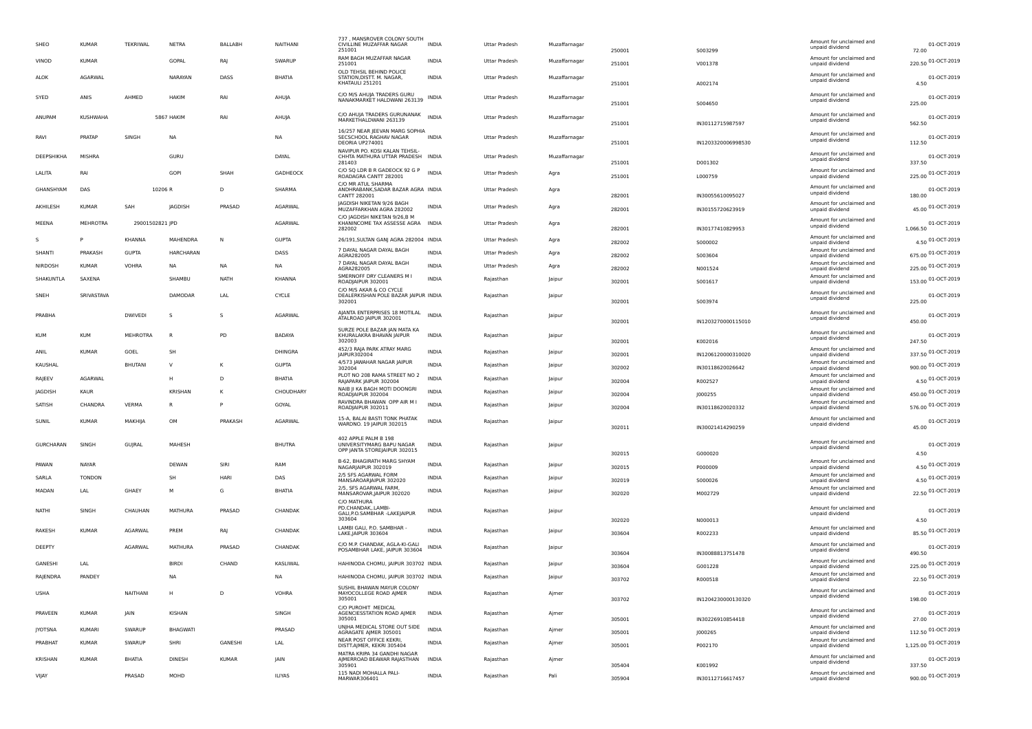| SHEO | KUMAR | TEKRIWAL | NETRA | BALLABH | NAITHANI | 737 , MANSROVER COLONY SOUTH CIVILLINE MUZAFFAR NAGAR 251001 | INDIA | Uttar Pradesh | Muzaffarnagar | 250001 | S003299 | Amount for unclaimed and unpaid dividend | 72.00 | 01-OCT-2019 |
|---|---|---|---|---|---|---|---|---|---|---|---|---|---|---|
| VINOD | KUMAR | | GOPAL | RAJ | SWARUP | RAM BAGH MUZAFFAR NAGAR 251001 | INDIA | Uttar Pradesh | Muzaffarnagar | 251001 | V001378 | Amount for unclaimed and unpaid dividend | 220.50 | 01-OCT-2019 |
| ALOK | AGARWAL | | NARAYAN | DASS | BHATIA | OLD TEHSIL BEHIND POLICE STATION,DISTT. M. NAGAR, KHATAULI 251201 | INDIA | Uttar Pradesh | Muzaffarnagar | 251001 | A002174 | Amount for unclaimed and unpaid dividend | 4.50 | 01-OCT-2019 |
| SYED | ANIS | AHMED | HAKIM | RAI | AHUJA | C/O M/S AHUJA TRADERS GURU NANAKMARKET HALDWANI 263139 | INDIA | Uttar Pradesh | Muzaffarnagar | 251001 | S004650 | Amount for unclaimed and unpaid dividend | 225.00 | 01-OCT-2019 |
| ANUPAM | KUSHWAHA | | 5867 HAKIM | RAI | AHUJA | C/O AHUJA TRADERS GURUNANAK MARKETHALDWANI 263139 | INDIA | Uttar Pradesh | Muzaffarnagar | 251001 | IN30112715987597 | Amount for unclaimed and unpaid dividend | 562.50 | 01-OCT-2019 |
| RAVI | PRATAP | SINGH | NA | | NA | 16/257 NEAR JEEVAN MARG SOPHIA SECSCHOOL RAGHAV NAGAR DEORIA UP274001 | INDIA | Uttar Pradesh | Muzaffarnagar | 251001 | IN1203320006998530 | Amount for unclaimed and unpaid dividend | 112.50 | 01-OCT-2019 |
| DEEPSHIKHA | MISHRA | | GURU | | DAYAL | NAVIPUR PO. KOSI KALAN TEHSIL-CHHTA MATHURA UTTAR PRADESH 281403 | INDIA | Uttar Pradesh | Muzaffarnagar | 251001 | D001302 | Amount for unclaimed and unpaid dividend | 337.50 | 01-OCT-2019 |
| LALITA | RAI | | GOPI | SHAH | GADHEOCK | C/O SQ LDR B R GADEOCK 92 G P ROADAGRA CANTT 282001 | INDIA | Uttar Pradesh | Agra | 251001 | L000759 | Amount for unclaimed and unpaid dividend | 225.00 | 01-OCT-2019 |
| GHANSHYAM | DAS | 10206 R | | D | SHARMA | C/O MR ATUL SHARMA ANDHRABANK,SADAR BAZAR AGRA CANTT 282001 | INDIA | Uttar Pradesh | Agra | 282001 | IN30055610095027 | Amount for unclaimed and unpaid dividend | 180.00 | 01-OCT-2019 |
| AKHILESH | KUMAR | SAH | JAGDISH | PRASAD | AGARWAL | JAGDISH NIKETAN 9/26 BAGH MUZAFFARKHAN AGRA 282002 | INDIA | Uttar Pradesh | Agra | 282001 | IN30155720623919 | Amount for unclaimed and unpaid dividend | 45.00 | 01-OCT-2019 |
| MEENA | MEHROTRA | 29001502821 JPD | | | AGARWAL | C/O JAGDISH NIKETAN 9/26,B M KHANINCOME TAX ASSESSE AGRA 282002 | INDIA | Uttar Pradesh | Agra | 282001 | IN30177410829953 | Amount for unclaimed and unpaid dividend | 1,066.50 | 01-OCT-2019 |
| S | P | KHANNA | MAHENDRA | N | GUPTA | 26/191,SULTAN GANJ AGRA 282004 | INDIA | Uttar Pradesh | Agra | 282002 | S000002 | Amount for unclaimed and unpaid dividend | 4.50 | 01-OCT-2019 |
| SHANTI | PRAKASH | GUPTA | HARCHARAN | | DASS | 7 DAYAL NAGAR DAYAL BAGH AGRA282005 | INDIA | Uttar Pradesh | Agra | 282002 | S003604 | Amount for unclaimed and unpaid dividend | 675.00 | 01-OCT-2019 |
| NIRDOSH | KUMAR | VOHRA | NA | NA | NA | 7 DAYAL NAGAR DAYAL BAGH AGRA282005 | INDIA | Uttar Pradesh | Agra | 282002 | N001524 | Amount for unclaimed and unpaid dividend | 225.00 | 01-OCT-2019 |
| SHAKUNTLA | SAXENA | | SHAMBU | NATH | KHANNA | SMERNOFF DRY CLEANERS M I ROADJAIPUR 302001 | INDIA | Rajasthan | Jaipur | 302001 | S001617 | Amount for unclaimed and unpaid dividend | 153.00 | 01-OCT-2019 |
| SNEH | SRIVASTAVA | | DAMODAR | LAL | CYCLE | C/O M/S AKAR & CO CYCLE DEALERKISHAN POLE BAZAR JAIPUR 302001 | INDIA | Rajasthan | Jaipur | 302001 | S003974 | Amount for unclaimed and unpaid dividend | 225.00 | 01-OCT-2019 |
| PRABHA | | DWIVEDI | S | S | AGARWAL | AJANTA ENTERPRISES 18 MOTILAL ATALROAD JAIPUR 302001 | INDIA | Rajasthan | Jaipur | 302001 | IN1203270000115010 | Amount for unclaimed and unpaid dividend | 450.00 | 01-OCT-2019 |
| KUM | KUM | MEHROTRA | R | PD | BADAYA | SURZE POLE BAZAR JAN MATA KA KHURALAKRA BHAVAN JAIPUR 302003 | INDIA | Rajasthan | Jaipur | 302001 | K002016 | Amount for unclaimed and unpaid dividend | 247.50 | 01-OCT-2019 |
| ANIL | KUMAR | GOEL | SH | | DHINGRA | 452/3 RAJA PARK ATRAY MARG JAIPUR302004 | INDIA | Rajasthan | Jaipur | 302001 | IN1206120000310020 | Amount for unclaimed and unpaid dividend | 337.50 | 01-OCT-2019 |
| KAUSHAL | | BHUTANI | V | K | GUPTA | 4/573 JAWAHAR NAGAR JAIPUR 302004 | INDIA | Rajasthan | Jaipur | 302002 | IN30118620026642 | Amount for unclaimed and unpaid dividend | 900.00 | 01-OCT-2019 |
| RAJEEV | AGARWAL | | H | D | BHATIA | PLOT NO 208 RAMA STREET NO 2 RAJAPARK JAIPUR 302004 | INDIA | Rajasthan | Jaipur | 302004 | R002527 | Amount for unclaimed and unpaid dividend | 4.50 | 01-OCT-2019 |
| JAGDISH | KAUR | | KRISHAN | K | CHOUDHARY | NAIB JI KA BAGH MOTI DOONGRI ROADJAIPUR 302004 | INDIA | Rajasthan | Jaipur | 302004 | J000255 | Amount for unclaimed and unpaid dividend | 450.00 | 01-OCT-2019 |
| SATISH | CHANDRA | VERMA | R | P | GOYAL | RAVINDRA BHAWAN OPP AIR M I ROADJAIPUR 302011 | INDIA | Rajasthan | Jaipur | 302004 | IN30118620020332 | Amount for unclaimed and unpaid dividend | 576.00 | 01-OCT-2019 |
| SUNIL | KUMAR | MAKHIJA | OM | PRAKASH | AGARWAL | 15-A, BALAI BASTI TONK PHATAK WARDNO. 19 JAIPUR 302015 | INDIA | Rajasthan | Jaipur | 302011 | IN30021414290259 | Amount for unclaimed and unpaid dividend | 45.00 | 01-OCT-2019 |
| GURCHARAN | SINGH | GUJRAL | MAHESH | | BHUTRA | 402 APPLE PALM B 198 UNIVERSITYMARG BAPU NAGAR OPP JANTA STOREJAIPUR 302015 | INDIA | Rajasthan | Jaipur | 302015 | G000020 | Amount for unclaimed and unpaid dividend | 4.50 | 01-OCT-2019 |
| PAWAN | NAYAR | | DEWAN | SIRI | RAM | B-62, BHAGIRATH MARG SHYAM NAGARJAIPUR 302019 | INDIA | Rajasthan | Jaipur | 302015 | P000009 | Amount for unclaimed and unpaid dividend | 4.50 | 01-OCT-2019 |
| SARLA | TONDON | | SH | HARI | DAS | 2/5 SFS AGARWAL FORM MANSAROARJAIPUR 302020 | INDIA | Rajasthan | Jaipur | 302019 | S000026 | Amount for unclaimed and unpaid dividend | 4.50 | 01-OCT-2019 |
| MADAN | LAL | GHAEY | M | G | BHATIA | 2/5, SFS AGARWAL FARM, MANSAROVAR,JAIPUR 302020 | INDIA | Rajasthan | Jaipur | 302020 | M002729 | Amount for unclaimed and unpaid dividend | 22.50 | 01-OCT-2019 |
| NATHI | SINGH | CHAUHAN | MATHURA | PRASAD | CHANDAK | C/O MATHURA PD.CHANDAK,,LAMBI-GALI,P.O.SAMBHAR -LAKEJAIPUR 303604 | INDIA | Rajasthan | Jaipur | 302020 | N000013 | Amount for unclaimed and unpaid dividend | 4.50 | 01-OCT-2019 |
| RAKESH | KUMAR | AGARWAL | PREM | RAJ | CHANDAK | LAMBI GALI, P.O. SAMBHAR - LAKE,JAIPUR 303604 | INDIA | Rajasthan | Jaipur | 303604 | R002233 | Amount for unclaimed and unpaid dividend | 85.50 | 01-OCT-2019 |
| DEEPTY | | AGARWAL | MATHURA | PRASAD | CHANDAK | C/O M.P. CHANDAK, AGLA-KI-GALI POSAMBHAR LAKE, JAIPUR 303604 | INDIA | Rajasthan | Jaipur | 303604 | IN30088813751478 | Amount for unclaimed and unpaid dividend | 490.50 | 01-OCT-2019 |
| GANESHI | LAL | | BIRDI | CHAND | KASLIWAL | HAHINODA CHOMU, JAIPUR 303702 | INDIA | Rajasthan | Jaipur | 303604 | G001228 | Amount for unclaimed and unpaid dividend | 225.00 | 01-OCT-2019 |
| RAJENDRA | PANDEY | | NA | | NA | HAHINODA CHOMU, JAIPUR 303702 | INDIA | Rajasthan | Jaipur | 303702 | R000518 | Amount for unclaimed and unpaid dividend | 22.50 | 01-OCT-2019 |
| USHA | | NAITHANI | H | D | VOHRA | SUSHIL BHAWAN MAYUR COLONY MAYOCOLLEGE ROAD AJMER 305001 | INDIA | Rajasthan | Ajmer | 303702 | IN1204230000130320 | Amount for unclaimed and unpaid dividend | 198.00 | 01-OCT-2019 |
| PRAVEEN | KUMAR | JAIN | KISHAN | | SINGH | C/O PUROHIT MEDICAL AGENCIESSTATION ROAD AJMER 305001 | INDIA | Rajasthan | Ajmer | 305001 | IN30226910854418 | Amount for unclaimed and unpaid dividend | 27.00 | 01-OCT-2019 |
| JYOTSNA | KUMARI | SWARUP | BHAGWATI | | PRASAD | UNJHA MEDICAL STORE OUT SIDE AGRAGATE AJMER 305001 | INDIA | Rajasthan | Ajmer | 305001 | J000265 | Amount for unclaimed and unpaid dividend | 112.50 | 01-OCT-2019 |
| PRABHAT | KUMAR | SWARUP | SHRI | GANESHI | LAL | NEAR POST OFFICE KEKRI, DISTT.AJMER, KEKRI 305404 | INDIA | Rajasthan | Ajmer | 305001 | P002170 | Amount for unclaimed and unpaid dividend | 1,125.00 | 01-OCT-2019 |
| KRISHAN | KUMAR | BHATIA | DINESH | KUMAR | JAIN | MATRA KRIPA 34 GANDHI NAGAR AJMERROAD BEAWAR RAJASTHAN 305901 | INDIA | Rajasthan | Ajmer | 305404 | K001992 | Amount for unclaimed and unpaid dividend | 337.50 | 01-OCT-2019 |
| VIJAY | | PRASAD | MOHD | | ILIYAS | 115 NADI MOHALLA PALI-MARWAR306401 | INDIA | Rajasthan | Pali | 305904 | IN30112716617457 | Amount for unclaimed and unpaid dividend | 900.00 | 01-OCT-2019 |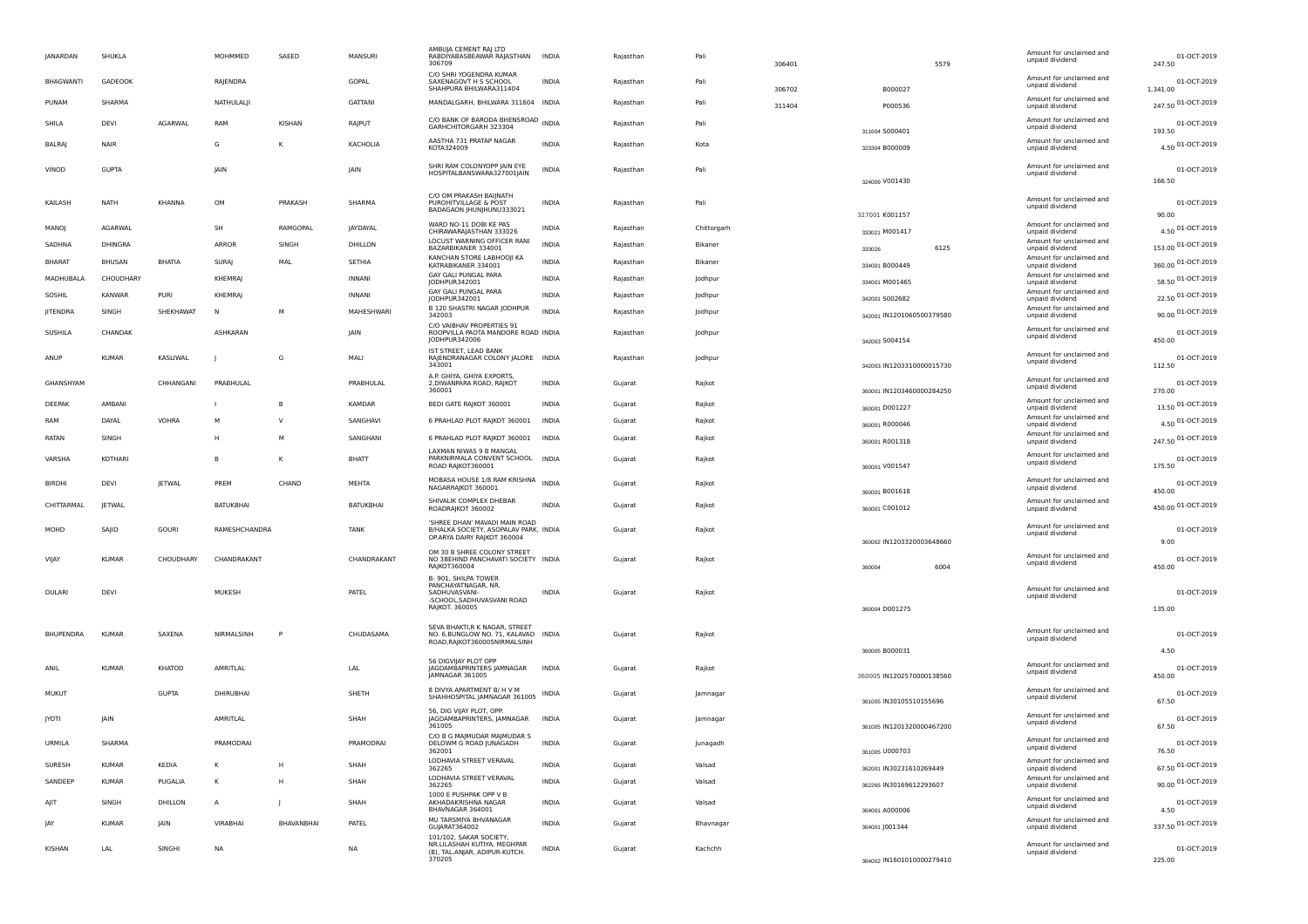| JANARDAN | SHUKLA | | MOHMMED | SAEED | MANSURI | AMBUJA CEMENT RAJ LTD RABDIYABASBEAWAR RAJASTHAN 306709 | INDIA | Rajasthan | Pali | 306401 | 5579 | Amount for unclaimed and unpaid dividend | 247.50 | 01-OCT-2019 |
|---|---|---|---|---|---|---|---|---|---|---|---|---|---|---|
| BHAGWANTI | GADEOOK | | RAJENDRA | | GOPAL | C/O SHRI YOGENDRA KUMAR SAXENAGOVT H S SCHOOL SHAHPURA BHILWARA311404 | INDIA | Rajasthan | Pali | 306702 | B000027 | Amount for unclaimed and unpaid dividend | 1,341.00 | 01-OCT-2019 |
| PUNAM | SHARMA | | NATHULALJI | | GATTANI | MANDALGARH, BHILWARA 311604 | INDIA | Rajasthan | Pali | 311404 | P000536 | Amount for unclaimed and unpaid dividend | 247.50 | 01-OCT-2019 |
| SHILA | DEVI | AGARWAL | RAM | KISHAN | RAJPUT | C/O BANK OF BARODA BHENSROAD GARHCHITORGARH 323304 | INDIA | Rajasthan | Pali | 311604 | S000401 | Amount for unclaimed and unpaid dividend | 193.50 | 01-OCT-2019 |
| BALRAJ | NAIR | | G | K | KACHOLIA | AASTHA 731 PRATAP NAGAR KOTA324009 | INDIA | Rajasthan | Kota | 323304 | B000009 | Amount for unclaimed and unpaid dividend | 4.50 | 01-OCT-2019 |
| VINOD | GUPTA | | JAIN | | JAIN | SHRI RAM COLONYOPP JAIN EYE HOSPITALBANSWARA327001JAIN | INDIA | Rajasthan | Pali | 324009 | V001430 | Amount for unclaimed and unpaid dividend | 166.50 | 01-OCT-2019 |
| KAILASH | NATH | KHANNA | OM | PRAKASH | SHARMA | C/O OM PRAKASH BAIJNATH PUROHITVILLAGE & POST BADAGAON JHUNJHUNU333021 | INDIA | Rajasthan | Pali | 327001 | K001157 | Amount for unclaimed and unpaid dividend | 90.00 | 01-OCT-2019 |
| MANOJ | AGARWAL | | SH | RAMGOPAL | JAYDAYAL | WARD NO-11 DOBI KE PAS CHIRAWARAJASTHAN 333026 | INDIA | Rajasthan | Chittorgarh | 333021 | M001417 | Amount for unclaimed and unpaid dividend | 4.50 | 01-OCT-2019 |
| SADHNA | DHINGRA | | ARROR | SINGH | DHILLON | LOCUST WARNING OFFICER RANI BAZARBIKANER 334001 | INDIA | Rajasthan | Bikaner | 333026 | 6125 | Amount for unclaimed and unpaid dividend | 153.00 | 01-OCT-2019 |
| BHARAT | BHUSAN | BHATIA | SURAJ | MAL | SETHIA | KANCHAN STORE LABHOOJI KA KATRABIKANER 334001 | INDIA | Rajasthan | Bikaner | 334001 | B000449 | Amount for unclaimed and unpaid dividend | 360.00 | 01-OCT-2019 |
| MADHUBALA | CHOUDHARY | | KHEMRAJ | | INNANI | GAY GALI PUNGAL PARA JODHPUR342001 | INDIA | Rajasthan | Jodhpur | 334001 | M001465 | Amount for unclaimed and unpaid dividend | 58.50 | 01-OCT-2019 |
| SOSHIL | KANWAR | PURI | KHEMRAJ | | INNANI | GAY GALI PUNGAL PARA JODHPUR342001 | INDIA | Rajasthan | Jodhpur | 342001 | S002682 | Amount for unclaimed and unpaid dividend | 22.50 | 01-OCT-2019 |
| JITENDRA | SINGH | SHEKHAWAT | N | M | MAHESHWARI | B 120 SHASTRI NAGAR JODHPUR 342003 | INDIA | Rajasthan | Jodhpur | 342001 | IN1201060500379580 | Amount for unclaimed and unpaid dividend | 90.00 | 01-OCT-2019 |
| SUSHILA | CHANDAK | | ASHKARAN | | JAIN | C/O VAIBHAV PROPERTIES 91 ROOPVILLA PAOTA MANDORE ROAD JODHPUR342006 | INDIA | Rajasthan | Jodhpur | 342003 | S004154 | Amount for unclaimed and unpaid dividend | 450.00 | 01-OCT-2019 |
| ANUP | KUMAR | KASLIWAL | J | G | MALI | IST STREET, LEAD BANK RAJENDRANAGAR COLONY JALORE 343001 | INDIA | Rajasthan | Jodhpur | 342003 | IN1203310000015730 | Amount for unclaimed and unpaid dividend | 112.50 | 01-OCT-2019 |
| GHANSHYAM | | CHHANGANI | PRABHULAL | | PRABHULAL | A.P. GHIYA, GHIYA EXPORTS, 2,DIWANPARA ROAD, RAJKOT 360001 | INDIA | Gujarat | Rajkot | 360001 | IN1203460000284250 | Amount for unclaimed and unpaid dividend | 270.00 | 01-OCT-2019 |
| DEEPAK | AMBANI | | I | B | KAMDAR | BEDI GATE RAJKOT 360001 | INDIA | Gujarat | Rajkot | 360001 | D001227 | Amount for unclaimed and unpaid dividend | 13.50 | 01-OCT-2019 |
| RAM | DAYAL | VOHRA | M | V | SANGHAVI | 6 PRAHLAD PLOT RAJKOT 360001 | INDIA | Gujarat | Rajkot | 360001 | R000046 | Amount for unclaimed and unpaid dividend | 4.50 | 01-OCT-2019 |
| RATAN | SINGH | | H | M | SANGHANI | 6 PRAHLAD PLOT RAJKOT 360001 | INDIA | Gujarat | Rajkot | 360001 | R001318 | Amount for unclaimed and unpaid dividend | 247.50 | 01-OCT-2019 |
| VARSHA | KOTHARI | | B | K | BHATT | LAXMAN NIWAS 9 B MANGAL PARKNIRMALA CONVENT SCHOOL ROAD RAJKOT360001 | INDIA | Gujarat | Rajkot | 360001 | V001547 | Amount for unclaimed and unpaid dividend | 175.50 | 01-OCT-2019 |
| BIRDHI | DEVI | JETWAL | PREM | CHAND | MEHTA | MOBASA HOUSE 1/8 RAM KRISHNA NAGARRAJKOT 360001 | INDIA | Gujarat | Rajkot | 360001 | B001618 | Amount for unclaimed and unpaid dividend | 450.00 | 01-OCT-2019 |
| CHITTARMAL | JETWAL | | BATUKBHAI | | BATUKBHAI | SHIVALIK COMPLEX DHEBAR ROADRAJKOT 360002 | INDIA | Gujarat | Rajkot | 360001 | C001012 | Amount for unclaimed and unpaid dividend | 450.00 | 01-OCT-2019 |
| MOHD | SAJID | GOURI | RAMESHCHANDRA | | TANK | 'SHREE DHAN' MAVADI MAIN ROAD B/HALKA SOCIETY, ASOPALAV PARK, OP.ARYA DAIRY RAJKOT 360004 | INDIA | Gujarat | Rajkot | 360002 | IN1203320003648660 | Amount for unclaimed and unpaid dividend | 9.00 | 01-OCT-2019 |
| VIJAY | KUMAR | CHOUDHARY | CHANDRAKANT | | CHANDRAKANT | OM 30 B SHREE COLONY STREET NO 3BEHIND PANCHAVATI SOCIETY RAJKOT360004 | INDIA | Gujarat | Rajkot | 360004 | 6004 | Amount for unclaimed and unpaid dividend | 450.00 | 01-OCT-2019 |
| DULARI | DEVI | | MUKESH | | PATEL | B- 901, SHILPA TOWER PANCHAYATNAGAR, NR. SADHUVASVANI- -SCHOOL,SADHUVASVANI ROAD RAJKOT. 360005 | INDIA | Gujarat | Rajkot | 360004 | D001275 | Amount for unclaimed and unpaid dividend | 135.00 | 01-OCT-2019 |
| BHUPENDRA | KUMAR | SAXENA | NIRMALSINH | P | CHUDASAMA | SEVA BHAKTI,R K NAGAR, STREET NO. 6,BUNGLOW NO. 71, KALAVAD ROAD,RAJKOT360005NIRMALSINH | INDIA | Gujarat | Rajkot | 360005 | B000031 | Amount for unclaimed and unpaid dividend | 4.50 | 01-OCT-2019 |
| ANIL | KUMAR | KHATOD | AMRITLAL | | LAL | 56 DIGVIJAY PLOT OPP JAGDAMBAPRINTERS JAMNAGAR JAMNAGAR 361005 | INDIA | Gujarat | Rajkot | 360005 | IN1202570000138560 | Amount for unclaimed and unpaid dividend | 450.00 | 01-OCT-2019 |
| MUKUT | | GUPTA | DHIRUBHAI | | SHETH | 8 DIVYA APARTMENT B/ H V M SHAHHOSPITAL JAMNAGAR 361005 | INDIA | Gujarat | Jamnagar | 361005 | IN30105510155696 | Amount for unclaimed and unpaid dividend | 67.50 | 01-OCT-2019 |
| JYOTI | JAIN | | AMRITLAL | | SHAH | 56, DIG VIJAY PLOT, OPP. JAGDAMBAPRINTERS, JAMNAGAR 361005 | INDIA | Gujarat | Jamnagar | 361005 | IN1201320000467200 | Amount for unclaimed and unpaid dividend | 67.50 | 01-OCT-2019 |
| URMILA | SHARMA | | PRAMODRAI | | PRAMODRAI | C/O B G MAJMUDAR MAJMUDAR S DELOWM G ROAD JUNAGADH 362001 | INDIA | Gujarat | Junagadh | 361005 | U000703 | Amount for unclaimed and unpaid dividend | 76.50 | 01-OCT-2019 |
| SURESH | KUMAR | KEDIA | K | H | SHAH | LODHAVIA STREET VERAVAL 362265 | INDIA | Gujarat | Valsad | 362001 | IN30231610269449 | Amount for unclaimed and unpaid dividend | 67.50 | 01-OCT-2019 |
| SANDEEP | KUMAR | PUGALIA | K | H | SHAH | LODHAVIA STREET VERAVAL 362265 | INDIA | Gujarat | Valsad | 362265 | IN30169612293607 | Amount for unclaimed and unpaid dividend | 90.00 | 01-OCT-2019 |
| AJIT | SINGH | DHILLON | A | J | SHAH | 1000 E PUSHPAK OPP V B AKHADAKRISHNA NAGAR BHAVNAGAR 364001 | INDIA | Gujarat | Valsad | 364001 | A000006 | Amount for unclaimed and unpaid dividend | 4.50 | 01-OCT-2019 |
| JAY | KUMAR | JAIN | VIRABHAI | BHAVANBHAI | PATEL | MU TARSMIYA BHVANAGAR GUJARAT364002 | INDIA | Gujarat | Bhavnagar | 364001 | J001344 | Amount for unclaimed and unpaid dividend | 337.50 | 01-OCT-2019 |
| KISHAN | LAL | SINGHI | NA | | NA | 101/102, SAKAR SOCIETY, NR.LILASHAH KUTIYA, MEGHPAR (B), TAL.ANJAR, ADIPUR-KUTCH. 370205 | INDIA | Gujarat | Kachchh | 364002 | IN1601010000279410 | Amount for unclaimed and unpaid dividend | 225.00 | 01-OCT-2019 |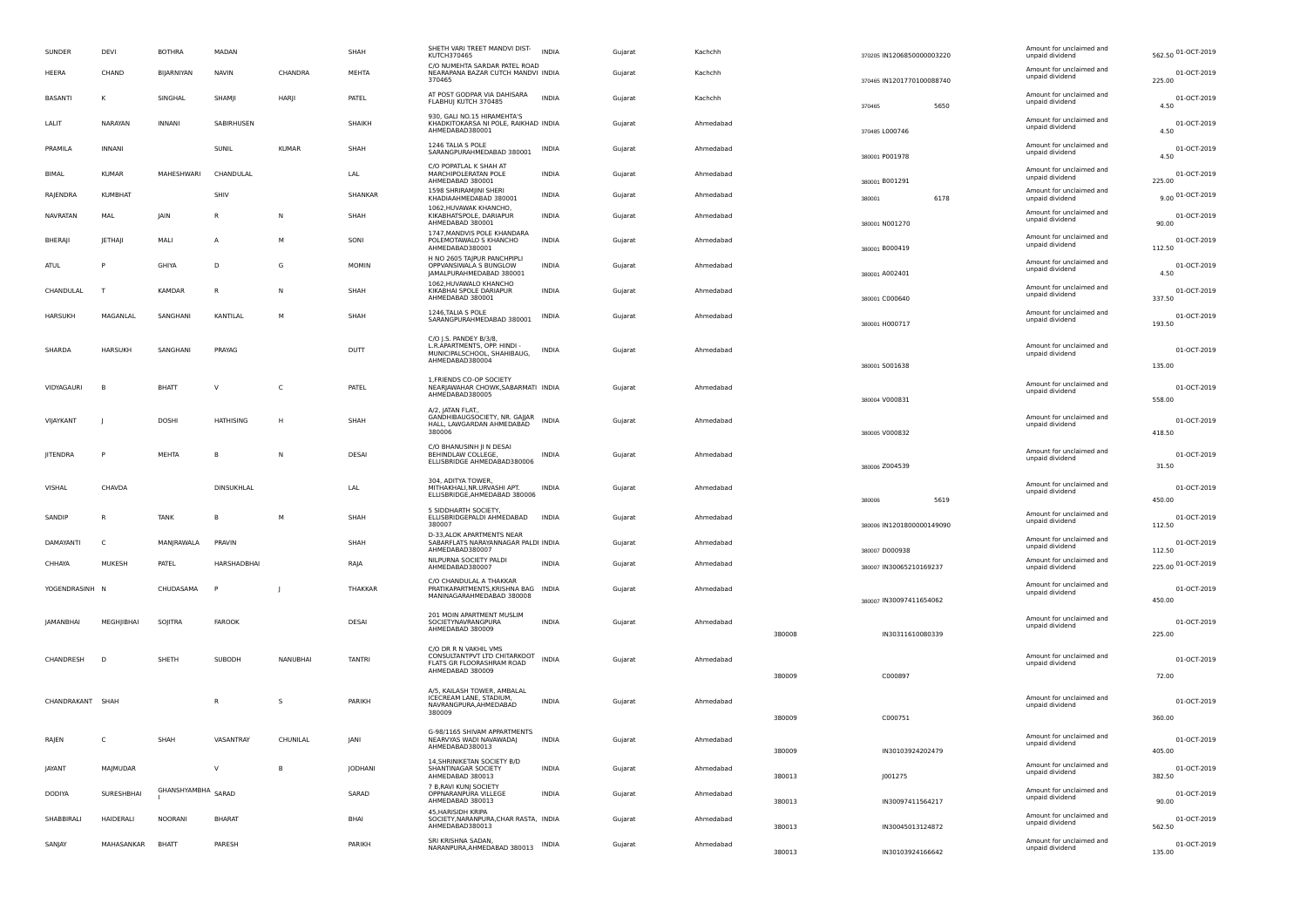| SUNDER | DEVI | BOTHRA | MADAN | | SHAH | SHETH VARI TREET MANDVI DIST-KUTCH370465 | INDIA | Gujarat | Kachchh | 370205 | IN1206850000003220 | Amount for unclaimed and unpaid dividend | 562.50 | 01-OCT-2019 |
|---|---|---|---|---|---|---|---|---|---|---|---|---|---|---|
| HEERA | CHAND | BIJARNIYAN | NAVIN | CHANDRA | MEHTA | C/O NUMEHTA SARDAR PATEL ROAD NEARAPANA BAZAR CUTCH MANDVI 370465 | INDIA | Gujarat | Kachchh | 370465 | IN1201770100088740 | Amount for unclaimed and unpaid dividend | 225.00 | 01-OCT-2019 |
| BASANTI | K | SINGHAL | SHAMJI | HARJI | PATEL | AT POST GODPAR VIA DAHISARA FLABHUJ KUTCH 370485 | INDIA | Gujarat | Kachchh | 370465 | 5650 | Amount for unclaimed and unpaid dividend | 4.50 | 01-OCT-2019 |
| LALIT | NARAYAN | INNANI | SABIRHUSEN | | SHAIKH | 930, GALI NO.15 HIRAMEHTA'S KHADKITOKARSA NI POLE, RAIKHAD AHMEDABAD380001 | INDIA | Gujarat | Ahmedabad | 370485 | L000746 | Amount for unclaimed and unpaid dividend | 4.50 | 01-OCT-2019 |
| PRAMILA | INNANI | | SUNIL | KUMAR | SHAH | 1246 TALIA S POLE SARANGPURAHMEDABAD 380001 | INDIA | Gujarat | Ahmedabad | 380001 | P001978 | Amount for unclaimed and unpaid dividend | 4.50 | 01-OCT-2019 |
| BIMAL | KUMAR | MAHESHWARI | CHANDULAL | | LAL | C/O POPATLAL K SHAH AT MARCHIPOLERATAN POLE AHMEDABAD 380001 | INDIA | Gujarat | Ahmedabad | 380001 | B001291 | Amount for unclaimed and unpaid dividend | 225.00 | 01-OCT-2019 |
| RAJENDRA | KUMBHAT | | SHIV | | SHANKAR | 1598 SHRIRAMJINI SHERI KHADIAAHMEDABAD 380001 | INDIA | Gujarat | Ahmedabad | 380001 | 6178 | Amount for unclaimed and unpaid dividend | 9.00 | 01-OCT-2019 |
| NAVRATAN | MAL | JAIN | R | N | SHAH | 1062,HUVAWAK KHANCHO, KIKABHATSPOLE, DARIAPUR AHMEDABAD 380001 | INDIA | Gujarat | Ahmedabad | 380001 | N001270 | Amount for unclaimed and unpaid dividend | 90.00 | 01-OCT-2019 |
| BHERAJI | JETHAJI | MALI | A | M | SONI | 1747,MANDVIS POLE KHANDARA POLEMOTAWALO S KHANCHO AHMEDABAD380001 | INDIA | Gujarat | Ahmedabad | 380001 | B000419 | Amount for unclaimed and unpaid dividend | 112.50 | 01-OCT-2019 |
| ATUL | P | GHIYA | D | G | MOMIN | H NO 2605 TAJPUR PANCHPIPLI OPPVANSIWALA S BUNGLOW JAMALPURAHMEDABAD 380001 | INDIA | Gujarat | Ahmedabad | 380001 | A002401 | Amount for unclaimed and unpaid dividend | 4.50 | 01-OCT-2019 |
| CHANDULAL | T | KAMDAR | R | N | SHAH | 1062,HUVAWALO KHANCHO KIKABHAI SPOLE DARIAPUR AHMEDABAD 380001 | INDIA | Gujarat | Ahmedabad | 380001 | C000640 | Amount for unclaimed and unpaid dividend | 337.50 | 01-OCT-2019 |
| HARSUKH | MAGANLAL | SANGHANI | KANTILAL | M | SHAH | 1246,TALIA S POLE SARANGPURAHMEDABAD 380001 | INDIA | Gujarat | Ahmedabad | 380001 | H000717 | Amount for unclaimed and unpaid dividend | 193.50 | 01-OCT-2019 |
| SHARDA | HARSUKH | SANGHANI | PRAYAG | | DUTT | C/O J.S. PANDEY B/3/8, L.R.APARTMENTS, OPP. HINDI - MUNICIPALSCHOOL, SHAHIBAUG, AHMEDABAD380004 | INDIA | Gujarat | Ahmedabad | 380001 | S001638 | Amount for unclaimed and unpaid dividend | 135.00 | 01-OCT-2019 |
| VIDYAGAURI | B | BHATT | V | C | PATEL | 1,FRIENDS CO-OP SOCIETY NEARJAWAHAR CHOWK,SABARMATI AHMEDABAD380005 | INDIA | Gujarat | Ahmedabad | 380004 | V000831 | Amount for unclaimed and unpaid dividend | 558.00 | 01-OCT-2019 |
| VIJAYKANT | J | DOSHI | HATHISING | H | SHAH | A/2, JATAN FLAT,, GANDHIBAUGSOCIETY, NR. GAJJAR HALL, LAWGARDAN AHMEDABAD 380006 | INDIA | Gujarat | Ahmedabad | 380005 | V000832 | Amount for unclaimed and unpaid dividend | 418.50 | 01-OCT-2019 |
| JITENDRA | P | MEHTA | B | N | DESAI | C/O BHANUSINH JI N DESAI BEHINDLAW COLLEGE, ELLISBRIDGE AHMEDABAD380006 | INDIA | Gujarat | Ahmedabad | 380006 | Z004539 | Amount for unclaimed and unpaid dividend | 31.50 | 01-OCT-2019 |
| VISHAL | CHAVDA | | DINSUKHLAL | | LAL | 304, ADITYA TOWER, MITHAKHALI,NR.URVASHI APT. ELLISBRIDGE,AHMEDABAD 380006 | INDIA | Gujarat | Ahmedabad | 380006 | 5619 | Amount for unclaimed and unpaid dividend | 450.00 | 01-OCT-2019 |
| SANDIP | R | TANK | B | M | SHAH | 5 SIDDHARTH SOCIETY, ELLISBRIDGEPALDI AHMEDABAD 380007 | INDIA | Gujarat | Ahmedabad | 380006 | IN1201800000149090 | Amount for unclaimed and unpaid dividend | 112.50 | 01-OCT-2019 |
| DAMAYANTI | C | MANJRAWALA | PRAVIN | | SHAH | D-33,ALOK APARTMENTS NEAR SABARFLATS NARAYANNAGAR PALDI AHMEDABAD380007 | INDIA | Gujarat | Ahmedabad | 380007 | D000938 | Amount for unclaimed and unpaid dividend | 112.50 | 01-OCT-2019 |
| CHHAYA | MUKESH | PATEL | HARSHADBHAI | | RAJA | NILPURNA SOCIETY PALDI AHMEDABAD380007 | INDIA | Gujarat | Ahmedabad | 380007 | IN30065210169237 | Amount for unclaimed and unpaid dividend | 225.00 | 01-OCT-2019 |
| YOGENDRASINH | N | CHUDASAMA | P | J | THAKKAR | C/O CHANDULAL A THAKKAR PRATIKAPARTMENTS,KRISHNA BAG MANINAGARAHMEDABAD 380008 | INDIA | Gujarat | Ahmedabad | 380007 | IN30097411654062 | Amount for unclaimed and unpaid dividend | 450.00 | 01-OCT-2019 |
| JAMANBHAI | MEGHJIBHAI | SOJITRA | FAROOK | | DESAI | 201 MOIN APARTMENT MUSLIM SOCIETYNAVRANGPURA AHMEDABAD 380009 | INDIA | Gujarat | Ahmedabad | 380008 | IN30311610080339 | Amount for unclaimed and unpaid dividend | 225.00 | 01-OCT-2019 |
| CHANDRESH | D | SHETH | SUBODH | NANUBHAI | TANTRI | C/O DR R N VAKHIL VMS CONSULTANTPVT LTD CHITARKOOT FLATS GR FLOORASHRAM ROAD AHMEDABAD 380009 | INDIA | Gujarat | Ahmedabad | 380009 | C000897 | Amount for unclaimed and unpaid dividend | 72.00 | 01-OCT-2019 |
| CHANDRAKANT | SHAH | | R | S | PARIKH | A/5, KAILASH TOWER, AMBALAL ICECREAM LANE, STADIUM, NAVRANGPURA,AHMEDABAD 380009 | INDIA | Gujarat | Ahmedabad | 380009 | C000751 | Amount for unclaimed and unpaid dividend | 360.00 | 01-OCT-2019 |
| RAJEN | C | SHAH | VASANTRAY | CHUNILAL | JANI | G-98/1165 SHIVAM APPARTMENTS NEARVYAS WADI NAVAWADAJ AHMEDABAD380013 | INDIA | Gujarat | Ahmedabad | 380009 | IN30103924202479 | Amount for unclaimed and unpaid dividend | 405.00 | 01-OCT-2019 |
| JAYANT | MAJMUDAR | | V | B | JODHANI | 14,SHRINIKETAN SOCIETY B/D SHANTINAGAR SOCIETY AHMEDABAD 380013 | INDIA | Gujarat | Ahmedabad | 380013 | J001275 | Amount for unclaimed and unpaid dividend | 382.50 | 01-OCT-2019 |
| DODIYA | SURESHBHAI | GHANSHYAMBHA I | SARAD | | SARAD | 7 B,RAVI KUNJ SOCIETY OPPNARANPURA VILLEGE AHMEDABAD 380013 | INDIA | Gujarat | Ahmedabad | 380013 | IN30097411564217 | Amount for unclaimed and unpaid dividend | 90.00 | 01-OCT-2019 |
| SHABBIRALI | HAIDERALI | NOORANI | BHARAT | | BHAI | 45,HARISIDH KRIPA SOCIETY,NARANPURA,CHAR RASTA, AHMEDABAD380013 | INDIA | Gujarat | Ahmedabad | 380013 | IN30045013124872 | Amount for unclaimed and unpaid dividend | 562.50 | 01-OCT-2019 |
| SANJAY | MAHASANKAR | BHATT | PARESH | | PARIKH | SRI KRISHNA SADAN, NARANPURA,AHMEDABAD 380013 | INDIA | Gujarat | Ahmedabad | 380013 | IN30103924166642 | Amount for unclaimed and unpaid dividend | 135.00 | 01-OCT-2019 |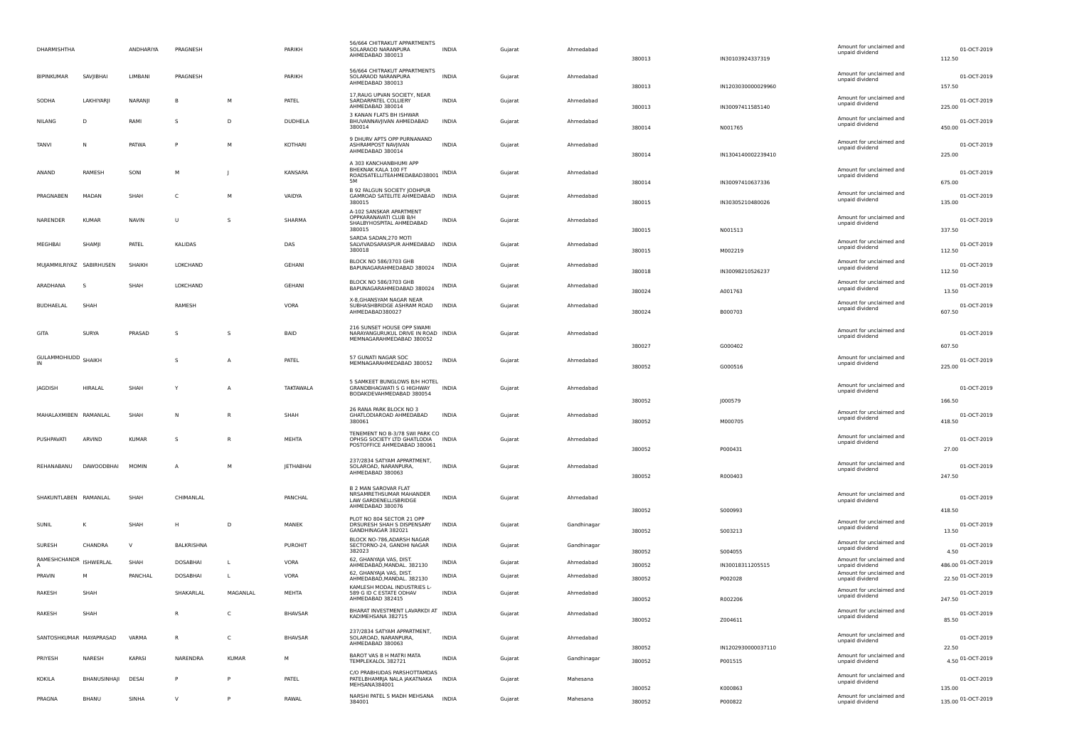| DHARMISHTHA | | ANDHARIYA | PRAGNESH | | PARIKH | 56/664 CHITRAKUT APPARTMENTS SOLARAOD NARANPURA AHMEDABAD 380013 | INDIA | Gujarat | Ahmedabad | 380013 | IN30103924337319 | Amount for unclaimed and unpaid dividend | 112.50 | 01-OCT-2019 |
|---|---|---|---|---|---|---|---|---|---|---|---|---|---|---|
| BIPINKUMAR | SAVJIBHAI | LIMBANI | PRAGNESH | | PARIKH | 56/664 CHITRAKUT APPARTMENTS SOLARAOD NARANPURA AHMEDABAD 380013 | INDIA | Gujarat | Ahmedabad | 380013 | IN1203030000029960 | Amount for unclaimed and unpaid dividend | 157.50 | 01-OCT-2019 |
| SODHA | LAKHIYARJI | NARANJI | B | M | PATEL | 17,RAUG UPVAN SOCIETY, NEAR SARDARPATEL COLLIERY AHMEDABAD 380014 | INDIA | Gujarat | Ahmedabad | 380013 | IN30097411585140 | Amount for unclaimed and unpaid dividend | 225.00 | 01-OCT-2019 |
| NILANG | D | RAMI | S | D | DUDHELA | 3 KANAN FLATS BH ISHWAR BHUVANNAVJIVAN AHMEDABAD 380014 | INDIA | Gujarat | Ahmedabad | 380014 | N001765 | Amount for unclaimed and unpaid dividend | 450.00 | 01-OCT-2019 |
| TANVI | N | PATWA | P | M | KOTHARI | 9 DHURV APTS OPP PURNANAND ASHRAMPOST NAVJIVAN AHMEDABAD 380014 | INDIA | Gujarat | Ahmedabad | 380014 | IN1304140002239410 | Amount for unclaimed and unpaid dividend | 225.00 | 01-OCT-2019 |
| ANAND | RAMESH | SONI | M | J | KANSARA | A 303 KANCHANBHUMI APP BHEKNAK KALA 100 FT ROADSATELLITEAHMEDABAD380015M | INDIA | Gujarat | Ahmedabad | 380014 | IN30097410637336 | Amount for unclaimed and unpaid dividend | 675.00 | 01-OCT-2019 |
| PRAGNABEN | MADAN | SHAH | C | M | VAIDYA | B 92 FALGUN SOCIETY JODHPUR GAMROAD SATELITE AHMEDABAD 380015 | INDIA | Gujarat | Ahmedabad | 380015 | IN30305210480026 | Amount for unclaimed and unpaid dividend | 135.00 | 01-OCT-2019 |
| NARENDER | KUMAR | NAVIN | U | S | SHARMA | A-102 SANSKAR APARTMENT OPPKARANAVATI CLUB B/H SHALBYHOSPITAL AHMEDABAD 380015 | INDIA | Gujarat | Ahmedabad | 380015 | N001513 | Amount for unclaimed and unpaid dividend | 337.50 | 01-OCT-2019 |
| MEGHBAI | SHAMJI | PATEL | KALIDAS | | DAS | SARDA SADAN,270 MOTI SALVIVADSARASPUR AHMEDABAD 380018 | INDIA | Gujarat | Ahmedabad | 380015 | M002219 | Amount for unclaimed and unpaid dividend | 112.50 | 01-OCT-2019 |
| MUJAMMILRIYAZ | SABIRHUSEN | SHAIKH | LOKCHAND | | GEHANI | BLOCK NO 586/3703 GHB BAPUNAGARAHMEDABAD 380024 | INDIA | Gujarat | Ahmedabad | 380018 | IN30098210526237 | Amount for unclaimed and unpaid dividend | 112.50 | 01-OCT-2019 |
| ARADHANA | S | SHAH | LOKCHAND | | GEHANI | BLOCK NO 586/3703 GHB BAPUNAGARAHMEDABAD 380024 | INDIA | Gujarat | Ahmedabad | 380024 | A001763 | Amount for unclaimed and unpaid dividend | 13.50 | 01-OCT-2019 |
| BUDHAELAL | SHAH | | RAMESH | | VORA | X-8,GHANSYAM NAGAR NEAR SUBHASHBRIDGE ASHRAM ROAD AHMEDABAD380027 | INDIA | Gujarat | Ahmedabad | 380024 | B000703 | Amount for unclaimed and unpaid dividend | 607.50 | 01-OCT-2019 |
| GITA | SURYA | PRASAD | S | S | BAID | 216 SUNSET HOUSE OPP SWAMI NARAYANGURUKUL DRIVE IN ROAD MEMNAGARAHMEDABAD 380052 | INDIA | Gujarat | Ahmedabad | 380027 | G000402 | Amount for unclaimed and unpaid dividend | 607.50 | 01-OCT-2019 |
| GULAMMOHIUDDIN | SHAIKH | | S | A | PATEL | 57 GUNATI NAGAR SOC MEMNAGARAHMEDABAD 380052 | INDIA | Gujarat | Ahmedabad | 380052 | G000516 | Amount for unclaimed and unpaid dividend | 225.00 | 01-OCT-2019 |
| JAGDISH | HIRALAL | SHAH | Y | A | TAKTAWALA | 5 SAMKEET BUNGLOWS B/H HOTEL GRANDBHAGWATI S G HIGHWAY BODAKDEVAHMEDABAD 380054 | INDIA | Gujarat | Ahmedabad | 380052 | J000579 | Amount for unclaimed and unpaid dividend | 166.50 | 01-OCT-2019 |
| MAHALAXMIBEN | RAMANLAL | SHAH | N | R | SHAH | 26 RANA PARK BLOCK NO 3 GHATLODIAROAD AHMEDABAD 380061 | INDIA | Gujarat | Ahmedabad | 380052 | M000705 | Amount for unclaimed and unpaid dividend | 418.50 | 01-OCT-2019 |
| PUSHPAVATI | ARVIND | KUMAR | S | R | MEHTA | TENEMENT NO B-3/78 SWI PARK CO OPHSG SOCIETY LTD GHATLODIA POSTOFFICE AHMEDABAD 380061 | INDIA | Gujarat | Ahmedabad | 380052 | P000431 | Amount for unclaimed and unpaid dividend | 27.00 | 01-OCT-2019 |
| REHANABANU | DAWOODBHAI | MOMIN | A | M | JETHABHAI | 237/2834 SATYAM APPARTMENT, SOLAROAD, NARANPURA, AHMEDABAD 380063 | INDIA | Gujarat | Ahmedabad | 380052 | R000403 | Amount for unclaimed and unpaid dividend | 247.50 | 01-OCT-2019 |
| SHAKUNTLABEN | RAMANLAL | SHAH | CHIMANLAL | | PANCHAL | B 2 MAN SAROVAR FLAT NRSAMRETHSUMAR MAHANDER LAW GARDENELLISBRIDGE AHMEDABAD 380076 | INDIA | Gujarat | Ahmedabad | 380052 | S000993 | Amount for unclaimed and unpaid dividend | 418.50 | 01-OCT-2019 |
| SUNIL | K | SHAH | H | D | MANEK | PLOT NO 804 SECTOR 21 OPP DRSURESH SHAH S DISPENSARY GANDHINAGAR 382021 | INDIA | Gujarat | Gandhinagar | 380052 | S003213 | Amount for unclaimed and unpaid dividend | 13.50 | 01-OCT-2019 |
| SURESH | CHANDRA | V | BALKRISHNA | | PUROHIT | BLOCK NO-786,ADARSH NAGAR SECTORNO-24, GANDHI NAGAR 382023 | INDIA | Gujarat | Gandhinagar | 380052 | S004055 | Amount for unclaimed and unpaid dividend | 4.50 | 01-OCT-2019 |
| RAMESHCHANDRA | ISHWERLAL | SHAH | DOSABHAI | L | VORA | 62, GHANYAJA VAS, DIST. AHMEDABAD,MANDAL. 382130 | INDIA | Gujarat | Ahmedabad | 380052 | IN30018311205515 | Amount for unclaimed and unpaid dividend | 486.00 | 01-OCT-2019 |
| PRAVIN | M | PANCHAL | DOSABHAI | L | VORA | 62, GHANYAJA VAS, DIST. AHMEDABAD,MANDAL. 382130 | INDIA | Gujarat | Ahmedabad | 380052 | P002028 | Amount for unclaimed and unpaid dividend | 22.50 | 01-OCT-2019 |
| RAKESH | SHAH | | SHAKARLAL | MAGANLAL | MEHTA | KAMLESH MODAL INDUSTRIES L-589 G ID C ESTATE ODHAV AHMEDABAD 382415 | INDIA | Gujarat | Ahmedabad | 380052 | R002206 | Amount for unclaimed and unpaid dividend | 247.50 | 01-OCT-2019 |
| RAKESH | SHAH | | R | C | BHAVSAR | BHARAT INVESTMENT LAVARKDI AT KADIMEHSANA 382715 | INDIA | Gujarat | Ahmedabad | 380052 | Z004611 | Amount for unclaimed and unpaid dividend | 85.50 | 01-OCT-2019 |
| SANTOSHKUMAR | MAYAPRASAD | VARMA | R | C | BHAVSAR | 237/2834 SATYAM APPARTMENT, SOLAROAD, NARANPURA, AHMEDABAD 380063 | INDIA | Gujarat | Ahmedabad | 380052 | IN1202930000037110 | Amount for unclaimed and unpaid dividend | 22.50 | 01-OCT-2019 |
| PRIYESH | NARESH | KAPASI | NARENDRA | KUMAR | M | BAROT VAS B H MATRI MATA TEMPLEKALOL 382721 | INDIA | Gujarat | Gandhinagar | 380052 | P001515 | Amount for unclaimed and unpaid dividend | 4.50 | 01-OCT-2019 |
| KOKILA | BHANUSINHAJI | DESAI | P | P | PATEL | C/O PRABHUDAS PARSHOTTAMDAS PATELBHAMRJA NALA JAKATNAKA MEHSANA384001 | INDIA | Gujarat | Mahesana | 380052 | K000863 | Amount for unclaimed and unpaid dividend | 135.00 | 01-OCT-2019 |
| PRAGNA | BHANU | SINHA | V | P | RAWAL | NARSHI PATEL S MADH MEHSANA 384001 | INDIA | Gujarat | Mahesana | 380052 | P000822 | Amount for unclaimed and unpaid dividend | 135.00 | 01-OCT-2019 |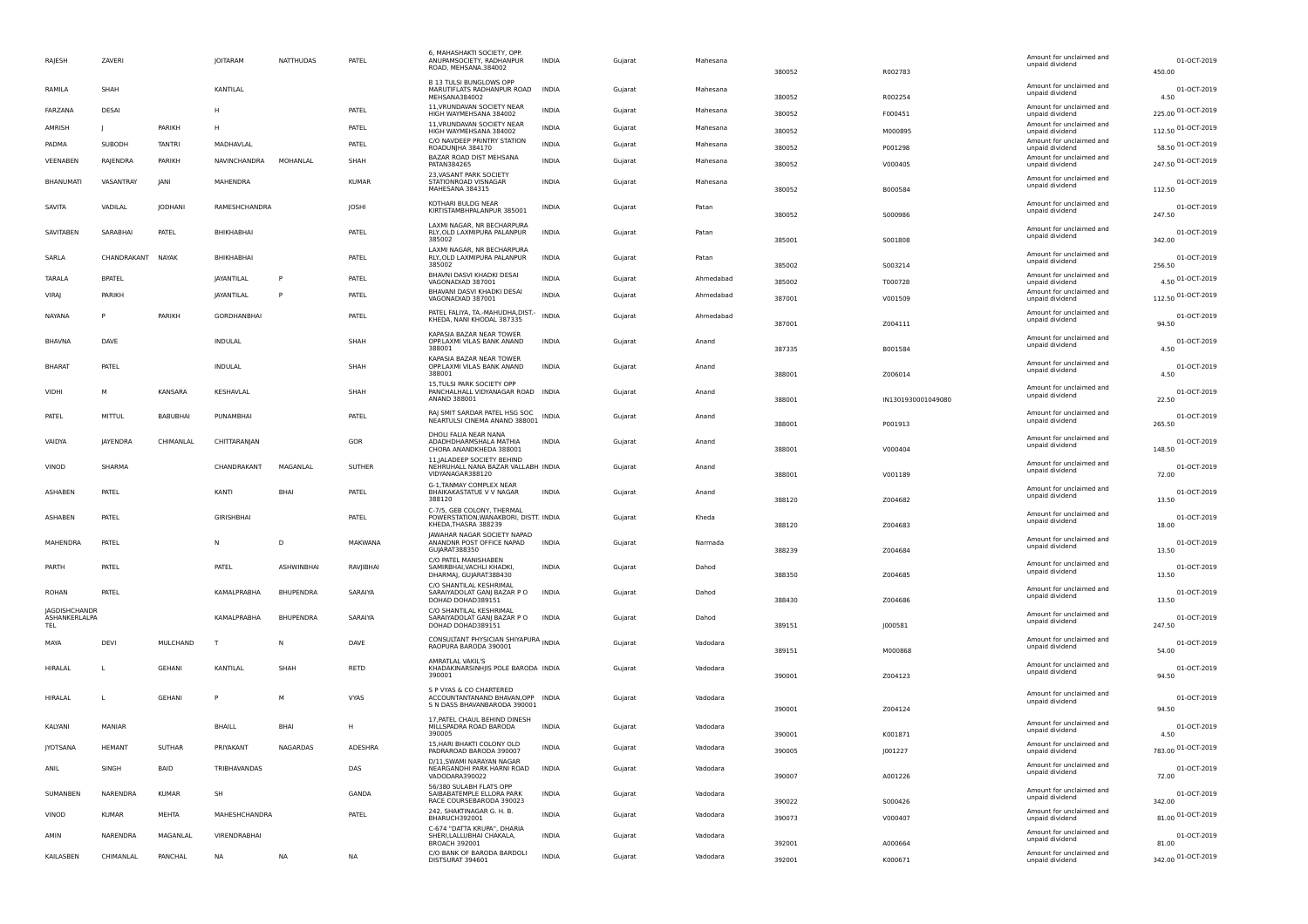| RAJESH | ZAVERI | | JOITARAM | NATTHUDAS | PATEL | 6, MAHASHAKTI SOCIETY, OPP. ANUPAMSOCIETY, RADHANPUR ROAD, MEHSANA.384002 | INDIA | Gujarat | Mahesana | 380052 | R002783 | Amount for unclaimed and unpaid dividend | 450.00 | 01-OCT-2019 |
|---|---|---|---|---|---|---|---|---|---|---|---|---|---|---|
| RAMILA | SHAH | | KANTILAL | | | B 13 TULSI BUNGLOWS OPP MARUTIFLATS RADHANPUR ROAD MEHSANA384002 | INDIA | Gujarat | Mahesana | 380052 | R002254 | Amount for unclaimed and unpaid dividend | 4.50 | 01-OCT-2019 |
| FARZANA | DESAI | | H | | PATEL | 11,VRUNDAVAN SOCIETY NEAR HIGH WAYMEHSANA 384002 | INDIA | Gujarat | Mahesana | 380052 | F000451 | Amount for unclaimed and unpaid dividend | 225.00 | 01-OCT-2019 |
| AMRISH | J | PARIKH | H | | PATEL | 11,VRUNDAVAN SOCIETY NEAR HIGH WAYMEHSANA 384002 | INDIA | Gujarat | Mahesana | 380052 | M000895 | Amount for unclaimed and unpaid dividend | 112.50 | 01-OCT-2019 |
| PADMA | SUBODH | TANTRI | MADHAVLAL | | PATEL | C/O NAVDEEP PRINTRY STATION ROADUNJHA 384170 | INDIA | Gujarat | Mahesana | 380052 | P001298 | Amount for unclaimed and unpaid dividend | 58.50 | 01-OCT-2019 |
| VEENABEN | RAJENDRA | PARIKH | NAVINCHANDRA | MOHANLAL | SHAH | BAZAR ROAD DIST MEHSANA PATAN384265 | INDIA | Gujarat | Mahesana | 380052 | V000405 | Amount for unclaimed and unpaid dividend | 247.50 | 01-OCT-2019 |
| BHANUMATI | VASANTRAY | JANI | MAHENDRA | | KUMAR | 23,VASANT PARK SOCIETY STATIONROAD VISNAGAR MAHESANA 384315 | INDIA | Gujarat | Mahesana | 380052 | B000584 | Amount for unclaimed and unpaid dividend | 112.50 | 01-OCT-2019 |
| SAVITA | VADILAL | JODHANI | RAMESHCHANDRA | | JOSHI | KOTHARI BULDG NEAR KIRTISTAMBHPALANPUR 385001 | INDIA | Gujarat | Patan | 380052 | S000986 | Amount for unclaimed and unpaid dividend | 247.50 | 01-OCT-2019 |
| SAVITABEN | SARABHAI | PATEL | BHIKHABHAI | | PATEL | LAXMI NAGAR, NR BECHARPURA RLY,OLD LAXMIPURA PALANPUR 385002 | INDIA | Gujarat | Patan | 385001 | S001808 | Amount for unclaimed and unpaid dividend | 342.00 | 01-OCT-2019 |
| SARLA | CHANDRAKANT | NAYAK | BHIKHABHAI | | PATEL | LAXMI NAGAR, NR BECHARPURA RLY,OLD LAXMIPURA PALANPUR 385002 | INDIA | Gujarat | Patan | 385002 | S003214 | Amount for unclaimed and unpaid dividend | 256.50 | 01-OCT-2019 |
| TARALA | BPATEL | | JAYANTILAL | P | PATEL | BHAVNI DASVI KHADKI DESAI VAGONADIAD 387001 | INDIA | Gujarat | Ahmedabad | 385002 | T000728 | Amount for unclaimed and unpaid dividend | 4.50 | 01-OCT-2019 |
| VIRAJ | PARIKH | | JAYANTILAL | P | PATEL | BHAVANI DASVI KHADKI DESAI VAGONADIAD 387001 | INDIA | Gujarat | Ahmedabad | 387001 | V001509 | Amount for unclaimed and unpaid dividend | 112.50 | 01-OCT-2019 |
| NAYANA | P | PARIKH | GORDHANBHAI | | PATEL | PATEL FALIYA, TA.-MAHUDHA,DIST.-KHEDA, NANI KHODAL 387335 | INDIA | Gujarat | Ahmedabad | 387001 | Z004111 | Amount for unclaimed and unpaid dividend | 94.50 | 01-OCT-2019 |
| BHAVNA | DAVE | | INDULAL | | SHAH | KAPASIA BAZAR NEAR TOWER OPP.LAXMI VILAS BANK ANAND 388001 | INDIA | Gujarat | Anand | 387335 | B001584 | Amount for unclaimed and unpaid dividend | 4.50 | 01-OCT-2019 |
| BHARAT | PATEL | | INDULAL | | SHAH | KAPASIA BAZAR NEAR TOWER OPP.LAXMI VILAS BANK ANAND 388001 | INDIA | Gujarat | Anand | 388001 | Z006014 | Amount for unclaimed and unpaid dividend | 4.50 | 01-OCT-2019 |
| VIDHI | M | KANSARA | KESHAVLAL | | SHAH | 15,TULSI PARK SOCIETY OPP PANCHALHALL VIDYANAGAR ROAD ANAND 388001 | INDIA | Gujarat | Anand | 388001 | IN1301930001049080 | Amount for unclaimed and unpaid dividend | 22.50 | 01-OCT-2019 |
| PATEL | MITTUL | BABUBHAI | PUNAMBHAI | | PATEL | RAJ SMIT SARDAR PATEL HSG SOC NEARTULSI CINEMA ANAND 388001 | INDIA | Gujarat | Anand | 388001 | P001913 | Amount for unclaimed and unpaid dividend | 265.50 | 01-OCT-2019 |
| VAIDYA | JAYENDRA | CHIMANLAL | CHITTARANJAN | | GOR | DHOLI FALIA NEAR NANA ADADHDHARMSHALA MATHIA CHORA ANANDKHEDA 388001 | INDIA | Gujarat | Anand | 388001 | V000404 | Amount for unclaimed and unpaid dividend | 148.50 | 01-OCT-2019 |
| VINOD | SHARMA | | CHANDRAKANT | MAGANLAL | SUTHER | 11,JALADEEP SOCIETY BEHIND NEHRUHALL NANA BAZAR VALLABH VIDYANAGAR388120 | INDIA | Gujarat | Anand | 388001 | V001189 | Amount for unclaimed and unpaid dividend | 72.00 | 01-OCT-2019 |
| ASHABEN | PATEL | | KANTI | BHAI | PATEL | G-1,TANMAY COMPLEX NEAR BHAIKAKASTATUE V V NAGAR 388120 | INDIA | Gujarat | Anand | 388120 | Z004682 | Amount for unclaimed and unpaid dividend | 13.50 | 01-OCT-2019 |
| ASHABEN | PATEL | | GIRISHBHAI | | PATEL | C-7/5, GEB COLONY, THERMAL POWERSTATION,WANAKBORI, DISTT. KHEDA,THASRA 388239 | INDIA | Gujarat | Kheda | 388120 | Z004683 | Amount for unclaimed and unpaid dividend | 18.00 | 01-OCT-2019 |
| MAHENDRA | PATEL | | N | D | MAKWANA | JAWAHAR NAGAR SOCIETY NAPAD ANANDNR POST OFFICE NAPAD GUJARAT388350 | INDIA | Gujarat | Narmada | 388239 | Z004684 | Amount for unclaimed and unpaid dividend | 13.50 | 01-OCT-2019 |
| PARTH | PATEL | | PATEL | ASHWINBHAI | RAVJIBHAI | C/O PATEL MANISHABEN SAMIRBHAI,VACHLI KHADKI, DHARMAJ, GUJARAT388430 | INDIA | Gujarat | Dahod | 388350 | Z004685 | Amount for unclaimed and unpaid dividend | 13.50 | 01-OCT-2019 |
| ROHAN | PATEL | | KAMALPRABHA | BHUPENDRA | SARAIYA | C/O SHANTILAL KESHRIMAL SARAIYADOLAT GANJ BAZAR P O DOHAD DOHAD389151 | INDIA | Gujarat | Dahod | 388430 | Z004686 | Amount for unclaimed and unpaid dividend | 13.50 | 01-OCT-2019 |
| JAGDISHCHANDR ASHANKERLALPA TEL | | | KAMALPRABHA | BHUPENDRA | SARAIYA | C/O SHANTILAL KESHRIMAL SARAIYADOLAT GANJ BAZAR P O DOHAD DOHAD389151 | INDIA | Gujarat | Dahod | 389151 | J000581 | Amount for unclaimed and unpaid dividend | 247.50 | 01-OCT-2019 |
| MAYA | DEVI | MULCHAND | T | N | DAVE | CONSULTANT PHYSICIAN SHIYAPURA RAOPURA BARODA 390001 | INDIA | Gujarat | Vadodara | 389151 | M000868 | Amount for unclaimed and unpaid dividend | 54.00 | 01-OCT-2019 |
| HIRALAL | L | GEHANI | KANTILAL | SHAH | RETD | AMRATLAL VAKIL'S KHADAKINARSINHJIS POLE BARODA 390001 | INDIA | Gujarat | Vadodara | 390001 | Z004123 | Amount for unclaimed and unpaid dividend | 94.50 | 01-OCT-2019 |
| HIRALAL | L | GEHANI | P | M | VYAS | S P VYAS & CO CHARTERED ACCOUNTANTANAND BHAVAN,OPP S N DASS BHAVANBARODA 390001 | INDIA | Gujarat | Vadodara | 390001 | Z004124 | Amount for unclaimed and unpaid dividend | 94.50 | 01-OCT-2019 |
| KALYANI | MANIAR | | BHAILL | BHAI | H | 17,PATEL CHAUL BEHIND DINESH MILLSPADRA ROAD BARODA 390005 | INDIA | Gujarat | Vadodara | 390001 | K001871 | Amount for unclaimed and unpaid dividend | 4.50 | 01-OCT-2019 |
| JYOTSANA | HEMANT | SUTHAR | PRIYAKANT | NAGARDAS | ADESHRA | 15,HARI BHAKTI COLONY OLD PADRAROAD BARODA 390007 | INDIA | Gujarat | Vadodara | 390005 | J001227 | Amount for unclaimed and unpaid dividend | 783.00 | 01-OCT-2019 |
| ANIL | SINGH | BAID | TRIBHAVANDAS | | DAS | D/11,SWAMI NARAYAN NAGAR NEARGANDHI PARK HARNI ROAD VADODARA390022 | INDIA | Gujarat | Vadodara | 390007 | A001226 | Amount for unclaimed and unpaid dividend | 72.00 | 01-OCT-2019 |
| SUMANBEN | NARENDRA | KUMAR | SH | | GANDA | 56/380 SULABH FLATS OPP SAIBABATEMPLE ELLORA PARK RACE COURSEBARODA 390023 | INDIA | Gujarat | Vadodara | 390022 | S000426 | Amount for unclaimed and unpaid dividend | 342.00 | 01-OCT-2019 |
| VINOD | KUMAR | MEHTA | MAHESHCHANDRA | | PATEL | 242, SHAKTINAGAR G. H. B. BHARUCH392001 | INDIA | Gujarat | Vadodara | 390073 | V000407 | Amount for unclaimed and unpaid dividend | 81.00 | 01-OCT-2019 |
| AMIN | NARENDRA | MAGANLAL | VIRENDRABHAI | | | C-674 "DATTA KRUPA", DHARIA SHERI,LALLUBHAI CHAKALA, BROACH 392001 | INDIA | Gujarat | Vadodara | 392001 | A000664 | Amount for unclaimed and unpaid dividend | 81.00 | 01-OCT-2019 |
| KAILASBEN | CHIMANLAL | PANCHAL | NA | NA | NA | C/O BANK OF BARODA BARDOLI DISTSURAT 394601 | INDIA | Gujarat | Vadodara | 392001 | K000671 | Amount for unclaimed and unpaid dividend | 342.00 | 01-OCT-2019 |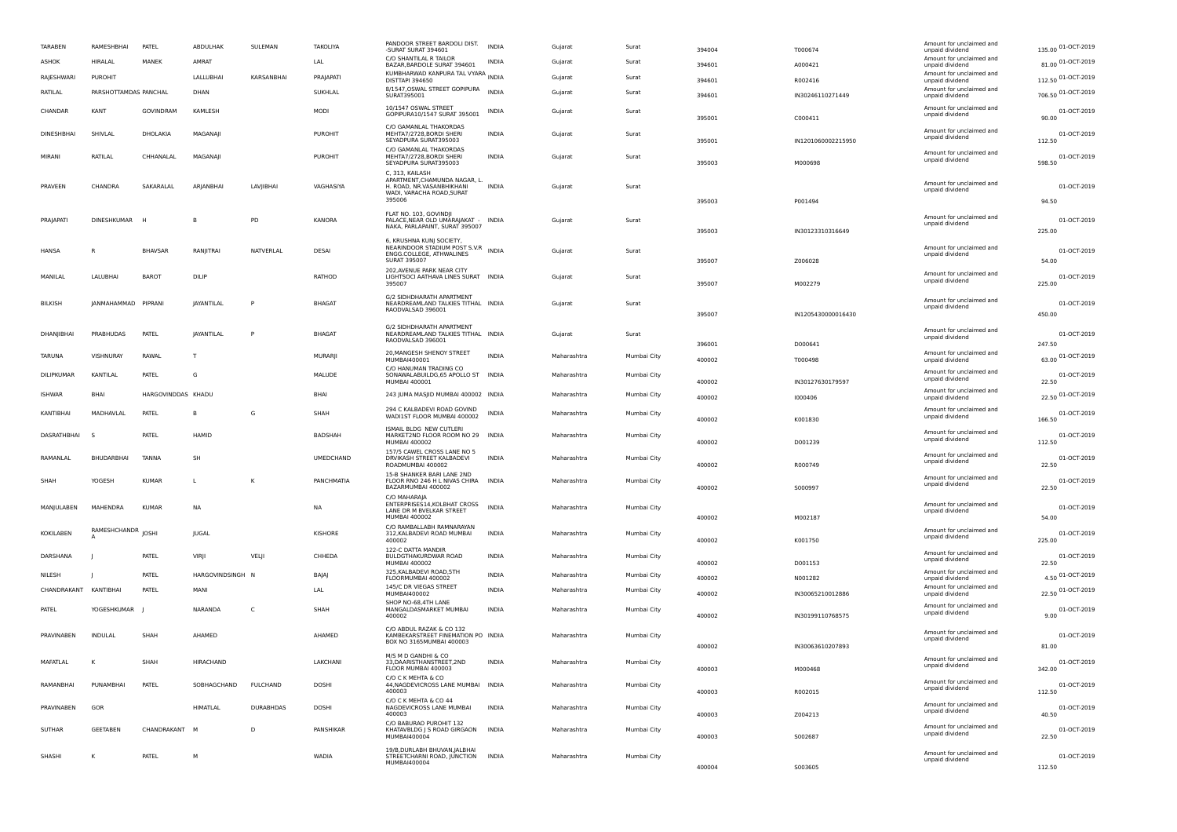| | | | | | | | | | | | | | |
|---|---|---|---|---|---|---|---|---|---|---|---|---|---|
| TARABEN | RAMESHBHAI | PATEL | ABDULHAK | SULEMAN | TAKOLIYA | PANDOOR STREET BARDOLI DIST. -SURAT SURAT 394601 | INDIA | Gujarat | Surat | 394004 | T000674 | Amount for unclaimed and unpaid dividend | 135.00 | 01-OCT-2019 |
| ASHOK | HIRALAL | MANEK | AMRAT | | LAL | C/O SHANTILAL R TAILOR BAZAR,BARDOLE SURAT 394601 | INDIA | Gujarat | Surat | 394601 | A000421 | Amount for unclaimed and unpaid dividend | 81.00 | 01-OCT-2019 |
| RAJESHWARI | PUROHIT | | LALLUBHAI | KARSANBHAI | PRAJAPATI | KUMBHARWAD KANPURA TAL VYARA DISTTAPI 394650 | INDIA | Gujarat | Surat | 394601 | R002416 | Amount for unclaimed and unpaid dividend | 112.50 | 01-OCT-2019 |
| RATILAL | PARSHOTTAMDAS PANCHAL | | DHAN | | SUKHLAL | 8/1547,OSWAL STREET GOPIPURA SURAT395001 | INDIA | Gujarat | Surat | 394601 | IN30246110271449 | Amount for unclaimed and unpaid dividend | 706.50 | 01-OCT-2019 |
| CHANDAR | KANT | GOVINDRAM | KAMLESH | | MODI | 10/1547 OSWAL STREET GOPIPURA10/1547 SURAT 395001 | INDIA | Gujarat | Surat | 395001 | C000411 | Amount for unclaimed and unpaid dividend | 90.00 | 01-OCT-2019 |
| DINESHBHAI | SHIVLAL | DHOLAKIA | MAGANAJI | | PUROHIT | C/O GAMANLAL THAKORDAS MEHTA7/2728,BORDI SHERI SEYADPURA SURAT395003 | INDIA | Gujarat | Surat | 395001 | IN1201060002215950 | Amount for unclaimed and unpaid dividend | 112.50 | 01-OCT-2019 |
| MIRANI | RATILAL | CHHANALAL | MAGANAJI | | PUROHIT | C/O GAMANLAL THAKORDAS MEHTA7/2728,BORDI SHERI SEYADPURA SURAT395003 | INDIA | Gujarat | Surat | 395003 | M000698 | Amount for unclaimed and unpaid dividend | 598.50 | 01-OCT-2019 |
| PRAVEEN | CHANDRA | SAKARALAL | ARJANBHAI | LAVJIBHAI | VAGHASIYA | C, 313, KAILASH APARTMENT,CHAMUNDA NAGAR, L. H. ROAD, NR.VASANBHIKHANI WADI, VARACHA ROAD,SURAT 395006 | INDIA | Gujarat | Surat | 395003 | P001494 | Amount for unclaimed and unpaid dividend | 94.50 | 01-OCT-2019 |
| PRAJAPATI | DINESHKUMAR | H | B | PD | KANORA | FLAT NO. 103, GOVINDJI PALACE,NEAR OLD UMARAJAKAT - NAKA, PARLAPAINT, SURAT 395007 | INDIA | Gujarat | Surat | 395003 | IN30123310316649 | Amount for unclaimed and unpaid dividend | 225.00 | 01-OCT-2019 |
| HANSA | R | BHAVSAR | RANJITRAI | NATVERLAL | DESAI | 6, KRUSHNA KUNJ SOCIETY, NEARINDOOR STADIUM POST S.V.R ENGG.COLLEGE, ATHWALINES SURAT 395007 | INDIA | Gujarat | Surat | 395007 | Z006028 | Amount for unclaimed and unpaid dividend | 54.00 | 01-OCT-2019 |
| MANILAL | LALUBHAI | BAROT | DILIP | | RATHOD | 202,AVENUE PARK NEAR CITY LIGHTSOCI AATHAVA LINES SURAT 395007 | INDIA | Gujarat | Surat | 395007 | M002279 | Amount for unclaimed and unpaid dividend | 225.00 | 01-OCT-2019 |
| BILKISH | JANMAHAMMAD | PIPRANI | JAYANTILAL | P | BHAGAT | G/2 SIDHDHARATH APARTMENT NEARDREAMLAND TALKIES TITHAL RAODVALSAD 396001 | INDIA | Gujarat | Surat | 395007 | IN1205430000016430 | Amount for unclaimed and unpaid dividend | 450.00 | 01-OCT-2019 |
| DHANJIBHAI | PRABHUDAS | PATEL | JAYANTILAL | P | BHAGAT | G/2 SIDHDHARATH APARTMENT NEARDREAMLAND TALKIES TITHAL RAODVALSAD 396001 | INDIA | Gujarat | Surat | 396001 | D000641 | Amount for unclaimed and unpaid dividend | 247.50 | 01-OCT-2019 |
| TARUNA | VISHNURAY | RAWAL | T | | MURARJI | 20,MANGESH SHENOY STREET MUMBAI400001 | INDIA | Maharashtra | Mumbai City | 400002 | T000498 | Amount for unclaimed and unpaid dividend | 63.00 | 01-OCT-2019 |
| DILIPKUMAR | KANTILAL | PATEL | G | | MALUDE | C/O HANUMAN TRADING CO SONAWALABUILDG,65 APOLLO ST MUMBAI 400001 | INDIA | Maharashtra | Mumbai City | 400002 | IN30127630179597 | Amount for unclaimed and unpaid dividend | 22.50 | 01-OCT-2019 |
| ISHWAR | BHAI | HARGOVINDDAS | KHADU | | BHAI | 243 JUMA MASJID MUMBAI 400002 | INDIA | Maharashtra | Mumbai City | 400002 | I000406 | Amount for unclaimed and unpaid dividend | 22.50 | 01-OCT-2019 |
| KANTIBHAI | MADHAVLAL | PATEL | B | G | SHAH | 294 C KALBADEVI ROAD GOVIND WADI1ST FLOOR MUMBAI 400002 | INDIA | Maharashtra | Mumbai City | 400002 | K001830 | Amount for unclaimed and unpaid dividend | 166.50 | 01-OCT-2019 |
| DASRATHBHAI | S | PATEL | HAMID | | BADSHAH | ISMAIL BLDG NEW CUTLERI MARKET2ND FLOOR ROOM NO 29 MUMBAI 400002 | INDIA | Maharashtra | Mumbai City | 400002 | D001239 | Amount for unclaimed and unpaid dividend | 112.50 | 01-OCT-2019 |
| RAMANLAL | BHUDARBHAI | TANNA | SH | | UMEDCHAND | 157/5 CAWEL CROSS LANE NO 5 DRVIKASH STREET KALBADEVI ROADMUMBAI 400002 | INDIA | Maharashtra | Mumbai City | 400002 | R000749 | Amount for unclaimed and unpaid dividend | 22.50 | 01-OCT-2019 |
| SHAH | YOGESH | KUMAR | L | K | PANCHMATIA | 15-B SHANKER BARI LANE 2ND FLOOR RNO 246 H L NIVAS CHIRA BAZARMUMBAI 400002 | INDIA | Maharashtra | Mumbai City | 400002 | S000997 | Amount for unclaimed and unpaid dividend | 22.50 | 01-OCT-2019 |
| MANJULABEN | MAHENDRA | KUMAR | NA | | NA | C/O MAHARAJA ENTERPRISES14,KOLBHAT CROSS LANE DR M BVELKAR STREET MUMBAI 400002 | INDIA | Maharashtra | Mumbai City | 400002 | M002187 | Amount for unclaimed and unpaid dividend | 54.00 | 01-OCT-2019 |
| KOKILABEN | RAMESHCHANDR A | JOSHI | JUGAL | | KISHORE | C/O RAMBALLABH RAMNARAYAN 312,KALBADEVI ROAD MUMBAI 400002 | INDIA | Maharashtra | Mumbai City | 400002 | K001750 | Amount for unclaimed and unpaid dividend | 225.00 | 01-OCT-2019 |
| DARSHANA | J | PATEL | VIRJI | VELJI | CHHEDA | 122-C DATTA MANDIR BULDGTHAKURDWAR ROAD MUMBAI 400002 | INDIA | Maharashtra | Mumbai City | 400002 | D001153 | Amount for unclaimed and unpaid dividend | 22.50 | 01-OCT-2019 |
| NILESH | J | PATEL | HARGOVINDSINGH | N | BAJAJ | 325,KALBADEVI ROAD,5TH FLOORMUMBAI 400002 | INDIA | Maharashtra | Mumbai City | 400002 | N001282 | Amount for unclaimed and unpaid dividend | 4.50 | 01-OCT-2019 |
| CHANDRAKANT | KANTIBHAI | PATEL | MANI | | LAL | 145/C DR VIEGAS STREET MUMBAI400002 | INDIA | Maharashtra | Mumbai City | 400002 | IN30065210012886 | Amount for unclaimed and unpaid dividend | 22.50 | 01-OCT-2019 |
| PATEL | YOGESHKUMAR | J | NARANDA | C | SHAH | SHOP NO-68,4TH LANE MANGALDASMARKET MUMBAI 400002 | INDIA | Maharashtra | Mumbai City | 400002 | IN30199110768575 | Amount for unclaimed and unpaid dividend | 9.00 | 01-OCT-2019 |
| PRAVINABEN | INDULAL | SHAH | AHAMED | | AHAMED | C/O ABDUL RAZAK & CO 132 KAMBEKARSTREET FINEMATION PO BOX NO 3165MUMBAI 400003 | INDIA | Maharashtra | Mumbai City | 400002 | IN30063610207893 | Amount for unclaimed and unpaid dividend | 81.00 | 01-OCT-2019 |
| MAFATLAL | K | SHAH | HIRACHAND | | LAKCHANI | M/S M D GANDHI & CO 33,DAARISTHANSTREET,2ND FLOOR MUMBAI 400003 | INDIA | Maharashtra | Mumbai City | 400003 | M000468 | Amount for unclaimed and unpaid dividend | 342.00 | 01-OCT-2019 |
| RAMANBHAI | PUNAMBHAI | PATEL | SOBHAGCHAND | FULCHAND | DOSHI | C/O C K MEHTA & CO 44,NAGDEVICROSS LANE MUMBAI 400003 | INDIA | Maharashtra | Mumbai City | 400003 | R002015 | Amount for unclaimed and unpaid dividend | 112.50 | 01-OCT-2019 |
| PRAVINABEN | GOR | | HIMATLAL | DURABHDAS | DOSHI | C/O C K MEHTA & CO 44 NAGDEVICROSS LANE MUMBAI 400003 | INDIA | Maharashtra | Mumbai City | 400003 | Z004213 | Amount for unclaimed and unpaid dividend | 40.50 | 01-OCT-2019 |
| SUTHAR | GEETABEN | CHANDRAKANT | M | D | PANSHIKAR | C/O BABURAO PUROHIT 132 KHATAVBLDG J S ROAD GIRGAON MUMBAI400004 | INDIA | Maharashtra | Mumbai City | 400003 | S002687 | Amount for unclaimed and unpaid dividend | 22.50 | 01-OCT-2019 |
| SHASHI | K | PATEL | M | | WADIA | 19/B,DURLABH BHUVAN,JALBHAI STREETCHARNI ROAD, JUNCTION MUMBAI400004 | INDIA | Maharashtra | Mumbai City | 400004 | S003605 | Amount for unclaimed and unpaid dividend | 112.50 | 01-OCT-2019 |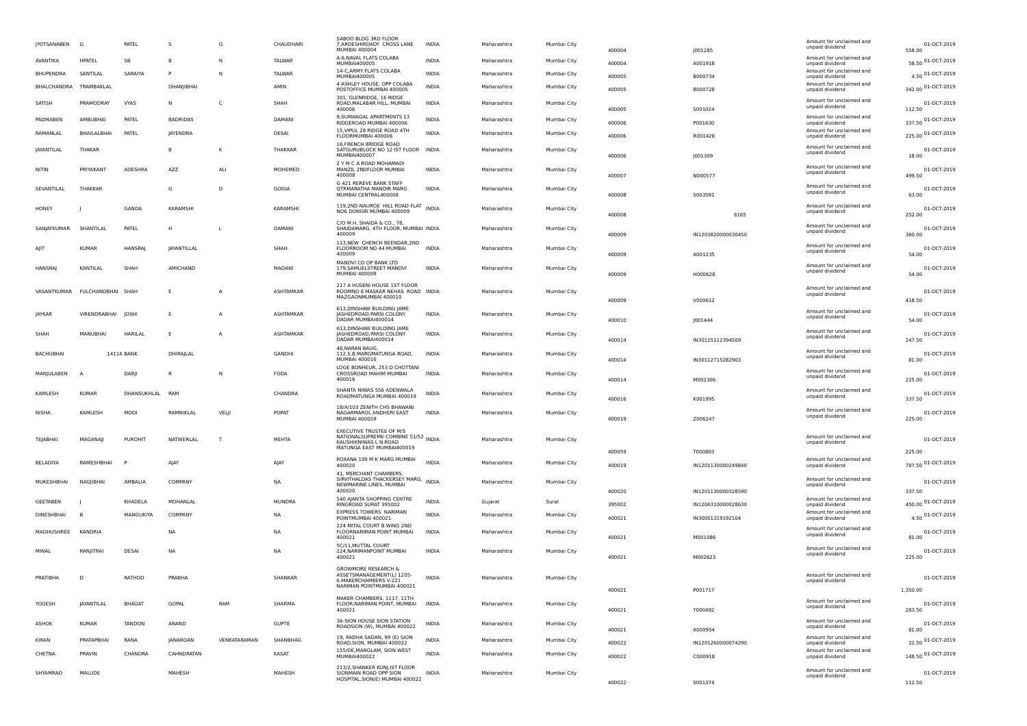| | | | | | | | | | | | | | | |
|---|---|---|---|---|---|---|---|---|---|---|---|---|---|---|
| JYOTSANABEN | G | PATEL | S | G | CHAUDHARI | SABOO BLDG 3RD FLOOR 7,ARDESHIRDADY CROSS LANE MUMBAI 400004 | INDIA | Maharashtra | Mumbai City | 400004 | J001285 | Amount for unclaimed and unpaid dividend | 558.00 | 01-OCT-2019 |
| AVANTIKA | HPATEL | SB | B | N | TALWAR | A-6,NAVAL FLATS COLABA MUMBAI400005 | INDIA | Maharashtra | Mumbai City | 400004 | A001918 | Amount for unclaimed and unpaid dividend | 58.50 | 01-OCT-2019 |
| BHUPENDRA | SANTILAL | SARAIYA | P | N | TALWAR | 14-C,ARMY FLATS COLABA MUMBAI400005 | INDIA | Maharashtra | Mumbai City | 400005 | B000734 | Amount for unclaimed and unpaid dividend | 4.50 | 01-OCT-2019 |
| BHALCHANDRA | TRAMBAKLAL | | DHANJIBHAI | | AMIN | 4 ASHLEY HOUSE, OPP COLABA POSTOFFICE MUMBAI 400005 | INDIA | Maharashtra | Mumbai City | 400005 | B000728 | Amount for unclaimed and unpaid dividend | 342.00 | 01-OCT-2019 |
| SATISH | PRAMODRAY | VYAS | N | C | SHAH | 301, GLENRIDGE, 16 RIDGE ROAD,MALABAR HILL, MUMBAI 400006 | INDIA | Maharashtra | Mumbai City | 400005 | S001024 | Amount for unclaimed and unpaid dividend | 112.50 | 01-OCT-2019 |
| PADMABEN | AMBUBHAI | PATEL | BADRIDAS | | DAMANI | 9,SUMANGAL APARTMENTS 13 RIDGEROAD MUMBAI 400006 | INDIA | Maharashtra | Mumbai City | 400006 | P001630 | Amount for unclaimed and unpaid dividend | 337.50 | 01-OCT-2019 |
| RAMANLAL | BHAILALBHAI | PATEL | JAYENDRA | | DESAI | 15,VIPUL 28 RIDGE ROAD 4TH FLOORMUMBAI 400006 | INDIA | Maharashtra | Mumbai City | 400006 | R001428 | Amount for unclaimed and unpaid dividend | 225.00 | 01-OCT-2019 |
| JAYANTILAL | THAKAR | | B | K | THAKKAR | 16,FRENCH BRIDGE ROAD SATGURUBLOCK NO 12 IST FLOOR MUMBAI400007 | INDIA | Maharashtra | Mumbai City | 400006 | J001309 | Amount for unclaimed and unpaid dividend | 18.00 | 01-OCT-2019 |
| NITIN | PRIYAKANT | ADESHRA | AZZ | ALI | MOHEMED | 2 Y M C A ROAD MOHAMADI MANZIL 2NDFLOOR MUMBAI 400008 | INDIA | Maharashtra | Mumbai City | 400007 | N000577 | Amount for unclaimed and unpaid dividend | 499.50 | 01-OCT-2019 |
| SEVANTILAL | THAKKAR | | G | D | GOGIA | G 421 REREVE BANK STAFF QTRMARATHA MANDIR MARG MUMBAI CENTRAL400008 | INDIA | Maharashtra | Mumbai City | 400008 | S003591 | Amount for unclaimed and unpaid dividend | 63.00 | 01-OCT-2019 |
| HONEY | J | GANDA | KARAMSHI | | KARAMSHI | 119,2ND NAUROJI HILL ROAD FLAT NO6 DONGRI MUMBAI 400009 | INDIA | Maharashtra | Mumbai City | 400008 | 6165 | Amount for unclaimed and unpaid dividend | 252.00 | 01-OCT-2019 |
| SANJAYKUMAR | SHANTILAL | PATEL | H | L | DAMANI | C/O M.H. SHAIDA & CO., 78, SHAIDAMARG, 4TH FLOOR, MUMBAI 400009 | INDIA | Maharashtra | Mumbai City | 400009 | IN1203820000030450 | Amount for unclaimed and unpaid dividend | 360.00 | 01-OCT-2019 |
| AJIT | KUMAR | HANSRAJ | JAYANTILLAL | | SHAH | 113,NEW CHENCH BEENDAR,2ND FLOORROOM NO 44 MUMBAI 400009 | INDIA | Maharashtra | Mumbai City | 400009 | A001235 | Amount for unclaimed and unpaid dividend | 54.00 | 01-OCT-2019 |
| HANSRAJ | KANTILAL | SHAH | AMICHAND | | MADANI | MANDVI CO OP BANK LTD 179,SAMUELSTREET MANDVI MUMBAI 400009 | INDIA | Maharashtra | Mumbai City | 400009 | H000628 | Amount for unclaimed and unpaid dividend | 54.00 | 01-OCT-2019 |
| VASANTKUMAR | FULCHANDBHAI | SHAH | E | A | ASHTAMKAR | 217 A HUSENI HOUSE 1ST FLOOR ROOMNO 8 MASKAR NEHAS ROAD MAZGAONMUMBAI 400010 | INDIA | Maharashtra | Mumbai City | 400009 | V000612 | Amount for unclaimed and unpaid dividend | 418.50 | 01-OCT-2019 |
| JAYKAR | VIRENDRABHAI | JOSHI | E | A | ASHTAMKAR | 613,DINSHAW BUILDING JAME JASHEDROAD,PARSI COLONY DADAR MUMBAI400014 | INDIA | Maharashtra | Mumbai City | 400010 | J001444 | Amount for unclaimed and unpaid dividend | 54.00 | 01-OCT-2019 |
| SHAH | MANUBHAI | HARILAL | E | A | ASHTAMKAR | 613,DINSHAW BUILDING JAME JASHEDROAD,PARSI COLONY DADAR MUMBAI400014 | INDIA | Maharashtra | Mumbai City | 400014 | IN30115112394509 | Amount for unclaimed and unpaid dividend | 247.50 | 01-OCT-2019 |
| BACHUBHAI | 14114 BANK | | DHIRAJLAL | | GANDHI | 48,NARAN BAUG, 112,S.B.MARGMATUNGA ROAD, MUMBAI 400016 | INDIA | Maharashtra | Mumbai City | 400014 | IN30112715282903 | Amount for unclaimed and unpaid dividend | 81.00 | 01-OCT-2019 |
| MANJULABEN | A | DARJI | R | N | FODA | LOGE BONHEUR, 253 D CHOTTANI CROSSROAD MAHIM MUMBAI 400016 | INDIA | Maharashtra | Mumbai City | 400014 | M002306 | Amount for unclaimed and unpaid dividend | 225.00 | 01-OCT-2019 |
| KAMLESH | KUMAR | DHANSUKHLAL | RAM | | CHANDRA | SHANTA NIWAS 556 ADENWALA ROADMATUNGA MUMBAI 400019 | INDIA | Maharashtra | Mumbai City | 400016 | K001995 | Amount for unclaimed and unpaid dividend | 337.50 | 01-OCT-2019 |
| NISHA | KAMLESH | MODI | RAMNIKLAL | VELJI | POPAT | 18/A/103 ZENITH CHS BHAWANI NAGARMAROL ANDHERI EAST MUMBAI 400059 | INDIA | Maharashtra | Mumbai City | 400019 | Z006247 | Amount for unclaimed and unpaid dividend | 225.00 | 01-OCT-2019 |
| TEJABHAI | MAGANAJI | PUROHIT | NATWERLAL | T | MEHTA | EXECUTIVE TRUSTEE OF M/S NATIONALSUPREME COMBINE 51/52 KAUSHIKNIWAS L N ROAD MATUNGA EAST MUMBAI400019 | INDIA | Maharashtra | Mumbai City | 400059 | T000803 | Amount for unclaimed and unpaid dividend | 225.00 | 01-OCT-2019 |
| BELADIYA | RAMESHBHAI | P | AJAY | | AJAY | ROXANA 109 M K MARG MUMBAI 400020 | INDIA | Maharashtra | Mumbai City | 400019 | IN1201130000249840 | Amount for unclaimed and unpaid dividend | 787.50 | 01-OCT-2019 |
| MUKESHBHAI | NAGJIBHAI | AMBALIA | COMPANY | | NA | 41, MERCHANT CHAMBERS, SIRVITHALDAS THACKERSEY MARG, NEWMARINE LINES, MUMBAI 400020 | INDIA | Maharashtra | Mumbai City | 400020 | IN1201130000328590 | Amount for unclaimed and unpaid dividend | 337.50 | 01-OCT-2019 |
| GEETABEN | J | KHADELA | MOHANLAL | | MUNDRA | 540 AJANTA SHOPPING CENTRE RINGROAD SURAT 395002 | INDIA | Gujarat | Surat | 395002 | IN1204310000028630 | Amount for unclaimed and unpaid dividend | 450.00 | 01-OCT-2019 |
| DINESHBHAI | B | MANGUKIYA | COMPANY | | NA | EXPRESS TOWERS NARIMAN POINTMUMBAI 400021 | INDIA | Maharashtra | Mumbai City | 400021 | IN30051319192104 | Amount for unclaimed and unpaid dividend | 4.50 | 01-OCT-2019 |
| MADHUSHREE | KANORIA | | NA | | NA | 224 MITAL COURT B WING 2ND FLOORNARIMAN POINT MUMBAI 400021 | INDIA | Maharashtra | Mumbai City | 400021 | M001086 | Amount for unclaimed and unpaid dividend | 81.00 | 01-OCT-2019 |
| MINAL | RANJITRAI | DESAI | NA | | NA | 5C/11,MUTTAL COURT 224,NARIMANPOINT MUMBAI 400021 | INDIA | Maharashtra | Mumbai City | 400021 | M002623 | Amount for unclaimed and unpaid dividend | 225.00 | 01-OCT-2019 |
| PRATIBHA | D | RATHOD | PRABHA | | SHANKAR | GROWMORE RESEARCH & ASSETSMANAGEMENT(L) 1205-6,MAKERCHAMBERS V-221 NARIMAN POINTMUMBAI 400021 | INDIA | Maharashtra | Mumbai City | 400021 | P001717 | Amount for unclaimed and unpaid dividend | 1,350.00 | 01-OCT-2019 |
| YOGESH | JAYANTILAL | BHAGAT | GOPAL | RAM | SHARMA | MAKER CHAMBERS, 1117, 11TH FLOOR,NARIMAN POINT, MUMBAI 400021 | INDIA | Maharashtra | Mumbai City | 400021 | Y000492 | Amount for unclaimed and unpaid dividend | 283.50 | 01-OCT-2019 |
| ASHOK | KUMAR | TANDON | ANAND | | GUPTE | 36-SION HOUSE SION STATION ROADSION (W), MUMBAI 400022 | INDIA | Maharashtra | Mumbai City | 400021 | A000954 | Amount for unclaimed and unpaid dividend | 81.00 | 01-OCT-2019 |
| KIRAN | PRATAPBHAI | RANA | JANARDAN | VENKATARAMAN | SHANBHAG | 19, RADHA SADAN, 99 (E) SION ROAD,SION, MUMBAI 400022 | INDIA | Maharashtra | Mumbai City | 400022 | IN1201260000074290 | Amount for unclaimed and unpaid dividend | 22.50 | 01-OCT-2019 |
| CHETNA | PRAVIN | CHANDRA | CAHNDRATAN | | KASAT | 155/DE,MANGLAM, SION WEST MUMBAI400022 | INDIA | Maharashtra | Mumbai City | 400022 | C000918 | Amount for unclaimed and unpaid dividend | 148.50 | 01-OCT-2019 |
| SHYAMRAO | MALUDE | | MAHESH | | MAHESH | 213/2,SHANKER KUNJ,IST FLOOR SIONMAIN ROAD OPP SION HOSPITAL,SION(E) MUMBAI 400022 | INDIA | Maharashtra | Mumbai City | 400022 | S001374 | Amount for unclaimed and unpaid dividend | 112.50 | 01-OCT-2019 |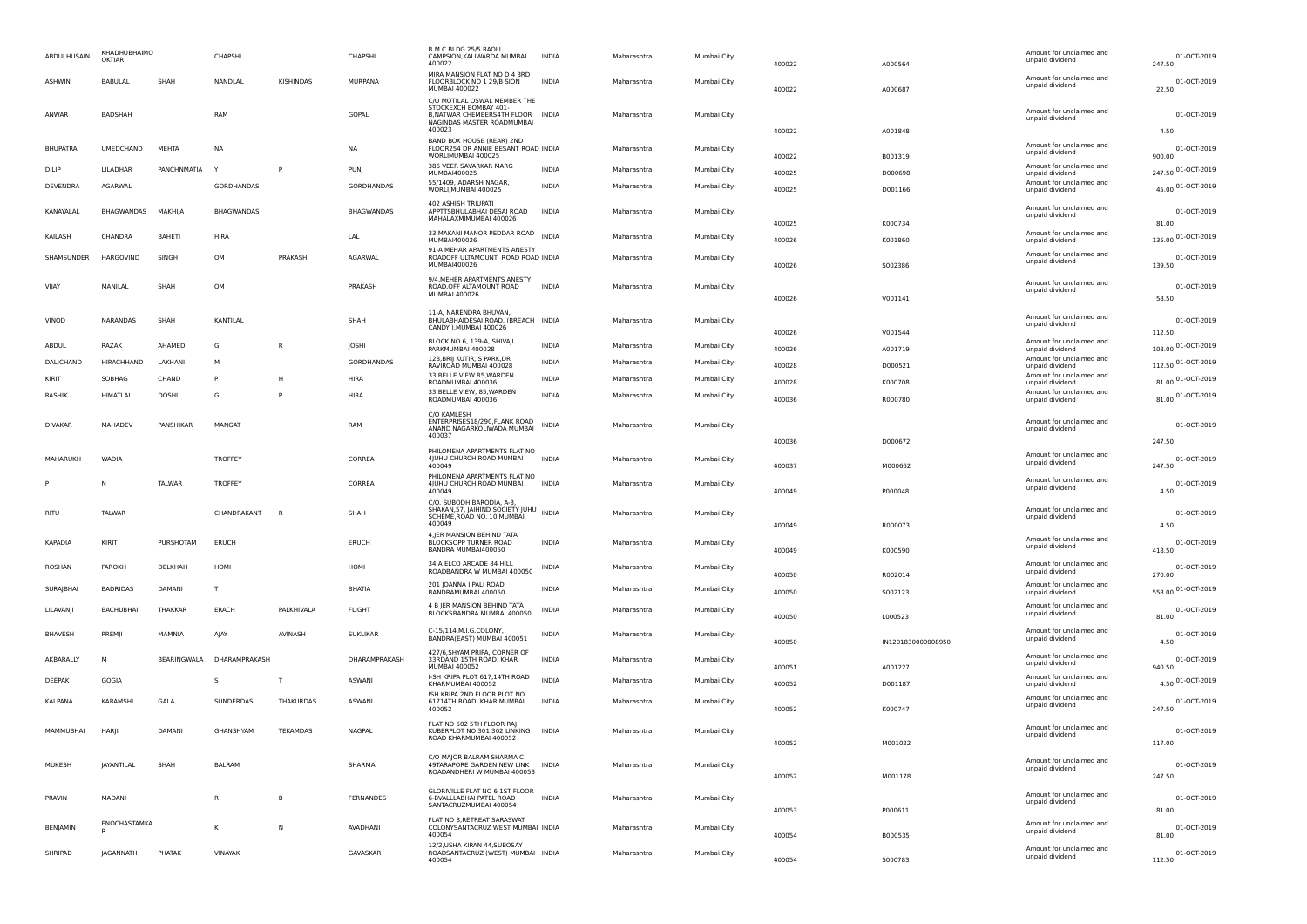| | | | | | | | | | | | | | | |
|---|---|---|---|---|---|---|---|---|---|---|---|---|---|---|
| ABDULHUSAIN | KHADHUBHAIMO OKTIAR | | CHAPSHI | | CHAPSHI | B M C BLDG 25/5 RAOLI CAMPSION,KALIWARDA MUMBAI 400022 | INDIA | Maharashtra | Mumbai City | 400022 | A000564 | Amount for unclaimed and unpaid dividend | 247.50 | 01-OCT-2019 |
| ASHWIN | BABULAL | SHAH | NANDLAL | KISHINDAS | MURPANA | MIRA MANSION FLAT NO D 4 3RD FLOORBLOCK NO 1 29/B SION MUMBAI 400022 | INDIA | Maharashtra | Mumbai City | 400022 | A000687 | Amount for unclaimed and unpaid dividend | 22.50 | 01-OCT-2019 |
| ANWAR | BADSHAH | | RAM | | GOPAL | C/O MOTILAL OSWAL MEMBER THE STOCKEXCH BOMBAY 401-B,NATWAR CHEMBERS4TH FLOOR NAGINDAS MASTER ROADMUMBAI 400023 | INDIA | Maharashtra | Mumbai City | 400022 | A001848 | Amount for unclaimed and unpaid dividend | 4.50 | 01-OCT-2019 |
| BHUPATRAI | UMEDCHAND | MEHTA | NA | | NA | BAND BOX HOUSE (REAR) 2ND FLOOR254 DR ANNIE BESANT ROAD WORLIMUMBAI 400025 | INDIA | Maharashtra | Mumbai City | 400022 | B001319 | Amount for unclaimed and unpaid dividend | 900.00 | 01-OCT-2019 |
| DILIP | LILADHAR | PANCHNMATIA | Y | P | PUNJ | 386 VEER SAVARKAR MARG MUMBAI400025 | INDIA | Maharashtra | Mumbai City | 400025 | D000698 | Amount for unclaimed and unpaid dividend | 247.50 | 01-OCT-2019 |
| DEVENDRA | AGARWAL | | GORDHANDAS | | GORDHANDAS | 55/1409, ADARSH NAGAR, WORLI,MUMBAI 400025 | INDIA | Maharashtra | Mumbai City | 400025 | D001166 | Amount for unclaimed and unpaid dividend | 45.00 | 01-OCT-2019 |
| KANAYALAL | BHAGWANDAS | MAKHIJA | BHAGWANDAS | | BHAGWANDAS | 402 ASHISH TRIUPATI APPTTSBHULABHAI DESAI ROAD MAHALAXMIMUMBAI 400026 | INDIA | Maharashtra | Mumbai City | 400025 | K000734 | Amount for unclaimed and unpaid dividend | 81.00 | 01-OCT-2019 |
| KAILASH | CHANDRA | BAHETI | HIRA | | LAL | 33,MAKANI MANOR PEDDAR ROAD MUMBAI400026 | INDIA | Maharashtra | Mumbai City | 400026 | K001860 | Amount for unclaimed and unpaid dividend | 135.00 | 01-OCT-2019 |
| SHAMSUNDER | HARGOVIND | SINGH | OM | PRAKASH | AGARWAL | 91-A MEHAR APARTMENTS ANESTY ROADOFF ULTAMOUNT ROAD ROAD MUMBAI400026 | INDIA | Maharashtra | Mumbai City | 400026 | S002386 | Amount for unclaimed and unpaid dividend | 139.50 | 01-OCT-2019 |
| VIJAY | MANILAL | SHAH | OM | | PRAKASH | 9/4,MEHER APARTMENTS ANESTY ROAD,OFF ALTAMOUNT ROAD MUMBAI 400026 | INDIA | Maharashtra | Mumbai City | 400026 | V001141 | Amount for unclaimed and unpaid dividend | 58.50 | 01-OCT-2019 |
| VINOD | NARANDAS | SHAH | KANTILAL | | SHAH | 11-A, NARENDRA BHUVAN, BHULABHAIDESAI ROAD, (BREACH CANDY ),MUMBAI 400026 | INDIA | Maharashtra | Mumbai City | 400026 | V001544 | Amount for unclaimed and unpaid dividend | 112.50 | 01-OCT-2019 |
| ABDUL | RAZAK | AHAMED | G | R | JOSHI | BLOCK NO 6, 139-A, SHIVAJI PARKMUMBAI 400028 | INDIA | Maharashtra | Mumbai City | 400026 | A001719 | Amount for unclaimed and unpaid dividend | 108.00 | 01-OCT-2019 |
| DALICHAND | HIRACHHAND | LAKHANI | M | | GORDHANDAS | 128,BRIJ KUTIR, S PARK,DR RAVIROAD MUMBAI 400028 | INDIA | Maharashtra | Mumbai City | 400028 | D000521 | Amount for unclaimed and unpaid dividend | 112.50 | 01-OCT-2019 |
| KIRIT | SOBHAG | CHAND | P | H | HIRA | 33,BELLE VIEW 85,WARDEN ROADMUMBAI 400036 | INDIA | Maharashtra | Mumbai City | 400028 | K000708 | Amount for unclaimed and unpaid dividend | 81.00 | 01-OCT-2019 |
| RASHIK | HIMATLAL | DOSHI | G | P | HIRA | 33,BELLE VIEW, 85,WARDEN ROADMUMBAI 400036 | INDIA | Maharashtra | Mumbai City | 400036 | R000780 | Amount for unclaimed and unpaid dividend | 81.00 | 01-OCT-2019 |
| DIVAKAR | MAHADEV | PANSHIKAR | MANGAT | | RAM | C/O KAMLESH ENTERPRISES18/290,FLANK ROAD ANAND NAGARKOLIWADA MUMBAI 400037 | INDIA | Maharashtra | Mumbai City | 400036 | D000672 | Amount for unclaimed and unpaid dividend | 247.50 | 01-OCT-2019 |
| MAHARUKH | WADIA | | TROFFEY | | CORREA | PHILOMENA APARTMENTS FLAT NO 4JUHU CHURCH ROAD MUMBAI 400049 | INDIA | Maharashtra | Mumbai City | 400037 | M000662 | Amount for unclaimed and unpaid dividend | 247.50 | 01-OCT-2019 |
| P | N | TALWAR | TROFFEY | | CORREA | PHILOMENA APARTMENTS FLAT NO 4JUHU CHURCH ROAD MUMBAI 400049 | INDIA | Maharashtra | Mumbai City | 400049 | P000048 | Amount for unclaimed and unpaid dividend | 4.50 | 01-OCT-2019 |
| RITU | TALWAR | | CHANDRAKANT | R | SHAH | C/O. SUBODH BARODIA, A-3, SHAKAN,57, JAIHIND SOCIETY JUHU SCHEME,ROAD NO. 10 MUMBAI 400049 | INDIA | Maharashtra | Mumbai City | 400049 | R000073 | Amount for unclaimed and unpaid dividend | 4.50 | 01-OCT-2019 |
| KAPADIA | KIRIT | PURSHOTAM | ERUCH | | ERUCH | 4,JER MANSION BEHIND TATA BLOCKSOPP TURNER ROAD BANDRA MUMBAI400050 | INDIA | Maharashtra | Mumbai City | 400049 | K000590 | Amount for unclaimed and unpaid dividend | 418.50 | 01-OCT-2019 |
| ROSHAN | FAROKH | DELKHAH | HOMI | | HOMI | 34,A ELCO ARCADE 84 HILL ROADBANDRA W MUMBAI 400050 | INDIA | Maharashtra | Mumbai City | 400050 | R002014 | Amount for unclaimed and unpaid dividend | 270.00 | 01-OCT-2019 |
| SURAJBHAI | BADRIDAS | DAMANI | T | | BHATIA | 201 JOANNA I PALI ROAD BANDRAMUMBAI 400050 | INDIA | Maharashtra | Mumbai City | 400050 | S002123 | Amount for unclaimed and unpaid dividend | 558.00 | 01-OCT-2019 |
| LILAVANJI | BACHUBHAI | THAKKAR | ERACH | PALKHIVALA | FLIGHT | 4 B JER MANSION BEHIND TATA BLOCKSBANDRA MUMBAI 400050 | INDIA | Maharashtra | Mumbai City | 400050 | L000523 | Amount for unclaimed and unpaid dividend | 81.00 | 01-OCT-2019 |
| BHAVESH | PREMJI | MAMNIA | AJAY | AVINASH | SUKLIKAR | C-15/114,M.I.G.COLONY, BANDRA(EAST) MUMBAI 400051 | INDIA | Maharashtra | Mumbai City | 400050 | IN1201830000008950 | Amount for unclaimed and unpaid dividend | 4.50 | 01-OCT-2019 |
| AKBARALLY | M | BEARINGWALA | DHARAMPRAKASH | | DHARAMPRAKASH | 427/6,SHYAM PRIPA, CORNER OF 33RDAND 15TH ROAD, KHAR MUMBAI 400052 | INDIA | Maharashtra | Mumbai City | 400051 | A001227 | Amount for unclaimed and unpaid dividend | 940.50 | 01-OCT-2019 |
| DEEPAK | GOGIA | | S | T | ASWANI | I-SH KRIPA PLOT 617,14TH ROAD KHARMUMBAI 400052 | INDIA | Maharashtra | Mumbai City | 400052 | D001187 | Amount for unclaimed and unpaid dividend | 4.50 | 01-OCT-2019 |
| KALPANA | KARAMSHI | GALA | SUNDERDAS | THAKURDAS | ASWANI | ISH KRIPA 2ND FLOOR PLOT NO 61714TH ROAD KHAR MUMBAI 400052 | INDIA | Maharashtra | Mumbai City | 400052 | K000747 | Amount for unclaimed and unpaid dividend | 247.50 | 01-OCT-2019 |
| MAMMUBHAI | HARJI | DAMANI | GHANSHYAM | TEKAMDAS | NAGPAL | FLAT NO 502 5TH FLOOR RAJ KUBERPLOT NO 301 302 LINKING ROAD KHARMUMBAI 400052 | INDIA | Maharashtra | Mumbai City | 400052 | M001022 | Amount for unclaimed and unpaid dividend | 117.00 | 01-OCT-2019 |
| MUKESH | JAYANTILAL | SHAH | BALRAM | | SHARMA | C/O MAJOR BALRAM SHARMA C 49TARAPORE GARDEN NEW LINK ROADANDHERI W MUMBAI 400053 | INDIA | Maharashtra | Mumbai City | 400052 | M001178 | Amount for unclaimed and unpaid dividend | 247.50 | 01-OCT-2019 |
| PRAVIN | MADANI | | R | B | FERNANDES | GLORIVILLE FLAT NO 6 1ST FLOOR 6-BVALLLABHAI PATEL ROAD SANTACRUZMUMBAI 400054 | INDIA | Maharashtra | Mumbai City | 400053 | P000611 | Amount for unclaimed and unpaid dividend | 81.00 | 01-OCT-2019 |
| BENJAMIN | ENOCHASTAMKA R | | K | N | AVADHANI | FLAT NO 8,RETREAT SARASWAT COLONYSANTACRUZ WEST MUMBAI 400054 | INDIA | Maharashtra | Mumbai City | 400054 | B000535 | Amount for unclaimed and unpaid dividend | 81.00 | 01-OCT-2019 |
| SHRIPAD | JAGANNATH | PHATAK | VINAYAK | | GAVASKAR | 12/2,USHA KIRAN 44,SUBOSAY ROADSANTACRUZ (WEST) MUMBAI 400054 | INDIA | Maharashtra | Mumbai City | 400054 | S000783 | Amount for unclaimed and unpaid dividend | 112.50 | 01-OCT-2019 |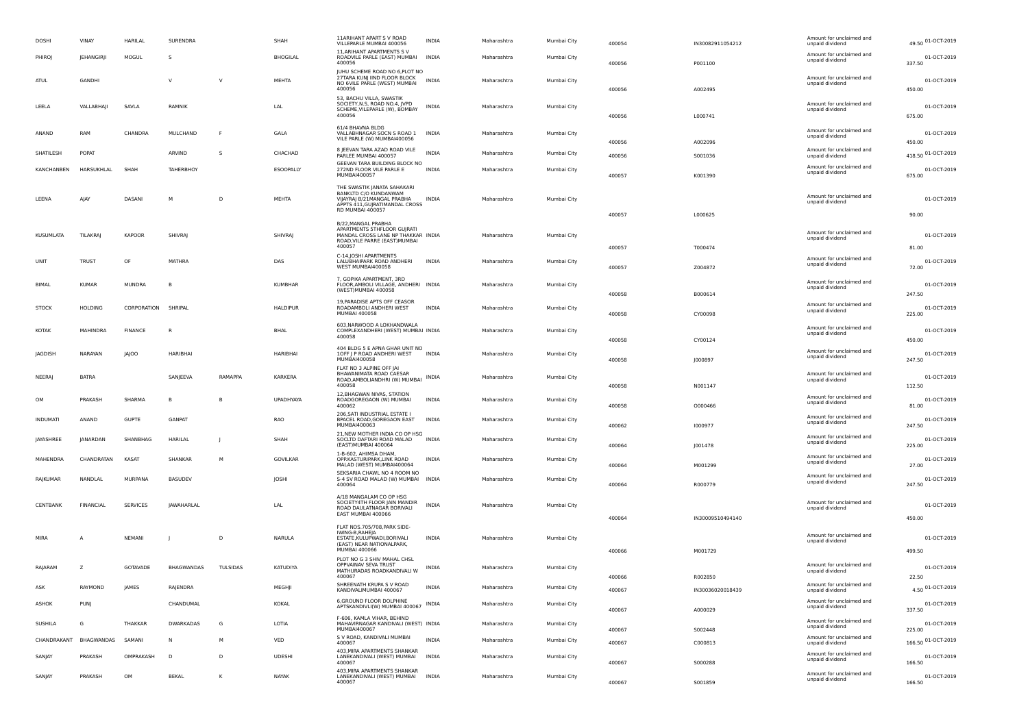| DOSHI | VINAY | HARILAL | SURENDRA | | SHAH | 11ARIHANT APART S V ROAD VILLEPARLE MUMBAI 400056 | INDIA | Maharashtra | Mumbai City | 400054 | IN30082911054212 | Amount for unclaimed and unpaid dividend | 49.50 | 01-OCT-2019 |
|---|---|---|---|---|---|---|---|---|---|---|---|---|---|---|
| PHIROJ | JEHANGIRJI | MOGUL | S | | BHOGILAL | 11,ARIHANT APARTMENTS S V ROADVILE PARLE (EAST) MUMBAI 400056 | INDIA | Maharashtra | Mumbai City | 400056 | P001100 | Amount for unclaimed and unpaid dividend | 337.50 | 01-OCT-2019 |
| ATUL | GANDHI | | V | V | MEHTA | JUHU SCHEME ROAD NO 6,PLOT NO 27TARA KUNJ IIND FLOOR BLOCK NO 6VILE PARLE (WEST) MUMBAI 400056 | INDIA | Maharashtra | Mumbai City | 400056 | A002495 | Amount for unclaimed and unpaid dividend | 450.00 | 01-OCT-2019 |
| LEELA | VALLABHAJI | SAVLA | RAMNIK | | LAL | 53, BACHU VILLA, SWASTIK SOCIETY,N.S. ROAD NO.4, JVPD SCHEME,VILEPARLE (W), BOMBAY 400056 | INDIA | Maharashtra | Mumbai City | 400056 | L000741 | Amount for unclaimed and unpaid dividend | 675.00 | 01-OCT-2019 |
| ANAND | RAM | CHANDRA | MULCHAND | F | GALA | 61/4 BHAVNA BLDG VALLABHNAGAR SOCN S ROAD 1 VILE PARLE (W) MUMBAI400056 | INDIA | Maharashtra | Mumbai City | 400056 | A002096 | Amount for unclaimed and unpaid dividend | 450.00 | 01-OCT-2019 |
| SHATILESH | POPAT | | ARVIND | S | CHACHAD | 8 JEEVAN TARA AZAD ROAD VILE PARLEE MUMBAI 400057 | INDIA | Maharashtra | Mumbai City | 400056 | S001036 | Amount for unclaimed and unpaid dividend | 418.50 | 01-OCT-2019 |
| KANCHANBEN | HARSUKHLAL | SHAH | TAHERBHOY | | ESOOPALLY | GEEVAN TARA BUILDING BLOCK NO 272ND FLOOR VILE PARLE E MUMBAI400057 | INDIA | Maharashtra | Mumbai City | 400057 | K001390 | Amount for unclaimed and unpaid dividend | 675.00 | 01-OCT-2019 |
| LEENA | AJAY | DASANI | M | D | MEHTA | THE SWASTIK JANATA SAHAKARI BANKLTD C/O KUNDANWAM VIJAYRAJ B/21MANGAL PRABHA APPTS 411,GUJRATIMANDAL CROSS RD MUMBAI 400057 | INDIA | Maharashtra | Mumbai City | 400057 | L000625 | Amount for unclaimed and unpaid dividend | 90.00 | 01-OCT-2019 |
| KUSUMLATA | TILAKRAJ | KAPOOR | SHIVRAJ | | SHIVRAJ | B/22,MANGAL PRABHA APARTMENTS 5THFLOOR GUJRATI MANDAL CROSS LANE NP THAKKAR ROAD,VILE PARRE (EAST)MUMBAI 400057 | INDIA | Maharashtra | Mumbai City | 400057 | T000474 | Amount for unclaimed and unpaid dividend | 81.00 | 01-OCT-2019 |
| UNIT | TRUST | OF | MATHRA | | DAS | C-14,JOSHI APARTMENTS LALUBHAIPARK ROAD ANDHERI WEST MUMBAI400058 | INDIA | Maharashtra | Mumbai City | 400057 | Z004872 | Amount for unclaimed and unpaid dividend | 72.00 | 01-OCT-2019 |
| BIMAL | KUMAR | MUNDRA | B | | KUMBHAR | 7, GOPIKA APARTMENT, 3RD FLOOR,AMBOLI VILLAGE, ANDHERI (WEST)MUMBAI 400058 | INDIA | Maharashtra | Mumbai City | 400058 | B000614 | Amount for unclaimed and unpaid dividend | 247.50 | 01-OCT-2019 |
| STOCK | HOLDING | CORPORATION | SHRIPAL | | HALDIPUR | 19,PARADISE APTS OFF CEASOR ROADAMBOLI ANDHERI WEST MUMBAI 400058 | INDIA | Maharashtra | Mumbai City | 400058 | CY00098 | Amount for unclaimed and unpaid dividend | 225.00 | 01-OCT-2019 |
| KOTAK | MAHINDRA | FINANCE | R | | BHAL | 603,NARWOOD A LOKHANDWALA COMPLEXANDHERI (WEST) MUMBAI 400058 | INDIA | Maharashtra | Mumbai City | 400058 | CY00124 | Amount for unclaimed and unpaid dividend | 450.00 | 01-OCT-2019 |
| JAGDISH | NARAYAN | JAJOO | HARIBHAI | | HARIBHAI | 404 BLDG 5 E APNA GHAR UNIT NO 1OFF J P ROAD ANDHERI WEST MUMBAI400058 | INDIA | Maharashtra | Mumbai City | 400058 | J000897 | Amount for unclaimed and unpaid dividend | 247.50 | 01-OCT-2019 |
| NEERAJ | BATRA | | SANJEEVA | RAMAPPA | KARKERA | FLAT NO 3 ALPINE OFF JAI BHAWANIMATA ROAD CAESAR ROAD,AMBOLIANDHRI (W) MUMBAI 400058 | INDIA | Maharashtra | Mumbai City | 400058 | N001147 | Amount for unclaimed and unpaid dividend | 112.50 | 01-OCT-2019 |
| OM | PRAKASH | SHARMA | B | B | UPADHYAYA | 12,BHAGWAN NIVAS, STATION ROADGOREGAON (W) MUMBAI 400062 | INDIA | Maharashtra | Mumbai City | 400058 | O000466 | Amount for unclaimed and unpaid dividend | 81.00 | 01-OCT-2019 |
| INDUMATI | ANAND | GUPTE | GANPAT | | RAO | 206,SATI INDUSTRIAL ESTATE I BPACEL ROAD,GOREGAON EAST MUMBAI400063 | INDIA | Maharashtra | Mumbai City | 400062 | I000977 | Amount for unclaimed and unpaid dividend | 247.50 | 01-OCT-2019 |
| JAYASHREE | JANARDAN | SHANBHAG | HARILAL | J | SHAH | 21,NEW MOTHER INDIA CO OP HSG SOCLTD DAFTARI ROAD MALAD (EAST)MUMBAI 400064 | INDIA | Maharashtra | Mumbai City | 400064 | J001478 | Amount for unclaimed and unpaid dividend | 225.00 | 01-OCT-2019 |
| MAHENDRA | CHANDRATAN | KASAT | SHANKAR | M | GOVILKAR | 1-B-602, AHIMSA DHAM, OPP.KASTURIPARK,LINK ROAD MALAD (WEST) MUMBAI400064 | INDIA | Maharashtra | Mumbai City | 400064 | M001299 | Amount for unclaimed and unpaid dividend | 27.00 | 01-OCT-2019 |
| RAJKUMAR | NANDLAL | MURPANA | BASUDEV | | JOSHI | SEKSARIA CHAWL NO 4 ROOM NO S-4 SV ROAD MALAD (W) MUMBAI 400064 | INDIA | Maharashtra | Mumbai City | 400064 | R000779 | Amount for unclaimed and unpaid dividend | 247.50 | 01-OCT-2019 |
| CENTBANK | FINANCIAL | SERVICES | JAWAHARLAL | | LAL | A/18 MANGALAM CO OP HSG SOCIETY4TH FLOOR JAIN MANDIR ROAD DAULATNAGAR BORIVALI EAST MUMBAI 400066 | INDIA | Maharashtra | Mumbai City | 400064 | IN30009510494140 | Amount for unclaimed and unpaid dividend | 450.00 | 01-OCT-2019 |
| MIRA | A | NEMANI | J | D | NARULA | FLAT NOS.705/708,PARK SIDE-IWING-B,RAHEJA ESTATE,KULUPWADI,BORIVALI (EAST) NEAR NATIONALPARK, MUMBAI 400066 | INDIA | Maharashtra | Mumbai City | 400066 | M001729 | Amount for unclaimed and unpaid dividend | 499.50 | 01-OCT-2019 |
| RAJARAM | Z | GOTAVADE | BHAGWANDAS | TULSIDAS | KATUDIYA | PLOT NO G 3 SHIV MAHAL CHSL OPPVAINAV SEVA TRUST MATHURADAS ROADKANDIVALI W 400067 | INDIA | Maharashtra | Mumbai City | 400066 | R002850 | Amount for unclaimed and unpaid dividend | 22.50 | 01-OCT-2019 |
| ASK | RAYMOND | JAMES | RAJENDRA | | MEGHJI | SHREENATH KRUPA S V ROAD KANDIVALIMUMBAI 400067 | INDIA | Maharashtra | Mumbai City | 400067 | IN30036020018439 | Amount for unclaimed and unpaid dividend | 4.50 | 01-OCT-2019 |
| ASHOK | PUNJ | | CHANDUMAL | | KOKAL | 6,GROUND FLOOR DOLPHINE APTSKANDIVLI(W) MUMBAI 400067 | INDIA | Maharashtra | Mumbai City | 400067 | A000029 | Amount for unclaimed and unpaid dividend | 337.50 | 01-OCT-2019 |
| SUSHILA | G | THAKKAR | DWARKADAS | G | LOTIA | F-606, KAMLA VIHAR, BEHIND MAHAVIRNAGAR KANDIVALI (WEST) MUMBAI400067 | INDIA | Maharashtra | Mumbai City | 400067 | S002448 | Amount for unclaimed and unpaid dividend | 225.00 | 01-OCT-2019 |
| CHANDRAKANT | BHAGWANDAS | SAMANI | N | M | VED | S V ROAD, KANDIVALI MUMBAI 400067 | INDIA | Maharashtra | Mumbai City | 400067 | C000813 | Amount for unclaimed and unpaid dividend | 166.50 | 01-OCT-2019 |
| SANJAY | PRAKASH | OMPRAKASH | D | D | UDESHI | 403,MIRA APARTMENTS SHANKAR LANEKANDIVALI (WEST) MUMBAI 400067 | INDIA | Maharashtra | Mumbai City | 400067 | S000288 | Amount for unclaimed and unpaid dividend | 166.50 | 01-OCT-2019 |
| SANJAY | PRAKASH | OM | BEKAL | K | NAYAK | 403,MIRA APARTMENTS SHANKAR LANEKANDIVALI (WEST) MUMBAI 400067 | INDIA | Maharashtra | Mumbai City | 400067 | S001859 | Amount for unclaimed and unpaid dividend | 166.50 | 01-OCT-2019 |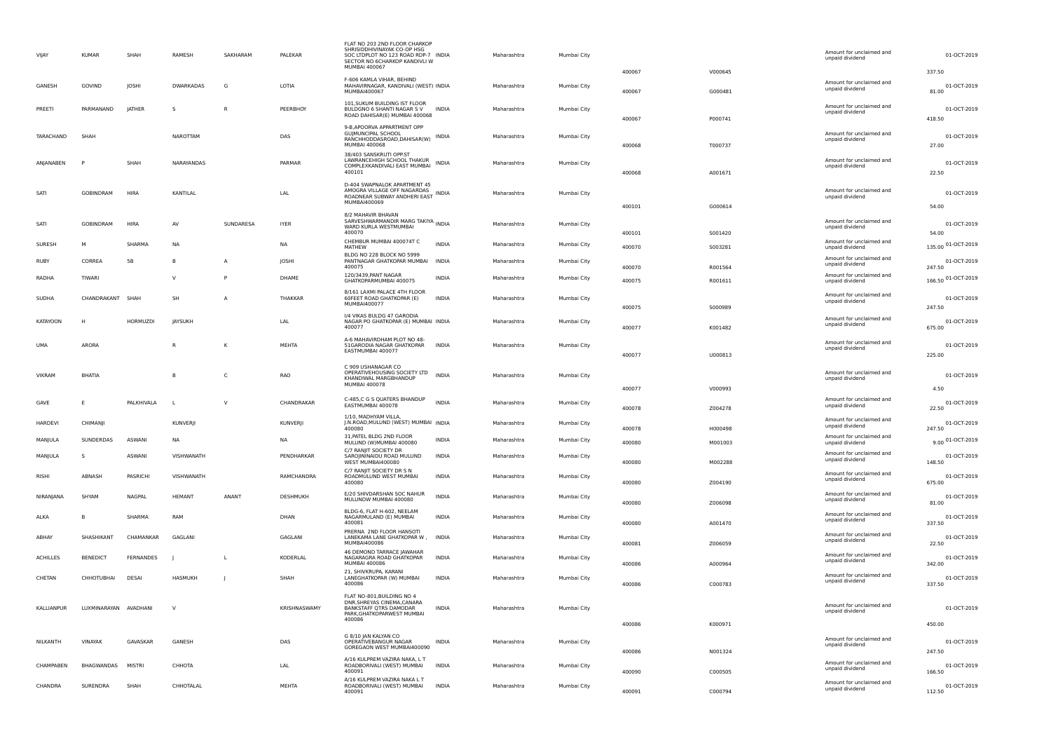| | | | | | | | | | | | | | | |
|---|---|---|---|---|---|---|---|---|---|---|---|---|---|---|
| VIJAY | KUMAR | SHAH | RAMESH | SAKHARAM | PALEKAR | FLAT NO 203 2ND FLOOR CHARKOP SHRISIDDHIVINAYAK CO-OP HSG SOC LTDPLOT NO 123 ROAD RDP-7 SECTOR NO 6CHARKOP KANDIVLI W MUMBAI 400067 | INDIA | Maharashtra | Mumbai City | 400067 | V000645 | Amount for unclaimed and unpaid dividend | 337.50 | 01-OCT-2019 |
| GANESH | GOVIND | JOSHI | DWARKADAS | G | LOTIA | F-606 KAMLA VIHAR, BEHIND MAHAVIRNAGAR, KANDIVALI (WEST) MUMBAI400067 | INDIA | Maharashtra | Mumbai City | 400067 | G000481 | Amount for unclaimed and unpaid dividend | 81.00 | 01-OCT-2019 |
| PREETI | PARMANAND | JATHER | S | R | PEERBHOY | 101,SUKUM BUILDING IST FLOOR BULDGNO 6 SHANTI NAGAR S V ROAD DAHISAR(E) MUMBAI 400068 | INDIA | Maharashtra | Mumbai City | 400067 | P000741 | Amount for unclaimed and unpaid dividend | 418.50 | 01-OCT-2019 |
| TARACHAND | SHAH | | NAROTTAM | | DAS | 9-B,APOORVA APPARTMENT OPP GUJMUNCIPAL SCHOOL RANCHHODDASROAD,DAHISAR(W) MUMBAI 400068 | INDIA | Maharashtra | Mumbai City | 400068 | T000737 | Amount for unclaimed and unpaid dividend | 27.00 | 01-OCT-2019 |
| ANJANABEN | P | SHAH | NARAYANDAS | | PARMAR | 38/403 SANSKRUTI OPP.ST LAWRANCEHIGH SCHOOL THAKUR COMPLEXKANDIVALI EAST MUMBAI 400101 | INDIA | Maharashtra | Mumbai City | 400068 | A001671 | Amount for unclaimed and unpaid dividend | 22.50 | 01-OCT-2019 |
| SATI | GOBINDRAM | HIRA | KANTILAL | | LAL | D-404 SWAPNALOK APARTMENT 45 AMOGRA VILLAGE OFF NAGARDAS ROADNEAR SUBWAY ANDHERI EAST MUMBAI400069 | INDIA | Maharashtra | Mumbai City | 400101 | G000614 | Amount for unclaimed and unpaid dividend | 54.00 | 01-OCT-2019 |
| SATI | GOBINDRAM | HIRA | AV | SUNDARESA | IYER | 8/2 MAHAVIR BHAVAN SARVESHWARMANDIR MARG TAKIYA WARD KURLA WESTMUMBAI 400070 | INDIA | Maharashtra | Mumbai City | 400101 | S001420 | Amount for unclaimed and unpaid dividend | 54.00 | 01-OCT-2019 |
| SURESH | M | SHARMA | NA | | NA | CHEMBUR MUMBAI 400074T C MATHEW | INDIA | Maharashtra | Mumbai City | 400070 | S003281 | Amount for unclaimed and unpaid dividend | 135.00 | 01-OCT-2019 |
| RUBY | CORREA | 5B | B | A | JOSHI | BLDG NO 228 BLOCK NO 5999 PANTNAGAR GHATKOPAR MUMBAI 400075 | INDIA | Maharashtra | Mumbai City | 400070 | R001564 | Amount for unclaimed and unpaid dividend | 247.50 | 01-OCT-2019 |
| RADHA | TIWARI | | V | P | DHAME | 120/3439,PANT NAGAR GHATKOPARMUMBAI 400075 | INDIA | Maharashtra | Mumbai City | 400075 | R001611 | Amount for unclaimed and unpaid dividend | 166.50 | 01-OCT-2019 |
| SUDHA | CHANDRAKANT | SHAH | SH | A | THAKKAR | 8/161 LAXMI PALACE 4TH FLOOR 60FEET ROAD GHATKOPAR (E) MUMBAI400077 | INDIA | Maharashtra | Mumbai City | 400075 | S000989 | Amount for unclaimed and unpaid dividend | 247.50 | 01-OCT-2019 |
| KATAYOON | H | HORMUZDI | JAYSUKH | | LAL | I/4 VIKAS BULDG 47 GARODIA NAGAR PO GHATKOPAR (E) MUMBAI 400077 | INDIA | Maharashtra | Mumbai City | 400077 | K001482 | Amount for unclaimed and unpaid dividend | 675.00 | 01-OCT-2019 |
| UMA | ARORA | | R | K | MEHTA | A-6 MAHAVIRDHAM PLOT NO 48-51GARODIA NAGAR GHATKOPAR EASTMUMBAI 400077 | INDIA | Maharashtra | Mumbai City | 400077 | U000813 | Amount for unclaimed and unpaid dividend | 225.00 | 01-OCT-2019 |
| VIKRAM | BHATIA | | B | C | RAO | C 909 USHANAGAR CO OPERATIVEHOUSING SOCIETY LTD KHANDWAL MARGBHANDUP MUMBAI 400078 | INDIA | Maharashtra | Mumbai City | 400077 | V000993 | Amount for unclaimed and unpaid dividend | 4.50 | 01-OCT-2019 |
| GAVE | E | PALKHIVALA | L | V | CHANDRAKAR | C-485,C G S QUATERS BHANDUP EASTMUMBAI 400078 | INDIA | Maharashtra | Mumbai City | 400078 | Z004278 | Amount for unclaimed and unpaid dividend | 22.50 | 01-OCT-2019 |
| HARDEVI | CHIMANJI | | KUNVERJI | | KUNVERJI | 1/10, MADHYAM VILLA, J.N.ROAD,MULUND (WEST) MUMBAI 400080 | INDIA | Maharashtra | Mumbai City | 400078 | H000498 | Amount for unclaimed and unpaid dividend | 247.50 | 01-OCT-2019 |
| MANJULA | SUNDERDAS | ASWANI | NA | | NA | 31,PATEL BLDG 2ND FLOOR MULUND (W)MUMBAI 400080 | INDIA | Maharashtra | Mumbai City | 400080 | M001003 | Amount for unclaimed and unpaid dividend | 9.00 | 01-OCT-2019 |
| MANJULA | S | ASWANI | VISHWANATH | | PENDHARKAR | C/7 RANJIT SOCIETY DR SAROJININAIDU ROAD MULUND WEST MUMBAI400080 | INDIA | Maharashtra | Mumbai City | 400080 | M002288 | Amount for unclaimed and unpaid dividend | 148.50 | 01-OCT-2019 |
| RISHI | ABNASH | PASRICHI | VISHWANATH | | RAMCHANDRA | C/7 RANJIT SOCIETY DR S N ROADMULUND WEST MUMBAI 400080 | INDIA | Maharashtra | Mumbai City | 400080 | Z004190 | Amount for unclaimed and unpaid dividend | 675.00 | 01-OCT-2019 |
| NIRANJANA | SHYAM | NAGPAL | HEMANT | ANANT | DESHMUKH | E/20 SHIVDARSHAN SOC NAHUR MULUNDW MUMBAI 400080 | INDIA | Maharashtra | Mumbai City | 400080 | Z006098 | Amount for unclaimed and unpaid dividend | 81.00 | 01-OCT-2019 |
| ALKA | B | SHARMA | RAM | | DHAN | BLDG-6, FLAT H-602, NEELAM NAGARMULAND (E) MUMBAI 400081 | INDIA | Maharashtra | Mumbai City | 400080 | A001470 | Amount for unclaimed and unpaid dividend | 337.50 | 01-OCT-2019 |
| ABHAY | SHASHIKANT | CHAMANKAR | GAGLANI | | GAGLANI | PRERNA 2ND FLOOR HANSOTI LANEKAMA LANE GHATKOPAR W , MUMBAI400086 | INDIA | Maharashtra | Mumbai City | 400081 | Z006059 | Amount for unclaimed and unpaid dividend | 22.50 | 01-OCT-2019 |
| ACHILLES | BENEDICT | FERNANDES | J | L | KODERLAL | 46 DEMOND TARRACE JAWAHAR NAGARAGRA ROAD GHATKOPAR MUMBAI 400086 | INDIA | Maharashtra | Mumbai City | 400086 | A000964 | Amount for unclaimed and unpaid dividend | 342.00 | 01-OCT-2019 |
| CHETAN | CHHOTUBHAI | DESAI | HASMUKH | J | SHAH | 21, SHIVKRUPA, KARANI LANEGHATKOPAR (W) MUMBAI 400086 | INDIA | Maharashtra | Mumbai City | 400086 | C000783 | Amount for unclaimed and unpaid dividend | 337.50 | 01-OCT-2019 |
| KALLIANPUR | LUXMINARAYAN | AVADHANI | V | | KRISHNASWAMY | FLAT NO-801,BUILDING NO 4 DNR.SHREYAS CINEMA,CANARA BANKSTAFF QTRS DAMODAR PARK,GHATKOPARWEST MUMBAI 400086 | INDIA | Maharashtra | Mumbai City | 400086 | K000971 | Amount for unclaimed and unpaid dividend | 450.00 | 01-OCT-2019 |
| NILKANTH | VINAYAK | GAVASKAR | GANESH | | DAS | G 8/10 JAN KALYAN CO OPERATIVEBANGUR NAGAR GOREGAON WEST MUMBAI400090 | INDIA | Maharashtra | Mumbai City | 400086 | N001324 | Amount for unclaimed and unpaid dividend | 247.50 | 01-OCT-2019 |
| CHAMPABEN | BHAGWANDAS | MISTRI | CHHOTA | | LAL | A/16 KULPREM VAZIRA NAKA, L T ROADBORIVALI (WEST) MUMBAI 400091 | INDIA | Maharashtra | Mumbai City | 400090 | C000505 | Amount for unclaimed and unpaid dividend | 166.50 | 01-OCT-2019 |
| CHANDRA | SURENDRA | SHAH | CHHOTALAL | | MEHTA | A/16 KULPREM VAZIRA NAKA L T ROADBORIVALI (WEST) MUMBAI 400091 | INDIA | Maharashtra | Mumbai City | 400091 | C000794 | Amount for unclaimed and unpaid dividend | 112.50 | 01-OCT-2019 |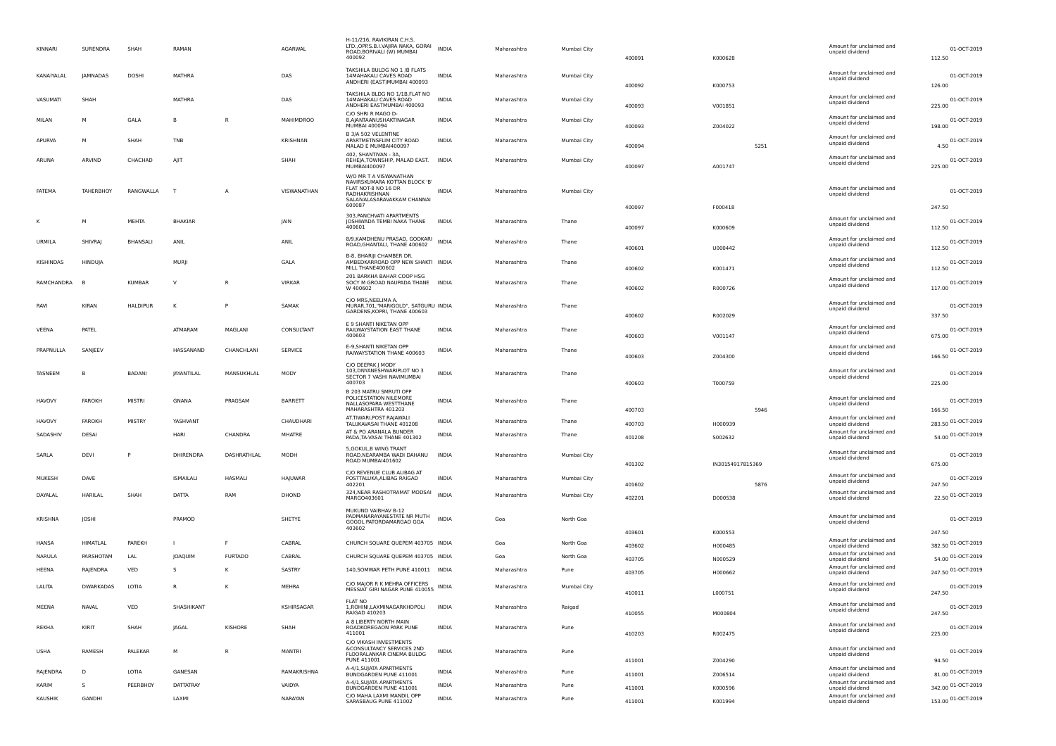| KINNARI | SURENDRA | SHAH | RAMAN | | AGARWAL | H-11/216, RAVIKIRAN C.H.S. LTD.,OPP.S.B.I.VAJIRA NAKA,, GORAI ROAD,BORIVALI (W) MUMBAI 400092 | INDIA | Maharashtra | Mumbai City | 400091 | K000628 | Amount for unclaimed and unpaid dividend | 112.50 | 01-OCT-2019 |
|---|---|---|---|---|---|---|---|---|---|---|---|---|---|---|
| KANAIYALAL | JAMNADAS | DOSHI | MATHRA | | DAS | TAKSHILA BULDG NO 1 /B FLATS 14MAHAKALI CAVES ROAD ANDHERI (EAST)MUMBAI 400093 | INDIA | Maharashtra | Mumbai City | 400092 | K000753 | Amount for unclaimed and unpaid dividend | 126.00 | 01-OCT-2019 |
| VASUMATI | SHAH | | MATHRA | | DAS | TAKSHILA BLDG NO 1/1B,FLAT NO 14MAHAKALI CAVES ROAD ANDHERI EASTMUMBAI 400093 | INDIA | Maharashtra | Mumbai City | 400093 | V001851 | Amount for unclaimed and unpaid dividend | 225.00 | 01-OCT-2019 |
| MILAN | M | GALA | B | R | MAHIMDROO | C/O SHRI R MAGO D-8,AJANTAANUSHAKTINAGAR MUMBAI 400094 | INDIA | Maharashtra | Mumbai City | 400093 | Z004022 | Amount for unclaimed and unpaid dividend | 198.00 | 01-OCT-2019 |
| APURVA | M | SHAH | TNB | | KRISHNAN | B 3/A 502 VELENTINE APARTMETNSFLIM CITY ROAD MALAD E MUMBAI400097 | INDIA | Maharashtra | Mumbai City | 400094 | 5251 | Amount for unclaimed and unpaid dividend | 4.50 | 01-OCT-2019 |
| ARUNA | ARVIND | CHACHAD | AJIT | | SHAH | 402, SHANTIVAN - 3A, REHEJA,TOWNSHIP, MALAD EAST. MUMBAI400097 | INDIA | Maharashtra | Mumbai City | 400097 | A001747 | Amount for unclaimed and unpaid dividend | 225.00 | 01-OCT-2019 |
| FATEMA | TAHERBHOY | RANGWALLA | T | A | VISWANATHAN | W/O MR T A VISWANATHAN NAVIRSKUMARA KOTTAN BLOCK 'B' FLAT NOT-8 NO 16 DR RADHAKRISHNAN SALAIVALASARAVAKKAM CHANNAI 600087 | INDIA | Maharashtra | Mumbai City | 400097 | F000418 | Amount for unclaimed and unpaid dividend | 247.50 | 01-OCT-2019 |
| K | M | MEHTA | BHAKIAR | | JAIN | 303,PANCHVATI APARTMENTS JOSHIWADA TEMBI NAKA THANE 400601 | INDIA | Maharashtra | Thane | 400097 | K000609 | Amount for unclaimed and unpaid dividend | 112.50 | 01-OCT-2019 |
| URMILA | SHIVRAJ | BHANSALI | ANIL | | ANIL | 8/9,KAMDHENU PRASAD, GODKARI ROAD,GHANTALI, THANE 400602 | INDIA | Maharashtra | Thane | 400601 | U000442 | Amount for unclaimed and unpaid dividend | 112.50 | 01-OCT-2019 |
| KISHINDAS | HINDUJA | | MURJI | | GALA | B-8, BHARIJI CHAMBER DR. AMBEDKARROAD OPP NEW SHAKTI MILL THANE400602 | INDIA | Maharashtra | Thane | 400602 | K001471 | Amount for unclaimed and unpaid dividend | 112.50 | 01-OCT-2019 |
| RAMCHANDRA | B | KUMBAR | V | R | VIRKAR | 201 BARKHA BAHAR COOP HSG SOCY M GROAD NAUPADA THANE W 400602 | INDIA | Maharashtra | Thane | 400602 | R000726 | Amount for unclaimed and unpaid dividend | 117.00 | 01-OCT-2019 |
| RAVI | KIRAN | HALDIPUR | K | P | SAMAK | C/O MRS,NEELIMA A. MURAR,701,"MARIGOLD", SATGURU GARDENS,KOPRI, THANE 400603 | INDIA | Maharashtra | Thane | 400602 | R002029 | Amount for unclaimed and unpaid dividend | 337.50 | 01-OCT-2019 |
| VEENA | PATEL | | ATMARAM | MAGLANI | CONSULTANT | E 9 SHANTI NIKETAN OPP RAILWAYSTATION EAST THANE 400603 | INDIA | Maharashtra | Thane | 400603 | V001147 | Amount for unclaimed and unpaid dividend | 675.00 | 01-OCT-2019 |
| PRAPNULLA | SANJEEV | | HASSANAND | CHANCHLANI | SERVICE | E-9,SHANTI NIKETAN OPP RAIWAYSTATION THANE 400603 | INDIA | Maharashtra | Thane | 400603 | Z004300 | Amount for unclaimed and unpaid dividend | 166.50 | 01-OCT-2019 |
| TASNEEM | B | BADANI | JAYANTILAL | MANSUKHLAL | MODY | C/O DEEPAK J MODY 103,DNYANESHWARIPLOT NO 3 SECTOR 7 VASHI NAVIMUMBAI 400703 | INDIA | Maharashtra | Thane | 400603 | T000759 | Amount for unclaimed and unpaid dividend | 225.00 | 01-OCT-2019 |
| HAVOVY | FAROKH | MISTRI | GNANA | PRAGSAM | BARRETT | B 203 MATRU SMRUTI OPP POLICESTATION NILEMORE NALLASOPARA WESTTHANE MAHARASHTRA 401203 | INDIA | Maharashtra | Thane | 400703 | 5946 | Amount for unclaimed and unpaid dividend | 166.50 | 01-OCT-2019 |
| HAVOVY | FAROKH | MISTRY | YASHVANT | | CHAUDHARI | AT.TIWARI,POST RAJAWALI TALUKAVASAI THANE 401208 | INDIA | Maharashtra | Thane | 400703 | H000939 | Amount for unclaimed and unpaid dividend | 283.50 | 01-OCT-2019 |
| SADASHIV | DESAI | | HARI | CHANDRA | MHATRE | AT & PO ARANALA BUNDER PADA,TA-VASAI THANE 401302 | INDIA | Maharashtra | Thane | 401208 | S002632 | Amount for unclaimed and unpaid dividend | 54.00 | 01-OCT-2019 |
| SARLA | DEVI | P | DHIRENDRA | DASHRATHLAL | MODH | 5,GOKUL,B WING TRANT ROAD,NEARAMBA WADI DAHANU ROAD MUMBAI401602 | INDIA | Maharashtra | Mumbai City | 401302 | IN30154917815369 | Amount for unclaimed and unpaid dividend | 675.00 | 01-OCT-2019 |
| MUKESH | DAVE | | ISMAILALI | HASMALI | HAJUWAR | C/O REVENUE CLUB ALIBAG AT POSTTALUKA,ALIBAG RAIGAD 402201 | INDIA | Maharashtra | Mumbai City | 401602 | 5876 | Amount for unclaimed and unpaid dividend | 247.50 | 01-OCT-2019 |
| DAYALAL | HARILAL | SHAH | DATTA | RAM | DHOND | 324,NEAR RASHOTRAMAT MODSAI MARGO403601 | INDIA | Maharashtra | Mumbai City | 402201 | D000538 | Amount for unclaimed and unpaid dividend | 22.50 | 01-OCT-2019 |
| KRISHNA | JOSHI | | PRAMOD | | SHETYE | MUKUND VAIBHAV B-12 PADMANARAYANESTATE NR MUTH GOGOL PATORDAMARGAO GOA 403602 | INDIA | Goa | North Goa | 403601 | K000553 | Amount for unclaimed and unpaid dividend | 247.50 | 01-OCT-2019 |
| HANSA | HIMATLAL | PAREKH | I | F | CABRAL | CHURCH SQUARE QUEPEM 403705 | INDIA | Goa | North Goa | 403602 | H000485 | Amount for unclaimed and unpaid dividend | 382.50 | 01-OCT-2019 |
| NARULA | PARSHOTAM | LAL | JOAQUIM | FURTADO | CABRAL | CHURCH SQUARE QUEPEM 403705 | INDIA | Goa | North Goa | 403705 | N000529 | Amount for unclaimed and unpaid dividend | 54.00 | 01-OCT-2019 |
| HEENA | RAJENDRA | VED | S | K | SASTRY | 140,SOMWAR PETH PUNE 410011 | INDIA | Maharashtra | Pune | 403705 | H000662 | Amount for unclaimed and unpaid dividend | 247.50 | 01-OCT-2019 |
| LALITA | DWARKADAS | LOTIA | R | K | MEHRA | C/O MAJOR R K MEHRA OFFICERS MESSIAT GIRI NAGAR PUNE 410055 | INDIA | Maharashtra | Mumbai City | 410011 | L000751 | Amount for unclaimed and unpaid dividend | 247.50 | 01-OCT-2019 |
| MEENA | NAVAL | VED | SHASHIKANT | | KSHIRSAGAR | FLAT NO 1,ROHINI,LAXMINAGARKHOPOLI RAIGAD 410203 | INDIA | Maharashtra | Raigad | 410055 | M000804 | Amount for unclaimed and unpaid dividend | 247.50 | 01-OCT-2019 |
| REKHA | KIRIT | SHAH | JAGAL | KISHORE | SHAH | A 8 LIBERTY NORTH MAIN ROADKOREGAON PARK PUNE 411001 | INDIA | Maharashtra | Pune | 410203 | R002475 | Amount for unclaimed and unpaid dividend | 225.00 | 01-OCT-2019 |
| USHA | RAMESH | PALEKAR | M | R | MANTRI | C/O VIKASH INVESTMENTS &CONSULTANCY SERVICES 2ND FLOORALANKAR CINEMA BULDG PUNE 411001 | INDIA | Maharashtra | Pune | 411001 | Z004290 | Amount for unclaimed and unpaid dividend | 94.50 | 01-OCT-2019 |
| RAJENDRA | D | LOTIA | GANESAN | | RAMAKRISHNA | A-4/1,SUJATA APARTMENTS BUNDGARDEN PUNE 411001 | INDIA | Maharashtra | Pune | 411001 | Z006514 | Amount for unclaimed and unpaid dividend | 81.00 | 01-OCT-2019 |
| KARIM | S | PEERBHOY | DATTATRAY | | VAIDYA | A-4/1,SUJATA APARTMENTS BUNDGARDEN PUNE 411001 | INDIA | Maharashtra | Pune | 411001 | K000596 | Amount for unclaimed and unpaid dividend | 342.00 | 01-OCT-2019 |
| KAUSHIK | GANDHI | | LAXMI | | NARAYAN | C/O MAHA LAXMI MANDIL OPP SARASBAUG PUNE 411002 | INDIA | Maharashtra | Pune | 411001 | K001994 | Amount for unclaimed and unpaid dividend | 153.00 | 01-OCT-2019 |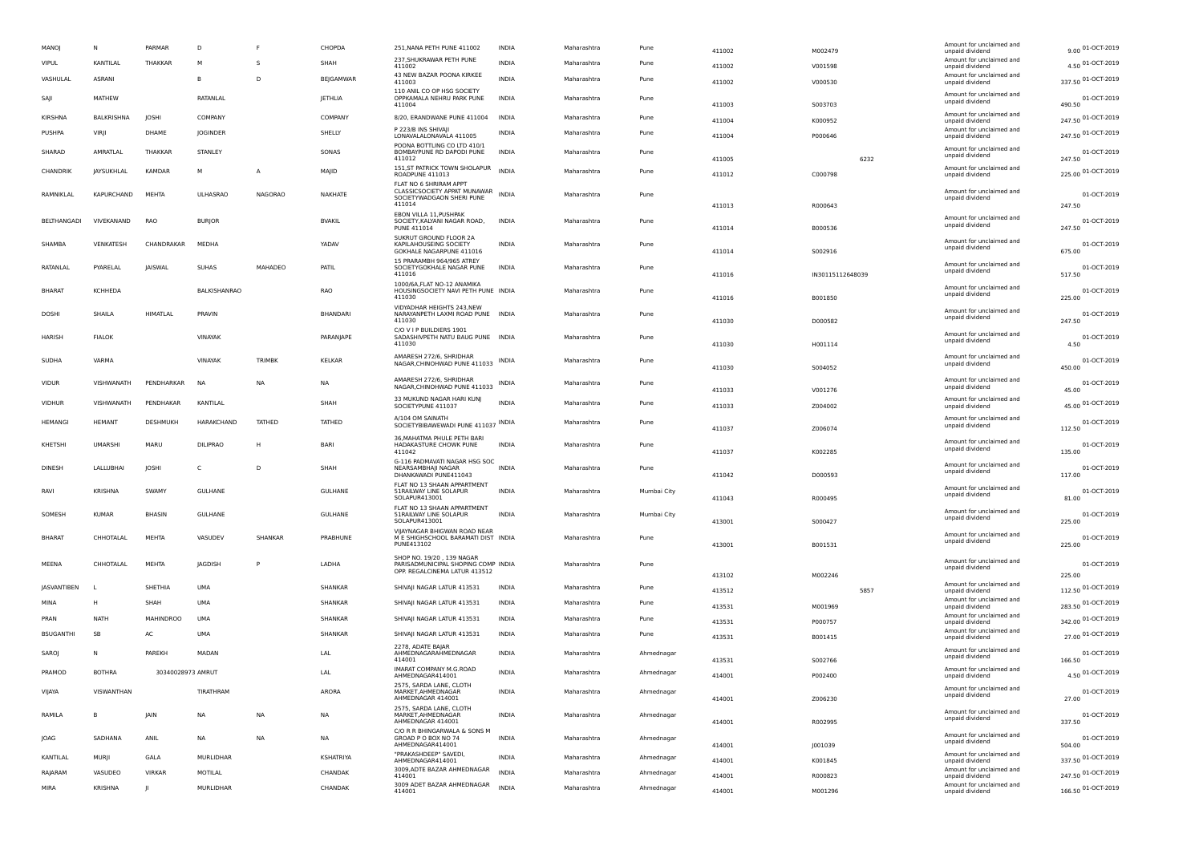| MANOJ | N | PARMAR | D | F | CHOPDA | 251,NANA PETH PUNE 411002 | INDIA | Maharashtra | Pune | 411002 | M002479 | Amount for unclaimed and unpaid dividend | 9.00 | 01-OCT-2019 |
|---|---|---|---|---|---|---|---|---|---|---|---|---|---|---|
| VIPUL | KANTILAL | THAKKAR | M | S | SHAH | 237,SHUKRAWAR PETH PUNE 411002 | INDIA | Maharashtra | Pune | 411002 | V001598 | Amount for unclaimed and unpaid dividend | 4.50 | 01-OCT-2019 |
| VASHULAL | ASRANI | | B | D | BEJGAMWAR | 43 NEW BAZAR POONA KIRKEE 411003 | INDIA | Maharashtra | Pune | 411002 | V000530 | Amount for unclaimed and unpaid dividend | 337.50 | 01-OCT-2019 |
| SAJI | MATHEW | | RATANLAL | | JETHLIA | 110 ANIL CO OP HSG SOCIETY OPPKAMALA NEHRU PARK PUNE 411004 | INDIA | Maharashtra | Pune | 411003 | S003703 | Amount for unclaimed and unpaid dividend | 490.50 | 01-OCT-2019 |
| KIRSHNA | BALKRISHNA | JOSHI | COMPANY | | COMPANY | 8/20, ERANDWANE PUNE 411004 | INDIA | Maharashtra | Pune | 411004 | K000952 | Amount for unclaimed and unpaid dividend | 247.50 | 01-OCT-2019 |
| PUSHPA | VIRJI | DHAME | JOGINDER | | SHELLY | P 223/B INS SHIVAJI LONAVALALONAVALA 411005 | INDIA | Maharashtra | Pune | 411004 | P000646 | Amount for unclaimed and unpaid dividend | 247.50 | 01-OCT-2019 |
| SHARAD | AMRATLAL | THAKKAR | STANLEY | | SONAS | POONA BOTTLING CO LTD 410/1 BOMBAYPUNE RD DAPODI PUNE 411012 | INDIA | Maharashtra | Pune | 411005 | 6232 | Amount for unclaimed and unpaid dividend | 247.50 | 01-OCT-2019 |
| CHANDRIK | JAYSUKHLAL | KAMDAR | M | A | MAJID | 151,ST PATRICK TOWN SHOLAPUR ROADPUNE 411013 | INDIA | Maharashtra | Pune | 411012 | C000798 | Amount for unclaimed and unpaid dividend | 225.00 | 01-OCT-2019 |
| RAMNIKLAL | KAPURCHAND | MEHTA | ULHASRAO | NAGORAO | NAKHATE | FLAT NO 6 SHRIRAM APPT CLASSICSOCIETY APPAT MUNAWAR SOCIETYWADGAON SHERI PUNE 411014 | INDIA | Maharashtra | Pune | 411013 | R000643 | Amount for unclaimed and unpaid dividend | 247.50 | 01-OCT-2019 |
| BELTHANGADI | VIVEKANAND | RAO | BURJOR | | BVAKIL | EBON VILLA 11,PUSHPAK SOCIETY,KALYANI NAGAR ROAD, PUNE 411014 | INDIA | Maharashtra | Pune | 411014 | B000536 | Amount for unclaimed and unpaid dividend | 247.50 | 01-OCT-2019 |
| SHAMBA | VENKATESH | CHANDRAKAR | MEDHA | | YADAV | SUKRUT GROUND FLOOR 2A KAPILAHOUSEING SOCIETY GOKHALE NAGARPUNE 411016 | INDIA | Maharashtra | Pune | 411014 | S002916 | Amount for unclaimed and unpaid dividend | 675.00 | 01-OCT-2019 |
| RATANLAL | PYARELAL | JAISWAL | SUHAS | MAHADEO | PATIL | 15 PRARAMBH 964/965 ATREY SOCIETYGOKHALE NAGAR PUNE 411016 | INDIA | Maharashtra | Pune | 411016 | IN30115112648039 | Amount for unclaimed and unpaid dividend | 517.50 | 01-OCT-2019 |
| BHARAT | KCHHEDA | | BALKISHANRAO | | RAO | 1000/6A,FLAT NO-12 ANAMIKA HOUSINGSOCIETY NAVI PETH PUNE 411030 | INDIA | Maharashtra | Pune | 411016 | B001850 | Amount for unclaimed and unpaid dividend | 225.00 | 01-OCT-2019 |
| DOSHI | SHAILA | HIMATLAL | PRAVIN | | BHANDARI | VIDYADHAR HEIGHTS 243,NEW NARAYANPETH LAXMI ROAD PUNE 411030 | INDIA | Maharashtra | Pune | 411030 | D000582 | Amount for unclaimed and unpaid dividend | 247.50 | 01-OCT-2019 |
| HARISH | FIALOK | | VINAYAK | | PARANJAPE | C/O V I P BUILDIERS 1901 SADASHIVPETH NATU BAUG PUNE 411030 | INDIA | Maharashtra | Pune | 411030 | H001114 | Amount for unclaimed and unpaid dividend | 4.50 | 01-OCT-2019 |
| SUDHA | VARMA | | VINAYAK | TRIMBK | KELKAR | AMARESH 272/6, SHRIDHAR NAGAR,CHINOHWAD PUNE 411033 | INDIA | Maharashtra | Pune | 411030 | S004052 | Amount for unclaimed and unpaid dividend | 450.00 | 01-OCT-2019 |
| VIDUR | VISHWANATH | PENDHARKAR | NA | NA | NA | AMARESH 272/6, SHRIDHAR NAGAR,CHINOHWAD PUNE 411033 | INDIA | Maharashtra | Pune | 411033 | V001276 | Amount for unclaimed and unpaid dividend | 45.00 | 01-OCT-2019 |
| VIDHUR | VISHWANATH | PENDHAKAR | KANTILAL | | SHAH | 33 MUKUND NAGAR HARI KUNJ SOCIETYPUNE 411037 | INDIA | Maharashtra | Pune | 411033 | Z004002 | Amount for unclaimed and unpaid dividend | 45.00 | 01-OCT-2019 |
| HEMANGI | HEMANT | DESHMUKH | HARAKCHAND | TATHED | TATHED | A/104 OM SAINATH SOCIETYBIBAWEWADI PUNE 411037 | INDIA | Maharashtra | Pune | 411037 | Z006074 | Amount for unclaimed and unpaid dividend | 112.50 | 01-OCT-2019 |
| KHETSHI | UMARSHI | MARU | DILIPRAO | H | BARI | 36,MAHATMA PHULE PETH BARI HADAKASTURE CHOWK PUNE 411042 | INDIA | Maharashtra | Pune | 411037 | K002285 | Amount for unclaimed and unpaid dividend | 135.00 | 01-OCT-2019 |
| DINESH | LALLUBHAI | JOSHI | C | D | SHAH | G-116 PADMAVATI NAGAR HSG SOC NEARSAMBHAJI NAGAR DHANKAWADI PUNE411043 | INDIA | Maharashtra | Pune | 411042 | D000593 | Amount for unclaimed and unpaid dividend | 117.00 | 01-OCT-2019 |
| RAVI | KRISHNA | SWAMY | GULHANE | | GULHANE | FLAT NO 13 SHAAN APPARTMENT 51RAILWAY LINE SOLAPUR SOLAPUR413001 | INDIA | Maharashtra | Mumbai City | 411043 | R000495 | Amount for unclaimed and unpaid dividend | 81.00 | 01-OCT-2019 |
| SOMESH | KUMAR | BHASIN | GULHANE | | GULHANE | FLAT NO 13 SHAAN APPARTMENT 51RAILWAY LINE SOLAPUR SOLAPUR413001 | INDIA | Maharashtra | Mumbai City | 413001 | S000427 | Amount for unclaimed and unpaid dividend | 225.00 | 01-OCT-2019 |
| BHARAT | CHHOTALAL | MEHTA | VASUDEV | SHANKAR | PRABHUNE | VIJAYNAGAR BHIGWAN ROAD NEAR M E SHIGHSCHOOL BARAMATI DIST PUNE413102 | INDIA | Maharashtra | Pune | 413001 | B001531 | Amount for unclaimed and unpaid dividend | 225.00 | 01-OCT-2019 |
| MEENA | CHHOTALAL | MEHTA | JAGDISH | P | LADHA | SHOP NO. 19/20 , 139 NAGAR PARISADMUNICIPAL SHOPING COMP OPP. REGALCINEMA LATUR 413512 | INDIA | Maharashtra | Pune | 413102 | M002246 | Amount for unclaimed and unpaid dividend | 225.00 | 01-OCT-2019 |
| JASVANTIBEN | L | SHETHIA | UMA | | SHANKAR | SHIVAJI NAGAR LATUR 413531 | INDIA | Maharashtra | Pune | 413512 | 5857 | Amount for unclaimed and unpaid dividend | 112.50 | 01-OCT-2019 |
| MINA | H | SHAH | UMA | | SHANKAR | SHIVAJI NAGAR LATUR 413531 | INDIA | Maharashtra | Pune | 413531 | M001969 | Amount for unclaimed and unpaid dividend | 283.50 | 01-OCT-2019 |
| PRAN | NATH | MAHINDROO | UMA | | SHANKAR | SHIVAJI NAGAR LATUR 413531 | INDIA | Maharashtra | Pune | 413531 | P000757 | Amount for unclaimed and unpaid dividend | 342.00 | 01-OCT-2019 |
| BSUGANTHI | SB | AC | UMA | | SHANKAR | SHIVAJI NAGAR LATUR 413531 | INDIA | Maharashtra | Pune | 413531 | B001415 | Amount for unclaimed and unpaid dividend | 27.00 | 01-OCT-2019 |
| SAROJ | N | PAREKH | MADAN | | LAL | 2278, ADATE BAJAR AHMEDNAGARAHMEDNAGAR 414001 | INDIA | Maharashtra | Ahmednagar | 413531 | S002766 | Amount for unclaimed and unpaid dividend | 166.50 | 01-OCT-2019 |
| PRAMOD | BOTHRA | 30340028973 AMRUT | | | LAL | IMARAT COMPANY M.G.ROAD AHMEDNAGAR414001 | INDIA | Maharashtra | Ahmednagar | 414001 | P002400 | Amount for unclaimed and unpaid dividend | 4.50 | 01-OCT-2019 |
| VIJAYA | VISWANTHAN | | TIRATHRAM | | ARORA | 2575, SARDA LANE, CLOTH MARKET,AHMEDNAGAR AHMEDNAGAR 414001 | INDIA | Maharashtra | Ahmednagar | 414001 | Z006230 | Amount for unclaimed and unpaid dividend | 27.00 | 01-OCT-2019 |
| RAMILA | B | JAIN | NA | NA | NA | 2575, SARDA LANE, CLOTH MARKET,AHMEDNAGAR AHMEDNAGAR 414001 | INDIA | Maharashtra | Ahmednagar | 414001 | R002995 | Amount for unclaimed and unpaid dividend | 337.50 | 01-OCT-2019 |
| JOAG | SADHANA | ANIL | NA | NA | NA | C/O R R BHINGARWALA & SONS M GROAD P O BOX NO 74 AHMEDNAGAR414001 | INDIA | Maharashtra | Ahmednagar | 414001 | J001039 | Amount for unclaimed and unpaid dividend | 504.00 | 01-OCT-2019 |
| KANTILAL | MURJI | GALA | MURLIDHAR | | KSHATRIYA | "PRAKASHDEEP" SAVEDI, AHMEDNAGAR414001 | INDIA | Maharashtra | Ahmednagar | 414001 | K001845 | Amount for unclaimed and unpaid dividend | 337.50 | 01-OCT-2019 |
| RAJARAM | VASUDEO | VIRKAR | MOTILAL | | CHANDAK | 3009,ADTE BAZAR AHMEDNAGAR 414001 | INDIA | Maharashtra | Ahmednagar | 414001 | R000823 | Amount for unclaimed and unpaid dividend | 247.50 | 01-OCT-2019 |
| MIRA | KRISHNA | JI | MURLIDHAR | | CHANDAK | 3009 ADET BAZAR AHMEDNAGAR 414001 | INDIA | Maharashtra | Ahmednagar | 414001 | M001296 | Amount for unclaimed and unpaid dividend | 166.50 | 01-OCT-2019 |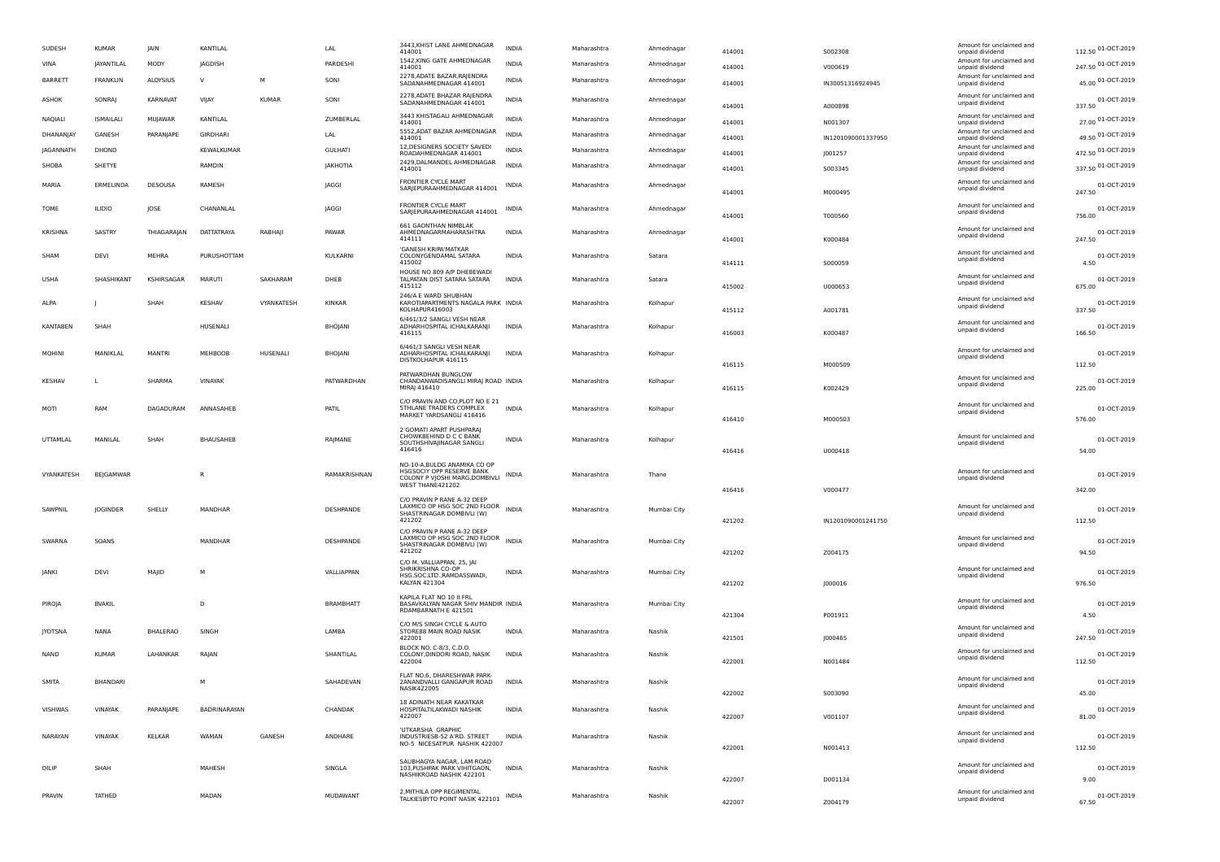| | | | | | | | | | | | | | | |
|---|---|---|---|---|---|---|---|---|---|---|---|---|---|---|
| SUDESH | KUMAR | JAIN | KANTILAL | | LAL | 3443,KHIST LANE AHMEDNAGAR 414001 | INDIA | Maharashtra | Ahmednagar | 414001 | S002308 | Amount for unclaimed and unpaid dividend | 112.50 | 01-OCT-2019 |
| VINA | JAYANTILAL | MODY | JAGDISH | | PARDESHI | 1542,KING GATE AHMEDNAGAR 414001 | INDIA | Maharashtra | Ahmednagar | 414001 | V000619 | Amount for unclaimed and unpaid dividend | 247.50 | 01-OCT-2019 |
| BARRETT | FRANKLIN | ALOYSIUS | V | M | SONI | 2278,ADATE BAZAR,RAJENDRA SADANAHMEDNAGAR 414001 | INDIA | Maharashtra | Ahmednagar | 414001 | IN30051316924945 | Amount for unclaimed and unpaid dividend | 45.00 | 01-OCT-2019 |
| ASHOK | SONRAJ | KARNAVAT | VIJAY | KUMAR | SONI | 2278,ADATE BHAZAR RAJENDRA SADANAHMEDNAGAR 414001 | INDIA | Maharashtra | Ahmednagar | 414001 | A000898 | Amount for unclaimed and unpaid dividend | 337.50 | 01-OCT-2019 |
| NAQIALI | ISMAILALI | MUJAWAR | KANTILAL | | ZUMBERLAL | 3443 KHISTAGALI AHMEDNAGAR 414001 | INDIA | Maharashtra | Ahmednagar | 414001 | N001307 | Amount for unclaimed and unpaid dividend | 27.00 | 01-OCT-2019 |
| DHANANJAY | GANESH | PARANJAPE | GIRDHARI | | LAL | 5552,ADAT BAZAR AHMEDNAGAR 414001 | INDIA | Maharashtra | Ahmednagar | 414001 | IN1201090001337950 | Amount for unclaimed and unpaid dividend | 49.50 | 01-OCT-2019 |
| JAGANNATH | DHOND | | KEWALKUMAR | | GULHATI | 12,DESIGNERS SOCIETY SAVEDI ROADAHMEDNAGAR 414001 | INDIA | Maharashtra | Ahmednagar | 414001 | J001257 | Amount for unclaimed and unpaid dividend | 472.50 | 01-OCT-2019 |
| SHOBA | SHETYE | | RAMDIN | | JAKHOTIA | 2429,DALMANDEL AHMEDNAGAR 414001 | INDIA | Maharashtra | Ahmednagar | 414001 | S003345 | Amount for unclaimed and unpaid dividend | 337.50 | 01-OCT-2019 |
| MARIA | ERMELINDA | DESOUSA | RAMESH | | JAGGI | FRONTIER CYCLE MART SARJEPURAAHMEDNAGAR 414001 | INDIA | Maharashtra | Ahmednagar | 414001 | M000495 | Amount for unclaimed and unpaid dividend | 247.50 | 01-OCT-2019 |
| TOME | ILIDIO | JOSE | CHANANLAL | | JAGGI | FRONTIER CYCLE MART SARJEPURAAHMEDNAGAR 414001 | INDIA | Maharashtra | Ahmednagar | 414001 | T000560 | Amount for unclaimed and unpaid dividend | 756.00 | 01-OCT-2019 |
| KRISHNA | SASTRY | THIAGARAJAN | DATTATRAYA | RABHAJI | PAWAR | 661 GAONTHAN NIMBLAK AHMEDNAGARMAHARASHTRA 414111 | INDIA | Maharashtra | Ahmednagar | 414001 | K000484 | Amount for unclaimed and unpaid dividend | 247.50 | 01-OCT-2019 |
| SHAM | DEVI | MEHRA | PURUSHOTTAM | | KULKARNI | 'GANESH KRIPA'MATKAR COLONYGENDAMAL SATARA 415002 | INDIA | Maharashtra | Satara | 414111 | S000059 | Amount for unclaimed and unpaid dividend | 4.50 | 01-OCT-2019 |
| USHA | SHASHIKANT | KSHIRSAGAR | MARUTI | SAKHARAM | DHEB | HOUSE NO 809 A/P DHEBEWADI TALPATAN DIST SATARA SATARA 415112 | INDIA | Maharashtra | Satara | 415002 | U000653 | Amount for unclaimed and unpaid dividend | 675.00 | 01-OCT-2019 |
| ALPA | J | SHAH | KESHAV | VYANKATESH | KINKAR | 246/A E WARD SHUBHAN KAROTIAPARTMENTS NAGALA PARK KOLHAPUR416003 | INDIA | Maharashtra | Kolhapur | 415112 | A001781 | Amount for unclaimed and unpaid dividend | 337.50 | 01-OCT-2019 |
| KANTABEN | SHAH | | HUSENALI | | BHOJANI | 6/461/3/2 SANGLI VESH NEAR ADHARHOSPITAL ICHALKARANJI 416115 | INDIA | Maharashtra | Kolhapur | 416003 | K000487 | Amount for unclaimed and unpaid dividend | 166.50 | 01-OCT-2019 |
| MOHINI | MANIKLAL | MANTRI | MEHBOOB | HUSENALI | BHOJANI | 6/461/3 SANGLI VESH NEAR ADHARHOSPITAL ICHALKARANJI DISTKOLHAPUR 416115 | INDIA | Maharashtra | Kolhapur | 416115 | M000509 | Amount for unclaimed and unpaid dividend | 112.50 | 01-OCT-2019 |
| KESHAV | L | SHARMA | VINAYAK | | PATWARDHAN | PATWARDHAN BUNGLOW CHANDANWADISANGLI MIRAJ ROAD MIRAJ 416410 | INDIA | Maharashtra | Kolhapur | 416115 | K002429 | Amount for unclaimed and unpaid dividend | 225.00 | 01-OCT-2019 |
| MOTI | RAM | DAGADURAM | ANNASAHEB | | PATIL | C/O PRAVIN AND CO,PLOT NO E 21 5THLANE TRADERS COMPLEX MARKET YARDSANGLI 416416 | INDIA | Maharashtra | Kolhapur | 416410 | M000503 | Amount for unclaimed and unpaid dividend | 576.00 | 01-OCT-2019 |
| UTTAMLAL | MANILAL | SHAH | BHAUSAHEB | | RAJMANE | 2 GOMATI APART PUSHPARAJ CHOWKBEHIND D C C BANK SOUTHSHIVAJINAGAR SANGLI 416416 | INDIA | Maharashtra | Kolhapur | 416416 | U000418 | Amount for unclaimed and unpaid dividend | 54.00 | 01-OCT-2019 |
| VYANKATESH | BEJGAMWAR | | R | | RAMAKRISHNAN | NO-10-A,BULDG ANAMIKA CO OP HSGSOCIY OPP RESERVE BANK COLONY P VJOSHI MARG,DOMBIVLI WEST THANE421202 | INDIA | Maharashtra | Thane | 416416 | V000477 | Amount for unclaimed and unpaid dividend | 342.00 | 01-OCT-2019 |
| SAWPNIL | JOGINDER | SHELLY | MANDHAR | | DESHPANDE | C/O PRAVIN P RANE A-32 DEEP LAXMICO OP HSG SOC 2ND FLOOR SHASTRINAGAR DOMBIVLI (W) 421202 | INDIA | Maharashtra | Mumbai City | 421202 | IN1201090001241750 | Amount for unclaimed and unpaid dividend | 112.50 | 01-OCT-2019 |
| SWARNA | SOANS | | MANDHAR | | DESHPANDE | C/O PRAVIN P RANE A-32 DEEP LAXMICO OP HSG SOC 2ND FLOOR SHASTRINAGAR DOMBIVLI (W) 421202 | INDIA | Maharashtra | Mumbai City | 421202 | Z004175 | Amount for unclaimed and unpaid dividend | 94.50 | 01-OCT-2019 |
| JANKI | DEVI | MAJID | M | | VALLIAPPAN | C/O M. VALLIAPPAN, 25, JAI SHRIKRISHNA CO-OP HSG.SOC.LTD.,RAMDASSWADI, KALYAN 421304 | INDIA | Maharashtra | Mumbai City | 421202 | J000016 | Amount for unclaimed and unpaid dividend | 976.50 | 01-OCT-2019 |
| PIROJA | BVAKIL | | D | | BRAMBHATT | KAPILA FLAT NO 10 II FRL BASAVKALYAN NAGAR SHIV MANDIR RDAMBARNATH E 421501 | INDIA | Maharashtra | Mumbai City | 421304 | P001911 | Amount for unclaimed and unpaid dividend | 4.50 | 01-OCT-2019 |
| JYOTSNA | NANA | BHALERAO | SINGH | | LAMBA | C/O M/S SINGH CYCLE & AUTO STORE88 MAIN ROAD NASIK 422001 | INDIA | Maharashtra | Nashik | 421501 | J000465 | Amount for unclaimed and unpaid dividend | 247.50 | 01-OCT-2019 |
| NAND | KUMAR | LAHANKAR | RAJAN | | SHANTILAL | BLOCK NO. C-8/3, C.D.O. COLONY,DINDORI ROAD, NASIK 422004 | INDIA | Maharashtra | Nashik | 422001 | N001484 | Amount for unclaimed and unpaid dividend | 112.50 | 01-OCT-2019 |
| SMITA | BHANDARI | | M | | SAHADEVAN | FLAT NO.6, DHARESHWAR PARK-2ANANDVALLI GANGAPUR ROAD NASIK422005 | INDIA | Maharashtra | Nashik | 422002 | S003090 | Amount for unclaimed and unpaid dividend | 45.00 | 01-OCT-2019 |
| VISHWAS | VINAYAK | PARANJAPE | BADRINARAYAN | | CHANDAK | 18 ADINATH NEAR KAKATKAR HOSPITALTILAKWADI NASHIK 422007 | INDIA | Maharashtra | Nashik | 422007 | V001107 | Amount for unclaimed and unpaid dividend | 81.00 | 01-OCT-2019 |
| NARAYAN | VINAYAK | KELKAR | WAMAN | GANESH | ANDHARE | 'UTKARSHA GRAPHIC INDUSTRIESB-52 A'RD. STREET NO-5 NICESATPUR NASHIK 422007 | INDIA | Maharashtra | Nashik | 422001 | N001413 | Amount for unclaimed and unpaid dividend | 112.50 | 01-OCT-2019 |
| DILIP | SHAH | | MAHESH | | SINGLA | SAUBHAGYA NAGAR, LAM ROAD 103,PUSHPAK PARK VIHITGAON, NASHIKROAD NASHIK 422101 | INDIA | Maharashtra | Nashik | 422007 | D001134 | Amount for unclaimed and unpaid dividend | 9.00 | 01-OCT-2019 |
| PRAVIN | TATHED | | MADAN | | MUDAWANT | 2,MITHILA OPP REGIMENTAL TALKIESBYTO POINT NASIK 422101 | INDIA | Maharashtra | Nashik | 422007 | Z004179 | Amount for unclaimed and unpaid dividend | 67.50 | 01-OCT-2019 |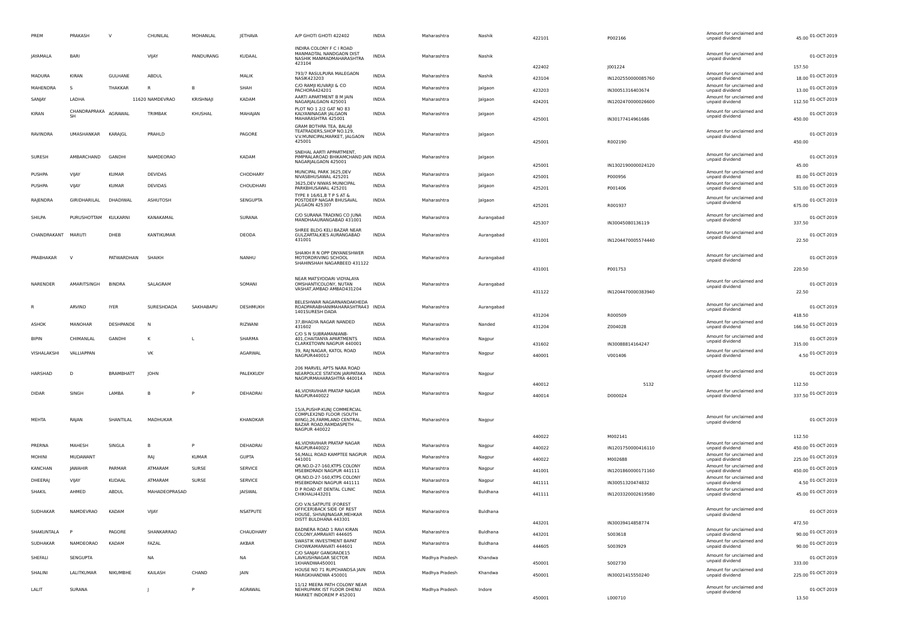| PREM | PRAKASH | V | CHUNILAL | MOHANLAL | JETHAVA | A/P GHOTI GHOTI 422402 | INDIA | Maharashtra | Nashik | 422101 | P002166 | Amount for unclaimed and unpaid dividend | 45.00 | 01-OCT-2019 |
|---|---|---|---|---|---|---|---|---|---|---|---|---|---|---|
| JAYAMALA | BARI | | VIJAY | PANDURANG | KUDAAL | INDIRA COLONY F C I ROAD MANMADTAL NANDGAON DIST NASHIK MANMADMAHARASHTRA 423104 | INDIA | Maharashtra | Nashik | 422402 | J001224 | Amount for unclaimed and unpaid dividend | 157.50 | 01-OCT-2019 |
| MADURA | KIRAN | GULHANE | ABDUL | | MALIK | 793/7 RASULPURA MALEGAON NASIK423203 | INDIA | Maharashtra | Nashik | 423104 | IN1202550000085760 | Amount for unclaimed and unpaid dividend | 18.00 | 01-OCT-2019 |
| MAHENDRA | S | THAKKAR | R | B | SHAH | C/O RAMJI KUVARJI & CO PACHORA424201 | INDIA | Maharashtra | Jalgaon | 423203 | IN30051316403674 | Amount for unclaimed and unpaid dividend | 13.00 | 01-OCT-2019 |
| SANJAY | LADHA | | 11620 NAMDEVRAO | KRISHNAJI | KADAM | AARTI APARTMENT B M JAIN NAGARJALGAON 425001 | INDIA | Maharashtra | Jalgaon | 424201 | IN1202470000026600 | Amount for unclaimed and unpaid dividend | 112.50 | 01-OCT-2019 |
| KIRAN | CHANDRAPRAKA SH | AGRAWAL | TRIMBAK | KHUSHAL | MAHAJAN | PLOT NO 1 2/2 GAT NO 83 KALYANINAGAR JALGAON MAHARASHTRA 425001 | INDIA | Maharashtra | Jalgaon | 425001 | IN30177414961686 | Amount for unclaimed and unpaid dividend | 450.00 | 01-OCT-2019 |
| RAVINDRA | UMASHANKAR | KARAJGL | PRAHLD | | PAGORE | GRAM BOTHRA TEA, BALAJI TEATRADERS,SHOP NO.129, V.V.MUNICIPALMARKET, JALGAON 425001 | INDIA | Maharashtra | Jalgaon | 425001 | R002190 | Amount for unclaimed and unpaid dividend | 450.00 | 01-OCT-2019 |
| SURESH | AMBARCHAND | GANDHI | NAMDEORAO | | KADAM | SNEHAL AARTI APPARTMENT, PIMPRALAROAD BHIKAMCHAND JAIN NAGARJALGAON 425001 | INDIA | Maharashtra | Jalgaon | 425001 | IN1302190000024120 | Amount for unclaimed and unpaid dividend | 45.00 | 01-OCT-2019 |
| PUSHPA | VIJAY | KUMAR | DEVIDAS | | CHODHARY | MUNCIPAL PARK 3625,DEV NIVASBHUSAWAL 425201 | INDIA | Maharashtra | Jalgaon | 425001 | P000956 | Amount for unclaimed and unpaid dividend | 81.00 | 01-OCT-2019 |
| PUSHPA | VIJAY | KUMAR | DEVIDAS | | CHOUDHARI | 3625,DEV NIWAS MUNICIPAL PARKBHUSAWAL 425201 | INDIA | Maharashtra | Jalgaon | 425201 | P001406 | Amount for unclaimed and unpaid dividend | 531.00 | 01-OCT-2019 |
| RAJENDRA | GIRIDHARILAL | DHADIWAL | ASHUTOSH | | SENGUPTA | TYPE II 16/61,B T P S AT & POSTDEEP NAGAR BHUSAVAL JALGAON 425307 | INDIA | Maharashtra | Jalgaon | 425201 | R001937 | Amount for unclaimed and unpaid dividend | 675.00 | 01-OCT-2019 |
| SHILPA | PURUSHOTTAM | KULKARNI | KANAKAMAL | | SURANA | C/O SURANA TRADING CO JUNA MANDHAAURANGABAD 431001 | INDIA | Maharashtra | Aurangabad | 425307 | IN30045080136119 | Amount for unclaimed and unpaid dividend | 337.50 | 01-OCT-2019 |
| CHANDRAKANT | MARUTI | DHEB | KANTIKUMAR | | DEODA | SHREE BLDG KELI BAZAR NEAR GULZARTALKIES AURANGABAD 431001 | INDIA | Maharashtra | Aurangabad | 431001 | IN1204470005574440 | Amount for unclaimed and unpaid dividend | 22.50 | 01-OCT-2019 |
| PRABHAKAR | V | PATWARDHAN | SHAIKH | | NANHU | SHAIKH R N OPP DNYANESHWER MOTORDRIVING SCHOOL SHAHINSHAH NAGARBEED 431122 | INDIA | Maharashtra | Aurangabad | 431001 | P001753 | Amount for unclaimed and unpaid dividend | 220.50 | 01-OCT-2019 |
| NARENDER | AMARITSINGH | BINDRA | SALAGRAM | | SOMANI | NEAR MATSYODARI VIDYALAYA OMSHANTICOLONY, NUTAN VASHAT,AMBAD AMBAD431204 | INDIA | Maharashtra | Aurangabad | 431122 | IN1204470000383940 | Amount for unclaimed and unpaid dividend | 22.50 | 01-OCT-2019 |
| R | ARVIND | IYER | SURESHDADA | SAKHABAPU | DESHMUKH | BELESHWAR NAGARNANDAKHEDA ROADPARABHANIMAHARASHTRA43 1401SURESH DADA | INDIA | Maharashtra | Aurangabad | 431204 | R000509 | Amount for unclaimed and unpaid dividend | 418.50 | 01-OCT-2019 |
| ASHOK | MANOHAR | DESHPANDE | N | | RIZWANI | 37,BHAGYA NAGAR NANDED 431602 | INDIA | Maharashtra | Nanded | 431204 | Z004028 | Amount for unclaimed and unpaid dividend | 166.50 | 01-OCT-2019 |
| BIPIN | CHIMANLAL | GANDHI | K | L | SHARMA | C/O S N SUBRAMANIANB-401,CHAITANYA APARTMENTS CLARKETOWN NAGPUR 440001 | INDIA | Maharashtra | Nagpur | 431602 | IN30088814164247 | Amount for unclaimed and unpaid dividend | 315.00 | 01-OCT-2019 |
| VISHALAKSHI | VALLIAPPAN | | VK | | AGARWAL | 39, RAJ NAGAR, KATOL ROAD NAGPUR440012 | INDIA | Maharashtra | Nagpur | 440001 | V001406 | Amount for unclaimed and unpaid dividend | 4.50 | 01-OCT-2019 |
| HARSHAD | D | BRAMBHATT | JOHN | | PALEKKUDY | 206 MARVEL APTS NARA ROAD NEARPOLICE STATION JARIPATAKA NAGPURMAHARASHTRA 440014 | INDIA | Maharashtra | Nagpur | 440012 | 5132 | Amount for unclaimed and unpaid dividend | 112.50 | 01-OCT-2019 |
| DIDAR | SINGH | LAMBA | B | P | DEHADRAI | 46,VIDYAVIHAR PRATAP NAGAR NAGPUR440022 | INDIA | Maharashtra | Nagpur | 440014 | D000024 | Amount for unclaimed and unpaid dividend | 337.50 | 01-OCT-2019 |
| MEHTA | RAJAN | SHANTILAL | MADHUKAR | | KHANDKAR | 15/A,PUSHP-KUNJ COMMERCIAL COMPLEX2ND FLOOR (SOUTH WING),26,FARMLAND CENTRAL, BAZAR ROAD,RAMDASPETH NAGPUR 440022 | INDIA | Maharashtra | Nagpur | 440022 | M002141 | Amount for unclaimed and unpaid dividend | 112.50 | 01-OCT-2019 |
| PRERNA | MAHESH | SINGLA | B | P | DEHADRAI | 46,VIDYAVIHAR PRATAP NAGAR NAGPUR440022 | INDIA | Maharashtra | Nagpur | 440022 | IN1201750000416110 | Amount for unclaimed and unpaid dividend | 450.00 | 01-OCT-2019 |
| MOHINI | MUDAWANT | | RAJ | KUMAR | GUPTA | 56,MALL ROAD KAMPTEE NAGPUR 441001 | INDIA | Maharashtra | Nagpur | 440022 | M002688 | Amount for unclaimed and unpaid dividend | 225.00 | 01-OCT-2019 |
| KANCHAN | JAWAHIR | PARMAR | ATMARAM | SURSE | SERVICE | QR.NO.D-27-160,KTPS COLONY MSEBKORADI NAGPUR 441111 | INDIA | Maharashtra | Nagpur | 441001 | IN1201860000171160 | Amount for unclaimed and unpaid dividend | 450.00 | 01-OCT-2019 |
| DHEERAJ | VIJAY | KUDAAL | ATMARAM | SURSE | SERVICE | QR.NO.D-27-160,KTPS COLONY MSEBKORADI NAGPUR 441111 | INDIA | Maharashtra | Nagpur | 441111 | IN30051320474832 | Amount for unclaimed and unpaid dividend | 4.50 | 01-OCT-2019 |
| SHAKIL | AHMED | ABDUL | MAHADEOPRASAD | | JAISWAL | D P ROAD AT DENTAL CLINIC CHIKHALI443201 | INDIA | Maharashtra | Buldhana | 441111 | IN1203320002619580 | Amount for unclaimed and unpaid dividend | 45.00 | 01-OCT-2019 |
| SUDHAKAR | NAMDEVRAO | KADAM | VIJAY | | NSATPUTE | C/O V.N.SATPUTE (FOREST OFFICER)BACK SIDE OF REST HOUSE, SHIVAJINAGAR,MEHKAR DISTT BULDHANA 443301 | INDIA | Maharashtra | Buldhana | 443201 | IN30039414858774 | Amount for unclaimed and unpaid dividend | 472.50 | 01-OCT-2019 |
| SHAKUNTALA | P | PAGORE | SHANKARRAO | | CHAUDHARY | BADNERA ROAD 1 RAVI KIRAN COLONY,AMRAVATI 444605 | INDIA | Maharashtra | Buldhana | 443201 | S003618 | Amount for unclaimed and unpaid dividend | 90.00 | 01-OCT-2019 |
| SUDHAKAR | NAMDEORAO | KADAM | FAZAL | | AKBAR | SWASTIK INVESTMENT BAPAT CHOWKAMARAVATI 444601 | INDIA | Maharashtra | Buldhana | 444605 | S003929 | Amount for unclaimed and unpaid dividend | 90.00 | 01-OCT-2019 |
| SHEFALI | SENGUPTA | | NA | | NA | C/O SANJAY GANGRADE15 LAVKUSHNAGAR SECTOR 1KHANDWA450001 | INDIA | Madhya Pradesh | Khandwa | 450001 | S002730 | Amount for unclaimed and unpaid dividend | 333.00 | 01-OCT-2019 |
| SHALINI | LALITKUMAR | NIKUMBHE | KAILASH | CHAND | JAIN | HOUSE NO 71 RUPCHANDSA JAIN MARGKHANDWA 450001 | INDIA | Madhya Pradesh | Khandwa | 450001 | IN30021415550240 | Amount for unclaimed and unpaid dividend | 225.00 | 01-OCT-2019 |
| LALIT | SURANA | | J | P | AGRAWAL | 11/12 MEERA PATH COLONY NEAR NEHRUPARK IST FLOOR DHENU MARKET INDOREM P 452001 | INDIA | Madhya Pradesh | Indore | 450001 | L000710 | Amount for unclaimed and unpaid dividend | 13.50 | 01-OCT-2019 |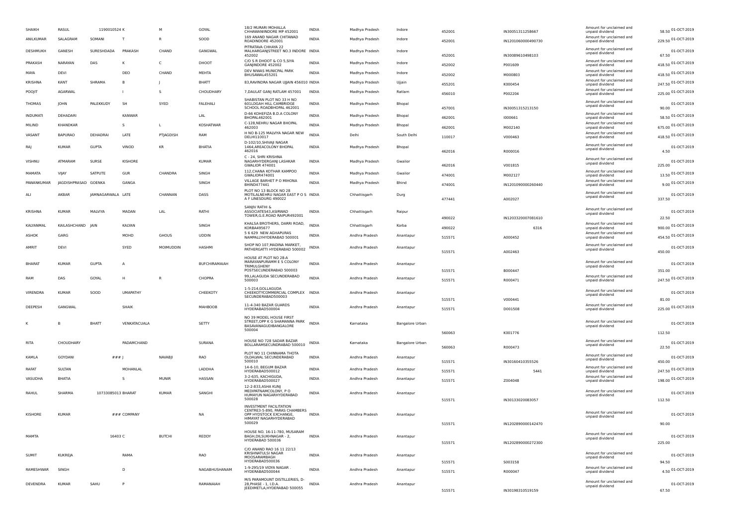| SHAIKH | RASUL | 1190010524 K | | M | GOYAL | 18/2 MURARI MOHALLA CHHAWANIINDORE MP 452001 | INDIA | Madhya Pradesh | Indore | 452001 | IN30051311258667 | Amount for unclaimed and unpaid dividend | 58.50 | 01-OCT-2019 |
|---|---|---|---|---|---|---|---|---|---|---|---|---|---|---|
| ANILKUMAR | SALAGRAM | SOMANI | T | R | SOOD | 169 ANAND NAGAR CHITAWAD ROADINDORE 452001 | INDIA | Madhya Pradesh | Indore | 452001 | IN1201060000490730 | Amount for unclaimed and unpaid dividend | 229.50 | 01-OCT-2019 |
| DESHMUKH | GANESH | SURESHDADA | PRAKASH | CHAND | GANGWAL | PITRATAVA CHHAYA 22 MALHARGANJSTREET NO.3 INDORE 452002 | INDIA | Madhya Pradesh | Indore | 452001 | IN30089610498103 | Amount for unclaimed and unpaid dividend | 67.50 | 01-OCT-2019 |
| PRAKASH | NARAYAN | DAS | K | C | DHOOT | C/O S R DHOOT & CO 5,SIYA GANJINDORE 452002 | INDIA | Madhya Pradesh | Indore | 452002 | P001609 | Amount for unclaimed and unpaid dividend | 418.50 | 01-OCT-2019 |
| MAYA | DEVI | | DEO | CHAND | MEHTA | DEV NIWAS MUNICPAL PARK BHUSAWAL455201 | INDIA | Madhya Pradesh | Indore | 452002 | M000803 | Amount for unclaimed and unpaid dividend | 418.50 | 01-OCT-2019 |
| KRISHNA | KANT | SHRAMA | B | J | BHATT | 83,RAVINDRA NAGAR UJJAIN 456010 | INDIA | Madhya Pradesh | Ujjain | 455201 | K000454 | Amount for unclaimed and unpaid dividend | 247.50 | 01-OCT-2019 |
| POOJIT | AGARWAL | | I | S | CHOUDHARY | 7,DAULAT GANJ RATLAM 457001 | INDIA | Madhya Pradesh | Ratlam | 456010 | P002204 | Amount for unclaimed and unpaid dividend | 225.00 | 01-OCT-2019 |
| THOMAS | JOHN | PALEKKUDY | SH | SYED | FALEHALI | SHABISTAN PLOT NO 33 H NO 601LDGAH HILL CAMBRIDGE SCHOOL ROADBHOPAL 462001 | INDIA | Madhya Pradesh | Bhopal | 457001 | IN30051315213150 | Amount for unclaimed and unpaid dividend | 90.00 | 01-OCT-2019 |
| INDUMATI | DEHADARI | | KANWAR | | LAL | D-66 KOHEFIZA B.D.A COLONY BHOPAL462001 | INDIA | Madhya Pradesh | Bhopal | 462001 | I000661 | Amount for unclaimed and unpaid dividend | 58.50 | 01-OCT-2019 |
| MILIND | KHANDKAR | | S | L | KOSHATWAR | C-128,NEHRU NAGAR BHOPAL 462003 | INDIA | Madhya Pradesh | Bhopal | 462001 | M002140 | Amount for unclaimed and unpaid dividend | 675.00 | 01-OCT-2019 |
| VASANT | BAPURAO | DEHADRAI | LATE | PTJAGDISH | RAM | H NO B-125 MALVIYA NAGAR NEW DELHI110017 | INDIA | Delhi | South Delhi | 110017 | V000463 | Amount for unclaimed and unpaid dividend | 418.50 | 01-OCT-2019 |
| RAJ | KUMAR | GUPTA | VINOD | KR | BHATIA | D-102/10,SHIVAJI NAGAR 1464,AREACOLONY BHOPAL 462016 | INDIA | Madhya Pradesh | Bhopal | 462016 | R000016 | Amount for unclaimed and unpaid dividend | 4.50 | 01-OCT-2019 |
| VISHNU | ATMARAM | SURSE | KISHORE | | KUMAR | C - 24, SHRI KRISHNA NAGARHYDERGANJ LASHKAR GWALIOR 474001 | INDIA | Madhya Pradesh | Gwalior | 462016 | V001815 | Amount for unclaimed and unpaid dividend | 225.00 | 01-OCT-2019 |
| MAMATA | VIJAY | SATPUTE | GUR | CHANDRA | SINGH | 112,CHANA KOTHAR KAMPOO GWALIOR474001 | INDIA | Madhya Pradesh | Gwalior | 474001 | M002127 | Amount for unclaimed and unpaid dividend | 13.50 | 01-OCT-2019 |
| PAWANKUMAR | JAGDISHPRASAD | GOENKA | GANGA | | SINGH | VILLAGE BARHET P O MIHONA BHIND477441 | INDIA | Madhya Pradesh | Bhind | 474001 | IN1201090000260440 | Amount for unclaimed and unpaid dividend | 9.00 | 01-OCT-2019 |
| ALI | AKBAR | JAMNAGARWALA | LATE | CHANNAN | DASS | PLOT NO 13 BLOCK NO 28 MOTILALNEHRU NAGAR EAST P O S A F LINESDURG 490022 | INDIA | Chhattisgarh | Durg | 477441 | A002027 | Amount for unclaimed and unpaid dividend | 337.50 | 01-OCT-2019 |
| KRISHNA | KUMAR | MALVIYA | MADAN | LAL | RATHI | SANJIV RATHI & ASSOCIATES43,ASIRWAD TOWER,G.E.ROAD RAIPUR492001 | INDIA | Chhattisgarh | Raipur | 490022 | IN1203320007081610 | Amount for unclaimed and unpaid dividend | 22.50 | 01-OCT-2019 |
| KALYANMAL | KAILASHCHAND | JAIN | KALYAN | | SINGH | KHALSA BROTHERS, DARRI ROAD, KORBA495677 | INDIA | Chhattisgarh | Korba | 490022 | 6316 | Amount for unclaimed and unpaid dividend | 900.00 | 01-OCT-2019 |
| ASHOK | GARG | | MOHD | GHOUS | UDDIN | 5 6 629 NEW AGHAPURAS NAMPALLYHYDERABAD 500001 | INDIA | Andhra Pradesh | Anantapur | 515571 | A000452 | Amount for unclaimed and unpaid dividend | 454.50 | 01-OCT-2019 |
| AMRIT | DEVI | | SYED | MOIMUDDIN | HASHMI | SHOP NO 107,MADINA MARKET, PATHERGATTI HYDERABAD 500002 | INDIA | Andhra Pradesh | Anantapur | 515571 | A002463 | Amount for unclaimed and unpaid dividend | 450.00 | 01-OCT-2019 |
| BHARAT | KUMAR | GUPTA | A | | BUFCHIRAMAIAH | HOUSE AT PLOT NO 28-A MARAYANPURAMM E S COLONY TRIMULGHENY POSTSECUNDERABAD 500003 | INDIA | Andhra Pradesh | Anantapur | 515571 | B000447 | Amount for unclaimed and unpaid dividend | 351.00 | 01-OCT-2019 |
| RAM | DAS | GOYAL | H | R | CHOPRA | 99,LALAGUDA SECUNDERABAD 500003 | INDIA | Andhra Pradesh | Anantapur | 515571 | R000471 | Amount for unclaimed and unpaid dividend | 247.50 | 01-OCT-2019 |
| VIRENDRA | KUMAR | SOOD | UMAPATHY | | CHEEKOTY | 1-5-214,GOLLAGUDA CHEEKOTYCOMMERCIAL COMPLEX SECUNDERABAD500003 | INDIA | Andhra Pradesh | Anantapur | 515571 | V000441 | Amount for unclaimed and unpaid dividend | 81.00 | 01-OCT-2019 |
| DEEPESH | GANGWAL | | SHAIK | | MAHBOOB | 11-4-340 BAZAR GUARDS HYDERABAD500004 | INDIA | Andhra Pradesh | Anantapur | 515571 | D001508 | Amount for unclaimed and unpaid dividend | 225.00 | 01-OCT-2019 |
| K | B | BHATT | VENKATACUALA | | SETTY | NO 39 MODEL HOUSE FIRST STREET,OPP K G SHAMANNA PARK BASAVANAGUDIBANGALORE 500004 | INDIA | Karnataka | Bangalore Urban | 560063 | K001776 | Amount for unclaimed and unpaid dividend | 112.50 | 01-OCT-2019 |
| RITA | CHOUDHARY | | PADAMCHAND | | SURANA | HOUSE NO 728 SADAR BAZAR BOLLARAMSECUNDRABAD 500010 | INDIA | Karnataka | Bangalore Urban | 560063 | R000473 | Amount for unclaimed and unpaid dividend | 22.50 | 01-OCT-2019 |
| KAMLA | GOYDANI | ### J | | NAVABJI | RAO | PLOT NO 11 CHINNAMA THOTA OLDALWAL SECUNDERABAD 500010 | INDIA | Andhra Pradesh | Anantapur | 515571 | IN30160410355526 | Amount for unclaimed and unpaid dividend | 450.00 | 01-OCT-2019 |
| RAFAT | SULTAN | | MOHANLAL | | LADDHA | 14-6-10, BEGUM BAZAR HYDERABAD500012 | INDIA | Andhra Pradesh | Anantapur | 515571 | 5441 | Amount for unclaimed and unpaid dividend | 247.50 | 01-OCT-2019 |
| VASUDHA | BHATIA | | S | MUNIR | HASSAN | 3-2-635, KACHIGUDA, HYDERABAD500027 | INDIA | Andhra Pradesh | Anantapur | 515571 | Z004048 | Amount for unclaimed and unpaid dividend | 198.00 | 01-OCT-2019 |
| RAHUL | SHARMA | 10733085013 BHARAT | | KUMAR | SANGHI | 12-2-833,ASHA KUNJ MEDIPATNAMCOLONY, P O HUMAYUN NAGARHYDERABAD 500028 | INDIA | Andhra Pradesh | Anantapur | 515571 | IN30133020083057 | Amount for unclaimed and unpaid dividend | 112.50 | 01-OCT-2019 |
| KISHORE | KUMAR | ### COMPANY | | | NA | INVESTMENT FACILITATION CENTRE3-5-890, PARAS CHAMBERS OPP HYDSTOCK EXCHANGE, HIMAYAT NAGARHYDERABAD 500029 | INDIA | Andhra Pradesh | Anantapur | 515571 | IN1202890000142470 | Amount for unclaimed and unpaid dividend | 90.00 | 01-OCT-2019 |
| MAMTA | | 16403 C | | BUTCHI | REDDY | HOUSE NO. 16-11-780, MUSARAM BAGH,DILSUKHNAGAR - 2, HYDERABAD 500036 | INDIA | Andhra Pradesh | Anantapur | 515571 | IN1202890000272300 | Amount for unclaimed and unpaid dividend | 225.00 | 01-OCT-2019 |
| SUMIT | KUKREJA | | RAMA | | RAO | C/O ANAND RAO 16 11 22/13 KRISHNATULSI NAGAR MOOSARAMBAGH HYDERABAD500036 | INDIA | Andhra Pradesh | Anantapur | 515571 | S003158 | Amount for unclaimed and unpaid dividend | 94.50 | 01-OCT-2019 |
| RAMESHWAR | SINGH | | D | | NAGABHUSHANAM | 1-9-295/19 VIDYA NAGAR . HYDERABAD500044 | INDIA | Andhra Pradesh | Anantapur | 515571 | R000047 | Amount for unclaimed and unpaid dividend | 4.50 | 01-OCT-2019 |
| DEVENDRA | KUMAR | SAHU | P | | RAMANAIAH | M/S PARAMOUNT DISTILLERIES, D-28,PHASE - 1, I.D.A. JEEDIMETLA,HYDERABAD 500055 | INDIA | Andhra Pradesh | Anantapur | 515571 | IN30198310519159 | Amount for unclaimed and unpaid dividend | 67.50 | 01-OCT-2019 |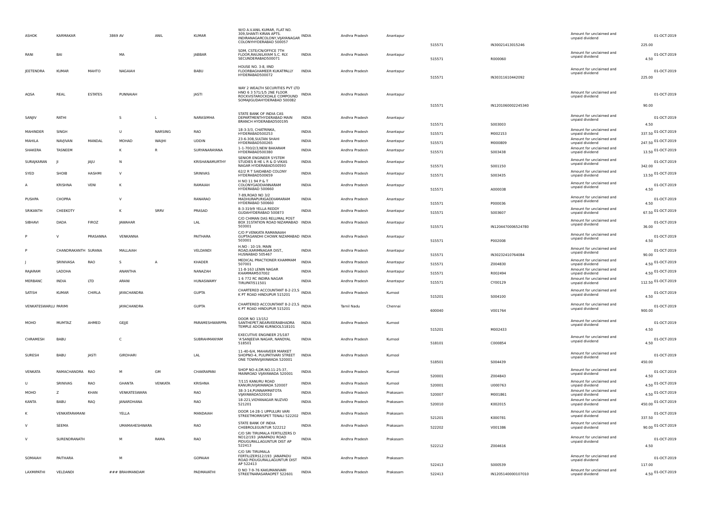| | | | | | | | | | | | | | | |
|---|---|---|---|---|---|---|---|---|---|---|---|---|---|---|
| ASHOK | KARMAKAR | | 3869 AV | ANIL | KUMAR | W/O A.V.ANIL KUMAR, FLAT NO. 309,SHANTI KIRAN APTS. INDIRANAGARCOLONY,VIJAYANAGAR COLONYHYDERABAD 500057 | INDIA | Andhra Pradesh | Anantapur | 515571 | IN30021413015246 | Amount for unclaimed and unpaid dividend | 225.00 | 01-OCT-2019 |
| RANI | BAI | | MA | | JABBAR | SDM, CSTE/CN/OFFICE 7TH FLOOR,RAILNILAYAM S.C. RLY. SECUNDERABAD500071 | INDIA | Andhra Pradesh | Anantapur | 515571 | R000060 | Amount for unclaimed and unpaid dividend | 4.50 | 01-OCT-2019 |
| JEETENDRA | KUMAR | MAHTO | NAGAIAH | | BABU | HOUSE NO. 3-8, IIND FLOORBAGHAMEER KUKATPALLY HYDERABAD500072 | INDIA | Andhra Pradesh | Anantapur | 515571 | IN30311610442092 | Amount for unclaimed and unpaid dividend | 225.00 | 01-OCT-2019 |
| AQSA | REAL | ESTATES | PUNNAIAH | | JASTI | WAY 2 WEALTH SECURITIES PVT LTD HNO 6 3 571/1/5 2NE FLOOR ROCKVISTAROCKDALE COMPOUND SOMAJIGUDAHYDERABAD 500082 | INDIA | Andhra Pradesh | Anantapur | 515571 | IN1201060002245340 | Amount for unclaimed and unpaid dividend | 90.00 | 01-OCT-2019 |
| SANJIV | RATHI | | S | L | NARASIMHA | STATE BANK OF INDIA CAS DEPARTMENTHYDERABAD MAIN BRANCH HYDERABAD500195 | INDIA | Andhra Pradesh | Anantapur | 515571 | S003003 | Amount for unclaimed and unpaid dividend | 4.50 | 01-OCT-2019 |
| MAHINDER | SINGH | | U | NARSING | RAO | 18-3-3/3, CHATRINKA, HYDERABAD500253 | INDIA | Andhra Pradesh | Anantapur | 515571 | M002153 | Amount for unclaimed and unpaid dividend | 337.50 | 01-OCT-2019 |
| MAHILA | NAVJIVAN | MANDAL | MOHAD | WAJIHI | UDDIN | 23-6-308,SULTAN SHAHI HYDERABAD500265 | INDIA | Andhra Pradesh | Anantapur | 515571 | M000809 | Amount for unclaimed and unpaid dividend | 247.50 | 01-OCT-2019 |
| SHAKERA | TASNEEM | | K | R | SURYANARAYANA | 1-1-700/2/3,NEW BAKARAM HYDERABAD500380 | INDIA | Andhra Pradesh | Anantapur | 515571 | S003438 | Amount for unclaimed and unpaid dividend | 13.50 | 01-OCT-2019 |
| SURAJKARAN | JI | JAJU | N | | KRISHANAMURTHY | SENIOR ENGINEER SYSTEM STUDIES B HE L R & D VIKAS NAGAR HYDERABAD500593 | INDIA | Andhra Pradesh | Anantapur | 515571 | S001150 | Amount for unclaimed and unpaid dividend | 342.00 | 01-OCT-2019 |
| SYED | SHOIB | HASHMI | V | | SRINIVAS | 62/2 R T SAIDABAD COLONY HYDERABAD500659 | INDIA | Andhra Pradesh | Anantapur | 515571 | S003435 | Amount for unclaimed and unpaid dividend | 13.50 | 01-OCT-2019 |
| A | KRISHNA | VENI | K | | RAMAIAH | H NO 11 94 P & T COLONYGADDIANNARAM HYDERABAD 500660 | INDIA | Andhra Pradesh | Anantapur | 515571 | A000038 | Amount for unclaimed and unpaid dividend | 4.50 | 01-OCT-2019 |
| PUSHPA | CHOPRA | | V | | RANARAO | 7-89,ROAD NO 3/2 MADHURAPURIGADDIAMARAM HYDERABAD 500660 | INDIA | Andhra Pradesh | Anantapur | 515571 | P000036 | Amount for unclaimed and unpaid dividend | 4.50 | 01-OCT-2019 |
| SRIKANTH | CHEEKOTY | | K | SRRV | PRASAD | 8-3-319/9 YELLA REDDY GUDAHYDERABAD 500873 | INDIA | Andhra Pradesh | Anantapur | 515571 | S003607 | Amount for unclaimed and unpaid dividend | 67.50 | 01-OCT-2019 |
| SIBHAVI | DADA | FIROZ | JAWAHAR | | LAL | C/O CHIMAN DAS RELUMAL POST BOX 31STATION ROAD NIZAMABAD 503001 | INDIA | Andhra Pradesh | Anantapur | 515571 | IN1204470006524780 | Amount for unclaimed and unpaid dividend | 36.00 | 01-OCT-2019 |
| P | V | PRASANNA | VENKANNA | | PAITHARA | C/O P VENKATA RAMANAIAH GUPTAGANDHI CHOWK NIZAMABAD 503001 | INDIA | Andhra Pradesh | Anantapur | 515571 | P002008 | Amount for unclaimed and unpaid dividend | 4.50 | 01-OCT-2019 |
| P | CHANDRAKANTH | SURANA | MALLAIAH | | VELDANDI | H.NO : 10-19, MAIN ROAD,KARIMNAGAR DIST., HUSNABAD 505467 | INDIA | Andhra Pradesh | Anantapur | 515571 | IN30232410764084 | Amount for unclaimed and unpaid dividend | 90.00 | 01-OCT-2019 |
| J | SRINIVASA | RAO | S | A | KHADER | MEDICAL PRACTIONER KHAMMAM 507001 | INDIA | Andhra Pradesh | Anantapur | 515571 | Z004830 | Amount for unclaimed and unpaid dividend | 4.50 | 01-OCT-2019 |
| RAJARAM | LADDHA | | ANANTHA | | NANAZAH | 11-8-163 LENIN NAGAR KHAMMAM507002 | INDIA | Andhra Pradesh | Anantapur | 515571 | R002494 | Amount for unclaimed and unpaid dividend | 4.50 | 01-OCT-2019 |
| MERBANC | INDIA | LTD | ARANI | | HUNASWAMY | 1 6 772 RC INDIRA NAGAR TIRUPATI511501 | INDIA | Andhra Pradesh | Anantapur | 515571 | CY00129 | Amount for unclaimed and unpaid dividend | 112.50 | 01-OCT-2019 |
| SATISH | KUMAR | CHIRLA | JAYACHANDRA | | GUPTA | CHARTERED ACCOUNTANT 8-2-23,S K PT ROAD HINDUPUR 515201 | INDIA | Andhra Pradesh | Kurnool | 515201 | S004100 | Amount for unclaimed and unpaid dividend | 4.50 | 01-OCT-2019 |
| VENKATESWARLU | PARIMI | | JAYACHANDRA | | GUPTA | CHARTERED ACCOUNTANT 8-2-23,S K PT ROAD HINDUPUR 515201 | INDIA | Tamil Nadu | Chennai | 600040 | V001764 | Amount for unclaimed and unpaid dividend | 900.00 | 01-OCT-2019 |
| MOHD | MUMTAZ | AHMED | GEJJE | | PARAMESHWARPPA | DOOR NO 13/152 SANTHEPET,NEARVEERABHADRA TEMPLE ADONI KURNOOL518101 | INDIA | Andhra Pradesh | Kurnool | 515201 | M002433 | Amount for unclaimed and unpaid dividend | 4.50 | 01-OCT-2019 |
| CHRAMESH | BABU | | C | | SUBRAHMANYAM | EXECUTIVE ENGINEER 25/187 'A'SANJEEVA NAGAR, NANDYAL 518501 | INDIA | Andhra Pradesh | Kurnool | 518101 | C000854 | Amount for unclaimed and unpaid dividend | 4.50 | 01-OCT-2019 |
| SURESH | BABU | JASTI | GIRDHARI | | LAL | 11-40-6/4, MAHAVEER MARKET SHOPNO-4, PULIPATIVARI STREET ONE TOWNVIJAYAWADA 520001 | INDIA | Andhra Pradesh | Kurnool | 518501 | S004439 | Amount for unclaimed and unpaid dividend | 450.00 | 01-OCT-2019 |
| VENKATA | RAMACHANDRA | RAO | M | GM | CHAKRAPANI | SHOP NO-4,DR.NO.11-25-37, MAINROAD VIJAYAWADA 520001 | INDIA | Andhra Pradesh | Kurnool | 520001 | Z004843 | Amount for unclaimed and unpaid dividend | 4.50 | 01-OCT-2019 |
| U | SRINIVAS | RAO | GHANTA | VENKATA | KRISHNA | 7/115 KANURU ROAD KANURUVIJAYAWADA 520007 | INDIA | Andhra Pradesh | Kurnool | 520001 | U000763 | Amount for unclaimed and unpaid dividend | 4.50 | 01-OCT-2019 |
| MOHD | Z | KHAN | VENKATESWARA | | RAO | 38-3-14,PUNNAMMATOTA VIJAYAWADA520010 | INDIA | Andhra Pradesh | Prakasam | 520007 | M001861 | Amount for unclaimed and unpaid dividend | 4.50 | 01-OCT-2019 |
| KANTA | BABU | RAO | JANARDHANA | | RAO | 18-221,VIDYANAGAR NUZVID 521201 | INDIA | Andhra Pradesh | Prakasam | 520010 | K002015 | Amount for unclaimed and unpaid dividend | 450.00 | 01-OCT-2019 |
| K | VENKATARAMANI | | YELLA | | MANDAIAH | DOOR 14-28-1 UPPULURI VARI STREETMORRISPET TENALI 522202 | INDIA | Andhra Pradesh | Prakasam | 521201 | K000781 | Amount for unclaimed and unpaid dividend | 337.50 | 01-OCT-2019 |
| V | SEEMA | | UMAMAHESHWARA | | RAO | STATE BANK OF INDIA CHEBROLEGUNTUR 522212 | INDIA | Andhra Pradesh | Prakasam | 522202 | V001386 | Amount for unclaimed and unpaid dividend | 90.00 | 01-OCT-2019 |
| V | SURENDRANATH | | M | RAMA | RAO | C/O SRI TIRUMALA FERTILIZERS D NO12/193 JANAPADU ROAD PIDUGURALLAGUNTUR DIST AP 522413 | INDIA | Andhra Pradesh | Prakasam | 522212 | Z004616 | Amount for unclaimed and unpaid dividend | 4.50 | 01-OCT-2019 |
| SOMAIAH | PAITHARA | | M | | GOPAIAH | C/O SRI TIRUMALA FERTILIZERS12/193 JANAPADU ROAD PIDUGURALLAGUNTUR DIST AP 522413 | INDIA | Andhra Pradesh | Prakasam | 522413 | S000539 | Amount for unclaimed and unpaid dividend | 117.00 | 01-OCT-2019 |
| LAXMIPATHI | VELDANDI | | ### BRAHMANDAM | | PADMAVATHI | D NO 7-9-76 KAKUMANIVARI STREETNARASARAOPET 522601 | INDIA | Andhra Pradesh | Prakasam | 522413 | IN1205140000107010 | Amount for unclaimed and unpaid dividend | 4.50 | 01-OCT-2019 |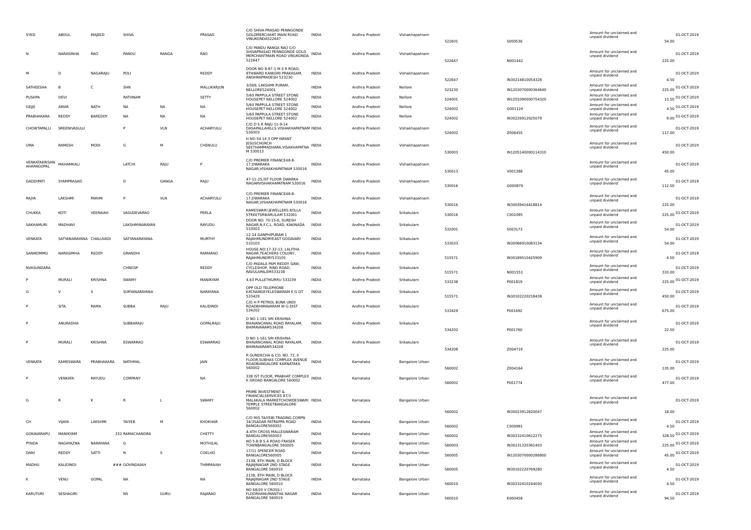| SYED | ABDUL | MAJEED | SHIVA | | PRASAD | C/O SHIVA PRASAD PENNGONDE GOLDMERCHANT MAIN ROAD VINUKONDA522647 | INDIA | Andhra Pradesh | Vishakhapatnam | 522601 | S000536 | Amount for unclaimed and unpaid dividend | 54.00 | 01-OCT-2019 |
|---|---|---|---|---|---|---|---|---|---|---|---|---|---|---|
| N | NARASINHA | RAO | PANDU | RANGA | RAO | C/O PANDU RANGA RAO C/O SHIVAPRASAD PENNGONDE GOLD MERCHANTMAIN ROAD VINUKONDA 522647 | INDIA | Andhra Pradesh | Vishakhapatnam | 522647 | N001442 | Amount for unclaimed and unpaid dividend | 225.00 | 01-OCT-2019 |
| M | D | NAGARAJU | POLI | | REDDY | DOOR NO 8-87-1 M S R ROAD, 8THWARD KANIGIRI PRAKASAM, ANDHRAPRADESH 523230 | INDIA | Andhra Pradesh | Vishakhapatnam | 522647 | IN30214810054328 | Amount for unclaimed and unpaid dividend | 4.50 | 01-OCT-2019 |
| SATHEESHA | B | C | SHN | | MALLIKARJUN | 3/369, LAKSHMI PURAM, NELLORE524001 | INDIA | Andhra Pradesh | Nellore | 523230 | IN1203070000364640 | Amount for unclaimed and unpaid dividend | 225.00 | 01-OCT-2019 |
| PUSHPA | DEVI | | RATHNAM | | SETTY | 5/60 PAPPULA STREET STONE HOUSEPET NELLORE 524002 | INDIA | Andhra Pradesh | Nellore | 524001 | IN1201090000754320 | Amount for unclaimed and unpaid dividend | 13.50 | 01-OCT-2019 |
| GEJJE | AMAR | NATH | NA | NA | NA | 5/60 PAPPULA STREET STONE HOUSEPET NELLORE 524002 | INDIA | Andhra Pradesh | Nellore | 524002 | G001124 | Amount for unclaimed and unpaid dividend | 4.50 | 01-OCT-2019 |
| PRABHAKARA | REDDY | BAREDDY | NA | NA | NA | 5/60 PAPPULA STREET STONE HOUSEPET NELLORE 524002 | INDIA | Andhra Pradesh | Nellore | 524002 | IN30226912025079 | Amount for unclaimed and unpaid dividend | 9.00 | 01-OCT-2019 |
| CHOWTAPALLI | SREENIVASULU | | P | VLN | ACHARYULU | C/O D S R RAJU 11-9-14 DASAPALLAHILLS VISHAKHAPATNAM 530003 | INDIA | Andhra Pradesh | Vishakhapatnam | 524002 | Z006455 | Amount for unclaimed and unpaid dividend | 117.00 | 01-OCT-2019 |
| UMA | RAMESH | MODI | G | M | CHENULU | H NO 54 14 3 OPP INFANT JESUSCHURCH SEETHAMMADHARA,VISAKHAPATNA M 530013 | INDIA | Andhra Pradesh | Vishakhapatnam | 530003 | IN1205140000114310 | Amount for unclaimed and unpaid dividend | 450.00 | 01-OCT-2019 |
| VENKATAKRISHN AHARAGOPAL | MAHAMKALI | | LATCHI | RAJU | P | C/O PREMIER FINANCE48-8-17,DWARAKA NAGAR,VISHAKHAPATNAM 530016 | INDIA | Andhra Pradesh | Vishakhapatnam | 530013 | V001388 | Amount for unclaimed and unpaid dividend | 45.00 | 01-OCT-2019 |
| GADDIPATI | SYAMPRASAD | | D | GANGA | RAJU | 47-11-25,IST FLOOR DWARKA NAGARVISHAKHAPATNAM 530016 | INDIA | Andhra Pradesh | Vishakhapatnam | 530016 | G000879 | Amount for unclaimed and unpaid dividend | 112.50 | 01-OCT-2019 |
| RAJYA | LAKSHMI | PARIMI | P | VLN | ACHARYULU | C/O PREMIER FINANCE48-8-17,DWARAKA NAGAR,VISHAKHAPATNAM 530016 | INDIA | Andhra Pradesh | Vishakhapatnam | 530016 | IN30039416418814 | Amount for unclaimed and unpaid dividend | 225.00 | 01-OCT-2019 |
| CHUKKA | KOTI | VEERAIAH | VASUDEVARAO | | PERLA | KAMESWARI JEWELLERS KOLLA STREETSRIKARULAM 532001 | INDIA | Andhra Pradesh | Srikakulam | 530016 | C001095 | Amount for unclaimed and unpaid dividend | 225.00 | 01-OCT-2019 |
| SAKHAMURI | MADHAVI | | LAKSHMINARAYAN | | RAYUDU | DOOR NO. 70-15-6, SURESH NAGAR,N.F.C.L. ROAD, KAKINADA 533003 | INDIA | Andhra Pradesh | Srikakulam | 532001 | S003173 | Amount for unclaimed and unpaid dividend | 54.00 | 01-OCT-2019 |
| VENKATA | SATYANARAYANA | CHALUVADI | SATYANARAYANA | | MURTHY | 12-14 GANPHIPURAM 1 RAJAHMUNDRYEAST GODAVARI 533103 | INDIA | Andhra Pradesh | Srikakulam | 533033 | IN30066910083134 | Amount for unclaimed and unpaid dividend | 54.00 | 01-OCT-2019 |
| SANIKOMMU | NARASIMHA | REDDY | GRANDHI | | RAMARAO | HOUSE.NO:17-32-13, LALITHA NAGAR,TEACHERS COLONY, RAJAHMUNDRY533105 | INDIA | Andhra Pradesh | Srikakulam | 515571 | IN30189510425909 | Amount for unclaimed and unpaid dividend | 4.50 | 01-OCT-2019 |
| NVASUNDARA | | | CHNGSP | | REDDY | C/O PADALA PAPI REDDY GAW, CYCLESHOP, RING ROAD, RAVULAPALEM533238 | INDIA | Andhra Pradesh | Srikakulam | 515571 | N001551 | Amount for unclaimed and unpaid dividend | 333.00 | 01-OCT-2019 |
| P | MURALI | KRISHNA | SWAMY | | MANIKYAM | 4.63 PULLETIKURRU 533239 | INDIA | Andhra Pradesh | Srikakulam | 533238 | P001819 | Amount for unclaimed and unpaid dividend | 225.00 | 01-OCT-2019 |
| G | V | S | SURYANARAYANA | | NARAYANA | OPP OLD TELEPHONE EXCHANGEYELESWARAM E G DT 533429 | INDIA | Andhra Pradesh | Srikakulam | 515571 | IN30102220218438 | Amount for unclaimed and unpaid dividend | 450.00 | 01-OCT-2019 |
| P | SITA | RAMA | SUBBA | RAJU | KALIDINDI | C/O H P PETROL BUNK UNDI ROADBHIMAVARAM W G DIST 534202 | INDIA | Andhra Pradesh | Srikakulam | 533429 | P001692 | Amount for unclaimed and unpaid dividend | 675.00 | 01-OCT-2019 |
| P | ANURADHA | | SUBBARAJU | | GOPALRAJU | D NO 1-181 SRI KRISHNA BHAVANCANAL ROAD RAYALAM, BHIMAVARAM534208 | INDIA | Andhra Pradesh | Srikakulam | 534202 | P001760 | Amount for unclaimed and unpaid dividend | 22.50 | 01-OCT-2019 |
| P | MURALI | KRISHNA | ESWARRAO | | ESWARRAO | D NO 1-181 SRI KRISHNA BHAVANCANAL ROAD RAYALAM, BHIMAVARAM534208 | INDIA | Andhra Pradesh | Srikakulam | 534208 | Z004719 | Amount for unclaimed and unpaid dividend | 225.00 | 01-OCT-2019 |
| VENKATA | KAMESWARA | PRABHAKARA | NATHMAL | | JAIN | R GUNDECHA & CO. NO. 72, II FLOOR,SUBHAS COMPLEX AVENUE ROADBANGALORE KARNATAKA 560002 | INDIA | Karnataka | Bangalore Urban | 560002 | Z004164 | Amount for unclaimed and unpaid dividend | 135.00 | 01-OCT-2019 |
| P | VENKATA | RAYUDU | COMPANY | | NA | 338 IST FLOOR, PRABHAT COMPLEX K GROAD BANGALORE 560002 | INDIA | Karnataka | Bangalore Urban | 560002 | P001774 | Amount for unclaimed and unpaid dividend | 477.00 | 01-OCT-2019 |
| G | R | K | R | L | SWAMY | PRIME INVESTMENT & FINANCIALSERVICES 87/3 MALAKALA MARKETCHOWDESWARI TEMPLE STREETBANGALORE 560002 | INDIA | Karnataka | Bangalore Urban | 560002 | IN30023912820047 | Amount for unclaimed and unpaid dividend | 18.00 | 01-OCT-2019 |
| CH | VIJAYA | LAKSHMI | TAIYEB | M | KHOKHAR | C/O M/S TAIYEBI TRADING CORPN 34/3SADAR PATRAPPA ROAD BANGALORE560002 | INDIA | Karnataka | Bangalore Urban | 560002 | C000991 | Amount for unclaimed and unpaid dividend | 4.50 | 01-OCT-2019 |
| GOKAVARAPU | MANIKYAM | | 332 RAMACHANDRA | | CHETTY | 4-4TH CROSS MALLESWARAM BANGALORE560003 | INDIA | Karnataka | Bangalore Urban | 560002 | IN30232410612275 | Amount for unclaimed and unpaid dividend | 328.50 | 01-OCT-2019 |
| PYNDA | NAGAYAZNA | NARAYANA | G | | MOTHILAL | NO 5-B B S A ROAD FRASER TOWNBANGALORE 560005 | INDIA | Karnataka | Bangalore Urban | 560003 | IN30131320361403 | Amount for unclaimed and unpaid dividend | 225.00 | 01-OCT-2019 |
| DANI | REDDY | SATTI | N | S | COELHO | 17/11 SPENCER ROAD BANGALORE560005 | INDIA | Karnataka | Bangalore Urban | 560005 | IN1203070000286800 | Amount for unclaimed and unpaid dividend | 45.00 | 01-OCT-2019 |
| MADHU | KALIDINDI | | ### GOVINDAIAH | | THIMMAIAH | 2138, 8TH MAIN, D BLOCK RAJAJINAGAR 2ND STAGE BANGALORE 560010 | INDIA | Karnataka | Bangalore Urban | 560005 | IN30102220769280 | Amount for unclaimed and unpaid dividend | 4.50 | 01-OCT-2019 |
| K | VENU | GOPAL | NA | | NA | 2138, 8TH MAIN, D BLOCK RAJAJINAGAR 2ND STAGE BANGALORE 560010 | INDIA | Karnataka | Bangalore Urban | 560010 | IN30232410244030 | Amount for unclaimed and unpaid dividend | 4.50 | 01-OCT-2019 |
| KARUTURI | SESHAGIRI | | NS | GURU | RAJARAO | NO 68/20 V CROSS I FLOORHANUMANTHA NAGAR BANGALORE 560019 | INDIA | Karnataka | Bangalore Urban | 560010 | K000458 | Amount for unclaimed and unpaid dividend | 94.50 | 01-OCT-2019 |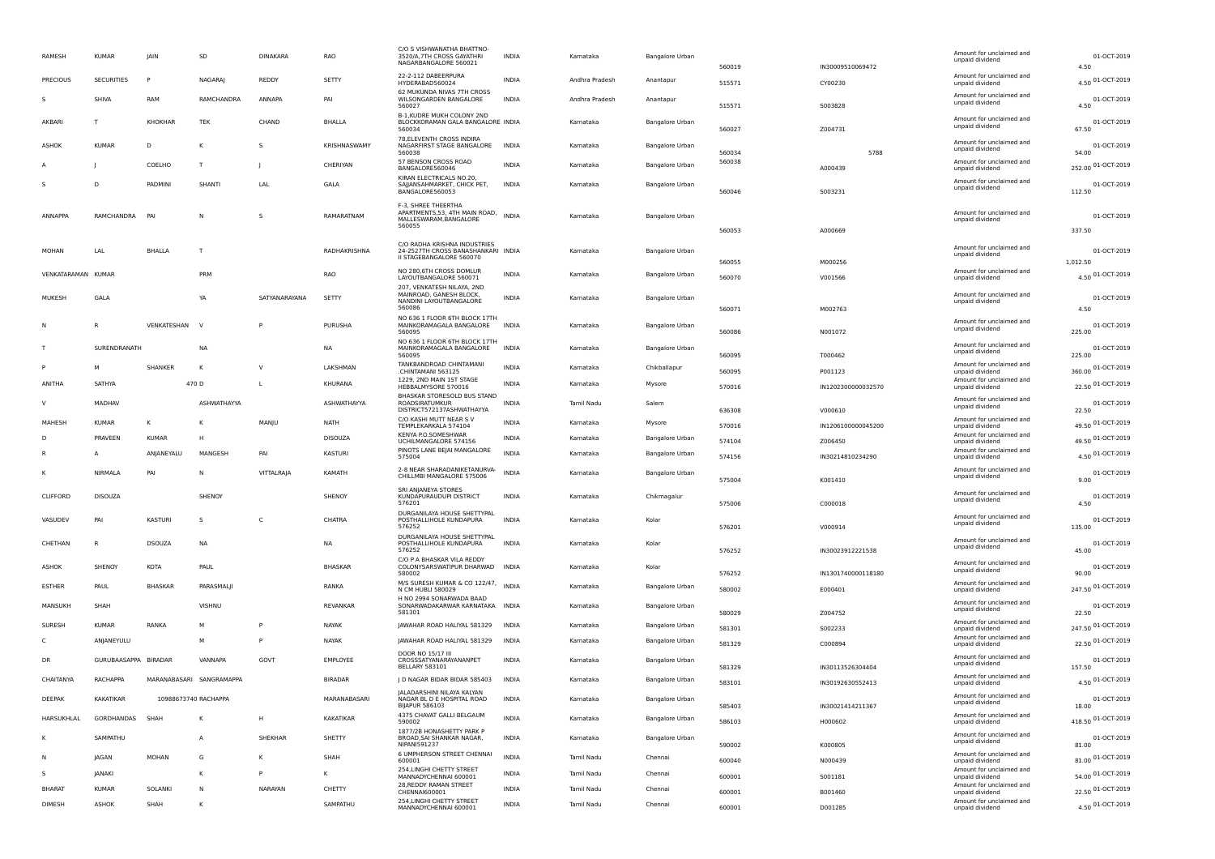| | | | | | | | | | | | | | | |
|---|---|---|---|---|---|---|---|---|---|---|---|---|---|---|
| RAMESH | KUMAR | JAIN | SD | DINAKARA | RAO | C/O S VISHWANATHA BHATTNO-3520/A,7TH CROSS GAYATHRI NAGARBANGALORE 560021 | INDIA | Karnataka | Bangalore Urban | 560019 | IN30009510069472 | Amount for unclaimed and unpaid dividend | 4.50 | 01-OCT-2019 |
| PRECIOUS | SECURITIES | P | NAGARAJ | REDDY | SETTY | 22-2-112 DABEERPURA HYDERABAD560024 | INDIA | Andhra Pradesh | Anantapur | 515571 | CY00230 | Amount for unclaimed and unpaid dividend | 4.50 | 01-OCT-2019 |
| S | SHIVA | RAM | RAMCHANDRA | ANNAPA | PAI | 62 MUKUNDA NIVAS 7TH CROSS WILSONGARDEN BANGALORE 560027 | INDIA | Andhra Pradesh | Anantapur | 515571 | S003828 | Amount for unclaimed and unpaid dividend | 4.50 | 01-OCT-2019 |
| AKBARI | T | KHOKHAR | TEK | CHAND | BHALLA | B-1,KUDRE MUKH COLONY 2ND BLOCKKORAMAN GALA BANGALORE 560034 | INDIA | Karnataka | Bangalore Urban | 560027 | Z004731 | Amount for unclaimed and unpaid dividend | 67.50 | 01-OCT-2019 |
| ASHOK | KUMAR | D | K | S | KRISHNASWAMY | 78,ELEVENTH CROSS INDIRA NAGARFIRST STAGE BANGALORE 560038 | INDIA | Karnataka | Bangalore Urban | 560034 | 5788 | Amount for unclaimed and unpaid dividend | 54.00 | 01-OCT-2019 |
| A | J | COELHO | T | J | CHERIYAN | 57 BENSON CROSS ROAD BANGALORE560046 | INDIA | Karnataka | Bangalore Urban | 560038 | A000439 | Amount for unclaimed and unpaid dividend | 252.00 | 01-OCT-2019 |
| S | D | PADMINI | SHANTI | LAL | GALA | KIRAN ELECTRICALS NO.20, SAJJANSAHMARKET, CHICK PET, BANGALORE560053 | INDIA | Karnataka | Bangalore Urban | 560046 | S003231 | Amount for unclaimed and unpaid dividend | 112.50 | 01-OCT-2019 |
| ANNAPPA | RAMCHANDRA | PAI | N | S | RAMARATNAM | F-3, SHREE THEERTHA APARTMENTS,53, 4TH MAIN ROAD, MALLESWARAM,BANGALORE 560055 | INDIA | Karnataka | Bangalore Urban | 560053 | A000669 | Amount for unclaimed and unpaid dividend | 337.50 | 01-OCT-2019 |
| MOHAN | LAL | BHALLA | T | | RADHAKRISHNA | C/O RADHA KRISHNA INDUSTRIES 24-2527TH CROSS BANASHANKARI II STAGEBANGALORE 560070 | INDIA | Karnataka | Bangalore Urban | 560055 | M000256 | Amount for unclaimed and unpaid dividend | 1,012.50 | 01-OCT-2019 |
| VENKATARAMAN | KUMAR | | PRM | | RAO | NO 280,6TH CROSS DOMLUR LAYOUTBANGALORE 560071 | INDIA | Karnataka | Bangalore Urban | 560070 | V001566 | Amount for unclaimed and unpaid dividend | 4.50 | 01-OCT-2019 |
| MUKESH | GALA | | YA | SATYANARAYANA | SETTY | 207, VENKATESH NILAYA, 2ND MAINROAD, GANESH BLOCK, NANDINI LAYOUTBANGALORE 560086 | INDIA | Karnataka | Bangalore Urban | 560071 | M002763 | Amount for unclaimed and unpaid dividend | 4.50 | 01-OCT-2019 |
| N | R | VENKATESHAN | V | P | PURUSHA | NO 636 1 FLOOR 6TH BLOCK 17TH MAINKORAMAGALA BANGALORE 560095 | INDIA | Karnataka | Bangalore Urban | 560086 | N001072 | Amount for unclaimed and unpaid dividend | 225.00 | 01-OCT-2019 |
| T | SURENDRANATH | | NA | | NA | NO 636 1 FLOOR 6TH BLOCK 17TH MAINKORAMAGALA BANGALORE 560095 | INDIA | Karnataka | Bangalore Urban | 560095 | T000462 | Amount for unclaimed and unpaid dividend | 225.00 | 01-OCT-2019 |
| P | M | SHANKER | K | V | LAKSHMAN | TANKBANDROAD CHINTAMANI ,CHINTAMANI 563125 | INDIA | Karnataka | Chikballapur | 560095 | P001123 | Amount for unclaimed and unpaid dividend | 360.00 | 01-OCT-2019 |
| ANITHA | SATHYA | 470 D | | L | KHURANA | 1229, 2ND MAIN 1ST STAGE HEBBALMYSORE 570016 | INDIA | Karnataka | Mysore | 570016 | IN1202300000032570 | Amount for unclaimed and unpaid dividend | 22.50 | 01-OCT-2019 |
| V | MADHAV | | ASHWATHAYYA | | ASHWATHAYYA | BHASKAR STORESOLD BUS STAND ROADSIRATUMKUR DISTRICT572137ASHWATHAYYA | INDIA | Tamil Nadu | Salem | 636308 | V000610 | Amount for unclaimed and unpaid dividend | 22.50 | 01-OCT-2019 |
| MAHESH | KUMAR | K | K | MANJU | NATH | C/O KASHI MUTT NEAR S V TEMPLEKARKALA 574104 | INDIA | Karnataka | Mysore | 570016 | IN1206100000045200 | Amount for unclaimed and unpaid dividend | 49.50 | 01-OCT-2019 |
| D | PRAVEEN | KUMAR | H | | DISOUZA | KENYA P.O.SOMESHWAR UCHILMANGALORE 574156 | INDIA | Karnataka | Bangalore Urban | 574104 | Z006450 | Amount for unclaimed and unpaid dividend | 49.50 | 01-OCT-2019 |
| R | A | ANJANEYALU | MANGESH | PAI | KASTURI | PINOTS LANE BEJAI MANGALORE 575004 | INDIA | Karnataka | Bangalore Urban | 574156 | IN30214810234290 | Amount for unclaimed and unpaid dividend | 4.50 | 01-OCT-2019 |
| K | NIRMALA | PAI | N | VITTALRAJA | KAMATH | 2-8 NEAR SHARADANIKETANURVA-CHILLMBI MANGALORE 575006 | INDIA | Karnataka | Bangalore Urban | 575004 | K001410 | Amount for unclaimed and unpaid dividend | 9.00 | 01-OCT-2019 |
| CLIFFORD | DISOUZA | | SHENOY | | SHENOY | SRI ANJANEYA STORES KUNDAPURAUDUPI DISTRICT 576201 | INDIA | Karnataka | Chikmagalur | 575006 | C000018 | Amount for unclaimed and unpaid dividend | 4.50 | 01-OCT-2019 |
| VASUDEV | PAI | KASTURI | S | C | CHATRA | DURGANILAYA HOUSE SHETTYPAL POSTHALLIHOLE KUNDAPURA 576252 | INDIA | Karnataka | Kolar | 576201 | V000914 | Amount for unclaimed and unpaid dividend | 135.00 | 01-OCT-2019 |
| CHETHAN | R | DSOUZA | NA | | NA | DURGANILAYA HOUSE SHETTYPAL POSTHALLIHOLE KUNDAPURA 576252 | INDIA | Karnataka | Kolar | 576252 | IN30023912221538 | Amount for unclaimed and unpaid dividend | 45.00 | 01-OCT-2019 |
| ASHOK | SHENOY | KOTA | PAUL | | BHASKAR | C/O P A BHASKAR VILA REDDY COLONYSARSWATIPUR DHARWAD 580002 | INDIA | Karnataka | Kolar | 576252 | IN1301740000118180 | Amount for unclaimed and unpaid dividend | 90.00 | 01-OCT-2019 |
| ESTHER | PAUL | BHASKAR | PARASMALJI | | RANKA | M/S SURESH KUMAR & CO 122/47, N CM HUBLI 580029 | INDIA | Karnataka | Bangalore Urban | 580002 | E000401 | Amount for unclaimed and unpaid dividend | 247.50 | 01-OCT-2019 |
| MANSUKH | SHAH | | VISHNU | | REVANKAR | H NO 2994 SONARWADA BAAD SONARWADAKARWAR KARNATAKA 581301 | INDIA | Karnataka | Bangalore Urban | 580029 | Z004752 | Amount for unclaimed and unpaid dividend | 22.50 | 01-OCT-2019 |
| SURESH | KUMAR | RANKA | M | P | NAYAK | JAWAHAR ROAD HALIYAL 581329 | INDIA | Karnataka | Bangalore Urban | 581301 | S002233 | Amount for unclaimed and unpaid dividend | 247.50 | 01-OCT-2019 |
| C | ANJANEYULU | | M | P | NAYAK | JAWAHAR ROAD HALIYAL 581329 | INDIA | Karnataka | Bangalore Urban | 581329 | C000894 | Amount for unclaimed and unpaid dividend | 22.50 | 01-OCT-2019 |
| DR | GURUBAASAPPA | BIRADAR | VANNAPA | GOVT | EMPLOYEE | DOOR NO 15/17 III CROSSSATYANARAYANANPET BELLARY 583101 | INDIA | Karnataka | Bangalore Urban | 581329 | IN30113526304404 | Amount for unclaimed and unpaid dividend | 157.50 | 01-OCT-2019 |
| CHAITANYA | RACHAPPA | MARANABASARI | SANGRAMAPPA | | BIRADAR | J D NAGAR BIDAR BIDAR 585403 | INDIA | Karnataka | Bangalore Urban | 583101 | IN30192630552413 | Amount for unclaimed and unpaid dividend | 4.50 | 01-OCT-2019 |
| DEEPAK | KAKATIKAR | 10988673740 | RACHAPPA | | MARANABASARI | JALADARSHINI NILAYA KALYAN NAGAR BL D E HOSPITAL ROAD BIJAPUR 586103 | INDIA | Karnataka | Bangalore Urban | 585403 | IN30021414211367 | Amount for unclaimed and unpaid dividend | 18.00 | 01-OCT-2019 |
| HARSUKHLAL | GORDHANDAS | SHAH | K | H | KAKATIKAR | 4375 CHAVAT GALLI BELGAUM 590002 | INDIA | Karnataka | Bangalore Urban | 586103 | H000602 | Amount for unclaimed and unpaid dividend | 418.50 | 01-OCT-2019 |
| K | SAMPATHU | | A | SHEKHAR | SHETTY | 1877/2B HONASHETTY PARK P BROAD,SAI SHANKAR NAGAR, NIPANI591237 | INDIA | Karnataka | Bangalore Urban | 590002 | K000805 | Amount for unclaimed and unpaid dividend | 81.00 | 01-OCT-2019 |
| N | JAGAN | MOHAN | G | K | SHAH | 6 UMPHERSON STREET CHENNAI 600001 | INDIA | Tamil Nadu | Chennai | 600040 | N000439 | Amount for unclaimed and unpaid dividend | 81.00 | 01-OCT-2019 |
| S | JANAKI | | K | P | K | 254,LINGHI CHETTY STREET MANNADYCHENNAI 600001 | INDIA | Tamil Nadu | Chennai | 600001 | S001181 | Amount for unclaimed and unpaid dividend | 54.00 | 01-OCT-2019 |
| BHARAT | KUMAR | SOLANKI | N | NARAYAN | CHETTY | 28,REDDY RAMAN STREET CHENNAI600001 | INDIA | Tamil Nadu | Chennai | 600001 | B001460 | Amount for unclaimed and unpaid dividend | 22.50 | 01-OCT-2019 |
| DIMESH | ASHOK | SHAH | K | | SAMPATHU | 254,LINGHI CHETTY STREET MANNADYCHENNAI 600001 | INDIA | Tamil Nadu | Chennai | 600001 | D001285 | Amount for unclaimed and unpaid dividend | 4.50 | 01-OCT-2019 |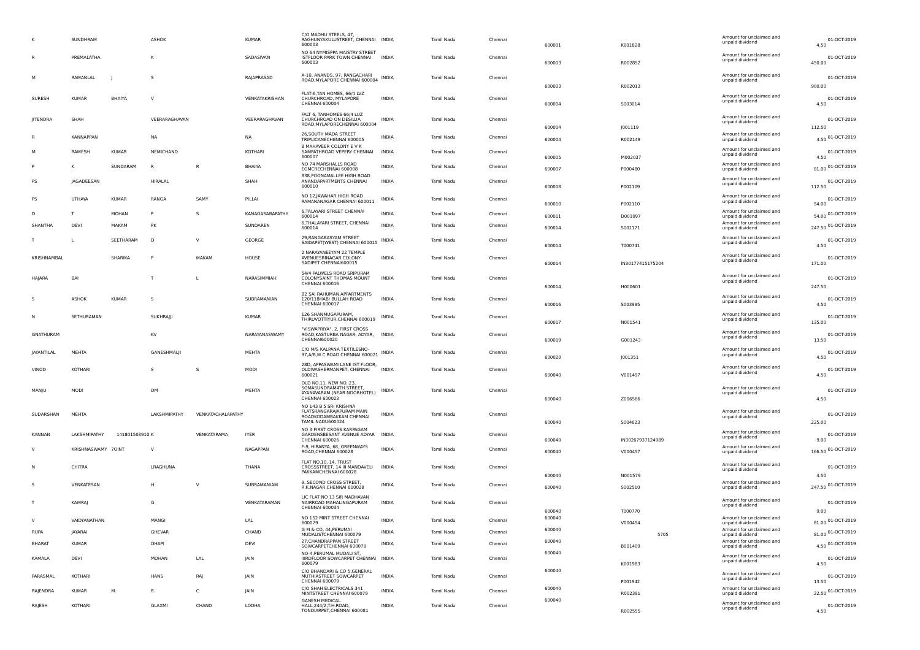| | | | | | | | | | | | | | |
|---|---|---|---|---|---|---|---|---|---|---|---|---|---|
| K | SUNDHRAM | | ASHOK | | KUMAR | C/O MADHU STEELS, 47, RAGHUNYAKULUSTREET, CHENNAI 600003 | INDIA | Tamil Nadu | Chennai | 600001 | K001828 | Amount for unclaimed and unpaid dividend | 4.50 | 01-OCT-2019 |
| R | PREMALATHA | | K | | SADASIVAN | NO 64 NYMISPPA MAISTRY STREET ISTFLOOR PARK TOWN CHENNAI 600003 | INDIA | Tamil Nadu | Chennai | 600003 | R002852 | Amount for unclaimed and unpaid dividend | 450.00 | 01-OCT-2019 |
| M | RAMANLAL | J | S | | RAJAPRASAD | A-10, ANANDS, 97, RANGACHARI ROAD,MYLAPORE CHENNAI 600004 | INDIA | Tamil Nadu | Chennai | 600003 | R002013 | Amount for unclaimed and unpaid dividend | 900.00 | 01-OCT-2019 |
| SURESH | KUMAR | BHAIYA | V | | VENKATAKRISHAN | FLAT-6,TAN HOMES, 66/4 LVZ CHURCHROAD, MYLAPORE CHENNAI 600004 | INDIA | Tamil Nadu | Chennai | 600004 | S003014 | Amount for unclaimed and unpaid dividend | 4.50 | 01-OCT-2019 |
| JITENDRA | SHAH | | VEERARAGHAVAN | | VEERARAGHAVAN | FALT 6, TANHOMES 66/4 LUZ CHURCHROAD ON DESILLJA ROAD,MYLAPORECHENNAI 600004 | INDIA | Tamil Nadu | Chennai | 600004 | J001119 | Amount for unclaimed and unpaid dividend | 112.50 | 01-OCT-2019 |
| R | KANNAPPAN | | NA | | NA | 26,SOUTH MADA STREET TRIPLICANECHENNAI 600005 | INDIA | Tamil Nadu | Chennai | 600004 | R002149 | Amount for unclaimed and unpaid dividend | 4.50 | 01-OCT-2019 |
| M | RAMESH | KUMAR | NEMICHAND | | KOTHARI | 8 MAHAVEER COLONY E V K SAMPATHROAD VEPERY CHENNAI 600007 | INDIA | Tamil Nadu | Chennai | 600005 | M002037 | Amount for unclaimed and unpaid dividend | 4.50 | 01-OCT-2019 |
| P | K | SUNDARAM | R | R | BHAIYA | NO 74 MARSHALLS ROAD EGMCRECHENNAI 600008 | INDIA | Tamil Nadu | Chennai | 600007 | P000480 | Amount for unclaimed and unpaid dividend | 81.00 | 01-OCT-2019 |
| PS | JAGADEESAN | | HIRALAL | | SHAH | 838,POONAMALLEE HIGH ROAD ANANDAPARTMENTS CHENNAI 600010 | INDIA | Tamil Nadu | Chennai | 600008 | P002109 | Amount for unclaimed and unpaid dividend | 112.50 | 01-OCT-2019 |
| PS | UTHAYA | KUMAR | RANGA | SAMY | PILLAI | NO 12,JAWAHAR HIGH ROAD RAMANANAGAR CHENNAI 600011 | INDIA | Tamil Nadu | Chennai | 600010 | P002110 | Amount for unclaimed and unpaid dividend | 54.00 | 01-OCT-2019 |
| D | T | MOHAN | P | S | KANAGASABAPATHY | 6,TALAYARI STREET CHENNAI 600014 | INDIA | Tamil Nadu | Chennai | 600011 | D001097 | Amount for unclaimed and unpaid dividend | 54.00 | 01-OCT-2019 |
| SHANTHA | DEVI | MAKAM | PK | | SUNDAREN | 6,THALAYARI STREET, CHENNAI 600014 | INDIA | Tamil Nadu | Chennai | 600014 | S001171 | Amount for unclaimed and unpaid dividend | 247.50 | 01-OCT-2019 |
| T | L | SEETHARAM | D | V | GEORGE | 29,RANGABASYAM STREET SAIDAPET(WEST) CHENNAI 600015 | INDIA | Tamil Nadu | Chennai | 600014 | T000741 | Amount for unclaimed and unpaid dividend | 4.50 | 01-OCT-2019 |
| KRISHNAMBAL | | SHARMA | P | MAKAM | HOUSE | 2 NARAYANEEYAM 22 TEMPLE AVENUESRINAGAR COLONY SADIPET CHENNAI600015 | INDIA | Tamil Nadu | Chennai | 600014 | IN30177415175204 | Amount for unclaimed and unpaid dividend | 171.00 | 01-OCT-2019 |
| HAJARA | BAI | | T | L | NARASIMMIAH | 54/4 PALWELS ROAD SRIPURAM COLONYSAINT THOMAS MOUNT CHENNAI 600016 | INDIA | Tamil Nadu | Chennai | 600014 | H000601 | Amount for unclaimed and unpaid dividend | 247.50 | 01-OCT-2019 |
| S | ASHOK | KUMAR | S | | SUBRAMANIAN | B2 SAI RAHUMAN APPARTMENTS 120/11BHABI BULLAH ROAD CHENNAI 600017 | INDIA | Tamil Nadu | Chennai | 600016 | S003995 | Amount for unclaimed and unpaid dividend | 4.50 | 01-OCT-2019 |
| N | SETHURAMAN | | SUKHRAJJI | | KUMAR | 126 SHANMUGAPURAM, THIRUVOTTIYUR,CHENNAI 600019 | INDIA | Tamil Nadu | Chennai | 600017 | N001541 | Amount for unclaimed and unpaid dividend | 135.00 | 01-OCT-2019 |
| GNATHURAM | | | KV | | NARAYANASWAMY | "VISWAPRIYA", 2, FIRST CROSS ROAD,KASTURBA NAGAR, ADYAR, CHENNAI600020 | INDIA | Tamil Nadu | Chennai | 600019 | G001243 | Amount for unclaimed and unpaid dividend | 13.50 | 01-OCT-2019 |
| JAYANTILAL | MEHTA | | GANESHMALJI | | MEHTA | C/O M/S KALPANA TEXTILESNO-97,A/B,M C ROAD CHENNAI 600021 | INDIA | Tamil Nadu | Chennai | 600020 | J001351 | Amount for unclaimed and unpaid dividend | 4.50 | 01-OCT-2019 |
| VINOD | KOTHARI | | S | S | MODI | 28D, APPASWAMI LANE IST FLOOR, OLDWASHERMANPET, CHENNAI 600021 | INDIA | Tamil Nadu | Chennai | 600040 | V001497 | Amount for unclaimed and unpaid dividend | 4.50 | 01-OCT-2019 |
| MANJU | MODI | | DM | | MEHTA | OLD NO.11, NEW NO..23, SOMASUNDRAM4TH STREET, AYANAVARAM (NEAR NOORHOTEL) CHENNAI 600023 | INDIA | Tamil Nadu | Chennai | 600040 | Z006566 | Amount for unclaimed and unpaid dividend | 4.50 | 01-OCT-2019 |
| SUDARSHAN | MEHTA | | LAKSHMIPATHY | VENKATACHALAPATHY | | NO 143 B 5 SRI KRISHNA FLATSRANGARAJAPURAM MAIN ROADKODAMBAKKAM CHENNAI TAMIL NADU600024 | INDIA | Tamil Nadu | Chennai | 600040 | S004623 | Amount for unclaimed and unpaid dividend | 225.00 | 01-OCT-2019 |
| KANNAN | LAKSHMIPATHY | 141801503910 K | | VENKATARAMA | IYER | NO 3 FIRST CROSS KARPAGAM GARDENSBESANT AVENUE ADYAR CHENNAI 600026 | INDIA | Tamil Nadu | Chennai | 600040 | IN30267937124989 | Amount for unclaimed and unpaid dividend | 9.00 | 01-OCT-2019 |
| V | KRISHNASWAMY | 7OINT | V | | NAGAPPAN | F-9, HIRANYA, 68, GREENWAYS ROAD,CHENNAI 600028 | INDIA | Tamil Nadu | Chennai | 600040 | V000457 | Amount for unclaimed and unpaid dividend | 166.50 | 01-OCT-2019 |
| N | CHITRA | | LRAGHUNA | | THANA | FLAT NO.10, 14, TRUST CROSSSTREET, 14 III MANDAVELI PAKKAMCHENNAI 600028 | INDIA | Tamil Nadu | Chennai | 600040 | N001579 | Amount for unclaimed and unpaid dividend | 4.50 | 01-OCT-2019 |
| S | VENKATESAN | | H | V | SUBRAMANIAM | 9, SECOND CROSS STREET, R.K.NAGAR,CHENNAI 600028 | INDIA | Tamil Nadu | Chennai | 600040 | S002510 | Amount for unclaimed and unpaid dividend | 247.50 | 01-OCT-2019 |
| T | KAMRAJ | | G | | VENKATARAMAN | LIC FLAT NO 13 SIR MADHAVAN NAIRROAD MAHALINGAPURAM CHENNAI 600034 | INDIA | Tamil Nadu | Chennai | 600040 | T000770 | Amount for unclaimed and unpaid dividend | 9.00 | 01-OCT-2019 |
| V | VAIDYANATHAN | | MANGI | | LAL | NO 152 MINT STREET CHENNAI 600079 | INDIA | Tamil Nadu | Chennai | 600040 | V000454 | Amount for unclaimed and unpaid dividend | 81.00 | 01-OCT-2019 |
| RUPA | JAYARAI | | GHEVAR | | CHAND | G M & CO, 44,PERUMAI MUDALISTCHENNAI 600079 | INDIA | Tamil Nadu | Chennai | 600040 | 5705 | Amount for unclaimed and unpaid dividend | 81.00 | 01-OCT-2019 |
| BHARAT | KUMAR | | DHAPI | | DEVI | 27,CHANDRAPPAN STREET SOWCARPETCHENNAI 600079 | INDIA | Tamil Nadu | Chennai | 600040 | B001409 | Amount for unclaimed and unpaid dividend | 4.50 | 01-OCT-2019 |
| KAMALA | DEVI | | MOHAN | LAL | JAIN | NO-4,PERUMAL MUDALI ST, IIIRDFLOOR SOWCARPET CHENNAI 600079 | INDIA | Tamil Nadu | Chennai | 600040 | K001983 | Amount for unclaimed and unpaid dividend | 4.50 | 01-OCT-2019 |
| PARASMAL | KOTHARI | | HANS | RAJ | JAIN | C/O BHANDARI & CO 5,GENERAL MUTHIASTREET SOWCARPET CHENNAI 600079 | INDIA | Tamil Nadu | Chennai | 600040 | P001942 | Amount for unclaimed and unpaid dividend | 13.50 | 01-OCT-2019 |
| RAJENDRA | KUMAR | M | R | C | JAIN | C/O SHAH ELECTRICALS 341 MINTSTREET CHENNAI 600079 | INDIA | Tamil Nadu | Chennai | 600040 | R002391 | Amount for unclaimed and unpaid dividend | 22.50 | 01-OCT-2019 |
| RAJESH | KOTHARI | | GLAXMI | CHAND | LODHA | GANESH MEDICAL HALL,244/2,T.H.ROAD, TONDIARPET,CHENNAI 600081 | INDIA | Tamil Nadu | Chennai | 600040 | R002555 | Amount for unclaimed and unpaid dividend | 4.50 | 01-OCT-2019 |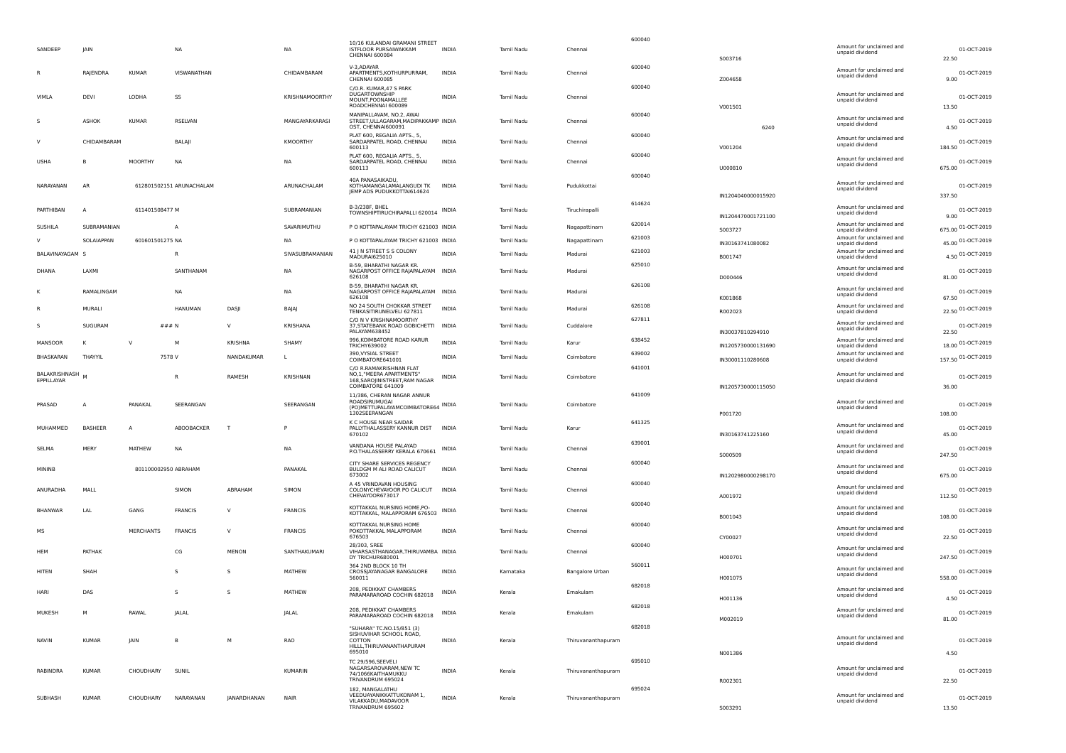| | | | | | | | | | | | | | | |
|---|---|---|---|---|---|---|---|---|---|---|---|---|---|---|
| SANDEEP | JAIN | | NA | | NA | 10/16 KULANDAI GRAMANI STREET ISTFLOOR PURSAIWAKKAM CHENNAI 600084 | INDIA | Tamil Nadu | Chennai | 600040 | S003716 | Amount for unclaimed and unpaid dividend | 22.50 | 01-OCT-2019 |
| R | RAJENDRA | KUMAR | VISWANATHAN | | CHIDAMBARAM | V-3,ADAYAR APARTMENTS,KOTHURPURRAM, CHENNAI 600085 | INDIA | Tamil Nadu | Chennai | 600040 | Z004658 | Amount for unclaimed and unpaid dividend | 9.00 | 01-OCT-2019 |
| VIMLA | DEVI | LODHA | SS | | KRISHNAMOORTHY | C/O.R. KUMAR,47 S PARK DUGARTOWNSHIP MOUNT,POONAMALLEE ROADCHENNAI 600089 | INDIA | Tamil Nadu | Chennai | 600040 | V001501 | Amount for unclaimed and unpaid dividend | 13.50 | 01-OCT-2019 |
| S | ASHOK | KUMAR | RSELVAN | | MANGAYARKARASI | MANIPALLAVAM, NO.2, AWAI STREET,ULLAGARAM,MADIPAKKAMP OST, CHENNAI600091 | INDIA | Tamil Nadu | Chennai | 600040 | 6240 | Amount for unclaimed and unpaid dividend | 4.50 | 01-OCT-2019 |
| V | CHIDAMBARAM | | BALAJI | | KMOORTHY | PLAT 600, REGALIA APTS., 5, SARDARPATEL ROAD, CHENNAI 600113 | INDIA | Tamil Nadu | Chennai | 600040 | V001204 | Amount for unclaimed and unpaid dividend | 184.50 | 01-OCT-2019 |
| USHA | B | MOORTHY | NA | | NA | PLAT 600, REGALIA APTS., 5, SARDARPATEL ROAD, CHENNAI 600113 | INDIA | Tamil Nadu | Chennai | 600040 | U000810 | Amount for unclaimed and unpaid dividend | 675.00 | 01-OCT-2019 |
| NARAYANAN | AR | 612801502151 ARUNACHALAM | | | ARUNACHALAM | 40A PANASAIKADU, KOTHAMANGALAMALANGUDI TK JEMP ADS PUDUKKOTTAI614624 | INDIA | Tamil Nadu | Pudukkottai | 600040 | IN1204040000015920 | Amount for unclaimed and unpaid dividend | 337.50 | 01-OCT-2019 |
| PARTHIBAN | A | 611401508477 M | | | SUBRAMANIAN | B-3/238F, BHEL TOWNSHIPTIRUCHIRAPALLI 620014 | INDIA | Tamil Nadu | Tiruchirapalli | 614624 | IN1204470001721100 | Amount for unclaimed and unpaid dividend | 9.00 | 01-OCT-2019 |
| SUSHILA | SUBRAMANIAN | | A | | SAVARIMUTHU | P O KOTTAPALAYAM TRICHY 621003 | INDIA | Tamil Nadu | Nagapattinam | 620014 | S003727 | Amount for unclaimed and unpaid dividend | 675.00 | 01-OCT-2019 |
| V | SOLAIAPPAN | 601601501275 NA | | | NA | P O KOTTAPALAYAM TRICHY 621003 | INDIA | Tamil Nadu | Nagapattinam | 621003 | IN30163741080082 | Amount for unclaimed and unpaid dividend | 45.00 | 01-OCT-2019 |
| BALAVINAYAGAM | S | | R | | SIVASUBRAMANIAN | 41 J N STREET S S COLONY MADURAI625010 | INDIA | Tamil Nadu | Madurai | 621003 | B001747 | Amount for unclaimed and unpaid dividend | 4.50 | 01-OCT-2019 |
| DHANA | LAXMI | | SANTHANAM | | NA | B-59, BHARATHI NAGAR KR. NAGARPOST OFFICE RAJAPALAYAM 626108 | INDIA | Tamil Nadu | Madurai | 625010 | D000446 | Amount for unclaimed and unpaid dividend | 81.00 | 01-OCT-2019 |
| K | RAMALINGAM | | NA | | NA | B-59, BHARATHI NAGAR KR. NAGARPOST OFFICE RAJAPALAYAM 626108 | INDIA | Tamil Nadu | Madurai | 626108 | K001868 | Amount for unclaimed and unpaid dividend | 67.50 | 01-OCT-2019 |
| R | MURALI | | HANUMAN | DASJI | BAJAJ | NO 24 SOUTH CHOKKAR STREET TENKASITIRUNELVELI 627811 | INDIA | Tamil Nadu | Madurai | 626108 | R002023 | Amount for unclaimed and unpaid dividend | 22.50 | 01-OCT-2019 |
| S | SUGURAM | ### N | | V | KRISHANA | C/O N V KRISHNAMOORTHY 37,STATEBANK ROAD GOBICHETTI PALAYAM638452 | INDIA | Tamil Nadu | Cuddalore | 627811 | IN30037810294910 | Amount for unclaimed and unpaid dividend | 22.50 | 01-OCT-2019 |
| MANSOOR | K | V | M | KRISHNA | SHAMY | 996,KOIMBATORE ROAD KARUR TRICHY639002 | INDIA | Tamil Nadu | Karur | 638452 | IN1205730000131690 | Amount for unclaimed and unpaid dividend | 18.00 | 01-OCT-2019 |
| BHASKARAN | THAYYIL | 7578 V | | NANDAKUMAR | L | 390,VYSIAL STREET COIMBATORE641001 | INDIA | Tamil Nadu | Coimbatore | 639002 | IN30001110280608 | Amount for unclaimed and unpaid dividend | 157.50 | 01-OCT-2019 |
| BALAKRISHNASH EPPILLAYAR | M | | R | RAMESH | KRISHNAN | C/O R.RAMAKRISHNAN FLAT NO,1,"MEERA APARTMENTS" 168,SAROJINISTREET,RAM NAGAR COIMBATORE 641009 | INDIA | Tamil Nadu | Coimbatore | 641001 | IN1205730000115050 | Amount for unclaimed and unpaid dividend | 36.00 | 01-OCT-2019 |
| PRASAD | A | PANAKAL | SEERANGAN | | SEERANGAN | 11/386, CHERAN NAGAR ANNUR ROADSIRUMUGAI (PO)METTUPALAYAMCOIMBATORE64 1302SEERANGAN | INDIA | Tamil Nadu | Coimbatore | 641009 | P001720 | Amount for unclaimed and unpaid dividend | 108.00 | 01-OCT-2019 |
| MUHAMMED | BASHEER | A | ABOOBACKER | T | P | K C HOUSE NEAR SAIDAR PALLYTHALASSERY KANNUR DIST 670102 | INDIA | Tamil Nadu | Karur | 641325 | IN30163741225160 | Amount for unclaimed and unpaid dividend | 45.00 | 01-OCT-2019 |
| SELMA | MERY | MATHEW | NA | | NA | VANDANA HOUSE PALAYAD P.O.THALASSERY KERALA 670661 | INDIA | Tamil Nadu | Chennai | 639001 | S000509 | Amount for unclaimed and unpaid dividend | 247.50 | 01-OCT-2019 |
| MININB | | 801100002950 ABRAHAM | | | PANAKAL | CITY SHARE SERVICES REGENCY BULDGM M ALI ROAD CALICUT 673002 | INDIA | Tamil Nadu | Chennai | 600040 | IN1202980000298170 | Amount for unclaimed and unpaid dividend | 675.00 | 01-OCT-2019 |
| ANURADHA | MALL | | SIMON | ABRAHAM | SIMON | A 45 VRINDAVAN HOUSING COLONYCHEVAYOOR PO CALICUT CHEVAYOOR673017 | INDIA | Tamil Nadu | Chennai | 600040 | A001972 | Amount for unclaimed and unpaid dividend | 112.50 | 01-OCT-2019 |
| BHANWAR | LAL | GANG | FRANCIS | V | FRANCIS | KOTTAKKAL NURSING HOME,PO-KOTTAKKAL, MALAPPORAM 676503 | INDIA | Tamil Nadu | Chennai | 600040 | B001043 | Amount for unclaimed and unpaid dividend | 108.00 | 01-OCT-2019 |
| MS | | MERCHANTS | FRANCIS | V | FRANCIS | KOTTAKKAL NURSING HOME POKOTTAKKAL MALAPPORAM 676503 | INDIA | Tamil Nadu | Chennai | 600040 | CY00027 | Amount for unclaimed and unpaid dividend | 22.50 | 01-OCT-2019 |
| HEM | PATHAK | | CG | MENON | SANTHAKUMARI | 28/303, SREE VIHARSASTHANAGAR,THIRUVAMBA DY TRICHUR680001 | INDIA | Tamil Nadu | Chennai | 600040 | H000701 | Amount for unclaimed and unpaid dividend | 247.50 | 01-OCT-2019 |
| HITEN | SHAH | | S | S | MATHEW | 364 2ND BLOCK 10 TH CROSSJAYANAGAR BANGALORE 560011 | INDIA | Karnataka | Bangalore Urban | 560011 | H001075 | Amount for unclaimed and unpaid dividend | 558.00 | 01-OCT-2019 |
| HARI | DAS | | S | S | MATHEW | 208, PEDIKKAT CHAMBERS PARAMARAROAD COCHIN 682018 | INDIA | Kerala | Ernakulam | 682018 | H001136 | Amount for unclaimed and unpaid dividend | 4.50 | 01-OCT-2019 |
| MUKESH | M | RAWAL | JALAL | | JALAL | 208, PEDIKKAT CHAMBERS PARAMARAROAD COCHIN 682018 | INDIA | Kerala | Ernakulam | 682018 | M002019 | Amount for unclaimed and unpaid dividend | 81.00 | 01-OCT-2019 |
| NAVIN | KUMAR | JAIN | B | M | RAO | "SUHARA" TC.NO.15/851 (3) SISHUVIHAR SCHOOL ROAD, COTTON HILLL,THIRUVANANTHAPURAM 695010 | INDIA | Kerala | Thiruvananthapuram | 682018 | N001386 | Amount for unclaimed and unpaid dividend | 4.50 | 01-OCT-2019 |
| RABINDRA | KUMAR | CHOUDHARY | SUNIL | | KUMARIN | TC 29/596,SEEVELI NAGARSAROVARAM,NEW TC 74/1066KAITHAMUKKU TRIVANDRUM 695024 | INDIA | Kerala | Thiruvananthapuram | 695010 | R002301 | Amount for unclaimed and unpaid dividend | 22.50 | 01-OCT-2019 |
| SUBHASH | KUMAR | CHOUDHARY | NARAYANAN | JANARDHANAN | NAIR | 182, MANGALATHU VEEDUAYANIKKATTUKONAM 1, VILAKKADU,MADAVOOR TRIVANDRUM 695602 | INDIA | Kerala | Thiruvananthapuram | 695024 | S003291 | Amount for unclaimed and unpaid dividend | 13.50 | 01-OCT-2019 |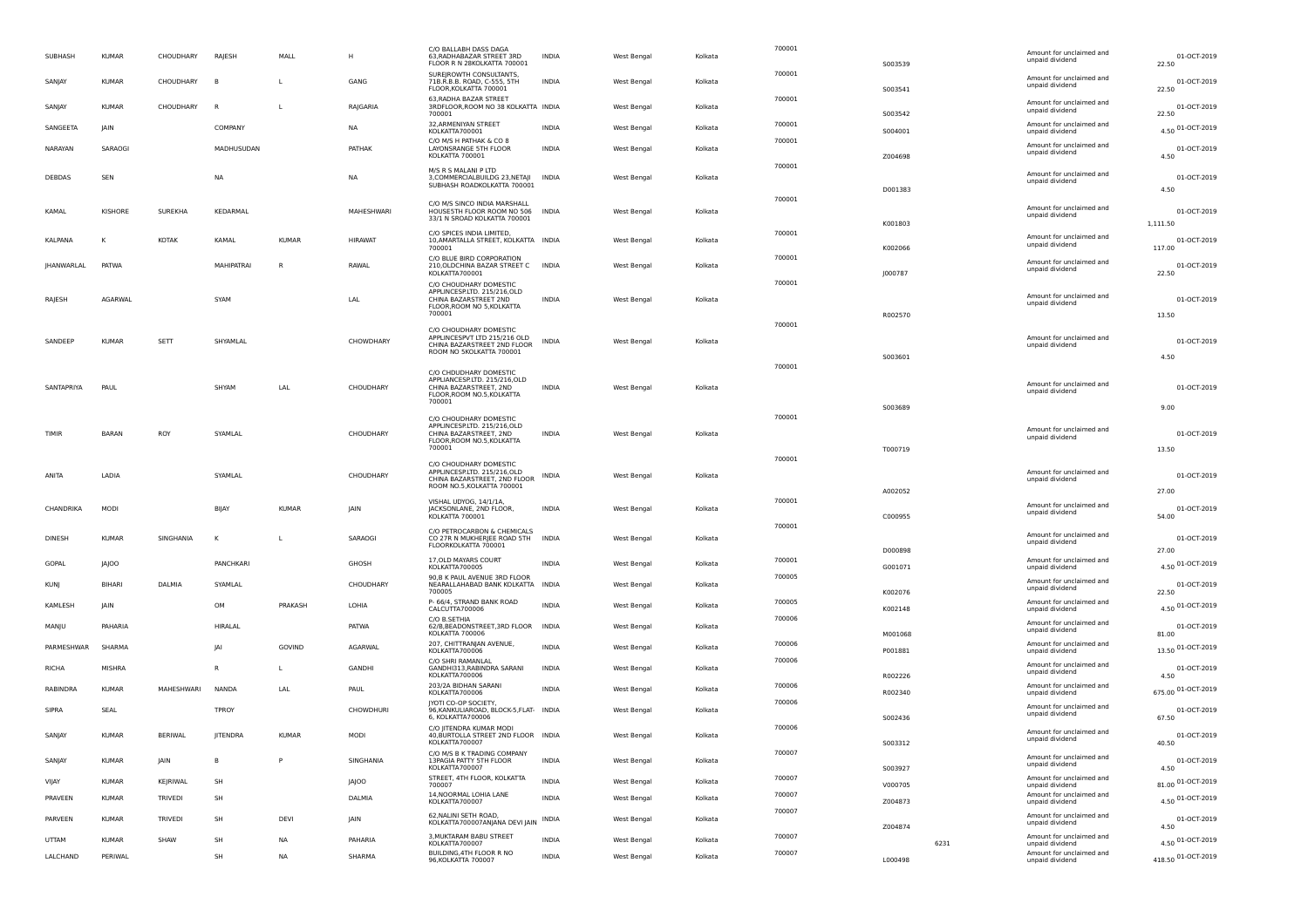| | | | | | | | | | | | | | | | |
|---|---|---|---|---|---|---|---|---|---|---|---|---|---|---|---|
| SUBHASH | KUMAR | CHOUDHARY | RAJESH | MALL | H | C/O BALLABH DASS DAGA 63,RADHABAZAR STREET 3RD FLOOR R N 28KOLKATTA 700001 | INDIA | West Bengal | Kolkata | 700001 | S003539 | | Amount for unclaimed and unpaid dividend | 22.50 | 01-OCT-2019 |
| SANJAY | KUMAR | CHOUDHARY | B | L | GANG | SUREJROWTH CONSULTANTS, 71B.R.B.B. ROAD, C-555, 5TH FLOOR,KOLKATTA 700001 | INDIA | West Bengal | Kolkata | 700001 | S003541 | | Amount for unclaimed and unpaid dividend | 22.50 | 01-OCT-2019 |
| SANJAY | KUMAR | CHOUDHARY | R | L | RAJGARIA | 63,RADHA BAZAR STREET 3RDFLOOR,ROOM NO 38 KOLKATTA 700001 | INDIA | West Bengal | Kolkata | 700001 | S003542 | | Amount for unclaimed and unpaid dividend | 22.50 | 01-OCT-2019 |
| SANGEETA | JAIN | | COMPANY | | NA | 32,ARMENIYAN STREET KOLKATTA700001 | INDIA | West Bengal | Kolkata | 700001 | S004001 | | Amount for unclaimed and unpaid dividend | 4.50 | 01-OCT-2019 |
| NARAYAN | SARAOGI | | MADHUSUDAN | | PATHAK | C/O M/S H PATHAK & CO 8 LAYONSRANGE 5TH FLOOR KOLKATTA 700001 | INDIA | West Bengal | Kolkata | 700001 | Z004698 | | Amount for unclaimed and unpaid dividend | 4.50 | 01-OCT-2019 |
| DEBDAS | SEN | | NA | | NA | M/S R S MALANI P LTD 3,COMMERCIALBUILDG 23,NETAJI SUBHASH ROADKOLKATTA 700001 | INDIA | West Bengal | Kolkata | 700001 | D001383 | | Amount for unclaimed and unpaid dividend | 4.50 | 01-OCT-2019 |
| KAMAL | KISHORE | SUREKHA | KEDARMAL | | MAHESHWARI | C/O M/S SINCO INDIA MARSHALL HOUSE5TH FLOOR ROOM NO 506 33/1 N SROAD KOLKATTA 700001 | INDIA | West Bengal | Kolkata | 700001 | K001803 | | Amount for unclaimed and unpaid dividend | 1,111.50 | 01-OCT-2019 |
| KALPANA | K | KOTAK | KAMAL | KUMAR | HIRAWAT | C/O SPICES INDIA LIMITED, 10,AMARTALLA STREET, KOLKATTA 700001 | INDIA | West Bengal | Kolkata | 700001 | K002066 | | Amount for unclaimed and unpaid dividend | 117.00 | 01-OCT-2019 |
| JHANWARLAL | PATWA | | MAHIPATRAI | R | RAWAL | C/O BLUE BIRD CORPORATION 210,OLDCHINA BAZAR STREET C KOLKATTA700001 | INDIA | West Bengal | Kolkata | 700001 | J000787 | | Amount for unclaimed and unpaid dividend | 22.50 | 01-OCT-2019 |
| RAJESH | AGARWAL | | SYAM | | LAL | C/O CHOUDHARY DOMESTIC APPLINCESP.LTD. 215/216,OLD CHINA BAZARSTREET 2ND FLOOR,ROOM NO 5,KOLKATTA 700001 | INDIA | West Bengal | Kolkata | 700001 | R002570 | | Amount for unclaimed and unpaid dividend | 13.50 | 01-OCT-2019 |
| SANDEEP | KUMAR | SETT | SHYAMLAL | | CHOWDHARY | C/O CHOUDHARY DOMESTIC APPLINCESPVT LTD 215/216 OLD CHINA BAZARSTREET 2ND FLOOR ROOM NO 5KOLKATTA 700001 | INDIA | West Bengal | Kolkata | 700001 | S003601 | | Amount for unclaimed and unpaid dividend | 4.50 | 01-OCT-2019 |
| SANTAPRIYA | PAUL | | SHYAM | LAL | CHOUDHARY | C/O CHDUDHARY DOMESTIC APPLIANCESP.LTD. 215/216,OLD CHINA BAZARSTREET, 2ND FLOOR,ROOM NO.5,KOLKATTA 700001 | INDIA | West Bengal | Kolkata | 700001 | S003689 | | Amount for unclaimed and unpaid dividend | 9.00 | 01-OCT-2019 |
| TIMIR | BARAN | ROY | SYAMLAL | | CHOUDHARY | C/O CHOUDHARY DOMESTIC APPLINCESP.LTD. 215/216,OLD CHINA BAZARSTREET, 2ND FLOOR,ROOM NO.5,KOLKATTA 700001 | INDIA | West Bengal | Kolkata | 700001 | T000719 | | Amount for unclaimed and unpaid dividend | 13.50 | 01-OCT-2019 |
| ANITA | LADIA | | SYAMLAL | | CHOUDHARY | C/O CHOUDHARY DOMESTIC APPLINCESP.LTD. 215/216,OLD CHINA BAZARSTREET, 2ND FLOOR ROOM NO.5,KOLKATTA 700001 | INDIA | West Bengal | Kolkata | 700001 | A002052 | | Amount for unclaimed and unpaid dividend | 27.00 | 01-OCT-2019 |
| CHANDRIKA | MODI | | BIJAY | KUMAR | JAIN | VISHAL UDYOG, 14/1/1A, JACKSONLANE, 2ND FLOOR, KOLKATA 700001 | INDIA | West Bengal | Kolkata | 700001 | C000955 | | Amount for unclaimed and unpaid dividend | 54.00 | 01-OCT-2019 |
| DINESH | KUMAR | SINGHANIA | K | L | SARAOGI | C/O PETROCARBON & CHEMICALS CO 27R N MUKHERJEE ROAD 5TH FLOORKOLKATTA 700001 | INDIA | West Bengal | Kolkata | 700001 | D000898 | | Amount for unclaimed and unpaid dividend | 27.00 | 01-OCT-2019 |
| GOPAL | JAJOO | | PANCHKARI | | GHOSH | 17,OLD MAYARS COURT KOLKATTA700005 | INDIA | West Bengal | Kolkata | 700001 | G001071 | | Amount for unclaimed and unpaid dividend | 4.50 | 01-OCT-2019 |
| KUNJ | BIHARI | DALMIA | SYAMLAL | | CHOUDHARY | 90,B K PAUL AVENUE 3RD FLOOR NEARALLAHABAD BANK KOLKATTA 700005 | INDIA | West Bengal | Kolkata | 700005 | K002076 | | Amount for unclaimed and unpaid dividend | 22.50 | 01-OCT-2019 |
| KAMLESH | JAIN | | OM | PRAKASH | LOHIA | P- 66/4, STRAND BANK ROAD CALCUTTA700006 | INDIA | West Bengal | Kolkata | 700005 | K002148 | | Amount for unclaimed and unpaid dividend | 4.50 | 01-OCT-2019 |
| MANJU | PAHARIA | | HIRALAL | | PATWA | C/O B.SETHIA 62/B,BEADONSTREET,3RD FLOOR KOLKATTA 700006 | INDIA | West Bengal | Kolkata | 700006 | M001068 | | Amount for unclaimed and unpaid dividend | 81.00 | 01-OCT-2019 |
| PARMESHWAR | SHARMA | | JAI | GOVIND | AGARWAL | 207, CHITTRANJAN AVENUE, KOLKATTA700006 | INDIA | West Bengal | Kolkata | 700006 | P001881 | | Amount for unclaimed and unpaid dividend | 13.50 | 01-OCT-2019 |
| RICHA | MISHRA | | R | L | GANDHI | C/O SHRI RAMANLAL GANDHI313,RABINDRA SARANI KOLKATTA700006 | INDIA | West Bengal | Kolkata | 700006 | R002226 | | Amount for unclaimed and unpaid dividend | 4.50 | 01-OCT-2019 |
| RABINDRA | KUMAR | MAHESHWARI | NANDA | LAL | PAUL | 203/2A BIDHAN SARANI KOLKATTA700006 | INDIA | West Bengal | Kolkata | 700006 | R002340 | | Amount for unclaimed and unpaid dividend | 675.00 | 01-OCT-2019 |
| SIPRA | SEAL | | TPROY | | CHOWDHURI | JYOTI CO-OP SOCIETY, 96,KANKULIAROAD, BLOCK-5,FLAT-6, KOLKATTA700006 | INDIA | West Bengal | Kolkata | 700006 | S002436 | | Amount for unclaimed and unpaid dividend | 67.50 | 01-OCT-2019 |
| SANJAY | KUMAR | BERIWAL | JITENDRA | KUMAR | MODI | C/O JITENDRA KUMAR MODI 40,BURTOLLA STREET 2ND FLOOR KOLKATTA700007 | INDIA | West Bengal | Kolkata | 700006 | S003312 | | Amount for unclaimed and unpaid dividend | 40.50 | 01-OCT-2019 |
| SANJAY | KUMAR | JAIN | B | P | SINGHANIA | C/O M/S B K TRADING COMPANY 13PAGIA PATTY 5TH FLOOR KOLKATTA700007 | INDIA | West Bengal | Kolkata | 700007 | S003927 | | Amount for unclaimed and unpaid dividend | 4.50 | 01-OCT-2019 |
| VIJAY | KUMAR | KEJRIWAL | SH | | JAJOO | STREET, 4TH FLOOR, KOLKATTA 700007 | INDIA | West Bengal | Kolkata | 700007 | V000705 | | Amount for unclaimed and unpaid dividend | 81.00 | 01-OCT-2019 |
| PRAVEEN | KUMAR | TRIVEDI | SH | | DALMIA | 14,NOORMAL LOHIA LANE KOLKATTA700007 | INDIA | West Bengal | Kolkata | 700007 | Z004873 | | Amount for unclaimed and unpaid dividend | 4.50 | 01-OCT-2019 |
| PARVEEN | KUMAR | TRIVEDI | SH | DEVI | JAIN | 62,NALINI SETH ROAD, KOLKATTA700007ANJANA DEVI JAIN | INDIA | West Bengal | Kolkata | 700007 | Z004874 | | Amount for unclaimed and unpaid dividend | 4.50 | 01-OCT-2019 |
| UTTAM | KUMAR | SHAW | SH | NA | PAHARIA | 3,MUKTARAM BABU STREET KOLKATTA700007 | INDIA | West Bengal | Kolkata | 700007 | | 6231 | Amount for unclaimed and unpaid dividend | 4.50 | 01-OCT-2019 |
| LALCHAND | PERIWAL | | SH | NA | SHARMA | BUILDING,4TH FLOOR R NO 96,KOLKATTA 700007 | INDIA | West Bengal | Kolkata | 700007 | L000498 | | Amount for unclaimed and unpaid dividend | 418.50 | 01-OCT-2019 |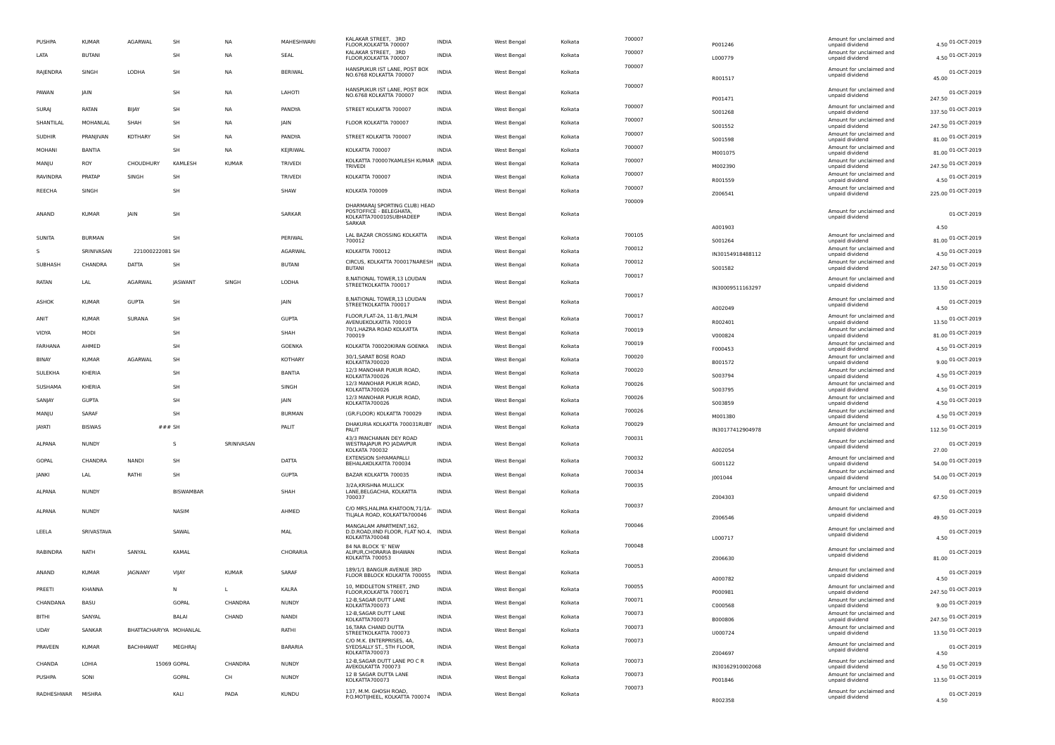| | | | | | | | | | | | | | |
|---|---|---|---|---|---|---|---|---|---|---|---|---|---|
| PUSHPA | KUMAR | AGARWAL | SH | NA | MAHESHWARI | KALAKAR STREET, 3RD FLOOR,KOLKATTA 700007 | INDIA | West Bengal | Kolkata | 700007 | P001246 | Amount for unclaimed and unpaid dividend | 4.50 | 01-OCT-2019 |
| LATA | BUTANI | | SH | NA | SEAL | KALAKAR STREET, 3RD FLOOR,KOLKATTA 700007 | INDIA | West Bengal | Kolkata | 700007 | L000779 | Amount for unclaimed and unpaid dividend | 4.50 | 01-OCT-2019 |
| RAJENDRA | SINGH | LODHA | SH | NA | BERIWAL | HANSPUKUR IST LANE, POST BOX NO.6768 KOLKATTA 700007 | INDIA | West Bengal | Kolkata | 700007 | R001517 | Amount for unclaimed and unpaid dividend | 45.00 | 01-OCT-2019 |
| PAWAN | JAIN | | SH | NA | LAHOTI | HANSPUKUR IST LANE, POST BOX NO.6768 KOLKATTA 700007 | INDIA | West Bengal | Kolkata | 700007 | P001471 | Amount for unclaimed and unpaid dividend | 247.50 | 01-OCT-2019 |
| SURAJ | RATAN | BIJAY | SH | NA | PANDYA | STREET KOLKATTA 700007 | INDIA | West Bengal | Kolkata | 700007 | S001268 | Amount for unclaimed and unpaid dividend | 337.50 | 01-OCT-2019 |
| SHANTILAL | MOHANLAL | SHAH | SH | NA | JAIN | FLOOR KOLKATTA 700007 | INDIA | West Bengal | Kolkata | 700007 | S001552 | Amount for unclaimed and unpaid dividend | 247.50 | 01-OCT-2019 |
| SUDHIR | PRANJIVAN | KOTHARY | SH | NA | PANDYA | STREET KOLKATTA 700007 | INDIA | West Bengal | Kolkata | 700007 | S001598 | Amount for unclaimed and unpaid dividend | 81.00 | 01-OCT-2019 |
| MOHANI | BANTIA | | SH | NA | KEJRIWAL | KOLKATTA 700007 | INDIA | West Bengal | Kolkata | 700007 | M001075 | Amount for unclaimed and unpaid dividend | 81.00 | 01-OCT-2019 |
| MANJU | ROY | CHOUDHURY | KAMLESH | KUMAR | TRIVEDI | KOLKATTA 700007KAMLESH KUMAR TRIVEDI | INDIA | West Bengal | Kolkata | 700007 | M002390 | Amount for unclaimed and unpaid dividend | 247.50 | 01-OCT-2019 |
| RAVINDRA | PRATAP | SINGH | SH | | TRIVEDI | KOLKATTA 700007 | INDIA | West Bengal | Kolkata | 700007 | R001559 | Amount for unclaimed and unpaid dividend | 4.50 | 01-OCT-2019 |
| REECHA | SINGH | | SH | | SHAW | KOLKATTA 700009 | INDIA | West Bengal | Kolkata | 700007 | Z006541 | Amount for unclaimed and unpaid dividend | 225.00 | 01-OCT-2019 |
| ANAND | KUMAR | JAIN | SH | | SARKAR | DHARMARAJ SPORTING CLUB) HEAD POSTOFFICE - BELEGHATA, KOLKATTA700010SUBHADEEP SARKAR | INDIA | West Bengal | Kolkata | 700009 | A001903 | Amount for unclaimed and unpaid dividend | 4.50 | 01-OCT-2019 |
| SUNITA | BURMAN | | SH | | PERIWAL | LAL BAZAR CROSSING KOLKATTA 700012 | INDIA | West Bengal | Kolkata | 700105 | S001264 | Amount for unclaimed and unpaid dividend | 81.00 | 01-OCT-2019 |
| S | SRINIVASAN | 221000222081 SH | | | AGARWAL | KOLKATTA 700012 | INDIA | West Bengal | Kolkata | 700012 | IN30154918488112 | Amount for unclaimed and unpaid dividend | 4.50 | 01-OCT-2019 |
| SUBHASH | CHANDRA | DATTA | SH | | BUTANI | CIRCUS, KOLKATTA 700017NARESH BUTANI | INDIA | West Bengal | Kolkata | 700012 | S001582 | Amount for unclaimed and unpaid dividend | 247.50 | 01-OCT-2019 |
| RATAN | LAL | AGARWAL | JASWANT | SINGH | LODHA | 8,NATIONAL TOWER,13 LOUDAN STREETKOLKATTA 700017 | INDIA | West Bengal | Kolkata | 700017 | IN30009511163297 | Amount for unclaimed and unpaid dividend | 13.50 | 01-OCT-2019 |
| ASHOK | KUMAR | GUPTA | SH | | JAIN | 8,NATIONAL TOWER,13 LOUDAN STREETKOLKATTA 700017 | INDIA | West Bengal | Kolkata | 700017 | A002049 | Amount for unclaimed and unpaid dividend | 4.50 | 01-OCT-2019 |
| ANIT | KUMAR | SURANA | SH | | GUPTA | FLOOR,FLAT-2A, 11-B/1,PALM AVENUEKOLKATTA 700019 | INDIA | West Bengal | Kolkata | 700017 | R002401 | Amount for unclaimed and unpaid dividend | 13.50 | 01-OCT-2019 |
| VIDYA | MODI | | SH | | SHAH | 70/1,HAZRA ROAD KOLKATTA 700019 | INDIA | West Bengal | Kolkata | 700019 | V000824 | Amount for unclaimed and unpaid dividend | 81.00 | 01-OCT-2019 |
| FARHANA | AHMED | | SH | | GOENKA | KOLKATTA 700020KIRAN GOENKA | INDIA | West Bengal | Kolkata | 700019 | F000453 | Amount for unclaimed and unpaid dividend | 4.50 | 01-OCT-2019 |
| BINAY | KUMAR | AGARWAL | SH | | KOTHARY | 30/1,SARAT BOSE ROAD KOLKATTA700020 | INDIA | West Bengal | Kolkata | 700020 | B001572 | Amount for unclaimed and unpaid dividend | 9.00 | 01-OCT-2019 |
| SULEKHA | KHERIA | | SH | | BANTIA | 12/3 MANOHAR PUKUR ROAD, KOLKATTA700026 | INDIA | West Bengal | Kolkata | 700020 | S003794 | Amount for unclaimed and unpaid dividend | 4.50 | 01-OCT-2019 |
| SUSHAMA | KHERIA | | SH | | SINGH | 12/3 MANOHAR PUKUR ROAD, KOLKATTA700026 | INDIA | West Bengal | Kolkata | 700026 | S003795 | Amount for unclaimed and unpaid dividend | 4.50 | 01-OCT-2019 |
| SANJAY | GUPTA | | SH | | JAIN | 12/3 MANOHAR PUKUR ROAD, KOLKATTA700026 | INDIA | West Bengal | Kolkata | 700026 | S003859 | Amount for unclaimed and unpaid dividend | 4.50 | 01-OCT-2019 |
| MANJU | SARAF | | SH | | BURMAN | (GR.FLOOR) KOLKATTA 700029 | INDIA | West Bengal | Kolkata | 700026 | M001380 | Amount for unclaimed and unpaid dividend | 4.50 | 01-OCT-2019 |
| JAYATI | BISWAS | ### SH | | | PALIT | DHAKURIA KOLKATTA 700031RUBY PALIT | INDIA | West Bengal | Kolkata | 700029 | IN30177412904978 | Amount for unclaimed and unpaid dividend | 112.50 | 01-OCT-2019 |
| ALPANA | NUNDY | | S | SRINIVASAN | | 43/3 PANCHANAN DEY ROAD WESTRAJAPUR PO JADAVPUR KOLKATA 700032 | INDIA | West Bengal | Kolkata | 700031 | A002054 | Amount for unclaimed and unpaid dividend | 27.00 | 01-OCT-2019 |
| GOPAL | CHANDRA | NANDI | SH | | DATTA | EXTENSION SHYAMAPALLI BEHALAKOLKATTA 700034 | INDIA | West Bengal | Kolkata | 700032 | G001122 | Amount for unclaimed and unpaid dividend | 54.00 | 01-OCT-2019 |
| JANKI | LAL | RATHI | SH | | GUPTA | BAZAR KOLKATTA 700035 | INDIA | West Bengal | Kolkata | 700034 | J001044 | Amount for unclaimed and unpaid dividend | 54.00 | 01-OCT-2019 |
| ALPANA | NUNDY | | BISWAMBAR | | SHAH | 3/2A,KRISHNA MULLICK LANE,BELGACHIA, KOLKATTA 700037 | INDIA | West Bengal | Kolkata | 700035 | Z004303 | Amount for unclaimed and unpaid dividend | 67.50 | 01-OCT-2019 |
| ALPANA | NUNDY | | NASIM | | AHMED | C/O MRS,HALIMA KHATOON,71/1A-TILJALA ROAD, KOLKATTA700046 | INDIA | West Bengal | Kolkata | 700037 | Z006546 | Amount for unclaimed and unpaid dividend | 49.50 | 01-OCT-2019 |
| LEELA | SRIVASTAVA | | SAWAL | | MAL | MANGALAM APARTMENT,162, D.D.ROAD,IIND FLOOR, FLAT NO.4, KOLKATTA700048 | INDIA | West Bengal | Kolkata | 700046 | L000717 | Amount for unclaimed and unpaid dividend | 4.50 | 01-OCT-2019 |
| RABINDRA | NATH | SANYAL | KAMAL | | CHORARIA | 84 NA BLOCK 'E' NEW ALIPUR,CHORARIA BHAWAN KOLKATTA 700053 | INDIA | West Bengal | Kolkata | 700048 | Z006630 | Amount for unclaimed and unpaid dividend | 81.00 | 01-OCT-2019 |
| ANAND | KUMAR | JAGNANY | VIJAY | KUMAR | SARAF | 189/1/1 BANGUR AVENUE 3RD FLOOR BBLOCK KOLKATTA 700055 | INDIA | West Bengal | Kolkata | 700053 | A000782 | Amount for unclaimed and unpaid dividend | 4.50 | 01-OCT-2019 |
| PREETI | KHANNA | | N | L | KALRA | 10, MIDDLETON STREET, 2ND FLOOR,KOLKATTA 700071 | INDIA | West Bengal | Kolkata | 700055 | P000981 | Amount for unclaimed and unpaid dividend | 247.50 | 01-OCT-2019 |
| CHANDANA | BASU | | GOPAL | CHANDRA | NUNDY | 12-B,SAGAR DUTT LANE KOLKATTA700073 | INDIA | West Bengal | Kolkata | 700071 | C000568 | Amount for unclaimed and unpaid dividend | 9.00 | 01-OCT-2019 |
| BITHI | SANYAL | | BALAI | CHAND | NANDI | 12-B,SAGAR DUTT LANE KOLKATTA700073 | INDIA | West Bengal | Kolkata | 700073 | B000806 | Amount for unclaimed and unpaid dividend | 247.50 | 01-OCT-2019 |
| UDAY | SANKAR | BHATTACHARYYA | MOHANLAL | | RATHI | 16,TARA CHAND DUTTA STREETKOLKATTA 700073 | INDIA | West Bengal | Kolkata | 700073 | U000724 | Amount for unclaimed and unpaid dividend | 13.50 | 01-OCT-2019 |
| PRAVEEN | KUMAR | BACHHAWAT | MEGHRAJ | | BARARIA | C/O M.K. ENTERPRISES, 4A, SYEDSALLY ST., 5TH FLOOR, KOLKATTA700073 | INDIA | West Bengal | Kolkata | 700073 | Z004697 | Amount for unclaimed and unpaid dividend | 4.50 | 01-OCT-2019 |
| CHANDA | LOHIA | 15069 | GOPAL | CHANDRA | NUNDY | 12-B,SAGAR DUTT LANE PO C R AVEKOLKATTA 700073 | INDIA | West Bengal | Kolkata | 700073 | IN30162910002068 | Amount for unclaimed and unpaid dividend | 4.50 | 01-OCT-2019 |
| PUSHPA | SONI | | GOPAL | CH | NUNDY | 12 B SAGAR DUTTA LANE KOLKATTA700073 | INDIA | West Bengal | Kolkata | 700073 | P001846 | Amount for unclaimed and unpaid dividend | 13.50 | 01-OCT-2019 |
| RADHESHWAR | MISHRA | | KALI | PADA | KUNDU | 137, M.M. GHOSH ROAD, P.O.MOTIJHEEL, KOLKATTA 700074 | INDIA | West Bengal | Kolkata | 700073 | R002358 | Amount for unclaimed and unpaid dividend | 4.50 | 01-OCT-2019 |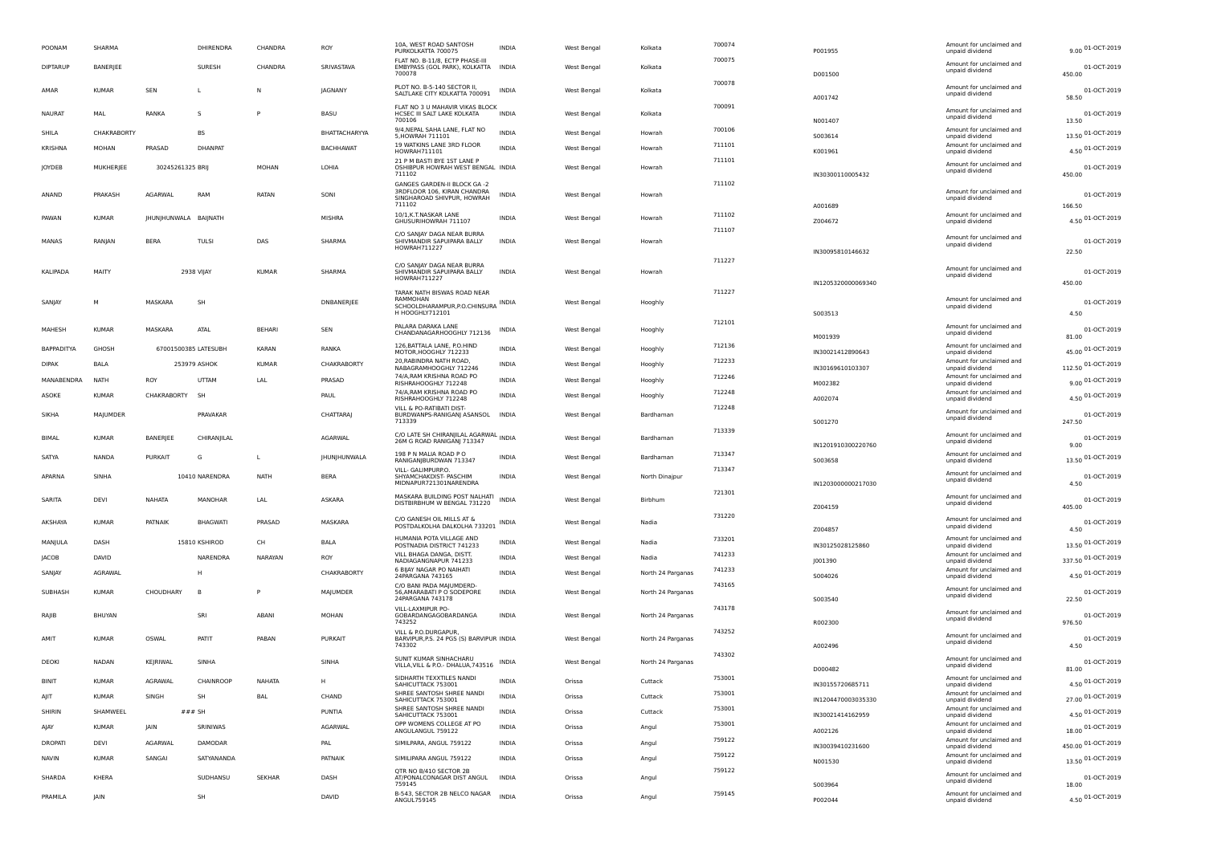| | | | | | | | | | | | | | | |
|---|---|---|---|---|---|---|---|---|---|---|---|---|---|---|
| POONAM | SHARMA | | DHIRENDRA | CHANDRA | ROY | 10A, WEST ROAD SANTOSH PURKOLKATTA 700075 | INDIA | West Bengal | Kolkata | 700074 | P001955 | Amount for unclaimed and unpaid dividend | 9.00 | 01-OCT-2019 |
| DIPTARUP | BANERJEE | | SURESH | CHANDRA | SRIVASTAVA | FLAT NO. B-11/8, ECTP PHASE-III EMBYPASS (GOL PARK), KOLKATTA 700078 | INDIA | West Bengal | Kolkata | 700075 | D001500 | Amount for unclaimed and unpaid dividend | 450.00 | 01-OCT-2019 |
| AMAR | KUMAR | SEN | L | N | JAGNANY | PLOT NO. B-5-140 SECTOR II, SALTLAKE CITY KOLKATTA 700091 | INDIA | West Bengal | Kolkata | 700078 | A001742 | Amount for unclaimed and unpaid dividend | 58.50 | 01-OCT-2019 |
| NAURAT | MAL | RANKA | S | P | BASU | FLAT NO 3 U MAHAVIR VIKAS BLOCK HCSEC III SALT LAKE KOLKATA 700106 | INDIA | West Bengal | Kolkata | 700091 | N001407 | Amount for unclaimed and unpaid dividend | 13.50 | 01-OCT-2019 |
| SHILA | CHAKRABORTY | | BS | | BHATTACHARYYA | 9/4,NEPAL SAHA LANE, FLAT NO 5,HOWRAH 711101 | INDIA | West Bengal | Howrah | 700106 | S003614 | Amount for unclaimed and unpaid dividend | 13.50 | 01-OCT-2019 |
| KRISHNA | MOHAN | PRASAD | DHANPAT | | BACHHAWAT | 19 WATKINS LANE 3RD FLOOR HOWRAH711101 | INDIA | West Bengal | Howrah | 711101 | K001961 | Amount for unclaimed and unpaid dividend | 4.50 | 01-OCT-2019 |
| JOYDEB | MUKHERJEE | 30245261325 BRIJ | | MOHAN | LOHIA | 21 P M BASTI BYE 1ST LANE P OSHIBPUR HOWRAH WEST BENGAL 711102 | INDIA | West Bengal | Howrah | 711101 | IN30300110005432 | Amount for unclaimed and unpaid dividend | 450.00 | 01-OCT-2019 |
| ANAND | PRAKASH | AGARWAL | RAM | RATAN | SONI | GANGES GARDEN-II BLOCK GA -2 3RDFLOOR 106, KIRAN CHANDRA SINGHAROAD SHIVPUR, HOWRAH 711102 | INDIA | West Bengal | Howrah | 711102 | A001689 | Amount for unclaimed and unpaid dividend | 166.50 | 01-OCT-2019 |
| PAWAN | KUMAR | JHUNJHUNWALA | BAIJNATH | | MISHRA | 10/1,K.T.NASKAR LANE GHUSURIHOWRAH 711107 | INDIA | West Bengal | Howrah | 711102 | Z004672 | Amount for unclaimed and unpaid dividend | 4.50 | 01-OCT-2019 |
| MANAS | RANJAN | BERA | TULSI | DAS | SHARMA | C/O SANJAY DAGA NEAR BURRA SHIVMANDIR SAPUIPARA BALLY HOWRAH711227 | INDIA | West Bengal | Howrah | 711107 | IN30095810146632 | Amount for unclaimed and unpaid dividend | 22.50 | 01-OCT-2019 |
| KALIPADA | MAITY | 2938 VIJAY | | KUMAR | SHARMA | C/O SANJAY DAGA NEAR BURRA SHIVMANDIR SAPUIPARA BALLY HOWRAH711227 | INDIA | West Bengal | Howrah | 711227 | IN1205320000069340 | Amount for unclaimed and unpaid dividend | 450.00 | 01-OCT-2019 |
| SANJAY | M | MASKARA | SH | | DNBANERJEE | TARAK NATH BISWAS ROAD NEAR RAMMOHAN SCHOOLDHARAMPUR,P.O.CHINSURA H HOOGHLY712101 | INDIA | West Bengal | Hooghly | 711227 | S003513 | Amount for unclaimed and unpaid dividend | 4.50 | 01-OCT-2019 |
| MAHESH | KUMAR | MASKARA | ATAL | BEHARI | SEN | PALARA DARAKA LANE CHANDANAGARHOOGHLY 712136 | INDIA | West Bengal | Hooghly | 712101 | M001939 | Amount for unclaimed and unpaid dividend | 81.00 | 01-OCT-2019 |
| BAPPADITYA | GHOSH | 67001500385 LATESUBH | | KARAN | RANKA | 126,BATTALA LANE, P.O.HIND MOTOR,HOOGHLY 712233 | INDIA | West Bengal | Hooghly | 712136 | IN30021412890643 | Amount for unclaimed and unpaid dividend | 45.00 | 01-OCT-2019 |
| DIPAK | BALA | 253979 ASHOK | | KUMAR | CHAKRABORTY | 20,RABINDRA NATH ROAD, NABAGRAMHOOGHLY 712246 | INDIA | West Bengal | Hooghly | 712233 | IN30169610103307 | Amount for unclaimed and unpaid dividend | 112.50 | 01-OCT-2019 |
| MANABENDRA | NATH | ROY | UTTAM | LAL | PRASAD | 74/A,RAM KRISHNA ROAD PO RISHRAHOOGHLY 712248 | INDIA | West Bengal | Hooghly | 712246 | M002382 | Amount for unclaimed and unpaid dividend | 9.00 | 01-OCT-2019 |
| ASOKE | KUMAR | CHAKRABORTY | SH | | PAUL | 74/A,RAM KRISHNA ROAD PO RISHRAHOOGHLY 712248 | INDIA | West Bengal | Hooghly | 712248 | A002074 | Amount for unclaimed and unpaid dividend | 4.50 | 01-OCT-2019 |
| SIKHA | MAJUMDER | | PRAVAKAR | | CHATTARAJ | VILL & PO-RATIBATI DIST-BURDWANPS-RANIGANJ ASANSOL 713339 | INDIA | West Bengal | Bardhaman | 712248 | S001270 | Amount for unclaimed and unpaid dividend | 247.50 | 01-OCT-2019 |
| BIMAL | KUMAR | BANERJEE | CHIRANJILAL | | AGARWAL | C/O LATE SH CHIRANJILAL AGARWAL 26M G ROAD RANIGANJ 713347 | INDIA | West Bengal | Bardhaman | 713339 | IN1201910300220760 | Amount for unclaimed and unpaid dividend | 9.00 | 01-OCT-2019 |
| SATYA | NANDA | PURKAIT | G | L | JHUNJHUNWALA | 198 P N MALIA ROAD P O RANIGANJBURDWAN 713347 | INDIA | West Bengal | Bardhaman | 713347 | S003658 | Amount for unclaimed and unpaid dividend | 13.50 | 01-OCT-2019 |
| APARNA | SINHA | 10410 NARENDRA | | NATH | BERA | VILL- GALIMPURP.O. SHYAMCHAKDIST- PASCHIM MIDNAPUR721301NARENDRA | INDIA | West Bengal | North Dinajpur | 713347 | IN1203000000217030 | Amount for unclaimed and unpaid dividend | 4.50 | 01-OCT-2019 |
| SARITA | DEVI | NAHATA | MANOHAR | LAL | ASKARA | MASKARA BUILDING POST NALHATI DISTBIRBHUM W BENGAL 731220 | INDIA | West Bengal | Birbhum | 721301 | Z004159 | Amount for unclaimed and unpaid dividend | 405.00 | 01-OCT-2019 |
| AKSHAYA | KUMAR | PATNAIK | BHAGWATI | PRASAD | MASKARA | C/O GANESH OIL MILLS AT & POSTDALKOLHA DALKOLHA 733201 | INDIA | West Bengal | Nadia | 731220 | Z004857 | Amount for unclaimed and unpaid dividend | 4.50 | 01-OCT-2019 |
| MANJULA | DASH | 15810 KSHIROD | | CH | BALA | HUMANIA POTA VILLAGE AND POSTNADIA DISTRICT 741233 | INDIA | West Bengal | Nadia | 733201 | IN30125028125860 | Amount for unclaimed and unpaid dividend | 13.50 | 01-OCT-2019 |
| JACOB | DAVID | | NARENDRA | NARAYAN | ROY | VILL BHAGA DANGA, DISTT. NADIAGANGNAPUR 741233 | INDIA | West Bengal | Nadia | 741233 | J001390 | Amount for unclaimed and unpaid dividend | 337.50 | 01-OCT-2019 |
| SANJAY | AGRAWAL | | H | | CHAKRABORTY | 6 BIJAY NAGAR PO NAIHATI 24PARGANA 743165 | INDIA | West Bengal | North 24 Parganas | 741233 | S004026 | Amount for unclaimed and unpaid dividend | 4.50 | 01-OCT-2019 |
| SUBHASH | KUMAR | CHOUDHARY | B | P | MAJUMDER | C/O BANI PADA MAJUMDERD-56,AMARABATI P O SODEPORE 24PARGANA 743178 | INDIA | West Bengal | North 24 Parganas | 743165 | S003540 | Amount for unclaimed and unpaid dividend | 22.50 | 01-OCT-2019 |
| RAJIB | BHUYAN | | SRI | ABANI | MOHAN | VILL-LAXMIPUR PO-GOBARDANGAGOBARDANGA 743252 | INDIA | West Bengal | North 24 Parganas | 743178 | R002300 | Amount for unclaimed and unpaid dividend | 976.50 | 01-OCT-2019 |
| AMIT | KUMAR | OSWAL | PATIT | PABAN | PURKAIT | VILL & P.O.DURGAPUR, BARVIPUR,P.S. 24 PGS (S) BARVIPUR 743302 | INDIA | West Bengal | North 24 Parganas | 743252 | A002496 | Amount for unclaimed and unpaid dividend | 4.50 | 01-OCT-2019 |
| DEOKI | NADAN | KEJRIWAL | SINHA | | SINHA | SUNIT KUMAR SINHACHARU VILLA,VILL & P.O.- DHALUA,743516 | INDIA | West Bengal | North 24 Parganas | 743302 | D000482 | Amount for unclaimed and unpaid dividend | 81.00 | 01-OCT-2019 |
| BINIT | KUMAR | AGRAWAL | CHAINROOP | NAHATA | H | SIDHARTH TEXXTILES NANDI SAHICUTTACK 753001 | INDIA | Orissa | Cuttack | 753001 | IN30155720685711 | Amount for unclaimed and unpaid dividend | 4.50 | 01-OCT-2019 |
| AJIT | KUMAR | SINGH | SH | BAL | CHAND | SHREE SANTOSH SHREE NANDI SAHICUTTACK 753001 | INDIA | Orissa | Cuttack | 753001 | IN1204470003035330 | Amount for unclaimed and unpaid dividend | 27.00 | 01-OCT-2019 |
| SHIRIN | SHAMWEEL | ### SH | | | PUNTIA | SHREE SANTOSH SHREE NANDI SAHICUTTACK 753001 | INDIA | Orissa | Cuttack | 753001 | IN30021414162959 | Amount for unclaimed and unpaid dividend | 4.50 | 01-OCT-2019 |
| AJAY | KUMAR | JAIN | SRINIWAS | | AGARWAL | OPP WOMENS COLLEGE AT PO ANGULANGUL 759122 | INDIA | Orissa | Angul | 753001 | A002126 | Amount for unclaimed and unpaid dividend | 18.00 | 01-OCT-2019 |
| DROPATI | DEVI | AGARWAL | DAMODAR | | PAL | SIMILPARA, ANGUL 759122 | INDIA | Orissa | Angul | 759122 | IN30039410231600 | Amount for unclaimed and unpaid dividend | 450.00 | 01-OCT-2019 |
| NAVIN | KUMAR | SANGAI | SATYANANDA | | PATNAIK | SIMILIPARA ANGUL 759122 | INDIA | Orissa | Angul | 759122 | N001530 | Amount for unclaimed and unpaid dividend | 13.50 | 01-OCT-2019 |
| SHARDA | KHERA | | SUDHANSU | SEKHAR | DASH | QTR NO B/410 SECTOR 2B AT/PONALCONAGAR DIST ANGUL 759145 | INDIA | Orissa | Angul | 759122 | S003964 | Amount for unclaimed and unpaid dividend | 18.00 | 01-OCT-2019 |
| PRAMILA | JAIN | | SH | | DAVID | B-543, SECTOR 2B NELCO NAGAR ANGUL759145 | INDIA | Orissa | Angul | 759145 | P002044 | Amount for unclaimed and unpaid dividend | 4.50 | 01-OCT-2019 |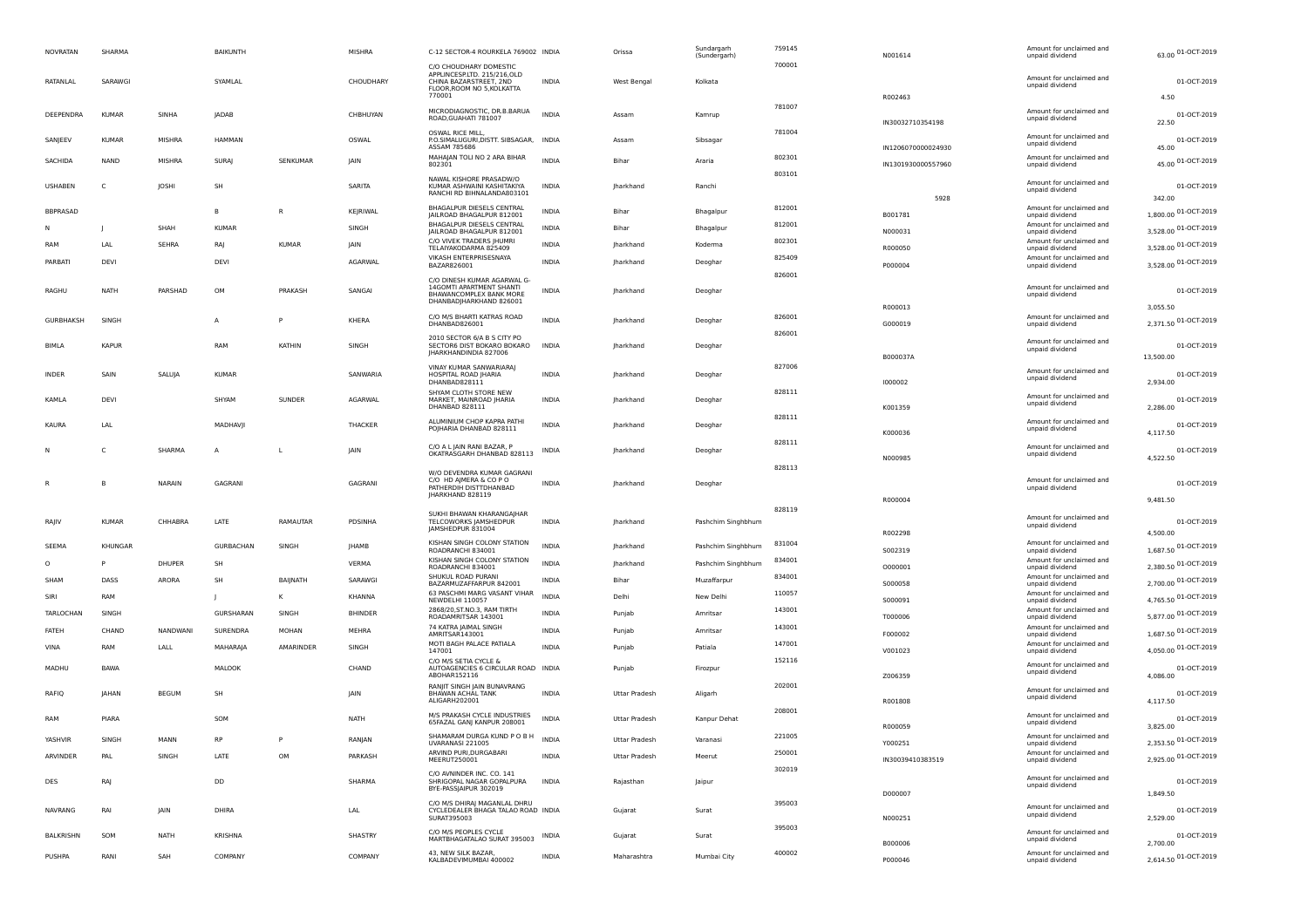| | | | | | | | | | | | | | | |
|---|---|---|---|---|---|---|---|---|---|---|---|---|---|---|
| NOVRATAN | SHARMA | | BAIKUNTH | | MISHRA | C-12 SECTOR-4 ROURKELA 769002 | INDIA | Orissa | Sundargarh (Sundergarh) | 759145 | N001614 | Amount for unclaimed and unpaid dividend | 63.00 | 01-OCT-2019 |
| RATANLAL | SARAWGI | | SYAMLAL | | CHOUDHARY | C/O CHOUDHARY DOMESTIC APPLINCESP.LTD. 215/216,OLD CHINA BAZARSTREET, 2ND FLOOR,ROOM NO 5,KOLKATTA 770001 | INDIA | West Bengal | Kolkata | 700001 | R002463 | Amount for unclaimed and unpaid dividend | 4.50 | 01-OCT-2019 |
| DEEPENDRA | KUMAR | SINHA | JADAB | | CHBHUYAN | MICRODIAGNOSTIC, DR.B.BARUA ROAD,GUAHATI 781007 | INDIA | Assam | Kamrup | 781007 | IN30032710354198 | Amount for unclaimed and unpaid dividend | 22.50 | 01-OCT-2019 |
| SANJEEV | KUMAR | MISHRA | HAMMAN | | OSWAL | OSWAL RICE MILL, P.O.SIMALUGURI,DISTT. SIBSAGAR, ASSAM 785686 | INDIA | Assam | Sibsagar | 781004 | IN1206070000024930 | Amount for unclaimed and unpaid dividend | 45.00 | 01-OCT-2019 |
| SACHIDA | NAND | MISHRA | SURAJ | SENKUMAR | JAIN | MAHAJAN TOLI NO 2 ARA BIHAR 802301 | INDIA | Bihar | Araria | 802301 | IN1301930000557960 | Amount for unclaimed and unpaid dividend | 45.00 | 01-OCT-2019 |
| USHABEN | C | JOSHI | SH | | SARITA | NAWAL KISHORE PRASADW/O KUMAR ASHWAINI KASHITAKIYA RANCHI RD BIHNALANDA803101 | INDIA | Jharkhand | Ranchi | 803101 | 5928 | Amount for unclaimed and unpaid dividend | 342.00 | 01-OCT-2019 |
| BBPRASAD | | | B | R | KEJRIWAL | BHAGALPUR DIESELS CENTRAL JAILROAD BHAGALPUR 812001 | INDIA | Bihar | Bhagalpur | 812001 | B001781 | Amount for unclaimed and unpaid dividend | 1,800.00 | 01-OCT-2019 |
| N | J | SHAH | KUMAR | | SINGH | BHAGALPUR DIESELS CENTRAL JAILROAD BHAGALPUR 812001 | INDIA | Bihar | Bhagalpur | 812001 | N000031 | Amount for unclaimed and unpaid dividend | 3,528.00 | 01-OCT-2019 |
| RAM | LAL | SEHRA | RAJ | KUMAR | JAIN | C/O VIVEK TRADERS JHUMRI TELAIYAKODARMA 825409 | INDIA | Jharkhand | Koderma | 802301 | R000050 | Amount for unclaimed and unpaid dividend | 3,528.00 | 01-OCT-2019 |
| PARBATI | DEVI | | DEVI | | AGARWAL | VIKASH ENTERPRISESNAYA BAZAR826001 | INDIA | Jharkhand | Deoghar | 825409 | P000004 | Amount for unclaimed and unpaid dividend | 3,528.00 | 01-OCT-2019 |
| RAGHU | NATH | PARSHAD | OM | PRAKASH | SANGAI | C/O DINESH KUMAR AGARWAL G-14GOMTI APARTMENT SHANTI BHAWANCOMPLEX BANK MORE DHANBADJHARKHAND 826001 | INDIA | Jharkhand | Deoghar | 826001 | R000013 | Amount for unclaimed and unpaid dividend | 3,055.50 | 01-OCT-2019 |
| GURBHAKSH | SINGH | | A | P | KHERA | C/O M/S BHARTI KATRAS ROAD DHANBAD826001 | INDIA | Jharkhand | Deoghar | 826001 | G000019 | Amount for unclaimed and unpaid dividend | 2,371.50 | 01-OCT-2019 |
| BIMLA | KAPUR | | RAM | KATHIN | SINGH | 2010 SECTOR 6/A B S CITY PO SECTOR6 DIST BOKARO BOKARO JHARKHANDINDIA 827006 | INDIA | Jharkhand | Deoghar | 826001 | B000037A | Amount for unclaimed and unpaid dividend | 13,500.00 | 01-OCT-2019 |
| INDER | SAIN | SALUJA | KUMAR | | SANWARIA | VINAY KUMAR SANWARIARAJ HOSPITAL ROAD JHARIA DHANBAD828111 | INDIA | Jharkhand | Deoghar | 827006 | I000002 | Amount for unclaimed and unpaid dividend | 2,934.00 | 01-OCT-2019 |
| KAMLA | DEVI | | SHYAM | SUNDER | AGARWAL | SHYAM CLOTH STORE NEW MARKET, MAINROAD JHARIA DHANBAD 828111 | INDIA | Jharkhand | Deoghar | 828111 | K001359 | Amount for unclaimed and unpaid dividend | 2,286.00 | 01-OCT-2019 |
| KAURA | LAL | | MADHAVJI | | THACKER | ALUMINIUM CHOP KAPRA PATHI POJHARIA DHANBAD 828111 | INDIA | Jharkhand | Deoghar | 828111 | K000036 | Amount for unclaimed and unpaid dividend | 4,117.50 | 01-OCT-2019 |
| N | C | SHARMA | A | L | JAIN | C/O A L JAIN RANI BAZAR, P OKATRASGARH DHANBAD 828113 | INDIA | Jharkhand | Deoghar | 828111 | N000985 | Amount for unclaimed and unpaid dividend | 4,522.50 | 01-OCT-2019 |
| R | B | NARAIN | GAGRANI | | GAGRANI | W/O DEVENDRA KUMAR GAGRANI C/O HD AJMERA & CO P O PATHERDIH DISTTDHANBAD JHARKHAND 828119 | INDIA | Jharkhand | Deoghar | 828113 | R000004 | Amount for unclaimed and unpaid dividend | 9,481.50 | 01-OCT-2019 |
| RAJIV | KUMAR | CHHABRA | LATE | RAMAUTAR | PDSINHA | SUKHI BHAWAN KHARANGAJHAR TELCOWORKS JAMSHEDPUR JAMSHEDPUR 831004 | INDIA | Jharkhand | Pashchim Singhbhum | 828119 | R002298 | Amount for unclaimed and unpaid dividend | 4,500.00 | 01-OCT-2019 |
| SEEMA | KHUNGAR | | GURBACHAN | SINGH | JHAMB | KISHAN SINGH COLONY STATION ROADRANCHI 834001 | INDIA | Jharkhand | Pashchim Singhbhum | 831004 | S002319 | Amount for unclaimed and unpaid dividend | 1,687.50 | 01-OCT-2019 |
| O | P | DHUPER | SH | | VERMA | KISHAN SINGH COLONY STATION ROADRANCHI 834001 | INDIA | Jharkhand | Pashchim Singhbhum | 834001 | O000001 | Amount for unclaimed and unpaid dividend | 2,380.50 | 01-OCT-2019 |
| SHAM | DASS | ARORA | SH | BAIJNATH | SARAWGI | SHUKUL ROAD PURANI BAZARMUZAFFARPUR 842001 | INDIA | Bihar | Muzaffarpur | 834001 | S000058 | Amount for unclaimed and unpaid dividend | 2,700.00 | 01-OCT-2019 |
| SIRI | RAM | | J | K | KHANNA | 63 PASCHMI MARG VASANT VIHAR NEWDELHI 110057 | INDIA | Delhi | New Delhi | 110057 | S000091 | Amount for unclaimed and unpaid dividend | 4,765.50 | 01-OCT-2019 |
| TARLOCHAN | SINGH | | GURSHARAN | SINGH | BHINDER | 2868/20,ST.NO.3, RAM TIRTH ROADAMRITSAR 143001 | INDIA | Punjab | Amritsar | 143001 | T000006 | Amount for unclaimed and unpaid dividend | 5,877.00 | 01-OCT-2019 |
| FATEH | CHAND | NANDWANI | SURENDRA | MOHAN | MEHRA | 74 KATRA JAIMAL SINGH AMRITSAR143001 | INDIA | Punjab | Amritsar | 143001 | F000002 | Amount for unclaimed and unpaid dividend | 1,687.50 | 01-OCT-2019 |
| VINA | RAM | LALL | MAHARAJA | AMARINDER | SINGH | MOTI BAGH PALACE PATIALA 147001 | INDIA | Punjab | Patiala | 147001 | V001023 | Amount for unclaimed and unpaid dividend | 4,050.00 | 01-OCT-2019 |
| MADHU | BAWA | | MALOOK | | CHAND | C/O M/S SETIA CYCLE & AUTOAGENCIES 6 CIRCULAR ROAD ABOHAR152116 | INDIA | Punjab | Firozpur | 152116 | Z006359 | Amount for unclaimed and unpaid dividend | 4,086.00 | 01-OCT-2019 |
| RAFIQ | JAHAN | BEGUM | SH | | JAIN | RANJIT SINGH JAIN BUNAVRANG BHAWAN ACHAL TANK ALIGARH202001 | INDIA | Uttar Pradesh | Aligarh | 202001 | R001808 | Amount for unclaimed and unpaid dividend | 4,117.50 | 01-OCT-2019 |
| RAM | PIARA | | SOM | | NATH | M/S PRAKASH CYCLE INDUSTRIES 65FAZAL GANJ KANPUR 208001 | INDIA | Uttar Pradesh | Kanpur Dehat | 208001 | R000059 | Amount for unclaimed and unpaid dividend | 3,825.00 | 01-OCT-2019 |
| YASHVIR | SINGH | MANN | RP | P | RANJAN | SHAMARAM DURGA KUND P O B H UVARANASI 221005 | INDIA | Uttar Pradesh | Varanasi | 221005 | Y000251 | Amount for unclaimed and unpaid dividend | 2,353.50 | 01-OCT-2019 |
| ARVINDER | PAL | SINGH | LATE | OM | PARKASH | ARVIND PURI,DURGABARI MEERUT250001 | INDIA | Uttar Pradesh | Meerut | 250001 | IN30039410383519 | Amount for unclaimed and unpaid dividend | 2,925.00 | 01-OCT-2019 |
| DES | RAJ | | DD | | SHARMA | C/O AVNINDER INC. CO. 141 SHRIGOPAL NAGAR GOPALPURA BYE-PASSJAIPUR 302019 | INDIA | Rajasthan | Jaipur | 302019 | D000007 | Amount for unclaimed and unpaid dividend | 1,849.50 | 01-OCT-2019 |
| NAVRANG | RAI | JAIN | DHIRA | | LAL | C/O M/S DHIRAJ MAGANLAL DHRU CYCLEDEALER BHAGA TALAO ROAD SURAT395003 | INDIA | Gujarat | Surat | 395003 | N000251 | Amount for unclaimed and unpaid dividend | 2,529.00 | 01-OCT-2019 |
| BALKRISHN | SOM | NATH | KRISHNA | | SHASTRY | C/O M/S PEOPLES CYCLE MARTBHAGATALAO SURAT 395003 | INDIA | Gujarat | Surat | 395003 | B000006 | Amount for unclaimed and unpaid dividend | 2,700.00 | 01-OCT-2019 |
| PUSHPA | RANI | SAH | COMPANY | | COMPANY | 43, NEW SILK BAZAR, KALBADEVIMUMBAI 400002 | INDIA | Maharashtra | Mumbai City | 400002 | P000046 | Amount for unclaimed and unpaid dividend | 2,614.50 | 01-OCT-2019 |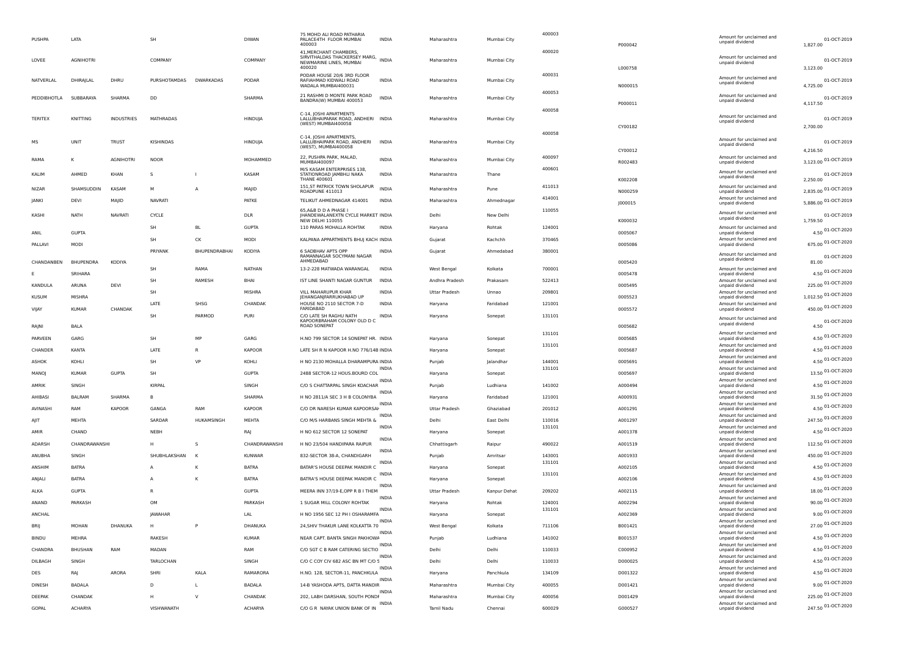| PUSHPA | LATA | | SH | | DIWAN | 75 MOHD ALI ROAD PATHARIA PALACE4TH FLOOR MUMBAI 400003 | INDIA | Maharashtra | Mumbai City | 400003 | P000042 | Amount for unclaimed and unpaid dividend | 1,827.00 | 01-OCT-2019 |
|---|---|---|---|---|---|---|---|---|---|---|---|---|---|---|
| LOVEE | AGNIHOTRI | | COMPANY | | COMPANY | 41,MERCHANT CHAMBERS, SIRVITHALDAS THACKERSEY MARG, NEWMARINE LINES, MUMBAI 400020 | INDIA | Maharashtra | Mumbai City | 400020 | L000758 | Amount for unclaimed and unpaid dividend | 3,123.00 | 01-OCT-2019 |
| NATVERLAL | DHIRAJLAL | DHRU | PURSHOTAMDAS | DWARKADAS | PODAR | PODAR HOUSE 20/6 3RD FLOOR RAFIAHMAD KIDWALI ROAD WADALA MUMBAI400031 | INDIA | Maharashtra | Mumbai City | 400031 | N000015 | Amount for unclaimed and unpaid dividend | 4,725.00 | 01-OCT-2019 |
| PEDDIBHOTLA | SUBBARAYA | SHARMA | DD | | SHARMA | 21 RASHMI D MONTE PARK ROAD BANDRA(W) MUMBAI 400053 | INDIA | Maharashtra | Mumbai City | 400053 | P000011 | Amount for unclaimed and unpaid dividend | 4,117.50 | 01-OCT-2019 |
| TERITEX | KNITTING | INDUSTRIES | MATHRADAS | | HINDUJA | C-14, JOSHI APARTMENTS LALLUBHAIPARAK ROAD, ANDHERI (WEST) MUMBAI400058 | INDIA | Maharashtra | Mumbai City | 400058 | CY00182 | Amount for unclaimed and unpaid dividend | 2,700.00 | 01-OCT-2019 |
| MS | UNIT | TRUST | KISHINDAS | | HINDUJA | C-14, JOSHI APARTMENTS, LALLUBHAIPARK ROAD, ANDHERI (WEST), MUMBAI400058 | INDIA | Maharashtra | Mumbai City | 400058 | CY00012 | Amount for unclaimed and unpaid dividend | 4,216.50 | 01-OCT-2019 |
| RAMA | K | AGNIHOTRI | NOOR | | MOHAMMED | 22, PUSHPA PARK, MALAD, MUMBAI400097 | INDIA | Maharashtra | Mumbai City | 400097 | R002483 | Amount for unclaimed and unpaid dividend | 3,123.00 | 01-OCT-2019 |
| KALIM | AHMED | KHAN | S | I | KASAM | M/S KASAM ENTERPRISES 138, STATIONROAD JAMBHLI NAKA THANE 400601 | INDIA | Maharashtra | Thane | 400601 | K002208 | Amount for unclaimed and unpaid dividend | 2,250.00 | 01-OCT-2019 |
| NIZAR | SHAMSUDDIN | KASAM | M | A | MAJID | 151,ST PATRICK TOWN SHOLAPUR ROADPUNE 411013 | INDIA | Maharashtra | Pune | 411013 | N000259 | Amount for unclaimed and unpaid dividend | 2,835.00 | 01-OCT-2019 |
| JANKI | DEVI | MAJID | NAVRATI | | PATKE | TELIKUT AHMEDNAGAR 414001 | INDIA | Maharashtra | Ahmednagar | 414001 | J000015 | Amount for unclaimed and unpaid dividend | 5,886.00 | 01-OCT-2019 |
| KASHI | NATH | NAVRATI | CYCLE | | DLR | 65,A&B D D A PHASE I JHANDEWALANEXTN CYCLE MARKET NEW DELHI 110055 | INDIA | Delhi | New Delhi | 110055 | K000032 | Amount for unclaimed and unpaid dividend | 1,759.50 | 01-OCT-2019 |
| ANIL | GUPTA | | SH | BL | GUPTA | 110 PARAS MOHALLA ROHTAK | INDIA | Haryana | Rohtak | 124001 | 0005067 | Amount for unclaimed and unpaid dividend | 4.50 | 01-OCT-2020 |
| PALLAVI | MODI | | SH | CK | MODI | KALPANA APPARTMENTS BHUJ KACH | INDIA | Gujarat | Kachchh | 370465 | 0005086 | Amount for unclaimed and unpaid dividend | 675.00 | 01-OCT-2020 |
| CHANDANBEN | BHUPENDRA | KODIYA | PRIYANK | BHUPENDRABHAI | KODIYA | 6 SADBHAV APTS OPP RAMANNAGAR SOCYMANI NAGAR AHMEDABAD | INDIA | Gujarat | Ahmedabad | 380001 | 0005420 | Amount for unclaimed and unpaid dividend | 81.00 | 01-OCT-2020 |
| E | SRIHARA | | SH | RAMA | NATHAN | 13-2-228 MATWADA WARANGAL | INDIA | West Bengal | Kolkata | 700001 | 0005478 | Amount for unclaimed and unpaid dividend | 4.50 | 01-OCT-2020 |
| KANDULA | ARUNA | DEVI | SH | RAMESH | BHAI | IST LINE SHANTI NAGAR GUNTUR | INDIA | Andhra Pradesh | Prakasam | 522413 | 0005495 | Amount for unclaimed and unpaid dividend | 225.00 | 01-OCT-2020 |
| KUSUM | MISHRA | | SH | | MISHRA | VILL MAHARUPUR KHAR JEHANGANJFARRUKHABAD UP | INDIA | Uttar Pradesh | Unnao | 209801 | 0005523 | Amount for unclaimed and unpaid dividend | 1,012.50 | 01-OCT-2020 |
| VIJAY | KUMAR | CHANDAK | LATE | SHSG | CHANDAK | HOUSE NO 2110 SECTOR 7-D FARIDABAD | INDIA | Haryana | Faridabad | 121001 | 0005572 | Amount for unclaimed and unpaid dividend | 450.00 | 01-OCT-2020 |
| RAJNI | BALA | | SH | PARMOD | PURI | C/O LATE SH RAGHU NATH KAPOORBRAHAM COLONY OLD D C ROAD SONEPAT | INDIA | Haryana | Sonepat | 131101 | 0005682 | Amount for unclaimed and unpaid dividend | 4.50 | 01-OCT-2020 |
| PARVEEN | GARG | | SH | MP | GARG | H.NO 799 SECTOR 14 SONEPAT HR. | INDIA | Haryana | Sonepat | 131101 | 0005685 | Amount for unclaimed and unpaid dividend | 4.50 | 01-OCT-2020 |
| CHANDER | KANTA | | LATE | R | KAPOOR | LATE SH R N KAPOOR H.NO 776/14B | INDIA | Haryana | Sonepat | 131101 | 0005687 | Amount for unclaimed and unpaid dividend | 4.50 | 01-OCT-2020 |
| ASHOK | KOHLI | | SH | VP | KOHLI | H NO 2130 MOHALLA DHARAMPURA | INDIA | Punjab | Jalandhar | 144001 | 0005691 | Amount for unclaimed and unpaid dividend | 4.50 | 01-OCT-2020 |
| MANOJ | KUMAR | GUPTA | SH | | GUPTA | 2488 SECTOR-12 HOUS.BOURD COL | INDIA | Haryana | Sonepat | 131101 | 0005697 | Amount for unclaimed and unpaid dividend | 13.50 | 01-OCT-2020 |
| AMRIK | SINGH | | KIRPAL | | SINGH | C/O S CHATTARPAL SINGH KOACHAR | INDIA | Punjab | Ludhiana | 141002 | A000494 | Amount for unclaimed and unpaid dividend | 4.50 | 01-OCT-2020 |
| AHIBASI | BALRAM | SHARMA | B | | SHARMA | H NO 2811/A SEC 3 H B COLONYBA | INDIA | Haryana | Faridabad | 121001 | A000931 | Amount for unclaimed and unpaid dividend | 31.50 | 01-OCT-2020 |
| AVINASHI | RAM | KAPOOR | GANGA | RAM | KAPOOR | C/O DR NARESH KUMAR KAPOORSAH | INDIA | Uttar Pradesh | Ghaziabad | 201012 | A001291 | Amount for unclaimed and unpaid dividend | 4.50 | 01-OCT-2020 |
| AJIT | MEHTA | | SARDAR | HUKAMSINGH | MEHTA | C/O M/S HARBANS SINGH MEHTA & | INDIA | Delhi | East Delhi | 110016 | A001297 | Amount for unclaimed and unpaid dividend | 247.50 | 01-OCT-2020 |
| AMIR | CHAND | | NEBH | | RAJ | H NO 612 SECTOR 12 SONEPAT | INDIA | Haryana | Sonepat | 131101 | A001378 | Amount for unclaimed and unpaid dividend | 4.50 | 01-OCT-2020 |
| ADARSH | CHANDRAWANSHI | | H | S | CHANDRAWANSHI | H NO 23/504 HANDIPARA RAIPUR | INDIA | Chhattisgarh | Raipur | 490022 | A001519 | Amount for unclaimed and unpaid dividend | 112.50 | 01-OCT-2020 |
| ANUBHA | SINGH | | SHUBHLAKSHAN | K | KUNWAR | 832-SECTOR 38-A, CHANDIGARH | INDIA | Punjab | Amritsar | 143001 | A001933 | Amount for unclaimed and unpaid dividend | 450.00 | 01-OCT-2020 |
| ANSHIM | BATRA | | A | K | BATRA | BATAR'S HOUSE DEEPAK MANDIR C | INDIA | Haryana | Sonepat | 131101 | A002105 | Amount for unclaimed and unpaid dividend | 4.50 | 01-OCT-2020 |
| ANJALI | BATRA | | A | K | BATRA | BATRA'S HOUSE DEEPAK MANDIR C | INDIA | Haryana | Sonepat | 131101 | A002106 | Amount for unclaimed and unpaid dividend | 4.50 | 01-OCT-2020 |
| ALKA | GUPTA | | R | | GUPTA | MEERA INN 37/19-E,OPP R B I THEM | INDIA | Uttar Pradesh | Kanpur Dehat | 209202 | A002115 | Amount for unclaimed and unpaid dividend | 18.00 | 01-OCT-2020 |
| ANAND | PARKASH | | OM | | PARKASH | 1 SUGAR MILL COLONY ROHTAK | INDIA | Haryana | Rohtak | 124001 | A002294 | Amount for unclaimed and unpaid dividend | 90.00 | 01-OCT-2020 |
| ANCHAL | | | JAWAHAR | | LAL | H NO 1956 SEC 12 PH I OSHARAMFA | INDIA | Haryana | Sonepat | 131101 | A002369 | Amount for unclaimed and unpaid dividend | 9.00 | 01-OCT-2020 |
| BRIJ | MOHAN | DHANUKA | H | P | DHANUKA | 24,SHIV THAKUR LANE KOLKATTA 70 | INDIA | West Bengal | Kolkata | 711106 | B001421 | Amount for unclaimed and unpaid dividend | 27.00 | 01-OCT-2020 |
| BINDU | MEHRA | | RAKESH | | KUMAR | NEAR CAPT. BANTA SINGH PAKHOWA | INDIA | Punjab | Ludhiana | 141002 | B001537 | Amount for unclaimed and unpaid dividend | 4.50 | 01-OCT-2020 |
| CHANDRA | BHUSHAN | RAM | MADAN | | RAM | C/O SGT C B RAM CATERING SECTIO | INDIA | Delhi | Delhi | 110033 | C000952 | Amount for unclaimed and unpaid dividend | 4.50 | 01-OCT-2020 |
| DILBAGH | SINGH | | TARLOCHAN | | SINGH | C/O C COY CIV 682 ASC BN MT C/O 5 | INDIA | Delhi | Delhi | 110033 | D000025 | Amount for unclaimed and unpaid dividend | 4.50 | 01-OCT-2020 |
| DES | RAJ | ARORA | SHRI | KALA | RAMARORA | H.NO. 128, SECTOR-11, PANCHKULA | INDIA | Haryana | Panchkula | 134109 | D001322 | Amount for unclaimed and unpaid dividend | 4.50 | 01-OCT-2020 |
| DINESH | BADALA | | D | L | BADALA | 14-B YASHODA APTS, DATTA MANDIR | INDIA | Maharashtra | Mumbai City | 400055 | D001421 | Amount for unclaimed and unpaid dividend | 9.00 | 01-OCT-2020 |
| DEEPAK | CHANDAK | | H | V | CHANDAK | 202, LABH DARSHAN, SOUTH POND | INDIA | Maharashtra | Mumbai City | 400056 | D001429 | Amount for unclaimed and unpaid dividend | 225.00 | 01-OCT-2020 |
| GOPAL | ACHARYA | | VISHWANATH | | ACHARYA | C/O G R NAYAK UNION BANK OF IN | INDIA | Tamil Nadu | Chennai | 600029 | G000527 | Amount for unclaimed and unpaid dividend | 247.50 | 01-OCT-2020 |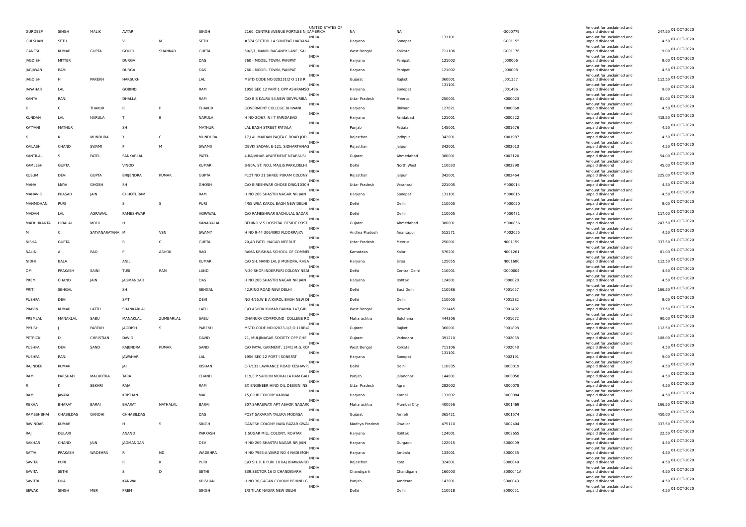| | | | | | | | | | | | | | | |
|---|---|---|---|---|---|---|---|---|---|---|---|---|---|---|
| GURDEEP | SINGH | MALIK | AVTAR | | SINGH | 2160, CENTRE AVENUE FORTLEE N J AMERICA | UNITED STATES OF AMERICA | NA | NA | | G000779 | Amount for unclaimed and unpaid dividend | 247.50 | 01-OCT-2020 |
| GULSHAN | SETH | | V | M | SETH | #374 SECTOR 14 SONEPAT HARYANA | INDIA | Haryana | Sonepat | 131101 | G001155 | Amount for unclaimed and unpaid dividend | 4.50 | 01-OCT-2020 |
| GANESH | KUMAR | GUPTA | GOURI | SHANKAR | GUPTA | 50/2/1, NANDI BAGANBY LANE, SAL | INDIA | West Bengal | Kolkata | 711106 | G001176 | Amount for unclaimed and unpaid dividend | 9.00 | 01-OCT-2020 |
| JAGDISH | MITTER | | DURGA | | DAS | 760 - MODEL TOWN, PANIPAT | INDIA | Haryana | Panipat | 121002 | J000006 | Amount for unclaimed and unpaid dividend | 9.00 | 01-OCT-2020 |
| JAGJIWAN | RAM | | DURGA | | DAS | 760 - MODEL TOWN, PANIPAT | INDIA | Haryana | Panipat | 121002 | J000008 | Amount for unclaimed and unpaid dividend | 4.50 | 01-OCT-2020 |
| JAGDISH | H | PAREKH | HARSUKH | | LAL | MSTD CODE NO.028231/2 O 118 R | INDIA | Gujarat | Rajkot | 360001 | J001357 | Amount for unclaimed and unpaid dividend | 112.50 | 01-OCT-2020 |
| JAWAHAR | LAL | | GOBIND | | RAM | 1956 SEC 12 PART-1 OPP ASHRAMSO | INDIA | Haryana | Sonepat | 131101 | J001496 | Amount for unclaimed and unpaid dividend | 9.00 | 01-OCT-2020 |
| KANTA | RANI | | DHALLA | | RAM | C/O B S KALRA 54,NEW DEVPURIBA | INDIA | Uttar Pradesh | Meerut | 250001 | K000023 | Amount for unclaimed and unpaid dividend | 81.00 | 01-OCT-2020 |
| K | C | THAKUR | R | P | THAKUR | GOVERMENT COLLEGE BHIWANI | INDIA | Haryana | Bhiwani | 127021 | K000068 | Amount for unclaimed and unpaid dividend | 4.50 | 01-OCT-2020 |
| KUNDAN | LAL | NARULA | T | B | NARULA | H NO-2C/67, N I T FARIDABAD | INDIA | Haryana | Faridabad | 121001 | K000522 | Amount for unclaimed and unpaid dividend | 418.50 | 01-OCT-2020 |
| KATYANI | MATHUR | | SH | | MATHUR | LAL BAGH STREET PATIALA | INDIA | Punjab | Patiala | 145001 | K001676 | Amount for unclaimed and unpaid dividend | 4.50 | 01-OCT-2020 |
| K | K | MUNDHRA | Y | C | MUNDHRA | 17,LAL MAIDAN PAQTA C ROAD JOD | INDIA | Rajasthan | Jodhpur | 342001 | K001987 | Amount for unclaimed and unpaid dividend | 4.50 | 01-OCT-2020 |
| KAILASH | CHAND | SWAMI | P | M | SWAMII | DEVKI SADAN, E-121, SIDHARTHNAG | INDIA | Rajasthan | Jaipur | 342001 | K002013 | Amount for unclaimed and unpaid dividend | 4.50 | 01-OCT-2020 |
| KANTILAL | S | PATEL | SANKARLAL | | PATEL | 4,RAJVIHAR APARTMENT NEARSUSI | INDIA | Gujarat | Ahmedabad | 380001 | K002120 | Amount for unclaimed and unpaid dividend | 54.00 | 01-OCT-2020 |
| KAMLESH | GUPTA | | VINOD | | KUMAR | B-80A, ST. NO.I, MAJLIS PARK,DELHI | INDIA | Delhi | North West | 110033 | K002290 | Amount for unclaimed and unpaid dividend | 45.00 | 01-OCT-2020 |
| KUSUM | DEVI | GUPTA | BRIJENDRA | KUMAR | GUPTA | PLOT NO 31 SHREE PURAM COLONY | INDIA | Rajasthan | Jaipur | 342001 | K002464 | Amount for unclaimed and unpaid dividend | 225.00 | 01-OCT-2020 |
| MAHA | MAYA | GHOSH | SH | | GHOSH | C/O BIRESHWAR GHOSE D/60/103CH | INDIA | Uttar Pradesh | Varanasi | 221005 | M000014 | Amount for unclaimed and unpaid dividend | 4.50 | 01-OCT-2020 |
| MAHAVIR | PRASAD | JAIN | CHHOTURAM | | RAM | H NO 260 SHASTRI NAGAR NR JAIN | INDIA | Haryana | Sonepat | 131101 | M000015 | Amount for unclaimed and unpaid dividend | 4.50 | 01-OCT-2020 |
| MANMOHANI | PURI | | S | S | PURI | 4/55 WEA KAROL BAGH NEW DELHI | INDIA | Delhi | Delhi | 110005 | M000020 | Amount for unclaimed and unpaid dividend | 9.00 | 01-OCT-2020 |
| MADAN | LAL | AGRAWAL | RAMESHWAR | | AGRAWAL | C/O RAMESHWAR BACHULAL SADAR | INDIA | Delhi | Delhi | 110005 | M000471 | Amount for unclaimed and unpaid dividend | 117.00 | 01-OCT-2020 |
| MADHUKANTA | HIRALAL | MODI | H | | KANAIYALAL | BEHIND V S HOSPITAL BESIDE POST | INDIA | Gujarat | Ahmedabad | 380001 | M000856 | Amount for unclaimed and unpaid dividend | 247.50 | 01-OCT-2020 |
| M | C | SATYANARAYANA | M | VSN | SWAMY | H NO 9-44 306/IIIRD FLOORRAJYA | INDIA | Andhra Pradesh | Anantapur | 515571 | M002055 | Amount for unclaimed and unpaid dividend | 4.50 | 01-OCT-2020 |
| NISHA | GUPTA | | R | C | GUPTA | 20,AB PATEL NAGAR MEERUT | INDIA | Uttar Pradesh | Meerut | 250001 | N001159 | Amount for unclaimed and unpaid dividend | 337.50 | 01-OCT-2020 |
| NALINI | A | RAO | P | ASHOK | RAO | RAMA KRISHNA SCHOOL OF COMME | INDIA | Karnataka | Kolar | 576201 | N001261 | Amount for unclaimed and unpaid dividend | 81.00 | 01-OCT-2020 |
| NIDHI | BALA | | ANIL | | KUMAR | C/O SH. NAND LAL JI MUNDRA, KHEA | INDIA | Haryana | Sirsa | 125055 | N001680 | Amount for unclaimed and unpaid dividend | 112.50 | 01-OCT-2020 |
| OM | PRAKASH | SAINI | TUSI | RAM | LAND | R-30 SHOP,INDERPURI COLONY NEA | INDIA | Delhi | Central Delhi | 110001 | O000004 | Amount for unclaimed and unpaid dividend | 4.50 | 01-OCT-2020 |
| PREM | CHAND | JAIN | JAGMANDAR | | DAS | H NO 260 SHASTRI NAGAR NR JAIN | INDIA | Haryana | Rohtak | 124001 | P000028 | Amount for unclaimed and unpaid dividend | 4.50 | 01-OCT-2020 |
| PRITI | SEHGAL | | SH | | SEHGAL | 42,RING ROAD NEW DELHI | INDIA | Delhi | East Delhi | 110086 | P001057 | Amount for unclaimed and unpaid dividend | 166.50 | 01-OCT-2020 |
| PUSHPA | DEVI | | SMT | | DEVI | NO 4/55,W E A KAROL BAGH NEW DI | INDIA | Delhi | Delhi | 110005 | P001282 | Amount for unclaimed and unpaid dividend | 9.00 | 01-OCT-2020 |
| PRAVIN | KUMAR | LATTH | SHANKARLAL | | LATH | C/O ASHOK KUMAR BANKA 147,GIR | INDIA | West Bengal | Howrah | 721445 | P001492 | Amount for unclaimed and unpaid dividend | 13.50 | 01-OCT-2020 |
| PREMLAL | MANAKLAL | SABU | MANAKLAL | ZUMBARLAL | SABU | DHANUKA COMPOUND COLLEGE RO | INDIA | Maharashtra | Buldhana | 444306 | P001672 | Amount for unclaimed and unpaid dividend | 90.00 | 01-OCT-2020 |
| PIYUSH | J | PAREKH | JAGDISH | S | PAREKH | MSTD.CODE NO.02823-1/2,O 118R4 | INDIA | Gujarat | Rajkot | 360001 | P001898 | Amount for unclaimed and unpaid dividend | 112.50 | 01-OCT-2020 |
| PETRICK | D | CHRISTIAN | DAVID | | DAVID | 21, MULJINAGAR SOCIETY OPP GHE | INDIA | Gujarat | Vadodara | 391210 | P002038 | Amount for unclaimed and unpaid dividend | 108.00 | 01-OCT-2020 |
| PUSHPA | DEVI | SAND | RAJENDRA | KUMAR | SAND | C/O PAYAL GARMENT, 134/1 M.G.RO | INDIA | West Bengal | Kolkata | 711106 | P002048 | Amount for unclaimed and unpaid dividend | 4.50 | 01-OCT-2020 |
| PUSHPA | RANI | | JAWAHAR | | LAL | 1956 SEC-12 PORT I SONEPAT | INDIA | Haryana | Sonepat | 131101 | P002191 | Amount for unclaimed and unpaid dividend | 9.00 | 01-OCT-2020 |
| RAJINDER | KUMAR | | JAI | | KISHAN | C-7/131 LAWRANCE ROAD KESHAVPU | INDIA | Delhi | Delhi | 110035 | R000019 | Amount for unclaimed and unpaid dividend | 4.50 | 01-OCT-2020 |
| RAM | PARSHAD | MALHOTRA | TARA | | CHAND | 119,E P SAIDON MOHALLA RAM GALI | INDIA | Punjab | Jalandhar | 144001 | R000058 | Amount for unclaimed and unpaid dividend | 4.50 | 01-OCT-2020 |
| R | K | SEKHRI | RAJA | | RAM | EX ENGINEER HIND OIL DESIGN INS | INDIA | Uttar Pradesh | Agra | 282002 | R000078 | Amount for unclaimed and unpaid dividend | 4.50 | 01-OCT-2020 |
| RAM | JAVAYA | | KRISHAN | | MAL | 15,CLUB COLONY KARNAL | INDIA | Haryana | Karnal | 131002 | R000084 | Amount for unclaimed and unpaid dividend | 4.50 | 01-OCT-2020 |
| REKHA | BHARAT | BARAI | BHARAT | NATHALAL | BARAI | 307,SARASWATI APT ASHOK NAGARC | INDIA | Maharashtra | Mumbai City | 400056 | R001469 | Amount for unclaimed and unpaid dividend | 166.50 | 01-OCT-2020 |
| RAMESHBHAI | CHABILDAS | GANDHI | CHHABILDAS | | DAS | POST SAKARIYA TALUKA MODASA | INDIA | Gujarat | Amreli | 365421 | R001574 | Amount for unclaimed and unpaid dividend | 450.00 | 01-OCT-2020 |
| RAVINDAR | KUMAR | | H | S | SINGH | GANESH COLONY NAYA BAZAR GWAL | INDIA | Madhya Pradesh | Gwalior | 475110 | R002404 | Amount for unclaimed and unpaid dividend | 337.50 | 01-OCT-2020 |
| RAJ | DULARI | | ANAND | | PARKASH | 1 SUGAR MILL COLONY, ROHTAK | INDIA | Haryana | Rohtak | 124001 | R002655 | Amount for unclaimed and unpaid dividend | 22.50 | 01-OCT-2020 |
| SAKHAR | CHAND | JAIN | JAGMANDAR | | DEV | H NO 260 SHASTRI NAGAR NR JAIN | INDIA | Haryana | Gurgaon | 122015 | S000009 | Amount for unclaimed and unpaid dividend | 4.50 | 01-OCT-2020 |
| SATYA | PRAKASH | WADEHRA | R | ND | WADEHRA | H NO 7965-A,WARD NO 4 NADI MOH | INDIA | Haryana | Ambala | 133001 | S000035 | Amount for unclaimed and unpaid dividend | 4.50 | 01-OCT-2020 |
| SAVITA | PURI | | R | K | PURI | C/O SH. R K PURI 10 RAJ BHAWANRO | INDIA | Rajasthan | Kota | 324001 | S000040 | Amount for unclaimed and unpaid dividend | 4.50 | 01-OCT-2020 |
| SAVITA | SETHI | | S | D | SETHI | 839,SECTOR 16 D CHANDIGARH | INDIA | Chandigarh | Chandigarh | 160003 | S000041A | Amount for unclaimed and unpaid dividend | 4.50 | 01-OCT-2020 |
| SAVITRI | DUA | | KANWAL | | KRISHAN | H NO 30,GAGAN COLONY BEHIND G | INDIA | Punjab | Amritsar | 143001 | S000043 | Amount for unclaimed and unpaid dividend | 4.50 | 01-OCT-2020 |
| SEWAK | SINGH | MER | PREM | | SINGH | 1/3 TILAK NAGAR NEW DELHI | INDIA | Delhi | Delhi | 110018 | S000051 | Amount for unclaimed and unpaid dividend | 4.50 | 01-OCT-2020 |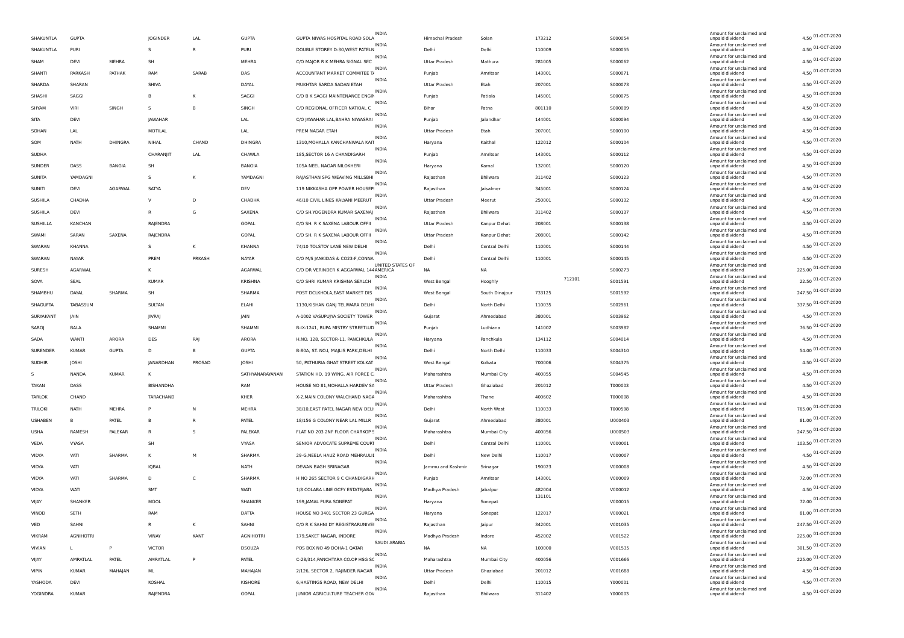| SHAKUNTLA | GUPTA | | JOGINDER | LAL | GUPTA | GUPTA NIWAS HOSPITAL ROAD SOLA | INDIA | Himachal Pradesh | Solan | 173212 | | S000054 | Amount for unclaimed and unpaid dividend | 4.50 | 01-OCT-2020 |
|---|---|---|---|---|---|---|---|---|---|---|---|---|---|---|---|
| SHAKUNTLA | PURI | | S | R | PURI | DOUBLE STOREY D-30,WEST PATELN | INDIA | Delhi | Delhi | 110009 | | S000055 | Amount for unclaimed and unpaid dividend | 4.50 | 01-OCT-2020 |
| SHAM | DEVI | MEHRA | SH | | MEHRA | C/O MAJOR R K MEHRA SIGNAL SEC | INDIA | Uttar Pradesh | Mathura | 281005 | | S000062 | Amount for unclaimed and unpaid dividend | 4.50 | 01-OCT-2020 |
| SHANTI | PARKASH | PATHAK | RAM | SARAB | DAS | ACCOUNTANT MARKET COMMITEE TA | INDIA | Punjab | Amritsar | 143001 | | S000071 | Amount for unclaimed and unpaid dividend | 4.50 | 01-OCT-2020 |
| SHARDA | SHARAN | | SHIVA | | DAYAL | MUKHTAR SARDA SADAN ETAH | INDIA | Uttar Pradesh | Etah | 207001 | | S000073 | Amount for unclaimed and unpaid dividend | 4.50 | 01-OCT-2020 |
| SHASHI | SAGGI | | B | K | SAGGI | C/O B K SAGGI MAINTENANCE ENGIN | INDIA | Punjab | Patiala | 145001 | | S000075 | Amount for unclaimed and unpaid dividend | 4.50 | 01-OCT-2020 |
| SHYAM | VIRI | SINGH | S | B | SINGH | C/O REGIONAL OFFICER NATIOAL C | INDIA | Bihar | Patna | 801110 | | S000089 | Amount for unclaimed and unpaid dividend | 4.50 | 01-OCT-2020 |
| SITA | DEVI | | JAWAHAR | | LAL | C/O JAWAHAR LAL,BAHRA NIWASRAI | INDIA | Punjab | Jalandhar | 144001 | | S000094 | Amount for unclaimed and unpaid dividend | 4.50 | 01-OCT-2020 |
| SOHAN | LAL | | MOTILAL | | LAL | PREM NAGAR ETAH | INDIA | Uttar Pradesh | Etah | 207001 | | S000100 | Amount for unclaimed and unpaid dividend | 4.50 | 01-OCT-2020 |
| SOM | NATH | DHINGRA | NIHAL | CHAND | DHINGRA | 1310,MOHALLA KANCHANWALA KAIT | INDIA | Haryana | Kaithal | 122012 | | S000104 | Amount for unclaimed and unpaid dividend | 4.50 | 01-OCT-2020 |
| SUDHA | | | CHARANJIT | LAL | CHAWLA | 185,SECTOR 16 A CHANDIGARH | INDIA | Punjab | Amritsar | 143001 | | S000112 | Amount for unclaimed and unpaid dividend | 4.50 | 01-OCT-2020 |
| SUNDER | DASS | BANGIA | SH | | BANGIA | 105A NEEL NAGAR NILOKHERI | INDIA | Haryana | Karnal | 132001 | | S000120 | Amount for unclaimed and unpaid dividend | 4.50 | 01-OCT-2020 |
| SUNITA | YAMDAGNI | | S | K | YAMDAGNI | RAJASTHAN SPG WEAVING MILLSBHI | INDIA | Rajasthan | Bhilwara | 311402 | | S000123 | Amount for unclaimed and unpaid dividend | 4.50 | 01-OCT-2020 |
| SUNITI | DEVI | AGARWAL | SATYA | | DEV | 119 NIKKASHA OPP POWER HOUSEPI | INDIA | Rajasthan | Jaisalmer | 345001 | | S000124 | Amount for unclaimed and unpaid dividend | 4.50 | 01-OCT-2020 |
| SUSHILA | CHADHA | | V | D | CHADHA | 46/10 CIVIL LINES KALYANI MEERUT | INDIA | Uttar Pradesh | Meerut | 250001 | | S000132 | Amount for unclaimed and unpaid dividend | 4.50 | 01-OCT-2020 |
| SUSHILA | DEVI | | R | G | SAXENA | C/O SH.YOGENDRA KUMAR SAXENA | INDIA | Rajasthan | Bhilwara | 311402 | | S000137 | Amount for unclaimed and unpaid dividend | 4.50 | 01-OCT-2020 |
| SUSHILLA | KANCHAN | | RAJENDRA | | GOPAL | C/O SH. R K SAXENA LABOUR OFFII | INDIA | Uttar Pradesh | Kanpur Dehat | 208001 | | S000138 | Amount for unclaimed and unpaid dividend | 4.50 | 01-OCT-2020 |
| SWAMI | SARAN | SAXENA | RAJENDRA | | GOPAL | C/O SH. R K SAXENA LABOUR OFFII | INDIA | Uttar Pradesh | Kanpur Dehat | 208001 | | S000142 | Amount for unclaimed and unpaid dividend | 4.50 | 01-OCT-2020 |
| SWARAN | KHANNA | | S | K | KHANNA | 74/10 TOLSTOY LANE NEW DELHI | INDIA | Delhi | Central Delhi | 110001 | | S000144 | Amount for unclaimed and unpaid dividend | 4.50 | 01-OCT-2020 |
| SWARAN | NAYAR | | PREM | PRKASH | NAYAR | C/O M/S JANKIDAS & CO23-F,CONNA | INDIA | Delhi | Central Delhi | 110001 | | S000145 | Amount for unclaimed and unpaid dividend | 4.50 | 01-OCT-2020 |
| SURESH | AGARWAL | | K | | AGARWAL | C/O DR VERINDER K AGGARWAL 144 | UNITED STATES OF AMERICA | NA | NA | | | S000273 | Amount for unclaimed and unpaid dividend | 225.00 | 01-OCT-2020 |
| SOVA | SEAL | | KUMAR | | KRISHNA | C/O SHRI KUMAR KRISHNA SEALCH | INDIA | West Bengal | Hooghly | | 712101 | S001591 | Amount for unclaimed and unpaid dividend | 22.50 | 01-OCT-2020 |
| SHAMBHU | DAYAL | SHARMA | SH | | SHARMA | POST DCLKHOLA,EAST MARKET DIS | INDIA | West Bengal | South Dinajpur | 733125 | | S001592 | Amount for unclaimed and unpaid dividend | 247.50 | 01-OCT-2020 |
| SHAGUFTA | TABASSUM | | SULTAN | | ELAHI | 1130,KISHAN GANJ TELIWARA DELHI | INDIA | Delhi | North Delhi | 110035 | | S002961 | Amount for unclaimed and unpaid dividend | 337.50 | 01-OCT-2020 |
| SURYAKANT | JAIN | | JIVRAJ | | JAIN | A-1002 VASUPUJYA SOCIETY TOWER | INDIA | Gujarat | Ahmedabad | 380001 | | S003962 | Amount for unclaimed and unpaid dividend | 4.50 | 01-OCT-2020 |
| SAROJ | BALA | | SHAMMI | | SHAMMI | B-IX-1241, RUPA MISTRY STREETLUD | INDIA | Punjab | Ludhiana | 141002 | | S003982 | Amount for unclaimed and unpaid dividend | 76.50 | 01-OCT-2020 |
| SADA | WANTI | ARORA | DES | RAJ | ARORA | H.NO. 128, SECTOR-11, PANCHKULA | INDIA | Haryana | Panchkula | 134112 | | S004014 | Amount for unclaimed and unpaid dividend | 4.50 | 01-OCT-2020 |
| SURENDER | KUMAR | GUPTA | D | B | GUPTA | B-80A, ST. NO.I, MAJLIS PARK,DELHI | INDIA | Delhi | North Delhi | 110033 | | S004310 | Amount for unclaimed and unpaid dividend | 54.00 | 01-OCT-2020 |
| SUDHIR | JOSHI | | JANARDHAN | PROSAD | JOSHI | 50, PATHURIA GHAT STREET KOLKAT | INDIA | West Bengal | Kolkata | 700006 | | S004375 | Amount for unclaimed and unpaid dividend | 4.50 | 01-OCT-2020 |
| S | NANDA | KUMAR | K | | SATHYANARAYANAN | STATION HQ, 19 WING, AIR FORCE C | INDIA | Maharashtra | Mumbai City | 400055 | | S004545 | Amount for unclaimed and unpaid dividend | 4.50 | 01-OCT-2020 |
| TAKAN | DASS | | BISHANDHA | | RAM | HOUSE NO 81,MOHALLA HARDEV SA | INDIA | Uttar Pradesh | Ghaziabad | 201012 | | T000003 | Amount for unclaimed and unpaid dividend | 4.50 | 01-OCT-2020 |
| TARLOK | CHAND | | TARACHAND | | KHER | X-2,MAIN COLONY WALCHAND NAGA | INDIA | Maharashtra | Thane | 400602 | | T000008 | Amount for unclaimed and unpaid dividend | 4.50 | 01-OCT-2020 |
| TRILOKI | NATH | MEHRA | P | N | MEHRA | 38/10,EAST PATEL NAGAR NEW DELH | INDIA | Delhi | North West | 110033 | | T000598 | Amount for unclaimed and unpaid dividend | 765.00 | 01-OCT-2020 |
| USHABEN | B | PATEL | B | R | PATEL | 18/156 G COLONY NEAR LAL MILLR | INDIA | Gujarat | Ahmedabad | 380001 | | U000403 | Amount for unclaimed and unpaid dividend | 81.00 | 01-OCT-2020 |
| USHA | RAMESH | PALEKAR | R | S | PALEKAR | FLAT NO 203 2NF FLOOR CHARKOP S | INDIA | Maharashtra | Mumbai City | 400056 | | U000503 | Amount for unclaimed and unpaid dividend | 247.50 | 01-OCT-2020 |
| VEDA | VYASA | | SH | | VYASA | SENIOR ADVOCATE SUPREME COURT | INDIA | Delhi | Central Delhi | 110001 | | V000001 | Amount for unclaimed and unpaid dividend | 103.50 | 01-OCT-2020 |
| VIDYA | VATI | SHARMA | K | M | SHARMA | 29-G,NEELA HAUZ ROAD MEHRAULI | INDIA | Delhi | New Delhi | 110017 | | V000007 | Amount for unclaimed and unpaid dividend | 4.50 | 01-OCT-2020 |
| VIDYA | VATI | | IQBAL | | NATH | DEWAN BAGH SRINAGAR | INDIA | Jammu and Kashmir | Srinagar | 190023 | | V000008 | Amount for unclaimed and unpaid dividend | 4.50 | 01-OCT-2020 |
| VIDYA | VATI | SHARMA | D | C | SHARMA | H NO 265 SECTOR 9 C CHANDIGARH | INDIA | Punjab | Amritsar | 143001 | | V000009 | Amount for unclaimed and unpaid dividend | 72.00 | 01-OCT-2020 |
| VIDYA | WATI | | SMT | | WATI | 1/8 COLABA LINE GCFY ESTATEJABA | INDIA | Madhya Pradesh | Jabalpur | 482004 | | V000012 | Amount for unclaimed and unpaid dividend | 4.50 | 01-OCT-2020 |
| VIJAY | SHANKER | | MOOL | | SHANKER | 199,JAMAL PURA SONEPAT | INDIA | Haryana | Sonepat | 131101 | | V000015 | Amount for unclaimed and unpaid dividend | 72.00 | 01-OCT-2020 |
| VINOD | SETH | | RAM | | DATTA | HOUSE NO 3401 SECTOR 23 GURGA | INDIA | Haryana | Sonepat | 122017 | | V000021 | Amount for unclaimed and unpaid dividend | 81.00 | 01-OCT-2020 |
| VED | SAHNI | | R | K | SAHNI | C/O R K SAHNI DY REGISTRARUNIVEI | INDIA | Rajasthan | Jaipur | 342001 | | V001035 | Amount for unclaimed and unpaid dividend | 247.50 | 01-OCT-2020 |
| VIKRAM | AGNIHOTRI | | VINAY | KANT | AGNIHOTRI | 179,SAKET NAGAR, INDORE | INDIA | Madhya Pradesh | Indore | 452002 | | V001522 | Amount for unclaimed and unpaid dividend | 225.00 | 01-OCT-2020 |
| VIVIAN | L | P | VICTOR | | DSOUZA | POS BOX NO 49 DOHA-1 QATAR | SAUDI ARABIA | NA | NA | 100000 | | V001535 | Amount for unclaimed and unpaid dividend | 301.50 | 01-OCT-2020 |
| VIJAY | AMRATLAL | PATEL | AMRATLAL | P | PATEL | C-28/314,PANCHTARA CO.OP HSG SC | INDIA | Maharashtra | Mumbai City | 400056 | | V001666 | Amount for unclaimed and unpaid dividend | 225.00 | 01-OCT-2020 |
| VIPIN | KUMAR | MAHAJAN | ML | | MAHAJAN | 2/126, SECTOR 2, RAJINDER NAGAR | INDIA | Uttar Pradesh | Ghaziabad | 201012 | | V001688 | Amount for unclaimed and unpaid dividend | 4.50 | 01-OCT-2020 |
| YASHODA | DEVI | | KOSHAL | | KISHORE | 6,HASTINGS ROAD, NEW DELHI | INDIA | Delhi | Delhi | 110015 | | Y000001 | Amount for unclaimed and unpaid dividend | 4.50 | 01-OCT-2020 |
| YOGINDRA | KUMAR | | RAJENDRA | | GOPAL | JUNIOR AGRICULTURE TEACHER GOV | INDIA | Rajasthan | Bhilwara | 311402 | | Y000003 | Amount for unclaimed and unpaid dividend | 4.50 | 01-OCT-2020 |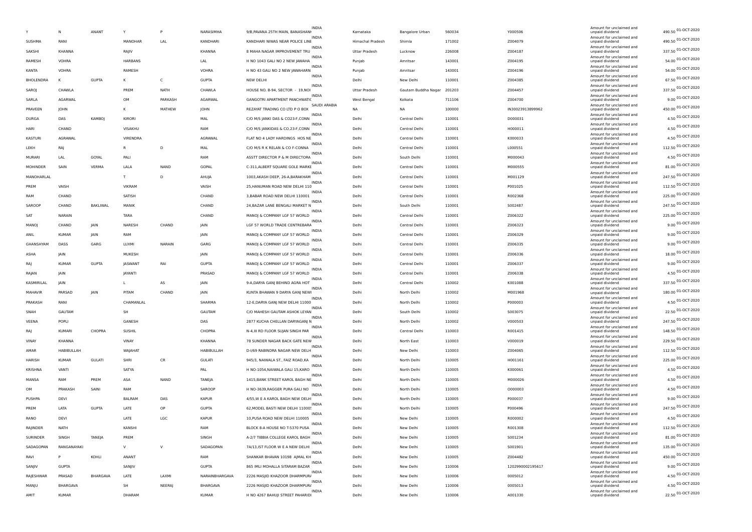| | | | | | | | | | | | | | | |
|---|---|---|---|---|---|---|---|---|---|---|---|---|---|---|
| Y | N | ANANT | Y | P | NARASIMHA | 9/B,PAVANA 25TH MAIN, BANASHANK | INDIA | Karnataka | Bangalore Urban | 560034 | Y000506 | Amount for unclaimed and unpaid dividend | 490.50 | 01-OCT-2020 |
| SUSHMA | RANI | | MANOHAR | LAL | KANDHARI | KANDHARI NIWAS NEAR POLICE LINE | INDIA | Himachal Pradesh | Shimla | 171002 | Z004079 | Amount for unclaimed and unpaid dividend | 490.50 | 01-OCT-2020 |
| SAKSHI | KHANNA | | RAJIV | | KHANNA | 8 MAHA NAGAR IMPROVEMENT TRU | INDIA | Uttar Pradesh | Lucknow | 226008 | Z004187 | Amount for unclaimed and unpaid dividend | 337.50 | 01-OCT-2020 |
| RAMESH | VOHRA | | HARBANS | | LAL | H NO 1043 GALI NO 2 NEW JAWAHA | INDIA | Punjab | Amritsar | 143001 | Z004195 | Amount for unclaimed and unpaid dividend | 54.00 | 01-OCT-2020 |
| KANTA | VOHRA | | RAMESH | | VOHRA | H NO 43 GALI NO 2 NEW JAWAHARN | INDIA | Punjab | Amritsar | 143001 | Z004196 | Amount for unclaimed and unpaid dividend | 54.00 | 01-OCT-2020 |
| BHOLENDRA | K | GUPTA | K | C | GUPTA | NEW DELHI | INDIA | Delhi | New Delhi | 110001 | Z004385 | Amount for unclaimed and unpaid dividend | 67.50 | 01-OCT-2020 |
| SAROJ | CHAWLA | | PREM | NATH | CHAWLA | HOUSE NO. B-94, SECTOR - 19,NOI | INDIA | Uttar Pradesh | Gautam Buddha Nagar | 201203 | Z004457 | Amount for unclaimed and unpaid dividend | 337.50 | 01-OCT-2020 |
| SARLA | AGARWAL | | OM | PARKASH | AGARWAL | GANGOTRI APARTMENT PANCHWATI( | INDIA | West Bengal | Kolkata | 711106 | Z004700 | Amount for unclaimed and unpaid dividend | 9.00 | 01-OCT-2020 |
| PRAVEEN | JOHN | | K | MATHEW | JOHN | REZAYAT TRADING CO LTD P O BOX | SAUDI ARABIA | NA | NA | 100000 | IN30023913899962 | Amount for unclaimed and unpaid dividend | 450.00 | 01-OCT-2020 |
| DURGA | DAS | KAMBOJ | KIRORI | | MAL | C/O M/S JANKI DAS & CO23-F,CONN | INDIA | Delhi | Central Delhi | 110001 | D000031 | Amount for unclaimed and unpaid dividend | 4.50 | 01-OCT-2020 |
| HARI | CHAND | | VISAKHU | | RAM | C/O M/S JANKIDAS & CO,23-F,CONN | INDIA | Delhi | Central Delhi | 110001 | H000011 | Amount for unclaimed and unpaid dividend | 4.50 | 01-OCT-2020 |
| KASTURI | AGRAWAL | | VIRENDRA | | AGRAWAL | FLAT NO 4 LADY HARDINGS HOS NE | INDIA | Delhi | Central Delhi | 110001 | K000033 | Amount for unclaimed and unpaid dividend | 4.50 | 01-OCT-2020 |
| LEKH | RAJ | | R | D | MAL | C/O M/S R K RELAN & CO F-CONNA | INDIA | Delhi | Central Delhi | 110001 | L000551 | Amount for unclaimed and unpaid dividend | 112.50 | 01-OCT-2020 |
| MURARI | LAL | GOYAL | PALI | | RAM | ASSTT DIRECTOR P & M DIRECTORA | INDIA | Delhi | South Delhi | 110001 | M000043 | Amount for unclaimed and unpaid dividend | 4.50 | 01-OCT-2020 |
| MOHINDER | SAIN | VERMA | LALA | NAND | GOPAL | C-311,ALBERT SQUARE GOLE MARKE | INDIA | Delhi | Central Delhi | 110001 | M000555 | Amount for unclaimed and unpaid dividend | 81.00 | 01-OCT-2020 |
| MANOHARLAL | | | T | D | AHUJA | 1003,AKASH DEEP, 26-A,BARAKHAM | INDIA | Delhi | Central Delhi | 110001 | M001129 | Amount for unclaimed and unpaid dividend | 247.50 | 01-OCT-2020 |
| PREM | VAISH | | VIKRAM | | VAISH | 25,HANUMAN ROAD NEW DELHI 110 | INDIA | Delhi | Central Delhi | 110001 | P001025 | Amount for unclaimed and unpaid dividend | 112.50 | 01-OCT-2020 |
| RAM | CHAND | | SATISH | | CHAND | 3,BABAR ROAD NEW DELHI 110001 | INDIA | Delhi | Central Delhi | 110001 | R002368 | Amount for unclaimed and unpaid dividend | 225.00 | 01-OCT-2020 |
| SAROOP | CHAND | BAKLIWAL | MANIK | | CHAND | 24,BAZAR LANE BENGALI MARKET N | INDIA | Delhi | South Delhi | 110001 | S002487 | Amount for unclaimed and unpaid dividend | 247.50 | 01-OCT-2020 |
| SAT | NARAIN | | TARA | | CHAND | MANOJ & COMPANY LGF 57 WORLD | INDIA | Delhi | Central Delhi | 110001 | Z006322 | Amount for unclaimed and unpaid dividend | 225.00 | 01-OCT-2020 |
| MANOJ | CHAND | JAIN | NARESH | CHAND | JAIN | LGF 57 WORLD TRADE CENTREBARA | INDIA | Delhi | Central Delhi | 110001 | Z006323 | Amount for unclaimed and unpaid dividend | 9.00 | 01-OCT-2020 |
| ANIL | KUMAR | JAIN | RAM | | JAIN | MANOJ & COMPANY LGF 57 WORLD | INDIA | Delhi | Central Delhi | 110001 | Z006329 | Amount for unclaimed and unpaid dividend | 9.00 | 01-OCT-2020 |
| GHANSHYAM | DASS | GARG | LUXMI | NARAIN | GARG | MANOJ & COMPANY LGF 57 WORLD | INDIA | Delhi | Central Delhi | 110001 | Z006335 | Amount for unclaimed and unpaid dividend | 9.00 | 01-OCT-2020 |
| ASHA | JAIN | | MUKESH | | JAIN | MANOJ & COMPANY LGF 57 WORLD | INDIA | Delhi | Central Delhi | 110001 | Z006336 | Amount for unclaimed and unpaid dividend | 18.00 | 01-OCT-2020 |
| RAJ | KUMAR | GUPTA | JASWANT | RAI | GUPTA | MANOJ & COMPANY LGF 57 WORLD | INDIA | Delhi | Central Delhi | 110001 | Z006337 | Amount for unclaimed and unpaid dividend | 9.00 | 01-OCT-2020 |
| RAJAN | JAIN | | JAYANTI | | PRASAD | MANOJ & COMPANY LGF 57 WORLD | INDIA | Delhi | Central Delhi | 110001 | Z006338 | Amount for unclaimed and unpaid dividend | 4.50 | 01-OCT-2020 |
| KASMIRILAL | JAIN | | L | AS | JAIN | 9-A,DARYA GANJ BEHIND AGRA HOT | INDIA | Delhi | Central Delhi | 110002 | K001088 | Amount for unclaimed and unpaid dividend | 337.50 | 01-OCT-2020 |
| MAHAVIR | PARSAD | JAIN | PITAM | CHAND | JAIN | KUNTA BHAWAN 9 DARYA GANJ NEWI | INDIA | Delhi | North Delhi | 110002 | M001968 | Amount for unclaimed and unpaid dividend | 180.00 | 01-OCT-2020 |
| PRAKASH | RANI | | CHAMANLAL | | SHARMA | 12-E,DARYA GANJ NEW DELHI 11000 | INDIA | Delhi | North Delhi | 110002 | P000003 | Amount for unclaimed and unpaid dividend | 4.50 | 01-OCT-2020 |
| SNAH | GAUTAM | | SH | | GAUTAM | C/O MAHESH GAUTAM ASHOK LEYAN | INDIA | Delhi | South Delhi | 110002 | S003075 | Amount for unclaimed and unpaid dividend | 22.50 | 01-OCT-2020 |
| VEENA | POPLI | | GANESH | | DAS | 2877 KUCHA CHELLAN DARYAGANJ N | INDIA | Delhi | North Delhi | 110002 | V000503 | Amount for unclaimed and unpaid dividend | 247.50 | 01-OCT-2020 |
| RAJ | KUMARI | CHOPRA | SUSHIL | | CHOPRA | N-4,III RD FLOOR SUJAN SINGH PAR | INDIA | Delhi | Central Delhi | 110003 | R001415 | Amount for unclaimed and unpaid dividend | 148.50 | 01-OCT-2020 |
| VINAY | KHANNA | | VINAY | | KHANNA | 78 SUNDER NAGAR BACK GATE NEW | INDIA | Delhi | North East | 110003 | V000019 | Amount for unclaimed and unpaid dividend | 229.50 | 01-OCT-2020 |
| AMAR | HABIBULLAH | | WAJAHAT | | HABIBULLAH | D-I/69 RABINDRA NAGAR NEW DELH | INDIA | Delhi | New Delhi | 110003 | Z004065 | Amount for unclaimed and unpaid dividend | 112.50 | 01-OCT-2020 |
| HARISH | KUMAR | GULATI | SHRI | CR | GULATI | 945/3, NAIWALA ST., FAIZ ROAD,KA | INDIA | Delhi | North Delhi | 110005 | H001161 | Amount for unclaimed and unpaid dividend | 225.00 | 01-OCT-2020 |
| KRISHNA | VANTI | | SATYA | | PAL | H NO-1054,NAIWALA GALI 15,KARO | INDIA | Delhi | North Delhi | 110005 | K000061 | Amount for unclaimed and unpaid dividend | 4.50 | 01-OCT-2020 |
| MANSA | RAM | PREM | ASA | NAND | TANEJA | 1415,BANK STREET KAROL BAGH NE | INDIA | Delhi | North Delhi | 110005 | M000026 | Amount for unclaimed and unpaid dividend | 4.50 | 01-OCT-2020 |
| OM | PRAKASH | SAINI | RAM | | SAROOP | H NO-3639,RAGGER PURA GALI NO | INDIA | Delhi | North Delhi | 110005 | O000003 | Amount for unclaimed and unpaid dividend | 4.50 | 01-OCT-2020 |
| PUSHPA | DEVI | | BALRAM | DAS | KAPUR | 4/55,W E A KAROL BAGH NEW DELHI | INDIA | Delhi | North Delhi | 110005 | P000037 | Amount for unclaimed and unpaid dividend | 9.00 | 01-OCT-2020 |
| PREM | LATA | GUPTA | LATE | OP | GUPTA | 62,MODEL BASTI NEW DELHI 110005 | INDIA | Delhi | North Delhi | 110005 | P000496 | Amount for unclaimed and unpaid dividend | 247.50 | 01-OCT-2020 |
| RANO | DEVI | | LATE | LGC | KAPUR | 10,PUSA ROAD NEW DELHI 110005 | INDIA | Delhi | New Delhi | 110005 | R000002 | Amount for unclaimed and unpaid dividend | 4.50 | 01-OCT-2020 |
| RAJINDER | NATH | | KANSHI | | RAM | BLOCK 8-A HOUSE NO T-5370 PUSA | INDIA | Delhi | New Delhi | 110005 | R001308 | Amount for unclaimed and unpaid dividend | 112.50 | 01-OCT-2020 |
| SURINDER | SINGH | TANEJA | PREM | | SINGH | A-2/7 TIBBIA COLLEGE KAROL BAGH | INDIA | Delhi | New Delhi | 110005 | S001234 | Amount for unclaimed and unpaid dividend | 81.00 | 01-OCT-2020 |
| SADAGOPAN | RANGANAYAKI | | V | V | SADAGOPAN | 7A/13,IST FLOOR W E A NEW DELHI | INDIA | Delhi | New Delhi | 110005 | S001901 | Amount for unclaimed and unpaid dividend | 135.00 | 01-OCT-2020 |
| RAVI | P | KOHLI | ANANT | | RAM | SHANKAR BHAVAN 10198 AJMAL KH | INDIA | Delhi | New Delhi | 110005 | Z004482 | Amount for unclaimed and unpaid dividend | 450.00 | 01-OCT-2020 |
| SANJIV | GUPTA | | SANJIV | | GUPTA | 865 IMLI MOHALLA SITARAM BAZAR | INDIA | Delhi | New Delhi | 110006 | 1202990002195617 | Amount for unclaimed and unpaid dividend | 9.00 | 01-OCT-2020 |
| RAJESHWAR | PRASAD | BHARGAVA | LATE | LAXMI | NARAINBHARGAVA | 2226 MASJID KHAZOOR DHARMPURA | INDIA | Delhi | New Delhi | 110006 | 0005012 | Amount for unclaimed and unpaid dividend | 4.50 | 01-OCT-2020 |
| MANJU | BHARGAVA | | SH | NEERAJ | BHARGAVA | 2226 MASJID KHAZOOR DHARMPURA | INDIA | Delhi | New Delhi | 110006 | 0005013 | Amount for unclaimed and unpaid dividend | 4.50 | 01-OCT-2020 |
| AMIT | KUMAR | | DHARAM | | KUMAR | H NO 4267 BAHUJI STREET PAHARIDI | INDIA | Delhi | New Delhi | 110006 | A001330 | Amount for unclaimed and unpaid dividend | 22.50 | 01-OCT-2020 |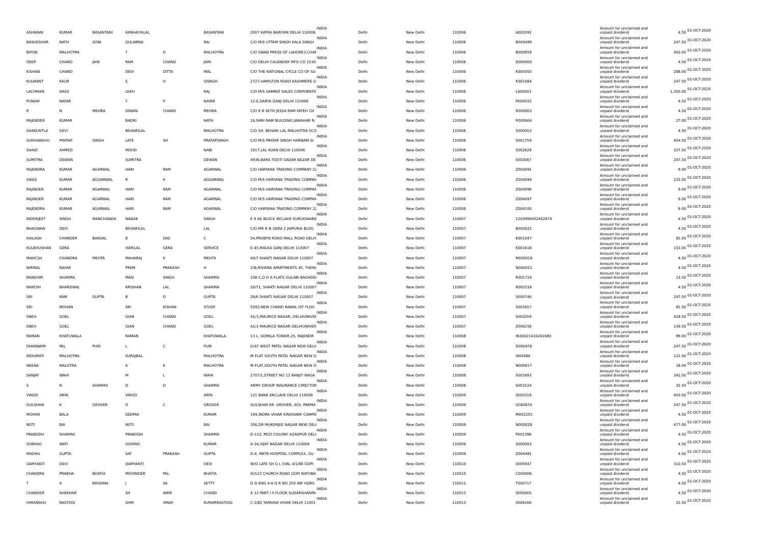| ASHWANI | KUMAR | BASANTANI | KANHAIYALAL | | BASANTANI | 2007 KATRA BARIYAN DELHI 110006 | INDIA | Delhi | New Delhi | 110006 | A002091 | Amount for unclaimed and unpaid dividend | 4.50 | 01-OCT-2020 |
|---|---|---|---|---|---|---|---|---|---|---|---|---|---|---|
| BASHESHAR | NATH | SONI | GULABRAI | | RAI | C/O M/S UTTAM SINGH KALA SINGH | INDIA | Delhi | New Delhi | 110006 | B000499 | Amount for unclaimed and unpaid dividend | 247.50 | 01-OCT-2020 |
| BIPON | MALHOTRA | | T | D | MALHOTRA | C/O SWAN PRESS OF LAHORE3,CHAN | INDIA | Delhi | New Delhi | 110006 | B000859 | Amount for unclaimed and unpaid dividend | 450.00 | 01-OCT-2020 |
| DEEP | CHAND | JAIN | RAM | CHAND | JAIN | C/O DELHI CALENDER MFG CO 1530 | INDIA | Delhi | New Delhi | 110006 | D000005 | Amount for unclaimed and unpaid dividend | 4.50 | 01-OCT-2020 |
| KISHAN | CHAND | | DEVI | DITTA | MAL | C/O THE NATIONAL CYCLE CO OF SU | INDIA | Delhi | New Delhi | 110006 | K000050 | Amount for unclaimed and unpaid dividend | 288.00 | 01-OCT-2020 |
| KULWANT | KAUR | | S | H | SISNGH | 2727,HAMILTON ROAD KASHMERE G | INDIA | Delhi | New Delhi | 110006 | K001084 | Amount for unclaimed and unpaid dividend | 247.50 | 01-OCT-2020 |
| LACHMAN | DASS | | LEKH | | RAJ | C/O M/S SAMRAT SALES CORPORATIO | INDIA | Delhi | New Delhi | 110006 | L000003 | Amount for unclaimed and unpaid dividend | 1,350.00 | 01-OCT-2020 |
| PUNAM | NAYAR | | Y | P | NAYAR | 12-E,DARYA GANJ DELHI 110006 | INDIA | Delhi | New Delhi | 110006 | P000033 | Amount for unclaimed and unpaid dividend | 4.50 | 01-OCT-2020 |
| R | N | MEHRA | DIWAN | CHAND | MEHRA | C/O R B SETH JESSA RAM FATEH CH | INDIA | Delhi | New Delhi | 110006 | R000003 | Amount for unclaimed and unpaid dividend | 4.50 | 01-OCT-2020 |
| RAJENDER | KUMAR | | BADRI | | NATH | 16,SHRI RAM BUILDING JAWAHAR N | INDIA | Delhi | New Delhi | 110006 | R000604 | Amount for unclaimed and unpaid dividend | 27.00 | 01-OCT-2020 |
| SHAKUNTLA | DEVI | | BEHARILAL | | MALHOTRA | C/O SH. BEHARI LAL MALHOTRA 5CO | INDIA | Delhi | New Delhi | 110006 | S000053 | Amount for unclaimed and unpaid dividend | 4.50 | 01-OCT-2020 |
| SUDHANSHU | PRATAP | SINGH | LATE | SH | PRATAPSINGH | C/O M/S PRATAP SINGH HARNAM SI | INDIA | Delhi | New Delhi | 110006 | S001759 | Amount for unclaimed and unpaid dividend | 454.50 | 01-OCT-2020 |
| SHAID | AHMED | | MOHD | | NABI | 1617,LAL KUAN DELHI 110006 | INDIA | Delhi | New Delhi | 110006 | S002628 | Amount for unclaimed and unpaid dividend | 337.50 | 01-OCT-2020 |
| SUMITRA | DEWAN | | SUMITRA | | DEWAN | 4936,BARA TOOTI SADAR BAZAR DE | INDIA | Delhi | New Delhi | 110006 | S003067 | Amount for unclaimed and unpaid dividend | 247.50 | 01-OCT-2020 |
| RAJENDRA | KUMAR | AGARWAL | HARI | RAM | AGARWAL | C/O HARYANA TRADING COMPANY 22 | INDIA | Delhi | New Delhi | 110006 | Z004091 | Amount for unclaimed and unpaid dividend | 9.00 | 01-OCT-2020 |
| VIKAS | KUMAR | AGGARWAL | R | K | AGGARWAL | C/O M/S HARYANA TRADING COMPAN | INDIA | Delhi | New Delhi | 110006 | Z004094 | Amount for unclaimed and unpaid dividend | 225.00 | 01-OCT-2020 |
| RAJINDER | KUMAR | AGARWAL | HARI | RAM | AGARWAL | C/O M/S HARYANA TRADING COMPAN | INDIA | Delhi | New Delhi | 110006 | Z004096 | Amount for unclaimed and unpaid dividend | 9.00 | 01-OCT-2020 |
| RAJINDER | KUMAR | AGARWAL | HARI | RAM | AGARWAL | C/O M/S HARYANA TRADING COMPAN | INDIA | Delhi | New Delhi | 110006 | Z004097 | Amount for unclaimed and unpaid dividend | 9.00 | 01-OCT-2020 |
| RAJENDRA | KUMAR | AGARWAL | HARI | RAM | AGARWAL | C/O HARYANA TRADING COMPANY 22 | INDIA | Delhi | New Delhi | 110006 | Z004100 | Amount for unclaimed and unpaid dividend | 9.00 | 01-OCT-2020 |
| INDERJEET | SINGH | MANCHANDA | NANAK | | SINGH | E 9 AE BLOCK INCLAVE GURUDWARA | INDIA | Delhi | New Delhi | 110007 | 1202990002402874 | Amount for unclaimed and unpaid dividend | 4.50 | 01-OCT-2020 |
| BHAGWAN | DEVI | | BEHARILAL | | LAL | C/O MR R N GERA 2 JAIPURIA BLDG | INDIA | Delhi | New Delhi | 110007 | B000022 | Amount for unclaimed and unpaid dividend | 4.50 | 01-OCT-2020 |
| KAILASH | CHANDER | BANSAL | B | DAS | C | 54,PROBYN ROAD MALL ROAD DELHI | INDIA | Delhi | New Delhi | 110007 | K001047 | Amount for unclaimed and unpaid dividend | 81.00 | 01-OCT-2020 |
| KULBHUSHAN | GERA | | HARILAL | GERA | SERVICE | E-45,MALKA GANJ DELHI 110007 | INDIA | Delhi | New Delhi | 110007 | K001618 | Amount for unclaimed and unpaid dividend | 153.00 | 01-OCT-2020 |
| MAHCSH | CHANDRA | MEHTA | MAHARAJ | K | MEHTA | 40/7 SHAKTI NAGAR DELHI 110007 | INDIA | Delhi | New Delhi | 110007 | M000018 | Amount for unclaimed and unpaid dividend | 4.50 | 01-OCT-2020 |
| NIRMAL | NAYAR | | PREM | PRAKASH | H | 2/N,RIVIERA APARTMENTS 45, THEMA | INDIA | Delhi | New Delhi | 110007 | N000022 | Amount for unclaimed and unpaid dividend | 4.50 | 01-OCT-2020 |
| RANDHIR | SHARMA | | MAN | SINGH | SHARMA | 108-C,D D A FLATS GULABI BAGHDEI | INDIA | Delhi | New Delhi | 110007 | R001724 | Amount for unclaimed and unpaid dividend | 13.50 | 01-OCT-2020 |
| RAKESH | BHARDWAJ | | KRISHAN | LAL | SHARMA | 26/71, SHAKTI NAGAR DELHI 110007 | INDIA | Delhi | New Delhi | 110007 | R002518 | Amount for unclaimed and unpaid dividend | 4.50 | 01-OCT-2020 |
| SRI | RAM | GUPTA | B | D | GUPTA | 26/6 SHAKTI NAGAR DELHI 110007 | INDIA | Delhi | New Delhi | 110007 | S000746 | Amount for unclaimed and unpaid dividend | 247.50 | 01-OCT-2020 |
| SRI | MOHAN | | SRI | KISHAN | STUDY | 5592,NEW CHAND RAWAL IST FLOO | INDIA | Delhi | New Delhi | 110007 | S001657 | Amount for unclaimed and unpaid dividend | 81.00 | 01-OCT-2020 |
| SNEH | GOEL | | GIAN | CHAND | GOEL | A1/3,MAURICE NAGAR, DELHIUNIVER | INDIA | Delhi | New Delhi | 110007 | S002059 | Amount for unclaimed and unpaid dividend | 418.50 | 01-OCT-2020 |
| SNEH | GOEL | | GIAN | CHAND | GOEL | A1/3 MAURICE NAGAR DELHIUNIVER | INDIA | Delhi | New Delhi | 110007 | Z006256 | Amount for unclaimed and unpaid dividend | 139.50 | 01-OCT-2020 |
| RAMAN | KHATUWALA | | RAMAN | | KHATUWALA | 13 L, GOPALA TOWER,25, RAJENDR | INDIA | Delhi | New Delhi | 110008 | IN30021416241680 | Amount for unclaimed and unpaid dividend | 99.00 | 01-OCT-2020 |
| DHARAWM | PAL | PURI | L | C | PURI | D/47 WEST PATEL NAGAR NEW DELH | INDIA | Delhi | New Delhi | 110008 | D000476 | Amount for unclaimed and unpaid dividend | 247.50 | 01-OCT-2020 |
| INDUMATI | MALHOTRA | | SURAJBAL | | MALHOTRA | M-FLAT SOUTH PATEL NAGAR NEW D | INDIA | Delhi | New Delhi | 110008 | I000486 | Amount for unclaimed and unpaid dividend | 121.50 | 01-OCT-2020 |
| NEENA | MALOTRA | | A | K | MALHOTRA | M-FLAT,SOUTH PATEL NAGAR NEW D | INDIA | Delhi | New Delhi | 110008 | N000817 | Amount for unclaimed and unpaid dividend | 18.00 | 01-OCT-2020 |
| SANJAY | WAHI | | M | L | WAHI | 2707/1,STREET NO 13 RANJIT NAGA | INDIA | Delhi | New Delhi | 110008 | S001693 | Amount for unclaimed and unpaid dividend | 342.00 | 01-OCT-2020 |
| S | N | SHARMA | D | D | SHARMA | ARMY GROUP INSURANCE CIRECTOR | INDIA | Delhi | New Delhi | 110008 | S003124 | Amount for unclaimed and unpaid dividend | 31.50 | 01-OCT-2020 |
| VINOD | ARYA | | VINOD | | ARYA | 121 BANK ENCLAVE DELHI 110009 | INDIA | Delhi | New Delhi | 110009 | 0005319 | Amount for unclaimed and unpaid dividend | 450.00 | 01-OCT-2020 |
| GULSHAN | K | GROVER | D | C | GROVER | GULSHAN KR. GROVER, 403, PARMA | INDIA | Delhi | New Delhi | 110009 | G000674 | Amount for unclaimed and unpaid dividend | 247.50 | 01-OCT-2020 |
| MOHINI | BALA | | DEEPAK | | KUMAR | 194,INDRA VIHAR KINGSWAY CAMPD | INDIA | Delhi | New Delhi | 110009 | M002255 | Amount for unclaimed and unpaid dividend | 4.50 | 01-OCT-2020 |
| NOTI | BAI | | NOTI | | BAI | 356,DR MUKERJEE NAGAR NEW DELI | INDIA | Delhi | New Delhi | 110009 | N000028 | Amount for unclaimed and unpaid dividend | 477.00 | 01-OCT-2020 |
| PRABODH | SHARMA | | PRABODH | | SHARMA | D-113, MCD COLONY AZADPUR DELI | INDIA | Delhi | New Delhi | 110009 | P002398 | Amount for unclaimed and unpaid dividend | 4.50 | 01-OCT-2020 |
| SOBHAG | WATI | | GOVIND | | KUMAR | A-34,VIJAY NAGAR DELHI 110009 | INDIA | Delhi | New Delhi | 110009 | S000093 | Amount for unclaimed and unpaid dividend | 4.50 | 01-OCT-2020 |
| MADHU | GUPTA | | SAT | PRAKASH | GUPTA | D-4, RBTB HOSPITAL COMPLEX, GU | INDIA | Delhi | New Delhi | 110009 | Z004481 | Amount for unclaimed and unpaid dividend | 4.50 | 01-OCT-2020 |
| DAMYANTI | DEVI | | DAMYANTI | | DEVI | W/O LATE SH G L SYAL 4/1/80 GOPI | INDIA | Delhi | New Delhi | 110010 | 0005947 | Amount for unclaimed and unpaid dividend | 310.50 | 01-OCT-2020 |
| CHANDRA | PRABHA | BHATIA | MOHINDER | PAL | BHATIA | III/123 CHURCH ROAD GOPI NATHBA | INDIA | Delhi | New Delhi | 110010 | C000006 | Amount for unclaimed and unpaid dividend | 4.50 | 01-OCT-2020 |
| T | A | KRISHNA | J | SA | SETTY | D D ENG A-6 Q R NO 250 AIR HQRS | INDIA | Delhi | New Delhi | 110011 | T000717 | Amount for unclaimed and unpaid dividend | 4.50 | 01-OCT-2020 |
| CHANDER | SHEKHAR | | SH | AMIR | CHAND | A 12 PART I II FLOOR SUDARSHANPA | INDIA | Delhi | New Delhi | 110013 | 0005005 | Amount for unclaimed and unpaid dividend | 4.50 | 01-OCT-2020 |
| HIMANSHU | RASTOGI | | SHRI | VINAY | KUMARRASTOGI | C-2/82 YAMUNA VIHAR DELHI 11001 | INDIA | Delhi | New Delhi | 110013 | 0006166 | Amount for unclaimed and unpaid dividend | 22.50 | 01-OCT-2020 |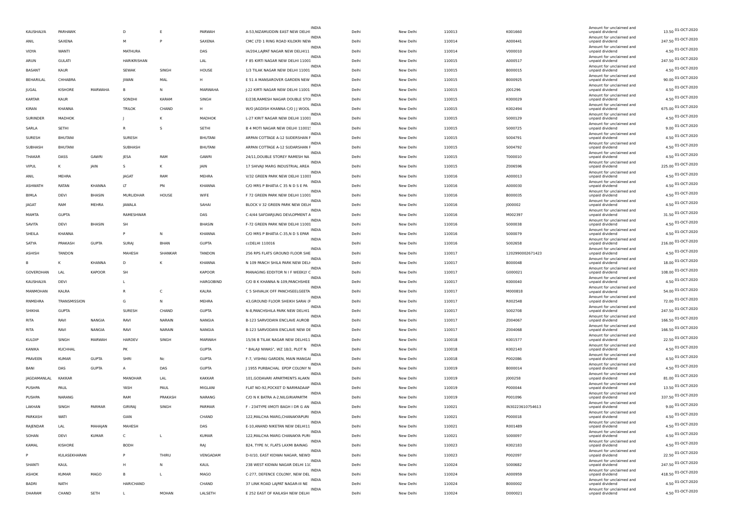| KAUSHALYA | PARHAWK | | D | E | PARWAH | A-53,NIZAMUDDIN EAST NEW DELHI | INDIA | Delhi | New Delhi | 110013 | K001660 | Amount for unclaimed and unpaid dividend | 13.50 | 01-OCT-2020 |
|---|---|---|---|---|---|---|---|---|---|---|---|---|---|---|
| ANIL | SAXENA | | M | P | SAXENA | CMC LTD 1 RING ROAD KILOKRI NEW | INDIA | Delhi | New Delhi | 110014 | A000441 | Amount for unclaimed and unpaid dividend | 247.50 | 01-OCT-2020 |
| VIDYA | WANTI | | MATHURA | | DAS | IA/204,LAJPAT NAGAR NEW DELHI11 | INDIA | Delhi | New Delhi | 110014 | V000010 | Amount for unclaimed and unpaid dividend | 4.50 | 01-OCT-2020 |
| ARUN | GULATI | | HARIKRISHAN | | LAL | F 85 KIRTI NAGAR NEW DELHI 11001 | INDIA | Delhi | New Delhi | 110015 | A000517 | Amount for unclaimed and unpaid dividend | 247.50 | 01-OCT-2020 |
| BASANT | KAUR | | SEWAK | SINGH | HOUSE | 1/3 TILAK NAGAR NEW DELHI 11001 | INDIA | Delhi | New Delhi | 110015 | B000015 | Amount for unclaimed and unpaid dividend | 4.50 | 01-OCT-2020 |
| BEHARILAL | CHHABRA | | JIWAN | MAL | H | E 51 A MANSAROVER GARDEN NEW | INDIA | Delhi | New Delhi | 110015 | B000925 | Amount for unclaimed and unpaid dividend | 90.00 | 01-OCT-2020 |
| JUGAL | KISHORE | MARWAHA | B | N | MARWAHA | J-22 KIRTI NAGAR NEW DELHI 11001 | INDIA | Delhi | New Delhi | 110015 | J001296 | Amount for unclaimed and unpaid dividend | 4.50 | 01-OCT-2020 |
| KARTAR | KAUR | | SONDHI | KARAM | SINGH | E/238,RAMESH NAGAR DOUBLE STO | INDIA | Delhi | New Delhi | 110015 | K000029 | Amount for unclaimed and unpaid dividend | 4.50 | 01-OCT-2020 |
| KIRAN | KHANNA | | TRILOK | CHAND | H | W/O JAGDISH KHANNA C/O J J WOOL | INDIA | Delhi | New Delhi | 110015 | K002494 | Amount for unclaimed and unpaid dividend | 675.00 | 01-OCT-2020 |
| SURINDER | MADHOK | | J | K | MADHOK | L-27 KIRIT NAGAR NEW DELHI 11001 | INDIA | Delhi | New Delhi | 110015 | S000129 | Amount for unclaimed and unpaid dividend | 4.50 | 01-OCT-2020 |
| SARLA | SETHI | | R | S | SETHI | B 4 MOTI NAGAR NEW DELHI 110015 | INDIA | Delhi | New Delhi | 110015 | S000725 | Amount for unclaimed and unpaid dividend | 9.00 | 01-OCT-2020 |
| SURESH | BHUTANI | | SURESH | | BHUTANI | ARPAN COTTAGE A-12 SUDERSHAN F | INDIA | Delhi | New Delhi | 110015 | S004791 | Amount for unclaimed and unpaid dividend | 4.50 | 01-OCT-2020 |
| SUBHASH | BHUTANI | | SUBHASH | | BHUTANI | ARPAN COTTAGE A-12 SUDARSHAN F | INDIA | Delhi | New Delhi | 110015 | S004792 | Amount for unclaimed and unpaid dividend | 4.50 | 01-OCT-2020 |
| THAKAR | DASS | GAWRI | JESA | RAM | GAWRI | 24/11,DOUBLE STOREY RAMESH NA | INDIA | Delhi | New Delhi | 110015 | T000010 | Amount for unclaimed and unpaid dividend | 4.50 | 01-OCT-2020 |
| VIPUL | K | JAIN | S | K | JAIN | 17 SHIVAJI MARG INDUSTRIAL AREA | INDIA | Delhi | New Delhi | 110015 | Z006596 | Amount for unclaimed and unpaid dividend | 225.00 | 01-OCT-2020 |
| ANIL | MEHRA | | JAGAT | RAM | MEHRA | V/32 GREEN PARK NEW DELHI 11001 | INDIA | Delhi | New Delhi | 110016 | A000013 | Amount for unclaimed and unpaid dividend | 4.50 | 01-OCT-2020 |
| ASHWATH | RATAN | KHANNA | LT | PN | KHANNA | C/O MRS P BHATIA C 35 N D S E PA | INDIA | Delhi | New Delhi | 110016 | A000030 | Amount for unclaimed and unpaid dividend | 4.50 | 01-OCT-2020 |
| BIMLA | DEVI | BHASIN | MURLIDHAR | HOUSE | WIFE | F 72 GREEN PARK NEW DELHI 11001 | INDIA | Delhi | New Delhi | 110016 | B000035 | Amount for unclaimed and unpaid dividend | 4.50 | 01-OCT-2020 |
| JAGAT | RAM | MEHRA | JAWALA | | SAHAI | BLOCK V 32 GREEN PARK NEW DELH | INDIA | Delhi | New Delhi | 110016 | J000002 | Amount for unclaimed and unpaid dividend | 4.50 | 01-OCT-2020 |
| MAMTA | GUPTA | | RAMESHWAR | | DAS | C-4/44 SAFDARJUNG DEVLOPMENT A | INDIA | Delhi | New Delhi | 110016 | M002397 | Amount for unclaimed and unpaid dividend | 31.50 | 01-OCT-2020 |
| SAVITA | DEVI | BHASIN | SH | | BHASIN | F-72 GREEN PARK NEW DELHI 11001 | INDIA | Delhi | New Delhi | 110016 | S000038 | Amount for unclaimed and unpaid dividend | 4.50 | 01-OCT-2020 |
| SHEILA | KHANNA | | P | N | KHANNA | C/O MRS P BHATIA C-35,N D S EPAR | INDIA | Delhi | New Delhi | 110016 | S000079 | Amount for unclaimed and unpaid dividend | 4.50 | 01-OCT-2020 |
| SATYA | PRAKASH | GUPTA | SURAJ | BHAN | GUPTA | ccDELHI 110016 | INDIA | Delhi | New Delhi | 110016 | S002658 | Amount for unclaimed and unpaid dividend | 216.00 | 01-OCT-2020 |
| ASHISH | TANDON | | MAHESH | SHANKAR | TANDON | 256 RPS FLATS GROUND FLOOR SHE | INDIA | Delhi | New Delhi | 110017 | 1202990002671423 | Amount for unclaimed and unpaid dividend | 4.50 | 01-OCT-2020 |
| B | K | KHANNA | D | K | KHANNA | N 109 PANCH SHILA PARK NEW DELH | INDIA | Delhi | New Delhi | 110017 | B000048 | Amount for unclaimed and unpaid dividend | 18.00 | 01-OCT-2020 |
| GOVERDHAN | LAL | KAPOOR | SH | | KAPOOR | MANAGING EDDITOR N I F WEEKLY C | INDIA | Delhi | New Delhi | 110017 | G000021 | Amount for unclaimed and unpaid dividend | 108.00 | 01-OCT-2020 |
| KAUSHALYA | DEVI | | L | | HARGOBIND | C/O B K KHANNA N-109,PANCHSHEE | INDIA | Delhi | New Delhi | 110017 | K000040 | Amount for unclaimed and unpaid dividend | 4.50 | 01-OCT-2020 |
| MANMOHAN | KALRA | | R | C | KALRA | C 5 SHIVALIK OFF PANCHSEELGEETA | INDIA | Delhi | New Delhi | 110017 | M000818 | Amount for unclaimed and unpaid dividend | 54.00 | 01-OCT-2020 |
| RNMEHRA | TRANSMISSION | | G | N | MEHRA | 43,GROUND FLOOR SHEIKH SARAI (F | INDIA | Delhi | New Delhi | 110017 | R002548 | Amount for unclaimed and unpaid dividend | 72.00 | 01-OCT-2020 |
| SHIKHA | GUPTA | | SURESH | CHAND | GUPTA | N-8,PANCHSHILA PARK NEW DELHI1 | INDIA | Delhi | New Delhi | 110017 | S002708 | Amount for unclaimed and unpaid dividend | 247.50 | 01-OCT-2020 |
| RITA | RAVI | NANGIA | RAVI | NARAIN | NANGIA | B-123 SARVODAYA ENCLAVE AUROB | INDIA | Delhi | New Delhi | 110017 | Z004067 | Amount for unclaimed and unpaid dividend | 166.50 | 01-OCT-2020 |
| RITA | RAVI | NANGIA | RAVI | NARAIN | NANGIA | B-123 SARVODAYA ENCLAVE NEW DE | INDIA | Delhi | New Delhi | 110017 | Z004068 | Amount for unclaimed and unpaid dividend | 166.50 | 01-OCT-2020 |
| KULDIP | SINGH | MARWAH | HARDEV | SINGH | MARWAH | 15/36 B TILAK NAGAR NEW DELHI11 | INDIA | Delhi | New Delhi | 110018 | K001577 | Amount for unclaimed and unpaid dividend | 22.50 | 01-OCT-2020 |
| KANIKA | KUCHHAL | | PK | | GUPTA | " BALAJI NIWAS", WZ 18/2, PLOT N | INDIA | Delhi | New Delhi | 110018 | K002140 | Amount for unclaimed and unpaid dividend | 4.50 | 01-OCT-2020 |
| PRAVEEN | KUMAR | GUPTA | SHRI | Nc | GUPTA | F-7, VISHNU GARDEN, MAIN MANGAI | INDIA | Delhi | New Delhi | 110018 | P002086 | Amount for unclaimed and unpaid dividend | 4.50 | 01-OCT-2020 |
| BANI | DAS | GUPTA | A | DAS | GUPTA | J 1955 PURBACHAL EPDP COLONY N | INDIA | Delhi | New Delhi | 110019 | B000014 | Amount for unclaimed and unpaid dividend | 4.50 | 01-OCT-2020 |
| JAGDAMANLAL | KAKKAR | | MANOHAR | LAL | KAKKAR | 101,GODAVARI APARTMENTS ALAKN | INDIA | Delhi | New Delhi | 110019 | J000258 | Amount for unclaimed and unpaid dividend | 81.00 | 01-OCT-2020 |
| PUSHPA | PAUL | | YASH | PAUL | MIGLANI | FLAT NO-92,POCKET D NARMADAAP | INDIA | Delhi | New Delhi | 110019 | P000044 | Amount for unclaimed and unpaid dividend | 13.50 | 01-OCT-2020 |
| PUSHPA | NARANG | | RAM | PRAKASH | NARANG | C/O N K BATRA A-2,NILGIRIAPARTM | INDIA | Delhi | New Delhi | 110019 | P001096 | Amount for unclaimed and unpaid dividend | 337.50 | 01-OCT-2020 |
| LAKHAN | SINGH | PARMAR | GIRIRAJ | SINGH | PARMAR | F - 234TYPE IIMOTI BAGH I DR G AN | INDIA | Delhi | New Delhi | 110021 | IN30223610754613 | Amount for unclaimed and unpaid dividend | 9.00 | 01-OCT-2020 |
| PARKASH | WATI | | GIAN | | CHAND | 122,MALCHA MARG,CHANAKYAPURI | INDIA | Delhi | New Delhi | 110021 | P000018 | Amount for unclaimed and unpaid dividend | 4.50 | 01-OCT-2020 |
| RAJENDAR | LAL | MAHAJAN | MAHESH | | DAS | E-10,ANAND NIKETAN NEW DELHI11 | INDIA | Delhi | New Delhi | 110021 | R001489 | Amount for unclaimed and unpaid dividend | 4.50 | 01-OCT-2020 |
| SOHAN | DEVI | KUMAR | C | L | KUMAR | 122,MALCHA MARG CHANAKYA PURI | INDIA | Delhi | New Delhi | 110021 | S000097 | Amount for unclaimed and unpaid dividend | 4.50 | 01-OCT-2020 |
| KAMAL | KISHORE | | BODH | | RAJ | 824, TYPE IV, FLATS LAXMI BAINAG | INDIA | Delhi | New Delhi | 110023 | K002183 | Amount for unclaimed and unpaid dividend | 4.50 | 01-OCT-2020 |
| P | KULASEKHARAN | | P | THIRU | VENGADAM | D-II/10, EAST KIDWAI NAGAR, NEWD | INDIA | Delhi | New Delhi | 110023 | P002097 | Amount for unclaimed and unpaid dividend | 22.50 | 01-OCT-2020 |
| SHANTI | KAUL | | H | N | KAUL | 238 WEST KIDWAI NAGAR DELHI 110 | INDIA | Delhi | New Delhi | 110024 | S000682 | Amount for unclaimed and unpaid dividend | 247.50 | 01-OCT-2020 |
| ASHOK | KUMAR | MAGO | B | L | MAGO | C-277, DEFENCE COLONY, NEW DEL | INDIA | Delhi | New Delhi | 110024 | A000959 | Amount for unclaimed and unpaid dividend | 418.50 | 01-OCT-2020 |
| BADRI | NATH | | HARICHAND | | CHAND | 37 LINK ROAD LAJPAT NAGAR-III NE | INDIA | Delhi | New Delhi | 110024 | B000002 | Amount for unclaimed and unpaid dividend | 4.50 | 01-OCT-2020 |
| DHARAM | CHAND | SETH | L | MOHAN | LALSETH | E 252 EAST OF KAILASH NEW DELHI | INDIA | Delhi | New Delhi | 110024 | D000021 | Amount for unclaimed and unpaid dividend | 4.50 | 01-OCT-2020 |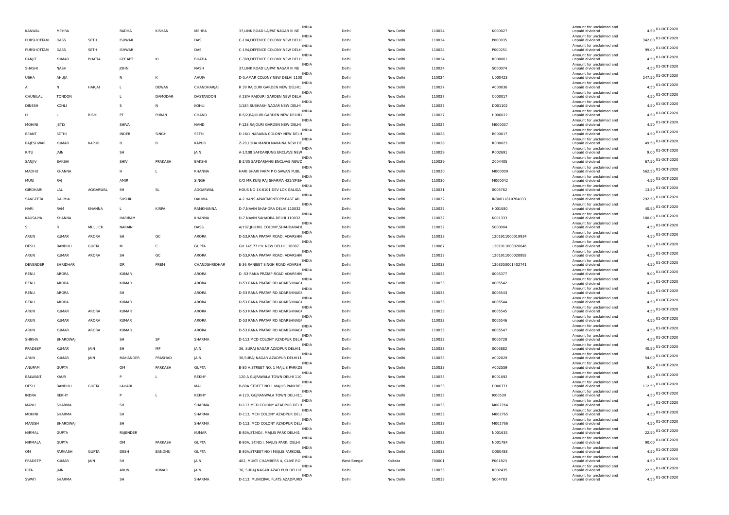| | | | | | | | | | | | | | | |
|---|---|---|---|---|---|---|---|---|---|---|---|---|---|---|
| KANWAL | MEHRA | | RADHA | KISHAN | MEHRA | 37,LINK ROAD LAJPAT NAGAR III NE | INDIA | Delhi | New Delhi | 110024 | K000027 | Amount for unclaimed and unpaid dividend | 4.50 | 01-OCT-2020 |
| PURSHOTTAM | DASS | SETH | ISHWAR | | DAS | C-194,DEFENCE COLONY NEW DELH | INDIA | Delhi | New Delhi | 110024 | P000035 | Amount for unclaimed and unpaid dividend | 342.00 | 01-OCT-2020 |
| PURSHOTTAM | DASS | SETH | ISHWAR | | DAS | C-194,DEFENCE COLONY NEW DELH | INDIA | Delhi | New Delhi | 110024 | P000251 | Amount for unclaimed and unpaid dividend | 99.00 | 01-OCT-2020 |
| RANJIT | KUMAR | BHATIA | GPCAPT | KL | BHATIA | C-389,DEFENCE COLONY NEW DELH | INDIA | Delhi | New Delhi | 110024 | R000061 | Amount for unclaimed and unpaid dividend | 4.50 | 01-OCT-2020 |
| SHASHI | NASH | | JOHN | | NASH | 37,LINK ROAD LAJPAT NAGAR III NE | INDIA | Delhi | New Delhi | 110024 | S000074 | Amount for unclaimed and unpaid dividend | 4.50 | 01-OCT-2020 |
| USHA | AHUJA | | N | K | AHUJA | D-5,AMAR COLONY NEW DELHI 1100 | INDIA | Delhi | New Delhi | 110024 | U000423 | Amount for unclaimed and unpaid dividend | 247.50 | 01-OCT-2020 |
| A | N | HARJAI | L | DEWAN | CHANDHARJAI | R 39 RAJOURI GARDEN NEW DELHI1 | INDIA | Delhi | New Delhi | 110027 | A000036 | Amount for unclaimed and unpaid dividend | 4.50 | 01-OCT-2020 |
| CHUNILAL | TONDON | | L | DAMODAR | DASTANDON | A 28/A RAJOURI GARDEN NEW DELH | INDIA | Delhi | New Delhi | 110027 | C000017 | Amount for unclaimed and unpaid dividend | 4.50 | 01-OCT-2020 |
| DINESH | KOHLI | | S | N | KOHLI | 1/184 SUBHASH NAGAR NEW DELHI | INDIA | Delhi | New Delhi | 110027 | D001102 | Amount for unclaimed and unpaid dividend | 4.50 | 01-OCT-2020 |
| H | L | RISHI | PT | PURAN | CHAND | B-5/2,RAJOURI GARDEN NEW DELHI1 | INDIA | Delhi | New Delhi | 110027 | H000022 | Amount for unclaimed and unpaid dividend | 4.50 | 01-OCT-2020 |
| MOHINI | JETLY | | SHIVA | | NAND | F-128,RAJOURI GARDEN NEW DELHI | INDIA | Delhi | New Delhi | 110027 | M000037 | Amount for unclaimed and unpaid dividend | 4.50 | 01-OCT-2020 |
| BEANT | SETHI | | INDER | SINGH | SETHI | D 16/1 NARAINA COLONY NEW DELH | INDIA | Delhi | New Delhi | 110028 | B000017 | Amount for unclaimed and unpaid dividend | 4.50 | 01-OCT-2020 |
| RAJESHWAR | KUMAR | KAPUR | D | B | KAPUR | Z-20,LOHA MANDI NARAINA NEW DE | INDIA | Delhi | New Delhi | 110028 | R000023 | Amount for unclaimed and unpaid dividend | 49.50 | 01-OCT-2020 |
| RITU | JAIN | | SH | | JAIN | A-1/108 SAFDARJUNG ENCLAVE NEW | INDIA | Delhi | New Delhi | 110029 | R002691 | Amount for unclaimed and unpaid dividend | 9.00 | 01-OCT-2020 |
| SANJIV | BAKSHI | | SHIV | PRAKASH | BAKSHI | B-2/35 SAFDARJANG ENCLAVE NEWD | INDIA | Delhi | New Delhi | 110029 | Z004405 | Amount for unclaimed and unpaid dividend | 67.50 | 01-OCT-2020 |
| MADHU | KHANNA | | H | L | KHANNA | HARI BHARI FARM P O SAWAN PUBL | INDIA | Delhi | New Delhi | 110030 | M000009 | Amount for unclaimed and unpaid dividend | 562.50 | 01-OCT-2020 |
| MUNI | RAJ | | AMIR | | SINGH | C/O MR KUNJ RAJ SHARMA 422/3MEH | INDIA | Delhi | New Delhi | 110030 | M000042 | Amount for unclaimed and unpaid dividend | 4.50 | 01-OCT-2020 |
| GIRDHARI | LAL | AGGARWAL | SH | SL | AGGARWAL | HOUS NO 1X-6101 DEV LOK GALIGA | INDIA | Delhi | New Delhi | 110031 | 0005762 | Amount for unclaimed and unpaid dividend | 13.50 | 01-OCT-2020 |
| SANGEETA | DALMIA | | SUSHIL | | DALMIA | A-2 HANS APARTMENTOPP-EAST AR | INDIA | Delhi | New Delhi | 110032 | IN30011810764033 | Amount for unclaimed and unpaid dividend | 292.50 | 01-OCT-2020 |
| HARI | RAM | KHANNA | L | KIRPA | RAMKHANNA | D-7,NAVIN SHAHDRA DELHI 110032 | INDIA | Delhi | New Delhi | 110032 | H001080 | Amount for unclaimed and unpaid dividend | 40.50 | 01-OCT-2020 |
| KAUSALYA | KHANNA | | HARIRAM | | KHANNA | D-7 NAVIN SAHADRA DELHI 110032 | INDIA | Delhi | New Delhi | 110032 | K001333 | Amount for unclaimed and unpaid dividend | 180.00 | 01-OCT-2020 |
| S | R | MULLICK | NARAIN | | DASS | A/197,JHILMIL COLONY,SHAHDARADI | INDIA | Delhi | New Delhi | 110032 | S000004 | Amount for unclaimed and unpaid dividend | 4.50 | 01-OCT-2020 |
| ARUN | KUMAR | ARORA | SH | GC | ARORA | D-53,RANA PRATAP ROAD, ADARSHN | INDIA | Delhi | New Delhi | 110033 | 1201911000019934 | Amount for unclaimed and unpaid dividend | 4.50 | 01-OCT-2020 |
| DESH | BANDHU | GUPTA | M | C | GUPTA | GH 14/177 P.V. NEW DELHI 110087 | INDIA | Delhi | New Delhi | 110087 | 1201911000020646 | Amount for unclaimed and unpaid dividend | 9.00 | 01-OCT-2020 |
| ARUN | KUMAR | ARORA | SH | GC | ARORA | D-53,RANA PRATAP ROAD, ADARSHN | INDIA | Delhi | New Delhi | 110033 | 1201911000028892 | Amount for unclaimed and unpaid dividend | 4.50 | 01-OCT-2020 |
| DEVENDER | SHRIDHAR | | DR | PREM | CHANDSHRIDHAR | E-36 RANJEET SINGH ROAD ADARSH | INDIA | Delhi | New Delhi | 110033 | 1203350001402741 | Amount for unclaimed and unpaid dividend | 4.50 | 01-OCT-2020 |
| RENU | ARORA | | KUMAR | | ARORA | D -53 RANA PRATAP ROAD ADARSHN | INDIA | Delhi | New Delhi | 110033 | 0005377 | Amount for unclaimed and unpaid dividend | 9.00 | 01-OCT-2020 |
| RENU | ARORA | | KUMAR | | ARORA | D-53 RANA PRATAP RD ADARSHNAG/ | INDIA | Delhi | New Delhi | 110033 | 0005542 | Amount for unclaimed and unpaid dividend | 4.50 | 01-OCT-2020 |
| RENU | ARORA | | SH | | ARORA | D-53 RANA PRATAP RD ADARSHNAG/ | INDIA | Delhi | New Delhi | 110033 | 0005543 | Amount for unclaimed and unpaid dividend | 4.50 | 01-OCT-2020 |
| RENU | ARORA | | KUMAR | | ARORA | D-53 RANA PRATAP RD ADARSHNAG/ | INDIA | Delhi | New Delhi | 110033 | 0005544 | Amount for unclaimed and unpaid dividend | 4.50 | 01-OCT-2020 |
| ARUN | KUMAR | ARORA | KUMAR | | ARORA | D-53 RANA PRATAP RD ADARSHNAG/ | INDIA | Delhi | New Delhi | 110033 | 0005545 | Amount for unclaimed and unpaid dividend | 4.50 | 01-OCT-2020 |
| ARUN | KUMAR | ARORA | KUMAR | | ARORA | D-53 RANA PRATAP RD ADARSHNAG/ | INDIA | Delhi | New Delhi | 110033 | 0005546 | Amount for unclaimed and unpaid dividend | 4.50 | 01-OCT-2020 |
| ARUN | KUMAR | ARORA | KUMAR | | ARORA | D-53 RANA PRATAP RD ADARSHNAG/ | INDIA | Delhi | New Delhi | 110033 | 0005547 | Amount for unclaimed and unpaid dividend | 4.50 | 01-OCT-2020 |
| SHIKHA | BHARDWAJ | | SH | SP | SHARMA | D-113 MCD COLONY AZADPUR DELH | INDIA | Delhi | New Delhi | 110033 | 0005728 | Amount for unclaimed and unpaid dividend | 4.50 | 01-OCT-2020 |
| PRADEEP | KUMAR | JAIN | SH | MP | JAIN | 36, SURAJ NAGAR AZADPUR DELHI1 | INDIA | Delhi | New Delhi | 110033 | 0005882 | Amount for unclaimed and unpaid dividend | 40.50 | 01-OCT-2020 |
| ARUN | KUMAR | JAIN | MAHANDER | PRASHAD | JAIN | 36,SURAJ NAGAR AZADPUR DELHI11 | INDIA | Delhi | New Delhi | 110033 | A002029 | Amount for unclaimed and unpaid dividend | 54.00 | 01-OCT-2020 |
| ANUPAM | GUPTA | | OM | PARKASH | GUPTA | B-80 A,STREET NO. 1 MAJLIS PARKDE | INDIA | Delhi | New Delhi | 110033 | A002559 | Amount for unclaimed and unpaid dividend | 9.00 | 01-OCT-2020 |
| BALWANT | KAUR | | P | L | REKHY | 120 A GUJRAWALA TOWN DELHI 110 | INDIA | Delhi | New Delhi | 110033 | B001092 | Amount for unclaimed and unpaid dividend | 4.50 | 01-OCT-2020 |
| DESH | BANDHU | GUPTA | LAHARI | | MAL | B-80A STREET NO 1 MAJLIS PARKDEL | INDIA | Delhi | New Delhi | 110033 | D000771 | Amount for unclaimed and unpaid dividend | 112.50 | 01-OCT-2020 |
| INDRA | REKHY | | P | L | REKHY | A-120, GUJRANWALA TOWN DELHI11 | INDIA | Delhi | New Delhi | 110033 | I000539 | Amount for unclaimed and unpaid dividend | 4.50 | 01-OCT-2020 |
| MANU | SHARMA | | SH | | SHARMA | D-113 MCD COLONY AZADPUR DELH | INDIA | Delhi | New Delhi | 110033 | M002764 | Amount for unclaimed and unpaid dividend | 4.50 | 01-OCT-2020 |
| MOHINI | SHARMA | | SH | | SHARMA | D-113, MCH COLONY AZADPUR DELI | INDIA | Delhi | New Delhi | 110033 | M002765 | Amount for unclaimed and unpaid dividend | 4.50 | 01-OCT-2020 |
| MANISH | BHARDWAJ | | SH | | SHARMA | D-113, MCD COLONY AZADPUR DELI | INDIA | Delhi | New Delhi | 110033 | M002766 | Amount for unclaimed and unpaid dividend | 4.50 | 01-OCT-2020 |
| NIRMAL | GUPTA | | RAJENDER | | KUMAR | B-80A,ST.NO.I, MAJLIS PARK DELHI1 | INDIA | Delhi | New Delhi | 110033 | N001635 | Amount for unclaimed and unpaid dividend | 22.50 | 01-OCT-2020 |
| NIRMALA | GUPTA | | OM | PARKASH | GUPTA | B-80A, ST.NO.I, MAJLIS PARK, DELHI | INDIA | Delhi | New Delhi | 110033 | N001784 | Amount for unclaimed and unpaid dividend | 90.00 | 01-OCT-2020 |
| OM | PARKASH | GUPTA | DESH | BANDHU | GUPTA | B-80A,STREET NO.I MAJLIS PARKDEL | INDIA | Delhi | New Delhi | 110033 | O000488 | Amount for unclaimed and unpaid dividend | 4.50 | 01-OCT-2020 |
| PRADEEP | KUMAR | JAIN | SH | | JAIN | 402, MUKTI CHAMBERS 4, CLIVE RO | INDIA | West Bengal | Kolkata | 700001 | P001823 | Amount for unclaimed and unpaid dividend | 4.50 | 01-OCT-2020 |
| RITA | JAIN | | ARUN | KUMAR | JAIN | 36, SURAJ NAGAR AZAD PUR DELHI1 | INDIA | Delhi | New Delhi | 110033 | R002435 | Amount for unclaimed and unpaid dividend | 22.50 | 01-OCT-2020 |
| SWATI | SHARMA | | SH | | SHARMA | D-113. MUNICIPAL FLATS AZADPURD | INDIA | Delhi | New Delhi | 110033 | S004783 | Amount for unclaimed and unpaid dividend | 4.50 | 01-OCT-2020 |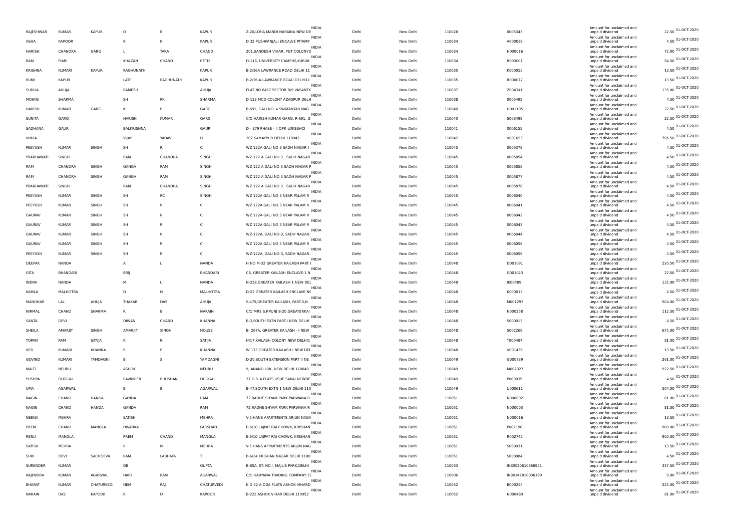| RAJESHWAR | KUMAR | KAPUR | D | B | KAPUR | Z-20,LOHA MANDI NARAINA NEW DE | INDIA | Delhi | New Delhi | 110028 | 0005343 | Amount for unclaimed and unpaid dividend | 22.50 | 01-OCT-2020 |
|---|---|---|---|---|---|---|---|---|---|---|---|---|---|---|
| ASHA | KAPOOR | | R | K | KAPUR | D 32 PUSHPANJALI ENCALVE PITAMP | INDIA | Delhi | New Delhi | 110034 | A000028 | Amount for unclaimed and unpaid dividend | 4.50 | 01-OCT-2020 |
| HARISH | CHANDRA | GARG | L | TARA | CHAND | 201,SANDESH VIHAR, P&T COLONYD | INDIA | Delhi | New Delhi | 110034 | H000016 | Amount for unclaimed and unpaid dividend | 72.00 | 01-OCT-2020 |
| RAM | PIARI | | KHAZAN | CHAND | RETD | D-116, UNIVERSITY CAMPUS,KURUK | INDIA | Delhi | New Delhi | 110034 | R003001 | Amount for unclaimed and unpaid dividend | 94.50 | 01-OCT-2020 |
| KRISHNA | KUMARI | KAPUR | RAGHUNATH | | KAPUR | B-2/36A LAWRANCE ROAD DELHI 11 | INDIA | Delhi | New Delhi | 110035 | K000055 | Amount for unclaimed and unpaid dividend | 13.50 | 01-OCT-2020 |
| RUMI | KAPUR | | LATE | RAGHUNATH | KAPUR | B-2/36-A LAWRANCE ROAD DELHI11 | INDIA | Delhi | New Delhi | 110035 | R000077 | Amount for unclaimed and unpaid dividend | 13.50 | 01-OCT-2020 |
| SUDHA | AHUJA | | RAMESH | | AHUJA | FLAT NO 6457 SECTOR B/9 VASANTK | INDIA | Delhi | New Delhi | 110037 | Z004341 | Amount for unclaimed and unpaid dividend | 135.00 | 01-OCT-2020 |
| MOHINI | SHARMA | | SH | PK | SHARMA | D 113 MCD COLONY AZADPUR DELH | INDIA | Delhi | New Delhi | 110038 | 0005492 | Amount for unclaimed and unpaid dividend | 4.50 | 01-OCT-2020 |
| HARISH | KUMAR | GARG | K | B | GARG | R-691, GALI NO. 4 SWATANTAR NAG | INDIA | Delhi | New Delhi | 110040 | H001105 | Amount for unclaimed and unpaid dividend | 22.50 | 01-OCT-2020 |
| SUNITA | GARG | | HARISH | KUMAR | GARG | C/O HARISH KUMAR GARG, R-691, G | INDIA | Delhi | New Delhi | 110040 | S003499 | Amount for unclaimed and unpaid dividend | 22.50 | 01-OCT-2020 |
| SADHANA | GAUR | | BALKRISHNA | | GAUR | D - 879 PHASE - II OPP. LOKESHCI | INDIA | Delhi | New Delhi | 110041 | 0006155 | Amount for unclaimed and unpaid dividend | 4.50 | 01-OCT-2020 |
| VIMLA | | | VIJAY | YADAV | H | 207 SAMAYPUR DELHI 110042 | INDIA | Delhi | New Delhi | 110042 | V001093 | Amount for unclaimed and unpaid dividend | 706.50 | 01-OCT-2020 |
| PEEYUSH | KUMAR | SINGH | SH | R | C | WZ 122A GALI NO 3 SADH NAGAR I | INDIA | Delhi | New Delhi | 110045 | 0005378 | Amount for unclaimed and unpaid dividend | 4.50 | 01-OCT-2020 |
| PRABHAWATI | SINGH | | RAM | CHANDRA | SINGH | WZ 122 A GALI NO 3 SADH NAGAR | INDIA | Delhi | New Delhi | 110045 | 0005854 | Amount for unclaimed and unpaid dividend | 4.50 | 01-OCT-2020 |
| RAM | CHANDRA | SINGH | GANGA | RAM | SINGH | WZ 122 A GALI NO 3 SADH NAGAR P | INDIA | Delhi | New Delhi | 110045 | 0005855 | Amount for unclaimed and unpaid dividend | 4.50 | 01-OCT-2020 |
| RAM | CHANDRA | SINGH | GANGA | RAM | SINGH | WZ 122 A GALI NO 3 SADH NAGAR P | INDIA | Delhi | New Delhi | 110045 | 0005877 | Amount for unclaimed and unpaid dividend | 4.50 | 01-OCT-2020 |
| PRABHAWATI | SINGH | | RAM | CHANDRA | SINGH | WZ 122 A GALI NO 3 SADH NAGAR | INDIA | Delhi | New Delhi | 110045 | 0005878 | Amount for unclaimed and unpaid dividend | 4.50 | 01-OCT-2020 |
| PEEYUSH | KUMAR | SINGH | SH | RC | SINGH | WZ 122A GALI NO 3 NEAR PALAM R | INDIA | Delhi | New Delhi | 110045 | 0006040 | Amount for unclaimed and unpaid dividend | 4.50 | 01-OCT-2020 |
| PEEYUSH | KUMAR | SINGH | SH | R | C | WZ 122A GALI NO 3 NEAR PALAM R | INDIA | Delhi | New Delhi | 110045 | 0006041 | Amount for unclaimed and unpaid dividend | 4.50 | 01-OCT-2020 |
| GAURAV | KUMAR | SINGH | SH | R | C | WZ 122A GALI NO 3 NEAR PALAM R | INDIA | Delhi | New Delhi | 110045 | 0006042 | Amount for unclaimed and unpaid dividend | 4.50 | 01-OCT-2020 |
| GAURAV | KUMAR | SINGH | SH | R | C | WZ 122A GALI NO 3 NEAR PALAM R | INDIA | Delhi | New Delhi | 110045 | 0006043 | Amount for unclaimed and unpaid dividend | 4.50 | 01-OCT-2020 |
| GAURAV | KUMAR | SINGH | SH | R | C | WZ-122A, GALI NO-3, SADH NAGAR- | INDIA | Delhi | New Delhi | 110045 | 0006044 | Amount for unclaimed and unpaid dividend | 4.50 | 01-OCT-2020 |
| GAURAV | KUMAR | SINGH | SH | R | C | WZ 122A GALI NO 3 NEAR PALAM R | INDIA | Delhi | New Delhi | 110045 | 0006058 | Amount for unclaimed and unpaid dividend | 4.50 | 01-OCT-2020 |
| PEEYUSH | KUMAR | SINGH | SH | R | C | WZ-122A, GALI NO-3, SADH NAGAR- | INDIA | Delhi | New Delhi | 110045 | 0006059 | Amount for unclaimed and unpaid dividend | 4.50 | 01-OCT-2020 |
| DEEPAK | NANDA | | A | L | NANDA | H NO M-32 GREATER KAILASH PART I | INDIA | Delhi | New Delhi | 110048 | D001091 | Amount for unclaimed and unpaid dividend | 220.50 | 01-OCT-2020 |
| GITA | BHANDARI | | BRIJ | | BHANDARI | C6, GREATER KAILASH ENCLAVE-1 N | INDIA | Delhi | New Delhi | 110048 | G001023 | Amount for unclaimed and unpaid dividend | 22.50 | 01-OCT-2020 |
| INDRA | NANDA | | M | L | NANDA | N-238,GREATER KAILASH 1 NEW DEL | INDIA | Delhi | New Delhi | 110048 | I000489 | Amount for unclaimed and unpaid dividend | 135.00 | 01-OCT-2020 |
| KAMLA | MALHOTRA | | D | N | MALHOTRA | D-22,GREATER KAILASH ENCLAVE NC | INDIA | Delhi | New Delhi | 110048 | K000013 | Amount for unclaimed and unpaid dividend | 4.50 | 01-OCT-2020 |
| MANOHAR | LAL | AHUJA | THAKAR | DAS | AHUJA | S-479,GREATER KAILASH, PART-II,N | INDIA | Delhi | New Delhi | 110048 | M001297 | Amount for unclaimed and unpaid dividend | 504.00 | 01-OCT-2020 |
| NIRMAL | CHAND | SHARMA | R | B | NARAIN | C/O MRS S.P.PUNJ B-20,GREATERKAI | INDIA | Delhi | New Delhi | 110048 | N000258 | Amount for unclaimed and unpaid dividend | 112.50 | 01-OCT-2020 |
| SANTA | DEVI | | DIWAN | CHAND | KHANNA | B-3,SOUTH EXTN PART-I NEW DELHI | INDIA | Delhi | New Delhi | 110048 | S000013 | Amount for unclaimed and unpaid dividend | 4.50 | 01-OCT-2020 |
| SHEILA | AMARJIT | SINGH | AMARJIT | SINGH | HOUSE | B- 267A, GREATER KAILASH - I NEW | INDIA | Delhi | New Delhi | 110048 | S002269 | Amount for unclaimed and unpaid dividend | 675.00 | 01-OCT-2020 |
| TOPAN | RAM | SATIJA | K | R | SATIJA | H/17,KAILASH COLONY NEW DELHI1 | INDIA | Delhi | New Delhi | 110048 | T000487 | Amount for unclaimed and unpaid dividend | 81.00 | 01-OCT-2020 |
| VED | KUMARI | KHANNA | R | P | KHANNA | W 133 GREATER KAILASH I NEW DEL | INDIA | Delhi | New Delhi | 110048 | V001439 | Amount for unclaimed and unpaid dividend | 13.50 | 01-OCT-2020 |
| GOVIND | KUMARI | YAMDAGNI | B | S | YAMDAGNI | D-20,SOUTH EXTENSION PART II NE | INDIA | Delhi | New Delhi | 110049 | G000739 | Amount for unclaimed and unpaid dividend | 261.00 | 01-OCT-2020 |
| MALTI | NEHRU | | ASHOK | | NEHRU | 9, ANAND LOK, NEW DELHI 110049 | INDIA | Delhi | New Delhi | 110049 | M002327 | Amount for unclaimed and unpaid dividend | 922.50 | 01-OCT-2020 |
| PUSHPA | DUGGAL | | RAVINDER | BHUSHAN | DUGGAL | 37,D D A FLATS,USUF SARAI NEWDE | INDIA | Delhi | New Delhi | 110049 | P000039 | Amount for unclaimed and unpaid dividend | 4.50 | 01-OCT-2020 |
| UMA | AGARWAL | | B | B | AGARWAL | B-47,SOUTH EXTN 1 NEW DELHI 110 | INDIA | Delhi | New Delhi | 110049 | U000611 | Amount for unclaimed and unpaid dividend | 504.00 | 01-OCT-2020 |
| NAGIN | CHAND | HANDA | GANDA | | RAM | 72,RADHE SHYAM PARK PARWANA R | INDIA | Delhi | New Delhi | 110051 | N000002 | Amount for unclaimed and unpaid dividend | 81.00 | 01-OCT-2020 |
| NAGIN | CHAND | HANDA | GANDA | | RAM | 72,RADHE SHYAM PARK PARWANA R | INDIA | Delhi | New Delhi | 110051 | N000003 | Amount for unclaimed and unpaid dividend | 81.00 | 01-OCT-2020 |
| NEENA | MEHRA | | SATISH | | MEHRA | V-5,HANS APARTMENTS ARJUN NAGA | INDIA | Delhi | New Delhi | 110051 | N000016 | Amount for unclaimed and unpaid dividend | 13.50 | 01-OCT-2020 |
| PREM | CHAND | MANGLA | DWARKA | | PARSHAD | E-6/10,LAJPAT RAI CHOWK, KRISHAN | INDIA | Delhi | New Delhi | 110051 | P002190 | Amount for unclaimed and unpaid dividend | 900.00 | 01-OCT-2020 |
| RENU | MANGLA | | PREM | CHAND | MANGLA | E-6/10 LAJPAT RAI CHOWK, KRISHAN | INDIA | Delhi | New Delhi | 110051 | R002742 | Amount for unclaimed and unpaid dividend | 900.00 | 01-OCT-2020 |
| SATISH | MEHRA | | R | N | MEHRA | V-5 HANS APPARTMENTS ARJUN NAG | INDIA | Delhi | New Delhi | 110051 | S000031 | Amount for unclaimed and unpaid dividend | 13.50 | 01-OCT-2020 |
| SHIV | DEVI | SACHDEVA | RAM | LABHAYA | T | B-6/24 KRISHAN NAGAR DELHI 1100 | INDIA | Delhi | New Delhi | 110051 | S000084 | Amount for unclaimed and unpaid dividend | 4.50 | 01-OCT-2020 |
| SURENDER | KUMAR | | DB | | GUPTA | B-80A, ST. NO.I, MAJLIS PARK,DELHI | INDIA | Delhi | New Delhi | 110033 | IN30020610366951 | Amount for unclaimed and unpaid dividend | 337.50 | 01-OCT-2020 |
| RAJENDRA | KUMAR | AGARWAL | HARI | RAM | AGARWAL | C/O HARYANA TRADING COMPANY 22 | INDIA | Delhi | New Delhi | 110006 | IN30142810006199 | Amount for unclaimed and unpaid dividend | 9.00 | 01-OCT-2020 |
| BHARAT | KUMAR | CHATURVEDI | HEM | RAJ | CHATURVEDI | K D 32 A DDA FLATS ASHOK VIHARD | INDIA | Delhi | New Delhi | 110052 | B000254 | Amount for unclaimed and unpaid dividend | 225.00 | 01-OCT-2020 |
| NARAIN | DAS | KAPOOR | R | D | KAPOOR | B-222,ASHOK VIHAR DELHI 110052 | INDIA | Delhi | New Delhi | 110052 | N000480 | Amount for unclaimed and unpaid dividend | 81.00 | 01-OCT-2020 |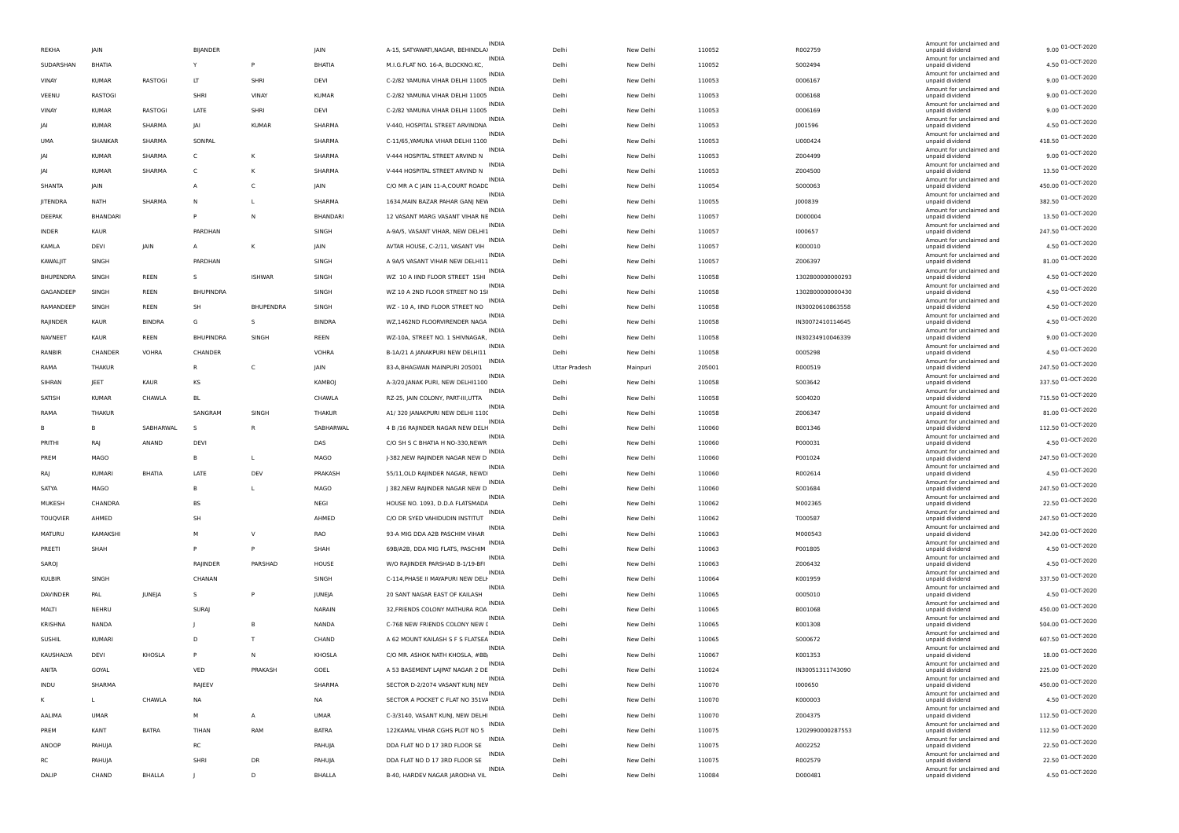| | | | | | | | | | | | | | | |
|---|---|---|---|---|---|---|---|---|---|---|---|---|---|---|
| REKHA | JAIN | | BIJANDER | | JAIN | A-15, SATYAWATI,NAGAR, BEHINDLA) | INDIA | Delhi | New Delhi | 110052 | R002759 | Amount for unclaimed and unpaid dividend | 9.00 | 01-OCT-2020 |
| SUDARSHAN | BHATIA | | Y | P | BHATIA | M.I.G.FLAT NO. 16-A, BLOCKNO.KC, | INDIA | Delhi | New Delhi | 110052 | S002494 | Amount for unclaimed and unpaid dividend | 4.50 | 01-OCT-2020 |
| VINAY | KUMAR | RASTOGI | LT | SHRI | DEVI | C-2/82 YAMUNA VIHAR DELHI 11005 | INDIA | Delhi | New Delhi | 110053 | 0006167 | Amount for unclaimed and unpaid dividend | 9.00 | 01-OCT-2020 |
| VEENU | RASTOGI | | SHRI | VINAY | KUMAR | C-2/82 YAMUNA VIHAR DELHI 11005 | INDIA | Delhi | New Delhi | 110053 | 0006168 | Amount for unclaimed and unpaid dividend | 9.00 | 01-OCT-2020 |
| VINAY | KUMAR | RASTOGI | LATE | SHRI | DEVI | C-2/82 YAMUNA VIHAR DELHI 11005 | INDIA | Delhi | New Delhi | 110053 | 0006169 | Amount for unclaimed and unpaid dividend | 9.00 | 01-OCT-2020 |
| JAI | KUMAR | SHARMA | JAI | KUMAR | SHARMA | V-440, HOSPITAL STREET ARVINDNA | INDIA | Delhi | New Delhi | 110053 | J001596 | Amount for unclaimed and unpaid dividend | 4.50 | 01-OCT-2020 |
| UMA | SHANKAR | SHARMA | SONPAL | | SHARMA | C-11/65,YAMUNA VIHAR DELHI 1100 | INDIA | Delhi | New Delhi | 110053 | U000424 | Amount for unclaimed and unpaid dividend | 418.50 | 01-OCT-2020 |
| JAI | KUMAR | SHARMA | C | K | SHARMA | V-444 HOSPITAL STREET ARVIND N | INDIA | Delhi | New Delhi | 110053 | Z004499 | Amount for unclaimed and unpaid dividend | 9.00 | 01-OCT-2020 |
| JAI | KUMAR | SHARMA | C | K | SHARMA | V-444 HOSPITAL STREET ARVIND N | INDIA | Delhi | New Delhi | 110053 | Z004500 | Amount for unclaimed and unpaid dividend | 13.50 | 01-OCT-2020 |
| SHANTA | JAIN | | A | C | JAIN | C/O MR A C JAIN 11-A,COURT ROADD | INDIA | Delhi | New Delhi | 110054 | S000063 | Amount for unclaimed and unpaid dividend | 450.00 | 01-OCT-2020 |
| JITENDRA | NATH | SHARMA | N | L | SHARMA | 1634,MAIN BAZAR PAHAR GANJ NEW | INDIA | Delhi | New Delhi | 110055 | J000839 | Amount for unclaimed and unpaid dividend | 382.50 | 01-OCT-2020 |
| DEEPAK | BHANDARI | | P | N | BHANDARI | 12 VASANT MARG VASANT VIHAR NE | INDIA | Delhi | New Delhi | 110057 | D000004 | Amount for unclaimed and unpaid dividend | 13.50 | 01-OCT-2020 |
| INDER | KAUR | | PARDHAN | | SINGH | A-9A/5, VASANT VIHAR, NEW DELHI1 | INDIA | Delhi | New Delhi | 110057 | I000657 | Amount for unclaimed and unpaid dividend | 247.50 | 01-OCT-2020 |
| KAMLA | DEVI | JAIN | A | K | JAIN | AVTAR HOUSE, C-2/11, VASANT VIH | INDIA | Delhi | New Delhi | 110057 | K000010 | Amount for unclaimed and unpaid dividend | 4.50 | 01-OCT-2020 |
| KAWALJIT | SINGH | | PARDHAN | | SINGH | A 9A/5 VASANT VIHAR NEW DELHI11 | INDIA | Delhi | New Delhi | 110057 | Z006397 | Amount for unclaimed and unpaid dividend | 81.00 | 01-OCT-2020 |
| BHUPENDRA | SINGH | REEN | S | ISHWAR | SINGH | WZ 10 A IIND FLOOR STREET 1SHI | INDIA | Delhi | New Delhi | 110058 | 1302800000000293 | Amount for unclaimed and unpaid dividend | 4.50 | 01-OCT-2020 |
| GAGANDEEP | SINGH | REEN | BHUPINDRA | | SINGH | WZ 10 A 2ND FLOOR STREET NO 1SI | INDIA | Delhi | New Delhi | 110058 | 1302800000000430 | Amount for unclaimed and unpaid dividend | 4.50 | 01-OCT-2020 |
| RAMANDEEP | SINGH | REEN | SH | BHUPENDRA | SINGH | WZ - 10 A, IIND FLOOR STREET NO | INDIA | Delhi | New Delhi | 110058 | IN30020610863558 | Amount for unclaimed and unpaid dividend | 4.50 | 01-OCT-2020 |
| RAJINDER | KAUR | BINDRA | G | S | BINDRA | WZ,1462ND FLOORVIRENDER NAGA | INDIA | Delhi | New Delhi | 110058 | IN30072410114645 | Amount for unclaimed and unpaid dividend | 4.50 | 01-OCT-2020 |
| NAVNEET | KAUR | REEN | BHUPINDRA | SINGH | REEN | WZ-10A, STREET NO. 1 SHIVNAGAR, | INDIA | Delhi | New Delhi | 110058 | IN30234910046339 | Amount for unclaimed and unpaid dividend | 9.00 | 01-OCT-2020 |
| RANBIR | CHANDER | VOHRA | CHANDER | | VOHRA | B-1A/21 A JANAKPURI NEW DELHI11 | INDIA | Delhi | New Delhi | 110058 | 0005298 | Amount for unclaimed and unpaid dividend | 4.50 | 01-OCT-2020 |
| RAMA | THAKUR | | R | C | JAIN | 83-A,BHAGWAN MAINPURI 205001 | INDIA | Uttar Pradesh | Mainpuri | 205001 | R000519 | Amount for unclaimed and unpaid dividend | 247.50 | 01-OCT-2020 |
| SIHRAN | JEET | KAUR | KS | | KAMBOJ | A-3/20,JANAK PURI, NEW DELHI1100 | INDIA | Delhi | New Delhi | 110058 | S003642 | Amount for unclaimed and unpaid dividend | 337.50 | 01-OCT-2020 |
| SATISH | KUMAR | CHAWLA | BL | | CHAWLA | RZ-25, JAIN COLONY, PART-III,UTTA | INDIA | Delhi | New Delhi | 110058 | S004020 | Amount for unclaimed and unpaid dividend | 715.50 | 01-OCT-2020 |
| RAMA | THAKUR | | SANGRAM | SINGH | THAKUR | A1/ 320 JANAKPURI NEW DELHI 110C | INDIA | Delhi | New Delhi | 110058 | Z006347 | Amount for unclaimed and unpaid dividend | 81.00 | 01-OCT-2020 |
| B | B | SABHARWAL | S | R | SABHARWAL | 4 B /16 RAJINDER NAGAR NEW DELH | INDIA | Delhi | New Delhi | 110060 | B001346 | Amount for unclaimed and unpaid dividend | 112.50 | 01-OCT-2020 |
| PRITHI | RAJ | ANAND | DEVI | | DAS | C/O SH S C BHATIA H NO-330,NEWR | INDIA | Delhi | New Delhi | 110060 | P000031 | Amount for unclaimed and unpaid dividend | 4.50 | 01-OCT-2020 |
| PREM | MAGO | | B | L | MAGO | J-382,NEW RAJINDER NAGAR NEW D | INDIA | Delhi | New Delhi | 110060 | P001024 | Amount for unclaimed and unpaid dividend | 247.50 | 01-OCT-2020 |
| RAJ | KUMARI | BHATIA | LATE | DEV | PRAKASH | 55/11,OLD RAJINDER NAGAR, NEWD | INDIA | Delhi | New Delhi | 110060 | R002614 | Amount for unclaimed and unpaid dividend | 4.50 | 01-OCT-2020 |
| SATYA | MAGO | | B | L | MAGO | J 382,NEW RAJINDER NAGAR NEW D | INDIA | Delhi | New Delhi | 110060 | S001684 | Amount for unclaimed and unpaid dividend | 247.50 | 01-OCT-2020 |
| MUKESH | CHANDRA | | BS | | NEGI | HOUSE NO. 1093, D.D.A FLATSMADA | INDIA | Delhi | New Delhi | 110062 | M002365 | Amount for unclaimed and unpaid dividend | 22.50 | 01-OCT-2020 |
| TOUQVIER | AHMED | | SH | | AHMED | C/O DR SYED VAHIDUDIN INSTITUT | INDIA | Delhi | New Delhi | 110062 | T000587 | Amount for unclaimed and unpaid dividend | 247.50 | 01-OCT-2020 |
| MATURU | KAMAKSHI | | M | V | RAO | 93-A MIG DDA A2B PASCHIM VIHAR | INDIA | Delhi | New Delhi | 110063 | M000543 | Amount for unclaimed and unpaid dividend | 342.00 | 01-OCT-2020 |
| PREETI | SHAH | | P | P | SHAH | 69B/A2B, DDA MIG FLATS, PASCHIM | INDIA | Delhi | New Delhi | 110063 | P001805 | Amount for unclaimed and unpaid dividend | 4.50 | 01-OCT-2020 |
| SAROJ | | | RAJINDER | PARSHAD | HOUSE | W/O RAJINDER PARSHAD B-1/19-BFI | INDIA | Delhi | New Delhi | 110063 | Z006432 | Amount for unclaimed and unpaid dividend | 4.50 | 01-OCT-2020 |
| KULBIR | SINGH | | CHANAN | | SINGH | C-114,PHASE II MAYAPURI NEW DELH | INDIA | Delhi | New Delhi | 110064 | K001959 | Amount for unclaimed and unpaid dividend | 337.50 | 01-OCT-2020 |
| DAVINDER | PAL | JUNEJA | S | P | JUNEJA | 20 SANT NAGAR EAST OF KAILASH | INDIA | Delhi | New Delhi | 110065 | 0005010 | Amount for unclaimed and unpaid dividend | 4.50 | 01-OCT-2020 |
| MALTI | NEHRU | | SURAJ | | NARAIN | 32,FRIENDS COLONY MATHURA ROA | INDIA | Delhi | New Delhi | 110065 | B001068 | Amount for unclaimed and unpaid dividend | 450.00 | 01-OCT-2020 |
| KRISHNA | NANDA | | J | B | NANDA | C-768 NEW FRIENDS COLONY NEW D | INDIA | Delhi | New Delhi | 110065 | K001308 | Amount for unclaimed and unpaid dividend | 504.00 | 01-OCT-2020 |
| SUSHIL | KUMARI | | D | T | CHAND | A 62 MOUNT KAILASH S F S FLATSEA | INDIA | Delhi | New Delhi | 110065 | S000672 | Amount for unclaimed and unpaid dividend | 607.50 | 01-OCT-2020 |
| KAUSHALYA | DEVI | KHOSLA | P | N | KHOSLA | C/O MR. ASHOK NATH KHOSLA, #BB/ | INDIA | Delhi | New Delhi | 110067 | K001353 | Amount for unclaimed and unpaid dividend | 18.00 | 01-OCT-2020 |
| ANITA | GOYAL | | VED | PRAKASH | GOEL | A 53 BASEMENT LAJPAT NAGAR 2 DE | INDIA | Delhi | New Delhi | 110024 | IN30051311743090 | Amount for unclaimed and unpaid dividend | 225.00 | 01-OCT-2020 |
| INDU | SHARMA | | RAJEEV | | SHARMA | SECTOR D-2/2074 VASANT KUNJ NEW | INDIA | Delhi | New Delhi | 110070 | I000650 | Amount for unclaimed and unpaid dividend | 450.00 | 01-OCT-2020 |
| K | L | CHAWLA | NA | | NA | SECTOR A POCKET C FLAT NO 351VA | INDIA | Delhi | New Delhi | 110070 | K000003 | Amount for unclaimed and unpaid dividend | 4.50 | 01-OCT-2020 |
| AALIMA | UMAR | | M | A | UMAR | C-3/3140, VASANT KUNJ, NEW DELHI | INDIA | Delhi | New Delhi | 110070 | Z004375 | Amount for unclaimed and unpaid dividend | 112.50 | 01-OCT-2020 |
| PREM | KANT | BATRA | TIHAN | RAM | BATRA | 122KAMAL VIHAR CGHS PLOT NO 5 | INDIA | Delhi | New Delhi | 110075 | 1202990000287553 | Amount for unclaimed and unpaid dividend | 112.50 | 01-OCT-2020 |
| ANOOP | PAHUJA | | RC | | PAHUJA | DDA FLAT NO D 17 3RD FLOOR SE | INDIA | Delhi | New Delhi | 110075 | A002252 | Amount for unclaimed and unpaid dividend | 22.50 | 01-OCT-2020 |
| RC | PAHUJA | | SHRI | DR | PAHUJA | DDA FLAT NO D 17 3RD FLOOR SE | INDIA | Delhi | New Delhi | 110075 | R002579 | Amount for unclaimed and unpaid dividend | 22.50 | 01-OCT-2020 |
| DALIP | CHAND | BHALLA | J | D | BHALLA | B-40, HARDEV NAGAR JARODHA VIL | INDIA | Delhi | New Delhi | 110084 | D000481 | Amount for unclaimed and unpaid dividend | 4.50 | 01-OCT-2020 |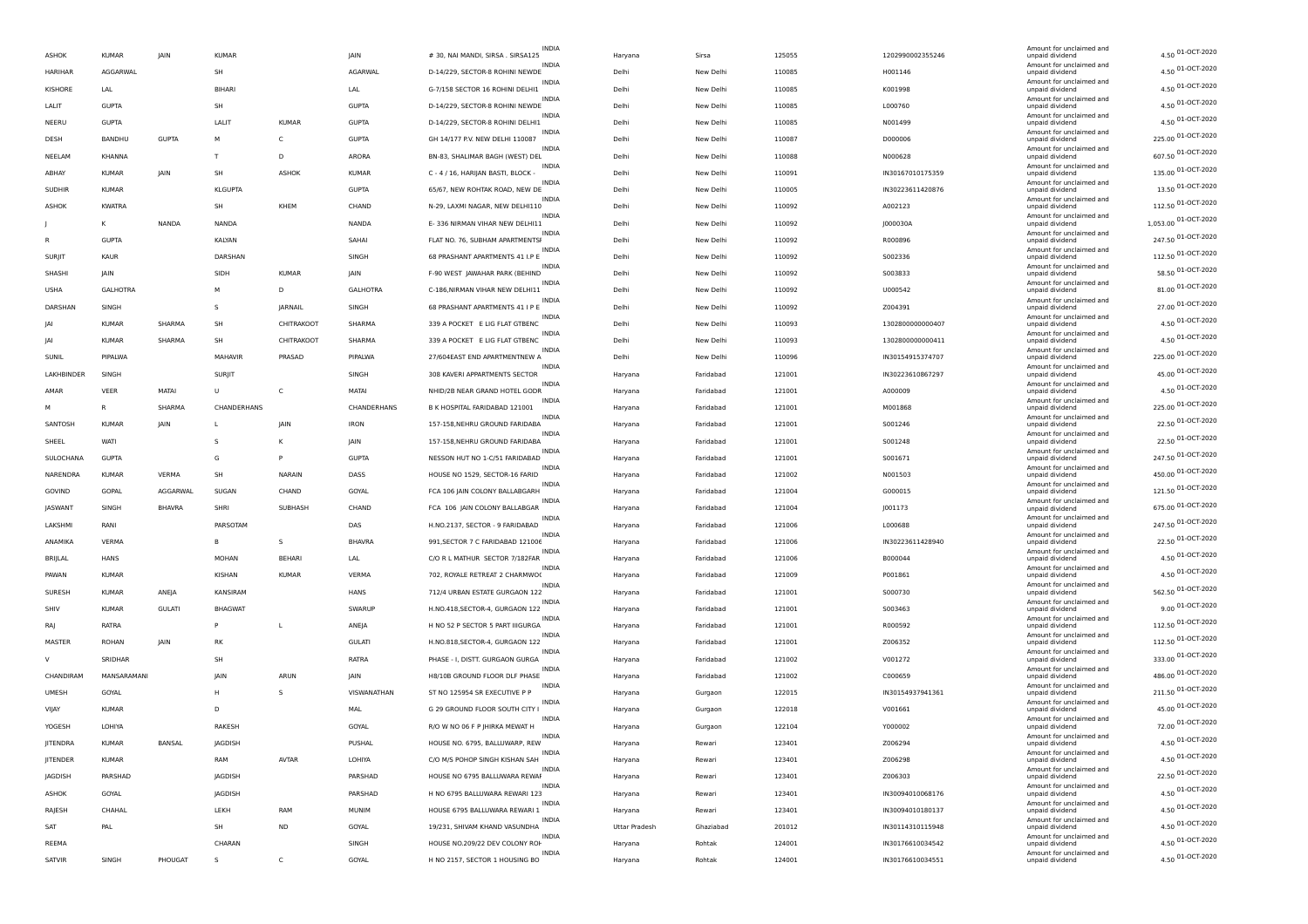| | | | | | | | | | | | | | | |
|---|---|---|---|---|---|---|---|---|---|---|---|---|---|---|
| ASHOK | KUMAR | JAIN | KUMAR | | JAIN | # 30, NAI MANDI, SIRSA . SIRSA125 | INDIA | Haryana | Sirsa | 125055 | 1202990002355246 | Amount for unclaimed and unpaid dividend | 4.50 | 01-OCT-2020 |
| HARIHAR | AGGARWAL | | SH | | AGARWAL | D-14/229, SECTOR-8 ROHINI NEWDE | INDIA | Delhi | New Delhi | 110085 | H001146 | Amount for unclaimed and unpaid dividend | 4.50 | 01-OCT-2020 |
| KISHORE | LAL | | BIHARI | | LAL | G-7/158 SECTOR 16 ROHINI DELHI1 | INDIA | Delhi | New Delhi | 110085 | K001998 | Amount for unclaimed and unpaid dividend | 4.50 | 01-OCT-2020 |
| LALIT | GUPTA | | SH | | GUPTA | D-14/229, SECTOR-8 ROHINI NEWDE | INDIA | Delhi | New Delhi | 110085 | L000760 | Amount for unclaimed and unpaid dividend | 4.50 | 01-OCT-2020 |
| NEERU | GUPTA | | LALIT | KUMAR | GUPTA | D-14/229, SECTOR-8 ROHINI DELHI1 | INDIA | Delhi | New Delhi | 110085 | N001499 | Amount for unclaimed and unpaid dividend | 4.50 | 01-OCT-2020 |
| DESH | BANDHU | GUPTA | M | C | GUPTA | GH 14/177 P.V. NEW DELHI 110087 | INDIA | Delhi | New Delhi | 110087 | D000006 | Amount for unclaimed and unpaid dividend | 225.00 | 01-OCT-2020 |
| NEELAM | KHANNA | | T | D | ARORA | BN-83, SHALIMAR BAGH (WEST) DEL | INDIA | Delhi | New Delhi | 110088 | N000628 | Amount for unclaimed and unpaid dividend | 607.50 | 01-OCT-2020 |
| ABHAY | KUMAR | JAIN | SH | ASHOK | KUMAR | C - 4 / 16, HARIJAN BASTI, BLOCK - | INDIA | Delhi | New Delhi | 110091 | IN30167010175359 | Amount for unclaimed and unpaid dividend | 135.00 | 01-OCT-2020 |
| SUDHIR | KUMAR | | KLGUPTA | | GUPTA | 65/67, NEW ROHTAK ROAD, NEW DE | INDIA | Delhi | New Delhi | 110005 | IN30223611420876 | Amount for unclaimed and unpaid dividend | 13.50 | 01-OCT-2020 |
| ASHOK | KWATRA | | SH | KHEM | CHAND | N-29, LAXMI NAGAR, NEW DELHI110 | INDIA | Delhi | New Delhi | 110092 | A002123 | Amount for unclaimed and unpaid dividend | 112.50 | 01-OCT-2020 |
| J | K | NANDA | NANDA | | NANDA | E- 336 NIRMAN VIHAR NEW DELHI11 | INDIA | Delhi | New Delhi | 110092 | J000030A | Amount for unclaimed and unpaid dividend | 1,053.00 | 01-OCT-2020 |
| R | GUPTA | | KALYAN | | SAHAI | FLAT NO. 76, SUBHAM APARTMENTSI | INDIA | Delhi | New Delhi | 110092 | R000896 | Amount for unclaimed and unpaid dividend | 247.50 | 01-OCT-2020 |
| SURJIT | KAUR | | DARSHAN | | SINGH | 68 PRASHANT APARTMENTS 41 I.P E | INDIA | Delhi | New Delhi | 110092 | S002336 | Amount for unclaimed and unpaid dividend | 112.50 | 01-OCT-2020 |
| SHASHI | JAIN | | SIDH | KUMAR | JAIN | F-90 WEST JAWAHAR PARK (BEHIND | INDIA | Delhi | New Delhi | 110092 | S003833 | Amount for unclaimed and unpaid dividend | 58.50 | 01-OCT-2020 |
| USHA | GALHOTRA | | M | D | GALHOTRA | C-186,NIRMAN VIHAR NEW DELHI11 | INDIA | Delhi | New Delhi | 110092 | U000542 | Amount for unclaimed and unpaid dividend | 81.00 | 01-OCT-2020 |
| DARSHAN | SINGH | | S | JARNAIL | SINGH | 68 PRASHANT APARTMENTS 41 I P E | INDIA | Delhi | New Delhi | 110092 | Z004391 | Amount for unclaimed and unpaid dividend | 27.00 | 01-OCT-2020 |
| JAI | KUMAR | SHARMA | SH | CHITRAKOOT | SHARMA | 339 A POCKET E LIG FLAT GTBENC | INDIA | Delhi | New Delhi | 110093 | 1302800000000407 | Amount for unclaimed and unpaid dividend | 4.50 | 01-OCT-2020 |
| JAI | KUMAR | SHARMA | SH | CHITRAKOOT | SHARMA | 339 A POCKET E LIG FLAT GTBENC | INDIA | Delhi | New Delhi | 110093 | 1302800000000411 | Amount for unclaimed and unpaid dividend | 4.50 | 01-OCT-2020 |
| SUNIL | PIPALWA | | MAHAVIR | PRASAD | PIPALWA | 27/604EAST END APARTMENTNEW A | INDIA | Delhi | New Delhi | 110096 | IN30154915374707 | Amount for unclaimed and unpaid dividend | 225.00 | 01-OCT-2020 |
| LAKHBINDER | SINGH | | SURJIT | | SINGH | 308 KAVERI APPARTMENTS SECTOR | INDIA | Haryana | Faridabad | 121001 | IN30223610867297 | Amount for unclaimed and unpaid dividend | 45.00 | 01-OCT-2020 |
| AMAR | VEER | MATAI | U | C | MATAI | NHID/2B NEAR GRAND HOTEL GODR | INDIA | Haryana | Faridabad | 121001 | A000009 | Amount for unclaimed and unpaid dividend | 4.50 | 01-OCT-2020 |
| M | R | SHARMA | CHANDERHANS | | CHANDERHANS | B K HOSPITAL FARIDABAD 121001 | INDIA | Haryana | Faridabad | 121001 | M001868 | Amount for unclaimed and unpaid dividend | 225.00 | 01-OCT-2020 |
| SANTOSH | KUMAR | JAIN | L | JAIN | IRON | 157-158,NEHRU GROUND FARIDABA | INDIA | Haryana | Faridabad | 121001 | S001246 | Amount for unclaimed and unpaid dividend | 22.50 | 01-OCT-2020 |
| SHEEL | WATI | | S | K | JAIN | 157-158,NEHRU GROUND FARIDABA | INDIA | Haryana | Faridabad | 121001 | S001248 | Amount for unclaimed and unpaid dividend | 22.50 | 01-OCT-2020 |
| SULOCHANA | GUPTA | | G | P | GUPTA | NESSON HUT NO 1-C/51 FARIDABAD | INDIA | Haryana | Faridabad | 121001 | S001671 | Amount for unclaimed and unpaid dividend | 247.50 | 01-OCT-2020 |
| NARENDRA | KUMAR | VERMA | SH | NARAIN | DASS | HOUSE NO 1529, SECTOR-16 FARID | INDIA | Haryana | Faridabad | 121002 | N001503 | Amount for unclaimed and unpaid dividend | 450.00 | 01-OCT-2020 |
| GOVIND | GOPAL | AGGARWAL | SUGAN | CHAND | GOYAL | FCA 106 JAIN COLONY BALLABGARH | INDIA | Haryana | Faridabad | 121004 | G000015 | Amount for unclaimed and unpaid dividend | 121.50 | 01-OCT-2020 |
| JASWANT | SINGH | BHAVRA | SHRI | SUBHASH | CHAND | FCA 106 JAIN COLONY BALLABGAR | INDIA | Haryana | Faridabad | 121004 | J001173 | Amount for unclaimed and unpaid dividend | 675.00 | 01-OCT-2020 |
| LAKSHMI | RANI | | PARSOTAM | | DAS | H.NO.2137, SECTOR - 9 FARIDABAD | INDIA | Haryana | Faridabad | 121006 | L000688 | Amount for unclaimed and unpaid dividend | 247.50 | 01-OCT-2020 |
| ANAMIKA | VERMA | | B | S | BHAVRA | 991,SECTOR 7 C FARIDABAD 121006 | INDIA | Haryana | Faridabad | 121006 | IN30223611428940 | Amount for unclaimed and unpaid dividend | 22.50 | 01-OCT-2020 |
| BRIJLAL | HANS | | MOHAN | BEHARI | LAL | C/O R L MATHUR SECTOR 7/182FAR | INDIA | Haryana | Faridabad | 121006 | B000044 | Amount for unclaimed and unpaid dividend | 4.50 | 01-OCT-2020 |
| PAWAN | KUMAR | | KISHAN | KUMAR | VERMA | 702, ROYALE RETREAT 2 CHARMWOO | INDIA | Haryana | Faridabad | 121009 | P001861 | Amount for unclaimed and unpaid dividend | 4.50 | 01-OCT-2020 |
| SURESH | KUMAR | ANEJA | KANSIRAM | | HANS | 712/4 URBAN ESTATE GURGAON 122 | INDIA | Haryana | Faridabad | 121001 | S000730 | Amount for unclaimed and unpaid dividend | 562.50 | 01-OCT-2020 |
| SHIV | KUMAR | GULATI | BHAGWAT | | SWARUP | H.NO.418,SECTOR-4, GURGAON 122 | INDIA | Haryana | Faridabad | 121001 | S003463 | Amount for unclaimed and unpaid dividend | 9.00 | 01-OCT-2020 |
| RAJ | RATRA | | P | L | ANEJA | H NO 52 P SECTOR 5 PART IIIGURGA | INDIA | Haryana | Faridabad | 121001 | R000592 | Amount for unclaimed and unpaid dividend | 112.50 | 01-OCT-2020 |
| MASTER | ROHAN | JAIN | RK | | GULATI | H.NO.818,SECTOR-4, GURGAON 122 | INDIA | Haryana | Faridabad | 121001 | Z006352 | Amount for unclaimed and unpaid dividend | 112.50 | 01-OCT-2020 |
| V | SRIDHAR | | SH | | RATRA | PHASE - I, DISTT. GURGAON GURGA | INDIA | Haryana | Faridabad | 121002 | V001272 | Amount for unclaimed and unpaid dividend | 333.00 | 01-OCT-2020 |
| CHANDIRAM | MANSARAMANI | | JAIN | ARUN | JAIN | H8/10B GROUND FLOOR DLF PHASE | INDIA | Haryana | Faridabad | 121002 | C000659 | Amount for unclaimed and unpaid dividend | 486.00 | 01-OCT-2020 |
| UMESH | GOYAL | | H | S | VISWANATHAN | ST NO 125954 SR EXECUTIVE P P | INDIA | Haryana | Gurgaon | 122015 | IN30154937941361 | Amount for unclaimed and unpaid dividend | 211.50 | 01-OCT-2020 |
| VIJAY | KUMAR | | D | | MAL | G 29 GROUND FLOOR SOUTH CITY I | INDIA | Haryana | Gurgaon | 122018 | V001661 | Amount for unclaimed and unpaid dividend | 45.00 | 01-OCT-2020 |
| YOGESH | LOHIYA | | RAKESH | | GOYAL | R/O W NO 06 F P JHIRKA MEWAT H | INDIA | Haryana | Gurgaon | 122104 | Y000002 | Amount for unclaimed and unpaid dividend | 72.00 | 01-OCT-2020 |
| JITENDRA | KUMAR | BANSAL | JAGDISH | | PUSHAL | HOUSE NO. 6795, BALLUWARP, REW | INDIA | Haryana | Rewari | 123401 | Z006294 | Amount for unclaimed and unpaid dividend | 4.50 | 01-OCT-2020 |
| JITENDER | KUMAR | | RAM | AVTAR | LOHIYA | C/O M/S POHOP SINGH KISHAN SAH | INDIA | Haryana | Rewari | 123401 | Z006298 | Amount for unclaimed and unpaid dividend | 4.50 | 01-OCT-2020 |
| JAGDISH | PARSHAD | | JAGDISH | | PARSHAD | HOUSE NO 6795 BALLUWARA REWAI | INDIA | Haryana | Rewari | 123401 | Z006303 | Amount for unclaimed and unpaid dividend | 22.50 | 01-OCT-2020 |
| ASHOK | GOYAL | | JAGDISH | | PARSHAD | H NO 6795 BALLUWARA REWARI 123 | INDIA | Haryana | Rewari | 123401 | IN30094010068176 | Amount for unclaimed and unpaid dividend | 4.50 | 01-OCT-2020 |
| RAJESH | CHAHAL | | LEKH | RAM | MUNIM | HOUSE 6795 BALLUWARA REWARI 1 | INDIA | Haryana | Rewari | 123401 | IN30094010180137 | Amount for unclaimed and unpaid dividend | 4.50 | 01-OCT-2020 |
| SAT | PAL | | SH | ND | GOYAL | 19/231, SHIVAM KHAND VASUNDHA | INDIA | Uttar Pradesh | Ghaziabad | 201012 | IN30114310115948 | Amount for unclaimed and unpaid dividend | 4.50 | 01-OCT-2020 |
| REEMA | | | CHARAN | | SINGH | HOUSE NO.209/22 DEV COLONY ROH | INDIA | Haryana | Rohtak | 124001 | IN30176610034542 | Amount for unclaimed and unpaid dividend | 4.50 | 01-OCT-2020 |
| SATVIR | SINGH | PHOUGAT | S | C | GOYAL | H NO 2157, SECTOR 1 HOUSING BO | INDIA | Haryana | Rohtak | 124001 | IN30176610034551 | Amount for unclaimed and unpaid dividend | 4.50 | 01-OCT-2020 |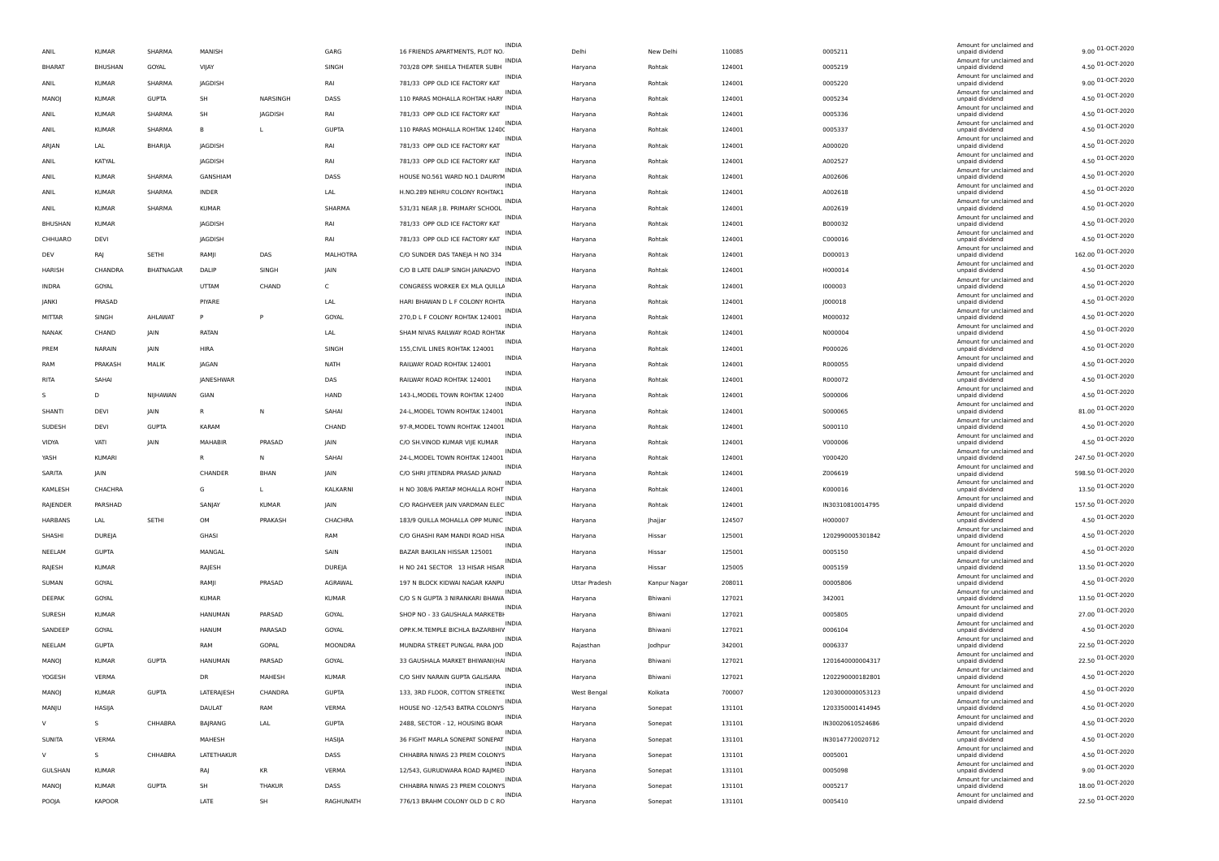| | | | | | | | | | | | | | |
|---|---|---|---|---|---|---|---|---|---|---|---|---|---|
| ANIL | KUMAR | SHARMA | MANISH | | GARG | 16 FRIENDS APARTMENTS, PLOT NO. | INDIA | Delhi | New Delhi | 110085 | 0005211 | Amount for unclaimed and unpaid dividend | 9.00 | 01-OCT-2020 |
| BHARAT | BHUSHAN | GOYAL | VIJAY | | SINGH | 703/28 OPP. SHIELA THEATER SUBH | INDIA | Haryana | Rohtak | 124001 | 0005219 | Amount for unclaimed and unpaid dividend | 4.50 | 01-OCT-2020 |
| ANIL | KUMAR | SHARMA | JAGDISH | | RAI | 781/33 OPP OLD ICE FACTORY KAT | INDIA | Haryana | Rohtak | 124001 | 0005220 | Amount for unclaimed and unpaid dividend | 9.00 | 01-OCT-2020 |
| MANOJ | KUMAR | GUPTA | SH | NARSINGH | DASS | 110 PARAS MOHALLA ROHTAK HARY | INDIA | Haryana | Rohtak | 124001 | 0005234 | Amount for unclaimed and unpaid dividend | 4.50 | 01-OCT-2020 |
| ANIL | KUMAR | SHARMA | SH | JAGDISH | RAI | 781/33 OPP OLD ICE FACTORY KAT | INDIA | Haryana | Rohtak | 124001 | 0005336 | Amount for unclaimed and unpaid dividend | 4.50 | 01-OCT-2020 |
| ANIL | KUMAR | SHARMA | B | L | GUPTA | 110 PARAS MOHALLA ROHTAK 12400 | INDIA | Haryana | Rohtak | 124001 | 0005337 | Amount for unclaimed and unpaid dividend | 4.50 | 01-OCT-2020 |
| ARJAN | LAL | BHARIJA | JAGDISH | | RAI | 781/33 OPP OLD ICE FACTORY KAT | INDIA | Haryana | Rohtak | 124001 | A000020 | Amount for unclaimed and unpaid dividend | 4.50 | 01-OCT-2020 |
| ANIL | KATYAL | | JAGDISH | | RAI | 781/33 OPP OLD ICE FACTORY KAT | INDIA | Haryana | Rohtak | 124001 | A002527 | Amount for unclaimed and unpaid dividend | 4.50 | 01-OCT-2020 |
| ANIL | KUMAR | SHARMA | GANSHIAM | | DASS | HOUSE NO.561 WARD NO.1 DAURYM | INDIA | Haryana | Rohtak | 124001 | A002606 | Amount for unclaimed and unpaid dividend | 4.50 | 01-OCT-2020 |
| ANIL | KUMAR | SHARMA | INDER | | LAL | H.NO.289 NEHRU COLONY ROHTAK1 | INDIA | Haryana | Rohtak | 124001 | A002618 | Amount for unclaimed and unpaid dividend | 4.50 | 01-OCT-2020 |
| ANIL | KUMAR | SHARMA | KUMAR | | SHARMA | 531/31 NEAR J.B. PRIMARY SCHOOL | INDIA | Haryana | Rohtak | 124001 | A002619 | Amount for unclaimed and unpaid dividend | 4.50 | 01-OCT-2020 |
| BHUSHAN | KUMAR | | JAGDISH | | RAI | 781/33 OPP OLD ICE FACTORY KAT | INDIA | Haryana | Rohtak | 124001 | B000032 | Amount for unclaimed and unpaid dividend | 4.50 | 01-OCT-2020 |
| CHHUARO | DEVI | | JAGDISH | | RAI | 781/33 OPP OLD ICE FACTORY KAT | INDIA | Haryana | Rohtak | 124001 | C000016 | Amount for unclaimed and unpaid dividend | 4.50 | 01-OCT-2020 |
| DEV | RAJ | SETHI | RAMJI | DAS | MALHOTRA | C/O SUNDER DAS TANEJA H NO 334 | INDIA | Haryana | Rohtak | 124001 | D000013 | Amount for unclaimed and unpaid dividend | 162.00 | 01-OCT-2020 |
| HARISH | CHANDRA | BHATNAGAR | DALIP | SINGH | JAIN | C/O B LATE DALIP SINGH JAINADVO | INDIA | Haryana | Rohtak | 124001 | H000014 | Amount for unclaimed and unpaid dividend | 4.50 | 01-OCT-2020 |
| INDRA | GOYAL | | UTTAM | CHAND | C | CONGRESS WORKER EX MLA QUILLA | INDIA | Haryana | Rohtak | 124001 | I000003 | Amount for unclaimed and unpaid dividend | 4.50 | 01-OCT-2020 |
| JANKI | PRASAD | | PIYARE | | LAL | HARI BHAWAN D L F COLONY ROHTA | INDIA | Haryana | Rohtak | 124001 | J000018 | Amount for unclaimed and unpaid dividend | 4.50 | 01-OCT-2020 |
| MITTAR | SINGH | AHLAWAT | P | P | GOYAL | 270,D L F COLONY ROHTAK 124001 | INDIA | Haryana | Rohtak | 124001 | M000032 | Amount for unclaimed and unpaid dividend | 4.50 | 01-OCT-2020 |
| NANAK | CHAND | JAIN | RATAN | | LAL | SHAM NIVAS RAILWAY ROAD ROHTAK | INDIA | Haryana | Rohtak | 124001 | N000004 | Amount for unclaimed and unpaid dividend | 4.50 | 01-OCT-2020 |
| PREM | NARAIN | JAIN | HIRA | | SINGH | 155,CIVIL LINES ROHTAK 124001 | INDIA | Haryana | Rohtak | 124001 | P000026 | Amount for unclaimed and unpaid dividend | 4.50 | 01-OCT-2020 |
| RAM | PRAKASH | MALIK | JAGAN | | NATH | RAILWAY ROAD ROHTAK 124001 | INDIA | Haryana | Rohtak | 124001 | R000055 | Amount for unclaimed and unpaid dividend | 4.50 | 01-OCT-2020 |
| RITA | SAHAI | | JANESHWAR | | DAS | RAILWAY ROAD ROHTAK 124001 | INDIA | Haryana | Rohtak | 124001 | R000072 | Amount for unclaimed and unpaid dividend | 4.50 | 01-OCT-2020 |
| S | D | NIJHAWAN | GIAN | | HAND | 143-L,MODEL TOWN ROHTAK 12400 | INDIA | Haryana | Rohtak | 124001 | S000006 | Amount for unclaimed and unpaid dividend | 4.50 | 01-OCT-2020 |
| SHANTI | DEVI | JAIN | R | N | SAHAI | 24-L,MODEL TOWN ROHTAK 124001 | INDIA | Haryana | Rohtak | 124001 | S000065 | Amount for unclaimed and unpaid dividend | 81.00 | 01-OCT-2020 |
| SUDESH | DEVI | GUPTA | KARAM | | CHAND | 97-R,MODEL TOWN ROHTAK 124001 | INDIA | Haryana | Rohtak | 124001 | S000110 | Amount for unclaimed and unpaid dividend | 4.50 | 01-OCT-2020 |
| VIDYA | VATI | JAIN | MAHABIR | PRASAD | JAIN | C/O SH.VINOD KUMAR VIJE KUMAR | INDIA | Haryana | Rohtak | 124001 | V000006 | Amount for unclaimed and unpaid dividend | 4.50 | 01-OCT-2020 |
| YASH | KUMARI | | R | N | SAHAI | 24-L,MODEL TOWN ROHTAK 124001 | INDIA | Haryana | Rohtak | 124001 | Y000420 | Amount for unclaimed and unpaid dividend | 247.50 | 01-OCT-2020 |
| SARITA | JAIN | | CHANDER | BHAN | JAIN | C/O SHRI JITENDRA PRASAD JAINAD | INDIA | Haryana | Rohtak | 124001 | Z006619 | Amount for unclaimed and unpaid dividend | 598.50 | 01-OCT-2020 |
| KAMLESH | CHACHRA | | G | L | KALKARNI | H NO 308/6 PARTAP MOHALLA ROHT | INDIA | Haryana | Rohtak | 124001 | K000016 | Amount for unclaimed and unpaid dividend | 13.50 | 01-OCT-2020 |
| RAJENDER | PARSHAD | | SANJAY | KUMAR | JAIN | C/O RAGHVEER JAIN VARDMAN ELEC | INDIA | Haryana | Rohtak | 124001 | IN30310810014795 | Amount for unclaimed and unpaid dividend | 157.50 | 01-OCT-2020 |
| HARBANS | LAL | SETHI | OM | PRAKASH | CHACHRA | 183/9 QUILLA MOHALLA OPP MUNIC | INDIA | Haryana | Jhajjar | 124507 | H000007 | Amount for unclaimed and unpaid dividend | 4.50 | 01-OCT-2020 |
| SHASHI | DUREJA | | GHASI | | RAM | C/O GHASHI RAM MANDI ROAD HISA | INDIA | Haryana | Hissar | 125001 | 1202990005301842 | Amount for unclaimed and unpaid dividend | 4.50 | 01-OCT-2020 |
| NEELAM | GUPTA | | MANGAL | | SAIN | BAZAR BAKILAN HISSAR 125001 | INDIA | Haryana | Hissar | 125001 | 0005150 | Amount for unclaimed and unpaid dividend | 4.50 | 01-OCT-2020 |
| RAJESH | KUMAR | | RAJESH | | DUREJA | H NO 241 SECTOR 13 HISAR HISAR | INDIA | Haryana | Hissar | 125005 | 0005159 | Amount for unclaimed and unpaid dividend | 13.50 | 01-OCT-2020 |
| SUMAN | GOYAL | | RAMJI | PRASAD | AGRAWAL | 197 N BLOCK KIDWAI NAGAR KANPU | INDIA | Uttar Pradesh | Kanpur Nagar | 208011 | 00005806 | Amount for unclaimed and unpaid dividend | 4.50 | 01-OCT-2020 |
| DEEPAK | GOYAL | | KUMAR | | KUMAR | C/O S N GUPTA 3 NIRANKARI BHAWA | INDIA | Haryana | Bhiwani | 127021 | 342001 | Amount for unclaimed and unpaid dividend | 13.50 | 01-OCT-2020 |
| SURESH | KUMAR | | HANUMAN | PARSAD | GOYAL | SHOP NO - 33 GAUSHALA MARKETBH | INDIA | Haryana | Bhiwani | 127021 | 0005805 | Amount for unclaimed and unpaid dividend | 27.00 | 01-OCT-2020 |
| SANDEEP | GOYAL | | HANUM | PARASAD | GOYAL | OPP.K.M.TEMPLE BICHLA BAZARBHIV | INDIA | Haryana | Bhiwani | 127021 | 0006104 | Amount for unclaimed and unpaid dividend | 4.50 | 01-OCT-2020 |
| NEELAM | GUPTA | | RAM | GOPAL | MOONDRA | MUNDRA STREET PUNGAL PARA JOD | INDIA | Rajasthan | Jodhpur | 342001 | 0006337 | Amount for unclaimed and unpaid dividend | 22.50 | 01-OCT-2020 |
| MANOJ | KUMAR | GUPTA | HANUMAN | PARSAD | GOYAL | 33 GAUSHALA MARKET BHIWANI(HA | INDIA | Haryana | Bhiwani | 127021 | 1201640000004317 | Amount for unclaimed and unpaid dividend | 22.50 | 01-OCT-2020 |
| YOGESH | VERMA | | DR | MAHESH | KUMAR | C/O SHIV NARAIN GUPTA GALISARA | INDIA | Haryana | Bhiwani | 127021 | 1202290000182801 | Amount for unclaimed and unpaid dividend | 4.50 | 01-OCT-2020 |
| MANOJ | KUMAR | GUPTA | LATERAJESH | CHANDRA | GUPTA | 133, 3RD FLOOR, COTTON STREETKO | INDIA | West Bengal | Kolkata | 700007 | 1203000000053123 | Amount for unclaimed and unpaid dividend | 4.50 | 01-OCT-2020 |
| MANJU | HASIJA | | DAULAT | RAM | VERMA | HOUSE NO -12/543 BATRA COLONYS | INDIA | Haryana | Sonepat | 131101 | 1203350001414945 | Amount for unclaimed and unpaid dividend | 4.50 | 01-OCT-2020 |
| V | S | CHHABRA | BAJRANG | LAL | GUPTA | 2488, SECTOR - 12, HOUSING BOAR | INDIA | Haryana | Sonepat | 131101 | IN30020610524686 | Amount for unclaimed and unpaid dividend | 4.50 | 01-OCT-2020 |
| SUNITA | VERMA | | MAHESH | | HASIJA | 36 FIGHT MARLA SONEPAT SONEPAT | INDIA | Haryana | Sonepat | 131101 | IN30147720020712 | Amount for unclaimed and unpaid dividend | 4.50 | 01-OCT-2020 |
| V | S | CHHABRA | LATETHAKUR | | DASS | CHHABRA NIWAS 23 PREM COLONYS | INDIA | Haryana | Sonepat | 131101 | 0005001 | Amount for unclaimed and unpaid dividend | 4.50 | 01-OCT-2020 |
| GULSHAN | KUMAR | | RAJ | KR | VERMA | 12/543, GURUDWARA ROAD RAJMED | INDIA | Haryana | Sonepat | 131101 | 0005098 | Amount for unclaimed and unpaid dividend | 9.00 | 01-OCT-2020 |
| MANOJ | KUMAR | GUPTA | SH | THAKUR | DASS | CHHABRA NIWAS 23 PREM COLONYS | INDIA | Haryana | Sonepat | 131101 | 0005217 | Amount for unclaimed and unpaid dividend | 18.00 | 01-OCT-2020 |
| POOJA | KAPOOR | | LATE | SH | RAGHUNATH | 776/13 BRAHM COLONY OLD D C RO | INDIA | Haryana | Sonepat | 131101 | 0005410 | Amount for unclaimed and unpaid dividend | 22.50 | 01-OCT-2020 |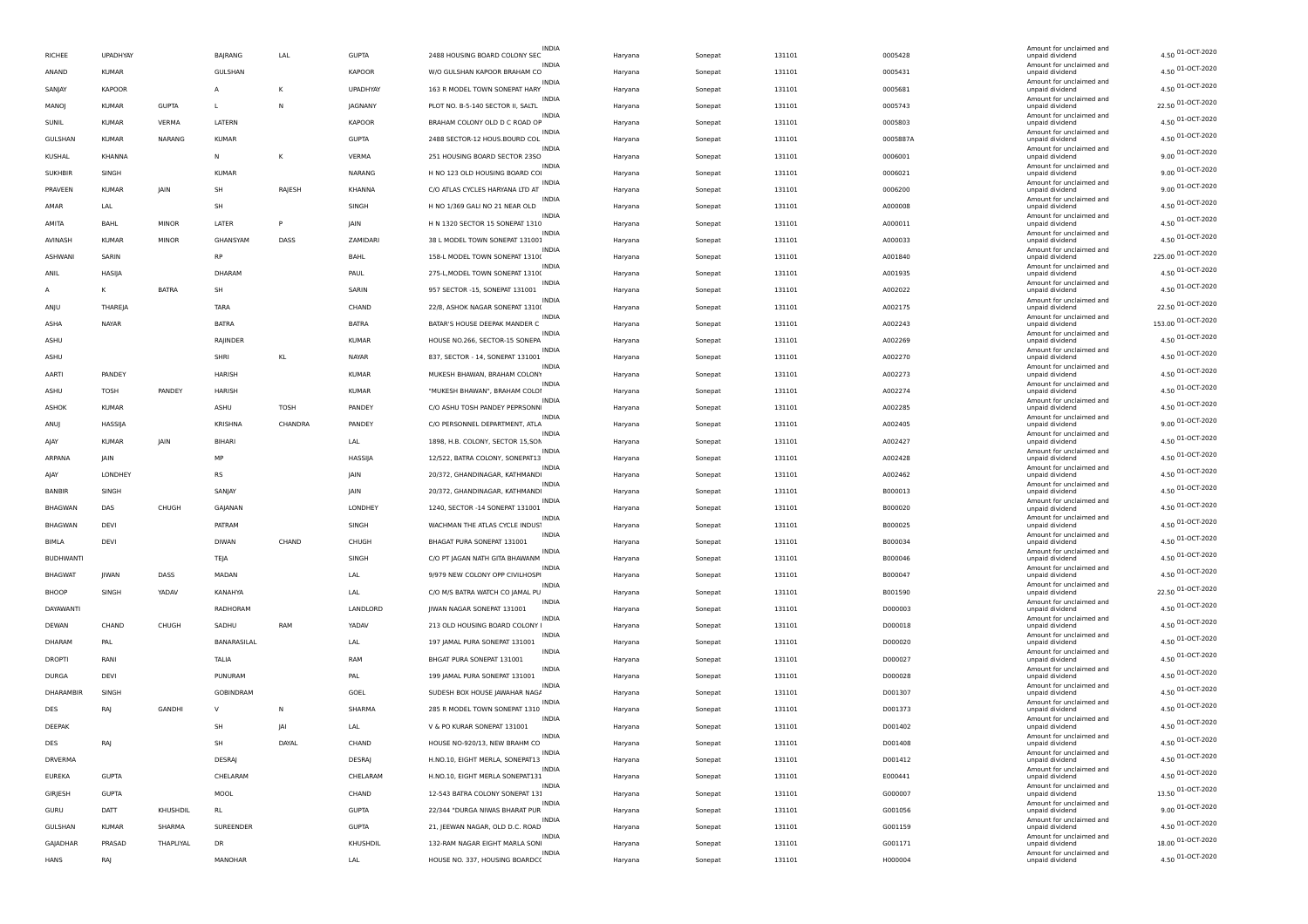| | | | | | | | | | | | | | | |
|---|---|---|---|---|---|---|---|---|---|---|---|---|---|---|
| RICHEE | UPADHYAY | | BAJRANG | LAL | GUPTA | 2488 HOUSING BOARD COLONY SEC | INDIA | Haryana | Sonepat | 131101 | 0005428 | Amount for unclaimed and unpaid dividend | 4.50 | 01-OCT-2020 |
| ANAND | KUMAR | | GULSHAN | | KAPOOR | W/O GULSHAN KAPOOR BRAHAM CO | INDIA | Haryana | Sonepat | 131101 | 0005431 | Amount for unclaimed and unpaid dividend | 4.50 | 01-OCT-2020 |
| SANJAY | KAPOOR | | A | K | UPADHYAY | 163 R MODEL TOWN SONEPAT HARY | INDIA | Haryana | Sonepat | 131101 | 0005681 | Amount for unclaimed and unpaid dividend | 4.50 | 01-OCT-2020 |
| MANOJ | KUMAR | GUPTA | L | N | JAGNANY | PLOT NO. B-5-140 SECTOR II, SALTL | INDIA | Haryana | Sonepat | 131101 | 0005743 | Amount for unclaimed and unpaid dividend | 22.50 | 01-OCT-2020 |
| SUNIL | KUMAR | VERMA | LATERN | | KAPOOR | BRAHAM COLONY OLD D C ROAD OP | INDIA | Haryana | Sonepat | 131101 | 0005803 | Amount for unclaimed and unpaid dividend | 4.50 | 01-OCT-2020 |
| GULSHAN | KUMAR | NARANG | KUMAR | | GUPTA | 2488 SECTOR-12 HOUS.BOURD COL | INDIA | Haryana | Sonepat | 131101 | 0005887A | Amount for unclaimed and unpaid dividend | 4.50 | 01-OCT-2020 |
| KUSHAL | KHANNA | | N | K | VERMA | 251 HOUSING BOARD SECTOR 23SO | INDIA | Haryana | Sonepat | 131101 | 0006001 | Amount for unclaimed and unpaid dividend | 9.00 | 01-OCT-2020 |
| SUKHBIR | SINGH | | KUMAR | | NARANG | H NO 123 OLD HOUSING BOARD COI | INDIA | Haryana | Sonepat | 131101 | 0006021 | Amount for unclaimed and unpaid dividend | 9.00 | 01-OCT-2020 |
| PRAVEEN | KUMAR | JAIN | SH | RAJESH | KHANNA | C/O ATLAS CYCLES HARYANA LTD AT | INDIA | Haryana | Sonepat | 131101 | 0006200 | Amount for unclaimed and unpaid dividend | 9.00 | 01-OCT-2020 |
| AMAR | LAL | | SH | | SINGH | H NO 1/369 GALI NO 21 NEAR OLD | INDIA | Haryana | Sonepat | 131101 | A000008 | Amount for unclaimed and unpaid dividend | 4.50 | 01-OCT-2020 |
| AMITA | BAHL | MINOR | LATER | P | JAIN | H N 1320 SECTOR 15 SONEPAT 1310 | INDIA | Haryana | Sonepat | 131101 | A000011 | Amount for unclaimed and unpaid dividend | 4.50 | 01-OCT-2020 |
| AVINASH | KUMAR | MINOR | GHANSYAM | DASS | ZAMIDARI | 38 L MODEL TOWN SONEPAT 131001 | INDIA | Haryana | Sonepat | 131101 | A000033 | Amount for unclaimed and unpaid dividend | 4.50 | 01-OCT-2020 |
| ASHWANI | SARIN | | RP | | BAHL | 158-L MODEL TOWN SONEPAT 13100 | INDIA | Haryana | Sonepat | 131101 | A001840 | Amount for unclaimed and unpaid dividend | 225.00 | 01-OCT-2020 |
| ANIL | HASIJA | | DHARAM | | PAUL | 275-L,MODEL TOWN SONEPAT 13100 | INDIA | Haryana | Sonepat | 131101 | A001935 | Amount for unclaimed and unpaid dividend | 4.50 | 01-OCT-2020 |
| A | K | BATRA | SH | | SARIN | 957 SECTOR -15, SONEPAT 131001 | INDIA | Haryana | Sonepat | 131101 | A002022 | Amount for unclaimed and unpaid dividend | 4.50 | 01-OCT-2020 |
| ANJU | THAREJA | | TARA | | CHAND | 22/8, ASHOK NAGAR SONEPAT 1310 | INDIA | Haryana | Sonepat | 131101 | A002175 | Amount for unclaimed and unpaid dividend | 22.50 | 01-OCT-2020 |
| ASHA | NAYAR | | BATRA | | BATRA | BATAR'S HOUSE DEEPAK MANDER C | INDIA | Haryana | Sonepat | 131101 | A002243 | Amount for unclaimed and unpaid dividend | 153.00 | 01-OCT-2020 |
| ASHU | | | RAJINDER | | KUMAR | HOUSE NO.266, SECTOR-15 SONEPA | INDIA | Haryana | Sonepat | 131101 | A002269 | Amount for unclaimed and unpaid dividend | 4.50 | 01-OCT-2020 |
| ASHU | | | SHRI | KL | NAYAR | 837, SECTOR - 14, SONEPAT 131001 | INDIA | Haryana | Sonepat | 131101 | A002270 | Amount for unclaimed and unpaid dividend | 4.50 | 01-OCT-2020 |
| AARTI | PANDEY | | HARISH | | KUMAR | MUKESH BHAWAN, BRAHAM COLONY | INDIA | Haryana | Sonepat | 131101 | A002273 | Amount for unclaimed and unpaid dividend | 4.50 | 01-OCT-2020 |
| ASHU | TOSH | PANDEY | HARISH | | KUMAR | "MUKESH BHAWAN", BRAHAM COLOI | INDIA | Haryana | Sonepat | 131101 | A002274 | Amount for unclaimed and unpaid dividend | 4.50 | 01-OCT-2020 |
| ASHOK | KUMAR | | ASHU | TOSH | PANDEY | C/O ASHU TOSH PANDEY PEPRSONNI | INDIA | Haryana | Sonepat | 131101 | A002285 | Amount for unclaimed and unpaid dividend | 4.50 | 01-OCT-2020 |
| ANUJ | HASSIJA | | KRISHNA | CHANDRA | PANDEY | C/O PERSONNEL DEPARTMENT, ATLA | INDIA | Haryana | Sonepat | 131101 | A002405 | Amount for unclaimed and unpaid dividend | 9.00 | 01-OCT-2020 |
| AJAY | KUMAR | JAIN | BIHARI | | LAL | 1898, H.B. COLONY, SECTOR 15,SON | INDIA | Haryana | Sonepat | 131101 | A002427 | Amount for unclaimed and unpaid dividend | 4.50 | 01-OCT-2020 |
| ARPANA | JAIN | | MP | | HASSIJA | 12/522, BATRA COLONY, SONEPAT13 | INDIA | Haryana | Sonepat | 131101 | A002428 | Amount for unclaimed and unpaid dividend | 4.50 | 01-OCT-2020 |
| AJAY | LONDHEY | | RS | | JAIN | 20/372, GHANDINAGAR, KATHMANDI | INDIA | Haryana | Sonepat | 131101 | A002462 | Amount for unclaimed and unpaid dividend | 4.50 | 01-OCT-2020 |
| BANBIR | SINGH | | SANJAY | | JAIN | 20/372, GHANDINAGAR, KATHMANDI | INDIA | Haryana | Sonepat | 131101 | B000013 | Amount for unclaimed and unpaid dividend | 4.50 | 01-OCT-2020 |
| BHAGWAN | DAS | CHUGH | GAJANAN | | LONDHEY | 1240, SECTOR -14 SONEPAT 131001 | INDIA | Haryana | Sonepat | 131101 | B000020 | Amount for unclaimed and unpaid dividend | 4.50 | 01-OCT-2020 |
| BHAGWAN | DEVI | | PATRAM | | SINGH | WACHMAN THE ATLAS CYCLE INDUS | INDIA | Haryana | Sonepat | 131101 | B000025 | Amount for unclaimed and unpaid dividend | 4.50 | 01-OCT-2020 |
| BIMLA | DEVI | | DIWAN | CHAND | CHUGH | BHAGAT PURA SONEPAT 131001 | INDIA | Haryana | Sonepat | 131101 | B000034 | Amount for unclaimed and unpaid dividend | 4.50 | 01-OCT-2020 |
| BUDHWANTI | | | TEJA | | SINGH | C/O PT JAGAN NATH GITA BHAWANM | INDIA | Haryana | Sonepat | 131101 | B000046 | Amount for unclaimed and unpaid dividend | 4.50 | 01-OCT-2020 |
| BHAGWAT | JIWAN | DASS | MADAN | | LAL | 9/979 NEW COLONY OPP CIVILHOSPI | INDIA | Haryana | Sonepat | 131101 | B000047 | Amount for unclaimed and unpaid dividend | 4.50 | 01-OCT-2020 |
| BHOOP | SINGH | YADAV | KANAHYA | | LAL | C/O M/S BATRA WATCH CO JAMAL PU | INDIA | Haryana | Sonepat | 131101 | B001590 | Amount for unclaimed and unpaid dividend | 22.50 | 01-OCT-2020 |
| DAYAWANTI | | | RADHORAM | | LANDLORD | JIWAN NAGAR SONEPAT 131001 | INDIA | Haryana | Sonepat | 131101 | D000003 | Amount for unclaimed and unpaid dividend | 4.50 | 01-OCT-2020 |
| DEWAN | CHAND | CHUGH | SADHU | RAM | YADAV | 213 OLD HOUSING BOARD COLONY I | INDIA | Haryana | Sonepat | 131101 | D000018 | Amount for unclaimed and unpaid dividend | 4.50 | 01-OCT-2020 |
| DHARAM | PAL | | BANARASILAL | | LAL | 197 JAMAL PURA SONEPAT 131001 | INDIA | Haryana | Sonepat | 131101 | D000020 | Amount for unclaimed and unpaid dividend | 4.50 | 01-OCT-2020 |
| DROPTI | RANI | | TALIA | | RAM | BHGAT PURA SONEPAT 131001 | INDIA | Haryana | Sonepat | 131101 | D000027 | Amount for unclaimed and unpaid dividend | 4.50 | 01-OCT-2020 |
| DURGA | DEVI | | PUNURAM | | PAL | 199 JAMAL PURA SONEPAT 131001 | INDIA | Haryana | Sonepat | 131101 | D000028 | Amount for unclaimed and unpaid dividend | 4.50 | 01-OCT-2020 |
| DHARAMBIR | SINGH | | GOBINDRAM | | GOEL | SUDESH BOX HOUSE JAWAHAR NAGA | INDIA | Haryana | Sonepat | 131101 | D001307 | Amount for unclaimed and unpaid dividend | 4.50 | 01-OCT-2020 |
| DES | RAJ | GANDHI | V | N | SHARMA | 285 R MODEL TOWN SONEPAT 1310 | INDIA | Haryana | Sonepat | 131101 | D001373 | Amount for unclaimed and unpaid dividend | 4.50 | 01-OCT-2020 |
| DEEPAK | | | SH | JAI | LAL | V & PO KURAR SONEPAT 131001 | INDIA | Haryana | Sonepat | 131101 | D001402 | Amount for unclaimed and unpaid dividend | 4.50 | 01-OCT-2020 |
| DES | RAJ | | SH | DAYAL | CHAND | HOUSE NO-920/13, NEW BRAHM CO | INDIA | Haryana | Sonepat | 131101 | D001408 | Amount for unclaimed and unpaid dividend | 4.50 | 01-OCT-2020 |
| DRVERMA | | | DESRAJ | | DESRAJ | H.NO.10, EIGHT MERLA, SONEPAT13 | INDIA | Haryana | Sonepat | 131101 | D001412 | Amount for unclaimed and unpaid dividend | 4.50 | 01-OCT-2020 |
| EUREKA | GUPTA | | CHELARAM | | CHELARAM | H.NO.10, EIGHT MERLA SONEPAT131 | INDIA | Haryana | Sonepat | 131101 | E000441 | Amount for unclaimed and unpaid dividend | 4.50 | 01-OCT-2020 |
| GIRJESH | GUPTA | | MOOL | | CHAND | 12-543 BATRA COLONY SONEPAT 131 | INDIA | Haryana | Sonepat | 131101 | G000007 | Amount for unclaimed and unpaid dividend | 13.50 | 01-OCT-2020 |
| GURU | DATT | KHUSHDIL | RL | | GUPTA | 22/344 "DURGA NIWAS BHARAT PUR | INDIA | Haryana | Sonepat | 131101 | G001056 | Amount for unclaimed and unpaid dividend | 9.00 | 01-OCT-2020 |
| GULSHAN | KUMAR | SHARMA | SUREENDER | | GUPTA | 21, JEEWAN NAGAR, OLD D.C. ROAD | INDIA | Haryana | Sonepat | 131101 | G001159 | Amount for unclaimed and unpaid dividend | 4.50 | 01-OCT-2020 |
| GAJADHAR | PRASAD | THAPLIYAL | DR | | KHUSHDIL | 132-RAM NAGAR EIGHT MARLA SONI | INDIA | Haryana | Sonepat | 131101 | G001171 | Amount for unclaimed and unpaid dividend | 18.00 | 01-OCT-2020 |
| HANS | RAJ | | MANOHAR | | LAL | HOUSE NO. 337, HOUSING BOARDCO | INDIA | Haryana | Sonepat | 131101 | H000004 | Amount for unclaimed and unpaid dividend | 4.50 | 01-OCT-2020 |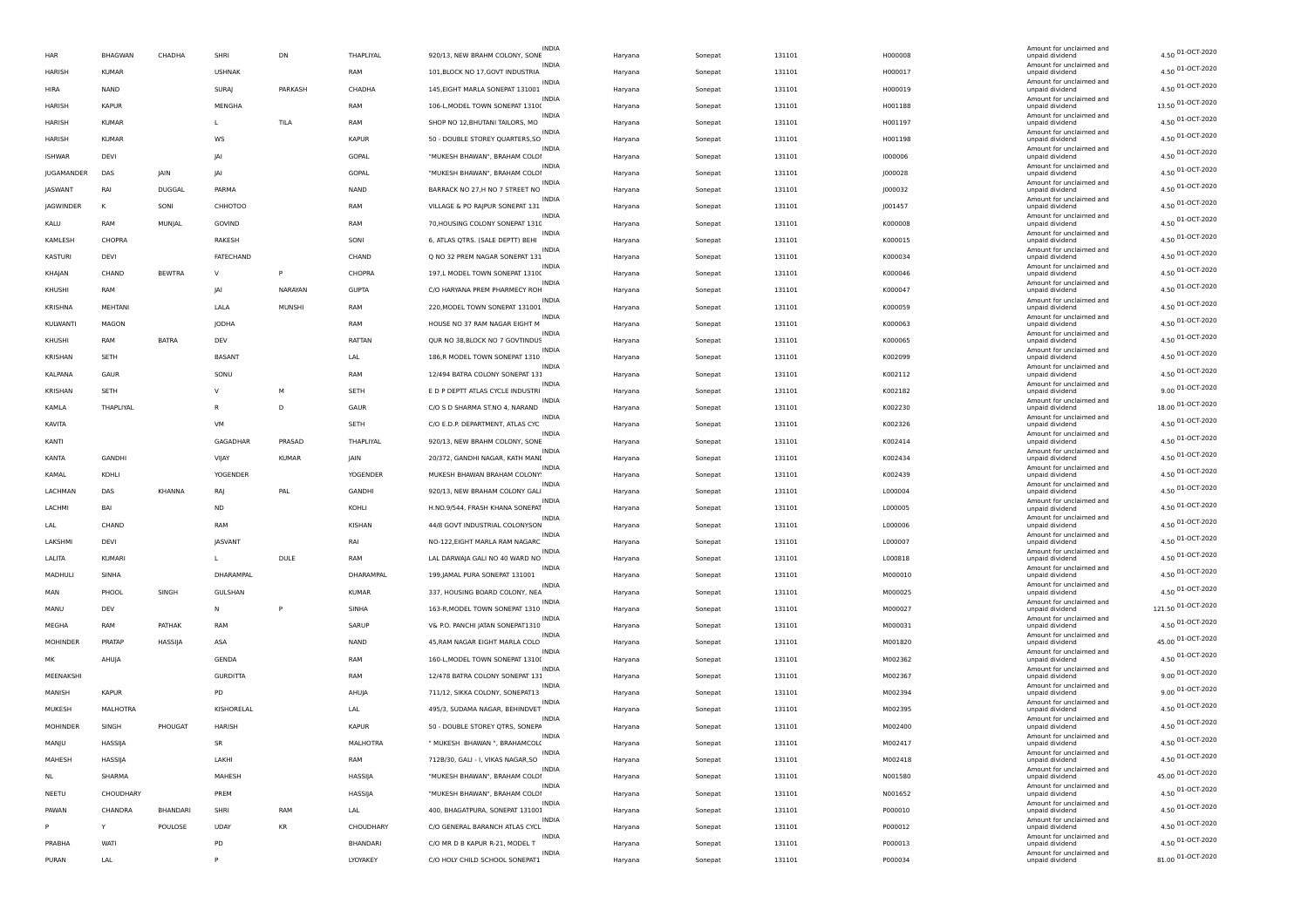| HAR | BHAGWAN | CHADHA | SHRI | DN | THAPLIYAL | 920/13, NEW BRAHM COLONY, SONE | INDIA | Haryana | Sonepat | 131101 | H000008 | Amount for unclaimed and unpaid dividend | 4.50 | 01-OCT-2020 |
|---|---|---|---|---|---|---|---|---|---|---|---|---|---|---|
| HARISH | KUMAR | | USHNAK | | RAM | 101,BLOCK NO 17,GOVT INDUSTRIA | INDIA | Haryana | Sonepat | 131101 | H000017 | Amount for unclaimed and unpaid dividend | 4.50 | 01-OCT-2020 |
| HIRA | NAND | | SURAJ | PARKASH | CHADHA | 145,EIGHT MARLA SONEPAT 131001 | INDIA | Haryana | Sonepat | 131101 | H000019 | Amount for unclaimed and unpaid dividend | 4.50 | 01-OCT-2020 |
| HARISH | KAPUR | | MENGHA | | RAM | 106-L,MODEL TOWN SONEPAT 13100 | INDIA | Haryana | Sonepat | 131101 | H001188 | Amount for unclaimed and unpaid dividend | 13.50 | 01-OCT-2020 |
| HARISH | KUMAR | | L | TILA | RAM | SHOP NO 12,BHUTANI TAILORS, MO | INDIA | Haryana | Sonepat | 131101 | H001197 | Amount for unclaimed and unpaid dividend | 4.50 | 01-OCT-2020 |
| HARISH | KUMAR | | WS | | KAPUR | 50 - DOUBLE STOREY QUARTERS,SO | INDIA | Haryana | Sonepat | 131101 | H001198 | Amount for unclaimed and unpaid dividend | 4.50 | 01-OCT-2020 |
| ISHWAR | DEVI | | JAI | | GOPAL | "MUKESH BHAWAN", BRAHAM COLON | INDIA | Haryana | Sonepat | 131101 | I000006 | Amount for unclaimed and unpaid dividend | 4.50 | 01-OCT-2020 |
| JUGAMANDER | DAS | JAIN | JAI | | GOPAL | "MUKESH BHAWAN", BRAHAM COLON | INDIA | Haryana | Sonepat | 131101 | J000028 | Amount for unclaimed and unpaid dividend | 4.50 | 01-OCT-2020 |
| JASWANT | RAI | DUGGAL | PARMA | | NAND | BARRACK NO 27,H NO 7 STREET NO | INDIA | Haryana | Sonepat | 131101 | J000032 | Amount for unclaimed and unpaid dividend | 4.50 | 01-OCT-2020 |
| JAGWINDER | K | SONI | CHHOTOO | | RAM | VILLAGE & PO RAJPUR SONEPAT 131 | INDIA | Haryana | Sonepat | 131101 | J001457 | Amount for unclaimed and unpaid dividend | 4.50 | 01-OCT-2020 |
| KALU | RAM | MUNJAL | GOVIND | | RAM | 70,HOUSING COLONY SONEPAT 1310 | INDIA | Haryana | Sonepat | 131101 | K000008 | Amount for unclaimed and unpaid dividend | 4.50 | 01-OCT-2020 |
| KAMLESH | CHOPRA | | RAKESH | | SONI | 6, ATLAS QTRS. (SALE DEPTT) BEHI | INDIA | Haryana | Sonepat | 131101 | K000015 | Amount for unclaimed and unpaid dividend | 4.50 | 01-OCT-2020 |
| KASTURI | DEVI | | FATECHAND | | CHAND | Q NO 32 PREM NAGAR SONEPAT 131 | INDIA | Haryana | Sonepat | 131101 | K000034 | Amount for unclaimed and unpaid dividend | 4.50 | 01-OCT-2020 |
| KHAJAN | CHAND | BEWTRA | V | P | CHOPRA | 197,L MODEL TOWN SONEPAT 13100 | INDIA | Haryana | Sonepat | 131101 | K000046 | Amount for unclaimed and unpaid dividend | 4.50 | 01-OCT-2020 |
| KHUSHI | RAM | | JAI | NARAYAN | GUPTA | C/O HARYANA PREM PHARMECY ROH | INDIA | Haryana | Sonepat | 131101 | K000047 | Amount for unclaimed and unpaid dividend | 4.50 | 01-OCT-2020 |
| KRISHNA | MEHTANI | | LALA | MUNSHI | RAM | 220,MODEL TOWN SONEPAT 131001 | INDIA | Haryana | Sonepat | 131101 | K000059 | Amount for unclaimed and unpaid dividend | 4.50 | 01-OCT-2020 |
| KULWANTI | MAGON | | JODHA | | RAM | HOUSE NO 37 RAM NAGAR EIGHT M | INDIA | Haryana | Sonepat | 131101 | K000063 | Amount for unclaimed and unpaid dividend | 4.50 | 01-OCT-2020 |
| KHUSHI | RAM | BATRA | DEV | | RATTAN | QUR NO 38,BLOCK NO 7 GOVTINDUS | INDIA | Haryana | Sonepat | 131101 | K000065 | Amount for unclaimed and unpaid dividend | 4.50 | 01-OCT-2020 |
| KRISHAN | SETH | | BASANT | | LAL | 186,R MODEL TOWN SONEPAT 1310 | INDIA | Haryana | Sonepat | 131101 | K002099 | Amount for unclaimed and unpaid dividend | 4.50 | 01-OCT-2020 |
| KALPANA | GAUR | | SONU | | RAM | 12/494 BATRA COLONY SONEPAT 131 | INDIA | Haryana | Sonepat | 131101 | K002112 | Amount for unclaimed and unpaid dividend | 4.50 | 01-OCT-2020 |
| KRISHAN | SETH | | V | M | SETH | E D P DEPTT ATLAS CYCLE INDUSTRI | INDIA | Haryana | Sonepat | 131101 | K002182 | Amount for unclaimed and unpaid dividend | 9.00 | 01-OCT-2020 |
| KAMLA | THAPLIYAL | | R | D | GAUR | C/O S D SHARMA ST.NO 4, NARAND | INDIA | Haryana | Sonepat | 131101 | K002230 | Amount for unclaimed and unpaid dividend | 18.00 | 01-OCT-2020 |
| KAVITA | | | VM | | SETH | C/O E.D.P. DEPARTMENT, ATLAS CYC | INDIA | Haryana | Sonepat | 131101 | K002326 | Amount for unclaimed and unpaid dividend | 4.50 | 01-OCT-2020 |
| KANTI | | | GAGADHAR | PRASAD | THAPLIYAL | 920/13, NEW BRAHM COLONY, SONE | INDIA | Haryana | Sonepat | 131101 | K002414 | Amount for unclaimed and unpaid dividend | 4.50 | 01-OCT-2020 |
| KANTA | GANDHI | | VIJAY | KUMAR | JAIN | 20/372, GANDHI NAGAR, KATH MANI | INDIA | Haryana | Sonepat | 131101 | K002434 | Amount for unclaimed and unpaid dividend | 4.50 | 01-OCT-2020 |
| KAMAL | KOHLI | | YOGENDER | | YOGENDER | MUKESH BHAWAN BRAHAM COLONY | INDIA | Haryana | Sonepat | 131101 | K002439 | Amount for unclaimed and unpaid dividend | 4.50 | 01-OCT-2020 |
| LACHMAN | DAS | KHANNA | RAJ | PAL | GANDHI | 920/13, NEW BRAHAM COLONY GALI | INDIA | Haryana | Sonepat | 131101 | L000004 | Amount for unclaimed and unpaid dividend | 4.50 | 01-OCT-2020 |
| LACHMI | BAI | | ND | | KOHLI | H.NO.9/544, FRASH KHANA SONEPAT | INDIA | Haryana | Sonepat | 131101 | L000005 | Amount for unclaimed and unpaid dividend | 4.50 | 01-OCT-2020 |
| LAL | CHAND | | RAM | | KISHAN | 44/8 GOVT INDUSTRIAL COLONYSON | INDIA | Haryana | Sonepat | 131101 | L000006 | Amount for unclaimed and unpaid dividend | 4.50 | 01-OCT-2020 |
| LAKSHMI | DEVI | | JASVANT | | RAI | NO-122,EIGHT MARLA RAM NAGARC | INDIA | Haryana | Sonepat | 131101 | L000007 | Amount for unclaimed and unpaid dividend | 4.50 | 01-OCT-2020 |
| LALITA | KUMARI | | L | DULE | RAM | LAL DARWAJA GALI NO 40 WARD NO | INDIA | Haryana | Sonepat | 131101 | L000818 | Amount for unclaimed and unpaid dividend | 4.50 | 01-OCT-2020 |
| MADHULI | SINHA | | DHARAMPAL | | DHARAMPAL | 199,JAMAL PURA SONEPAT 131001 | INDIA | Haryana | Sonepat | 131101 | M000010 | Amount for unclaimed and unpaid dividend | 4.50 | 01-OCT-2020 |
| MAN | PHOOL | SINGH | GULSHAN | | KUMAR | 337, HOUSING BOARD COLONY, NEA | INDIA | Haryana | Sonepat | 131101 | M000025 | Amount for unclaimed and unpaid dividend | 4.50 | 01-OCT-2020 |
| MANU | DEV | | N | P | SINHA | 163-R,MODEL TOWN SONEPAT 1310 | INDIA | Haryana | Sonepat | 131101 | M000027 | Amount for unclaimed and unpaid dividend | 121.50 | 01-OCT-2020 |
| MEGHA | RAM | PATHAK | RAM | | SARUP | V& P.O. PANCHI JATAN SONEPAT1310 | INDIA | Haryana | Sonepat | 131101 | M000031 | Amount for unclaimed and unpaid dividend | 4.50 | 01-OCT-2020 |
| MOHINDER | PRATAP | HASSIJA | ASA | | NAND | 45,RAM NAGAR EIGHT MARLA COLO | INDIA | Haryana | Sonepat | 131101 | M001820 | Amount for unclaimed and unpaid dividend | 45.00 | 01-OCT-2020 |
| MK | AHUJA | | GENDA | | RAM | 160-L,MODEL TOWN SONEPAT 13100 | INDIA | Haryana | Sonepat | 131101 | M002362 | Amount for unclaimed and unpaid dividend | 4.50 | 01-OCT-2020 |
| MEENAKSHI | | | GURDITTA | | RAM | 12/478 BATRA COLONY SONEPAT 131 | INDIA | Haryana | Sonepat | 131101 | M002367 | Amount for unclaimed and unpaid dividend | 9.00 | 01-OCT-2020 |
| MANISH | KAPUR | | PD | | AHUJA | 711/12, SIKKA COLONY, SONEPAT13 | INDIA | Haryana | Sonepat | 131101 | M002394 | Amount for unclaimed and unpaid dividend | 9.00 | 01-OCT-2020 |
| MUKESH | MALHOTRA | | KISHORELAL | | LAL | 495/3, SUDAMA NAGAR, BEHINDVET | INDIA | Haryana | Sonepat | 131101 | M002395 | Amount for unclaimed and unpaid dividend | 4.50 | 01-OCT-2020 |
| MOHINDER | SINGH | PHOUGAT | HARISH | | KAPUR | 50 - DOUBLE STOREY QTRS, SONEPA | INDIA | Haryana | Sonepat | 131101 | M002400 | Amount for unclaimed and unpaid dividend | 4.50 | 01-OCT-2020 |
| MANJU | HASSIJA | | SR | | MALHOTRA | " MUKESH BHAWAN ", BRAHAMCOLO | INDIA | Haryana | Sonepat | 131101 | M002417 | Amount for unclaimed and unpaid dividend | 4.50 | 01-OCT-2020 |
| MAHESH | HASSIJA | | LAKHI | | RAM | 712B/30, GALI - I, VIKAS NAGAR,SO | INDIA | Haryana | Sonepat | 131101 | M002418 | Amount for unclaimed and unpaid dividend | 4.50 | 01-OCT-2020 |
| NL | SHARMA | | MAHESH | | HASSIJA | "MUKESH BHAWAN", BRAHAM COLON | INDIA | Haryana | Sonepat | 131101 | N001580 | Amount for unclaimed and unpaid dividend | 45.00 | 01-OCT-2020 |
| NEETU | CHOUDHARY | | PREM | | HASSIJA | "MUKESH BHAWAN", BRAHAM COLON | INDIA | Haryana | Sonepat | 131101 | N001652 | Amount for unclaimed and unpaid dividend | 4.50 | 01-OCT-2020 |
| PAWAN | CHANDRA | BHANDARI | SHRI | RAM | LAL | 400, BHAGATPURA, SONEPAT 131001 | INDIA | Haryana | Sonepat | 131101 | P000010 | Amount for unclaimed and unpaid dividend | 4.50 | 01-OCT-2020 |
| P | Y | POULOSE | UDAY | KR | CHOUDHARY | C/O GENERAL BARANCH ATLAS CYCL | INDIA | Haryana | Sonepat | 131101 | P000012 | Amount for unclaimed and unpaid dividend | 4.50 | 01-OCT-2020 |
| PRABHA | WATI | | PD | | BHANDARI | C/O MR D B KAPUR R-21, MODEL T | INDIA | Haryana | Sonepat | 131101 | P000013 | Amount for unclaimed and unpaid dividend | 4.50 | 01-OCT-2020 |
| PURAN | LAL | | P | | LYOYAKEY | C/O HOLY CHILD SCHOOL SONEPAT1 | INDIA | Haryana | Sonepat | 131101 | P000034 | Amount for unclaimed and unpaid dividend | 81.00 | 01-OCT-2020 |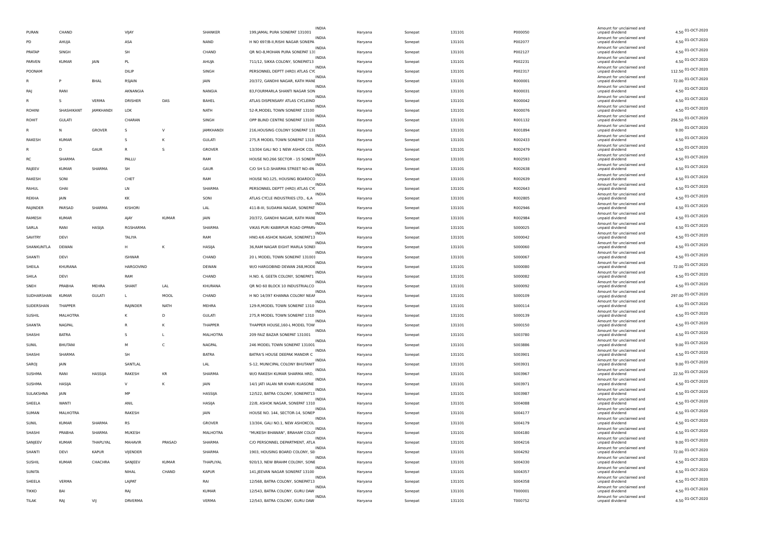| PURAN | CHAND | | VIJAY | | SHANKER | 199,JAMAL PURA SONEPAT 131001 | INDIA | Haryana | Sonepat | 131101 | P000050 | Amount for unclaimed and unpaid dividend | 4.50 | 01-OCT-2020 |
|---|---|---|---|---|---|---|---|---|---|---|---|---|---|---|
| PD | AHUJA | | ASA | | NAND | H NO 697/B-II,RISHI NAGAR SONEPA | INDIA | Haryana | Sonepat | 131101 | P002077 | Amount for unclaimed and unpaid dividend | 4.50 | 01-OCT-2020 |
| PRATAP | SINGH | | SH | | CHAND | QR NO-8,MOHAN PURA SONEPAT 131 | INDIA | Haryana | Sonepat | 131101 | P002127 | Amount for unclaimed and unpaid dividend | 4.50 | 01-OCT-2020 |
| PARVEN | KUMAR | JAIN | PL | | AHUJA | 711/12, SIKKA COLONY, SONEPAT13 | INDIA | Haryana | Sonepat | 131101 | P002231 | Amount for unclaimed and unpaid dividend | 4.50 | 01-OCT-2020 |
| POONAM | | | DILIP | | SINGH | PERSONNEL DEPTT (HRD) ATLAS CYC | INDIA | Haryana | Sonepat | 131101 | P002317 | Amount for unclaimed and unpaid dividend | 112.50 | 01-OCT-2020 |
| R | P | BHAL | RSJAIN | | JAIN | 20/372, GANDHI NAGAR, KATH MANI | INDIA | Haryana | Sonepat | 131101 | R000001 | Amount for unclaimed and unpaid dividend | 72.00 | 01-OCT-2020 |
| RAJ | RANI | | AKNANGIA | | NANGIA | 83,FOURMARLA SHANTI NAGAR SON | INDIA | Haryana | Sonepat | 131101 | R000031 | Amount for unclaimed and unpaid dividend | 4.50 | 01-OCT-2020 |
| R | S | VERMA | DRISHER | DAS | BAHEL | ATLAS DISPENSARY ATLAS CYCLEIND | INDIA | Haryana | Sonepat | 131101 | R000042 | Amount for unclaimed and unpaid dividend | 4.50 | 01-OCT-2020 |
| ROHINI | SHASHIKANT | JAMKHANDI | LOK | | NATH | 52-R,MODEL TOWN SONEPAT 13100 | INDIA | Haryana | Sonepat | 131101 | R000076 | Amount for unclaimed and unpaid dividend | 4.50 | 01-OCT-2020 |
| ROHIT | GULATI | | CHARAN | | SINGH | OPP BLIND CENTRE SONEPAT 13100 | INDIA | Haryana | Sonepat | 131101 | R001132 | Amount for unclaimed and unpaid dividend | 256.50 | 01-OCT-2020 |
| R | N | GROVER | S | V | JAMKHANDI | 216,HOUSING COLONY SONEPAT 131 | INDIA | Haryana | Sonepat | 131101 | R001894 | Amount for unclaimed and unpaid dividend | 9.00 | 01-OCT-2020 |
| RAKESH | KUMAR | | S | K | GULATI | 275,R MODEL TOWN SONEPAT 1310 | INDIA | Haryana | Sonepat | 131101 | R002433 | Amount for unclaimed and unpaid dividend | 4.50 | 01-OCT-2020 |
| R | D | GAUR | R | S | GROVER | 13/304 GALI NO 1 NEW ASHOK COL | INDIA | Haryana | Sonepat | 131101 | R002479 | Amount for unclaimed and unpaid dividend | 4.50 | 01-OCT-2020 |
| RC | SHARMA | | PALLU | | RAM | HOUSE NO.266 SECTOR - 15 SONEPA | INDIA | Haryana | Sonepat | 131101 | R002593 | Amount for unclaimed and unpaid dividend | 4.50 | 01-OCT-2020 |
| RAJEEV | KUMAR | SHARMA | SH | | GAUR | C/O SH S.D.SHARMA STREET NO-4N | INDIA | Haryana | Sonepat | 131101 | R002638 | Amount for unclaimed and unpaid dividend | 4.50 | 01-OCT-2020 |
| RAKESH | SONI | | CHET | | RAM | HOUSE NO.125, HOUSING BOARDCO | INDIA | Haryana | Sonepat | 131101 | R002639 | Amount for unclaimed and unpaid dividend | 4.50 | 01-OCT-2020 |
| RAHUL | GHAI | | LN | | SHARMA | PERSONNEL DEPTT (HRD) ATLAS CYC | INDIA | Haryana | Sonepat | 131101 | R002643 | Amount for unclaimed and unpaid dividend | 4.50 | 01-OCT-2020 |
| REKHA | JAIN | | KK | | SONI | ATLAS CYCLE INDUSTRIES LTD., 6,A | INDIA | Haryana | Sonepat | 131101 | R002805 | Amount for unclaimed and unpaid dividend | 4.50 | 01-OCT-2020 |
| RAJINDER | PARSAD | SHARMA | KISHORI | | LAL | 411-B-III, SUDAMA NAGAR, SONEPAT | INDIA | Haryana | Sonepat | 131101 | R002946 | Amount for unclaimed and unpaid dividend | 4.50 | 01-OCT-2020 |
| RAMESH | KUMAR | | AJAY | KUMAR | JAIN | 20/372, GANDHI NAGAR, KATH MANI | INDIA | Haryana | Sonepat | 131101 | R002984 | Amount for unclaimed and unpaid dividend | 4.50 | 01-OCT-2020 |
| SARLA | RANI | HASIJA | RGSHARMA | | SHARMA | VIKAS PURI KABIRPUR ROAD OPPARV | INDIA | Haryana | Sonepat | 131101 | S000025 | Amount for unclaimed and unpaid dividend | 4.50 | 01-OCT-2020 |
| SAVITRY | DEVI | | TALIYA | | RAM | HNO.4/6 ASHOK NAGAR, SONEPAT13 | INDIA | Haryana | Sonepat | 131101 | S000042 | Amount for unclaimed and unpaid dividend | 4.50 | 01-OCT-2020 |
| SHANKUNTLA | DEWAN | | H | K | HASIJA | 36,RAM NAGAR EIGHT MARLA SONEI | INDIA | Haryana | Sonepat | 131101 | S000060 | Amount for unclaimed and unpaid dividend | 4.50 | 01-OCT-2020 |
| SHANTI | DEVI | | ISHWAR | | CHAND | 20 L MODEL TOWN SONEPAT 131001 | INDIA | Haryana | Sonepat | 131101 | S000067 | Amount for unclaimed and unpaid dividend | 4.50 | 01-OCT-2020 |
| SHEILA | KHURANA | | HARGOVIND | | DEWAN | W/O HARGOBIND DEWAN 268,MODE | INDIA | Haryana | Sonepat | 131101 | S000080 | Amount for unclaimed and unpaid dividend | 72.00 | 01-OCT-2020 |
| SHILA | DEVI | | RAM | | CHAND | H.NO. 6, GEETA COLONY, SONEPAT1 | INDIA | Haryana | Sonepat | 131101 | S000082 | Amount for unclaimed and unpaid dividend | 4.50 | 01-OCT-2020 |
| SNEH | PRABHA | MEHRA | SHANT | LAL | KHURANA | QR NO 60 BLOCK 10 INDUSTRIALCO | INDIA | Haryana | Sonepat | 131101 | S000092 | Amount for unclaimed and unpaid dividend | 4.50 | 01-OCT-2020 |
| SUDHARSHAN | KUMAR | GULATI | L | MOOL | CHAND | H NO 14/397 KHANNA COLONY NEAI | INDIA | Haryana | Sonepat | 131101 | S000109 | Amount for unclaimed and unpaid dividend | 297.00 | 01-OCT-2020 |
| SUDERSHAN | THAPPER | | RAJINDER | NATH | MEHRA | 129-R,MODEL TOWN SONEPAT 1310 | INDIA | Haryana | Sonepat | 131101 | S000114 | Amount for unclaimed and unpaid dividend | 4.50 | 01-OCT-2020 |
| SUSHIL | MALHOTRA | | K | D | GULATI | 275,R MODEL TOWN SONEPAT 1310 | INDIA | Haryana | Sonepat | 131101 | S000139 | Amount for unclaimed and unpaid dividend | 4.50 | 01-OCT-2020 |
| SHANTA | NAGPAL | | R | K | THAPPER | THAPPER HOUSE,160-L MODEL TOW | INDIA | Haryana | Sonepat | 131101 | S000150 | Amount for unclaimed and unpaid dividend | 4.50 | 01-OCT-2020 |
| SHASHI | BATRA | | S | L | MALHOTRA | 209 FAIZ BAZAR SONEPAT 131001 | INDIA | Haryana | Sonepat | 131101 | S003780 | Amount for unclaimed and unpaid dividend | 4.50 | 01-OCT-2020 |
| SUNIL | BHUTANI | | M | C | NAGPAL | 246 MODEL TOWN SONEPAT 131001 | INDIA | Haryana | Sonepat | 131101 | S003886 | Amount for unclaimed and unpaid dividend | 9.00 | 01-OCT-2020 |
| SHASHI | SHARMA | | SH | | BATRA | BATRA'S HOUSE DEEPAK MANDIR C | INDIA | Haryana | Sonepat | 131101 | S003901 | Amount for unclaimed and unpaid dividend | 4.50 | 01-OCT-2020 |
| SAROJ | JAIN | | SANTLAL | | LAL | S-12, MUNICIPAL COLONY BHUTANIT | INDIA | Haryana | Sonepat | 131101 | S003931 | Amount for unclaimed and unpaid dividend | 9.00 | 01-OCT-2020 |
| SUSHMA | RANI | HASSIJA | RAKESH | KR | SHARMA | W/O RAKESH KUMAR SHARMA HRD, | INDIA | Haryana | Sonepat | 131101 | S003967 | Amount for unclaimed and unpaid dividend | 22.50 | 01-OCT-2020 |
| SUSHMA | HASIJA | | V | K | JAIN | 14/1 JATI IALAN NR KHARI KUASONE | INDIA | Haryana | Sonepat | 131101 | S003971 | Amount for unclaimed and unpaid dividend | 4.50 | 01-OCT-2020 |
| SULAKSHNA | JAIN | | MP | | HASSIJA | 12/522, BATRA COLONY, SONEPAT13 | INDIA | Haryana | Sonepat | 131101 | S003987 | Amount for unclaimed and unpaid dividend | 4.50 | 01-OCT-2020 |
| SHEELA | WANTI | | ANIL | | HASIJA | 22/8, ASHOK NAGAR, SONEPAT 1310 | INDIA | Haryana | Sonepat | 131101 | S004088 | Amount for unclaimed and unpaid dividend | 4.50 | 01-OCT-2020 |
| SUMAN | MALHOTRA | | RAKESH | | JAIN | HOUSE NO. 144, SECTOR-14, SONEP | INDIA | Haryana | Sonepat | 131101 | S004177 | Amount for unclaimed and unpaid dividend | 4.50 | 01-OCT-2020 |
| SUNIL | KUMAR | SHARMA | RS | | GROVER | 13/304, GALI NO.1, NEW ASHOKCOL | INDIA | Haryana | Sonepat | 131101 | S004179 | Amount for unclaimed and unpaid dividend | 4.50 | 01-OCT-2020 |
| SHASHI | PRABHA | SHARMA | MUKESH | | MALHOTRA | "MUKESH BHAWAN", BRAHAM COLOI | INDIA | Haryana | Sonepat | 131101 | S004180 | Amount for unclaimed and unpaid dividend | 4.50 | 01-OCT-2020 |
| SANJEEV | KUMAR | THAPLIYAL | MAHAVIR | PRASAD | SHARMA | C/O PERSONNEL DEPARTMENT, ATLA | INDIA | Haryana | Sonepat | 131101 | S004216 | Amount for unclaimed and unpaid dividend | 9.00 | 01-OCT-2020 |
| SHANTI | DEVI | KAPUR | VIJENDER | | SHARMA | 1903, HOUSING BOARD COLONY, SE | INDIA | Haryana | Sonepat | 131101 | S004292 | Amount for unclaimed and unpaid dividend | 72.00 | 01-OCT-2020 |
| SUSHIL | KUMAR | CHACHRA | SANJEEV | KUMAR | THAPLIYAL | 920/13, NEW BRAHM COLONY, SONE | INDIA | Haryana | Sonepat | 131101 | S004330 | Amount for unclaimed and unpaid dividend | 4.50 | 01-OCT-2020 |
| SUNITA | | | NIHAL | CHAND | KAPUR | 141,JEEVAN NAGAR SONEPAT 13100 | INDIA | Haryana | Sonepat | 131101 | S004357 | Amount for unclaimed and unpaid dividend | 4.50 | 01-OCT-2020 |
| SHEELA | VERMA | | LAJPAT | | RAI | 12/568, BATRA COLONY, SONEPAT13 | INDIA | Haryana | Sonepat | 131101 | S004358 | Amount for unclaimed and unpaid dividend | 4.50 | 01-OCT-2020 |
| TIKKO | BAI | | RAJ | | KUMAR | 12/543, BATRA COLONY, GURU DAW | INDIA | Haryana | Sonepat | 131101 | T000001 | Amount for unclaimed and unpaid dividend | 4.50 | 01-OCT-2020 |
| TILAK | RAJ | VIJ | DRVERMA | | VERMA | 12/543, BATRA COLONY, GURU DAW | INDIA | Haryana | Sonepat | 131101 | T000752 | Amount for unclaimed and unpaid dividend | 4.50 | 01-OCT-2020 |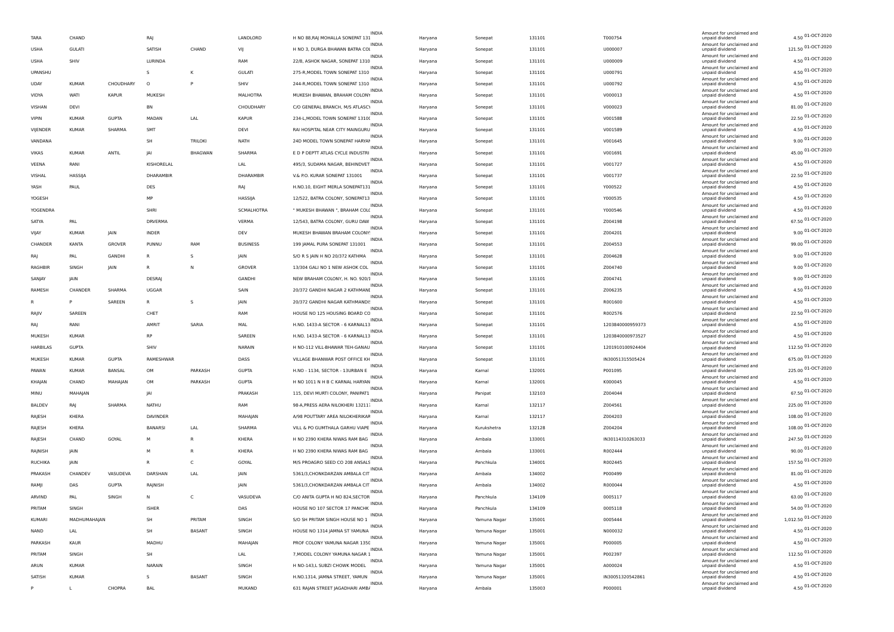| | | | | | | | | | | | | | | |
|---|---|---|---|---|---|---|---|---|---|---|---|---|---|---|
| TARA | CHAND | | RAJ | | LANDLORD | H NO 88,RAJ MOHALLA SONEPAT 131 | INDIA | Haryana | Sonepat | 131101 | T000754 | Amount for unclaimed and unpaid dividend | 4.50 | 01-OCT-2020 |
| USHA | GULATI | | SATISH | CHAND | VIJ | H NO 3, DURGA BHAWAN BATRA COL | INDIA | Haryana | Sonepat | 131101 | U000007 | Amount for unclaimed and unpaid dividend | 121.50 | 01-OCT-2020 |
| USHA | SHIV | | LURINDA | | RAM | 22/8, ASHOK NAGAR, SONEPAT 1310 | INDIA | Haryana | Sonepat | 131101 | U000009 | Amount for unclaimed and unpaid dividend | 4.50 | 01-OCT-2020 |
| UPANSHU | | | S | K | GULATI | 275-R,MODEL TOWN SONEPAT 1310 | INDIA | Haryana | Sonepat | 131101 | U000791 | Amount for unclaimed and unpaid dividend | 4.50 | 01-OCT-2020 |
| UDAY | KUMAR | CHOUDHARY | O | P | SHIV | 244-R,MODEL TOWN SONEPAT 1310 | INDIA | Haryana | Sonepat | 131101 | U000792 | Amount for unclaimed and unpaid dividend | 4.50 | 01-OCT-2020 |
| VIDYA | WATI | KAPUR | MUKESH | | MALHOTRA | MUKESH BHAWAN, BRAHAM COLONY | INDIA | Haryana | Sonepat | 131101 | V000013 | Amount for unclaimed and unpaid dividend | 4.50 | 01-OCT-2020 |
| VISHAN | DEVI | | BN | | CHOUDHARY | C/O GENERAL BRANCH, M/S ATLASCY | INDIA | Haryana | Sonepat | 131101 | V000023 | Amount for unclaimed and unpaid dividend | 81.00 | 01-OCT-2020 |
| VIPIN | KUMAR | GUPTA | MADAN | LAL | KAPUR | 234-L,MODEL TOWN SONEPAT 13100 | INDIA | Haryana | Sonepat | 131101 | V001588 | Amount for unclaimed and unpaid dividend | 22.50 | 01-OCT-2020 |
| VIJENDER | KUMAR | SHARMA | SMT | | DEVI | RAI HOSPITAL NEAR CITY MAINGURU | INDIA | Haryana | Sonepat | 131101 | V001589 | Amount for unclaimed and unpaid dividend | 4.50 | 01-OCT-2020 |
| VANDANA | | | SH | TRILOKI | NATH | 24D MODEL TOWN SONEPAT HARYAN | INDIA | Haryana | Sonepat | 131101 | V001645 | Amount for unclaimed and unpaid dividend | 9.00 | 01-OCT-2020 |
| VIKAS | KUMAR | ANTIL | JAI | BHAGWAN | SHARMA | E D P DEPTT ATLAS CYCLE INDUSTRI | INDIA | Haryana | Sonepat | 131101 | V001691 | Amount for unclaimed and unpaid dividend | 45.00 | 01-OCT-2020 |
| VEENA | RANI | | KISHORELAL | | LAL | 495/3, SUDAMA NAGAR, BEHINDVET | INDIA | Haryana | Sonepat | 131101 | V001727 | Amount for unclaimed and unpaid dividend | 4.50 | 01-OCT-2020 |
| VISHAL | HASSIJA | | DHARAMBIR | | DHARAMBIR | V.& P.O. KURAR SONEPAT 131001 | INDIA | Haryana | Sonepat | 131101 | V001737 | Amount for unclaimed and unpaid dividend | 22.50 | 01-OCT-2020 |
| YASH | PAUL | | DES | | RAJ | H.NO.10, EIGHT MERLA SONEPAT131 | INDIA | Haryana | Sonepat | 131101 | Y000522 | Amount for unclaimed and unpaid dividend | 4.50 | 01-OCT-2020 |
| YOGESH | | | MP | | HASSIJA | 12/522, BATRA COLONY, SONEPAT13 | INDIA | Haryana | Sonepat | 131101 | Y000535 | Amount for unclaimed and unpaid dividend | 4.50 | 01-OCT-2020 |
| YOGENDRA | | | SHRI | | SCMALHOTRA | " MUKESH BHAWAN ", BRAHAM COLO | INDIA | Haryana | Sonepat | 131101 | Y000546 | Amount for unclaimed and unpaid dividend | 4.50 | 01-OCT-2020 |
| SATYA | PAL | | DRVERMA | | VERMA | 12/543, BATRA COLONY, GURU DAW | INDIA | Haryana | Sonepat | 131101 | Z004198 | Amount for unclaimed and unpaid dividend | 67.50 | 01-OCT-2020 |
| VIJAY | KUMAR | JAIN | INDER | | DEV | MUKESH BHAWAN BRAHAM COLONY | INDIA | Haryana | Sonepat | 131101 | Z004201 | Amount for unclaimed and unpaid dividend | 9.00 | 01-OCT-2020 |
| CHANDER | KANTA | GROVER | PUNNU | RAM | BUSINESS | 199 JAMAL PURA SONEPAT 131001 | INDIA | Haryana | Sonepat | 131101 | Z004553 | Amount for unclaimed and unpaid dividend | 99.00 | 01-OCT-2020 |
| RAJ | PAL | GANDHI | R | S | JAIN | S/O R S JAIN H NO 20/372 KATHMA | INDIA | Haryana | Sonepat | 131101 | Z004628 | Amount for unclaimed and unpaid dividend | 9.00 | 01-OCT-2020 |
| RAGHBIR | SINGH | JAIN | R | N | GROVER | 13/304 GALI NO 1 NEW ASHOK COL | INDIA | Haryana | Sonepat | 131101 | Z004740 | Amount for unclaimed and unpaid dividend | 9.00 | 01-OCT-2020 |
| SANJAY | JAIN | | DESRAJ | | GANDHI | NEW BRAHAM COLONY, H. NO. 920/1 | INDIA | Haryana | Sonepat | 131101 | Z004741 | Amount for unclaimed and unpaid dividend | 9.00 | 01-OCT-2020 |
| RAMESH | CHANDER | SHARMA | UGGAR | | SAIN | 20/372 GANDHI NAGAR 2 KATHMANI | INDIA | Haryana | Sonepat | 131101 | Z006235 | Amount for unclaimed and unpaid dividend | 4.50 | 01-OCT-2020 |
| R | P | SAREEN | R | S | JAIN | 20/372 GANDHI NAGAR KATHMANDI | INDIA | Haryana | Sonepat | 131101 | R001600 | Amount for unclaimed and unpaid dividend | 4.50 | 01-OCT-2020 |
| RAJIV | SAREEN | | CHET | | RAM | HOUSE NO 125 HOUSING BOARD CO | INDIA | Haryana | Sonepat | 131101 | R002576 | Amount for unclaimed and unpaid dividend | 22.50 | 01-OCT-2020 |
| RAJ | RANI | | AMRIT | SARIA | MAL | H.NO. 1433-A SECTOR - 6 KARNAL13 | INDIA | Haryana | Sonepat | 131101 | 1203840000959373 | Amount for unclaimed and unpaid dividend | 4.50 | 01-OCT-2020 |
| MUKESH | KUMAR | | RP | | SAREEN | H.NO. 1433-A SECTOR - 6 KARNAL13 | INDIA | Haryana | Sonepat | 131101 | 1203840000973527 | Amount for unclaimed and unpaid dividend | 4.50 | 01-OCT-2020 |
| HARBILAS | GUPTA | | SHIV | | NARAIN | H NO-112 VILL-BHAWAR TEH-GANAU | INDIA | Haryana | Sonepat | 131101 | 1201910100924404 | Amount for unclaimed and unpaid dividend | 112.50 | 01-OCT-2020 |
| MUKESH | KUMAR | GUPTA | RAMESHWAR | | DASS | VILLAGE BHANWAR POST OFFICE KH | INDIA | Haryana | Sonepat | 131101 | IN30051315505424 | Amount for unclaimed and unpaid dividend | 675.00 | 01-OCT-2020 |
| PAWAN | KUMAR | BANSAL | OM | PARKASH | GUPTA | H.NO - 1134, SECTOR - 13URBAN E | INDIA | Haryana | Karnal | 132001 | P001095 | Amount for unclaimed and unpaid dividend | 225.00 | 01-OCT-2020 |
| KHAJAN | CHAND | MAHAJAN | OM | PARKASH | GUPTA | H NO 1011 N H B C KARNAL HARYAN | INDIA | Haryana | Karnal | 132001 | K000045 | Amount for unclaimed and unpaid dividend | 4.50 | 01-OCT-2020 |
| MINU | MAHAJAN | | JAI | | PRAKASH | 115, DEVI MURTI COLONY, PANIPAT1 | INDIA | Haryana | Panipat | 132103 | Z004044 | Amount for unclaimed and unpaid dividend | 67.50 | 01-OCT-2020 |
| BALDEV | RAJ | SHARMA | NATHU | | RAM | 98-A,PRESS AERA NILOKHERI 132117 | INDIA | Haryana | Karnal | 132117 | Z004561 | Amount for unclaimed and unpaid dividend | 225.00 | 01-OCT-2020 |
| RAJESH | KHERA | | DAVINDER | | MAHAJAN | A/98 POUTTARY AREA NILOKHERIKAR | INDIA | Haryana | Karnal | 132117 | Z004203 | Amount for unclaimed and unpaid dividend | 108.00 | 01-OCT-2020 |
| RAJESH | KHERA | | BANARSI | LAL | SHARMA | VILL & PO GUMTHALA GARHU VIAPE | INDIA | Haryana | Kurukshetra | 132128 | Z004204 | Amount for unclaimed and unpaid dividend | 108.00 | 01-OCT-2020 |
| RAJESH | CHAND | GOYAL | M | R | KHERA | H NO 2390 KHERA NIWAS RAM BAG | INDIA | Haryana | Ambala | 133001 | IN30114310263033 | Amount for unclaimed and unpaid dividend | 247.50 | 01-OCT-2020 |
| RAJNISH | JAIN | | M | R | KHERA | H NO 2390 KHERA NIWAS RAM BAG | INDIA | Haryana | Ambala | 133001 | R002444 | Amount for unclaimed and unpaid dividend | 90.00 | 01-OCT-2020 |
| RUCHIKA | JAIN | | R | C | GOYAL | M/S PROAGRO SEED CO 208 ANSALS | INDIA | Haryana | Panchkula | 134001 | R002445 | Amount for unclaimed and unpaid dividend | 157.50 | 01-OCT-2020 |
| PRAKASH | CHANDEV | VASUDEVA | DARSHAN | LAL | JAIN | 5361/3,CHONKDARZAN AMBALA CIT | INDIA | Haryana | Ambala | 134002 | P000499 | Amount for unclaimed and unpaid dividend | 81.00 | 01-OCT-2020 |
| RAMJI | DAS | GUPTA | RAJNISH | | JAIN | 5361/3,CHONKDARZAN AMBALA CIT | INDIA | Haryana | Ambala | 134002 | R000044 | Amount for unclaimed and unpaid dividend | 4.50 | 01-OCT-2020 |
| ARVIND | PAL | SINGH | N | C | VASUDEVA | C/O ANITA GUPTA H NO 824,SECTOR | INDIA | Haryana | Panchkula | 134109 | 0005117 | Amount for unclaimed and unpaid dividend | 63.00 | 01-OCT-2020 |
| PRITAM | SINGH | | ISHER | | DAS | HOUSE NO 107 SECTOR 17 PANCHK | INDIA | Haryana | Panchkula | 134109 | 0005118 | Amount for unclaimed and unpaid dividend | 54.00 | 01-OCT-2020 |
| KUMARI | MADHUMAHAJAN | | SH | PRITAM | SINGH | S/O SH PRITAM SINGH HOUSE NO 1 | INDIA | Haryana | Yamuna Nagar | 135001 | 0005444 | Amount for unclaimed and unpaid dividend | 1,012.50 | 01-OCT-2020 |
| NAND | LAL | | SH | BASANT | SINGH | HOUSE NO 1314 JAMNA ST YAMUNA | INDIA | Haryana | Yamuna Nagar | 135001 | N000032 | Amount for unclaimed and unpaid dividend | 4.50 | 01-OCT-2020 |
| PARKASH | KAUR | | MADHU | | MAHAJAN | PROF COLONY YAMUNA NAGAR 1350 | INDIA | Haryana | Yamuna Nagar | 135001 | P000005 | Amount for unclaimed and unpaid dividend | 4.50 | 01-OCT-2020 |
| PRITAM | SINGH | | SH | | LAL | 7,MODEL COLONY YAMUNA NAGAR 1 | INDIA | Haryana | Yamuna Nagar | 135001 | P002397 | Amount for unclaimed and unpaid dividend | 112.50 | 01-OCT-2020 |
| ARUN | KUMAR | | NARAIN | | SINGH | H NO-143,L SUBZI CHOWK MODEL | INDIA | Haryana | Yamuna Nagar | 135001 | A000024 | Amount for unclaimed and unpaid dividend | 4.50 | 01-OCT-2020 |
| SATISH | KUMAR | | S | BASANT | SINGH | H.NO.1314, JAMNA STREET, YAMUN | INDIA | Haryana | Yamuna Nagar | 135001 | IN30051320542861 | Amount for unclaimed and unpaid dividend | 4.50 | 01-OCT-2020 |
| P | L | CHOPRA | BAL | | MUKAND | 631 RAJAN STREET JAGADHARI AMBA | INDIA | Haryana | Ambala | 135003 | P000001 | Amount for unclaimed and unpaid dividend | 4.50 | 01-OCT-2020 |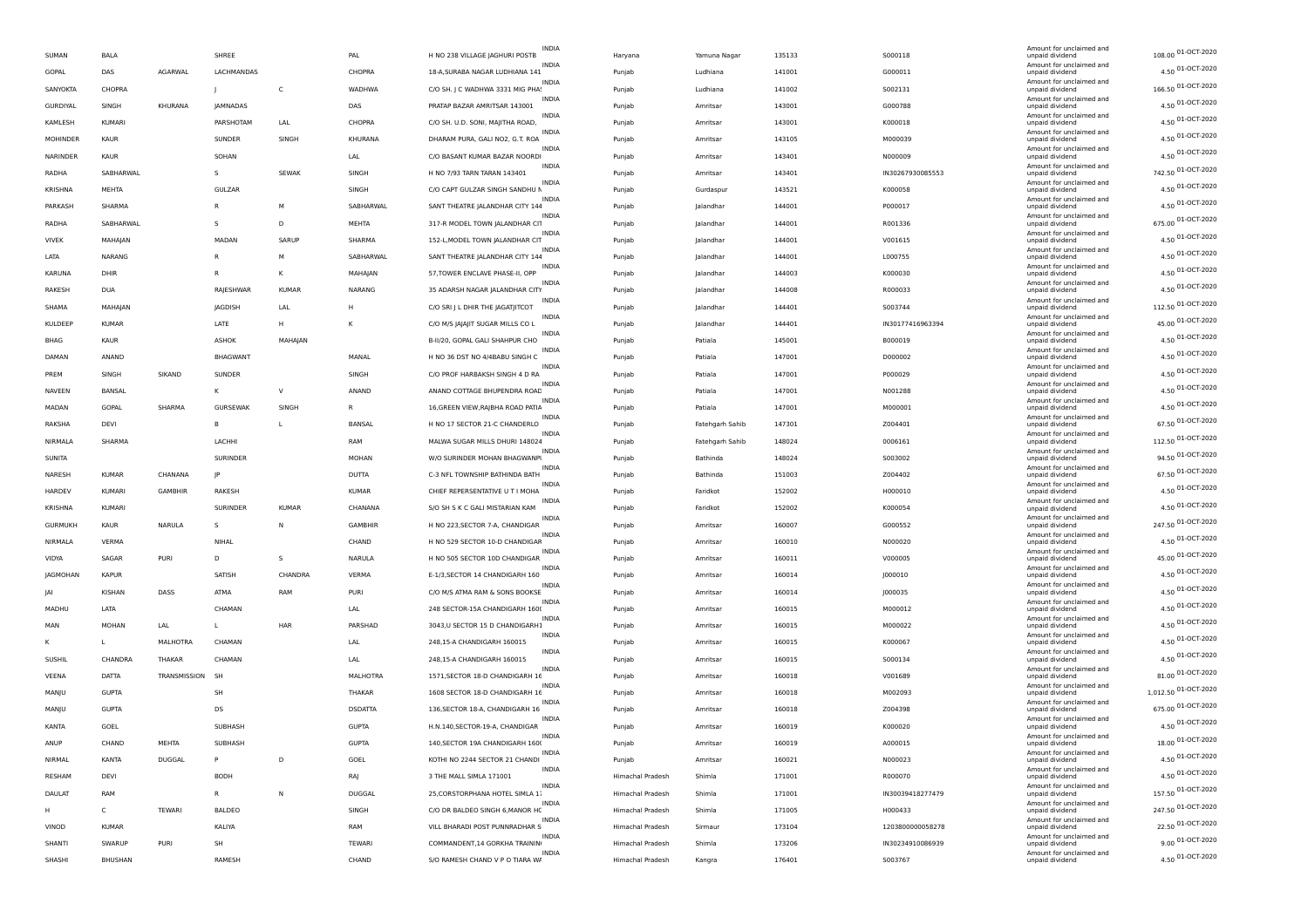| SUMAN | BALA | | SHREE | | PAL | H NO 238 VILLAGE JAGHURI POSTB | INDIA | Haryana | Yamuna Nagar | 135133 | S000118 | Amount for unclaimed and unpaid dividend | 108.00 | 01-OCT-2020 |
|---|---|---|---|---|---|---|---|---|---|---|---|---|---|---|
| GOPAL | DAS | AGARWAL | LACHMANDAS | | CHOPRA | 18-A,SURABA NAGAR LUDHIANA 141 | INDIA | Punjab | Ludhiana | 141001 | G000011 | Amount for unclaimed and unpaid dividend | 4.50 | 01-OCT-2020 |
| SANYOKTA | CHOPRA | | J | C | WADHWA | C/O SH. J C WADHWA 3331 MIG PHAS | INDIA | Punjab | Ludhiana | 141002 | S002131 | Amount for unclaimed and unpaid dividend | 166.50 | 01-OCT-2020 |
| GURDIYAL | SINGH | KHURANA | JAMNADAS | | DAS | PRATAP BAZAR AMRITSAR 143001 | INDIA | Punjab | Amritsar | 143001 | G000788 | Amount for unclaimed and unpaid dividend | 4.50 | 01-OCT-2020 |
| KAMLESH | KUMARI | | PARSHOTAM | LAL | CHOPRA | C/O SH. U.D. SONI, MAJITHA ROAD, | INDIA | Punjab | Amritsar | 143001 | K000018 | Amount for unclaimed and unpaid dividend | 4.50 | 01-OCT-2020 |
| MOHINDER | KAUR | | SUNDER | SINGH | KHURANA | DHARAM PURA, GALI NO2, G.T. ROA | INDIA | Punjab | Amritsar | 143105 | M000039 | Amount for unclaimed and unpaid dividend | 4.50 | 01-OCT-2020 |
| NARINDER | KAUR | | SOHAN | | LAL | C/O BASANT KUMAR BAZAR NOORDI | INDIA | Punjab | Amritsar | 143401 | N000009 | Amount for unclaimed and unpaid dividend | 4.50 | 01-OCT-2020 |
| RADHA | SABHARWAL | | S | SEWAK | SINGH | H NO 7/93 TARN TARAN 143401 | INDIA | Punjab | Amritsar | 143401 | IN30267930085553 | Amount for unclaimed and unpaid dividend | 742.50 | 01-OCT-2020 |
| KRISHNA | MEHTA | | GULZAR | | SINGH | C/O CAPT GULZAR SINGH SANDHU N | INDIA | Punjab | Gurdaspur | 143521 | K000058 | Amount for unclaimed and unpaid dividend | 4.50 | 01-OCT-2020 |
| PARKASH | SHARMA | | R | M | SABHARWAL | SANT THEATRE JALANDHAR CITY 144 | INDIA | Punjab | Jalandhar | 144001 | P000017 | Amount for unclaimed and unpaid dividend | 4.50 | 01-OCT-2020 |
| RADHA | SABHARWAL | | S | D | MEHTA | 317-R MODEL TOWN JALANDHAR CIT | INDIA | Punjab | Jalandhar | 144001 | R001336 | Amount for unclaimed and unpaid dividend | 675.00 | 01-OCT-2020 |
| VIVEK | MAHAJAN | | MADAN | SARUP | SHARMA | 152-L,MODEL TOWN JALANDHAR CIT | INDIA | Punjab | Jalandhar | 144001 | V001615 | Amount for unclaimed and unpaid dividend | 4.50 | 01-OCT-2020 |
| LATA | NARANG | | R | M | SABHARWAL | SANT THEATRE JALANDHAR CITY 144 | INDIA | Punjab | Jalandhar | 144001 | L000755 | Amount for unclaimed and unpaid dividend | 4.50 | 01-OCT-2020 |
| KARUNA | DHIR | | R | K | MAHAJAN | 57,TOWER ENCLAVE PHASE-II, OPP | INDIA | Punjab | Jalandhar | 144003 | K000030 | Amount for unclaimed and unpaid dividend | 4.50 | 01-OCT-2020 |
| RAKESH | DUA | | RAJESHWAR | KUMAR | NARANG | 35 ADARSH NAGAR JALANDHAR CITY | INDIA | Punjab | Jalandhar | 144008 | R000033 | Amount for unclaimed and unpaid dividend | 4.50 | 01-OCT-2020 |
| SHAMA | MAHAJAN | | JAGDISH | LAL | H | C/O SRI J L DHIR THE JAGATJITCOT | INDIA | Punjab | Jalandhar | 144401 | S003744 | Amount for unclaimed and unpaid dividend | 112.50 | 01-OCT-2020 |
| KULDEEP | KUMAR | | LATE | H | K | C/O M/S JAJAJIT SUGAR MILLS CO L | INDIA | Punjab | Jalandhar | 144401 | IN30177416963394 | Amount for unclaimed and unpaid dividend | 45.00 | 01-OCT-2020 |
| BHAG | KAUR | | ASHOK | MAHAJAN | | B-II/20, GOPAL GALI SHAHPUR CHO | INDIA | Punjab | Patiala | 145001 | B000019 | Amount for unclaimed and unpaid dividend | 4.50 | 01-OCT-2020 |
| DAMAN | ANAND | | BHAGWANT | | MANAL | H NO 36 DST NO 4/4BABU SINGH C | INDIA | Punjab | Patiala | 147001 | D000002 | Amount for unclaimed and unpaid dividend | 4.50 | 01-OCT-2020 |
| PREM | SINGH | SIKAND | SUNDER | | SINGH | C/O PROF HARBAKSH SINGH 4 D RA | INDIA | Punjab | Patiala | 147001 | P000029 | Amount for unclaimed and unpaid dividend | 4.50 | 01-OCT-2020 |
| NAVEEN | BANSAL | | K | V | ANAND | ANAND COTTAGE BHUPENDRA ROAD | INDIA | Punjab | Patiala | 147001 | N001288 | Amount for unclaimed and unpaid dividend | 4.50 | 01-OCT-2020 |
| MADAN | GOPAL | SHARMA | GURSEWAK | SINGH | R | 16,GREEN VIEW,RAJBHA ROAD PATIA | INDIA | Punjab | Patiala | 147001 | M000001 | Amount for unclaimed and unpaid dividend | 4.50 | 01-OCT-2020 |
| RAKSHA | DEVI | | B | L | BANSAL | H NO 17 SECTOR 21-C CHANDERLO | INDIA | Punjab | Fatehgarh Sahib | 147301 | Z004401 | Amount for unclaimed and unpaid dividend | 67.50 | 01-OCT-2020 |
| NIRMALA | SHARMA | | LACHHI | | RAM | MALWA SUGAR MILLS DHURI 148024 | INDIA | Punjab | Fatehgarh Sahib | 148024 | 0006161 | Amount for unclaimed and unpaid dividend | 112.50 | 01-OCT-2020 |
| SUNITA | | | SURINDER | | MOHAN | W/O SURINDER MOHAN BHAGWANPU | INDIA | Punjab | Bathinda | 148024 | S003002 | Amount for unclaimed and unpaid dividend | 94.50 | 01-OCT-2020 |
| NARESH | KUMAR | CHANANA | JP | | DUTTA | C-3 NFL TOWNSHIP BATHINDA BATH | INDIA | Punjab | Bathinda | 151003 | Z004402 | Amount for unclaimed and unpaid dividend | 67.50 | 01-OCT-2020 |
| HARDEV | KUMARI | GAMBHIR | RAKESH | | KUMAR | CHIEF REPERSENTATIVE U T I MOHA | INDIA | Punjab | Faridkot | 152002 | H000010 | Amount for unclaimed and unpaid dividend | 4.50 | 01-OCT-2020 |
| KRISHNA | KUMARI | | SURINDER | KUMAR | CHANANA | S/O SH S K C GALI MISTARIAN KAM | INDIA | Punjab | Faridkot | 152002 | K000054 | Amount for unclaimed and unpaid dividend | 4.50 | 01-OCT-2020 |
| GURMUKH | KAUR | NARULA | S | N | GAMBHIR | H NO 223,SECTOR 7-A, CHANDIGAR | INDIA | Punjab | Amritsar | 160007 | G000552 | Amount for unclaimed and unpaid dividend | 247.50 | 01-OCT-2020 |
| NIRMALA | VERMA | | NIHAL | | CHAND | H NO 529 SECTOR 10-D CHANDIGAR | INDIA | Punjab | Amritsar | 160010 | N000020 | Amount for unclaimed and unpaid dividend | 4.50 | 01-OCT-2020 |
| VIDYA | SAGAR | PURI | D | S | NARULA | H NO 505 SECTOR 10D CHANDIGAR | INDIA | Punjab | Amritsar | 160011 | V000005 | Amount for unclaimed and unpaid dividend | 45.00 | 01-OCT-2020 |
| JAGMOHAN | KAPUR | | SATISH | CHANDRA | VERMA | E-1/3,SECTOR 14 CHANDIGARH 160 | INDIA | Punjab | Amritsar | 160014 | J000010 | Amount for unclaimed and unpaid dividend | 4.50 | 01-OCT-2020 |
| JAI | KISHAN | DASS | ATMA | RAM | PURI | C/O M/S ATMA RAM & SONS BOOKSE | INDIA | Punjab | Amritsar | 160014 | J000035 | Amount for unclaimed and unpaid dividend | 4.50 | 01-OCT-2020 |
| MADHU | LATA | | CHAMAN | | LAL | 248 SECTOR-15A CHANDIGARH 160( | INDIA | Punjab | Amritsar | 160015 | M000012 | Amount for unclaimed and unpaid dividend | 4.50 | 01-OCT-2020 |
| MAN | MOHAN | LAL | L | HAR | PARSHAD | 3043,U SECTOR 15 D CHANDIGARH1 | INDIA | Punjab | Amritsar | 160015 | M000022 | Amount for unclaimed and unpaid dividend | 4.50 | 01-OCT-2020 |
| K | L | MALHOTRA | CHAMAN | | LAL | 248,15-A CHANDIGARH 160015 | INDIA | Punjab | Amritsar | 160015 | K000067 | Amount for unclaimed and unpaid dividend | 4.50 | 01-OCT-2020 |
| SUSHIL | CHANDRA | THAKAR | CHAMAN | | LAL | 248,15-A CHANDIGARH 160015 | INDIA | Punjab | Amritsar | 160015 | S000134 | Amount for unclaimed and unpaid dividend | 4.50 | 01-OCT-2020 |
| VEENA | DATTA | TRANSMISSION | SH | | MALHOTRA | 1571,SECTOR 18-D CHANDIGARH 16 | INDIA | Punjab | Amritsar | 160018 | V001689 | Amount for unclaimed and unpaid dividend | 81.00 | 01-OCT-2020 |
| MANJU | GUPTA | | SH | | THAKAR | 1608 SECTOR 18-D CHANDIGARH 16 | INDIA | Punjab | Amritsar | 160018 | M002093 | Amount for unclaimed and unpaid dividend | 1,012.50 | 01-OCT-2020 |
| MANJU | GUPTA | | DS | | DSDATTA | 136,SECTOR 18-A, CHANDIGARH 16 | INDIA | Punjab | Amritsar | 160018 | Z004398 | Amount for unclaimed and unpaid dividend | 675.00 | 01-OCT-2020 |
| KANTA | GOEL | | SUBHASH | | GUPTA | H.N.140,SECTOR-19-A, CHANDIGAR | INDIA | Punjab | Amritsar | 160019 | K000020 | Amount for unclaimed and unpaid dividend | 4.50 | 01-OCT-2020 |
| ANUP | CHAND | MEHTA | SUBHASH | | GUPTA | 140,SECTOR 19A CHANDIGARH 160( | INDIA | Punjab | Amritsar | 160019 | A000015 | Amount for unclaimed and unpaid dividend | 18.00 | 01-OCT-2020 |
| NIRMAL | KANTA | DUGGAL | P | D | GOEL | KOTHI NO 2244 SECTOR 21 CHANDI | INDIA | Punjab | Amritsar | 160021 | N000023 | Amount for unclaimed and unpaid dividend | 4.50 | 01-OCT-2020 |
| RESHAM | DEVI | | BODH | | RAJ | 3 THE MALL SIMLA 171001 | INDIA | Himachal Pradesh | Shimla | 171001 | R000070 | Amount for unclaimed and unpaid dividend | 4.50 | 01-OCT-2020 |
| DAULAT | RAM | | R | N | DUGGAL | 25,CORSTORPHANA HOTEL SIMLA 17 | INDIA | Himachal Pradesh | Shimla | 171001 | IN30039418277479 | Amount for unclaimed and unpaid dividend | 157.50 | 01-OCT-2020 |
| H | C | TEWARI | BALDEO | | SINGH | C/O DR BALDEO SINGH 6,MANOR HC | INDIA | Himachal Pradesh | Shimla | 171005 | H000433 | Amount for unclaimed and unpaid dividend | 247.50 | 01-OCT-2020 |
| VINOD | KUMAR | | KALIYA | | RAM | VILL BHARADI POST PUNNRADHAR S | INDIA | Himachal Pradesh | Sirmaur | 173104 | 1203800000058278 | Amount for unclaimed and unpaid dividend | 22.50 | 01-OCT-2020 |
| SHANTI | SWARUP | PURI | SH | | TEWARI | COMMANDENT,14 GORKHA TRAININ | INDIA | Himachal Pradesh | Shimla | 173206 | IN30234910086939 | Amount for unclaimed and unpaid dividend | 9.00 | 01-OCT-2020 |
| SHASHI | BHUSHAN | | RAMESH | | CHAND | S/O RAMESH CHAND V P O TIARA WA | INDIA | Himachal Pradesh | Kangra | 176401 | S003767 | Amount for unclaimed and unpaid dividend | 4.50 | 01-OCT-2020 |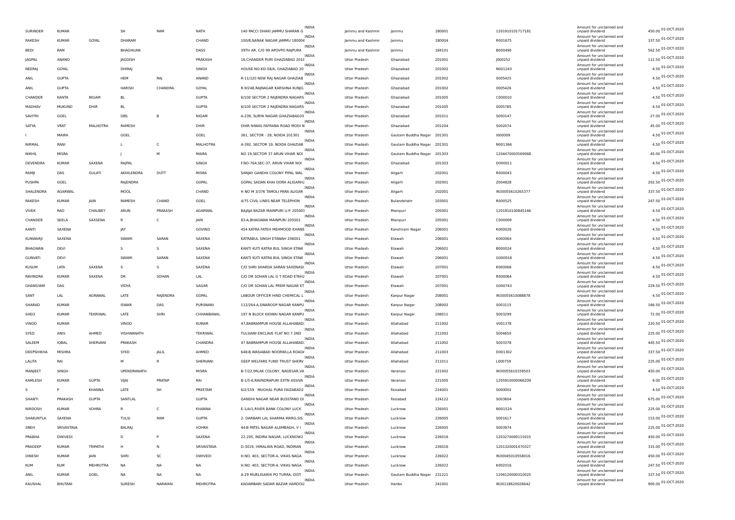| | | | | | | | | | | | | | | |
|---|---|---|---|---|---|---|---|---|---|---|---|---|---|---|
| SURINDER | KUMAR | | SH | RAM | NATH | 140 PACCI DHAKI JAMMU SHARAN G | INDIA | Jammu and Kashmir | Jammu | 180001 | 1201910101717181 | Amount for unclaimed and unpaid dividend | 450.00 | 01-OCT-2020 |
| RAKESH | KUMAR | GOYAL | DHARAM | | CHAND | 100/8,NANAK NAGAR JAMMU 180004 | INDIA | Jammu and Kashmir | Jammu | 180004 | R001675 | Amount for unclaimed and unpaid dividend | 337.50 | 01-OCT-2020 |
| BEDI | RAM | | BHAGHUAN | | DASS | 39TH AR, C/O 99 APOVPO RAJPURA | INDIA | Jammu and Kashmir | Jammu | 184101 | B000490 | Amount for unclaimed and unpaid dividend | 562.50 | 01-OCT-2020 |
| JAGPAL | ANAND | | JAGDISH | | PRAKASH | 16,CHANDER PURI GHAZIABAD 2010 | INDIA | Uttar Pradesh | Ghaziabad | 201001 | J000252 | Amount for unclaimed and unpaid dividend | 112.50 | 01-OCT-2020 |
| NEERAJ | GOYAL | | DHIRAJ | | SINGH | HOUSE NO-KD-58/A, GHAZIABAD 20 | INDIA | Uttar Pradesh | Ghaziabad | 201002 | N001243 | Amount for unclaimed and unpaid dividend | 4.50 | 01-OCT-2020 |
| ANIL | GUPTA | | HEM | RAJ | ANAND | R-11/120 NEW RAJ NAGAR GHAZIAB | INDIA | Uttar Pradesh | Ghaziabad | 201002 | 0005425 | Amount for unclaimed and unpaid dividend | 4.50 | 01-OCT-2020 |
| ANIL | GUPTA | | HARISH | CHANDRA | GOYAL | R-9/248,RAJNAGAR KARSHNA KUNJG | INDIA | Uttar Pradesh | Ghaziabad | 201002 | 0005426 | Amount for unclaimed and unpaid dividend | 4.50 | 01-OCT-2020 |
| CHANDER | KANTA | NIGAM | BL | | GUPTA | 6/100 SECTOR 2 RAJENDRA NAGARS | INDIA | Uttar Pradesh | Ghaziabad | 201005 | C000010 | Amount for unclaimed and unpaid dividend | 4.50 | 01-OCT-2020 |
| MADHAV | MUKUND | DHIR | BL | | GUPTA | 6/100 SECTOR 2 RAJENDRA NAGARS | INDIA | Uttar Pradesh | Ghaziabad | 201005 | 0005785 | Amount for unclaimed and unpaid dividend | 4.50 | 01-OCT-2020 |
| SAVITRI | GOEL | | DBS | B | NIGAM | A-239, SURYA NAGAR GHAZIABAD20 | INDIA | Uttar Pradesh | Ghaziabad | 201011 | S000147 | Amount for unclaimed and unpaid dividend | 27.00 | 01-OCT-2020 |
| SATYA | VRAT | MALHOTRA | RAMESH | | DHIR | DHIR NIWAS FAFRANA ROAD MODI N | INDIA | Uttar Pradesh | Ghaziabad | 201204 | S002074 | Amount for unclaimed and unpaid dividend | 45.00 | 01-OCT-2020 |
| I | MAIRA | | GOEL | | GOEL | 361, SECTOR - 28, NOIDA 201301 | INDIA | Uttar Pradesh | Gautam Buddha Nagar | 201301 | I000009 | Amount for unclaimed and unpaid dividend | 4.50 | 01-OCT-2020 |
| NIRMAL | RANI | | L | C | MALHOTRA | A-392, SECTOR 19, NOIDA GHAZIAB | INDIA | Uttar Pradesh | Gautam Buddha Nagar | 201301 | N001366 | Amount for unclaimed and unpaid dividend | 4.50 | 01-OCT-2020 |
| NIKHIL | MISRA | | J | M | MAIRA | NO 19,SECTOR 37 ARUN VIHAR NOI | INDIA | Uttar Pradesh | Gautam Buddha Nagar | 201303 | 1204470003569068 | Amount for unclaimed and unpaid dividend | 45.00 | 01-OCT-2020 |
| DEVENDRA | KUMAR | SAXENA | RAJPAL | | SINGH | F.NO-764,SEC-37, ARUN VIHAR NOI | INDIA | Uttar Pradesh | Ghaziabad | 201303 | D000011 | Amount for unclaimed and unpaid dividend | 4.50 | 01-OCT-2020 |
| RAMJI | DAS | GULATI | AKHILENDRA | DUTT | MISRA | SANJAY GANDHI COLONY PIPAL WAL | INDIA | Uttar Pradesh | Aligarh | 202001 | R000043 | Amount for unclaimed and unpaid dividend | 4.50 | 01-OCT-2020 |
| PUSHPA | GOEL | | RAJENDRA | | GOPAL | GOPAL SADAN KHAI DORA ALIGARH2 | INDIA | Uttar Pradesh | Aligarh | 202001 | Z004828 | Amount for unclaimed and unpaid dividend | 202.50 | 01-OCT-2020 |
| SHALENDRA | AGARWAL | | MOOL | | CHAND | H NO M 3/376 TAMOLI PARA ALIGAR | INDIA | Uttar Pradesh | Aligarh | 202001 | IN30055610265377 | Amount for unclaimed and unpaid dividend | 337.50 | 01-OCT-2020 |
| RAKESH | KUMAR | JAIN | RAMESH | CHAND | GOEL | 4/75 CIVIL LINES NEAR TELEPHON | INDIA | Uttar Pradesh | Bulandshahr | 203001 | R000525 | Amount for unclaimed and unpaid dividend | 247.50 | 01-OCT-2020 |
| VIVEK | RAO | CHAUBEY | ARUN | PRAKASH | AGARWAL | BAJAJA BAZAR MAINPURI U.P. 205001 | INDIA | Uttar Pradesh | Mainpuri | 205001 | 1201910100845166 | Amount for unclaimed and unpaid dividend | 4.50 | 01-OCT-2020 |
| CHANDER | SEELA | SAXSENA | R | C | JAIN | 83-A,BHAGWAN MAINPURI 205001 | INDIA | Uttar Pradesh | Mainpuri | 205001 | C000009 | Amount for unclaimed and unpaid dividend | 4.50 | 01-OCT-2020 |
| KANTI | SAXENA | | JAY | | GOVIND | 454 KATRA FATEH MEHMOOD KHANE | INDIA | Uttar Pradesh | Kanshiram Nagar | 206001 | K000026 | Amount for unclaimed and unpaid dividend | 4.50 | 01-OCT-2020 |
| KUNWARJI | SAXENA | | SWAMI | SARAN | SAXENA | KATRABUL SINGH ETAWAH 206001 | INDIA | Uttar Pradesh | Etawah | 206001 | K000064 | Amount for unclaimed and unpaid dividend | 4.50 | 01-OCT-2020 |
| BHAGWAN | DEVI | | S | S | SAXENA | KANTI KUTI KATRA BUL SINGH ETAW | INDIA | Uttar Pradesh | Etawah | 206001 | B000024 | Amount for unclaimed and unpaid dividend | 4.50 | 01-OCT-2020 |
| GUNVATI | DEVI | | SWAMI | SARAN | SAXENA | KANTI KUTI KATRA BUL SINGH ETAW | INDIA | Uttar Pradesh | Etawah | 206001 | G000018 | Amount for unclaimed and unpaid dividend | 4.50 | 01-OCT-2020 |
| KUSUM | LATA | SAXENA | S | S | SAXENA | C/O SHRI SHARDA SARAN SAXENASH | INDIA | Uttar Pradesh | Etawah | 207001 | K000066 | Amount for unclaimed and unpaid dividend | 4.50 | 01-OCT-2020 |
| RAVINDRA | KUMAR | SAXENA | DR | SOHAN | LAL | C/O DR SOHAN LAL G T ROAD ETAH2 | INDIA | Uttar Pradesh | Etawah | 207001 | R000064 | Amount for unclaimed and unpaid dividend | 4.50 | 01-OCT-2020 |
| GHANSYAM | DAS | | VIDYA | | SAGAR | C/O DR SOHAN LAL PREM NAGAR ET | INDIA | Uttar Pradesh | Etawah | 207001 | G000743 | Amount for unclaimed and unpaid dividend | 229.50 | 01-OCT-2020 |
| SANT | LAL | AGRAWAL | LATE | RAJENDRA | GOPAL | LABOUR OFFICER HIND CHEMICAL L | INDIA | Uttar Pradesh | Kanpur Nagar | 208001 | IN30055610088878 | Amount for unclaimed and unpaid dividend | 4.50 | 01-OCT-2020 |
| SHARAD | KUMAR | | ISWAR | DAS | PURSNANI | 112/264-A,SWAROOP NAGAR KANPU | INDIA | Uttar Pradesh | Kanpur Nagar | 208002 | S003115 | Amount for unclaimed and unpaid dividend | 166.50 | 01-OCT-2020 |
| SHEO | KUMAR | TEKRIWAL | LATE | SHRI | CHHANBANAL | 197 N BLOCK KIDWAI NAGAR KANPU | INDIA | Uttar Pradesh | Kanpur Nagar | 208011 | S003299 | Amount for unclaimed and unpaid dividend | 72.00 | 01-OCT-2020 |
| VINOD | KUMAR | | VINOD | | KUMAR | 47,BABRAMPUR HOUSE ALLAHABAD2 | INDIA | Uttar Pradesh | Allahabad | 211002 | V001378 | Amount for unclaimed and unpaid dividend | 220.50 | 01-OCT-2020 |
| SYED | ANIS | AHMED | VISHWANATH | | TEKRIWAL | TULSIANI ENCLAVE FLAT NO 7 2ND | INDIA | Uttar Pradesh | Allahabad | 211002 | S004650 | Amount for unclaimed and unpaid dividend | 225.00 | 01-OCT-2020 |
| SALEEM | IQBAL | SHERVANI | PRAKASH | | CHANDRA | 47 BABRAMPUR HOUSE ALLAHABAD2 | INDIA | Uttar Pradesh | Allahabad | 211002 | S003378 | Amount for unclaimed and unpaid dividend | 445.50 | 01-OCT-2020 |
| DEEPSHIKHA | MISHRA | | SYED | JALIL | AHMED | 648-B,WASIABAD NOORWLLA ROADA | INDIA | Uttar Pradesh | Allahabad | 211003 | D001302 | Amount for unclaimed and unpaid dividend | 337.50 | 01-OCT-2020 |
| LALITA | RAI | | M | R | SHERVANI | GEEP WELFARE FUND TRUST SHERV | INDIA | Uttar Pradesh | Allahabad | 211011 | L000759 | Amount for unclaimed and unpaid dividend | 225.00 | 01-OCT-2020 |
| MANJEET | SINGH | | UPENDRANATH | | MISRA | B-7/22,IMLAK COLONY, NADESAR,VA | INDIA | Uttar Pradesh | Varanasi | 221002 | IN30055610159503 | Amount for unclaimed and unpaid dividend | 450.00 | 01-OCT-2020 |
| KAMLESH | KUMAR | GUPTA | VIJAI | PRATAP | RAI | B-1/5-6,RAVNDRAPURI EXTN ASSIVA | INDIA | Uttar Pradesh | Varanasi | 221005 | 1205910000066209 | Amount for unclaimed and unpaid dividend | 9.00 | 01-OCT-2020 |
| S | P | KHANNA | LATE | SH | PREETAM | 6/2/159 MUGHAL PURA FAIZABAD2 | INDIA | Uttar Pradesh | Faizabad | 224001 | S000002 | Amount for unclaimed and unpaid dividend | 4.50 | 01-OCT-2020 |
| SHANTI | PRAKASH | GUPTA | SANTLAL | | GUPTA | GANDHI NAGAR NEAR BUSSTAND DI | INDIA | Uttar Pradesh | Faizabad | 224122 | S003604 | Amount for unclaimed and unpaid dividend | 675.00 | 01-OCT-2020 |
| NIRDOSH | KUMAR | VOHRA | R | C | KHANNA | E-1/A/1,RIVER BANK COLONY LUCK | INDIA | Uttar Pradesh | Lucknow | 226001 | N001524 | Amount for unclaimed and unpaid dividend | 225.00 | 01-OCT-2020 |
| SHAKUNTLA | SAXENA | | TULSI | RAM | GUPTA | 2- DARBARI LAL SHARMA MARG,SIS | INDIA | Uttar Pradesh | Lucknow | 226005 | S001617 | Amount for unclaimed and unpaid dividend | 153.00 | 01-OCT-2020 |
| SNEH | SRIVASTAVA | | BALRAJ | | VOHRA | 44-B PATEL NAGAR ALAMBAGH, V I | INDIA | Uttar Pradesh | Lucknow | 226005 | S003974 | Amount for unclaimed and unpaid dividend | 225.00 | 01-OCT-2020 |
| PRABHA | DWIVEDI | | D | P | SAXENA | 22-205, INDIRA NAGAR, LUCKNOW2 | INDIA | Uttar Pradesh | Lucknow | 226016 | 1203270000115015 | Amount for unclaimed and unpaid dividend | 450.00 | 01-OCT-2020 |
| PRADEEP | KUMAR | TRIPATHI | H | N | SRIVASTAVA | D-3019, HIMALAYA ROAD, INDIRAN | INDIA | Uttar Pradesh | Lucknow | 226016 | 1201320001470327 | Amount for unclaimed and unpaid dividend | 315.00 | 01-OCT-2020 |
| DINESH | KUMAR | JAIN | SHRI | SC | DWIVEDI | H.NO. 403, SECTOR-4, VIKAS NAGA | INDIA | Uttar Pradesh | Lucknow | 226022 | IN30045010558016 | Amount for unclaimed and unpaid dividend | 450.00 | 01-OCT-2020 |
| KUM | KUM | MEHROTRA | NA | NA | NA | H.NO. 403, SECTOR-4, VIKAS NAGA | INDIA | Uttar Pradesh | Lucknow | 226022 | K002016 | Amount for unclaimed and unpaid dividend | 247.50 | 01-OCT-2020 |
| ANIL | KUMAR | GOEL | NA | NA | NA | A-29 MURLIGARHI PO TURRA, DIST | INDIA | Uttar Pradesh | Gautam Buddha Nagar | 231221 | 1206120000310025 | Amount for unclaimed and unpaid dividend | 337.50 | 01-OCT-2020 |
| KAUSHAL | BHUTANI | | SURESH | NARAYAN | MEHROTRA | KADAMBARI SADAR BAZAR HARDOI2 | INDIA | Uttar Pradesh | Hardoi | 241001 | IN30118620026642 | Amount for unclaimed and unpaid dividend | 900.00 | 01-OCT-2020 |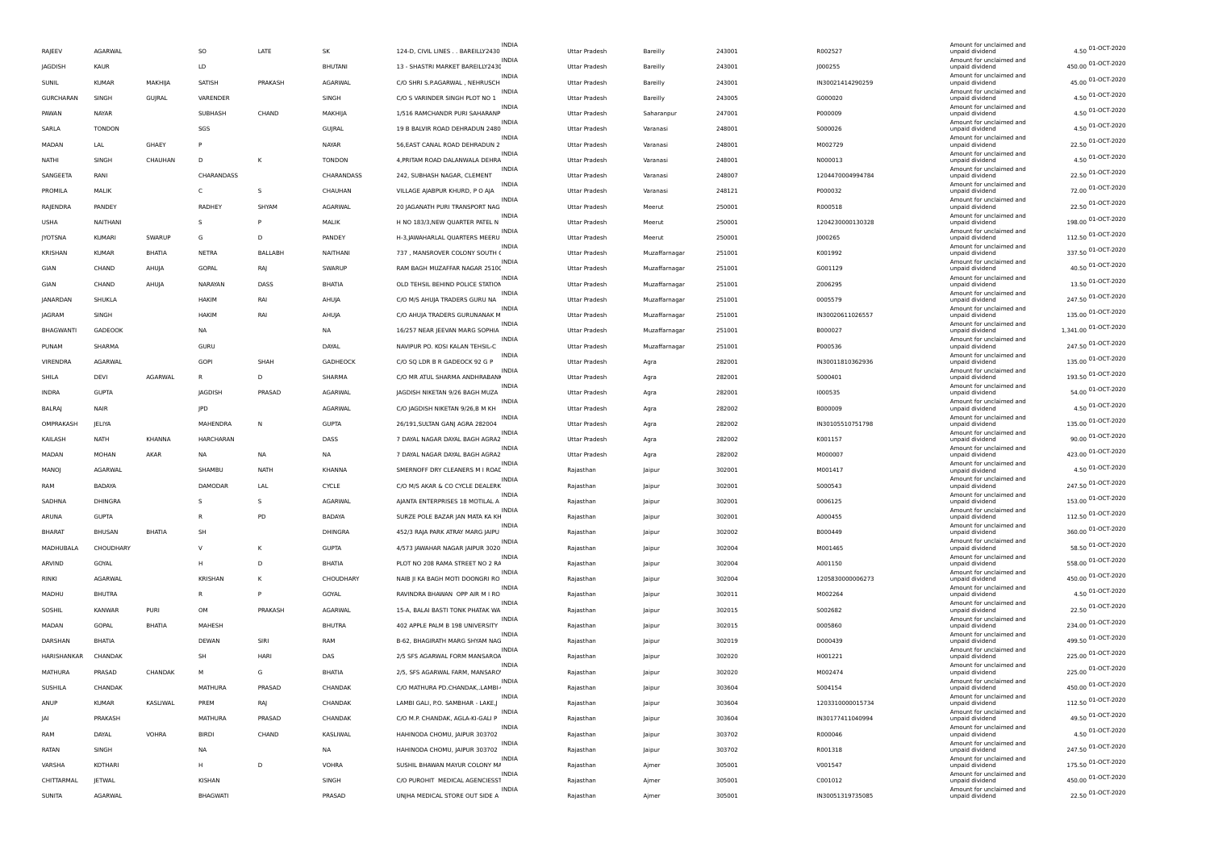| | | | | | | | | | | | | | | |
|---|---|---|---|---|---|---|---|---|---|---|---|---|---|---|
| RAJEEV | AGARWAL | | SO | LATE | SK | 124-D, CIVIL LINES . . BAREILLY2430 | INDIA | Uttar Pradesh | Bareilly | 243001 | R002527 | Amount for unclaimed and unpaid dividend | 4.50 | 01-OCT-2020 |
| JAGDISH | KAUR | | LD | | BHUTANI | 13 - SHASTRI MARKET BAREILLY2430 | INDIA | Uttar Pradesh | Bareilly | 243001 | J000255 | Amount for unclaimed and unpaid dividend | 450.00 | 01-OCT-2020 |
| SUNIL | KUMAR | MAKHIJA | SATISH | PRAKASH | AGARWAL | C/O SHRI S.P.AGARWAL , NEHRUSCH | INDIA | Uttar Pradesh | Bareilly | 243001 | IN30021414290259 | Amount for unclaimed and unpaid dividend | 45.00 | 01-OCT-2020 |
| GURCHARAN | SINGH | GUJRAL | VARENDER | | SINGH | C/O S VARINDER SINGH PLOT NO 1 | INDIA | Uttar Pradesh | Bareilly | 243005 | G000020 | Amount for unclaimed and unpaid dividend | 4.50 | 01-OCT-2020 |
| PAWAN | NAYAR | | SUBHASH | CHAND | MAKHIJA | 1/516 RAMCHANDR PURI SAHARANP | INDIA | Uttar Pradesh | Saharanpur | 247001 | P000009 | Amount for unclaimed and unpaid dividend | 4.50 | 01-OCT-2020 |
| SARLA | TONDON | | SGS | | GUJRAL | 19 B BALVIR ROAD DEHRADUN 2480 | INDIA | Uttar Pradesh | Varanasi | 248001 | S000026 | Amount for unclaimed and unpaid dividend | 4.50 | 01-OCT-2020 |
| MADAN | LAL | GHAEY | P | | NAYAR | 56,EAST CANAL ROAD DEHRADUN 2 | INDIA | Uttar Pradesh | Varanasi | 248001 | M002729 | Amount for unclaimed and unpaid dividend | 22.50 | 01-OCT-2020 |
| NATHI | SINGH | CHAUHAN | D | K | TONDON | 4,PRITAM ROAD DALANWALA DEHRA | INDIA | Uttar Pradesh | Varanasi | 248001 | N000013 | Amount for unclaimed and unpaid dividend | 4.50 | 01-OCT-2020 |
| SANGEETA | RANI | | CHARANDASS | | CHARANDASS | 242, SUBHASH NAGAR, CLEMENT | INDIA | Uttar Pradesh | Varanasi | 248007 | 1204470004994784 | Amount for unclaimed and unpaid dividend | 22.50 | 01-OCT-2020 |
| PROMILA | MALIK | | C | S | CHAUHAN | VILLAGE AJABPUR KHURD, P O AJA | INDIA | Uttar Pradesh | Varanasi | 248121 | P000032 | Amount for unclaimed and unpaid dividend | 72.00 | 01-OCT-2020 |
| RAJENDRA | PANDEY | | RADHEY | SHYAM | AGARWAL | 20 JAGANATH PURI TRANSPORT NAG | INDIA | Uttar Pradesh | Meerut | 250001 | R000518 | Amount for unclaimed and unpaid dividend | 22.50 | 01-OCT-2020 |
| USHA | NAITHANI | | S | P | MALIK | H NO 183/3,NEW QUARTER PATEL N | INDIA | Uttar Pradesh | Meerut | 250001 | 1204230000130328 | Amount for unclaimed and unpaid dividend | 198.00 | 01-OCT-2020 |
| JYOTSNA | KUMARI | SWARUP | G | D | PANDEY | H-3,JAWAHARLAL QUARTERS MEERU | INDIA | Uttar Pradesh | Meerut | 250001 | J000265 | Amount for unclaimed and unpaid dividend | 112.50 | 01-OCT-2020 |
| KRISHAN | KUMAR | BHATIA | NETRA | BALLABH | NAITHANI | 737 , MANSROVER COLONY SOUTH ( | INDIA | Uttar Pradesh | Muzaffarnagar | 251001 | K001992 | Amount for unclaimed and unpaid dividend | 337.50 | 01-OCT-2020 |
| GIAN | CHAND | AHUJA | GOPAL | RAJ | SWARUP | RAM BAGH MUZAFFAR NAGAR 2510( | INDIA | Uttar Pradesh | Muzaffarnagar | 251001 | G001129 | Amount for unclaimed and unpaid dividend | 40.50 | 01-OCT-2020 |
| GIAN | CHAND | AHUJA | NARAYAN | DASS | BHATIA | OLD TEHSIL BEHIND POLICE STATION | INDIA | Uttar Pradesh | Muzaffarnagar | 251001 | Z006295 | Amount for unclaimed and unpaid dividend | 13.50 | 01-OCT-2020 |
| JANARDAN | SHUKLA | | HAKIM | RAI | AHUJA | C/O M/S AHUJA TRADERS GURU NA | INDIA | Uttar Pradesh | Muzaffarnagar | 251001 | 0005579 | Amount for unclaimed and unpaid dividend | 247.50 | 01-OCT-2020 |
| JAGRAM | SINGH | | HAKIM | RAI | AHUJA | C/O AHUJA TRADERS GURUNANAK M | INDIA | Uttar Pradesh | Muzaffarnagar | 251001 | IN30020611026557 | Amount for unclaimed and unpaid dividend | 135.00 | 01-OCT-2020 |
| BHAGWANTI | GADEOOK | | NA | | NA | 16/257 NEAR JEEVAN MARG SOPHIA | INDIA | Uttar Pradesh | Muzaffarnagar | 251001 | B000027 | Amount for unclaimed and unpaid dividend | 1,341.00 | 01-OCT-2020 |
| PUNAM | SHARMA | | GURU | | DAYAL | NAVIPUR PO. KOSI KALAN TEHSIL-C | INDIA | Uttar Pradesh | Muzaffarnagar | 251001 | P000536 | Amount for unclaimed and unpaid dividend | 247.50 | 01-OCT-2020 |
| VIRENDRA | AGARWAL | | GOPI | SHAH | GADHEOCK | C/O SQ LDR B R GADEOCK 92 G P | INDIA | Uttar Pradesh | Agra | 282001 | IN30011810362936 | Amount for unclaimed and unpaid dividend | 135.00 | 01-OCT-2020 |
| SHILA | DEVI | AGARWAL | R | D | SHARMA | C/O MR ATUL SHARMA ANDHRABANI | INDIA | Uttar Pradesh | Agra | 282001 | S000401 | Amount for unclaimed and unpaid dividend | 193.50 | 01-OCT-2020 |
| INDRA | GUPTA | | JAGDISH | PRASAD | AGARWAL | JAGDISH NIKETAN 9/26 BAGH MUZA | INDIA | Uttar Pradesh | Agra | 282001 | I000535 | Amount for unclaimed and unpaid dividend | 54.00 | 01-OCT-2020 |
| BALRAJ | NAIR | | JPD | | AGARWAL | C/O JAGDISH NIKETAN 9/26,B M KH | INDIA | Uttar Pradesh | Agra | 282002 | B000009 | Amount for unclaimed and unpaid dividend | 4.50 | 01-OCT-2020 |
| OMPRAKASH | JELIYA | | MAHENDRA | N | GUPTA | 26/191,SULTAN GANJ AGRA 282004 | INDIA | Uttar Pradesh | Agra | 282002 | IN30105510751798 | Amount for unclaimed and unpaid dividend | 135.00 | 01-OCT-2020 |
| KAILASH | NATH | KHANNA | HARCHARAN | | DASS | 7 DAYAL NAGAR DAYAL BAGH AGRA2 | INDIA | Uttar Pradesh | Agra | 282002 | K001157 | Amount for unclaimed and unpaid dividend | 90.00 | 01-OCT-2020 |
| MADAN | MOHAN | AKAR | NA | NA | NA | 7 DAYAL NAGAR DAYAL BAGH AGRA2 | INDIA | Uttar Pradesh | Agra | 282002 | M000007 | Amount for unclaimed and unpaid dividend | 423.00 | 01-OCT-2020 |
| MANOJ | AGARWAL | | SHAMBU | NATH | KHANNA | SMERNOFF DRY CLEANERS M I ROAD | INDIA | Rajasthan | Jaipur | 302001 | M001417 | Amount for unclaimed and unpaid dividend | 4.50 | 01-OCT-2020 |
| RAM | BADAYA | | DAMODAR | LAL | CYCLE | C/O M/S AKAR & CO CYCLE DEALERS | INDIA | Rajasthan | Jaipur | 302001 | S000543 | Amount for unclaimed and unpaid dividend | 247.50 | 01-OCT-2020 |
| SADHNA | DHINGRA | | S | S | AGARWAL | AJANTA ENTERPRISES 18 MOTILAL A | INDIA | Rajasthan | Jaipur | 302001 | 0006125 | Amount for unclaimed and unpaid dividend | 153.00 | 01-OCT-2020 |
| ARUNA | GUPTA | | R | PD | BADAYA | SURZE POLE BAZAR JAN MATA KA KH | INDIA | Rajasthan | Jaipur | 302001 | A000455 | Amount for unclaimed and unpaid dividend | 112.50 | 01-OCT-2020 |
| BHARAT | BHUSAN | BHATIA | SH | | DHINGRA | 452/3 RAJA PARK ATRAY MARG JAIPU | INDIA | Rajasthan | Jaipur | 302002 | B000449 | Amount for unclaimed and unpaid dividend | 360.00 | 01-OCT-2020 |
| MADHUBALA | CHOUDHARY | | V | K | GUPTA | 4/573 JAWAHAR NAGAR JAIPUR 3020 | INDIA | Rajasthan | Jaipur | 302004 | M001465 | Amount for unclaimed and unpaid dividend | 58.50 | 01-OCT-2020 |
| ARVIND | GOYAL | | H | D | BHATIA | PLOT NO 208 RAMA STREET NO 2 RA | INDIA | Rajasthan | Jaipur | 302004 | A001150 | Amount for unclaimed and unpaid dividend | 558.00 | 01-OCT-2020 |
| RINKI | AGARWAL | | KRISHAN | K | CHOUDHARY | NAIB JI KA BAGH MOTI DOONGRI RO | INDIA | Rajasthan | Jaipur | 302004 | 1205830000006273 | Amount for unclaimed and unpaid dividend | 450.00 | 01-OCT-2020 |
| MADHU | BHUTRA | | R | P | GOYAL | RAVINDRA BHAWAN OPP AIR M I RO | INDIA | Rajasthan | Jaipur | 302011 | M002264 | Amount for unclaimed and unpaid dividend | 4.50 | 01-OCT-2020 |
| SOSHIL | KANWAR | PURI | OM | PRAKASH | AGARWAL | 15-A, BALAI BASTI TONK PHATAK WA | INDIA | Rajasthan | Jaipur | 302015 | S002682 | Amount for unclaimed and unpaid dividend | 22.50 | 01-OCT-2020 |
| MADAN | GOPAL | BHATIA | MAHESH | | BHUTRA | 402 APPLE PALM B 198 UNIVERSITY | INDIA | Rajasthan | Jaipur | 302015 | 0005860 | Amount for unclaimed and unpaid dividend | 234.00 | 01-OCT-2020 |
| DARSHAN | BHATIA | | DEWAN | SIRI | RAM | B-62, BHAGIRATH MARG SHYAM NAG | INDIA | Rajasthan | Jaipur | 302019 | D000439 | Amount for unclaimed and unpaid dividend | 499.50 | 01-OCT-2020 |
| HARISHANKAR | CHANDAK | | SH | HARI | DAS | 2/5 SFS AGARWAL FORM MANSAROA | INDIA | Rajasthan | Jaipur | 302020 | H001221 | Amount for unclaimed and unpaid dividend | 225.00 | 01-OCT-2020 |
| MATHURA | PRASAD | CHANDAK | M | G | BHATIA | 2/5, SFS AGARWAL FARM, MANSARO' | INDIA | Rajasthan | Jaipur | 302020 | M002474 | Amount for unclaimed and unpaid dividend | 225.00 | 01-OCT-2020 |
| SUSHILA | CHANDAK | | MATHURA | PRASAD | CHANDAK | C/O MATHURA PD.CHANDAK,,LAMBI- | INDIA | Rajasthan | Jaipur | 303604 | S004154 | Amount for unclaimed and unpaid dividend | 450.00 | 01-OCT-2020 |
| ANUP | KUMAR | KASLIWAL | PREM | RAJ | CHANDAK | LAMBI GALI, P.O. SAMBHAR - LAKE,J | INDIA | Rajasthan | Jaipur | 303604 | 1203310000015734 | Amount for unclaimed and unpaid dividend | 112.50 | 01-OCT-2020 |
| JAI | PRAKASH | | MATHURA | PRASAD | CHANDAK | C/O M.P. CHANDAK, AGLA-KI-GALI P | INDIA | Rajasthan | Jaipur | 303604 | IN30177411040994 | Amount for unclaimed and unpaid dividend | 49.50 | 01-OCT-2020 |
| RAM | DAYAL | VOHRA | BIRDI | CHAND | KASLIWAL | HAHINODA CHOMU, JAIPUR 303702 | INDIA | Rajasthan | Jaipur | 303702 | R000046 | Amount for unclaimed and unpaid dividend | 4.50 | 01-OCT-2020 |
| RATAN | SINGH | | NA | | NA | HAHINODA CHOMU, JAIPUR 303702 | INDIA | Rajasthan | Jaipur | 303702 | R001318 | Amount for unclaimed and unpaid dividend | 247.50 | 01-OCT-2020 |
| VARSHA | KOTHARI | | H | D | VOHRA | SUSHIL BHAWAN MAYUR COLONY MA | INDIA | Rajasthan | Ajmer | 305001 | V001547 | Amount for unclaimed and unpaid dividend | 175.50 | 01-OCT-2020 |
| CHITTARMAL | JETWAL | | KISHAN | | SINGH | C/O PUROHIT MEDICAL AGENCIESST | INDIA | Rajasthan | Ajmer | 305001 | C001012 | Amount for unclaimed and unpaid dividend | 450.00 | 01-OCT-2020 |
| SUNITA | AGARWAL | | BHAGWATI | | PRASAD | UNJHA MEDICAL STORE OUT SIDE A | INDIA | Rajasthan | Ajmer | 305001 | IN30051319735085 | Amount for unclaimed and unpaid dividend | 22.50 | 01-OCT-2020 |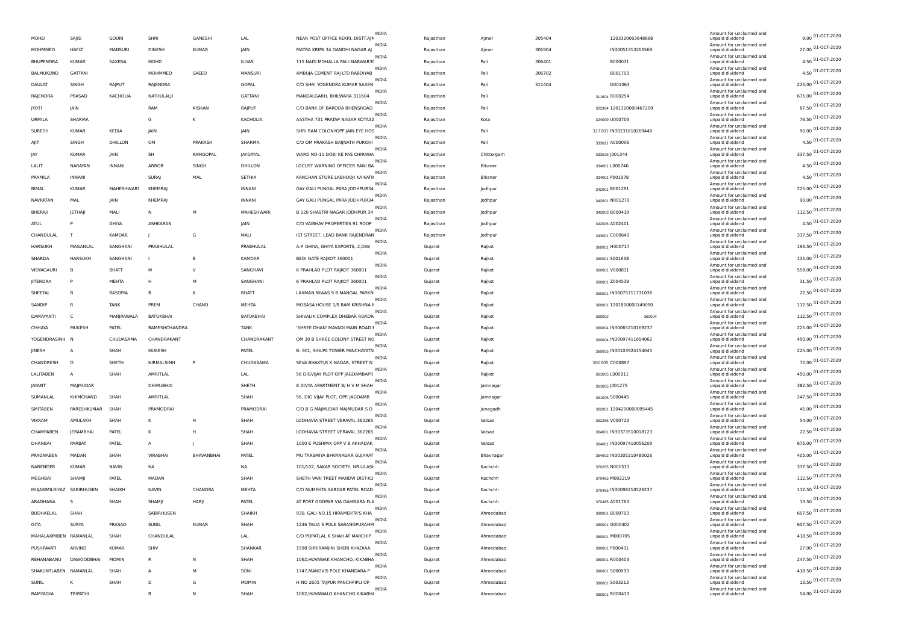| | | | | | | | | | | | | | | |
|---|---|---|---|---|---|---|---|---|---|---|---|---|---|---|
| MOHD | SAJID | GOURI | SHRI | GANESHI | LAL | NEAR POST OFFICE KEKRI, DISTT.AJM | INDIA | Rajasthan | Ajmer | 305404 | 1203320003648668 | Amount for unclaimed and unpaid dividend | 9.00 | 01-OCT-2020 |
| MOHMMED | HAFIZ | MANSURI | DINESH | KUMAR | JAIN | MATRA KRIPA 34 GANDHI NAGAR AJ | INDIA | Rajasthan | Ajmer | 305904 | IN30051313265569 | Amount for unclaimed and unpaid dividend | 27.00 | 01-OCT-2020 |
| BHUPENDRA | KUMAR | SAXENA | MOHD | | ILIYAS | 115 NADI MOHALLA PALI-MARWAR30 | INDIA | Rajasthan | Pali | 306401 | B000031 | Amount for unclaimed and unpaid dividend | 4.50 | 01-OCT-2020 |
| BALMUKUND | GATTANI | | MOHMMED | SAEED | MANSURI | AMBUJA CEMENT RAJ LTD RABDIYAB | INDIA | Rajasthan | Pali | 306702 | B001703 | Amount for unclaimed and unpaid dividend | 4.50 | 01-OCT-2020 |
| DAULAT | SINGH | RAJPUT | RAJENDRA | | GOPAL | C/O SHRI YOGENDRA KUMAR SAXEN | INDIA | Rajasthan | Pali | 311404 | D001063 | Amount for unclaimed and unpaid dividend | 225.00 | 01-OCT-2020 |
| RAJENDRA | PRASAD | KACHOLIA | NATHULALJI | | GATTANI | MANDALGARH, BHILWARA 311604 | INDIA | Rajasthan | Pali | 311604 | R000254 | Amount for unclaimed and unpaid dividend | 675.00 | 01-OCT-2020 |
| JYOTI | JAIN | | RAM | KISHAN | RAJPUT | C/O BANK OF BARODA BHENSROAD | INDIA | Rajasthan | Pali | 323304 | 1201320000467209 | Amount for unclaimed and unpaid dividend | 67.50 | 01-OCT-2020 |
| URMILA | SHARMA | | G | K | KACHOLIA | AASTHA 731 PRATAP NAGAR KOTA32 | INDIA | Rajasthan | Kota | 324009 | U000703 | Amount for unclaimed and unpaid dividend | 76.50 | 01-OCT-2020 |
| SURESH | KUMAR | KEDIA | JAIN | | JAIN | SHRI RAM COLONYOPP JAIN EYE HOS | INDIA | Rajasthan | Pali | 327001 | IN30231610269449 | Amount for unclaimed and unpaid dividend | 90.00 | 01-OCT-2020 |
| AJIT | SINGH | DHILLON | OM | PRAKASH | SHARMA | C/O OM PRAKASH BAIJNATH PUROHI | INDIA | Rajasthan | Pali | 333021 | A000006 | Amount for unclaimed and unpaid dividend | 4.50 | 01-OCT-2020 |
| JAY | KUMAR | JAIN | SH | RAMGOPAL | JAYDAYAL | WARD NO-11 DOBI KE PAS CHIRAWA | INDIA | Rajasthan | Chittorgarh | 333026 | J001344 | Amount for unclaimed and unpaid dividend | 337.50 | 01-OCT-2020 |
| LALIT | NARAYAN | INNANI | ARROR | SINGH | DHILLON | LOCUST WARNING OFFICER RANI BA | INDIA | Rajasthan | Bikaner | 334001 | L000746 | Amount for unclaimed and unpaid dividend | 4.50 | 01-OCT-2020 |
| PRAMILA | INNANI | | SURAJ | MAL | SETHIA | KANCHAN STORE LABHOOJI KA KATR | INDIA | Rajasthan | Bikaner | 334001 | P001978 | Amount for unclaimed and unpaid dividend | 4.50 | 01-OCT-2020 |
| BIMAL | KUMAR | MAHESHWARI | KHEMRAJ | | INNANI | GAY GALI PUNGAL PARA JODHPUR34 | INDIA | Rajasthan | Jodhpur | 342001 | B001291 | Amount for unclaimed and unpaid dividend | 225.00 | 01-OCT-2020 |
| NAVRATAN | MAL | JAIN | KHEMRAJ | | INNANI | GAY GALI PUNGAL PARA JODHPUR34 | INDIA | Rajasthan | Jodhpur | 342001 | N001270 | Amount for unclaimed and unpaid dividend | 90.00 | 01-OCT-2020 |
| BHERAJI | JETHAJI | MALI | N | M | MAHESHWARI | B 120 SHASTRI NAGAR JODHPUR 34 | INDIA | Rajasthan | Jodhpur | 342003 | B000419 | Amount for unclaimed and unpaid dividend | 112.50 | 01-OCT-2020 |
| ATUL | P | GHIYA | ASHKARAN | | JAIN | C/O VAIBHAV PROPERTIES 91 ROOP | INDIA | Rajasthan | Jodhpur | 342006 | A002401 | Amount for unclaimed and unpaid dividend | 4.50 | 01-OCT-2020 |
| CHANDULAL | T | KAMDAR | J | G | MALI | IST STREET, LEAD BANK RAJENDRAN | INDIA | Rajasthan | Jodhpur | 343001 | C000640 | Amount for unclaimed and unpaid dividend | 337.50 | 01-OCT-2020 |
| HARSUKH | MAGANLAL | SANGHANI | PRABHULAL | | PRABHULAL | A.P. GHIYA, GHIYA EXPORTS, 2,DIW | INDIA | Gujarat | Rajkot | 360001 | H000717 | Amount for unclaimed and unpaid dividend | 193.50 | 01-OCT-2020 |
| SHARDA | HARSUKH | SANGHANI | I | B | KAMDAR | BEDI GATE RAJKOT 360001 | INDIA | Gujarat | Rajkot | 360001 | S001638 | Amount for unclaimed and unpaid dividend | 135.00 | 01-OCT-2020 |
| VIDYAGAURI | B | BHATT | M | V | SANGHAVI | 6 PRAHLAD PLOT RAJKOT 360001 | INDIA | Gujarat | Rajkot | 360001 | V000831 | Amount for unclaimed and unpaid dividend | 558.00 | 01-OCT-2020 |
| JITENDRA | P | MEHTA | H | M | SANGHANI | 6 PRAHLAD PLOT RAJKOT 360001 | INDIA | Gujarat | Rajkot | 360001 | Z004539 | Amount for unclaimed and unpaid dividend | 31.50 | 01-OCT-2020 |
| SHEETAL | B | BASOPIA | B | K | BHATT | LAXMAN NIWAS 9 B MANGAL PARKN | INDIA | Gujarat | Rajkot | 360001 | IN30075711731036 | Amount for unclaimed and unpaid dividend | 22.50 | 01-OCT-2020 |
| SANDIP | R | TANK | PREM | CHAND | MEHTA | MOBASA HOUSE 1/8 RAM KRISHNA N | INDIA | Gujarat | Rajkot | 360001 | 1201800000149090 | Amount for unclaimed and unpaid dividend | 112.50 | 01-OCT-2020 |
| DAMAYANTI | C | MANJRAWALA | BATUKBHAI | | BATUKBHAI | SHIVALIK COMPLEX DHEBAR ROADR | INDIA | Gujarat | Rajkot | 360002 | 360004 | Amount for unclaimed and unpaid dividend | 112.50 | 01-OCT-2020 |
| CHHAYA | MUKESH | PATEL | RAMESHCHANDRA | | TANK | 'SHREE DHAN' MAVADI MAIN ROAD E | INDIA | Gujarat | Rajkot | 360004 | IN30065210169237 | Amount for unclaimed and unpaid dividend | 225.00 | 01-OCT-2020 |
| YOGENDRASINH | N | CHUDASAMA | CHANDRAKANT | | CHANDRAKANT | OM 30 B SHREE COLONY STREET NO | INDIA | Gujarat | Rajkot | 360004 | IN30097411654062 | Amount for unclaimed and unpaid dividend | 450.00 | 01-OCT-2020 |
| JINESH | A | SHAH | MUKESH | | PATEL | B- 901, SHILPA TOWER PANCHAYATN | INDIA | Gujarat | Rajkot | 360005 | IN30103924154045 | Amount for unclaimed and unpaid dividend | 225.00 | 01-OCT-2020 |
| CHANDRESH | D | SHETH | NIRMALSINH | P | CHUDASAMA | SEVA BHAKTI,R K NAGAR, STREET N | INDIA | Gujarat | Rajkot | 360005 | C000897 | Amount for unclaimed and unpaid dividend | 72.00 | 01-OCT-2020 |
| LALITABEN | A | SHAH | AMRITLAL | | LAL | 56 DIGVIJAY PLOT OPP JAGDAMBAPR | INDIA | Gujarat | Rajkot | 361005 | L000811 | Amount for unclaimed and unpaid dividend | 450.00 | 01-OCT-2020 |
| JAYANT | MAJMUDAR | | DHIRUBHAI | | SHETH | 8 DIVYA APARTMENT B/ H V M SHAH | INDIA | Gujarat | Jamnagar | 361005 | J001275 | Amount for unclaimed and unpaid dividend | 382.50 | 01-OCT-2020 |
| SUMANLAL | KHIMCHAND | SHAH | AMRITLAL | | SHAH | 56, DIG VIJAY PLOT, OPP. JAGDAMB | INDIA | Gujarat | Jamnagar | 361005 | S000445 | Amount for unclaimed and unpaid dividend | 247.50 | 01-OCT-2020 |
| SMITABEN | PARESHKUMAR | SHAH | PRAMODRAI | | PRAMODRAI | C/O B G MAJMUDAR MAJMUDAR S D | INDIA | Gujarat | Junagadh | 362001 | 1204200000095445 | Amount for unclaimed and unpaid dividend | 45.00 | 01-OCT-2020 |
| VIKRAM | AMULAKH | SHAH | K | H | SHAH | LODHAVIA STREET VERAVAL 362265 | INDIA | Gujarat | Valsad | 362265 | V000723 | Amount for unclaimed and unpaid dividend | 54.00 | 01-OCT-2020 |
| CHAMPABEN | JERAMBHAI | PATEL | K | H | SHAH | LODHAVIA STREET VERAVAL 362265 | INDIA | Gujarat | Valsad | 364001 | IN30373510018123 | Amount for unclaimed and unpaid dividend | 22.50 | 01-OCT-2020 |
| DHANBAI | PARBAT | PATEL | A | J | SHAH | 1000 E PUSHPAK OPP V B AKHADAK | INDIA | Gujarat | Valsad | 364001 | IN30097410056209 | Amount for unclaimed and unpaid dividend | 675.00 | 01-OCT-2020 |
| PRAGNABEN | MADAN | SHAH | VIRABHAI | BHAVANBHAI | PATEL | MU TARSMIYA BHVANAGAR GUJARAT | INDIA | Gujarat | Bhavnagar | 364002 | IN30305210480026 | Amount for unclaimed and unpaid dividend | 405.00 | 01-OCT-2020 |
| NARENDER | KUMAR | NAVIN | NA | | NA | 101/102, SAKAR SOCIETY, NR.LILASH | INDIA | Gujarat | Kachchh | 370205 | N001513 | Amount for unclaimed and unpaid dividend | 337.50 | 01-OCT-2020 |
| MEGHBAI | SHAMJI | PATEL | MADAN | | SHAH | SHETH VARI TREET MANDVI DIST-KU | INDIA | Gujarat | Kachchh | 370465 | M002219 | Amount for unclaimed and unpaid dividend | 112.50 | 01-OCT-2020 |
| MUJAMMILRIYAZ | SABIRHUSEN | SHAIKH | NAVIN | CHANDRA | MEHTA | C/O NUMEHTA SARDAR PATEL ROAD | INDIA | Gujarat | Kachchh | 370465 | IN30098210526237 | Amount for unclaimed and unpaid dividend | 112.50 | 01-OCT-2020 |
| ARADHANA | S | SHAH | SHAMJI | HARJI | PATEL | AT POST GODPAR VIA DAHISARA FLA | INDIA | Gujarat | Kachchh | 370485 | A001763 | Amount for unclaimed and unpaid dividend | 13.50 | 01-OCT-2020 |
| BUDHAELAL | SHAH | | SABIRHUSEN | | SHAIKH | 930, GALI NO.15 HIRAMEHTA'S KHA | INDIA | Gujarat | Ahmedabad | 380001 | B000703 | Amount for unclaimed and unpaid dividend | 607.50 | 01-OCT-2020 |
| GITA | SURYA | PRASAD | SUNIL | KUMAR | SHAH | 1246 TALIA S POLE SARANGPURAHM | INDIA | Gujarat | Ahmedabad | 380001 | G000402 | Amount for unclaimed and unpaid dividend | 607.50 | 01-OCT-2020 |
| MAHALAXMIBEN | RAMANLAL | SHAH | CHANDULAL | | LAL | C/O POPATLAL K SHAH AT MARCHIP | INDIA | Gujarat | Ahmedabad | 380001 | M000705 | Amount for unclaimed and unpaid dividend | 418.50 | 01-OCT-2020 |
| PUSHPAVATI | ARVIND | KUMAR | SHIV | | SHANKAR | 1598 SHRIRAMJINI SHERI KHADIAA | INDIA | Gujarat | Ahmedabad | 380001 | P000431 | Amount for unclaimed and unpaid dividend | 27.00 | 01-OCT-2020 |
| REHANABANU | DAWOODBHAI | MOMIN | R | N | SHAH | 1062,HUVAWAK KHANCHO, KIKABHA | INDIA | Gujarat | Ahmedabad | 380001 | R000403 | Amount for unclaimed and unpaid dividend | 247.50 | 01-OCT-2020 |
| SHAKUNTLABEN | RAMANLAL | SHAH | A | M | SONI | 1747,MANDVIS POLE KHANDARA P | INDIA | Gujarat | Ahmedabad | 380001 | S000993 | Amount for unclaimed and unpaid dividend | 418.50 | 01-OCT-2020 |
| SUNIL | K | SHAH | D | G | MOMIN | H NO 2605 TAJPUR PANCHPIPLI OP | INDIA | Gujarat | Ahmedabad | 380001 | S003213 | Amount for unclaimed and unpaid dividend | 13.50 | 01-OCT-2020 |
| RAMYAGYA | TRIPATHI | | R | N | SHAH | 1062,HUVAWALO KHANCHO KIKABHA | INDIA | Gujarat | Ahmedabad | 380001 | R000413 | Amount for unclaimed and unpaid dividend | 54.00 | 01-OCT-2020 |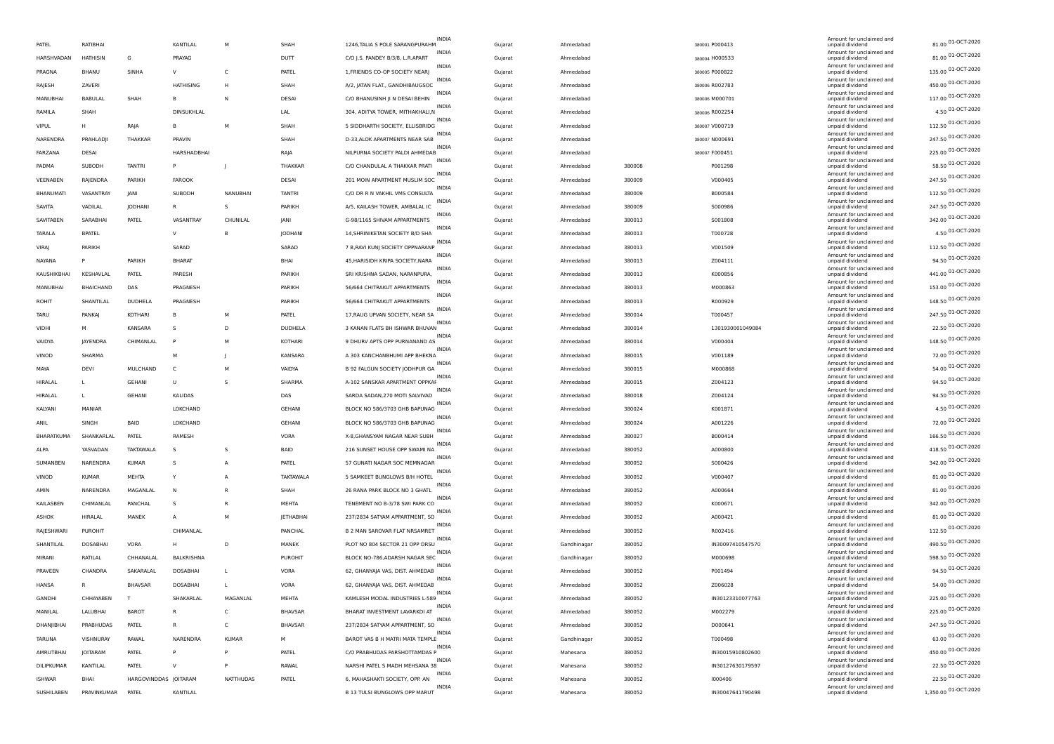| | | | | | | | | | | | | | | |
|---|---|---|---|---|---|---|---|---|---|---|---|---|---|---|
| PATEL | RATIBHAI | | KANTILAL | M | SHAH | 1246,TALIA S POLE SARANGPURAHM | INDIA | Gujarat | Ahmedabad | 380001 | P000413 | Amount for unclaimed and unpaid dividend | 81.00 | 01-OCT-2020 |
| HARSHVADAN | HATHISIN | G | PRAYAG | | DUTT | C/O J.S. PANDEY B/3/8, L.R.APART | INDIA | Gujarat | Ahmedabad | 380004 | H000533 | Amount for unclaimed and unpaid dividend | 81.00 | 01-OCT-2020 |
| PRAGNA | BHANU | SINHA | V | C | PATEL | 1,FRIENDS CO-OP SOCIETY NEARJ | INDIA | Gujarat | Ahmedabad | 380005 | P000822 | Amount for unclaimed and unpaid dividend | 135.00 | 01-OCT-2020 |
| RAJESH | ZAVERI | | HATHISING | H | SHAH | A/2, JATAN FLAT., GANDHIBAUGSOC | INDIA | Gujarat | Ahmedabad | 380006 | R002783 | Amount for unclaimed and unpaid dividend | 450.00 | 01-OCT-2020 |
| MANUBHAI | BABULAL | SHAH | B | N | DESAI | C/O BHANUSINH JI N DESAI BEHIN | INDIA | Gujarat | Ahmedabad | 380006 | M000701 | Amount for unclaimed and unpaid dividend | 117.00 | 01-OCT-2020 |
| RAMILA | SHAH | | DINSUKHLAL | | LAL | 304, ADITYA TOWER, MITHAKHALI,N | INDIA | Gujarat | Ahmedabad | 380006 | R002254 | Amount for unclaimed and unpaid dividend | 4.50 | 01-OCT-2020 |
| VIPUL | H | RAJA | B | M | SHAH | 5 SIDDHARTH SOCIETY, ELLISBRIDG | INDIA | Gujarat | Ahmedabad | 380007 | V000719 | Amount for unclaimed and unpaid dividend | 112.50 | 01-OCT-2020 |
| NARENDRA | PRAHLADJI | THAKKAR | PRAVIN | | SHAH | D-33,ALOK APARTMENTS NEAR SAB | INDIA | Gujarat | Ahmedabad | 380007 | N000691 | Amount for unclaimed and unpaid dividend | 247.50 | 01-OCT-2020 |
| FARZANA | DESAI | | HARSHADBHAI | | RAJA | NILPURNA SOCIETY PALDI AHMEDAB | INDIA | Gujarat | Ahmedabad | 380007 | F000451 | Amount for unclaimed and unpaid dividend | 225.00 | 01-OCT-2020 |
| PADMA | SUBODH | TANTRI | P | J | THAKKAR | C/O CHANDULAL A THAKKAR PRATI | INDIA | Gujarat | Ahmedabad | 380008 | P001298 | Amount for unclaimed and unpaid dividend | 58.50 | 01-OCT-2020 |
| VEENABEN | RAJENDRA | PARIKH | FAROOK | | DESAI | 201 MOIN APARTMENT MUSLIM SOC | INDIA | Gujarat | Ahmedabad | 380009 | V000405 | Amount for unclaimed and unpaid dividend | 247.50 | 01-OCT-2020 |
| BHANUMATI | VASANTRAY | JANI | SUBODH | NANUBHAI | TANTRI | C/O DR R N VAKHIL VMS CONSULTA | INDIA | Gujarat | Ahmedabad | 380009 | B000584 | Amount for unclaimed and unpaid dividend | 112.50 | 01-OCT-2020 |
| SAVITA | VADILAL | JODHANI | R | S | PARIKH | A/5, KAILASH TOWER, AMBALAL IC | INDIA | Gujarat | Ahmedabad | 380009 | S000986 | Amount for unclaimed and unpaid dividend | 247.50 | 01-OCT-2020 |
| SAVITABEN | SARABHAI | PATEL | VASANTRAY | CHUNILAL | JANI | G-98/1165 SHIVAM APPARTMENTS | INDIA | Gujarat | Ahmedabad | 380013 | S001808 | Amount for unclaimed and unpaid dividend | 342.00 | 01-OCT-2020 |
| TARALA | BPATEL | | V | B | JODHANI | 14,SHRINIKETAN SOCIETY B/D SHA | INDIA | Gujarat | Ahmedabad | 380013 | T000728 | Amount for unclaimed and unpaid dividend | 4.50 | 01-OCT-2020 |
| VIRAJ | PARIKH | | SARAD | | SARAD | 7 B,RAVI KUNJ SOCIETY OPPNARANP | INDIA | Gujarat | Ahmedabad | 380013 | V001509 | Amount for unclaimed and unpaid dividend | 112.50 | 01-OCT-2020 |
| NAYANA | P | PARIKH | BHARAT | | BHAI | 45,HARISIDH KRIPA SOCIETY,NARA | INDIA | Gujarat | Ahmedabad | 380013 | Z004111 | Amount for unclaimed and unpaid dividend | 94.50 | 01-OCT-2020 |
| KAUSHIKBHAI | KESHAVLAL | PATEL | PARESH | | PARIKH | SRI KRISHNA SADAN, NARANPURA, | INDIA | Gujarat | Ahmedabad | 380013 | K000856 | Amount for unclaimed and unpaid dividend | 441.00 | 01-OCT-2020 |
| MANUBHAI | BHAICHAND | DAS | PRAGNESH | | PARIKH | 56/664 CHITRAKUT APPARTMENTS | INDIA | Gujarat | Ahmedabad | 380013 | M000863 | Amount for unclaimed and unpaid dividend | 153.00 | 01-OCT-2020 |
| ROHIT | SHANTILAL | DUDHELA | PRAGNESH | | PARIKH | 56/664 CHITRAKUT APPARTMENTS | INDIA | Gujarat | Ahmedabad | 380013 | R000929 | Amount for unclaimed and unpaid dividend | 148.50 | 01-OCT-2020 |
| TARU | PANKAJ | KOTHARI | B | M | PATEL | 17,RAUG UPVAN SOCIETY, NEAR SA | INDIA | Gujarat | Ahmedabad | 380014 | T000457 | Amount for unclaimed and unpaid dividend | 247.50 | 01-OCT-2020 |
| VIDHI | M | KANSARA | S | D | DUDHELA | 3 KANAN FLATS BH ISHWAR BHUVAN | INDIA | Gujarat | Ahmedabad | 380014 | 1301930001049084 | Amount for unclaimed and unpaid dividend | 22.50 | 01-OCT-2020 |
| VAIDYA | JAYENDRA | CHIMANLAL | P | M | KOTHARI | 9 DHURV APTS OPP PURNANAND AS | INDIA | Gujarat | Ahmedabad | 380014 | V000404 | Amount for unclaimed and unpaid dividend | 148.50 | 01-OCT-2020 |
| VINOD | SHARMA | | M | J | KANSARA | A 303 KANCHANBHUMI APP BHEKNA | INDIA | Gujarat | Ahmedabad | 380015 | V001189 | Amount for unclaimed and unpaid dividend | 72.00 | 01-OCT-2020 |
| MAYA | DEVI | MULCHAND | C | M | VAIDYA | B 92 FALGUN SOCIETY JODHPUR GA | INDIA | Gujarat | Ahmedabad | 380015 | M000868 | Amount for unclaimed and unpaid dividend | 54.00 | 01-OCT-2020 |
| HIRALAL | L | GEHANI | U | S | SHARMA | A-102 SANSKAR APARTMENT OPPKAF | INDIA | Gujarat | Ahmedabad | 380015 | Z004123 | Amount for unclaimed and unpaid dividend | 94.50 | 01-OCT-2020 |
| HIRALAL | L | GEHANI | KALIDAS | | DAS | SARDA SADAN,270 MOTI SALVIVAD | INDIA | Gujarat | Ahmedabad | 380018 | Z004124 | Amount for unclaimed and unpaid dividend | 94.50 | 01-OCT-2020 |
| KALYANI | MANIAR | | LOKCHAND | | GEHANI | BLOCK NO 586/3703 GHB BAPUNAG | INDIA | Gujarat | Ahmedabad | 380024 | K001871 | Amount for unclaimed and unpaid dividend | 4.50 | 01-OCT-2020 |
| ANIL | SINGH | BAID | LOKCHAND | | GEHANI | BLOCK NO 586/3703 GHB BAPUNAG | INDIA | Gujarat | Ahmedabad | 380024 | A001226 | Amount for unclaimed and unpaid dividend | 72.00 | 01-OCT-2020 |
| BHARATKUMA | SHANKARLAL | PATEL | RAMESH | | VORA | X-8,GHANSYAM NAGAR NEAR SUBH | INDIA | Gujarat | Ahmedabad | 380027 | B000414 | Amount for unclaimed and unpaid dividend | 166.50 | 01-OCT-2020 |
| ALPA | YASVADAN | TAKTAWALA | S | S | BAID | 216 SUNSET HOUSE OPP SWAMI NA | INDIA | Gujarat | Ahmedabad | 380052 | A000800 | Amount for unclaimed and unpaid dividend | 418.50 | 01-OCT-2020 |
| SUMANBEN | NARENDRA | KUMAR | S | A | PATEL | 57 GUNATI NAGAR SOC MEMNAGAR | INDIA | Gujarat | Ahmedabad | 380052 | S000426 | Amount for unclaimed and unpaid dividend | 342.00 | 01-OCT-2020 |
| VINOD | KUMAR | MEHTA | Y | A | TAKTAWALA | 5 SAMKEET BUNGLOWS B/H HOTEL | INDIA | Gujarat | Ahmedabad | 380052 | V000407 | Amount for unclaimed and unpaid dividend | 81.00 | 01-OCT-2020 |
| AMIN | NARENDRA | MAGANLAL | N | R | SHAH | 26 RANA PARK BLOCK NO 3 GHATL | INDIA | Gujarat | Ahmedabad | 380052 | A000664 | Amount for unclaimed and unpaid dividend | 81.00 | 01-OCT-2020 |
| KAILASBEN | CHIMANLAL | PANCHAL | S | R | MEHTA | TENEMENT NO B-3/78 SWI PARK CO | INDIA | Gujarat | Ahmedabad | 380052 | K000671 | Amount for unclaimed and unpaid dividend | 342.00 | 01-OCT-2020 |
| ASHOK | HIRALAL | MANEK | A | M | JETHABHAI | 237/2834 SATYAM APPARTMENT, SO | INDIA | Gujarat | Ahmedabad | 380052 | A000421 | Amount for unclaimed and unpaid dividend | 81.00 | 01-OCT-2020 |
| RAJESHWARI | PUROHIT | | CHIMANLAL | | PANCHAL | B 2 MAN SAROVAR FLAT NRSAMRET | INDIA | Gujarat | Ahmedabad | 380052 | R002416 | Amount for unclaimed and unpaid dividend | 112.50 | 01-OCT-2020 |
| SHANTILAL | DOSABHAI | VORA | H | D | MANEK | PLOT NO 804 SECTOR 21 OPP DRSU | INDIA | Gujarat | Gandhinagar | 380052 | IN30097410547570 | Amount for unclaimed and unpaid dividend | 490.50 | 01-OCT-2020 |
| MIRANI | RATILAL | CHHANALAL | BALKRISHNA | | PUROHIT | BLOCK NO-786,ADARSH NAGAR SEC | INDIA | Gujarat | Gandhinagar | 380052 | M000698 | Amount for unclaimed and unpaid dividend | 598.50 | 01-OCT-2020 |
| PRAVEEN | CHANDRA | SAKARALAL | DOSABHAI | L | VORA | 62, GHANYAJA VAS, DIST. AHMEDAB | INDIA | Gujarat | Ahmedabad | 380052 | P001494 | Amount for unclaimed and unpaid dividend | 94.50 | 01-OCT-2020 |
| HANSA | R | BHAVSAR | DOSABHAI | L | VORA | 62, GHANYAJA VAS, DIST. AHMEDAB | INDIA | Gujarat | Ahmedabad | 380052 | Z006028 | Amount for unclaimed and unpaid dividend | 54.00 | 01-OCT-2020 |
| GANDHI | CHHAYABEN | T | SHAKARLAL | MAGANLAL | MEHTA | KAMLESH MODAL INDUSTRIES L-589 | INDIA | Gujarat | Ahmedabad | 380052 | IN30123310077763 | Amount for unclaimed and unpaid dividend | 225.00 | 01-OCT-2020 |
| MANILAL | LALUBHAI | BAROT | R | C | BHAVSAR | BHARAT INVESTMENT LAVARKDI AT | INDIA | Gujarat | Ahmedabad | 380052 | M002279 | Amount for unclaimed and unpaid dividend | 225.00 | 01-OCT-2020 |
| DHANJIBHAI | PRABHUDAS | PATEL | R | C | BHAVSAR | 237/2834 SATYAM APPARTMENT, SO | INDIA | Gujarat | Ahmedabad | 380052 | D000641 | Amount for unclaimed and unpaid dividend | 247.50 | 01-OCT-2020 |
| TARUNA | VISHNURAY | RAWAL | NARENDRA | KUMAR | M | BAROT VAS B H MATRI MATA TEMPLE | INDIA | Gujarat | Gandhinagar | 380052 | T000498 | Amount for unclaimed and unpaid dividend | 63.00 | 01-OCT-2020 |
| AMRUTBHAI | JOITARAM | PATEL | P | P | PATEL | C/O PRABHUDAS PARSHOTTAMDAS P | INDIA | Gujarat | Mahesana | 380052 | IN30015910802600 | Amount for unclaimed and unpaid dividend | 450.00 | 01-OCT-2020 |
| DILIPKUMAR | KANTILAL | PATEL | V | P | RAWAL | NARSHI PATEL S MADH MEHSANA 38 | INDIA | Gujarat | Mahesana | 380052 | IN30127630179597 | Amount for unclaimed and unpaid dividend | 22.50 | 01-OCT-2020 |
| ISHWAR | BHAI | HARGOVINDDAS | JOITARAM | NATTHUDAS | PATEL | 6, MAHASHAKTI SOCIETY, OPP. AN | INDIA | Gujarat | Mahesana | 380052 | I000406 | Amount for unclaimed and unpaid dividend | 22.50 | 01-OCT-2020 |
| SUSHILABEN | PRAVINKUMAR | PATEL | KANTILAL | | | B 13 TULSI BUNGLOWS OPP MARUT | INDIA | Gujarat | Mahesana | 380052 | IN30047641790498 | Amount for unclaimed and unpaid dividend | 1,350.00 | 01-OCT-2020 |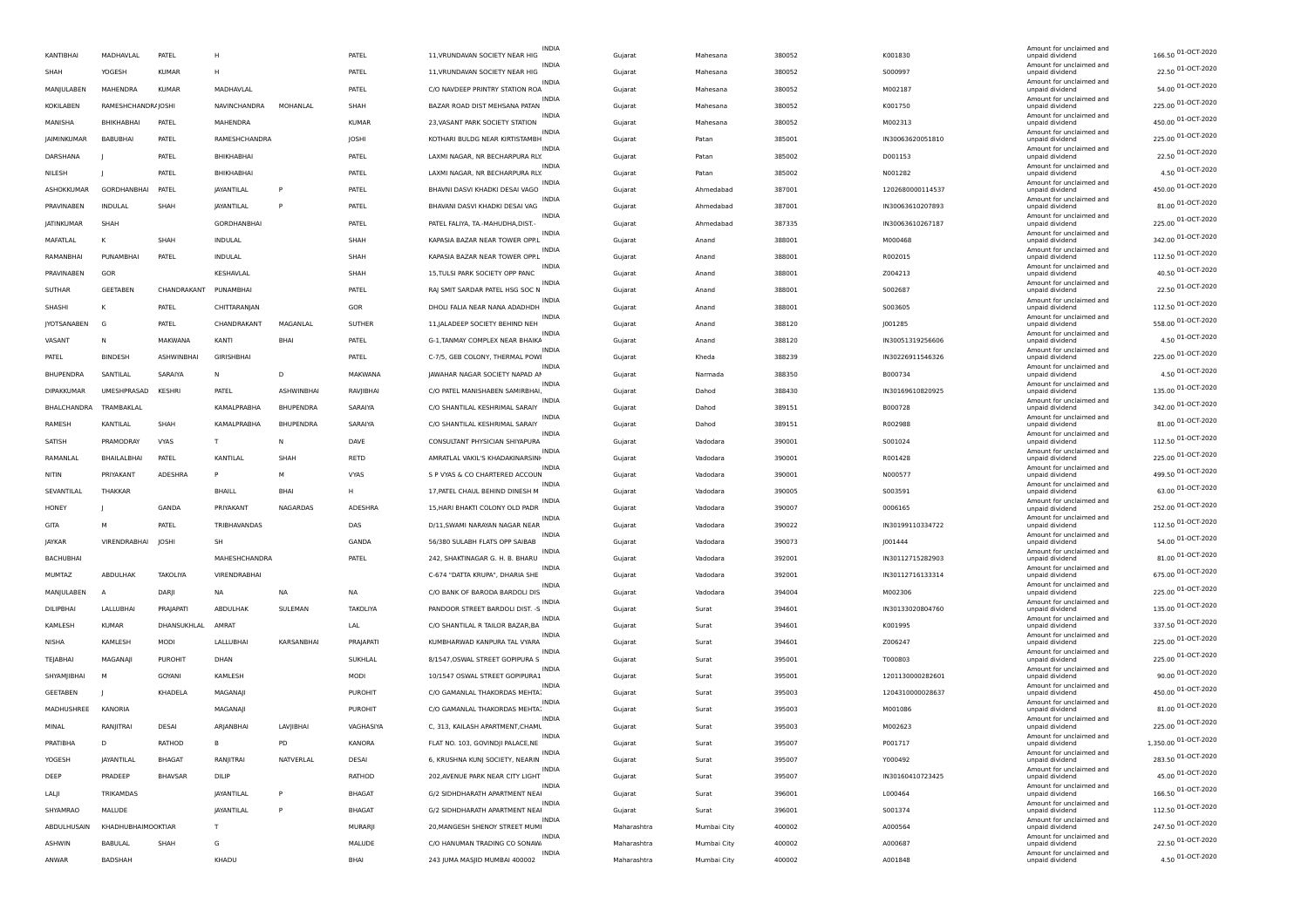| KANTIBHAI | MADHAVLAL | PATEL | H | | PATEL | 11,VRUNDAVAN SOCIETY NEAR HIG | INDIA | Gujarat | Mahesana | 380052 | K001830 | Amount for unclaimed and unpaid dividend | 166.50 | 01-OCT-2020 |
|---|---|---|---|---|---|---|---|---|---|---|---|---|---|---|
| SHAH | YOGESH | KUMAR | H | | PATEL | 11,VRUNDAVAN SOCIETY NEAR HIG | INDIA | Gujarat | Mahesana | 380052 | S000997 | Amount for unclaimed and unpaid dividend | 22.50 | 01-OCT-2020 |
| MANJULABEN | MAHENDRA | KUMAR | MADHAVLAL | | PATEL | C/O NAVDEEP PRINTRY STATION ROA | INDIA | Gujarat | Mahesana | 380052 | M002187 | Amount for unclaimed and unpaid dividend | 54.00 | 01-OCT-2020 |
| KOKILABEN | RAMESHCHANDRA | JOSHI | NAVINCHANDRA | MOHANLAL | SHAH | BAZAR ROAD DIST MEHSANA PATAN | INDIA | Gujarat | Mahesana | 380052 | K001750 | Amount for unclaimed and unpaid dividend | 225.00 | 01-OCT-2020 |
| MANISHA | BHIKHABHAI | PATEL | MAHENDRA | | KUMAR | 23,VASANT PARK SOCIETY STATION | INDIA | Gujarat | Mahesana | 380052 | M002313 | Amount for unclaimed and unpaid dividend | 450.00 | 01-OCT-2020 |
| JAIMINKUMAR | BABUBHAI | PATEL | RAMESHCHANDRA | | JOSHI | KOTHARI BULDG NEAR KIRTISTAMBH | INDIA | Gujarat | Patan | 385001 | IN30063620051810 | Amount for unclaimed and unpaid dividend | 225.00 | 01-OCT-2020 |
| DARSHANA | J | PATEL | BHIKHABHAI | | PATEL | LAXMI NAGAR, NR BECHARPURA RLY | INDIA | Gujarat | Patan | 385002 | D001153 | Amount for unclaimed and unpaid dividend | 22.50 | 01-OCT-2020 |
| NILESH | J | PATEL | BHIKHABHAI | | PATEL | LAXMI NAGAR, NR BECHARPURA RLY | INDIA | Gujarat | Patan | 385002 | N001282 | Amount for unclaimed and unpaid dividend | 4.50 | 01-OCT-2020 |
| ASHOKKUMAR | GORDHANBHAI | PATEL | JAYANTILAL | P | PATEL | BHAVNI DASVI KHADKI DESAI VAGO | INDIA | Gujarat | Ahmedabad | 387001 | 1202680000114537 | Amount for unclaimed and unpaid dividend | 450.00 | 01-OCT-2020 |
| PRAVINABEN | INDULAL | SHAH | JAYANTILAL | P | PATEL | BHAVANI DASVI KHADKI DESAI VAG | INDIA | Gujarat | Ahmedabad | 387001 | IN30063610278893 | Amount for unclaimed and unpaid dividend | 81.00 | 01-OCT-2020 |
| JATINKUMAR | SHAH | | GORDHANBHAI | | PATEL | PATEL FALIYA, TA.-MAHUDHA,DIST.- | INDIA | Gujarat | Ahmedabad | 387335 | IN30063610267187 | Amount for unclaimed and unpaid dividend | 225.00 | 01-OCT-2020 |
| MAFATLAL | K | SHAH | INDULAL | | SHAH | KAPASIA BAZAR NEAR TOWER OPP.L | INDIA | Gujarat | Anand | 388001 | M000468 | Amount for unclaimed and unpaid dividend | 342.00 | 01-OCT-2020 |
| RAMANBHAI | PUNAMBHAI | PATEL | INDULAL | | SHAH | KAPASIA BAZAR NEAR TOWER OPP.L | INDIA | Gujarat | Anand | 388001 | R002015 | Amount for unclaimed and unpaid dividend | 112.50 | 01-OCT-2020 |
| PRAVINABEN | GOR | | KESHAVLAL | | SHAH | 15,TULSI PARK SOCIETY OPP PANC | INDIA | Gujarat | Anand | 388001 | Z004213 | Amount for unclaimed and unpaid dividend | 40.50 | 01-OCT-2020 |
| SUTHAR | GEETABEN | CHANDRAKANT | PUNAMBHAI | | PATEL | RAJ SMIT SARDAR PATEL HSG SOC N | INDIA | Gujarat | Anand | 388001 | S002687 | Amount for unclaimed and unpaid dividend | 22.50 | 01-OCT-2020 |
| SHASHI | K | PATEL | CHITTARANJAN | | GOR | DHOLI FALIA NEAR NANA ADADHDH | INDIA | Gujarat | Anand | 388001 | S003605 | Amount for unclaimed and unpaid dividend | 112.50 | 01-OCT-2020 |
| JYOTSANABEN | G | PATEL | CHANDRAKANT | MAGANLAL | SUTHER | 11,JALADEEP SOCIETY BEHIND NEH | INDIA | Gujarat | Anand | 388120 | J001285 | Amount for unclaimed and unpaid dividend | 558.00 | 01-OCT-2020 |
| VASANT | N | MAKWANA | KANTI | BHAI | PATEL | G-1,TANMAY COMPLEX NEAR BHAIKA | INDIA | Gujarat | Anand | 388120 | IN30051319256606 | Amount for unclaimed and unpaid dividend | 4.50 | 01-OCT-2020 |
| PATEL | BINDESH | ASHWINBHAI | GIRISHBHAI | | PATEL | C-7/5, GEB COLONY, THERMAL POWI | INDIA | Gujarat | Kheda | 388239 | IN30226911546326 | Amount for unclaimed and unpaid dividend | 225.00 | 01-OCT-2020 |
| BHUPENDRA | SANTILAL | SARAIYA | N | D | MAKWANA | JAWAHAR NAGAR SOCIETY NAPAD AI | INDIA | Gujarat | Narmada | 388350 | B000734 | Amount for unclaimed and unpaid dividend | 4.50 | 01-OCT-2020 |
| DIPAKKUMAR | UMESHPRASAD | KESHRI | PATEL | ASHWINBHAI | RAVJIBHAI | C/O PATEL MANISHABEN SAMIRBHAI, | INDIA | Gujarat | Dahod | 388430 | IN30169610820925 | Amount for unclaimed and unpaid dividend | 135.00 | 01-OCT-2020 |
| BHALCHANDRA | TRAMBAKLAL | | KAMALPRABHA | BHUPENDRA | SARAIYA | C/O SHANTILAL KESHRIMAL SARAIY | INDIA | Gujarat | Dahod | 389151 | B000728 | Amount for unclaimed and unpaid dividend | 342.00 | 01-OCT-2020 |
| RAMESH | KANTILAL | SHAH | KAMALPRABHA | BHUPENDRA | SARAIYA | C/O SHANTILAL KESHRIMAL SARAIY | INDIA | Gujarat | Dahod | 389151 | R002988 | Amount for unclaimed and unpaid dividend | 81.00 | 01-OCT-2020 |
| SATISH | PRAMODRAY | VYAS | T | N | DAVE | CONSULTANT PHYSICIAN SHIYAPURA | INDIA | Gujarat | Vadodara | 390001 | S001024 | Amount for unclaimed and unpaid dividend | 112.50 | 01-OCT-2020 |
| RAMANLAL | BHAILALBHAI | PATEL | KANTILAL | SHAH | RETD | AMRATLAL VAKIL'S KHADAKINARSINH | INDIA | Gujarat | Vadodara | 390001 | R001428 | Amount for unclaimed and unpaid dividend | 225.00 | 01-OCT-2020 |
| NITIN | PRIYAKANT | ADESHRA | P | M | VYAS | S P VYAS & CO CHARTERED ACCOUN | INDIA | Gujarat | Vadodara | 390001 | N000577 | Amount for unclaimed and unpaid dividend | 499.50 | 01-OCT-2020 |
| SEVANTILAL | THAKKAR | | BHAILL | BHAI | H | 17,PATEL CHAUL BEHIND DINESH M | INDIA | Gujarat | Vadodara | 390005 | S003591 | Amount for unclaimed and unpaid dividend | 63.00 | 01-OCT-2020 |
| HONEY | J | GANDA | PRIYAKANT | NAGARDAS | ADESHRA | 15,HARI BHAKTI COLONY OLD PADR | INDIA | Gujarat | Vadodara | 390007 | 0006165 | Amount for unclaimed and unpaid dividend | 252.00 | 01-OCT-2020 |
| GITA | M | PATEL | TRIBHAVANDAS | | DAS | D/11,SWAMI NARAYAN NAGAR NEAR | INDIA | Gujarat | Vadodara | 390022 | IN30199110334722 | Amount for unclaimed and unpaid dividend | 112.50 | 01-OCT-2020 |
| JAYKAR | VIRENDRABHAI | JOSHI | SH | | GANDA | 56/380 SULABH FLATS OPP SAIBAB | INDIA | Gujarat | Vadodara | 390073 | J001444 | Amount for unclaimed and unpaid dividend | 54.00 | 01-OCT-2020 |
| BACHUBHAI | | | MAHESHCHANDRA | | PATEL | 242, SHAKTINAGAR G. H. B. BHARU | INDIA | Gujarat | Vadodara | 392001 | IN30112715282903 | Amount for unclaimed and unpaid dividend | 81.00 | 01-OCT-2020 |
| MUMTAZ | ABDULHAK | TAKOLIYA | VIRENDRABHAI | | | C-674 "DATTA KRUPA", DHARIA SHE | INDIA | Gujarat | Vadodara | 392001 | IN30112716133314 | Amount for unclaimed and unpaid dividend | 675.00 | 01-OCT-2020 |
| MANJULABEN | A | DARJI | NA | NA | NA | C/O BANK OF BARODA BARDOLI DIS | INDIA | Gujarat | Vadodara | 394004 | M002306 | Amount for unclaimed and unpaid dividend | 225.00 | 01-OCT-2020 |
| DILIPBHAI | LALLUBHAI | PRAJAPATI | ABDULHAK | SULEMAN | TAKOLIYA | PANDOOR STREET BARDOLI DIST. -S | INDIA | Gujarat | Surat | 394601 | IN30133020804760 | Amount for unclaimed and unpaid dividend | 135.00 | 01-OCT-2020 |
| KAMLESH | KUMAR | DHANSUKHLAL | AMRAT | | LAL | C/O SHANTILAL R TAILOR BAZAR,BA | INDIA | Gujarat | Surat | 394601 | K001995 | Amount for unclaimed and unpaid dividend | 337.50 | 01-OCT-2020 |
| NISHA | KAMLESH | MODI | LALLUBHAI | KARSANBHAI | PRAJAPATI | KUMBHARWAD KANPURA TAL VYARA | INDIA | Gujarat | Surat | 394601 | Z006247 | Amount for unclaimed and unpaid dividend | 225.00 | 01-OCT-2020 |
| TEJABHAI | MAGANAJI | PUROHIT | DHAN | | SUKHLAL | 8/1547,OSWAL STREET GOPIPURA S | INDIA | Gujarat | Surat | 395001 | T000803 | Amount for unclaimed and unpaid dividend | 225.00 | 01-OCT-2020 |
| SHYAMJIBHAI | M | GOYANI | KAMLESH | | MODI | 10/1547 OSWAL STREET GOPIPURA1 | INDIA | Gujarat | Surat | 395001 | 1201130000282601 | Amount for unclaimed and unpaid dividend | 90.00 | 01-OCT-2020 |
| GEETABEN | J | KHADELA | MAGANAJI | | PUROHIT | C/O GAMANLAL THAKORDAS MEHTA, | INDIA | Gujarat | Surat | 395003 | 1204310000028637 | Amount for unclaimed and unpaid dividend | 450.00 | 01-OCT-2020 |
| MADHUSHREE | KANORIA | | MAGANAJI | | PUROHIT | C/O GAMANLAL THAKORDAS MEHTA, | INDIA | Gujarat | Surat | 395003 | M001086 | Amount for unclaimed and unpaid dividend | 81.00 | 01-OCT-2020 |
| MINAL | RANJITRAI | DESAI | ARJANBHAI | LAVJIBHAI | VAGHASIYA | C, 313, KAILASH APARTMENT,CHAMU | INDIA | Gujarat | Surat | 395003 | M002623 | Amount for unclaimed and unpaid dividend | 225.00 | 01-OCT-2020 |
| PRATIBHA | D | RATHOD | B | PD | KANORA | FLAT NO. 103, GOVINDJI PALACE,NE | INDIA | Gujarat | Surat | 395007 | P001717 | Amount for unclaimed and unpaid dividend | 1,350.00 | 01-OCT-2020 |
| YOGESH | JAYANTILAL | BHAGAT | RANJITRAI | NATVERLAL | DESAI | 6, KRUSHNA KUNJ SOCIETY, NEARIN | INDIA | Gujarat | Surat | 395007 | Y000492 | Amount for unclaimed and unpaid dividend | 283.50 | 01-OCT-2020 |
| DEEP | PRADEEP | BHAVSAR | DILIP | | RATHOD | 202,AVENUE PARK NEAR CITY LIGHT | INDIA | Gujarat | Surat | 395007 | IN30160410723425 | Amount for unclaimed and unpaid dividend | 45.00 | 01-OCT-2020 |
| LALJI | TRIKAMDAS | | JAYANTILAL | P | BHAGAT | G/2 SIDHDHARATH APARTMENT NEAI | INDIA | Gujarat | Surat | 396001 | L000464 | Amount for unclaimed and unpaid dividend | 166.50 | 01-OCT-2020 |
| SHYAMRAO | MALUDE | | JAYANTILAL | P | BHAGAT | G/2 SIDHDHARATH APARTMENT NEAI | INDIA | Gujarat | Surat | 396001 | S001374 | Amount for unclaimed and unpaid dividend | 112.50 | 01-OCT-2020 |
| ABDULHUSAIN | KHADHUBHAIMOOKTIAR | | T | | MURARJI | 20,MANGESH SHENOY STREET MUMI | INDIA | Maharashtra | Mumbai City | 400002 | A000564 | Amount for unclaimed and unpaid dividend | 247.50 | 01-OCT-2020 |
| ASHWIN | BABULAL | SHAH | G | | MALUDE | C/O HANUMAN TRADING CO SONAW | INDIA | Maharashtra | Mumbai City | 400002 | A000687 | Amount for unclaimed and unpaid dividend | 22.50 | 01-OCT-2020 |
| ANWAR | BADSHAH | | KHADU | | BHAI | 243 JUMA MASJID MUMBAI 400002 | INDIA | Maharashtra | Mumbai City | 400002 | A001848 | Amount for unclaimed and unpaid dividend | 4.50 | 01-OCT-2020 |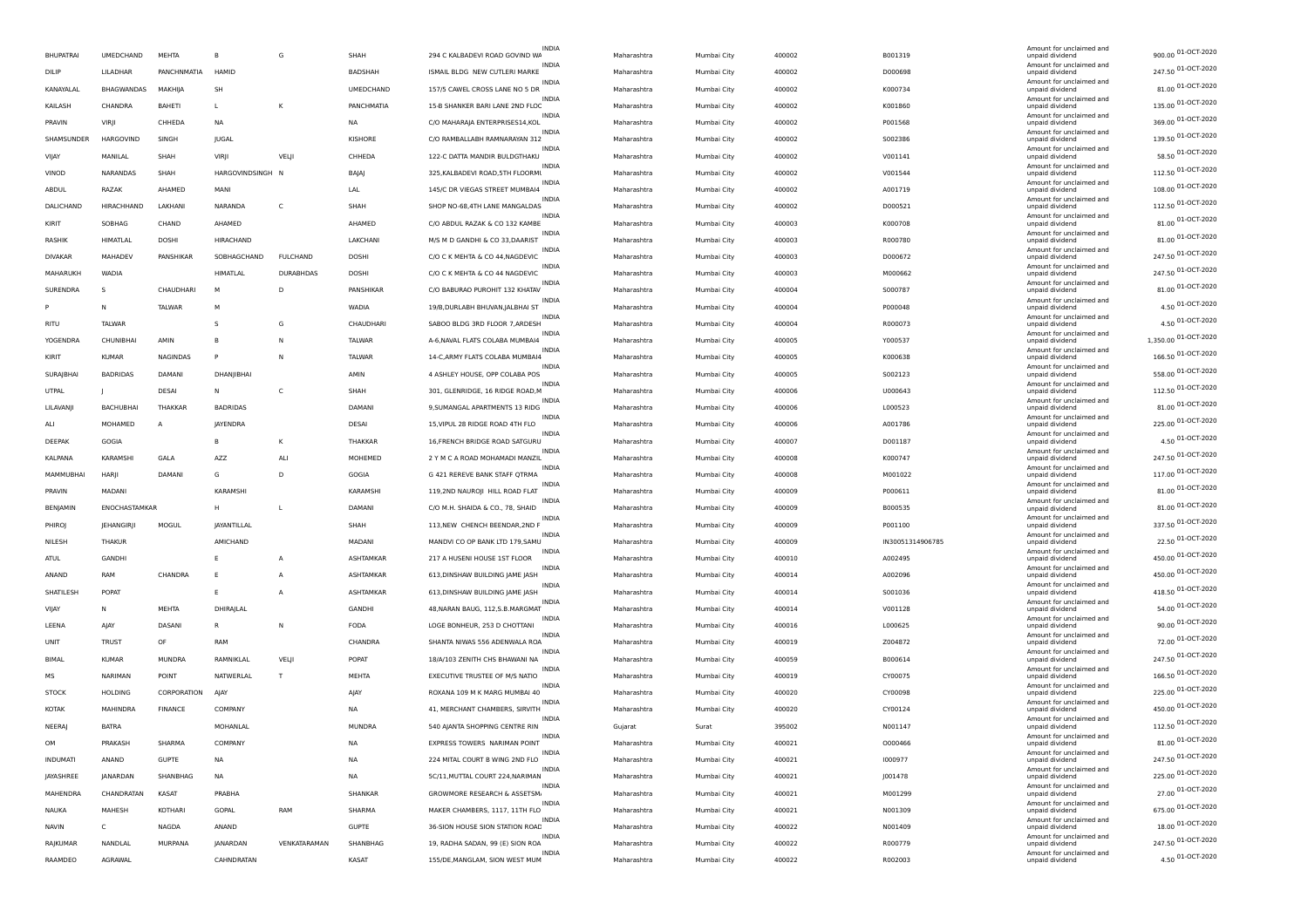| | | | | | | | | | | | | | | |
|---|---|---|---|---|---|---|---|---|---|---|---|---|---|---|
| BHUPATRAI | UMEDCHAND | MEHTA | B | G | SHAH | 294 C KALBADEVI ROAD GOVIND WA | INDIA | Maharashtra | Mumbai City | 400002 | B001319 | Amount for unclaimed and unpaid dividend | 900.00 | 01-OCT-2020 |
| DILIP | LILADHAR | PANCHNMATIA | HAMID | | BADSHAH | ISMAIL BLDG NEW CUTLERI MARKE | INDIA | Maharashtra | Mumbai City | 400002 | D000698 | Amount for unclaimed and unpaid dividend | 247.50 | 01-OCT-2020 |
| KANAYALAL | BHAGWANDAS | MAKHIJA | SH | | UMEDCHAND | 157/5 CAWEL CROSS LANE NO 5 DR | INDIA | Maharashtra | Mumbai City | 400002 | K000734 | Amount for unclaimed and unpaid dividend | 81.00 | 01-OCT-2020 |
| KAILASH | CHANDRA | BAHETI | L | K | PANCHMATIA | 15-B SHANKER BARI LANE 2ND FLOC | INDIA | Maharashtra | Mumbai City | 400002 | K001860 | Amount for unclaimed and unpaid dividend | 135.00 | 01-OCT-2020 |
| PRAVIN | VIRJI | CHHEDA | NA | | NA | C/O MAHARAJA ENTERPRISES14,KOL | INDIA | Maharashtra | Mumbai City | 400002 | P001568 | Amount for unclaimed and unpaid dividend | 369.00 | 01-OCT-2020 |
| SHAMSUNDER | HARGOVIND | SINGH | JUGAL | | KISHORE | C/O RAMBALLABH RAMNARAYAN 312 | INDIA | Maharashtra | Mumbai City | 400002 | S002386 | Amount for unclaimed and unpaid dividend | 139.50 | 01-OCT-2020 |
| VIJAY | MANILAL | SHAH | VIRJI | VELJI | CHHEDA | 122-C DATTA MANDIR BULDGTHAKU | INDIA | Maharashtra | Mumbai City | 400002 | V001141 | Amount for unclaimed and unpaid dividend | 58.50 | 01-OCT-2020 |
| VINOD | NARANDAS | SHAH | HARGOVINDSINGH | N | BAJAJ | 325,KALBADEVI ROAD,5TH FLOORMU | INDIA | Maharashtra | Mumbai City | 400002 | V001544 | Amount for unclaimed and unpaid dividend | 112.50 | 01-OCT-2020 |
| ABDUL | RAZAK | AHAMED | MANI | | LAL | 145/C DR VIEGAS STREET MUMBAI4 | INDIA | Maharashtra | Mumbai City | 400002 | A001719 | Amount for unclaimed and unpaid dividend | 108.00 | 01-OCT-2020 |
| DALICHAND | HIRACHHAND | LAKHANI | NARANDA | C | SHAH | SHOP NO-68,4TH LANE MANGALDAS | INDIA | Maharashtra | Mumbai City | 400002 | D000521 | Amount for unclaimed and unpaid dividend | 112.50 | 01-OCT-2020 |
| KIRIT | SOBHAG | CHAND | AHAMED | | AHAMED | C/O ABDUL RAZAK & CO 132 KAMBE | INDIA | Maharashtra | Mumbai City | 400003 | K000708 | Amount for unclaimed and unpaid dividend | 81.00 | 01-OCT-2020 |
| RASHIK | HIMATLAL | DOSHI | HIRACHAND | | LAKCHANI | M/S M D GANDHI & CO 33,DAARIST | INDIA | Maharashtra | Mumbai City | 400003 | R000780 | Amount for unclaimed and unpaid dividend | 81.00 | 01-OCT-2020 |
| DIVAKAR | MAHADEV | PANSHIKAR | SOBHAGCHAND | FULCHAND | DOSHI | C/O C K MEHTA & CO 44,NAGDEVIC | INDIA | Maharashtra | Mumbai City | 400003 | D000672 | Amount for unclaimed and unpaid dividend | 247.50 | 01-OCT-2020 |
| MAHARUKH | WADIA | | HIMATLAL | DURABHDAS | DOSHI | C/O C K MEHTA & CO 44 NAGDEVIC | INDIA | Maharashtra | Mumbai City | 400003 | M000662 | Amount for unclaimed and unpaid dividend | 247.50 | 01-OCT-2020 |
| SURENDRA | S | CHAUDHARI | M | D | PANSHIKAR | C/O BABURAO PUROHIT 132 KHATAV | INDIA | Maharashtra | Mumbai City | 400004 | S000787 | Amount for unclaimed and unpaid dividend | 81.00 | 01-OCT-2020 |
| P | N | TALWAR | M | | WADIA | 19/B,DURLABH BHUVAN,JALBHAI ST | INDIA | Maharashtra | Mumbai City | 400004 | P000048 | Amount for unclaimed and unpaid dividend | 4.50 | 01-OCT-2020 |
| RITU | TALWAR | | S | G | CHAUDHARI | SABOO BLDG 3RD FLOOR 7,ARDESH | INDIA | Maharashtra | Mumbai City | 400004 | R000073 | Amount for unclaimed and unpaid dividend | 4.50 | 01-OCT-2020 |
| YOGENDRA | CHUNIBHAI | AMIN | B | N | TALWAR | A-6,NAVAL FLATS COLABA MUMBAI4 | INDIA | Maharashtra | Mumbai City | 400005 | Y000537 | Amount for unclaimed and unpaid dividend | 1,350.00 | 01-OCT-2020 |
| KIRIT | KUMAR | NAGINDAS | P | N | TALWAR | 14-C,ARMY FLATS COLABA MUMBAI4 | INDIA | Maharashtra | Mumbai City | 400005 | K000638 | Amount for unclaimed and unpaid dividend | 166.50 | 01-OCT-2020 |
| SURAJBHAI | BADRIDAS | DAMANI | DHANJIBHAI | | AMIN | 4 ASHLEY HOUSE, OPP COLABA POS | INDIA | Maharashtra | Mumbai City | 400005 | S002123 | Amount for unclaimed and unpaid dividend | 558.00 | 01-OCT-2020 |
| UTPAL | J | DESAI | N | C | SHAH | 301, GLENRIDGE, 16 RIDGE ROAD,M | INDIA | Maharashtra | Mumbai City | 400006 | U000643 | Amount for unclaimed and unpaid dividend | 112.50 | 01-OCT-2020 |
| LILAVANJI | BACHUBHAI | THAKKAR | BADRIDAS | | DAMANI | 9,SUMANGAL APARTMENTS 13 RIDG | INDIA | Maharashtra | Mumbai City | 400006 | L000523 | Amount for unclaimed and unpaid dividend | 81.00 | 01-OCT-2020 |
| ALI | MOHAMED | A | JAYENDRA | | DESAI | 15,VIPUL 28 RIDGE ROAD 4TH FLO | INDIA | Maharashtra | Mumbai City | 400006 | A001786 | Amount for unclaimed and unpaid dividend | 225.00 | 01-OCT-2020 |
| DEEPAK | GOGIA | | B | K | THAKKAR | 16,FRENCH BRIDGE ROAD SATGURU | INDIA | Maharashtra | Mumbai City | 400007 | D001187 | Amount for unclaimed and unpaid dividend | 4.50 | 01-OCT-2020 |
| KALPANA | KARAMSHI | GALA | AZZ | ALI | MOHEMED | 2 Y M C A ROAD MOHAMADI MANZIL | INDIA | Maharashtra | Mumbai City | 400008 | K000747 | Amount for unclaimed and unpaid dividend | 247.50 | 01-OCT-2020 |
| MAMMUBHAI | HARJI | DAMANI | G | D | GOGIA | G 421 REREVE BANK STAFF QTRMA | INDIA | Maharashtra | Mumbai City | 400008 | M001022 | Amount for unclaimed and unpaid dividend | 117.00 | 01-OCT-2020 |
| PRAVIN | MADANI | | KARAMSHI | | KARAMSHI | 119,2ND NAUROJI HILL ROAD FLAT | INDIA | Maharashtra | Mumbai City | 400009 | P000611 | Amount for unclaimed and unpaid dividend | 81.00 | 01-OCT-2020 |
| BENJAMIN | ENOCHASTAMKAR | | H | L | DAMANI | C/O M.H. SHAIDA & CO., 78, SHAID | INDIA | Maharashtra | Mumbai City | 400009 | B000535 | Amount for unclaimed and unpaid dividend | 81.00 | 01-OCT-2020 |
| PHIROJ | JEHANGIRJI | MOGUL | JAYANTILLAL | | SHAH | 113,NEW CHENCH BEENDAR,2ND F | INDIA | Maharashtra | Mumbai City | 400009 | P001100 | Amount for unclaimed and unpaid dividend | 337.50 | 01-OCT-2020 |
| NILESH | THAKUR | | AMICHAND | | MADANI | MANDVI CO OP BANK LTD 179,SAMU | INDIA | Maharashtra | Mumbai City | 400009 | IN30051314906785 | Amount for unclaimed and unpaid dividend | 22.50 | 01-OCT-2020 |
| ATUL | GANDHI | | E | A | ASHTAMKAR | 217 A HUSENI HOUSE 1ST FLOOR | INDIA | Maharashtra | Mumbai City | 400010 | A002495 | Amount for unclaimed and unpaid dividend | 450.00 | 01-OCT-2020 |
| ANAND | RAM | CHANDRA | E | A | ASHTAMKAR | 613,DINSHAW BUILDING JAME JASH | INDIA | Maharashtra | Mumbai City | 400014 | A002096 | Amount for unclaimed and unpaid dividend | 450.00 | 01-OCT-2020 |
| SHATILESH | POPAT | | E | A | ASHTAMKAR | 613,DINSHAW BUILDING JAME JASH | INDIA | Maharashtra | Mumbai City | 400014 | S001036 | Amount for unclaimed and unpaid dividend | 418.50 | 01-OCT-2020 |
| VIJAY | N | MEHTA | DHIRAJLAL | | GANDHI | 48,NARAN BAUG, 112,S.B.MARGMAT | INDIA | Maharashtra | Mumbai City | 400014 | V001128 | Amount for unclaimed and unpaid dividend | 54.00 | 01-OCT-2020 |
| LEENA | AJAY | DASANI | R | N | FODA | LOGE BONHEUR, 253 D CHOTTANI | INDIA | Maharashtra | Mumbai City | 400016 | L000625 | Amount for unclaimed and unpaid dividend | 90.00 | 01-OCT-2020 |
| UNIT | TRUST | OF | RAM | | CHANDRA | SHANTA NIWAS 556 ADENWALA ROA | INDIA | Maharashtra | Mumbai City | 400019 | Z004872 | Amount for unclaimed and unpaid dividend | 72.00 | 01-OCT-2020 |
| BIMAL | KUMAR | MUNDRA | RAMNIKLAL | VELJI | POPAT | 18/A/103 ZENITH CHS BHAWANI NA | INDIA | Maharashtra | Mumbai City | 400059 | B000614 | Amount for unclaimed and unpaid dividend | 247.50 | 01-OCT-2020 |
| MS | NARIMAN | POINT | NATWERLAL | T | MEHTA | EXECUTIVE TRUSTEE OF M/S NATIO | INDIA | Maharashtra | Mumbai City | 400019 | CY00075 | Amount for unclaimed and unpaid dividend | 166.50 | 01-OCT-2020 |
| STOCK | HOLDING | CORPORATION | AJAY | | AJAY | ROXANA 109 M K MARG MUMBAI 40 | INDIA | Maharashtra | Mumbai City | 400020 | CY00098 | Amount for unclaimed and unpaid dividend | 225.00 | 01-OCT-2020 |
| KOTAK | MAHINDRA | FINANCE | COMPANY | | NA | 41, MERCHANT CHAMBERS, SIRVITH | INDIA | Maharashtra | Mumbai City | 400020 | CY00124 | Amount for unclaimed and unpaid dividend | 450.00 | 01-OCT-2020 |
| NEERAJ | BATRA | | MOHANLAL | | MUNDRA | 540 AJANTA SHOPPING CENTRE RIN | INDIA | Gujarat | Surat | 395002 | N001147 | Amount for unclaimed and unpaid dividend | 112.50 | 01-OCT-2020 |
| OM | PRAKASH | SHARMA | COMPANY | | NA | EXPRESS TOWERS NARIMAN POINT | INDIA | Maharashtra | Mumbai City | 400021 | O000466 | Amount for unclaimed and unpaid dividend | 81.00 | 01-OCT-2020 |
| INDUMATI | ANAND | GUPTE | NA | | NA | 224 MITAL COURT B WING 2ND FLO | INDIA | Maharashtra | Mumbai City | 400021 | I000977 | Amount for unclaimed and unpaid dividend | 247.50 | 01-OCT-2020 |
| JAYASHREE | JANARDAN | SHANBHAG | NA | | NA | 5C/11,MUTTAL COURT 224,NARIMAN | INDIA | Maharashtra | Mumbai City | 400021 | J001478 | Amount for unclaimed and unpaid dividend | 225.00 | 01-OCT-2020 |
| MAHENDRA | CHANDRATAN | KASAT | PRABHA | | SHANKAR | GROWMORE RESEARCH & ASSETSM | INDIA | Maharashtra | Mumbai City | 400021 | M001299 | Amount for unclaimed and unpaid dividend | 27.00 | 01-OCT-2020 |
| NAUKA | MAHESH | KOTHARI | GOPAL | RAM | SHARMA | MAKER CHAMBERS, 1117, 11TH FLO | INDIA | Maharashtra | Mumbai City | 400021 | N001309 | Amount for unclaimed and unpaid dividend | 675.00 | 01-OCT-2020 |
| NAVIN | C | NAGDA | ANAND | | GUPTE | 36-SION HOUSE SION STATION ROAD | INDIA | Maharashtra | Mumbai City | 400022 | N001409 | Amount for unclaimed and unpaid dividend | 18.00 | 01-OCT-2020 |
| RAJKUMAR | NANDLAL | MURPANA | JANARDAN | VENKATARAMAN | SHANBHAG | 19, RADHA SADAN, 99 (E) SION ROA | INDIA | Maharashtra | Mumbai City | 400022 | R000779 | Amount for unclaimed and unpaid dividend | 247.50 | 01-OCT-2020 |
| RAAMDEO | AGRAWAL | | CAHNDRATAN | | KASAT | 155/DE,MANGLAM, SION WEST MUM | INDIA | Maharashtra | Mumbai City | 400022 | R002003 | Amount for unclaimed and unpaid dividend | 4.50 | 01-OCT-2020 |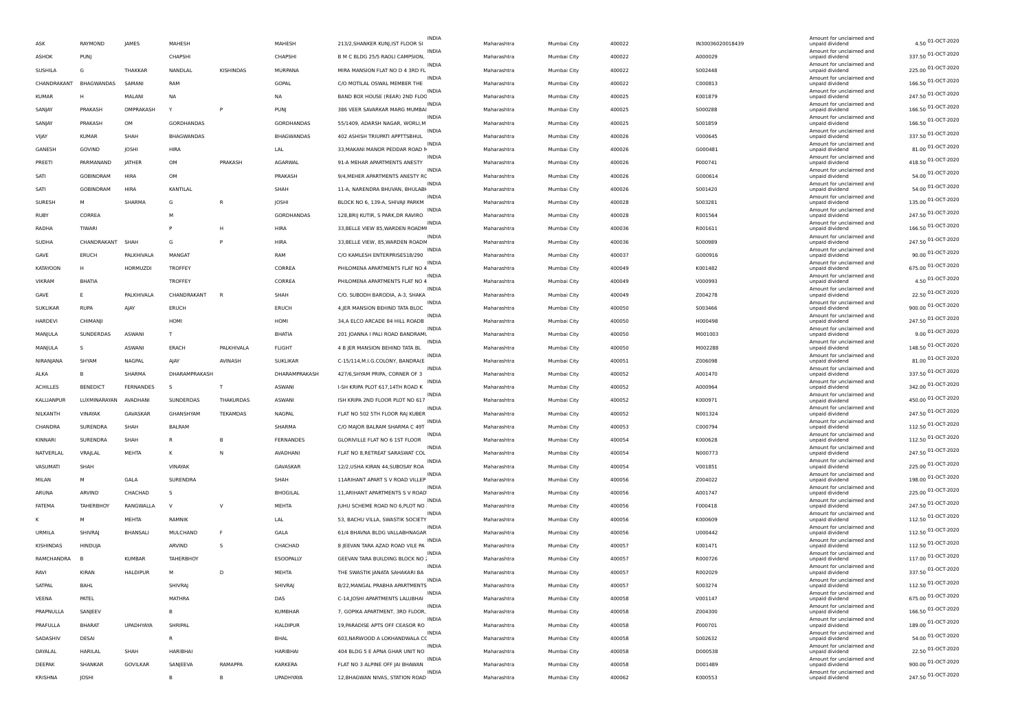| | | | | | | | | | | | | | |
|---|---|---|---|---|---|---|---|---|---|---|---|---|---|
| ASK | RAYMOND | JAMES | MAHESH | | MAHESH | 213/2,SHANKER KUNJ,IST FLOOR SI | INDIA | Maharashtra | Mumbai City | 400022 | IN30036020018439 | Amount for unclaimed and unpaid dividend | 4.50 | 01-OCT-2020 |
| ASHOK | PUNJ | | CHAPSHI | | CHAPSHI | B M C BLDG 25/5 RAOLI CAMPSION, | INDIA | Maharashtra | Mumbai City | 400022 | A000029 | Amount for unclaimed and unpaid dividend | 337.50 | 01-OCT-2020 |
| SUSHILA | G | THAKKAR | NANDLAL | KISHINDAS | MURPANA | MIRA MANSION FLAT NO D 4 3RD FL | INDIA | Maharashtra | Mumbai City | 400022 | S002448 | Amount for unclaimed and unpaid dividend | 225.00 | 01-OCT-2020 |
| CHANDRAKANT | BHAGWANDAS | SAMANI | RAM | | GOPAL | C/O MOTILAL OSWAL MEMBER THE | INDIA | Maharashtra | Mumbai City | 400022 | C000813 | Amount for unclaimed and unpaid dividend | 166.50 | 01-OCT-2020 |
| KUMAR | H | MALANI | NA | | NA | BAND BOX HOUSE (REAR) 2ND FLOO | INDIA | Maharashtra | Mumbai City | 400025 | K001879 | Amount for unclaimed and unpaid dividend | 247.50 | 01-OCT-2020 |
| SANJAY | PRAKASH | OMPRAKASH | Y | P | PUNJ | 386 VEER SAVARKAR MARG MUMBAI | INDIA | Maharashtra | Mumbai City | 400025 | S000288 | Amount for unclaimed and unpaid dividend | 166.50 | 01-OCT-2020 |
| SANJAY | PRAKASH | OM | GORDHANDAS | | GORDHANDAS | 55/1409, ADARSH NAGAR, WORLI,M | INDIA | Maharashtra | Mumbai City | 400025 | S001859 | Amount for unclaimed and unpaid dividend | 166.50 | 01-OCT-2020 |
| VIJAY | KUMAR | SHAH | BHAGWANDAS | | BHAGWANDAS | 402 ASHISH TRIUPATI APPTTSBHUL | INDIA | Maharashtra | Mumbai City | 400026 | V000645 | Amount for unclaimed and unpaid dividend | 337.50 | 01-OCT-2020 |
| GANESH | GOVIND | JOSHI | HIRA | | LAL | 33,MAKANI MANOR PEDDAR ROAD M | INDIA | Maharashtra | Mumbai City | 400026 | G000481 | Amount for unclaimed and unpaid dividend | 81.00 | 01-OCT-2020 |
| PREETI | PARMANAND | JATHER | OM | PRAKASH | AGARWAL | 91-A MEHAR APARTMENTS ANESTY | INDIA | Maharashtra | Mumbai City | 400026 | P000741 | Amount for unclaimed and unpaid dividend | 418.50 | 01-OCT-2020 |
| SATI | GOBINDRAM | HIRA | OM | | PRAKASH | 9/4,MEHER APARTMENTS ANESTY RC | INDIA | Maharashtra | Mumbai City | 400026 | G000614 | Amount for unclaimed and unpaid dividend | 54.00 | 01-OCT-2020 |
| SATI | GOBINDRAM | HIRA | KANTILAL | | SHAH | 11-A, NARENDRA BHUVAN, BHULABH | INDIA | Maharashtra | Mumbai City | 400026 | S001420 | Amount for unclaimed and unpaid dividend | 54.00 | 01-OCT-2020 |
| SURESH | M | SHARMA | G | R | JOSHI | BLOCK NO 6, 139-A, SHIVAJI PARKM | INDIA | Maharashtra | Mumbai City | 400028 | S003281 | Amount for unclaimed and unpaid dividend | 135.00 | 01-OCT-2020 |
| RUBY | CORREA | | M | | GORDHANDAS | 128,BRIJ KUTIR, S PARK,DR RAVIRO | INDIA | Maharashtra | Mumbai City | 400028 | R001564 | Amount for unclaimed and unpaid dividend | 247.50 | 01-OCT-2020 |
| RADHA | TIWARI | | P | H | HIRA | 33,BELLE VIEW 85,WARDEN ROADMI | INDIA | Maharashtra | Mumbai City | 400036 | R001611 | Amount for unclaimed and unpaid dividend | 166.50 | 01-OCT-2020 |
| SUDHA | CHANDRAKANT | SHAH | G | P | HIRA | 33,BELLE VIEW, 85,WARDEN ROADM | INDIA | Maharashtra | Mumbai City | 400036 | S000989 | Amount for unclaimed and unpaid dividend | 247.50 | 01-OCT-2020 |
| GAVE | ERUCH | PALKHIVALA | MANGAT | | RAM | C/O KAMLESH ENTERPRISES18/290 | INDIA | Maharashtra | Mumbai City | 400037 | G000916 | Amount for unclaimed and unpaid dividend | 90.00 | 01-OCT-2020 |
| KATAYOON | H | HORMUZDI | TROFFEY | | CORREA | PHILOMENA APARTMENTS FLAT NO 4 | INDIA | Maharashtra | Mumbai City | 400049 | K001482 | Amount for unclaimed and unpaid dividend | 675.00 | 01-OCT-2020 |
| VIKRAM | BHATIA | | TROFFEY | | CORREA | PHILOMENA APARTMENTS FLAT NO 4 | INDIA | Maharashtra | Mumbai City | 400049 | V000993 | Amount for unclaimed and unpaid dividend | 4.50 | 01-OCT-2020 |
| GAVE | E | PALKHIVALA | CHANDRAKANT | R | SHAH | C/O. SUBODH BARODIA, A-3, SHAKA | INDIA | Maharashtra | Mumbai City | 400049 | Z004278 | Amount for unclaimed and unpaid dividend | 22.50 | 01-OCT-2020 |
| SUKLIKAR | RUPA | AJAY | ERUCH | | ERUCH | 4,JER MANSION BEHIND TATA BLOC | INDIA | Maharashtra | Mumbai City | 400050 | S003466 | Amount for unclaimed and unpaid dividend | 900.00 | 01-OCT-2020 |
| HARDEVI | CHIMANJI | | HOMI | | HOMI | 34,A ELCO ARCADE 84 HILL ROADB | INDIA | Maharashtra | Mumbai City | 400050 | H000498 | Amount for unclaimed and unpaid dividend | 247.50 | 01-OCT-2020 |
| MANJULA | SUNDERDAS | ASWANI | T | | BHATIA | 201 JOANNA I PALI ROAD BANDRAMU | INDIA | Maharashtra | Mumbai City | 400050 | M001003 | Amount for unclaimed and unpaid dividend | 9.00 | 01-OCT-2020 |
| MANJULA | S | ASWANI | ERACH | PALKHIVALA | FLIGHT | 4 B JER MANSION BEHIND TATA BL | INDIA | Maharashtra | Mumbai City | 400050 | M002288 | Amount for unclaimed and unpaid dividend | 148.50 | 01-OCT-2020 |
| NIRANJANA | SHYAM | NAGPAL | AJAY | AVINASH | SUKLIKAR | C-15/114,M.I.G.COLONY, BANDRA(E | INDIA | Maharashtra | Mumbai City | 400051 | Z006098 | Amount for unclaimed and unpaid dividend | 81.00 | 01-OCT-2020 |
| ALKA | B | SHARMA | DHARAMPRAKASH | | DHARAMPRAKASH | 427/6,SHYAM PRIPA, CORNER OF 3 | INDIA | Maharashtra | Mumbai City | 400052 | A001470 | Amount for unclaimed and unpaid dividend | 337.50 | 01-OCT-2020 |
| ACHILLES | BENEDICT | FERNANDES | S | T | ASWANI | I-SH KRIPA PLOT 617,14TH ROAD K | INDIA | Maharashtra | Mumbai City | 400052 | A000964 | Amount for unclaimed and unpaid dividend | 342.00 | 01-OCT-2020 |
| KALLIANPUR | LUXMINARAYAN | AVADHANI | SUNDERDAS | THAKURDAS | ASWANI | ISH KRIPA 2ND FLOOR PLOT NO 617 | INDIA | Maharashtra | Mumbai City | 400052 | K000971 | Amount for unclaimed and unpaid dividend | 450.00 | 01-OCT-2020 |
| NILKANTH | VINAYAK | GAVASKAR | GHANSHYAM | TEKAMDAS | NAGPAL | FLAT NO 502 5TH FLOOR RAJ KUBER | INDIA | Maharashtra | Mumbai City | 400052 | N001324 | Amount for unclaimed and unpaid dividend | 247.50 | 01-OCT-2020 |
| CHANDRA | SURENDRA | SHAH | BALRAM | | SHARMA | C/O MAJOR BALRAM SHARMA C 49T | INDIA | Maharashtra | Mumbai City | 400053 | C000794 | Amount for unclaimed and unpaid dividend | 112.50 | 01-OCT-2020 |
| KINNARI | SURENDRA | SHAH | R | B | FERNANDES | GLORIVILLE FLAT NO 6 1ST FLOOR | INDIA | Maharashtra | Mumbai City | 400054 | K000628 | Amount for unclaimed and unpaid dividend | 112.50 | 01-OCT-2020 |
| NATVERLAL | VRAJLAL | MEHTA | K | N | AVADHANI | FLAT NO 8,RETREAT SARASWAT COL | INDIA | Maharashtra | Mumbai City | 400054 | N000773 | Amount for unclaimed and unpaid dividend | 247.50 | 01-OCT-2020 |
| VASUMATI | SHAH | | VINAYAK | | GAVASKAR | 12/2,USHA KIRAN 44,SUBOSAY ROA | INDIA | Maharashtra | Mumbai City | 400054 | V001851 | Amount for unclaimed and unpaid dividend | 225.00 | 01-OCT-2020 |
| MILAN | M | GALA | SURENDRA | | SHAH | 11ARIHANT APART S V ROAD VILLEP | INDIA | Maharashtra | Mumbai City | 400056 | Z004022 | Amount for unclaimed and unpaid dividend | 198.00 | 01-OCT-2020 |
| ARUNA | ARVIND | CHACHAD | S | | BHOGILAL | 11,ARIHANT APARTMENTS S V ROAD | INDIA | Maharashtra | Mumbai City | 400056 | A001747 | Amount for unclaimed and unpaid dividend | 225.00 | 01-OCT-2020 |
| FATEMA | TAHERBHOY | RANGWALLA | V | V | MEHTA | JUHU SCHEME ROAD NO 6,PLOT NO | INDIA | Maharashtra | Mumbai City | 400056 | F000418 | Amount for unclaimed and unpaid dividend | 247.50 | 01-OCT-2020 |
| K | M | MEHTA | RAMNIK | | LAL | 53, BACHU VILLA, SWASTIK SOCIETY | INDIA | Maharashtra | Mumbai City | 400056 | K000609 | Amount for unclaimed and unpaid dividend | 112.50 | 01-OCT-2020 |
| URMILA | SHIVRAJ | BHANSALI | MULCHAND | F | GALA | 61/4 BHAVNA BLDG VALLABHNAGAR | INDIA | Maharashtra | Mumbai City | 400056 | U000442 | Amount for unclaimed and unpaid dividend | 112.50 | 01-OCT-2020 |
| KISHINDAS | HINDUJA | | ARVIND | S | CHACHAD | 8 JEEVAN TARA AZAD ROAD VILE PA | INDIA | Maharashtra | Mumbai City | 400057 | K001471 | Amount for unclaimed and unpaid dividend | 112.50 | 01-OCT-2020 |
| RAMCHANDRA | B | KUMBAR | TAHERBHOY | | ESOOPALLY | GEEVAN TARA BUILDING BLOCK NO 2 | INDIA | Maharashtra | Mumbai City | 400057 | R000726 | Amount for unclaimed and unpaid dividend | 117.00 | 01-OCT-2020 |
| RAVI | KIRAN | HALDIPUR | M | D | MEHTA | THE SWASTIK JANATA SAHAKARI BA | INDIA | Maharashtra | Mumbai City | 400057 | R002029 | Amount for unclaimed and unpaid dividend | 337.50 | 01-OCT-2020 |
| SATPAL | BAHL | | SHIVRAJ | | SHIVRAJ | B/22,MANGAL PRABHA APARTMENTS | INDIA | Maharashtra | Mumbai City | 400057 | S003274 | Amount for unclaimed and unpaid dividend | 112.50 | 01-OCT-2020 |
| VEENA | PATEL | | MATHRA | | DAS | C-14,JOSHI APARTMENTS LALUBHAI | INDIA | Maharashtra | Mumbai City | 400058 | V001147 | Amount for unclaimed and unpaid dividend | 675.00 | 01-OCT-2020 |
| PRAPNULLA | SANJEEV | | B | | KUMBHAR | 7, GOPIKA APARTMENT, 3RD FLOOR, | INDIA | Maharashtra | Mumbai City | 400058 | Z004300 | Amount for unclaimed and unpaid dividend | 166.50 | 01-OCT-2020 |
| PRAFULLA | BHARAT | UPADHYAYA | SHRIPAL | | HALDIPUR | 19,PARADISE APTS OFF CEASOR RO | INDIA | Maharashtra | Mumbai City | 400058 | P000701 | Amount for unclaimed and unpaid dividend | 189.00 | 01-OCT-2020 |
| SADASHIV | DESAI | | R | | BHAL | 603,NARWOOD A LOKHANDWALA CC | INDIA | Maharashtra | Mumbai City | 400058 | S002632 | Amount for unclaimed and unpaid dividend | 54.00 | 01-OCT-2020 |
| DAYALAL | HARILAL | SHAH | HARIBHAI | | HARIBHAI | 404 BLDG 5 E APNA GHAR UNIT NO | INDIA | Maharashtra | Mumbai City | 400058 | D000538 | Amount for unclaimed and unpaid dividend | 22.50 | 01-OCT-2020 |
| DEEPAK | SHANKAR | GOVILKAR | SANJEEVA | RAMAPPA | KARKERA | FLAT NO 3 ALPINE OFF JAI BHAWAN | INDIA | Maharashtra | Mumbai City | 400058 | D001489 | Amount for unclaimed and unpaid dividend | 900.00 | 01-OCT-2020 |
| KRISHNA | JOSHI | | B | B | UPADHYAYA | 12,BHAGWAN NIVAS, STATION ROAD | INDIA | Maharashtra | Mumbai City | 400062 | K000553 | Amount for unclaimed and unpaid dividend | 247.50 | 01-OCT-2020 |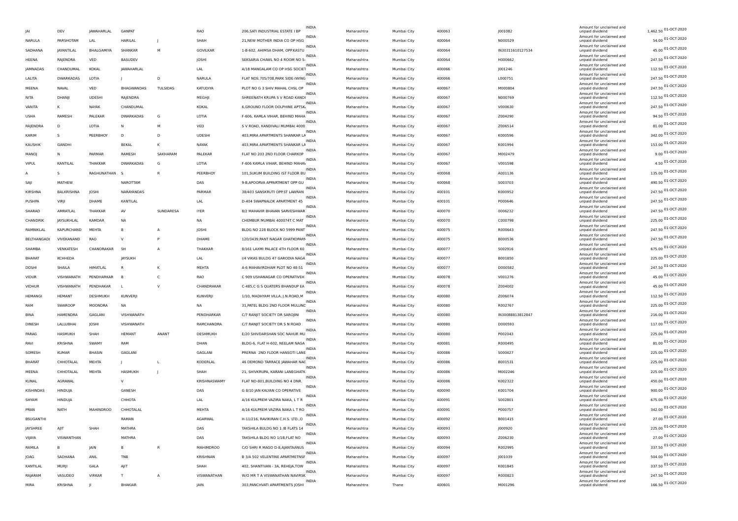| JAI | DEV | JAWAHARLAL | GANPAT | | RAO | 206,SATI INDUSTRIAL ESTATE I BP | INDIA | Maharashtra | Mumbai City | 400063 | J001082 | Amount for unclaimed and unpaid dividend | 1,462.50 | 01-OCT-2020 |
|---|---|---|---|---|---|---|---|---|---|---|---|---|---|---|
| NARULA | PARSHOTAM | LAL | HARILAL | J | SHAH | 21,NEW MOTHER INDIA CO OP HSG | INDIA | Maharashtra | Mumbai City | 400064 | N000529 | Amount for unclaimed and unpaid dividend | 54.00 | 01-OCT-2020 |
| SADHANA | JAYANTILAL | BHALGAMIYA | SHANKAR | M | GOVILKAR | 1-B-602, AHIMSA DHAM, OPP.KASTU | INDIA | Maharashtra | Mumbai City | 400064 | IN30311610127534 | Amount for unclaimed and unpaid dividend | 45.00 | 01-OCT-2020 |
| HEENA | RAJENDRA | VED | BASUDEV | | JOSHI | SEKSARIA CHAWL NO 4 ROOM NO S- | INDIA | Maharashtra | Mumbai City | 400064 | H000662 | Amount for unclaimed and unpaid dividend | 247.50 | 01-OCT-2020 |
| JAMNADAS | CHANDUMAL | KOKAL | JAWAHARLAL | | LAL | A/18 MANGALAM CO OP HSG SOCIET | INDIA | Maharashtra | Mumbai City | 400066 | J001246 | Amount for unclaimed and unpaid dividend | 112.50 | 01-OCT-2020 |
| LALITA | DWARKADAS | LOTIA | J | D | NARULA | FLAT NOS.705/708,PARK SIDE-IWING | INDIA | Maharashtra | Mumbai City | 400066 | L000751 | Amount for unclaimed and unpaid dividend | 247.50 | 01-OCT-2020 |
| MEENA | NAVAL | VED | BHAGWANDAS | TULSIDAS | KATUDIYA | PLOT NO G 3 SHIV MAHAL CHSL OP | INDIA | Maharashtra | Mumbai City | 400067 | M000804 | Amount for unclaimed and unpaid dividend | 247.50 | 01-OCT-2020 |
| NITA | DHANJI | UDESHI | RAJENDRA | | MEGHJI | SHREENATH KRUPA S V ROAD KANDI | INDIA | Maharashtra | Mumbai City | 400067 | N000769 | Amount for unclaimed and unpaid dividend | 112.50 | 01-OCT-2020 |
| VANITA | K | NAYAK | CHANDUMAL | | KOKAL | 6,GROUND FLOOR DOLPHINE APTSK | INDIA | Maharashtra | Mumbai City | 400067 | V000630 | Amount for unclaimed and unpaid dividend | 247.50 | 01-OCT-2020 |
| USHA | RAMESH | PALEKAR | DWARKADAS | G | LOTIA | F-606, KAMLA VIHAR, BEHIND MAHA | INDIA | Maharashtra | Mumbai City | 400067 | Z004290 | Amount for unclaimed and unpaid dividend | 94.50 | 01-OCT-2020 |
| RAJENDRA | D | LOTIA | N | M | VED | S V ROAD, KANDIVALI MUMBAI 4000 | INDIA | Maharashtra | Mumbai City | 400067 | Z006514 | Amount for unclaimed and unpaid dividend | 81.00 | 01-OCT-2020 |
| KARIM | S | PEERBHOY | D | D | UDESHI | 403,MIRA APARTMENTS SHANKAR LA | INDIA | Maharashtra | Mumbai City | 400067 | K000596 | Amount for unclaimed and unpaid dividend | 342.00 | 01-OCT-2020 |
| KAUSHIK | GANDHI | | BEKAL | K | NAYAK | 403,MIRA APARTMENTS SHANKAR LA | INDIA | Maharashtra | Mumbai City | 400067 | K001994 | Amount for unclaimed and unpaid dividend | 153.00 | 01-OCT-2020 |
| MANOJ | N | PARMAR | RAMESH | SAKHARAM | PALEKAR | FLAT NO 203 2ND FLOOR CHARKOP | INDIA | Maharashtra | Mumbai City | 400067 | M002479 | Amount for unclaimed and unpaid dividend | 9.00 | 01-OCT-2020 |
| VIPUL | KANTILAL | THAKKAR | DWARKADAS | G | LOTIA | F-606 KAMLA VIHAR, BEHIND MAHAV | INDIA | Maharashtra | Mumbai City | 400067 | V001598 | Amount for unclaimed and unpaid dividend | 4.50 | 01-OCT-2020 |
| A | S | RAGHUNATHAN | S | R | PEERBHOY | 101,SUKUM BUILDING IST FLOOR BU | INDIA | Maharashtra | Mumbai City | 400068 | A001136 | Amount for unclaimed and unpaid dividend | 135.00 | 01-OCT-2020 |
| SAJI | MATHEW | | NAROTTAM | | DAS | 9-B,APOORVA APPARTMENT OPP GU | INDIA | Maharashtra | Mumbai City | 400068 | S003703 | Amount for unclaimed and unpaid dividend | 490.50 | 01-OCT-2020 |
| KIRSHNA | BALKRISHNA | JOSHI | NARAYANDAS | | PARMAR | 38/403 SANSKRUTI OPP.ST LAWRAN | INDIA | Maharashtra | Mumbai City | 400101 | K000952 | Amount for unclaimed and unpaid dividend | 247.50 | 01-OCT-2020 |
| PUSHPA | VIRJI | DHAME | KANTILAL | | LAL | D-404 SWAPNALOK APARTMENT 45 | INDIA | Maharashtra | Mumbai City | 400101 | P000646 | Amount for unclaimed and unpaid dividend | 247.50 | 01-OCT-2020 |
| SHARAD | AMRATLAL | THAKKAR | AV | SUNDARESA | IYER | 8/2 MAHAVIR BHAVAN SARVESHWAR | INDIA | Maharashtra | Mumbai City | 400070 | 0006232 | Amount for unclaimed and unpaid dividend | 247.50 | 01-OCT-2020 |
| CHANDRIK | JAYSUKHLAL | KAMDAR | NA | | NA | CHEMBUR MUMBAI 400074T C MAT | INDIA | Maharashtra | Mumbai City | 400070 | C000798 | Amount for unclaimed and unpaid dividend | 225.00 | 01-OCT-2020 |
| RAMNIKLAL | KAPURCHAND | MEHTA | B | A | JOSHI | BLDG NO 228 BLOCK NO 5999 PANT | INDIA | Maharashtra | Mumbai City | 400075 | R000643 | Amount for unclaimed and unpaid dividend | 247.50 | 01-OCT-2020 |
| BELTHANGADI | VIVEKANAND | RAO | V | P | DHAME | 120/3439,PANT NAGAR GHATKOPAR | INDIA | Maharashtra | Mumbai City | 400075 | B000536 | Amount for unclaimed and unpaid dividend | 247.50 | 01-OCT-2020 |
| SHAMBA | VENKATESH | CHANDRAKAR | SH | A | THAKKAR | 8/161 LAXMI PALACE 4TH FLOOR 60 | INDIA | Maharashtra | Mumbai City | 400077 | S002916 | Amount for unclaimed and unpaid dividend | 675.00 | 01-OCT-2020 |
| BHARAT | KCHHEDA | | JAYSUKH | | LAL | I/4 VIKAS BULDG 47 GARODIA NAGA | INDIA | Maharashtra | Mumbai City | 400077 | B001850 | Amount for unclaimed and unpaid dividend | 225.00 | 01-OCT-2020 |
| DOSHI | SHAILA | HIMATLAL | R | K | MEHTA | A-6 MAHAVIRDHAM PLOT NO 48-51 | INDIA | Maharashtra | Mumbai City | 400077 | D000582 | Amount for unclaimed and unpaid dividend | 247.50 | 01-OCT-2020 |
| VIDUR | VISHWANATH | PENDHARKAR | B | C | RAO | C 909 USHANAGAR CO OPERATIVEH | INDIA | Maharashtra | Mumbai City | 400078 | V001276 | Amount for unclaimed and unpaid dividend | 45.00 | 01-OCT-2020 |
| VIDHUR | VISHWANATH | PENDHAKAR | L | V | CHANDRAKAR | C-485,C G S QUATERS BHANDUP EA | INDIA | Maharashtra | Mumbai City | 400078 | Z004002 | Amount for unclaimed and unpaid dividend | 45.00 | 01-OCT-2020 |
| HEMANGI | HEMANT | DESHMUKH | KUNVERJI | | KUNVERJI | 1/10, MADHYAM VILLA, J.N.ROAD,M | INDIA | Maharashtra | Mumbai City | 400080 | Z006074 | Amount for unclaimed and unpaid dividend | 112.50 | 01-OCT-2020 |
| RAM | SWAROOP | MOONDRA | NA | | NA | 31,PATEL BLDG 2ND FLOOR MULUND | INDIA | Maharashtra | Mumbai City | 400080 | R002767 | Amount for unclaimed and unpaid dividend | 225.00 | 01-OCT-2020 |
| BINA | HAMENDRA | GAGLANI | VISHWANATH | | PENDHARKAR | C/7 RANJIT SOCIETY DR SAROJINI | INDIA | Maharashtra | Mumbai City | 400080 | IN30088813812847 | Amount for unclaimed and unpaid dividend | 216.00 | 01-OCT-2020 |
| DINESH | LALLUBHAI | JOSHI | VISHWANATH | | RAMCHANDRA | C/7 RANJIT SOCIETY DR S N ROAD | INDIA | Maharashtra | Mumbai City | 400080 | D000593 | Amount for unclaimed and unpaid dividend | 117.00 | 01-OCT-2020 |
| PARAG | HASMUKH | SHAH | HEMANT | ANANT | DESHMUKH | E/20 SHIVDARSHAN SOC NAHUR MU | INDIA | Maharashtra | Mumbai City | 400080 | P002043 | Amount for unclaimed and unpaid dividend | 225.00 | 01-OCT-2020 |
| RAVI | KRISHNA | SWAMY | RAM | | DHAN | BLDG-6, FLAT H-602, NEELAM NAGA | INDIA | Maharashtra | Mumbai City | 400081 | R000495 | Amount for unclaimed and unpaid dividend | 81.00 | 01-OCT-2020 |
| SOMESH | KUMAR | BHASIN | GAGLANI | | GAGLANI | PRERNA 2ND FLOOR HANSOTI LANE | INDIA | Maharashtra | Mumbai City | 400086 | S000427 | Amount for unclaimed and unpaid dividend | 225.00 | 01-OCT-2020 |
| BHARAT | CHHOTALAL | MEHTA | J | L | KODERLAL | 46 DEMOND TARRACE JAWAHAR NAG | INDIA | Maharashtra | Mumbai City | 400086 | B001531 | Amount for unclaimed and unpaid dividend | 225.00 | 01-OCT-2020 |
| MEENA | CHHOTALAL | MEHTA | HASMUKH | J | SHAH | 21, SHIVKRUPA, KARANI LANEGHATK | INDIA | Maharashtra | Mumbai City | 400086 | M002246 | Amount for unclaimed and unpaid dividend | 225.00 | 01-OCT-2020 |
| KUNAL | AGRAWAL | | V | | KRISHNASWAMY | FLAT NO-801,BUILDING NO 4 DNR. | INDIA | Maharashtra | Mumbai City | 400086 | K002322 | Amount for unclaimed and unpaid dividend | 450.00 | 01-OCT-2020 |
| KISHINDAS | HINDUJA | | GANESH | | DAS | G 8/10 JAN KALYAN CO OPERATIVE | INDIA | Maharashtra | Mumbai City | 400090 | K001704 | Amount for unclaimed and unpaid dividend | 900.00 | 01-OCT-2020 |
| SHYAM | HINDUJA | | CHHOTA | | LAL | A/16 KULPREM VAZIRA NAKA, L T R | INDIA | Maharashtra | Mumbai City | 400091 | S002801 | Amount for unclaimed and unpaid dividend | 675.00 | 01-OCT-2020 |
| PRAN | NATH | MAHINDROO | CHHOTALAL | | MEHTA | A/16 KULPREM VAZIRA NAKA L T RO | INDIA | Maharashtra | Mumbai City | 400091 | P000757 | Amount for unclaimed and unpaid dividend | 342.00 | 01-OCT-2020 |
| BSUGANTHI | | | RAMAN | | AGARWAL | H-11/216, RAVIKIRAN C.H.S. LTD.,O | INDIA | Maharashtra | Mumbai City | 400092 | B001415 | Amount for unclaimed and unpaid dividend | 27.00 | 01-OCT-2020 |
| JAYSHREE | AJIT | SHAH | MATHRA | | DAS | TAKSHILA BULDG NO 1 /B FLATS 14 | INDIA | Maharashtra | Mumbai City | 400093 | J000920 | Amount for unclaimed and unpaid dividend | 225.00 | 01-OCT-2020 |
| VIJAYA | VISWANTHAN | | MATHRA | | DAS | TAKSHILA BLDG NO 1/1B,FLAT NO | INDIA | Maharashtra | Mumbai City | 400093 | Z006230 | Amount for unclaimed and unpaid dividend | 27.00 | 01-OCT-2020 |
| RAMILA | B | JAIN | B | R | MAHIMDROO | C/O SHRI R MAGO D-8,AJANTAANUS | INDIA | Maharashtra | Mumbai City | 400094 | R002995 | Amount for unclaimed and unpaid dividend | 337.50 | 01-OCT-2020 |
| JOAG | SADHANA | ANIL | TNB | | KRISHNAN | B 3/A 502 VELENTINE APARTMETNSF | INDIA | Maharashtra | Mumbai City | 400097 | J001039 | Amount for unclaimed and unpaid dividend | 504.00 | 01-OCT-2020 |
| KANTILAL | MURJI | GALA | AJIT | | SHAH | 402, SHANTIVAN - 3A, REHEJA,TOW | INDIA | Maharashtra | Mumbai City | 400097 | K001845 | Amount for unclaimed and unpaid dividend | 337.50 | 01-OCT-2020 |
| RAJARAM | VASUDEO | VIRKAR | T | A | VISWANATHAN | W/O MR T A VISWANATHAN NAVIRSK | INDIA | Maharashtra | Mumbai City | 400097 | R000823 | Amount for unclaimed and unpaid dividend | 247.50 | 01-OCT-2020 |
| MIRA | KRISHNA | JI | BHAKIAR | | JAIN | 303,PANCHVATI APARTMENTS JOSHI | INDIA | Maharashtra | Thane | 400601 | M001296 | Amount for unclaimed and unpaid dividend | 166.50 | 01-OCT-2020 |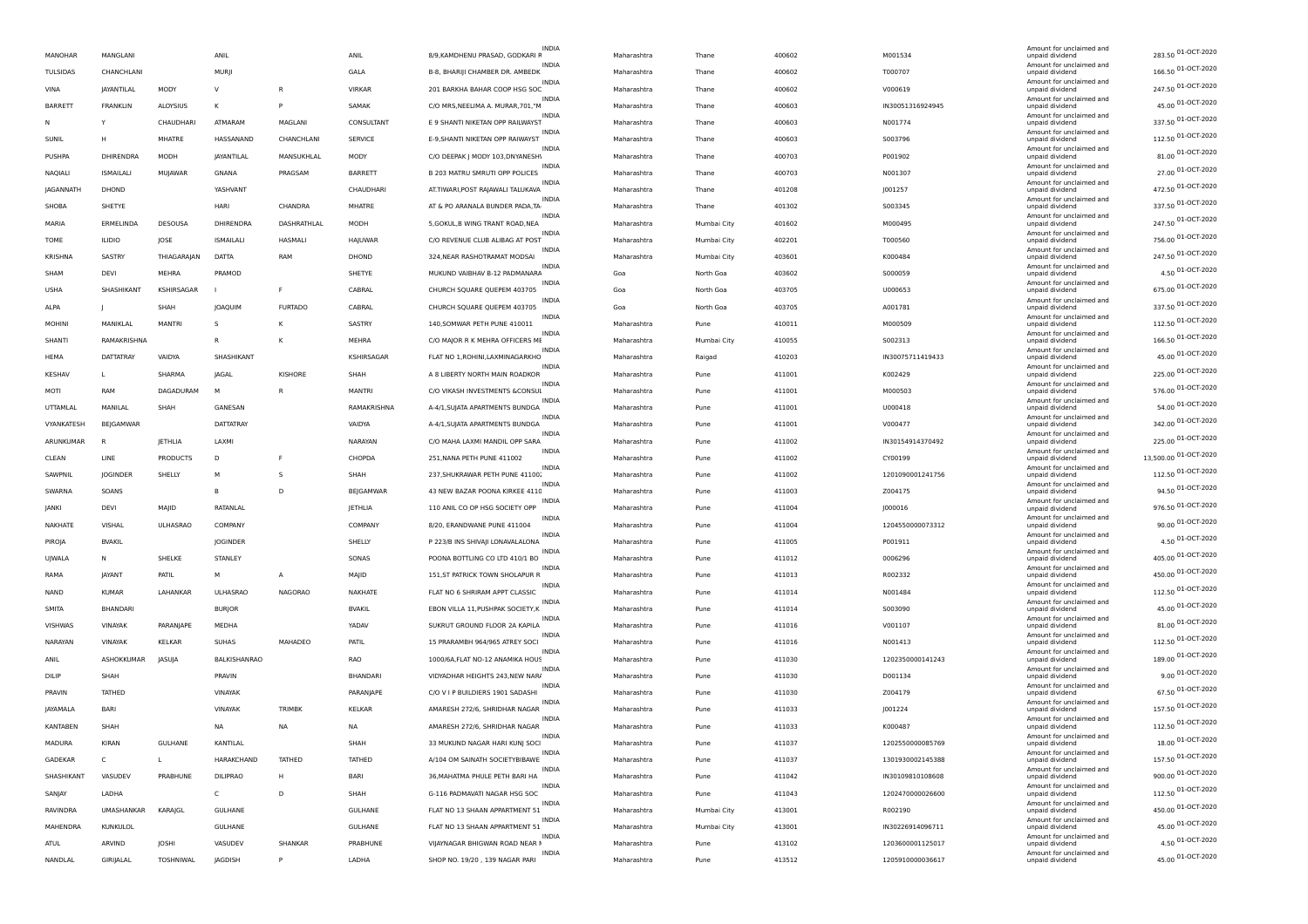| MANOHAR | MANGLANI | | ANIL | | ANIL | 8/9,KAMDHENU PRASAD, GODKARI R | INDIA | Maharashtra | Thane | 400602 | M001534 | Amount for unclaimed and unpaid dividend | 283.50 | 01-OCT-2020 |
|---|---|---|---|---|---|---|---|---|---|---|---|---|---|---|
| TULSIDAS | CHANCHLANI | | MURJI | | GALA | B-8, BHARIJI CHAMBER DR. AMBEDK | INDIA | Maharashtra | Thane | 400602 | T000707 | Amount for unclaimed and unpaid dividend | 166.50 | 01-OCT-2020 |
| VINA | JAYANTILAL | MODY | V | R | VIRKAR | 201 BARKHA BAHAR COOP HSG SOC | INDIA | Maharashtra | Thane | 400602 | V000619 | Amount for unclaimed and unpaid dividend | 247.50 | 01-OCT-2020 |
| BARRETT | FRANKLIN | ALOYSIUS | K | P | SAMAK | C/O MRS,NEELIMA A. MURAR,701,"M | INDIA | Maharashtra | Thane | 400603 | IN30051316924945 | Amount for unclaimed and unpaid dividend | 45.00 | 01-OCT-2020 |
| N | Y | CHAUDHARI | ATMARAM | MAGLANI | CONSULTANT | E 9 SHANTI NIKETAN OPP RAILWAYST | INDIA | Maharashtra | Thane | 400603 | N001774 | Amount for unclaimed and unpaid dividend | 337.50 | 01-OCT-2020 |
| SUNIL | H | MHATRE | HASSANAND | CHANCHLANI | SERVICE | E-9,SHANTI NIKETAN OPP RAIWAYST | INDIA | Maharashtra | Thane | 400603 | S003796 | Amount for unclaimed and unpaid dividend | 112.50 | 01-OCT-2020 |
| PUSHPA | DHIRENDRA | MODH | JAYANTILAL | MANSUKHLAL | MODY | C/O DEEPAK J MODY 103,DNYANESH\ | INDIA | Maharashtra | Thane | 400703 | P001902 | Amount for unclaimed and unpaid dividend | 81.00 | 01-OCT-2020 |
| NAQIALI | ISMAILALI | MUJAWAR | GNANA | PRAGSAM | BARRETT | B 203 MATRU SMRUTI OPP POLICES | INDIA | Maharashtra | Thane | 400703 | N001307 | Amount for unclaimed and unpaid dividend | 27.00 | 01-OCT-2020 |
| JAGANNATH | DHOND | | YASHVANT | | CHAUDHARI | AT.TIWARI,POST RAJAWALI TALUKAVA | INDIA | Maharashtra | Thane | 401208 | J001257 | Amount for unclaimed and unpaid dividend | 472.50 | 01-OCT-2020 |
| SHOBA | SHETYE | | HARI | CHANDRA | MHATRE | AT & PO ARANALA BUNDER PADA,TA | INDIA | Maharashtra | Thane | 401302 | S003345 | Amount for unclaimed and unpaid dividend | 337.50 | 01-OCT-2020 |
| MARIA | ERMELINDA | DESOUSA | DHIRENDRA | DASHRATHLAL | MODH | 5,GOKUL,B WING TRANT ROAD,NEA | INDIA | Maharashtra | Mumbai City | 401602 | M000495 | Amount for unclaimed and unpaid dividend | 247.50 | 01-OCT-2020 |
| TOME | ILIDIO | JOSE | ISMAILALI | HASMALI | HAJUWAR | C/O REVENUE CLUB ALIBAG AT POST | INDIA | Maharashtra | Mumbai City | 402201 | T000560 | Amount for unclaimed and unpaid dividend | 756.00 | 01-OCT-2020 |
| KRISHNA | SASTRY | THIAGARAJAN | DATTA | RAM | DHOND | 324,NEAR RASHOTRAMAT MODSAI | INDIA | Maharashtra | Mumbai City | 403601 | K000484 | Amount for unclaimed and unpaid dividend | 247.50 | 01-OCT-2020 |
| SHAM | DEVI | MEHRA | PRAMOD | | SHETYE | MUKUND VAIBHAV B-12 PADMANARA | INDIA | Goa | North Goa | 403602 | S000059 | Amount for unclaimed and unpaid dividend | 4.50 | 01-OCT-2020 |
| USHA | SHASHIKANT | KSHIRSAGAR | I | F | CABRAL | CHURCH SQUARE QUEPEM 403705 | INDIA | Goa | North Goa | 403705 | U000653 | Amount for unclaimed and unpaid dividend | 675.00 | 01-OCT-2020 |
| ALPA | J | SHAH | JOAQUIM | FURTADO | CABRAL | CHURCH SQUARE QUEPEM 403705 | INDIA | Goa | North Goa | 403705 | A001781 | Amount for unclaimed and unpaid dividend | 337.50 | 01-OCT-2020 |
| MOHINI | MANIKLAL | MANTRI | S | K | SASTRY | 140,SOMWAR PETH PUNE 410011 | INDIA | Maharashtra | Pune | 410011 | M000509 | Amount for unclaimed and unpaid dividend | 112.50 | 01-OCT-2020 |
| SHANTI | RAMAKRISHNA | | R | K | MEHRA | C/O MAJOR R K MEHRA OFFICERS ME | INDIA | Maharashtra | Mumbai City | 410055 | S002313 | Amount for unclaimed and unpaid dividend | 166.50 | 01-OCT-2020 |
| HEMA | DATTATRAY | VAIDYA | SHASHIKANT | | KSHIRSAGAR | FLAT NO 1,ROHINI,LAXMINAGARKHO | INDIA | Maharashtra | Raigad | 410203 | IN30075711419433 | Amount for unclaimed and unpaid dividend | 45.00 | 01-OCT-2020 |
| KESHAV | L | SHARMA | JAGAL | KISHORE | SHAH | A 8 LIBERTY NORTH MAIN ROADKOR | INDIA | Maharashtra | Pune | 411001 | K002429 | Amount for unclaimed and unpaid dividend | 225.00 | 01-OCT-2020 |
| MOTI | RAM | DAGADURAM | M | R | MANTRI | C/O VIKASH INVESTMENTS &CONSUL | INDIA | Maharashtra | Pune | 411001 | M000503 | Amount for unclaimed and unpaid dividend | 576.00 | 01-OCT-2020 |
| UTTAMLAL | MANILAL | SHAH | GANESAN | | RAMAKRISHNA | A-4/1,SUJATA APARTMENTS BUNDGA | INDIA | Maharashtra | Pune | 411001 | U000418 | Amount for unclaimed and unpaid dividend | 54.00 | 01-OCT-2020 |
| VYANKATESH | BEJGAMWAR | | DATTATRAY | | VAIDYA | A-4/1,SUJATA APARTMENTS BUNDGA | INDIA | Maharashtra | Pune | 411001 | V000477 | Amount for unclaimed and unpaid dividend | 342.00 | 01-OCT-2020 |
| ARUNKUMAR | R | JETHLIA | LAXMI | | NARAYAN | C/O MAHA LAXMI MANDIL OPP SARA | INDIA | Maharashtra | Pune | 411002 | IN30154914370492 | Amount for unclaimed and unpaid dividend | 225.00 | 01-OCT-2020 |
| CLEAN | LINE | PRODUCTS | D | F | CHOPDA | 251,NANA PETH PUNE 411002 | INDIA | Maharashtra | Pune | 411002 | CY00199 | Amount for unclaimed and unpaid dividend | 13,500.00 | 01-OCT-2020 |
| SAWPNIL | JOGINDER | SHELLY | M | S | SHAH | 237,SHUKRAWAR PETH PUNE 411002 | INDIA | Maharashtra | Pune | 411002 | 1201090001241756 | Amount for unclaimed and unpaid dividend | 112.50 | 01-OCT-2020 |
| SWARNA | SOANS | | B | D | BEJGAMWAR | 43 NEW BAZAR POONA KIRKEE 4110 | INDIA | Maharashtra | Pune | 411003 | Z004175 | Amount for unclaimed and unpaid dividend | 94.50 | 01-OCT-2020 |
| JANKI | DEVI | MAJID | RATANLAL | | JETHLIA | 110 ANIL CO OP HSG SOCIETY OPP | INDIA | Maharashtra | Pune | 411004 | J000016 | Amount for unclaimed and unpaid dividend | 976.50 | 01-OCT-2020 |
| NAKHATE | VISHAL | ULHASRAO | COMPANY | | COMPANY | 8/20, ERANDWANE PUNE 411004 | INDIA | Maharashtra | Pune | 411004 | 1204550000073312 | Amount for unclaimed and unpaid dividend | 90.00 | 01-OCT-2020 |
| PIROJA | BVAKIL | | JOGINDER | | SHELLY | P 223/B INS SHIVAJI LONAVALALONA | INDIA | Maharashtra | Pune | 411005 | P001911 | Amount for unclaimed and unpaid dividend | 4.50 | 01-OCT-2020 |
| UJWALA | N | SHELKE | STANLEY | | SONAS | POONA BOTTLING CO LTD 410/1 BO | INDIA | Maharashtra | Pune | 411012 | 0006296 | Amount for unclaimed and unpaid dividend | 405.00 | 01-OCT-2020 |
| RAMA | JAYANT | PATIL | M | A | MAJID | 151,ST PATRICK TOWN SHOLAPUR R | INDIA | Maharashtra | Pune | 411013 | R002332 | Amount for unclaimed and unpaid dividend | 450.00 | 01-OCT-2020 |
| NAND | KUMAR | LAHANKAR | ULHASRAO | NAGORAO | NAKHATE | FLAT NO 6 SHRIRAM APPT CLASSIC | INDIA | Maharashtra | Pune | 411014 | N001484 | Amount for unclaimed and unpaid dividend | 112.50 | 01-OCT-2020 |
| SMITA | BHANDARI | | BURJOR | | BVAKIL | EBON VILLA 11,PUSHPAK SOCIETY,K | INDIA | Maharashtra | Pune | 411014 | S003090 | Amount for unclaimed and unpaid dividend | 45.00 | 01-OCT-2020 |
| VISHWAS | VINAYAK | PARANJAPE | MEDHA | | YADAV | SUKRUT GROUND FLOOR 2A KAPILA | INDIA | Maharashtra | Pune | 411016 | V001107 | Amount for unclaimed and unpaid dividend | 81.00 | 01-OCT-2020 |
| NARAYAN | VINAYAK | KELKAR | SUHAS | MAHADEO | PATIL | 15 PRARAMBH 964/965 ATREY SOCI | INDIA | Maharashtra | Pune | 411016 | N001413 | Amount for unclaimed and unpaid dividend | 112.50 | 01-OCT-2020 |
| ANIL | ASHOKKUMAR | JASUJA | BALKISHANRAO | | RAO | 1000/6A,FLAT NO-12 ANAMIKA HOUS | INDIA | Maharashtra | Pune | 411030 | 1202350000141243 | Amount for unclaimed and unpaid dividend | 189.00 | 01-OCT-2020 |
| DILIP | SHAH | | PRAVIN | | BHANDARI | VIDYADHAR HEIGHTS 243,NEW NARA | INDIA | Maharashtra | Pune | 411030 | D001134 | Amount for unclaimed and unpaid dividend | 9.00 | 01-OCT-2020 |
| PRAVIN | TATHED | | VINAYAK | | PARANJAPE | C/O V I P BUILDIERS 1901 SADASHI | INDIA | Maharashtra | Pune | 411030 | Z004179 | Amount for unclaimed and unpaid dividend | 67.50 | 01-OCT-2020 |
| JAYAMALA | BARI | | VINAYAK | TRIMBK | KELKAR | AMARESH 272/6, SHRIDHAR NAGAR | INDIA | Maharashtra | Pune | 411033 | J001224 | Amount for unclaimed and unpaid dividend | 157.50 | 01-OCT-2020 |
| KANTABEN | SHAH | | NA | NA | NA | AMARESH 272/6, SHRIDHAR NAGAR | INDIA | Maharashtra | Pune | 411033 | K000487 | Amount for unclaimed and unpaid dividend | 112.50 | 01-OCT-2020 |
| MADURA | KIRAN | GULHANE | KANTILAL | | SHAH | 33 MUKUND NAGAR HARI KUNJ SOCI | INDIA | Maharashtra | Pune | 411037 | 1202550000085769 | Amount for unclaimed and unpaid dividend | 18.00 | 01-OCT-2020 |
| GADEKAR | C | L | HARAKCHAND | TATHED | TATHED | A/104 OM SAINATH SOCIETYBIBAWE | INDIA | Maharashtra | Pune | 411037 | 1301930002145388 | Amount for unclaimed and unpaid dividend | 157.50 | 01-OCT-2020 |
| SHASHIKANT | VASUDEV | PRABHUNE | DILIPRAO | H | BARI | 36,MAHATMA PHULE PETH BARI HA | INDIA | Maharashtra | Pune | 411042 | IN30109810108608 | Amount for unclaimed and unpaid dividend | 900.00 | 01-OCT-2020 |
| SANJAY | LADHA | | C | D | SHAH | G-116 PADMAVATI NAGAR HSG SOC | INDIA | Maharashtra | Pune | 411043 | 1202470000026600 | Amount for unclaimed and unpaid dividend | 112.50 | 01-OCT-2020 |
| RAVINDRA | UMASHANKAR | KARAJGL | GULHANE | | GULHANE | FLAT NO 13 SHAAN APPARTMENT 51 | INDIA | Maharashtra | Mumbai City | 413001 | R002190 | Amount for unclaimed and unpaid dividend | 450.00 | 01-OCT-2020 |
| MAHENDRA | KUNKULOL | | GULHANE | | GULHANE | FLAT NO 13 SHAAN APPARTMENT 51 | INDIA | Maharashtra | Mumbai City | 413001 | IN30226914096711 | Amount for unclaimed and unpaid dividend | 45.00 | 01-OCT-2020 |
| ATUL | ARVIND | JOSHI | VASUDEV | SHANKAR | PRABHUNE | VIJAYNAGAR BHIGWAN ROAD NEAR N | INDIA | Maharashtra | Pune | 413102 | 1203600001125017 | Amount for unclaimed and unpaid dividend | 4.50 | 01-OCT-2020 |
| NANDLAL | GIRIJALAL | TOSHNIWAL | JAGDISH | P | LADHA | SHOP NO. 19/20 , 139 NAGAR PARI | INDIA | Maharashtra | Pune | 413512 | 1205910000036617 | Amount for unclaimed and unpaid dividend | 45.00 | 01-OCT-2020 |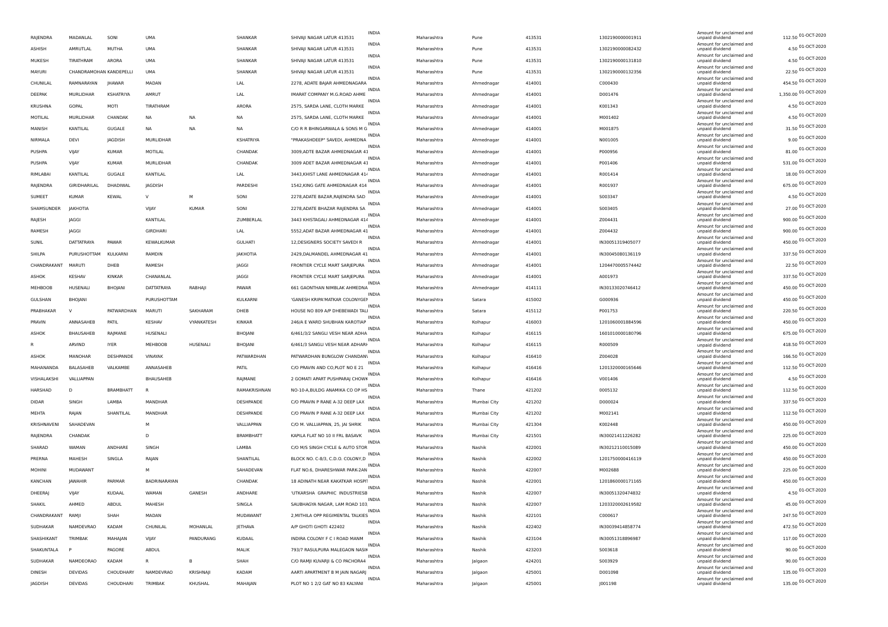| | | | | | | | | | | | | | | |
|---|---|---|---|---|---|---|---|---|---|---|---|---|---|---|
| RAJENDRA | MADANLAL | SONI | UMA | | SHANKAR | SHIVAJI NAGAR LATUR 413531 | INDIA | Maharashtra | Pune | 413531 | 1302190000001911 | Amount for unclaimed and unpaid dividend | 112.50 | 01-OCT-2020 |
| ASHISH | AMRUTLAL | MUTHA | UMA | | SHANKAR | SHIVAJI NAGAR LATUR 413531 | INDIA | Maharashtra | Pune | 413531 | 1302190000082432 | Amount for unclaimed and unpaid dividend | 4.50 | 01-OCT-2020 |
| MUKESH | TIRATHRAM | ARORA | UMA | | SHANKAR | SHIVAJI NAGAR LATUR 413531 | INDIA | Maharashtra | Pune | 413531 | 1302190000131810 | Amount for unclaimed and unpaid dividend | 4.50 | 01-OCT-2020 |
| MAYURI | CHANDRAMOHAN KANDEPELLI | | UMA | | SHANKAR | SHIVAJI NAGAR LATUR 413531 | INDIA | Maharashtra | Pune | 413531 | 1302190000132356 | Amount for unclaimed and unpaid dividend | 22.50 | 01-OCT-2020 |
| CHUNILAL | RAMNARAYAN | JHAWAR | MADAN | | LAL | 2278, ADATE BAJAR AHMEDNAGARA | INDIA | Maharashtra | Ahmednagar | 414001 | C000430 | Amount for unclaimed and unpaid dividend | 454.50 | 01-OCT-2020 |
| DEEPAK | MURLIDHAR | KSHATRIYA | AMRUT | | LAL | IMARAT COMPANY M.G.ROAD AHME | INDIA | Maharashtra | Ahmednagar | 414001 | D001476 | Amount for unclaimed and unpaid dividend | 1,350.00 | 01-OCT-2020 |
| KRUSHNA | GOPAL | MOTI | TIRATHRAM | | ARORA | 2575, SARDA LANE, CLOTH MARKE | INDIA | Maharashtra | Ahmednagar | 414001 | K001343 | Amount for unclaimed and unpaid dividend | 4.50 | 01-OCT-2020 |
| MOTILAL | MURLIDHAR | CHANDAK | NA | NA | NA | 2575, SARDA LANE, CLOTH MARKE | INDIA | Maharashtra | Ahmednagar | 414001 | M001402 | Amount for unclaimed and unpaid dividend | 4.50 | 01-OCT-2020 |
| MANISH | KANTILAL | GUGALE | NA | NA | NA | C/O R R BHINGARWALA & SONS M G | INDIA | Maharashtra | Ahmednagar | 414001 | M001875 | Amount for unclaimed and unpaid dividend | 31.50 | 01-OCT-2020 |
| NIRMALA | DEVI | JAGDISH | MURLIDHAR | | KSHATRIYA | "PRAKASHDEEP" SAVEDI, AHMEDNA | INDIA | Maharashtra | Ahmednagar | 414001 | N001005 | Amount for unclaimed and unpaid dividend | 9.00 | 01-OCT-2020 |
| PUSHPA | VIJAY | KUMAR | MOTILAL | | CHANDAK | 3009,ADTE BAZAR AHMEDNAGAR 41 | INDIA | Maharashtra | Ahmednagar | 414001 | P000956 | Amount for unclaimed and unpaid dividend | 81.00 | 01-OCT-2020 |
| PUSHPA | VIJAY | KUMAR | MURLIDHAR | | CHANDAK | 3009 ADET BAZAR AHMEDNAGAR 41 | INDIA | Maharashtra | Ahmednagar | 414001 | P001406 | Amount for unclaimed and unpaid dividend | 531.00 | 01-OCT-2020 |
| RIMLABAI | KANTILAL | GUGALE | KANTILAL | | LAL | 3443,KHIST LANE AHMEDNAGAR 41 | INDIA | Maharashtra | Ahmednagar | 414001 | R001414 | Amount for unclaimed and unpaid dividend | 18.00 | 01-OCT-2020 |
| RAJENDRA | GIRIDHARILAL | DHADIWAL | JAGDISH | | PARDESHI | 1542,KING GATE AHMEDNAGAR 414 | INDIA | Maharashtra | Ahmednagar | 414001 | R001937 | Amount for unclaimed and unpaid dividend | 675.00 | 01-OCT-2020 |
| SUMEET | KUMAR | KEWAL | V | M | SONI | 2278,ADATE BAZAR,RAJENDRA SAD | INDIA | Maharashtra | Ahmednagar | 414001 | S003347 | Amount for unclaimed and unpaid dividend | 4.50 | 01-OCT-2020 |
| SHAMSUNDER | JAKHOTIA | | VIJAY | KUMAR | SONI | 2278,ADATE BHAZAR RAJENDRA SA | INDIA | Maharashtra | Ahmednagar | 414001 | S003405 | Amount for unclaimed and unpaid dividend | 27.00 | 01-OCT-2020 |
| RAJESH | JAGGI | | KANTILAL | | ZUMBERLAL | 3443 KHISTAGALI AHMEDNAGAR 414 | INDIA | Maharashtra | Ahmednagar | 414001 | Z004431 | Amount for unclaimed and unpaid dividend | 900.00 | 01-OCT-2020 |
| RAMESH | JAGGI | | GIRDHARI | | LAL | 5552,ADAT BAZAR AHMEDNAGAR 41 | INDIA | Maharashtra | Ahmednagar | 414001 | Z004432 | Amount for unclaimed and unpaid dividend | 900.00 | 01-OCT-2020 |
| SUNIL | DATTATRAYA | PAWAR | KEWALKUMAR | | GULHATI | 12,DESIGNERS SOCIETY SAVEDI R | INDIA | Maharashtra | Ahmednagar | 414001 | IN30051319405077 | Amount for unclaimed and unpaid dividend | 450.00 | 01-OCT-2020 |
| SHILPA | PURUSHOTTAM | KULKARNI | RAMDIN | | JAKHOTIA | 2429,DALMANDEL AHMEDNAGAR 41 | INDIA | Maharashtra | Ahmednagar | 414001 | IN30045080136119 | Amount for unclaimed and unpaid dividend | 337.50 | 01-OCT-2020 |
| CHANDRAKANT | MARUTI | DHEB | RAMESH | | JAGGI | FRONTIER CYCLE MART SARJEPURA | INDIA | Maharashtra | Ahmednagar | 414001 | 1204470005574442 | Amount for unclaimed and unpaid dividend | 22.50 | 01-OCT-2020 |
| ASHOK | KESHAV | KINKAR | CHANANLAL | | JAGGI | FRONTIER CYCLE MART SARJEPURA | INDIA | Maharashtra | Ahmednagar | 414001 | A001973 | Amount for unclaimed and unpaid dividend | 337.50 | 01-OCT-2020 |
| MEHBOOB | HUSENALI | BHOJANI | DATTATRAYA | RABHAJI | PAWAR | 661 GAONTHAN NIMBLAK AHMEDNA | INDIA | Maharashtra | Ahmednagar | 414111 | IN30133020746412 | Amount for unclaimed and unpaid dividend | 450.00 | 01-OCT-2020 |
| GULSHAN | BHOJANI | | PURUSHOTTAM | | KULKARNI | 'GANESH KRIPA'MATKAR COLONYGEI | INDIA | Maharashtra | Satara | 415002 | G000936 | Amount for unclaimed and unpaid dividend | 450.00 | 01-OCT-2020 |
| PRABHAKAR | V | PATWARDHAN | MARUTI | SAKHARAM | DHEB | HOUSE NO 809 A/P DHEBEWADI TAL | INDIA | Maharashtra | Satara | 415112 | P001753 | Amount for unclaimed and unpaid dividend | 220.50 | 01-OCT-2020 |
| PRAVIN | ANNASAHEB | PATIL | KESHAV | VYANKATESH | KINKAR | 246/A E WARD SHUBHAN KAROTIAP | INDIA | Maharashtra | Kolhapur | 416003 | 1201060001884596 | Amount for unclaimed and unpaid dividend | 450.00 | 01-OCT-2020 |
| ASHOK | BHAUSAHEB | RAJMANE | HUSENALI | | BHOJANI | 6/461/3/2 SANGLI VESH NEAR ADHA | INDIA | Maharashtra | Kolhapur | 416115 | 1601010000180796 | Amount for unclaimed and unpaid dividend | 675.00 | 01-OCT-2020 |
| R | ARVIND | IYER | MEHBOOB | HUSENALI | BHOJANI | 6/461/3 SANGLI VESH NEAR ADHARI | INDIA | Maharashtra | Kolhapur | 416115 | R000509 | Amount for unclaimed and unpaid dividend | 418.50 | 01-OCT-2020 |
| ASHOK | MANOHAR | DESHPANDE | VINAYAK | | PATWARDHAN | PATWARDHAN BUNGLOW CHANDAN\ | INDIA | Maharashtra | Kolhapur | 416410 | Z004028 | Amount for unclaimed and unpaid dividend | 166.50 | 01-OCT-2020 |
| MAHANANDA | BALASAHEB | VALKAMBE | ANNASAHEB | | PATIL | C/O PRAVIN AND CO,PLOT NO E 21 | INDIA | Maharashtra | Kolhapur | 416416 | 1201320000165646 | Amount for unclaimed and unpaid dividend | 112.50 | 01-OCT-2020 |
| VISHALAKSHI | VALLIAPPAN | | BHAUSAHEB | | RAJMANE | 2 GOMATI APART PUSHPARAJ CHOWK | INDIA | Maharashtra | Kolhapur | 416416 | V001406 | Amount for unclaimed and unpaid dividend | 4.50 | 01-OCT-2020 |
| HARSHAD | D | BRAMBHATT | R | | RAMAKRISHNAN | NO-10-A,BULDG ANAMIKA CO OP HS | INDIA | Maharashtra | Thane | 421202 | 0005132 | Amount for unclaimed and unpaid dividend | 112.50 | 01-OCT-2020 |
| DIDAR | SINGH | LAMBA | MANDHAR | | DESHPANDE | C/O PRAVIN P RANE A-32 DEEP LAX | INDIA | Maharashtra | Mumbai City | 421202 | D000024 | Amount for unclaimed and unpaid dividend | 337.50 | 01-OCT-2020 |
| MEHTA | RAJAN | SHANTILAL | MANDHAR | | DESHPANDE | C/O PRAVIN P RANE A-32 DEEP LAX | INDIA | Maharashtra | Mumbai City | 421202 | M002141 | Amount for unclaimed and unpaid dividend | 112.50 | 01-OCT-2020 |
| KRISHNAVENI | SAHADEVAN | | M | | VALLIAPPAN | C/O M. VALLIAPPAN, 25, JAI SHRIK | INDIA | Maharashtra | Mumbai City | 421304 | K002448 | Amount for unclaimed and unpaid dividend | 450.00 | 01-OCT-2020 |
| RAJENDRA | CHANDAK | | D | | BRAMBHATT | KAPILA FLAT NO 10 II FRL BASAVK | INDIA | Maharashtra | Mumbai City | 421501 | IN30021411226282 | Amount for unclaimed and unpaid dividend | 225.00 | 01-OCT-2020 |
| SHARAD | WAMAN | ANDHARE | SINGH | | LAMBA | C/O M/S SINGH CYCLE & AUTO STOR | INDIA | Maharashtra | Nashik | 422001 | IN30212110015089 | Amount for unclaimed and unpaid dividend | 450.00 | 01-OCT-2020 |
| PRERNA | MAHESH | SINGLA | RAJAN | | SHANTILAL | BLOCK NO. C-8/3, C.D.O. COLONY,D | INDIA | Maharashtra | Nashik | 422002 | 1201750000416119 | Amount for unclaimed and unpaid dividend | 450.00 | 01-OCT-2020 |
| MOHINI | MUDAWANT | | M | | SAHADEVAN | FLAT NO.6, DHARESHWAR PARK-2AN | INDIA | Maharashtra | Nashik | 422007 | M002688 | Amount for unclaimed and unpaid dividend | 225.00 | 01-OCT-2020 |
| KANCHAN | JAWAHIR | PARMAR | BADRINARAYAN | | CHANDAK | 18 ADINATH NEAR KAKATKAR HOSPI | INDIA | Maharashtra | Nashik | 422001 | 1201860000171165 | Amount for unclaimed and unpaid dividend | 450.00 | 01-OCT-2020 |
| DHEERAJ | VIJAY | KUDAAL | WAMAN | GANESH | ANDHARE | 'UTKARSHA GRAPHIC INDUSTRIESB | INDIA | Maharashtra | Nashik | 422007 | IN30051320474832 | Amount for unclaimed and unpaid dividend | 4.50 | 01-OCT-2020 |
| SHAKIL | AHMED | ABDUL | MAHESH | | SINGLA | SAUBHAGYA NAGAR, LAM ROAD 103 | INDIA | Maharashtra | Nashik | 422007 | 1203320002619582 | Amount for unclaimed and unpaid dividend | 45.00 | 01-OCT-2020 |
| CHANDRAKANT | RAMJI | SHAH | MADAN | | MUDAWANT | 2,MITHILA OPP REGIMENTAL TALKIES | INDIA | Maharashtra | Nashik | 422101 | C000617 | Amount for unclaimed and unpaid dividend | 247.50 | 01-OCT-2020 |
| SUDHAKAR | NAMDEVRAO | KADAM | CHUNILAL | MOHANLAL | JETHAVA | A/P GHOTI GHOTI 422402 | INDIA | Maharashtra | Nashik | 422402 | IN30039414858774 | Amount for unclaimed and unpaid dividend | 472.50 | 01-OCT-2020 |
| SHASHIKANT | TRIMBAK | MAHAJAN | VIJAY | PANDURANG | KUDAAL | INDIRA COLONY F C I ROAD MANM | INDIA | Maharashtra | Nashik | 423104 | IN30051318896987 | Amount for unclaimed and unpaid dividend | 117.00 | 01-OCT-2020 |
| SHAKUNTALA | P | PAGORE | ABDUL | | MALIK | 793/7 RASULPURA MALEGAON NASIK | INDIA | Maharashtra | Nashik | 423203 | S003618 | Amount for unclaimed and unpaid dividend | 90.00 | 01-OCT-2020 |
| SUDHAKAR | NAMDEORAO | KADAM | R | B | SHAH | C/O RAMJI KUVARJI & CO PACHORA4 | INDIA | Maharashtra | Jalgaon | 424201 | S003929 | Amount for unclaimed and unpaid dividend | 90.00 | 01-OCT-2020 |
| DINESH | DEVIDAS | CHOUDHARY | NAMDEVRAO | KRISHNAJI | KADAM | AARTI APARTMENT B M JAIN NAGARJ | INDIA | Maharashtra | Jalgaon | 425001 | D001098 | Amount for unclaimed and unpaid dividend | 135.00 | 01-OCT-2020 |
| JAGDISH | DEVIDAS | CHOUDHARI | TRIMBAK | KHUSHAL | MAHAJAN | PLOT NO 1 2/2 GAT NO 83 KALYANI | INDIA | Maharashtra | Jalgaon | 425001 | J001198 | Amount for unclaimed and unpaid dividend | 135.00 | 01-OCT-2020 |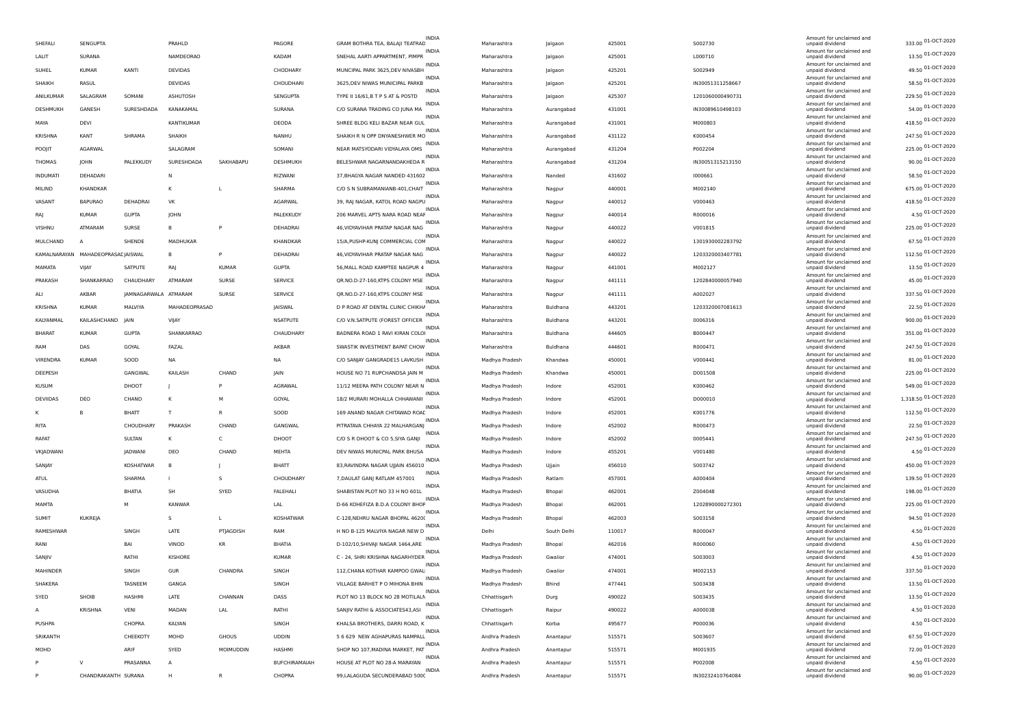| | | | | | | | | | | | | | | |
|---|---|---|---|---|---|---|---|---|---|---|---|---|---|---|
| SHEFALI | SENGUPTA | | PRAHLD | | PAGORE | GRAM BOTHRA TEA, BALAJI TEATRAD | INDIA | Maharashtra | Jalgaon | 425001 | S002730 | Amount for unclaimed and unpaid dividend | 333.00 | 01-OCT-2020 |
| LALIT | SURANA | | NAMDEORAO | | KADAM | SNEHAL AARTI APPARTMENT, PIMPR | INDIA | Maharashtra | Jalgaon | 425001 | L000710 | Amount for unclaimed and unpaid dividend | 13.50 | 01-OCT-2020 |
| SUHEL | KUMAR | KANTI | DEVIDAS | | CHODHARY | MUNCIPAL PARK 3625,DEV NIVASBH | INDIA | Maharashtra | Jalgaon | 425201 | S002949 | Amount for unclaimed and unpaid dividend | 49.50 | 01-OCT-2020 |
| SHAIKH | RASUL | | DEVIDAS | | CHOUDHARI | 3625,DEV NIWAS MUNICIPAL PARKB | INDIA | Maharashtra | Jalgaon | 425201 | IN30051311258667 | Amount for unclaimed and unpaid dividend | 58.50 | 01-OCT-2020 |
| ANILKUMAR | SALAGRAM | SOMANI | ASHUTOSH | | SENGUPTA | TYPE II 16/61,B T P S AT & POSTD | INDIA | Maharashtra | Jalgaon | 425307 | 1201060000490731 | Amount for unclaimed and unpaid dividend | 229.50 | 01-OCT-2020 |
| DESHMUKH | GANESH | SURESHDADA | KANAKAMAL | | SURANA | C/O SURANA TRADING CO JUNA MA | INDIA | Maharashtra | Aurangabad | 431001 | IN30089610498103 | Amount for unclaimed and unpaid dividend | 54.00 | 01-OCT-2020 |
| MAYA | DEVI | | KANTIKUMAR | | DEODA | SHREE BLDG KELI BAZAR NEAR GUL | INDIA | Maharashtra | Aurangabad | 431001 | M000803 | Amount for unclaimed and unpaid dividend | 418.50 | 01-OCT-2020 |
| KRISHNA | KANT | SHRAMA | SHAIKH | | NANHU | SHAIKH R N OPP DNYANESHWER MO | INDIA | Maharashtra | Aurangabad | 431122 | K000454 | Amount for unclaimed and unpaid dividend | 247.50 | 01-OCT-2020 |
| POOJIT | AGARWAL | | SALAGRAM | | SOMANI | NEAR MATSYODARI VIDYALAYA OMS | INDIA | Maharashtra | Aurangabad | 431204 | P002204 | Amount for unclaimed and unpaid dividend | 225.00 | 01-OCT-2020 |
| THOMAS | JOHN | PALEKKUDY | SURESHDADA | SAKHABAPU | DESHMUKH | BELESHWAR NAGARNANDAKHEDA R | INDIA | Maharashtra | Aurangabad | 431204 | IN30051315213150 | Amount for unclaimed and unpaid dividend | 90.00 | 01-OCT-2020 |
| INDUMATI | DEHADARI | | N | | RIZWANI | 37,BHAGYA NAGAR NANDED 431602 | INDIA | Maharashtra | Nanded | 431602 | I000661 | Amount for unclaimed and unpaid dividend | 58.50 | 01-OCT-2020 |
| MILIND | KHANDKAR | | K | L | SHARMA | C/O S N SUBRAMANIANB-401,CHAIT | INDIA | Maharashtra | Nagpur | 440001 | M002140 | Amount for unclaimed and unpaid dividend | 675.00 | 01-OCT-2020 |
| VASANT | BAPURAO | DEHADRAI | VK | | AGARWAL | 39, RAJ NAGAR, KATOL ROAD NAGPU | INDIA | Maharashtra | Nagpur | 440012 | V000463 | Amount for unclaimed and unpaid dividend | 418.50 | 01-OCT-2020 |
| RAJ | KUMAR | GUPTA | JOHN | | PALEKKUDY | 206 MARVEL APTS NARA ROAD NEAR | INDIA | Maharashtra | Nagpur | 440014 | R000016 | Amount for unclaimed and unpaid dividend | 4.50 | 01-OCT-2020 |
| VISHNU | ATMARAM | SURSE | B | P | DEHADRAI | 46,VIDYAVIHAR PRATAP NAGAR NAG | INDIA | Maharashtra | Nagpur | 440022 | V001815 | Amount for unclaimed and unpaid dividend | 225.00 | 01-OCT-2020 |
| MULCHAND | A | SHENDE | MADHUKAR | | KHANDKAR | 15/A,PUSHP-KUNJ COMMERCIAL COM | INDIA | Maharashtra | Nagpur | 440022 | 1301930002283792 | Amount for unclaimed and unpaid dividend | 67.50 | 01-OCT-2020 |
| KAMALNARAYAN | MAHADEOPRASAD | JAISWAL | B | P | DEHADRAI | 46,VIDYAVIHAR PRATAP NAGAR NAG | INDIA | Maharashtra | Nagpur | 440022 | 1203320003407781 | Amount for unclaimed and unpaid dividend | 112.50 | 01-OCT-2020 |
| MAMATA | VIJAY | SATPUTE | RAJ | KUMAR | GUPTA | 56,MALL ROAD KAMPTEE NAGPUR 4 | INDIA | Maharashtra | Nagpur | 441001 | M002127 | Amount for unclaimed and unpaid dividend | 13.50 | 01-OCT-2020 |
| PRAKASH | SHANKARRAO | CHAUDHARY | ATMARAM | SURSE | SERVICE | QR.NO.D-27-160,KTPS COLONY MSE | INDIA | Maharashtra | Nagpur | 441111 | 1202840000057940 | Amount for unclaimed and unpaid dividend | 45.00 | 01-OCT-2020 |
| ALI | AKBAR | JAMNAGARWALA | ATMARAM | SURSE | SERVICE | QR.NO.D-27-160,KTPS COLONY MSE | INDIA | Maharashtra | Nagpur | 441111 | A002027 | Amount for unclaimed and unpaid dividend | 337.50 | 01-OCT-2020 |
| KRISHNA | KUMAR | MALVIYA | MAHADEOPRASAD | | JAISWAL | D P ROAD AT DENTAL CLINIC CHIKHA | INDIA | Maharashtra | Buldhana | 443201 | 1203320007081613 | Amount for unclaimed and unpaid dividend | 22.50 | 01-OCT-2020 |
| KALYANMAL | KAILASHCHAND | JAIN | VIJAY | | NSATPUTE | C/O V.N.SATPUTE (FOREST OFFICER | INDIA | Maharashtra | Buldhana | 443201 | 0006316 | Amount for unclaimed and unpaid dividend | 900.00 | 01-OCT-2020 |
| BHARAT | KUMAR | GUPTA | SHANKARRAO | | CHAUDHARY | BADNERA ROAD 1 RAVI KIRAN COLOI | INDIA | Maharashtra | Buldhana | 444605 | B000447 | Amount for unclaimed and unpaid dividend | 351.00 | 01-OCT-2020 |
| RAM | DAS | GOYAL | FAZAL | | AKBAR | SWASTIK INVESTMENT BAPAT CHOW | INDIA | Maharashtra | Buldhana | 444601 | R000471 | Amount for unclaimed and unpaid dividend | 247.50 | 01-OCT-2020 |
| VIRENDRA | KUMAR | SOOD | NA | | NA | C/O SANJAY GANGRADE15 LAVKUSH | INDIA | Madhya Pradesh | Khandwa | 450001 | V000441 | Amount for unclaimed and unpaid dividend | 81.00 | 01-OCT-2020 |
| DEEPESH | | GANGWAL | KAILASH | CHAND | JAIN | HOUSE NO 71 RUPCHANDSA JAIN M | INDIA | Madhya Pradesh | Khandwa | 450001 | D001508 | Amount for unclaimed and unpaid dividend | 225.00 | 01-OCT-2020 |
| KUSUM | | DHOOT | J | P | AGRAWAL | 11/12 MEERA PATH COLONY NEAR N | INDIA | Madhya Pradesh | Indore | 452001 | K000462 | Amount for unclaimed and unpaid dividend | 549.00 | 01-OCT-2020 |
| DEVIIDAS | DEO | CHAND | K | M | GOYAL | 18/2 MURARI MOHALLA CHHAWANI | INDIA | Madhya Pradesh | Indore | 452001 | D000010 | Amount for unclaimed and unpaid dividend | 1,318.50 | 01-OCT-2020 |
| K | B | BHATT | T | R | SOOD | 169 ANAND NAGAR CHITAWAD ROAD | INDIA | Madhya Pradesh | Indore | 452001 | K001776 | Amount for unclaimed and unpaid dividend | 112.50 | 01-OCT-2020 |
| RITA | | CHOUDHARY | PRAKASH | CHAND | GANGWAL | PITRATAVA CHHAYA 22 MALHARGANJ | INDIA | Madhya Pradesh | Indore | 452002 | R000473 | Amount for unclaimed and unpaid dividend | 22.50 | 01-OCT-2020 |
| RAFAT | | SULTAN | K | C | DHOOT | C/O S R DHOOT & CO 5,SIYA GANJI | INDIA | Madhya Pradesh | Indore | 452002 | 0005441 | Amount for unclaimed and unpaid dividend | 247.50 | 01-OCT-2020 |
| VKJADWANI | | JADWANI | DEO | CHAND | MEHTA | DEV NIWAS MUNICPAL PARK BHUSA | INDIA | Madhya Pradesh | Indore | 455201 | V001480 | Amount for unclaimed and unpaid dividend | 4.50 | 01-OCT-2020 |
| SANJAY | | KOSHATWAR | B | J | BHATT | 83,RAVINDRA NAGAR UJJAIN 456010 | INDIA | Madhya Pradesh | Ujjain | 456010 | S003742 | Amount for unclaimed and unpaid dividend | 450.00 | 01-OCT-2020 |
| ATUL | | SHARMA | I | S | CHOUDHARY | 7,DAULAT GANJ RATLAM 457001 | INDIA | Madhya Pradesh | Ratlam | 457001 | A000404 | Amount for unclaimed and unpaid dividend | 139.50 | 01-OCT-2020 |
| VASUDHA | | BHATIA | SH | SYED | FALEHALI | SHABISTAN PLOT NO 33 H NO 601L | INDIA | Madhya Pradesh | Bhopal | 462001 | Z004048 | Amount for unclaimed and unpaid dividend | 198.00 | 01-OCT-2020 |
| MAMTA | | M | KANWAR | | LAL | D-66 KOHEFIZA B.D.A COLONY BHOP | INDIA | Madhya Pradesh | Bhopal | 462001 | 1202890000272301 | Amount for unclaimed and unpaid dividend | 225.00 | 01-OCT-2020 |
| SUMIT | KUKREJA | | S | L | KOSHATWAR | C-128,NEHRU NAGAR BHOPAL 46200 | INDIA | Madhya Pradesh | Bhopal | 462003 | S003158 | Amount for unclaimed and unpaid dividend | 94.50 | 01-OCT-2020 |
| RAMESHWAR | | SINGH | LATE | PTJAGDISH | RAM | H NO B-125 MALVIYA NAGAR NEW D | INDIA | Delhi | South Delhi | 110017 | R000047 | Amount for unclaimed and unpaid dividend | 4.50 | 01-OCT-2020 |
| RANI | | BAI | VINOD | KR | BHATIA | D-102/10,SHIVAJI NAGAR 1464,ARE | INDIA | Madhya Pradesh | Bhopal | 462016 | R000060 | Amount for unclaimed and unpaid dividend | 4.50 | 01-OCT-2020 |
| SANJIV | | RATHI | KISHORE | | KUMAR | C - 24, SHRI KRISHNA NAGARHYDER | INDIA | Madhya Pradesh | Gwalior | 474001 | S003003 | Amount for unclaimed and unpaid dividend | 4.50 | 01-OCT-2020 |
| MAHINDER | | SINGH | GUR | CHANDRA | SINGH | 112,CHANA KOTHAR KAMPOO GWAL | INDIA | Madhya Pradesh | Gwalior | 474001 | M002153 | Amount for unclaimed and unpaid dividend | 337.50 | 01-OCT-2020 |
| SHAKERA | | TASNEEM | GANGA | | SINGH | VILLAGE BARHET P O MIHONA BHIN | INDIA | Madhya Pradesh | Bhind | 477441 | S003438 | Amount for unclaimed and unpaid dividend | 13.50 | 01-OCT-2020 |
| SYED | SHOIB | HASHMI | LATE | CHANNAN | DASS | PLOT NO 13 BLOCK NO 28 MOTILALN | INDIA | Chhattisgarh | Durg | 490022 | S003435 | Amount for unclaimed and unpaid dividend | 13.50 | 01-OCT-2020 |
| A | KRISHNA | VENI | MADAN | LAL | RATHI | SANJIV RATHI & ASSOCIATES43,ASI | INDIA | Chhattisgarh | Raipur | 490022 | A000038 | Amount for unclaimed and unpaid dividend | 4.50 | 01-OCT-2020 |
| PUSHPA | | CHOPRA | KALYAN | | SINGH | KHALSA BROTHERS, DARRI ROAD, K | INDIA | Chhattisgarh | Korba | 495677 | P000036 | Amount for unclaimed and unpaid dividend | 4.50 | 01-OCT-2020 |
| SRIKANTH | | CHEEKOTY | MOHD | GHOUS | UDDIN | 5 6 629 NEW AGHAPURAS NAMPALL | INDIA | Andhra Pradesh | Anantapur | 515571 | S003607 | Amount for unclaimed and unpaid dividend | 67.50 | 01-OCT-2020 |
| MOHD | | ARIF | SYED | MOIMUDDIN | HASHMI | SHOP NO 107,MADINA MARKET, PAT | INDIA | Andhra Pradesh | Anantapur | 515571 | M001935 | Amount for unclaimed and unpaid dividend | 72.00 | 01-OCT-2020 |
| P | V | PRASANNA | A | | BUFCHIRAMAIAH | HOUSE AT PLOT NO 28-A MARAYAN | INDIA | Andhra Pradesh | Anantapur | 515571 | P002008 | Amount for unclaimed and unpaid dividend | 4.50 | 01-OCT-2020 |
| P | CHANDRAKANTH | SURANA | H | R | CHOPRA | 99,LALAGUDA SECUNDERABAD 5000 | INDIA | Andhra Pradesh | Anantapur | 515571 | IN30232410764084 | Amount for unclaimed and unpaid dividend | 90.00 | 01-OCT-2020 |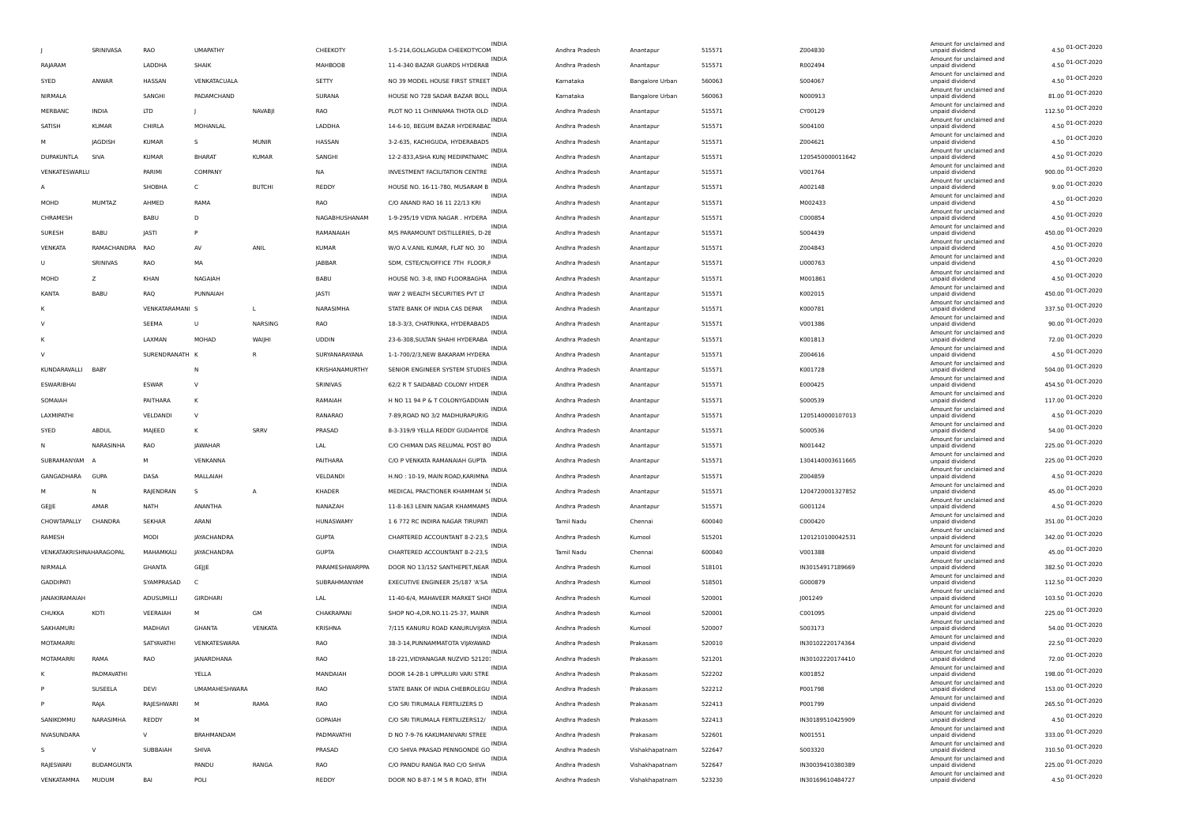| | | | | | | | | | | | | | |
|---|---|---|---|---|---|---|---|---|---|---|---|---|---|
| J | SRINIVASA | RAO | UMAPATHY | | CHEEKOTY | 1-5-214,GOLLAGUDA CHEEKOTYCOM | INDIA | Andhra Pradesh | Anantapur | 515571 | Z004830 | Amount for unclaimed and unpaid dividend | 4.50 01-OCT-2020 |
| RAJARAM | | LADDHA | SHAIK | | MAHBOOB | 11-4-340 BAZAR GUARDS HYDERAB | INDIA | Andhra Pradesh | Anantapur | 515571 | R002494 | Amount for unclaimed and unpaid dividend | 4.50 01-OCT-2020 |
| SYED | ANWAR | HASSAN | VENKATACUALA | | SETTY | NO 39 MODEL HOUSE FIRST STREET | INDIA | Karnataka | Bangalore Urban | 560063 | S004067 | Amount for unclaimed and unpaid dividend | 4.50 01-OCT-2020 |
| NIRMALA | | SANGHI | PADAMCHAND | | SURANA | HOUSE NO 728 SADAR BAZAR BOLL | INDIA | Karnataka | Bangalore Urban | 560063 | N000913 | Amount for unclaimed and unpaid dividend | 81.00 01-OCT-2020 |
| MERBANC | INDIA | LTD | J | NAVABJI | RAO | PLOT NO 11 CHINNAMA THOTA OLD | INDIA | Andhra Pradesh | Anantapur | 515571 | CY00129 | Amount for unclaimed and unpaid dividend | 112.50 01-OCT-2020 |
| SATISH | KUMAR | CHIRLA | MOHANLAL | | LADDHA | 14-6-10, BEGUM BAZAR HYDERABAD | INDIA | Andhra Pradesh | Anantapur | 515571 | S004100 | Amount for unclaimed and unpaid dividend | 4.50 01-OCT-2020 |
| M | JAGDISH | KUMAR | S | MUNIR | HASSAN | 3-2-635, KACHIGUDA, HYDERABAD5 | INDIA | Andhra Pradesh | Anantapur | 515571 | Z004621 | Amount for unclaimed and unpaid dividend | 4.50 01-OCT-2020 |
| DUPAKUNTLA | SIVA | KUMAR | BHARAT | KUMAR | SANGHI | 12-2-833,ASHA KUNJ MEDIPATNAMC | INDIA | Andhra Pradesh | Anantapur | 515571 | 1205450000011642 | Amount for unclaimed and unpaid dividend | 4.50 01-OCT-2020 |
| VENKATESWARLU | | PARIMI | COMPANY | | NA | INVESTMENT FACILITATION CENTRE | INDIA | Andhra Pradesh | Anantapur | 515571 | V001764 | Amount for unclaimed and unpaid dividend | 900.00 01-OCT-2020 |
| A | | SHOBHA | C | BUTCHI | REDDY | HOUSE NO. 16-11-780, MUSARAM B | INDIA | Andhra Pradesh | Anantapur | 515571 | A002148 | Amount for unclaimed and unpaid dividend | 9.00 01-OCT-2020 |
| MOHD | MUMTAZ | AHMED | RAMA | | RAO | C/O ANAND RAO 16 11 22/13 KRI | INDIA | Andhra Pradesh | Anantapur | 515571 | M002433 | Amount for unclaimed and unpaid dividend | 4.50 01-OCT-2020 |
| CHRAMESH | | BABU | D | | NAGABHUSHANAM | 1-9-295/19 VIDYA NAGAR . HYDERA | INDIA | Andhra Pradesh | Anantapur | 515571 | C000854 | Amount for unclaimed and unpaid dividend | 4.50 01-OCT-2020 |
| SURESH | BABU | JASTI | P | | RAMANAIAH | M/S PARAMOUNT DISTILLERIES, D-28 | INDIA | Andhra Pradesh | Anantapur | 515571 | S004439 | Amount for unclaimed and unpaid dividend | 450.00 01-OCT-2020 |
| VENKATA | RAMACHANDRA | RAO | AV | ANIL | KUMAR | W/O A.V.ANIL KUMAR, FLAT NO. 30 | INDIA | Andhra Pradesh | Anantapur | 515571 | Z004843 | Amount for unclaimed and unpaid dividend | 4.50 01-OCT-2020 |
| U | SRINIVAS | RAO | MA | | JABBAR | SDM, CSTE/CN/OFFICE 7TH FLOOR,F | INDIA | Andhra Pradesh | Anantapur | 515571 | U000763 | Amount for unclaimed and unpaid dividend | 4.50 01-OCT-2020 |
| MOHD | Z | KHAN | NAGAIAH | | BABU | HOUSE NO. 3-8, IIND FLOORBAGHA | INDIA | Andhra Pradesh | Anantapur | 515571 | M001861 | Amount for unclaimed and unpaid dividend | 4.50 01-OCT-2020 |
| KANTA | BABU | RAQ | PUNNAIAH | | JASTI | WAY 2 WEALTH SECURITIES PVT LT | INDIA | Andhra Pradesh | Anantapur | 515571 | K002015 | Amount for unclaimed and unpaid dividend | 450.00 01-OCT-2020 |
| K | | VENKATARAMANI | S | L | NARASIMHA | STATE BANK OF INDIA CAS DEPAR | INDIA | Andhra Pradesh | Anantapur | 515571 | K000781 | Amount for unclaimed and unpaid dividend | 337.50 01-OCT-2020 |
| V | | SEEMA | U | NARSING | RAO | 18-3-3/3, CHATRINKA, HYDERABAD5 | INDIA | Andhra Pradesh | Anantapur | 515571 | V001386 | Amount for unclaimed and unpaid dividend | 90.00 01-OCT-2020 |
| K | | LAXMAN | MOHAD | WAIJHI | UDDIN | 23-6-308,SULTAN SHAHI HYDERABA | INDIA | Andhra Pradesh | Anantapur | 515571 | K001813 | Amount for unclaimed and unpaid dividend | 72.00 01-OCT-2020 |
| V | | SURENDRANATH | K | R | SURYANARAYANA | 1-1-700/2/3,NEW BAKARAM HYDERA | INDIA | Andhra Pradesh | Anantapur | 515571 | Z004616 | Amount for unclaimed and unpaid dividend | 4.50 01-OCT-2020 |
| KUNDARAVALLI | BABY | | N | | KRISHANAMURTHY | SENIOR ENGINEER SYSTEM STUDIES | INDIA | Andhra Pradesh | Anantapur | 515571 | K001728 | Amount for unclaimed and unpaid dividend | 504.00 01-OCT-2020 |
| ESWARIBHAI | | ESWAR | V | | SRINIVAS | 62/2 R T SAIDABAD COLONY HYDER | INDIA | Andhra Pradesh | Anantapur | 515571 | E000425 | Amount for unclaimed and unpaid dividend | 454.50 01-OCT-2020 |
| SOMAIAH | | PAITHARA | K | | RAMAIAH | H NO 11 94 P & T COLONYGADDIAN | INDIA | Andhra Pradesh | Anantapur | 515571 | S000539 | Amount for unclaimed and unpaid dividend | 117.00 01-OCT-2020 |
| LAXMIPATHI | | VELDANDI | V | | RANARAO | 7-89,ROAD NO 3/2 MADHURAPURIG | INDIA | Andhra Pradesh | Anantapur | 515571 | 1205140000107013 | Amount for unclaimed and unpaid dividend | 4.50 01-OCT-2020 |
| SYED | ABDUL | MAJEED | K | SRRV | PRASAD | 8-3-319/9 YELLA REDDY GUDAHYDE | INDIA | Andhra Pradesh | Anantapur | 515571 | S000536 | Amount for unclaimed and unpaid dividend | 54.00 01-OCT-2020 |
| N | NARASINHA | RAO | JAWAHAR | | LAL | C/O CHIMAN DAS RELUMAL POST BO | INDIA | Andhra Pradesh | Anantapur | 515571 | N001442 | Amount for unclaimed and unpaid dividend | 225.00 01-OCT-2020 |
| SUBRAMANYAM | A | M | VENKANNA | | PAITHARA | C/O P VENKATA RAMANAIAH GUPTA | INDIA | Andhra Pradesh | Anantapur | 515571 | 1304140003611665 | Amount for unclaimed and unpaid dividend | 225.00 01-OCT-2020 |
| GANGADHARA | GUPA | DASA | MALLAIAH | | VELDANDI | H.NO : 10-19, MAIN ROAD,KARIMNA | INDIA | Andhra Pradesh | Anantapur | 515571 | Z004859 | Amount for unclaimed and unpaid dividend | 4.50 01-OCT-2020 |
| M | N | RAJENDRAN | S | A | KHADER | MEDICAL PRACTIONER KHAMMAM 5( | INDIA | Andhra Pradesh | Anantapur | 515571 | 1204720001327852 | Amount for unclaimed and unpaid dividend | 45.00 01-OCT-2020 |
| GEJJE | AMAR | NATH | ANANTHA | | NANAZAH | 11-8-163 LENIN NAGAR KHAMMAM5 | INDIA | Andhra Pradesh | Anantapur | 515571 | G001124 | Amount for unclaimed and unpaid dividend | 4.50 01-OCT-2020 |
| CHOWTAPALLY | CHANDRA | SEKHAR | ARANI | | HUNASWAMY | 1 6 772 RC INDIRA NAGAR TIRUPATI | INDIA | Tamil Nadu | Chennai | 600040 | C000420 | Amount for unclaimed and unpaid dividend | 351.00 01-OCT-2020 |
| RAMESH | | MODI | JAYACHANDRA | | GUPTA | CHARTERED ACCOUNTANT 8-2-23,S | INDIA | Andhra Pradesh | Kurnool | 515201 | 1201210100042531 | Amount for unclaimed and unpaid dividend | 342.00 01-OCT-2020 |
| VENKATAKRISHNAHARAGOPAL | | MAHAMKALI | JAYACHANDRA | | GUPTA | CHARTERED ACCOUNTANT 8-2-23,S | INDIA | Tamil Nadu | Chennai | 600040 | V001388 | Amount for unclaimed and unpaid dividend | 45.00 01-OCT-2020 |
| NIRMALA | | GHANTA | GEJJE | | PARAMESHWARPPA | DOOR NO 13/152 SANTHEPET,NEAR | INDIA | Andhra Pradesh | Kurnool | 518101 | IN30154917189669 | Amount for unclaimed and unpaid dividend | 382.50 01-OCT-2020 |
| GADDIPATI | | SYAMPRASAD | C | | SUBRAHMANYAM | EXECUTIVE ENGINEER 25/187 'A'SA | INDIA | Andhra Pradesh | Kurnool | 518501 | G000879 | Amount for unclaimed and unpaid dividend | 112.50 01-OCT-2020 |
| JANAKIRAMAIAH | | ADUSUMILLI | GIRDHARI | | LAL | 11-40-6/4, MAHAVEER MARKET SHOI | INDIA | Andhra Pradesh | Kurnool | 520001 | J001249 | Amount for unclaimed and unpaid dividend | 103.50 01-OCT-2020 |
| CHUKKA | KOTI | VEERAIAH | M | GM | CHAKRAPANI | SHOP NO-4,DR.NO.11-25-37, MAINR | INDIA | Andhra Pradesh | Kurnool | 520001 | C001095 | Amount for unclaimed and unpaid dividend | 225.00 01-OCT-2020 |
| SAKHAMURI | | MADHAVI | GHANTA | VENKATA | KRISHNA | 7/115 KANURU ROAD KANURUVIJAYA | INDIA | Andhra Pradesh | Kurnool | 520007 | S003173 | Amount for unclaimed and unpaid dividend | 54.00 01-OCT-2020 |
| MOTAMARRI | | SATYAVATHI | VENKATESWARA | | RAO | 38-3-14,PUNNAMMATOTA VIJAYAWAD | INDIA | Andhra Pradesh | Prakasam | 520010 | IN30102220174364 | Amount for unclaimed and unpaid dividend | 22.50 01-OCT-2020 |
| MOTAMARRI | RAMA | RAO | JANARDHANA | | RAO | 18-221,VIDYANAGAR NUZVID 52120: | INDIA | Andhra Pradesh | Prakasam | 521201 | IN30102220174410 | Amount for unclaimed and unpaid dividend | 72.00 01-OCT-2020 |
| K | PADMAVATHI | | YELLA | | MANDAIAH | DOOR 14-28-1 UPPULURI VARI STRE | INDIA | Andhra Pradesh | Prakasam | 522202 | K001852 | Amount for unclaimed and unpaid dividend | 198.00 01-OCT-2020 |
| P | SUSEELA | DEVI | UMAMAHESHWARA | | RAO | STATE BANK OF INDIA CHEBROLEGU | INDIA | Andhra Pradesh | Prakasam | 522212 | P001798 | Amount for unclaimed and unpaid dividend | 153.00 01-OCT-2020 |
| P | RAJA | RAJESHWARI | M | RAMA | RAO | C/O SRI TIRUMALA FERTILIZERS D | INDIA | Andhra Pradesh | Prakasam | 522413 | P001799 | Amount for unclaimed and unpaid dividend | 265.50 01-OCT-2020 |
| SANIKOMMU | NARASIMHA | REDDY | M | | GOPAIAH | C/O SRI TIRUMALA FERTILIZERS12/ | INDIA | Andhra Pradesh | Prakasam | 522413 | IN30189510425909 | Amount for unclaimed and unpaid dividend | 4.50 01-OCT-2020 |
| NVASUNDARA | | V | BRAHMANDAM | | PADMAVATHI | D NO 7-9-76 KAKUMANIVARI STREE | INDIA | Andhra Pradesh | Prakasam | 522601 | N001551 | Amount for unclaimed and unpaid dividend | 333.00 01-OCT-2020 |
| S | V | SUBBAIAH | SHIVA | | PRASAD | C/O SHIVA PRASAD PENNGONDE GO | INDIA | Andhra Pradesh | Vishakhapatnam | 522647 | S003320 | Amount for unclaimed and unpaid dividend | 310.50 01-OCT-2020 |
| RAJESWARI | BUDAMGUNTA | | PANDU | RANGA | RAO | C/O PANDU RANGA RAO C/O SHIVA | INDIA | Andhra Pradesh | Vishakhapatnam | 522647 | IN30039410380389 | Amount for unclaimed and unpaid dividend | 225.00 01-OCT-2020 |
| VENKATAMMA | MUDUM | BAI | POLI | | REDDY | DOOR NO 8-87-1 M S R ROAD, 8TH | INDIA | Andhra Pradesh | Vishakhapatnam | 523230 | IN30169610484727 | Amount for unclaimed and unpaid dividend | 4.50 01-OCT-2020 |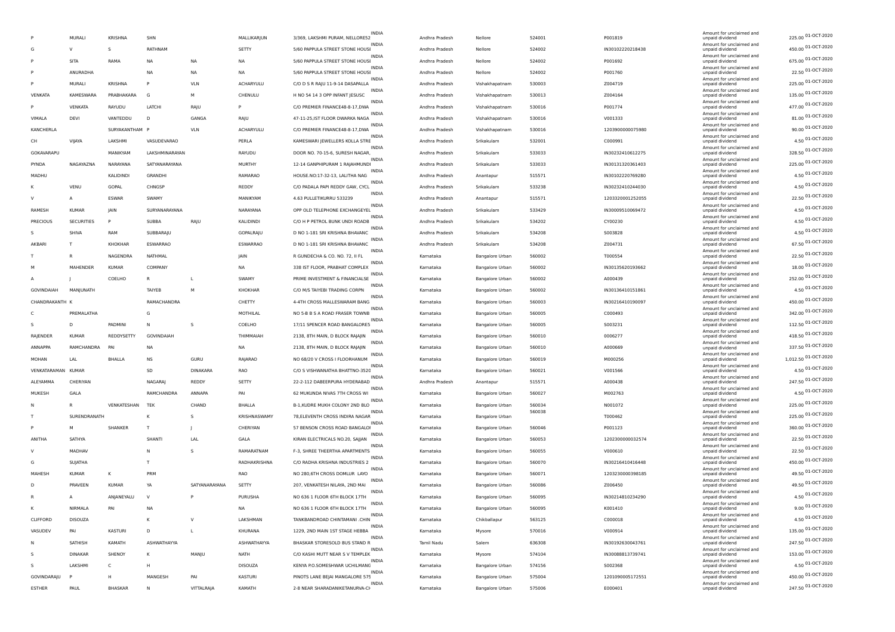| | | | | | | | | | | | | | |
|---|---|---|---|---|---|---|---|---|---|---|---|---|---|
| P | MURALI | KRISHNA | SHN | | MALLIKARJUN | 3/369, LAKSHMI PURAM, NELLORE52 | INDIA | Andhra Pradesh | Nellore | 524001 | P001819 | Amount for unclaimed and unpaid dividend | 225.00 01-OCT-2020 |
| G | V | S | RATHNAM | | SETTY | 5/60 PAPPULA STREET STONE HOUSI | INDIA | Andhra Pradesh | Nellore | 524002 | IN30102220218438 | Amount for unclaimed and unpaid dividend | 450.00 01-OCT-2020 |
| P | SITA | RAMA | NA | NA | NA | 5/60 PAPPULA STREET STONE HOUSI | INDIA | Andhra Pradesh | Nellore | 524002 | P001692 | Amount for unclaimed and unpaid dividend | 675.00 01-OCT-2020 |
| P | ANURADHA | | NA | NA | NA | 5/60 PAPPULA STREET STONE HOUSI | INDIA | Andhra Pradesh | Nellore | 524002 | P001760 | Amount for unclaimed and unpaid dividend | 22.50 01-OCT-2020 |
| P | MURALI | KRISHNA | P | VLN | ACHARYULU | C/O D S R RAJU 11-9-14 DASAPALLA | INDIA | Andhra Pradesh | Vishakhapatnam | 530003 | Z004719 | Amount for unclaimed and unpaid dividend | 225.00 01-OCT-2020 |
| VENKATA | KAMESWARA | PRABHAKARA | G | M | CHENULU | H NO 54 14 3 OPP INFANT JESUSC | INDIA | Andhra Pradesh | Vishakhapatnam | 530013 | Z004164 | Amount for unclaimed and unpaid dividend | 135.00 01-OCT-2020 |
| P | VENKATA | RAYUDU | LATCHI | RAJU | P | C/O PREMIER FINANCE48-8-17,DWA | INDIA | Andhra Pradesh | Vishakhapatnam | 530016 | P001774 | Amount for unclaimed and unpaid dividend | 477.00 01-OCT-2020 |
| VIMALA | DEVI | VANTEDDU | D | GANGA | RAJU | 47-11-25,IST FLOOR DWARKA NAGA | INDIA | Andhra Pradesh | Vishakhapatnam | 530016 | V001333 | Amount for unclaimed and unpaid dividend | 81.00 01-OCT-2020 |
| KANCHERLA | | SURYAKANTHAM | P | VLN | ACHARYULU | C/O PREMIER FINANCE48-8-17,DWA | INDIA | Andhra Pradesh | Vishakhapatnam | 530016 | 1203900000075980 | Amount for unclaimed and unpaid dividend | 90.00 01-OCT-2020 |
| CH | VIJAYA | LAKSHMI | VASUDEVARAO | | PERLA | KAMESWARI JEWELLERS KOLLA STRE | INDIA | Andhra Pradesh | Srikakulam | 532001 | C000991 | Amount for unclaimed and unpaid dividend | 4.50 01-OCT-2020 |
| GOKAVARAPU | | MANIKYAM | LAKSHMINARAYAN | | RAYUDU | DOOR NO. 70-15-6, SURESH NAGAR, | INDIA | Andhra Pradesh | Srikakulam | 533033 | IN30232410612275 | Amount for unclaimed and unpaid dividend | 328.50 01-OCT-2020 |
| PYNDA | NAGAYAZNA | NARAYANA | SATYANARAYANA | | MURTHY | 12-14 GANPHIPURAM 1 RAJAHMUNDI | INDIA | Andhra Pradesh | Srikakulam | 533033 | IN30131320361403 | Amount for unclaimed and unpaid dividend | 225.00 01-OCT-2020 |
| MADHU | | KALIDINDI | GRANDHI | | RAMARAO | HOUSE.NO:17-32-13, LALITHA NAG | INDIA | Andhra Pradesh | Anantapur | 515571 | IN30102220769280 | Amount for unclaimed and unpaid dividend | 4.50 01-OCT-2020 |
| K | VENU | GOPAL | CHNGSP | | REDDY | C/O PADALA PAPI REDDY GAW, CYCL | INDIA | Andhra Pradesh | Srikakulam | 533238 | IN30232410244030 | Amount for unclaimed and unpaid dividend | 4.50 01-OCT-2020 |
| V | A | ESWAR | SWAMY | | MANIKYAM | 4.63 PULLETIKURRU 533239 | INDIA | Andhra Pradesh | Anantapur | 515571 | 1203320001252055 | Amount for unclaimed and unpaid dividend | 22.50 01-OCT-2020 |
| RAMESH | KUMAR | JAIN | SURYANARAYANA | | NARAYANA | OPP OLD TELEPHONE EXCHANGEYEL | INDIA | Andhra Pradesh | Srikakulam | 533429 | IN30009510069472 | Amount for unclaimed and unpaid dividend | 4.50 01-OCT-2020 |
| PRECIOUS | SECURITIES | P | SUBBA | RAJU | KALIDINDI | C/O H P PETROL BUNK UNDI ROADB | INDIA | Andhra Pradesh | Srikakulam | 534202 | CY00230 | Amount for unclaimed and unpaid dividend | 4.50 01-OCT-2020 |
| S | SHIVA | RAM | SUBBARAJU | | GOPALRAJU | D NO 1-181 SRI KRISHNA BHAVANC | INDIA | Andhra Pradesh | Srikakulam | 534208 | S003828 | Amount for unclaimed and unpaid dividend | 4.50 01-OCT-2020 |
| AKBARI | T | KHOKHAR | ESWARRAO | | ESWARRAO | D NO 1-181 SRI KRISHNA BHAVANC | INDIA | Andhra Pradesh | Srikakulam | 534208 | Z004731 | Amount for unclaimed and unpaid dividend | 67.50 01-OCT-2020 |
| T | R | NAGENDRA | NATHMAL | | JAIN | R GUNDECHA & CO. NO. 72, II FL | INDIA | Karnataka | Bangalore Urban | 560002 | T000554 | Amount for unclaimed and unpaid dividend | 22.50 01-OCT-2020 |
| M | MAHENDER | KUMAR | COMPANY | | NA | 338 IST FLOOR, PRABHAT COMPLEX | INDIA | Karnataka | Bangalore Urban | 560002 | IN30135620193662 | Amount for unclaimed and unpaid dividend | 18.00 01-OCT-2020 |
| A | J | COELHO | R | L | SWAMY | PRIME INVESTMENT & FINANCIALSE | INDIA | Karnataka | Bangalore Urban | 560002 | A000439 | Amount for unclaimed and unpaid dividend | 252.00 01-OCT-2020 |
| GOVINDAIAH | MANJUNATH | | TAIYEB | M | KHOKHAR | C/O M/S TAIYEBI TRADING CORPN | INDIA | Karnataka | Bangalore Urban | 560002 | IN30136410151861 | Amount for unclaimed and unpaid dividend | 4.50 01-OCT-2020 |
| CHANDRAKANTH | K | | RAMACHANDRA | | CHETTY | 4-4TH CROSS MALLESWARAM BANG | INDIA | Karnataka | Bangalore Urban | 560003 | IN30216410190097 | Amount for unclaimed and unpaid dividend | 450.00 01-OCT-2020 |
| C | PREMALATHA | | G | | MOTHILAL | NO 5-B B S A ROAD FRASER TOWNB | INDIA | Karnataka | Bangalore Urban | 560005 | C000493 | Amount for unclaimed and unpaid dividend | 342.00 01-OCT-2020 |
| S | D | PADMINI | N | S | COELHO | 17/11 SPENCER ROAD BANGALORE5 | INDIA | Karnataka | Bangalore Urban | 560005 | S003231 | Amount for unclaimed and unpaid dividend | 112.50 01-OCT-2020 |
| RAJENDER | KUMAR | REDDYSETTY | GOVINDAIAH | | THIMMAIAH | 2138, 8TH MAIN, D BLOCK RAJAJIN | INDIA | Karnataka | Bangalore Urban | 560010 | 0006277 | Amount for unclaimed and unpaid dividend | 418.50 01-OCT-2020 |
| ANNAPPA | RAMCHANDRA | PAI | NA | | NA | 2138, 8TH MAIN, D BLOCK RAJAJIN | INDIA | Karnataka | Bangalore Urban | 560010 | A000669 | Amount for unclaimed and unpaid dividend | 337.50 01-OCT-2020 |
| MOHAN | LAL | BHALLA | NS | GURU | RAJARAO | NO 68/20 V CROSS I FLOORHANUM | INDIA | Karnataka | Bangalore Urban | 560019 | M000256 | Amount for unclaimed and unpaid dividend | 1,012.50 01-OCT-2020 |
| VENKATARAMAN | KUMAR | | SD | DINAKARA | RAO | C/O S VISHWANATHA BHATTNO-3520 | INDIA | Karnataka | Bangalore Urban | 560021 | V001566 | Amount for unclaimed and unpaid dividend | 4.50 01-OCT-2020 |
| ALEYAMMA | CHERIYAN | | NAGARAJ | REDDY | SETTY | 22-2-112 DABEERPURA HYDERABAD | INDIA | Andhra Pradesh | Anantapur | 515571 | A000438 | Amount for unclaimed and unpaid dividend | 247.50 01-OCT-2020 |
| MUKESH | GALA | | RAMCHANDRA | ANNAPA | PAI | 62 MUKUNDA NIVAS 7TH CROSS WI | INDIA | Karnataka | Bangalore Urban | 560027 | M002763 | Amount for unclaimed and unpaid dividend | 4.50 01-OCT-2020 |
| N | R | VENKATESHAN | TEK | CHAND | BHALLA | B-1,KUDRE MUKH COLONY 2ND BLO | INDIA | Karnataka | Bangalore Urban | 560034 | N001072 | Amount for unclaimed and unpaid dividend | 225.00 01-OCT-2020 |
| T | SURENDRANATH | | K | S | KRISHNASWAMY | 78,ELEVENTH CROSS INDIRA NAGAR | INDIA | Karnataka | Bangalore Urban | 560038 | T000462 | Amount for unclaimed and unpaid dividend | 225.00 01-OCT-2020 |
| P | M | SHANKER | T | J | CHERIYAN | 57 BENSON CROSS ROAD BANGALOI | INDIA | Karnataka | Bangalore Urban | 560046 | P001123 | Amount for unclaimed and unpaid dividend | 360.00 01-OCT-2020 |
| ANITHA | SATHYA | | SHANTI | LAL | GALA | KIRAN ELECTRICALS NO.20, SAJJAN | INDIA | Karnataka | Bangalore Urban | 560053 | 1202300000032574 | Amount for unclaimed and unpaid dividend | 22.50 01-OCT-2020 |
| V | MADHAV | | N | S | RAMARATNAM | F-3, SHREE THEERTHA APARTMENTS | INDIA | Karnataka | Bangalore Urban | 560055 | V000610 | Amount for unclaimed and unpaid dividend | 22.50 01-OCT-2020 |
| G | SUJATHA | | T | | RADHAKRISHNA | C/O RADHA KRISHNA INDUSTRIES 2 | INDIA | Karnataka | Bangalore Urban | 560070 | IN30216410416448 | Amount for unclaimed and unpaid dividend | 450.00 01-OCT-2020 |
| MAHESH | KUMAR | K | PRM | | RAO | NO 280,6TH CROSS DOMLUR LAYO | INDIA | Karnataka | Bangalore Urban | 560071 | 1203230000398185 | Amount for unclaimed and unpaid dividend | 49.50 01-OCT-2020 |
| D | PRAVEEN | KUMAR | YA | SATYANARAYANA | SETTY | 207, VENKATESH NILAYA, 2ND MAI | INDIA | Karnataka | Bangalore Urban | 560086 | Z006450 | Amount for unclaimed and unpaid dividend | 49.50 01-OCT-2020 |
| R | A | ANJANEYALU | V | P | PURUSHA | NO 636 1 FLOOR 6TH BLOCK 17TH | INDIA | Karnataka | Bangalore Urban | 560095 | IN30214810234290 | Amount for unclaimed and unpaid dividend | 4.50 01-OCT-2020 |
| K | NIRMALA | PAI | NA | | NA | NO 636 1 FLOOR 6TH BLOCK 17TH | INDIA | Karnataka | Bangalore Urban | 560095 | K001410 | Amount for unclaimed and unpaid dividend | 9.00 01-OCT-2020 |
| CLIFFORD | DISOUZA | | K | V | LAKSHMAN | TANKBANDROAD CHINTAMANI ,CHIN | INDIA | Karnataka | Chikballapur | 563125 | C000018 | Amount for unclaimed and unpaid dividend | 4.50 01-OCT-2020 |
| VASUDEV | PAI | KASTURI | D | L | KHURANA | 1229, 2ND MAIN 1ST STAGE HEBBA | INDIA | Karnataka | Mysore | 570016 | V000914 | Amount for unclaimed and unpaid dividend | 135.00 01-OCT-2020 |
| N | SATHISH | KAMATH | ASHWATHAYYA | | ASHWATHAYYA | BHASKAR STORESOLD BUS STAND R | INDIA | Tamil Nadu | Salem | 636308 | IN30192630043761 | Amount for unclaimed and unpaid dividend | 247.50 01-OCT-2020 |
| S | DINAKAR | SHENOY | K | MANJU | NATH | C/O KASHI MUTT NEAR S V TEMPLEK | INDIA | Karnataka | Mysore | 574104 | IN30088813739741 | Amount for unclaimed and unpaid dividend | 153.00 01-OCT-2020 |
| S | LAKSHMI | C | H | | DISOUZA | KENYA PO.SOMESHWAR UCHILMANG | INDIA | Karnataka | Bangalore Urban | 574156 | S002368 | Amount for unclaimed and unpaid dividend | 4.50 01-OCT-2020 |
| GOVINDARAJU | P | H | MANGESH | PAI | KASTURI | PINOTS LANE BEJAI MANGALORE 575 | INDIA | Karnataka | Bangalore Urban | 575004 | 1201090005172551 | Amount for unclaimed and unpaid dividend | 450.00 01-OCT-2020 |
| ESTHER | PAUL | BHASKAR | N | VITTALRAJA | KAMATH | 2-8 NEAR SHARADANIKETANURVA-CH | INDIA | Karnataka | Bangalore Urban | 575006 | E000401 | Amount for unclaimed and unpaid dividend | 247.50 01-OCT-2020 |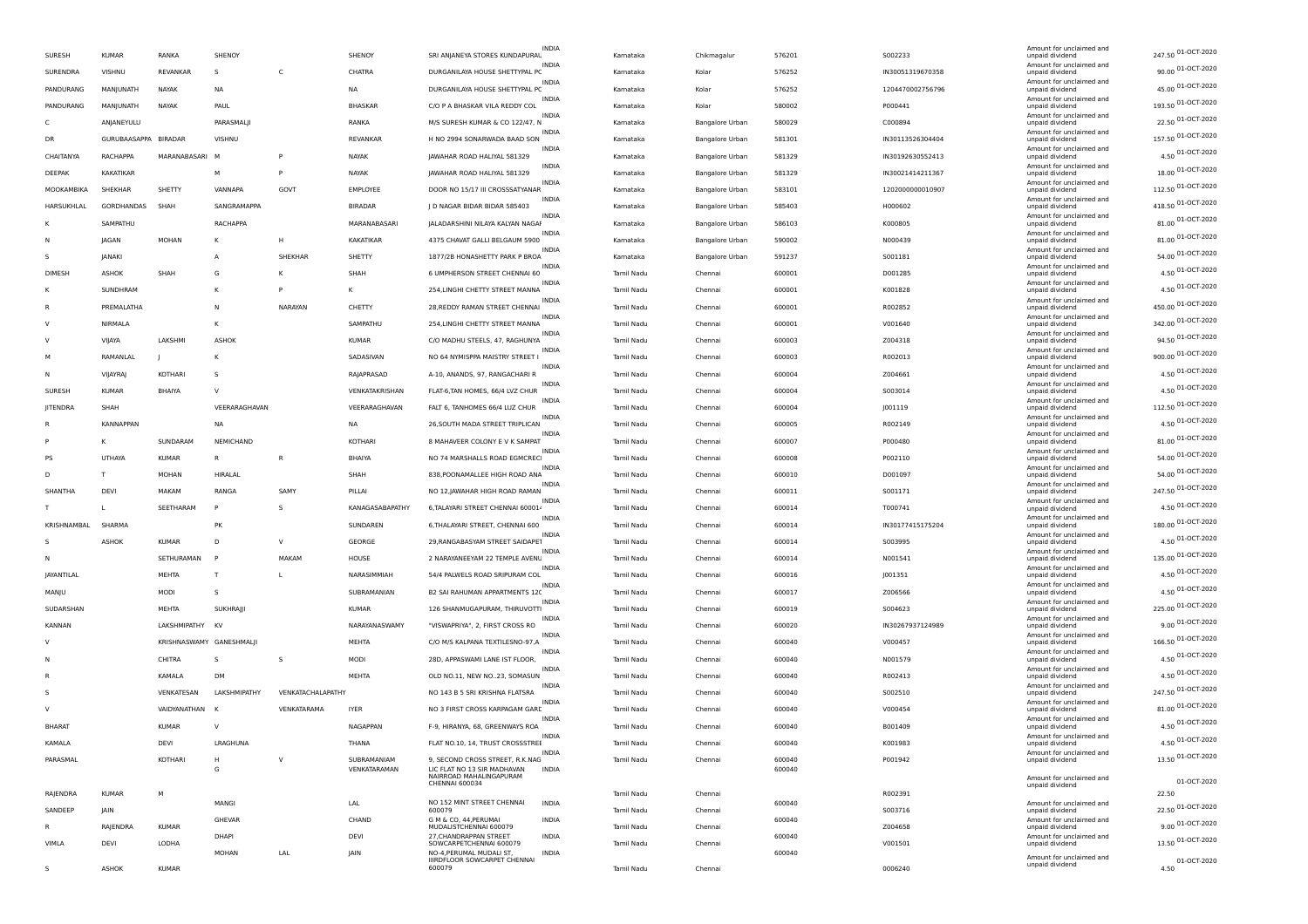| | | | | | | | | | | | | | | |
|---|---|---|---|---|---|---|---|---|---|---|---|---|---|---|
| SURESH | KUMAR | RANKA | SHENOY | | SHENOY | SRI ANJANEYA STORES KUNDAPURAL | INDIA | Karnataka | Chikmagalur | 576201 | S002233 | Amount for unclaimed and unpaid dividend | 247.50 | 01-OCT-2020 |
| SURENDRA | VISHNU | REVANKAR | S | C | CHATRA | DURGANILAYA HOUSE SHETTYPAL PC | INDIA | Karnataka | Kolar | 576252 | IN30051319670358 | Amount for unclaimed and unpaid dividend | 90.00 | 01-OCT-2020 |
| PANDURANG | MANJUNATH | NAYAK | NA | | NA | DURGANILAYA HOUSE SHETTYPAL PC | INDIA | Karnataka | Kolar | 576252 | 1204470002756796 | Amount for unclaimed and unpaid dividend | 45.00 | 01-OCT-2020 |
| PANDURANG | MANJUNATH | NAYAK | PAUL | | BHASKAR | C/O P A BHASKAR VILA REDDY COL | INDIA | Karnataka | Kolar | 580002 | P000441 | Amount for unclaimed and unpaid dividend | 193.50 | 01-OCT-2020 |
| C | ANJANEYULU | | PARASMALJI | | RANKA | M/S SURESH KUMAR & CO 122/47, N | INDIA | Karnataka | Bangalore Urban | 580029 | C000894 | Amount for unclaimed and unpaid dividend | 22.50 | 01-OCT-2020 |
| DR | GURUBAASAPPA | BIRADAR | VISHNU | | REVANKAR | H NO 2994 SONARWADA BAAD SON | INDIA | Karnataka | Bangalore Urban | 581301 | IN30113526304404 | Amount for unclaimed and unpaid dividend | 157.50 | 01-OCT-2020 |
| CHAITANYA | RACHAPPA | MARANABASARI | M | P | NAYAK | JAWAHAR ROAD HALIYAL 581329 | INDIA | Karnataka | Bangalore Urban | 581329 | IN30192630552413 | Amount for unclaimed and unpaid dividend | 4.50 | 01-OCT-2020 |
| DEEPAK | KAKATIKAR | | M | P | NAYAK | JAWAHAR ROAD HALIYAL 581329 | INDIA | Karnataka | Bangalore Urban | 581329 | IN30021414211367 | Amount for unclaimed and unpaid dividend | 18.00 | 01-OCT-2020 |
| MOOKAMBIKA | SHEKHAR | SHETTY | VANNAPA | GOVT | EMPLOYEE | DOOR NO 15/17 III CROSSSATYANAR | INDIA | Karnataka | Bangalore Urban | 583101 | 1202000000010907 | Amount for unclaimed and unpaid dividend | 112.50 | 01-OCT-2020 |
| HARSUKHLAL | GORDHANDAS | SHAH | SANGRAMAPPA | | BIRADAR | J D NAGAR BIDAR BIDAR 585403 | INDIA | Karnataka | Bangalore Urban | 585403 | H000602 | Amount for unclaimed and unpaid dividend | 418.50 | 01-OCT-2020 |
| K | SAMPATHU | | RACHAPPA | | MARANABASARI | JALADARSHINI NILAYA KALYAN NAGAR | INDIA | Karnataka | Bangalore Urban | 586103 | K000805 | Amount for unclaimed and unpaid dividend | 81.00 | 01-OCT-2020 |
| N | JAGAN | MOHAN | K | H | KAKATIKAR | 4375 CHAVAT GALLI BELGAUM 5900 | INDIA | Karnataka | Bangalore Urban | 590002 | N000439 | Amount for unclaimed and unpaid dividend | 81.00 | 01-OCT-2020 |
| S | JANAKI | | A | SHEKHAR | SHETTY | 1877/2B HONASHETTY PARK P BROA | INDIA | Karnataka | Bangalore Urban | 591237 | S001181 | Amount for unclaimed and unpaid dividend | 54.00 | 01-OCT-2020 |
| DIMESH | ASHOK | SHAH | G | K | SHAH | 6 UMPHERSON STREET CHENNAI 60 | INDIA | Tamil Nadu | Chennai | 600001 | D001285 | Amount for unclaimed and unpaid dividend | 4.50 | 01-OCT-2020 |
| K | SUNDHRAM | | K | P | K | 254,LINGHI CHETTY STREET MANNA | INDIA | Tamil Nadu | Chennai | 600001 | K001828 | Amount for unclaimed and unpaid dividend | 4.50 | 01-OCT-2020 |
| R | PREMALATHA | | N | NARAYAN | CHETTY | 28,REDDY RAMAN STREET CHENNAI | INDIA | Tamil Nadu | Chennai | 600001 | R002852 | Amount for unclaimed and unpaid dividend | 450.00 | 01-OCT-2020 |
| V | NIRMALA | | K | | SAMPATHU | 254,LINGHI CHETTY STREET MANNA | INDIA | Tamil Nadu | Chennai | 600001 | V001640 | Amount for unclaimed and unpaid dividend | 342.00 | 01-OCT-2020 |
| V | VIJAYA | LAKSHMI | ASHOK | | KUMAR | C/O MADHU STEELS, 47, RAGHUNYA | INDIA | Tamil Nadu | Chennai | 600003 | Z004318 | Amount for unclaimed and unpaid dividend | 94.50 | 01-OCT-2020 |
| M | RAMANLAL | J | K | | SADASIVAN | NO 64 NYMISPPA MAISTRY STREET I | INDIA | Tamil Nadu | Chennai | 600003 | R002013 | Amount for unclaimed and unpaid dividend | 900.00 | 01-OCT-2020 |
| N | VIJAYRAJ | KOTHARI | S | | RAJAPRASAD | A-10, ANANDS, 97, RANGACHARI R | INDIA | Tamil Nadu | Chennai | 600004 | Z004661 | Amount for unclaimed and unpaid dividend | 4.50 | 01-OCT-2020 |
| SURESH | KUMAR | BHAIYA | V | | VENKATAKRISHAN | FLAT-6,TAN HOMES, 66/4 LVZ CHUR | INDIA | Tamil Nadu | Chennai | 600004 | S003014 | Amount for unclaimed and unpaid dividend | 4.50 | 01-OCT-2020 |
| JITENDRA | SHAH | | VEERARAGHAVAN | | VEERARAGHAVAN | FALT 6, TANHOMES 66/4 LUZ CHUR | INDIA | Tamil Nadu | Chennai | 600004 | J001119 | Amount for unclaimed and unpaid dividend | 112.50 | 01-OCT-2020 |
| R | KANNAPPAN | | NA | | NA | 26,SOUTH MADA STREET TRIPLICAN | INDIA | Tamil Nadu | Chennai | 600005 | R002149 | Amount for unclaimed and unpaid dividend | 4.50 | 01-OCT-2020 |
| P | K | SUNDARAM | NEMICHAND | | KOTHARI | 8 MAHAVEER COLONY E V K SAMPAT | INDIA | Tamil Nadu | Chennai | 600007 | P000480 | Amount for unclaimed and unpaid dividend | 81.00 | 01-OCT-2020 |
| PS | UTHAYA | KUMAR | R | R | BHAIYA | NO 74 MARSHALLS ROAD EGMCRECI | INDIA | Tamil Nadu | Chennai | 600008 | P002110 | Amount for unclaimed and unpaid dividend | 54.00 | 01-OCT-2020 |
| D | T | MOHAN | HIRALAL | | SHAH | 838,POONAMALLEE HIGH ROAD ANA | INDIA | Tamil Nadu | Chennai | 600010 | D001097 | Amount for unclaimed and unpaid dividend | 54.00 | 01-OCT-2020 |
| SHANTHA | DEVI | MAKAM | RANGA | SAMY | PILLAI | NO 12,JAWAHAR HIGH ROAD RAMAN | INDIA | Tamil Nadu | Chennai | 600011 | S001171 | Amount for unclaimed and unpaid dividend | 247.50 | 01-OCT-2020 |
| T | L | SEETHARAM | P | S | KANAGASABAPATHY | 6,TALAYARI STREET CHENNAI 60001 | INDIA | Tamil Nadu | Chennai | 600014 | T000741 | Amount for unclaimed and unpaid dividend | 4.50 | 01-OCT-2020 |
| KRISHNAMBAL | SHARMA | | PK | | SUNDAREN | 6,THALAYARI STREET, CHENNAI 600 | INDIA | Tamil Nadu | Chennai | 600014 | IN30177415175204 | Amount for unclaimed and unpaid dividend | 180.00 | 01-OCT-2020 |
| S | ASHOK | KUMAR | D | V | GEORGE | 29,RANGABASYAM STREET SAIDAPET | INDIA | Tamil Nadu | Chennai | 600014 | S003995 | Amount for unclaimed and unpaid dividend | 4.50 | 01-OCT-2020 |
| N | | SETHURAMAN | P | MAKAM | HOUSE | 2 NARAYANEEYAM 22 TEMPLE AVENU | INDIA | Tamil Nadu | Chennai | 600014 | N001541 | Amount for unclaimed and unpaid dividend | 135.00 | 01-OCT-2020 |
| JAYANTILAL | | MEHTA | T | L | NARASIMMIAH | 54/4 PALWELS ROAD SRIPURAM COL | INDIA | Tamil Nadu | Chennai | 600016 | J001351 | Amount for unclaimed and unpaid dividend | 4.50 | 01-OCT-2020 |
| MANJU | | MODI | S | | SUBRAMANIAN | B2 SAI RAHUMAN APPARTMENTS 12C | INDIA | Tamil Nadu | Chennai | 600017 | Z006566 | Amount for unclaimed and unpaid dividend | 4.50 | 01-OCT-2020 |
| SUDARSHAN | | MEHTA | SUKHRAJJI | | KUMAR | 126 SHANMUGAPURAM, THIRUVOTTI | INDIA | Tamil Nadu | Chennai | 600019 | S004623 | Amount for unclaimed and unpaid dividend | 225.00 | 01-OCT-2020 |
| KANNAN | | LAKSHMIPATHY | KV | | NARAYANASWAMY | "VISWAPRIYA", 2, FIRST CROSS RO | INDIA | Tamil Nadu | Chennai | 600020 | IN30267937124989 | Amount for unclaimed and unpaid dividend | 9.00 | 01-OCT-2020 |
| V | | KRISHNASWAMY | GANESHMALJI | | MEHTA | C/O M/S KALPANA TEXTILESNO-97,A | INDIA | Tamil Nadu | Chennai | 600040 | V000457 | Amount for unclaimed and unpaid dividend | 166.50 | 01-OCT-2020 |
| N | | CHITRA | S | S | MODI | 28D, APPASWAMI LANE IST FLOOR, | INDIA | Tamil Nadu | Chennai | 600040 | N001579 | Amount for unclaimed and unpaid dividend | 4.50 | 01-OCT-2020 |
| R | | KAMALA | DM | | MEHTA | OLD NO.11, NEW NO..23, SOMASUN | INDIA | Tamil Nadu | Chennai | 600040 | R002413 | Amount for unclaimed and unpaid dividend | 4.50 | 01-OCT-2020 |
| S | | VENKATESAN | LAKSHMIPATHY | VENKATACHALAPATHY | | NO 143 B 5 SRI KRISHNA FLATSRA | INDIA | Tamil Nadu | Chennai | 600040 | S002510 | Amount for unclaimed and unpaid dividend | 247.50 | 01-OCT-2020 |
| V | | VAIDYANATHAN | K | VENKATARAMA | IYER | NO 3 FIRST CROSS KARPAGAM GARD | INDIA | Tamil Nadu | Chennai | 600040 | V000454 | Amount for unclaimed and unpaid dividend | 81.00 | 01-OCT-2020 |
| BHARAT | | KUMAR | V | | NAGAPPAN | F-9, HIRANYA, 68, GREENWAYS ROA | INDIA | Tamil Nadu | Chennai | 600040 | B001409 | Amount for unclaimed and unpaid dividend | 4.50 | 01-OCT-2020 |
| KAMALA | | DEVI | LRAGHUNA | | THANA | FLAT NO.10, 14, TRUST CROSSSTREE | INDIA | Tamil Nadu | Chennai | 600040 | K001983 | Amount for unclaimed and unpaid dividend | 4.50 | 01-OCT-2020 |
| PARASMAL | | KOTHARI | H | V | SUBRAMANIAM | 9, SECOND CROSS STREET, R.K.NAG | INDIA | Tamil Nadu | Chennai | 600040 | P001942 | Amount for unclaimed and unpaid dividend | 13.50 | 01-OCT-2020 |
| RAJENDRA | KUMAR | M | G | | VENKATARAMAN | LIC FLAT NO 13 SIR MADHAVAN NAIRROAD MAHALINGAPURAM CHENNAI 600034 | INDIA | Tamil Nadu | Chennai | 600040 | R002391 | Amount for unclaimed and unpaid dividend | 22.50 | 01-OCT-2020 |
| SANDEEP | JAIN | | MANGI | | LAL | NO 152 MINT STREET CHENNAI 600079 | INDIA | Tamil Nadu | Chennai | 600040 | S003716 | Amount for unclaimed and unpaid dividend | 22.50 | 01-OCT-2020 |
| R | RAJENDRA | KUMAR | GHEVAR | | CHAND | G M & CO, 44,PERUMAI MUDALISTCHENNAI 600079 | INDIA | Tamil Nadu | Chennai | 600040 | Z004658 | Amount for unclaimed and unpaid dividend | 9.00 | 01-OCT-2020 |
| VIMLA | DEVI | LODHA | DHAPI | | DEVI | 27,CHANDRAPPAN STREET SOWCARPETCHENNAI 600079 | INDIA | Tamil Nadu | Chennai | 600040 | V001501 | Amount for unclaimed and unpaid dividend | 13.50 | 01-OCT-2020 |
| S | ASHOK | KUMAR | MOHAN | LAL | JAIN | NO-4,PERUMAL MUDALI ST, IIIRDFLOOR SOWCARPET CHENNAI 600079 | INDIA | Tamil Nadu | Chennai | 600040 | 0006240 | Amount for unclaimed and unpaid dividend | 4.50 | 01-OCT-2020 |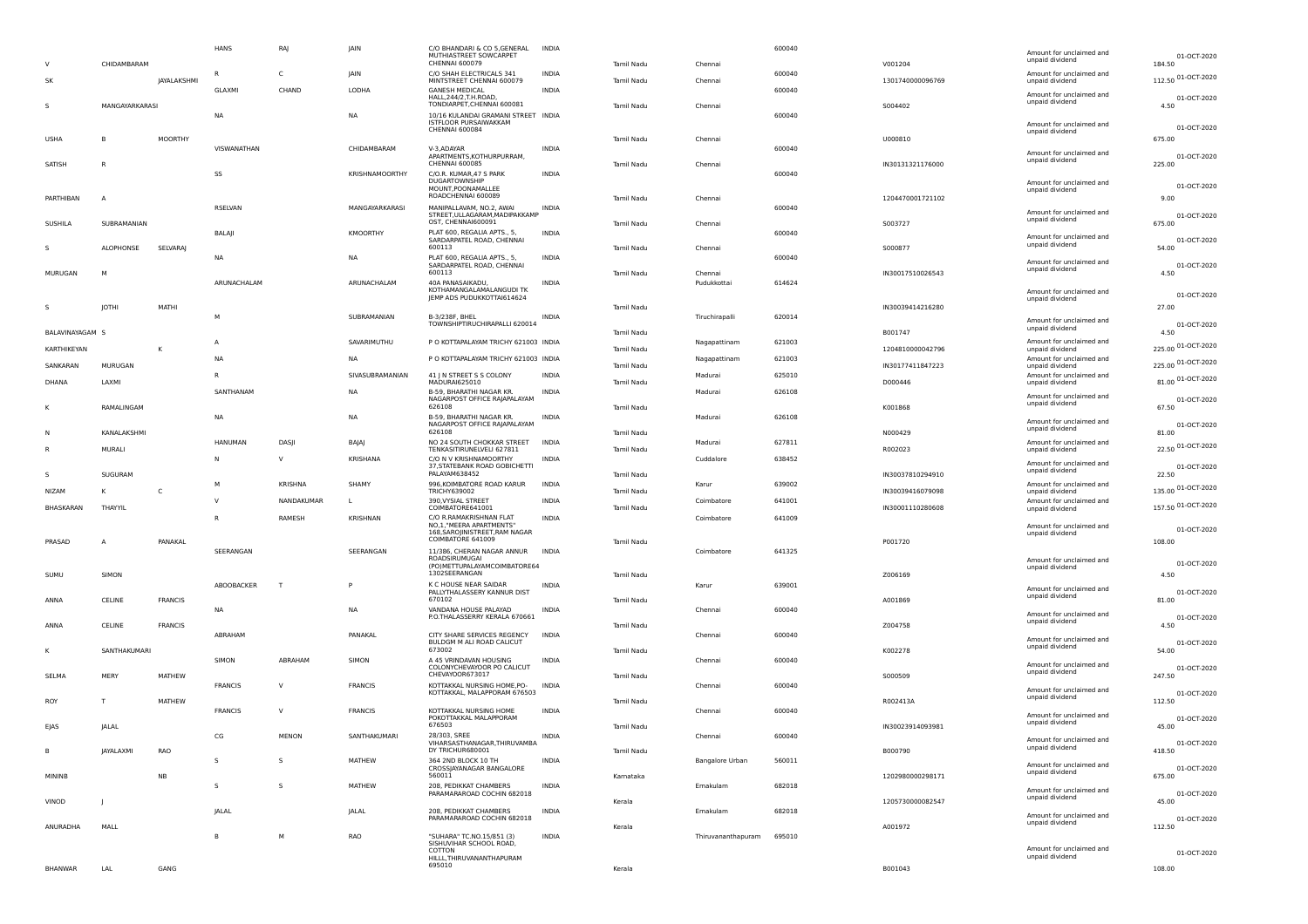| | | | | | | | | | | | | | | |
|---|---|---|---|---|---|---|---|---|---|---|---|---|---|---|
| V | CHIDAMBARAM | | HANS | RAJ | JAIN | C/O BHANDARI & CO 5,GENERAL MUTHIASTREET SOWCARPET CHENNAI 600079 | INDIA | Tamil Nadu | Chennai | 600040 | V001204 | Amount for unclaimed and unpaid dividend | 184.50 | 01-OCT-2020 |
| SK | | JAYALAKSHMI | R | C | JAIN | C/O SHAH ELECTRICALS 341 MINTSTREET CHENNAI 600079 | INDIA | Tamil Nadu | | 600040 | 1301740000096769 | Amount for unclaimed and unpaid dividend | 112.50 | 01-OCT-2020 |
| S | MANGAYARKARASI | | GLAXMI | CHAND | LODHA | GANESH MEDICAL HALL,244/2,T.H.ROAD, TONDIARPET,CHENNAI 600081 | INDIA | Tamil Nadu | Chennai | 600040 | S004402 | Amount for unclaimed and unpaid dividend | 4.50 | 01-OCT-2020 |
| USHA | B | MOORTHY | NA | | NA | 10/16 KULANDAI GRAMANI STREET ISTFLOOR PURSAIWAKKAM CHENNAI 600084 | INDIA | Tamil Nadu | Chennai | 600040 | U000810 | Amount for unclaimed and unpaid dividend | 675.00 | 01-OCT-2020 |
| SATISH | R | | VISWANATHAN | | CHIDAMBARAM | V-3,ADAYAR APARTMENTS,KOTHURPURRAM, CHENNAI 600085 | INDIA | Tamil Nadu | Chennai | 600040 | IN30131321176000 | Amount for unclaimed and unpaid dividend | 225.00 | 01-OCT-2020 |
| PARTHIBAN | A | | SS | | KRISHNAMOORTHY | C/O.R. KUMAR,47 S PARK DUGARTOWNSHIP MOUNT,POONAMALLEE ROADCHENNAI 600089 | INDIA | Tamil Nadu | Chennai | 600040 | 1204470001721102 | Amount for unclaimed and unpaid dividend | 9.00 | 01-OCT-2020 |
| SUSHILA | SUBRAMANIAN | | RSELVAN | | MANGAYARKARASI | MANIPALLAVAM, NO.2, AWAI STREET,ULLAGARAM,MADIPAKKAMP OST, CHENNAI600091 | INDIA | Tamil Nadu | Chennai | 600040 | S003727 | Amount for unclaimed and unpaid dividend | 675.00 | 01-OCT-2020 |
| S | ALOPHONSE | SELVARAJ | BALAJI | | KMOORTHY | PLAT 600, REGALIA APTS., 5, SARDARPATEL ROAD, CHENNAI 600113 | INDIA | Tamil Nadu | Chennai | 600040 | S000877 | Amount for unclaimed and unpaid dividend | 54.00 | 01-OCT-2020 |
| MURUGAN | M | | NA | | NA | PLAT 600, REGALIA APTS., 5, SARDARPATEL ROAD, CHENNAI 600113 | INDIA | Tamil Nadu | Chennai | 600040 | IN30017510026543 | Amount for unclaimed and unpaid dividend | 4.50 | 01-OCT-2020 |
| S | JOTHI | MATHI | ARUNACHALAM | | ARUNACHALAM | 40A PANASAIKADU, KOTHAMANGALAMALANGUDI TK JEMP ADS PUDUKKOTTAI614624 | INDIA | Tamil Nadu | Chennai Pudukkottai | 614624 | IN30039414216280 | Amount for unclaimed and unpaid dividend | 27.00 | 01-OCT-2020 |
| BALAVINAYAGAM | S | | M | | SUBRAMANIAN | B-3/238F, BHEL TOWNSHIPTIRUCHIRAPALLI 620014 | INDIA | Tamil Nadu | Tiruchirapalli | 620014 | B001747 | Amount for unclaimed and unpaid dividend | 4.50 | 01-OCT-2020 |
| KARTHIKEYAN | | K | A | | SAVARIMUTHU | P O KOTTAPALAYAM TRICHY 621003 | INDIA | Tamil Nadu | Nagapattinam | 621003 | 1204810000042796 | Amount for unclaimed and unpaid dividend | 225.00 | 01-OCT-2020 |
| SANKARAN | MURUGAN | | NA | | NA | P O KOTTAPALAYAM TRICHY 621003 | INDIA | Tamil Nadu | Nagapattinam | 621003 | IN30177411847223 | Amount for unclaimed and unpaid dividend | 225.00 | 01-OCT-2020 |
| DHANA | LAXMI | | R | | SIVASUBRAMANIAN | 41 J N STREET S S COLONY MADURAI625010 | INDIA | Tamil Nadu | Madurai | 625010 | D000446 | Amount for unclaimed and unpaid dividend | 81.00 | 01-OCT-2020 |
| K | RAMALINGAM | | SANTHANAM | | NA | B-59, BHARATHI NAGAR KR. NAGARPOST OFFICE RAJAPALAYAM 626108 | INDIA | Tamil Nadu | Madurai | 626108 | K001868 | Amount for unclaimed and unpaid dividend | 67.50 | 01-OCT-2020 |
| N | KANALAKSHMI | | NA | | NA | B-59, BHARATHI NAGAR KR. NAGARPOST OFFICE RAJAPALAYAM 626108 | INDIA | Tamil Nadu | Madurai | 626108 | N000429 | Amount for unclaimed and unpaid dividend | 81.00 | 01-OCT-2020 |
| R | MURALI | | HANUMAN | DASJI | BAJAJ | NO 24 SOUTH CHOKKAR STREET TENKASITIRUNELVELI 627811 | INDIA | Tamil Nadu | Madurai | 627811 | R002023 | Amount for unclaimed and unpaid dividend | 22.50 | 01-OCT-2020 |
| S | SUGURAM | | N | V | KRISHANA | C/O N V KRISHNAMOORTHY 37,STATEBANK ROAD GOBICHETTI PALAYAM638452 | INDIA | Tamil Nadu | Cuddalore | 638452 | IN30037810294910 | Amount for unclaimed and unpaid dividend | 22.50 | 01-OCT-2020 |
| NIZAM | K | C | M | KRISHNA | SHAMY | 996,KOIMBATORE ROAD KARUR TRICHY639002 | INDIA | Tamil Nadu | Karur | 639002 | IN30039416079098 | Amount for unclaimed and unpaid dividend | 135.00 | 01-OCT-2020 |
| BHASKARAN | THAYYIL | | V | NANDAKUMAR | L | 390,VYSIAL STREET COIMBATORE641001 | INDIA | Tamil Nadu | Coimbatore | 641001 | IN30001110280608 | Amount for unclaimed and unpaid dividend | 157.50 | 01-OCT-2020 |
| PRASAD | A | PANAKAL | R | RAMESH | KRISHNAN | C/O R.RAMAKRISHNAN FLAT NO,1,"MEERA APARTMENTS" 168,SAROJINISTREET,RAM NAGAR COIMBATORE 641009 | INDIA | Tamil Nadu | Coimbatore | 641009 | P001720 | Amount for unclaimed and unpaid dividend | 108.00 | 01-OCT-2020 |
| SUMU | SIMON | | SEERANGAN | | SEERANGAN | 11/386, CHERAN NAGAR ANNUR ROADSIRUMUGAI (PO)METTUPALAYAMCOIMBATORE64 1302SEERANGAN | INDIA | Tamil Nadu | Coimbatore | 641325 | Z006169 | Amount for unclaimed and unpaid dividend | 4.50 | 01-OCT-2020 |
| ANNA | CELINE | FRANCIS | ABOOBACKER | T | P | K C HOUSE NEAR SAIDAR PALLYTHALASSERY KANNUR DIST 670102 | INDIA | Tamil Nadu | Karur | 639001 | A001869 | Amount for unclaimed and unpaid dividend | 81.00 | 01-OCT-2020 |
| ANNA | CELINE | FRANCIS | NA | | NA | VANDANA HOUSE PALAYAD P.O.THALASSERRY KERALA 670661 | INDIA | Tamil Nadu | Chennai | 600040 | Z004758 | Amount for unclaimed and unpaid dividend | 4.50 | 01-OCT-2020 |
| K | SANTHAKUMARI | | ABRAHAM | | PANAKAL | CITY SHARE SERVICES REGENCY BULDGM M ALI ROAD CALICUT 673002 | INDIA | Tamil Nadu | Chennai | 600040 | K002278 | Amount for unclaimed and unpaid dividend | 54.00 | 01-OCT-2020 |
| SELMA | MERY | MATHEW | SIMON | ABRAHAM | SIMON | A 45 VRINDAVAN HOUSING COLONYCHEVAYOOR PO CALICUT CHEVAYOOR673017 | INDIA | Tamil Nadu | Chennai | 600040 | S000509 | Amount for unclaimed and unpaid dividend | 247.50 | 01-OCT-2020 |
| ROY | T | MATHEW | FRANCIS | V | FRANCIS | KOTTAKKAL NURSING HOME,PO-KOTTAKKAL, MALAPPORAM 676503 | INDIA | Tamil Nadu | Chennai | 600040 | R002413A | Amount for unclaimed and unpaid dividend | 112.50 | 01-OCT-2020 |
| EJAS | JALAL | | FRANCIS | V | FRANCIS | KOTTAKKAL NURSING HOME POKOTTAKKAL MALAPPORAM 676503 | INDIA | Tamil Nadu | Chennai | 600040 | IN30023914093981 | Amount for unclaimed and unpaid dividend | 45.00 | 01-OCT-2020 |
| B | JAYALAXMI | RAO | CG | MENON | SANTHAKUMARI | 28/303, SREE VIHARSASTHANAGAR,THIRUVAMBA DY TRICHUR680001 | INDIA | Tamil Nadu | Chennai | 600040 | B000790 | Amount for unclaimed and unpaid dividend | 418.50 | 01-OCT-2020 |
| MININB | | NB | S | S | MATHEW | 364 2ND BLOCK 10 TH CROSSJAYANAGAR BANGALORE 560011 | INDIA | Karnataka | Bangalore Urban | 560011 | 1202980000298171 | Amount for unclaimed and unpaid dividend | 675.00 | 01-OCT-2020 |
| VINOD | J | | S | S | MATHEW | 208, PEDIKKAT CHAMBERS PARAMARAROAD COCHIN 682018 | INDIA | Kerala | Ernakulam | 682018 | 1205730000082547 | Amount for unclaimed and unpaid dividend | 45.00 | 01-OCT-2020 |
| ANURADHA | MALL | | JALAL | | JALAL | 208, PEDIKKAT CHAMBERS PARAMARAROAD COCHIN 682018 | INDIA | Kerala | Ernakulam | 682018 | A001972 | Amount for unclaimed and unpaid dividend | 112.50 | 01-OCT-2020 |
| BHANWAR | LAL | GANG | B | M | RAO | "SUHARA" TC.NO.15/851 (3) SISHUVIHAR SCHOOL ROAD, COTTON HILLL,THIRUVANANTHAPURAM 695010 | INDIA | Kerala | Thiruvananthapuram | 695010 | B001043 | Amount for unclaimed and unpaid dividend | 108.00 | 01-OCT-2020 |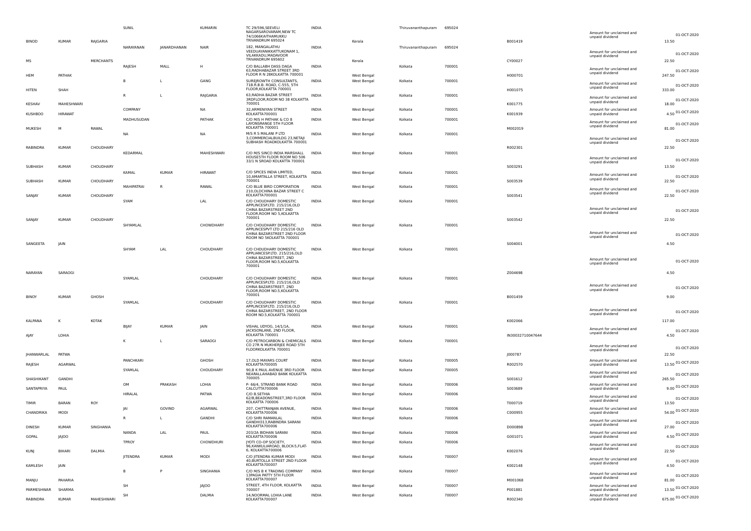| | | | | | | | | | | | | | | |
|---|---|---|---|---|---|---|---|---|---|---|---|---|---|---|
| BINOD | KUMAR | RAJGARIA | SUNIL | | KUMARIN | TC 29/596,SEEVELI NAGARSAROVARAM,NEW TC 74/1066KAITHAMUKKU TRIVANDRUM 695024 | INDIA | Kerala | Thiruvananthapuram | 695024 | B001419 | Amount for unclaimed and unpaid dividend | 13.50 | 01-OCT-2020 |
| MS | | MERCHANTS | NARAYANAN | JANARDHANAN | NAIR | 182, MANGALATHU VEEDUAYANIKKATTUKONAM 1, VILAKKADU,MADAVOOR TRIVANDRUM 695602 | INDIA | Kerala | Thiruvananthapuram | 695024 | CY00027 | Amount for unclaimed and unpaid dividend | 22.50 | 01-OCT-2020 |
| HEM | PATHAK | | RAJESH | MALL | H | C/O BALLABH DASS DAGA 63,RADHABAZAR STREET 3RD FLOOR R N 28KOLKATTA 700001 | INDIA | West Bengal | Kolkata | 700001 | H000701 | Amount for unclaimed and unpaid dividend | 247.50 | 01-OCT-2020 |
| HITEN | SHAH | | B | L | GANG | SUREJROWTH CONSULTANTS, 71B,R.B.B. ROAD, C-555, 5TH FLOOR,KOLKATTA 700001 | INDIA | West Bengal | Kolkata | 700001 | H001075 | Amount for unclaimed and unpaid dividend | 333.00 | 01-OCT-2020 |
| KESHAV | MAHESHWARI | | R | L | RAJGARIA | 63,RADHA BAZAR STREET 3RDFLOOR,ROOM NO 38 KOLKATTA 700001 | INDIA | West Bengal | Kolkata | 700001 | K001775 | Amount for unclaimed and unpaid dividend | 18.00 | 01-OCT-2020 |
| KUSHBOO | HIRAWAT | | COMPANY | | NA | 32,ARMENIYAN STREET KOLKATTA700001 | INDIA | West Bengal | Kolkata | 700001 | K001939 | Amount for unclaimed and unpaid dividend | 4.50 | 01-OCT-2020 |
| MUKESH | M | RAWAL | MADHUSUDAN | | PATHAK | C/O M/S H PATHAK & CO 8 LAYONSRANGE 5TH FLOOR KOLKATTA 700001 | INDIA | West Bengal | Kolkata | 700001 | M002019 | Amount for unclaimed and unpaid dividend | 81.00 | 01-OCT-2020 |
| RABINDRA | KUMAR | CHOUDHARY | NA | | NA | M/S R S MALANI P LTD 3,COMMERCIALBUILDG 23,NETAJI SUBHASH ROADKOLKATTA 700001 | INDIA | West Bengal | Kolkata | 700001 | R002301 | Amount for unclaimed and unpaid dividend | 22.50 | 01-OCT-2020 |
| SUBHASH | KUMAR | CHOUDHARY | KEDARMAL | | MAHESHWARI | C/O M/S SINCO INDIA MARSHALL HOUSE5TH FLOOR ROOM NO 506 33/1 N SROAD KOLKATTA 700001 | INDIA | West Bengal | Kolkata | 700001 | S003291 | Amount for unclaimed and unpaid dividend | 13.50 | 01-OCT-2020 |
| SUBHASH | KUMAR | CHOUDHARY | KAMAL | KUMAR | HIRAWAT | C/O SPICES INDIA LIMITED, 10,AMARTALLA STREET, KOLKATTA 700001 | INDIA | West Bengal | Kolkata | 700001 | S003539 | Amount for unclaimed and unpaid dividend | 22.50 | 01-OCT-2020 |
| SANJAY | KUMAR | CHOUDHARY | MAHIPATRAI | R | RAWAL | C/O BLUE BIRD CORPORATION 210,OLDCHINA BAZAR STREET C KOLKATTA700001 | INDIA | West Bengal | Kolkata | 700001 | S003541 | Amount for unclaimed and unpaid dividend | 22.50 | 01-OCT-2020 |
| SANJAY | KUMAR | CHOUDHARY | SYAM | | LAL | C/O CHOUDHARY DOMESTIC APPLINCESP.LTD. 215/216,OLD CHINA BAZARSTREET 2ND FLOOR,ROOM NO 5,KOLKATTA 700001 | INDIA | West Bengal | Kolkata | 700001 | S003542 | Amount for unclaimed and unpaid dividend | 22.50 | 01-OCT-2020 |
| SANGEETA | JAIN | | SHYAMLAL | | CHOWDHARY | C/O CHOUDHARY DOMESTIC APPLINCESPVT LTD 215/216 OLD CHINA BAZARSTREET 2ND FLOOR ROOM NO 5KOLKATTA 700001 | INDIA | West Bengal | Kolkata | 700001 | S004001 | Amount for unclaimed and unpaid dividend | 4.50 | 01-OCT-2020 |
| NARAYAN | SARAOGI | | SHYAM | LAL | CHOUDHARY | C/O CHDUDHARY DOMESTIC APPLIANCESP.LTD. 215/216,OLD CHINA BAZARSTREET, 2ND FLOOR,ROOM NO.5,KOLKATTA 700001 | INDIA | West Bengal | Kolkata | 700001 | Z004698 | Amount for unclaimed and unpaid dividend | 4.50 | 01-OCT-2020 |
| BINOY | KUMAR | GHOSH | SYAMLAL | | CHOUDHARY | C/O CHOUDHARY DOMESTIC APPLINCESP.LTD. 215/216,OLD CHINA BAZARSTREET, 2ND FLOOR,ROOM NO.5,KOLKATTA 700001 | INDIA | West Bengal | Kolkata | 700001 | B001459 | Amount for unclaimed and unpaid dividend | 9.00 | 01-OCT-2020 |
| KALPANA | K | KOTAK | SYAMLAL | | CHOUDHARY | C/O CHOUDHARY DOMESTIC APPLINCESP.LTD. 215/216,OLD CHINA BAZARSTREET, 2ND FLOOR ROOM NO.5,KOLKATTA 700001 | INDIA | West Bengal | Kolkata | 700001 | K002066 | Amount for unclaimed and unpaid dividend | 117.00 | 01-OCT-2020 |
| AJAY | LOHIA | | BIJAY | KUMAR | JAIN | VISHAL UDYOG, 14/1/1A, JACKSONLANE, 2ND FLOOR, KOLKATTA 700001 | INDIA | West Bengal | Kolkata | 700001 | IN30032710047644 | Amount for unclaimed and unpaid dividend | 4.50 | 01-OCT-2020 |
| JHANWARLAL | PATWA | | K | L | SARAOGI | C/O PETROCARBON & CHEMICALS CO 27R N MUKHERJEE ROAD 5TH FLOORKOLKATTA 700001 | INDIA | West Bengal | Kolkata | 700001 | J000787 | Amount for unclaimed and unpaid dividend | 22.50 | 01-OCT-2020 |
| RAJESH | AGARWAL | | PANCHKARI | | GHOSH | 17,OLD MAYARS COURT KOLKATTA700005 | INDIA | West Bengal | Kolkata | 700005 | R002570 | Amount for unclaimed and unpaid dividend | 13.50 | 01-OCT-2020 |
| SHASHIKANT | GANDHI | | SYAMLAL | | CHOUDHARY | 90,B K PAUL AVENUE 3RD FLOOR NEARALLAHABAD BANK KOLKATTA 700005 | INDIA | West Bengal | Kolkata | 700005 | S001612 | Amount for unclaimed and unpaid dividend | 265.50 | 01-OCT-2020 |
| SANTAPRIYA | PAUL | | OM | PRAKASH | LOHIA | P- 66/4, STRAND BANK ROAD CALCUTTA700006 | INDIA | West Bengal | Kolkata | 700006 | S003689 | Amount for unclaimed and unpaid dividend | 9.00 | 01-OCT-2020 |
| TIMIR | BARAN | ROY | HIRALAL | | PATWA | C/O B.SETHIA 62/8,BEADONSTREET,3RD FLOOR KOLKATTA 700006 | INDIA | West Bengal | Kolkata | 700006 | T000719 | Amount for unclaimed and unpaid dividend | 13.50 | 01-OCT-2020 |
| CHANDRIKA | MODI | | JAI | GOVIND | AGARWAL | 207, CHITTRANJAN AVENUE, KOLKATTA700006 | INDIA | West Bengal | Kolkata | 700006 | C000955 | Amount for unclaimed and unpaid dividend | 54.00 | 01-OCT-2020 |
| DINESH | KUMAR | SINGHANIA | R | L | GANDHI | C/O SHRI RAMANLAL GANDHI313,RABINDRA SARANI KOLKATTA700006 | INDIA | West Bengal | Kolkata | 700006 | D000898 | Amount for unclaimed and unpaid dividend | 27.00 | 01-OCT-2020 |
| GOPAL | JAJOO | | NANDA | LAL | PAUL | 203/2A BIDHAN SARANI KOLKATTA700006 | INDIA | West Bengal | Kolkata | 700006 | G001071 | Amount for unclaimed and unpaid dividend | 4.50 | 01-OCT-2020 |
| KUNJ | BIHARI | DALMIA | TPROY | | CHOWDHURI | JYOTI CO-OP SOCIETY, 96,KANKULIAROAD, BLOCK-5,FLAT-6, KOLKATTA700006 | INDIA | West Bengal | Kolkata | 700006 | K002076 | Amount for unclaimed and unpaid dividend | 22.50 | 01-OCT-2020 |
| KAMLESH | JAIN | | JITENDRA | KUMAR | MODI | C/O JITENDRA KUMAR MODI 40,BURTOLLA STREET 2ND FLOOR KOLKATTA700007 | INDIA | West Bengal | Kolkata | 700007 | K002148 | Amount for unclaimed and unpaid dividend | 4.50 | 01-OCT-2020 |
| MANJU | PAHARIA | | B | P | SINGHANIA | C/O M/S B K TRADING COMPANY 13PAGIA PATTY 5TH FLOOR KOLKATTA700007 | INDIA | West Bengal | Kolkata | 700007 | M001068 | Amount for unclaimed and unpaid dividend | 81.00 | 01-OCT-2020 |
| PARMESHWAR | SHARMA | | SH | | JAJOO | STREET, 4TH FLOOR, KOLKATTA 700007 | INDIA | West Bengal | Kolkata | 700007 | P001881 | Amount for unclaimed and unpaid dividend | 13.50 | 01-OCT-2020 |
| RABINDRA | KUMAR | MAHESHWARI | SH | | DALMIA | 14,NOORMAL LOHIA LANE KOLKATTA700007 | INDIA | West Bengal | Kolkata | 700007 | R002340 | Amount for unclaimed and unpaid dividend | 675.00 | 01-OCT-2020 |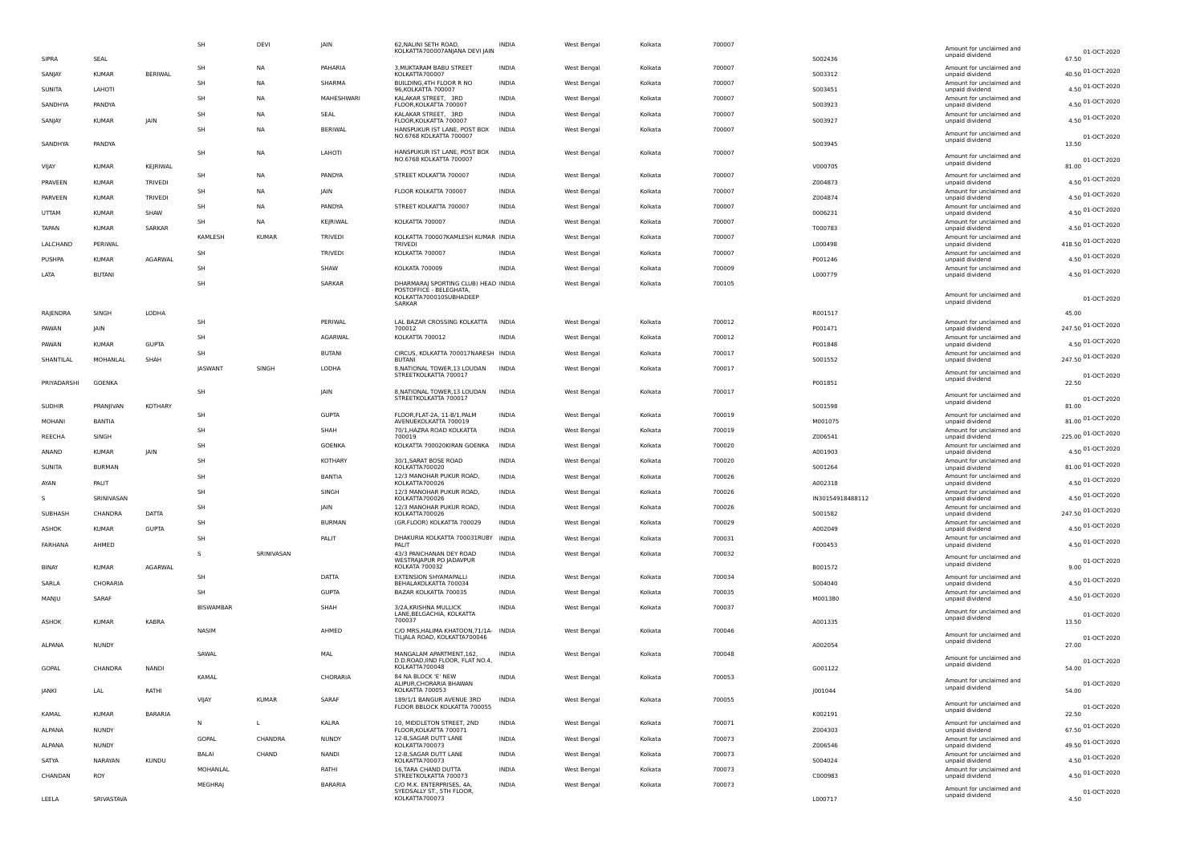| | | | | | | | | | | | | | | |
|---|---|---|---|---|---|---|---|---|---|---|---|---|---|---|
| SIPRA | SEAL | | SH | DEVI | JAIN | 62,NALINI SETH ROAD, KOLKATTA700007ANJANA DEVI JAIN | INDIA | West Bengal | Kolkata | 700007 | S002436 | Amount for unclaimed and unpaid dividend | 67.50 | 01-OCT-2020 |
| SANJAY | KUMAR | BERIWAL | SH | NA | PAHARIA | 3,MUKTARAM BABU STREET KOLKATTA700007 | INDIA | West Bengal | Kolkata | 700007 | S003312 | Amount for unclaimed and unpaid dividend | 40.50 | 01-OCT-2020 |
| SUNITA | LAHOTI | | SH | NA | SHARMA | BUILDING,4TH FLOOR R NO 96,KOLKATTA 700007 | INDIA | West Bengal | Kolkata | 700007 | S003451 | Amount for unclaimed and unpaid dividend | 4.50 | 01-OCT-2020 |
| SANDHYA | PANDYA | | SH | NA | MAHESHWARI | KALAKAR STREET, 3RD FLOOR,KOLKATTA 700007 | INDIA | West Bengal | Kolkata | 700007 | S003923 | Amount for unclaimed and unpaid dividend | 4.50 | 01-OCT-2020 |
| SANJAY | KUMAR | JAIN | SH | NA | SEAL | KALAKAR STREET, 3RD FLOOR,KOLKATTA 700007 | INDIA | West Bengal | Kolkata | 700007 | S003927 | Amount for unclaimed and unpaid dividend | 4.50 | 01-OCT-2020 |
| SANDHYA | PANDYA | | SH | NA | BERIWAL | HANSPUKUR IST LANE, POST BOX NO.6768 KOLKATTA 700007 | INDIA | West Bengal | Kolkata | 700007 | S003945 | Amount for unclaimed and unpaid dividend | 13.50 | 01-OCT-2020 |
| VIJAY | KUMAR | KEJRIWAL | SH | NA | LAHOTI | HANSPUKUR IST LANE, POST BOX NO.6768 KOLKATTA 700007 | INDIA | West Bengal | Kolkata | 700007 | V000705 | Amount for unclaimed and unpaid dividend | 81.00 | 01-OCT-2020 |
| PRAVEEN | KUMAR | TRIVEDI | SH | NA | PANDYA | STREET KOLKATTA 700007 | INDIA | West Bengal | Kolkata | 700007 | Z004873 | Amount for unclaimed and unpaid dividend | 4.50 | 01-OCT-2020 |
| PARVEEN | KUMAR | TRIVEDI | SH | NA | JAIN | FLOOR KOLKATTA 700007 | INDIA | West Bengal | Kolkata | 700007 | Z004874 | Amount for unclaimed and unpaid dividend | 4.50 | 01-OCT-2020 |
| UTTAM | KUMAR | SHAW | SH | NA | PANDYA | STREET KOLKATTA 700007 | INDIA | West Bengal | Kolkata | 700007 | 0006231 | Amount for unclaimed and unpaid dividend | 4.50 | 01-OCT-2020 |
| TAPAN | KUMAR | SARKAR | SH | NA | KEJRIWAL | KOLKATTA 700007 | INDIA | West Bengal | Kolkata | 700007 | T000783 | Amount for unclaimed and unpaid dividend | 4.50 | 01-OCT-2020 |
| LALCHAND | PERIWAL | | KAMLESH | KUMAR | TRIVEDI | KOLKATTA 700007KAMLESH KUMAR TRIVEDI | INDIA | West Bengal | Kolkata | 700007 | L000498 | Amount for unclaimed and unpaid dividend | 418.50 | 01-OCT-2020 |
| PUSHPA | KUMAR | AGARWAL | SH | | TRIVEDI | KOLKATTA 700007 | INDIA | West Bengal | Kolkata | 700007 | P001246 | Amount for unclaimed and unpaid dividend | 4.50 | 01-OCT-2020 |
| LATA | BUTANI | | SH | | SHAW | KOLKATA 700009 | INDIA | West Bengal | Kolkata | 700009 | L000779 | Amount for unclaimed and unpaid dividend | 4.50 | 01-OCT-2020 |
| RAJENDRA | SINGH | LODHA | SH | | SARKAR | DHARMARAJ SPORTING CLUB( HEAD POSTOFFICE - BELEGHATA, KOLKATTA700010SUBHADEEP SARKAR | INDIA | West Bengal | Kolkata | 700105 | R001517 | Amount for unclaimed and unpaid dividend | 45.00 | 01-OCT-2020 |
| PAWAN | JAIN | | SH | | PERIWAL | LAL BAZAR CROSSING KOLKATTA 700012 | INDIA | West Bengal | Kolkata | 700012 | P001471 | Amount for unclaimed and unpaid dividend | 247.50 | 01-OCT-2020 |
| PAWAN | KUMAR | GUPTA | SH | | AGARWAL | KOLKATTA 700012 | INDIA | West Bengal | Kolkata | 700012 | P001848 | Amount for unclaimed and unpaid dividend | 4.50 | 01-OCT-2020 |
| SHANTILAL | MOHANLAL | SHAH | SH | | BUTANI | CIRCUS, KOLKATTA 700017NARESH BUTANI | INDIA | West Bengal | Kolkata | 700017 | S001552 | Amount for unclaimed and unpaid dividend | 247.50 | 01-OCT-2020 |
| PRIYADARSHI | GOENKA | | JASWANT | SINGH | LODHA | 8,NATIONAL TOWER,13 LOUDAN STREETKOLKATTA 700017 | INDIA | West Bengal | Kolkata | 700017 | P001851 | Amount for unclaimed and unpaid dividend | 22.50 | 01-OCT-2020 |
| SUDHIR | PRANJIVAN | KOTHARY | SH | | JAIN | 8,NATIONAL TOWER,13 LOUDAN STREETKOLKATTA 700017 | INDIA | West Bengal | Kolkata | 700017 | S001598 | Amount for unclaimed and unpaid dividend | 81.00 | 01-OCT-2020 |
| MOHANI | BANTIA | | SH | | GUPTA | FLOOR,FLAT-2A, 11-B/1,PALM AVENUEKOLKATTA 700019 | INDIA | West Bengal | Kolkata | 700019 | M001075 | Amount for unclaimed and unpaid dividend | 81.00 | 01-OCT-2020 |
| REECHA | SINGH | | SH | | SHAH | 70/1,HAZRA ROAD KOLKATTA 700019 | INDIA | West Bengal | Kolkata | 700019 | Z006541 | Amount for unclaimed and unpaid dividend | 225.00 | 01-OCT-2020 |
| ANAND | KUMAR | JAIN | SH | | GOENKA | KOLKATTA 700020KIRAN GOENKA | INDIA | West Bengal | Kolkata | 700020 | A001903 | Amount for unclaimed and unpaid dividend | 4.50 | 01-OCT-2020 |
| SUNITA | BURMAN | | SH | | KOTHARY | 30/1,SARAT BOSE ROAD KOLKATTA700020 | INDIA | West Bengal | Kolkata | 700020 | S001264 | Amount for unclaimed and unpaid dividend | 81.00 | 01-OCT-2020 |
| AYAN | PALIT | | SH | | BANTIA | 12/3 MANOHAR PUKUR ROAD, KOLKATTA700026 | INDIA | West Bengal | Kolkata | 700026 | A002318 | Amount for unclaimed and unpaid dividend | 4.50 | 01-OCT-2020 |
| S | SRINIVASAN | | SH | | SINGH | 12/3 MANOHAR PUKUR ROAD, KOLKATTA700026 | INDIA | West Bengal | Kolkata | 700026 | IN30154918488112 | Amount for unclaimed and unpaid dividend | 4.50 | 01-OCT-2020 |
| SUBHASH | CHANDRA | DATTA | SH | | JAIN | 12/3 MANOHAR PUKUR ROAD, KOLKATTA700026 | INDIA | West Bengal | Kolkata | 700026 | S001582 | Amount for unclaimed and unpaid dividend | 247.50 | 01-OCT-2020 |
| ASHOK | KUMAR | GUPTA | SH | | BURMAN | (GR.FLOOR) KOLKATTA 700029 | INDIA | West Bengal | Kolkata | 700029 | A002049 | Amount for unclaimed and unpaid dividend | 4.50 | 01-OCT-2020 |
| FARHANA | AHMED | | SH | | PALIT | DHAKURIA KOLKATTA 700031RUBY PALIT | INDIA | West Bengal | Kolkata | 700031 | F000453 | Amount for unclaimed and unpaid dividend | 4.50 | 01-OCT-2020 |
| BINAY | KUMAR | AGARWAL | S | SRINIVASAN | | 43/3 PANCHANAN DEY ROAD WESTRAJAPUR PO JADAVPUR KOLKATA 700032 | INDIA | West Bengal | Kolkata | 700032 | B001572 | Amount for unclaimed and unpaid dividend | 9.00 | 01-OCT-2020 |
| SARLA | CHORARIA | | SH | | DATTA | EXTENSION SHYAMAPALLI BEHALAKOLKATTA 700034 | INDIA | West Bengal | Kolkata | 700034 | S004040 | Amount for unclaimed and unpaid dividend | 4.50 | 01-OCT-2020 |
| MANJU | SARAF | | SH | | GUPTA | BAZAR KOLKATTA 700035 | INDIA | West Bengal | Kolkata | 700035 | M001380 | Amount for unclaimed and unpaid dividend | 4.50 | 01-OCT-2020 |
| ASHOK | KUMAR | KABRA | BISWAMBAR | | SHAH | 3/2A,KRISHNA MULLICK LANE,BELGACHIA, KOLKATTA 700037 | INDIA | West Bengal | Kolkata | 700037 | A001335 | Amount for unclaimed and unpaid dividend | 13.50 | 01-OCT-2020 |
| ALPANA | NUNDY | | NASIM | | AHMED | C/O MRS,HALIMA KHATOON,71/1A-TILJALA ROAD, KOLKATTA700046 | INDIA | West Bengal | Kolkata | 700046 | A002054 | Amount for unclaimed and unpaid dividend | 27.00 | 01-OCT-2020 |
| GOPAL | CHANDRA | NANDI | SAWAL | | MAL | MANGALAM APARTMENT,162, D.D.ROAD,IIND FLOOR, FLAT NO.4, KOLKATTA700048 | INDIA | West Bengal | Kolkata | 700048 | G001122 | Amount for unclaimed and unpaid dividend | 54.00 | 01-OCT-2020 |
| JANKI | LAL | RATHI | KAMAL | | CHORARIA | 84 NA BLOCK 'E' NEW ALIPUR,CHORARIA BHAWAN KOLKATTA 700053 | INDIA | West Bengal | Kolkata | 700053 | J001044 | Amount for unclaimed and unpaid dividend | 54.00 | 01-OCT-2020 |
| KAMAL | KUMAR | BARARIA | VIJAY | KUMAR | SARAF | 189/1/1 BANGUR AVENUE 3RD FLOOR BBLOCK KOLKATTA 700055 | INDIA | West Bengal | Kolkata | 700055 | K002191 | Amount for unclaimed and unpaid dividend | 22.50 | 01-OCT-2020 |
| ALPANA | NUNDY | | N | L | KALRA | 10, MIDDLETON STREET, 2ND FLOOR,KOLKATTA 700071 | INDIA | West Bengal | Kolkata | 700071 | Z004303 | Amount for unclaimed and unpaid dividend | 67.50 | 01-OCT-2020 |
| ALPANA | NUNDY | | GOPAL | CHANDRA | NUNDY | 12-B,SAGAR DUTT LANE KOLKATTA700073 | INDIA | West Bengal | Kolkata | 700073 | Z006546 | Amount for unclaimed and unpaid dividend | 49.50 | 01-OCT-2020 |
| SATYA | NARAYAN | KUNDU | BALAI | CHAND | NANDI | 12-B,SAGAR DUTT LANE KOLKATTA700073 | INDIA | West Bengal | Kolkata | 700073 | S004024 | Amount for unclaimed and unpaid dividend | 4.50 | 01-OCT-2020 |
| CHANDAN | ROY | | MOHANLAL | | RATHI | 16,TARA CHAND DUTTA STREETKOLKATTA 700073 | INDIA | West Bengal | Kolkata | 700073 | C000983 | Amount for unclaimed and unpaid dividend | 4.50 | 01-OCT-2020 |
| LEELA | SRIVASTAVA | | MEGHRAJ | | BARARIA | C/O M.K. ENTERPRISES, 4A, SYEDSALLY ST., 5TH FLOOR, KOLKATTA700073 | INDIA | West Bengal | Kolkata | 700073 | L000717 | Amount for unclaimed and unpaid dividend | 4.50 | 01-OCT-2020 |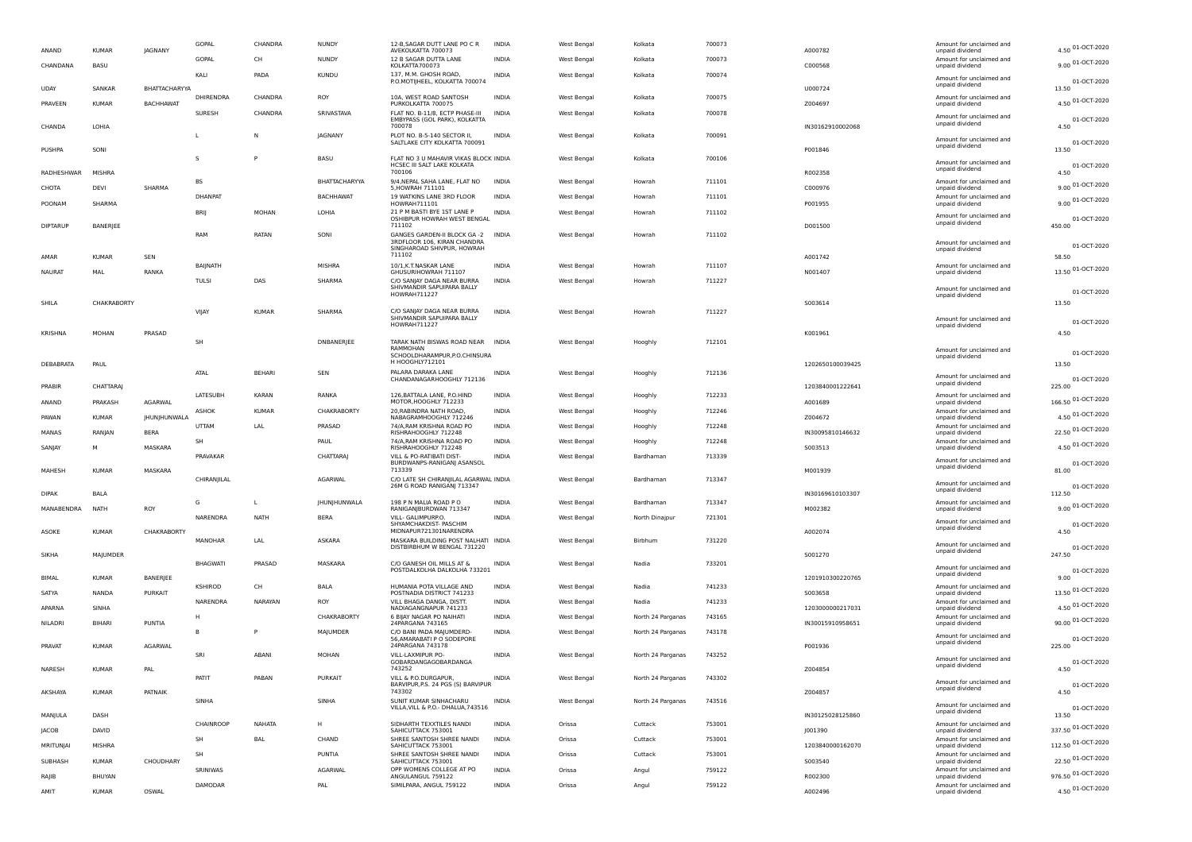| | | | | | | | | | | | | | | |
|---|---|---|---|---|---|---|---|---|---|---|---|---|---|---|
| ANAND | KUMAR | JAGNANY | GOPAL | CHANDRA | NUNDY | 12-B,SAGAR DUTT LANE PO C R AVEKOLKATTA 700073 | INDIA | West Bengal | Kolkata | 700073 | A000782 | Amount for unclaimed and unpaid dividend | 4.50 | 01-OCT-2020 |
| CHANDANA | BASU | | GOPAL | CH | NUNDY | 12 B SAGAR DUTTA LANE KOLKATTA700073 | INDIA | West Bengal | Kolkata | 700073 | C000568 | Amount for unclaimed and unpaid dividend | 9.00 | 01-OCT-2020 |
| UDAY | SANKAR | BHATTACHARYYA | KALI | PADA | KUNDU | 137, M.M. GHOSH ROAD, P.O.MOTIJHEEL, KOLKATTA 700074 | INDIA | West Bengal | Kolkata | 700074 | U000724 | Amount for unclaimed and unpaid dividend | 13.50 | 01-OCT-2020 |
| PRAVEEN | KUMAR | BACHHAWAT | DHIRENDRA | CHANDRA | ROY | 10A, WEST ROAD SANTOSH PURKOLKATTA 700075 | INDIA | West Bengal | Kolkata | 700075 | Z004697 | Amount for unclaimed and unpaid dividend | 4.50 | 01-OCT-2020 |
| CHANDA | LOHIA | | SURESH | CHANDRA | SRIVASTAVA | FLAT NO. B-11/8, ECTP PHASE-III EMBYPASS (GOL PARK), KOLKATTA 700078 | INDIA | West Bengal | Kolkata | 700078 | IN30162910002068 | Amount for unclaimed and unpaid dividend | 4.50 | 01-OCT-2020 |
| PUSHPA | SONI | | L | N | JAGNANY | PLOT NO. B-5-140 SECTOR II, SALTLAKE CITY KOLKATTA 700091 | INDIA | West Bengal | Kolkata | 700091 | P001846 | Amount for unclaimed and unpaid dividend | 13.50 | 01-OCT-2020 |
| RADHESHWAR | MISHRA | | S | P | BASU | FLAT NO 3 U MAHAVIR VIKAS BLOCK HCSEC III SALT LAKE KOLKATA 700106 | INDIA | West Bengal | Kolkata | 700106 | R002358 | Amount for unclaimed and unpaid dividend | 4.50 | 01-OCT-2020 |
| CHOTA | DEVI | SHARMA | BS | | BHATTACHARYYA | 9/4,NEPAL SAHA LANE, FLAT NO 5,HOWRAH 711101 | INDIA | West Bengal | Howrah | 711101 | C000976 | Amount for unclaimed and unpaid dividend | 9.00 | 01-OCT-2020 |
| POONAM | SHARMA | | DHANPAT | | BACHHAWAT | 19 WATKINS LANE 3RD FLOOR HOWRAH711101 | INDIA | West Bengal | Howrah | 711101 | P001955 | Amount for unclaimed and unpaid dividend | 9.00 | 01-OCT-2020 |
| DIPTARUP | BANERJEE | | BRIJ | MOHAN | LOHIA | 21 P M BASTI BYE 1ST LANE P OSHIBPUR HOWRAH WEST BENGAL 711102 | INDIA | West Bengal | Howrah | 711102 | D001500 | Amount for unclaimed and unpaid dividend | 450.00 | 01-OCT-2020 |
| AMAR | KUMAR | SEN | RAM | RATAN | SONI | GANGES GARDEN-II BLOCK GA -2 3RDFLOOR 106, KIRAN CHANDRA SINGHAROAD SHIVPUR, HOWRAH 711102 | INDIA | West Bengal | Howrah | 711102 | A001742 | Amount for unclaimed and unpaid dividend | 58.50 | 01-OCT-2020 |
| NAURAT | MAL | RANKA | BAIJNATH | | MISHRA | 10/1,K.T.NASKAR LANE GHUSURIHOWRAH 711107 | INDIA | West Bengal | Howrah | 711107 | N001407 | Amount for unclaimed and unpaid dividend | 13.50 | 01-OCT-2020 |
| SHILA | CHAKRABORTY | | TULSI | DAS | SHARMA | C/O SANJAY DAGA NEAR BURRA SHIVMANDIR SAPUIPARA BALLY HOWRAH711227 | INDIA | West Bengal | Howrah | 711227 | S003614 | Amount for unclaimed and unpaid dividend | 13.50 | 01-OCT-2020 |
| KRISHNA | MOHAN | PRASAD | VIJAY | KUMAR | SHARMA | C/O SANJAY DAGA NEAR BURRA SHIVMANDIR SAPUIPARA BALLY HOWRAH711227 | INDIA | West Bengal | Howrah | 711227 | K001961 | Amount for unclaimed and unpaid dividend | 4.50 | 01-OCT-2020 |
| DEBABRATA | PAUL | | SH | | DNBANERJEE | TARAK NATH BISWAS ROAD NEAR RAMMOHAN SCHOOLDHARAMPUR,P.O.CHINSURA H HOOGHLY712101 | INDIA | West Bengal | Hooghly | 712101 | 1202650100039425 | Amount for unclaimed and unpaid dividend | 13.50 | 01-OCT-2020 |
| PRABIR | CHATTARAJ | | ATAL | BEHARI | SEN | PALARA DARAKA LANE CHANDANAGARHOOGHLY 712136 | INDIA | West Bengal | Hooghly | 712136 | 1203840001222641 | Amount for unclaimed and unpaid dividend | 225.00 | 01-OCT-2020 |
| ANAND | PRAKASH | AGARWAL | LATESUBH | KARAN | RANKA | 126,BATTALA LANE, P.O.HIND MOTOR,HOOGHLY 712233 | INDIA | West Bengal | Hooghly | 712233 | A001689 | Amount for unclaimed and unpaid dividend | 166.50 | 01-OCT-2020 |
| PAWAN | KUMAR | JHUNJHUNWALA | ASHOK | KUMAR | CHAKRABORTY | 20,RABINDRA NATH ROAD, NABAGRAMHOOGHLY 712246 | INDIA | West Bengal | Hooghly | 712246 | Z004672 | Amount for unclaimed and unpaid dividend | 4.50 | 01-OCT-2020 |
| MANAS | RANJAN | BERA | UTTAM | LAL | PRASAD | 74/A,RAM KRISHNA ROAD PO RISHRAHOOGHLY 712248 | INDIA | West Bengal | Hooghly | 712248 | IN30095810146632 | Amount for unclaimed and unpaid dividend | 22.50 | 01-OCT-2020 |
| SANJAY | M | MASKARA | SH | | PAUL | 74/A,RAM KRISHNA ROAD PO RISHRAHOOGHLY 712248 | INDIA | West Bengal | Hooghly | 712248 | S003513 | Amount for unclaimed and unpaid dividend | 4.50 | 01-OCT-2020 |
| MAHESH | KUMAR | MASKARA | PRAVAKAR | | CHATTARAJ | VILL & PO-RATIBATI DIST-BURDWANPS-RANIGANJ ASANSOL 713339 | INDIA | West Bengal | Bardhaman | 713339 | M001939 | Amount for unclaimed and unpaid dividend | 81.00 | 01-OCT-2020 |
| DIPAK | BALA | | CHIRANJILAL | | AGARWAL | C/O LATE SH CHIRANJILAL AGARWAL 26M G ROAD RANIGANJ 713347 | INDIA | West Bengal | Bardhaman | 713347 | IN30169610103307 | Amount for unclaimed and unpaid dividend | 112.50 | 01-OCT-2020 |
| MANABENDRA | NATH | ROY | G | L | JHUNJHUNWALA | 198 P N MALIA ROAD P O RANIGANJBURDWAN 713347 | INDIA | West Bengal | Bardhaman | 713347 | M002382 | Amount for unclaimed and unpaid dividend | 9.00 | 01-OCT-2020 |
| ASOKE | KUMAR | CHAKRABORTY | NARENDRA | NATH | BERA | VILL- GALIMPURPO. SHYAMCHAKDIST- PASCHIM MIDNAPUR721301NARENDRA | INDIA | West Bengal | North Dinajpur | 721301 | A002074 | Amount for unclaimed and unpaid dividend | 4.50 | 01-OCT-2020 |
| SIKHA | MAJUMDER | | MANOHAR | LAL | ASKARA | MASKARA BUILDING POST NALHATI DISTBIRBHUM W BENGAL 731220 | INDIA | West Bengal | Birbhum | 731220 | S001270 | Amount for unclaimed and unpaid dividend | 247.50 | 01-OCT-2020 |
| BIMAL | KUMAR | BANERJEE | BHAGWATI | PRASAD | MASKARA | C/O GANESH OIL MILLS AT & POSTDALKOLHA DALKOLHA 733201 | INDIA | West Bengal | Nadia | 733201 | 1201910300220765 | Amount for unclaimed and unpaid dividend | 9.00 | 01-OCT-2020 |
| SATYA | NANDA | PURKAIT | KSHIROD | CH | BALA | HUMANIA POTA VILLAGE AND POSTNADIA DISTRICT 741233 | INDIA | West Bengal | Nadia | 741233 | S003658 | Amount for unclaimed and unpaid dividend | 13.50 | 01-OCT-2020 |
| APARNA | SINHA | | NARENDRA | NARAYAN | ROY | VILL BHAGA DANGA, DISTT. NADIAGANGNAPUR 741233 | INDIA | West Bengal | Nadia | 741233 | 1203000000217031 | Amount for unclaimed and unpaid dividend | 4.50 | 01-OCT-2020 |
| NILADRI | BIHARI | PUNTIA | H | | CHAKRABORTY | 6 BIJAY NAGAR PO NAIHATI 24PARGANA 743165 | INDIA | West Bengal | North 24 Parganas | 743165 | IN30015910958651 | Amount for unclaimed and unpaid dividend | 90.00 | 01-OCT-2020 |
| PRAVAT | KUMAR | AGARWAL | B | P | MAJUMDER | C/O BANI PADA MAJUMDERD-56,AMARABATI P O SODEPORE 24PARGANA 743178 | INDIA | West Bengal | North 24 Parganas | 743178 | P001936 | Amount for unclaimed and unpaid dividend | 225.00 | 01-OCT-2020 |
| NARESH | KUMAR | PAL | SRI | ABANI | MOHAN | VILL-LAXMIPUR PO-GOBARDANGAGOBARDANGA 743252 | INDIA | West Bengal | North 24 Parganas | 743252 | Z004854 | Amount for unclaimed and unpaid dividend | 4.50 | 01-OCT-2020 |
| AKSHAYA | KUMAR | PATNAIK | PATIT | PABAN | PURKAIT | VILL & P.O.DURGAPUR, BARVIPUR,P.S. 24 PGS (S) BARVIPUR 743302 | INDIA | West Bengal | North 24 Parganas | 743302 | Z004857 | Amount for unclaimed and unpaid dividend | 4.50 | 01-OCT-2020 |
| MANJULA | DASH | | SINHA | | SINHA | SUNIT KUMAR SINHACHARU VILLA,VILL & P.O.- DHALUA,743516 | INDIA | West Bengal | North 24 Parganas | 743516 | IN30125028125860 | Amount for unclaimed and unpaid dividend | 13.50 | 01-OCT-2020 |
| JACOB | DAVID | | CHAINROOP | NAHATA | H | SIDHARTH TEXXTILES NANDI SAHICUTTACK 753001 | INDIA | Orissa | Cuttack | 753001 | J001390 | Amount for unclaimed and unpaid dividend | 337.50 | 01-OCT-2020 |
| MRITUNJAI | MISHRA | | SH | BAL | CHAND | SHREE SANTOSH SHREE NANDI SAHICUTTACK 753001 | INDIA | Orissa | Cuttack | 753001 | 1203840000162070 | Amount for unclaimed and unpaid dividend | 112.50 | 01-OCT-2020 |
| SUBHASH | KUMAR | CHOUDHARY | SH | | PUNTIA | SHREE SANTOSH SHREE NANDI SAHICUTTACK 753001 | INDIA | Orissa | Cuttack | 753001 | S003540 | Amount for unclaimed and unpaid dividend | 22.50 | 01-OCT-2020 |
| RAJIB | BHUYAN | | SRINIWAS | | AGARWAL | OPP WOMENS COLLEGE AT PO ANGULANGUL 759122 | INDIA | Orissa | Angul | 759122 | R002300 | Amount for unclaimed and unpaid dividend | 976.50 | 01-OCT-2020 |
| AMIT | KUMAR | OSWAL | DAMODAR | | PAL | SIMILPARA, ANGUL 759122 | INDIA | Orissa | Angul | 759122 | A002496 | Amount for unclaimed and unpaid dividend | 4.50 | 01-OCT-2020 |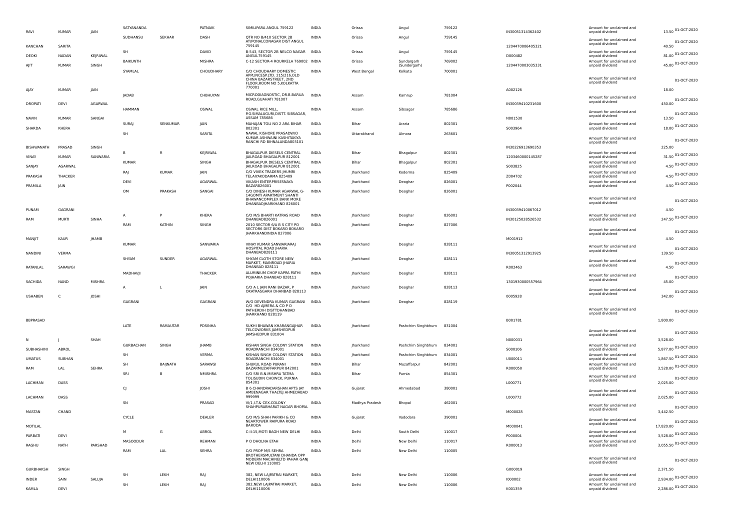| | | | | | | | | | | | | | | |
|---|---|---|---|---|---|---|---|---|---|---|---|---|---|---|
| RAVI | KUMAR | JAIN | SATYANANDA | | PATNAIK | SIMILIPARA ANGUL 759122 | INDIA | Orissa | Angul | 759122 | IN30051314362402 | Amount for unclaimed and unpaid dividend | 13.50 | 01-OCT-2020 |
| KANCHAN | SARITA | | SUDHANSU | SEKHAR | DASH | QTR NO B/410 SECTOR 2B AT/PONALCONAGAR DIST ANGUL 759145 | INDIA | Orissa | Angul | 759145 | 1204470006405321 | Amount for unclaimed and unpaid dividend | 40.50 | 01-OCT-2020 |
| DEOKI | NADAN | KEJRIWAL | SH | | DAVID | B-543, SECTOR 2B NELCO NAGAR ANGUL759145 | INDIA | Orissa | Angul | 759145 | D000482 | Amount for unclaimed and unpaid dividend | 81.00 | 01-OCT-2020 |
| AJIT | KUMAR | SINGH | BAIKUNTH | | MISHRA | C-12 SECTOR-4 ROURKELA 769002 | INDIA | Orissa | Sundargarh (Sundergarh) | 769002 | 1204470003035331 | Amount for unclaimed and unpaid dividend | 45.00 | 01-OCT-2020 |
| AJAY | KUMAR | JAIN | SYAMLAL | | CHOUDHARY | C/O CHOUDHARY DOMESTIC APPLINCESP.LTD. 215/216,OLD CHINA BAZARSTREET, 2ND FLOOR,ROOM NO 5,KOLKATTA 770001 | INDIA | West Bengal | Kolkata | 700001 | A002126 | Amount for unclaimed and unpaid dividend | 18.00 | 01-OCT-2020 |
| DROPATI | DEVI | AGARWAL | JADAB | | CHBHUYAN | MICRODIAGNOSTIC, DR.B.BARUA ROAD,GUAHATI 781007 | INDIA | Assam | Kamrup | 781004 | IN30039410231600 | Amount for unclaimed and unpaid dividend | 450.00 | 01-OCT-2020 |
| NAVIN | KUMAR | SANGAI | HAMMAN | | OSWAL | OSWAL RICE MILL, P.O.SIMALUGURI,DISTT. SIBSAGAR, ASSAM 785686 | INDIA | Assam | Sibsagar | 785686 | N001530 | Amount for unclaimed and unpaid dividend | 13.50 | 01-OCT-2020 |
| SHARDA | KHERA | | SURAJ | SENKUMAR | JAIN | MAHAJAN TOLI NO 2 ARA BIHAR 802301 | INDIA | Bihar | Araria | 802301 | S003964 | Amount for unclaimed and unpaid dividend | 18.00 | 01-OCT-2020 |
| BISHWANATH | PRASAD | SINGH | SH | | SARITA | NAWAL KISHORE PRASADW/O KUMAR ASHWAINI KASHITAKIYA RANCHI RD BIHNALANDA803101 | INDIA | Uttarakhand | Almora | 263601 | IN30226913690353 | Amount for unclaimed and unpaid dividend | 225.00 | 01-OCT-2020 |
| VINAY | KUMAR | SANWARIA | B | R | KEJRIWAL | BHAGALPUR DIESELS CENTRAL JAILROAD BHAGALPUR 812001 | INDIA | Bihar | Bhagalpur | 802301 | 1203460000145287 | Amount for unclaimed and unpaid dividend | 31.50 | 01-OCT-2020 |
| SANJAY | AGARWAL | | KUMAR | | SINGH | BHAGALPUR DIESELS CENTRAL JAILROAD BHAGALPUR 812001 | INDIA | Bihar | Bhagalpur | 802301 | S003825 | Amount for unclaimed and unpaid dividend | 4.50 | 01-OCT-2020 |
| PRAKASH | THACKER | | RAJ | KUMAR | JAIN | C/O VIVEK TRADERS JHUMRI TELAIYAKODARMA 825409 | INDIA | Jharkhand | Koderma | 825409 | Z004702 | Amount for unclaimed and unpaid dividend | 4.50 | 01-OCT-2020 |
| PRAMILA | JAIN | | DEVI | | AGARWAL | VIKASH ENTERPRISESNAYA BAZAR826001 | INDIA | Jharkhand | Deoghar | 826001 | P002044 | Amount for unclaimed and unpaid dividend | 4.50 | 01-OCT-2020 |
| PUNAM | GAGRANI | | OM | PRAKASH | SANGAI | C/O DINESH KUMAR AGARWAL G-14GOMTI APARTMENT SHANTI BHAWANCOMPLEX BANK MORE DHANBADJHARKHAND 826001 | INDIA | Jharkhand | Deoghar | 826001 | IN30039410067012 | Amount for unclaimed and unpaid dividend | 4.50 | 01-OCT-2020 |
| RAM | MURTI | SINHA | A | P | KHERA | C/O M/S BHARTI KATRAS ROAD DHANBAD826001 | INDIA | Jharkhand | Deoghar | 826001 | IN30125028526532 | Amount for unclaimed and unpaid dividend | 247.50 | 01-OCT-2020 |
| MANJIT | KAUR | JHAMB | RAM | KATHIN | SINGH | 2010 SECTOR 6/A B S CITY PO SECTOR6 DIST BOKARO BOKARO JHARKHANDINDIA 827006 | INDIA | Jharkhand | Deoghar | 827006 | M001912 | Amount for unclaimed and unpaid dividend | 4.50 | 01-OCT-2020 |
| NANDINI | VERMA | | KUMAR | | SANWARIA | VINAY KUMAR SANWARIARAJ HOSPITAL ROAD JHARIA DHANBAD828111 | INDIA | Jharkhand | Deoghar | 828111 | IN30051312913925 | Amount for unclaimed and unpaid dividend | 139.50 | 01-OCT-2020 |
| RATANLAL | SARAWGI | | SHYAM | SUNDER | AGARWAL | SHYAM CLOTH STORE NEW MARKET, MAINROAD JHARIA DHANBAD 828111 | INDIA | Jharkhand | Deoghar | 828111 | R002463 | Amount for unclaimed and unpaid dividend | 4.50 | 01-OCT-2020 |
| SACHIDA | NAND | MISHRA | MADHAVJI | | THACKER | ALUMINIUM CHOP KAPRA PATHI POJHARIA DHANBAD 828111 | INDIA | Jharkhand | Deoghar | 828111 | 1301930000557964 | Amount for unclaimed and unpaid dividend | 45.00 | 01-OCT-2020 |
| USHABEN | C | JOSHI | A | L | JAIN | C/O A L JAIN RANI BAZAR, P OKATRASGARH DHANBAD 828113 | INDIA | Jharkhand | Deoghar | 828113 | 0005928 | Amount for unclaimed and unpaid dividend | 342.00 | 01-OCT-2020 |
| BBPRASAD | | | GAGRANI | | GAGRANI | W/O DEVENDRA KUMAR GAGRANI C/O HD AJMERA & CO P O PATHERDIH DISTTDHANBAD JHARKHAND 828119 | INDIA | Jharkhand | Deoghar | 828119 | B001781 | Amount for unclaimed and unpaid dividend | 1,800.00 | 01-OCT-2020 |
| N | J | SHAH | LATE | RAMAUTAR | PDSINHA | SUKHI BHAWAN KHARANGAJHAR TELCOWORKS JAMSHEDPUR JAMSHEDPUR 831004 | INDIA | Jharkhand | Pashchim Singhbhum | 831004 | N000031 | Amount for unclaimed and unpaid dividend | 3,528.00 | 01-OCT-2020 |
| SUBHASHINI | ABROL | | GURBACHAN | SINGH | JHAMB | KISHAN SINGH COLONY STATION ROADRANCHI 834001 | INDIA | Jharkhand | Pashchim Singhbhum | 834001 | S000106 | Amount for unclaimed and unpaid dividend | 5,877.00 | 01-OCT-2020 |
| UMATUS | SUBHAN | | SH | | VERMA | KISHAN SINGH COLONY STATION ROADRANCHI 834001 | INDIA | Jharkhand | Pashchim Singhbhum | 834001 | U000011 | Amount for unclaimed and unpaid dividend | 1,867.50 | 01-OCT-2020 |
| RAM | LAL | SEHRA | SH | BAIJNATH | SARAWGI | SHUKUL ROAD PURANI BAZARMUZAFFARPUR 842001 | INDIA | Bihar | Muzaffarpur | 842001 | R000050 | Amount for unclaimed and unpaid dividend | 3,528.00 | 01-OCT-2020 |
| LACHMAN | DASS | | SRI | B | NMISHRA | C/O SRI B.N.MISHRA TATMA TOLISUDIN CHOWCK, PURNIA 854301 | INDIA | Bihar | Purnia | 854301 | L000771 | Amount for unclaimed and unpaid dividend | 2,025.00 | 01-OCT-2020 |
| LACHMAN | DASS | | CJ | | JOSHI | B 6 CHANDRADARSHAN APTS JAY AMBENAGAR THALTEJ AHMEDABAD 999999 | INDIA | Gujarat | Ahmedabad | 380001 | L000772 | Amount for unclaimed and unpaid dividend | 2,025.00 | 01-OCT-2020 |
| MASTAN | CHAND | | SN | | PRASAD | VI/1,I.T.& CEX.COLONY SHAHPURABHARAT NAGAR BHOPAL | INDIA | Madhya Pradesh | Bhopal | 462001 | M000028 | Amount for unclaimed and unpaid dividend | 3,442.50 | 01-OCT-2020 |
| MOTILAL | | | CYCLE | | DEALER | C/O M/S SHAH PARIKH & CO NEARTOWER RAIPURA ROAD BARODA | INDIA | Gujarat | Vadodara | 390001 | M000041 | Amount for unclaimed and unpaid dividend | 17,820.00 | 01-OCT-2020 |
| PARBATI | DEVI | | M | G | ABROL | C-II-15,MOTI BAGH NEW DELHI | INDIA | Delhi | South Delhi | 110017 | P000004 | Amount for unclaimed and unpaid dividend | 3,528.00 | 01-OCT-2020 |
| RAGHU | NATH | PARSHAD | MASOODUR | | REHMAN | P O DHOLNA ETAH | INDIA | Delhi | New Delhi | 110017 | R000013 | Amount for unclaimed and unpaid dividend | 3,055.50 | 01-OCT-2020 |
| GURBHAKSH | SINGH | | RAM | LAL | SEHRA | C/O PROP M/S SEHRA BROTHERSMULTANI DHANDA OPP MODERN MACHINELTD PAHAR GANJ NEW DELHI 110005 | INDIA | Delhi | New Delhi | 110005 | G000019 | Amount for unclaimed and unpaid dividend | 2,371.50 | 01-OCT-2020 |
| INDER | SAIN | SALUJA | SH | LEKH | RAJ | 382, NEW LAJPATRAI MARKET, DELHI110006 | INDIA | Delhi | New Delhi | 110006 | I000002 | Amount for unclaimed and unpaid dividend | 2,934.00 | 01-OCT-2020 |
| KAMLA | DEVI | | SH | LEKH | RAJ | 382,NEW LAJPATRAI MARKET, DELHI110006 | INDIA | Delhi | New Delhi | 110006 | K001359 | Amount for unclaimed and unpaid dividend | 2,286.00 | 01-OCT-2020 |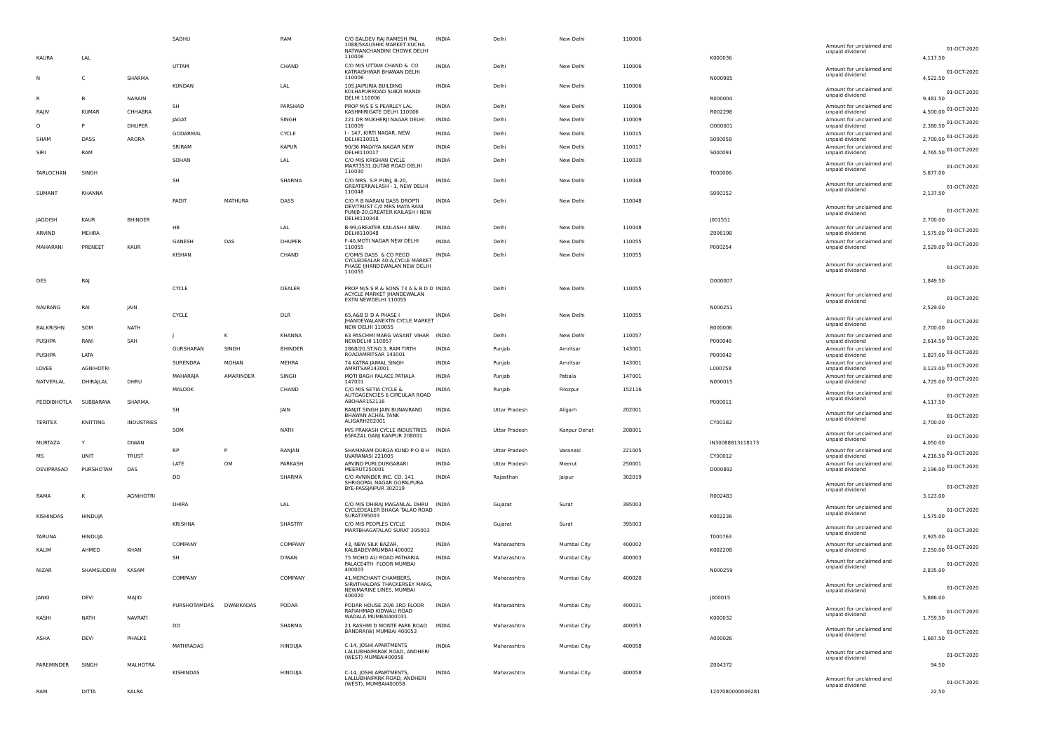| | | | | | | | | | | | | | |
|---|---|---|---|---|---|---|---|---|---|---|---|---|---|
| KAURA | LAL | | SADHU | | RAM | C/O BALDEV RAJ RAMESH PAL 1088/5KAUSHIK MARKET KUCHA NATWANCHANDINI CHOWK DELHI 110006 | INDIA | Delhi | New Delhi | 110006 | K000036 | Amount for unclaimed and unpaid dividend | 4,117.50 | 01-OCT-2020 |
| N | C | SHARMA | UTTAM | | CHAND | C/O M/S UTTAM CHAND & CO KATRAISHWAR BHAWAN DELHI 110006 | INDIA | Delhi | New Delhi | 110006 | N000985 | Amount for unclaimed and unpaid dividend | 4,522.50 | 01-OCT-2020 |
| R | B | NARAIN | KUNDAN | | LAL | 105,JAIPURIA BUILDING KOLHAPURROAD SUBZI MANDI DELHI 110006 | INDIA | Delhi | New Delhi | 110006 | R000004 | Amount for unclaimed and unpaid dividend | 9,481.50 | 01-OCT-2020 |
| RAJIV | KUMAR | CHHABRA | SH | | PARSHAD | PROP M/S E S PEARLEY LAL KASHMIRIGATE DELHI 110006 | INDIA | Delhi | New Delhi | 110006 | R002298 | Amount for unclaimed and unpaid dividend | 4,500.00 | 01-OCT-2020 |
| O | P | DHUPER | JAGAT | | SINGH | 221 DR MUKHERJI NAGAR DELHI 110009 | INDIA | Delhi | New Delhi | 110009 | O000001 | Amount for unclaimed and unpaid dividend | 2,380.50 | 01-OCT-2020 |
| SHAM | DASS | ARORA | GODARMAL | | CYCLE | I - 147, KIRTI NAGAR, NEW DELHI110015 | INDIA | Delhi | New Delhi | 110015 | S000058 | Amount for unclaimed and unpaid dividend | 2,700.00 | 01-OCT-2020 |
| SIRI | RAM | | SRIRAM | | KAPUR | 90/36 MALVIYA NAGAR NEW DELHI110017 | INDIA | Delhi | New Delhi | 110017 | S000091 | Amount for unclaimed and unpaid dividend | 4,765.50 | 01-OCT-2020 |
| TARLOCHAN | SINGH | | SOHAN | | LAL | C/O M/S KRISHAN CYCLE MART3531,QUTAB ROAD DELHI 110030 | INDIA | Delhi | New Delhi | 110030 | T000006 | Amount for unclaimed and unpaid dividend | 5,877.00 | 01-OCT-2020 |
| SUMANT | KHANNA | | SH | | SHARMA | C/O MRS. S.P. PUNJ, B-20, GREATERKAILASH - 1, NEW DELHI 110048 | INDIA | Delhi | New Delhi | 110048 | S000152 | Amount for unclaimed and unpaid dividend | 2,137.50 | 01-OCT-2020 |
| JAGDISH | KAUR | BHINDER | PADIT | MATHURA | DASS | C/O R B NARAIN DASS DROPTI DEVITRUST C/O MRS MAYA RANI PUNJB-20,GREATER KAILASH I NEW DELHI110048 | INDIA | Delhi | New Delhi | 110048 | J001551 | Amount for unclaimed and unpaid dividend | 2,700.00 | 01-OCT-2020 |
| ARVIND | MEHRA | | HB | | LAL | B-99,GREATER KAILASH-I NEW DELHI110048 | INDIA | Delhi | New Delhi | 110048 | Z006198 | Amount for unclaimed and unpaid dividend | 1,575.00 | 01-OCT-2020 |
| MAHARANI | PRENEET | KAUR | GANESH | DAS | DHUPER | F-40,MOTI NAGAR NEW DELHI 110055 | INDIA | Delhi | New Delhi | 110055 | P000254 | Amount for unclaimed and unpaid dividend | 2,529.00 | 01-OCT-2020 |
| DES | RAJ | | KISHAN | | CHAND | C/OM/S DASS & CO REGD CYCLEDEALAR 40-A,CYCLE MARKET PHASE IJHANDEWALAN NEW DELHI 110055 | INDIA | Delhi | New Delhi | 110055 | D000007 | Amount for unclaimed and unpaid dividend | 1,849.50 | 01-OCT-2020 |
| NAVRANG | RAI | JAIN | CYCLE | | DEALER | PROP M/S S R & SONS 73 A & B D D ACYCLE MARKET JHANDEWALAN EXTN NEWDELHI 110055 | INDIA | Delhi | New Delhi | 110055 | N000251 | Amount for unclaimed and unpaid dividend | 2,529.00 | 01-OCT-2020 |
| BALKRISHN | SOM | NATH | CYCLE | | DLR | 65,A&B D D A PHASE I JHANDEWALANEXTN CYCLE MARKET NEW DELHI 110055 | INDIA | Delhi | New Delhi | 110055 | B000006 | Amount for unclaimed and unpaid dividend | 2,700.00 | 01-OCT-2020 |
| PUSHPA | RANI | SAH | J | K | KHANNA | 63 PASCHMI MARG VASANT VIHAR NEWDELHI 110057 | INDIA | Delhi | New Delhi | 110057 | P000046 | Amount for unclaimed and unpaid dividend | 2,614.50 | 01-OCT-2020 |
| PUSHPA | LATA | | GURSHARAN | SINGH | BHINDER | 2868/20,ST.NO.3, RAM TIRTH ROADAMRITSAR 143001 | INDIA | Punjab | Amritsar | 143001 | P000042 | Amount for unclaimed and unpaid dividend | 1,827.00 | 01-OCT-2020 |
| LOVEE | AGNIHOTRI | | SURENDRA | MOHAN | MEHRA | 74 KATRA JAIMAL SINGH AMRITSAR143001 | INDIA | Punjab | Amritsar | 143001 | L000758 | Amount for unclaimed and unpaid dividend | 3,123.00 | 01-OCT-2020 |
| NATVERLAL | DHIRAJLAL | DHRU | MAHARAJA | AMARINDER | SINGH | MOTI BAGH PALACE PATIALA 147001 | INDIA | Punjab | Patiala | 147001 | N000015 | Amount for unclaimed and unpaid dividend | 4,725.00 | 01-OCT-2020 |
| PEDDIBHOTLA | SUBBARAYA | SHARMA | MALOOK | | CHAND | C/O M/S SETIA CYCLE & AUTOAGENCIES 6 CIRCULAR ROAD ABOHAR152116 | INDIA | Punjab | Firozpur | 152116 | P000011 | Amount for unclaimed and unpaid dividend | 4,117.50 | 01-OCT-2020 |
| TERITEX | KNITTING | INDUSTRIES | SH | | JAIN | RANJIT SINGH JAIN BUNAVRANG BHAWAN ACHAL TANK ALIGARH202001 | INDIA | Uttar Pradesh | Aligarh | 202001 | CY00182 | Amount for unclaimed and unpaid dividend | 2,700.00 | 01-OCT-2020 |
| MURTAZA | Y | DIWAN | SOM | | NATH | M/S PRAKASH CYCLE INDUSTRIES 65FAZAL GANJ KANPUR 208001 | INDIA | Uttar Pradesh | Kanpur Dehat | 208001 | IN30088813118173 | Amount for unclaimed and unpaid dividend | 4,050.00 | 01-OCT-2020 |
| MS | UNIT | TRUST | RP | P | RANJAN | SHAMARAM DURGA KUND P O B H UVARANASI 221005 | INDIA | Uttar Pradesh | Varanasi | 221005 | CY00012 | Amount for unclaimed and unpaid dividend | 4,216.50 | 01-OCT-2020 |
| DEVIPRASAD | PURSHOTAM | DAS | LATE | OM | PARKASH | ARVIND PURI,DURGABARI MEERUT250001 | INDIA | Uttar Pradesh | Meerut | 250001 | D000892 | Amount for unclaimed and unpaid dividend | 2,196.00 | 01-OCT-2020 |
| RAMA | K | AGNIHOTRI | DD | | SHARMA | C/O AVNINDER INC. CO. 141 SHRIGOPAL NAGAR GOPALPURA BYE-PASSJAIPUR 302019 | INDIA | Rajasthan | Jaipur | 302019 | R002483 | Amount for unclaimed and unpaid dividend | 3,123.00 | 01-OCT-2020 |
| KISHINDAS | HINDUJA | | DHIRA | | LAL | C/O M/S DHIRAJ MAGANLAL DHRU CYCLEDEALER BHAGA TALAO ROAD SURAT395003 | INDIA | Gujarat | Surat | 395003 | K002236 | Amount for unclaimed and unpaid dividend | 1,575.00 | 01-OCT-2020 |
| TARUNA | HINDUJA | | KRISHNA | | SHASTRY | C/O M/S PEOPLES CYCLE MARTBHAGATALAO SURAT 395003 | INDIA | Gujarat | Surat | 395003 | T000763 | Amount for unclaimed and unpaid dividend | 2,925.00 | 01-OCT-2020 |
| KALIM | AHMED | KHAN | COMPANY | | COMPANY | 43, NEW SILK BAZAR, KALBADEVIMUMBAI 400002 | INDIA | Maharashtra | Mumbai City | 400002 | K002208 | Amount for unclaimed and unpaid dividend | 2,250.00 | 01-OCT-2020 |
| NIZAR | SHAMSUDDIN | KASAM | SH | | DIWAN | 75 MOHD ALI ROAD PATHARIA PALACE4TH FLOOR MUMBAI 400003 | INDIA | Maharashtra | Mumbai City | 400003 | N000259 | Amount for unclaimed and unpaid dividend | 2,835.00 | 01-OCT-2020 |
| JANKI | DEVI | MAJID | COMPANY | | COMPANY | 41,MERCHANT CHAMBERS, SIRVITHALDAS THACKERSEY MARG, NEWMARINE LINES, MUMBAI 400020 | INDIA | Maharashtra | Mumbai City | 400020 | J000015 | Amount for unclaimed and unpaid dividend | 5,886.00 | 01-OCT-2020 |
| KASHI | NATH | NAVRATI | PURSHOTAMDAS | DWARKADAS | PODAR | PODAR HOUSE 20/6 3RD FLOOR RAFIAHMAD KIDWALI ROAD WADALA MUMBAI400031 | INDIA | Maharashtra | Mumbai City | 400031 | K000032 | Amount for unclaimed and unpaid dividend | 1,759.50 | 01-OCT-2020 |
| ASHA | DEVI | PHALKE | DD | | SHARMA | 21 RASHMI D MONTE PARK ROAD BANDRA(W) MUMBAI 400053 | INDIA | Maharashtra | Mumbai City | 400053 | A000026 | Amount for unclaimed and unpaid dividend | 1,687.50 | 01-OCT-2020 |
| PAREMINDER | SINGH | MALHOTRA | MATHRADAS | | HINDUJA | C-14, JOSHI APARTMENTS LALLUBHAIPARAK ROAD, ANDHERI (WEST) MUMBAI400058 | INDIA | Maharashtra | Mumbai City | 400058 | Z004372 | Amount for unclaimed and unpaid dividend | 94.50 | 01-OCT-2020 |
| RAM | DITTA | KALRA | KISHINDAS | | HINDUJA | C-14, JOSHI APARTMENTS, LALLUBHAIPARK ROAD, ANDHERI (WEST), MUMBAI400058 | INDIA | Maharashtra | Mumbai City | 400058 | 1207080000006281 | Amount for unclaimed and unpaid dividend | 22.50 | 01-OCT-2020 |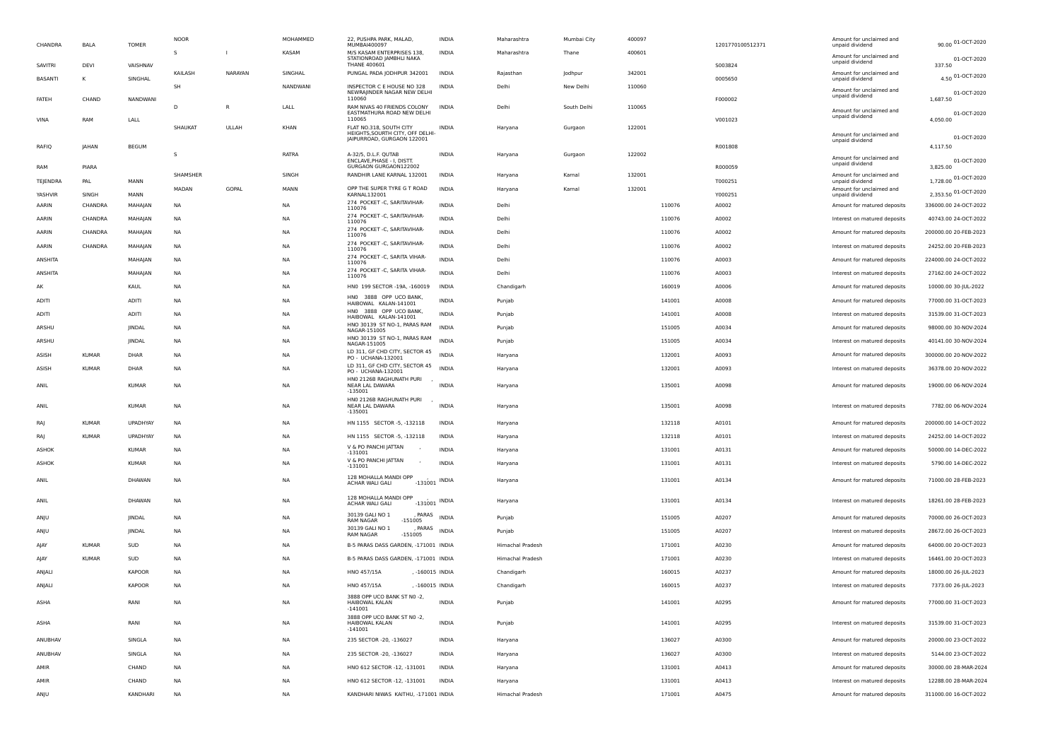| | | | | | | | | | | | | | | | |
|---|---|---|---|---|---|---|---|---|---|---|---|---|---|---|---|
| CHANDRA | BALA | TOMER | NOOR | | MOHAMMED | 22, PUSHPA PARK, MALAD, MUMBAI400097 | INDIA | Maharashtra | Mumbai City | 400097 | | 1201770100512371 | Amount for unclaimed and unpaid dividend | 90.00 | 01-OCT-2020 |
| SAVITRI | DEVI | VAISHNAV | S | I | KASAM | M/S KASAM ENTERPRISES 138, STATIONROAD JAMBHLI NAKA THANE 400601 | INDIA | Maharashtra | Thane | 400601 | | S003824 | Amount for unclaimed and unpaid dividend | 337.50 | 01-OCT-2020 |
| BASANTI | K | SINGHAL | KAILASH | NARAYAN | SINGHAL | PUNGAL PADA JODHPUR 342001 | INDIA | Rajasthan | Jodhpur | 342001 | | 0005650 | Amount for unclaimed and unpaid dividend | 4.50 | 01-OCT-2020 |
| FATEH | CHAND | NANDWANI | SH | | NANDWANI | INSPECTOR C E HOUSE NO 328 NEWRAJINDER NAGAR NEW DELHI 110060 | INDIA | Delhi | New Delhi | 110060 | | F000002 | Amount for unclaimed and unpaid dividend | 1,687.50 | 01-OCT-2020 |
| VINA | RAM | LALL | D | R | LALL | RAM NIVAS 40 FRIENDS COLONY EASTMATHURA ROAD NEW DELHI 110065 | INDIA | Delhi | South Delhi | 110065 | | V001023 | Amount for unclaimed and unpaid dividend | 4,050.00 | 01-OCT-2020 |
| RAFIQ | JAHAN | BEGUM | SHAUKAT | ULLAH | KHAN | FLAT NO.318, SOUTH CITY HEIGHTS,SOURTH CITY, OFF DELHI-JAIPURROAD, GURGAON 122001 | INDIA | Haryana | Gurgaon | 122001 | | R001808 | Amount for unclaimed and unpaid dividend | 4,117.50 | 01-OCT-2020 |
| RAM | PIARA | | S | | RATRA | A-32/5, D.L.F. QUTAB ENCLAVE,PHASE - I, DISTT. GURGAON GURGAON122002 | INDIA | Haryana | Gurgaon | 122002 | | R000059 | Amount for unclaimed and unpaid dividend | 3,825.00 | 01-OCT-2020 |
| TEJENDRA | PAL | MANN | SHAMSHER | | SINGH | RANDHIR LANE KARNAL 132001 | INDIA | Haryana | Karnal | 132001 | | T000251 | Amount for unclaimed and unpaid dividend | 1,728.00 | 01-OCT-2020 |
| YASHVIR | SINGH | MANN | MADAN | GOPAL | MANN | OPP THE SUPER TYRE G T ROAD KARNAL132001 | INDIA | Haryana | Karnal | 132001 | | Y000251 | Amount for unclaimed and unpaid dividend | 2,353.50 | 01-OCT-2020 |
| AARIN | CHANDRA | MAHAJAN | NA | | NA | 274 POCKET -C, SARITAVIHAR-110076 | INDIA | Delhi | | | 110076 | A0002 | Amount for matured deposits | 336000.00 | 24-OCT-2022 |
| AARIN | CHANDRA | MAHAJAN | NA | | NA | 274 POCKET -C, SARITAVIHAR-110076 | INDIA | Delhi | | | 110076 | A0002 | Interest on matured deposits | 40743.00 | 24-OCT-2022 |
| AARIN | CHANDRA | MAHAJAN | NA | | NA | 274 POCKET -C, SARITAVIHAR-110076 | INDIA | Delhi | | | 110076 | A0002 | Amount for matured deposits | 200000.00 | 20-FEB-2023 |
| AARIN | CHANDRA | MAHAJAN | NA | | NA | 274 POCKET -C, SARITAVIHAR-110076 | INDIA | Delhi | | | 110076 | A0002 | Interest on matured deposits | 24252.00 | 20-FEB-2023 |
| ANSHITA | | MAHAJAN | NA | | NA | 274 POCKET -C, SARITA VIHAR-110076 | INDIA | Delhi | | | 110076 | A0003 | Amount for matured deposits | 224000.00 | 24-OCT-2022 |
| ANSHITA | | MAHAJAN | NA | | NA | 274 POCKET -C, SARITA VIHAR-110076 | INDIA | Delhi | | | 110076 | A0003 | Interest on matured deposits | 27162.00 | 24-OCT-2022 |
| AK | | KAUL | NA | | NA | HN0 199 SECTOR -19A, -160019 | INDIA | Chandigarh | | | 160019 | A0006 | Amount for matured deposits | 10000.00 | 30-JUL-2022 |
| ADITI | | ADITI | NA | | NA | HN0 3888 OPP UCO BANK, HAIBOWAL KALAN-141001 | INDIA | Punjab | | | 141001 | A0008 | Amount for matured deposits | 77000.00 | 31-OCT-2023 |
| ADITI | | ADITI | NA | | NA | HN0 3888 OPP UCO BANK, HAIBOWAL KALAN-141001 | INDIA | Punjab | | | 141001 | A0008 | Interest on matured deposits | 31539.00 | 31-OCT-2023 |
| ARSHU | | JINDAL | NA | | NA | HNO 30139 ST NO-1, PARAS RAM NAGAR-151005 | INDIA | Punjab | | | 151005 | A0034 | Amount for matured deposits | 98000.00 | 30-NOV-2024 |
| ARSHU | | JINDAL | NA | | NA | HNO 30139 ST NO-1, PARAS RAM NAGAR-151005 | INDIA | Punjab | | | 151005 | A0034 | Interest on matured deposits | 40141.00 | 30-NOV-2024 |
| ASISH | KUMAR | DHAR | NA | | NA | LD 311, GF CHD CITY, SECTOR 45 PO - UCHANA-132001 | INDIA | Haryana | | | 132001 | A0093 | Amount for matured deposits | 300000.00 | 20-NOV-2022 |
| ASISH | KUMAR | DHAR | NA | | NA | LD 311, GF CHD CITY, SECTOR 45 PO - UCHANA-132001 | INDIA | Haryana | | | 132001 | A0093 | Interest on matured deposits | 36378.00 | 20-NOV-2022 |
| ANIL | | KUMAR | NA | | NA | HN0 2126B RAGHUNATH PURI , NEAR LAL DAWARA -135001 | INDIA | Haryana | | | 135001 | A0098 | Amount for matured deposits | 19000.00 | 06-NOV-2024 |
| ANIL | | KUMAR | NA | | NA | HN0 2126B RAGHUNATH PURI , NEAR LAL DAWARA -135001 | INDIA | Haryana | | | 135001 | A0098 | Interest on matured deposits | 7782.00 | 06-NOV-2024 |
| RAJ | KUMAR | UPADHYAY | NA | | NA | HN 1155 SECTOR -5, -132118 | INDIA | Haryana | | | 132118 | A0101 | Amount for matured deposits | 200000.00 | 14-OCT-2022 |
| RAJ | KUMAR | UPADHYAY | NA | | NA | HN 1155 SECTOR -5, -132118 | INDIA | Haryana | | | 132118 | A0101 | Interest on matured deposits | 24252.00 | 14-OCT-2022 |
| ASHOK | | KUMAR | NA | | NA | V & PO PANCHI JATTAN , -131001 | INDIA | Haryana | | | 131001 | A0131 | Amount for matured deposits | 50000.00 | 14-DEC-2022 |
| ASHOK | | KUMAR | NA | | NA | V & PO PANCHI JATTAN , -131001 | INDIA | Haryana | | | 131001 | A0131 | Interest on matured deposits | 5790.00 | 14-DEC-2022 |
| ANIL | | DHAWAN | NA | | NA | 128 MOHALLA MANDI OPP , ACHAR WALI GALI -131001 | INDIA | Haryana | | | 131001 | A0134 | Amount for matured deposits | 71000.00 | 28-FEB-2023 |
| ANIL | | DHAWAN | NA | | NA | 128 MOHALLA MANDI OPP , ACHAR WALI GALI -131001 | INDIA | Haryana | | | 131001 | A0134 | Interest on matured deposits | 18261.00 | 28-FEB-2023 |
| ANJU | | JINDAL | NA | | NA | 30139 GALI NO 1 , PARAS RAM NAGAR -151005 | INDIA | Punjab | | | 151005 | A0207 | Amount for matured deposits | 70000.00 | 26-OCT-2023 |
| ANJU | | JINDAL | NA | | NA | 30139 GALI NO 1 , PARAS RAM NAGAR -151005 | INDIA | Punjab | | | 151005 | A0207 | Interest on matured deposits | 28672.00 | 26-OCT-2023 |
| AJAY | KUMAR | SUD | NA | | NA | B-5 PARAS DASS GARDEN, -171001 | INDIA | Himachal Pradesh | | | 171001 | A0230 | Amount for matured deposits | 64000.00 | 20-OCT-2023 |
| AJAY | KUMAR | SUD | NA | | NA | B-5 PARAS DASS GARDEN, -171001 | INDIA | Himachal Pradesh | | | 171001 | A0230 | Interest on matured deposits | 16461.00 | 20-OCT-2023 |
| ANJALI | | KAPOOR | NA | | NA | HNO 457/15A , -160015 | INDIA | Chandigarh | | | 160015 | A0237 | Amount for matured deposits | 18000.00 | 26-JUL-2023 |
| ANJALI | | KAPOOR | NA | | NA | HNO 457/15A , -160015 | INDIA | Chandigarh | | | 160015 | A0237 | Interest on matured deposits | 7373.00 | 26-JUL-2023 |
| ASHA | | RANI | NA | | NA | 3888 OPP UCO BANK ST N0 -2, HAIBOWAL KALAN -141001 | INDIA | Punjab | | | 141001 | A0295 | Amount for matured deposits | 77000.00 | 31-OCT-2023 |
| ASHA | | RANI | NA | | NA | 3888 OPP UCO BANK ST N0 -2, HAIBOWAL KALAN -141001 | INDIA | Punjab | | | 141001 | A0295 | Interest on matured deposits | 31539.00 | 31-OCT-2023 |
| ANUBHAV | | SINGLA | NA | | NA | 235 SECTOR -20, -136027 | INDIA | Haryana | | | 136027 | A0300 | Amount for matured deposits | 20000.00 | 23-OCT-2022 |
| ANUBHAV | | SINGLA | NA | | NA | 235 SECTOR -20, -136027 | INDIA | Haryana | | | 136027 | A0300 | Interest on matured deposits | 5144.00 | 23-OCT-2022 |
| AMIR | | CHAND | NA | | NA | HNO 612 SECTOR -12, -131001 | INDIA | Haryana | | | 131001 | A0413 | Amount for matured deposits | 30000.00 | 28-MAR-2024 |
| AMIR | | CHAND | NA | | NA | HNO 612 SECTOR -12, -131001 | INDIA | Haryana | | | 131001 | A0413 | Interest on matured deposits | 12288.00 | 28-MAR-2024 |
| ANJU | | KANDHARI | NA | | NA | KANDHARI NIWAS KAITHU, -171001 | INDIA | Himachal Pradesh | | | 171001 | A0475 | Amount for matured deposits | 311000.00 | 16-OCT-2022 |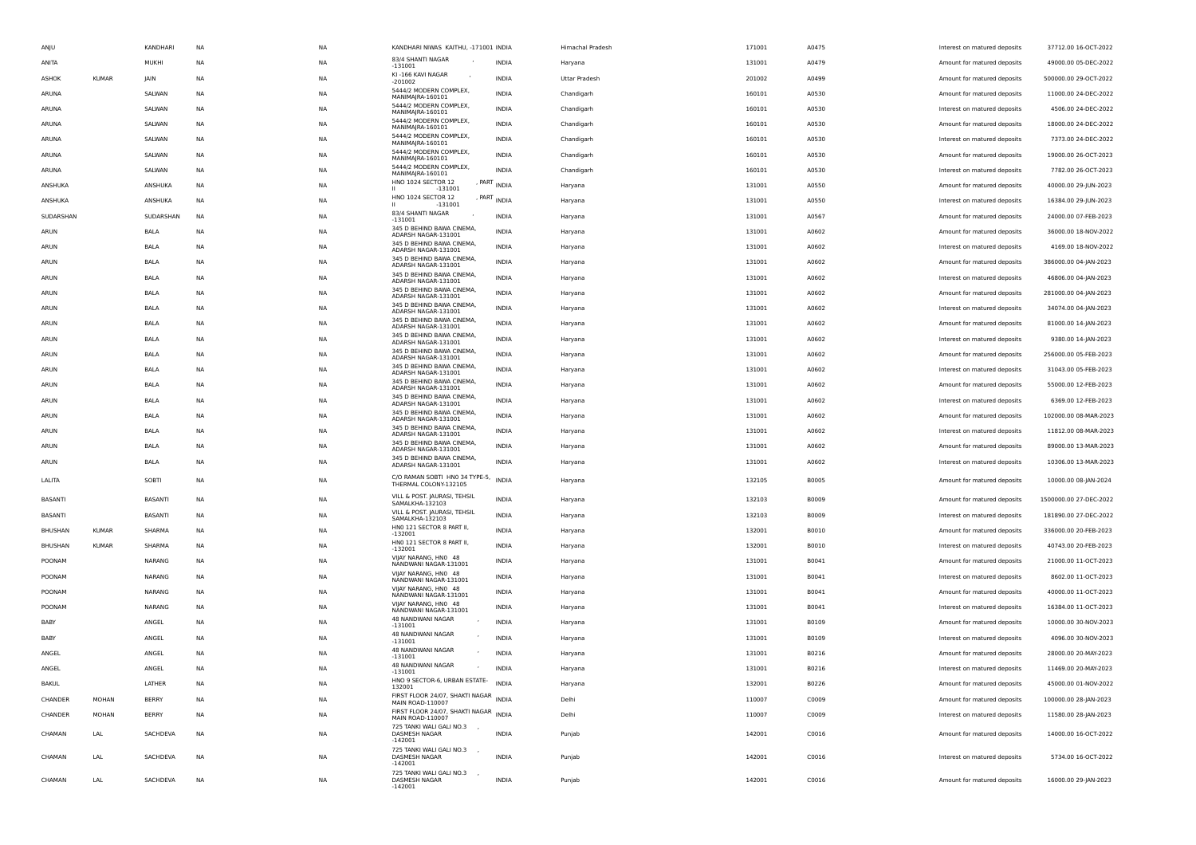| ANJU | | KANDHARI | NA | NA | KANDHARI NIWAS KAITHU, -171001 | INDIA | Himachal Pradesh | 171001 | A0475 | Interest on matured deposits | 37712.00 | 16-OCT-2022 |
|---|---|---|---|---|---|---|---|---|---|---|---|---|
| ANITA | | MUKHI | NA | NA | 83/4 SHANTI NAGAR , -131001 | INDIA | Haryana | 131001 | A0479 | Amount for matured deposits | 49000.00 | 05-DEC-2022 |
| ASHOK | KUMAR | JAIN | NA | NA | KI -166 KAVI NAGAR , -201002 | INDIA | Uttar Pradesh | 201002 | A0499 | Amount for matured deposits | 500000.00 | 29-OCT-2022 |
| ARUNA | | SALWAN | NA | NA | 5444/2 MODERN COMPLEX, MANIMAJRA-160101 | INDIA | Chandigarh | 160101 | A0530 | Amount for matured deposits | 11000.00 | 24-DEC-2022 |
| ARUNA | | SALWAN | NA | NA | 5444/2 MODERN COMPLEX, MANIMAJRA-160101 | INDIA | Chandigarh | 160101 | A0530 | Interest on matured deposits | 4506.00 | 24-DEC-2022 |
| ARUNA | | SALWAN | NA | NA | 5444/2 MODERN COMPLEX, MANIMAJRA-160101 | INDIA | Chandigarh | 160101 | A0530 | Amount for matured deposits | 18000.00 | 24-DEC-2022 |
| ARUNA | | SALWAN | NA | NA | 5444/2 MODERN COMPLEX, MANIMAJRA-160101 | INDIA | Chandigarh | 160101 | A0530 | Interest on matured deposits | 7373.00 | 24-DEC-2022 |
| ARUNA | | SALWAN | NA | NA | 5444/2 MODERN COMPLEX, MANIMAJRA-160101 | INDIA | Chandigarh | 160101 | A0530 | Amount for matured deposits | 19000.00 | 26-OCT-2023 |
| ARUNA | | SALWAN | NA | NA | 5444/2 MODERN COMPLEX, MANIMAJRA-160101 | INDIA | Chandigarh | 160101 | A0530 | Interest on matured deposits | 7782.00 | 26-OCT-2023 |
| ANSHUKA | | ANSHUKA | NA | NA | HNO 1024 SECTOR 12 , PART II -131001 | INDIA | Haryana | 131001 | A0550 | Amount for matured deposits | 40000.00 | 29-JUN-2023 |
| ANSHUKA | | ANSHUKA | NA | NA | HNO 1024 SECTOR 12 , PART II -131001 | INDIA | Haryana | 131001 | A0550 | Interest on matured deposits | 16384.00 | 29-JUN-2023 |
| SUDARSHAN | | SUDARSHAN | NA | NA | 83/4 SHANTI NAGAR , -131001 | INDIA | Haryana | 131001 | A0567 | Amount for matured deposits | 24000.00 | 07-FEB-2023 |
| ARUN | | BALA | NA | NA | 345 D BEHIND BAWA CINEMA, ADARSH NAGAR-131001 | INDIA | Haryana | 131001 | A0602 | Amount for matured deposits | 36000.00 | 18-NOV-2022 |
| ARUN | | BALA | NA | NA | 345 D BEHIND BAWA CINEMA, ADARSH NAGAR-131001 | INDIA | Haryana | 131001 | A0602 | Interest on matured deposits | 4169.00 | 18-NOV-2022 |
| ARUN | | BALA | NA | NA | 345 D BEHIND BAWA CINEMA, ADARSH NAGAR-131001 | INDIA | Haryana | 131001 | A0602 | Amount for matured deposits | 386000.00 | 04-JAN-2023 |
| ARUN | | BALA | NA | NA | 345 D BEHIND BAWA CINEMA, ADARSH NAGAR-131001 | INDIA | Haryana | 131001 | A0602 | Interest on matured deposits | 46806.00 | 04-JAN-2023 |
| ARUN | | BALA | NA | NA | 345 D BEHIND BAWA CINEMA, ADARSH NAGAR-131001 | INDIA | Haryana | 131001 | A0602 | Amount for matured deposits | 281000.00 | 04-JAN-2023 |
| ARUN | | BALA | NA | NA | 345 D BEHIND BAWA CINEMA, ADARSH NAGAR-131001 | INDIA | Haryana | 131001 | A0602 | Interest on matured deposits | 34074.00 | 04-JAN-2023 |
| ARUN | | BALA | NA | NA | 345 D BEHIND BAWA CINEMA, ADARSH NAGAR-131001 | INDIA | Haryana | 131001 | A0602 | Amount for matured deposits | 81000.00 | 14-JAN-2023 |
| ARUN | | BALA | NA | NA | 345 D BEHIND BAWA CINEMA, ADARSH NAGAR-131001 | INDIA | Haryana | 131001 | A0602 | Interest on matured deposits | 9380.00 | 14-JAN-2023 |
| ARUN | | BALA | NA | NA | 345 D BEHIND BAWA CINEMA, ADARSH NAGAR-131001 | INDIA | Haryana | 131001 | A0602 | Amount for matured deposits | 256000.00 | 05-FEB-2023 |
| ARUN | | BALA | NA | NA | 345 D BEHIND BAWA CINEMA, ADARSH NAGAR-131001 | INDIA | Haryana | 131001 | A0602 | Interest on matured deposits | 31043.00 | 05-FEB-2023 |
| ARUN | | BALA | NA | NA | 345 D BEHIND BAWA CINEMA, ADARSH NAGAR-131001 | INDIA | Haryana | 131001 | A0602 | Amount for matured deposits | 55000.00 | 12-FEB-2023 |
| ARUN | | BALA | NA | NA | 345 D BEHIND BAWA CINEMA, ADARSH NAGAR-131001 | INDIA | Haryana | 131001 | A0602 | Interest on matured deposits | 6369.00 | 12-FEB-2023 |
| ARUN | | BALA | NA | NA | 345 D BEHIND BAWA CINEMA, ADARSH NAGAR-131001 | INDIA | Haryana | 131001 | A0602 | Amount for matured deposits | 102000.00 | 08-MAR-2023 |
| ARUN | | BALA | NA | NA | 345 D BEHIND BAWA CINEMA, ADARSH NAGAR-131001 | INDIA | Haryana | 131001 | A0602 | Interest on matured deposits | 11812.00 | 08-MAR-2023 |
| ARUN | | BALA | NA | NA | 345 D BEHIND BAWA CINEMA, ADARSH NAGAR-131001 | INDIA | Haryana | 131001 | A0602 | Amount for matured deposits | 89000.00 | 13-MAR-2023 |
| ARUN | | BALA | NA | NA | 345 D BEHIND BAWA CINEMA, ADARSH NAGAR-131001 | INDIA | Haryana | 131001 | A0602 | Interest on matured deposits | 10306.00 | 13-MAR-2023 |
| LALITA | | SOBTI | NA | NA | C/O RAMAN SOBTI HN0 34 TYPE-5, THERMAL COLONY-132105 | INDIA | Haryana | 132105 | B0005 | Amount for matured deposits | 10000.00 | 08-JAN-2024 |
| BASANTI | | BASANTI | NA | NA | VILL & POST. JAURASI, TEHSIL SAMALKHA-132103 | INDIA | Haryana | 132103 | B0009 | Amount for matured deposits | 1500000.00 | 27-DEC-2022 |
| BASANTI | | BASANTI | NA | NA | VILL & POST. JAURASI, TEHSIL SAMALKHA-132103 | INDIA | Haryana | 132103 | B0009 | Interest on matured deposits | 181890.00 | 27-DEC-2022 |
| BHUSHAN | KUMAR | SHARMA | NA | NA | HN0 121 SECTOR 8 PART II, -132001 | INDIA | Haryana | 132001 | B0010 | Amount for matured deposits | 336000.00 | 20-FEB-2023 |
| BHUSHAN | KUMAR | SHARMA | NA | NA | HN0 121 SECTOR 8 PART II, -132001 | INDIA | Haryana | 132001 | B0010 | Interest on matured deposits | 40743.00 | 20-FEB-2023 |
| POONAM | | NARANG | NA | NA | VIJAY NARANG, HN0 48 NANDWANI NAGAR-131001 | INDIA | Haryana | 131001 | B0041 | Amount for matured deposits | 21000.00 | 11-OCT-2023 |
| POONAM | | NARANG | NA | NA | VIJAY NARANG, HN0 48 NANDWANI NAGAR-131001 | INDIA | Haryana | 131001 | B0041 | Interest on matured deposits | 8602.00 | 11-OCT-2023 |
| POONAM | | NARANG | NA | NA | VIJAY NARANG, HN0 48 NANDWANI NAGAR-131001 | INDIA | Haryana | 131001 | B0041 | Amount for matured deposits | 40000.00 | 11-OCT-2023 |
| POONAM | | NARANG | NA | NA | VIJAY NARANG, HN0 48 NANDWANI NAGAR-131001 | INDIA | Haryana | 131001 | B0041 | Interest on matured deposits | 16384.00 | 11-OCT-2023 |
| BABY | | ANGEL | NA | NA | 48 NANDWANI NAGAR , -131001 | INDIA | Haryana | 131001 | B0109 | Amount for matured deposits | 10000.00 | 30-NOV-2023 |
| BABY | | ANGEL | NA | NA | 48 NANDWANI NAGAR , -131001 | INDIA | Haryana | 131001 | B0109 | Interest on matured deposits | 4096.00 | 30-NOV-2023 |
| ANGEL | | ANGEL | NA | NA | 48 NANDWANI NAGAR , -131001 | INDIA | Haryana | 131001 | B0216 | Amount for matured deposits | 28000.00 | 20-MAY-2023 |
| ANGEL | | ANGEL | NA | NA | 48 NANDWANI NAGAR , -131001 | INDIA | Haryana | 131001 | B0216 | Interest on matured deposits | 11469.00 | 20-MAY-2023 |
| BAKUL | | LATHER | NA | NA | HNO 9 SECTOR-6, URBAN ESTATE-132001 | INDIA | Haryana | 132001 | B0226 | Amount for matured deposits | 45000.00 | 01-NOV-2022 |
| CHANDER | MOHAN | BERRY | NA | NA | FIRST FLOOR 24/07, SHAKTI NAGAR MAIN ROAD-110007 | INDIA | Delhi | 110007 | C0009 | Amount for matured deposits | 100000.00 | 28-JAN-2023 |
| CHANDER | MOHAN | BERRY | NA | NA | FIRST FLOOR 24/07, SHAKTI NAGAR MAIN ROAD-110007 | INDIA | Delhi | 110007 | C0009 | Interest on matured deposits | 11580.00 | 28-JAN-2023 |
| CHAMAN | LAL | SACHDEVA | NA | NA | 725 TANKI WALI GALI NO.3 , DASMESH NAGAR -142001 | INDIA | Punjab | 142001 | C0016 | Amount for matured deposits | 14000.00 | 16-OCT-2022 |
| CHAMAN | LAL | SACHDEVA | NA | NA | 725 TANKI WALI GALI NO.3 , DASMESH NAGAR -142001 | INDIA | Punjab | 142001 | C0016 | Interest on matured deposits | 5734.00 | 16-OCT-2022 |
| CHAMAN | LAL | SACHDEVA | NA | NA | 725 TANKI WALI GALI NO.3 , DASMESH NAGAR -142001 | INDIA | Punjab | 142001 | C0016 | Amount for matured deposits | 16000.00 | 29-JAN-2023 |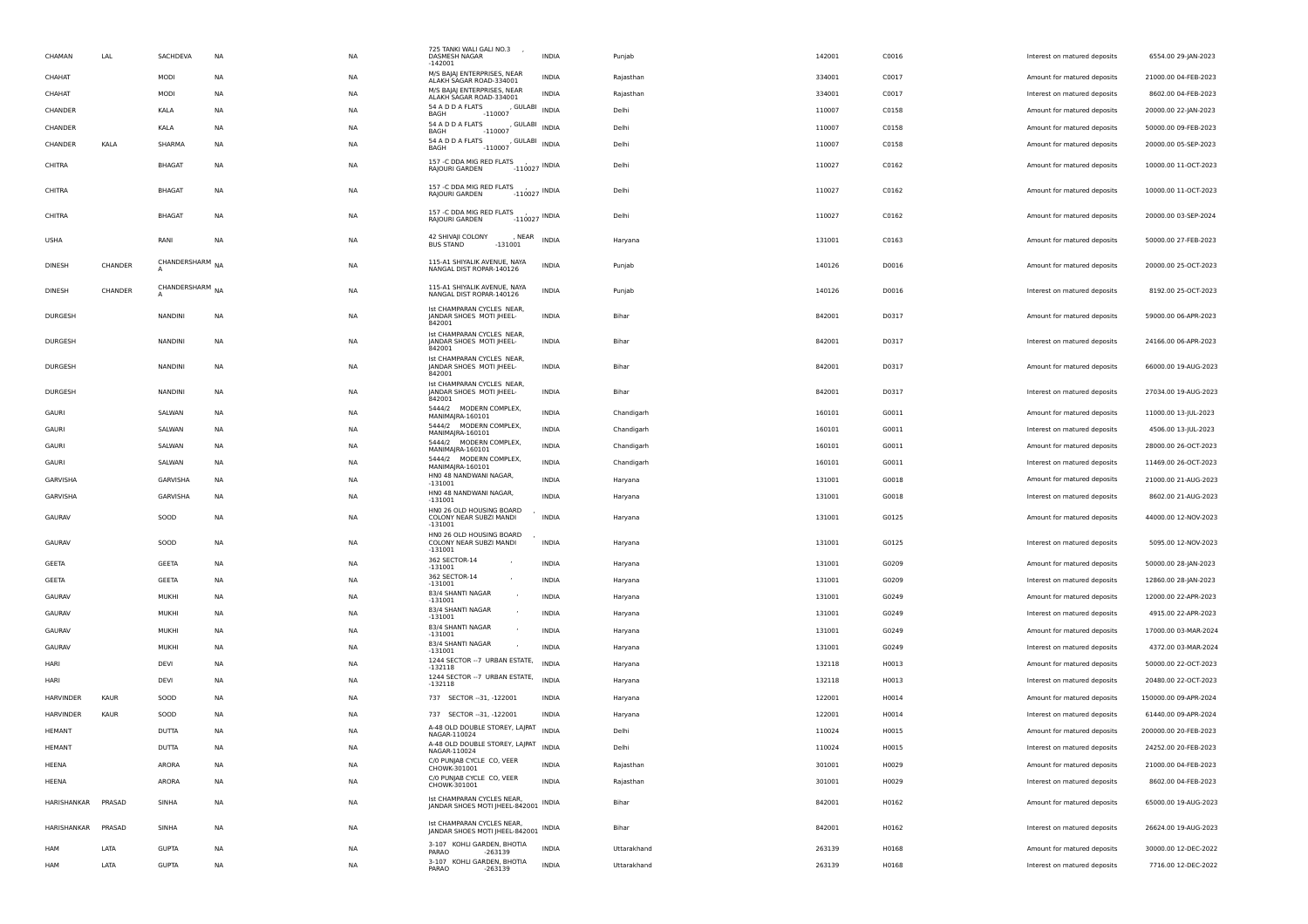| CHAMAN | LAL | SACHDEVA | NA | NA | 725 TANKI WALI GALI NO.3 , DASMESH NAGAR -142001 | INDIA | Punjab | 142001 | C0016 | Interest on matured deposits | 6554.00 29-JAN-2023 |
|---|---|---|---|---|---|---|---|---|---|---|---|
| CHAHAT | | MODI | NA | NA | M/S BAJAJ ENTERPRISES, NEAR ALAKH SAGAR ROAD-334001 | INDIA | Rajasthan | 334001 | C0017 | Amount for matured deposits | 21000.00 04-FEB-2023 |
| CHAHAT | | MODI | NA | NA | M/S BAJAJ ENTERPRISES, NEAR ALAKH SAGAR ROAD-334001 | INDIA | Rajasthan | 334001 | C0017 | Interest on matured deposits | 8602.00 04-FEB-2023 |
| CHANDER | | KALA | NA | NA | 54 A D D A FLATS , GULABI BAGH -110007 | INDIA | Delhi | 110007 | C0158 | Amount for matured deposits | 20000.00 22-JAN-2023 |
| CHANDER | | KALA | NA | NA | 54 A D D A FLATS , GULABI BAGH -110007 | INDIA | Delhi | 110007 | C0158 | Amount for matured deposits | 50000.00 09-FEB-2023 |
| CHANDER | KALA | SHARMA | NA | NA | 54 A D D A FLATS , GULABI BAGH -110007 | INDIA | Delhi | 110007 | C0158 | Amount for matured deposits | 20000.00 05-SEP-2023 |
| CHITRA | | BHAGAT | NA | NA | 157 -C DDA MIG RED FLATS , RAJOURI GARDEN -110027 | INDIA | Delhi | 110027 | C0162 | Amount for matured deposits | 10000.00 11-OCT-2023 |
| CHITRA | | BHAGAT | NA | NA | 157 -C DDA MIG RED FLATS , RAJOURI GARDEN -110027 | INDIA | Delhi | 110027 | C0162 | Amount for matured deposits | 10000.00 11-OCT-2023 |
| CHITRA | | BHAGAT | NA | NA | 157 -C DDA MIG RED FLATS , RAJOURI GARDEN -110027 | INDIA | Delhi | 110027 | C0162 | Amount for matured deposits | 20000.00 03-SEP-2024 |
| USHA | | RANI | NA | NA | 42 SHIVAJI COLONY , NEAR BUS STAND -131001 | INDIA | Haryana | 131001 | C0163 | Amount for matured deposits | 50000.00 27-FEB-2023 |
| DINESH | CHANDER | CHANDERSHARMA | NA | NA | 115-A1 SHIYALIK AVENUE, NAYA NANGAL DIST ROPAR-140126 | INDIA | Punjab | 140126 | D0016 | Amount for matured deposits | 20000.00 25-OCT-2023 |
| DINESH | CHANDER | CHANDERSHARMA | NA | NA | 115-A1 SHIYALIK AVENUE, NAYA NANGAL DIST ROPAR-140126 | INDIA | Punjab | 140126 | D0016 | Interest on matured deposits | 8192.00 25-OCT-2023 |
| DURGESH | | NANDINI | NA | NA | Ist CHAMPARAN CYCLES NEAR, JANDAR SHOES MOTI JHEEL-842001 | INDIA | Bihar | 842001 | D0317 | Amount for matured deposits | 59000.00 06-APR-2023 |
| DURGESH | | NANDINI | NA | NA | Ist CHAMPARAN CYCLES NEAR, JANDAR SHOES MOTI JHEEL-842001 | INDIA | Bihar | 842001 | D0317 | Interest on matured deposits | 24166.00 06-APR-2023 |
| DURGESH | | NANDINI | NA | NA | Ist CHAMPARAN CYCLES NEAR, JANDAR SHOES MOTI JHEEL-842001 | INDIA | Bihar | 842001 | D0317 | Amount for matured deposits | 66000.00 19-AUG-2023 |
| DURGESH | | NANDINI | NA | NA | Ist CHAMPARAN CYCLES NEAR, JANDAR SHOES MOTI JHEEL-842001 | INDIA | Bihar | 842001 | D0317 | Interest on matured deposits | 27034.00 19-AUG-2023 |
| GAURI | | SALWAN | NA | NA | 5444/2 MODERN COMPLEX, MANIMAJRA-160101 | INDIA | Chandigarh | 160101 | G0011 | Amount for matured deposits | 11000.00 13-JUL-2023 |
| GAURI | | SALWAN | NA | NA | 5444/2 MODERN COMPLEX, MANIMAJRA-160101 | INDIA | Chandigarh | 160101 | G0011 | Interest on matured deposits | 4506.00 13-JUL-2023 |
| GAURI | | SALWAN | NA | NA | 5444/2 MODERN COMPLEX, MANIMAJRA-160101 | INDIA | Chandigarh | 160101 | G0011 | Amount for matured deposits | 28000.00 26-OCT-2023 |
| GAURI | | SALWAN | NA | NA | 5444/2 MODERN COMPLEX, MANIMAJRA-160101 | INDIA | Chandigarh | 160101 | G0011 | Interest on matured deposits | 11469.00 26-OCT-2023 |
| GARVISHA | | GARVISHA | NA | NA | HN0 48 NANDWANI NAGAR, -131001 | INDIA | Haryana | 131001 | G0018 | Amount for matured deposits | 21000.00 21-AUG-2023 |
| GARVISHA | | GARVISHA | NA | NA | HN0 48 NANDWANI NAGAR, -131001 | INDIA | Haryana | 131001 | G0018 | Interest on matured deposits | 8602.00 21-AUG-2023 |
| GAURAV | | SOOD | NA | NA | HN0 26 OLD HOUSING BOARD , COLONY NEAR SUBZI MANDI -131001 | INDIA | Haryana | 131001 | G0125 | Amount for matured deposits | 44000.00 12-NOV-2023 |
| GAURAV | | SOOD | NA | NA | HN0 26 OLD HOUSING BOARD , COLONY NEAR SUBZI MANDI -131001 | INDIA | Haryana | 131001 | G0125 | Interest on matured deposits | 5095.00 12-NOV-2023 |
| GEETA | | GEETA | NA | NA | 362 SECTOR-14 , -131001 | INDIA | Haryana | 131001 | G0209 | Amount for matured deposits | 50000.00 28-JAN-2023 |
| GEETA | | GEETA | NA | NA | 362 SECTOR-14 , -131001 | INDIA | Haryana | 131001 | G0209 | Interest on matured deposits | 12860.00 28-JAN-2023 |
| GAURAV | | MUKHI | NA | NA | 83/4 SHANTI NAGAR , -131001 | INDIA | Haryana | 131001 | G0249 | Amount for matured deposits | 12000.00 22-APR-2023 |
| GAURAV | | MUKHI | NA | NA | 83/4 SHANTI NAGAR , -131001 | INDIA | Haryana | 131001 | G0249 | Interest on matured deposits | 4915.00 22-APR-2023 |
| GAURAV | | MUKHI | NA | NA | 83/4 SHANTI NAGAR , -131001 | INDIA | Haryana | 131001 | G0249 | Amount for matured deposits | 17000.00 03-MAR-2024 |
| GAURAV | | MUKHI | NA | NA | 83/4 SHANTI NAGAR , -131001 | INDIA | Haryana | 131001 | G0249 | Interest on matured deposits | 4372.00 03-MAR-2024 |
| HARI | | DEVI | NA | NA | 1244 SECTOR --7 URBAN ESTATE, -132118 | INDIA | Haryana | 132118 | H0013 | Amount for matured deposits | 50000.00 22-OCT-2023 |
| HARI | | DEVI | NA | NA | 1244 SECTOR --7 URBAN ESTATE, -132118 | INDIA | Haryana | 132118 | H0013 | Interest on matured deposits | 20480.00 22-OCT-2023 |
| HARVINDER | KAUR | SOOD | NA | NA | 737 SECTOR --31, -122001 | INDIA | Haryana | 122001 | H0014 | Amount for matured deposits | 150000.00 09-APR-2024 |
| HARVINDER | KAUR | SOOD | NA | NA | 737 SECTOR --31, -122001 | INDIA | Haryana | 122001 | H0014 | Interest on matured deposits | 61440.00 09-APR-2024 |
| HEMANT | | DUTTA | NA | NA | A-48 OLD DOUBLE STOREY, LAJPAT NAGAR-110024 | INDIA | Delhi | 110024 | H0015 | Amount for matured deposits | 200000.00 20-FEB-2023 |
| HEMANT | | DUTTA | NA | NA | A-48 OLD DOUBLE STOREY, LAJPAT NAGAR-110024 | INDIA | Delhi | 110024 | H0015 | Interest on matured deposits | 24252.00 20-FEB-2023 |
| HEENA | | ARORA | NA | NA | C/0 PUNJAB CYCLE CO, VEER CHOWK-301001 | INDIA | Rajasthan | 301001 | H0029 | Amount for matured deposits | 21000.00 04-FEB-2023 |
| HEENA | | ARORA | NA | NA | C/0 PUNJAB CYCLE CO, VEER CHOWK-301001 | INDIA | Rajasthan | 301001 | H0029 | Interest on matured deposits | 8602.00 04-FEB-2023 |
| HARISHANKAR | PRASAD | SINHA | NA | NA | Ist CHAMPARAN CYCLES NEAR, JANDAR SHOES MOTI JHEEL-842001 | INDIA | Bihar | 842001 | H0162 | Amount for matured deposits | 65000.00 19-AUG-2023 |
| HARISHANKAR | PRASAD | SINHA | NA | NA | Ist CHAMPARAN CYCLES NEAR, JANDAR SHOES MOTI JHEEL-842001 | INDIA | Bihar | 842001 | H0162 | Interest on matured deposits | 26624.00 19-AUG-2023 |
| HAM | LATA | GUPTA | NA | NA | 3-107 KOHLI GARDEN, BHOTIA PARAO -263139 | INDIA | Uttarakhand | 263139 | H0168 | Amount for matured deposits | 30000.00 12-DEC-2022 |
| HAM | LATA | GUPTA | NA | NA | 3-107 KOHLI GARDEN, BHOTIA PARAO -263139 | INDIA | Uttarakhand | 263139 | H0168 | Interest on matured deposits | 7716.00 12-DEC-2022 |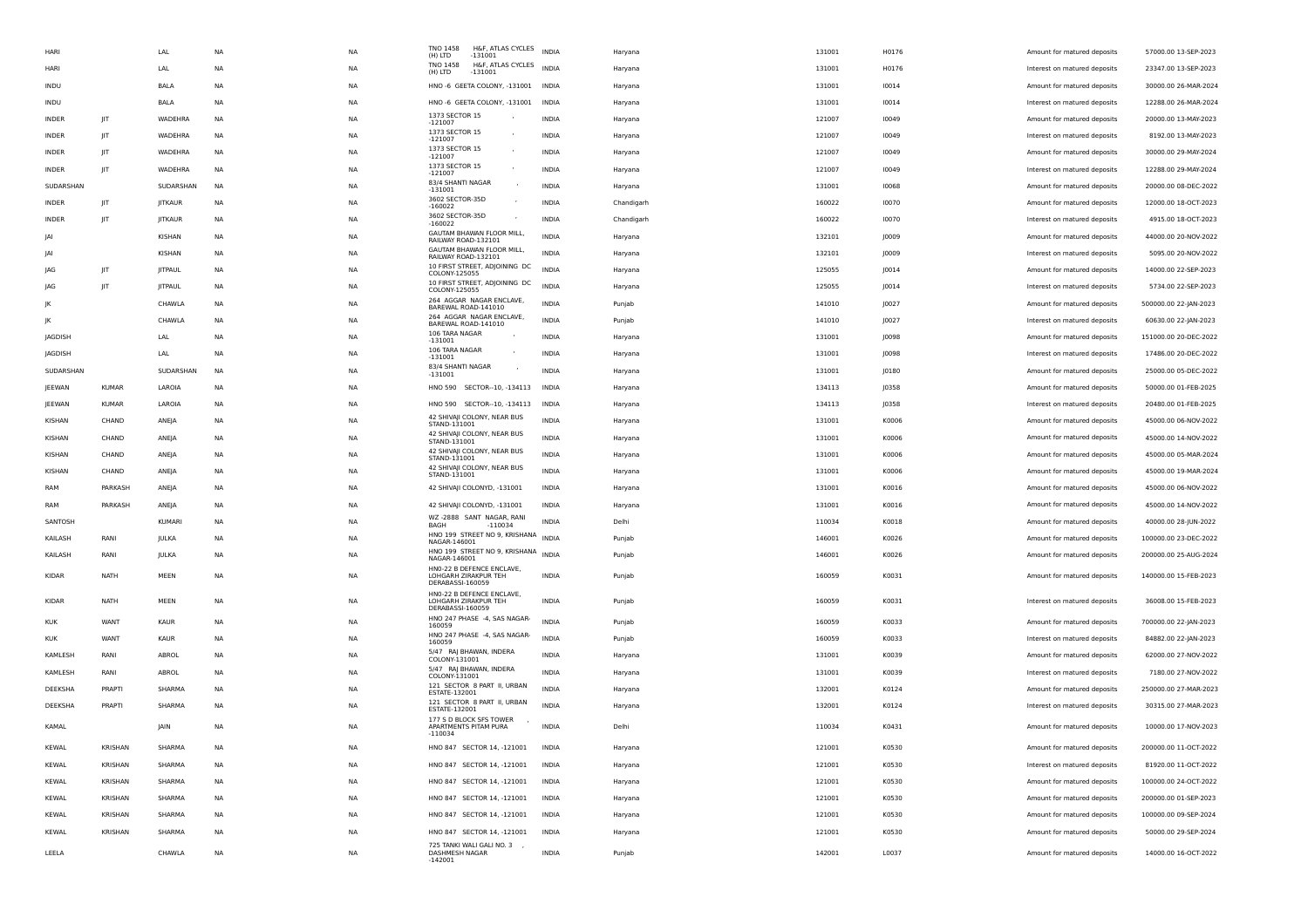| | | | | | | | | | | | | |
|---|---|---|---|---|---|---|---|---|---|---|---|---|
| HARI | | LAL | NA | NA | TNO 1458 H&F, ATLAS CYCLES (H) LTD -131001 | INDIA | Haryana | 131001 | H0176 | Amount for matured deposits | 57000.00 | 13-SEP-2023 |
| HARI | | LAL | NA | NA | TNO 1458 H&F, ATLAS CYCLES (H) LTD -131001 | INDIA | Haryana | 131001 | H0176 | Interest on matured deposits | 23347.00 | 13-SEP-2023 |
| INDU | | BALA | NA | NA | HNO -6 GEETA COLONY, -131001 | INDIA | Haryana | 131001 | I0014 | Amount for matured deposits | 30000.00 | 26-MAR-2024 |
| INDU | | BALA | NA | NA | HNO -6 GEETA COLONY, -131001 | INDIA | Haryana | 131001 | I0014 | Interest on matured deposits | 12288.00 | 26-MAR-2024 |
| INDER | JIT | WADEHRA | NA | NA | 1373 SECTOR 15 , -121007 | INDIA | Haryana | 121007 | I0049 | Amount for matured deposits | 20000.00 | 13-MAY-2023 |
| INDER | JIT | WADEHRA | NA | NA | 1373 SECTOR 15 , -121007 | INDIA | Haryana | 121007 | I0049 | Interest on matured deposits | 8192.00 | 13-MAY-2023 |
| INDER | JIT | WADEHRA | NA | NA | 1373 SECTOR 15 , -121007 | INDIA | Haryana | 121007 | I0049 | Amount for matured deposits | 30000.00 | 29-MAY-2024 |
| INDER | JIT | WADEHRA | NA | NA | 1373 SECTOR 15 , -121007 | INDIA | Haryana | 121007 | I0049 | Interest on matured deposits | 12288.00 | 29-MAY-2024 |
| SUDARSHAN | | SUDARSHAN | NA | NA | 83/4 SHANTI NAGAR , -131001 | INDIA | Haryana | 131001 | I0068 | Amount for matured deposits | 20000.00 | 08-DEC-2022 |
| INDER | JIT | JITKAUR | NA | NA | 3602 SECTOR-35D , -160022 | INDIA | Chandigarh | 160022 | I0070 | Amount for matured deposits | 12000.00 | 18-OCT-2023 |
| INDER | JIT | JITKAUR | NA | NA | 3602 SECTOR-35D , -160022 | INDIA | Chandigarh | 160022 | I0070 | Interest on matured deposits | 4915.00 | 18-OCT-2023 |
| JAI | | KISHAN | NA | NA | GAUTAM BHAWAN FLOOR MILL, RAILWAY ROAD-132101 | INDIA | Haryana | 132101 | J0009 | Amount for matured deposits | 44000.00 | 20-NOV-2022 |
| JAI | | KISHAN | NA | NA | GAUTAM BHAWAN FLOOR MILL, RAILWAY ROAD-132101 | INDIA | Haryana | 132101 | J0009 | Interest on matured deposits | 5095.00 | 20-NOV-2022 |
| JAG | JIT | JITPAUL | NA | NA | 10 FIRST STREET, ADJOINING DC COLONY-125055 | INDIA | Haryana | 125055 | J0014 | Amount for matured deposits | 14000.00 | 22-SEP-2023 |
| JAG | JIT | JITPAUL | NA | NA | 10 FIRST STREET, ADJOINING DC COLONY-125055 | INDIA | Haryana | 125055 | J0014 | Interest on matured deposits | 5734.00 | 22-SEP-2023 |
| JK | | CHAWLA | NA | NA | 264 AGGAR NAGAR ENCLAVE, BAREWAL ROAD-141010 | INDIA | Punjab | 141010 | J0027 | Amount for matured deposits | 500000.00 | 22-JAN-2023 |
| JK | | CHAWLA | NA | NA | 264 AGGAR NAGAR ENCLAVE, BAREWAL ROAD-141010 | INDIA | Punjab | 141010 | J0027 | Interest on matured deposits | 60630.00 | 22-JAN-2023 |
| JAGDISH | | LAL | NA | NA | 106 TARA NAGAR , -131001 | INDIA | Haryana | 131001 | J0098 | Amount for matured deposits | 151000.00 | 20-DEC-2022 |
| JAGDISH | | LAL | NA | NA | 106 TARA NAGAR , -131001 | INDIA | Haryana | 131001 | J0098 | Interest on matured deposits | 17486.00 | 20-DEC-2022 |
| SUDARSHAN | | SUDARSHAN | NA | NA | 83/4 SHANTI NAGAR , -131001 | INDIA | Haryana | 131001 | J0180 | Amount for matured deposits | 25000.00 | 05-DEC-2022 |
| JEEWAN | KUMAR | LAROIA | NA | NA | HNO 590 SECTOR--10, -134113 | INDIA | Haryana | 134113 | J0358 | Amount for matured deposits | 50000.00 | 01-FEB-2025 |
| JEEWAN | KUMAR | LAROIA | NA | NA | HNO 590 SECTOR--10, -134113 | INDIA | Haryana | 134113 | J0358 | Interest on matured deposits | 20480.00 | 01-FEB-2025 |
| KISHAN | CHAND | ANEJA | NA | NA | 42 SHIVAJI COLONY, NEAR BUS STAND-131001 | INDIA | Haryana | 131001 | K0006 | Amount for matured deposits | 45000.00 | 06-NOV-2022 |
| KISHAN | CHAND | ANEJA | NA | NA | 42 SHIVAJI COLONY, NEAR BUS STAND-131001 | INDIA | Haryana | 131001 | K0006 | Amount for matured deposits | 45000.00 | 14-NOV-2022 |
| KISHAN | CHAND | ANEJA | NA | NA | 42 SHIVAJI COLONY, NEAR BUS STAND-131001 | INDIA | Haryana | 131001 | K0006 | Amount for matured deposits | 45000.00 | 05-MAR-2024 |
| KISHAN | CHAND | ANEJA | NA | NA | 42 SHIVAJI COLONY, NEAR BUS STAND-131001 | INDIA | Haryana | 131001 | K0006 | Amount for matured deposits | 45000.00 | 19-MAR-2024 |
| RAM | PARKASH | ANEJA | NA | NA | 42 SHIVAJI COLONYD, -131001 | INDIA | Haryana | 131001 | K0016 | Amount for matured deposits | 45000.00 | 06-NOV-2022 |
| RAM | PARKASH | ANEJA | NA | NA | 42 SHIVAJI COLONYD, -131001 | INDIA | Haryana | 131001 | K0016 | Amount for matured deposits | 45000.00 | 14-NOV-2022 |
| SANTOSH | | KUMARI | NA | NA | WZ -2888 SANT NAGAR, RANI BAGH -110034 | INDIA | Delhi | 110034 | K0018 | Amount for matured deposits | 40000.00 | 28-JUN-2022 |
| KAILASH | RANI | JULKA | NA | NA | HNO 199 STREET NO 9, KRISHANA NAGAR-146001 | INDIA | Punjab | 146001 | K0026 | Amount for matured deposits | 100000.00 | 23-DEC-2022 |
| KAILASH | RANI | JULKA | NA | NA | HNO 199 STREET NO 9, KRISHANA NAGAR-146001 | INDIA | Punjab | 146001 | K0026 | Amount for matured deposits | 200000.00 | 25-AUG-2024 |
| KIDAR | NATH | MEEN | NA | NA | HN0-22 B DEFENCE ENCLAVE, LOHGARH ZIRAKPUR TEH DERABASSI-160059 | INDIA | Punjab | 160059 | K0031 | Amount for matured deposits | 140000.00 | 15-FEB-2023 |
| KIDAR | NATH | MEEN | NA | NA | HN0-22 B DEFENCE ENCLAVE, LOHGARH ZIRAKPUR TEH DERABASSI-160059 | INDIA | Punjab | 160059 | K0031 | Interest on matured deposits | 36008.00 | 15-FEB-2023 |
| KUK | WANT | KAUR | NA | NA | HNO 247 PHASE -4, SAS NAGAR-160059 | INDIA | Punjab | 160059 | K0033 | Amount for matured deposits | 700000.00 | 22-JAN-2023 |
| KUK | WANT | KAUR | NA | NA | HNO 247 PHASE -4, SAS NAGAR-160059 | INDIA | Punjab | 160059 | K0033 | Interest on matured deposits | 84882.00 | 22-JAN-2023 |
| KAMLESH | RANI | ABROL | NA | NA | 5/47 RAJ BHAWAN, INDERA COLONY-131001 | INDIA | Haryana | 131001 | K0039 | Amount for matured deposits | 62000.00 | 27-NOV-2022 |
| KAMLESH | RANI | ABROL | NA | NA | 5/47 RAJ BHAWAN, INDERA COLONY-131001 | INDIA | Haryana | 131001 | K0039 | Interest on matured deposits | 7180.00 | 27-NOV-2022 |
| DEEKSHA | PRAPTI | SHARMA | NA | NA | 121 SECTOR 8 PART II, URBAN ESTATE-132001 | INDIA | Haryana | 132001 | K0124 | Amount for matured deposits | 250000.00 | 27-MAR-2023 |
| DEEKSHA | PRAPTI | SHARMA | NA | NA | 121 SECTOR 8 PART II, URBAN ESTATE-132001 | INDIA | Haryana | 132001 | K0124 | Interest on matured deposits | 30315.00 | 27-MAR-2023 |
| KAMAL | | JAIN | NA | NA | 177 S D BLOCK SFS TOWER , APARTMENTS PITAM PURA -110034 | INDIA | Delhi | 110034 | K0431 | Amount for matured deposits | 10000.00 | 17-NOV-2023 |
| KEWAL | KRISHAN | SHARMA | NA | NA | HNO 847 SECTOR 14, -121001 | INDIA | Haryana | 121001 | K0530 | Amount for matured deposits | 200000.00 | 11-OCT-2022 |
| KEWAL | KRISHAN | SHARMA | NA | NA | HNO 847 SECTOR 14, -121001 | INDIA | Haryana | 121001 | K0530 | Interest on matured deposits | 81920.00 | 11-OCT-2022 |
| KEWAL | KRISHAN | SHARMA | NA | NA | HNO 847 SECTOR 14, -121001 | INDIA | Haryana | 121001 | K0530 | Amount for matured deposits | 100000.00 | 24-OCT-2022 |
| KEWAL | KRISHAN | SHARMA | NA | NA | HNO 847 SECTOR 14, -121001 | INDIA | Haryana | 121001 | K0530 | Amount for matured deposits | 200000.00 | 01-SEP-2023 |
| KEWAL | KRISHAN | SHARMA | NA | NA | HNO 847 SECTOR 14, -121001 | INDIA | Haryana | 121001 | K0530 | Amount for matured deposits | 100000.00 | 09-SEP-2024 |
| KEWAL | KRISHAN | SHARMA | NA | NA | HNO 847 SECTOR 14, -121001 | INDIA | Haryana | 121001 | K0530 | Amount for matured deposits | 50000.00 | 29-SEP-2024 |
| LEELA | | CHAWLA | NA | NA | 725 TANKI WALI GALI NO. 3 , DASHMESH NAGAR -142001 | INDIA | Punjab | 142001 | L0037 | Amount for matured deposits | 14000.00 | 16-OCT-2022 |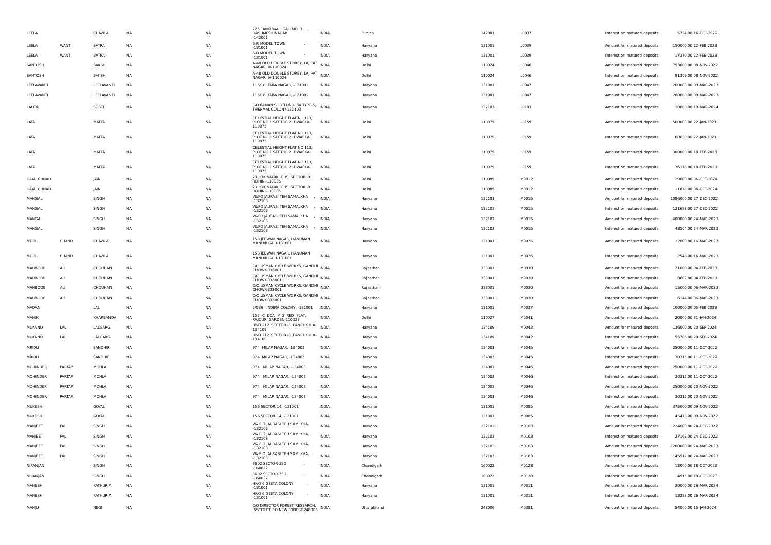| | | | | | | | | | | | |
|---|---|---|---|---|---|---|---|---|---|---|---|
| LEELA | | CHAWLA | NA | NA | 725 TANKI WALI GALI NO. 3 , DASHMESH NAGAR -142001 | INDIA | Punjab | 142001 | L0037 | Interest on matured deposits | 5734.00 16-OCT-2022 |
| LEELA | WANTI | BATRA | NA | NA | 6-R MODEL TOWN -131001 | INDIA | Haryana | 131001 | L0039 | Amount for matured deposits | 150000.00 22-FEB-2023 |
| LEELA | WANTI | BATRA | NA | NA | 6-R MODEL TOWN -131001 | INDIA | Haryana | 131001 | L0039 | Interest on matured deposits | 17370.00 22-FEB-2023 |
| SANTOSH | | BAKSHI | NA | NA | A-48 OLD DOUBLE STOREY, LAJ PAT NAGAR IV-110024 | INDIA | Delhi | 110024 | L0046 | Amount for matured deposits | 753000.00 08-NOV-2022 |
| SANTOSH | | BAKSHI | NA | NA | A-48 OLD DOUBLE STOREY, LAJ PAT NAGAR IV-110024 | INDIA | Delhi | 110024 | L0046 | Interest on matured deposits | 91309.00 08-NOV-2022 |
| LEELAVANTI | | LEELAVANTI | NA | NA | 116/18 TARA NAGAR, -131001 | INDIA | Haryana | 131001 | L0047 | Amount for matured deposits | 200000.00 09-MAR-2023 |
| LEELAVANTI | | LEELAVANTI | NA | NA | 116/18 TARA NAGAR, -131001 | INDIA | Haryana | 131001 | L0047 | Amount for matured deposits | 200000.00 09-MAR-2023 |
| LALITA | | SOBTI | NA | NA | C/0 RAMAN SOBTI HN0- 34 TYPE-5, THERMAL COLONY-132103 | INDIA | Haryana | 132103 | L0103 | Amount for matured deposits | 10000.00 19-MAR-2024 |
| LATA | | MATTA | NA | NA | CELESTIAL HEIGHT FLAT NO 113, PLOT NO 1 SECTOR 2 DWARKA-110075 | INDIA | Delhi | 110075 | L0159 | Amount for matured deposits | 500000.00 22-JAN-2023 |
| LATA | | MATTA | NA | NA | CELESTIAL HEIGHT FLAT NO 113, PLOT NO 1 SECTOR 2 DWARKA-110075 | INDIA | Delhi | 110075 | L0159 | Interest on matured deposits | 60630.00 22-JAN-2023 |
| LATA | | MATTA | NA | NA | CELESTIAL HEIGHT FLAT NO 113, PLOT NO 1 SECTOR 2 DWARKA-110075 | INDIA | Delhi | 110075 | L0159 | Amount for matured deposits | 300000.00 10-FEB-2023 |
| LATA | | MATTA | NA | NA | CELESTIAL HEIGHT FLAT NO 113, PLOT NO 1 SECTOR 2 DWARKA-110075 | INDIA | Delhi | 110075 | L0159 | Interest on matured deposits | 36378.00 10-FEB-2023 |
| DAYALCHNAD | | JAIN | NA | NA | 23 LOK NAYAK GHS, SECTOR -9 ROHINI-110085 | INDIA | Delhi | 110085 | M0012 | Amount for matured deposits | 29000.00 06-OCT-2024 |
| DAYALCHNAD | | JAIN | NA | NA | 23 LOK NAYAK GHS, SECTOR -9 ROHINI-110085 | INDIA | Delhi | 110085 | M0012 | Interest on matured deposits | 11878.00 06-OCT-2024 |
| MANGAL | | SINGH | NA | NA | V&PO JAURASI TEH SAMALKHA , -132103 | INDIA | Haryana | 132103 | M0015 | Amount for matured deposits | 1086000.00 27-DEC-2022 |
| MANGAL | | SINGH | NA | NA | V&PO JAURASI TEH SAMALKHA , -132103 | INDIA | Haryana | 132103 | M0015 | Interest on matured deposits | 131688.00 27-DEC-2022 |
| MANGAL | | SINGH | NA | NA | V&PO JAURASI TEH SAMALKHA , -132103 | INDIA | Haryana | 132103 | M0015 | Amount for matured deposits | 400000.00 24-MAR-2023 |
| MANGAL | | SINGH | NA | NA | V&PO JAURASI TEH SAMALKHA , -132103 | INDIA | Haryana | 132103 | M0015 | Interest on matured deposits | 48504.00 24-MAR-2023 |
| MOOL | CHAND | CHAWLA | NA | NA | 158 JEEWAN NAGAR, HANUMAN MANDIR GALI-131001 | INDIA | Haryana | 131001 | M0026 | Amount for matured deposits | 22000.00 16-MAR-2023 |
| MOOL | CHAND | CHAWLA | NA | NA | 158 JEEWAN NAGAR, HANUMAN MANDIR GALI-131001 | INDIA | Haryana | 131001 | M0026 | Interest on matured deposits | 2548.00 16-MAR-2023 |
| MAHBOOB | ALI | CHOUHAN | NA | NA | C/O USMAN CYCLE WORKS, GANDHI CHOWK-333001 | INDIA | Rajasthan | 333001 | M0030 | Amount for matured deposits | 21000.00 04-FEB-2023 |
| MAHBOOB | ALI | CHOUHAN | NA | NA | C/O USMAN CYCLE WORKS, GANDHI CHOWK-333001 | INDIA | Rajasthan | 333001 | M0030 | Interest on matured deposits | 8602.00 04-FEB-2023 |
| MAHBOOB | ALI | CHOUHAN | NA | NA | C/O USMAN CYCLE WORKS, GANDHI CHOWK-333001 | INDIA | Rajasthan | 333001 | M0030 | Amount for matured deposits | 15000.00 06-MAR-2023 |
| MAHBOOB | ALI | CHOUHAN | NA | NA | C/O USMAN CYCLE WORKS, GANDHI CHOWK-333001 | INDIA | Rajasthan | 333001 | M0030 | Interest on matured deposits | 6144.00 06-MAR-2023 |
| MADAN | | LAL | NA | NA | 5/536 INDIRA COLONY, -131001 | INDIA | Haryana | 131001 | M0037 | Amount for matured deposits | 100000.00 05-FEB-2023 |
| MANIK | | KHARBANDA | NA | NA | 157 -C DDA MIG RED FLAT, RAJOURI GARDEN-110027 | INDIA | Delhi | 110027 | M0041 | Amount for matured deposits | 20000.00 31-JAN-2024 |
| MUKAND | LAL | LALGARG | NA | NA | HNO 212 SECTOR -8, PANCHKULA-134109 | INDIA | Haryana | 134109 | M0042 | Amount for matured deposits | 136000.00 20-SEP-2024 |
| MUKAND | LAL | LALGARG | NA | NA | HNO 212 SECTOR -8, PANCHKULA-134109 | INDIA | Haryana | 134109 | M0042 | Interest on matured deposits | 55706.00 20-SEP-2024 |
| MRIDU | | SANDHIR | NA | NA | 974 MILAP NAGAR, -134003 | INDIA | Haryana | 134003 | M0045 | Amount for matured deposits | 250000.00 11-OCT-2022 |
| MRIDU | | SANDHIR | NA | NA | 974 MILAP NAGAR, -134003 | INDIA | Haryana | 134003 | M0045 | Interest on matured deposits | 30315.00 11-OCT-2022 |
| MOHINDER | PARTAP | MOHLA | NA | NA | 974 MILAP NAGAR, -134003 | INDIA | Haryana | 134003 | M0046 | Amount for matured deposits | 250000.00 11-OCT-2022 |
| MOHINDER | PARTAP | MOHLA | NA | NA | 974 MILAP NAGAR, -134003 | INDIA | Haryana | 134003 | M0046 | Interest on matured deposits | 30315.00 11-OCT-2022 |
| MOHINDER | PARTAP | MOHLA | NA | NA | 974 MILAP NAGAR, -134003 | INDIA | Haryana | 134003 | M0046 | Amount for matured deposits | 250000.00 20-NOV-2022 |
| MOHINDER | PARTAP | MOHLA | NA | NA | 974 MILAP NAGAR, -134003 | INDIA | Haryana | 134003 | M0046 | Interest on matured deposits | 30315.00 20-NOV-2022 |
| MUKESH | | GOYAL | NA | NA | 156 SECTOR 14, -131001 | INDIA | Haryana | 131001 | M0085 | Amount for matured deposits | 375000.00 09-NOV-2022 |
| MUKESH | | GOYAL | NA | NA | 156 SECTOR 14, -131001 | INDIA | Haryana | 131001 | M0085 | Interest on matured deposits | 45473.00 09-NOV-2022 |
| MANJEET | PAL | SINGH | NA | NA | V& P O JAURASI TEH SAMLKHA, -132103 | INDIA | Haryana | 132103 | M0103 | Amount for matured deposits | 224000.00 24-DEC-2022 |
| MANJEET | PAL | SINGH | NA | NA | V& P O JAURASI TEH SAMLKHA, -132103 | INDIA | Haryana | 132103 | M0103 | Interest on matured deposits | 27162.00 24-DEC-2022 |
| MANJEET | PAL | SINGH | NA | NA | V& P O JAURASI TEH SAMLKHA, -132103 | INDIA | Haryana | 132103 | M0103 | Amount for matured deposits | 1200000.00 24-MAR-2023 |
| MANJEET | PAL | SINGH | NA | NA | V& P O JAURASI TEH SAMLKHA, -132103 | INDIA | Haryana | 132103 | M0103 | Interest on matured deposits | 145512.00 24-MAR-2023 |
| NIRANJAN | | SINGH | NA | NA | 3602 SECTOR-35D , -160022 | INDIA | Chandigarh | 160022 | M0128 | Amount for matured deposits | 12000.00 18-OCT-2023 |
| NIRANJAN | | SINGH | NA | NA | 3602 SECTOR-35D , -160022 | INDIA | Chandigarh | 160022 | M0128 | Interest on matured deposits | 4915.00 18-OCT-2023 |
| MAHESH | | KATHURIA | NA | NA | HNO 6 GEETA COLONY , -131001 | INDIA | Haryana | 131001 | M0311 | Amount for matured deposits | 30000.00 26-MAR-2024 |
| MAHESH | | KATHURIA | NA | NA | HNO 6 GEETA COLONY , -131001 | INDIA | Haryana | 131001 | M0311 | Interest on matured deposits | 12288.00 26-MAR-2024 |
| MANJU | | NEGI | NA | NA | C/O DIRECTOR FOREST RESEARCH, INSTITUTE PO NEW FOREST-248006 | INDIA | Uttarakhand | 248006 | M0381 | Amount for matured deposits | 54000.00 15-JAN-2024 |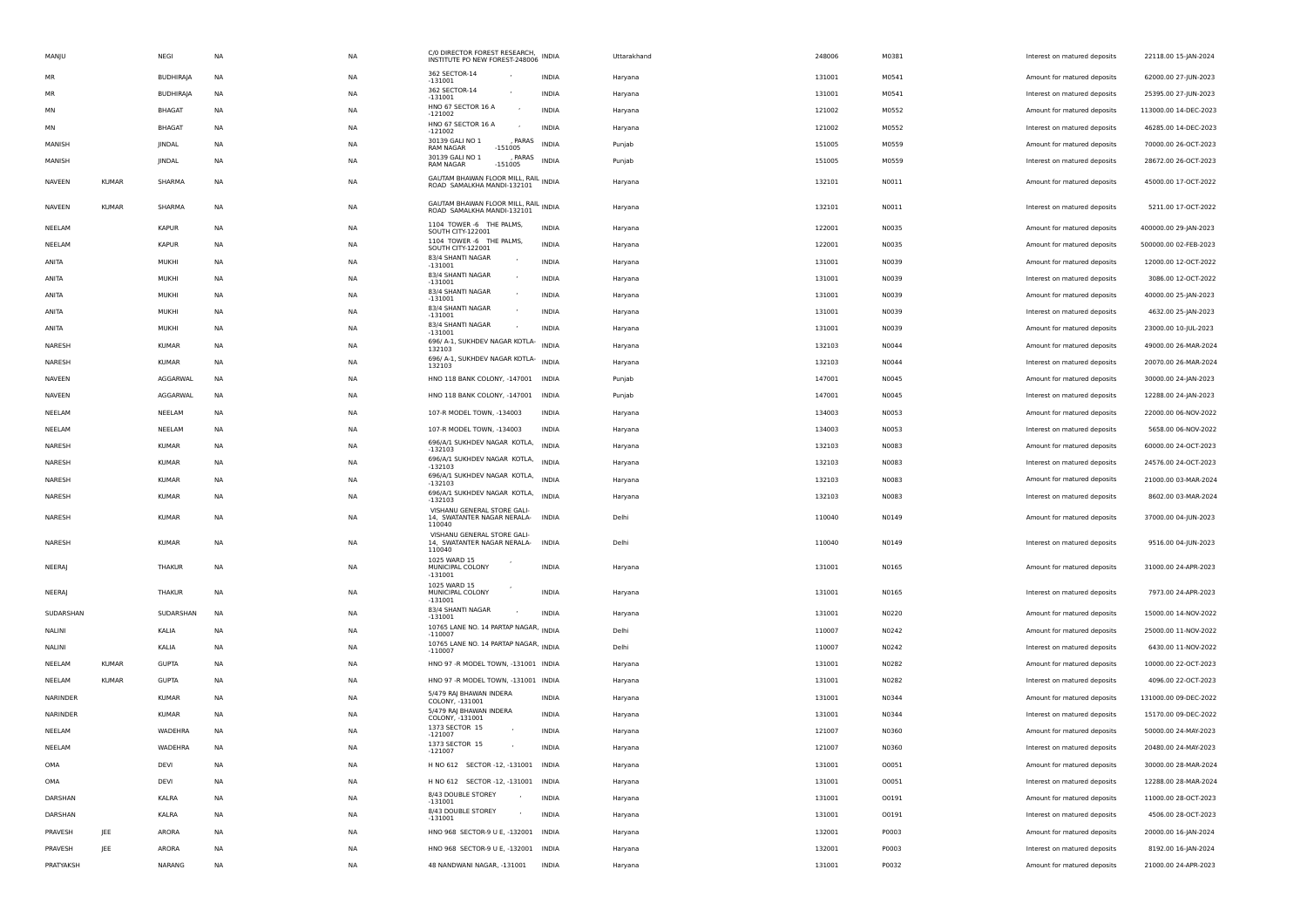| | | | | | | | | | | | |
|---|---|---|---|---|---|---|---|---|---|---|---|
| MANJU | | NEGI | NA | NA | C/0 DIRECTOR FOREST RESEARCH, INSTITUTE PO NEW FOREST-248006 | INDIA | Uttarakhand | 248006 | M0381 | Interest on matured deposits | 22118.00 15-JAN-2024 |
| MR | | BUDHIRAJA | NA | NA | 362 SECTOR-14 -131001 | INDIA | Haryana | 131001 | M0541 | Amount for matured deposits | 62000.00 27-JUN-2023 |
| MR | | BUDHIRAJA | NA | NA | 362 SECTOR-14 -131001 | INDIA | Haryana | 131001 | M0541 | Interest on matured deposits | 25395.00 27-JUN-2023 |
| MN | | BHAGAT | NA | NA | HNO 67 SECTOR 16 A -121002 | INDIA | Haryana | 121002 | M0552 | Amount for matured deposits | 113000.00 14-DEC-2023 |
| MN | | BHAGAT | NA | NA | HNO 67 SECTOR 16 A -121002 | INDIA | Haryana | 121002 | M0552 | Interest on matured deposits | 46285.00 14-DEC-2023 |
| MANISH | | JINDAL | NA | NA | 30139 GALI NO 1 , PARAS RAM NAGAR -151005 | INDIA | Punjab | 151005 | M0559 | Amount for matured deposits | 70000.00 26-OCT-2023 |
| MANISH | | JINDAL | NA | NA | 30139 GALI NO 1 , PARAS RAM NAGAR -151005 | INDIA | Punjab | 151005 | M0559 | Interest on matured deposits | 28672.00 26-OCT-2023 |
| NAVEEN | KUMAR | SHARMA | NA | NA | GAUTAM BHAWAN FLOOR MILL, RAIL ROAD SAMALKHA MANDI-132101 | INDIA | Haryana | 132101 | N0011 | Amount for matured deposits | 45000.00 17-OCT-2022 |
| NAVEEN | KUMAR | SHARMA | NA | NA | GAUTAM BHAWAN FLOOR MILL, RAIL ROAD SAMALKHA MANDI-132101 | INDIA | Haryana | 132101 | N0011 | Interest on matured deposits | 5211.00 17-OCT-2022 |
| NEELAM | | KAPUR | NA | NA | 1104 TOWER -6 THE PALMS, SOUTH CITY-122001 | INDIA | Haryana | 122001 | N0035 | Amount for matured deposits | 400000.00 29-JAN-2023 |
| NEELAM | | KAPUR | NA | NA | 1104 TOWER -6 THE PALMS, SOUTH CITY-122001 | INDIA | Haryana | 122001 | N0035 | Amount for matured deposits | 500000.00 02-FEB-2023 |
| ANITA | | MUKHI | NA | NA | 83/4 SHANTI NAGAR -131001 | INDIA | Haryana | 131001 | N0039 | Amount for matured deposits | 12000.00 12-OCT-2022 |
| ANITA | | MUKHI | NA | NA | 83/4 SHANTI NAGAR -131001 | INDIA | Haryana | 131001 | N0039 | Interest on matured deposits | 3086.00 12-OCT-2022 |
| ANITA | | MUKHI | NA | NA | 83/4 SHANTI NAGAR -131001 | INDIA | Haryana | 131001 | N0039 | Amount for matured deposits | 40000.00 25-JAN-2023 |
| ANITA | | MUKHI | NA | NA | 83/4 SHANTI NAGAR -131001 | INDIA | Haryana | 131001 | N0039 | Interest on matured deposits | 4632.00 25-JAN-2023 |
| ANITA | | MUKHI | NA | NA | 83/4 SHANTI NAGAR -131001 | INDIA | Haryana | 131001 | N0039 | Amount for matured deposits | 23000.00 10-JUL-2023 |
| NARESH | | KUMAR | NA | NA | 696/ A-1, SUKHDEV NAGAR KOTLA-132103 | INDIA | Haryana | 132103 | N0044 | Amount for matured deposits | 49000.00 26-MAR-2024 |
| NARESH | | KUMAR | NA | NA | 696/ A-1, SUKHDEV NAGAR KOTLA-132103 | INDIA | Haryana | 132103 | N0044 | Interest on matured deposits | 20070.00 26-MAR-2024 |
| NAVEEN | | AGGARWAL | NA | NA | HNO 118 BANK COLONY, -147001 | INDIA | Punjab | 147001 | N0045 | Amount for matured deposits | 30000.00 24-JAN-2023 |
| NAVEEN | | AGGARWAL | NA | NA | HNO 118 BANK COLONY, -147001 | INDIA | Punjab | 147001 | N0045 | Interest on matured deposits | 12288.00 24-JAN-2023 |
| NEELAM | | NEELAM | NA | NA | 107-R MODEL TOWN, -134003 | INDIA | Haryana | 134003 | N0053 | Amount for matured deposits | 22000.00 06-NOV-2022 |
| NEELAM | | NEELAM | NA | NA | 107-R MODEL TOWN, -134003 | INDIA | Haryana | 134003 | N0053 | Interest on matured deposits | 5658.00 06-NOV-2022 |
| NARESH | | KUMAR | NA | NA | 696/A/1 SUKHDEV NAGAR KOTLA, -132103 | INDIA | Haryana | 132103 | N0083 | Amount for matured deposits | 60000.00 24-OCT-2023 |
| NARESH | | KUMAR | NA | NA | 696/A/1 SUKHDEV NAGAR KOTLA, -132103 | INDIA | Haryana | 132103 | N0083 | Interest on matured deposits | 24576.00 24-OCT-2023 |
| NARESH | | KUMAR | NA | NA | 696/A/1 SUKHDEV NAGAR KOTLA, -132103 | INDIA | Haryana | 132103 | N0083 | Amount for matured deposits | 21000.00 03-MAR-2024 |
| NARESH | | KUMAR | NA | NA | 696/A/1 SUKHDEV NAGAR KOTLA, -132103 | INDIA | Haryana | 132103 | N0083 | Interest on matured deposits | 8602.00 03-MAR-2024 |
| NARESH | | KUMAR | NA | NA | VISHANU GENERAL STORE GALI-14, SWATANTER NAGAR NERALA-110040 | INDIA | Delhi | 110040 | N0149 | Amount for matured deposits | 37000.00 04-JUN-2023 |
| NARESH | | KUMAR | NA | NA | VISHANU GENERAL STORE GALI-14, SWATANTER NAGAR NERALA-110040 | INDIA | Delhi | 110040 | N0149 | Interest on matured deposits | 9516.00 04-JUN-2023 |
| NEERAJ | | THAKUR | NA | NA | 1025 WARD 15 MUNICIPAL COLONY -131001 | INDIA | Haryana | 131001 | N0165 | Amount for matured deposits | 31000.00 24-APR-2023 |
| NEERAJ | | THAKUR | NA | NA | 1025 WARD 15 MUNICIPAL COLONY -131001 | INDIA | Haryana | 131001 | N0165 | Interest on matured deposits | 7973.00 24-APR-2023 |
| SUDARSHAN | | SUDARSHAN | NA | NA | 83/4 SHANTI NAGAR -131001 | INDIA | Haryana | 131001 | N0220 | Amount for matured deposits | 15000.00 14-NOV-2022 |
| NALINI | | KALIA | NA | NA | 10765 LANE NO. 14 PARTAP NAGAR, -110007 | INDIA | Delhi | 110007 | N0242 | Amount for matured deposits | 25000.00 11-NOV-2022 |
| NALINI | | KALIA | NA | NA | 10765 LANE NO. 14 PARTAP NAGAR, -110007 | INDIA | Delhi | 110007 | N0242 | Interest on matured deposits | 6430.00 11-NOV-2022 |
| NEELAM | KUMAR | GUPTA | NA | NA | HNO 97 -R MODEL TOWN, -131001 | INDIA | Haryana | 131001 | N0282 | Amount for matured deposits | 10000.00 22-OCT-2023 |
| NEELAM | KUMAR | GUPTA | NA | NA | HNO 97 -R MODEL TOWN, -131001 | INDIA | Haryana | 131001 | N0282 | Interest on matured deposits | 4096.00 22-OCT-2023 |
| NARINDER | | KUMAR | NA | NA | 5/479 RAJ BHAWAN INDERA COLONY, -131001 | INDIA | Haryana | 131001 | N0344 | Amount for matured deposits | 131000.00 09-DEC-2022 |
| NARINDER | | KUMAR | NA | NA | 5/479 RAJ BHAWAN INDERA COLONY, -131001 | INDIA | Haryana | 131001 | N0344 | Interest on matured deposits | 15170.00 09-DEC-2022 |
| NEELAM | | WADEHRA | NA | NA | 1373 SECTOR 15 -121007 | INDIA | Haryana | 121007 | N0360 | Amount for matured deposits | 50000.00 24-MAY-2023 |
| NEELAM | | WADEHRA | NA | NA | 1373 SECTOR 15 -121007 | INDIA | Haryana | 121007 | N0360 | Interest on matured deposits | 20480.00 24-MAY-2023 |
| OMA | | DEVI | NA | NA | H NO 612 SECTOR -12, -131001 | INDIA | Haryana | 131001 | O0051 | Amount for matured deposits | 30000.00 28-MAR-2024 |
| OMA | | DEVI | NA | NA | H NO 612 SECTOR -12, -131001 | INDIA | Haryana | 131001 | O0051 | Interest on matured deposits | 12288.00 28-MAR-2024 |
| DARSHAN | | KALRA | NA | NA | 8/43 DOUBLE STOREY -131001 | INDIA | Haryana | 131001 | O0191 | Amount for matured deposits | 11000.00 28-OCT-2023 |
| DARSHAN | | KALRA | NA | NA | 8/43 DOUBLE STOREY -131001 | INDIA | Haryana | 131001 | O0191 | Interest on matured deposits | 4506.00 28-OCT-2023 |
| PRAVESH | JEE | ARORA | NA | NA | HNO 968 SECTOR-9 U E, -132001 | INDIA | Haryana | 132001 | P0003 | Amount for matured deposits | 20000.00 16-JAN-2024 |
| PRAVESH | JEE | ARORA | NA | NA | HNO 968 SECTOR-9 U E, -132001 | INDIA | Haryana | 132001 | P0003 | Interest on matured deposits | 8192.00 16-JAN-2024 |
| PRATYAKSH | | NARANG | NA | NA | 48 NANDWANI NAGAR, -131001 | INDIA | Haryana | 131001 | P0032 | Amount for matured deposits | 21000.00 24-APR-2023 |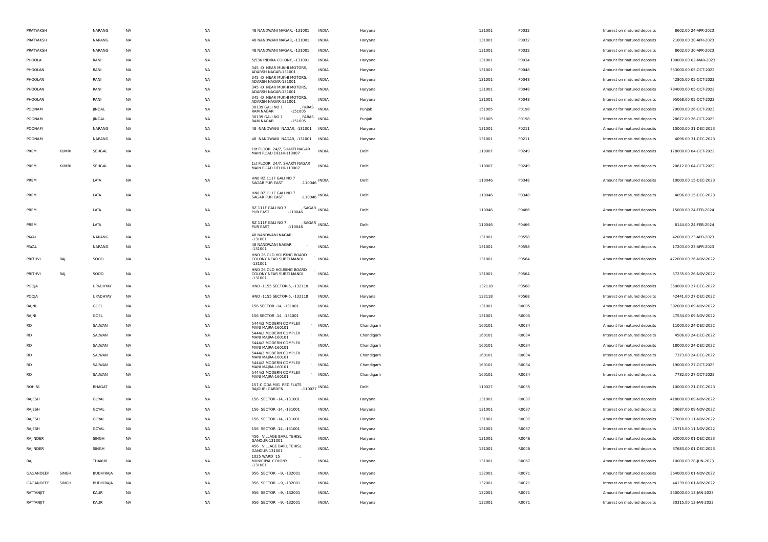| PRATYAKSH | | NARANG | NA | NA | 48 NANDWANI NAGAR, -131001 | INDIA | Haryana | 131001 | P0032 | Interest on matured deposits | 8602.00 24-APR-2023 |
|---|---|---|---|---|---|---|---|---|---|---|---|
| PRATYAKSH | | NARANG | NA | NA | 48 NANDWANI NAGAR, -131001 | INDIA | Haryana | 131001 | P0032 | Amount for matured deposits | 21000.00 30-APR-2023 |
| PRATYAKSH | | NARANG | NA | NA | 48 NANDWANI NAGAR, -131001 | INDIA | Haryana | 131001 | P0032 | Interest on matured deposits | 8602.00 30-APR-2023 |
| PHOOLA | | RANI | NA | NA | 5/536 INDIRA COLONY, -131001 | INDIA | Haryana | 131001 | P0034 | Amount for matured deposits | 100000.00 02-MAR-2023 |
| PHOOLAN | | RANI | NA | NA | 345 -D NEAR MUKHI MOTORS, ADARSH NAGAR-131001 | INDIA | Haryana | 131001 | P0048 | Amount for matured deposits | 353000.00 05-OCT-2022 |
| PHOOLAN | | RANI | NA | NA | 345 -D NEAR MUKHI MOTORS, ADARSH NAGAR-131001 | INDIA | Haryana | 131001 | P0048 | Interest on matured deposits | 42805.00 05-OCT-2022 |
| PHOOLAN | | RANI | NA | NA | 345 -D NEAR MUKHI MOTORS, ADARSH NAGAR-131001 | INDIA | Haryana | 131001 | P0048 | Amount for matured deposits | 784000.00 05-OCT-2022 |
| PHOOLAN | | RANI | NA | NA | 345 -D NEAR MUKHI MOTORS, ADARSH NAGAR-131001 | INDIA | Haryana | 131001 | P0048 | Interest on matured deposits | 95068.00 05-OCT-2022 |
| POONAM | | JINDAL | NA | NA | 30139 GALI NO 1 , PARAS RAM NAGAR -151005 | INDIA | Punjab | 151005 | P0198 | Amount for matured deposits | 70000.00 26-OCT-2023 |
| POONAM | | JINDAL | NA | NA | 30139 GALI NO 1 , PARAS RAM NAGAR -151005 | INDIA | Punjab | 151005 | P0198 | Interest on matured deposits | 28672.00 26-OCT-2023 |
| POONAM | | NARANG | NA | NA | 48 NANDWANI NAGAR, -131001 | INDIA | Haryana | 131001 | P0211 | Amount for matured deposits | 10000.00 31-DEC-2023 |
| POONAM | | NARANG | NA | NA | 48 NANDWANI NAGAR, -131001 | INDIA | Haryana | 131001 | P0211 | Interest on matured deposits | 4096.00 31-DEC-2023 |
| PREM | KUMRI | SEHGAL | NA | NA | 1st FLOOR 24/7, SHAKTI NAGAR MAIN ROAD DELHI-110007 | INDIA | Delhi | 110007 | P0249 | Amount for matured deposits | 178000.00 04-OCT-2022 |
| PREM | KUMRI | SEHGAL | NA | NA | 1st FLOOR 24/7, SHAKTI NAGAR MAIN ROAD DELHI-110007 | INDIA | Delhi | 110007 | P0249 | Interest on matured deposits | 20612.00 04-OCT-2022 |
| PREM | | LATA | NA | NA | HN0 RZ 111F GALI NO 7 , SAGAR PUR EAST -110046 | INDIA | Delhi | 110046 | P0348 | Amount for matured deposits | 10000.00 15-DEC-2023 |
| PREM | | LATA | NA | NA | HN0 RZ 111F GALI NO 7 , SAGAR PUR EAST -110046 | INDIA | Delhi | 110046 | P0348 | Interest on matured deposits | 4096.00 15-DEC-2023 |
| PREM | | LATA | NA | NA | RZ 111F GALI NO 7 , SAGAR PUR EAST -110046 | INDIA | Delhi | 110046 | P0466 | Amount for matured deposits | 15000.00 24-FEB-2024 |
| PREM | | LATA | NA | NA | RZ 111F GALI NO 7 , SAGAR PUR EAST -110046 | INDIA | Delhi | 110046 | P0466 | Interest on matured deposits | 6144.00 24-FEB-2024 |
| PAYAL | | NARANG | NA | NA | 48 NANDWANI NAGAR , -131001 | INDIA | Haryana | 131001 | P0558 | Amount for matured deposits | 42000.00 23-APR-2023 |
| PAYAL | | NARANG | NA | NA | 48 NANDWANI NAGAR , -131001 | INDIA | Haryana | 131001 | P0558 | Interest on matured deposits | 17203.00 23-APR-2023 |
| PRITHVI | RAJ | SOOD | NA | NA | HNO 26 OLD HOUSING BOARD , COLONY NEAR SUBZI MANDI -131001 | INDIA | Haryana | 131001 | P0564 | Amount for matured deposits | 472000.00 26-NOV-2022 |
| PRITHVI | RAJ | SOOD | NA | NA | HNO 26 OLD HOUSING BOARD , COLONY NEAR SUBZI MANDI -131001 | INDIA | Haryana | 131001 | P0564 | Interest on matured deposits | 57235.00 26-NOV-2022 |
| POOJA | | UPADHYAY | NA | NA | HNO -1155 SECTOR-5, -132118 | INDIA | Haryana | 132118 | P0568 | Amount for matured deposits | 350000.00 27-DEC-2022 |
| POOJA | | UPADHYAY | NA | NA | HNO -1155 SECTOR-5, -132118 | INDIA | Haryana | 132118 | P0568 | Interest on matured deposits | 42441.00 27-DEC-2022 |
| RAJNI | | GOEL | NA | NA | 156 SECTOR -14, -131001 | INDIA | Haryana | 131001 | R0005 | Amount for matured deposits | 392000.00 09-NOV-2022 |
| RAJNI | | GOEL | NA | NA | 156 SECTOR -14, -131001 | INDIA | Haryana | 131001 | R0005 | Interest on matured deposits | 47534.00 09-NOV-2022 |
| RD | | SALWAN | NA | NA | 5444/2 MODERN COMPLEX , MANI MAJRA-160101 | INDIA | Chandigarh | 160101 | R0034 | Amount for matured deposits | 11000.00 24-DEC-2022 |
| RD | | SALWAN | NA | NA | 5444/2 MODERN COMPLEX , MANI MAJRA-160101 | INDIA | Chandigarh | 160101 | R0034 | Interest on matured deposits | 4506.00 24-DEC-2022 |
| RD | | SALWAN | NA | NA | 5444/2 MODERN COMPLEX , MANI MAJRA-160101 | INDIA | Chandigarh | 160101 | R0034 | Amount for matured deposits | 18000.00 24-DEC-2022 |
| RD | | SALWAN | NA | NA | 5444/2 MODERN COMPLEX , MANI MAJRA-160101 | INDIA | Chandigarh | 160101 | R0034 | Interest on matured deposits | 7373.00 24-DEC-2022 |
| RD | | SALWAN | NA | NA | 5444/2 MODERN COMPLEX , MANI MAJRA-160101 | INDIA | Chandigarh | 160101 | R0034 | Amount for matured deposits | 19000.00 27-OCT-2023 |
| RD | | SALWAN | NA | NA | 5444/2 MODERN COMPLEX , MANI MAJRA-160101 | INDIA | Chandigarh | 160101 | R0034 | Interest on matured deposits | 7782.00 27-OCT-2023 |
| ROHINI | | BHAGAT | NA | NA | 157-C DDA MIG RED FLATS , RAJOURI GARDEN -110027 | INDIA | Delhi | 110027 | R0035 | Amount for matured deposits | 10000.00 21-DEC-2023 |
| RAJESH | | GOYAL | NA | NA | 156 SECTOR -14, -131001 | INDIA | Haryana | 131001 | R0037 | Amount for matured deposits | 418000.00 09-NOV-2022 |
| RAJESH | | GOYAL | NA | NA | 156 SECTOR -14, -131001 | INDIA | Haryana | 131001 | R0037 | Interest on matured deposits | 50687.00 09-NOV-2022 |
| RAJESH | | GOYAL | NA | NA | 156 SECTOR -14, -131001 | INDIA | Haryana | 131001 | R0037 | Amount for matured deposits | 377000.00 11-NOV-2022 |
| RAJESH | | GOYAL | NA | NA | 156 SECTOR -14, -131001 | INDIA | Haryana | 131001 | R0037 | Interest on matured deposits | 45715.00 11-NOV-2022 |
| RAJINDER | | SINGH | NA | NA | 456 VILLAGE BARI, TEHISL GANOUR-131001 | INDIA | Haryana | 131001 | R0046 | Amount for matured deposits | 92000.00 01-DEC-2023 |
| RAJINDER | | SINGH | NA | NA | 456 VILLAGE BARI, TEHISL GANOUR-131001 | INDIA | Haryana | 131001 | R0046 | Interest on matured deposits | 37683.00 01-DEC-2023 |
| RAJ | | THAKUR | NA | NA | 1025 WARD 15 , MUNICIPAL COLONY -131001 | INDIA | Haryana | 131001 | R0067 | Amount for matured deposits | 10000.00 28-JUN-2023 |
| GAGANDEEP | SINGH | BUDHIRAJA | NA | NA | 956 SECTOR --9, -132001 | INDIA | Haryana | 132001 | R0071 | Amount for matured deposits | 364000.00 01-NOV-2022 |
| GAGANDEEP | SINGH | BUDHIRAJA | NA | NA | 956 SECTOR --9, -132001 | INDIA | Haryana | 132001 | R0071 | Interest on matured deposits | 44139.00 01-NOV-2022 |
| RATTANJIT | | KAUR | NA | NA | 956 SECTOR --9, -132001 | INDIA | Haryana | 132001 | R0071 | Amount for matured deposits | 250000.00 13-JAN-2023 |
| RATTANJIT | | KAUR | NA | NA | 956 SECTOR --9, -132001 | INDIA | Haryana | 132001 | R0071 | Interest on matured deposits | 30315.00 13-JAN-2023 |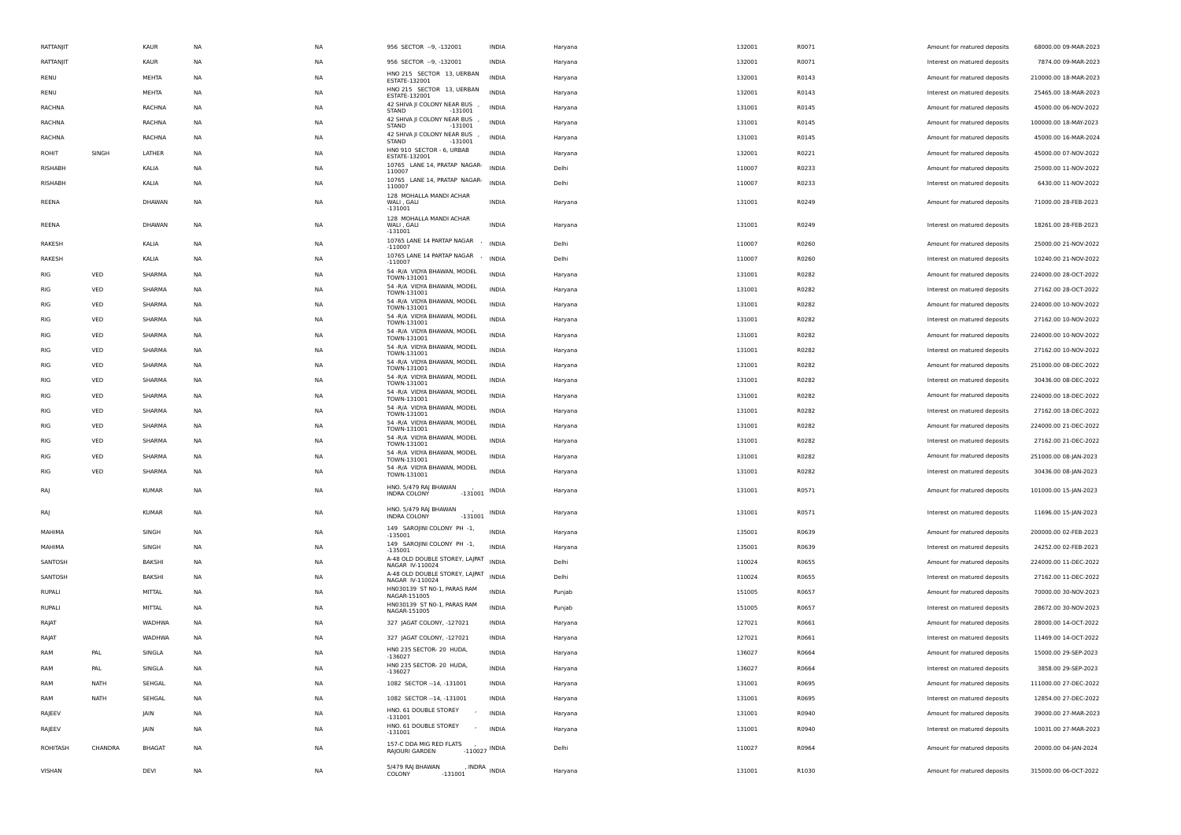| RATTANJIT | | KAUR | NA | NA | 956 SECTOR --9, -132001 | INDIA | Haryana | 132001 | R0071 | Amount for matured deposits | 68000.00 09-MAR-2023 |
|---|---|---|---|---|---|---|---|---|---|---|---|
| RATTANJIT | | KAUR | NA | NA | 956 SECTOR --9, -132001 | INDIA | Haryana | 132001 | R0071 | Interest on matured deposits | 7874.00 09-MAR-2023 |
| RENU | | MEHTA | NA | NA | HNO 215 SECTOR 13, UERBAN ESTATE-132001 | INDIA | Haryana | 132001 | R0143 | Amount for matured deposits | 210000.00 18-MAR-2023 |
| RENU | | MEHTA | NA | NA | HNO 215 SECTOR 13, UERBAN ESTATE-132001 | INDIA | Haryana | 132001 | R0143 | Interest on matured deposits | 25465.00 18-MAR-2023 |
| RACHNA | | RACHNA | NA | NA | 42 SHIVA JI COLONY NEAR BUS , STAND -131001 | INDIA | Haryana | 131001 | R0145 | Amount for matured deposits | 45000.00 06-NOV-2022 |
| RACHNA | | RACHNA | NA | NA | 42 SHIVA JI COLONY NEAR BUS , STAND -131001 | INDIA | Haryana | 131001 | R0145 | Amount for matured deposits | 100000.00 18-MAY-2023 |
| RACHNA | | RACHNA | NA | NA | 42 SHIVA JI COLONY NEAR BUS , STAND -131001 | INDIA | Haryana | 131001 | R0145 | Amount for matured deposits | 45000.00 16-MAR-2024 |
| ROHIT | SINGH | LATHER | NA | NA | HN0 910 SECTOR - 6, URBAB ESTATE-132001 | INDIA | Haryana | 132001 | R0221 | Amount for matured deposits | 45000.00 07-NOV-2022 |
| RISHABH | | KALIA | NA | NA | 10765 LANE 14, PRATAP NAGAR-110007 | INDIA | Delhi | 110007 | R0233 | Amount for matured deposits | 25000.00 11-NOV-2022 |
| RISHABH | | KALIA | NA | NA | 10765 LANE 14, PRATAP NAGAR-110007 | INDIA | Delhi | 110007 | R0233 | Interest on matured deposits | 6430.00 11-NOV-2022 |
| REENA | | DHAWAN | NA | NA | 128 MOHALLA MANDI ACHAR WALI , GALI -131001 | INDIA | Haryana | 131001 | R0249 | Amount for matured deposits | 71000.00 28-FEB-2023 |
| REENA | | DHAWAN | NA | NA | 128 MOHALLA MANDI ACHAR WALI , GALI -131001 | INDIA | Haryana | 131001 | R0249 | Interest on matured deposits | 18261.00 28-FEB-2023 |
| RAKESH | | KALIA | NA | NA | 10765 LANE 14 PARTAP NAGAR , -110007 | INDIA | Delhi | 110007 | R0260 | Amount for matured deposits | 25000.00 21-NOV-2022 |
| RAKESH | | KALIA | NA | NA | 10765 LANE 14 PARTAP NAGAR , -110007 | INDIA | Delhi | 110007 | R0260 | Interest on matured deposits | 10240.00 21-NOV-2022 |
| RIG | VED | SHARMA | NA | NA | 54 -R/A VIDYA BHAWAN, MODEL TOWN-131001 | INDIA | Haryana | 131001 | R0282 | Amount for matured deposits | 224000.00 28-OCT-2022 |
| RIG | VED | SHARMA | NA | NA | 54 -R/A VIDYA BHAWAN, MODEL TOWN-131001 | INDIA | Haryana | 131001 | R0282 | Interest on matured deposits | 27162.00 28-OCT-2022 |
| RIG | VED | SHARMA | NA | NA | 54 -R/A VIDYA BHAWAN, MODEL TOWN-131001 | INDIA | Haryana | 131001 | R0282 | Amount for matured deposits | 224000.00 10-NOV-2022 |
| RIG | VED | SHARMA | NA | NA | 54 -R/A VIDYA BHAWAN, MODEL TOWN-131001 | INDIA | Haryana | 131001 | R0282 | Interest on matured deposits | 27162.00 10-NOV-2022 |
| RIG | VED | SHARMA | NA | NA | 54 -R/A VIDYA BHAWAN, MODEL TOWN-131001 | INDIA | Haryana | 131001 | R0282 | Amount for matured deposits | 224000.00 10-NOV-2022 |
| RIG | VED | SHARMA | NA | NA | 54 -R/A VIDYA BHAWAN, MODEL TOWN-131001 | INDIA | Haryana | 131001 | R0282 | Interest on matured deposits | 27162.00 10-NOV-2022 |
| RIG | VED | SHARMA | NA | NA | 54 -R/A VIDYA BHAWAN, MODEL TOWN-131001 | INDIA | Haryana | 131001 | R0282 | Amount for matured deposits | 251000.00 08-DEC-2022 |
| RIG | VED | SHARMA | NA | NA | 54 -R/A VIDYA BHAWAN, MODEL TOWN-131001 | INDIA | Haryana | 131001 | R0282 | Interest on matured deposits | 30436.00 08-DEC-2022 |
| RIG | VED | SHARMA | NA | NA | 54 -R/A VIDYA BHAWAN, MODEL TOWN-131001 | INDIA | Haryana | 131001 | R0282 | Amount for matured deposits | 224000.00 18-DEC-2022 |
| RIG | VED | SHARMA | NA | NA | 54 -R/A VIDYA BHAWAN, MODEL TOWN-131001 | INDIA | Haryana | 131001 | R0282 | Interest on matured deposits | 27162.00 18-DEC-2022 |
| RIG | VED | SHARMA | NA | NA | 54 -R/A VIDYA BHAWAN, MODEL TOWN-131001 | INDIA | Haryana | 131001 | R0282 | Amount for matured deposits | 224000.00 21-DEC-2022 |
| RIG | VED | SHARMA | NA | NA | 54 -R/A VIDYA BHAWAN, MODEL TOWN-131001 | INDIA | Haryana | 131001 | R0282 | Interest on matured deposits | 27162.00 21-DEC-2022 |
| RIG | VED | SHARMA | NA | NA | 54 -R/A VIDYA BHAWAN, MODEL TOWN-131001 | INDIA | Haryana | 131001 | R0282 | Amount for matured deposits | 251000.00 08-JAN-2023 |
| RIG | VED | SHARMA | NA | NA | 54 -R/A VIDYA BHAWAN, MODEL TOWN-131001 | INDIA | Haryana | 131001 | R0282 | Interest on matured deposits | 30436.00 08-JAN-2023 |
| RAJ | | KUMAR | NA | NA | HNO. 5/479 RAJ BHAWAN , INDRA COLONY -131001 | INDIA | Haryana | 131001 | R0571 | Amount for matured deposits | 101000.00 15-JAN-2023 |
| RAJ | | KUMAR | NA | NA | HNO. 5/479 RAJ BHAWAN , INDRA COLONY -131001 | INDIA | Haryana | 131001 | R0571 | Interest on matured deposits | 11696.00 15-JAN-2023 |
| MAHIMA | | SINGH | NA | NA | 149 SAROJINI COLONY PH -1, -135001 | INDIA | Haryana | 135001 | R0639 | Amount for matured deposits | 200000.00 02-FEB-2023 |
| MAHIMA | | SINGH | NA | NA | 149 SAROJINI COLONY PH -1, -135001 | INDIA | Haryana | 135001 | R0639 | Interest on matured deposits | 24252.00 02-FEB-2023 |
| SANTOSH | | BAKSHI | NA | NA | A-48 OLD DOUBLE STOREY, LAJPAT NAGAR IV-110024 | INDIA | Delhi | 110024 | R0655 | Amount for matured deposits | 224000.00 11-DEC-2022 |
| SANTOSH | | BAKSHI | NA | NA | A-48 OLD DOUBLE STOREY, LAJPAT NAGAR IV-110024 | INDIA | Delhi | 110024 | R0655 | Interest on matured deposits | 27162.00 11-DEC-2022 |
| RUPALI | | MITTAL | NA | NA | HN030139 ST N0-1, PARAS RAM NAGAR-151005 | INDIA | Punjab | 151005 | R0657 | Amount for matured deposits | 70000.00 30-NOV-2023 |
| RUPALI | | MITTAL | NA | NA | HN030139 ST N0-1, PARAS RAM NAGAR-151005 | INDIA | Punjab | 151005 | R0657 | Interest on matured deposits | 28672.00 30-NOV-2023 |
| RAJAT | | WADHWA | NA | NA | 327 JAGAT COLONY, -127021 | INDIA | Haryana | 127021 | R0661 | Amount for matured deposits | 28000.00 14-OCT-2022 |
| RAJAT | | WADHWA | NA | NA | 327 JAGAT COLONY, -127021 | INDIA | Haryana | 127021 | R0661 | Interest on matured deposits | 11469.00 14-OCT-2022 |
| RAM | PAL | SINGLA | NA | NA | HN0 235 SECTOR- 20 HUDA, -136027 | INDIA | Haryana | 136027 | R0664 | Amount for matured deposits | 15000.00 29-SEP-2023 |
| RAM | PAL | SINGLA | NA | NA | HN0 235 SECTOR- 20 HUDA, -136027 | INDIA | Haryana | 136027 | R0664 | Interest on matured deposits | 3858.00 29-SEP-2023 |
| RAM | NATH | SEHGAL | NA | NA | 1082 SECTOR --14, -131001 | INDIA | Haryana | 131001 | R0695 | Amount for matured deposits | 111000.00 27-DEC-2022 |
| RAM | NATH | SEHGAL | NA | NA | 1082 SECTOR --14, -131001 | INDIA | Haryana | 131001 | R0695 | Interest on matured deposits | 12854.00 27-DEC-2022 |
| RAJEEV | | JAIN | NA | NA | HNO. 61 DOUBLE STOREY , -131001 | INDIA | Haryana | 131001 | R0940 | Amount for matured deposits | 39000.00 27-MAR-2023 |
| RAJEEV | | JAIN | NA | NA | HNO. 61 DOUBLE STOREY , -131001 | INDIA | Haryana | 131001 | R0940 | Interest on matured deposits | 10031.00 27-MAR-2023 |
| ROHITASH | CHANDRA | BHAGAT | NA | NA | 157-C DDA MIG RED FLATS , RAJOURI GARDEN -110027 | INDIA | Delhi | 110027 | R0964 | Amount for matured deposits | 20000.00 04-JAN-2024 |
| VISHAN | | DEVI | NA | NA | 5/479 RAJ BHAWAN , INDRA COLONY -131001 | INDIA | Haryana | 131001 | R1030 | Amount for matured deposits | 315000.00 06-OCT-2022 |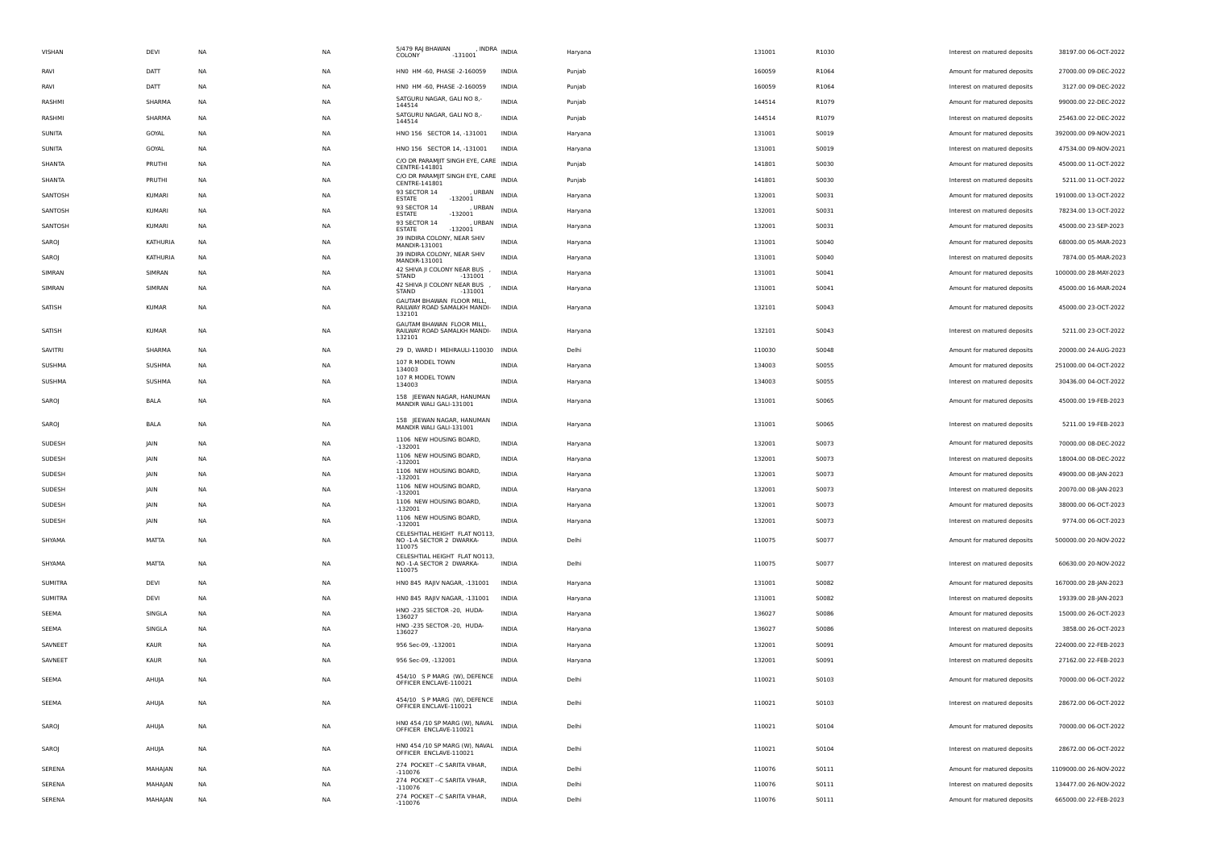| | | | | | | | | | | |
|---|---|---|---|---|---|---|---|---|---|---|
| VISHAN | DEVI | NA | NA | 5/479 RAJ BHAWAN , INDRA COLONY -131001 | INDIA | Haryana | 131001 | R1030 | Interest on matured deposits | 38197.00 06-OCT-2022 |
| RAVI | DATT | NA | NA | HN0 HM -60, PHASE -2-160059 | INDIA | Punjab | 160059 | R1064 | Amount for matured deposits | 27000.00 09-DEC-2022 |
| RAVI | DATT | NA | NA | HN0 HM -60, PHASE -2-160059 | INDIA | Punjab | 160059 | R1064 | Interest on matured deposits | 3127.00 09-DEC-2022 |
| RASHMI | SHARMA | NA | NA | SATGURU NAGAR, GALI NO 8,-144514 | INDIA | Punjab | 144514 | R1079 | Amount for matured deposits | 99000.00 22-DEC-2022 |
| RASHMI | SHARMA | NA | NA | SATGURU NAGAR, GALI NO 8,-144514 | INDIA | Punjab | 144514 | R1079 | Interest on matured deposits | 25463.00 22-DEC-2022 |
| SUNITA | GOYAL | NA | NA | HNO 156 SECTOR 14, -131001 | INDIA | Haryana | 131001 | S0019 | Amount for matured deposits | 392000.00 09-NOV-2021 |
| SUNITA | GOYAL | NA | NA | HNO 156 SECTOR 14, -131001 | INDIA | Haryana | 131001 | S0019 | Interest on matured deposits | 47534.00 09-NOV-2021 |
| SHANTA | PRUTHI | NA | NA | C/O DR PARAMJIT SINGH EYE, CARE CENTRE-141801 | INDIA | Punjab | 141801 | S0030 | Amount for matured deposits | 45000.00 11-OCT-2022 |
| SHANTA | PRUTHI | NA | NA | C/O DR PARAMJIT SINGH EYE, CARE CENTRE-141801 | INDIA | Punjab | 141801 | S0030 | Interest on matured deposits | 5211.00 11-OCT-2022 |
| SANTOSH | KUMARI | NA | NA | 93 SECTOR 14 , URBAN ESTATE -132001 | INDIA | Haryana | 132001 | S0031 | Amount for matured deposits | 191000.00 13-OCT-2022 |
| SANTOSH | KUMARI | NA | NA | 93 SECTOR 14 , URBAN ESTATE -132001 | INDIA | Haryana | 132001 | S0031 | Interest on matured deposits | 78234.00 13-OCT-2022 |
| SANTOSH | KUMARI | NA | NA | 93 SECTOR 14 , URBAN ESTATE -132001 | INDIA | Haryana | 132001 | S0031 | Amount for matured deposits | 45000.00 23-SEP-2023 |
| SAROJ | KATHURIA | NA | NA | 39 INDIRA COLONY, NEAR SHIV MANDIR-131001 | INDIA | Haryana | 131001 | S0040 | Amount for matured deposits | 68000.00 05-MAR-2023 |
| SAROJ | KATHURIA | NA | NA | 39 INDIRA COLONY, NEAR SHIV MANDIR-131001 | INDIA | Haryana | 131001 | S0040 | Interest on matured deposits | 7874.00 05-MAR-2023 |
| SIMRAN | SIMRAN | NA | NA | 42 SHIVA JI COLONY NEAR BUS , STAND -131001 | INDIA | Haryana | 131001 | S0041 | Amount for matured deposits | 100000.00 28-MAY-2023 |
| SIMRAN | SIMRAN | NA | NA | 42 SHIVA JI COLONY NEAR BUS , STAND -131001 | INDIA | Haryana | 131001 | S0041 | Amount for matured deposits | 45000.00 16-MAR-2024 |
| SATISH | KUMAR | NA | NA | GAUTAM BHAWAN FLOOR MILL, RAILWAY ROAD SAMALKH MANDI-132101 | INDIA | Haryana | 132101 | S0043 | Amount for matured deposits | 45000.00 23-OCT-2022 |
| SATISH | KUMAR | NA | NA | GAUTAM BHAWAN FLOOR MILL, RAILWAY ROAD SAMALKH MANDI-132101 | INDIA | Haryana | 132101 | S0043 | Interest on matured deposits | 5211.00 23-OCT-2022 |
| SAVITRI | SHARMA | NA | NA | 29 D, WARD I MEHRAULI-110030 | INDIA | Delhi | 110030 | S0048 | Amount for matured deposits | 20000.00 24-AUG-2023 |
| SUSHMA | SUSHMA | NA | NA | 107 R MODEL TOWN 134003 | INDIA | Haryana | 134003 | S0055 | Amount for matured deposits | 251000.00 04-OCT-2022 |
| SUSHMA | SUSHMA | NA | NA | 107 R MODEL TOWN 134003 | INDIA | Haryana | 134003 | S0055 | Interest on matured deposits | 30436.00 04-OCT-2022 |
| SAROJ | BALA | NA | NA | 158 JEEWAN NAGAR, HANUMAN MANDIR WALI GALI-131001 | INDIA | Haryana | 131001 | S0065 | Amount for matured deposits | 45000.00 19-FEB-2023 |
| SAROJ | BALA | NA | NA | 158 JEEWAN NAGAR, HANUMAN MANDIR WALI GALI-131001 | INDIA | Haryana | 131001 | S0065 | Interest on matured deposits | 5211.00 19-FEB-2023 |
| SUDESH | JAIN | NA | NA | 1106 NEW HOUSING BOARD, -132001 | INDIA | Haryana | 132001 | S0073 | Amount for matured deposits | 70000.00 08-DEC-2022 |
| SUDESH | JAIN | NA | NA | 1106 NEW HOUSING BOARD, -132001 | INDIA | Haryana | 132001 | S0073 | Interest on matured deposits | 18004.00 08-DEC-2022 |
| SUDESH | JAIN | NA | NA | 1106 NEW HOUSING BOARD, -132001 | INDIA | Haryana | 132001 | S0073 | Amount for matured deposits | 49000.00 08-JAN-2023 |
| SUDESH | JAIN | NA | NA | 1106 NEW HOUSING BOARD, -132001 | INDIA | Haryana | 132001 | S0073 | Interest on matured deposits | 20070.00 08-JAN-2023 |
| SUDESH | JAIN | NA | NA | 1106 NEW HOUSING BOARD, -132001 | INDIA | Haryana | 132001 | S0073 | Amount for matured deposits | 38000.00 06-OCT-2023 |
| SUDESH | JAIN | NA | NA | 1106 NEW HOUSING BOARD, -132001 | INDIA | Haryana | 132001 | S0073 | Interest on matured deposits | 9774.00 06-OCT-2023 |
| SHYAMA | MATTA | NA | NA | CELESHTIAL HEIGHT FLAT NO113, NO -1-A SECTOR 2 DWARKA-110075 | INDIA | Delhi | 110075 | S0077 | Amount for matured deposits | 500000.00 20-NOV-2022 |
| SHYAMA | MATTA | NA | NA | CELESHTIAL HEIGHT FLAT NO113, NO -1-A SECTOR 2 DWARKA-110075 | INDIA | Delhi | 110075 | S0077 | Interest on matured deposits | 60630.00 20-NOV-2022 |
| SUMITRA | DEVI | NA | NA | HN0 845 RAJIV NAGAR, -131001 | INDIA | Haryana | 131001 | S0082 | Amount for matured deposits | 167000.00 28-JAN-2023 |
| SUMITRA | DEVI | NA | NA | HN0 845 RAJIV NAGAR, -131001 | INDIA | Haryana | 131001 | S0082 | Interest on matured deposits | 19339.00 28-JAN-2023 |
| SEEMA | SINGLA | NA | NA | HNO -235 SECTOR -20, HUDA-136027 | INDIA | Haryana | 136027 | S0086 | Amount for matured deposits | 15000.00 26-OCT-2023 |
| SEEMA | SINGLA | NA | NA | HNO -235 SECTOR -20, HUDA-136027 | INDIA | Haryana | 136027 | S0086 | Interest on matured deposits | 3858.00 26-OCT-2023 |
| SAVNEET | KAUR | NA | NA | 956 Sec-09, -132001 | INDIA | Haryana | 132001 | S0091 | Amount for matured deposits | 224000.00 22-FEB-2023 |
| SAVNEET | KAUR | NA | NA | 956 Sec-09, -132001 | INDIA | Haryana | 132001 | S0091 | Interest on matured deposits | 27162.00 22-FEB-2023 |
| SEEMA | AHUJA | NA | NA | 454/10 S P MARG (W), DEFENCE OFFICER ENCLAVE-110021 | INDIA | Delhi | 110021 | S0103 | Amount for matured deposits | 70000.00 06-OCT-2022 |
| SEEMA | AHUJA | NA | NA | 454/10 S P MARG (W), DEFENCE OFFICER ENCLAVE-110021 | INDIA | Delhi | 110021 | S0103 | Interest on matured deposits | 28672.00 06-OCT-2022 |
| SAROJ | AHUJA | NA | NA | HN0 454 /10 SP MARG (W), NAVAL OFFICER ENCLAVE-110021 | INDIA | Delhi | 110021 | S0104 | Amount for matured deposits | 70000.00 06-OCT-2022 |
| SAROJ | AHUJA | NA | NA | HN0 454 /10 SP MARG (W), NAVAL OFFICER ENCLAVE-110021 | INDIA | Delhi | 110021 | S0104 | Interest on matured deposits | 28672.00 06-OCT-2022 |
| SERENA | MAHAJAN | NA | NA | 274 POCKET --C SARITA VIHAR, -110076 | INDIA | Delhi | 110076 | S0111 | Amount for matured deposits | 1109000.00 26-NOV-2022 |
| SERENA | MAHAJAN | NA | NA | 274 POCKET --C SARITA VIHAR, -110076 | INDIA | Delhi | 110076 | S0111 | Interest on matured deposits | 134477.00 26-NOV-2022 |
| SERENA | MAHAJAN | NA | NA | 274 POCKET --C SARITA VIHAR, -110076 | INDIA | Delhi | 110076 | S0111 | Amount for matured deposits | 665000.00 22-FEB-2023 |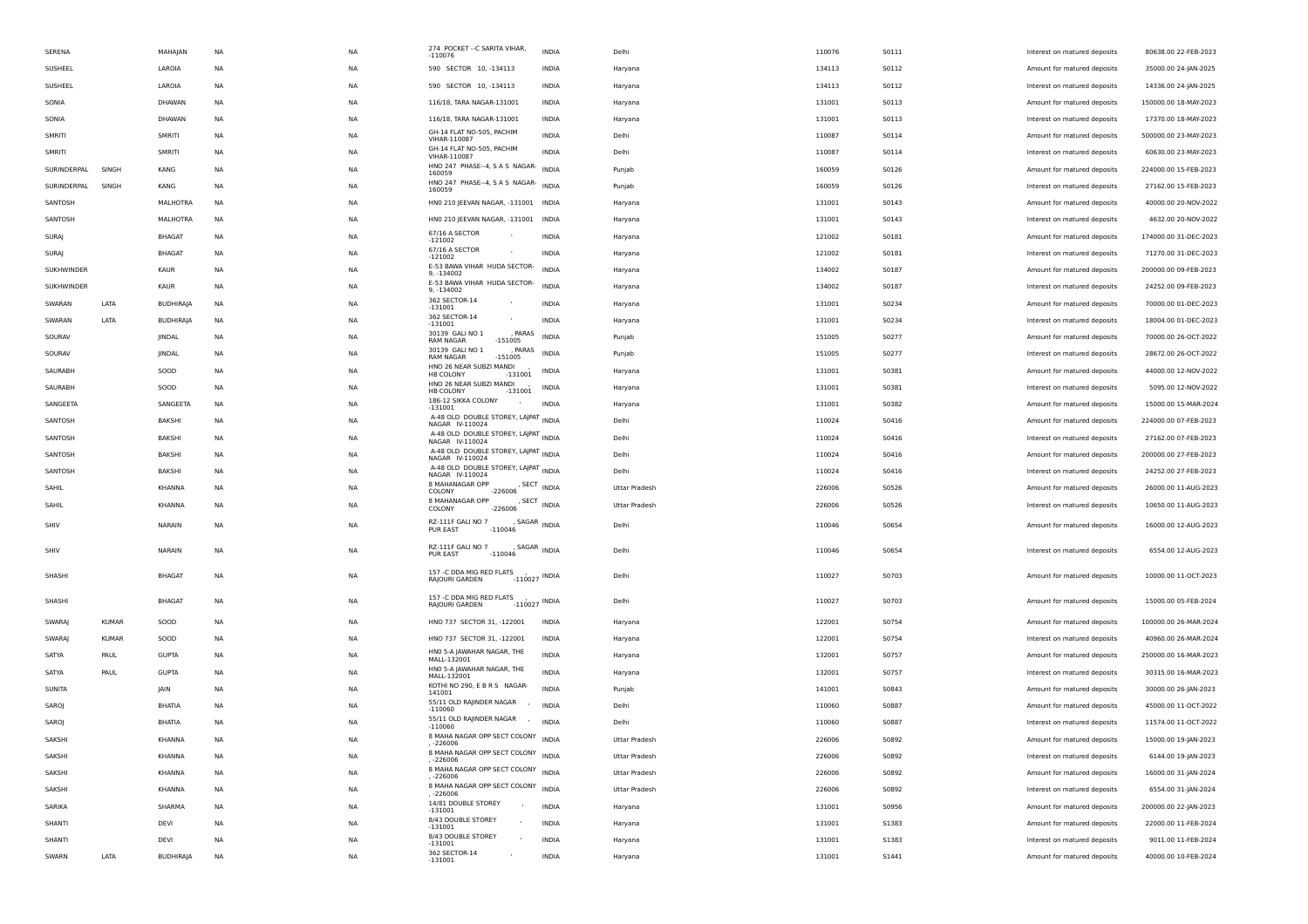| | | | | | | | | | | | | | |
|---|---|---|---|---|---|---|---|---|---|---|---|---|---|
| SERENA | | MAHAJAN | NA | NA | 274 POCKET --C SARITA VIHAR, -110076 | INDIA | Delhi | 110076 | S0111 | | Interest on matured deposits | 80638.00 | 22-FEB-2023 |
| SUSHEEL | | LAROIA | NA | NA | 590 SECTOR 10, -134113 | INDIA | Haryana | 134113 | S0112 | | Amount for matured deposits | 35000.00 | 24-JAN-2025 |
| SUSHEEL | | LAROIA | NA | NA | 590 SECTOR 10, -134113 | INDIA | Haryana | 134113 | S0112 | | Interest on matured deposits | 14336.00 | 24-JAN-2025 |
| SONIA | | DHAWAN | NA | NA | 116/18, TARA NAGAR-131001 | INDIA | Haryana | 131001 | S0113 | | Amount for matured deposits | 150000.00 | 18-MAY-2023 |
| SONIA | | DHAWAN | NA | NA | 116/18, TARA NAGAR-131001 | INDIA | Haryana | 131001 | S0113 | | Interest on matured deposits | 17370.00 | 18-MAY-2023 |
| SMRITI | | SMRITI | NA | NA | GH-14 FLAT NO-505, PACHIM VIHAR-110087 | INDIA | Delhi | 110087 | S0114 | | Amount for matured deposits | 500000.00 | 23-MAY-2023 |
| SMRITI | | SMRITI | NA | NA | GH-14 FLAT NO-505, PACHIM VIHAR-110087 | INDIA | Delhi | 110087 | S0114 | | Interest on matured deposits | 60630.00 | 23-MAY-2023 |
| SURINDERPAL | SINGH | KANG | NA | NA | HNO 247 PHASE--4, S A S NAGAR-160059 | INDIA | Punjab | 160059 | S0126 | | Amount for matured deposits | 224000.00 | 15-FEB-2023 |
| SURINDERPAL | SINGH | KANG | NA | NA | HNO 247 PHASE--4, S A S NAGAR-160059 | INDIA | Punjab | 160059 | S0126 | | Interest on matured deposits | 27162.00 | 15-FEB-2023 |
| SANTOSH | | MALHOTRA | NA | NA | HN0 210 JEEVAN NAGAR, -131001 | INDIA | Haryana | 131001 | S0143 | | Amount for matured deposits | 40000.00 | 20-NOV-2022 |
| SANTOSH | | MALHOTRA | NA | NA | HN0 210 JEEVAN NAGAR, -131001 | INDIA | Haryana | 131001 | S0143 | | Interest on matured deposits | 4632.00 | 20-NOV-2022 |
| SURAJ | | BHAGAT | NA | NA | 67/16 A SECTOR , -121002 | INDIA | Haryana | 121002 | S0181 | | Amount for matured deposits | 174000.00 | 31-DEC-2023 |
| SURAJ | | BHAGAT | NA | NA | 67/16 A SECTOR , -121002 | INDIA | Haryana | 121002 | S0181 | | Interest on matured deposits | 71270.00 | 31-DEC-2023 |
| SUKHWINDER | | KAUR | NA | NA | E-53 BAWA VIHAR HUDA SECTOR-9, -134002 | INDIA | Haryana | 134002 | S0187 | | Amount for matured deposits | 200000.00 | 09-FEB-2023 |
| SUKHWINDER | | KAUR | NA | NA | E-53 BAWA VIHAR HUDA SECTOR-9, -134002 | INDIA | Haryana | 134002 | S0187 | | Interest on matured deposits | 24252.00 | 09-FEB-2023 |
| SWARAN | LATA | BUDHIRAJA | NA | NA | 362 SECTOR-14 , -131001 | INDIA | Haryana | 131001 | S0234 | | Amount for matured deposits | 70000.00 | 01-DEC-2023 |
| SWARAN | LATA | BUDHIRAJA | NA | NA | 362 SECTOR-14 , -131001 | INDIA | Haryana | 131001 | S0234 | | Interest on matured deposits | 18004.00 | 01-DEC-2023 |
| SOURAV | | JINDAL | NA | NA | 30139 GALI NO 1 , PARAS RAM NAGAR -151005 | INDIA | Punjab | 151005 | S0277 | | Amount for matured deposits | 70000.00 | 26-OCT-2022 |
| SOURAV | | JINDAL | NA | NA | 30139 GALI NO 1 , PARAS RAM NAGAR -151005 | INDIA | Punjab | 151005 | S0277 | | Interest on matured deposits | 28672.00 | 26-OCT-2022 |
| SAURABH | | SOOD | NA | NA | HNO 26 NEAR SUBZI MANDI , HB COLONY -131001 | INDIA | Haryana | 131001 | S0381 | | Amount for matured deposits | 44000.00 | 12-NOV-2022 |
| SAURABH | | SOOD | NA | NA | HNO 26 NEAR SUBZI MANDI , HB COLONY -131001 | INDIA | Haryana | 131001 | S0381 | | Interest on matured deposits | 5095.00 | 12-NOV-2022 |
| SANGEETA | | SANGEETA | NA | NA | 186-12 SIKKA COLONY , -131001 | INDIA | Haryana | 131001 | S0382 | | Amount for matured deposits | 15000.00 | 15-MAR-2024 |
| SANTOSH | | BAKSHI | NA | NA | A-48 OLD DOUBLE STOREY, LAJPAT NAGAR IV-110024 | INDIA | Delhi | 110024 | S0416 | | Amount for matured deposits | 224000.00 | 07-FEB-2023 |
| SANTOSH | | BAKSHI | NA | NA | A-48 OLD DOUBLE STOREY, LAJPAT NAGAR IV-110024 | INDIA | Delhi | 110024 | S0416 | | Interest on matured deposits | 27162.00 | 07-FEB-2023 |
| SANTOSH | | BAKSHI | NA | NA | A-48 OLD DOUBLE STOREY, LAJPAT NAGAR IV-110024 | INDIA | Delhi | 110024 | S0416 | | Amount for matured deposits | 200000.00 | 27-FEB-2023 |
| SANTOSH | | BAKSHI | NA | NA | A-48 OLD DOUBLE STOREY, LAJPAT NAGAR IV-110024 | INDIA | Delhi | 110024 | S0416 | | Interest on matured deposits | 24252.00 | 27-FEB-2023 |
| SAHIL | | KHANNA | NA | NA | 8 MAHANAGAR OPP , SECT COLONY -226006 | INDIA | Uttar Pradesh | 226006 | S0526 | | Amount for matured deposits | 26000.00 | 11-AUG-2023 |
| SAHIL | | KHANNA | NA | NA | 8 MAHANAGAR OPP , SECT COLONY -226006 | INDIA | Uttar Pradesh | 226006 | S0526 | | Interest on matured deposits | 10650.00 | 11-AUG-2023 |
| SHIV | | NARAIN | NA | NA | RZ-111F GALI NO 7 , SAGAR PUR EAST -110046 | INDIA | Delhi | 110046 | S0654 | | Amount for matured deposits | 16000.00 | 12-AUG-2023 |
| SHIV | | NARAIN | NA | NA | RZ-111F GALI NO 7 , SAGAR PUR EAST -110046 | INDIA | Delhi | 110046 | S0654 | | Interest on matured deposits | 6554.00 | 12-AUG-2023 |
| SHASHI | | BHAGAT | NA | NA | 157 -C DDA MIG RED FLATS , RAJOURI GARDEN -110027 | INDIA | Delhi | 110027 | S0703 | | Amount for matured deposits | 10000.00 | 11-OCT-2023 |
| SHASHI | | BHAGAT | NA | NA | 157 -C DDA MIG RED FLATS , RAJOURI GARDEN -110027 | INDIA | Delhi | 110027 | S0703 | | Amount for matured deposits | 15000.00 | 05-FEB-2024 |
| SWARAJ | KUMAR | SOOD | NA | NA | HNO 737 SECTOR 31, -122001 | INDIA | Haryana | 122001 | S0754 | | Amount for matured deposits | 100000.00 | 26-MAR-2024 |
| SWARAJ | KUMAR | SOOD | NA | NA | HNO 737 SECTOR 31, -122001 | INDIA | Haryana | 122001 | S0754 | | Interest on matured deposits | 40960.00 | 26-MAR-2024 |
| SATYA | PAUL | GUPTA | NA | NA | HN0 5-A JAWAHAR NAGAR, THE MALL-132001 | INDIA | Haryana | 132001 | S0757 | | Amount for matured deposits | 250000.00 | 16-MAR-2023 |
| SATYA | PAUL | GUPTA | NA | NA | HN0 5-A JAWAHAR NAGAR, THE MALL-132001 | INDIA | Haryana | 132001 | S0757 | | Interest on matured deposits | 30315.00 | 16-MAR-2023 |
| SUNITA | | JAIN | NA | NA | KOTHI NO 290, E B R S NAGAR-141001 | INDIA | Punjab | 141001 | S0843 | | Amount for matured deposits | 30000.00 | 26-JAN-2023 |
| SAROJ | | BHATIA | NA | NA | 55/11 OLD RAJINDER NAGAR , -110060 | INDIA | Delhi | 110060 | S0887 | | Amount for matured deposits | 45000.00 | 11-OCT-2022 |
| SAROJ | | BHATIA | NA | NA | 55/11 OLD RAJINDER NAGAR , -110060 | INDIA | Delhi | 110060 | S0887 | | Interest on matured deposits | 11574.00 | 11-OCT-2022 |
| SAKSHI | | KHANNA | NA | NA | 8 MAHA NAGAR OPP SECT COLONY , -226006 | INDIA | Uttar Pradesh | 226006 | S0892 | | Amount for matured deposits | 15000.00 | 19-JAN-2023 |
| SAKSHI | | KHANNA | NA | NA | 8 MAHA NAGAR OPP SECT COLONY , -226006 | INDIA | Uttar Pradesh | 226006 | S0892 | | Interest on matured deposits | 6144.00 | 19-JAN-2023 |
| SAKSHI | | KHANNA | NA | NA | 8 MAHA NAGAR OPP SECT COLONY , -226006 | INDIA | Uttar Pradesh | 226006 | S0892 | | Amount for matured deposits | 16000.00 | 31-JAN-2024 |
| SAKSHI | | KHANNA | NA | NA | 8 MAHA NAGAR OPP SECT COLONY , -226006 | INDIA | Uttar Pradesh | 226006 | S0892 | | Interest on matured deposits | 6554.00 | 31-JAN-2024 |
| SARIKA | | SHARMA | NA | NA | 14/81 DOUBLE STOREY , -131001 | INDIA | Haryana | 131001 | S0956 | | Amount for matured deposits | 200000.00 | 22-JAN-2023 |
| SHANTI | | DEVI | NA | NA | 8/43 DOUBLE STOREY , -131001 | INDIA | Haryana | 131001 | S1383 | | Amount for matured deposits | 22000.00 | 11-FEB-2024 |
| SHANTI | | DEVI | NA | NA | 8/43 DOUBLE STOREY , -131001 | INDIA | Haryana | 131001 | S1383 | | Interest on matured deposits | 9011.00 | 11-FEB-2024 |
| SWARN | LATA | BUDHIRAJA | NA | NA | 362 SECTOR-14 , -131001 | INDIA | Haryana | 131001 | S1441 | | Amount for matured deposits | 40000.00 | 10-FEB-2024 |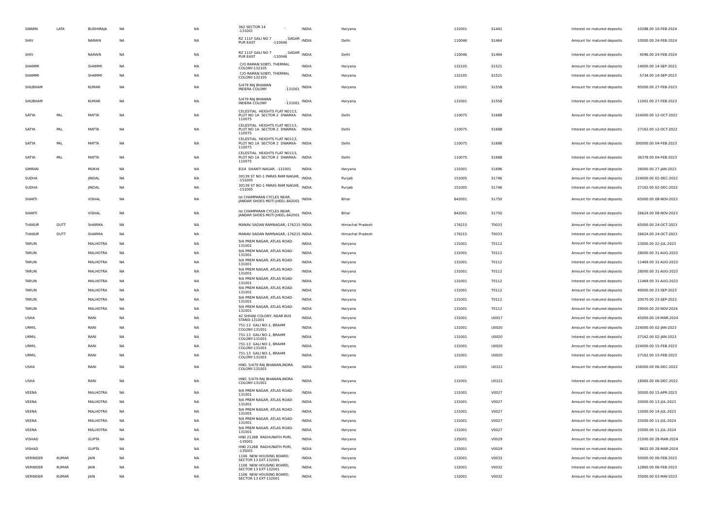| | | | | | | | | | | | | |
|---|---|---|---|---|---|---|---|---|---|---|---|---|
| SWARN | LATA | BUDHIRAJA | NA | NA | 362 SECTOR-14 , -131001 | INDIA | Haryana | 131001 | S1441 | Interest on matured deposits | 10288.00 | 10-FEB-2024 |
| SHIV | | NARAIN | NA | NA | RZ 111F GALI NO 7 , SAGAR PUR EAST -110046 | INDIA | Delhi | 110046 | S1464 | Amount for matured deposits | 10000.00 | 24-FEB-2024 |
| SHIV | | NARAIN | NA | NA | RZ 111F GALI NO 7 , SAGAR PUR EAST -110046 | INDIA | Delhi | 110046 | S1464 | Interest on matured deposits | 4096.00 | 24-FEB-2024 |
| SHAMMI | | SHAMMI | NA | NA | C/O RAMAN SOBTI, THERMAL COLONY-132105 | INDIA | Haryana | 132105 | S1521 | Amount for matured deposits | 14000.00 | 14-SEP-2023 |
| SHAMMI | | SHAMMI | NA | NA | C/O RAMAN SOBTI, THERMAL COLONY-132105 | INDIA | Haryana | 132105 | S1521 | Interest on matured deposits | 5734.00 | 14-SEP-2023 |
| SHUBHAM | | KUMAR | NA | NA | 5/479 RAJ BHAWAN INDERA COLONY , -131001 | INDIA | Haryana | 131001 | S1558 | Amount for matured deposits | 95000.00 | 27-FEB-2023 |
| SHUBHAM | | KUMAR | NA | NA | 5/479 RAJ BHAWAN INDERA COLONY , -131001 | INDIA | Haryana | 131001 | S1558 | Interest on matured deposits | 11001.00 | 27-FEB-2023 |
| SATYA | PAL | MATTA | NA | NA | CELESTIAL HEIGHTS FLAT NO113, PLOT NO 1A SECTOR 2 DWARKA-110075 | INDIA | Delhi | 110075 | S1688 | Amount for matured deposits | 224000.00 | 12-OCT-2022 |
| SATYA | PAL | MATTA | NA | NA | CELESTIAL HEIGHTS FLAT NO113, PLOT NO 1A SECTOR 2 DWARKA-110075 | INDIA | Delhi | 110075 | S1688 | Interest on matured deposits | 27162.00 | 12-OCT-2022 |
| SATYA | PAL | MATTA | NA | NA | CELESTIAL HEIGHTS FLAT NO113, PLOT NO 1A SECTOR 2 DWARKA-110075 | INDIA | Delhi | 110075 | S1688 | Amount for matured deposits | 300000.00 | 04-FEB-2023 |
| SATYA | PAL | MATTA | NA | NA | CELESTIAL HEIGHTS FLAT NO113, PLOT NO 1A SECTOR 2 DWARKA-110075 | INDIA | Delhi | 110075 | S1688 | Interest on matured deposits | 36378.00 | 04-FEB-2023 |
| SIMRAN | | MUKHI | NA | NA | 83/4 SHANTI NAGAR, -131001 | INDIA | Haryana | 131001 | S1696 | Amount for matured deposits | 26000.00 | 27-JAN-2023 |
| SUDHA | | JINDAL | NA | NA | 30139 ST NO-1 PARAS RAM NAGAR, -151005 | INDIA | Punjab | 151005 | S1746 | Amount for matured deposits | 224000.00 | 02-DEC-2022 |
| SUDHA | | JINDAL | NA | NA | 30139 ST NO-1 PARAS RAM NAGAR, -151005 | INDIA | Punjab | 151005 | S1746 | Interest on matured deposits | 27162.00 | 02-DEC-2022 |
| SHAKTI | | VISHAL | NA | NA | Ist CHAMPARAN CYCLES NEAR, JANDAR SHOES MOTI JHEEL-842001 | INDIA | Bihar | 842001 | S1750 | Amount for matured deposits | 65000.00 | 08-NOV-2023 |
| SHAKTI | | VISHAL | NA | NA | Ist CHAMPARAN CYCLES NEAR, JANDAR SHOES MOTI JHEEL-842001 | INDIA | Bihar | 842001 | S1750 | Interest on matured deposits | 26624.00 | 08-NOV-2023 |
| THAKUR | DUTT | SHARMA | NA | NA | MANAV SADAN RAMNAGAR,-176215 | INDIA | Himachal Pradesh | 176215 | T0033 | Amount for matured deposits | 65000.00 | 24-OCT-2023 |
| THAKUR | DUTT | SHARMA | NA | NA | MANAV SADAN RAMNAGAR,-176215 | INDIA | Himachal Pradesh | 176215 | T0033 | Interest on matured deposits | 26624.00 | 24-OCT-2023 |
| TARUN | | MALHOTRA | NA | NA | 9/A PREM NAGAR, ATLAS ROAD-131001 | INDIA | Haryana | 131001 | T0112 | Amount for matured deposits | 23000.00 | 22-JUL-2023 |
| TARUN | | MALHOTRA | NA | NA | 9/A PREM NAGAR, ATLAS ROAD-131001 | INDIA | Haryana | 131001 | T0112 | Amount for matured deposits | 28000.00 | 31-AUG-2023 |
| TARUN | | MALHOTRA | NA | NA | 9/A PREM NAGAR, ATLAS ROAD-131001 | INDIA | Haryana | 131001 | T0112 | Interest on matured deposits | 11469.00 | 31-AUG-2023 |
| TARUN | | MALHOTRA | NA | NA | 9/A PREM NAGAR, ATLAS ROAD-131001 | INDIA | Haryana | 131001 | T0112 | Amount for matured deposits | 28000.00 | 31-AUG-2023 |
| TARUN | | MALHOTRA | NA | NA | 9/A PREM NAGAR, ATLAS ROAD-131001 | INDIA | Haryana | 131001 | T0112 | Interest on matured deposits | 11469.00 | 31-AUG-2023 |
| TARUN | | MALHOTRA | NA | NA | 9/A PREM NAGAR, ATLAS ROAD-131001 | INDIA | Haryana | 131001 | T0112 | Amount for matured deposits | 49000.00 | 23-SEP-2023 |
| TARUN | | MALHOTRA | NA | NA | 9/A PREM NAGAR, ATLAS ROAD-131001 | INDIA | Haryana | 131001 | T0112 | Interest on matured deposits | 20070.00 | 23-SEP-2023 |
| TARUN | | MALHOTRA | NA | NA | 9/A PREM NAGAR, ATLAS ROAD-131001 | INDIA | Haryana | 131001 | T0112 | Amount for matured deposits | 29000.00 | 20-NOV-2024 |
| USHA | | RANI | NA | NA | 42 SHIVAJI COLONY, NEAR BUS STAND-131001 | INDIA | Haryana | 131001 | U0017 | Amount for matured deposits | 45000.00 | 19-MAR-2024 |
| URMIL | | RANI | NA | NA | 751-13 GALI NO-1, BRAHM COLONY-131001 | INDIA | Haryana | 131001 | U0020 | Amount for matured deposits | 224000.00 | 02-JAN-2023 |
| URMIL | | RANI | NA | NA | 751-13 GALI NO-1, BRAHM COLONY-131001 | INDIA | Haryana | 131001 | U0020 | Interest on matured deposits | 27162.00 | 02-JAN-2023 |
| URMIL | | RANI | NA | NA | 751-13 GALI NO-1, BRAHM COLONY-131001 | INDIA | Haryana | 131001 | U0020 | Amount for matured deposits | 224000.00 | 15-FEB-2023 |
| URMIL | | RANI | NA | NA | 751-13 GALI NO-1, BRAHM COLONY-131001 | INDIA | Haryana | 131001 | U0020 | Interest on matured deposits | 27162.00 | 15-FEB-2023 |
| USHA | | RANI | NA | NA | HNO. 5/479 RAJ BHAWAN,INDRA COLONY-131001 | INDIA | Haryana | 131001 | U0122 | Amount for matured deposits | 156000.00 | 06-DEC-2022 |
| USHA | | RANI | NA | NA | HNO. 5/479 RAJ BHAWAN,INDRA COLONY-131001 | INDIA | Haryana | 131001 | U0122 | Interest on matured deposits | 18065.00 | 06-DEC-2022 |
| VEENA | | MALHOTRA | NA | NA | 9/A PREM NAGAR, ATLAS ROAD-131001 | INDIA | Haryana | 131001 | V0027 | Amount for matured deposits | 30000.00 | 15-APR-2023 |
| VEENA | | MALHOTRA | NA | NA | 9/A PREM NAGAR, ATLAS ROAD-131001 | INDIA | Haryana | 131001 | V0027 | Amount for matured deposits | 20000.00 | 13-JUL-2023 |
| VEENA | | MALHOTRA | NA | NA | 9/A PREM NAGAR, ATLAS ROAD-131001 | INDIA | Haryana | 131001 | V0027 | Amount for matured deposits | 15000.00 | 14-JUL-2023 |
| VEENA | | MALHOTRA | NA | NA | 9/A PREM NAGAR, ATLAS ROAD-131001 | INDIA | Haryana | 131001 | V0027 | Amount for matured deposits | 25000.00 | 11-JUL-2024 |
| VEENA | | MALHOTRA | NA | NA | 9/A PREM NAGAR, ATLAS ROAD-131001 | INDIA | Haryana | 131001 | V0027 | Amount for matured deposits | 25000.00 | 11-JUL-2024 |
| VISHAD | | GUPTA | NA | NA | HN0 2126B RAGHUNATH PURI, -135001 | INDIA | Haryana | 135001 | V0029 | Amount for matured deposits | 21000.00 | 28-MAR-2024 |
| VISHAD | | GUPTA | NA | NA | HN0 2126B RAGHUNATH PURI, -135001 | INDIA | Haryana | 135001 | V0029 | Interest on matured deposits | 8602.00 | 28-MAR-2024 |
| VERINDER | KUMAR | JAIN | NA | NA | 1106 NEW HOUSING BOARD, SECTOR 13 EXT-132001 | INDIA | Haryana | 132001 | V0032 | Amount for matured deposits | 50000.00 | 06-FEB-2023 |
| VERINDER | KUMAR | JAIN | NA | NA | 1106 NEW HOUSING BOARD, SECTOR 13 EXT-132001 | INDIA | Haryana | 132001 | V0032 | Interest on matured deposits | 12860.00 | 06-FEB-2023 |
| VERINDER | KUMAR | JAIN | NA | NA | 1106 NEW HOUSING BOARD, SECTOR 13 EXT-132001 | INDIA | Haryana | 132001 | V0032 | Amount for matured deposits | 35000.00 | 03-MAY-2023 |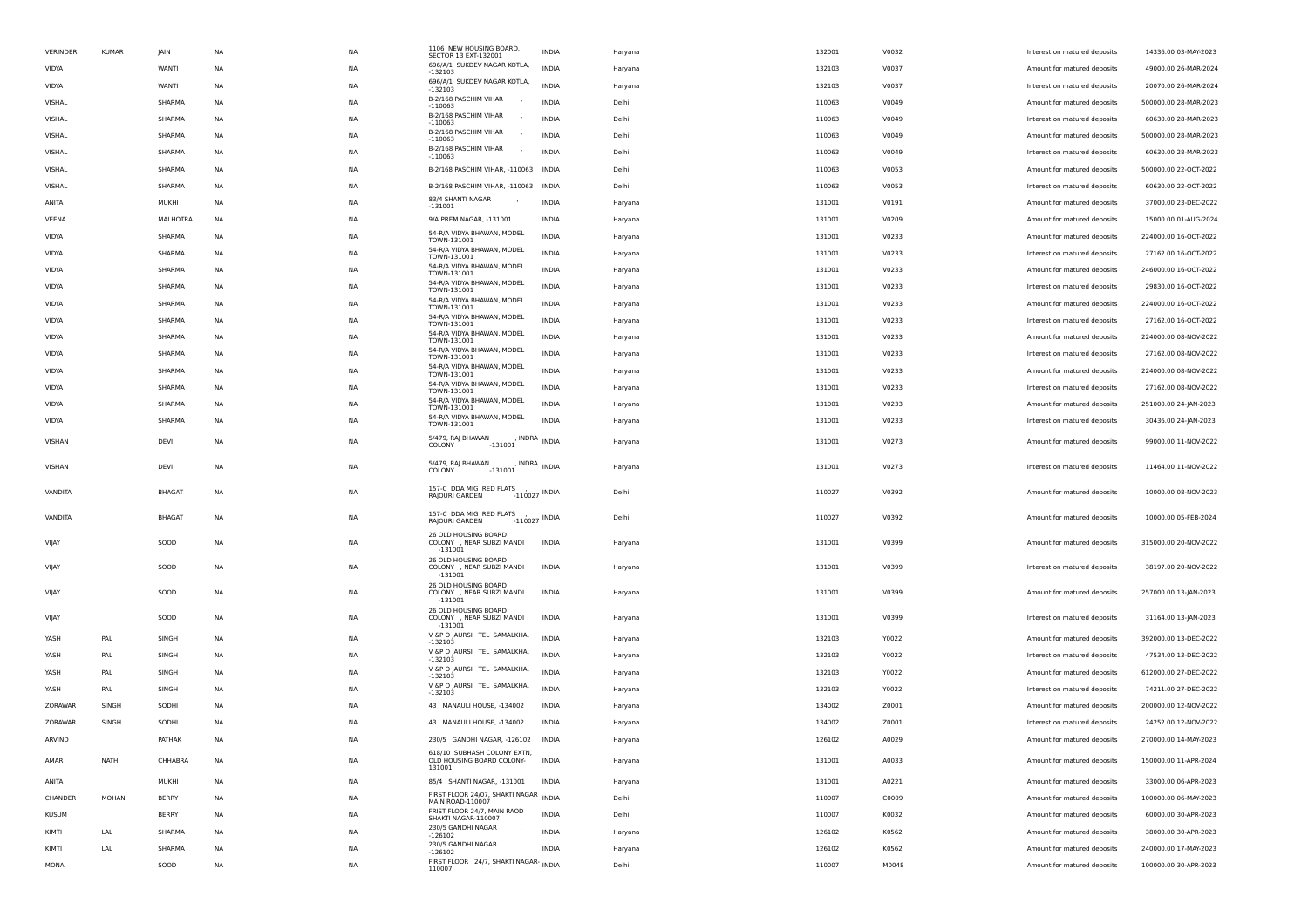| | | | | | | | | | | | |
|---|---|---|---|---|---|---|---|---|---|---|---|
| VERINDER | KUMAR | JAIN | NA | NA | 1106 NEW HOUSING BOARD, SECTOR 13 EXT-132001 | INDIA | Haryana | 132001 | V0032 | Interest on matured deposits | 14336.00 03-MAY-2023 |
| VIDYA | | WANTI | NA | NA | 696/A/1 SUKDEV NAGAR KOTLA, -132103 | INDIA | Haryana | 132103 | V0037 | Amount for matured deposits | 49000.00 26-MAR-2024 |
| VIDYA | | WANTI | NA | NA | 696/A/1 SUKDEV NAGAR KOTLA, -132103 | INDIA | Haryana | 132103 | V0037 | Interest on matured deposits | 20070.00 26-MAR-2024 |
| VISHAL | | SHARMA | NA | NA | B-2/168 PASCHIM VIHAR -110063 | INDIA | Delhi | 110063 | V0049 | Amount for matured deposits | 500000.00 28-MAR-2023 |
| VISHAL | | SHARMA | NA | NA | B-2/168 PASCHIM VIHAR -110063 | INDIA | Delhi | 110063 | V0049 | Interest on matured deposits | 60630.00 28-MAR-2023 |
| VISHAL | | SHARMA | NA | NA | B-2/168 PASCHIM VIHAR -110063 | INDIA | Delhi | 110063 | V0049 | Amount for matured deposits | 500000.00 28-MAR-2023 |
| VISHAL | | SHARMA | NA | NA | B-2/168 PASCHIM VIHAR -110063 | INDIA | Delhi | 110063 | V0049 | Interest on matured deposits | 60630.00 28-MAR-2023 |
| VISHAL | | SHARMA | NA | NA | B-2/168 PASCHIM VIHAR, -110063 | INDIA | Delhi | 110063 | V0053 | Amount for matured deposits | 500000.00 22-OCT-2022 |
| VISHAL | | SHARMA | NA | NA | B-2/168 PASCHIM VIHAR, -110063 | INDIA | Delhi | 110063 | V0053 | Interest on matured deposits | 60630.00 22-OCT-2022 |
| ANITA | | MUKHI | NA | NA | 83/4 SHANTI NAGAR -131001 | INDIA | Haryana | 131001 | V0191 | Amount for matured deposits | 37000.00 23-DEC-2022 |
| VEENA | | MALHOTRA | NA | NA | 9/A PREM NAGAR, -131001 | INDIA | Haryana | 131001 | V0209 | Amount for matured deposits | 15000.00 01-AUG-2024 |
| VIDYA | | SHARMA | NA | NA | 54-R/A VIDYA BHAWAN, MODEL TOWN-131001 | INDIA | Haryana | 131001 | V0233 | Amount for matured deposits | 224000.00 16-OCT-2022 |
| VIDYA | | SHARMA | NA | NA | 54-R/A VIDYA BHAWAN, MODEL TOWN-131001 | INDIA | Haryana | 131001 | V0233 | Interest on matured deposits | 27162.00 16-OCT-2022 |
| VIDYA | | SHARMA | NA | NA | 54-R/A VIDYA BHAWAN, MODEL TOWN-131001 | INDIA | Haryana | 131001 | V0233 | Amount for matured deposits | 246000.00 16-OCT-2022 |
| VIDYA | | SHARMA | NA | NA | 54-R/A VIDYA BHAWAN, MODEL TOWN-131001 | INDIA | Haryana | 131001 | V0233 | Interest on matured deposits | 29830.00 16-OCT-2022 |
| VIDYA | | SHARMA | NA | NA | 54-R/A VIDYA BHAWAN, MODEL TOWN-131001 | INDIA | Haryana | 131001 | V0233 | Amount for matured deposits | 224000.00 16-OCT-2022 |
| VIDYA | | SHARMA | NA | NA | 54-R/A VIDYA BHAWAN, MODEL TOWN-131001 | INDIA | Haryana | 131001 | V0233 | Interest on matured deposits | 27162.00 16-OCT-2022 |
| VIDYA | | SHARMA | NA | NA | 54-R/A VIDYA BHAWAN, MODEL TOWN-131001 | INDIA | Haryana | 131001 | V0233 | Amount for matured deposits | 224000.00 08-NOV-2022 |
| VIDYA | | SHARMA | NA | NA | 54-R/A VIDYA BHAWAN, MODEL TOWN-131001 | INDIA | Haryana | 131001 | V0233 | Interest on matured deposits | 27162.00 08-NOV-2022 |
| VIDYA | | SHARMA | NA | NA | 54-R/A VIDYA BHAWAN, MODEL TOWN-131001 | INDIA | Haryana | 131001 | V0233 | Amount for matured deposits | 224000.00 08-NOV-2022 |
| VIDYA | | SHARMA | NA | NA | 54-R/A VIDYA BHAWAN, MODEL TOWN-131001 | INDIA | Haryana | 131001 | V0233 | Interest on matured deposits | 27162.00 08-NOV-2022 |
| VIDYA | | SHARMA | NA | NA | 54-R/A VIDYA BHAWAN, MODEL TOWN-131001 | INDIA | Haryana | 131001 | V0233 | Amount for matured deposits | 251000.00 24-JAN-2023 |
| VIDYA | | SHARMA | NA | NA | 54-R/A VIDYA BHAWAN, MODEL TOWN-131001 | INDIA | Haryana | 131001 | V0233 | Interest on matured deposits | 30436.00 24-JAN-2023 |
| VISHAN | | DEVI | NA | NA | 5/479, RAJ BHAWAN , INDRA COLONY -131001 | INDIA | Haryana | 131001 | V0273 | Amount for matured deposits | 99000.00 11-NOV-2022 |
| VISHAN | | DEVI | NA | NA | 5/479, RAJ BHAWAN , INDRA COLONY -131001 | INDIA | Haryana | 131001 | V0273 | Interest on matured deposits | 11464.00 11-NOV-2022 |
| VANDITA | | BHAGAT | NA | NA | 157-C DDA MIG RED FLATS , RAJOURI GARDEN -110027 | INDIA | Delhi | 110027 | V0392 | Amount for matured deposits | 10000.00 08-NOV-2023 |
| VANDITA | | BHAGAT | NA | NA | 157-C DDA MIG RED FLATS , RAJOURI GARDEN -110027 | INDIA | Delhi | 110027 | V0392 | Amount for matured deposits | 10000.00 05-FEB-2024 |
| VIJAY | | SOOD | NA | NA | 26 OLD HOUSING BOARD COLONY , NEAR SUBZI MANDI -131001 | INDIA | Haryana | 131001 | V0399 | Amount for matured deposits | 315000.00 20-NOV-2022 |
| VIJAY | | SOOD | NA | NA | 26 OLD HOUSING BOARD COLONY , NEAR SUBZI MANDI -131001 | INDIA | Haryana | 131001 | V0399 | Interest on matured deposits | 38197.00 20-NOV-2022 |
| VIJAY | | SOOD | NA | NA | 26 OLD HOUSING BOARD COLONY , NEAR SUBZI MANDI -131001 | INDIA | Haryana | 131001 | V0399 | Amount for matured deposits | 257000.00 13-JAN-2023 |
| VIJAY | | SOOD | NA | NA | 26 OLD HOUSING BOARD COLONY , NEAR SUBZI MANDI -131001 | INDIA | Haryana | 131001 | V0399 | Interest on matured deposits | 31164.00 13-JAN-2023 |
| YASH | PAL | SINGH | NA | NA | V &P O JAURSI TEL SAMALKHA, -132103 | INDIA | Haryana | 132103 | Y0022 | Amount for matured deposits | 392000.00 13-DEC-2022 |
| YASH | PAL | SINGH | NA | NA | V &P O JAURSI TEL SAMALKHA, -132103 | INDIA | Haryana | 132103 | Y0022 | Interest on matured deposits | 47534.00 13-DEC-2022 |
| YASH | PAL | SINGH | NA | NA | V &P O JAURSI TEL SAMALKHA, -132103 | INDIA | Haryana | 132103 | Y0022 | Amount for matured deposits | 612000.00 27-DEC-2022 |
| YASH | PAL | SINGH | NA | NA | V &P O JAURSI TEL SAMALKHA, -132103 | INDIA | Haryana | 132103 | Y0022 | Interest on matured deposits | 74211.00 27-DEC-2022 |
| ZORAWAR | SINGH | SODHI | NA | NA | 43 MANAULI HOUSE, -134002 | INDIA | Haryana | 134002 | Z0001 | Amount for matured deposits | 200000.00 12-NOV-2022 |
| ZORAWAR | SINGH | SODHI | NA | NA | 43 MANAULI HOUSE, -134002 | INDIA | Haryana | 134002 | Z0001 | Interest on matured deposits | 24252.00 12-NOV-2022 |
| ARVIND | | PATHAK | NA | NA | 230/5 GANDHI NAGAR, -126102 | INDIA | Haryana | 126102 | A0029 | Amount for matured deposits | 270000.00 14-MAY-2023 |
| AMAR | NATH | CHHABRA | NA | NA | 618/10 SUBHASH COLONY EXTN, OLD HOUSING BOARD COLONY-131001 | INDIA | Haryana | 131001 | A0033 | Amount for matured deposits | 150000.00 11-APR-2024 |
| ANITA | | MUKHI | NA | NA | 85/4 SHANTI NAGAR, -131001 | INDIA | Haryana | 131001 | A0221 | Amount for matured deposits | 33000.00 06-APR-2023 |
| CHANDER | MOHAN | BERRY | NA | NA | FIRST FLOOR 24/07, SHAKTI NAGAR MAIN ROAD-110007 | INDIA | Delhi | 110007 | C0009 | Amount for matured deposits | 100000.00 06-MAY-2023 |
| KUSUM | | BERRY | NA | NA | FRIST FLOOR 24/7, MAIN RAOD SHAKTI NAGAR-110007 | INDIA | Delhi | 110007 | K0032 | Amount for matured deposits | 60000.00 30-APR-2023 |
| KIMTI | LAL | SHARMA | NA | NA | 230/5 GANDHI NAGAR -126102 | INDIA | Haryana | 126102 | K0562 | Amount for matured deposits | 38000.00 30-APR-2023 |
| KIMTI | LAL | SHARMA | NA | NA | 230/5 GANDHI NAGAR -126102 | INDIA | Haryana | 126102 | K0562 | Amount for matured deposits | 240000.00 17-MAY-2023 |
| MONA | | SOOD | NA | NA | FIRST FLOOR 24/7, SHAKTI NAGAR-110007 | INDIA | Delhi | 110007 | M0048 | Amount for matured deposits | 100000.00 30-APR-2023 |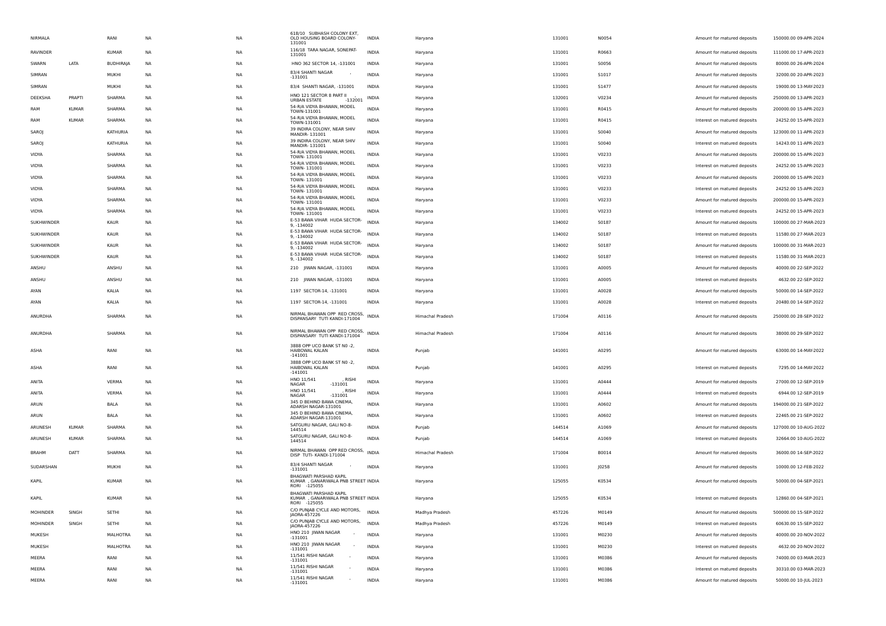| | | | | | | | | | | | | |
|---|---|---|---|---|---|---|---|---|---|---|---|---|
| NIRMALA | | RANI | NA | NA | 618/10 SUBHASH COLONY EXT, OLD HOUSING BOARD COLONY-131001 | INDIA | Haryana | 131001 | N0054 | Amount for matured deposits | 150000.00 | 09-APR-2024 |
| RAVINDER | | KUMAR | NA | NA | 116/18 TARA NAGAR, SONEPAT-131001 | INDIA | Haryana | 131001 | R0663 | Amount for matured deposits | 111000.00 | 17-APR-2023 |
| SWARN | LATA | BUDHIRAJA | NA | NA | HNO 362 SECTOR 14, -131001 | INDIA | Haryana | 131001 | S0056 | Amount for matured deposits | 80000.00 | 26-APR-2024 |
| SIMRAN | | MUKHI | NA | NA | 83/4 SHANTI NAGAR , -131001 | INDIA | Haryana | 131001 | S1017 | Amount for matured deposits | 32000.00 | 20-APR-2023 |
| SIMRAN | | MUKHI | NA | NA | 83/4 SHANTI NAGAR, -131001 | INDIA | Haryana | 131001 | S1477 | Amount for matured deposits | 19000.00 | 13-MAY-2023 |
| DEEKSHA | PRAPTI | SHARMA | NA | NA | HNO 121 SECTOR 8 PART II , URBAN ESTATE -132001 | INDIA | Haryana | 132001 | V0234 | Amount for matured deposits | 250000.00 | 13-APR-2023 |
| RAM | KUMAR | SHARMA | NA | NA | 54-R/A VIDYA BHAWAN, MODEL TOWN-131001 | INDIA | Haryana | 131001 | R0415 | Amount for matured deposits | 200000.00 | 15-APR-2023 |
| RAM | KUMAR | SHARMA | NA | NA | 54-R/A VIDYA BHAWAN, MODEL TOWN-131001 | INDIA | Haryana | 131001 | R0415 | Interest on matured deposits | 24252.00 | 15-APR-2023 |
| SAROJ | | KATHURIA | NA | NA | 39 INDIRA COLONY, NEAR SHIV MANDIR- 131001 | INDIA | Haryana | 131001 | S0040 | Amount for matured deposits | 123000.00 | 11-APR-2023 |
| SAROJ | | KATHURIA | NA | NA | 39 INDIRA COLONY, NEAR SHIV MANDIR- 131001 | INDIA | Haryana | 131001 | S0040 | Interest on matured deposits | 14243.00 | 11-APR-2023 |
| VIDYA | | SHARMA | NA | NA | 54-R/A VIDYA BHAWAN, MODEL TOWN- 131001 | INDIA | Haryana | 131001 | V0233 | Amount for matured deposits | 200000.00 | 15-APR-2023 |
| VIDYA | | SHARMA | NA | NA | 54-R/A VIDYA BHAWAN, MODEL TOWN- 131001 | INDIA | Haryana | 131001 | V0233 | Interest on matured deposits | 24252.00 | 15-APR-2023 |
| VIDYA | | SHARMA | NA | NA | 54-R/A VIDYA BHAWAN, MODEL TOWN- 131001 | INDIA | Haryana | 131001 | V0233 | Amount for matured deposits | 200000.00 | 15-APR-2023 |
| VIDYA | | SHARMA | NA | NA | 54-R/A VIDYA BHAWAN, MODEL TOWN- 131001 | INDIA | Haryana | 131001 | V0233 | Interest on matured deposits | 24252.00 | 15-APR-2023 |
| VIDYA | | SHARMA | NA | NA | 54-R/A VIDYA BHAWAN, MODEL TOWN- 131001 | INDIA | Haryana | 131001 | V0233 | Amount for matured deposits | 200000.00 | 15-APR-2023 |
| VIDYA | | SHARMA | NA | NA | 54-R/A VIDYA BHAWAN, MODEL TOWN- 131001 | INDIA | Haryana | 131001 | V0233 | Interest on matured deposits | 24252.00 | 15-APR-2023 |
| SUKHWINDER | | KAUR | NA | NA | E-53 BAWA VIHAR HUDA SECTOR-9, -134002 | INDIA | Haryana | 134002 | S0187 | Amount for matured deposits | 100000.00 | 27-MAR-2023 |
| SUKHWINDER | | KAUR | NA | NA | E-53 BAWA VIHAR HUDA SECTOR-9, -134002 | INDIA | Haryana | 134002 | S0187 | Interest on matured deposits | 11580.00 | 27-MAR-2023 |
| SUKHWINDER | | KAUR | NA | NA | E-53 BAWA VIHAR HUDA SECTOR-9, -134002 | INDIA | Haryana | 134002 | S0187 | Amount for matured deposits | 100000.00 | 31-MAR-2023 |
| SUKHWINDER | | KAUR | NA | NA | E-53 BAWA VIHAR HUDA SECTOR-9, -134002 | INDIA | Haryana | 134002 | S0187 | Interest on matured deposits | 11580.00 | 31-MAR-2023 |
| ANSHU | | ANSHU | NA | NA | 210 JIWAN NAGAR, -131001 | INDIA | Haryana | 131001 | A0005 | Amount for matured deposits | 40000.00 | 22-SEP-2022 |
| ANSHU | | ANSHU | NA | NA | 210 JIWAN NAGAR, -131001 | INDIA | Haryana | 131001 | A0005 | Interest on matured deposits | 4632.00 | 22-SEP-2022 |
| AYAN | | KALIA | NA | NA | 1197 SECTOR-14, -131001 | INDIA | Haryana | 131001 | A0028 | Amount for matured deposits | 50000.00 | 14-SEP-2022 |
| AYAN | | KALIA | NA | NA | 1197 SECTOR-14, -131001 | INDIA | Haryana | 131001 | A0028 | Interest on matured deposits | 20480.00 | 14-SEP-2022 |
| ANURDHA | | SHARMA | NA | NA | NIRMAL BHAWAN OPP RED CROSS, DISPANSARY TUTI KANDI-171004 | INDIA | Himachal Pradesh | 171004 | A0116 | Amount for matured deposits | 250000.00 | 28-SEP-2022 |
| ANURDHA | | SHARMA | NA | NA | NIRMAL BHAWAN OPP RED CROSS, DISPANSARY TUTI KANDI-171004 | INDIA | Himachal Pradesh | 171004 | A0116 | Amount for matured deposits | 38000.00 | 29-SEP-2022 |
| ASHA | | RANI | NA | NA | 3888 OPP UCO BANK ST N0 -2, HAIBOWAL KALAN -141001 | INDIA | Punjab | 141001 | A0295 | Amount for matured deposits | 63000.00 | 14-MAY-2022 |
| ASHA | | RANI | NA | NA | 3888 OPP UCO BANK ST N0 -2, HAIBOWAL KALAN -141001 | INDIA | Punjab | 141001 | A0295 | Interest on matured deposits | 7295.00 | 14-MAY-2022 |
| ANITA | | VERMA | NA | NA | HNO 11/541 , RISHI NAGAR -131001 | INDIA | Haryana | 131001 | A0444 | Amount for matured deposits | 27000.00 | 12-SEP-2019 |
| ANITA | | VERMA | NA | NA | HNO 11/541 , RISHI NAGAR -131001 | INDIA | Haryana | 131001 | A0444 | Interest on matured deposits | 6944.00 | 12-SEP-2019 |
| ARUN | | BALA | NA | NA | 345 D BEHIND BAWA CINEMA, ADARSH NAGAR-131001 | INDIA | Haryana | 131001 | A0602 | Amount for matured deposits | 194000.00 | 21-SEP-2022 |
| ARUN | | BALA | NA | NA | 345 D BEHIND BAWA CINEMA, ADARSH NAGAR-131001 | INDIA | Haryana | 131001 | A0602 | Interest on matured deposits | 22465.00 | 21-SEP-2022 |
| ARUNESH | KUMAR | SHARMA | NA | NA | SATGURU NAGAR, GALI NO-8-144514 | INDIA | Punjab | 144514 | A1069 | Amount for matured deposits | 127000.00 | 10-AUG-2022 |
| ARUNESH | KUMAR | SHARMA | NA | NA | SATGURU NAGAR, GALI NO-8-144514 | INDIA | Punjab | 144514 | A1069 | Interest on matured deposits | 32664.00 | 10-AUG-2022 |
| BRAHM | DATT | SHARMA | NA | NA | NIRMAL BHAWAN OPP RED CROSS, DISP TUTI- KANDI-171004 | INDIA | Himachal Pradesh | 171004 | B0014 | Amount for matured deposits | 36000.00 | 14-SEP-2022 |
| SUDARSHAN | | MUKHI | NA | NA | 83/4 SHANTI NAGAR , -131001 | INDIA | Haryana | 131001 | J0258 | Amount for matured deposits | 10000.00 | 12-FEB-2022 |
| KAPIL | | KUMAR | NA | NA | BHAGWATI PARSHAD KAPIL KUMAR , GANARIWALA PNB STREET RORI -125055 | INDIA | Haryana | 125055 | K0534 | Amount for matured deposits | 50000.00 | 04-SEP-2021 |
| KAPIL | | KUMAR | NA | NA | BHAGWATI PARSHAD KAPIL KUMAR , GANARIWALA PNB STREET RORI -125055 | INDIA | Haryana | 125055 | K0534 | Interest on matured deposits | 12860.00 | 04-SEP-2021 |
| MOHINDER | SINGH | SETHI | NA | NA | C/O PUNJAB CYCLE AND MOTORS, JAORA-457226 | INDIA | Madhya Pradesh | 457226 | M0149 | Amount for matured deposits | 500000.00 | 15-SEP-2022 |
| MOHINDER | SINGH | SETHI | NA | NA | C/O PUNJAB CYCLE AND MOTORS, JAORA-457226 | INDIA | Madhya Pradesh | 457226 | M0149 | Interest on matured deposits | 60630.00 | 15-SEP-2022 |
| MUKESH | | MALHOTRA | NA | NA | HNO 210 JIWAN NAGAR , -131001 | INDIA | Haryana | 131001 | M0230 | Amount for matured deposits | 40000.00 | 20-NOV-2022 |
| MUKESH | | MALHOTRA | NA | NA | HNO 210 JIWAN NAGAR , -131001 | INDIA | Haryana | 131001 | M0230 | Interest on matured deposits | 4632.00 | 20-NOV-2022 |
| MEERA | | RANI | NA | NA | 11/541 RISHI NAGAR , -131001 | INDIA | Haryana | 131001 | M0386 | Amount for matured deposits | 74000.00 | 03-MAR-2023 |
| MEERA | | RANI | NA | NA | 11/541 RISHI NAGAR , -131001 | INDIA | Haryana | 131001 | M0386 | Interest on matured deposits | 30310.00 | 03-MAR-2023 |
| MEERA | | RANI | NA | NA | 11/541 RISHI NAGAR , -131001 | INDIA | Haryana | 131001 | M0386 | Amount for matured deposits | 50000.00 | 10-JUL-2023 |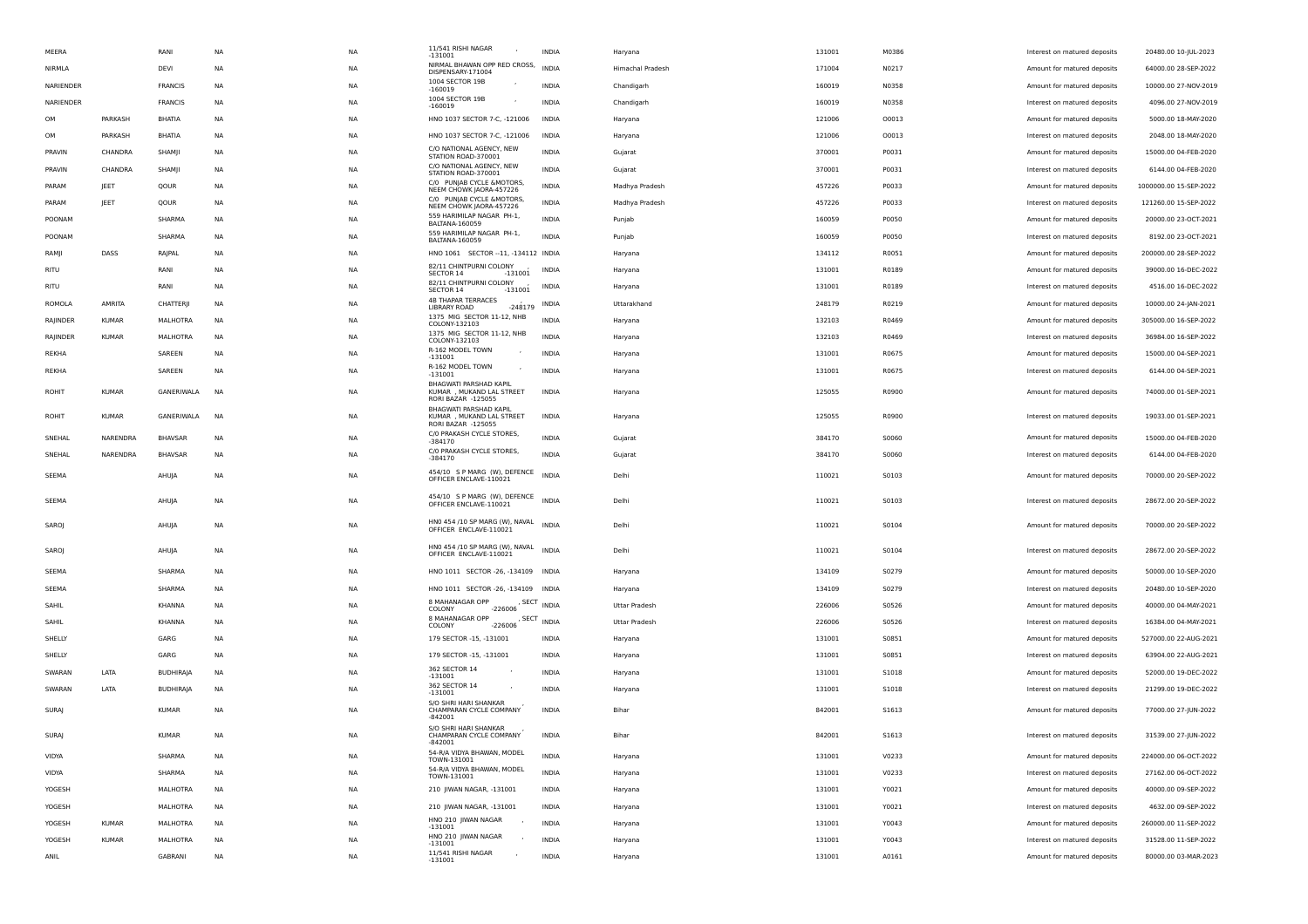| | | | | | | | | | | | |
|---|---|---|---|---|---|---|---|---|---|---|---|
| MEERA | | RANI | NA | NA | 11/541 RISHI NAGAR , -131001 | INDIA | Haryana | 131001 | M0386 | Interest on matured deposits | 20480.00 10-JUL-2023 |
| NIRMLA | | DEVI | NA | NA | NIRMAL BHAWAN OPP RED CROSS, DISPENSARY-171004 | INDIA | Himachal Pradesh | 171004 | N0217 | Amount for matured deposits | 64000.00 28-SEP-2022 |
| NARIENDER | | FRANCIS | NA | NA | 1004 SECTOR 19B , -160019 | INDIA | Chandigarh | 160019 | N0358 | Amount for matured deposits | 10000.00 27-NOV-2019 |
| NARIENDER | | FRANCIS | NA | NA | 1004 SECTOR 19B , -160019 | INDIA | Chandigarh | 160019 | N0358 | Interest on matured deposits | 4096.00 27-NOV-2019 |
| OM | PARKASH | BHATIA | NA | NA | HNO 1037 SECTOR 7-C, -121006 | INDIA | Haryana | 121006 | O0013 | Amount for matured deposits | 5000.00 18-MAY-2020 |
| OM | PARKASH | BHATIA | NA | NA | HNO 1037 SECTOR 7-C, -121006 | INDIA | Haryana | 121006 | O0013 | Interest on matured deposits | 2048.00 18-MAY-2020 |
| PRAVIN | CHANDRA | SHAMJI | NA | NA | C/O NATIONAL AGENCY, NEW STATION ROAD-370001 | INDIA | Gujarat | 370001 | P0031 | Amount for matured deposits | 15000.00 04-FEB-2020 |
| PRAVIN | CHANDRA | SHAMJI | NA | NA | C/O NATIONAL AGENCY, NEW STATION ROAD-370001 | INDIA | Gujarat | 370001 | P0031 | Interest on matured deposits | 6144.00 04-FEB-2020 |
| PARAM | JEET | QOUR | NA | NA | C/O PUNJAB CYCLE &MOTORS, NEEM CHOWK JAORA-457226 | INDIA | Madhya Pradesh | 457226 | P0033 | Amount for matured deposits | 1000000.00 15-SEP-2022 |
| PARAM | JEET | QOUR | NA | NA | C/O PUNJAB CYCLE &MOTORS, NEEM CHOWK JAORA-457226 | INDIA | Madhya Pradesh | 457226 | P0033 | Interest on matured deposits | 121260.00 15-SEP-2022 |
| POONAM | | SHARMA | NA | NA | 559 HARIMILAP NAGAR PH-1, BALTANA-160059 | INDIA | Punjab | 160059 | P0050 | Amount for matured deposits | 20000.00 23-OCT-2021 |
| POONAM | | SHARMA | NA | NA | 559 HARIMILAP NAGAR PH-1, BALTANA-160059 | INDIA | Punjab | 160059 | P0050 | Interest on matured deposits | 8192.00 23-OCT-2021 |
| RAMJI | DASS | RAJPAL | NA | NA | HNO 1061 SECTOR --11, -134112 | INDIA | Haryana | 134112 | R0051 | Amount for matured deposits | 200000.00 28-SEP-2022 |
| RITU | | RANI | NA | NA | 82/11 CHINTPURNI COLONY , SECTOR 14 -131001 | INDIA | Haryana | 131001 | R0189 | Amount for matured deposits | 39000.00 16-DEC-2022 |
| RITU | | RANI | NA | NA | 82/11 CHINTPURNI COLONY , SECTOR 14 -131001 | INDIA | Haryana | 131001 | R0189 | Interest on matured deposits | 4516.00 16-DEC-2022 |
| ROMOLA | AMRITA | CHATTERJI | NA | NA | 4B THAPAR TERRACES , LIBRARY ROAD -248179 | INDIA | Uttarakhand | 248179 | R0219 | Amount for matured deposits | 10000.00 24-JAN-2021 |
| RAJINDER | KUMAR | MALHOTRA | NA | NA | 1375 MIG SECTOR 11-12, NHB COLONY-132103 | INDIA | Haryana | 132103 | R0469 | Amount for matured deposits | 305000.00 16-SEP-2022 |
| RAJINDER | KUMAR | MALHOTRA | NA | NA | 1375 MIG SECTOR 11-12, NHB COLONY-132103 | INDIA | Haryana | 132103 | R0469 | Interest on matured deposits | 36984.00 16-SEP-2022 |
| REKHA | | SAREEN | NA | NA | R-162 MODEL TOWN , -131001 | INDIA | Haryana | 131001 | R0675 | Amount for matured deposits | 15000.00 04-SEP-2021 |
| REKHA | | SAREEN | NA | NA | R-162 MODEL TOWN , -131001 | INDIA | Haryana | 131001 | R0675 | Interest on matured deposits | 6144.00 04-SEP-2021 |
| ROHIT | KUMAR | GANERIWALA | NA | NA | BHAGWATI PARSHAD KAPIL KUMAR , MUKAND LAL STREET RORI BAZAR -125055 | INDIA | Haryana | 125055 | R0900 | Amount for matured deposits | 74000.00 01-SEP-2021 |
| ROHIT | KUMAR | GANERIWALA | NA | NA | BHAGWATI PARSHAD KAPIL KUMAR , MUKAND LAL STREET RORI BAZAR -125055 | INDIA | Haryana | 125055 | R0900 | Interest on matured deposits | 19033.00 01-SEP-2021 |
| SNEHAL | NARENDRA | BHAVSAR | NA | NA | C/O PRAKASH CYCLE STORES, -384170 | INDIA | Gujarat | 384170 | S0060 | Amount for matured deposits | 15000.00 04-FEB-2020 |
| SNEHAL | NARENDRA | BHAVSAR | NA | NA | C/O PRAKASH CYCLE STORES, -384170 | INDIA | Gujarat | 384170 | S0060 | Interest on matured deposits | 6144.00 04-FEB-2020 |
| SEEMA | | AHUJA | NA | NA | 454/10 S P MARG (W), DEFENCE OFFICER ENCLAVE-110021 | INDIA | Delhi | 110021 | S0103 | Amount for matured deposits | 70000.00 20-SEP-2022 |
| SEEMA | | AHUJA | NA | NA | 454/10 S P MARG (W), DEFENCE OFFICER ENCLAVE-110021 | INDIA | Delhi | 110021 | S0103 | Interest on matured deposits | 28672.00 20-SEP-2022 |
| SAROJ | | AHUJA | NA | NA | HN0 454 /10 SP MARG (W), NAVAL OFFICER ENCLAVE-110021 | INDIA | Delhi | 110021 | S0104 | Amount for matured deposits | 70000.00 20-SEP-2022 |
| SAROJ | | AHUJA | NA | NA | HN0 454 /10 SP MARG (W), NAVAL OFFICER ENCLAVE-110021 | INDIA | Delhi | 110021 | S0104 | Interest on matured deposits | 28672.00 20-SEP-2022 |
| SEEMA | | SHARMA | NA | NA | HNO 1011 SECTOR -26, -134109 | INDIA | Haryana | 134109 | S0279 | Amount for matured deposits | 50000.00 10-SEP-2020 |
| SEEMA | | SHARMA | NA | NA | HNO 1011 SECTOR -26, -134109 | INDIA | Haryana | 134109 | S0279 | Interest on matured deposits | 20480.00 10-SEP-2020 |
| SAHIL | | KHANNA | NA | NA | 8 MAHANAGAR OPP , SECT COLONY -226006 | INDIA | Uttar Pradesh | 226006 | S0526 | Amount for matured deposits | 40000.00 04-MAY-2021 |
| SAHIL | | KHANNA | NA | NA | 8 MAHANAGAR OPP , SECT COLONY -226006 | INDIA | Uttar Pradesh | 226006 | S0526 | Interest on matured deposits | 16384.00 04-MAY-2021 |
| SHELLY | | GARG | NA | NA | 179 SECTOR -15, -131001 | INDIA | Haryana | 131001 | S0851 | Amount for matured deposits | 527000.00 22-AUG-2021 |
| SHELLY | | GARG | NA | NA | 179 SECTOR -15, -131001 | INDIA | Haryana | 131001 | S0851 | Interest on matured deposits | 63904.00 22-AUG-2021 |
| SWARAN | LATA | BUDHIRAJA | NA | NA | 362 SECTOR 14 , -131001 | INDIA | Haryana | 131001 | S1018 | Amount for matured deposits | 52000.00 19-DEC-2022 |
| SWARAN | LATA | BUDHIRAJA | NA | NA | 362 SECTOR 14 , -131001 | INDIA | Haryana | 131001 | S1018 | Interest on matured deposits | 21299.00 19-DEC-2022 |
| SURAJ | | KUMAR | NA | NA | S/O SHRI HARI SHANKAR , CHAMPARAN CYCLE COMPANY -842001 | INDIA | Bihar | 842001 | S1613 | Amount for matured deposits | 77000.00 27-JUN-2022 |
| SURAJ | | KUMAR | NA | NA | S/O SHRI HARI SHANKAR , CHAMPARAN CYCLE COMPANY -842001 | INDIA | Bihar | 842001 | S1613 | Interest on matured deposits | 31539.00 27-JUN-2022 |
| VIDYA | | SHARMA | NA | NA | 54-R/A VIDYA BHAWAN, MODEL TOWN-131001 | INDIA | Haryana | 131001 | V0233 | Amount for matured deposits | 224000.00 06-OCT-2022 |
| VIDYA | | SHARMA | NA | NA | 54-R/A VIDYA BHAWAN, MODEL TOWN-131001 | INDIA | Haryana | 131001 | V0233 | Interest on matured deposits | 27162.00 06-OCT-2022 |
| YOGESH | | MALHOTRA | NA | NA | 210 JIWAN NAGAR, -131001 | INDIA | Haryana | 131001 | Y0021 | Amount for matured deposits | 40000.00 09-SEP-2022 |
| YOGESH | | MALHOTRA | NA | NA | 210 JIWAN NAGAR, -131001 | INDIA | Haryana | 131001 | Y0021 | Interest on matured deposits | 4632.00 09-SEP-2022 |
| YOGESH | KUMAR | MALHOTRA | NA | NA | HNO 210 JIWAN NAGAR , -131001 | INDIA | Haryana | 131001 | Y0043 | Amount for matured deposits | 260000.00 11-SEP-2022 |
| YOGESH | KUMAR | MALHOTRA | NA | NA | HNO 210 JIWAN NAGAR , -131001 | INDIA | Haryana | 131001 | Y0043 | Interest on matured deposits | 31528.00 11-SEP-2022 |
| ANIL | | GABRANI | NA | NA | 11/541 RISHI NAGAR , -131001 | INDIA | Haryana | 131001 | A0161 | Amount for matured deposits | 80000.00 03-MAR-2023 |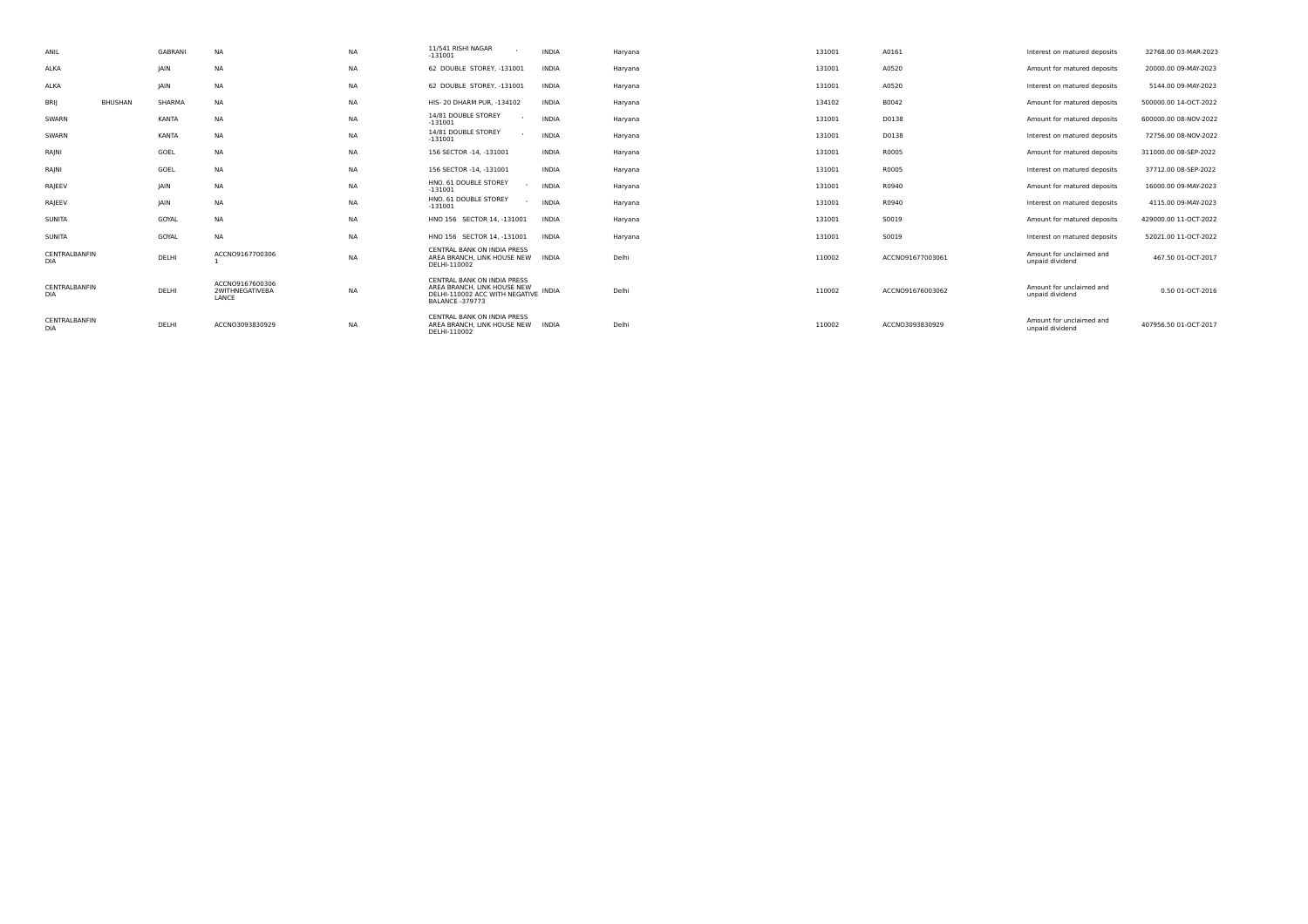| | | | | | | | | | | | |
|---|---|---|---|---|---|---|---|---|---|---|---|
| ANIL | | GABRANI | NA | NA | 11/541 RISHI NAGAR , -131001 | INDIA | Haryana | 131001 | A0161 | Interest on matured deposits | 32768.00 03-MAR-2023 |
| ALKA | | JAIN | NA | NA | 62 DOUBLE STOREY, -131001 | INDIA | Haryana | 131001 | A0520 | Amount for matured deposits | 20000.00 09-MAY-2023 |
| ALKA | | JAIN | NA | NA | 62 DOUBLE STOREY, -131001 | INDIA | Haryana | 131001 | A0520 | Interest on matured deposits | 5144.00 09-MAY-2023 |
| BRIJ | BHUSHAN | SHARMA | NA | NA | HIS- 20 DHARM PUR, -134102 | INDIA | Haryana | 134102 | B0042 | Amount for matured deposits | 500000.00 14-OCT-2022 |
| SWARN | | KANTA | NA | NA | 14/81 DOUBLE STOREY , -131001 | INDIA | Haryana | 131001 | D0138 | Amount for matured deposits | 600000.00 08-NOV-2022 |
| SWARN | | KANTA | NA | NA | 14/81 DOUBLE STOREY , -131001 | INDIA | Haryana | 131001 | D0138 | Interest on matured deposits | 72756.00 08-NOV-2022 |
| RAJNI | | GOEL | NA | NA | 156 SECTOR -14, -131001 | INDIA | Haryana | 131001 | R0005 | Amount for matured deposits | 311000.00 08-SEP-2022 |
| RAJNI | | GOEL | NA | NA | 156 SECTOR -14, -131001 | INDIA | Haryana | 131001 | R0005 | Interest on matured deposits | 37712.00 08-SEP-2022 |
| RAJEEV | | JAIN | NA | NA | HNO. 61 DOUBLE STOREY , -131001 | INDIA | Haryana | 131001 | R0940 | Amount for matured deposits | 16000.00 09-MAY-2023 |
| RAJEEV | | JAIN | NA | NA | HNO. 61 DOUBLE STOREY , -131001 | INDIA | Haryana | 131001 | R0940 | Interest on matured deposits | 4115.00 09-MAY-2023 |
| SUNITA | | GOYAL | NA | NA | HNO 156 SECTOR 14, -131001 | INDIA | Haryana | 131001 | S0019 | Amount for matured deposits | 429000.00 11-OCT-2022 |
| SUNITA | | GOYAL | NA | NA | HNO 156 SECTOR 14, -131001 | INDIA | Haryana | 131001 | S0019 | Interest on matured deposits | 52021.00 11-OCT-2022 |
| CENTRALBANFIN DIA | | DELHI | ACCNO9167700306 1 | NA | CENTRAL BANK ON INDIA PRESS AREA BRANCH, LINK HOUSE NEW DELHI-110002 | INDIA | Delhi | 110002 | ACCNO91677003061 | Amount for unclaimed and unpaid dividend | 467.50 01-OCT-2017 |
| CENTRALBANFIN DIA | | DELHI | ACCNO9167600306 2WITHNEGATIVEBA LANCE | NA | CENTRAL BANK ON INDIA PRESS AREA BRANCH, LINK HOUSE NEW DELHI-110002 ACC WITH NEGATIVE BALANCE -379773 | INDIA | Delhi | 110002 | ACCNO91676003062 | Amount for unclaimed and unpaid dividend | 0.50 01-OCT-2016 |
| CENTRALBANFIN DIA | | DELHI | ACCNO3093830929 | NA | CENTRAL BANK ON INDIA PRESS AREA BRANCH, LINK HOUSE NEW DELHI-110002 | INDIA | Delhi | 110002 | ACCNO3093830929 | Amount for unclaimed and unpaid dividend | 407956.50 01-OCT-2017 |